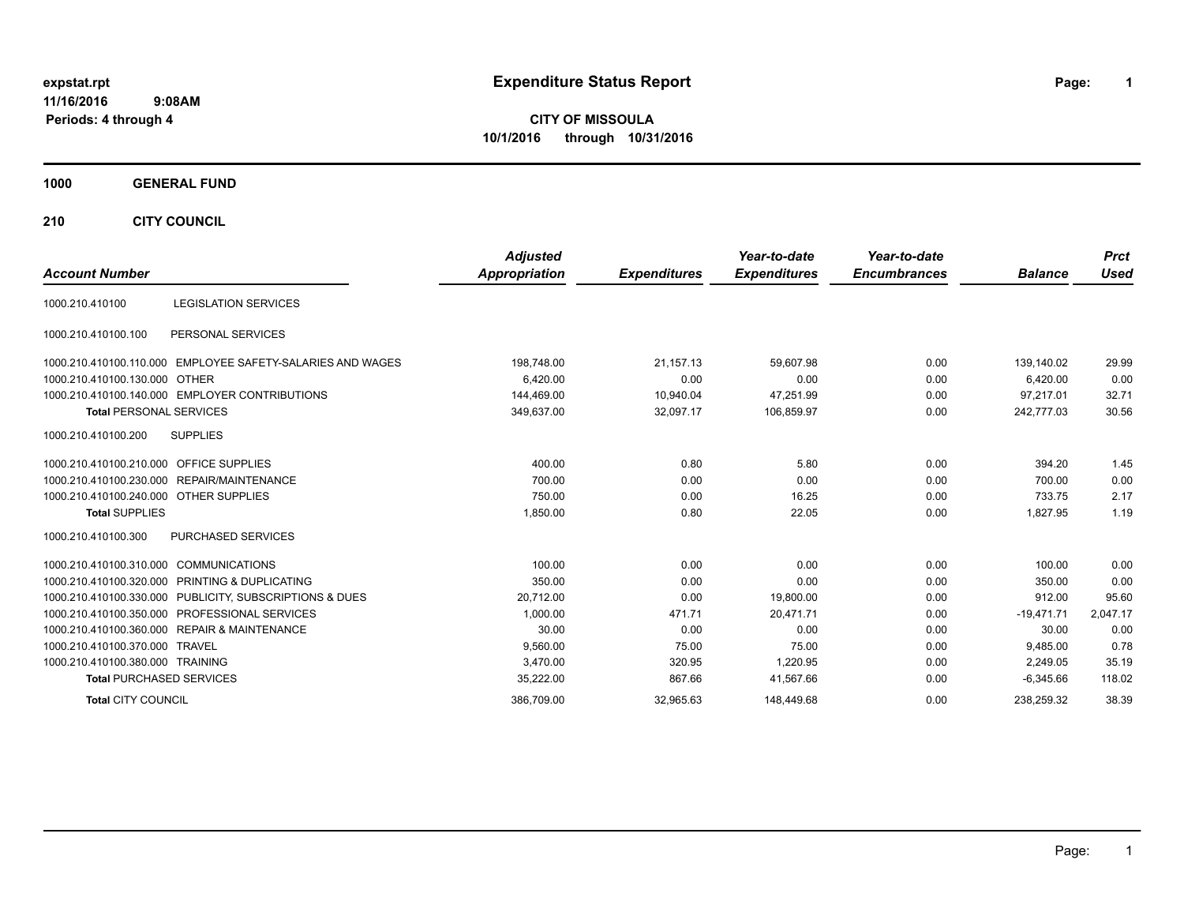expstat.rpt
11/16/2016 9:08AM
Periods: 4 through 4

# Expenditure Status Report

**CITY OF MISSOULA**
**10/1/2016 through 10/31/2016**

**1000 GENERAL FUND**

**210 CITY COUNCIL**

| Account Number | | Adjusted Appropriation | Expenditures | Year-to-date Expenditures | Year-to-date Encumbrances | Balance | Prct Used |
|---|---|---|---|---|---|---|---|
| 1000.210.410100 | LEGISLATION SERVICES | | | | | | |
| 1000.210.410100.100 | PERSONAL SERVICES | | | | | | |
| 1000.210.410100.110.000 | EMPLOYEE SAFETY-SALARIES AND WAGES | 198,748.00 | 21,157.13 | 59,607.98 | 0.00 | 139,140.02 | 29.99 |
| 1000.210.410100.130.000 | OTHER | 6,420.00 | 0.00 | 0.00 | 0.00 | 6,420.00 | 0.00 |
| 1000.210.410100.140.000 | EMPLOYER CONTRIBUTIONS | 144,469.00 | 10,940.04 | 47,251.99 | 0.00 | 97,217.01 | 32.71 |
| **Total** PERSONAL SERVICES | | 349,637.00 | 32,097.17 | 106,859.97 | 0.00 | 242,777.03 | 30.56 |
| 1000.210.410100.200 | SUPPLIES | | | | | | |
| 1000.210.410100.210.000 | OFFICE SUPPLIES | 400.00 | 0.80 | 5.80 | 0.00 | 394.20 | 1.45 |
| 1000.210.410100.230.000 | REPAIR/MAINTENANCE | 700.00 | 0.00 | 0.00 | 0.00 | 700.00 | 0.00 |
| 1000.210.410100.240.000 | OTHER SUPPLIES | 750.00 | 0.00 | 16.25 | 0.00 | 733.75 | 2.17 |
| **Total** SUPPLIES | | 1,850.00 | 0.80 | 22.05 | 0.00 | 1,827.95 | 1.19 |
| 1000.210.410100.300 | PURCHASED SERVICES | | | | | | |
| 1000.210.410100.310.000 | COMMUNICATIONS | 100.00 | 0.00 | 0.00 | 0.00 | 100.00 | 0.00 |
| 1000.210.410100.320.000 | PRINTING & DUPLICATING | 350.00 | 0.00 | 0.00 | 0.00 | 350.00 | 0.00 |
| 1000.210.410100.330.000 | PUBLICITY, SUBSCRIPTIONS & DUES | 20,712.00 | 0.00 | 19,800.00 | 0.00 | 912.00 | 95.60 |
| 1000.210.410100.350.000 | PROFESSIONAL SERVICES | 1,000.00 | 471.71 | 20,471.71 | 0.00 | -19,471.71 | 2,047.17 |
| 1000.210.410100.360.000 | REPAIR & MAINTENANCE | 30.00 | 0.00 | 0.00 | 0.00 | 30.00 | 0.00 |
| 1000.210.410100.370.000 | TRAVEL | 9,560.00 | 75.00 | 75.00 | 0.00 | 9,485.00 | 0.78 |
| 1000.210.410100.380.000 | TRAINING | 3,470.00 | 320.95 | 1,220.95 | 0.00 | 2,249.05 | 35.19 |
| **Total** PURCHASED SERVICES | | 35,222.00 | 867.66 | 41,567.66 | 0.00 | -6,345.66 | 118.02 |
| **Total** CITY COUNCIL | | 386,709.00 | 32,965.63 | 148,449.68 | 0.00 | 238,259.32 | 38.39 |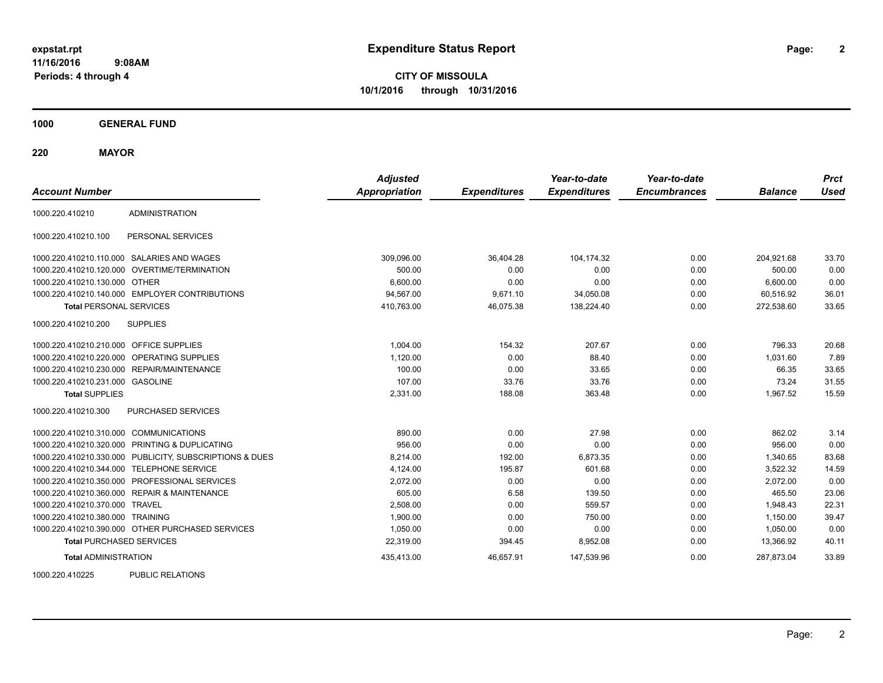# Expenditure Status Report

expstat.rpt
11/16/2016 9:08AM
Periods: 4 through 4

**CITY OF MISSOULA**
**10/1/2016 through 10/31/2016**

## 1000 GENERAL FUND

## 220 MAYOR

| Account Number | | Adjusted Appropriation | Expenditures | Year-to-date Expenditures | Year-to-date Encumbrances | Balance | Prct Used |
|---|---|---|---|---|---|---|---|
| 1000.220.410210 | ADMINISTRATION | | | | | | |
| 1000.220.410210.100 | PERSONAL SERVICES | | | | | | |
| 1000.220.410210.110.000 | SALARIES AND WAGES | 309,096.00 | 36,404.28 | 104,174.32 | 0.00 | 204,921.68 | 33.70 |
| 1000.220.410210.120.000 | OVERTIME/TERMINATION | 500.00 | 0.00 | 0.00 | 0.00 | 500.00 | 0.00 |
| 1000.220.410210.130.000 | OTHER | 6,600.00 | 0.00 | 0.00 | 0.00 | 6,600.00 | 0.00 |
| 1000.220.410210.140.000 | EMPLOYER CONTRIBUTIONS | 94,567.00 | 9,671.10 | 34,050.08 | 0.00 | 60,516.92 | 36.01 |
| **Total** PERSONAL SERVICES | | 410,763.00 | 46,075.38 | 138,224.40 | 0.00 | 272,538.60 | 33.65 |
| 1000.220.410210.200 | SUPPLIES | | | | | | |
| 1000.220.410210.210.000 | OFFICE SUPPLIES | 1,004.00 | 154.32 | 207.67 | 0.00 | 796.33 | 20.68 |
| 1000.220.410210.220.000 | OPERATING SUPPLIES | 1,120.00 | 0.00 | 88.40 | 0.00 | 1,031.60 | 7.89 |
| 1000.220.410210.230.000 | REPAIR/MAINTENANCE | 100.00 | 0.00 | 33.65 | 0.00 | 66.35 | 33.65 |
| 1000.220.410210.231.000 | GASOLINE | 107.00 | 33.76 | 33.76 | 0.00 | 73.24 | 31.55 |
| **Total** SUPPLIES | | 2,331.00 | 188.08 | 363.48 | 0.00 | 1,967.52 | 15.59 |
| 1000.220.410210.300 | PURCHASED SERVICES | | | | | | |
| 1000.220.410210.310.000 | COMMUNICATIONS | 890.00 | 0.00 | 27.98 | 0.00 | 862.02 | 3.14 |
| 1000.220.410210.320.000 | PRINTING & DUPLICATING | 956.00 | 0.00 | 0.00 | 0.00 | 956.00 | 0.00 |
| 1000.220.410210.330.000 | PUBLICITY, SUBSCRIPTIONS & DUES | 8,214.00 | 192.00 | 6,873.35 | 0.00 | 1,340.65 | 83.68 |
| 1000.220.410210.344.000 | TELEPHONE SERVICE | 4,124.00 | 195.87 | 601.68 | 0.00 | 3,522.32 | 14.59 |
| 1000.220.410210.350.000 | PROFESSIONAL SERVICES | 2,072.00 | 0.00 | 0.00 | 0.00 | 2,072.00 | 0.00 |
| 1000.220.410210.360.000 | REPAIR & MAINTENANCE | 605.00 | 6.58 | 139.50 | 0.00 | 465.50 | 23.06 |
| 1000.220.410210.370.000 | TRAVEL | 2,508.00 | 0.00 | 559.57 | 0.00 | 1,948.43 | 22.31 |
| 1000.220.410210.380.000 | TRAINING | 1,900.00 | 0.00 | 750.00 | 0.00 | 1,150.00 | 39.47 |
| 1000.220.410210.390.000 | OTHER PURCHASED SERVICES | 1,050.00 | 0.00 | 0.00 | 0.00 | 1,050.00 | 0.00 |
| **Total** PURCHASED SERVICES | | 22,319.00 | 394.45 | 8,952.08 | 0.00 | 13,366.92 | 40.11 |
| **Total** ADMINISTRATION | | 435,413.00 | 46,657.91 | 147,539.96 | 0.00 | 287,873.04 | 33.89 |
| 1000.220.410225 | PUBLIC RELATIONS | | | | | | |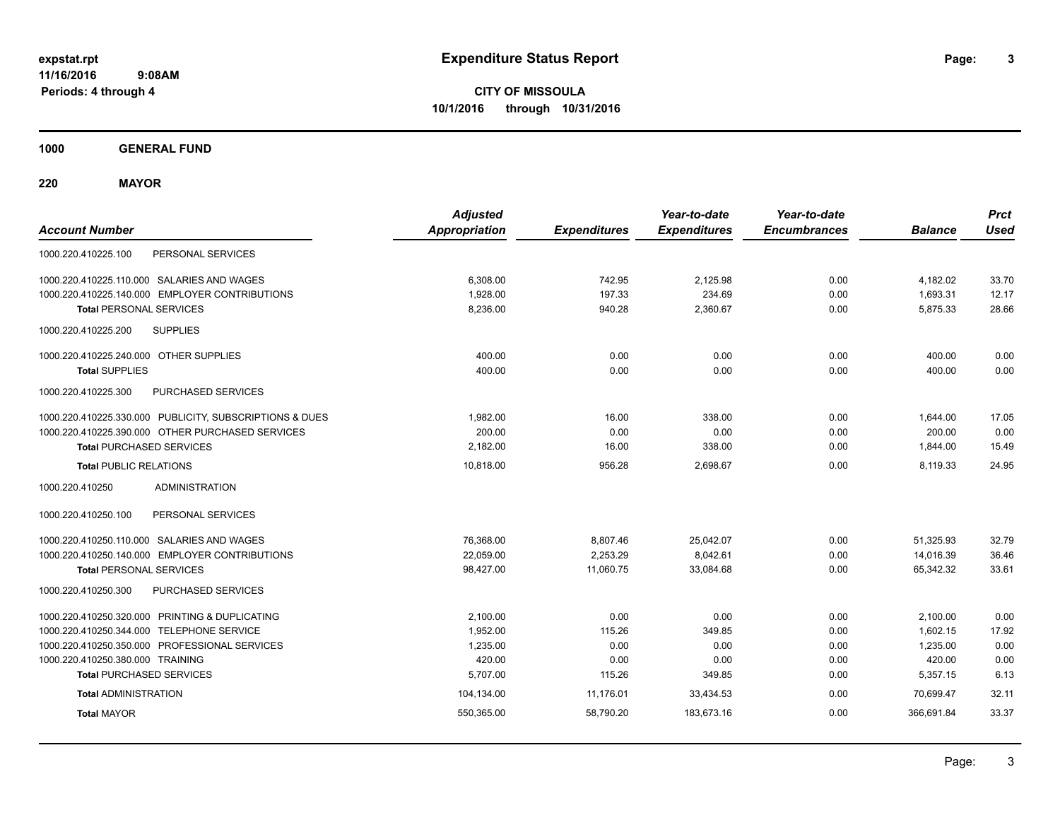**expstat.rpt**
**11/16/2016 9:08AM**
**Periods: 4 through 4**

# Expenditure Status Report

**CITY OF MISSOULA**
**10/1/2016 through 10/31/2016**

## 1000 GENERAL FUND

## 220 MAYOR

| Account Number | | Adjusted Appropriation | Expenditures | Year-to-date Expenditures | Year-to-date Encumbrances | Balance | Prct Used |
|---|---|---|---|---|---|---|---|
| 1000.220.410225.100 | PERSONAL SERVICES | | | | | | |
| 1000.220.410225.110.000 | SALARIES AND WAGES | 6,308.00 | 742.95 | 2,125.98 | 0.00 | 4,182.02 | 33.70 |
| 1000.220.410225.140.000 | EMPLOYER CONTRIBUTIONS | 1,928.00 | 197.33 | 234.69 | 0.00 | 1,693.31 | 12.17 |
| **Total** PERSONAL SERVICES | | 8,236.00 | 940.28 | 2,360.67 | 0.00 | 5,875.33 | 28.66 |
| 1000.220.410225.200 | SUPPLIES | | | | | | |
| 1000.220.410225.240.000 | OTHER SUPPLIES | 400.00 | 0.00 | 0.00 | 0.00 | 400.00 | 0.00 |
| **Total** SUPPLIES | | 400.00 | 0.00 | 0.00 | 0.00 | 400.00 | 0.00 |
| 1000.220.410225.300 | PURCHASED SERVICES | | | | | | |
| 1000.220.410225.330.000 | PUBLICITY, SUBSCRIPTIONS & DUES | 1,982.00 | 16.00 | 338.00 | 0.00 | 1,644.00 | 17.05 |
| 1000.220.410225.390.000 | OTHER PURCHASED SERVICES | 200.00 | 0.00 | 0.00 | 0.00 | 200.00 | 0.00 |
| **Total** PURCHASED SERVICES | | 2,182.00 | 16.00 | 338.00 | 0.00 | 1,844.00 | 15.49 |
| **Total** PUBLIC RELATIONS | | 10,818.00 | 956.28 | 2,698.67 | 0.00 | 8,119.33 | 24.95 |
| 1000.220.410250 | ADMINISTRATION | | | | | | |
| 1000.220.410250.100 | PERSONAL SERVICES | | | | | | |
| 1000.220.410250.110.000 | SALARIES AND WAGES | 76,368.00 | 8,807.46 | 25,042.07 | 0.00 | 51,325.93 | 32.79 |
| 1000.220.410250.140.000 | EMPLOYER CONTRIBUTIONS | 22,059.00 | 2,253.29 | 8,042.61 | 0.00 | 14,016.39 | 36.46 |
| **Total** PERSONAL SERVICES | | 98,427.00 | 11,060.75 | 33,084.68 | 0.00 | 65,342.32 | 33.61 |
| 1000.220.410250.300 | PURCHASED SERVICES | | | | | | |
| 1000.220.410250.320.000 | PRINTING & DUPLICATING | 2,100.00 | 0.00 | 0.00 | 0.00 | 2,100.00 | 0.00 |
| 1000.220.410250.344.000 | TELEPHONE SERVICE | 1,952.00 | 115.26 | 349.85 | 0.00 | 1,602.15 | 17.92 |
| 1000.220.410250.350.000 | PROFESSIONAL SERVICES | 1,235.00 | 0.00 | 0.00 | 0.00 | 1,235.00 | 0.00 |
| 1000.220.410250.380.000 | TRAINING | 420.00 | 0.00 | 0.00 | 0.00 | 420.00 | 0.00 |
| **Total** PURCHASED SERVICES | | 5,707.00 | 115.26 | 349.85 | 0.00 | 5,357.15 | 6.13 |
| **Total** ADMINISTRATION | | 104,134.00 | 11,176.01 | 33,434.53 | 0.00 | 70,699.47 | 32.11 |
| **Total** MAYOR | | 550,365.00 | 58,790.20 | 183,673.16 | 0.00 | 366,691.84 | 33.37 |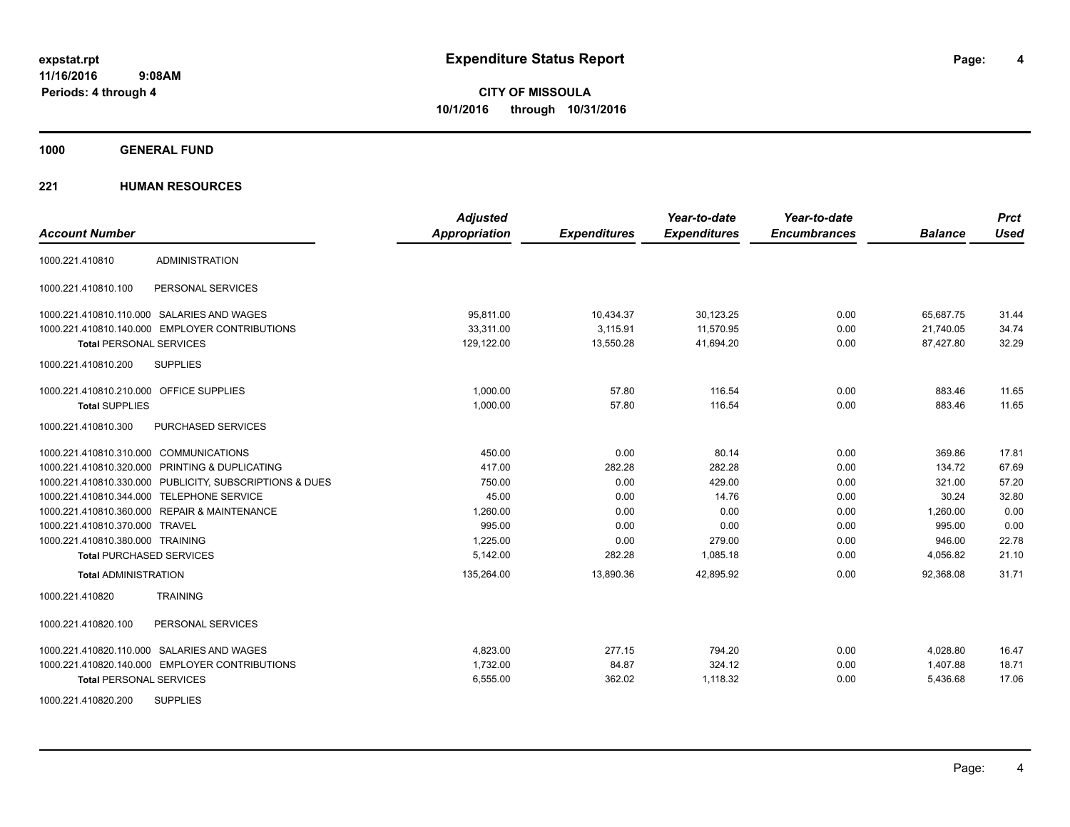expstat.rpt
11/16/2016 9:08AM
Periods: 4 through 4

# Expenditure Status Report

**CITY OF MISSOULA**
**10/1/2016 through 10/31/2016**

## 1000 GENERAL FUND

### 221 HUMAN RESOURCES

| Account Number | | Adjusted Appropriation | Expenditures | Year-to-date Expenditures | Year-to-date Encumbrances | Balance | Prct Used |
|---|---|---|---|---|---|---|---|
| 1000.221.410810 | ADMINISTRATION | | | | | | |
| 1000.221.410810.100 | PERSONAL SERVICES | | | | | | |
| 1000.221.410810.110.000 | SALARIES AND WAGES | 95,811.00 | 10,434.37 | 30,123.25 | 0.00 | 65,687.75 | 31.44 |
| 1000.221.410810.140.000 | EMPLOYER CONTRIBUTIONS | 33,311.00 | 3,115.91 | 11,570.95 | 0.00 | 21,740.05 | 34.74 |
| **Total** PERSONAL SERVICES | | 129,122.00 | 13,550.28 | 41,694.20 | 0.00 | 87,427.80 | 32.29 |
| 1000.221.410810.200 | SUPPLIES | | | | | | |
| 1000.221.410810.210.000 | OFFICE SUPPLIES | 1,000.00 | 57.80 | 116.54 | 0.00 | 883.46 | 11.65 |
| **Total** SUPPLIES | | 1,000.00 | 57.80 | 116.54 | 0.00 | 883.46 | 11.65 |
| 1000.221.410810.300 | PURCHASED SERVICES | | | | | | |
| 1000.221.410810.310.000 | COMMUNICATIONS | 450.00 | 0.00 | 80.14 | 0.00 | 369.86 | 17.81 |
| 1000.221.410810.320.000 | PRINTING & DUPLICATING | 417.00 | 282.28 | 282.28 | 0.00 | 134.72 | 67.69 |
| 1000.221.410810.330.000 | PUBLICITY, SUBSCRIPTIONS & DUES | 750.00 | 0.00 | 429.00 | 0.00 | 321.00 | 57.20 |
| 1000.221.410810.344.000 | TELEPHONE SERVICE | 45.00 | 0.00 | 14.76 | 0.00 | 30.24 | 32.80 |
| 1000.221.410810.360.000 | REPAIR & MAINTENANCE | 1,260.00 | 0.00 | 0.00 | 0.00 | 1,260.00 | 0.00 |
| 1000.221.410810.370.000 | TRAVEL | 995.00 | 0.00 | 0.00 | 0.00 | 995.00 | 0.00 |
| 1000.221.410810.380.000 | TRAINING | 1,225.00 | 0.00 | 279.00 | 0.00 | 946.00 | 22.78 |
| **Total** PURCHASED SERVICES | | 5,142.00 | 282.28 | 1,085.18 | 0.00 | 4,056.82 | 21.10 |
| **Total** ADMINISTRATION | | 135,264.00 | 13,890.36 | 42,895.92 | 0.00 | 92,368.08 | 31.71 |
| 1000.221.410820 | TRAINING | | | | | | |
| 1000.221.410820.100 | PERSONAL SERVICES | | | | | | |
| 1000.221.410820.110.000 | SALARIES AND WAGES | 4,823.00 | 277.15 | 794.20 | 0.00 | 4,028.80 | 16.47 |
| 1000.221.410820.140.000 | EMPLOYER CONTRIBUTIONS | 1,732.00 | 84.87 | 324.12 | 0.00 | 1,407.88 | 18.71 |
| **Total** PERSONAL SERVICES | | 6,555.00 | 362.02 | 1,118.32 | 0.00 | 5,436.68 | 17.06 |
| 1000.221.410820.200 | SUPPLIES | | | | | | |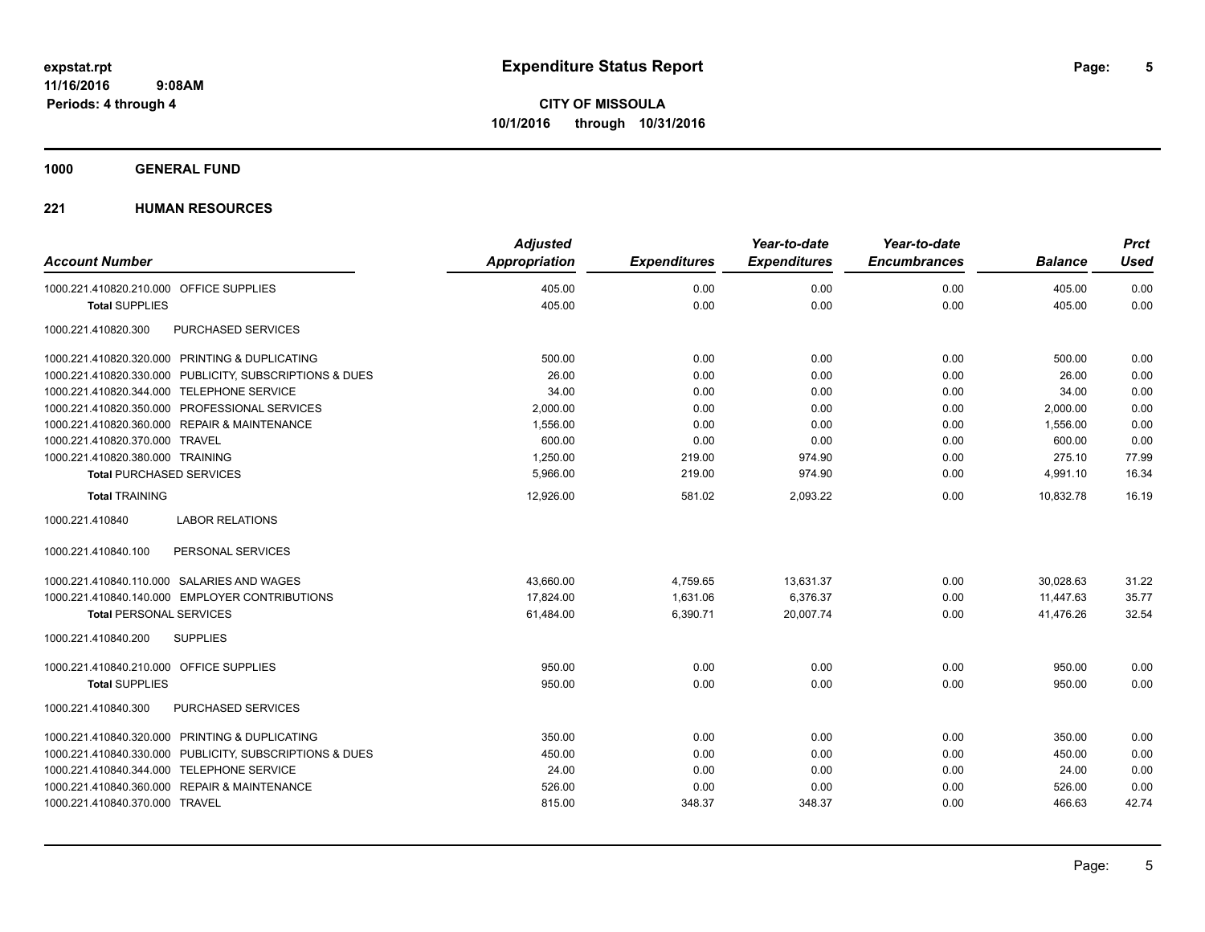**expstat.rpt**
**11/16/2016 9:08AM**
**Periods: 4 through 4**

# Expenditure Status Report

**CITY OF MISSOULA**
**10/1/2016 through 10/31/2016**

## 1000 GENERAL FUND

### 221 HUMAN RESOURCES

| Account Number | | Adjusted Appropriation | Expenditures | Year-to-date Expenditures | Year-to-date Encumbrances | Balance | Prct Used |
|---|---|---|---|---|---|---|---|
| 1000.221.410820.210.000 | OFFICE SUPPLIES | 405.00 | 0.00 | 0.00 | 0.00 | 405.00 | 0.00 |
| **Total** SUPPLIES | | 405.00 | 0.00 | 0.00 | 0.00 | 405.00 | 0.00 |
| 1000.221.410820.300 | PURCHASED SERVICES | | | | | | |
| 1000.221.410820.320.000 | PRINTING & DUPLICATING | 500.00 | 0.00 | 0.00 | 0.00 | 500.00 | 0.00 |
| 1000.221.410820.330.000 | PUBLICITY, SUBSCRIPTIONS & DUES | 26.00 | 0.00 | 0.00 | 0.00 | 26.00 | 0.00 |
| 1000.221.410820.344.000 | TELEPHONE SERVICE | 34.00 | 0.00 | 0.00 | 0.00 | 34.00 | 0.00 |
| 1000.221.410820.350.000 | PROFESSIONAL SERVICES | 2,000.00 | 0.00 | 0.00 | 0.00 | 2,000.00 | 0.00 |
| 1000.221.410820.360.000 | REPAIR & MAINTENANCE | 1,556.00 | 0.00 | 0.00 | 0.00 | 1,556.00 | 0.00 |
| 1000.221.410820.370.000 | TRAVEL | 600.00 | 0.00 | 0.00 | 0.00 | 600.00 | 0.00 |
| 1000.221.410820.380.000 | TRAINING | 1,250.00 | 219.00 | 974.90 | 0.00 | 275.10 | 77.99 |
| **Total** PURCHASED SERVICES | | 5,966.00 | 219.00 | 974.90 | 0.00 | 4,991.10 | 16.34 |
| **Total** TRAINING | | 12,926.00 | 581.02 | 2,093.22 | 0.00 | 10,832.78 | 16.19 |
| 1000.221.410840 | LABOR RELATIONS | | | | | | |
| 1000.221.410840.100 | PERSONAL SERVICES | | | | | | |
| 1000.221.410840.110.000 | SALARIES AND WAGES | 43,660.00 | 4,759.65 | 13,631.37 | 0.00 | 30,028.63 | 31.22 |
| 1000.221.410840.140.000 | EMPLOYER CONTRIBUTIONS | 17,824.00 | 1,631.06 | 6,376.37 | 0.00 | 11,447.63 | 35.77 |
| **Total** PERSONAL SERVICES | | 61,484.00 | 6,390.71 | 20,007.74 | 0.00 | 41,476.26 | 32.54 |
| 1000.221.410840.200 | SUPPLIES | | | | | | |
| 1000.221.410840.210.000 | OFFICE SUPPLIES | 950.00 | 0.00 | 0.00 | 0.00 | 950.00 | 0.00 |
| **Total** SUPPLIES | | 950.00 | 0.00 | 0.00 | 0.00 | 950.00 | 0.00 |
| 1000.221.410840.300 | PURCHASED SERVICES | | | | | | |
| 1000.221.410840.320.000 | PRINTING & DUPLICATING | 350.00 | 0.00 | 0.00 | 0.00 | 350.00 | 0.00 |
| 1000.221.410840.330.000 | PUBLICITY, SUBSCRIPTIONS & DUES | 450.00 | 0.00 | 0.00 | 0.00 | 450.00 | 0.00 |
| 1000.221.410840.344.000 | TELEPHONE SERVICE | 24.00 | 0.00 | 0.00 | 0.00 | 24.00 | 0.00 |
| 1000.221.410840.360.000 | REPAIR & MAINTENANCE | 526.00 | 0.00 | 0.00 | 0.00 | 526.00 | 0.00 |
| 1000.221.410840.370.000 | TRAVEL | 815.00 | 348.37 | 348.37 | 0.00 | 466.63 | 42.74 |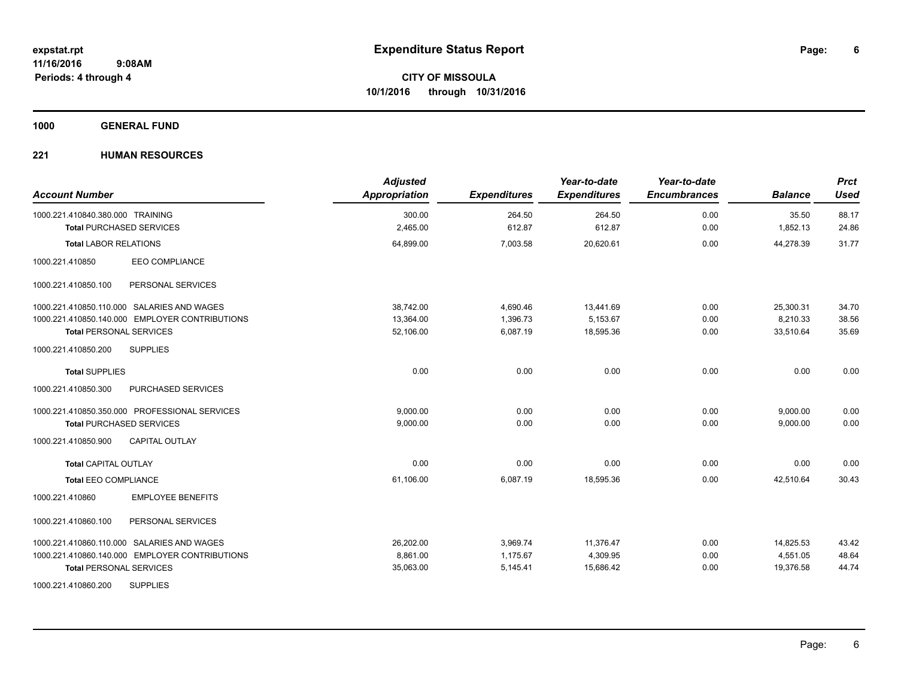**expstat.rpt**
**11/16/2016 9:08AM**
**Periods: 4 through 4**

# Expenditure Status Report

**CITY OF MISSOULA**
**10/1/2016 through 10/31/2016**

## 1000 GENERAL FUND

### 221 HUMAN RESOURCES

| Account Number | Adjusted Appropriation | Expenditures | Year-to-date Expenditures | Year-to-date Encumbrances | Balance | Prct Used |
|---|---|---|---|---|---|---|
| 1000.221.410840.380.000 TRAINING | 300.00 | 264.50 | 264.50 | 0.00 | 35.50 | 88.17 |
| **Total** PURCHASED SERVICES | 2,465.00 | 612.87 | 612.87 | 0.00 | 1,852.13 | 24.86 |
| **Total** LABOR RELATIONS | 64,899.00 | 7,003.58 | 20,620.61 | 0.00 | 44,278.39 | 31.77 |
| 1000.221.410850 EEO COMPLIANCE | | | | | | |
| 1000.221.410850.100 PERSONAL SERVICES | | | | | | |
| 1000.221.410850.110.000 SALARIES AND WAGES | 38,742.00 | 4,690.46 | 13,441.69 | 0.00 | 25,300.31 | 34.70 |
| 1000.221.410850.140.000 EMPLOYER CONTRIBUTIONS | 13,364.00 | 1,396.73 | 5,153.67 | 0.00 | 8,210.33 | 38.56 |
| **Total** PERSONAL SERVICES | 52,106.00 | 6,087.19 | 18,595.36 | 0.00 | 33,510.64 | 35.69 |
| 1000.221.410850.200 SUPPLIES | | | | | | |
| **Total** SUPPLIES | 0.00 | 0.00 | 0.00 | 0.00 | 0.00 | 0.00 |
| 1000.221.410850.300 PURCHASED SERVICES | | | | | | |
| 1000.221.410850.350.000 PROFESSIONAL SERVICES | 9,000.00 | 0.00 | 0.00 | 0.00 | 9,000.00 | 0.00 |
| **Total** PURCHASED SERVICES | 9,000.00 | 0.00 | 0.00 | 0.00 | 9,000.00 | 0.00 |
| 1000.221.410850.900 CAPITAL OUTLAY | | | | | | |
| **Total** CAPITAL OUTLAY | 0.00 | 0.00 | 0.00 | 0.00 | 0.00 | 0.00 |
| **Total** EEO COMPLIANCE | 61,106.00 | 6,087.19 | 18,595.36 | 0.00 | 42,510.64 | 30.43 |
| 1000.221.410860 EMPLOYEE BENEFITS | | | | | | |
| 1000.221.410860.100 PERSONAL SERVICES | | | | | | |
| 1000.221.410860.110.000 SALARIES AND WAGES | 26,202.00 | 3,969.74 | 11,376.47 | 0.00 | 14,825.53 | 43.42 |
| 1000.221.410860.140.000 EMPLOYER CONTRIBUTIONS | 8,861.00 | 1,175.67 | 4,309.95 | 0.00 | 4,551.05 | 48.64 |
| **Total** PERSONAL SERVICES | 35,063.00 | 5,145.41 | 15,686.42 | 0.00 | 19,376.58 | 44.74 |
| 1000.221.410860.200 SUPPLIES | | | | | | |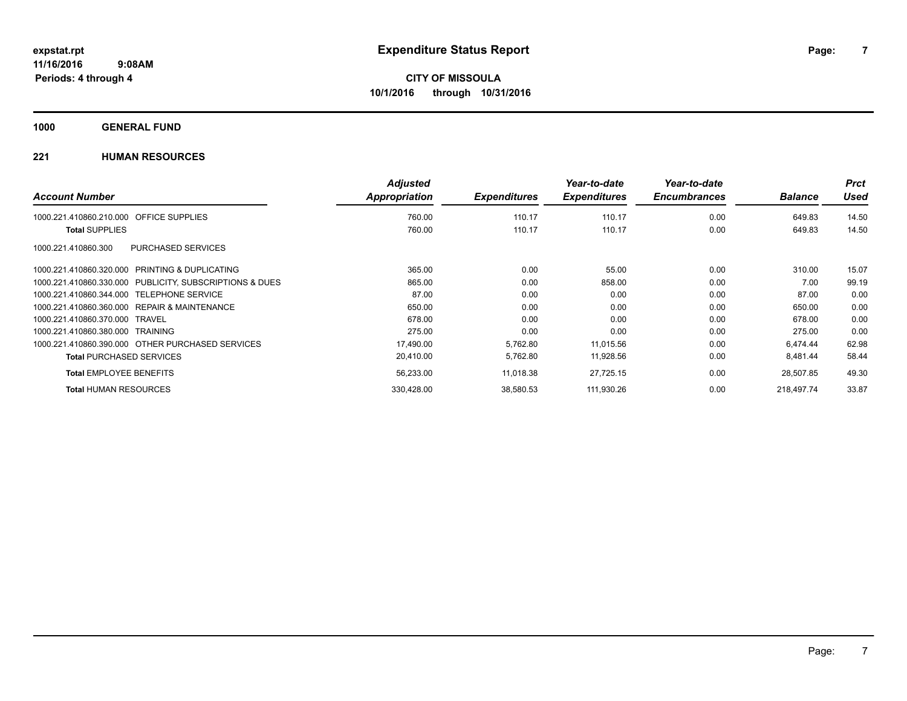**expstat.rpt**
**11/16/2016 9:08AM**
**Periods: 4 through 4**

# Expenditure Status Report

**CITY OF MISSOULA**
**10/1/2016 through 10/31/2016**

## 1000 GENERAL FUND

### 221 HUMAN RESOURCES

| Account Number | | Adjusted Appropriation | Expenditures | Year-to-date Expenditures | Year-to-date Encumbrances | Balance | Prct Used |
|---|---|---|---|---|---|---|---|
| 1000.221.410860.210.000 | OFFICE SUPPLIES | 760.00 | 110.17 | 110.17 | 0.00 | 649.83 | 14.50 |
| **Total** SUPPLIES | | 760.00 | 110.17 | 110.17 | 0.00 | 649.83 | 14.50 |
| 1000.221.410860.300 | PURCHASED SERVICES | | | | | | |
| 1000.221.410860.320.000 | PRINTING & DUPLICATING | 365.00 | 0.00 | 55.00 | 0.00 | 310.00 | 15.07 |
| 1000.221.410860.330.000 | PUBLICITY, SUBSCRIPTIONS & DUES | 865.00 | 0.00 | 858.00 | 0.00 | 7.00 | 99.19 |
| 1000.221.410860.344.000 | TELEPHONE SERVICE | 87.00 | 0.00 | 0.00 | 0.00 | 87.00 | 0.00 |
| 1000.221.410860.360.000 | REPAIR & MAINTENANCE | 650.00 | 0.00 | 0.00 | 0.00 | 650.00 | 0.00 |
| 1000.221.410860.370.000 | TRAVEL | 678.00 | 0.00 | 0.00 | 0.00 | 678.00 | 0.00 |
| 1000.221.410860.380.000 | TRAINING | 275.00 | 0.00 | 0.00 | 0.00 | 275.00 | 0.00 |
| 1000.221.410860.390.000 | OTHER PURCHASED SERVICES | 17,490.00 | 5,762.80 | 11,015.56 | 0.00 | 6,474.44 | 62.98 |
| **Total** PURCHASED SERVICES | | 20,410.00 | 5,762.80 | 11,928.56 | 0.00 | 8,481.44 | 58.44 |
| **Total** EMPLOYEE BENEFITS | | 56,233.00 | 11,018.38 | 27,725.15 | 0.00 | 28,507.85 | 49.30 |
| **Total** HUMAN RESOURCES | | 330,428.00 | 38,580.53 | 111,930.26 | 0.00 | 218,497.74 | 33.87 |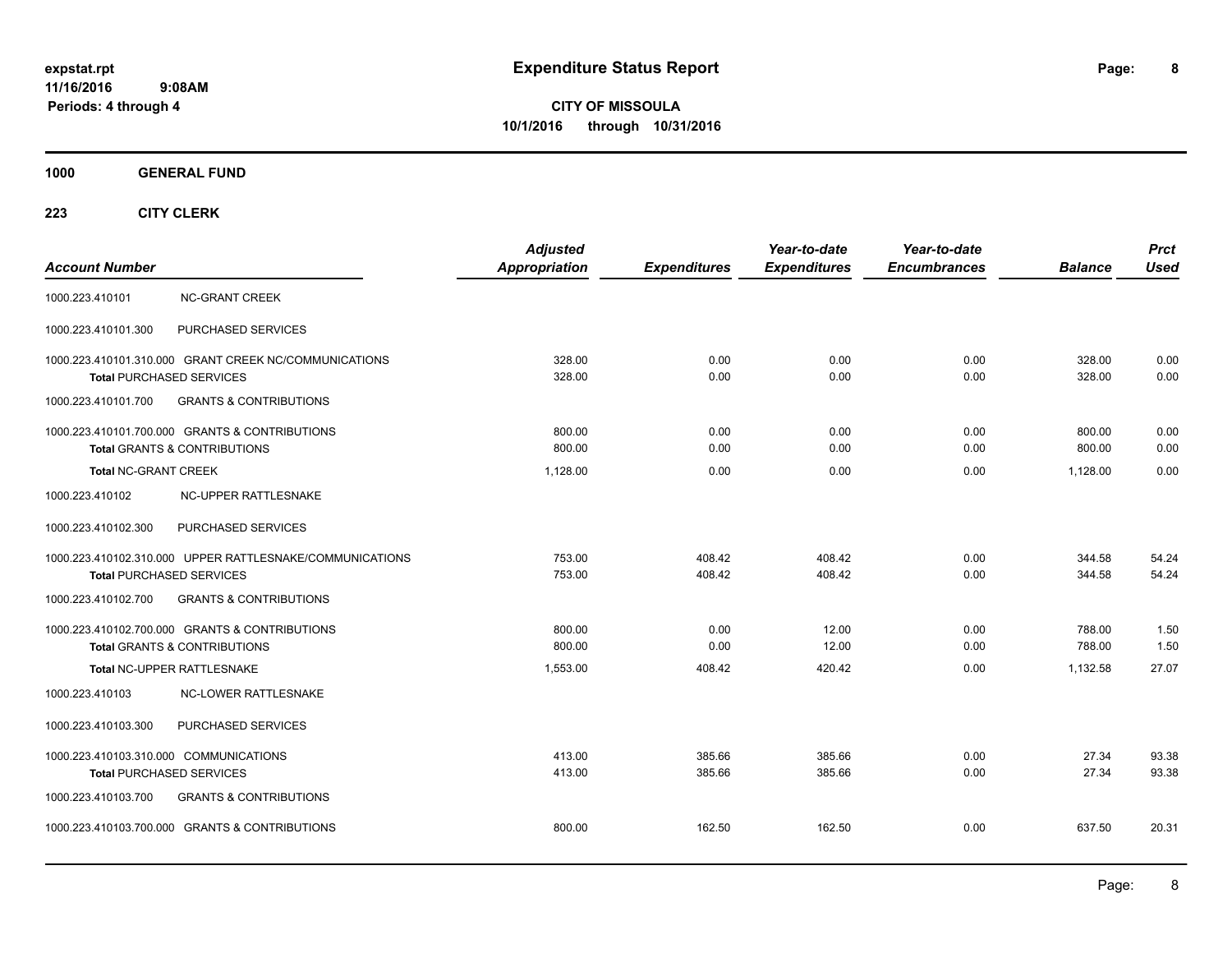# Expenditure Status Report

**CITY OF MISSOULA**
**10/1/2016 through 10/31/2016**

expstat.rpt
11/16/2016 9:08AM
Periods: 4 through 4

**1000 GENERAL FUND**

**223 CITY CLERK**

| Account Number | Adjusted Appropriation | Expenditures | Year-to-date Expenditures | Year-to-date Encumbrances | Balance | Prct Used |
|---|---|---|---|---|---|---|
| 1000.223.410101 NC-GRANT CREEK | | | | | | |
| 1000.223.410101.300 PURCHASED SERVICES | | | | | | |
| 1000.223.410101.310.000 GRANT CREEK NC/COMMUNICATIONS | 328.00 | 0.00 | 0.00 | 0.00 | 328.00 | 0.00 |
| **Total** PURCHASED SERVICES | 328.00 | 0.00 | 0.00 | 0.00 | 328.00 | 0.00 |
| 1000.223.410101.700 GRANTS & CONTRIBUTIONS | | | | | | |
| 1000.223.410101.700.000 GRANTS & CONTRIBUTIONS | 800.00 | 0.00 | 0.00 | 0.00 | 800.00 | 0.00 |
| **Total** GRANTS & CONTRIBUTIONS | 800.00 | 0.00 | 0.00 | 0.00 | 800.00 | 0.00 |
| **Total** NC-GRANT CREEK | 1,128.00 | 0.00 | 0.00 | 0.00 | 1,128.00 | 0.00 |
| 1000.223.410102 NC-UPPER RATTLESNAKE | | | | | | |
| 1000.223.410102.300 PURCHASED SERVICES | | | | | | |
| 1000.223.410102.310.000 UPPER RATTLESNAKE/COMMUNICATIONS | 753.00 | 408.42 | 408.42 | 0.00 | 344.58 | 54.24 |
| **Total** PURCHASED SERVICES | 753.00 | 408.42 | 408.42 | 0.00 | 344.58 | 54.24 |
| 1000.223.410102.700 GRANTS & CONTRIBUTIONS | | | | | | |
| 1000.223.410102.700.000 GRANTS & CONTRIBUTIONS | 800.00 | 0.00 | 12.00 | 0.00 | 788.00 | 1.50 |
| **Total** GRANTS & CONTRIBUTIONS | 800.00 | 0.00 | 12.00 | 0.00 | 788.00 | 1.50 |
| **Total** NC-UPPER RATTLESNAKE | 1,553.00 | 408.42 | 420.42 | 0.00 | 1,132.58 | 27.07 |
| 1000.223.410103 NC-LOWER RATTLESNAKE | | | | | | |
| 1000.223.410103.300 PURCHASED SERVICES | | | | | | |
| 1000.223.410103.310.000 COMMUNICATIONS | 413.00 | 385.66 | 385.66 | 0.00 | 27.34 | 93.38 |
| **Total** PURCHASED SERVICES | 413.00 | 385.66 | 385.66 | 0.00 | 27.34 | 93.38 |
| 1000.223.410103.700 GRANTS & CONTRIBUTIONS | | | | | | |
| 1000.223.410103.700.000 GRANTS & CONTRIBUTIONS | 800.00 | 162.50 | 162.50 | 0.00 | 637.50 | 20.31 |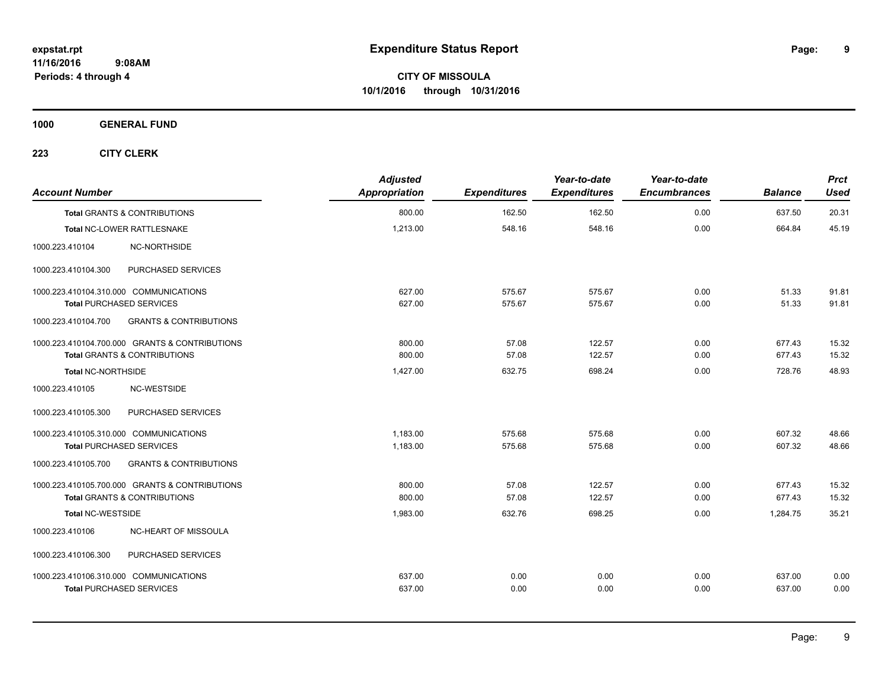**expstat.rpt**
**11/16/2016 9:08AM**
**Periods: 4 through 4**

# Expenditure Status Report

**CITY OF MISSOULA**
**10/1/2016 through 10/31/2016**

**1000 GENERAL FUND**

**223 CITY CLERK**

| Account Number | | Adjusted Appropriation | Expenditures | Year-to-date Expenditures | Year-to-date Encumbrances | Balance | Prct Used |
|---|---|---|---|---|---|---|---|
| **Total** GRANTS & CONTRIBUTIONS | | 800.00 | 162.50 | 162.50 | 0.00 | 637.50 | 20.31 |
| **Total** NC-LOWER RATTLESNAKE | | 1,213.00 | 548.16 | 548.16 | 0.00 | 664.84 | 45.19 |
| 1000.223.410104 | NC-NORTHSIDE | | | | | | |
| 1000.223.410104.300 | PURCHASED SERVICES | | | | | | |
| 1000.223.410104.310.000 COMMUNICATIONS | | 627.00 | 575.67 | 575.67 | 0.00 | 51.33 | 91.81 |
| **Total** PURCHASED SERVICES | | 627.00 | 575.67 | 575.67 | 0.00 | 51.33 | 91.81 |
| 1000.223.410104.700 | GRANTS & CONTRIBUTIONS | | | | | | |
| 1000.223.410104.700.000 GRANTS & CONTRIBUTIONS | | 800.00 | 57.08 | 122.57 | 0.00 | 677.43 | 15.32 |
| **Total** GRANTS & CONTRIBUTIONS | | 800.00 | 57.08 | 122.57 | 0.00 | 677.43 | 15.32 |
| **Total** NC-NORTHSIDE | | 1,427.00 | 632.75 | 698.24 | 0.00 | 728.76 | 48.93 |
| 1000.223.410105 | NC-WESTSIDE | | | | | | |
| 1000.223.410105.300 | PURCHASED SERVICES | | | | | | |
| 1000.223.410105.310.000 COMMUNICATIONS | | 1,183.00 | 575.68 | 575.68 | 0.00 | 607.32 | 48.66 |
| **Total** PURCHASED SERVICES | | 1,183.00 | 575.68 | 575.68 | 0.00 | 607.32 | 48.66 |
| 1000.223.410105.700 | GRANTS & CONTRIBUTIONS | | | | | | |
| 1000.223.410105.700.000 GRANTS & CONTRIBUTIONS | | 800.00 | 57.08 | 122.57 | 0.00 | 677.43 | 15.32 |
| **Total** GRANTS & CONTRIBUTIONS | | 800.00 | 57.08 | 122.57 | 0.00 | 677.43 | 15.32 |
| **Total** NC-WESTSIDE | | 1,983.00 | 632.76 | 698.25 | 0.00 | 1,284.75 | 35.21 |
| 1000.223.410106 | NC-HEART OF MISSOULA | | | | | | |
| 1000.223.410106.300 | PURCHASED SERVICES | | | | | | |
| 1000.223.410106.310.000 COMMUNICATIONS | | 637.00 | 0.00 | 0.00 | 0.00 | 637.00 | 0.00 |
| **Total** PURCHASED SERVICES | | 637.00 | 0.00 | 0.00 | 0.00 | 637.00 | 0.00 |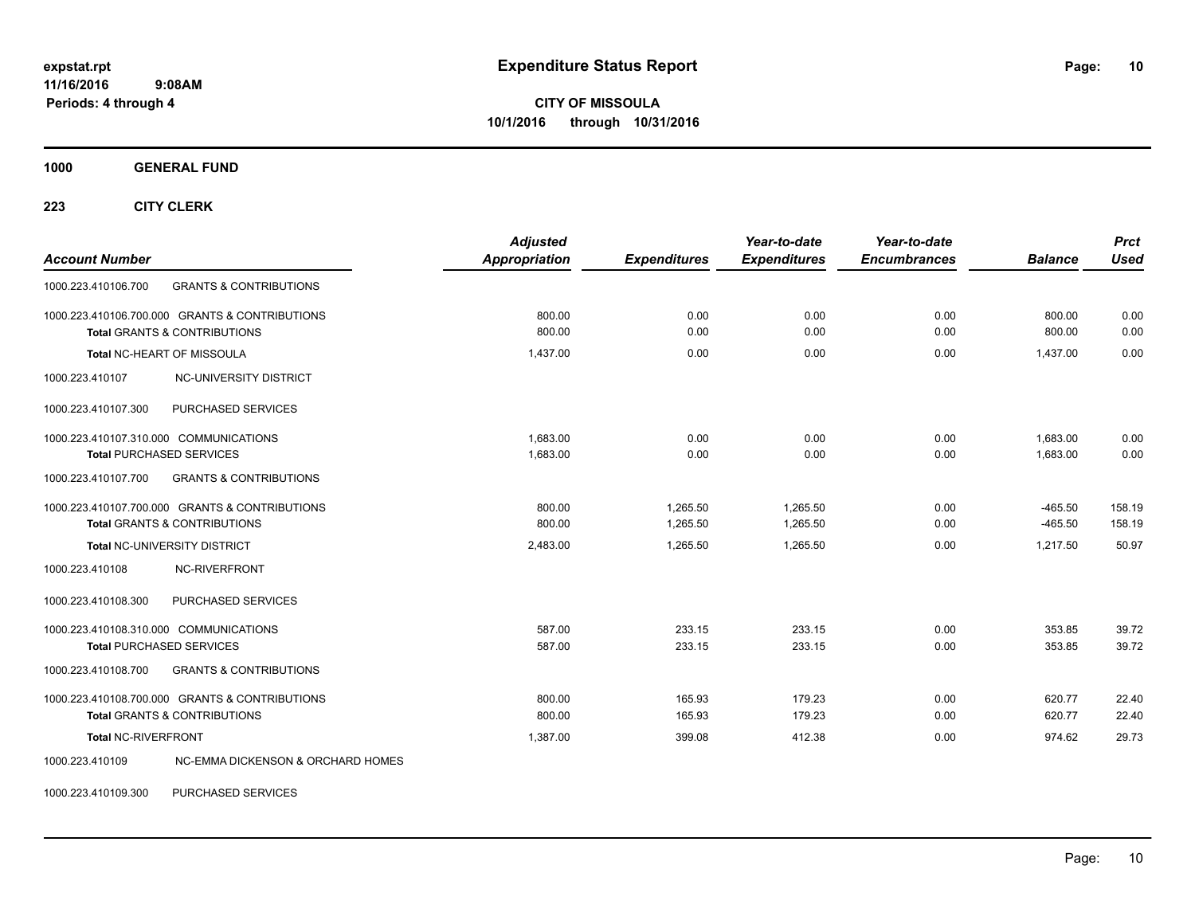# Expenditure Status Report

expstat.rpt
11/16/2016 9:08AM
Periods: 4 through 4

**CITY OF MISSOULA**
**10/1/2016 through 10/31/2016**

**1000 GENERAL FUND**

**223 CITY CLERK**

| Account Number | | Adjusted Appropriation | Expenditures | Year-to-date Expenditures | Year-to-date Encumbrances | Balance | Prct Used |
|---|---|---|---|---|---|---|---|
| 1000.223.410106.700 | GRANTS & CONTRIBUTIONS | | | | | | |
| 1000.223.410106.700.000 | GRANTS & CONTRIBUTIONS | 800.00 | 0.00 | 0.00 | 0.00 | 800.00 | 0.00 |
| **Total** GRANTS & CONTRIBUTIONS | | 800.00 | 0.00 | 0.00 | 0.00 | 800.00 | 0.00 |
| **Total** NC-HEART OF MISSOULA | | 1,437.00 | 0.00 | 0.00 | 0.00 | 1,437.00 | 0.00 |
| 1000.223.410107 | NC-UNIVERSITY DISTRICT | | | | | | |
| 1000.223.410107.300 | PURCHASED SERVICES | | | | | | |
| 1000.223.410107.310.000 | COMMUNICATIONS | 1,683.00 | 0.00 | 0.00 | 0.00 | 1,683.00 | 0.00 |
| **Total** PURCHASED SERVICES | | 1,683.00 | 0.00 | 0.00 | 0.00 | 1,683.00 | 0.00 |
| 1000.223.410107.700 | GRANTS & CONTRIBUTIONS | | | | | | |
| 1000.223.410107.700.000 | GRANTS & CONTRIBUTIONS | 800.00 | 1,265.50 | 1,265.50 | 0.00 | -465.50 | 158.19 |
| **Total** GRANTS & CONTRIBUTIONS | | 800.00 | 1,265.50 | 1,265.50 | 0.00 | -465.50 | 158.19 |
| **Total** NC-UNIVERSITY DISTRICT | | 2,483.00 | 1,265.50 | 1,265.50 | 0.00 | 1,217.50 | 50.97 |
| 1000.223.410108 | NC-RIVERFRONT | | | | | | |
| 1000.223.410108.300 | PURCHASED SERVICES | | | | | | |
| 1000.223.410108.310.000 | COMMUNICATIONS | 587.00 | 233.15 | 233.15 | 0.00 | 353.85 | 39.72 |
| **Total** PURCHASED SERVICES | | 587.00 | 233.15 | 233.15 | 0.00 | 353.85 | 39.72 |
| 1000.223.410108.700 | GRANTS & CONTRIBUTIONS | | | | | | |
| 1000.223.410108.700.000 | GRANTS & CONTRIBUTIONS | 800.00 | 165.93 | 179.23 | 0.00 | 620.77 | 22.40 |
| **Total** GRANTS & CONTRIBUTIONS | | 800.00 | 165.93 | 179.23 | 0.00 | 620.77 | 22.40 |
| **Total** NC-RIVERFRONT | | 1,387.00 | 399.08 | 412.38 | 0.00 | 974.62 | 29.73 |
| 1000.223.410109 | NC-EMMA DICKENSON & ORCHARD HOMES | | | | | | |
| 1000.223.410109.300 | PURCHASED SERVICES | | | | | | |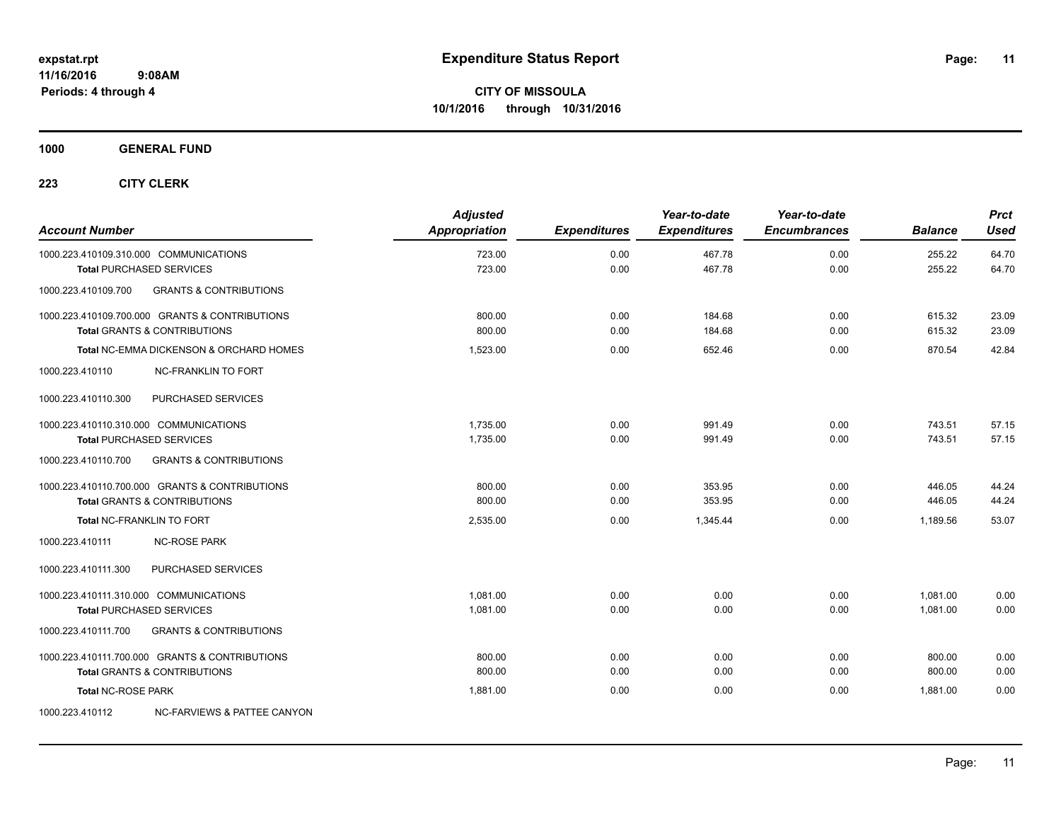# Expenditure Status Report

expstat.rpt
11/16/2016 9:08AM
Periods: 4 through 4

**CITY OF MISSOULA**
**10/1/2016 through 10/31/2016**

## 1000 GENERAL FUND

### 223 CITY CLERK

| Account Number | Adjusted Appropriation | Expenditures | Year-to-date Expenditures | Year-to-date Encumbrances | Balance | Prct Used |
|---|---|---|---|---|---|---|
| 1000.223.410109.310.000 COMMUNICATIONS | 723.00 | 0.00 | 467.78 | 0.00 | 255.22 | 64.70 |
| **Total** PURCHASED SERVICES | 723.00 | 0.00 | 467.78 | 0.00 | 255.22 | 64.70 |
| 1000.223.410109.700 GRANTS & CONTRIBUTIONS | | | | | | |
| 1000.223.410109.700.000 GRANTS & CONTRIBUTIONS | 800.00 | 0.00 | 184.68 | 0.00 | 615.32 | 23.09 |
| **Total** GRANTS & CONTRIBUTIONS | 800.00 | 0.00 | 184.68 | 0.00 | 615.32 | 23.09 |
| **Total** NC-EMMA DICKENSON & ORCHARD HOMES | 1,523.00 | 0.00 | 652.46 | 0.00 | 870.54 | 42.84 |
| 1000.223.410110 NC-FRANKLIN TO FORT | | | | | | |
| 1000.223.410110.300 PURCHASED SERVICES | | | | | | |
| 1000.223.410110.310.000 COMMUNICATIONS | 1,735.00 | 0.00 | 991.49 | 0.00 | 743.51 | 57.15 |
| **Total** PURCHASED SERVICES | 1,735.00 | 0.00 | 991.49 | 0.00 | 743.51 | 57.15 |
| 1000.223.410110.700 GRANTS & CONTRIBUTIONS | | | | | | |
| 1000.223.410110.700.000 GRANTS & CONTRIBUTIONS | 800.00 | 0.00 | 353.95 | 0.00 | 446.05 | 44.24 |
| **Total** GRANTS & CONTRIBUTIONS | 800.00 | 0.00 | 353.95 | 0.00 | 446.05 | 44.24 |
| **Total** NC-FRANKLIN TO FORT | 2,535.00 | 0.00 | 1,345.44 | 0.00 | 1,189.56 | 53.07 |
| 1000.223.410111 NC-ROSE PARK | | | | | | |
| 1000.223.410111.300 PURCHASED SERVICES | | | | | | |
| 1000.223.410111.310.000 COMMUNICATIONS | 1,081.00 | 0.00 | 0.00 | 0.00 | 1,081.00 | 0.00 |
| **Total** PURCHASED SERVICES | 1,081.00 | 0.00 | 0.00 | 0.00 | 1,081.00 | 0.00 |
| 1000.223.410111.700 GRANTS & CONTRIBUTIONS | | | | | | |
| 1000.223.410111.700.000 GRANTS & CONTRIBUTIONS | 800.00 | 0.00 | 0.00 | 0.00 | 800.00 | 0.00 |
| **Total** GRANTS & CONTRIBUTIONS | 800.00 | 0.00 | 0.00 | 0.00 | 800.00 | 0.00 |
| **Total** NC-ROSE PARK | 1,881.00 | 0.00 | 0.00 | 0.00 | 1,881.00 | 0.00 |
| 1000.223.410112 NC-FARVIEWS & PATTEE CANYON | | | | | | |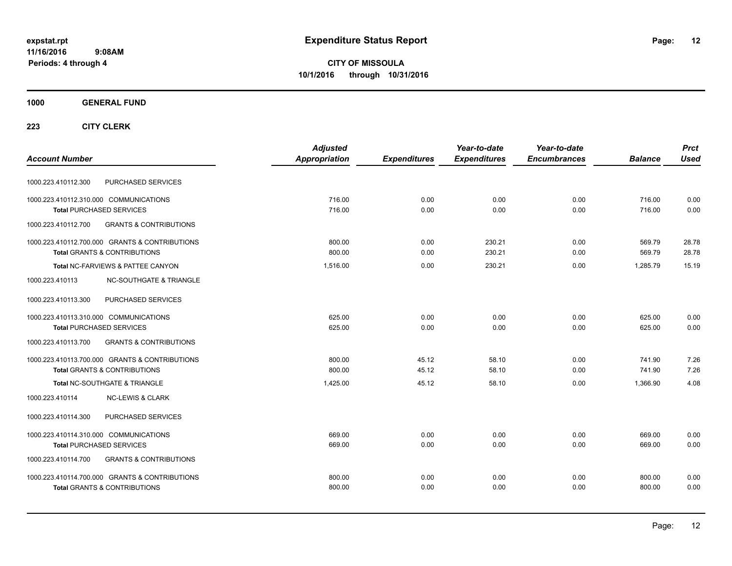# Expenditure Status Report

expstat.rpt
11/16/2016 9:08AM
Periods: 4 through 4

**CITY OF MISSOULA**
**10/1/2016 through 10/31/2016**

**1000 GENERAL FUND**

**223 CITY CLERK**

| Account Number | | Adjusted Appropriation | Expenditures | Year-to-date Expenditures | Year-to-date Encumbrances | Balance | Prct Used |
|---|---|---|---|---|---|---|---|
| 1000.223.410112.300 | PURCHASED SERVICES | | | | | | |
| 1000.223.410112.310.000 | COMMUNICATIONS | 716.00 | 0.00 | 0.00 | 0.00 | 716.00 | 0.00 |
| **Total** PURCHASED SERVICES | | 716.00 | 0.00 | 0.00 | 0.00 | 716.00 | 0.00 |
| 1000.223.410112.700 | GRANTS & CONTRIBUTIONS | | | | | | |
| 1000.223.410112.700.000 | GRANTS & CONTRIBUTIONS | 800.00 | 0.00 | 230.21 | 0.00 | 569.79 | 28.78 |
| **Total** GRANTS & CONTRIBUTIONS | | 800.00 | 0.00 | 230.21 | 0.00 | 569.79 | 28.78 |
| **Total** NC-FARVIEWS & PATTEE CANYON | | 1,516.00 | 0.00 | 230.21 | 0.00 | 1,285.79 | 15.19 |
| 1000.223.410113 | NC-SOUTHGATE & TRIANGLE | | | | | | |
| 1000.223.410113.300 | PURCHASED SERVICES | | | | | | |
| 1000.223.410113.310.000 | COMMUNICATIONS | 625.00 | 0.00 | 0.00 | 0.00 | 625.00 | 0.00 |
| **Total** PURCHASED SERVICES | | 625.00 | 0.00 | 0.00 | 0.00 | 625.00 | 0.00 |
| 1000.223.410113.700 | GRANTS & CONTRIBUTIONS | | | | | | |
| 1000.223.410113.700.000 | GRANTS & CONTRIBUTIONS | 800.00 | 45.12 | 58.10 | 0.00 | 741.90 | 7.26 |
| **Total** GRANTS & CONTRIBUTIONS | | 800.00 | 45.12 | 58.10 | 0.00 | 741.90 | 7.26 |
| **Total** NC-SOUTHGATE & TRIANGLE | | 1,425.00 | 45.12 | 58.10 | 0.00 | 1,366.90 | 4.08 |
| 1000.223.410114 | NC-LEWIS & CLARK | | | | | | |
| 1000.223.410114.300 | PURCHASED SERVICES | | | | | | |
| 1000.223.410114.310.000 | COMMUNICATIONS | 669.00 | 0.00 | 0.00 | 0.00 | 669.00 | 0.00 |
| **Total** PURCHASED SERVICES | | 669.00 | 0.00 | 0.00 | 0.00 | 669.00 | 0.00 |
| 1000.223.410114.700 | GRANTS & CONTRIBUTIONS | | | | | | |
| 1000.223.410114.700.000 | GRANTS & CONTRIBUTIONS | 800.00 | 0.00 | 0.00 | 0.00 | 800.00 | 0.00 |
| **Total** GRANTS & CONTRIBUTIONS | | 800.00 | 0.00 | 0.00 | 0.00 | 800.00 | 0.00 |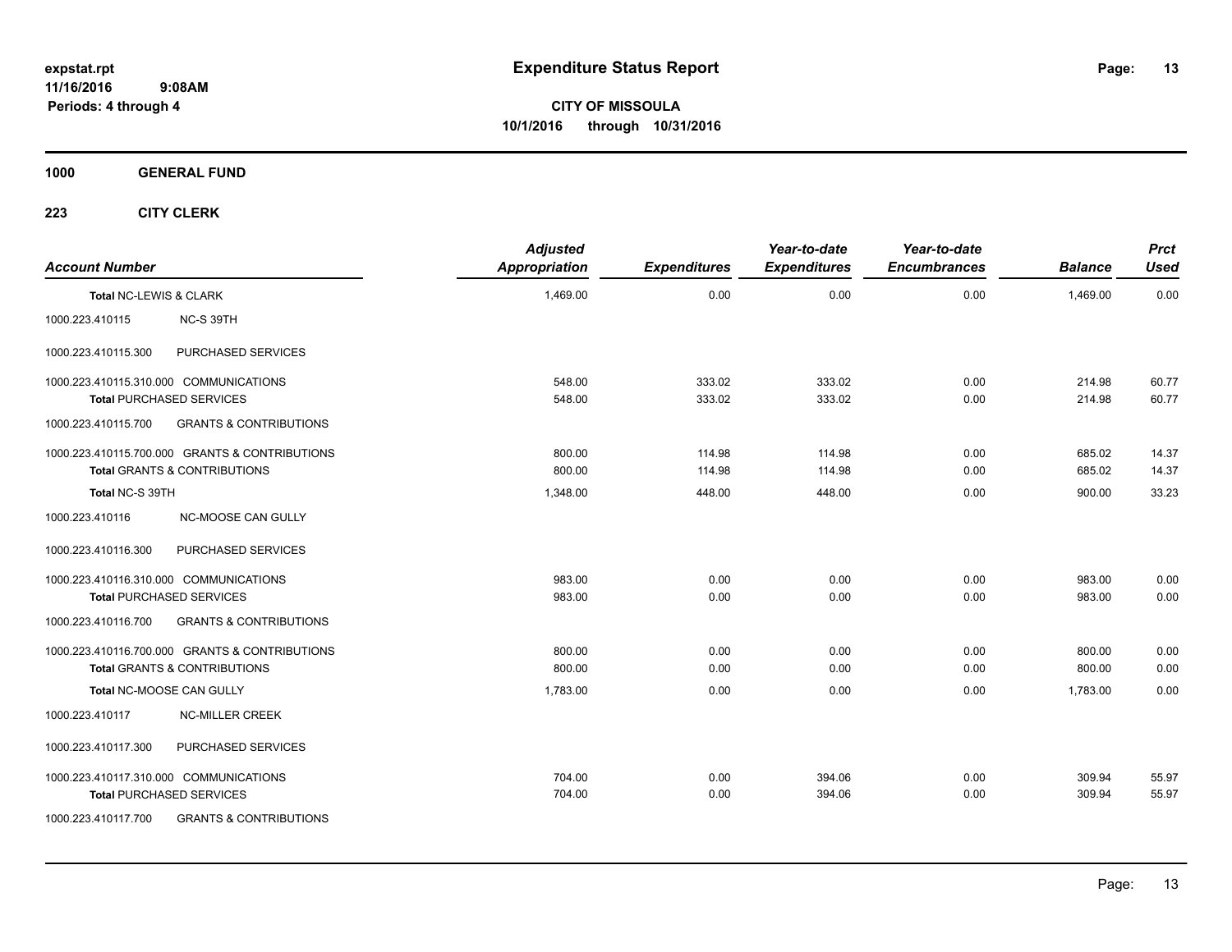# Expenditure Status Report

expstat.rpt
11/16/2016 9:08AM
Periods: 4 through 4

**CITY OF MISSOULA**
**10/1/2016 through 10/31/2016**

## 1000 GENERAL FUND

### 223 CITY CLERK

| Account Number | | Adjusted Appropriation | Expenditures | Year-to-date Expenditures | Year-to-date Encumbrances | Balance | Prct Used |
|---|---|---|---|---|---|---|---|
| **Total NC-LEWIS & CLARK** | | 1,469.00 | 0.00 | 0.00 | 0.00 | 1,469.00 | 0.00 |
| 1000.223.410115 | NC-S 39TH | | | | | | |
| 1000.223.410115.300 | PURCHASED SERVICES | | | | | | |
| 1000.223.410115.310.000 | COMMUNICATIONS | 548.00 | 333.02 | 333.02 | 0.00 | 214.98 | 60.77 |
| **Total PURCHASED SERVICES** | | 548.00 | 333.02 | 333.02 | 0.00 | 214.98 | 60.77 |
| 1000.223.410115.700 | GRANTS & CONTRIBUTIONS | | | | | | |
| 1000.223.410115.700.000 | GRANTS & CONTRIBUTIONS | 800.00 | 114.98 | 114.98 | 0.00 | 685.02 | 14.37 |
| **Total GRANTS & CONTRIBUTIONS** | | 800.00 | 114.98 | 114.98 | 0.00 | 685.02 | 14.37 |
| **Total NC-S 39TH** | | 1,348.00 | 448.00 | 448.00 | 0.00 | 900.00 | 33.23 |
| 1000.223.410116 | NC-MOOSE CAN GULLY | | | | | | |
| 1000.223.410116.300 | PURCHASED SERVICES | | | | | | |
| 1000.223.410116.310.000 | COMMUNICATIONS | 983.00 | 0.00 | 0.00 | 0.00 | 983.00 | 0.00 |
| **Total PURCHASED SERVICES** | | 983.00 | 0.00 | 0.00 | 0.00 | 983.00 | 0.00 |
| 1000.223.410116.700 | GRANTS & CONTRIBUTIONS | | | | | | |
| 1000.223.410116.700.000 | GRANTS & CONTRIBUTIONS | 800.00 | 0.00 | 0.00 | 0.00 | 800.00 | 0.00 |
| **Total GRANTS & CONTRIBUTIONS** | | 800.00 | 0.00 | 0.00 | 0.00 | 800.00 | 0.00 |
| **Total NC-MOOSE CAN GULLY** | | 1,783.00 | 0.00 | 0.00 | 0.00 | 1,783.00 | 0.00 |
| 1000.223.410117 | NC-MILLER CREEK | | | | | | |
| 1000.223.410117.300 | PURCHASED SERVICES | | | | | | |
| 1000.223.410117.310.000 | COMMUNICATIONS | 704.00 | 0.00 | 394.06 | 0.00 | 309.94 | 55.97 |
| **Total PURCHASED SERVICES** | | 704.00 | 0.00 | 394.06 | 0.00 | 309.94 | 55.97 |
| 1000.223.410117.700 | GRANTS & CONTRIBUTIONS | | | | | | |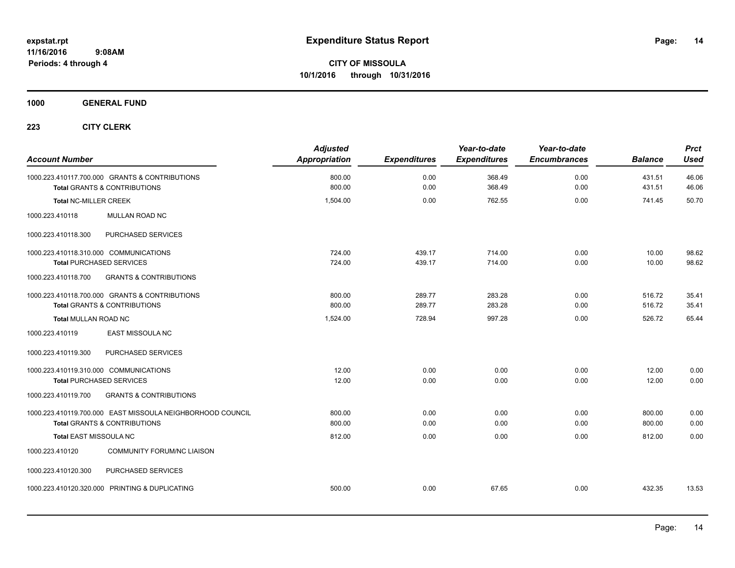**Expenditure Status Report**

**CITY OF MISSOULA**
**10/1/2016 through 10/31/2016**

expstat.rpt
11/16/2016 9:08AM
Periods: 4 through 4

**1000 GENERAL FUND**

**223 CITY CLERK**

| Account Number | Adjusted Appropriation | Expenditures | Year-to-date Expenditures | Year-to-date Encumbrances | Balance | Prct Used |
|---|---|---|---|---|---|---|
| 1000.223.410117.700.000 GRANTS & CONTRIBUTIONS | 800.00 | 0.00 | 368.49 | 0.00 | 431.51 | 46.06 |
| **Total** GRANTS & CONTRIBUTIONS | 800.00 | 0.00 | 368.49 | 0.00 | 431.51 | 46.06 |
| **Total** NC-MILLER CREEK | 1,504.00 | 0.00 | 762.55 | 0.00 | 741.45 | 50.70 |
| 1000.223.410118 MULLAN ROAD NC | | | | | | |
| 1000.223.410118.300 PURCHASED SERVICES | | | | | | |
| 1000.223.410118.310.000 COMMUNICATIONS | 724.00 | 439.17 | 714.00 | 0.00 | 10.00 | 98.62 |
| **Total** PURCHASED SERVICES | 724.00 | 439.17 | 714.00 | 0.00 | 10.00 | 98.62 |
| 1000.223.410118.700 GRANTS & CONTRIBUTIONS | | | | | | |
| 1000.223.410118.700.000 GRANTS & CONTRIBUTIONS | 800.00 | 289.77 | 283.28 | 0.00 | 516.72 | 35.41 |
| **Total** GRANTS & CONTRIBUTIONS | 800.00 | 289.77 | 283.28 | 0.00 | 516.72 | 35.41 |
| **Total** MULLAN ROAD NC | 1,524.00 | 728.94 | 997.28 | 0.00 | 526.72 | 65.44 |
| 1000.223.410119 EAST MISSOULA NC | | | | | | |
| 1000.223.410119.300 PURCHASED SERVICES | | | | | | |
| 1000.223.410119.310.000 COMMUNICATIONS | 12.00 | 0.00 | 0.00 | 0.00 | 12.00 | 0.00 |
| **Total** PURCHASED SERVICES | 12.00 | 0.00 | 0.00 | 0.00 | 12.00 | 0.00 |
| 1000.223.410119.700 GRANTS & CONTRIBUTIONS | | | | | | |
| 1000.223.410119.700.000 EAST MISSOULA NEIGHBORHOOD COUNCIL | 800.00 | 0.00 | 0.00 | 0.00 | 800.00 | 0.00 |
| **Total** GRANTS & CONTRIBUTIONS | 800.00 | 0.00 | 0.00 | 0.00 | 800.00 | 0.00 |
| **Total** EAST MISSOULA NC | 812.00 | 0.00 | 0.00 | 0.00 | 812.00 | 0.00 |
| 1000.223.410120 COMMUNITY FORUM/NC LIAISON | | | | | | |
| 1000.223.410120.300 PURCHASED SERVICES | | | | | | |
| 1000.223.410120.320.000 PRINTING & DUPLICATING | 500.00 | 0.00 | 67.65 | 0.00 | 432.35 | 13.53 |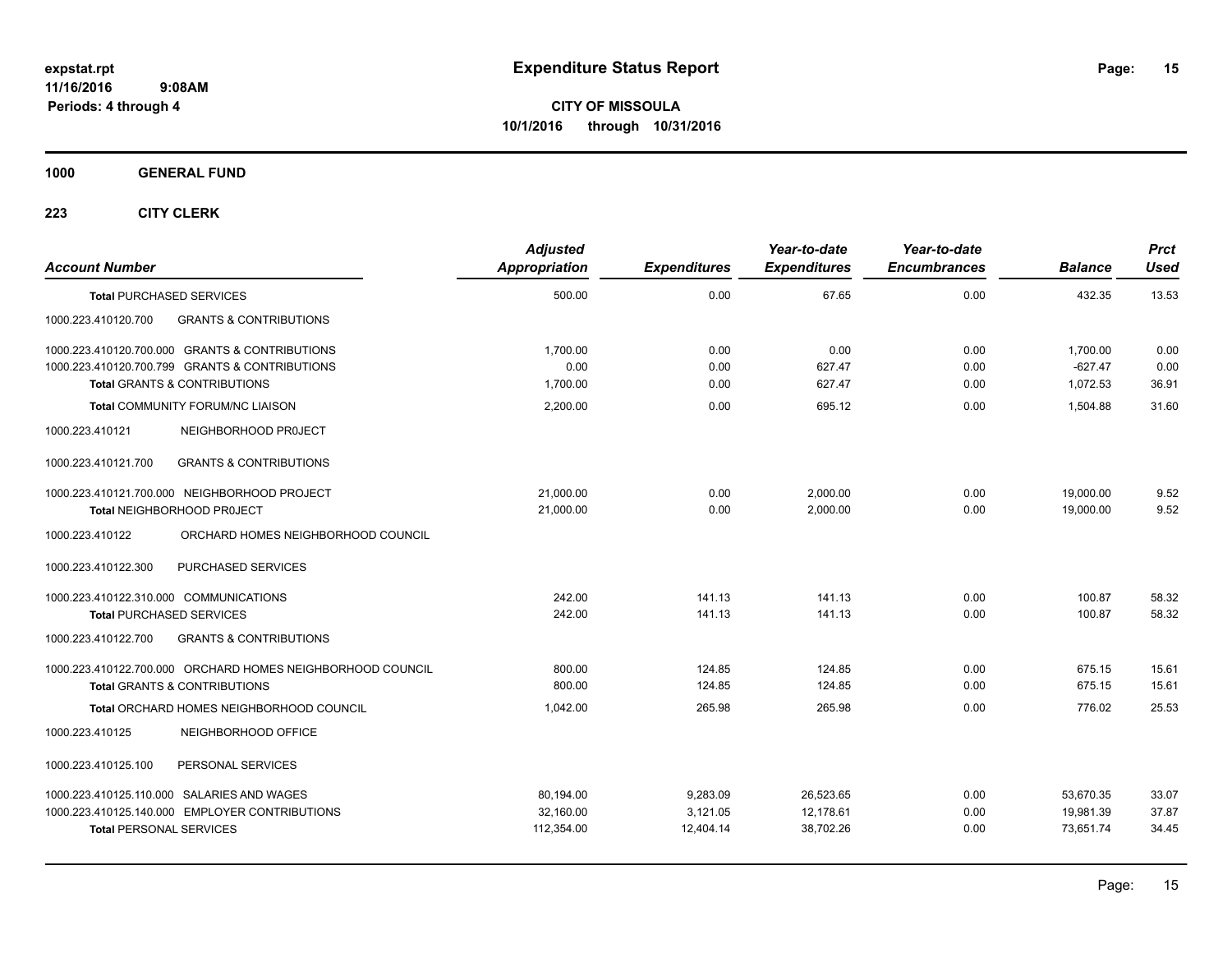**expstat.rpt**
**11/16/2016 9:08AM**
**Periods: 4 through 4**

# Expenditure Status Report

**CITY OF MISSOULA**
**10/1/2016 through 10/31/2016**

## 1000 GENERAL FUND

### 223 CITY CLERK

| Account Number | Adjusted Appropriation | Expenditures | Year-to-date Expenditures | Year-to-date Encumbrances | Balance | Prct Used |
|---|---|---|---|---|---|---|
| **Total** PURCHASED SERVICES | 500.00 | 0.00 | 67.65 | 0.00 | 432.35 | 13.53 |
| 1000.223.410120.700 GRANTS & CONTRIBUTIONS | | | | | | |
| 1000.223.410120.700.000 GRANTS & CONTRIBUTIONS | 1,700.00 | 0.00 | 0.00 | 0.00 | 1,700.00 | 0.00 |
| 1000.223.410120.700.799 GRANTS & CONTRIBUTIONS | 0.00 | 0.00 | 627.47 | 0.00 | -627.47 | 0.00 |
| **Total** GRANTS & CONTRIBUTIONS | 1,700.00 | 0.00 | 627.47 | 0.00 | 1,072.53 | 36.91 |
| **Total** COMMUNITY FORUM/NC LIAISON | 2,200.00 | 0.00 | 695.12 | 0.00 | 1,504.88 | 31.60 |
| 1000.223.410121 NEIGHBORHOOD PR0JECT | | | | | | |
| 1000.223.410121.700 GRANTS & CONTRIBUTIONS | | | | | | |
| 1000.223.410121.700.000 NEIGHBORHOOD PROJECT | 21,000.00 | 0.00 | 2,000.00 | 0.00 | 19,000.00 | 9.52 |
| **Total** NEIGHBORHOOD PR0JECT | 21,000.00 | 0.00 | 2,000.00 | 0.00 | 19,000.00 | 9.52 |
| 1000.223.410122 ORCHARD HOMES NEIGHBORHOOD COUNCIL | | | | | | |
| 1000.223.410122.300 PURCHASED SERVICES | | | | | | |
| 1000.223.410122.310.000 COMMUNICATIONS | 242.00 | 141.13 | 141.13 | 0.00 | 100.87 | 58.32 |
| **Total** PURCHASED SERVICES | 242.00 | 141.13 | 141.13 | 0.00 | 100.87 | 58.32 |
| 1000.223.410122.700 GRANTS & CONTRIBUTIONS | | | | | | |
| 1000.223.410122.700.000 ORCHARD HOMES NEIGHBORHOOD COUNCIL | 800.00 | 124.85 | 124.85 | 0.00 | 675.15 | 15.61 |
| **Total** GRANTS & CONTRIBUTIONS | 800.00 | 124.85 | 124.85 | 0.00 | 675.15 | 15.61 |
| **Total** ORCHARD HOMES NEIGHBORHOOD COUNCIL | 1,042.00 | 265.98 | 265.98 | 0.00 | 776.02 | 25.53 |
| 1000.223.410125 NEIGHBORHOOD OFFICE | | | | | | |
| 1000.223.410125.100 PERSONAL SERVICES | | | | | | |
| 1000.223.410125.110.000 SALARIES AND WAGES | 80,194.00 | 9,283.09 | 26,523.65 | 0.00 | 53,670.35 | 33.07 |
| 1000.223.410125.140.000 EMPLOYER CONTRIBUTIONS | 32,160.00 | 3,121.05 | 12,178.61 | 0.00 | 19,981.39 | 37.87 |
| **Total** PERSONAL SERVICES | 112,354.00 | 12,404.14 | 38,702.26 | 0.00 | 73,651.74 | 34.45 |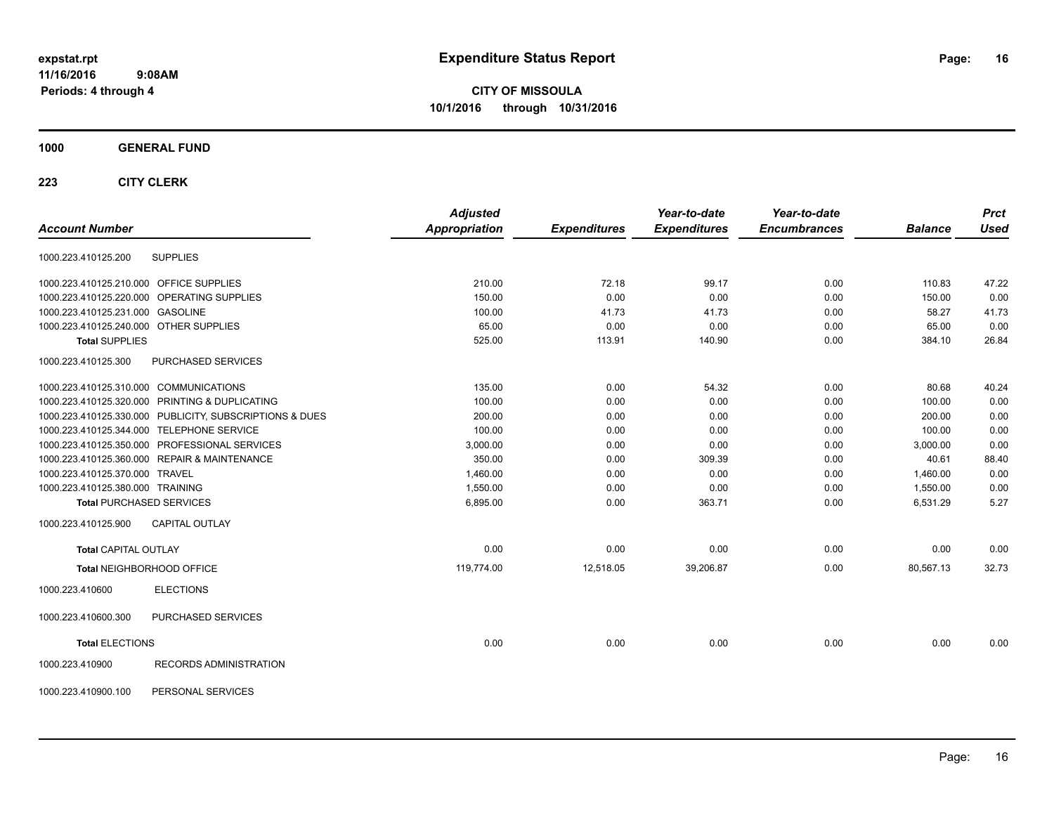# Expenditure Status Report

expstat.rpt
11/16/2016 9:08AM
Periods: 4 through 4

**CITY OF MISSOULA**
**10/1/2016 through 10/31/2016**

**1000 GENERAL FUND**

**223 CITY CLERK**

| Account Number | | Adjusted Appropriation | Expenditures | Year-to-date Expenditures | Year-to-date Encumbrances | Balance | Prct Used |
|---|---|---|---|---|---|---|---|
| 1000.223.410125.200 | SUPPLIES | | | | | | |
| 1000.223.410125.210.000 | OFFICE SUPPLIES | 210.00 | 72.18 | 99.17 | 0.00 | 110.83 | 47.22 |
| 1000.223.410125.220.000 | OPERATING SUPPLIES | 150.00 | 0.00 | 0.00 | 0.00 | 150.00 | 0.00 |
| 1000.223.410125.231.000 | GASOLINE | 100.00 | 41.73 | 41.73 | 0.00 | 58.27 | 41.73 |
| 1000.223.410125.240.000 | OTHER SUPPLIES | 65.00 | 0.00 | 0.00 | 0.00 | 65.00 | 0.00 |
| **Total** SUPPLIES | | 525.00 | 113.91 | 140.90 | 0.00 | 384.10 | 26.84 |
| 1000.223.410125.300 | PURCHASED SERVICES | | | | | | |
| 1000.223.410125.310.000 | COMMUNICATIONS | 135.00 | 0.00 | 54.32 | 0.00 | 80.68 | 40.24 |
| 1000.223.410125.320.000 | PRINTING & DUPLICATING | 100.00 | 0.00 | 0.00 | 0.00 | 100.00 | 0.00 |
| 1000.223.410125.330.000 | PUBLICITY, SUBSCRIPTIONS & DUES | 200.00 | 0.00 | 0.00 | 0.00 | 200.00 | 0.00 |
| 1000.223.410125.344.000 | TELEPHONE SERVICE | 100.00 | 0.00 | 0.00 | 0.00 | 100.00 | 0.00 |
| 1000.223.410125.350.000 | PROFESSIONAL SERVICES | 3,000.00 | 0.00 | 0.00 | 0.00 | 3,000.00 | 0.00 |
| 1000.223.410125.360.000 | REPAIR & MAINTENANCE | 350.00 | 0.00 | 309.39 | 0.00 | 40.61 | 88.40 |
| 1000.223.410125.370.000 | TRAVEL | 1,460.00 | 0.00 | 0.00 | 0.00 | 1,460.00 | 0.00 |
| 1000.223.410125.380.000 | TRAINING | 1,550.00 | 0.00 | 0.00 | 0.00 | 1,550.00 | 0.00 |
| **Total** PURCHASED SERVICES | | 6,895.00 | 0.00 | 363.71 | 0.00 | 6,531.29 | 5.27 |
| 1000.223.410125.900 | CAPITAL OUTLAY | | | | | | |
| **Total** CAPITAL OUTLAY | | 0.00 | 0.00 | 0.00 | 0.00 | 0.00 | 0.00 |
| **Total** NEIGHBORHOOD OFFICE | | 119,774.00 | 12,518.05 | 39,206.87 | 0.00 | 80,567.13 | 32.73 |
| 1000.223.410600 | ELECTIONS | | | | | | |
| 1000.223.410600.300 | PURCHASED SERVICES | | | | | | |
| **Total** ELECTIONS | | 0.00 | 0.00 | 0.00 | 0.00 | 0.00 | 0.00 |
| 1000.223.410900 | RECORDS ADMINISTRATION | | | | | | |
| 1000.223.410900.100 | PERSONAL SERVICES | | | | | | |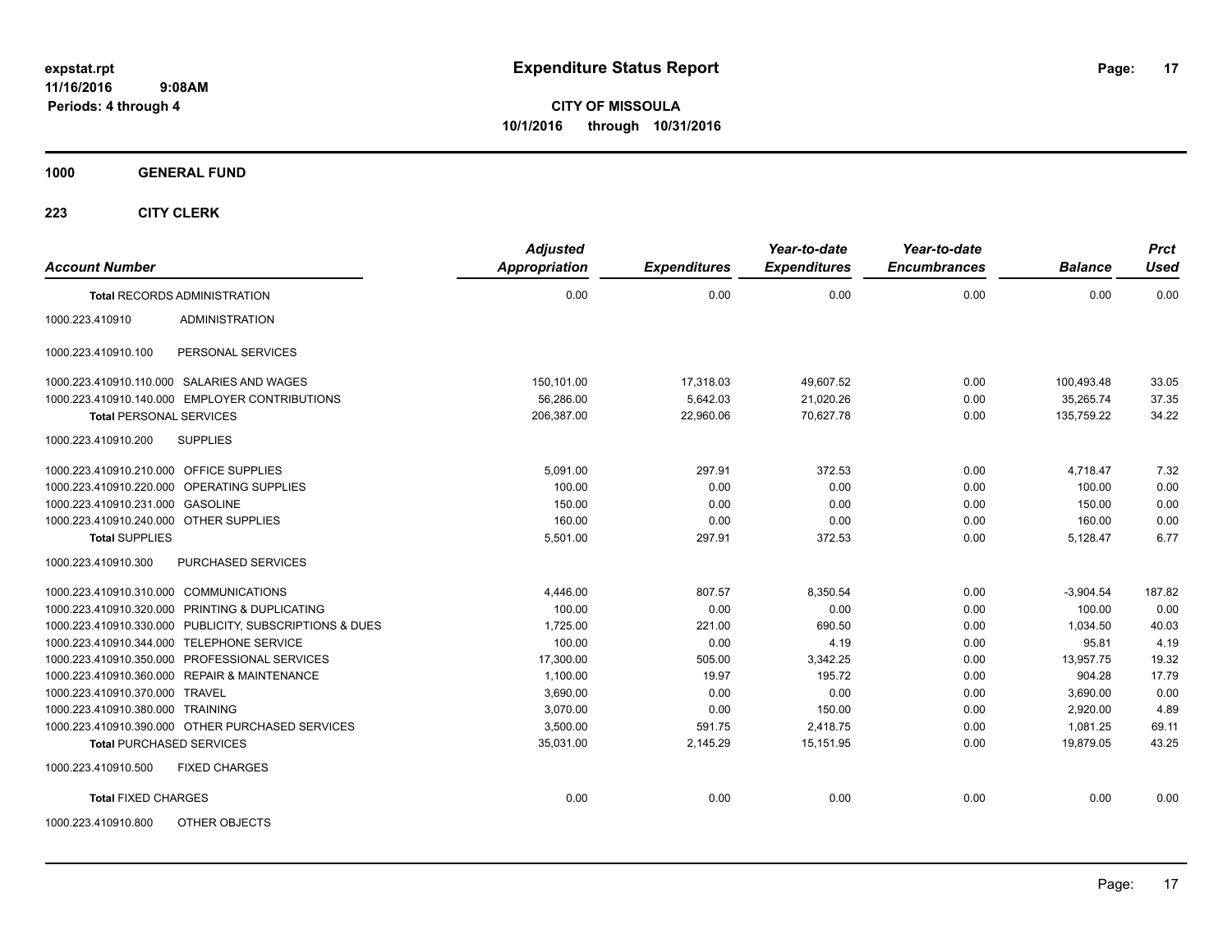**expstat.rpt**
**11/16/2016 9:08AM**
**Periods: 4 through 4**

# Expenditure Status Report

**CITY OF MISSOULA**
**10/1/2016 through 10/31/2016**

## 1000 GENERAL FUND

### 223 CITY CLERK

| Account Number | | Adjusted Appropriation | Expenditures | Year-to-date Expenditures | Year-to-date Encumbrances | Balance | Prct Used |
|---|---|---|---|---|---|---|---|
| **Total** RECORDS ADMINISTRATION | | 0.00 | 0.00 | 0.00 | 0.00 | 0.00 | 0.00 |
| 1000.223.410910 | ADMINISTRATION | | | | | | |
| 1000.223.410910.100 | PERSONAL SERVICES | | | | | | |
| 1000.223.410910.110.000 | SALARIES AND WAGES | 150,101.00 | 17,318.03 | 49,607.52 | 0.00 | 100,493.48 | 33.05 |
| 1000.223.410910.140.000 | EMPLOYER CONTRIBUTIONS | 56,286.00 | 5,642.03 | 21,020.26 | 0.00 | 35,265.74 | 37.35 |
| **Total** PERSONAL SERVICES | | 206,387.00 | 22,960.06 | 70,627.78 | 0.00 | 135,759.22 | 34.22 |
| 1000.223.410910.200 | SUPPLIES | | | | | | |
| 1000.223.410910.210.000 | OFFICE SUPPLIES | 5,091.00 | 297.91 | 372.53 | 0.00 | 4,718.47 | 7.32 |
| 1000.223.410910.220.000 | OPERATING SUPPLIES | 100.00 | 0.00 | 0.00 | 0.00 | 100.00 | 0.00 |
| 1000.223.410910.231.000 | GASOLINE | 150.00 | 0.00 | 0.00 | 0.00 | 150.00 | 0.00 |
| 1000.223.410910.240.000 | OTHER SUPPLIES | 160.00 | 0.00 | 0.00 | 0.00 | 160.00 | 0.00 |
| **Total** SUPPLIES | | 5,501.00 | 297.91 | 372.53 | 0.00 | 5,128.47 | 6.77 |
| 1000.223.410910.300 | PURCHASED SERVICES | | | | | | |
| 1000.223.410910.310.000 | COMMUNICATIONS | 4,446.00 | 807.57 | 8,350.54 | 0.00 | -3,904.54 | 187.82 |
| 1000.223.410910.320.000 | PRINTING & DUPLICATING | 100.00 | 0.00 | 0.00 | 0.00 | 100.00 | 0.00 |
| 1000.223.410910.330.000 | PUBLICITY, SUBSCRIPTIONS & DUES | 1,725.00 | 221.00 | 690.50 | 0.00 | 1,034.50 | 40.03 |
| 1000.223.410910.344.000 | TELEPHONE SERVICE | 100.00 | 0.00 | 4.19 | 0.00 | 95.81 | 4.19 |
| 1000.223.410910.350.000 | PROFESSIONAL SERVICES | 17,300.00 | 505.00 | 3,342.25 | 0.00 | 13,957.75 | 19.32 |
| 1000.223.410910.360.000 | REPAIR & MAINTENANCE | 1,100.00 | 19.97 | 195.72 | 0.00 | 904.28 | 17.79 |
| 1000.223.410910.370.000 | TRAVEL | 3,690.00 | 0.00 | 0.00 | 0.00 | 3,690.00 | 0.00 |
| 1000.223.410910.380.000 | TRAINING | 3,070.00 | 0.00 | 150.00 | 0.00 | 2,920.00 | 4.89 |
| 1000.223.410910.390.000 | OTHER PURCHASED SERVICES | 3,500.00 | 591.75 | 2,418.75 | 0.00 | 1,081.25 | 69.11 |
| **Total** PURCHASED SERVICES | | 35,031.00 | 2,145.29 | 15,151.95 | 0.00 | 19,879.05 | 43.25 |
| 1000.223.410910.500 | FIXED CHARGES | | | | | | |
| **Total** FIXED CHARGES | | 0.00 | 0.00 | 0.00 | 0.00 | 0.00 | 0.00 |
| 1000.223.410910.800 | OTHER OBJECTS | | | | | | |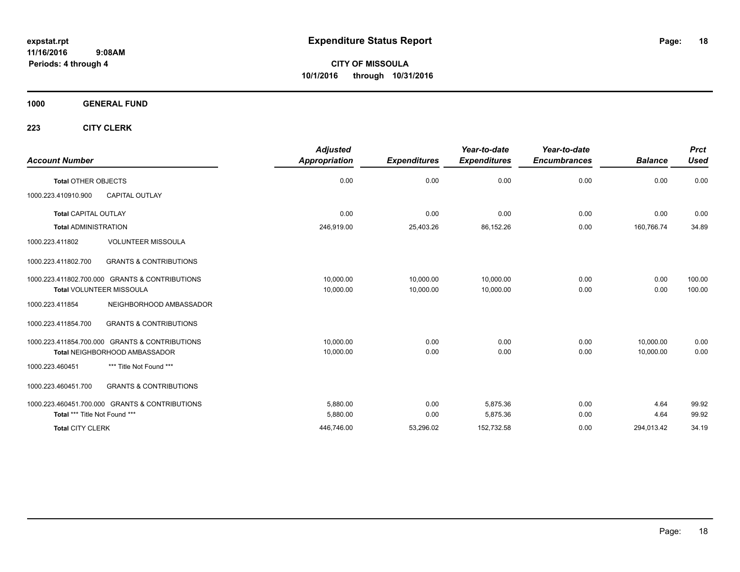# Expenditure Status Report

**CITY OF MISSOULA**
**10/1/2016 through 10/31/2016**

**expstat.rpt**
**11/16/2016 9:08AM**
**Periods: 4 through 4**

## 1000 GENERAL FUND

## 223 CITY CLERK

| Account Number | | Adjusted Appropriation | Expenditures | Year-to-date Expenditures | Year-to-date Encumbrances | Balance | Prct Used |
|---|---|---|---|---|---|---|---|
| **Total** OTHER OBJECTS | | 0.00 | 0.00 | 0.00 | 0.00 | 0.00 | 0.00 |
| 1000.223.410910.900 | CAPITAL OUTLAY | | | | | | |
| **Total** CAPITAL OUTLAY | | 0.00 | 0.00 | 0.00 | 0.00 | 0.00 | 0.00 |
| **Total** ADMINISTRATION | | 246,919.00 | 25,403.26 | 86,152.26 | 0.00 | 160,766.74 | 34.89 |
| 1000.223.411802 | VOLUNTEER MISSOULA | | | | | | |
| 1000.223.411802.700 | GRANTS & CONTRIBUTIONS | | | | | | |
| 1000.223.411802.700.000 | GRANTS & CONTRIBUTIONS | 10,000.00 | 10,000.00 | 10,000.00 | 0.00 | 0.00 | 100.00 |
| **Total** VOLUNTEER MISSOULA | | 10,000.00 | 10,000.00 | 10,000.00 | 0.00 | 0.00 | 100.00 |
| 1000.223.411854 | NEIGHBORHOOD AMBASSADOR | | | | | | |
| 1000.223.411854.700 | GRANTS & CONTRIBUTIONS | | | | | | |
| 1000.223.411854.700.000 | GRANTS & CONTRIBUTIONS | 10,000.00 | 0.00 | 0.00 | 0.00 | 10,000.00 | 0.00 |
| **Total** NEIGHBORHOOD AMBASSADOR | | 10,000.00 | 0.00 | 0.00 | 0.00 | 10,000.00 | 0.00 |
| 1000.223.460451 | *** Title Not Found *** | | | | | | |
| 1000.223.460451.700 | GRANTS & CONTRIBUTIONS | | | | | | |
| 1000.223.460451.700.000 | GRANTS & CONTRIBUTIONS | 5,880.00 | 0.00 | 5,875.36 | 0.00 | 4.64 | 99.92 |
| **Total** *** Title Not Found *** | | 5,880.00 | 0.00 | 5,875.36 | 0.00 | 4.64 | 99.92 |
| **Total** CITY CLERK | | 446,746.00 | 53,296.02 | 152,732.58 | 0.00 | 294,013.42 | 34.19 |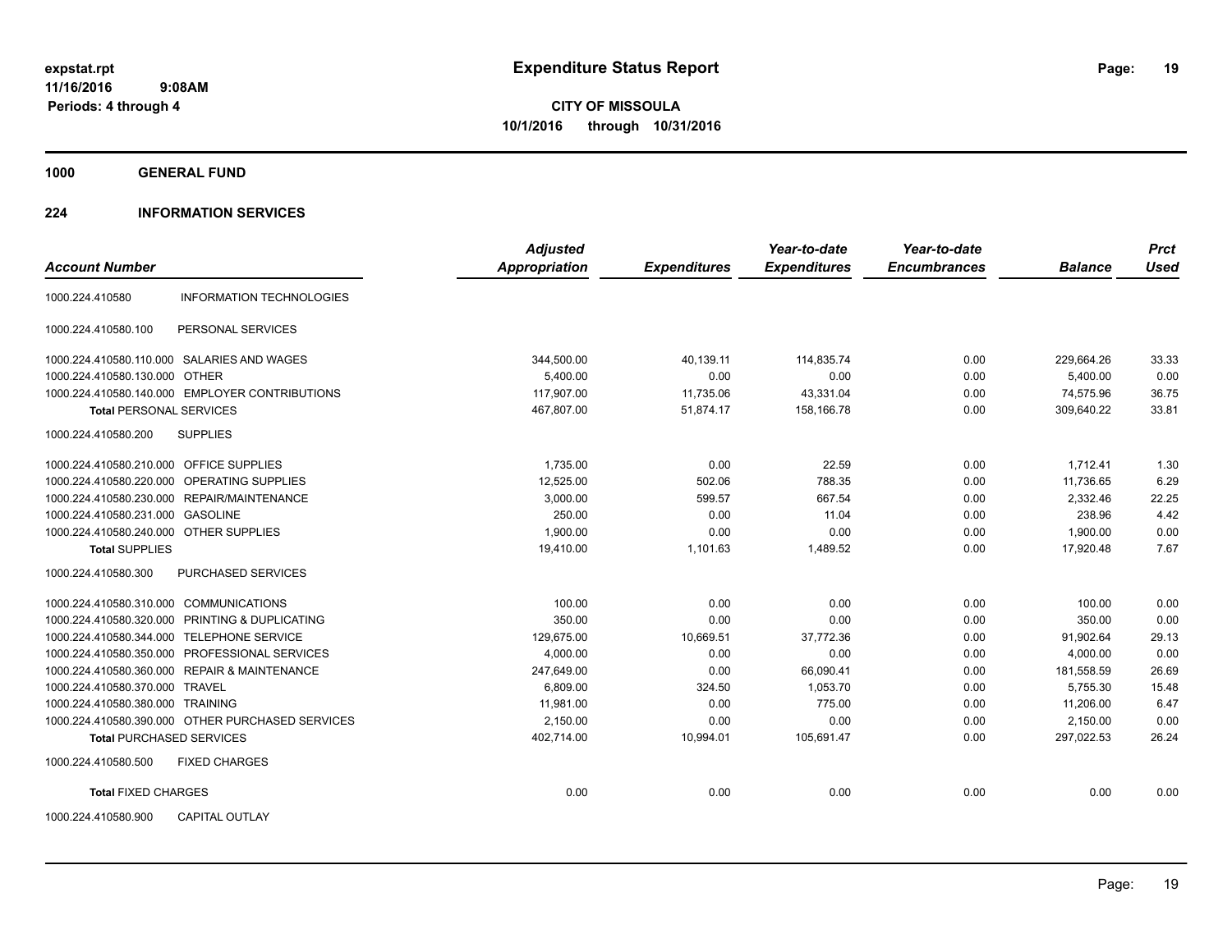expstat.rpt
11/16/2016 9:08AM
Periods: 4 through 4

# Expenditure Status Report

**CITY OF MISSOULA**
**10/1/2016 through 10/31/2016**

## 1000 GENERAL FUND

### 224 INFORMATION SERVICES

| Account Number | | Adjusted Appropriation | Expenditures | Year-to-date Expenditures | Year-to-date Encumbrances | Balance | Prct Used |
|---|---|---|---|---|---|---|---|
| 1000.224.410580 | INFORMATION TECHNOLOGIES | | | | | | |
| 1000.224.410580.100 | PERSONAL SERVICES | | | | | | |
| 1000.224.410580.110.000 | SALARIES AND WAGES | 344,500.00 | 40,139.11 | 114,835.74 | 0.00 | 229,664.26 | 33.33 |
| 1000.224.410580.130.000 | OTHER | 5,400.00 | 0.00 | 0.00 | 0.00 | 5,400.00 | 0.00 |
| 1000.224.410580.140.000 | EMPLOYER CONTRIBUTIONS | 117,907.00 | 11,735.06 | 43,331.04 | 0.00 | 74,575.96 | 36.75 |
| **Total** PERSONAL SERVICES | | 467,807.00 | 51,874.17 | 158,166.78 | 0.00 | 309,640.22 | 33.81 |
| 1000.224.410580.200 | SUPPLIES | | | | | | |
| 1000.224.410580.210.000 | OFFICE SUPPLIES | 1,735.00 | 0.00 | 22.59 | 0.00 | 1,712.41 | 1.30 |
| 1000.224.410580.220.000 | OPERATING SUPPLIES | 12,525.00 | 502.06 | 788.35 | 0.00 | 11,736.65 | 6.29 |
| 1000.224.410580.230.000 | REPAIR/MAINTENANCE | 3,000.00 | 599.57 | 667.54 | 0.00 | 2,332.46 | 22.25 |
| 1000.224.410580.231.000 | GASOLINE | 250.00 | 0.00 | 11.04 | 0.00 | 238.96 | 4.42 |
| 1000.224.410580.240.000 | OTHER SUPPLIES | 1,900.00 | 0.00 | 0.00 | 0.00 | 1,900.00 | 0.00 |
| **Total** SUPPLIES | | 19,410.00 | 1,101.63 | 1,489.52 | 0.00 | 17,920.48 | 7.67 |
| 1000.224.410580.300 | PURCHASED SERVICES | | | | | | |
| 1000.224.410580.310.000 | COMMUNICATIONS | 100.00 | 0.00 | 0.00 | 0.00 | 100.00 | 0.00 |
| 1000.224.410580.320.000 | PRINTING & DUPLICATING | 350.00 | 0.00 | 0.00 | 0.00 | 350.00 | 0.00 |
| 1000.224.410580.344.000 | TELEPHONE SERVICE | 129,675.00 | 10,669.51 | 37,772.36 | 0.00 | 91,902.64 | 29.13 |
| 1000.224.410580.350.000 | PROFESSIONAL SERVICES | 4,000.00 | 0.00 | 0.00 | 0.00 | 4,000.00 | 0.00 |
| 1000.224.410580.360.000 | REPAIR & MAINTENANCE | 247,649.00 | 0.00 | 66,090.41 | 0.00 | 181,558.59 | 26.69 |
| 1000.224.410580.370.000 | TRAVEL | 6,809.00 | 324.50 | 1,053.70 | 0.00 | 5,755.30 | 15.48 |
| 1000.224.410580.380.000 | TRAINING | 11,981.00 | 0.00 | 775.00 | 0.00 | 11,206.00 | 6.47 |
| 1000.224.410580.390.000 | OTHER PURCHASED SERVICES | 2,150.00 | 0.00 | 0.00 | 0.00 | 2,150.00 | 0.00 |
| **Total** PURCHASED SERVICES | | 402,714.00 | 10,994.01 | 105,691.47 | 0.00 | 297,022.53 | 26.24 |
| 1000.224.410580.500 | FIXED CHARGES | | | | | | |
| **Total** FIXED CHARGES | | 0.00 | 0.00 | 0.00 | 0.00 | 0.00 | 0.00 |
| 1000.224.410580.900 | CAPITAL OUTLAY | | | | | | |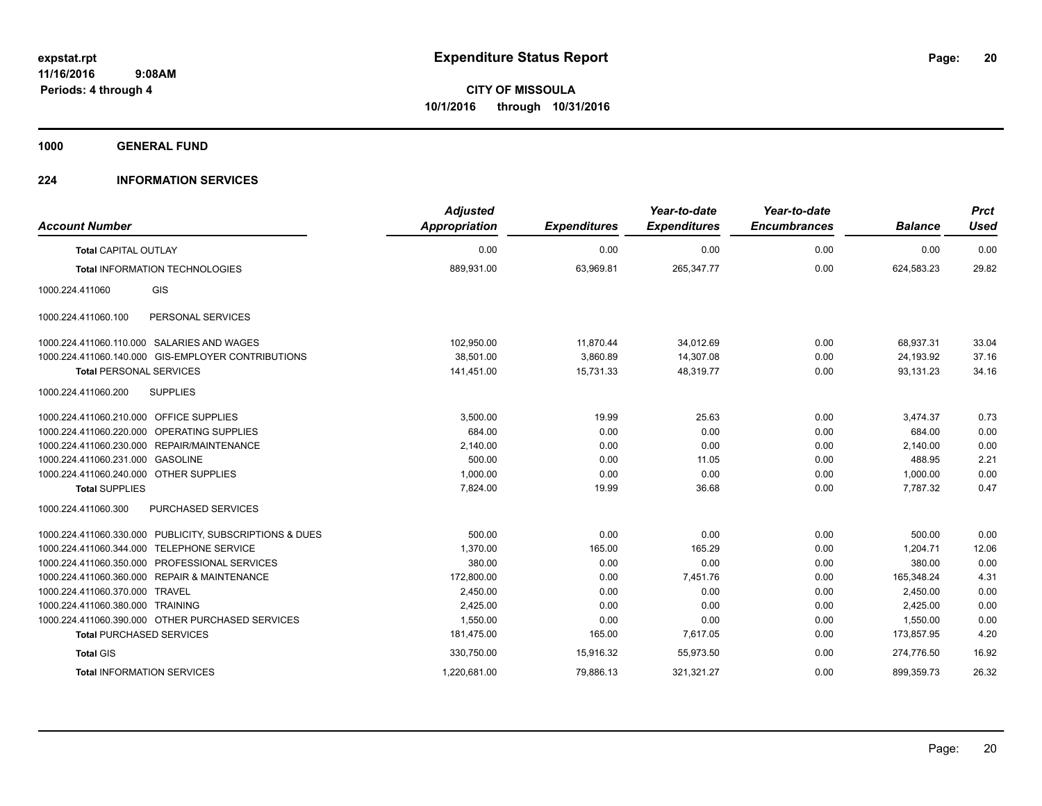# Expenditure Status Report

**CITY OF MISSOULA**
**10/1/2016 through 10/31/2016**

expstat.rpt
11/16/2016 9:08AM
Periods: 4 through 4

## 1000 GENERAL FUND

## 224 INFORMATION SERVICES

| Account Number | | Adjusted Appropriation | Expenditures | Year-to-date Expenditures | Year-to-date Encumbrances | Balance | Prct Used |
|---|---|---|---|---|---|---|---|
| **Total** CAPITAL OUTLAY | | 0.00 | 0.00 | 0.00 | 0.00 | 0.00 | 0.00 |
| **Total** INFORMATION TECHNOLOGIES | | 889,931.00 | 63,969.81 | 265,347.77 | 0.00 | 624,583.23 | 29.82 |
| 1000.224.411060 | GIS | | | | | | |
| 1000.224.411060.100 | PERSONAL SERVICES | | | | | | |
| 1000.224.411060.110.000 | SALARIES AND WAGES | 102,950.00 | 11,870.44 | 34,012.69 | 0.00 | 68,937.31 | 33.04 |
| 1000.224.411060.140.000 | GIS-EMPLOYER CONTRIBUTIONS | 38,501.00 | 3,860.89 | 14,307.08 | 0.00 | 24,193.92 | 37.16 |
| **Total** PERSONAL SERVICES | | 141,451.00 | 15,731.33 | 48,319.77 | 0.00 | 93,131.23 | 34.16 |
| 1000.224.411060.200 | SUPPLIES | | | | | | |
| 1000.224.411060.210.000 | OFFICE SUPPLIES | 3,500.00 | 19.99 | 25.63 | 0.00 | 3,474.37 | 0.73 |
| 1000.224.411060.220.000 | OPERATING SUPPLIES | 684.00 | 0.00 | 0.00 | 0.00 | 684.00 | 0.00 |
| 1000.224.411060.230.000 | REPAIR/MAINTENANCE | 2,140.00 | 0.00 | 0.00 | 0.00 | 2,140.00 | 0.00 |
| 1000.224.411060.231.000 | GASOLINE | 500.00 | 0.00 | 11.05 | 0.00 | 488.95 | 2.21 |
| 1000.224.411060.240.000 | OTHER SUPPLIES | 1,000.00 | 0.00 | 0.00 | 0.00 | 1,000.00 | 0.00 |
| **Total** SUPPLIES | | 7,824.00 | 19.99 | 36.68 | 0.00 | 7,787.32 | 0.47 |
| 1000.224.411060.300 | PURCHASED SERVICES | | | | | | |
| 1000.224.411060.330.000 | PUBLICITY, SUBSCRIPTIONS & DUES | 500.00 | 0.00 | 0.00 | 0.00 | 500.00 | 0.00 |
| 1000.224.411060.344.000 | TELEPHONE SERVICE | 1,370.00 | 165.00 | 165.29 | 0.00 | 1,204.71 | 12.06 |
| 1000.224.411060.350.000 | PROFESSIONAL SERVICES | 380.00 | 0.00 | 0.00 | 0.00 | 380.00 | 0.00 |
| 1000.224.411060.360.000 | REPAIR & MAINTENANCE | 172,800.00 | 0.00 | 7,451.76 | 0.00 | 165,348.24 | 4.31 |
| 1000.224.411060.370.000 | TRAVEL | 2,450.00 | 0.00 | 0.00 | 0.00 | 2,450.00 | 0.00 |
| 1000.224.411060.380.000 | TRAINING | 2,425.00 | 0.00 | 0.00 | 0.00 | 2,425.00 | 0.00 |
| 1000.224.411060.390.000 | OTHER PURCHASED SERVICES | 1,550.00 | 0.00 | 0.00 | 0.00 | 1,550.00 | 0.00 |
| **Total** PURCHASED SERVICES | | 181,475.00 | 165.00 | 7,617.05 | 0.00 | 173,857.95 | 4.20 |
| **Total** GIS | | 330,750.00 | 15,916.32 | 55,973.50 | 0.00 | 274,776.50 | 16.92 |
| **Total** INFORMATION SERVICES | | 1,220,681.00 | 79,886.13 | 321,321.27 | 0.00 | 899,359.73 | 26.32 |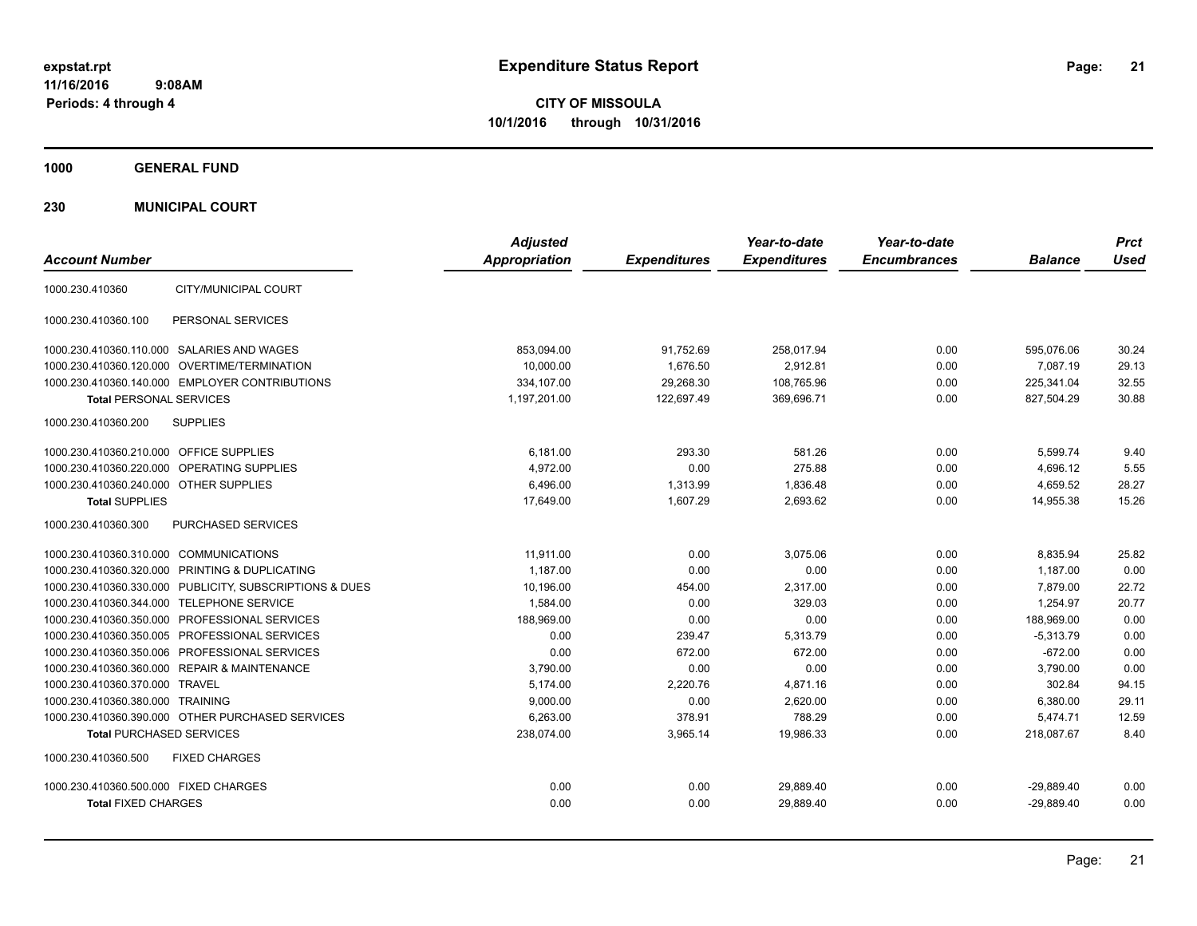**expstat.rpt**
**11/16/2016 9:08AM**
**Periods: 4 through 4**

# Expenditure Status Report

**CITY OF MISSOULA**
**10/1/2016 through 10/31/2016**

## 1000 GENERAL FUND

### 230 MUNICIPAL COURT

| Account Number | | Adjusted Appropriation | Expenditures | Year-to-date Expenditures | Year-to-date Encumbrances | Balance | Prct Used |
|---|---|---|---|---|---|---|---|
| 1000.230.410360 | CITY/MUNICIPAL COURT | | | | | | |
| 1000.230.410360.100 | PERSONAL SERVICES | | | | | | |
| 1000.230.410360.110.000 | SALARIES AND WAGES | 853,094.00 | 91,752.69 | 258,017.94 | 0.00 | 595,076.06 | 30.24 |
| 1000.230.410360.120.000 | OVERTIME/TERMINATION | 10,000.00 | 1,676.50 | 2,912.81 | 0.00 | 7,087.19 | 29.13 |
| 1000.230.410360.140.000 | EMPLOYER CONTRIBUTIONS | 334,107.00 | 29,268.30 | 108,765.96 | 0.00 | 225,341.04 | 32.55 |
| **Total** PERSONAL SERVICES | | 1,197,201.00 | 122,697.49 | 369,696.71 | 0.00 | 827,504.29 | 30.88 |
| 1000.230.410360.200 | SUPPLIES | | | | | | |
| 1000.230.410360.210.000 | OFFICE SUPPLIES | 6,181.00 | 293.30 | 581.26 | 0.00 | 5,599.74 | 9.40 |
| 1000.230.410360.220.000 | OPERATING SUPPLIES | 4,972.00 | 0.00 | 275.88 | 0.00 | 4,696.12 | 5.55 |
| 1000.230.410360.240.000 | OTHER SUPPLIES | 6,496.00 | 1,313.99 | 1,836.48 | 0.00 | 4,659.52 | 28.27 |
| **Total** SUPPLIES | | 17,649.00 | 1,607.29 | 2,693.62 | 0.00 | 14,955.38 | 15.26 |
| 1000.230.410360.300 | PURCHASED SERVICES | | | | | | |
| 1000.230.410360.310.000 | COMMUNICATIONS | 11,911.00 | 0.00 | 3,075.06 | 0.00 | 8,835.94 | 25.82 |
| 1000.230.410360.320.000 | PRINTING & DUPLICATING | 1,187.00 | 0.00 | 0.00 | 0.00 | 1,187.00 | 0.00 |
| 1000.230.410360.330.000 | PUBLICITY, SUBSCRIPTIONS & DUES | 10,196.00 | 454.00 | 2,317.00 | 0.00 | 7,879.00 | 22.72 |
| 1000.230.410360.344.000 | TELEPHONE SERVICE | 1,584.00 | 0.00 | 329.03 | 0.00 | 1,254.97 | 20.77 |
| 1000.230.410360.350.000 | PROFESSIONAL SERVICES | 188,969.00 | 0.00 | 0.00 | 0.00 | 188,969.00 | 0.00 |
| 1000.230.410360.350.005 | PROFESSIONAL SERVICES | 0.00 | 239.47 | 5,313.79 | 0.00 | -5,313.79 | 0.00 |
| 1000.230.410360.350.006 | PROFESSIONAL SERVICES | 0.00 | 672.00 | 672.00 | 0.00 | -672.00 | 0.00 |
| 1000.230.410360.360.000 | REPAIR & MAINTENANCE | 3,790.00 | 0.00 | 0.00 | 0.00 | 3,790.00 | 0.00 |
| 1000.230.410360.370.000 | TRAVEL | 5,174.00 | 2,220.76 | 4,871.16 | 0.00 | 302.84 | 94.15 |
| 1000.230.410360.380.000 | TRAINING | 9,000.00 | 0.00 | 2,620.00 | 0.00 | 6,380.00 | 29.11 |
| 1000.230.410360.390.000 | OTHER PURCHASED SERVICES | 6,263.00 | 378.91 | 788.29 | 0.00 | 5,474.71 | 12.59 |
| **Total** PURCHASED SERVICES | | 238,074.00 | 3,965.14 | 19,986.33 | 0.00 | 218,087.67 | 8.40 |
| 1000.230.410360.500 | FIXED CHARGES | | | | | | |
| 1000.230.410360.500.000 | FIXED CHARGES | 0.00 | 0.00 | 29,889.40 | 0.00 | -29,889.40 | 0.00 |
| **Total** FIXED CHARGES | | 0.00 | 0.00 | 29,889.40 | 0.00 | -29,889.40 | 0.00 |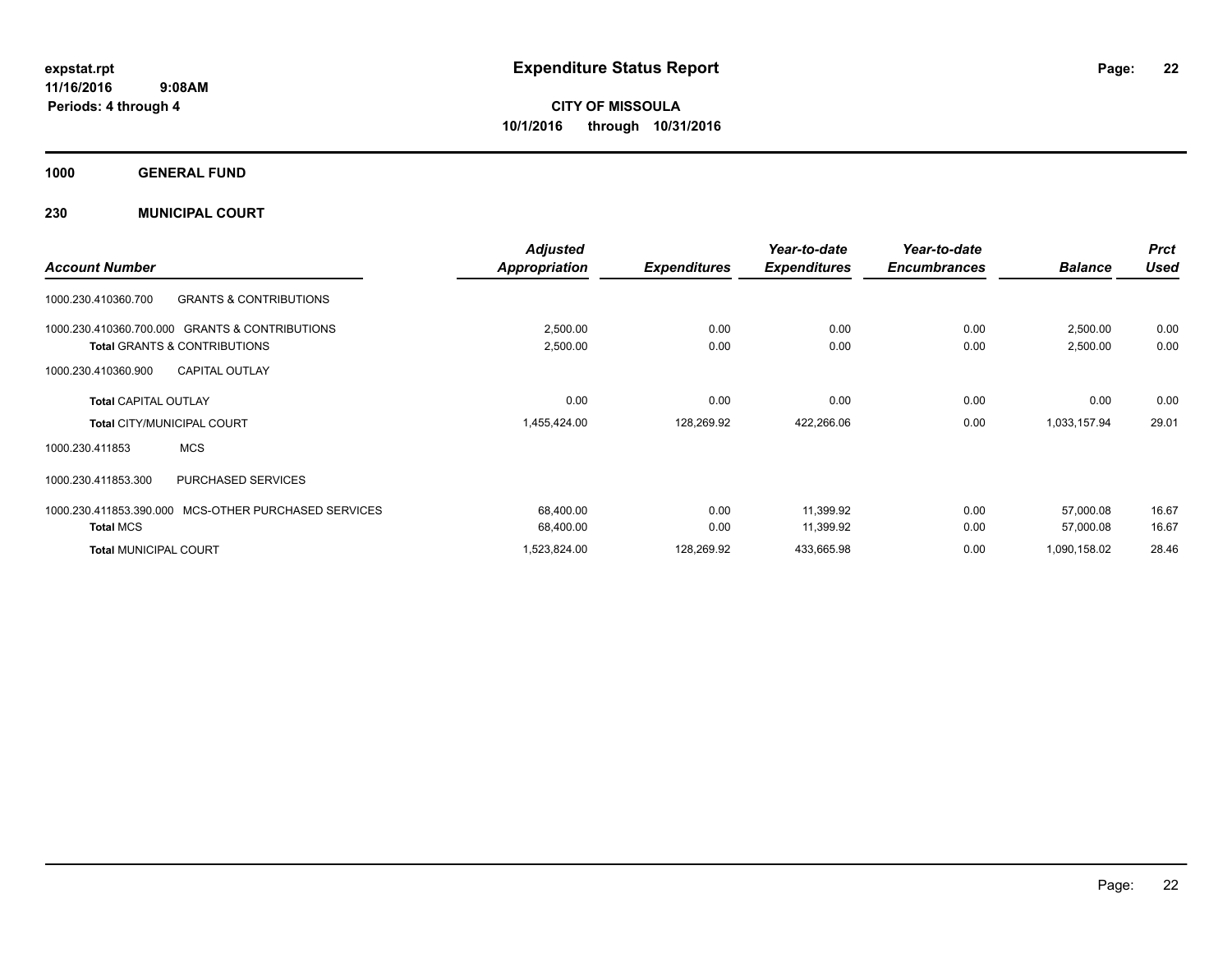# Expenditure Status Report

expstat.rpt
11/16/2016 9:08AM
Periods: 4 through 4

**CITY OF MISSOULA**
**10/1/2016 through 10/31/2016**

## 1000 GENERAL FUND

## 230 MUNICIPAL COURT

| Account Number | | Adjusted Appropriation | Expenditures | Year-to-date Expenditures | Year-to-date Encumbrances | Balance | Prct Used |
|---|---|---|---|---|---|---|---|
| 1000.230.410360.700 | GRANTS & CONTRIBUTIONS | | | | | | |
| 1000.230.410360.700.000 | GRANTS & CONTRIBUTIONS | 2,500.00 | 0.00 | 0.00 | 0.00 | 2,500.00 | 0.00 |
| **Total** GRANTS & CONTRIBUTIONS | | 2,500.00 | 0.00 | 0.00 | 0.00 | 2,500.00 | 0.00 |
| 1000.230.410360.900 | CAPITAL OUTLAY | | | | | | |
| **Total** CAPITAL OUTLAY | | 0.00 | 0.00 | 0.00 | 0.00 | 0.00 | 0.00 |
| **Total** CITY/MUNICIPAL COURT | | 1,455,424.00 | 128,269.92 | 422,266.06 | 0.00 | 1,033,157.94 | 29.01 |
| 1000.230.411853 | MCS | | | | | | |
| 1000.230.411853.300 | PURCHASED SERVICES | | | | | | |
| 1000.230.411853.390.000 | MCS-OTHER PURCHASED SERVICES | 68,400.00 | 0.00 | 11,399.92 | 0.00 | 57,000.08 | 16.67 |
| **Total** MCS | | 68,400.00 | 0.00 | 11,399.92 | 0.00 | 57,000.08 | 16.67 |
| **Total** MUNICIPAL COURT | | 1,523,824.00 | 128,269.92 | 433,665.98 | 0.00 | 1,090,158.02 | 28.46 |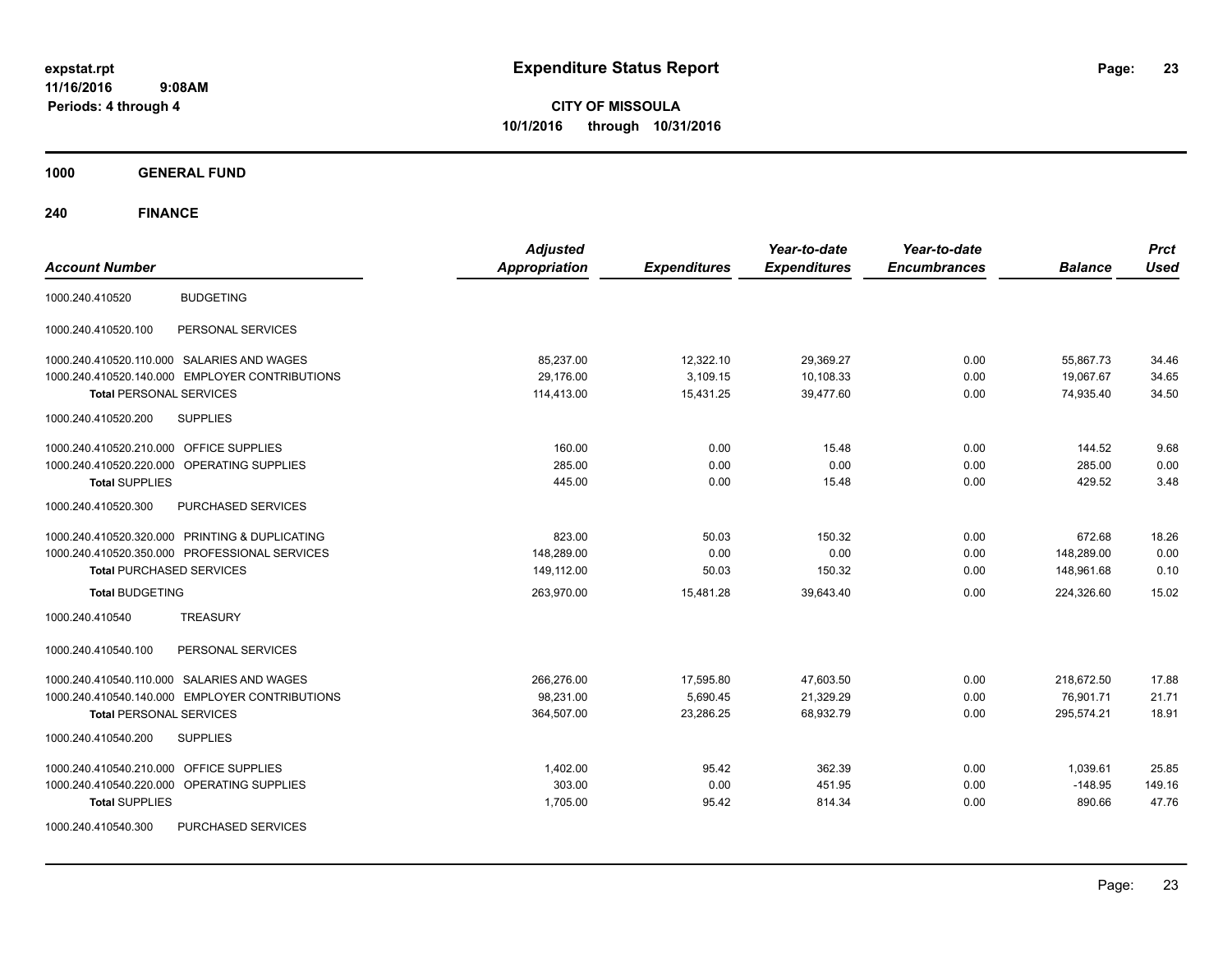**Expenditure Status Report**

**CITY OF MISSOULA**

**10/1/2016 through 10/31/2016**

expstat.rpt
11/16/2016 9:08AM
Periods: 4 through 4

## 1000 GENERAL FUND

## 240 FINANCE

| Account Number | | Adjusted Appropriation | Expenditures | Year-to-date Expenditures | Year-to-date Encumbrances | Balance | Prct Used |
|---|---|---|---|---|---|---|---|
| 1000.240.410520 | BUDGETING | | | | | | |
| 1000.240.410520.100 | PERSONAL SERVICES | | | | | | |
| 1000.240.410520.110.000 | SALARIES AND WAGES | 85,237.00 | 12,322.10 | 29,369.27 | 0.00 | 55,867.73 | 34.46 |
| 1000.240.410520.140.000 | EMPLOYER CONTRIBUTIONS | 29,176.00 | 3,109.15 | 10,108.33 | 0.00 | 19,067.67 | 34.65 |
| **Total** PERSONAL SERVICES | | 114,413.00 | 15,431.25 | 39,477.60 | 0.00 | 74,935.40 | 34.50 |
| 1000.240.410520.200 | SUPPLIES | | | | | | |
| 1000.240.410520.210.000 | OFFICE SUPPLIES | 160.00 | 0.00 | 15.48 | 0.00 | 144.52 | 9.68 |
| 1000.240.410520.220.000 | OPERATING SUPPLIES | 285.00 | 0.00 | 0.00 | 0.00 | 285.00 | 0.00 |
| **Total** SUPPLIES | | 445.00 | 0.00 | 15.48 | 0.00 | 429.52 | 3.48 |
| 1000.240.410520.300 | PURCHASED SERVICES | | | | | | |
| 1000.240.410520.320.000 | PRINTING & DUPLICATING | 823.00 | 50.03 | 150.32 | 0.00 | 672.68 | 18.26 |
| 1000.240.410520.350.000 | PROFESSIONAL SERVICES | 148,289.00 | 0.00 | 0.00 | 0.00 | 148,289.00 | 0.00 |
| **Total** PURCHASED SERVICES | | 149,112.00 | 50.03 | 150.32 | 0.00 | 148,961.68 | 0.10 |
| **Total** BUDGETING | | 263,970.00 | 15,481.28 | 39,643.40 | 0.00 | 224,326.60 | 15.02 |
| 1000.240.410540 | TREASURY | | | | | | |
| 1000.240.410540.100 | PERSONAL SERVICES | | | | | | |
| 1000.240.410540.110.000 | SALARIES AND WAGES | 266,276.00 | 17,595.80 | 47,603.50 | 0.00 | 218,672.50 | 17.88 |
| 1000.240.410540.140.000 | EMPLOYER CONTRIBUTIONS | 98,231.00 | 5,690.45 | 21,329.29 | 0.00 | 76,901.71 | 21.71 |
| **Total** PERSONAL SERVICES | | 364,507.00 | 23,286.25 | 68,932.79 | 0.00 | 295,574.21 | 18.91 |
| 1000.240.410540.200 | SUPPLIES | | | | | | |
| 1000.240.410540.210.000 | OFFICE SUPPLIES | 1,402.00 | 95.42 | 362.39 | 0.00 | 1,039.61 | 25.85 |
| 1000.240.410540.220.000 | OPERATING SUPPLIES | 303.00 | 0.00 | 451.95 | 0.00 | -148.95 | 149.16 |
| **Total** SUPPLIES | | 1,705.00 | 95.42 | 814.34 | 0.00 | 890.66 | 47.76 |
| 1000.240.410540.300 | PURCHASED SERVICES | | | | | | |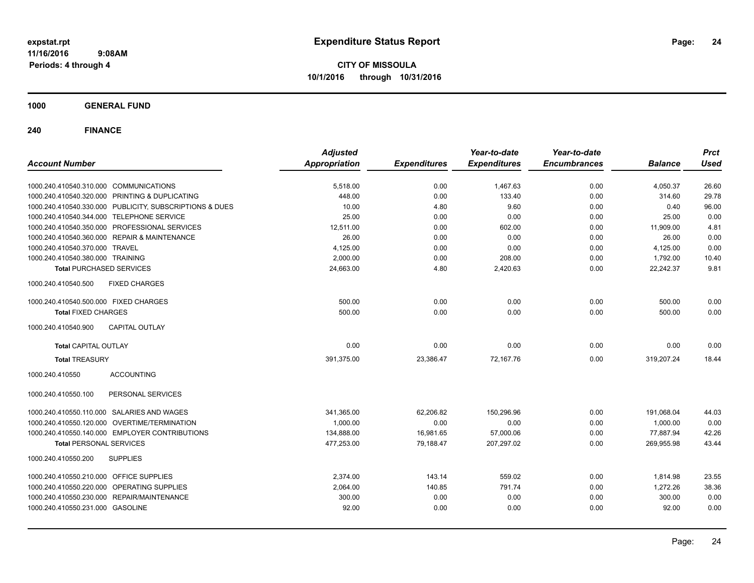# Expenditure Status Report

**CITY OF MISSOULA**

**10/1/2016 through 10/31/2016**

expstat.rpt
11/16/2016 9:08AM
Periods: 4 through 4

## 1000 GENERAL FUND

## 240 FINANCE

| Account Number | Adjusted Appropriation | Expenditures | Year-to-date Expenditures | Year-to-date Encumbrances | Balance | Prct Used |
|---|---|---|---|---|---|---|
| 1000.240.410540.310.000 COMMUNICATIONS | 5,518.00 | 0.00 | 1,467.63 | 0.00 | 4,050.37 | 26.60 |
| 1000.240.410540.320.000 PRINTING & DUPLICATING | 448.00 | 0.00 | 133.40 | 0.00 | 314.60 | 29.78 |
| 1000.240.410540.330.000 PUBLICITY, SUBSCRIPTIONS & DUES | 10.00 | 4.80 | 9.60 | 0.00 | 0.40 | 96.00 |
| 1000.240.410540.344.000 TELEPHONE SERVICE | 25.00 | 0.00 | 0.00 | 0.00 | 25.00 | 0.00 |
| 1000.240.410540.350.000 PROFESSIONAL SERVICES | 12,511.00 | 0.00 | 602.00 | 0.00 | 11,909.00 | 4.81 |
| 1000.240.410540.360.000 REPAIR & MAINTENANCE | 26.00 | 0.00 | 0.00 | 0.00 | 26.00 | 0.00 |
| 1000.240.410540.370.000 TRAVEL | 4,125.00 | 0.00 | 0.00 | 0.00 | 4,125.00 | 0.00 |
| 1000.240.410540.380.000 TRAINING | 2,000.00 | 0.00 | 208.00 | 0.00 | 1,792.00 | 10.40 |
| **Total** PURCHASED SERVICES | 24,663.00 | 4.80 | 2,420.63 | 0.00 | 22,242.37 | 9.81 |
| 1000.240.410540.500 FIXED CHARGES | | | | | | |
| 1000.240.410540.500.000 FIXED CHARGES | 500.00 | 0.00 | 0.00 | 0.00 | 500.00 | 0.00 |
| **Total** FIXED CHARGES | 500.00 | 0.00 | 0.00 | 0.00 | 500.00 | 0.00 |
| 1000.240.410540.900 CAPITAL OUTLAY | | | | | | |
| **Total** CAPITAL OUTLAY | 0.00 | 0.00 | 0.00 | 0.00 | 0.00 | 0.00 |
| **Total** TREASURY | 391,375.00 | 23,386.47 | 72,167.76 | 0.00 | 319,207.24 | 18.44 |
| 1000.240.410550 ACCOUNTING | | | | | | |
| 1000.240.410550.100 PERSONAL SERVICES | | | | | | |
| 1000.240.410550.110.000 SALARIES AND WAGES | 341,365.00 | 62,206.82 | 150,296.96 | 0.00 | 191,068.04 | 44.03 |
| 1000.240.410550.120.000 OVERTIME/TERMINATION | 1,000.00 | 0.00 | 0.00 | 0.00 | 1,000.00 | 0.00 |
| 1000.240.410550.140.000 EMPLOYER CONTRIBUTIONS | 134,888.00 | 16,981.65 | 57,000.06 | 0.00 | 77,887.94 | 42.26 |
| **Total** PERSONAL SERVICES | 477,253.00 | 79,188.47 | 207,297.02 | 0.00 | 269,955.98 | 43.44 |
| 1000.240.410550.200 SUPPLIES | | | | | | |
| 1000.240.410550.210.000 OFFICE SUPPLIES | 2,374.00 | 143.14 | 559.02 | 0.00 | 1,814.98 | 23.55 |
| 1000.240.410550.220.000 OPERATING SUPPLIES | 2,064.00 | 140.85 | 791.74 | 0.00 | 1,272.26 | 38.36 |
| 1000.240.410550.230.000 REPAIR/MAINTENANCE | 300.00 | 0.00 | 0.00 | 0.00 | 300.00 | 0.00 |
| 1000.240.410550.231.000 GASOLINE | 92.00 | 0.00 | 0.00 | 0.00 | 92.00 | 0.00 |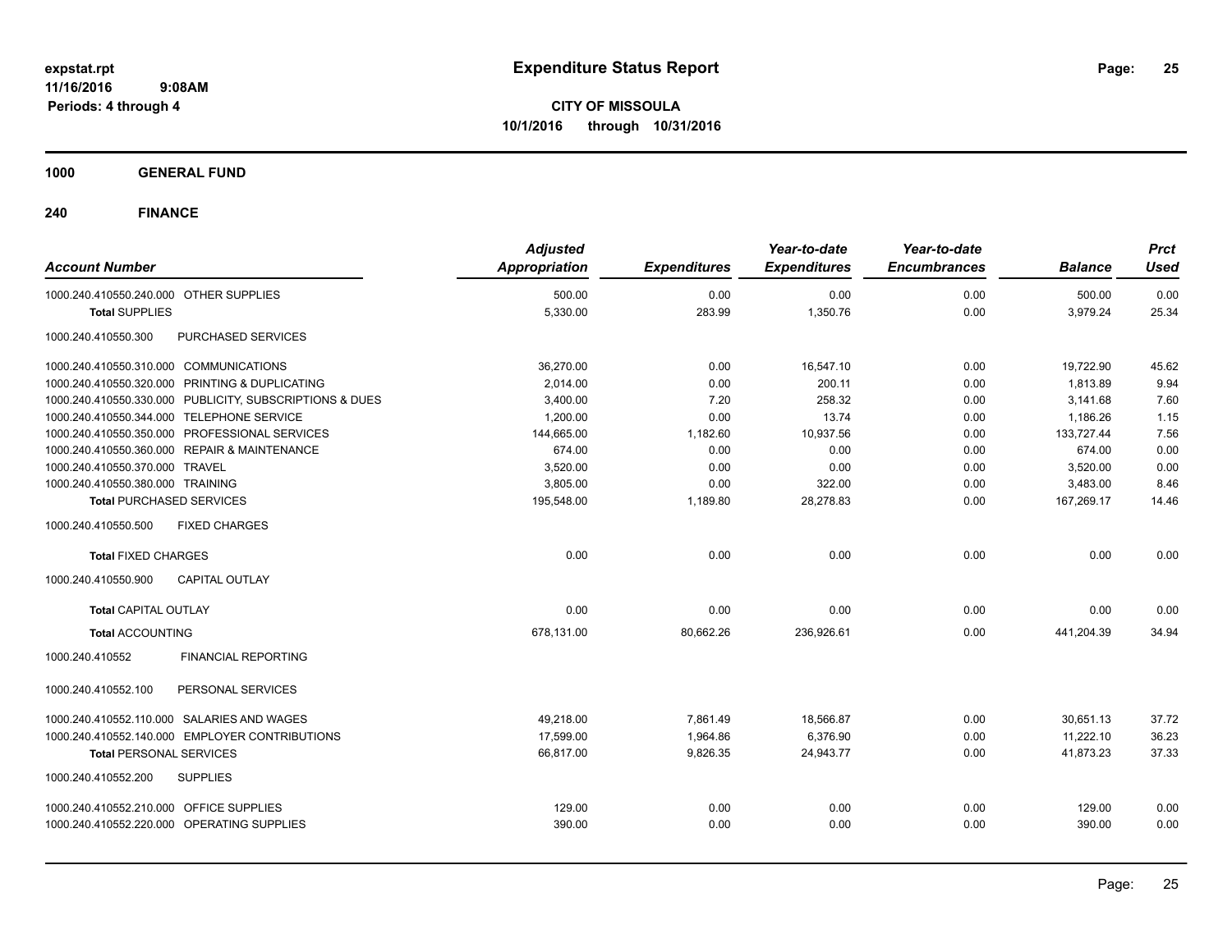# Expenditure Status Report

**CITY OF MISSOULA**

**10/1/2016 through 10/31/2016**

expstat.rpt
11/16/2016 9:08AM
Periods: 4 through 4

## 1000 GENERAL FUND

## 240 FINANCE

| Account Number | Adjusted Appropriation | Expenditures | Year-to-date Expenditures | Year-to-date Encumbrances | Balance | Prct Used |
|---|---|---|---|---|---|---|
| 1000.240.410550.240.000 OTHER SUPPLIES | 500.00 | 0.00 | 0.00 | 0.00 | 500.00 | 0.00 |
| **Total SUPPLIES** | 5,330.00 | 283.99 | 1,350.76 | 0.00 | 3,979.24 | 25.34 |
| 1000.240.410550.300 PURCHASED SERVICES | | | | | | |
| 1000.240.410550.310.000 COMMUNICATIONS | 36,270.00 | 0.00 | 16,547.10 | 0.00 | 19,722.90 | 45.62 |
| 1000.240.410550.320.000 PRINTING & DUPLICATING | 2,014.00 | 0.00 | 200.11 | 0.00 | 1,813.89 | 9.94 |
| 1000.240.410550.330.000 PUBLICITY, SUBSCRIPTIONS & DUES | 3,400.00 | 7.20 | 258.32 | 0.00 | 3,141.68 | 7.60 |
| 1000.240.410550.344.000 TELEPHONE SERVICE | 1,200.00 | 0.00 | 13.74 | 0.00 | 1,186.26 | 1.15 |
| 1000.240.410550.350.000 PROFESSIONAL SERVICES | 144,665.00 | 1,182.60 | 10,937.56 | 0.00 | 133,727.44 | 7.56 |
| 1000.240.410550.360.000 REPAIR & MAINTENANCE | 674.00 | 0.00 | 0.00 | 0.00 | 674.00 | 0.00 |
| 1000.240.410550.370.000 TRAVEL | 3,520.00 | 0.00 | 0.00 | 0.00 | 3,520.00 | 0.00 |
| 1000.240.410550.380.000 TRAINING | 3,805.00 | 0.00 | 322.00 | 0.00 | 3,483.00 | 8.46 |
| **Total PURCHASED SERVICES** | 195,548.00 | 1,189.80 | 28,278.83 | 0.00 | 167,269.17 | 14.46 |
| 1000.240.410550.500 FIXED CHARGES | | | | | | |
| **Total FIXED CHARGES** | 0.00 | 0.00 | 0.00 | 0.00 | 0.00 | 0.00 |
| 1000.240.410550.900 CAPITAL OUTLAY | | | | | | |
| **Total CAPITAL OUTLAY** | 0.00 | 0.00 | 0.00 | 0.00 | 0.00 | 0.00 |
| **Total ACCOUNTING** | 678,131.00 | 80,662.26 | 236,926.61 | 0.00 | 441,204.39 | 34.94 |
| 1000.240.410552 FINANCIAL REPORTING | | | | | | |
| 1000.240.410552.100 PERSONAL SERVICES | | | | | | |
| 1000.240.410552.110.000 SALARIES AND WAGES | 49,218.00 | 7,861.49 | 18,566.87 | 0.00 | 30,651.13 | 37.72 |
| 1000.240.410552.140.000 EMPLOYER CONTRIBUTIONS | 17,599.00 | 1,964.86 | 6,376.90 | 0.00 | 11,222.10 | 36.23 |
| **Total PERSONAL SERVICES** | 66,817.00 | 9,826.35 | 24,943.77 | 0.00 | 41,873.23 | 37.33 |
| 1000.240.410552.200 SUPPLIES | | | | | | |
| 1000.240.410552.210.000 OFFICE SUPPLIES | 129.00 | 0.00 | 0.00 | 0.00 | 129.00 | 0.00 |
| 1000.240.410552.220.000 OPERATING SUPPLIES | 390.00 | 0.00 | 0.00 | 0.00 | 390.00 | 0.00 |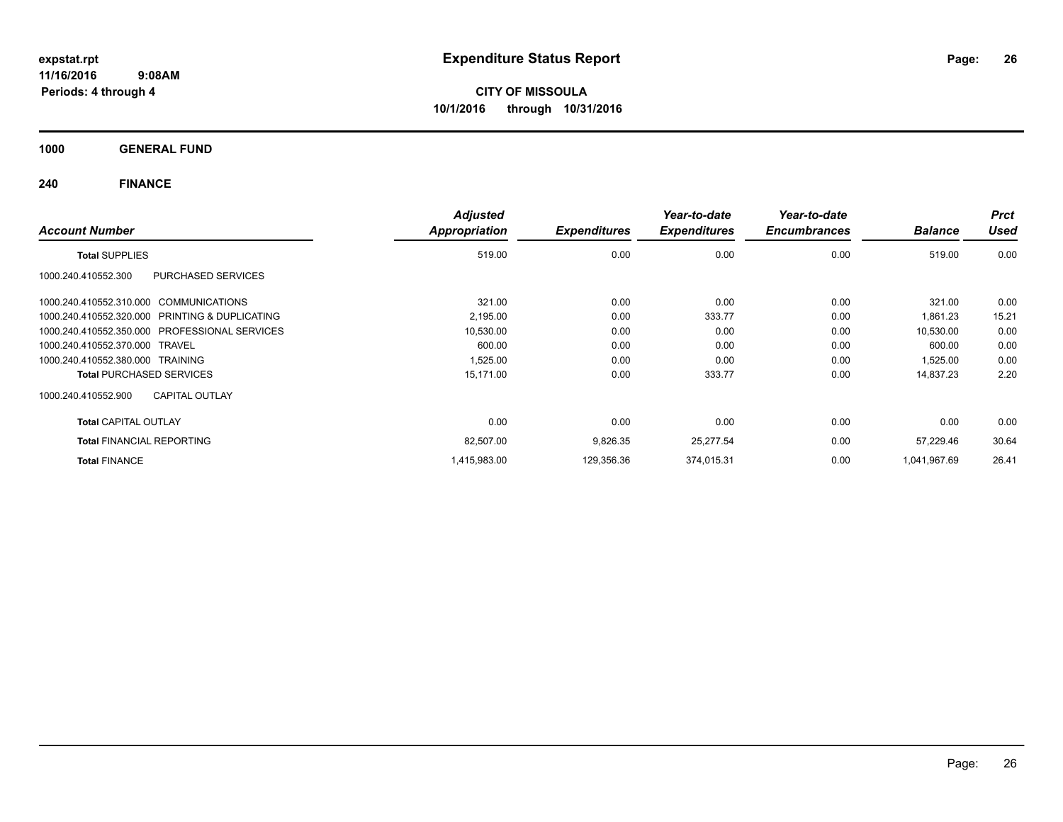# Expenditure Status Report

**CITY OF MISSOULA**
**10/1/2016 through 10/31/2016**

expstat.rpt
11/16/2016 9:08AM
Periods: 4 through 4

## 1000 GENERAL FUND

### 240 FINANCE

| Account Number | | Adjusted Appropriation | Expenditures | Year-to-date Expenditures | Year-to-date Encumbrances | Balance | Prct Used |
|---|---|---|---|---|---|---|---|
| **Total** SUPPLIES | | 519.00 | 0.00 | 0.00 | 0.00 | 519.00 | 0.00 |
| 1000.240.410552.300 | PURCHASED SERVICES | | | | | | |
| 1000.240.410552.310.000 | COMMUNICATIONS | 321.00 | 0.00 | 0.00 | 0.00 | 321.00 | 0.00 |
| 1000.240.410552.320.000 | PRINTING & DUPLICATING | 2,195.00 | 0.00 | 333.77 | 0.00 | 1,861.23 | 15.21 |
| 1000.240.410552.350.000 | PROFESSIONAL SERVICES | 10,530.00 | 0.00 | 0.00 | 0.00 | 10,530.00 | 0.00 |
| 1000.240.410552.370.000 | TRAVEL | 600.00 | 0.00 | 0.00 | 0.00 | 600.00 | 0.00 |
| 1000.240.410552.380.000 | TRAINING | 1,525.00 | 0.00 | 0.00 | 0.00 | 1,525.00 | 0.00 |
| **Total** PURCHASED SERVICES | | 15,171.00 | 0.00 | 333.77 | 0.00 | 14,837.23 | 2.20 |
| 1000.240.410552.900 | CAPITAL OUTLAY | | | | | | |
| **Total** CAPITAL OUTLAY | | 0.00 | 0.00 | 0.00 | 0.00 | 0.00 | 0.00 |
| **Total** FINANCIAL REPORTING | | 82,507.00 | 9,826.35 | 25,277.54 | 0.00 | 57,229.46 | 30.64 |
| **Total** FINANCE | | 1,415,983.00 | 129,356.36 | 374,015.31 | 0.00 | 1,041,967.69 | 26.41 |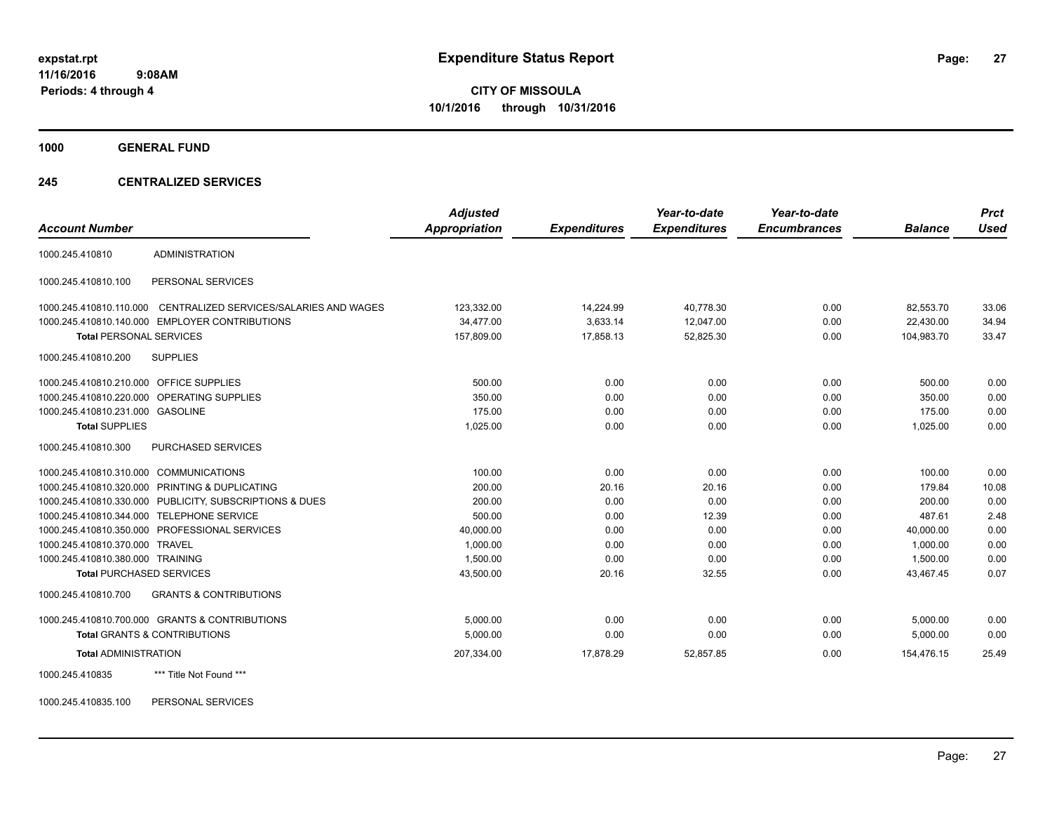expstat.rpt
11/16/2016 9:08AM
Periods: 4 through 4

# Expenditure Status Report

**CITY OF MISSOULA**
**10/1/2016 through 10/31/2016**

## 1000 GENERAL FUND

### 245 CENTRALIZED SERVICES

| Account Number | | Adjusted Appropriation | Expenditures | Year-to-date Expenditures | Year-to-date Encumbrances | Balance | Prct Used |
|---|---|---|---|---|---|---|---|
| 1000.245.410810 | ADMINISTRATION | | | | | | |
| 1000.245.410810.100 | PERSONAL SERVICES | | | | | | |
| 1000.245.410810.110.000 | CENTRALIZED SERVICES/SALARIES AND WAGES | 123,332.00 | 14,224.99 | 40,778.30 | 0.00 | 82,553.70 | 33.06 |
| 1000.245.410810.140.000 | EMPLOYER CONTRIBUTIONS | 34,477.00 | 3,633.14 | 12,047.00 | 0.00 | 22,430.00 | 34.94 |
| **Total** PERSONAL SERVICES | | 157,809.00 | 17,858.13 | 52,825.30 | 0.00 | 104,983.70 | 33.47 |
| 1000.245.410810.200 | SUPPLIES | | | | | | |
| 1000.245.410810.210.000 | OFFICE SUPPLIES | 500.00 | 0.00 | 0.00 | 0.00 | 500.00 | 0.00 |
| 1000.245.410810.220.000 | OPERATING SUPPLIES | 350.00 | 0.00 | 0.00 | 0.00 | 350.00 | 0.00 |
| 1000.245.410810.231.000 | GASOLINE | 175.00 | 0.00 | 0.00 | 0.00 | 175.00 | 0.00 |
| **Total** SUPPLIES | | 1,025.00 | 0.00 | 0.00 | 0.00 | 1,025.00 | 0.00 |
| 1000.245.410810.300 | PURCHASED SERVICES | | | | | | |
| 1000.245.410810.310.000 | COMMUNICATIONS | 100.00 | 0.00 | 0.00 | 0.00 | 100.00 | 0.00 |
| 1000.245.410810.320.000 | PRINTING & DUPLICATING | 200.00 | 20.16 | 20.16 | 0.00 | 179.84 | 10.08 |
| 1000.245.410810.330.000 | PUBLICITY, SUBSCRIPTIONS & DUES | 200.00 | 0.00 | 0.00 | 0.00 | 200.00 | 0.00 |
| 1000.245.410810.344.000 | TELEPHONE SERVICE | 500.00 | 0.00 | 12.39 | 0.00 | 487.61 | 2.48 |
| 1000.245.410810.350.000 | PROFESSIONAL SERVICES | 40,000.00 | 0.00 | 0.00 | 0.00 | 40,000.00 | 0.00 |
| 1000.245.410810.370.000 | TRAVEL | 1,000.00 | 0.00 | 0.00 | 0.00 | 1,000.00 | 0.00 |
| 1000.245.410810.380.000 | TRAINING | 1,500.00 | 0.00 | 0.00 | 0.00 | 1,500.00 | 0.00 |
| **Total** PURCHASED SERVICES | | 43,500.00 | 20.16 | 32.55 | 0.00 | 43,467.45 | 0.07 |
| 1000.245.410810.700 | GRANTS & CONTRIBUTIONS | | | | | | |
| 1000.245.410810.700.000 | GRANTS & CONTRIBUTIONS | 5,000.00 | 0.00 | 0.00 | 0.00 | 5,000.00 | 0.00 |
| **Total** GRANTS & CONTRIBUTIONS | | 5,000.00 | 0.00 | 0.00 | 0.00 | 5,000.00 | 0.00 |
| **Total** ADMINISTRATION | | 207,334.00 | 17,878.29 | 52,857.85 | 0.00 | 154,476.15 | 25.49 |
| 1000.245.410835 | *** Title Not Found *** | | | | | | |
| 1000.245.410835.100 | PERSONAL SERVICES | | | | | | |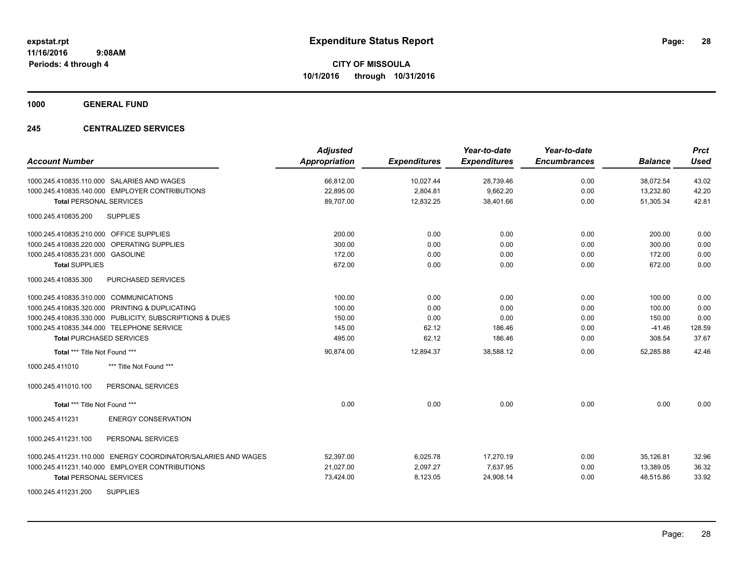**expstat.rpt**
**11/16/2016 9:08AM**
**Periods: 4 through 4**

# Expenditure Status Report

**CITY OF MISSOULA**
**10/1/2016 through 10/31/2016**

## 1000 GENERAL FUND

## 245 CENTRALIZED SERVICES

| Account Number | Adjusted Appropriation | Expenditures | Year-to-date Expenditures | Year-to-date Encumbrances | Balance | Prct Used |
|---|---|---|---|---|---|---|
| 1000.245.410835.110.000 SALARIES AND WAGES | 66,812.00 | 10,027.44 | 28,739.46 | 0.00 | 38,072.54 | 43.02 |
| 1000.245.410835.140.000 EMPLOYER CONTRIBUTIONS | 22,895.00 | 2,804.81 | 9,662.20 | 0.00 | 13,232.80 | 42.20 |
| **Total** PERSONAL SERVICES | 89,707.00 | 12,832.25 | 38,401.66 | 0.00 | 51,305.34 | 42.81 |
| 1000.245.410835.200 SUPPLIES | | | | | | |
| 1000.245.410835.210.000 OFFICE SUPPLIES | 200.00 | 0.00 | 0.00 | 0.00 | 200.00 | 0.00 |
| 1000.245.410835.220.000 OPERATING SUPPLIES | 300.00 | 0.00 | 0.00 | 0.00 | 300.00 | 0.00 |
| 1000.245.410835.231.000 GASOLINE | 172.00 | 0.00 | 0.00 | 0.00 | 172.00 | 0.00 |
| **Total** SUPPLIES | 672.00 | 0.00 | 0.00 | 0.00 | 672.00 | 0.00 |
| 1000.245.410835.300 PURCHASED SERVICES | | | | | | |
| 1000.245.410835.310.000 COMMUNICATIONS | 100.00 | 0.00 | 0.00 | 0.00 | 100.00 | 0.00 |
| 1000.245.410835.320.000 PRINTING & DUPLICATING | 100.00 | 0.00 | 0.00 | 0.00 | 100.00 | 0.00 |
| 1000.245.410835.330.000 PUBLICITY, SUBSCRIPTIONS & DUES | 150.00 | 0.00 | 0.00 | 0.00 | 150.00 | 0.00 |
| 1000.245.410835.344.000 TELEPHONE SERVICE | 145.00 | 62.12 | 186.46 | 0.00 | -41.46 | 128.59 |
| **Total** PURCHASED SERVICES | 495.00 | 62.12 | 186.46 | 0.00 | 308.54 | 37.67 |
| **Total** *** Title Not Found *** | 90,874.00 | 12,894.37 | 38,588.12 | 0.00 | 52,285.88 | 42.46 |
| 1000.245.411010 *** Title Not Found *** | | | | | | |
| 1000.245.411010.100 PERSONAL SERVICES | | | | | | |
| **Total** *** Title Not Found *** | 0.00 | 0.00 | 0.00 | 0.00 | 0.00 | 0.00 |
| 1000.245.411231 ENERGY CONSERVATION | | | | | | |
| 1000.245.411231.100 PERSONAL SERVICES | | | | | | |
| 1000.245.411231.110.000 ENERGY COORDINATOR/SALARIES AND WAGES | 52,397.00 | 6,025.78 | 17,270.19 | 0.00 | 35,126.81 | 32.96 |
| 1000.245.411231.140.000 EMPLOYER CONTRIBUTIONS | 21,027.00 | 2,097.27 | 7,637.95 | 0.00 | 13,389.05 | 36.32 |
| **Total** PERSONAL SERVICES | 73,424.00 | 8,123.05 | 24,908.14 | 0.00 | 48,515.86 | 33.92 |
| 1000.245.411231.200 SUPPLIES | | | | | | |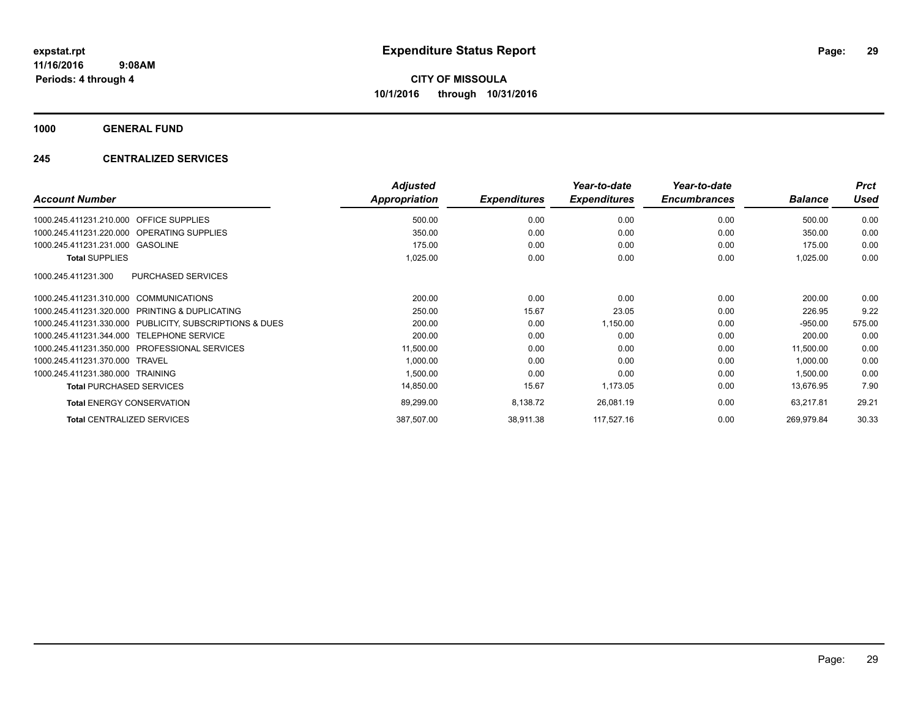**expstat.rpt**
**11/16/2016 9:08AM**
**Periods: 4 through 4**

# Expenditure Status Report

**CITY OF MISSOULA**
**10/1/2016 through 10/31/2016**

## 1000 GENERAL FUND

## 245 CENTRALIZED SERVICES

| Account Number | | Adjusted Appropriation | Expenditures | Year-to-date Expenditures | Year-to-date Encumbrances | Balance | Prct Used |
|---|---|---|---|---|---|---|---|
| 1000.245.411231.210.000 | OFFICE SUPPLIES | 500.00 | 0.00 | 0.00 | 0.00 | 500.00 | 0.00 |
| 1000.245.411231.220.000 | OPERATING SUPPLIES | 350.00 | 0.00 | 0.00 | 0.00 | 350.00 | 0.00 |
| 1000.245.411231.231.000 | GASOLINE | 175.00 | 0.00 | 0.00 | 0.00 | 175.00 | 0.00 |
| **Total** SUPPLIES | | 1,025.00 | 0.00 | 0.00 | 0.00 | 1,025.00 | 0.00 |
| 1000.245.411231.300 | PURCHASED SERVICES | | | | | | |
| 1000.245.411231.310.000 | COMMUNICATIONS | 200.00 | 0.00 | 0.00 | 0.00 | 200.00 | 0.00 |
| 1000.245.411231.320.000 | PRINTING & DUPLICATING | 250.00 | 15.67 | 23.05 | 0.00 | 226.95 | 9.22 |
| 1000.245.411231.330.000 | PUBLICITY, SUBSCRIPTIONS & DUES | 200.00 | 0.00 | 1,150.00 | 0.00 | -950.00 | 575.00 |
| 1000.245.411231.344.000 | TELEPHONE SERVICE | 200.00 | 0.00 | 0.00 | 0.00 | 200.00 | 0.00 |
| 1000.245.411231.350.000 | PROFESSIONAL SERVICES | 11,500.00 | 0.00 | 0.00 | 0.00 | 11,500.00 | 0.00 |
| 1000.245.411231.370.000 | TRAVEL | 1,000.00 | 0.00 | 0.00 | 0.00 | 1,000.00 | 0.00 |
| 1000.245.411231.380.000 | TRAINING | 1,500.00 | 0.00 | 0.00 | 0.00 | 1,500.00 | 0.00 |
| **Total** PURCHASED SERVICES | | 14,850.00 | 15.67 | 1,173.05 | 0.00 | 13,676.95 | 7.90 |
| **Total** ENERGY CONSERVATION | | 89,299.00 | 8,138.72 | 26,081.19 | 0.00 | 63,217.81 | 29.21 |
| **Total** CENTRALIZED SERVICES | | 387,507.00 | 38,911.38 | 117,527.16 | 0.00 | 269,979.84 | 30.33 |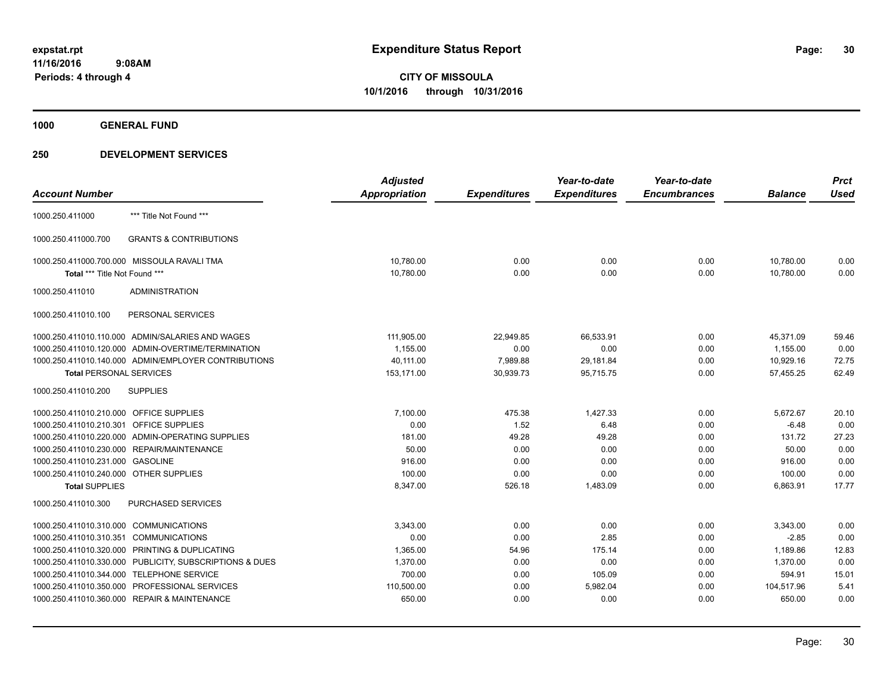**expstat.rpt**
**11/16/2016 9:08AM**
**Periods: 4 through 4**

# Expenditure Status Report

**CITY OF MISSOULA**
**10/1/2016 through 10/31/2016**

## 1000 GENERAL FUND

### 250 DEVELOPMENT SERVICES

| Account Number | | Adjusted Appropriation | Expenditures | Year-to-date Expenditures | Year-to-date Encumbrances | Balance | Prct Used |
|---|---|---|---|---|---|---|---|
| 1000.250.411000 | *** Title Not Found *** | | | | | | |
| 1000.250.411000.700 | GRANTS & CONTRIBUTIONS | | | | | | |
| 1000.250.411000.700.000 | MISSOULA RAVALI TMA | 10,780.00 | 0.00 | 0.00 | 0.00 | 10,780.00 | 0.00 |
| **Total** *** Title Not Found *** | | 10,780.00 | 0.00 | 0.00 | 0.00 | 10,780.00 | 0.00 |
| 1000.250.411010 | ADMINISTRATION | | | | | | |
| 1000.250.411010.100 | PERSONAL SERVICES | | | | | | |
| 1000.250.411010.110.000 | ADMIN/SALARIES AND WAGES | 111,905.00 | 22,949.85 | 66,533.91 | 0.00 | 45,371.09 | 59.46 |
| 1000.250.411010.120.000 | ADMIN-OVERTIME/TERMINATION | 1,155.00 | 0.00 | 0.00 | 0.00 | 1,155.00 | 0.00 |
| 1000.250.411010.140.000 | ADMIN/EMPLOYER CONTRIBUTIONS | 40,111.00 | 7,989.88 | 29,181.84 | 0.00 | 10,929.16 | 72.75 |
| **Total** PERSONAL SERVICES | | 153,171.00 | 30,939.73 | 95,715.75 | 0.00 | 57,455.25 | 62.49 |
| 1000.250.411010.200 | SUPPLIES | | | | | | |
| 1000.250.411010.210.000 | OFFICE SUPPLIES | 7,100.00 | 475.38 | 1,427.33 | 0.00 | 5,672.67 | 20.10 |
| 1000.250.411010.210.301 | OFFICE SUPPLIES | 0.00 | 1.52 | 6.48 | 0.00 | -6.48 | 0.00 |
| 1000.250.411010.220.000 | ADMIN-OPERATING SUPPLIES | 181.00 | 49.28 | 49.28 | 0.00 | 131.72 | 27.23 |
| 1000.250.411010.230.000 | REPAIR/MAINTENANCE | 50.00 | 0.00 | 0.00 | 0.00 | 50.00 | 0.00 |
| 1000.250.411010.231.000 | GASOLINE | 916.00 | 0.00 | 0.00 | 0.00 | 916.00 | 0.00 |
| 1000.250.411010.240.000 | OTHER SUPPLIES | 100.00 | 0.00 | 0.00 | 0.00 | 100.00 | 0.00 |
| **Total** SUPPLIES | | 8,347.00 | 526.18 | 1,483.09 | 0.00 | 6,863.91 | 17.77 |
| 1000.250.411010.300 | PURCHASED SERVICES | | | | | | |
| 1000.250.411010.310.000 | COMMUNICATIONS | 3,343.00 | 0.00 | 0.00 | 0.00 | 3,343.00 | 0.00 |
| 1000.250.411010.310.351 | COMMUNICATIONS | 0.00 | 0.00 | 2.85 | 0.00 | -2.85 | 0.00 |
| 1000.250.411010.320.000 | PRINTING & DUPLICATING | 1,365.00 | 54.96 | 175.14 | 0.00 | 1,189.86 | 12.83 |
| 1000.250.411010.330.000 | PUBLICITY, SUBSCRIPTIONS & DUES | 1,370.00 | 0.00 | 0.00 | 0.00 | 1,370.00 | 0.00 |
| 1000.250.411010.344.000 | TELEPHONE SERVICE | 700.00 | 0.00 | 105.09 | 0.00 | 594.91 | 15.01 |
| 1000.250.411010.350.000 | PROFESSIONAL SERVICES | 110,500.00 | 0.00 | 5,982.04 | 0.00 | 104,517.96 | 5.41 |
| 1000.250.411010.360.000 | REPAIR & MAINTENANCE | 650.00 | 0.00 | 0.00 | 0.00 | 650.00 | 0.00 |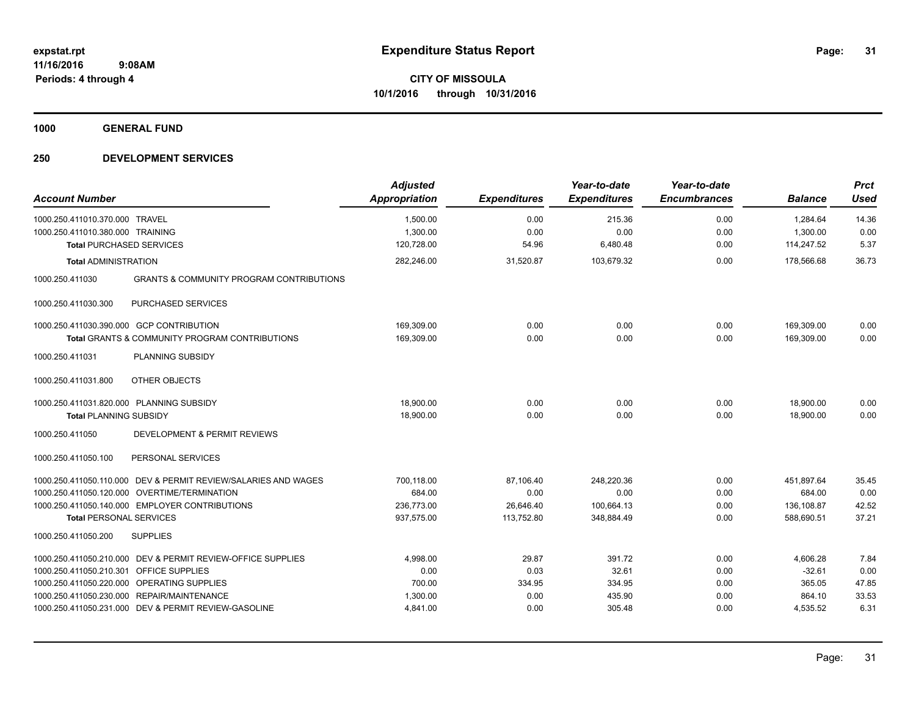# Expenditure Status Report

**CITY OF MISSOULA**
**10/1/2016 through 10/31/2016**

expstat.rpt
11/16/2016 9:08AM
Periods: 4 through 4

**1000 GENERAL FUND**

**250 DEVELOPMENT SERVICES**

| Account Number | | Adjusted Appropriation | Expenditures | Year-to-date Expenditures | Year-to-date Encumbrances | Balance | Prct Used |
|---|---|---|---|---|---|---|---|
| 1000.250.411010.370.000 | TRAVEL | 1,500.00 | 0.00 | 215.36 | 0.00 | 1,284.64 | 14.36 |
| 1000.250.411010.380.000 | TRAINING | 1,300.00 | 0.00 | 0.00 | 0.00 | 1,300.00 | 0.00 |
| **Total** PURCHASED SERVICES | | 120,728.00 | 54.96 | 6,480.48 | 0.00 | 114,247.52 | 5.37 |
| **Total** ADMINISTRATION | | 282,246.00 | 31,520.87 | 103,679.32 | 0.00 | 178,566.68 | 36.73 |
| 1000.250.411030 | GRANTS & COMMUNITY PROGRAM CONTRIBUTIONS | | | | | | |
| 1000.250.411030.300 | PURCHASED SERVICES | | | | | | |
| 1000.250.411030.390.000 | GCP CONTRIBUTION | 169,309.00 | 0.00 | 0.00 | 0.00 | 169,309.00 | 0.00 |
| **Total** GRANTS & COMMUNITY PROGRAM CONTRIBUTIONS | | 169,309.00 | 0.00 | 0.00 | 0.00 | 169,309.00 | 0.00 |
| 1000.250.411031 | PLANNING SUBSIDY | | | | | | |
| 1000.250.411031.800 | OTHER OBJECTS | | | | | | |
| 1000.250.411031.820.000 | PLANNING SUBSIDY | 18,900.00 | 0.00 | 0.00 | 0.00 | 18,900.00 | 0.00 |
| **Total** PLANNING SUBSIDY | | 18,900.00 | 0.00 | 0.00 | 0.00 | 18,900.00 | 0.00 |
| 1000.250.411050 | DEVELOPMENT & PERMIT REVIEWS | | | | | | |
| 1000.250.411050.100 | PERSONAL SERVICES | | | | | | |
| 1000.250.411050.110.000 | DEV & PERMIT REVIEW/SALARIES AND WAGES | 700,118.00 | 87,106.40 | 248,220.36 | 0.00 | 451,897.64 | 35.45 |
| 1000.250.411050.120.000 | OVERTIME/TERMINATION | 684.00 | 0.00 | 0.00 | 0.00 | 684.00 | 0.00 |
| 1000.250.411050.140.000 | EMPLOYER CONTRIBUTIONS | 236,773.00 | 26,646.40 | 100,664.13 | 0.00 | 136,108.87 | 42.52 |
| **Total** PERSONAL SERVICES | | 937,575.00 | 113,752.80 | 348,884.49 | 0.00 | 588,690.51 | 37.21 |
| 1000.250.411050.200 | SUPPLIES | | | | | | |
| 1000.250.411050.210.000 | DEV & PERMIT REVIEW-OFFICE SUPPLIES | 4,998.00 | 29.87 | 391.72 | 0.00 | 4,606.28 | 7.84 |
| 1000.250.411050.210.301 | OFFICE SUPPLIES | 0.00 | 0.03 | 32.61 | 0.00 | -32.61 | 0.00 |
| 1000.250.411050.220.000 | OPERATING SUPPLIES | 700.00 | 334.95 | 334.95 | 0.00 | 365.05 | 47.85 |
| 1000.250.411050.230.000 | REPAIR/MAINTENANCE | 1,300.00 | 0.00 | 435.90 | 0.00 | 864.10 | 33.53 |
| 1000.250.411050.231.000 | DEV & PERMIT REVIEW-GASOLINE | 4,841.00 | 0.00 | 305.48 | 0.00 | 4,535.52 | 6.31 |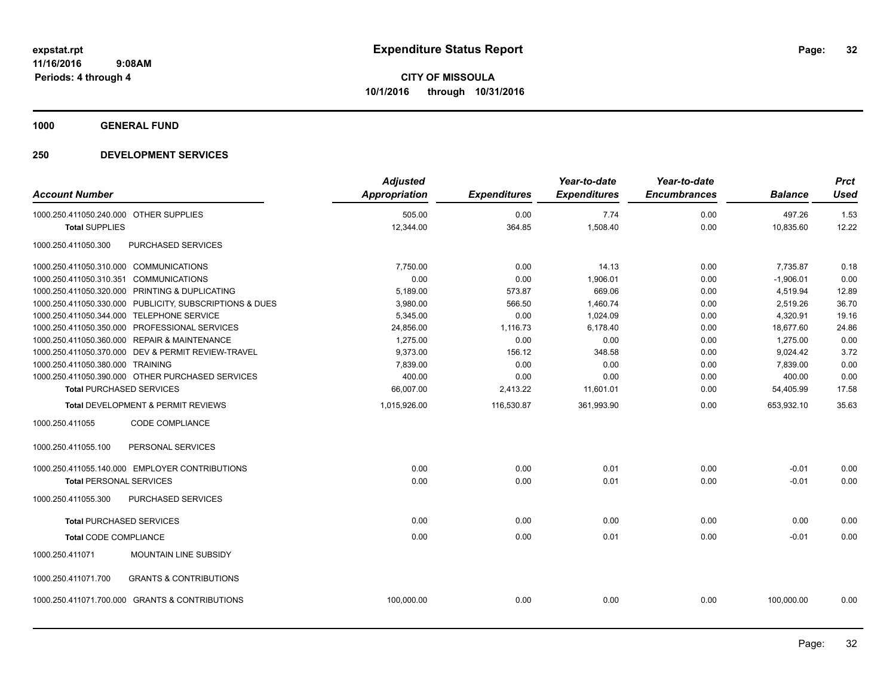**expstat.rpt**
**11/16/2016 9:08AM**
**Periods: 4 through 4**

# Expenditure Status Report

**CITY OF MISSOULA**
**10/1/2016 through 10/31/2016**

## 1000 GENERAL FUND

## 250 DEVELOPMENT SERVICES

| Account Number | Adjusted Appropriation | Expenditures | Year-to-date Expenditures | Year-to-date Encumbrances | Balance | Prct Used |
|---|---|---|---|---|---|---|
| 1000.250.411050.240.000 OTHER SUPPLIES | 505.00 | 0.00 | 7.74 | 0.00 | 497.26 | 1.53 |
| **Total SUPPLIES** | 12,344.00 | 364.85 | 1,508.40 | 0.00 | 10,835.60 | 12.22 |
| 1000.250.411050.300 PURCHASED SERVICES | | | | | | |
| 1000.250.411050.310.000 COMMUNICATIONS | 7,750.00 | 0.00 | 14.13 | 0.00 | 7,735.87 | 0.18 |
| 1000.250.411050.310.351 COMMUNICATIONS | 0.00 | 0.00 | 1,906.01 | 0.00 | -1,906.01 | 0.00 |
| 1000.250.411050.320.000 PRINTING & DUPLICATING | 5,189.00 | 573.87 | 669.06 | 0.00 | 4,519.94 | 12.89 |
| 1000.250.411050.330.000 PUBLICITY, SUBSCRIPTIONS & DUES | 3,980.00 | 566.50 | 1,460.74 | 0.00 | 2,519.26 | 36.70 |
| 1000.250.411050.344.000 TELEPHONE SERVICE | 5,345.00 | 0.00 | 1,024.09 | 0.00 | 4,320.91 | 19.16 |
| 1000.250.411050.350.000 PROFESSIONAL SERVICES | 24,856.00 | 1,116.73 | 6,178.40 | 0.00 | 18,677.60 | 24.86 |
| 1000.250.411050.360.000 REPAIR & MAINTENANCE | 1,275.00 | 0.00 | 0.00 | 0.00 | 1,275.00 | 0.00 |
| 1000.250.411050.370.000 DEV & PERMIT REVIEW-TRAVEL | 9,373.00 | 156.12 | 348.58 | 0.00 | 9,024.42 | 3.72 |
| 1000.250.411050.380.000 TRAINING | 7,839.00 | 0.00 | 0.00 | 0.00 | 7,839.00 | 0.00 |
| 1000.250.411050.390.000 OTHER PURCHASED SERVICES | 400.00 | 0.00 | 0.00 | 0.00 | 400.00 | 0.00 |
| **Total PURCHASED SERVICES** | 66,007.00 | 2,413.22 | 11,601.01 | 0.00 | 54,405.99 | 17.58 |
| **Total DEVELOPMENT & PERMIT REVIEWS** | 1,015,926.00 | 116,530.87 | 361,993.90 | 0.00 | 653,932.10 | 35.63 |
| 1000.250.411055 CODE COMPLIANCE | | | | | | |
| 1000.250.411055.100 PERSONAL SERVICES | | | | | | |
| 1000.250.411055.140.000 EMPLOYER CONTRIBUTIONS | 0.00 | 0.00 | 0.01 | 0.00 | -0.01 | 0.00 |
| **Total PERSONAL SERVICES** | 0.00 | 0.00 | 0.01 | 0.00 | -0.01 | 0.00 |
| 1000.250.411055.300 PURCHASED SERVICES | | | | | | |
| **Total PURCHASED SERVICES** | 0.00 | 0.00 | 0.00 | 0.00 | 0.00 | 0.00 |
| **Total CODE COMPLIANCE** | 0.00 | 0.00 | 0.01 | 0.00 | -0.01 | 0.00 |
| 1000.250.411071 MOUNTAIN LINE SUBSIDY | | | | | | |
| 1000.250.411071.700 GRANTS & CONTRIBUTIONS | | | | | | |
| 1000.250.411071.700.000 GRANTS & CONTRIBUTIONS | 100,000.00 | 0.00 | 0.00 | 0.00 | 100,000.00 | 0.00 |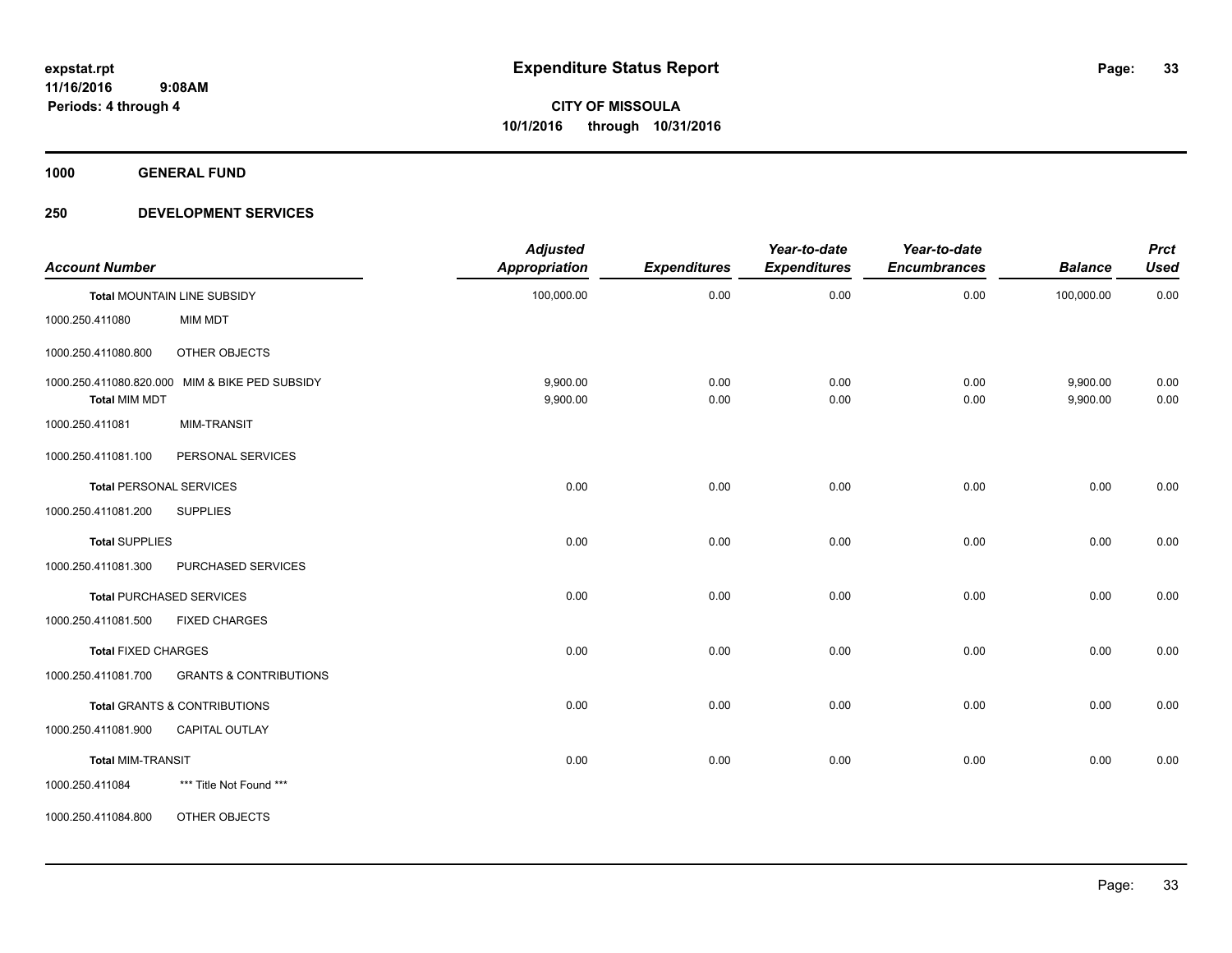# Expenditure Status Report

expstat.rpt
11/16/2016 9:08AM
Periods: 4 through 4

**CITY OF MISSOULA**
**10/1/2016 through 10/31/2016**

**1000 GENERAL FUND**

**250 DEVELOPMENT SERVICES**

| Account Number | | Adjusted Appropriation | Expenditures | Year-to-date Expenditures | Year-to-date Encumbrances | Balance | Prct Used |
|---|---|---|---|---|---|---|---|
| **Total** MOUNTAIN LINE SUBSIDY | | 100,000.00 | 0.00 | 0.00 | 0.00 | 100,000.00 | 0.00 |
| 1000.250.411080 | MIM MDT | | | | | | |
| 1000.250.411080.800 | OTHER OBJECTS | | | | | | |
| 1000.250.411080.820.000 | MIM & BIKE PED SUBSIDY | 9,900.00 | 0.00 | 0.00 | 0.00 | 9,900.00 | 0.00 |
| **Total** MIM MDT | | 9,900.00 | 0.00 | 0.00 | 0.00 | 9,900.00 | 0.00 |
| 1000.250.411081 | MIM-TRANSIT | | | | | | |
| 1000.250.411081.100 | PERSONAL SERVICES | | | | | | |
| **Total** PERSONAL SERVICES | | 0.00 | 0.00 | 0.00 | 0.00 | 0.00 | 0.00 |
| 1000.250.411081.200 | SUPPLIES | | | | | | |
| **Total** SUPPLIES | | 0.00 | 0.00 | 0.00 | 0.00 | 0.00 | 0.00 |
| 1000.250.411081.300 | PURCHASED SERVICES | | | | | | |
| **Total** PURCHASED SERVICES | | 0.00 | 0.00 | 0.00 | 0.00 | 0.00 | 0.00 |
| 1000.250.411081.500 | FIXED CHARGES | | | | | | |
| **Total** FIXED CHARGES | | 0.00 | 0.00 | 0.00 | 0.00 | 0.00 | 0.00 |
| 1000.250.411081.700 | GRANTS & CONTRIBUTIONS | | | | | | |
| **Total** GRANTS & CONTRIBUTIONS | | 0.00 | 0.00 | 0.00 | 0.00 | 0.00 | 0.00 |
| 1000.250.411081.900 | CAPITAL OUTLAY | | | | | | |
| **Total** MIM-TRANSIT | | 0.00 | 0.00 | 0.00 | 0.00 | 0.00 | 0.00 |
| 1000.250.411084 | *** Title Not Found *** | | | | | | |
| 1000.250.411084.800 | OTHER OBJECTS | | | | | | |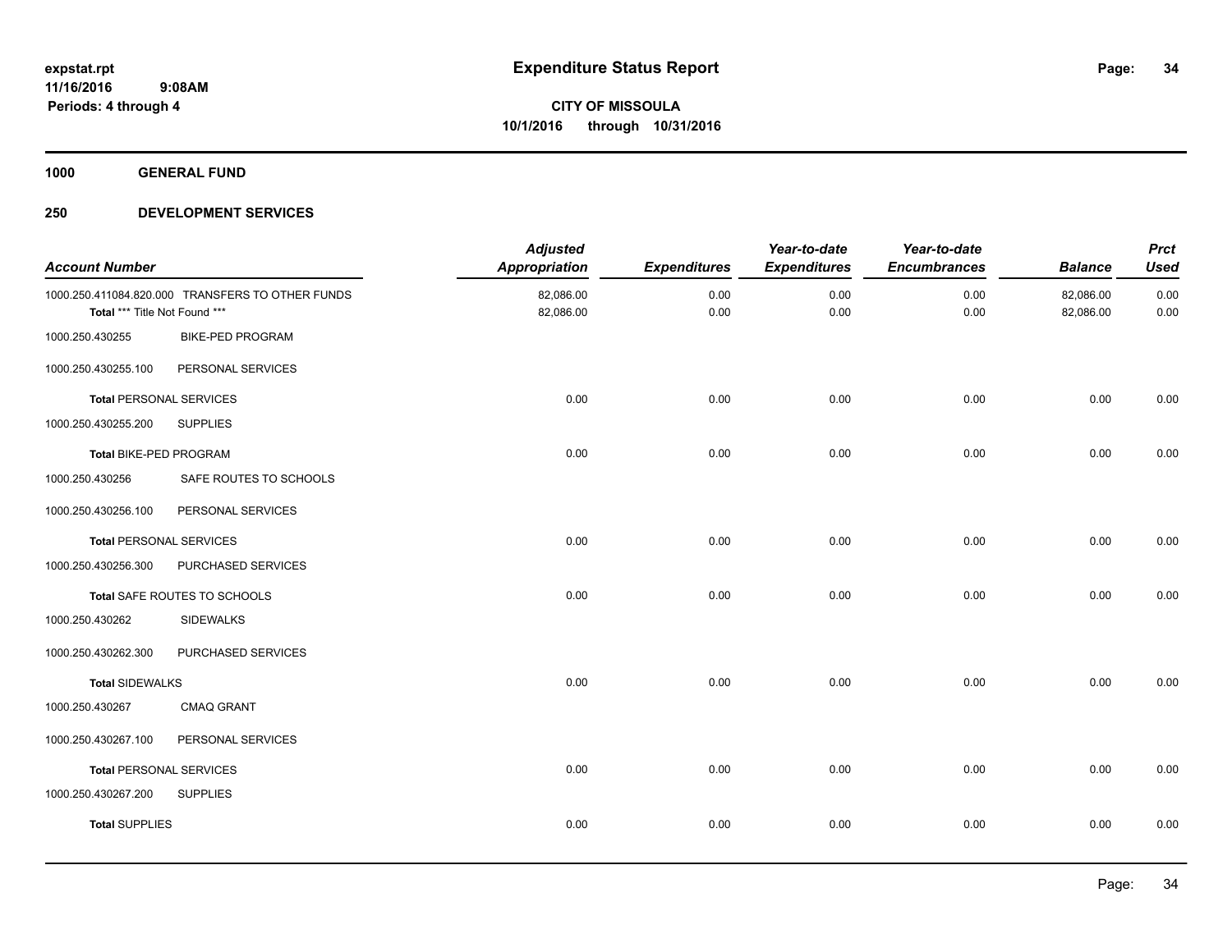# Expenditure Status Report

**CITY OF MISSOULA**

**10/1/2016 through 10/31/2016**

expstat.rpt
11/16/2016 9:08AM
Periods: 4 through 4

**1000 GENERAL FUND**

**250 DEVELOPMENT SERVICES**

| Account Number | | Adjusted Appropriation | Expenditures | Year-to-date Expenditures | Year-to-date Encumbrances | Balance | Prct Used |
|---|---|---|---|---|---|---|---|
| 1000.250.411084.820.000 | TRANSFERS TO OTHER FUNDS | 82,086.00 | 0.00 | 0.00 | 0.00 | 82,086.00 | 0.00 |
| **Total** *** Title Not Found *** | | 82,086.00 | 0.00 | 0.00 | 0.00 | 82,086.00 | 0.00 |
| 1000.250.430255 | BIKE-PED PROGRAM | | | | | | |
| 1000.250.430255.100 | PERSONAL SERVICES | | | | | | |
| **Total** PERSONAL SERVICES | | 0.00 | 0.00 | 0.00 | 0.00 | 0.00 | 0.00 |
| 1000.250.430255.200 | SUPPLIES | | | | | | |
| **Total** BIKE-PED PROGRAM | | 0.00 | 0.00 | 0.00 | 0.00 | 0.00 | 0.00 |
| 1000.250.430256 | SAFE ROUTES TO SCHOOLS | | | | | | |
| 1000.250.430256.100 | PERSONAL SERVICES | | | | | | |
| **Total** PERSONAL SERVICES | | 0.00 | 0.00 | 0.00 | 0.00 | 0.00 | 0.00 |
| 1000.250.430256.300 | PURCHASED SERVICES | | | | | | |
| **Total** SAFE ROUTES TO SCHOOLS | | 0.00 | 0.00 | 0.00 | 0.00 | 0.00 | 0.00 |
| 1000.250.430262 | SIDEWALKS | | | | | | |
| 1000.250.430262.300 | PURCHASED SERVICES | | | | | | |
| **Total** SIDEWALKS | | 0.00 | 0.00 | 0.00 | 0.00 | 0.00 | 0.00 |
| 1000.250.430267 | CMAQ GRANT | | | | | | |
| 1000.250.430267.100 | PERSONAL SERVICES | | | | | | |
| **Total** PERSONAL SERVICES | | 0.00 | 0.00 | 0.00 | 0.00 | 0.00 | 0.00 |
| 1000.250.430267.200 | SUPPLIES | | | | | | |
| **Total** SUPPLIES | | 0.00 | 0.00 | 0.00 | 0.00 | 0.00 | 0.00 |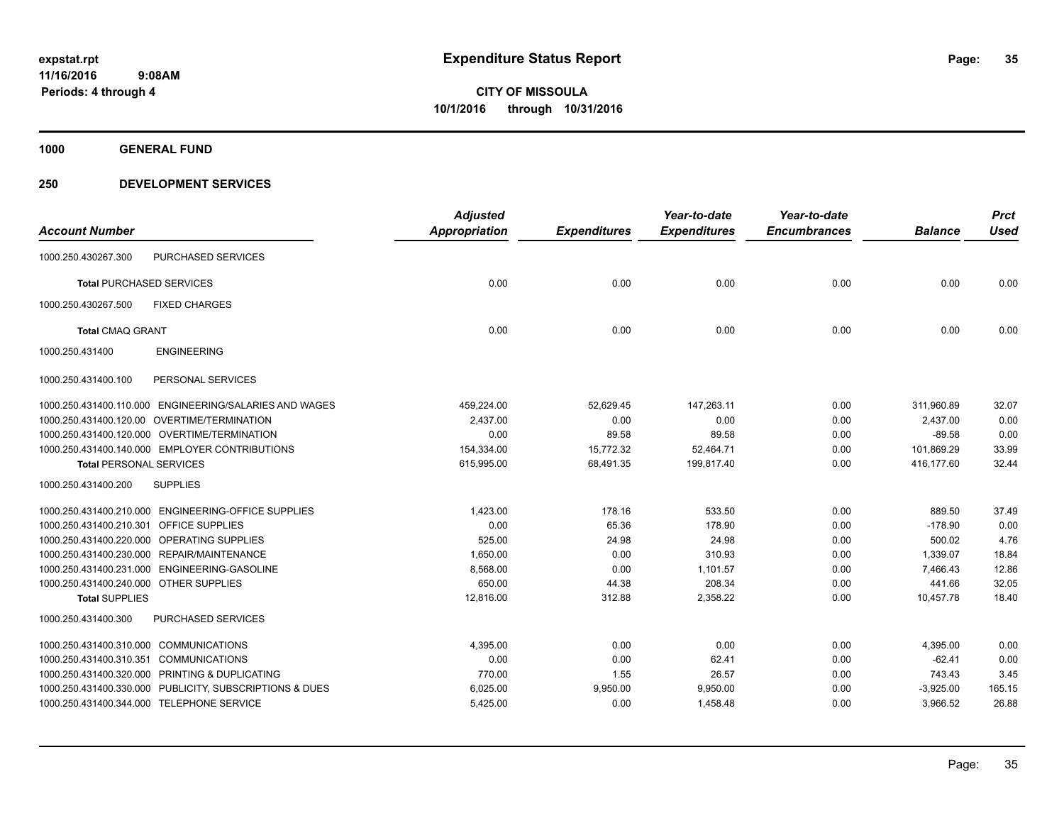# Expenditure Status Report

**CITY OF MISSOULA**
**10/1/2016 through 10/31/2016**

expstat.rpt
11/16/2016 9:08AM
Periods: 4 through 4

**1000 GENERAL FUND**

**250 DEVELOPMENT SERVICES**

| Account Number | | Adjusted Appropriation | Expenditures | Year-to-date Expenditures | Year-to-date Encumbrances | Balance | Prct Used |
|---|---|---|---|---|---|---|---|
| 1000.250.430267.300 | PURCHASED SERVICES | | | | | | |
| **Total** PURCHASED SERVICES | | 0.00 | 0.00 | 0.00 | 0.00 | 0.00 | 0.00 |
| 1000.250.430267.500 | FIXED CHARGES | | | | | | |
| **Total** CMAQ GRANT | | 0.00 | 0.00 | 0.00 | 0.00 | 0.00 | 0.00 |
| 1000.250.431400 | ENGINEERING | | | | | | |
| 1000.250.431400.100 | PERSONAL SERVICES | | | | | | |
| 1000.250.431400.110.000 | ENGINEERING/SALARIES AND WAGES | 459,224.00 | 52,629.45 | 147,263.11 | 0.00 | 311,960.89 | 32.07 |
| 1000.250.431400.120.00 | OVERTIME/TERMINATION | 2,437.00 | 0.00 | 0.00 | 0.00 | 2,437.00 | 0.00 |
| 1000.250.431400.120.000 | OVERTIME/TERMINATION | 0.00 | 89.58 | 89.58 | 0.00 | -89.58 | 0.00 |
| 1000.250.431400.140.000 | EMPLOYER CONTRIBUTIONS | 154,334.00 | 15,772.32 | 52,464.71 | 0.00 | 101,869.29 | 33.99 |
| **Total** PERSONAL SERVICES | | 615,995.00 | 68,491.35 | 199,817.40 | 0.00 | 416,177.60 | 32.44 |
| 1000.250.431400.200 | SUPPLIES | | | | | | |
| 1000.250.431400.210.000 | ENGINEERING-OFFICE SUPPLIES | 1,423.00 | 178.16 | 533.50 | 0.00 | 889.50 | 37.49 |
| 1000.250.431400.210.301 | OFFICE SUPPLIES | 0.00 | 65.36 | 178.90 | 0.00 | -178.90 | 0.00 |
| 1000.250.431400.220.000 | OPERATING SUPPLIES | 525.00 | 24.98 | 24.98 | 0.00 | 500.02 | 4.76 |
| 1000.250.431400.230.000 | REPAIR/MAINTENANCE | 1,650.00 | 0.00 | 310.93 | 0.00 | 1,339.07 | 18.84 |
| 1000.250.431400.231.000 | ENGINEERING-GASOLINE | 8,568.00 | 0.00 | 1,101.57 | 0.00 | 7,466.43 | 12.86 |
| 1000.250.431400.240.000 | OTHER SUPPLIES | 650.00 | 44.38 | 208.34 | 0.00 | 441.66 | 32.05 |
| **Total** SUPPLIES | | 12,816.00 | 312.88 | 2,358.22 | 0.00 | 10,457.78 | 18.40 |
| 1000.250.431400.300 | PURCHASED SERVICES | | | | | | |
| 1000.250.431400.310.000 | COMMUNICATIONS | 4,395.00 | 0.00 | 0.00 | 0.00 | 4,395.00 | 0.00 |
| 1000.250.431400.310.351 | COMMUNICATIONS | 0.00 | 0.00 | 62.41 | 0.00 | -62.41 | 0.00 |
| 1000.250.431400.320.000 | PRINTING & DUPLICATING | 770.00 | 1.55 | 26.57 | 0.00 | 743.43 | 3.45 |
| 1000.250.431400.330.000 | PUBLICITY, SUBSCRIPTIONS & DUES | 6,025.00 | 9,950.00 | 9,950.00 | 0.00 | -3,925.00 | 165.15 |
| 1000.250.431400.344.000 | TELEPHONE SERVICE | 5,425.00 | 0.00 | 1,458.48 | 0.00 | 3,966.52 | 26.88 |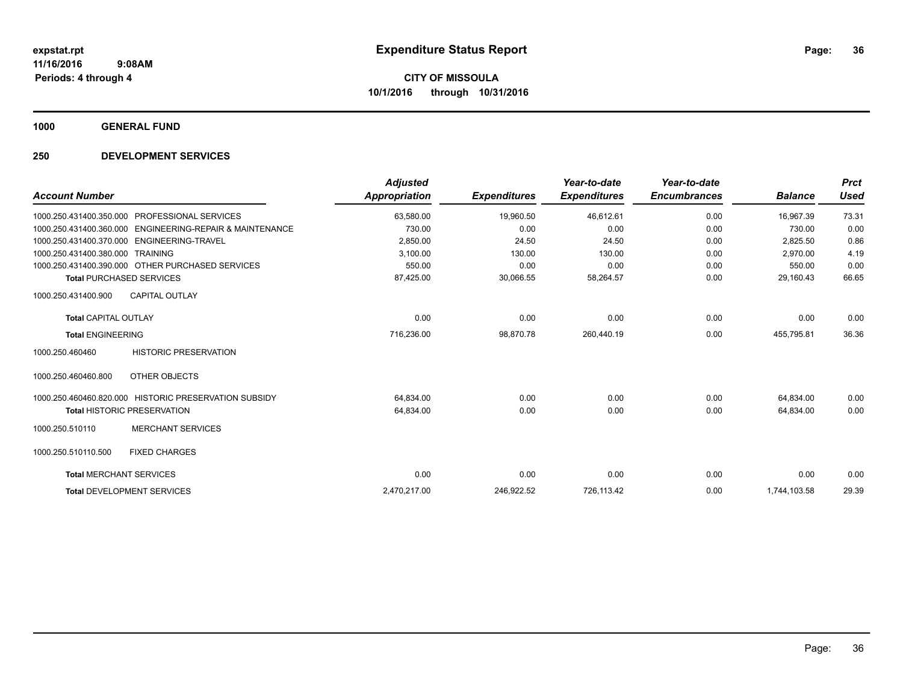**expstat.rpt**
**11/16/2016 9:08AM**
**Periods: 4 through 4**

# Expenditure Status Report

**CITY OF MISSOULA**
**10/1/2016 through 10/31/2016**

## 1000 GENERAL FUND

## 250 DEVELOPMENT SERVICES

| Account Number | | Adjusted Appropriation | Expenditures | Year-to-date Expenditures | Year-to-date Encumbrances | Balance | Prct Used |
|---|---|---|---|---|---|---|---|
| 1000.250.431400.350.000 | PROFESSIONAL SERVICES | 63,580.00 | 19,960.50 | 46,612.61 | 0.00 | 16,967.39 | 73.31 |
| 1000.250.431400.360.000 | ENGINEERING-REPAIR & MAINTENANCE | 730.00 | 0.00 | 0.00 | 0.00 | 730.00 | 0.00 |
| 1000.250.431400.370.000 | ENGINEERING-TRAVEL | 2,850.00 | 24.50 | 24.50 | 0.00 | 2,825.50 | 0.86 |
| 1000.250.431400.380.000 | TRAINING | 3,100.00 | 130.00 | 130.00 | 0.00 | 2,970.00 | 4.19 |
| 1000.250.431400.390.000 | OTHER PURCHASED SERVICES | 550.00 | 0.00 | 0.00 | 0.00 | 550.00 | 0.00 |
| **Total** PURCHASED SERVICES | | 87,425.00 | 30,066.55 | 58,264.57 | 0.00 | 29,160.43 | 66.65 |
| 1000.250.431400.900 | CAPITAL OUTLAY | | | | | | |
| **Total** CAPITAL OUTLAY | | 0.00 | 0.00 | 0.00 | 0.00 | 0.00 | 0.00 |
| **Total** ENGINEERING | | 716,236.00 | 98,870.78 | 260,440.19 | 0.00 | 455,795.81 | 36.36 |
| 1000.250.460460 | HISTORIC PRESERVATION | | | | | | |
| 1000.250.460460.800 | OTHER OBJECTS | | | | | | |
| 1000.250.460460.820.000 | HISTORIC PRESERVATION SUBSIDY | 64,834.00 | 0.00 | 0.00 | 0.00 | 64,834.00 | 0.00 |
| **Total** HISTORIC PRESERVATION | | 64,834.00 | 0.00 | 0.00 | 0.00 | 64,834.00 | 0.00 |
| 1000.250.510110 | MERCHANT SERVICES | | | | | | |
| 1000.250.510110.500 | FIXED CHARGES | | | | | | |
| **Total** MERCHANT SERVICES | | 0.00 | 0.00 | 0.00 | 0.00 | 0.00 | 0.00 |
| **Total** DEVELOPMENT SERVICES | | 2,470,217.00 | 246,922.52 | 726,113.42 | 0.00 | 1,744,103.58 | 29.39 |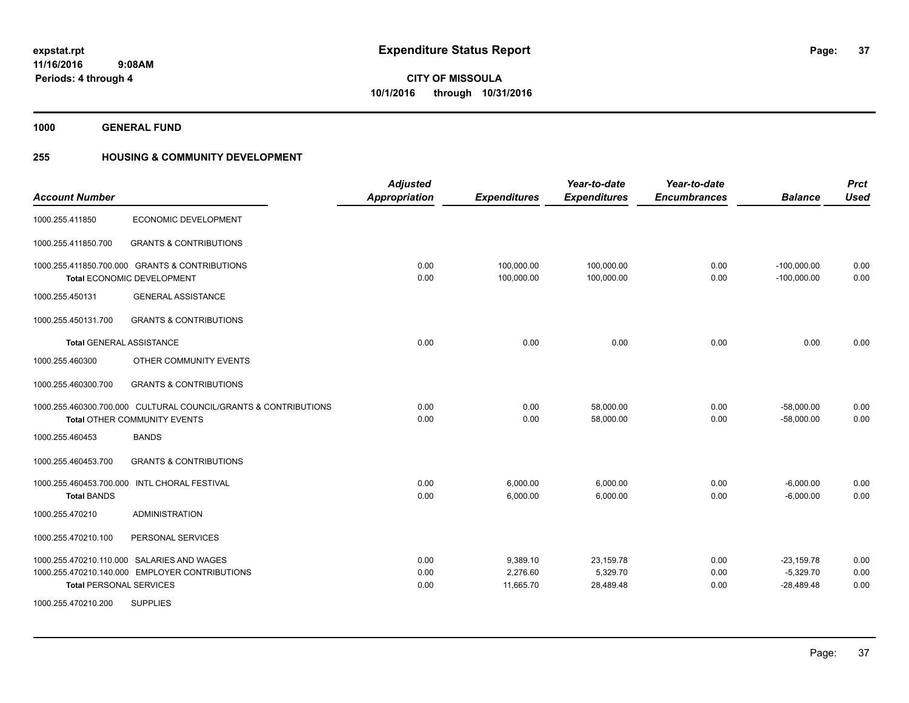# Expenditure Status Report

expstat.rpt
11/16/2016 9:08AM
Periods: 4 through 4

**CITY OF MISSOULA**
**10/1/2016 through 10/31/2016**

**1000 GENERAL FUND**

**255 HOUSING & COMMUNITY DEVELOPMENT**

| Account Number | | Adjusted Appropriation | Expenditures | Year-to-date Expenditures | Year-to-date Encumbrances | Balance | Prct Used |
|---|---|---|---|---|---|---|---|
| 1000.255.411850 | ECONOMIC DEVELOPMENT | | | | | | |
| 1000.255.411850.700 | GRANTS & CONTRIBUTIONS | | | | | | |
| 1000.255.411850.700.000 | GRANTS & CONTRIBUTIONS | 0.00 | 100,000.00 | 100,000.00 | 0.00 | -100,000.00 | 0.00 |
| **Total** ECONOMIC DEVELOPMENT | | 0.00 | 100,000.00 | 100,000.00 | 0.00 | -100,000.00 | 0.00 |
| 1000.255.450131 | GENERAL ASSISTANCE | | | | | | |
| 1000.255.450131.700 | GRANTS & CONTRIBUTIONS | | | | | | |
| **Total** GENERAL ASSISTANCE | | 0.00 | 0.00 | 0.00 | 0.00 | 0.00 | 0.00 |
| 1000.255.460300 | OTHER COMMUNITY EVENTS | | | | | | |
| 1000.255.460300.700 | GRANTS & CONTRIBUTIONS | | | | | | |
| 1000.255.460300.700.000 | CULTURAL COUNCIL/GRANTS & CONTRIBUTIONS | 0.00 | 0.00 | 58,000.00 | 0.00 | -58,000.00 | 0.00 |
| **Total** OTHER COMMUNITY EVENTS | | 0.00 | 0.00 | 58,000.00 | 0.00 | -58,000.00 | 0.00 |
| 1000.255.460453 | BANDS | | | | | | |
| 1000.255.460453.700 | GRANTS & CONTRIBUTIONS | | | | | | |
| 1000.255.460453.700.000 | INTL CHORAL FESTIVAL | 0.00 | 6,000.00 | 6,000.00 | 0.00 | -6,000.00 | 0.00 |
| **Total** BANDS | | 0.00 | 6,000.00 | 6,000.00 | 0.00 | -6,000.00 | 0.00 |
| 1000.255.470210 | ADMINISTRATION | | | | | | |
| 1000.255.470210.100 | PERSONAL SERVICES | | | | | | |
| 1000.255.470210.110.000 | SALARIES AND WAGES | 0.00 | 9,389.10 | 23,159.78 | 0.00 | -23,159.78 | 0.00 |
| 1000.255.470210.140.000 | EMPLOYER CONTRIBUTIONS | 0.00 | 2,276.60 | 5,329.70 | 0.00 | -5,329.70 | 0.00 |
| **Total** PERSONAL SERVICES | | 0.00 | 11,665.70 | 28,489.48 | 0.00 | -28,489.48 | 0.00 |
| 1000.255.470210.200 | SUPPLIES | | | | | | |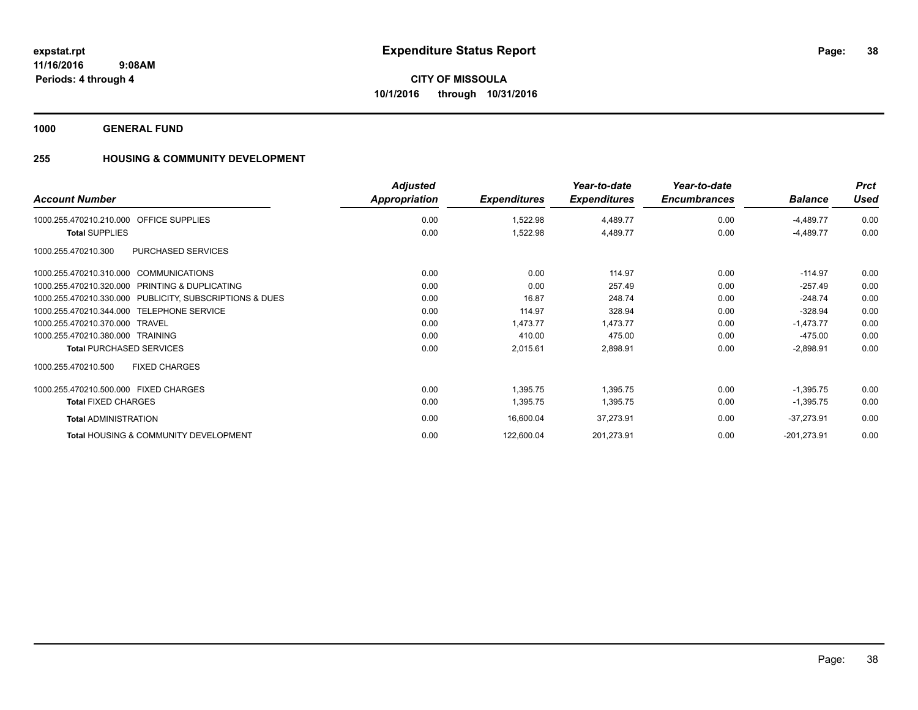# Expenditure Status Report

**expstat.rpt**
**11/16/2016 9:08AM**
**Periods: 4 through 4**

**CITY OF MISSOULA**
**10/1/2016 through 10/31/2016**

**1000 GENERAL FUND**

**255 HOUSING & COMMUNITY DEVELOPMENT**

| Account Number | Adjusted Appropriation | Expenditures | Year-to-date Expenditures | Year-to-date Encumbrances | Balance | Prct Used |
|---|---|---|---|---|---|---|
| 1000.255.470210.210.000 OFFICE SUPPLIES | 0.00 | 1,522.98 | 4,489.77 | 0.00 | -4,489.77 | 0.00 |
| **Total** SUPPLIES | 0.00 | 1,522.98 | 4,489.77 | 0.00 | -4,489.77 | 0.00 |
| 1000.255.470210.300 PURCHASED SERVICES | | | | | | |
| 1000.255.470210.310.000 COMMUNICATIONS | 0.00 | 0.00 | 114.97 | 0.00 | -114.97 | 0.00 |
| 1000.255.470210.320.000 PRINTING & DUPLICATING | 0.00 | 0.00 | 257.49 | 0.00 | -257.49 | 0.00 |
| 1000.255.470210.330.000 PUBLICITY, SUBSCRIPTIONS & DUES | 0.00 | 16.87 | 248.74 | 0.00 | -248.74 | 0.00 |
| 1000.255.470210.344.000 TELEPHONE SERVICE | 0.00 | 114.97 | 328.94 | 0.00 | -328.94 | 0.00 |
| 1000.255.470210.370.000 TRAVEL | 0.00 | 1,473.77 | 1,473.77 | 0.00 | -1,473.77 | 0.00 |
| 1000.255.470210.380.000 TRAINING | 0.00 | 410.00 | 475.00 | 0.00 | -475.00 | 0.00 |
| **Total** PURCHASED SERVICES | 0.00 | 2,015.61 | 2,898.91 | 0.00 | -2,898.91 | 0.00 |
| 1000.255.470210.500 FIXED CHARGES | | | | | | |
| 1000.255.470210.500.000 FIXED CHARGES | 0.00 | 1,395.75 | 1,395.75 | 0.00 | -1,395.75 | 0.00 |
| **Total** FIXED CHARGES | 0.00 | 1,395.75 | 1,395.75 | 0.00 | -1,395.75 | 0.00 |
| **Total** ADMINISTRATION | 0.00 | 16,600.04 | 37,273.91 | 0.00 | -37,273.91 | 0.00 |
| **Total** HOUSING & COMMUNITY DEVELOPMENT | 0.00 | 122,600.04 | 201,273.91 | 0.00 | -201,273.91 | 0.00 |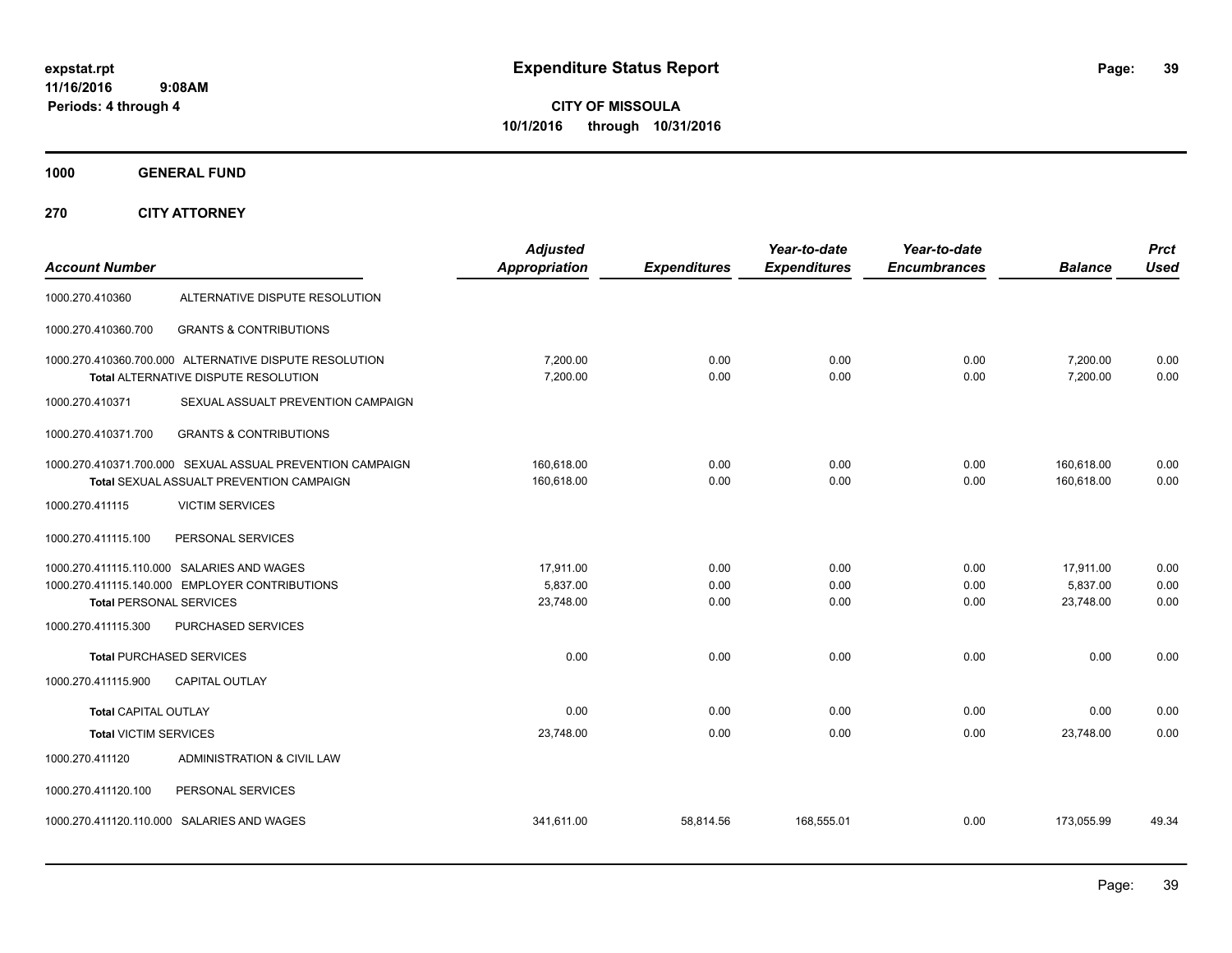**expstat.rpt**
**11/16/2016 9:08AM**
**Periods: 4 through 4**

# Expenditure Status Report

**CITY OF MISSOULA**
**10/1/2016 through 10/31/2016**

**1000 GENERAL FUND**

**270 CITY ATTORNEY**

| Account Number | | Adjusted Appropriation | Expenditures | Year-to-date Expenditures | Year-to-date Encumbrances | Balance | Prct Used |
|---|---|---|---|---|---|---|---|
| 1000.270.410360 | ALTERNATIVE DISPUTE RESOLUTION | | | | | | |
| 1000.270.410360.700 | GRANTS & CONTRIBUTIONS | | | | | | |
| 1000.270.410360.700.000 | ALTERNATIVE DISPUTE RESOLUTION | 7,200.00 | 0.00 | 0.00 | 0.00 | 7,200.00 | 0.00 |
| **Total** ALTERNATIVE DISPUTE RESOLUTION | | 7,200.00 | 0.00 | 0.00 | 0.00 | 7,200.00 | 0.00 |
| 1000.270.410371 | SEXUAL ASSAULT PREVENTION CAMPAIGN | | | | | | |
| 1000.270.410371.700 | GRANTS & CONTRIBUTIONS | | | | | | |
| 1000.270.410371.700.000 | SEXUAL ASSUAL PREVENTION CAMPAIGN | 160,618.00 | 0.00 | 0.00 | 0.00 | 160,618.00 | 0.00 |
| **Total** SEXUAL ASSUALT PREVENTION CAMPAIGN | | 160,618.00 | 0.00 | 0.00 | 0.00 | 160,618.00 | 0.00 |
| 1000.270.411115 | VICTIM SERVICES | | | | | | |
| 1000.270.411115.100 | PERSONAL SERVICES | | | | | | |
| 1000.270.411115.110.000 | SALARIES AND WAGES | 17,911.00 | 0.00 | 0.00 | 0.00 | 17,911.00 | 0.00 |
| 1000.270.411115.140.000 | EMPLOYER CONTRIBUTIONS | 5,837.00 | 0.00 | 0.00 | 0.00 | 5,837.00 | 0.00 |
| **Total** PERSONAL SERVICES | | 23,748.00 | 0.00 | 0.00 | 0.00 | 23,748.00 | 0.00 |
| 1000.270.411115.300 | PURCHASED SERVICES | | | | | | |
| **Total** PURCHASED SERVICES | | 0.00 | 0.00 | 0.00 | 0.00 | 0.00 | 0.00 |
| 1000.270.411115.900 | CAPITAL OUTLAY | | | | | | |
| **Total** CAPITAL OUTLAY | | 0.00 | 0.00 | 0.00 | 0.00 | 0.00 | 0.00 |
| **Total** VICTIM SERVICES | | 23,748.00 | 0.00 | 0.00 | 0.00 | 23,748.00 | 0.00 |
| 1000.270.411120 | ADMINISTRATION & CIVIL LAW | | | | | | |
| 1000.270.411120.100 | PERSONAL SERVICES | | | | | | |
| 1000.270.411120.110.000 | SALARIES AND WAGES | 341,611.00 | 58,814.56 | 168,555.01 | 0.00 | 173,055.99 | 49.34 |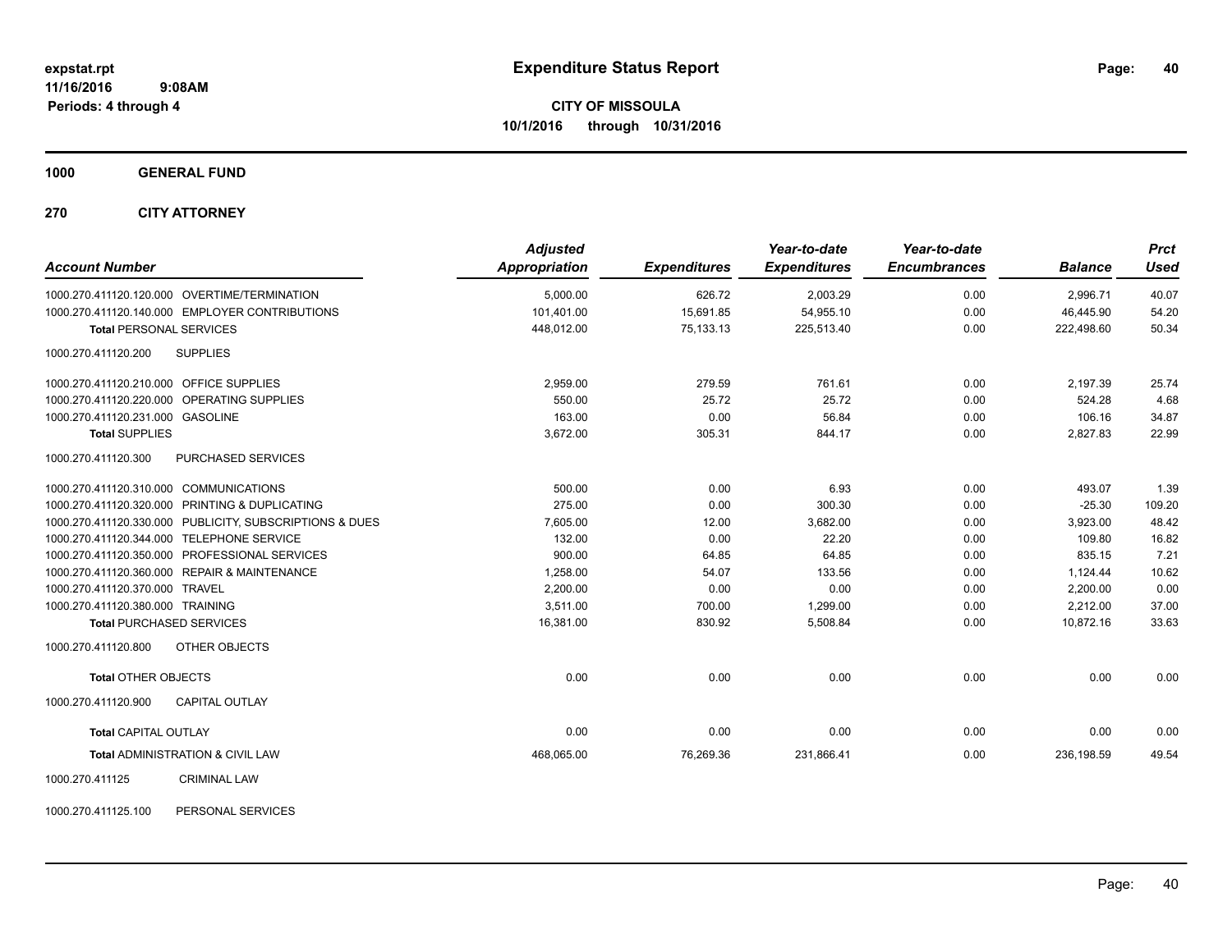# Expenditure Status Report

expstat.rpt
11/16/2016 9:08AM
Periods: 4 through 4

**CITY OF MISSOULA**
**10/1/2016 through 10/31/2016**

**1000 GENERAL FUND**

**270 CITY ATTORNEY**

| Account Number | Adjusted Appropriation | Expenditures | Year-to-date Expenditures | Year-to-date Encumbrances | Balance | Prct Used |
|---|---|---|---|---|---|---|
| 1000.270.411120.120.000 OVERTIME/TERMINATION | 5,000.00 | 626.72 | 2,003.29 | 0.00 | 2,996.71 | 40.07 |
| 1000.270.411120.140.000 EMPLOYER CONTRIBUTIONS | 101,401.00 | 15,691.85 | 54,955.10 | 0.00 | 46,445.90 | 54.20 |
| **Total** PERSONAL SERVICES | 448,012.00 | 75,133.13 | 225,513.40 | 0.00 | 222,498.60 | 50.34 |
| 1000.270.411120.200 SUPPLIES | | | | | | |
| 1000.270.411120.210.000 OFFICE SUPPLIES | 2,959.00 | 279.59 | 761.61 | 0.00 | 2,197.39 | 25.74 |
| 1000.270.411120.220.000 OPERATING SUPPLIES | 550.00 | 25.72 | 25.72 | 0.00 | 524.28 | 4.68 |
| 1000.270.411120.231.000 GASOLINE | 163.00 | 0.00 | 56.84 | 0.00 | 106.16 | 34.87 |
| **Total** SUPPLIES | 3,672.00 | 305.31 | 844.17 | 0.00 | 2,827.83 | 22.99 |
| 1000.270.411120.300 PURCHASED SERVICES | | | | | | |
| 1000.270.411120.310.000 COMMUNICATIONS | 500.00 | 0.00 | 6.93 | 0.00 | 493.07 | 1.39 |
| 1000.270.411120.320.000 PRINTING & DUPLICATING | 275.00 | 0.00 | 300.30 | 0.00 | -25.30 | 109.20 |
| 1000.270.411120.330.000 PUBLICITY, SUBSCRIPTIONS & DUES | 7,605.00 | 12.00 | 3,682.00 | 0.00 | 3,923.00 | 48.42 |
| 1000.270.411120.344.000 TELEPHONE SERVICE | 132.00 | 0.00 | 22.20 | 0.00 | 109.80 | 16.82 |
| 1000.270.411120.350.000 PROFESSIONAL SERVICES | 900.00 | 64.85 | 64.85 | 0.00 | 835.15 | 7.21 |
| 1000.270.411120.360.000 REPAIR & MAINTENANCE | 1,258.00 | 54.07 | 133.56 | 0.00 | 1,124.44 | 10.62 |
| 1000.270.411120.370.000 TRAVEL | 2,200.00 | 0.00 | 0.00 | 0.00 | 2,200.00 | 0.00 |
| 1000.270.411120.380.000 TRAINING | 3,511.00 | 700.00 | 1,299.00 | 0.00 | 2,212.00 | 37.00 |
| **Total** PURCHASED SERVICES | 16,381.00 | 830.92 | 5,508.84 | 0.00 | 10,872.16 | 33.63 |
| 1000.270.411120.800 OTHER OBJECTS | | | | | | |
| **Total** OTHER OBJECTS | 0.00 | 0.00 | 0.00 | 0.00 | 0.00 | 0.00 |
| 1000.270.411120.900 CAPITAL OUTLAY | | | | | | |
| **Total** CAPITAL OUTLAY | 0.00 | 0.00 | 0.00 | 0.00 | 0.00 | 0.00 |
| **Total** ADMINISTRATION & CIVIL LAW | 468,065.00 | 76,269.36 | 231,866.41 | 0.00 | 236,198.59 | 49.54 |
| 1000.270.411125 CRIMINAL LAW | | | | | | |
| 1000.270.411125.100 PERSONAL SERVICES | | | | | | |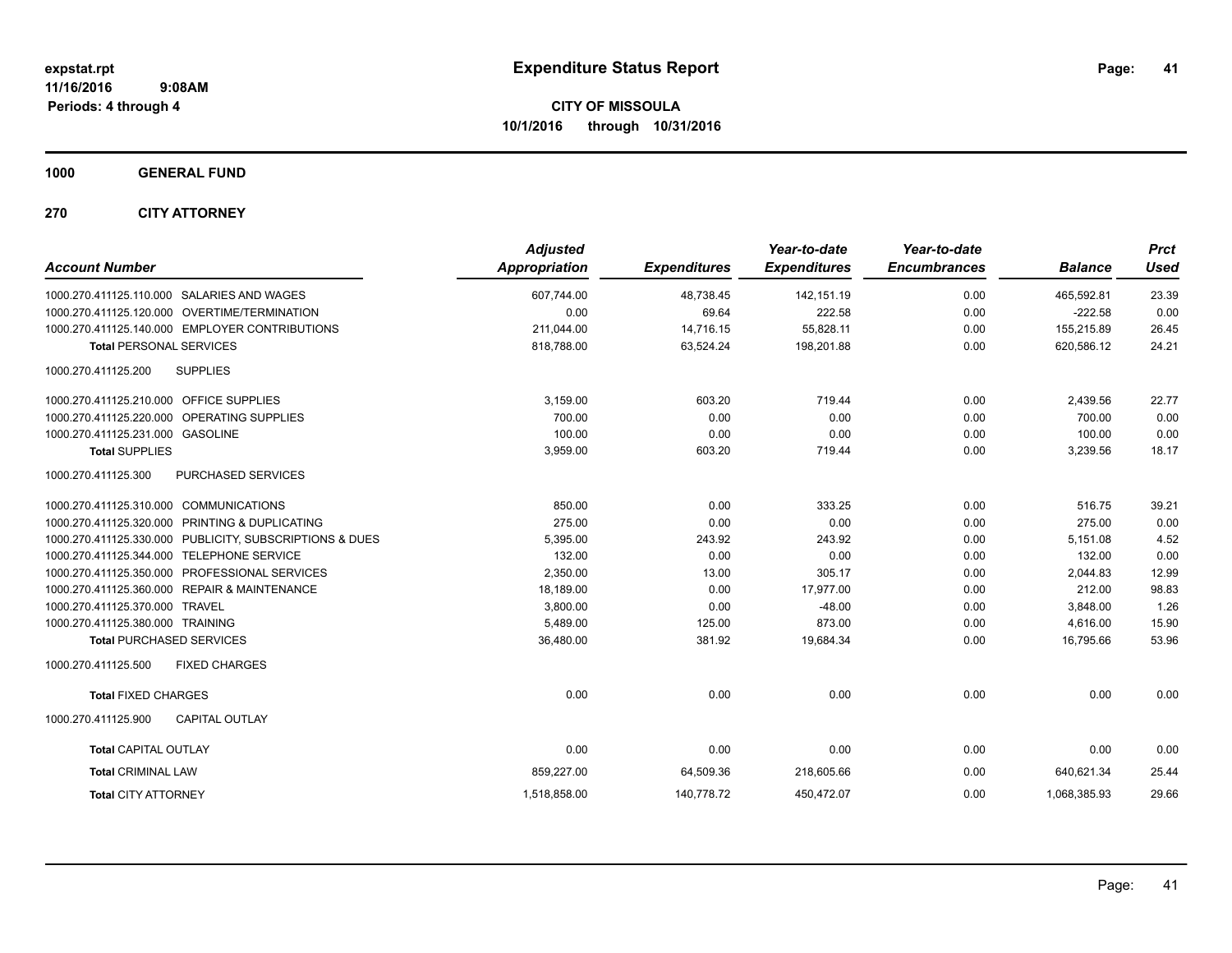**expstat.rpt**
**11/16/2016 9:08AM**
**Periods: 4 through 4**

# Expenditure Status Report

**CITY OF MISSOULA**
**10/1/2016 through 10/31/2016**

## 1000 GENERAL FUND

## 270 CITY ATTORNEY

| Account Number | Adjusted Appropriation | Expenditures | Year-to-date Expenditures | Year-to-date Encumbrances | Balance | Prct Used |
|---|---|---|---|---|---|---|
| 1000.270.411125.110.000 SALARIES AND WAGES | 607,744.00 | 48,738.45 | 142,151.19 | 0.00 | 465,592.81 | 23.39 |
| 1000.270.411125.120.000 OVERTIME/TERMINATION | 0.00 | 69.64 | 222.58 | 0.00 | -222.58 | 0.00 |
| 1000.270.411125.140.000 EMPLOYER CONTRIBUTIONS | 211,044.00 | 14,716.15 | 55,828.11 | 0.00 | 155,215.89 | 26.45 |
| **Total** PERSONAL SERVICES | 818,788.00 | 63,524.24 | 198,201.88 | 0.00 | 620,586.12 | 24.21 |
| 1000.270.411125.200 SUPPLIES | | | | | | |
| 1000.270.411125.210.000 OFFICE SUPPLIES | 3,159.00 | 603.20 | 719.44 | 0.00 | 2,439.56 | 22.77 |
| 1000.270.411125.220.000 OPERATING SUPPLIES | 700.00 | 0.00 | 0.00 | 0.00 | 700.00 | 0.00 |
| 1000.270.411125.231.000 GASOLINE | 100.00 | 0.00 | 0.00 | 0.00 | 100.00 | 0.00 |
| **Total** SUPPLIES | 3,959.00 | 603.20 | 719.44 | 0.00 | 3,239.56 | 18.17 |
| 1000.270.411125.300 PURCHASED SERVICES | | | | | | |
| 1000.270.411125.310.000 COMMUNICATIONS | 850.00 | 0.00 | 333.25 | 0.00 | 516.75 | 39.21 |
| 1000.270.411125.320.000 PRINTING & DUPLICATING | 275.00 | 0.00 | 0.00 | 0.00 | 275.00 | 0.00 |
| 1000.270.411125.330.000 PUBLICITY, SUBSCRIPTIONS & DUES | 5,395.00 | 243.92 | 243.92 | 0.00 | 5,151.08 | 4.52 |
| 1000.270.411125.344.000 TELEPHONE SERVICE | 132.00 | 0.00 | 0.00 | 0.00 | 132.00 | 0.00 |
| 1000.270.411125.350.000 PROFESSIONAL SERVICES | 2,350.00 | 13.00 | 305.17 | 0.00 | 2,044.83 | 12.99 |
| 1000.270.411125.360.000 REPAIR & MAINTENANCE | 18,189.00 | 0.00 | 17,977.00 | 0.00 | 212.00 | 98.83 |
| 1000.270.411125.370.000 TRAVEL | 3,800.00 | 0.00 | -48.00 | 0.00 | 3,848.00 | 1.26 |
| 1000.270.411125.380.000 TRAINING | 5,489.00 | 125.00 | 873.00 | 0.00 | 4,616.00 | 15.90 |
| **Total** PURCHASED SERVICES | 36,480.00 | 381.92 | 19,684.34 | 0.00 | 16,795.66 | 53.96 |
| 1000.270.411125.500 FIXED CHARGES | | | | | | |
| **Total** FIXED CHARGES | 0.00 | 0.00 | 0.00 | 0.00 | 0.00 | 0.00 |
| 1000.270.411125.900 CAPITAL OUTLAY | | | | | | |
| **Total** CAPITAL OUTLAY | 0.00 | 0.00 | 0.00 | 0.00 | 0.00 | 0.00 |
| **Total** CRIMINAL LAW | 859,227.00 | 64,509.36 | 218,605.66 | 0.00 | 640,621.34 | 25.44 |
| **Total** CITY ATTORNEY | 1,518,858.00 | 140,778.72 | 450,472.07 | 0.00 | 1,068,385.93 | 29.66 |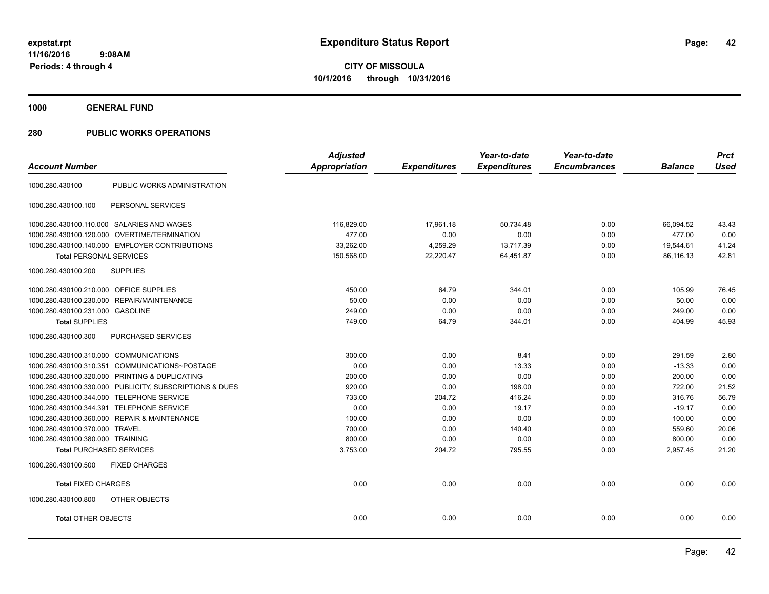# Expenditure Status Report

expstat.rpt
11/16/2016 9:08AM
Periods: 4 through 4

**CITY OF MISSOULA**
**10/1/2016 through 10/31/2016**

## 1000 GENERAL FUND

## 280 PUBLIC WORKS OPERATIONS

| Account Number | | Adjusted Appropriation | Expenditures | Year-to-date Expenditures | Year-to-date Encumbrances | Balance | Prct Used |
|---|---|---|---|---|---|---|---|
| 1000.280.430100 | PUBLIC WORKS ADMINISTRATION | | | | | | |
| 1000.280.430100.100 | PERSONAL SERVICES | | | | | | |
| 1000.280.430100.110.000 | SALARIES AND WAGES | 116,829.00 | 17,961.18 | 50,734.48 | 0.00 | 66,094.52 | 43.43 |
| 1000.280.430100.120.000 | OVERTIME/TERMINATION | 477.00 | 0.00 | 0.00 | 0.00 | 477.00 | 0.00 |
| 1000.280.430100.140.000 | EMPLOYER CONTRIBUTIONS | 33,262.00 | 4,259.29 | 13,717.39 | 0.00 | 19,544.61 | 41.24 |
| **Total** PERSONAL SERVICES | | 150,568.00 | 22,220.47 | 64,451.87 | 0.00 | 86,116.13 | 42.81 |
| 1000.280.430100.200 | SUPPLIES | | | | | | |
| 1000.280.430100.210.000 | OFFICE SUPPLIES | 450.00 | 64.79 | 344.01 | 0.00 | 105.99 | 76.45 |
| 1000.280.430100.230.000 | REPAIR/MAINTENANCE | 50.00 | 0.00 | 0.00 | 0.00 | 50.00 | 0.00 |
| 1000.280.430100.231.000 | GASOLINE | 249.00 | 0.00 | 0.00 | 0.00 | 249.00 | 0.00 |
| **Total** SUPPLIES | | 749.00 | 64.79 | 344.01 | 0.00 | 404.99 | 45.93 |
| 1000.280.430100.300 | PURCHASED SERVICES | | | | | | |
| 1000.280.430100.310.000 | COMMUNICATIONS | 300.00 | 0.00 | 8.41 | 0.00 | 291.59 | 2.80 |
| 1000.280.430100.310.351 | COMMUNICATIONS~POSTAGE | 0.00 | 0.00 | 13.33 | 0.00 | -13.33 | 0.00 |
| 1000.280.430100.320.000 | PRINTING & DUPLICATING | 200.00 | 0.00 | 0.00 | 0.00 | 200.00 | 0.00 |
| 1000.280.430100.330.000 | PUBLICITY, SUBSCRIPTIONS & DUES | 920.00 | 0.00 | 198.00 | 0.00 | 722.00 | 21.52 |
| 1000.280.430100.344.000 | TELEPHONE SERVICE | 733.00 | 204.72 | 416.24 | 0.00 | 316.76 | 56.79 |
| 1000.280.430100.344.391 | TELEPHONE SERVICE | 0.00 | 0.00 | 19.17 | 0.00 | -19.17 | 0.00 |
| 1000.280.430100.360.000 | REPAIR & MAINTENANCE | 100.00 | 0.00 | 0.00 | 0.00 | 100.00 | 0.00 |
| 1000.280.430100.370.000 | TRAVEL | 700.00 | 0.00 | 140.40 | 0.00 | 559.60 | 20.06 |
| 1000.280.430100.380.000 | TRAINING | 800.00 | 0.00 | 0.00 | 0.00 | 800.00 | 0.00 |
| **Total** PURCHASED SERVICES | | 3,753.00 | 204.72 | 795.55 | 0.00 | 2,957.45 | 21.20 |
| 1000.280.430100.500 | FIXED CHARGES | | | | | | |
| **Total** FIXED CHARGES | | 0.00 | 0.00 | 0.00 | 0.00 | 0.00 | 0.00 |
| 1000.280.430100.800 | OTHER OBJECTS | | | | | | |
| **Total** OTHER OBJECTS | | 0.00 | 0.00 | 0.00 | 0.00 | 0.00 | 0.00 |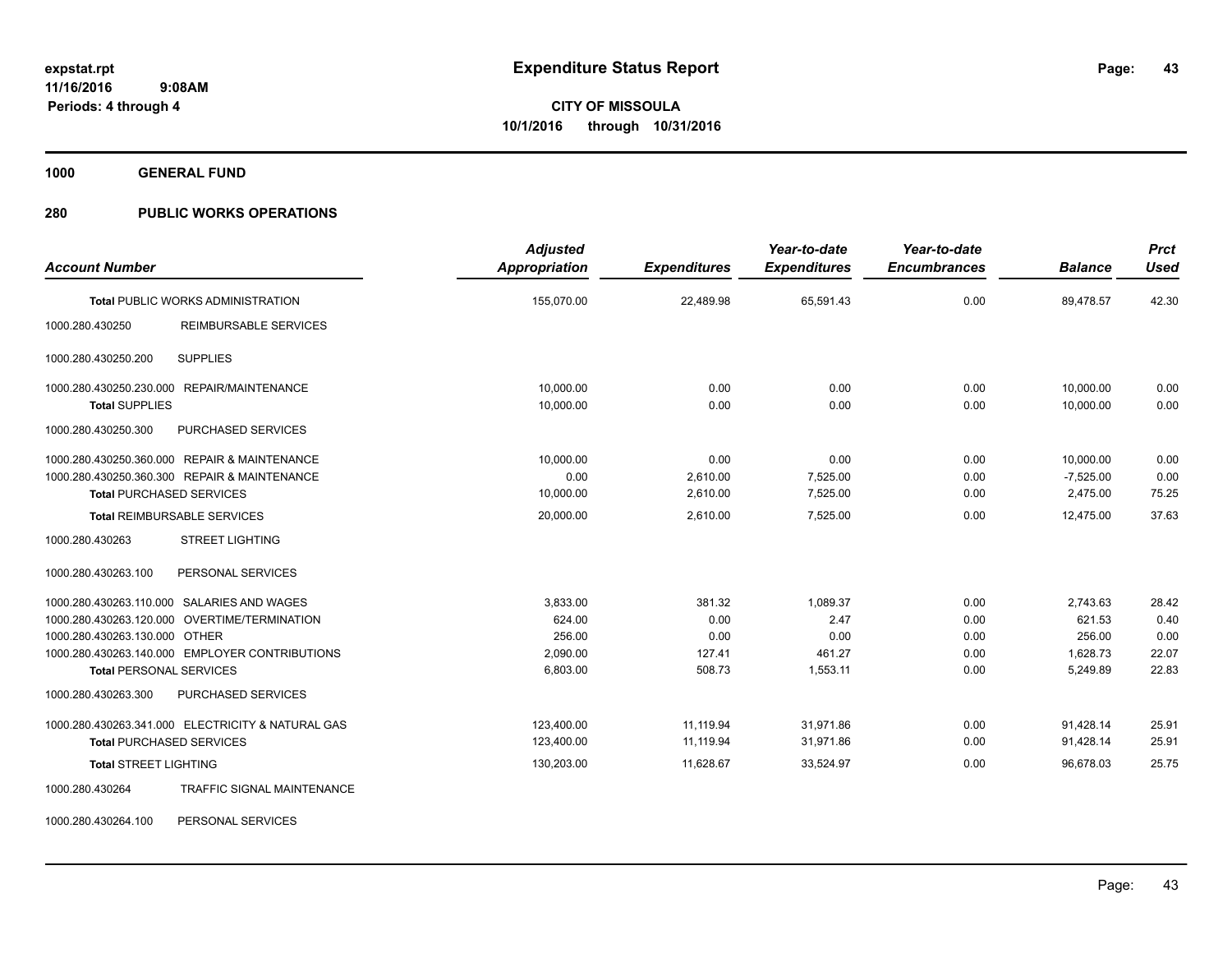**expstat.rpt**
**11/16/2016 9:08AM**
**Periods: 4 through 4**

# Expenditure Status Report

**CITY OF MISSOULA**
**10/1/2016 through 10/31/2016**

## 1000 GENERAL FUND

## 280 PUBLIC WORKS OPERATIONS

| Account Number | | Adjusted Appropriation | Expenditures | Year-to-date Expenditures | Year-to-date Encumbrances | Balance | Prct Used |
|---|---|---|---|---|---|---|---|
| **Total** PUBLIC WORKS ADMINISTRATION | | 155,070.00 | 22,489.98 | 65,591.43 | 0.00 | 89,478.57 | 42.30 |
| 1000.280.430250 | REIMBURSABLE SERVICES | | | | | | |
| 1000.280.430250.200 | SUPPLIES | | | | | | |
| 1000.280.430250.230.000 | REPAIR/MAINTENANCE | 10,000.00 | 0.00 | 0.00 | 0.00 | 10,000.00 | 0.00 |
| **Total** SUPPLIES | | 10,000.00 | 0.00 | 0.00 | 0.00 | 10,000.00 | 0.00 |
| 1000.280.430250.300 | PURCHASED SERVICES | | | | | | |
| 1000.280.430250.360.000 | REPAIR & MAINTENANCE | 10,000.00 | 0.00 | 0.00 | 0.00 | 10,000.00 | 0.00 |
| 1000.280.430250.360.300 | REPAIR & MAINTENANCE | 0.00 | 2,610.00 | 7,525.00 | 0.00 | -7,525.00 | 0.00 |
| **Total** PURCHASED SERVICES | | 10,000.00 | 2,610.00 | 7,525.00 | 0.00 | 2,475.00 | 75.25 |
| **Total** REIMBURSABLE SERVICES | | 20,000.00 | 2,610.00 | 7,525.00 | 0.00 | 12,475.00 | 37.63 |
| 1000.280.430263 | STREET LIGHTING | | | | | | |
| 1000.280.430263.100 | PERSONAL SERVICES | | | | | | |
| 1000.280.430263.110.000 | SALARIES AND WAGES | 3,833.00 | 381.32 | 1,089.37 | 0.00 | 2,743.63 | 28.42 |
| 1000.280.430263.120.000 | OVERTIME/TERMINATION | 624.00 | 0.00 | 2.47 | 0.00 | 621.53 | 0.40 |
| 1000.280.430263.130.000 | OTHER | 256.00 | 0.00 | 0.00 | 0.00 | 256.00 | 0.00 |
| 1000.280.430263.140.000 | EMPLOYER CONTRIBUTIONS | 2,090.00 | 127.41 | 461.27 | 0.00 | 1,628.73 | 22.07 |
| **Total** PERSONAL SERVICES | | 6,803.00 | 508.73 | 1,553.11 | 0.00 | 5,249.89 | 22.83 |
| 1000.280.430263.300 | PURCHASED SERVICES | | | | | | |
| 1000.280.430263.341.000 | ELECTRICITY & NATURAL GAS | 123,400.00 | 11,119.94 | 31,971.86 | 0.00 | 91,428.14 | 25.91 |
| **Total** PURCHASED SERVICES | | 123,400.00 | 11,119.94 | 31,971.86 | 0.00 | 91,428.14 | 25.91 |
| **Total** STREET LIGHTING | | 130,203.00 | 11,628.67 | 33,524.97 | 0.00 | 96,678.03 | 25.75 |
| 1000.280.430264 | TRAFFIC SIGNAL MAINTENANCE | | | | | | |
| 1000.280.430264.100 | PERSONAL SERVICES | | | | | | |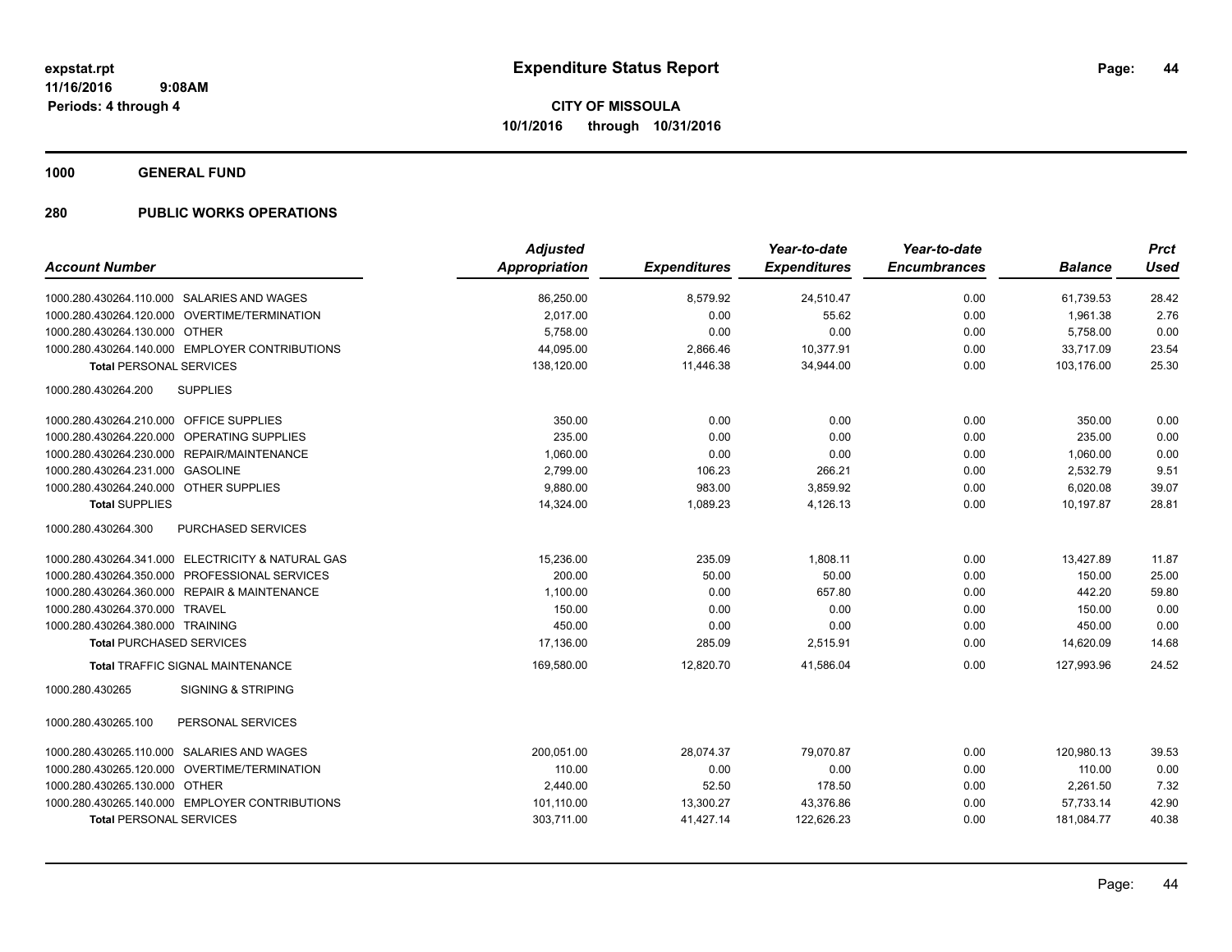**expstat.rpt**
**11/16/2016 9:08AM**
**Periods: 4 through 4**

# Expenditure Status Report

**CITY OF MISSOULA**
**10/1/2016 through 10/31/2016**

**1000 GENERAL FUND**

**280 PUBLIC WORKS OPERATIONS**

| Account Number | Adjusted Appropriation | Expenditures | Year-to-date Expenditures | Year-to-date Encumbrances | Balance | Prct Used |
|---|---|---|---|---|---|---|
| 1000.280.430264.110.000 SALARIES AND WAGES | 86,250.00 | 8,579.92 | 24,510.47 | 0.00 | 61,739.53 | 28.42 |
| 1000.280.430264.120.000 OVERTIME/TERMINATION | 2,017.00 | 0.00 | 55.62 | 0.00 | 1,961.38 | 2.76 |
| 1000.280.430264.130.000 OTHER | 5,758.00 | 0.00 | 0.00 | 0.00 | 5,758.00 | 0.00 |
| 1000.280.430264.140.000 EMPLOYER CONTRIBUTIONS | 44,095.00 | 2,866.46 | 10,377.91 | 0.00 | 33,717.09 | 23.54 |
| **Total** PERSONAL SERVICES | 138,120.00 | 11,446.38 | 34,944.00 | 0.00 | 103,176.00 | 25.30 |
| 1000.280.430264.200 SUPPLIES | | | | | | |
| 1000.280.430264.210.000 OFFICE SUPPLIES | 350.00 | 0.00 | 0.00 | 0.00 | 350.00 | 0.00 |
| 1000.280.430264.220.000 OPERATING SUPPLIES | 235.00 | 0.00 | 0.00 | 0.00 | 235.00 | 0.00 |
| 1000.280.430264.230.000 REPAIR/MAINTENANCE | 1,060.00 | 0.00 | 0.00 | 0.00 | 1,060.00 | 0.00 |
| 1000.280.430264.231.000 GASOLINE | 2,799.00 | 106.23 | 266.21 | 0.00 | 2,532.79 | 9.51 |
| 1000.280.430264.240.000 OTHER SUPPLIES | 9,880.00 | 983.00 | 3,859.92 | 0.00 | 6,020.08 | 39.07 |
| **Total** SUPPLIES | 14,324.00 | 1,089.23 | 4,126.13 | 0.00 | 10,197.87 | 28.81 |
| 1000.280.430264.300 PURCHASED SERVICES | | | | | | |
| 1000.280.430264.341.000 ELECTRICITY & NATURAL GAS | 15,236.00 | 235.09 | 1,808.11 | 0.00 | 13,427.89 | 11.87 |
| 1000.280.430264.350.000 PROFESSIONAL SERVICES | 200.00 | 50.00 | 50.00 | 0.00 | 150.00 | 25.00 |
| 1000.280.430264.360.000 REPAIR & MAINTENANCE | 1,100.00 | 0.00 | 657.80 | 0.00 | 442.20 | 59.80 |
| 1000.280.430264.370.000 TRAVEL | 150.00 | 0.00 | 0.00 | 0.00 | 150.00 | 0.00 |
| 1000.280.430264.380.000 TRAINING | 450.00 | 0.00 | 0.00 | 0.00 | 450.00 | 0.00 |
| **Total** PURCHASED SERVICES | 17,136.00 | 285.09 | 2,515.91 | 0.00 | 14,620.09 | 14.68 |
| **Total** TRAFFIC SIGNAL MAINTENANCE | 169,580.00 | 12,820.70 | 41,586.04 | 0.00 | 127,993.96 | 24.52 |
| 1000.280.430265 SIGNING & STRIPING | | | | | | |
| 1000.280.430265.100 PERSONAL SERVICES | | | | | | |
| 1000.280.430265.110.000 SALARIES AND WAGES | 200,051.00 | 28,074.37 | 79,070.87 | 0.00 | 120,980.13 | 39.53 |
| 1000.280.430265.120.000 OVERTIME/TERMINATION | 110.00 | 0.00 | 0.00 | 0.00 | 110.00 | 0.00 |
| 1000.280.430265.130.000 OTHER | 2,440.00 | 52.50 | 178.50 | 0.00 | 2,261.50 | 7.32 |
| 1000.280.430265.140.000 EMPLOYER CONTRIBUTIONS | 101,110.00 | 13,300.27 | 43,376.86 | 0.00 | 57,733.14 | 42.90 |
| **Total** PERSONAL SERVICES | 303,711.00 | 41,427.14 | 122,626.23 | 0.00 | 181,084.77 | 40.38 |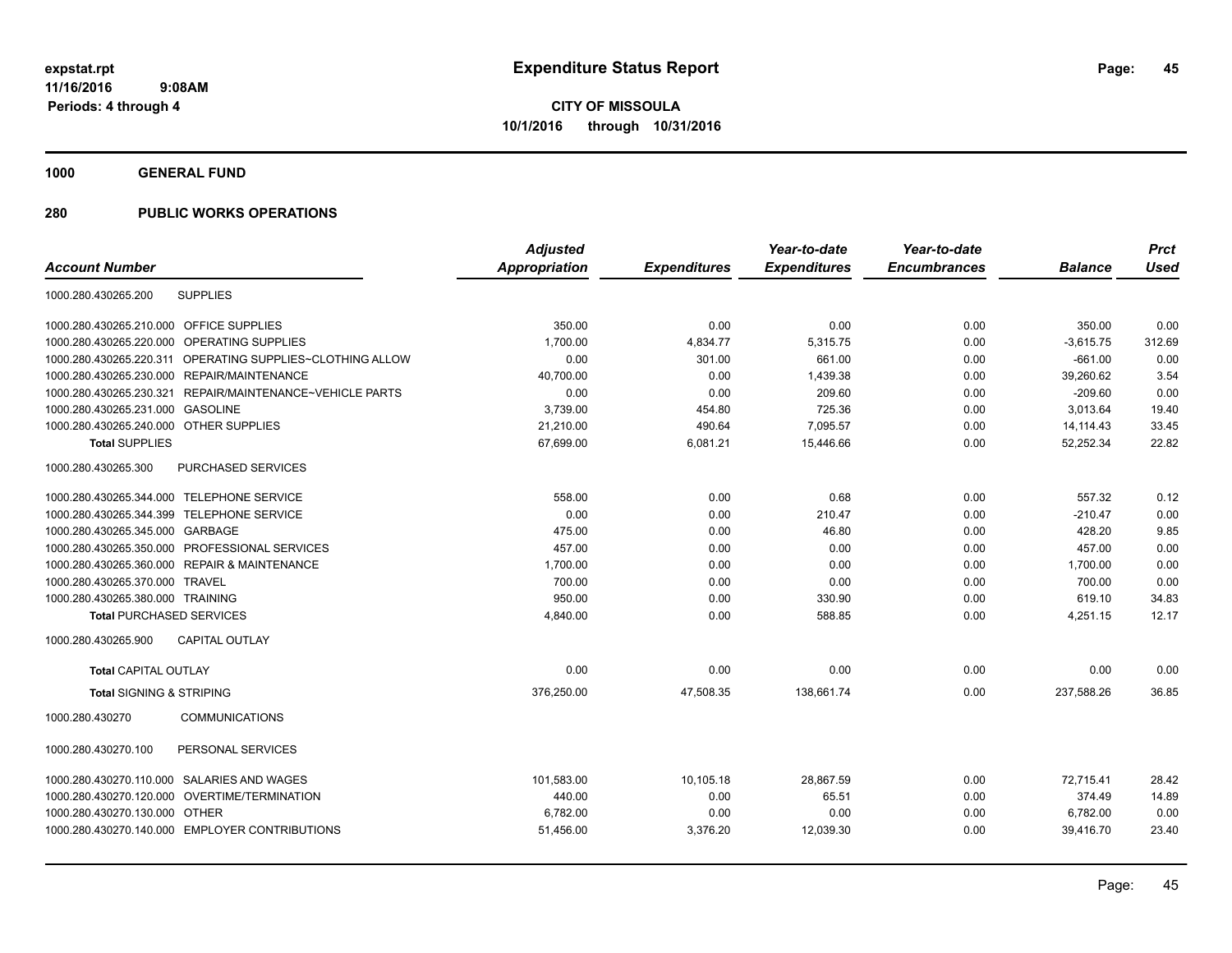**expstat.rpt**
**11/16/2016 9:08AM**
**Periods: 4 through 4**

# Expenditure Status Report

**CITY OF MISSOULA**
**10/1/2016 through 10/31/2016**

## 1000 GENERAL FUND

## 280 PUBLIC WORKS OPERATIONS

| Account Number | | Adjusted Appropriation | Expenditures | Year-to-date Expenditures | Year-to-date Encumbrances | Balance | Prct Used |
|---|---|---|---|---|---|---|---|
| 1000.280.430265.200 | SUPPLIES | | | | | | |
| 1000.280.430265.210.000 | OFFICE SUPPLIES | 350.00 | 0.00 | 0.00 | 0.00 | 350.00 | 0.00 |
| 1000.280.430265.220.000 | OPERATING SUPPLIES | 1,700.00 | 4,834.77 | 5,315.75 | 0.00 | -3,615.75 | 312.69 |
| 1000.280.430265.220.311 | OPERATING SUPPLIES~CLOTHING ALLOW | 0.00 | 301.00 | 661.00 | 0.00 | -661.00 | 0.00 |
| 1000.280.430265.230.000 | REPAIR/MAINTENANCE | 40,700.00 | 0.00 | 1,439.38 | 0.00 | 39,260.62 | 3.54 |
| 1000.280.430265.230.321 | REPAIR/MAINTENANCE~VEHICLE PARTS | 0.00 | 0.00 | 209.60 | 0.00 | -209.60 | 0.00 |
| 1000.280.430265.231.000 | GASOLINE | 3,739.00 | 454.80 | 725.36 | 0.00 | 3,013.64 | 19.40 |
| 1000.280.430265.240.000 | OTHER SUPPLIES | 21,210.00 | 490.64 | 7,095.57 | 0.00 | 14,114.43 | 33.45 |
| **Total** SUPPLIES | | 67,699.00 | 6,081.21 | 15,446.66 | 0.00 | 52,252.34 | 22.82 |
| 1000.280.430265.300 | PURCHASED SERVICES | | | | | | |
| 1000.280.430265.344.000 | TELEPHONE SERVICE | 558.00 | 0.00 | 0.68 | 0.00 | 557.32 | 0.12 |
| 1000.280.430265.344.399 | TELEPHONE SERVICE | 0.00 | 0.00 | 210.47 | 0.00 | -210.47 | 0.00 |
| 1000.280.430265.345.000 | GARBAGE | 475.00 | 0.00 | 46.80 | 0.00 | 428.20 | 9.85 |
| 1000.280.430265.350.000 | PROFESSIONAL SERVICES | 457.00 | 0.00 | 0.00 | 0.00 | 457.00 | 0.00 |
| 1000.280.430265.360.000 | REPAIR & MAINTENANCE | 1,700.00 | 0.00 | 0.00 | 0.00 | 1,700.00 | 0.00 |
| 1000.280.430265.370.000 | TRAVEL | 700.00 | 0.00 | 0.00 | 0.00 | 700.00 | 0.00 |
| 1000.280.430265.380.000 | TRAINING | 950.00 | 0.00 | 330.90 | 0.00 | 619.10 | 34.83 |
| **Total** PURCHASED SERVICES | | 4,840.00 | 0.00 | 588.85 | 0.00 | 4,251.15 | 12.17 |
| 1000.280.430265.900 | CAPITAL OUTLAY | | | | | | |
| **Total** CAPITAL OUTLAY | | 0.00 | 0.00 | 0.00 | 0.00 | 0.00 | 0.00 |
| **Total** SIGNING & STRIPING | | 376,250.00 | 47,508.35 | 138,661.74 | 0.00 | 237,588.26 | 36.85 |
| 1000.280.430270 | COMMUNICATIONS | | | | | | |
| 1000.280.430270.100 | PERSONAL SERVICES | | | | | | |
| 1000.280.430270.110.000 | SALARIES AND WAGES | 101,583.00 | 10,105.18 | 28,867.59 | 0.00 | 72,715.41 | 28.42 |
| 1000.280.430270.120.000 | OVERTIME/TERMINATION | 440.00 | 0.00 | 65.51 | 0.00 | 374.49 | 14.89 |
| 1000.280.430270.130.000 | OTHER | 6,782.00 | 0.00 | 0.00 | 0.00 | 6,782.00 | 0.00 |
| 1000.280.430270.140.000 | EMPLOYER CONTRIBUTIONS | 51,456.00 | 3,376.20 | 12,039.30 | 0.00 | 39,416.70 | 23.40 |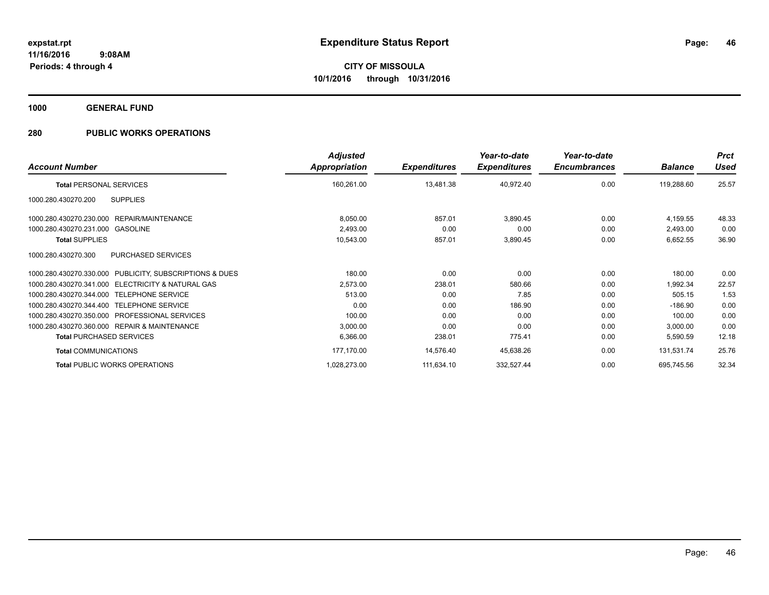# Expenditure Status Report

**CITY OF MISSOULA**
**10/1/2016 through 10/31/2016**

expstat.rpt
11/16/2016 9:08AM
Periods: 4 through 4

## 1000 GENERAL FUND

### 280 PUBLIC WORKS OPERATIONS

| Account Number | | Adjusted Appropriation | Expenditures | Year-to-date Expenditures | Year-to-date Encumbrances | Balance | Prct Used |
|---|---|---|---|---|---|---|---|
| **Total PERSONAL SERVICES** | | 160,261.00 | 13,481.38 | 40,972.40 | 0.00 | 119,288.60 | 25.57 |
| 1000.280.430270.200 | SUPPLIES | | | | | | |
| 1000.280.430270.230.000 | REPAIR/MAINTENANCE | 8,050.00 | 857.01 | 3,890.45 | 0.00 | 4,159.55 | 48.33 |
| 1000.280.430270.231.000 | GASOLINE | 2,493.00 | 0.00 | 0.00 | 0.00 | 2,493.00 | 0.00 |
| **Total SUPPLIES** | | 10,543.00 | 857.01 | 3,890.45 | 0.00 | 6,652.55 | 36.90 |
| 1000.280.430270.300 | PURCHASED SERVICES | | | | | | |
| 1000.280.430270.330.000 | PUBLICITY, SUBSCRIPTIONS & DUES | 180.00 | 0.00 | 0.00 | 0.00 | 180.00 | 0.00 |
| 1000.280.430270.341.000 | ELECTRICITY & NATURAL GAS | 2,573.00 | 238.01 | 580.66 | 0.00 | 1,992.34 | 22.57 |
| 1000.280.430270.344.000 | TELEPHONE SERVICE | 513.00 | 0.00 | 7.85 | 0.00 | 505.15 | 1.53 |
| 1000.280.430270.344.400 | TELEPHONE SERVICE | 0.00 | 0.00 | 186.90 | 0.00 | -186.90 | 0.00 |
| 1000.280.430270.350.000 | PROFESSIONAL SERVICES | 100.00 | 0.00 | 0.00 | 0.00 | 100.00 | 0.00 |
| 1000.280.430270.360.000 | REPAIR & MAINTENANCE | 3,000.00 | 0.00 | 0.00 | 0.00 | 3,000.00 | 0.00 |
| **Total PURCHASED SERVICES** | | 6,366.00 | 238.01 | 775.41 | 0.00 | 5,590.59 | 12.18 |
| **Total COMMUNICATIONS** | | 177,170.00 | 14,576.40 | 45,638.26 | 0.00 | 131,531.74 | 25.76 |
| **Total PUBLIC WORKS OPERATIONS** | | 1,028,273.00 | 111,634.10 | 332,527.44 | 0.00 | 695,745.56 | 32.34 |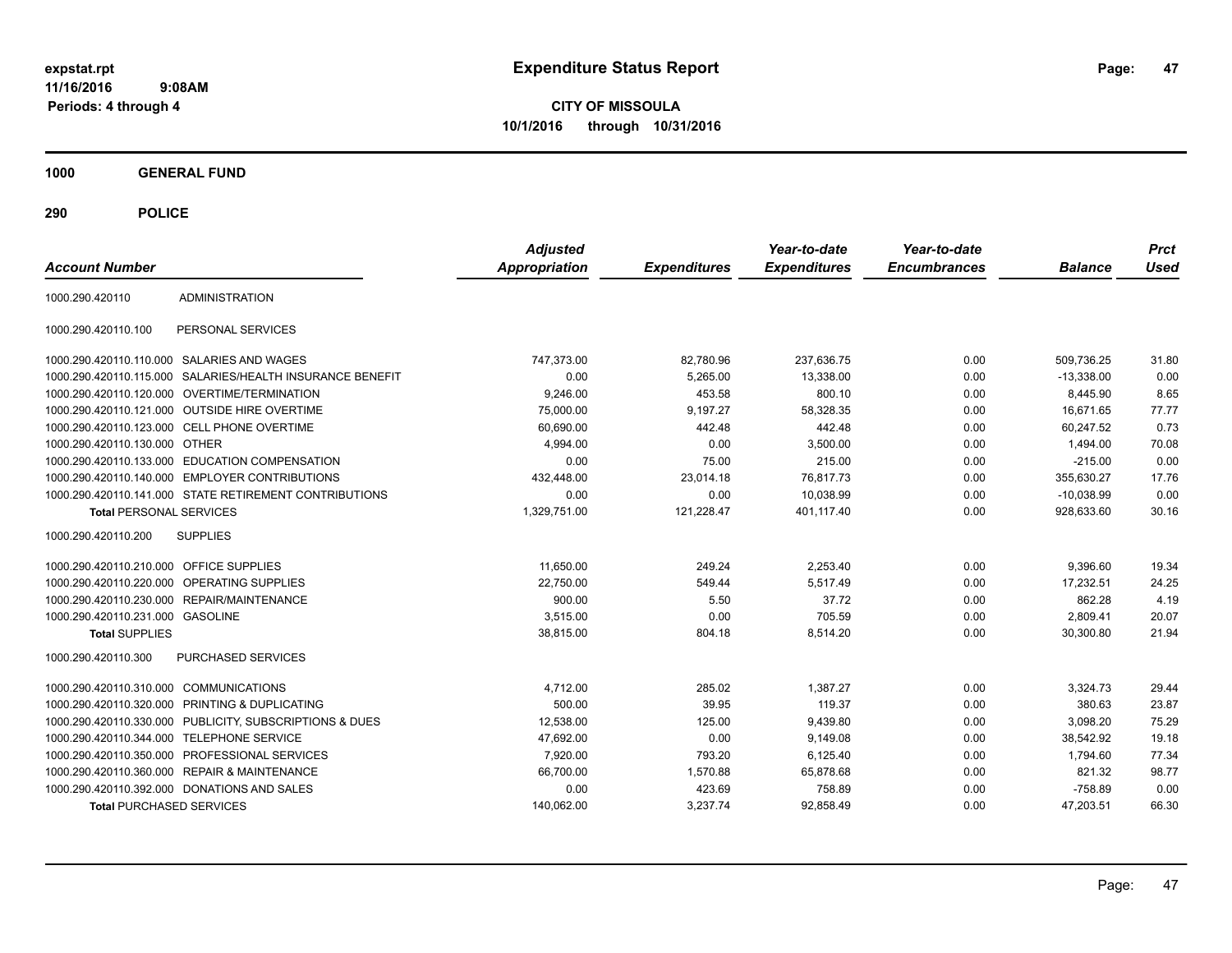**expstat.rpt**
**11/16/2016 9:08AM**
**Periods: 4 through 4**

# Expenditure Status Report

**CITY OF MISSOULA**
**10/1/2016 through 10/31/2016**

## 1000 GENERAL FUND

### 290 POLICE

| Account Number | | Adjusted Appropriation | Expenditures | Year-to-date Expenditures | Year-to-date Encumbrances | Balance | Prct Used |
|---|---|---|---|---|---|---|---|
| 1000.290.420110 | ADMINISTRATION | | | | | | |
| 1000.290.420110.100 | PERSONAL SERVICES | | | | | | |
| 1000.290.420110.110.000 | SALARIES AND WAGES | 747,373.00 | 82,780.96 | 237,636.75 | 0.00 | 509,736.25 | 31.80 |
| 1000.290.420110.115.000 | SALARIES/HEALTH INSURANCE BENEFIT | 0.00 | 5,265.00 | 13,338.00 | 0.00 | -13,338.00 | 0.00 |
| 1000.290.420110.120.000 | OVERTIME/TERMINATION | 9,246.00 | 453.58 | 800.10 | 0.00 | 8,445.90 | 8.65 |
| 1000.290.420110.121.000 | OUTSIDE HIRE OVERTIME | 75,000.00 | 9,197.27 | 58,328.35 | 0.00 | 16,671.65 | 77.77 |
| 1000.290.420110.123.000 | CELL PHONE OVERTIME | 60,690.00 | 442.48 | 442.48 | 0.00 | 60,247.52 | 0.73 |
| 1000.290.420110.130.000 | OTHER | 4,994.00 | 0.00 | 3,500.00 | 0.00 | 1,494.00 | 70.08 |
| 1000.290.420110.133.000 | EDUCATION COMPENSATION | 0.00 | 75.00 | 215.00 | 0.00 | -215.00 | 0.00 |
| 1000.290.420110.140.000 | EMPLOYER CONTRIBUTIONS | 432,448.00 | 23,014.18 | 76,817.73 | 0.00 | 355,630.27 | 17.76 |
| 1000.290.420110.141.000 | STATE RETIREMENT CONTRIBUTIONS | 0.00 | 0.00 | 10,038.99 | 0.00 | -10,038.99 | 0.00 |
| **Total** PERSONAL SERVICES | | 1,329,751.00 | 121,228.47 | 401,117.40 | 0.00 | 928,633.60 | 30.16 |
| 1000.290.420110.200 | SUPPLIES | | | | | | |
| 1000.290.420110.210.000 | OFFICE SUPPLIES | 11,650.00 | 249.24 | 2,253.40 | 0.00 | 9,396.60 | 19.34 |
| 1000.290.420110.220.000 | OPERATING SUPPLIES | 22,750.00 | 549.44 | 5,517.49 | 0.00 | 17,232.51 | 24.25 |
| 1000.290.420110.230.000 | REPAIR/MAINTENANCE | 900.00 | 5.50 | 37.72 | 0.00 | 862.28 | 4.19 |
| 1000.290.420110.231.000 | GASOLINE | 3,515.00 | 0.00 | 705.59 | 0.00 | 2,809.41 | 20.07 |
| **Total** SUPPLIES | | 38,815.00 | 804.18 | 8,514.20 | 0.00 | 30,300.80 | 21.94 |
| 1000.290.420110.300 | PURCHASED SERVICES | | | | | | |
| 1000.290.420110.310.000 | COMMUNICATIONS | 4,712.00 | 285.02 | 1,387.27 | 0.00 | 3,324.73 | 29.44 |
| 1000.290.420110.320.000 | PRINTING & DUPLICATING | 500.00 | 39.95 | 119.37 | 0.00 | 380.63 | 23.87 |
| 1000.290.420110.330.000 | PUBLICITY, SUBSCRIPTIONS & DUES | 12,538.00 | 125.00 | 9,439.80 | 0.00 | 3,098.20 | 75.29 |
| 1000.290.420110.344.000 | TELEPHONE SERVICE | 47,692.00 | 0.00 | 9,149.08 | 0.00 | 38,542.92 | 19.18 |
| 1000.290.420110.350.000 | PROFESSIONAL SERVICES | 7,920.00 | 793.20 | 6,125.40 | 0.00 | 1,794.60 | 77.34 |
| 1000.290.420110.360.000 | REPAIR & MAINTENANCE | 66,700.00 | 1,570.88 | 65,878.68 | 0.00 | 821.32 | 98.77 |
| 1000.290.420110.392.000 | DONATIONS AND SALES | 0.00 | 423.69 | 758.89 | 0.00 | -758.89 | 0.00 |
| **Total** PURCHASED SERVICES | | 140,062.00 | 3,237.74 | 92,858.49 | 0.00 | 47,203.51 | 66.30 |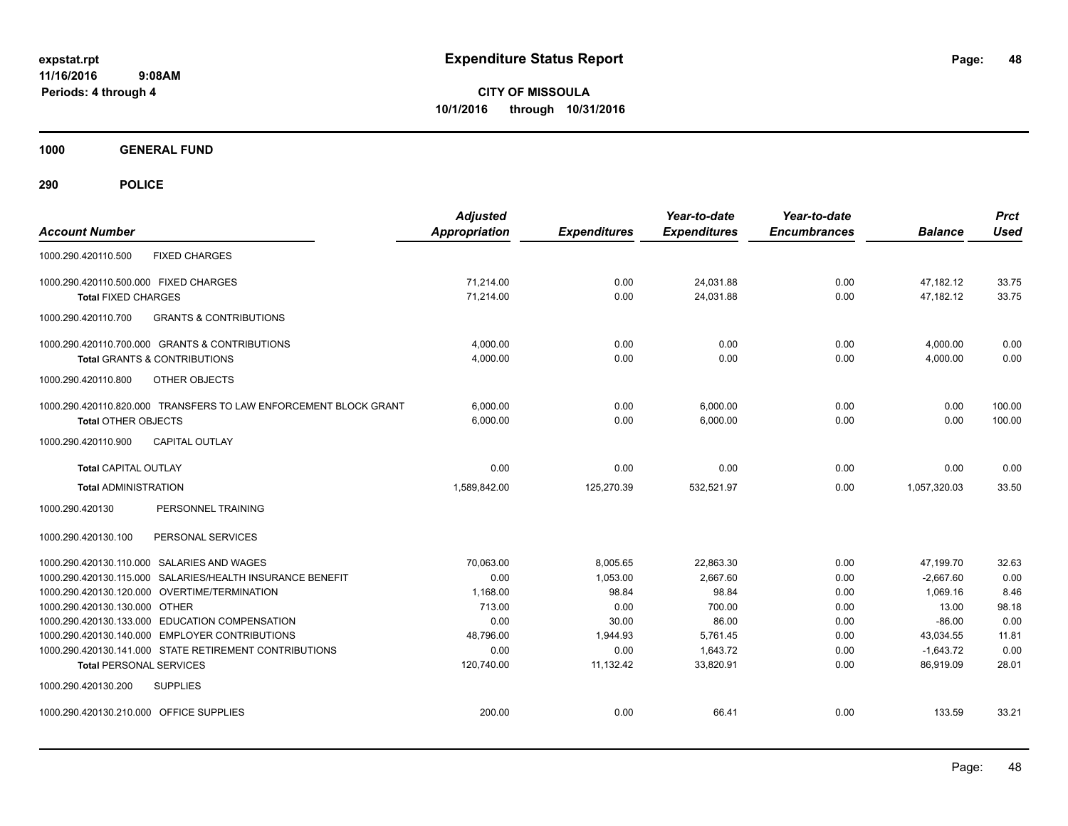**expstat.rpt**
**11/16/2016 9:08AM**
**Periods: 4 through 4**

# Expenditure Status Report

**CITY OF MISSOULA**
**10/1/2016 through 10/31/2016**

## 1000 GENERAL FUND

## 290 POLICE

| Account Number | Adjusted Appropriation | Expenditures | Year-to-date Expenditures | Year-to-date Encumbrances | Balance | Prct Used |
|---|---|---|---|---|---|---|
| 1000.290.420110.500 FIXED CHARGES | | | | | | |
| 1000.290.420110.500.000 FIXED CHARGES | 71,214.00 | 0.00 | 24,031.88 | 0.00 | 47,182.12 | 33.75 |
| **Total** FIXED CHARGES | 71,214.00 | 0.00 | 24,031.88 | 0.00 | 47,182.12 | 33.75 |
| 1000.290.420110.700 GRANTS & CONTRIBUTIONS | | | | | | |
| 1000.290.420110.700.000 GRANTS & CONTRIBUTIONS | 4,000.00 | 0.00 | 0.00 | 0.00 | 4,000.00 | 0.00 |
| **Total** GRANTS & CONTRIBUTIONS | 4,000.00 | 0.00 | 0.00 | 0.00 | 4,000.00 | 0.00 |
| 1000.290.420110.800 OTHER OBJECTS | | | | | | |
| 1000.290.420110.820.000 TRANSFERS TO LAW ENFORCEMENT BLOCK GRANT | 6,000.00 | 0.00 | 6,000.00 | 0.00 | 0.00 | 100.00 |
| **Total** OTHER OBJECTS | 6,000.00 | 0.00 | 6,000.00 | 0.00 | 0.00 | 100.00 |
| 1000.290.420110.900 CAPITAL OUTLAY | | | | | | |
| **Total** CAPITAL OUTLAY | 0.00 | 0.00 | 0.00 | 0.00 | 0.00 | 0.00 |
| **Total** ADMINISTRATION | 1,589,842.00 | 125,270.39 | 532,521.97 | 0.00 | 1,057,320.03 | 33.50 |
| 1000.290.420130 PERSONNEL TRAINING | | | | | | |
| 1000.290.420130.100 PERSONAL SERVICES | | | | | | |
| 1000.290.420130.110.000 SALARIES AND WAGES | 70,063.00 | 8,005.65 | 22,863.30 | 0.00 | 47,199.70 | 32.63 |
| 1000.290.420130.115.000 SALARIES/HEALTH INSURANCE BENEFIT | 0.00 | 1,053.00 | 2,667.60 | 0.00 | -2,667.60 | 0.00 |
| 1000.290.420130.120.000 OVERTIME/TERMINATION | 1,168.00 | 98.84 | 98.84 | 0.00 | 1,069.16 | 8.46 |
| 1000.290.420130.130.000 OTHER | 713.00 | 0.00 | 700.00 | 0.00 | 13.00 | 98.18 |
| 1000.290.420130.133.000 EDUCATION COMPENSATION | 0.00 | 30.00 | 86.00 | 0.00 | -86.00 | 0.00 |
| 1000.290.420130.140.000 EMPLOYER CONTRIBUTIONS | 48,796.00 | 1,944.93 | 5,761.45 | 0.00 | 43,034.55 | 11.81 |
| 1000.290.420130.141.000 STATE RETIREMENT CONTRIBUTIONS | 0.00 | 0.00 | 1,643.72 | 0.00 | -1,643.72 | 0.00 |
| **Total** PERSONAL SERVICES | 120,740.00 | 11,132.42 | 33,820.91 | 0.00 | 86,919.09 | 28.01 |
| 1000.290.420130.200 SUPPLIES | | | | | | |
| 1000.290.420130.210.000 OFFICE SUPPLIES | 200.00 | 0.00 | 66.41 | 0.00 | 133.59 | 33.21 |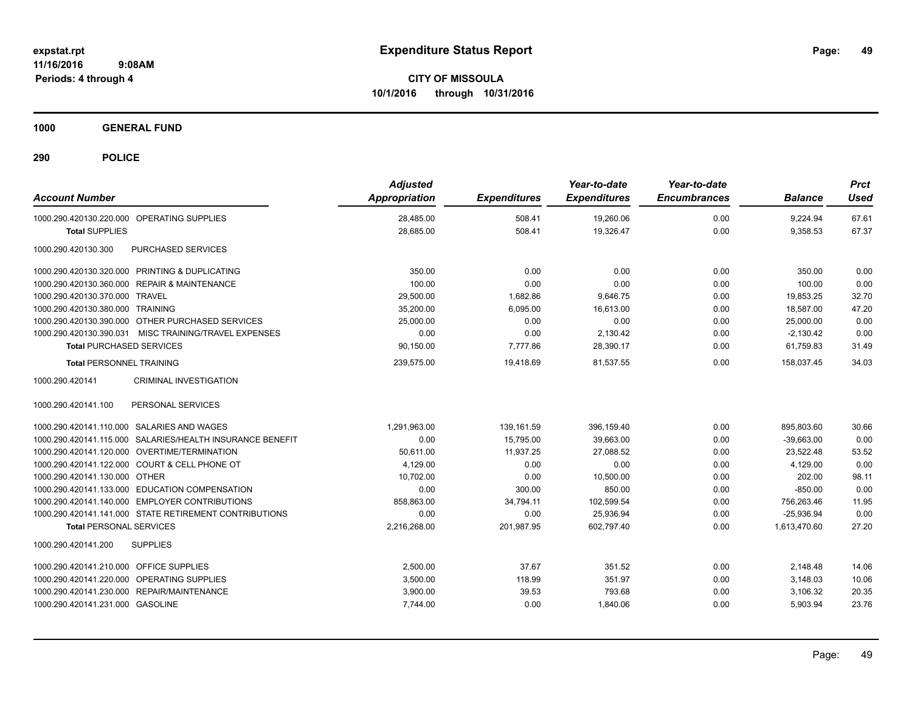**expstat.rpt**
**11/16/2016 9:08AM**
**Periods: 4 through 4**

# Expenditure Status Report

**CITY OF MISSOULA**
**10/1/2016 through 10/31/2016**

## 1000 GENERAL FUND

## 290 POLICE

| Account Number | Adjusted Appropriation | Expenditures | Year-to-date Expenditures | Year-to-date Encumbrances | Balance | Prct Used |
|---|---|---|---|---|---|---|
| 1000.290.420130.220.000 OPERATING SUPPLIES | 28,485.00 | 508.41 | 19,260.06 | 0.00 | 9,224.94 | 67.61 |
| **Total** SUPPLIES | 28,685.00 | 508.41 | 19,326.47 | 0.00 | 9,358.53 | 67.37 |
| 1000.290.420130.300 PURCHASED SERVICES | | | | | | |
| 1000.290.420130.320.000 PRINTING & DUPLICATING | 350.00 | 0.00 | 0.00 | 0.00 | 350.00 | 0.00 |
| 1000.290.420130.360.000 REPAIR & MAINTENANCE | 100.00 | 0.00 | 0.00 | 0.00 | 100.00 | 0.00 |
| 1000.290.420130.370.000 TRAVEL | 29,500.00 | 1,682.86 | 9,646.75 | 0.00 | 19,853.25 | 32.70 |
| 1000.290.420130.380.000 TRAINING | 35,200.00 | 6,095.00 | 16,613.00 | 0.00 | 18,587.00 | 47.20 |
| 1000.290.420130.390.000 OTHER PURCHASED SERVICES | 25,000.00 | 0.00 | 0.00 | 0.00 | 25,000.00 | 0.00 |
| 1000.290.420130.390.031 MISC TRAINING/TRAVEL EXPENSES | 0.00 | 0.00 | 2,130.42 | 0.00 | -2,130.42 | 0.00 |
| **Total** PURCHASED SERVICES | 90,150.00 | 7,777.86 | 28,390.17 | 0.00 | 61,759.83 | 31.49 |
| **Total** PERSONNEL TRAINING | 239,575.00 | 19,418.69 | 81,537.55 | 0.00 | 158,037.45 | 34.03 |
| 1000.290.420141 CRIMINAL INVESTIGATION | | | | | | |
| 1000.290.420141.100 PERSONAL SERVICES | | | | | | |
| 1000.290.420141.110.000 SALARIES AND WAGES | 1,291,963.00 | 139,161.59 | 396,159.40 | 0.00 | 895,803.60 | 30.66 |
| 1000.290.420141.115.000 SALARIES/HEALTH INSURANCE BENEFIT | 0.00 | 15,795.00 | 39,663.00 | 0.00 | -39,663.00 | 0.00 |
| 1000.290.420141.120.000 OVERTIME/TERMINATION | 50,611.00 | 11,937.25 | 27,088.52 | 0.00 | 23,522.48 | 53.52 |
| 1000.290.420141.122.000 COURT & CELL PHONE OT | 4,129.00 | 0.00 | 0.00 | 0.00 | 4,129.00 | 0.00 |
| 1000.290.420141.130.000 OTHER | 10,702.00 | 0.00 | 10,500.00 | 0.00 | 202.00 | 98.11 |
| 1000.290.420141.133.000 EDUCATION COMPENSATION | 0.00 | 300.00 | 850.00 | 0.00 | -850.00 | 0.00 |
| 1000.290.420141.140.000 EMPLOYER CONTRIBUTIONS | 858,863.00 | 34,794.11 | 102,599.54 | 0.00 | 756,263.46 | 11.95 |
| 1000.290.420141.141.000 STATE RETIREMENT CONTRIBUTIONS | 0.00 | 0.00 | 25,936.94 | 0.00 | -25,936.94 | 0.00 |
| **Total** PERSONAL SERVICES | 2,216,268.00 | 201,987.95 | 602,797.40 | 0.00 | 1,613,470.60 | 27.20 |
| 1000.290.420141.200 SUPPLIES | | | | | | |
| 1000.290.420141.210.000 OFFICE SUPPLIES | 2,500.00 | 37.67 | 351.52 | 0.00 | 2,148.48 | 14.06 |
| 1000.290.420141.220.000 OPERATING SUPPLIES | 3,500.00 | 118.99 | 351.97 | 0.00 | 3,148.03 | 10.06 |
| 1000.290.420141.230.000 REPAIR/MAINTENANCE | 3,900.00 | 39.53 | 793.68 | 0.00 | 3,106.32 | 20.35 |
| 1000.290.420141.231.000 GASOLINE | 7,744.00 | 0.00 | 1,840.06 | 0.00 | 5,903.94 | 23.76 |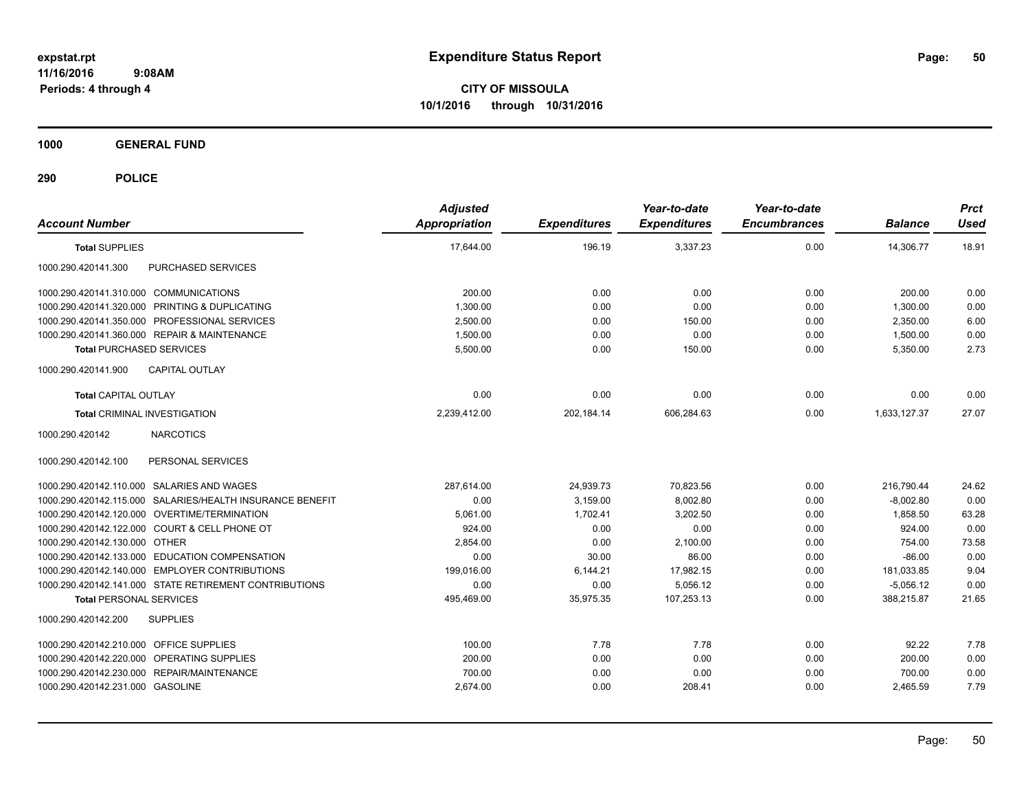**expstat.rpt**
**11/16/2016 9:08AM**
**Periods: 4 through 4**

# Expenditure Status Report

**CITY OF MISSOULA**
**10/1/2016 through 10/31/2016**

## 1000 GENERAL FUND

## 290 POLICE

| Account Number | Adjusted Appropriation | Expenditures | Year-to-date Expenditures | Year-to-date Encumbrances | Balance | Prct Used |
|---|---|---|---|---|---|---|
| **Total SUPPLIES** | 17,644.00 | 196.19 | 3,337.23 | 0.00 | 14,306.77 | 18.91 |
| 1000.290.420141.300 PURCHASED SERVICES | | | | | | |
| 1000.290.420141.310.000 COMMUNICATIONS | 200.00 | 0.00 | 0.00 | 0.00 | 200.00 | 0.00 |
| 1000.290.420141.320.000 PRINTING & DUPLICATING | 1,300.00 | 0.00 | 0.00 | 0.00 | 1,300.00 | 0.00 |
| 1000.290.420141.350.000 PROFESSIONAL SERVICES | 2,500.00 | 0.00 | 150.00 | 0.00 | 2,350.00 | 6.00 |
| 1000.290.420141.360.000 REPAIR & MAINTENANCE | 1,500.00 | 0.00 | 0.00 | 0.00 | 1,500.00 | 0.00 |
| **Total PURCHASED SERVICES** | 5,500.00 | 0.00 | 150.00 | 0.00 | 5,350.00 | 2.73 |
| 1000.290.420141.900 CAPITAL OUTLAY | | | | | | |
| **Total CAPITAL OUTLAY** | 0.00 | 0.00 | 0.00 | 0.00 | 0.00 | 0.00 |
| **Total CRIMINAL INVESTIGATION** | 2,239,412.00 | 202,184.14 | 606,284.63 | 0.00 | 1,633,127.37 | 27.07 |
| 1000.290.420142 NARCOTICS | | | | | | |
| 1000.290.420142.100 PERSONAL SERVICES | | | | | | |
| 1000.290.420142.110.000 SALARIES AND WAGES | 287,614.00 | 24,939.73 | 70,823.56 | 0.00 | 216,790.44 | 24.62 |
| 1000.290.420142.115.000 SALARIES/HEALTH INSURANCE BENEFIT | 0.00 | 3,159.00 | 8,002.80 | 0.00 | -8,002.80 | 0.00 |
| 1000.290.420142.120.000 OVERTIME/TERMINATION | 5,061.00 | 1,702.41 | 3,202.50 | 0.00 | 1,858.50 | 63.28 |
| 1000.290.420142.122.000 COURT & CELL PHONE OT | 924.00 | 0.00 | 0.00 | 0.00 | 924.00 | 0.00 |
| 1000.290.420142.130.000 OTHER | 2,854.00 | 0.00 | 2,100.00 | 0.00 | 754.00 | 73.58 |
| 1000.290.420142.133.000 EDUCATION COMPENSATION | 0.00 | 30.00 | 86.00 | 0.00 | -86.00 | 0.00 |
| 1000.290.420142.140.000 EMPLOYER CONTRIBUTIONS | 199,016.00 | 6,144.21 | 17,982.15 | 0.00 | 181,033.85 | 9.04 |
| 1000.290.420142.141.000 STATE RETIREMENT CONTRIBUTIONS | 0.00 | 0.00 | 5,056.12 | 0.00 | -5,056.12 | 0.00 |
| **Total PERSONAL SERVICES** | 495,469.00 | 35,975.35 | 107,253.13 | 0.00 | 388,215.87 | 21.65 |
| 1000.290.420142.200 SUPPLIES | | | | | | |
| 1000.290.420142.210.000 OFFICE SUPPLIES | 100.00 | 7.78 | 7.78 | 0.00 | 92.22 | 7.78 |
| 1000.290.420142.220.000 OPERATING SUPPLIES | 200.00 | 0.00 | 0.00 | 0.00 | 200.00 | 0.00 |
| 1000.290.420142.230.000 REPAIR/MAINTENANCE | 700.00 | 0.00 | 0.00 | 0.00 | 700.00 | 0.00 |
| 1000.290.420142.231.000 GASOLINE | 2,674.00 | 0.00 | 208.41 | 0.00 | 2,465.59 | 7.79 |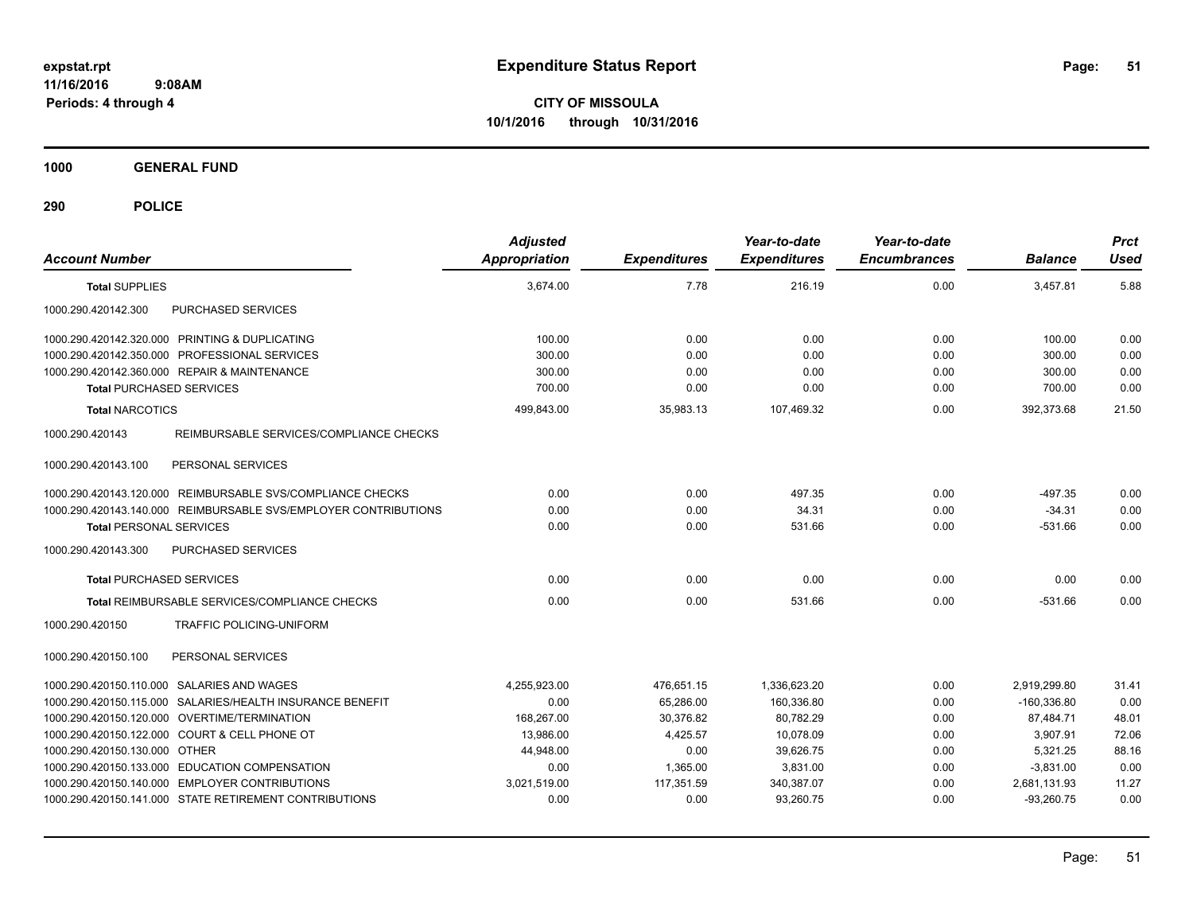**expstat.rpt**
**11/16/2016 9:08AM**
**Periods: 4 through 4**

# Expenditure Status Report

**CITY OF MISSOULA**
**10/1/2016 through 10/31/2016**

## 1000 GENERAL FUND

## 290 POLICE

| Account Number | Adjusted Appropriation | Expenditures | Year-to-date Expenditures | Year-to-date Encumbrances | Balance | Prct Used |
|---|---|---|---|---|---|---|
| **Total** SUPPLIES | 3,674.00 | 7.78 | 216.19 | 0.00 | 3,457.81 | 5.88 |
| 1000.290.420142.300 PURCHASED SERVICES | | | | | | |
| 1000.290.420142.320.000 PRINTING & DUPLICATING | 100.00 | 0.00 | 0.00 | 0.00 | 100.00 | 0.00 |
| 1000.290.420142.350.000 PROFESSIONAL SERVICES | 300.00 | 0.00 | 0.00 | 0.00 | 300.00 | 0.00 |
| 1000.290.420142.360.000 REPAIR & MAINTENANCE | 300.00 | 0.00 | 0.00 | 0.00 | 300.00 | 0.00 |
| **Total** PURCHASED SERVICES | 700.00 | 0.00 | 0.00 | 0.00 | 700.00 | 0.00 |
| **Total** NARCOTICS | 499,843.00 | 35,983.13 | 107,469.32 | 0.00 | 392,373.68 | 21.50 |
| 1000.290.420143 REIMBURSABLE SERVICES/COMPLIANCE CHECKS | | | | | | |
| 1000.290.420143.100 PERSONAL SERVICES | | | | | | |
| 1000.290.420143.120.000 REIMBURSABLE SVS/COMPLIANCE CHECKS | 0.00 | 0.00 | 497.35 | 0.00 | -497.35 | 0.00 |
| 1000.290.420143.140.000 REIMBURSABLE SVS/EMPLOYER CONTRIBUTIONS | 0.00 | 0.00 | 34.31 | 0.00 | -34.31 | 0.00 |
| **Total** PERSONAL SERVICES | 0.00 | 0.00 | 531.66 | 0.00 | -531.66 | 0.00 |
| 1000.290.420143.300 PURCHASED SERVICES | | | | | | |
| **Total** PURCHASED SERVICES | 0.00 | 0.00 | 0.00 | 0.00 | 0.00 | 0.00 |
| **Total** REIMBURSABLE SERVICES/COMPLIANCE CHECKS | 0.00 | 0.00 | 531.66 | 0.00 | -531.66 | 0.00 |
| 1000.290.420150 TRAFFIC POLICING-UNIFORM | | | | | | |
| 1000.290.420150.100 PERSONAL SERVICES | | | | | | |
| 1000.290.420150.110.000 SALARIES AND WAGES | 4,255,923.00 | 476,651.15 | 1,336,623.20 | 0.00 | 2,919,299.80 | 31.41 |
| 1000.290.420150.115.000 SALARIES/HEALTH INSURANCE BENEFIT | 0.00 | 65,286.00 | 160,336.80 | 0.00 | -160,336.80 | 0.00 |
| 1000.290.420150.120.000 OVERTIME/TERMINATION | 168,267.00 | 30,376.82 | 80,782.29 | 0.00 | 87,484.71 | 48.01 |
| 1000.290.420150.122.000 COURT & CELL PHONE OT | 13,986.00 | 4,425.57 | 10,078.09 | 0.00 | 3,907.91 | 72.06 |
| 1000.290.420150.130.000 OTHER | 44,948.00 | 0.00 | 39,626.75 | 0.00 | 5,321.25 | 88.16 |
| 1000.290.420150.133.000 EDUCATION COMPENSATION | 0.00 | 1,365.00 | 3,831.00 | 0.00 | -3,831.00 | 0.00 |
| 1000.290.420150.140.000 EMPLOYER CONTRIBUTIONS | 3,021,519.00 | 117,351.59 | 340,387.07 | 0.00 | 2,681,131.93 | 11.27 |
| 1000.290.420150.141.000 STATE RETIREMENT CONTRIBUTIONS | 0.00 | 0.00 | 93,260.75 | 0.00 | -93,260.75 | 0.00 |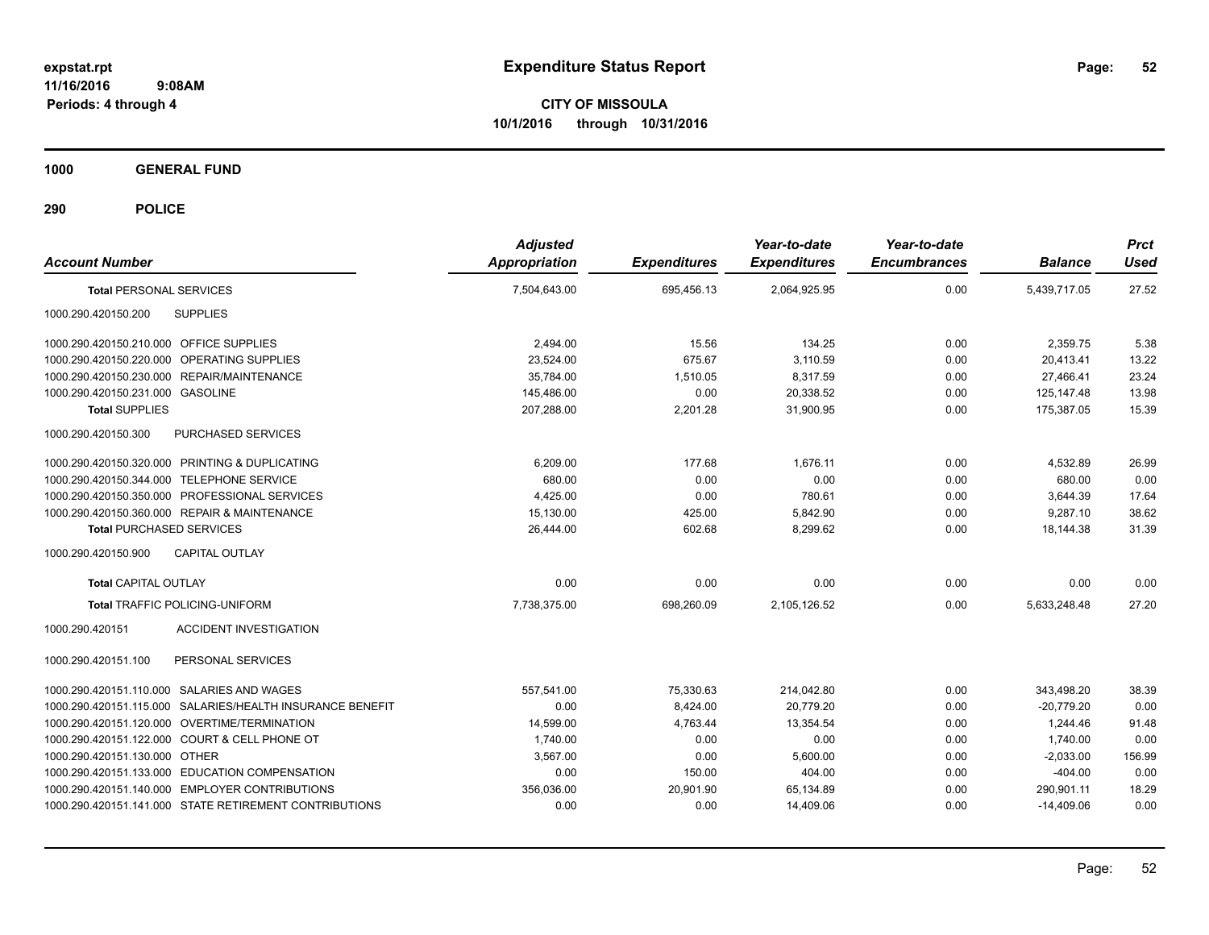# Expenditure Status Report

expstat.rpt
11/16/2016 9:08AM
Periods: 4 through 4

**CITY OF MISSOULA**
**10/1/2016 through 10/31/2016**

## 1000 GENERAL FUND

## 290 POLICE

| Account Number | | Adjusted Appropriation | Expenditures | Year-to-date Expenditures | Year-to-date Encumbrances | Balance | Prct Used |
|---|---|---|---|---|---|---|---|
| **Total** PERSONAL SERVICES | | 7,504,643.00 | 695,456.13 | 2,064,925.95 | 0.00 | 5,439,717.05 | 27.52 |
| 1000.290.420150.200 | SUPPLIES | | | | | | |
| 1000.290.420150.210.000 | OFFICE SUPPLIES | 2,494.00 | 15.56 | 134.25 | 0.00 | 2,359.75 | 5.38 |
| 1000.290.420150.220.000 | OPERATING SUPPLIES | 23,524.00 | 675.67 | 3,110.59 | 0.00 | 20,413.41 | 13.22 |
| 1000.290.420150.230.000 | REPAIR/MAINTENANCE | 35,784.00 | 1,510.05 | 8,317.59 | 0.00 | 27,466.41 | 23.24 |
| 1000.290.420150.231.000 | GASOLINE | 145,486.00 | 0.00 | 20,338.52 | 0.00 | 125,147.48 | 13.98 |
| **Total SUPPLIES** | | 207,288.00 | 2,201.28 | 31,900.95 | 0.00 | 175,387.05 | 15.39 |
| 1000.290.420150.300 | PURCHASED SERVICES | | | | | | |
| 1000.290.420150.320.000 | PRINTING & DUPLICATING | 6,209.00 | 177.68 | 1,676.11 | 0.00 | 4,532.89 | 26.99 |
| 1000.290.420150.344.000 | TELEPHONE SERVICE | 680.00 | 0.00 | 0.00 | 0.00 | 680.00 | 0.00 |
| 1000.290.420150.350.000 | PROFESSIONAL SERVICES | 4,425.00 | 0.00 | 780.61 | 0.00 | 3,644.39 | 17.64 |
| 1000.290.420150.360.000 | REPAIR & MAINTENANCE | 15,130.00 | 425.00 | 5,842.90 | 0.00 | 9,287.10 | 38.62 |
| **Total** PURCHASED SERVICES | | 26,444.00 | 602.68 | 8,299.62 | 0.00 | 18,144.38 | 31.39 |
| 1000.290.420150.900 | CAPITAL OUTLAY | | | | | | |
| **Total** CAPITAL OUTLAY | | 0.00 | 0.00 | 0.00 | 0.00 | 0.00 | 0.00 |
| **Total** TRAFFIC POLICING-UNIFORM | | 7,738,375.00 | 698,260.09 | 2,105,126.52 | 0.00 | 5,633,248.48 | 27.20 |
| 1000.290.420151 | ACCIDENT INVESTIGATION | | | | | | |
| 1000.290.420151.100 | PERSONAL SERVICES | | | | | | |
| 1000.290.420151.110.000 | SALARIES AND WAGES | 557,541.00 | 75,330.63 | 214,042.80 | 0.00 | 343,498.20 | 38.39 |
| 1000.290.420151.115.000 | SALARIES/HEALTH INSURANCE BENEFIT | 0.00 | 8,424.00 | 20,779.20 | 0.00 | -20,779.20 | 0.00 |
| 1000.290.420151.120.000 | OVERTIME/TERMINATION | 14,599.00 | 4,763.44 | 13,354.54 | 0.00 | 1,244.46 | 91.48 |
| 1000.290.420151.122.000 | COURT & CELL PHONE OT | 1,740.00 | 0.00 | 0.00 | 0.00 | 1,740.00 | 0.00 |
| 1000.290.420151.130.000 | OTHER | 3,567.00 | 0.00 | 5,600.00 | 0.00 | -2,033.00 | 156.99 |
| 1000.290.420151.133.000 | EDUCATION COMPENSATION | 0.00 | 150.00 | 404.00 | 0.00 | -404.00 | 0.00 |
| 1000.290.420151.140.000 | EMPLOYER CONTRIBUTIONS | 356,036.00 | 20,901.90 | 65,134.89 | 0.00 | 290,901.11 | 18.29 |
| 1000.290.420151.141.000 | STATE RETIREMENT CONTRIBUTIONS | 0.00 | 0.00 | 14,409.06 | 0.00 | -14,409.06 | 0.00 |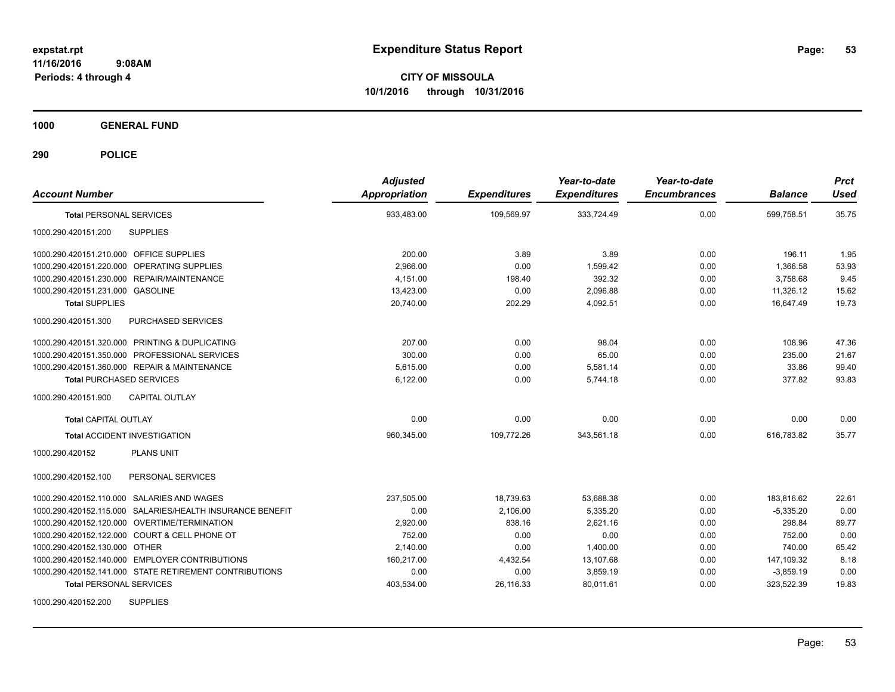**expstat.rpt**
**11/16/2016 9:08AM**
**Periods: 4 through 4**

# Expenditure Status Report

**CITY OF MISSOULA**
**10/1/2016 through 10/31/2016**

## 1000 GENERAL FUND

## 290 POLICE

| Account Number | Adjusted Appropriation | Expenditures | Year-to-date Expenditures | Year-to-date Encumbrances | Balance | Prct Used |
|---|---|---|---|---|---|---|
| **Total PERSONAL SERVICES** | 933,483.00 | 109,569.97 | 333,724.49 | 0.00 | 599,758.51 | 35.75 |
| 1000.290.420151.200 SUPPLIES | | | | | | |
| 1000.290.420151.210.000 OFFICE SUPPLIES | 200.00 | 3.89 | 3.89 | 0.00 | 196.11 | 1.95 |
| 1000.290.420151.220.000 OPERATING SUPPLIES | 2,966.00 | 0.00 | 1,599.42 | 0.00 | 1,366.58 | 53.93 |
| 1000.290.420151.230.000 REPAIR/MAINTENANCE | 4,151.00 | 198.40 | 392.32 | 0.00 | 3,758.68 | 9.45 |
| 1000.290.420151.231.000 GASOLINE | 13,423.00 | 0.00 | 2,096.88 | 0.00 | 11,326.12 | 15.62 |
| **Total SUPPLIES** | 20,740.00 | 202.29 | 4,092.51 | 0.00 | 16,647.49 | 19.73 |
| 1000.290.420151.300 PURCHASED SERVICES | | | | | | |
| 1000.290.420151.320.000 PRINTING & DUPLICATING | 207.00 | 0.00 | 98.04 | 0.00 | 108.96 | 47.36 |
| 1000.290.420151.350.000 PROFESSIONAL SERVICES | 300.00 | 0.00 | 65.00 | 0.00 | 235.00 | 21.67 |
| 1000.290.420151.360.000 REPAIR & MAINTENANCE | 5,615.00 | 0.00 | 5,581.14 | 0.00 | 33.86 | 99.40 |
| **Total PURCHASED SERVICES** | 6,122.00 | 0.00 | 5,744.18 | 0.00 | 377.82 | 93.83 |
| 1000.290.420151.900 CAPITAL OUTLAY | | | | | | |
| **Total CAPITAL OUTLAY** | 0.00 | 0.00 | 0.00 | 0.00 | 0.00 | 0.00 |
| **Total ACCIDENT INVESTIGATION** | 960,345.00 | 109,772.26 | 343,561.18 | 0.00 | 616,783.82 | 35.77 |
| 1000.290.420152 PLANS UNIT | | | | | | |
| 1000.290.420152.100 PERSONAL SERVICES | | | | | | |
| 1000.290.420152.110.000 SALARIES AND WAGES | 237,505.00 | 18,739.63 | 53,688.38 | 0.00 | 183,816.62 | 22.61 |
| 1000.290.420152.115.000 SALARIES/HEALTH INSURANCE BENEFIT | 0.00 | 2,106.00 | 5,335.20 | 0.00 | -5,335.20 | 0.00 |
| 1000.290.420152.120.000 OVERTIME/TERMINATION | 2,920.00 | 838.16 | 2,621.16 | 0.00 | 298.84 | 89.77 |
| 1000.290.420152.122.000 COURT & CELL PHONE OT | 752.00 | 0.00 | 0.00 | 0.00 | 752.00 | 0.00 |
| 1000.290.420152.130.000 OTHER | 2,140.00 | 0.00 | 1,400.00 | 0.00 | 740.00 | 65.42 |
| 1000.290.420152.140.000 EMPLOYER CONTRIBUTIONS | 160,217.00 | 4,432.54 | 13,107.68 | 0.00 | 147,109.32 | 8.18 |
| 1000.290.420152.141.000 STATE RETIREMENT CONTRIBUTIONS | 0.00 | 0.00 | 3,859.19 | 0.00 | -3,859.19 | 0.00 |
| **Total PERSONAL SERVICES** | 403,534.00 | 26,116.33 | 80,011.61 | 0.00 | 323,522.39 | 19.83 |
| 1000.290.420152.200 SUPPLIES | | | | | | |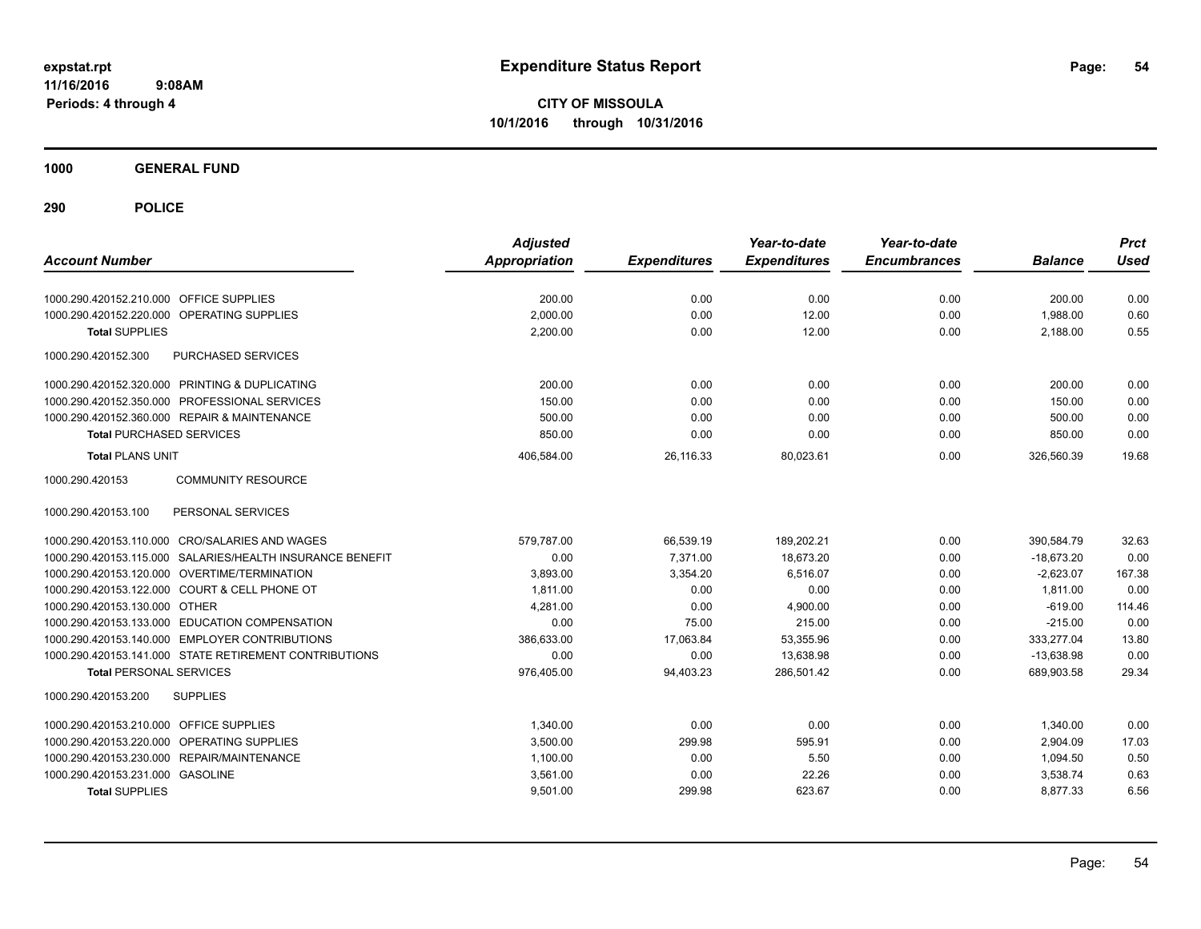**expstat.rpt**
**11/16/2016 9:08AM**
**Periods: 4 through 4**

# Expenditure Status Report

**CITY OF MISSOULA**
**10/1/2016 through 10/31/2016**

## 1000 GENERAL FUND

## 290 POLICE

| Account Number | | Adjusted Appropriation | Expenditures | Year-to-date Expenditures | Year-to-date Encumbrances | Balance | Prct Used |
|---|---|---|---|---|---|---|---|
| 1000.290.420152.210.000 | OFFICE SUPPLIES | 200.00 | 0.00 | 0.00 | 0.00 | 200.00 | 0.00 |
| 1000.290.420152.220.000 | OPERATING SUPPLIES | 2,000.00 | 0.00 | 12.00 | 0.00 | 1,988.00 | 0.60 |
| **Total** SUPPLIES | | 2,200.00 | 0.00 | 12.00 | 0.00 | 2,188.00 | 0.55 |
| 1000.290.420152.300 | PURCHASED SERVICES | | | | | | |
| 1000.290.420152.320.000 | PRINTING & DUPLICATING | 200.00 | 0.00 | 0.00 | 0.00 | 200.00 | 0.00 |
| 1000.290.420152.350.000 | PROFESSIONAL SERVICES | 150.00 | 0.00 | 0.00 | 0.00 | 150.00 | 0.00 |
| 1000.290.420152.360.000 | REPAIR & MAINTENANCE | 500.00 | 0.00 | 0.00 | 0.00 | 500.00 | 0.00 |
| **Total** PURCHASED SERVICES | | 850.00 | 0.00 | 0.00 | 0.00 | 850.00 | 0.00 |
| **Total** PLANS UNIT | | 406,584.00 | 26,116.33 | 80,023.61 | 0.00 | 326,560.39 | 19.68 |
| 1000.290.420153 | COMMUNITY RESOURCE | | | | | | |
| 1000.290.420153.100 | PERSONAL SERVICES | | | | | | |
| 1000.290.420153.110.000 | CRO/SALARIES AND WAGES | 579,787.00 | 66,539.19 | 189,202.21 | 0.00 | 390,584.79 | 32.63 |
| 1000.290.420153.115.000 | SALARIES/HEALTH INSURANCE BENEFIT | 0.00 | 7,371.00 | 18,673.20 | 0.00 | -18,673.20 | 0.00 |
| 1000.290.420153.120.000 | OVERTIME/TERMINATION | 3,893.00 | 3,354.20 | 6,516.07 | 0.00 | -2,623.07 | 167.38 |
| 1000.290.420153.122.000 | COURT & CELL PHONE OT | 1,811.00 | 0.00 | 0.00 | 0.00 | 1,811.00 | 0.00 |
| 1000.290.420153.130.000 | OTHER | 4,281.00 | 0.00 | 4,900.00 | 0.00 | -619.00 | 114.46 |
| 1000.290.420153.133.000 | EDUCATION COMPENSATION | 0.00 | 75.00 | 215.00 | 0.00 | -215.00 | 0.00 |
| 1000.290.420153.140.000 | EMPLOYER CONTRIBUTIONS | 386,633.00 | 17,063.84 | 53,355.96 | 0.00 | 333,277.04 | 13.80 |
| 1000.290.420153.141.000 | STATE RETIREMENT CONTRIBUTIONS | 0.00 | 0.00 | 13,638.98 | 0.00 | -13,638.98 | 0.00 |
| **Total** PERSONAL SERVICES | | 976,405.00 | 94,403.23 | 286,501.42 | 0.00 | 689,903.58 | 29.34 |
| 1000.290.420153.200 | SUPPLIES | | | | | | |
| 1000.290.420153.210.000 | OFFICE SUPPLIES | 1,340.00 | 0.00 | 0.00 | 0.00 | 1,340.00 | 0.00 |
| 1000.290.420153.220.000 | OPERATING SUPPLIES | 3,500.00 | 299.98 | 595.91 | 0.00 | 2,904.09 | 17.03 |
| 1000.290.420153.230.000 | REPAIR/MAINTENANCE | 1,100.00 | 0.00 | 5.50 | 0.00 | 1,094.50 | 0.50 |
| 1000.290.420153.231.000 | GASOLINE | 3,561.00 | 0.00 | 22.26 | 0.00 | 3,538.74 | 0.63 |
| **Total** SUPPLIES | | 9,501.00 | 299.98 | 623.67 | 0.00 | 8,877.33 | 6.56 |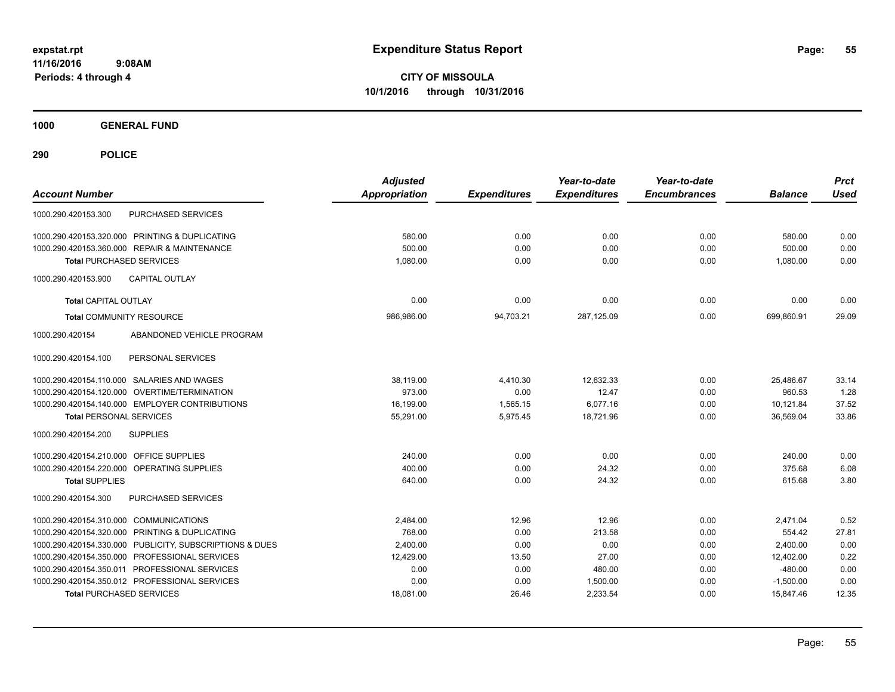**expstat.rpt**
**11/16/2016 9:08AM**
**Periods: 4 through 4**

# Expenditure Status Report

**CITY OF MISSOULA**
**10/1/2016 through 10/31/2016**

## 1000 GENERAL FUND

## 290 POLICE

| Account Number | | Adjusted Appropriation | Expenditures | Year-to-date Expenditures | Year-to-date Encumbrances | Balance | Prct Used |
|---|---|---|---|---|---|---|---|
| 1000.290.420153.300 | PURCHASED SERVICES | | | | | | |
| 1000.290.420153.320.000 | PRINTING & DUPLICATING | 580.00 | 0.00 | 0.00 | 0.00 | 580.00 | 0.00 |
| 1000.290.420153.360.000 | REPAIR & MAINTENANCE | 500.00 | 0.00 | 0.00 | 0.00 | 500.00 | 0.00 |
| **Total** PURCHASED SERVICES | | 1,080.00 | 0.00 | 0.00 | 0.00 | 1,080.00 | 0.00 |
| 1000.290.420153.900 | CAPITAL OUTLAY | | | | | | |
| **Total** CAPITAL OUTLAY | | 0.00 | 0.00 | 0.00 | 0.00 | 0.00 | 0.00 |
| **Total** COMMUNITY RESOURCE | | 986,986.00 | 94,703.21 | 287,125.09 | 0.00 | 699,860.91 | 29.09 |
| 1000.290.420154 | ABANDONED VEHICLE PROGRAM | | | | | | |
| 1000.290.420154.100 | PERSONAL SERVICES | | | | | | |
| 1000.290.420154.110.000 | SALARIES AND WAGES | 38,119.00 | 4,410.30 | 12,632.33 | 0.00 | 25,486.67 | 33.14 |
| 1000.290.420154.120.000 | OVERTIME/TERMINATION | 973.00 | 0.00 | 12.47 | 0.00 | 960.53 | 1.28 |
| 1000.290.420154.140.000 | EMPLOYER CONTRIBUTIONS | 16,199.00 | 1,565.15 | 6,077.16 | 0.00 | 10,121.84 | 37.52 |
| **Total** PERSONAL SERVICES | | 55,291.00 | 5,975.45 | 18,721.96 | 0.00 | 36,569.04 | 33.86 |
| 1000.290.420154.200 | SUPPLIES | | | | | | |
| 1000.290.420154.210.000 | OFFICE SUPPLIES | 240.00 | 0.00 | 0.00 | 0.00 | 240.00 | 0.00 |
| 1000.290.420154.220.000 | OPERATING SUPPLIES | 400.00 | 0.00 | 24.32 | 0.00 | 375.68 | 6.08 |
| **Total** SUPPLIES | | 640.00 | 0.00 | 24.32 | 0.00 | 615.68 | 3.80 |
| 1000.290.420154.300 | PURCHASED SERVICES | | | | | | |
| 1000.290.420154.310.000 | COMMUNICATIONS | 2,484.00 | 12.96 | 12.96 | 0.00 | 2,471.04 | 0.52 |
| 1000.290.420154.320.000 | PRINTING & DUPLICATING | 768.00 | 0.00 | 213.58 | 0.00 | 554.42 | 27.81 |
| 1000.290.420154.330.000 | PUBLICITY, SUBSCRIPTIONS & DUES | 2,400.00 | 0.00 | 0.00 | 0.00 | 2,400.00 | 0.00 |
| 1000.290.420154.350.000 | PROFESSIONAL SERVICES | 12,429.00 | 13.50 | 27.00 | 0.00 | 12,402.00 | 0.22 |
| 1000.290.420154.350.011 | PROFESSIONAL SERVICES | 0.00 | 0.00 | 480.00 | 0.00 | -480.00 | 0.00 |
| 1000.290.420154.350.012 | PROFESSIONAL SERVICES | 0.00 | 0.00 | 1,500.00 | 0.00 | -1,500.00 | 0.00 |
| **Total** PURCHASED SERVICES | | 18,081.00 | 26.46 | 2,233.54 | 0.00 | 15,847.46 | 12.35 |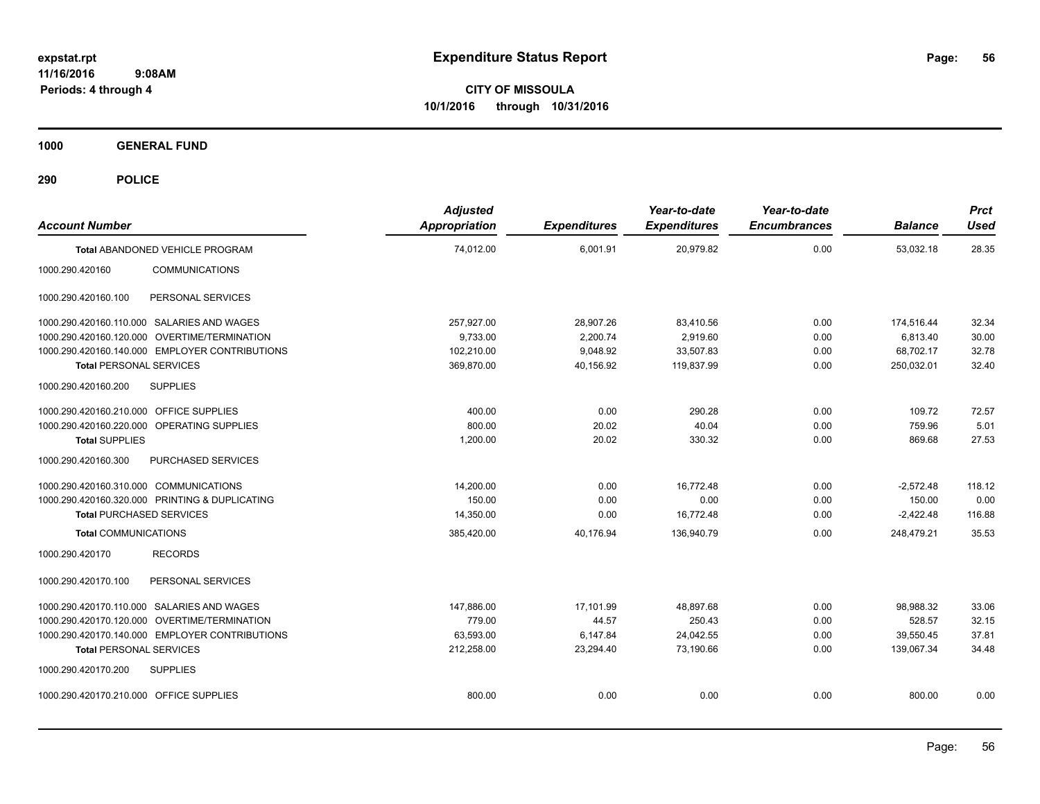# Expenditure Status Report

expstat.rpt
11/16/2016 9:08AM
Periods: 4 through 4

**CITY OF MISSOULA**
**10/1/2016 through 10/31/2016**

## 1000 GENERAL FUND

## 290 POLICE

| Account Number | Adjusted Appropriation | Expenditures | Year-to-date Expenditures | Year-to-date Encumbrances | Balance | Prct Used |
|---|---|---|---|---|---|---|
| **Total** ABANDONED VEHICLE PROGRAM | 74,012.00 | 6,001.91 | 20,979.82 | 0.00 | 53,032.18 | 28.35 |
| 1000.290.420160 COMMUNICATIONS | | | | | | |
| 1000.290.420160.100 PERSONAL SERVICES | | | | | | |
| 1000.290.420160.110.000 SALARIES AND WAGES | 257,927.00 | 28,907.26 | 83,410.56 | 0.00 | 174,516.44 | 32.34 |
| 1000.290.420160.120.000 OVERTIME/TERMINATION | 9,733.00 | 2,200.74 | 2,919.60 | 0.00 | 6,813.40 | 30.00 |
| 1000.290.420160.140.000 EMPLOYER CONTRIBUTIONS | 102,210.00 | 9,048.92 | 33,507.83 | 0.00 | 68,702.17 | 32.78 |
| **Total** PERSONAL SERVICES | 369,870.00 | 40,156.92 | 119,837.99 | 0.00 | 250,032.01 | 32.40 |
| 1000.290.420160.200 SUPPLIES | | | | | | |
| 1000.290.420160.210.000 OFFICE SUPPLIES | 400.00 | 0.00 | 290.28 | 0.00 | 109.72 | 72.57 |
| 1000.290.420160.220.000 OPERATING SUPPLIES | 800.00 | 20.02 | 40.04 | 0.00 | 759.96 | 5.01 |
| **Total** SUPPLIES | 1,200.00 | 20.02 | 330.32 | 0.00 | 869.68 | 27.53 |
| 1000.290.420160.300 PURCHASED SERVICES | | | | | | |
| 1000.290.420160.310.000 COMMUNICATIONS | 14,200.00 | 0.00 | 16,772.48 | 0.00 | -2,572.48 | 118.12 |
| 1000.290.420160.320.000 PRINTING & DUPLICATING | 150.00 | 0.00 | 0.00 | 0.00 | 150.00 | 0.00 |
| **Total** PURCHASED SERVICES | 14,350.00 | 0.00 | 16,772.48 | 0.00 | -2,422.48 | 116.88 |
| **Total** COMMUNICATIONS | 385,420.00 | 40,176.94 | 136,940.79 | 0.00 | 248,479.21 | 35.53 |
| 1000.290.420170 RECORDS | | | | | | |
| 1000.290.420170.100 PERSONAL SERVICES | | | | | | |
| 1000.290.420170.110.000 SALARIES AND WAGES | 147,886.00 | 17,101.99 | 48,897.68 | 0.00 | 98,988.32 | 33.06 |
| 1000.290.420170.120.000 OVERTIME/TERMINATION | 779.00 | 44.57 | 250.43 | 0.00 | 528.57 | 32.15 |
| 1000.290.420170.140.000 EMPLOYER CONTRIBUTIONS | 63,593.00 | 6,147.84 | 24,042.55 | 0.00 | 39,550.45 | 37.81 |
| **Total** PERSONAL SERVICES | 212,258.00 | 23,294.40 | 73,190.66 | 0.00 | 139,067.34 | 34.48 |
| 1000.290.420170.200 SUPPLIES | | | | | | |
| 1000.290.420170.210.000 OFFICE SUPPLIES | 800.00 | 0.00 | 0.00 | 0.00 | 800.00 | 0.00 |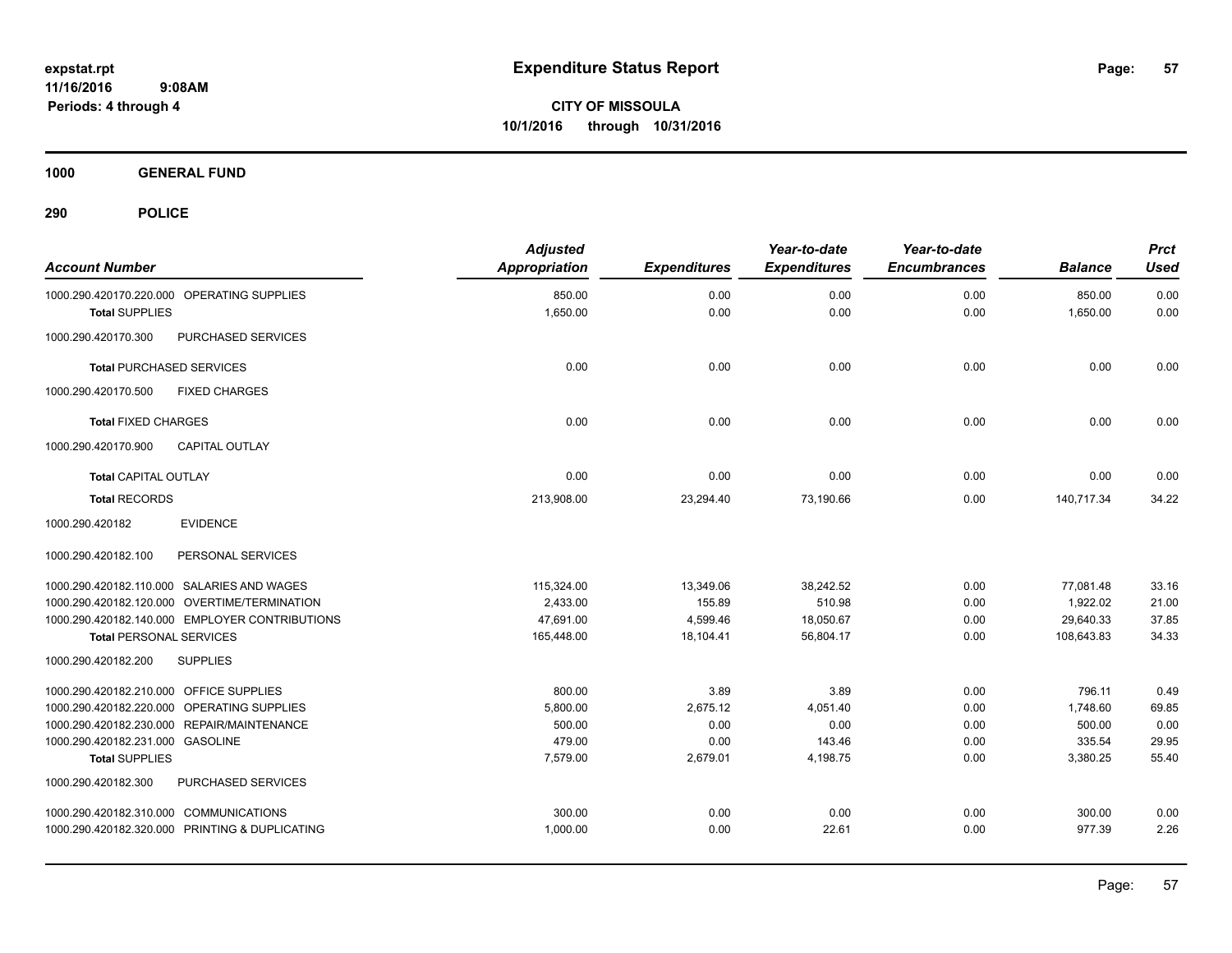**expstat.rpt**
**11/16/2016 9:08AM**
**Periods: 4 through 4**

# Expenditure Status Report

**CITY OF MISSOULA**
**10/1/2016 through 10/31/2016**

## 1000 GENERAL FUND

## 290 POLICE

| Account Number | Adjusted Appropriation | Expenditures | Year-to-date Expenditures | Year-to-date Encumbrances | Balance | Prct Used |
|---|---|---|---|---|---|---|
| 1000.290.420170.220.000 OPERATING SUPPLIES | 850.00 | 0.00 | 0.00 | 0.00 | 850.00 | 0.00 |
| **Total SUPPLIES** | 1,650.00 | 0.00 | 0.00 | 0.00 | 1,650.00 | 0.00 |
| 1000.290.420170.300 PURCHASED SERVICES | | | | | | |
| **Total PURCHASED SERVICES** | 0.00 | 0.00 | 0.00 | 0.00 | 0.00 | 0.00 |
| 1000.290.420170.500 FIXED CHARGES | | | | | | |
| **Total FIXED CHARGES** | 0.00 | 0.00 | 0.00 | 0.00 | 0.00 | 0.00 |
| 1000.290.420170.900 CAPITAL OUTLAY | | | | | | |
| **Total CAPITAL OUTLAY** | 0.00 | 0.00 | 0.00 | 0.00 | 0.00 | 0.00 |
| **Total RECORDS** | 213,908.00 | 23,294.40 | 73,190.66 | 0.00 | 140,717.34 | 34.22 |
| 1000.290.420182 EVIDENCE | | | | | | |
| 1000.290.420182.100 PERSONAL SERVICES | | | | | | |
| 1000.290.420182.110.000 SALARIES AND WAGES | 115,324.00 | 13,349.06 | 38,242.52 | 0.00 | 77,081.48 | 33.16 |
| 1000.290.420182.120.000 OVERTIME/TERMINATION | 2,433.00 | 155.89 | 510.98 | 0.00 | 1,922.02 | 21.00 |
| 1000.290.420182.140.000 EMPLOYER CONTRIBUTIONS | 47,691.00 | 4,599.46 | 18,050.67 | 0.00 | 29,640.33 | 37.85 |
| **Total PERSONAL SERVICES** | 165,448.00 | 18,104.41 | 56,804.17 | 0.00 | 108,643.83 | 34.33 |
| 1000.290.420182.200 SUPPLIES | | | | | | |
| 1000.290.420182.210.000 OFFICE SUPPLIES | 800.00 | 3.89 | 3.89 | 0.00 | 796.11 | 0.49 |
| 1000.290.420182.220.000 OPERATING SUPPLIES | 5,800.00 | 2,675.12 | 4,051.40 | 0.00 | 1,748.60 | 69.85 |
| 1000.290.420182.230.000 REPAIR/MAINTENANCE | 500.00 | 0.00 | 0.00 | 0.00 | 500.00 | 0.00 |
| 1000.290.420182.231.000 GASOLINE | 479.00 | 0.00 | 143.46 | 0.00 | 335.54 | 29.95 |
| **Total SUPPLIES** | 7,579.00 | 2,679.01 | 4,198.75 | 0.00 | 3,380.25 | 55.40 |
| 1000.290.420182.300 PURCHASED SERVICES | | | | | | |
| 1000.290.420182.310.000 COMMUNICATIONS | 300.00 | 0.00 | 0.00 | 0.00 | 300.00 | 0.00 |
| 1000.290.420182.320.000 PRINTING & DUPLICATING | 1,000.00 | 0.00 | 22.61 | 0.00 | 977.39 | 2.26 |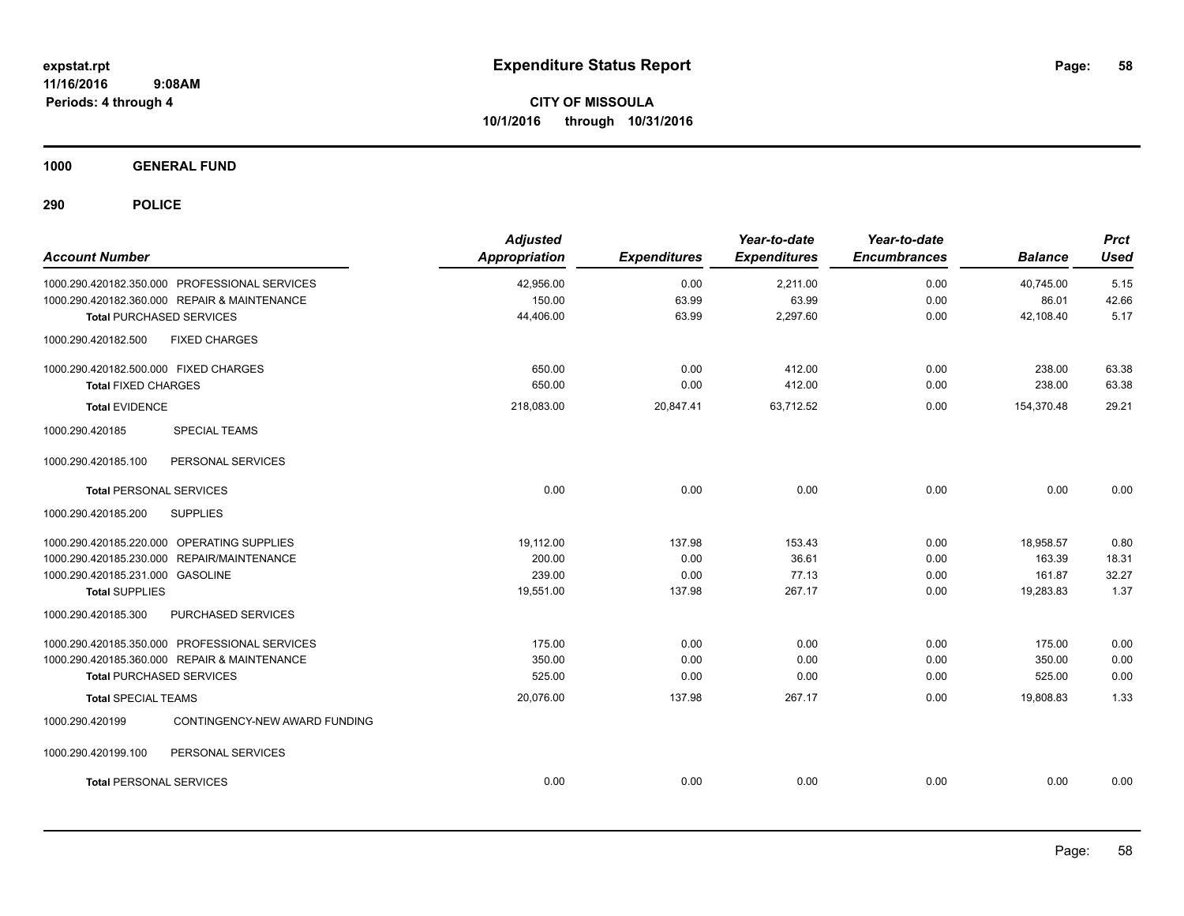**expstat.rpt**
**11/16/2016 9:08AM**
**Periods: 4 through 4**

# Expenditure Status Report

**CITY OF MISSOULA**
**10/1/2016 through 10/31/2016**

## 1000 GENERAL FUND

### 290 POLICE

| Account Number | Adjusted Appropriation | Expenditures | Year-to-date Expenditures | Year-to-date Encumbrances | Balance | Prct Used |
|---|---|---|---|---|---|---|
| 1000.290.420182.350.000 PROFESSIONAL SERVICES | 42,956.00 | 0.00 | 2,211.00 | 0.00 | 40,745.00 | 5.15 |
| 1000.290.420182.360.000 REPAIR & MAINTENANCE | 150.00 | 63.99 | 63.99 | 0.00 | 86.01 | 42.66 |
| **Total** PURCHASED SERVICES | 44,406.00 | 63.99 | 2,297.60 | 0.00 | 42,108.40 | 5.17 |
| 1000.290.420182.500 FIXED CHARGES | | | | | | |
| 1000.290.420182.500.000 FIXED CHARGES | 650.00 | 0.00 | 412.00 | 0.00 | 238.00 | 63.38 |
| **Total** FIXED CHARGES | 650.00 | 0.00 | 412.00 | 0.00 | 238.00 | 63.38 |
| **Total** EVIDENCE | 218,083.00 | 20,847.41 | 63,712.52 | 0.00 | 154,370.48 | 29.21 |
| 1000.290.420185 SPECIAL TEAMS | | | | | | |
| 1000.290.420185.100 PERSONAL SERVICES | | | | | | |
| **Total** PERSONAL SERVICES | 0.00 | 0.00 | 0.00 | 0.00 | 0.00 | 0.00 |
| 1000.290.420185.200 SUPPLIES | | | | | | |
| 1000.290.420185.220.000 OPERATING SUPPLIES | 19,112.00 | 137.98 | 153.43 | 0.00 | 18,958.57 | 0.80 |
| 1000.290.420185.230.000 REPAIR/MAINTENANCE | 200.00 | 0.00 | 36.61 | 0.00 | 163.39 | 18.31 |
| 1000.290.420185.231.000 GASOLINE | 239.00 | 0.00 | 77.13 | 0.00 | 161.87 | 32.27 |
| **Total** SUPPLIES | 19,551.00 | 137.98 | 267.17 | 0.00 | 19,283.83 | 1.37 |
| 1000.290.420185.300 PURCHASED SERVICES | | | | | | |
| 1000.290.420185.350.000 PROFESSIONAL SERVICES | 175.00 | 0.00 | 0.00 | 0.00 | 175.00 | 0.00 |
| 1000.290.420185.360.000 REPAIR & MAINTENANCE | 350.00 | 0.00 | 0.00 | 0.00 | 350.00 | 0.00 |
| **Total** PURCHASED SERVICES | 525.00 | 0.00 | 0.00 | 0.00 | 525.00 | 0.00 |
| **Total** SPECIAL TEAMS | 20,076.00 | 137.98 | 267.17 | 0.00 | 19,808.83 | 1.33 |
| 1000.290.420199 CONTINGENCY-NEW AWARD FUNDING | | | | | | |
| 1000.290.420199.100 PERSONAL SERVICES | | | | | | |
| **Total** PERSONAL SERVICES | 0.00 | 0.00 | 0.00 | 0.00 | 0.00 | 0.00 |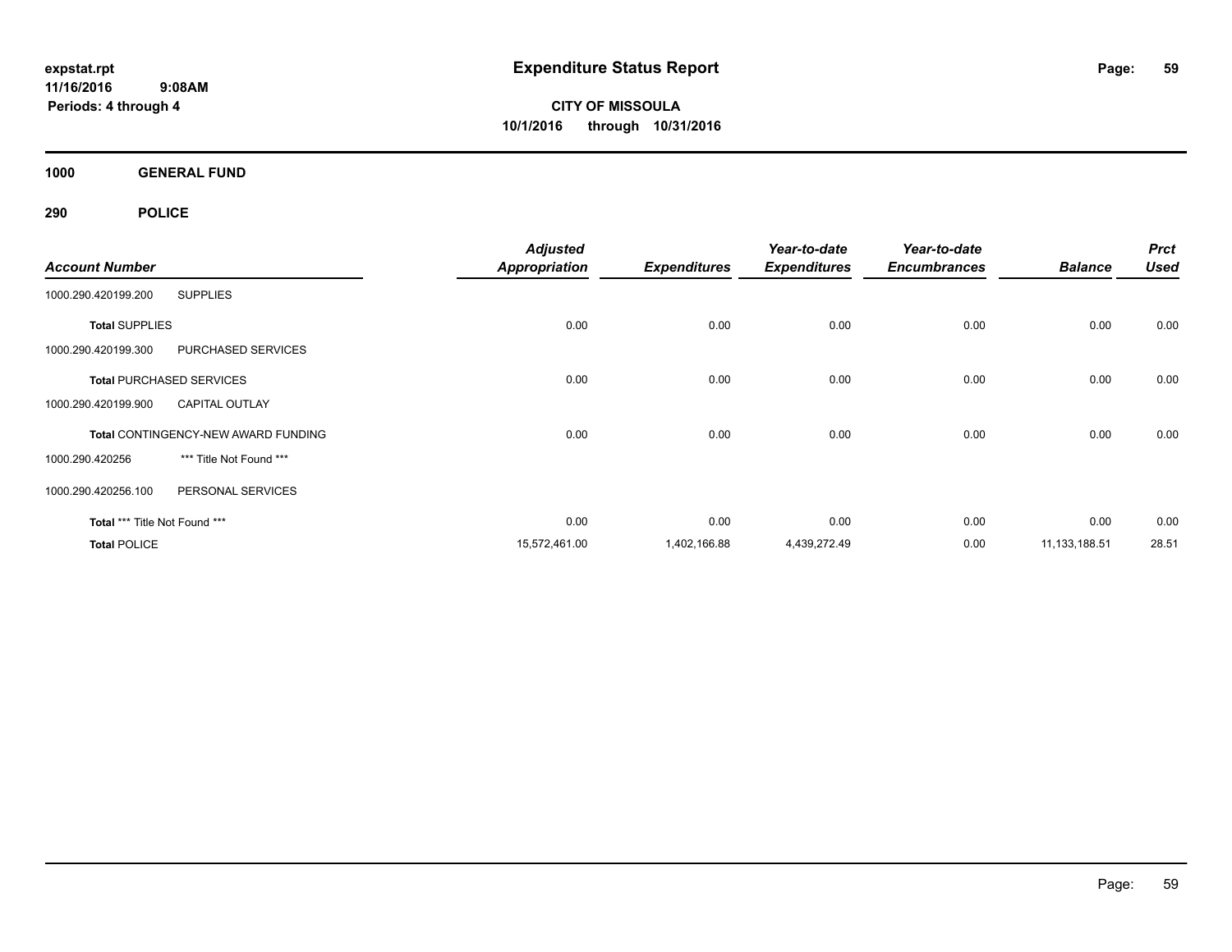# Expenditure Status Report

**expstat.rpt**
**11/16/2016 9:08AM**
**Periods: 4 through 4**

**CITY OF MISSOULA**
**10/1/2016 through 10/31/2016**

**1000 GENERAL FUND**

**290 POLICE**

| Account Number | | Adjusted Appropriation | Expenditures | Year-to-date Expenditures | Year-to-date Encumbrances | Balance | Prct Used |
|---|---|---|---|---|---|---|---|
| 1000.290.420199.200 | SUPPLIES | | | | | | |
| **Total** SUPPLIES | | 0.00 | 0.00 | 0.00 | 0.00 | 0.00 | 0.00 |
| 1000.290.420199.300 | PURCHASED SERVICES | | | | | | |
| **Total** PURCHASED SERVICES | | 0.00 | 0.00 | 0.00 | 0.00 | 0.00 | 0.00 |
| 1000.290.420199.900 | CAPITAL OUTLAY | | | | | | |
| **Total** CONTINGENCY-NEW AWARD FUNDING | | 0.00 | 0.00 | 0.00 | 0.00 | 0.00 | 0.00 |
| 1000.290.420256 | *** Title Not Found *** | | | | | | |
| 1000.290.420256.100 | PERSONAL SERVICES | | | | | | |
| **Total** *** Title Not Found *** | | 0.00 | 0.00 | 0.00 | 0.00 | 0.00 | 0.00 |
| **Total** POLICE | | 15,572,461.00 | 1,402,166.88 | 4,439,272.49 | 0.00 | 11,133,188.51 | 28.51 |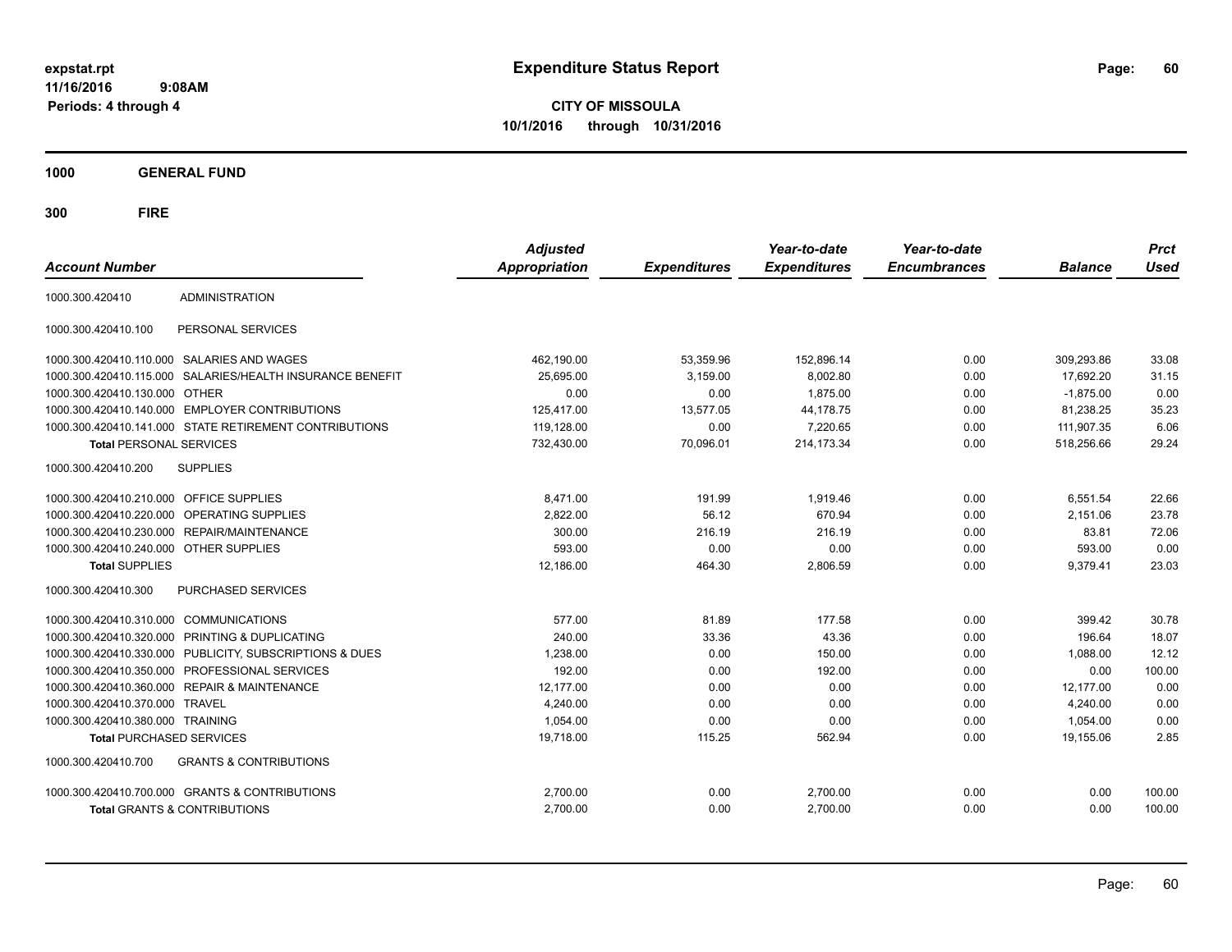# Expenditure Status Report

expstat.rpt
11/16/2016 9:08AM
Periods: 4 through 4

**CITY OF MISSOULA**
**10/1/2016 through 10/31/2016**

## 1000 GENERAL FUND

## 300 FIRE

| Account Number | | Adjusted Appropriation | Expenditures | Year-to-date Expenditures | Year-to-date Encumbrances | Balance | Prct Used |
|---|---|---|---|---|---|---|---|
| 1000.300.420410 | ADMINISTRATION | | | | | | |
| 1000.300.420410.100 | PERSONAL SERVICES | | | | | | |
| 1000.300.420410.110.000 | SALARIES AND WAGES | 462,190.00 | 53,359.96 | 152,896.14 | 0.00 | 309,293.86 | 33.08 |
| 1000.300.420410.115.000 | SALARIES/HEALTH INSURANCE BENEFIT | 25,695.00 | 3,159.00 | 8,002.80 | 0.00 | 17,692.20 | 31.15 |
| 1000.300.420410.130.000 | OTHER | 0.00 | 0.00 | 1,875.00 | 0.00 | -1,875.00 | 0.00 |
| 1000.300.420410.140.000 | EMPLOYER CONTRIBUTIONS | 125,417.00 | 13,577.05 | 44,178.75 | 0.00 | 81,238.25 | 35.23 |
| 1000.300.420410.141.000 | STATE RETIREMENT CONTRIBUTIONS | 119,128.00 | 0.00 | 7,220.65 | 0.00 | 111,907.35 | 6.06 |
| **Total** PERSONAL SERVICES | | 732,430.00 | 70,096.01 | 214,173.34 | 0.00 | 518,256.66 | 29.24 |
| 1000.300.420410.200 | SUPPLIES | | | | | | |
| 1000.300.420410.210.000 | OFFICE SUPPLIES | 8,471.00 | 191.99 | 1,919.46 | 0.00 | 6,551.54 | 22.66 |
| 1000.300.420410.220.000 | OPERATING SUPPLIES | 2,822.00 | 56.12 | 670.94 | 0.00 | 2,151.06 | 23.78 |
| 1000.300.420410.230.000 | REPAIR/MAINTENANCE | 300.00 | 216.19 | 216.19 | 0.00 | 83.81 | 72.06 |
| 1000.300.420410.240.000 | OTHER SUPPLIES | 593.00 | 0.00 | 0.00 | 0.00 | 593.00 | 0.00 |
| **Total** SUPPLIES | | 12,186.00 | 464.30 | 2,806.59 | 0.00 | 9,379.41 | 23.03 |
| 1000.300.420410.300 | PURCHASED SERVICES | | | | | | |
| 1000.300.420410.310.000 | COMMUNICATIONS | 577.00 | 81.89 | 177.58 | 0.00 | 399.42 | 30.78 |
| 1000.300.420410.320.000 | PRINTING & DUPLICATING | 240.00 | 33.36 | 43.36 | 0.00 | 196.64 | 18.07 |
| 1000.300.420410.330.000 | PUBLICITY, SUBSCRIPTIONS & DUES | 1,238.00 | 0.00 | 150.00 | 0.00 | 1,088.00 | 12.12 |
| 1000.300.420410.350.000 | PROFESSIONAL SERVICES | 192.00 | 0.00 | 192.00 | 0.00 | 0.00 | 100.00 |
| 1000.300.420410.360.000 | REPAIR & MAINTENANCE | 12,177.00 | 0.00 | 0.00 | 0.00 | 12,177.00 | 0.00 |
| 1000.300.420410.370.000 | TRAVEL | 4,240.00 | 0.00 | 0.00 | 0.00 | 4,240.00 | 0.00 |
| 1000.300.420410.380.000 | TRAINING | 1,054.00 | 0.00 | 0.00 | 0.00 | 1,054.00 | 0.00 |
| **Total** PURCHASED SERVICES | | 19,718.00 | 115.25 | 562.94 | 0.00 | 19,155.06 | 2.85 |
| 1000.300.420410.700 | GRANTS & CONTRIBUTIONS | | | | | | |
| 1000.300.420410.700.000 | GRANTS & CONTRIBUTIONS | 2,700.00 | 0.00 | 2,700.00 | 0.00 | 0.00 | 100.00 |
| **Total** GRANTS & CONTRIBUTIONS | | 2,700.00 | 0.00 | 2,700.00 | 0.00 | 0.00 | 100.00 |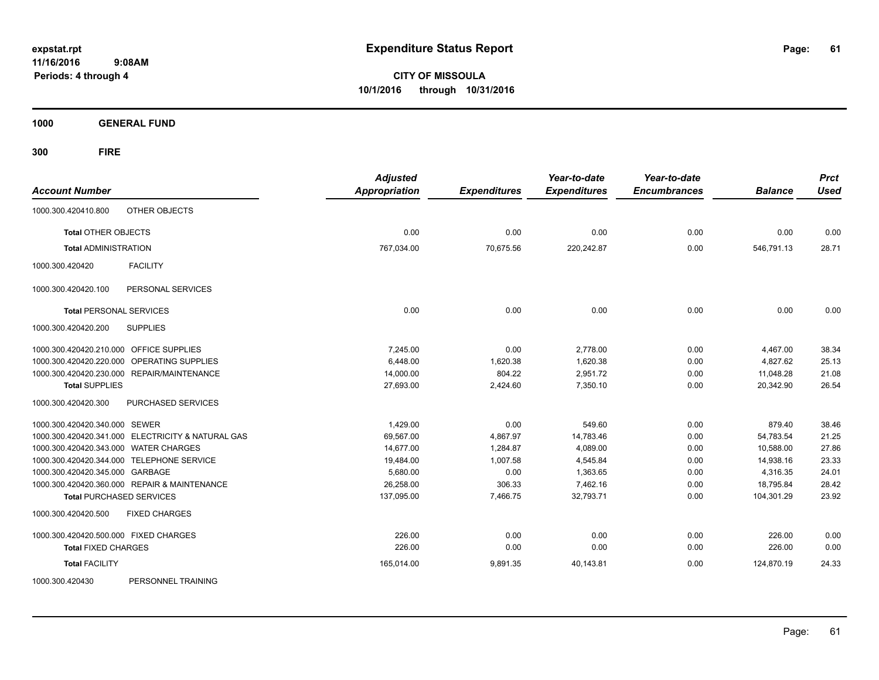# Expenditure Status Report

**CITY OF MISSOULA**

**10/1/2016 through 10/31/2016**

expstat.rpt
11/16/2016 9:08AM
Periods: 4 through 4

## 1000 GENERAL FUND

## 300 FIRE

| Account Number | | Adjusted Appropriation | Expenditures | Year-to-date Expenditures | Year-to-date Encumbrances | Balance | Prct Used |
|---|---|---|---|---|---|---|---|
| 1000.300.420410.800 | OTHER OBJECTS | | | | | | |
| **Total** OTHER OBJECTS | | 0.00 | 0.00 | 0.00 | 0.00 | 0.00 | 0.00 |
| **Total** ADMINISTRATION | | 767,034.00 | 70,675.56 | 220,242.87 | 0.00 | 546,791.13 | 28.71 |
| 1000.300.420420 | FACILITY | | | | | | |
| 1000.300.420420.100 | PERSONAL SERVICES | | | | | | |
| **Total** PERSONAL SERVICES | | 0.00 | 0.00 | 0.00 | 0.00 | 0.00 | 0.00 |
| 1000.300.420420.200 | SUPPLIES | | | | | | |
| 1000.300.420420.210.000 | OFFICE SUPPLIES | 7,245.00 | 0.00 | 2,778.00 | 0.00 | 4,467.00 | 38.34 |
| 1000.300.420420.220.000 | OPERATING SUPPLIES | 6,448.00 | 1,620.38 | 1,620.38 | 0.00 | 4,827.62 | 25.13 |
| 1000.300.420420.230.000 | REPAIR/MAINTENANCE | 14,000.00 | 804.22 | 2,951.72 | 0.00 | 11,048.28 | 21.08 |
| **Total** SUPPLIES | | 27,693.00 | 2,424.60 | 7,350.10 | 0.00 | 20,342.90 | 26.54 |
| 1000.300.420420.300 | PURCHASED SERVICES | | | | | | |
| 1000.300.420420.340.000 | SEWER | 1,429.00 | 0.00 | 549.60 | 0.00 | 879.40 | 38.46 |
| 1000.300.420420.341.000 | ELECTRICITY & NATURAL GAS | 69,567.00 | 4,867.97 | 14,783.46 | 0.00 | 54,783.54 | 21.25 |
| 1000.300.420420.343.000 | WATER CHARGES | 14,677.00 | 1,284.87 | 4,089.00 | 0.00 | 10,588.00 | 27.86 |
| 1000.300.420420.344.000 | TELEPHONE SERVICE | 19,484.00 | 1,007.58 | 4,545.84 | 0.00 | 14,938.16 | 23.33 |
| 1000.300.420420.345.000 | GARBAGE | 5,680.00 | 0.00 | 1,363.65 | 0.00 | 4,316.35 | 24.01 |
| 1000.300.420420.360.000 | REPAIR & MAINTENANCE | 26,258.00 | 306.33 | 7,462.16 | 0.00 | 18,795.84 | 28.42 |
| **Total** PURCHASED SERVICES | | 137,095.00 | 7,466.75 | 32,793.71 | 0.00 | 104,301.29 | 23.92 |
| 1000.300.420420.500 | FIXED CHARGES | | | | | | |
| 1000.300.420420.500.000 | FIXED CHARGES | 226.00 | 0.00 | 0.00 | 0.00 | 226.00 | 0.00 |
| **Total** FIXED CHARGES | | 226.00 | 0.00 | 0.00 | 0.00 | 226.00 | 0.00 |
| **Total** FACILITY | | 165,014.00 | 9,891.35 | 40,143.81 | 0.00 | 124,870.19 | 24.33 |
| 1000.300.420430 | PERSONNEL TRAINING | | | | | | |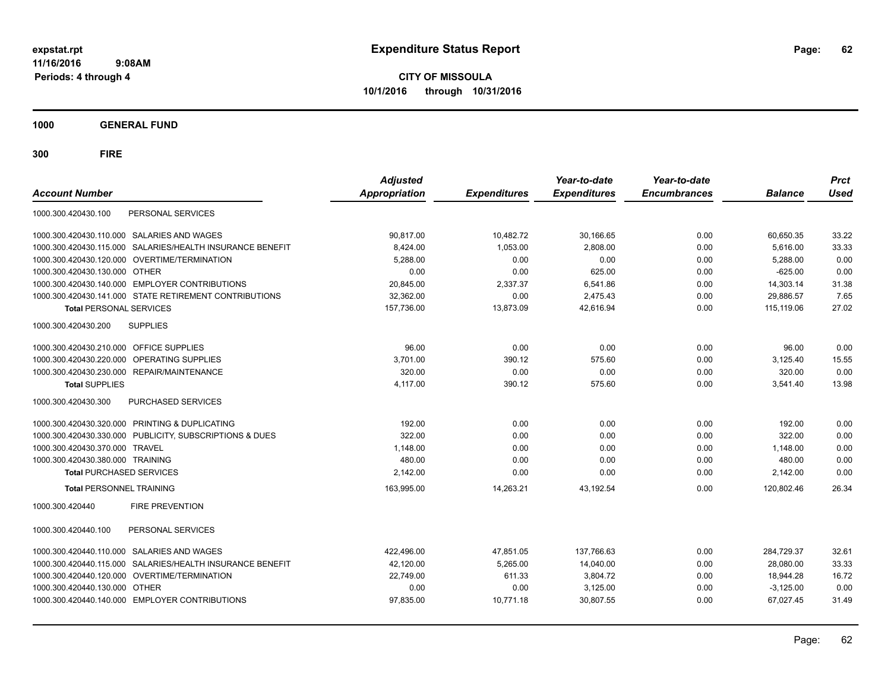# Expenditure Status Report

expstat.rpt
11/16/2016 9:08AM
Periods: 4 through 4

**CITY OF MISSOULA**
**10/1/2016 through 10/31/2016**

## 1000 GENERAL FUND

## 300 FIRE

| Account Number | Adjusted Appropriation | Expenditures | Year-to-date Expenditures | Year-to-date Encumbrances | Balance | Prct Used |
|---|---|---|---|---|---|---|
| 1000.300.420430.100 PERSONAL SERVICES | | | | | | |
| 1000.300.420430.110.000 SALARIES AND WAGES | 90,817.00 | 10,482.72 | 30,166.65 | 0.00 | 60,650.35 | 33.22 |
| 1000.300.420430.115.000 SALARIES/HEALTH INSURANCE BENEFIT | 8,424.00 | 1,053.00 | 2,808.00 | 0.00 | 5,616.00 | 33.33 |
| 1000.300.420430.120.000 OVERTIME/TERMINATION | 5,288.00 | 0.00 | 0.00 | 0.00 | 5,288.00 | 0.00 |
| 1000.300.420430.130.000 OTHER | 0.00 | 0.00 | 625.00 | 0.00 | -625.00 | 0.00 |
| 1000.300.420430.140.000 EMPLOYER CONTRIBUTIONS | 20,845.00 | 2,337.37 | 6,541.86 | 0.00 | 14,303.14 | 31.38 |
| 1000.300.420430.141.000 STATE RETIREMENT CONTRIBUTIONS | 32,362.00 | 0.00 | 2,475.43 | 0.00 | 29,886.57 | 7.65 |
| **Total** PERSONAL SERVICES | 157,736.00 | 13,873.09 | 42,616.94 | 0.00 | 115,119.06 | 27.02 |
| 1000.300.420430.200 SUPPLIES | | | | | | |
| 1000.300.420430.210.000 OFFICE SUPPLIES | 96.00 | 0.00 | 0.00 | 0.00 | 96.00 | 0.00 |
| 1000.300.420430.220.000 OPERATING SUPPLIES | 3,701.00 | 390.12 | 575.60 | 0.00 | 3,125.40 | 15.55 |
| 1000.300.420430.230.000 REPAIR/MAINTENANCE | 320.00 | 0.00 | 0.00 | 0.00 | 320.00 | 0.00 |
| **Total SUPPLIES** | 4,117.00 | 390.12 | 575.60 | 0.00 | 3,541.40 | 13.98 |
| 1000.300.420430.300 PURCHASED SERVICES | | | | | | |
| 1000.300.420430.320.000 PRINTING & DUPLICATING | 192.00 | 0.00 | 0.00 | 0.00 | 192.00 | 0.00 |
| 1000.300.420430.330.000 PUBLICITY, SUBSCRIPTIONS & DUES | 322.00 | 0.00 | 0.00 | 0.00 | 322.00 | 0.00 |
| 1000.300.420430.370.000 TRAVEL | 1,148.00 | 0.00 | 0.00 | 0.00 | 1,148.00 | 0.00 |
| 1000.300.420430.380.000 TRAINING | 480.00 | 0.00 | 0.00 | 0.00 | 480.00 | 0.00 |
| **Total** PURCHASED SERVICES | 2,142.00 | 0.00 | 0.00 | 0.00 | 2,142.00 | 0.00 |
| **Total** PERSONNEL TRAINING | 163,995.00 | 14,263.21 | 43,192.54 | 0.00 | 120,802.46 | 26.34 |
| 1000.300.420440 FIRE PREVENTION | | | | | | |
| 1000.300.420440.100 PERSONAL SERVICES | | | | | | |
| 1000.300.420440.110.000 SALARIES AND WAGES | 422,496.00 | 47,851.05 | 137,766.63 | 0.00 | 284,729.37 | 32.61 |
| 1000.300.420440.115.000 SALARIES/HEALTH INSURANCE BENEFIT | 42,120.00 | 5,265.00 | 14,040.00 | 0.00 | 28,080.00 | 33.33 |
| 1000.300.420440.120.000 OVERTIME/TERMINATION | 22,749.00 | 611.33 | 3,804.72 | 0.00 | 18,944.28 | 16.72 |
| 1000.300.420440.130.000 OTHER | 0.00 | 0.00 | 3,125.00 | 0.00 | -3,125.00 | 0.00 |
| 1000.300.420440.140.000 EMPLOYER CONTRIBUTIONS | 97,835.00 | 10,771.18 | 30,807.55 | 0.00 | 67,027.45 | 31.49 |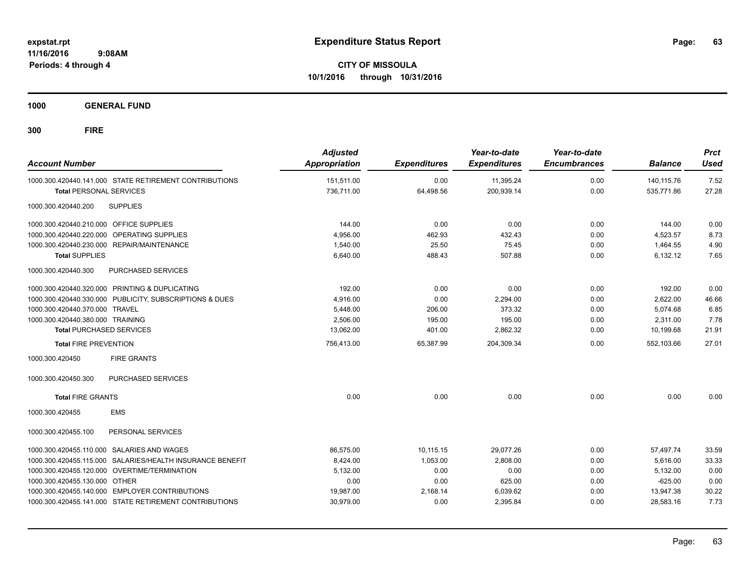# Expenditure Status Report

**CITY OF MISSOULA**
**10/1/2016 through 10/31/2016**

expstat.rpt
11/16/2016 9:08AM
Periods: 4 through 4

**1000 GENERAL FUND**

**300 FIRE**

| Account Number | Adjusted Appropriation | Expenditures | Year-to-date Expenditures | Year-to-date Encumbrances | Balance | Prct Used |
|---|---|---|---|---|---|---|
| 1000.300.420440.141.000 STATE RETIREMENT CONTRIBUTIONS | 151,511.00 | 0.00 | 11,395.24 | 0.00 | 140,115.76 | 7.52 |
| **Total** PERSONAL SERVICES | 736,711.00 | 64,498.56 | 200,939.14 | 0.00 | 535,771.86 | 27.28 |
| 1000.300.420440.200 SUPPLIES | | | | | | |
| 1000.300.420440.210.000 OFFICE SUPPLIES | 144.00 | 0.00 | 0.00 | 0.00 | 144.00 | 0.00 |
| 1000.300.420440.220.000 OPERATING SUPPLIES | 4,956.00 | 462.93 | 432.43 | 0.00 | 4,523.57 | 8.73 |
| 1000.300.420440.230.000 REPAIR/MAINTENANCE | 1,540.00 | 25.50 | 75.45 | 0.00 | 1,464.55 | 4.90 |
| **Total** SUPPLIES | 6,640.00 | 488.43 | 507.88 | 0.00 | 6,132.12 | 7.65 |
| 1000.300.420440.300 PURCHASED SERVICES | | | | | | |
| 1000.300.420440.320.000 PRINTING & DUPLICATING | 192.00 | 0.00 | 0.00 | 0.00 | 192.00 | 0.00 |
| 1000.300.420440.330.000 PUBLICITY, SUBSCRIPTIONS & DUES | 4,916.00 | 0.00 | 2,294.00 | 0.00 | 2,622.00 | 46.66 |
| 1000.300.420440.370.000 TRAVEL | 5,448.00 | 206.00 | 373.32 | 0.00 | 5,074.68 | 6.85 |
| 1000.300.420440.380.000 TRAINING | 2,506.00 | 195.00 | 195.00 | 0.00 | 2,311.00 | 7.78 |
| **Total** PURCHASED SERVICES | 13,062.00 | 401.00 | 2,862.32 | 0.00 | 10,199.68 | 21.91 |
| **Total** FIRE PREVENTION | 756,413.00 | 65,387.99 | 204,309.34 | 0.00 | 552,103.66 | 27.01 |
| 1000.300.420450 FIRE GRANTS | | | | | | |
| 1000.300.420450.300 PURCHASED SERVICES | | | | | | |
| **Total** FIRE GRANTS | 0.00 | 0.00 | 0.00 | 0.00 | 0.00 | 0.00 |
| 1000.300.420455 EMS | | | | | | |
| 1000.300.420455.100 PERSONAL SERVICES | | | | | | |
| 1000.300.420455.110.000 SALARIES AND WAGES | 86,575.00 | 10,115.15 | 29,077.26 | 0.00 | 57,497.74 | 33.59 |
| 1000.300.420455.115.000 SALARIES/HEALTH INSURANCE BENEFIT | 8,424.00 | 1,053.00 | 2,808.00 | 0.00 | 5,616.00 | 33.33 |
| 1000.300.420455.120.000 OVERTIME/TERMINATION | 5,132.00 | 0.00 | 0.00 | 0.00 | 5,132.00 | 0.00 |
| 1000.300.420455.130.000 OTHER | 0.00 | 0.00 | 625.00 | 0.00 | -625.00 | 0.00 |
| 1000.300.420455.140.000 EMPLOYER CONTRIBUTIONS | 19,987.00 | 2,168.14 | 6,039.62 | 0.00 | 13,947.38 | 30.22 |
| 1000.300.420455.141.000 STATE RETIREMENT CONTRIBUTIONS | 30,979.00 | 0.00 | 2,395.84 | 0.00 | 28,583.16 | 7.73 |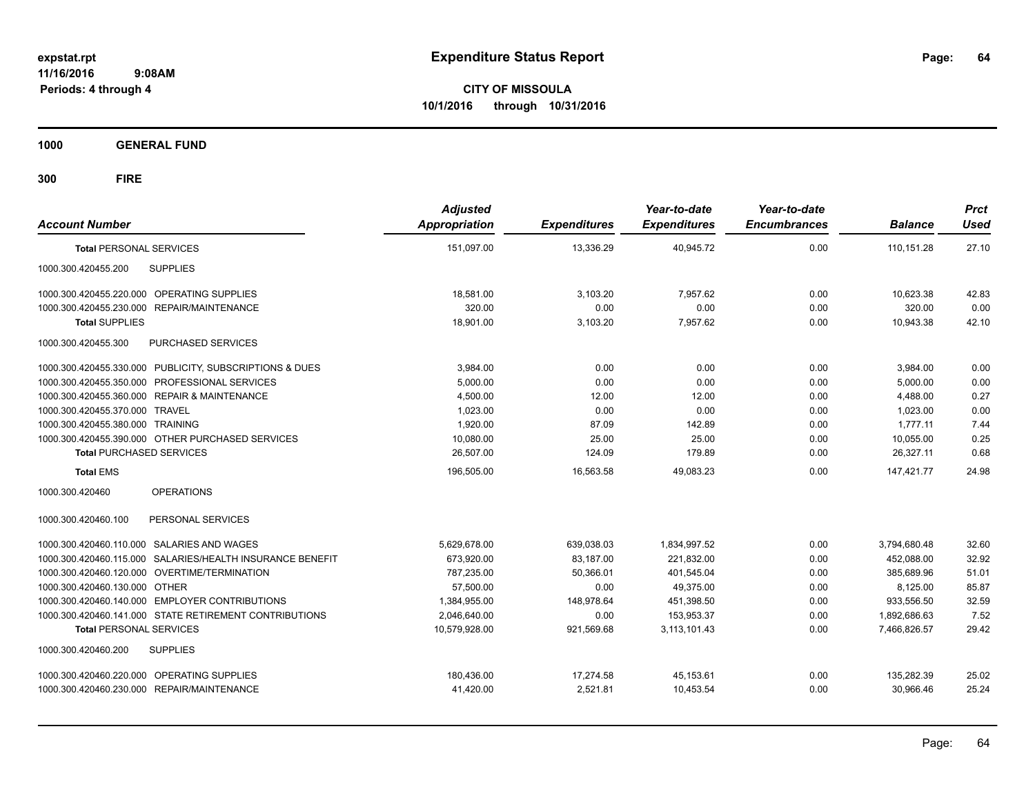# Expenditure Status Report

**CITY OF MISSOULA**

**10/1/2016 through 10/31/2016**

expstat.rpt
11/16/2016 9:08AM
Periods: 4 through 4

**1000 GENERAL FUND**

**300 FIRE**

| Account Number | | Adjusted Appropriation | Expenditures | Year-to-date Expenditures | Year-to-date Encumbrances | Balance | Prct Used |
|---|---|---|---|---|---|---|---|
| **Total** PERSONAL SERVICES | | 151,097.00 | 13,336.29 | 40,945.72 | 0.00 | 110,151.28 | 27.10 |
| 1000.300.420455.200 | SUPPLIES | | | | | | |
| 1000.300.420455.220.000 | OPERATING SUPPLIES | 18,581.00 | 3,103.20 | 7,957.62 | 0.00 | 10,623.38 | 42.83 |
| 1000.300.420455.230.000 | REPAIR/MAINTENANCE | 320.00 | 0.00 | 0.00 | 0.00 | 320.00 | 0.00 |
| **Total** SUPPLIES | | 18,901.00 | 3,103.20 | 7,957.62 | 0.00 | 10,943.38 | 42.10 |
| 1000.300.420455.300 | PURCHASED SERVICES | | | | | | |
| 1000.300.420455.330.000 | PUBLICITY, SUBSCRIPTIONS & DUES | 3,984.00 | 0.00 | 0.00 | 0.00 | 3,984.00 | 0.00 |
| 1000.300.420455.350.000 | PROFESSIONAL SERVICES | 5,000.00 | 0.00 | 0.00 | 0.00 | 5,000.00 | 0.00 |
| 1000.300.420455.360.000 | REPAIR & MAINTENANCE | 4,500.00 | 12.00 | 12.00 | 0.00 | 4,488.00 | 0.27 |
| 1000.300.420455.370.000 | TRAVEL | 1,023.00 | 0.00 | 0.00 | 0.00 | 1,023.00 | 0.00 |
| 1000.300.420455.380.000 | TRAINING | 1,920.00 | 87.09 | 142.89 | 0.00 | 1,777.11 | 7.44 |
| 1000.300.420455.390.000 | OTHER PURCHASED SERVICES | 10,080.00 | 25.00 | 25.00 | 0.00 | 10,055.00 | 0.25 |
| **Total** PURCHASED SERVICES | | 26,507.00 | 124.09 | 179.89 | 0.00 | 26,327.11 | 0.68 |
| **Total** EMS | | 196,505.00 | 16,563.58 | 49,083.23 | 0.00 | 147,421.77 | 24.98 |
| 1000.300.420460 | OPERATIONS | | | | | | |
| 1000.300.420460.100 | PERSONAL SERVICES | | | | | | |
| 1000.300.420460.110.000 | SALARIES AND WAGES | 5,629,678.00 | 639,038.03 | 1,834,997.52 | 0.00 | 3,794,680.48 | 32.60 |
| 1000.300.420460.115.000 | SALARIES/HEALTH INSURANCE BENEFIT | 673,920.00 | 83,187.00 | 221,832.00 | 0.00 | 452,088.00 | 32.92 |
| 1000.300.420460.120.000 | OVERTIME/TERMINATION | 787,235.00 | 50,366.01 | 401,545.04 | 0.00 | 385,689.96 | 51.01 |
| 1000.300.420460.130.000 | OTHER | 57,500.00 | 0.00 | 49,375.00 | 0.00 | 8,125.00 | 85.87 |
| 1000.300.420460.140.000 | EMPLOYER CONTRIBUTIONS | 1,384,955.00 | 148,978.64 | 451,398.50 | 0.00 | 933,556.50 | 32.59 |
| 1000.300.420460.141.000 | STATE RETIREMENT CONTRIBUTIONS | 2,046,640.00 | 0.00 | 153,953.37 | 0.00 | 1,892,686.63 | 7.52 |
| **Total** PERSONAL SERVICES | | 10,579,928.00 | 921,569.68 | 3,113,101.43 | 0.00 | 7,466,826.57 | 29.42 |
| 1000.300.420460.200 | SUPPLIES | | | | | | |
| 1000.300.420460.220.000 | OPERATING SUPPLIES | 180,436.00 | 17,274.58 | 45,153.61 | 0.00 | 135,282.39 | 25.02 |
| 1000.300.420460.230.000 | REPAIR/MAINTENANCE | 41,420.00 | 2,521.81 | 10,453.54 | 0.00 | 30,966.46 | 25.24 |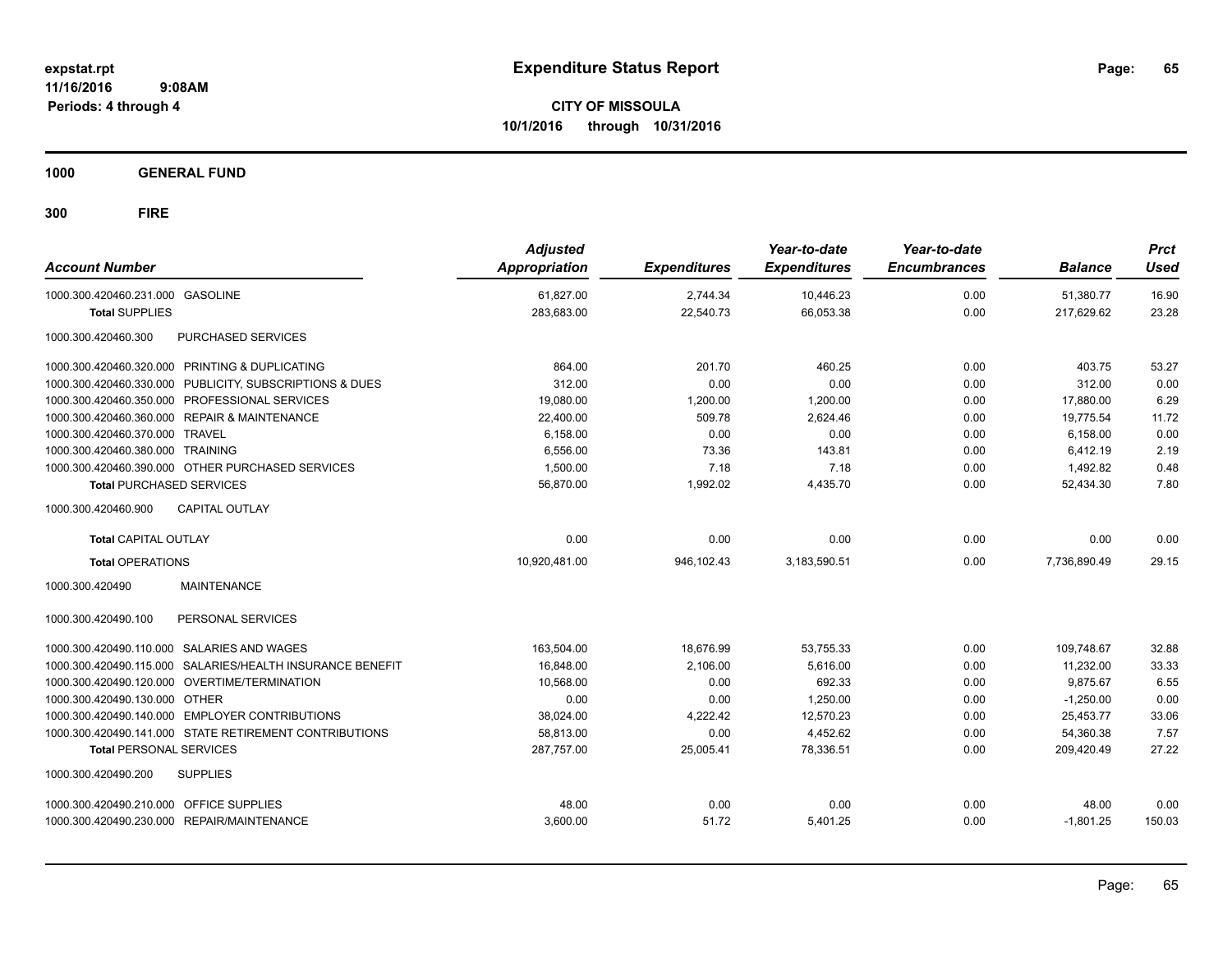# Expenditure Status Report

**CITY OF MISSOULA**

**10/1/2016 through 10/31/2016**

expstat.rpt
11/16/2016 9:08AM
Periods: 4 through 4

**1000 GENERAL FUND**

**300 FIRE**

| Account Number | | Adjusted Appropriation | Expenditures | Year-to-date Expenditures | Year-to-date Encumbrances | Balance | Prct Used |
|---|---|---|---|---|---|---|---|
| 1000.300.420460.231.000 | GASOLINE | 61,827.00 | 2,744.34 | 10,446.23 | 0.00 | 51,380.77 | 16.90 |
| **Total** SUPPLIES | | 283,683.00 | 22,540.73 | 66,053.38 | 0.00 | 217,629.62 | 23.28 |
| 1000.300.420460.300 | PURCHASED SERVICES | | | | | | |
| 1000.300.420460.320.000 | PRINTING & DUPLICATING | 864.00 | 201.70 | 460.25 | 0.00 | 403.75 | 53.27 |
| 1000.300.420460.330.000 | PUBLICITY, SUBSCRIPTIONS & DUES | 312.00 | 0.00 | 0.00 | 0.00 | 312.00 | 0.00 |
| 1000.300.420460.350.000 | PROFESSIONAL SERVICES | 19,080.00 | 1,200.00 | 1,200.00 | 0.00 | 17,880.00 | 6.29 |
| 1000.300.420460.360.000 | REPAIR & MAINTENANCE | 22,400.00 | 509.78 | 2,624.46 | 0.00 | 19,775.54 | 11.72 |
| 1000.300.420460.370.000 | TRAVEL | 6,158.00 | 0.00 | 0.00 | 0.00 | 6,158.00 | 0.00 |
| 1000.300.420460.380.000 | TRAINING | 6,556.00 | 73.36 | 143.81 | 0.00 | 6,412.19 | 2.19 |
| 1000.300.420460.390.000 | OTHER PURCHASED SERVICES | 1,500.00 | 7.18 | 7.18 | 0.00 | 1,492.82 | 0.48 |
| **Total** PURCHASED SERVICES | | 56,870.00 | 1,992.02 | 4,435.70 | 0.00 | 52,434.30 | 7.80 |
| 1000.300.420460.900 | CAPITAL OUTLAY | | | | | | |
| **Total** CAPITAL OUTLAY | | 0.00 | 0.00 | 0.00 | 0.00 | 0.00 | 0.00 |
| **Total** OPERATIONS | | 10,920,481.00 | 946,102.43 | 3,183,590.51 | 0.00 | 7,736,890.49 | 29.15 |
| 1000.300.420490 | MAINTENANCE | | | | | | |
| 1000.300.420490.100 | PERSONAL SERVICES | | | | | | |
| 1000.300.420490.110.000 | SALARIES AND WAGES | 163,504.00 | 18,676.99 | 53,755.33 | 0.00 | 109,748.67 | 32.88 |
| 1000.300.420490.115.000 | SALARIES/HEALTH INSURANCE BENEFIT | 16,848.00 | 2,106.00 | 5,616.00 | 0.00 | 11,232.00 | 33.33 |
| 1000.300.420490.120.000 | OVERTIME/TERMINATION | 10,568.00 | 0.00 | 692.33 | 0.00 | 9,875.67 | 6.55 |
| 1000.300.420490.130.000 | OTHER | 0.00 | 0.00 | 1,250.00 | 0.00 | -1,250.00 | 0.00 |
| 1000.300.420490.140.000 | EMPLOYER CONTRIBUTIONS | 38,024.00 | 4,222.42 | 12,570.23 | 0.00 | 25,453.77 | 33.06 |
| 1000.300.420490.141.000 | STATE RETIREMENT CONTRIBUTIONS | 58,813.00 | 0.00 | 4,452.62 | 0.00 | 54,360.38 | 7.57 |
| **Total** PERSONAL SERVICES | | 287,757.00 | 25,005.41 | 78,336.51 | 0.00 | 209,420.49 | 27.22 |
| 1000.300.420490.200 | SUPPLIES | | | | | | |
| 1000.300.420490.210.000 | OFFICE SUPPLIES | 48.00 | 0.00 | 0.00 | 0.00 | 48.00 | 0.00 |
| 1000.300.420490.230.000 | REPAIR/MAINTENANCE | 3,600.00 | 51.72 | 5,401.25 | 0.00 | -1,801.25 | 150.03 |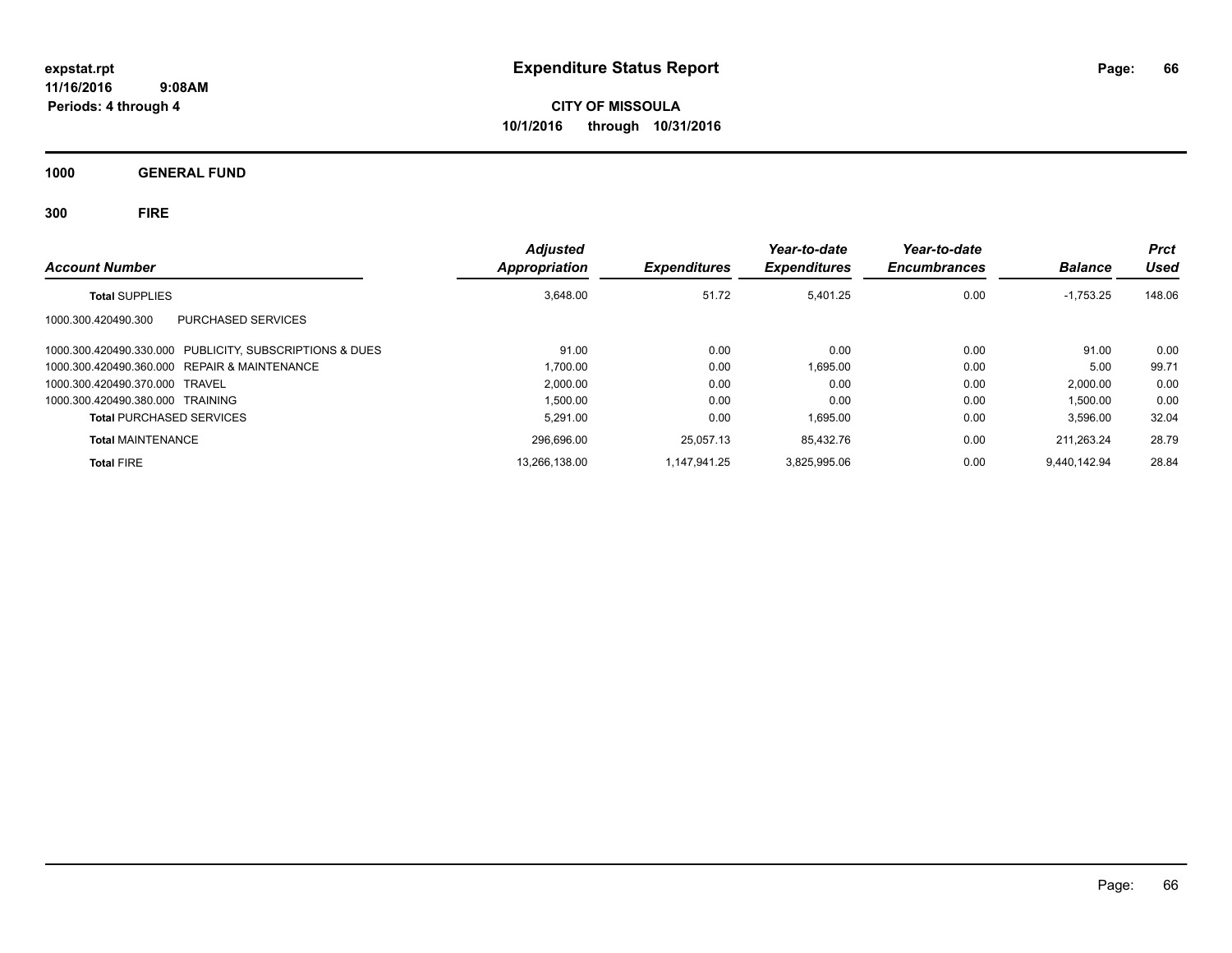**expstat.rpt**
**11/16/2016 9:08AM**
**Periods: 4 through 4**

# Expenditure Status Report

**CITY OF MISSOULA**
**10/1/2016 through 10/31/2016**

## 1000 GENERAL FUND

## 300 FIRE

| Account Number | | Adjusted Appropriation | Expenditures | Year-to-date Expenditures | Year-to-date Encumbrances | Balance | Prct Used |
|---|---|---|---|---|---|---|---|
| **Total** SUPPLIES | | 3,648.00 | 51.72 | 5,401.25 | 0.00 | -1,753.25 | 148.06 |
| 1000.300.420490.300 | PURCHASED SERVICES | | | | | | |
| 1000.300.420490.330.000 | PUBLICITY, SUBSCRIPTIONS & DUES | 91.00 | 0.00 | 0.00 | 0.00 | 91.00 | 0.00 |
| 1000.300.420490.360.000 | REPAIR & MAINTENANCE | 1,700.00 | 0.00 | 1,695.00 | 0.00 | 5.00 | 99.71 |
| 1000.300.420490.370.000 | TRAVEL | 2,000.00 | 0.00 | 0.00 | 0.00 | 2,000.00 | 0.00 |
| 1000.300.420490.380.000 | TRAINING | 1,500.00 | 0.00 | 0.00 | 0.00 | 1,500.00 | 0.00 |
| **Total** PURCHASED SERVICES | | 5,291.00 | 0.00 | 1,695.00 | 0.00 | 3,596.00 | 32.04 |
| **Total** MAINTENANCE | | 296,696.00 | 25,057.13 | 85,432.76 | 0.00 | 211,263.24 | 28.79 |
| **Total** FIRE | | 13,266,138.00 | 1,147,941.25 | 3,825,995.06 | 0.00 | 9,440,142.94 | 28.84 |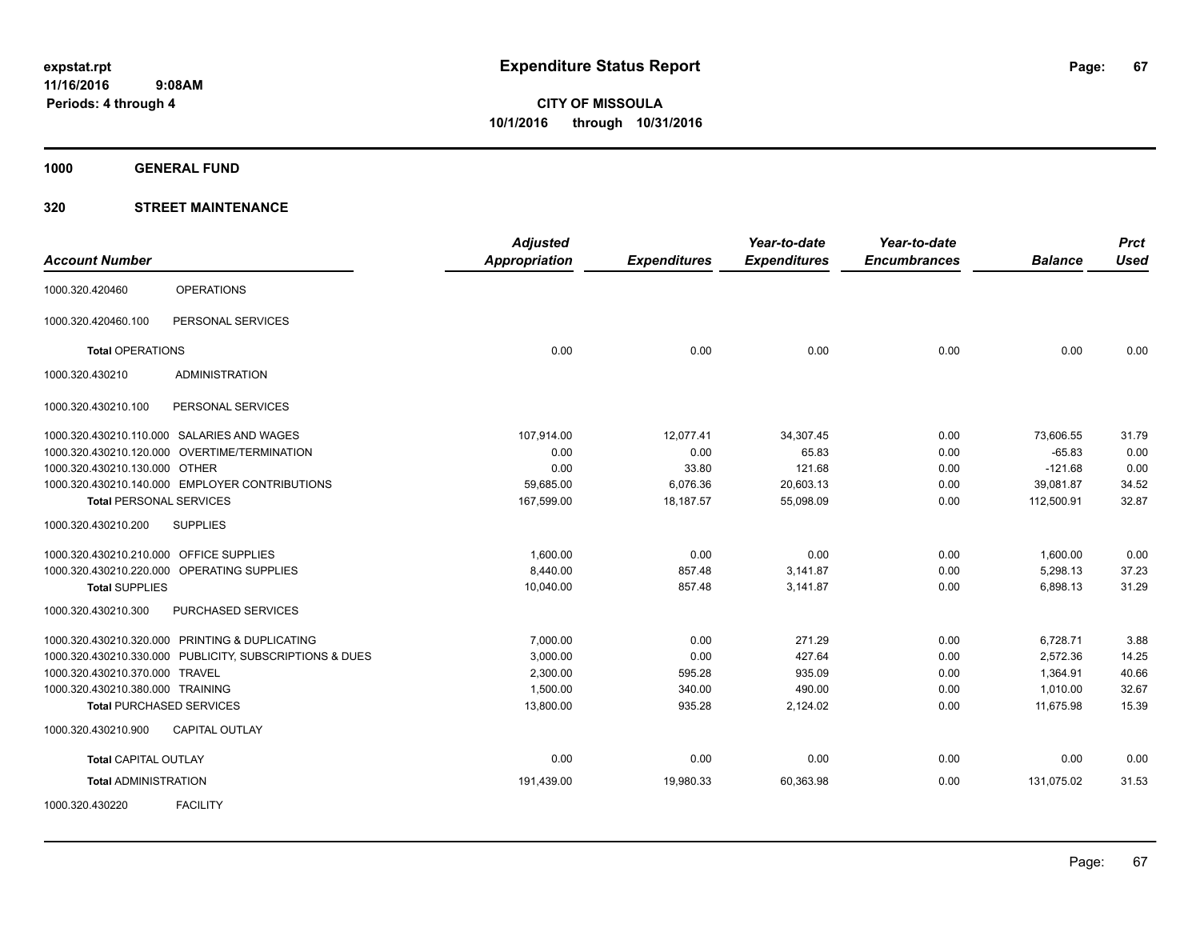# Expenditure Status Report

expstat.rpt
11/16/2016 9:08AM
Periods: 4 through 4

**CITY OF MISSOULA**
**10/1/2016 through 10/31/2016**

## 1000 GENERAL FUND

## 320 STREET MAINTENANCE

| Account Number | | Adjusted Appropriation | Expenditures | Year-to-date Expenditures | Year-to-date Encumbrances | Balance | Prct Used |
|---|---|---|---|---|---|---|---|
| 1000.320.420460 | OPERATIONS | | | | | | |
| 1000.320.420460.100 | PERSONAL SERVICES | | | | | | |
| **Total** OPERATIONS | | 0.00 | 0.00 | 0.00 | 0.00 | 0.00 | 0.00 |
| 1000.320.430210 | ADMINISTRATION | | | | | | |
| 1000.320.430210.100 | PERSONAL SERVICES | | | | | | |
| 1000.320.430210.110.000 | SALARIES AND WAGES | 107,914.00 | 12,077.41 | 34,307.45 | 0.00 | 73,606.55 | 31.79 |
| 1000.320.430210.120.000 | OVERTIME/TERMINATION | 0.00 | 0.00 | 65.83 | 0.00 | -65.83 | 0.00 |
| 1000.320.430210.130.000 | OTHER | 0.00 | 33.80 | 121.68 | 0.00 | -121.68 | 0.00 |
| 1000.320.430210.140.000 | EMPLOYER CONTRIBUTIONS | 59,685.00 | 6,076.36 | 20,603.13 | 0.00 | 39,081.87 | 34.52 |
| **Total** PERSONAL SERVICES | | 167,599.00 | 18,187.57 | 55,098.09 | 0.00 | 112,500.91 | 32.87 |
| 1000.320.430210.200 | SUPPLIES | | | | | | |
| 1000.320.430210.210.000 | OFFICE SUPPLIES | 1,600.00 | 0.00 | 0.00 | 0.00 | 1,600.00 | 0.00 |
| 1000.320.430210.220.000 | OPERATING SUPPLIES | 8,440.00 | 857.48 | 3,141.87 | 0.00 | 5,298.13 | 37.23 |
| **Total** SUPPLIES | | 10,040.00 | 857.48 | 3,141.87 | 0.00 | 6,898.13 | 31.29 |
| 1000.320.430210.300 | PURCHASED SERVICES | | | | | | |
| 1000.320.430210.320.000 | PRINTING & DUPLICATING | 7,000.00 | 0.00 | 271.29 | 0.00 | 6,728.71 | 3.88 |
| 1000.320.430210.330.000 | PUBLICITY, SUBSCRIPTIONS & DUES | 3,000.00 | 0.00 | 427.64 | 0.00 | 2,572.36 | 14.25 |
| 1000.320.430210.370.000 | TRAVEL | 2,300.00 | 595.28 | 935.09 | 0.00 | 1,364.91 | 40.66 |
| 1000.320.430210.380.000 | TRAINING | 1,500.00 | 340.00 | 490.00 | 0.00 | 1,010.00 | 32.67 |
| **Total** PURCHASED SERVICES | | 13,800.00 | 935.28 | 2,124.02 | 0.00 | 11,675.98 | 15.39 |
| 1000.320.430210.900 | CAPITAL OUTLAY | | | | | | |
| **Total** CAPITAL OUTLAY | | 0.00 | 0.00 | 0.00 | 0.00 | 0.00 | 0.00 |
| **Total** ADMINISTRATION | | 191,439.00 | 19,980.33 | 60,363.98 | 0.00 | 131,075.02 | 31.53 |
| 1000.320.430220 | FACILITY | | | | | | |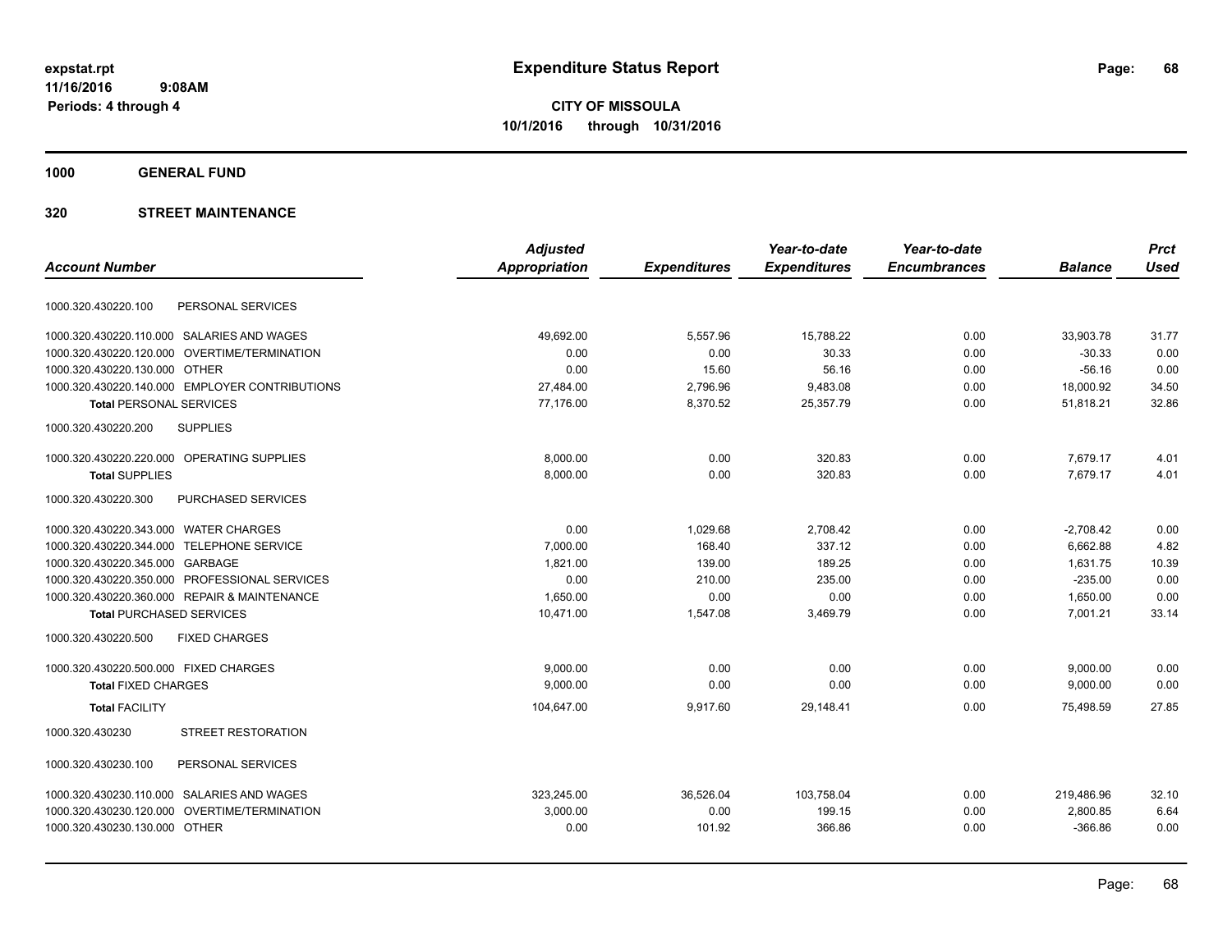**expstat.rpt**
**11/16/2016 9:08AM**
**Periods: 4 through 4**

# Expenditure Status Report

**CITY OF MISSOULA**
**10/1/2016 through 10/31/2016**

## 1000 GENERAL FUND

## 320 STREET MAINTENANCE

| Account Number | Adjusted Appropriation | Expenditures | Year-to-date Expenditures | Year-to-date Encumbrances | Balance | Prct Used |
|---|---|---|---|---|---|---|
| 1000.320.430220.100 PERSONAL SERVICES | | | | | | |
| 1000.320.430220.110.000 SALARIES AND WAGES | 49,692.00 | 5,557.96 | 15,788.22 | 0.00 | 33,903.78 | 31.77 |
| 1000.320.430220.120.000 OVERTIME/TERMINATION | 0.00 | 0.00 | 30.33 | 0.00 | -30.33 | 0.00 |
| 1000.320.430220.130.000 OTHER | 0.00 | 15.60 | 56.16 | 0.00 | -56.16 | 0.00 |
| 1000.320.430220.140.000 EMPLOYER CONTRIBUTIONS | 27,484.00 | 2,796.96 | 9,483.08 | 0.00 | 18,000.92 | 34.50 |
| **Total** PERSONAL SERVICES | 77,176.00 | 8,370.52 | 25,357.79 | 0.00 | 51,818.21 | 32.86 |
| 1000.320.430220.200 SUPPLIES | | | | | | |
| 1000.320.430220.220.000 OPERATING SUPPLIES | 8,000.00 | 0.00 | 320.83 | 0.00 | 7,679.17 | 4.01 |
| **Total** SUPPLIES | 8,000.00 | 0.00 | 320.83 | 0.00 | 7,679.17 | 4.01 |
| 1000.320.430220.300 PURCHASED SERVICES | | | | | | |
| 1000.320.430220.343.000 WATER CHARGES | 0.00 | 1,029.68 | 2,708.42 | 0.00 | -2,708.42 | 0.00 |
| 1000.320.430220.344.000 TELEPHONE SERVICE | 7,000.00 | 168.40 | 337.12 | 0.00 | 6,662.88 | 4.82 |
| 1000.320.430220.345.000 GARBAGE | 1,821.00 | 139.00 | 189.25 | 0.00 | 1,631.75 | 10.39 |
| 1000.320.430220.350.000 PROFESSIONAL SERVICES | 0.00 | 210.00 | 235.00 | 0.00 | -235.00 | 0.00 |
| 1000.320.430220.360.000 REPAIR & MAINTENANCE | 1,650.00 | 0.00 | 0.00 | 0.00 | 1,650.00 | 0.00 |
| **Total** PURCHASED SERVICES | 10,471.00 | 1,547.08 | 3,469.79 | 0.00 | 7,001.21 | 33.14 |
| 1000.320.430220.500 FIXED CHARGES | | | | | | |
| 1000.320.430220.500.000 FIXED CHARGES | 9,000.00 | 0.00 | 0.00 | 0.00 | 9,000.00 | 0.00 |
| **Total** FIXED CHARGES | 9,000.00 | 0.00 | 0.00 | 0.00 | 9,000.00 | 0.00 |
| **Total** FACILITY | 104,647.00 | 9,917.60 | 29,148.41 | 0.00 | 75,498.59 | 27.85 |
| 1000.320.430230 STREET RESTORATION | | | | | | |
| 1000.320.430230.100 PERSONAL SERVICES | | | | | | |
| 1000.320.430230.110.000 SALARIES AND WAGES | 323,245.00 | 36,526.04 | 103,758.04 | 0.00 | 219,486.96 | 32.10 |
| 1000.320.430230.120.000 OVERTIME/TERMINATION | 3,000.00 | 0.00 | 199.15 | 0.00 | 2,800.85 | 6.64 |
| 1000.320.430230.130.000 OTHER | 0.00 | 101.92 | 366.86 | 0.00 | -366.86 | 0.00 |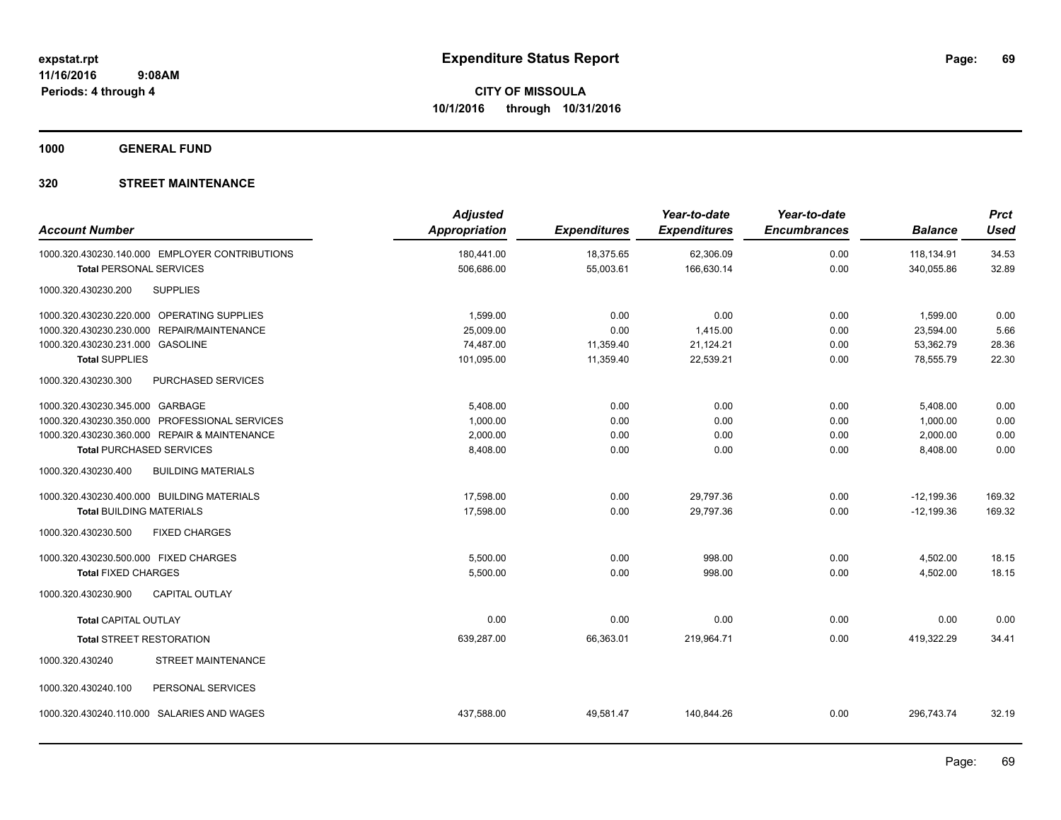# Expenditure Status Report

**CITY OF MISSOULA**
**10/1/2016 through 10/31/2016**

expstat.rpt
11/16/2016 9:08AM
Periods: 4 through 4

## 1000 GENERAL FUND

### 320 STREET MAINTENANCE

| Account Number | Adjusted Appropriation | Expenditures | Year-to-date Expenditures | Year-to-date Encumbrances | Balance | Prct Used |
|---|---|---|---|---|---|---|
| 1000.320.430230.140.000 EMPLOYER CONTRIBUTIONS | 180,441.00 | 18,375.65 | 62,306.09 | 0.00 | 118,134.91 | 34.53 |
| **Total** PERSONAL SERVICES | 506,686.00 | 55,003.61 | 166,630.14 | 0.00 | 340,055.86 | 32.89 |
| 1000.320.430230.200 SUPPLIES | | | | | | |
| 1000.320.430230.220.000 OPERATING SUPPLIES | 1,599.00 | 0.00 | 0.00 | 0.00 | 1,599.00 | 0.00 |
| 1000.320.430230.230.000 REPAIR/MAINTENANCE | 25,009.00 | 0.00 | 1,415.00 | 0.00 | 23,594.00 | 5.66 |
| 1000.320.430230.231.000 GASOLINE | 74,487.00 | 11,359.40 | 21,124.21 | 0.00 | 53,362.79 | 28.36 |
| **Total** SUPPLIES | 101,095.00 | 11,359.40 | 22,539.21 | 0.00 | 78,555.79 | 22.30 |
| 1000.320.430230.300 PURCHASED SERVICES | | | | | | |
| 1000.320.430230.345.000 GARBAGE | 5,408.00 | 0.00 | 0.00 | 0.00 | 5,408.00 | 0.00 |
| 1000.320.430230.350.000 PROFESSIONAL SERVICES | 1,000.00 | 0.00 | 0.00 | 0.00 | 1,000.00 | 0.00 |
| 1000.320.430230.360.000 REPAIR & MAINTENANCE | 2,000.00 | 0.00 | 0.00 | 0.00 | 2,000.00 | 0.00 |
| **Total** PURCHASED SERVICES | 8,408.00 | 0.00 | 0.00 | 0.00 | 8,408.00 | 0.00 |
| 1000.320.430230.400 BUILDING MATERIALS | | | | | | |
| 1000.320.430230.400.000 BUILDING MATERIALS | 17,598.00 | 0.00 | 29,797.36 | 0.00 | -12,199.36 | 169.32 |
| **Total** BUILDING MATERIALS | 17,598.00 | 0.00 | 29,797.36 | 0.00 | -12,199.36 | 169.32 |
| 1000.320.430230.500 FIXED CHARGES | | | | | | |
| 1000.320.430230.500.000 FIXED CHARGES | 5,500.00 | 0.00 | 998.00 | 0.00 | 4,502.00 | 18.15 |
| **Total** FIXED CHARGES | 5,500.00 | 0.00 | 998.00 | 0.00 | 4,502.00 | 18.15 |
| 1000.320.430230.900 CAPITAL OUTLAY | | | | | | |
| **Total** CAPITAL OUTLAY | 0.00 | 0.00 | 0.00 | 0.00 | 0.00 | 0.00 |
| **Total** STREET RESTORATION | 639,287.00 | 66,363.01 | 219,964.71 | 0.00 | 419,322.29 | 34.41 |
| 1000.320.430240 STREET MAINTENANCE | | | | | | |
| 1000.320.430240.100 PERSONAL SERVICES | | | | | | |
| 1000.320.430240.110.000 SALARIES AND WAGES | 437,588.00 | 49,581.47 | 140,844.26 | 0.00 | 296,743.74 | 32.19 |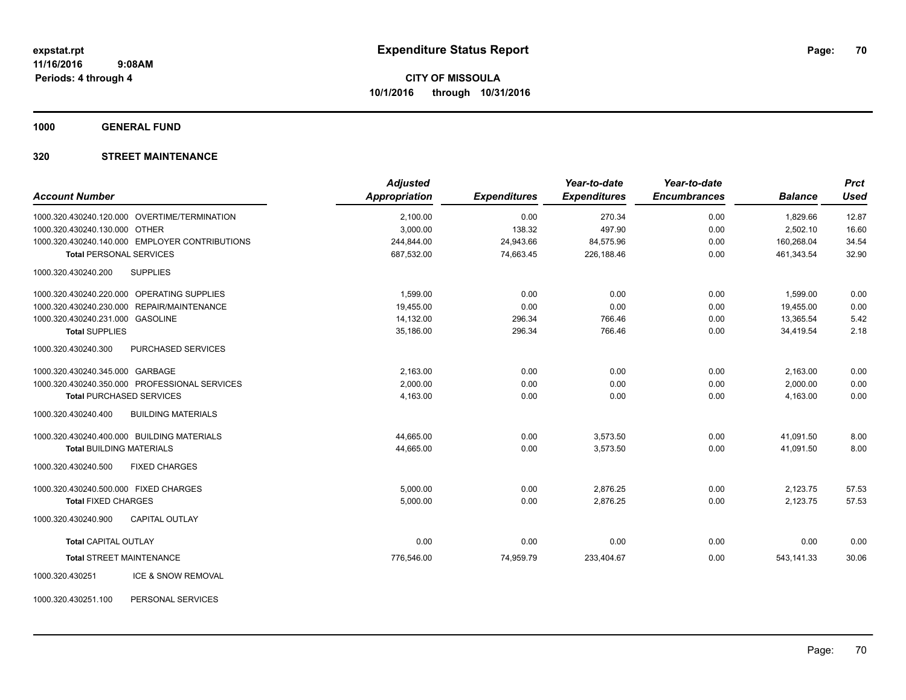**expstat.rpt**
**11/16/2016 9:08AM**
**Periods: 4 through 4**

# Expenditure Status Report

**CITY OF MISSOULA**
**10/1/2016 through 10/31/2016**

## 1000 GENERAL FUND

## 320 STREET MAINTENANCE

| Account Number | Adjusted Appropriation | Expenditures | Year-to-date Expenditures | Year-to-date Encumbrances | Balance | Prct Used |
|---|---|---|---|---|---|---|
| 1000.320.430240.120.000 OVERTIME/TERMINATION | 2,100.00 | 0.00 | 270.34 | 0.00 | 1,829.66 | 12.87 |
| 1000.320.430240.130.000 OTHER | 3,000.00 | 138.32 | 497.90 | 0.00 | 2,502.10 | 16.60 |
| 1000.320.430240.140.000 EMPLOYER CONTRIBUTIONS | 244,844.00 | 24,943.66 | 84,575.96 | 0.00 | 160,268.04 | 34.54 |
| **Total** PERSONAL SERVICES | 687,532.00 | 74,663.45 | 226,188.46 | 0.00 | 461,343.54 | 32.90 |
| 1000.320.430240.200 SUPPLIES | | | | | | |
| 1000.320.430240.220.000 OPERATING SUPPLIES | 1,599.00 | 0.00 | 0.00 | 0.00 | 1,599.00 | 0.00 |
| 1000.320.430240.230.000 REPAIR/MAINTENANCE | 19,455.00 | 0.00 | 0.00 | 0.00 | 19,455.00 | 0.00 |
| 1000.320.430240.231.000 GASOLINE | 14,132.00 | 296.34 | 766.46 | 0.00 | 13,365.54 | 5.42 |
| **Total** SUPPLIES | 35,186.00 | 296.34 | 766.46 | 0.00 | 34,419.54 | 2.18 |
| 1000.320.430240.300 PURCHASED SERVICES | | | | | | |
| 1000.320.430240.345.000 GARBAGE | 2,163.00 | 0.00 | 0.00 | 0.00 | 2,163.00 | 0.00 |
| 1000.320.430240.350.000 PROFESSIONAL SERVICES | 2,000.00 | 0.00 | 0.00 | 0.00 | 2,000.00 | 0.00 |
| **Total** PURCHASED SERVICES | 4,163.00 | 0.00 | 0.00 | 0.00 | 4,163.00 | 0.00 |
| 1000.320.430240.400 BUILDING MATERIALS | | | | | | |
| 1000.320.430240.400.000 BUILDING MATERIALS | 44,665.00 | 0.00 | 3,573.50 | 0.00 | 41,091.50 | 8.00 |
| **Total** BUILDING MATERIALS | 44,665.00 | 0.00 | 3,573.50 | 0.00 | 41,091.50 | 8.00 |
| 1000.320.430240.500 FIXED CHARGES | | | | | | |
| 1000.320.430240.500.000 FIXED CHARGES | 5,000.00 | 0.00 | 2,876.25 | 0.00 | 2,123.75 | 57.53 |
| **Total** FIXED CHARGES | 5,000.00 | 0.00 | 2,876.25 | 0.00 | 2,123.75 | 57.53 |
| 1000.320.430240.900 CAPITAL OUTLAY | | | | | | |
| **Total** CAPITAL OUTLAY | 0.00 | 0.00 | 0.00 | 0.00 | 0.00 | 0.00 |
| **Total** STREET MAINTENANCE | 776,546.00 | 74,959.79 | 233,404.67 | 0.00 | 543,141.33 | 30.06 |
| 1000.320.430251 ICE & SNOW REMOVAL | | | | | | |
| 1000.320.430251.100 PERSONAL SERVICES | | | | | | |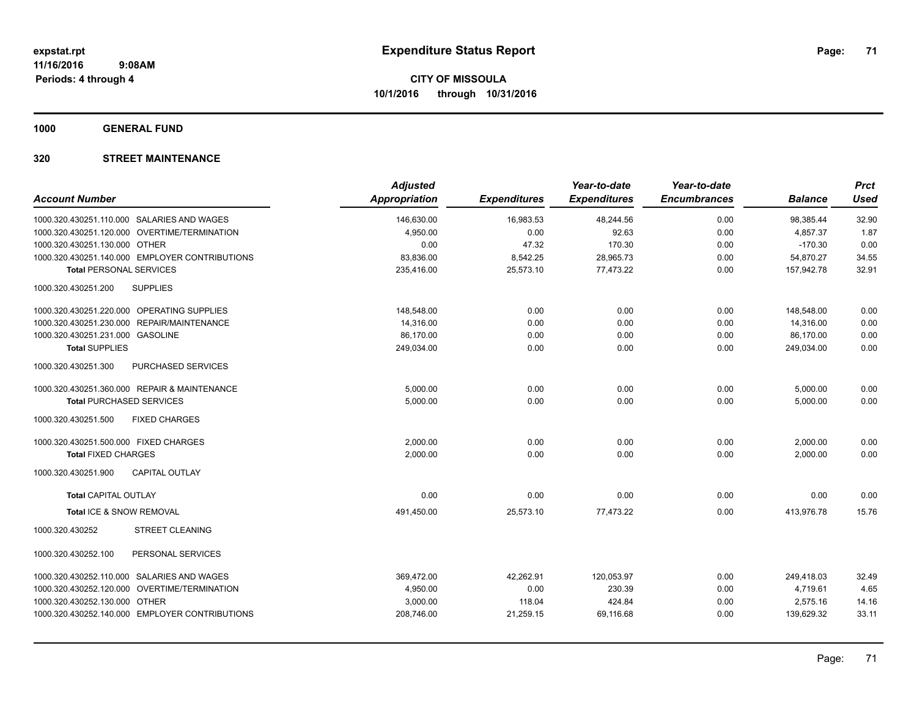**expstat.rpt**
**11/16/2016 9:08AM**
**Periods: 4 through 4**

# Expenditure Status Report

**CITY OF MISSOULA**
**10/1/2016 through 10/31/2016**

## 1000 GENERAL FUND

## 320 STREET MAINTENANCE

| Account Number | Adjusted Appropriation | Expenditures | Year-to-date Expenditures | Year-to-date Encumbrances | Balance | Prct Used |
|---|---|---|---|---|---|---|
| 1000.320.430251.110.000 SALARIES AND WAGES | 146,630.00 | 16,983.53 | 48,244.56 | 0.00 | 98,385.44 | 32.90 |
| 1000.320.430251.120.000 OVERTIME/TERMINATION | 4,950.00 | 0.00 | 92.63 | 0.00 | 4,857.37 | 1.87 |
| 1000.320.430251.130.000 OTHER | 0.00 | 47.32 | 170.30 | 0.00 | -170.30 | 0.00 |
| 1000.320.430251.140.000 EMPLOYER CONTRIBUTIONS | 83,836.00 | 8,542.25 | 28,965.73 | 0.00 | 54,870.27 | 34.55 |
| **Total** PERSONAL SERVICES | 235,416.00 | 25,573.10 | 77,473.22 | 0.00 | 157,942.78 | 32.91 |
| 1000.320.430251.200 SUPPLIES | | | | | | |
| 1000.320.430251.220.000 OPERATING SUPPLIES | 148,548.00 | 0.00 | 0.00 | 0.00 | 148,548.00 | 0.00 |
| 1000.320.430251.230.000 REPAIR/MAINTENANCE | 14,316.00 | 0.00 | 0.00 | 0.00 | 14,316.00 | 0.00 |
| 1000.320.430251.231.000 GASOLINE | 86,170.00 | 0.00 | 0.00 | 0.00 | 86,170.00 | 0.00 |
| **Total** SUPPLIES | 249,034.00 | 0.00 | 0.00 | 0.00 | 249,034.00 | 0.00 |
| 1000.320.430251.300 PURCHASED SERVICES | | | | | | |
| 1000.320.430251.360.000 REPAIR & MAINTENANCE | 5,000.00 | 0.00 | 0.00 | 0.00 | 5,000.00 | 0.00 |
| **Total** PURCHASED SERVICES | 5,000.00 | 0.00 | 0.00 | 0.00 | 5,000.00 | 0.00 |
| 1000.320.430251.500 FIXED CHARGES | | | | | | |
| 1000.320.430251.500.000 FIXED CHARGES | 2,000.00 | 0.00 | 0.00 | 0.00 | 2,000.00 | 0.00 |
| **Total** FIXED CHARGES | 2,000.00 | 0.00 | 0.00 | 0.00 | 2,000.00 | 0.00 |
| 1000.320.430251.900 CAPITAL OUTLAY | | | | | | |
| **Total** CAPITAL OUTLAY | 0.00 | 0.00 | 0.00 | 0.00 | 0.00 | 0.00 |
| **Total** ICE & SNOW REMOVAL | 491,450.00 | 25,573.10 | 77,473.22 | 0.00 | 413,976.78 | 15.76 |
| 1000.320.430252 STREET CLEANING | | | | | | |
| 1000.320.430252.100 PERSONAL SERVICES | | | | | | |
| 1000.320.430252.110.000 SALARIES AND WAGES | 369,472.00 | 42,262.91 | 120,053.97 | 0.00 | 249,418.03 | 32.49 |
| 1000.320.430252.120.000 OVERTIME/TERMINATION | 4,950.00 | 0.00 | 230.39 | 0.00 | 4,719.61 | 4.65 |
| 1000.320.430252.130.000 OTHER | 3,000.00 | 118.04 | 424.84 | 0.00 | 2,575.16 | 14.16 |
| 1000.320.430252.140.000 EMPLOYER CONTRIBUTIONS | 208,746.00 | 21,259.15 | 69,116.68 | 0.00 | 139,629.32 | 33.11 |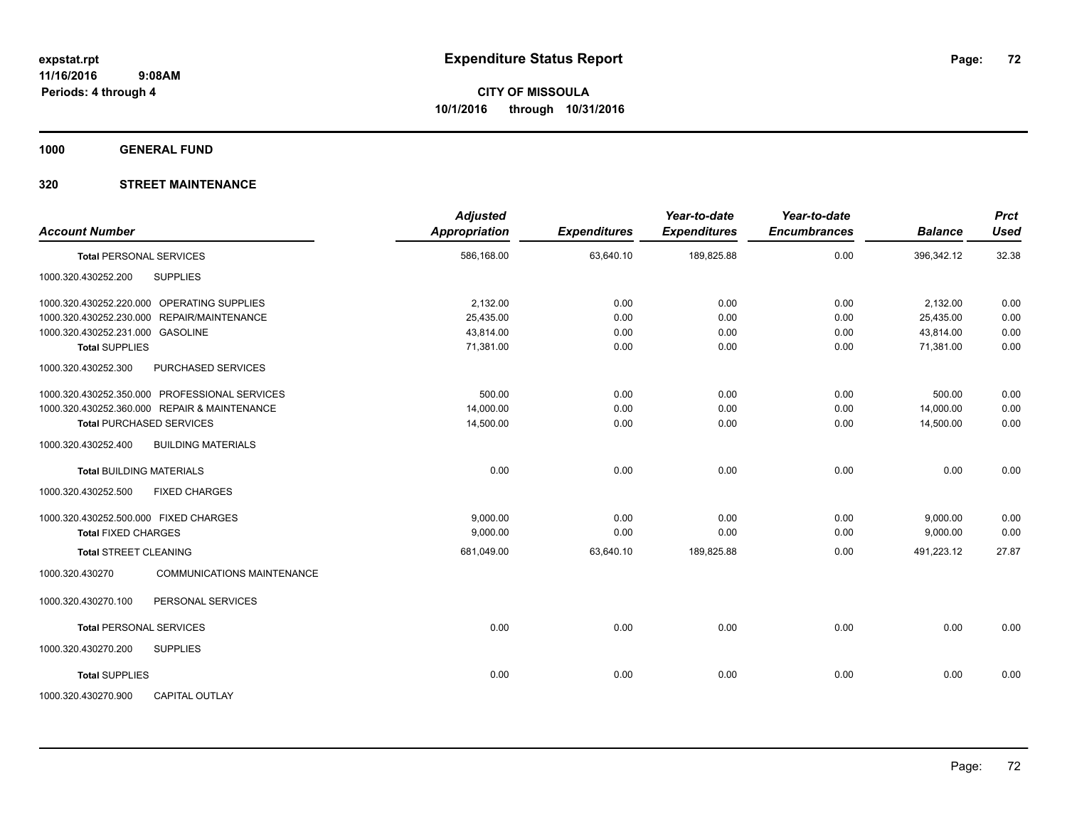**expstat.rpt**
**11/16/2016 9:08AM**
**Periods: 4 through 4**

# Expenditure Status Report

**CITY OF MISSOULA**
**10/1/2016 through 10/31/2016**

## 1000 GENERAL FUND

## 320 STREET MAINTENANCE

| Account Number | | Adjusted Appropriation | Expenditures | Year-to-date Expenditures | Year-to-date Encumbrances | Balance | Prct Used |
|---|---|---|---|---|---|---|---|
| **Total** PERSONAL SERVICES | | 586,168.00 | 63,640.10 | 189,825.88 | 0.00 | 396,342.12 | 32.38 |
| 1000.320.430252.200 | SUPPLIES | | | | | | |
| 1000.320.430252.220.000 | OPERATING SUPPLIES | 2,132.00 | 0.00 | 0.00 | 0.00 | 2,132.00 | 0.00 |
| 1000.320.430252.230.000 | REPAIR/MAINTENANCE | 25,435.00 | 0.00 | 0.00 | 0.00 | 25,435.00 | 0.00 |
| 1000.320.430252.231.000 | GASOLINE | 43,814.00 | 0.00 | 0.00 | 0.00 | 43,814.00 | 0.00 |
| **Total** SUPPLIES | | 71,381.00 | 0.00 | 0.00 | 0.00 | 71,381.00 | 0.00 |
| 1000.320.430252.300 | PURCHASED SERVICES | | | | | | |
| 1000.320.430252.350.000 | PROFESSIONAL SERVICES | 500.00 | 0.00 | 0.00 | 0.00 | 500.00 | 0.00 |
| 1000.320.430252.360.000 | REPAIR & MAINTENANCE | 14,000.00 | 0.00 | 0.00 | 0.00 | 14,000.00 | 0.00 |
| **Total** PURCHASED SERVICES | | 14,500.00 | 0.00 | 0.00 | 0.00 | 14,500.00 | 0.00 |
| 1000.320.430252.400 | BUILDING MATERIALS | | | | | | |
| **Total** BUILDING MATERIALS | | 0.00 | 0.00 | 0.00 | 0.00 | 0.00 | 0.00 |
| 1000.320.430252.500 | FIXED CHARGES | | | | | | |
| 1000.320.430252.500.000 | FIXED CHARGES | 9,000.00 | 0.00 | 0.00 | 0.00 | 9,000.00 | 0.00 |
| **Total** FIXED CHARGES | | 9,000.00 | 0.00 | 0.00 | 0.00 | 9,000.00 | 0.00 |
| **Total** STREET CLEANING | | 681,049.00 | 63,640.10 | 189,825.88 | 0.00 | 491,223.12 | 27.87 |
| 1000.320.430270 | COMMUNICATIONS MAINTENANCE | | | | | | |
| 1000.320.430270.100 | PERSONAL SERVICES | | | | | | |
| **Total** PERSONAL SERVICES | | 0.00 | 0.00 | 0.00 | 0.00 | 0.00 | 0.00 |
| 1000.320.430270.200 | SUPPLIES | | | | | | |
| **Total** SUPPLIES | | 0.00 | 0.00 | 0.00 | 0.00 | 0.00 | 0.00 |
| 1000.320.430270.900 | CAPITAL OUTLAY | | | | | | |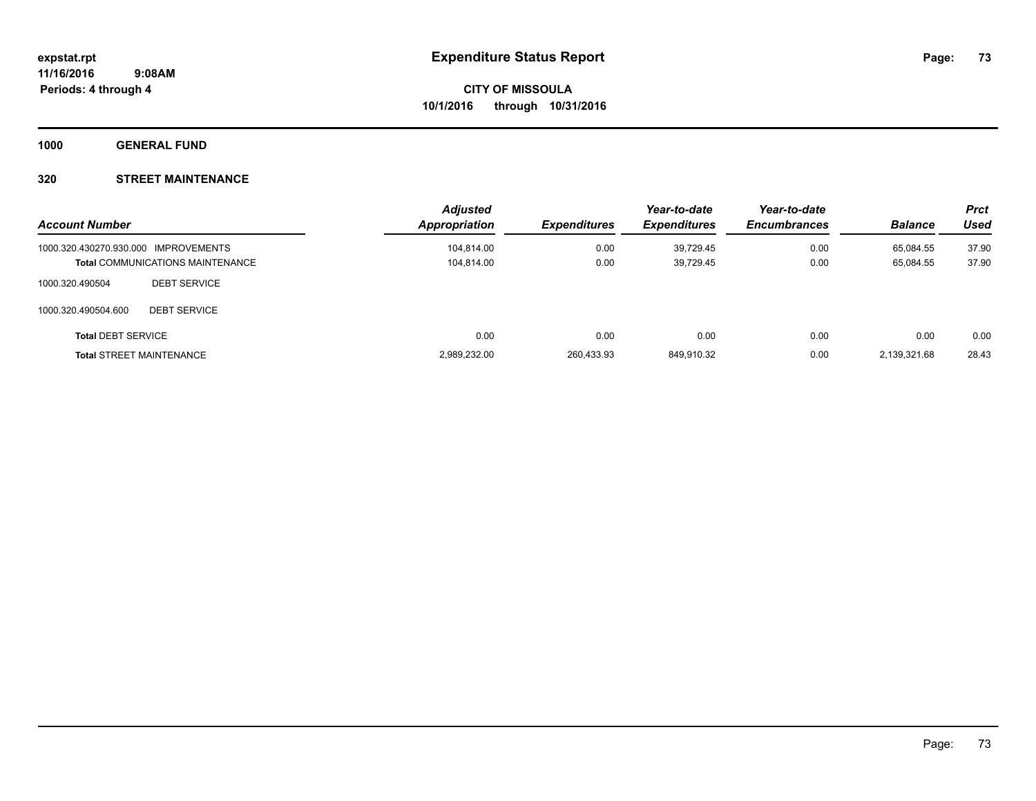# Expenditure Status Report

**CITY OF MISSOULA**
**10/1/2016 through 10/31/2016**

expstat.rpt
11/16/2016 9:08AM
Periods: 4 through 4

**1000 GENERAL FUND**

**320 STREET MAINTENANCE**

| Account Number | | Adjusted Appropriation | Expenditures | Year-to-date Expenditures | Year-to-date Encumbrances | Balance | Prct Used |
|---|---|---|---|---|---|---|---|
| 1000.320.430270.930.000 | IMPROVEMENTS | 104,814.00 | 0.00 | 39,729.45 | 0.00 | 65,084.55 | 37.90 |
| **Total** COMMUNICATIONS MAINTENANCE | | 104,814.00 | 0.00 | 39,729.45 | 0.00 | 65,084.55 | 37.90 |
| 1000.320.490504 | DEBT SERVICE | | | | | | |
| 1000.320.490504.600 | DEBT SERVICE | | | | | | |
| **Total** DEBT SERVICE | | 0.00 | 0.00 | 0.00 | 0.00 | 0.00 | 0.00 |
| **Total** STREET MAINTENANCE | | 2,989,232.00 | 260,433.93 | 849,910.32 | 0.00 | 2,139,321.68 | 28.43 |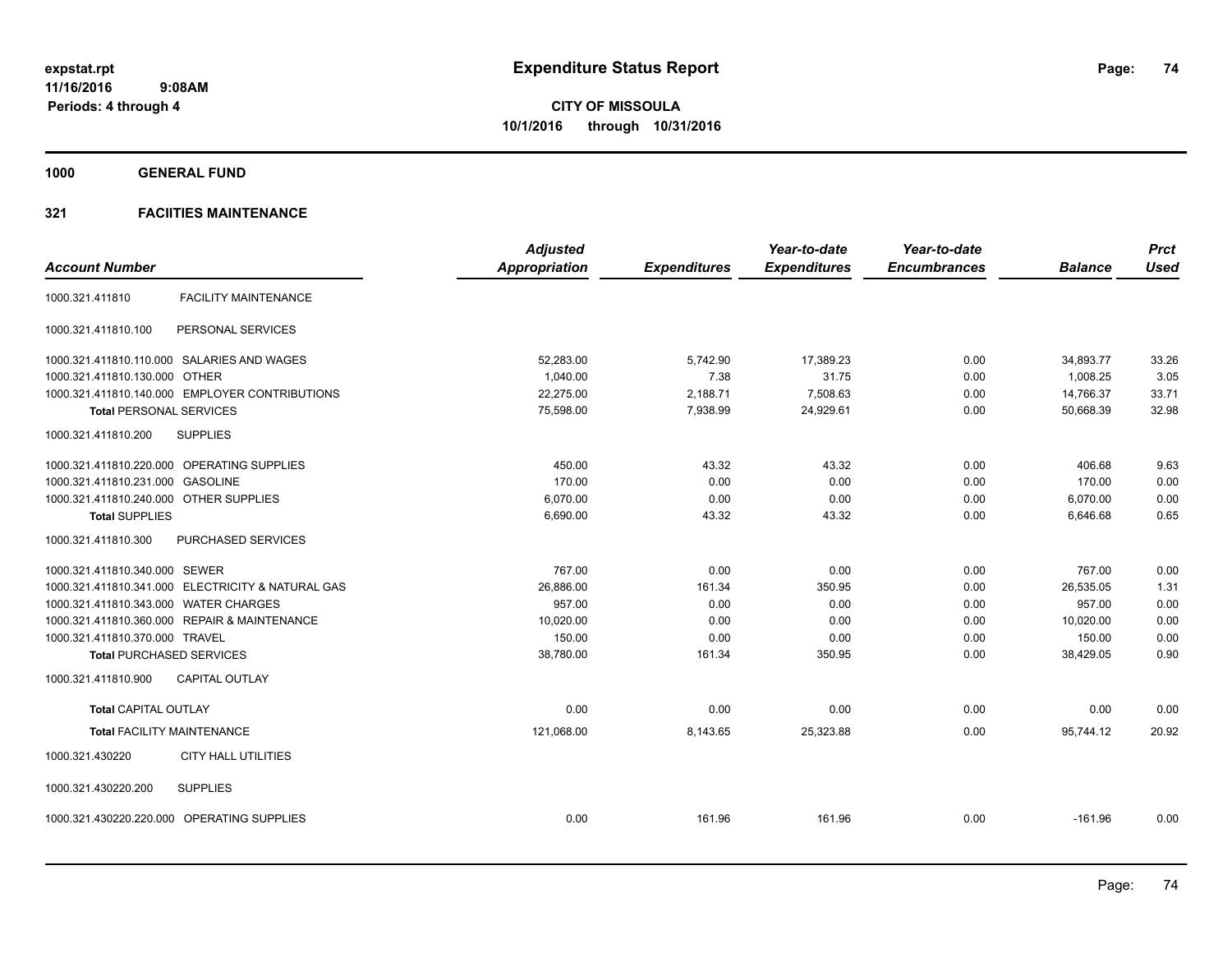# Expenditure Status Report

expstat.rpt
11/16/2016 9:08AM
Periods: 4 through 4

**CITY OF MISSOULA**
**10/1/2016 through 10/31/2016**

**1000 GENERAL FUND**

**321 FACIITIES MAINTENANCE**

| Account Number | | Adjusted Appropriation | Expenditures | Year-to-date Expenditures | Year-to-date Encumbrances | Balance | Prct Used |
|---|---|---|---|---|---|---|---|
| 1000.321.411810 | FACILITY MAINTENANCE | | | | | | |
| 1000.321.411810.100 | PERSONAL SERVICES | | | | | | |
| 1000.321.411810.110.000 | SALARIES AND WAGES | 52,283.00 | 5,742.90 | 17,389.23 | 0.00 | 34,893.77 | 33.26 |
| 1000.321.411810.130.000 | OTHER | 1,040.00 | 7.38 | 31.75 | 0.00 | 1,008.25 | 3.05 |
| 1000.321.411810.140.000 | EMPLOYER CONTRIBUTIONS | 22,275.00 | 2,188.71 | 7,508.63 | 0.00 | 14,766.37 | 33.71 |
| **Total** PERSONAL SERVICES | | 75,598.00 | 7,938.99 | 24,929.61 | 0.00 | 50,668.39 | 32.98 |
| 1000.321.411810.200 | SUPPLIES | | | | | | |
| 1000.321.411810.220.000 | OPERATING SUPPLIES | 450.00 | 43.32 | 43.32 | 0.00 | 406.68 | 9.63 |
| 1000.321.411810.231.000 | GASOLINE | 170.00 | 0.00 | 0.00 | 0.00 | 170.00 | 0.00 |
| 1000.321.411810.240.000 | OTHER SUPPLIES | 6,070.00 | 0.00 | 0.00 | 0.00 | 6,070.00 | 0.00 |
| **Total** SUPPLIES | | 6,690.00 | 43.32 | 43.32 | 0.00 | 6,646.68 | 0.65 |
| 1000.321.411810.300 | PURCHASED SERVICES | | | | | | |
| 1000.321.411810.340.000 | SEWER | 767.00 | 0.00 | 0.00 | 0.00 | 767.00 | 0.00 |
| 1000.321.411810.341.000 | ELECTRICITY & NATURAL GAS | 26,886.00 | 161.34 | 350.95 | 0.00 | 26,535.05 | 1.31 |
| 1000.321.411810.343.000 | WATER CHARGES | 957.00 | 0.00 | 0.00 | 0.00 | 957.00 | 0.00 |
| 1000.321.411810.360.000 | REPAIR & MAINTENANCE | 10,020.00 | 0.00 | 0.00 | 0.00 | 10,020.00 | 0.00 |
| 1000.321.411810.370.000 | TRAVEL | 150.00 | 0.00 | 0.00 | 0.00 | 150.00 | 0.00 |
| **Total** PURCHASED SERVICES | | 38,780.00 | 161.34 | 350.95 | 0.00 | 38,429.05 | 0.90 |
| 1000.321.411810.900 | CAPITAL OUTLAY | | | | | | |
| **Total** CAPITAL OUTLAY | | 0.00 | 0.00 | 0.00 | 0.00 | 0.00 | 0.00 |
| **Total** FACILITY MAINTENANCE | | 121,068.00 | 8,143.65 | 25,323.88 | 0.00 | 95,744.12 | 20.92 |
| 1000.321.430220 | CITY HALL UTILITIES | | | | | | |
| 1000.321.430220.200 | SUPPLIES | | | | | | |
| 1000.321.430220.220.000 | OPERATING SUPPLIES | 0.00 | 161.96 | 161.96 | 0.00 | -161.96 | 0.00 |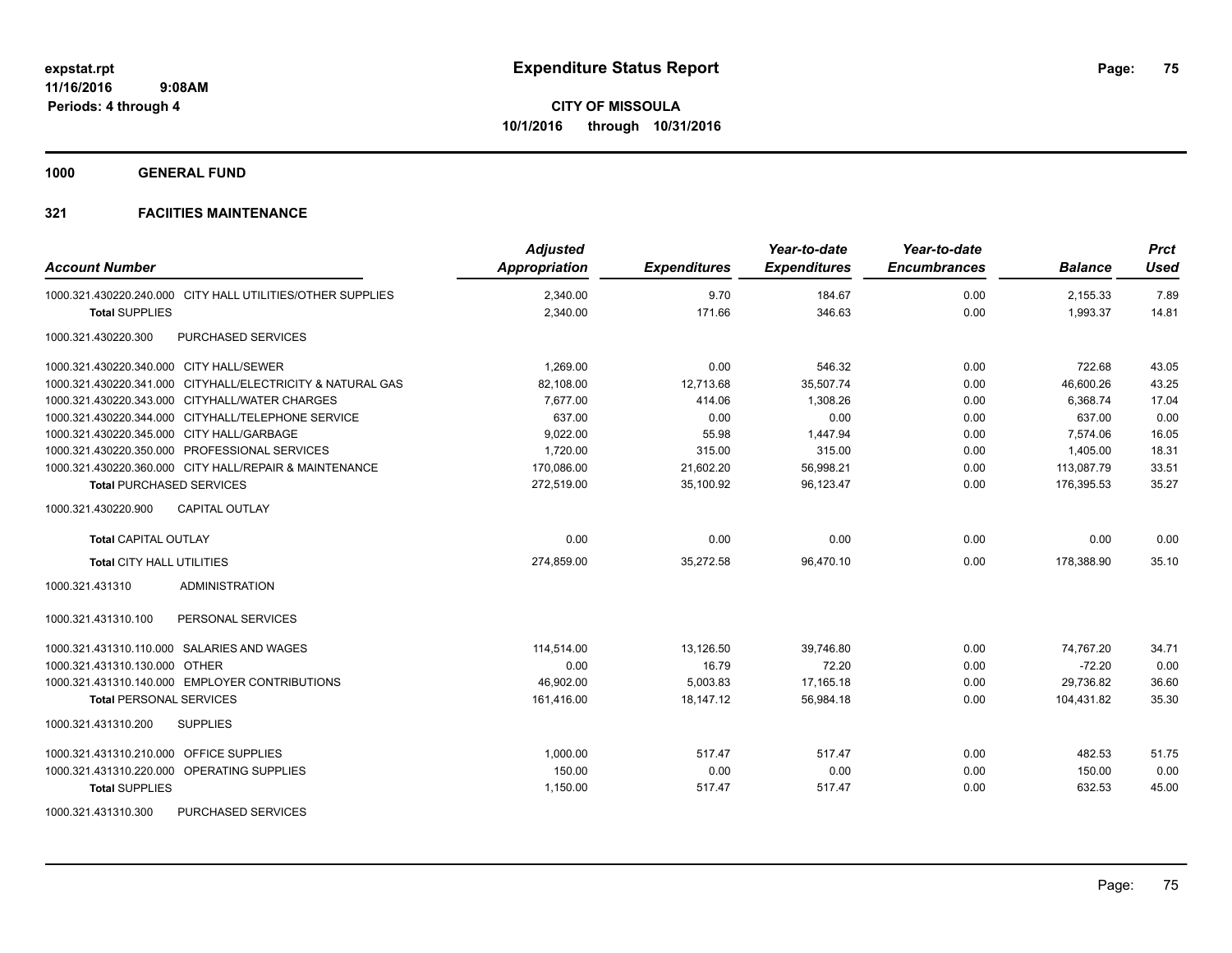**expstat.rpt**
**11/16/2016 9:08AM**
**Periods: 4 through 4**

# Expenditure Status Report

**CITY OF MISSOULA**
**10/1/2016 through 10/31/2016**

## 1000 GENERAL FUND

### 321 FACIITIES MAINTENANCE

| Account Number | Adjusted Appropriation | Expenditures | Year-to-date Expenditures | Year-to-date Encumbrances | Balance | Prct Used |
|---|---|---|---|---|---|---|
| 1000.321.430220.240.000 CITY HALL UTILITIES/OTHER SUPPLIES | 2,340.00 | 9.70 | 184.67 | 0.00 | 2,155.33 | 7.89 |
| **Total** SUPPLIES | 2,340.00 | 171.66 | 346.63 | 0.00 | 1,993.37 | 14.81 |
| 1000.321.430220.300 PURCHASED SERVICES | | | | | | |
| 1000.321.430220.340.000 CITY HALL/SEWER | 1,269.00 | 0.00 | 546.32 | 0.00 | 722.68 | 43.05 |
| 1000.321.430220.341.000 CITYHALL/ELECTRICITY & NATURAL GAS | 82,108.00 | 12,713.68 | 35,507.74 | 0.00 | 46,600.26 | 43.25 |
| 1000.321.430220.343.000 CITYHALL/WATER CHARGES | 7,677.00 | 414.06 | 1,308.26 | 0.00 | 6,368.74 | 17.04 |
| 1000.321.430220.344.000 CITYHALL/TELEPHONE SERVICE | 637.00 | 0.00 | 0.00 | 0.00 | 637.00 | 0.00 |
| 1000.321.430220.345.000 CITY HALL/GARBAGE | 9,022.00 | 55.98 | 1,447.94 | 0.00 | 7,574.06 | 16.05 |
| 1000.321.430220.350.000 PROFESSIONAL SERVICES | 1,720.00 | 315.00 | 315.00 | 0.00 | 1,405.00 | 18.31 |
| 1000.321.430220.360.000 CITY HALL/REPAIR & MAINTENANCE | 170,086.00 | 21,602.20 | 56,998.21 | 0.00 | 113,087.79 | 33.51 |
| **Total** PURCHASED SERVICES | 272,519.00 | 35,100.92 | 96,123.47 | 0.00 | 176,395.53 | 35.27 |
| 1000.321.430220.900 CAPITAL OUTLAY | | | | | | |
| **Total** CAPITAL OUTLAY | 0.00 | 0.00 | 0.00 | 0.00 | 0.00 | 0.00 |
| **Total** CITY HALL UTILITIES | 274,859.00 | 35,272.58 | 96,470.10 | 0.00 | 178,388.90 | 35.10 |
| 1000.321.431310 ADMINISTRATION | | | | | | |
| 1000.321.431310.100 PERSONAL SERVICES | | | | | | |
| 1000.321.431310.110.000 SALARIES AND WAGES | 114,514.00 | 13,126.50 | 39,746.80 | 0.00 | 74,767.20 | 34.71 |
| 1000.321.431310.130.000 OTHER | 0.00 | 16.79 | 72.20 | 0.00 | -72.20 | 0.00 |
| 1000.321.431310.140.000 EMPLOYER CONTRIBUTIONS | 46,902.00 | 5,003.83 | 17,165.18 | 0.00 | 29,736.82 | 36.60 |
| **Total** PERSONAL SERVICES | 161,416.00 | 18,147.12 | 56,984.18 | 0.00 | 104,431.82 | 35.30 |
| 1000.321.431310.200 SUPPLIES | | | | | | |
| 1000.321.431310.210.000 OFFICE SUPPLIES | 1,000.00 | 517.47 | 517.47 | 0.00 | 482.53 | 51.75 |
| 1000.321.431310.220.000 OPERATING SUPPLIES | 150.00 | 0.00 | 0.00 | 0.00 | 150.00 | 0.00 |
| **Total** SUPPLIES | 1,150.00 | 517.47 | 517.47 | 0.00 | 632.53 | 45.00 |
| 1000.321.431310.300 PURCHASED SERVICES | | | | | | |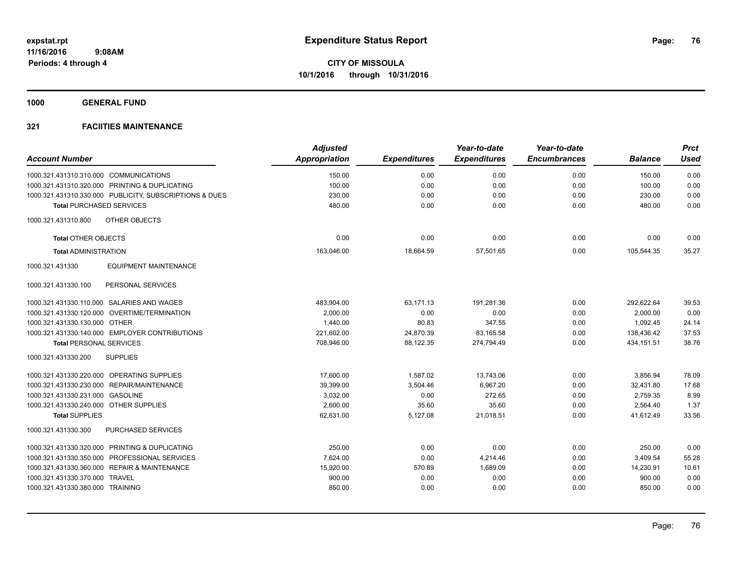# Expenditure Status Report

**CITY OF MISSOULA**
**10/1/2016 through 10/31/2016**

expstat.rpt
11/16/2016 9:08AM
Periods: 4 through 4

**1000 GENERAL FUND**

**321 FACIITIES MAINTENANCE**

| Account Number | | Adjusted Appropriation | Expenditures | Year-to-date Expenditures | Year-to-date Encumbrances | Balance | Prct Used |
|---|---|---|---|---|---|---|---|
| 1000.321.431310.310.000 | COMMUNICATIONS | 150.00 | 0.00 | 0.00 | 0.00 | 150.00 | 0.00 |
| 1000.321.431310.320.000 | PRINTING & DUPLICATING | 100.00 | 0.00 | 0.00 | 0.00 | 100.00 | 0.00 |
| 1000.321.431310.330.000 | PUBLICITY, SUBSCRIPTIONS & DUES | 230.00 | 0.00 | 0.00 | 0.00 | 230.00 | 0.00 |
| **Total** PURCHASED SERVICES | | 480.00 | 0.00 | 0.00 | 0.00 | 480.00 | 0.00 |
| 1000.321.431310.800 | OTHER OBJECTS | | | | | | |
| **Total** OTHER OBJECTS | | 0.00 | 0.00 | 0.00 | 0.00 | 0.00 | 0.00 |
| **Total** ADMINISTRATION | | 163,046.00 | 18,664.59 | 57,501.65 | 0.00 | 105,544.35 | 35.27 |
| 1000.321.431330 | EQUIPMENT MAINTENANCE | | | | | | |
| 1000.321.431330.100 | PERSONAL SERVICES | | | | | | |
| 1000.321.431330.110.000 | SALARIES AND WAGES | 483,904.00 | 63,171.13 | 191,281.36 | 0.00 | 292,622.64 | 39.53 |
| 1000.321.431330.120.000 | OVERTIME/TERMINATION | 2,000.00 | 0.00 | 0.00 | 0.00 | 2,000.00 | 0.00 |
| 1000.321.431330.130.000 | OTHER | 1,440.00 | 80.83 | 347.55 | 0.00 | 1,092.45 | 24.14 |
| 1000.321.431330.140.000 | EMPLOYER CONTRIBUTIONS | 221,602.00 | 24,870.39 | 83,165.58 | 0.00 | 138,436.42 | 37.53 |
| **Total** PERSONAL SERVICES | | 708,946.00 | 88,122.35 | 274,794.49 | 0.00 | 434,151.51 | 38.76 |
| 1000.321.431330.200 | SUPPLIES | | | | | | |
| 1000.321.431330.220.000 | OPERATING SUPPLIES | 17,600.00 | 1,587.02 | 13,743.06 | 0.00 | 3,856.94 | 78.09 |
| 1000.321.431330.230.000 | REPAIR/MAINTENANCE | 39,399.00 | 3,504.46 | 6,967.20 | 0.00 | 32,431.80 | 17.68 |
| 1000.321.431330.231.000 | GASOLINE | 3,032.00 | 0.00 | 272.65 | 0.00 | 2,759.35 | 8.99 |
| 1000.321.431330.240.000 | OTHER SUPPLIES | 2,600.00 | 35.60 | 35.60 | 0.00 | 2,564.40 | 1.37 |
| **Total** SUPPLIES | | 62,631.00 | 5,127.08 | 21,018.51 | 0.00 | 41,612.49 | 33.56 |
| 1000.321.431330.300 | PURCHASED SERVICES | | | | | | |
| 1000.321.431330.320.000 | PRINTING & DUPLICATING | 250.00 | 0.00 | 0.00 | 0.00 | 250.00 | 0.00 |
| 1000.321.431330.350.000 | PROFESSIONAL SERVICES | 7,624.00 | 0.00 | 4,214.46 | 0.00 | 3,409.54 | 55.28 |
| 1000.321.431330.360.000 | REPAIR & MAINTENANCE | 15,920.00 | 570.89 | 1,689.09 | 0.00 | 14,230.91 | 10.61 |
| 1000.321.431330.370.000 | TRAVEL | 900.00 | 0.00 | 0.00 | 0.00 | 900.00 | 0.00 |
| 1000.321.431330.380.000 | TRAINING | 850.00 | 0.00 | 0.00 | 0.00 | 850.00 | 0.00 |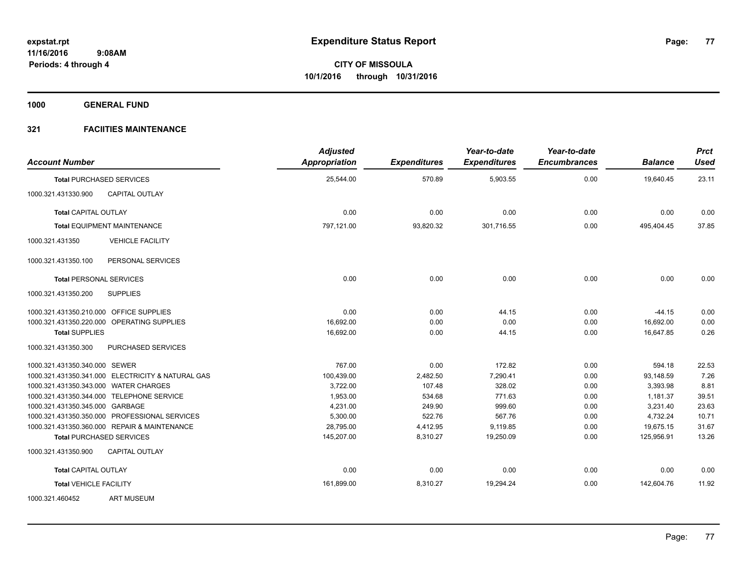# Expenditure Status Report

**CITY OF MISSOULA**
**10/1/2016 through 10/31/2016**

expstat.rpt
11/16/2016 9:08AM
Periods: 4 through 4

**1000 GENERAL FUND**

**321 FACIITIES MAINTENANCE**

| Account Number | | Adjusted Appropriation | Expenditures | Year-to-date Expenditures | Year-to-date Encumbrances | Balance | Prct Used |
|---|---|---|---|---|---|---|---|
| **Total** PURCHASED SERVICES | | 25,544.00 | 570.89 | 5,903.55 | 0.00 | 19,640.45 | 23.11 |
| 1000.321.431330.900 | CAPITAL OUTLAY | | | | | | |
| **Total** CAPITAL OUTLAY | | 0.00 | 0.00 | 0.00 | 0.00 | 0.00 | 0.00 |
| **Total** EQUIPMENT MAINTENANCE | | 797,121.00 | 93,820.32 | 301,716.55 | 0.00 | 495,404.45 | 37.85 |
| 1000.321.431350 | VEHICLE FACILITY | | | | | | |
| 1000.321.431350.100 | PERSONAL SERVICES | | | | | | |
| **Total** PERSONAL SERVICES | | 0.00 | 0.00 | 0.00 | 0.00 | 0.00 | 0.00 |
| 1000.321.431350.200 | SUPPLIES | | | | | | |
| 1000.321.431350.210.000 | OFFICE SUPPLIES | 0.00 | 0.00 | 44.15 | 0.00 | -44.15 | 0.00 |
| 1000.321.431350.220.000 | OPERATING SUPPLIES | 16,692.00 | 0.00 | 0.00 | 0.00 | 16,692.00 | 0.00 |
| **Total** SUPPLIES | | 16,692.00 | 0.00 | 44.15 | 0.00 | 16,647.85 | 0.26 |
| 1000.321.431350.300 | PURCHASED SERVICES | | | | | | |
| 1000.321.431350.340.000 | SEWER | 767.00 | 0.00 | 172.82 | 0.00 | 594.18 | 22.53 |
| 1000.321.431350.341.000 | ELECTRICITY & NATURAL GAS | 100,439.00 | 2,482.50 | 7,290.41 | 0.00 | 93,148.59 | 7.26 |
| 1000.321.431350.343.000 | WATER CHARGES | 3,722.00 | 107.48 | 328.02 | 0.00 | 3,393.98 | 8.81 |
| 1000.321.431350.344.000 | TELEPHONE SERVICE | 1,953.00 | 534.68 | 771.63 | 0.00 | 1,181.37 | 39.51 |
| 1000.321.431350.345.000 | GARBAGE | 4,231.00 | 249.90 | 999.60 | 0.00 | 3,231.40 | 23.63 |
| 1000.321.431350.350.000 | PROFESSIONAL SERVICES | 5,300.00 | 522.76 | 567.76 | 0.00 | 4,732.24 | 10.71 |
| 1000.321.431350.360.000 | REPAIR & MAINTENANCE | 28,795.00 | 4,412.95 | 9,119.85 | 0.00 | 19,675.15 | 31.67 |
| **Total** PURCHASED SERVICES | | 145,207.00 | 8,310.27 | 19,250.09 | 0.00 | 125,956.91 | 13.26 |
| 1000.321.431350.900 | CAPITAL OUTLAY | | | | | | |
| **Total** CAPITAL OUTLAY | | 0.00 | 0.00 | 0.00 | 0.00 | 0.00 | 0.00 |
| **Total** VEHICLE FACILITY | | 161,899.00 | 8,310.27 | 19,294.24 | 0.00 | 142,604.76 | 11.92 |
| 1000.321.460452 | ART MUSEUM | | | | | | |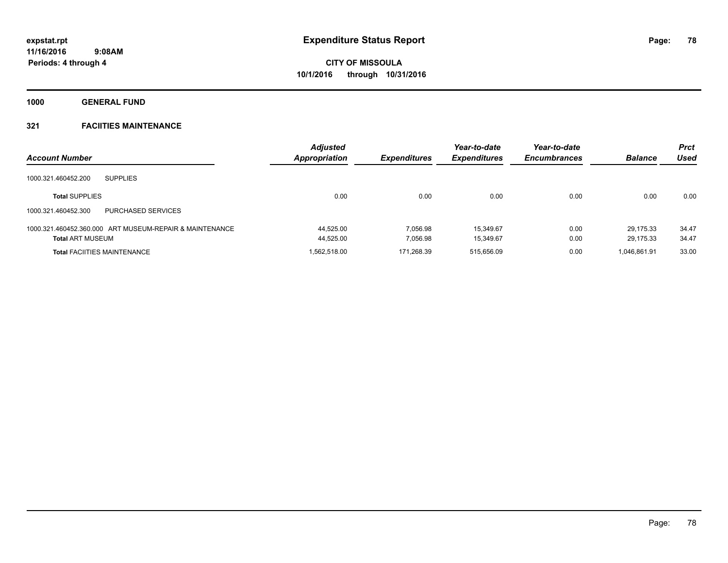**expstat.rpt**
**11/16/2016 9:08AM**
**Periods: 4 through 4**

# Expenditure Status Report

**CITY OF MISSOULA**
**10/1/2016 through 10/31/2016**

## 1000 GENERAL FUND

### 321 FACIITIES MAINTENANCE

| Account Number | Adjusted Appropriation | Expenditures | Year-to-date Expenditures | Year-to-date Encumbrances | Balance | Prct Used |
|---|---|---|---|---|---|---|
| 1000.321.460452.200 SUPPLIES | | | | | | |
| **Total** SUPPLIES | 0.00 | 0.00 | 0.00 | 0.00 | 0.00 | 0.00 |
| 1000.321.460452.300 PURCHASED SERVICES | | | | | | |
| 1000.321.460452.360.000 ART MUSEUM-REPAIR & MAINTENANCE | 44,525.00 | 7,056.98 | 15,349.67 | 0.00 | 29,175.33 | 34.47 |
| **Total** ART MUSEUM | 44,525.00 | 7,056.98 | 15,349.67 | 0.00 | 29,175.33 | 34.47 |
| **Total** FACIITIES MAINTENANCE | 1,562,518.00 | 171,268.39 | 515,656.09 | 0.00 | 1,046,861.91 | 33.00 |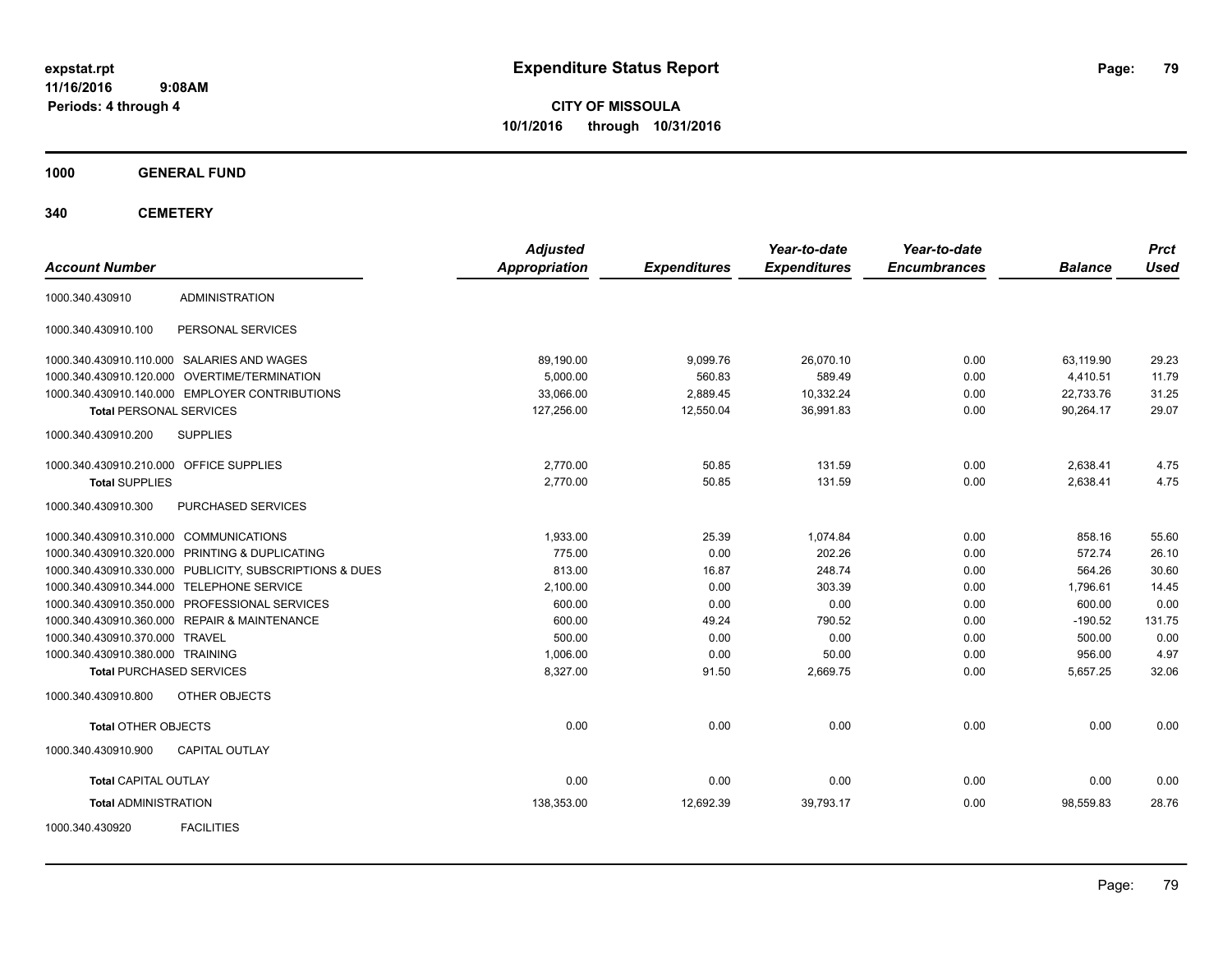# Expenditure Status Report

expstat.rpt
11/16/2016 9:08AM
Periods: 4 through 4

**CITY OF MISSOULA**
**10/1/2016 through 10/31/2016**

## 1000 GENERAL FUND

## 340 CEMETERY

| Account Number | | Adjusted Appropriation | Expenditures | Year-to-date Expenditures | Year-to-date Encumbrances | Balance | Prct Used |
|---|---|---|---|---|---|---|---|
| 1000.340.430910 | ADMINISTRATION | | | | | | |
| 1000.340.430910.100 | PERSONAL SERVICES | | | | | | |
| 1000.340.430910.110.000 | SALARIES AND WAGES | 89,190.00 | 9,099.76 | 26,070.10 | 0.00 | 63,119.90 | 29.23 |
| 1000.340.430910.120.000 | OVERTIME/TERMINATION | 5,000.00 | 560.83 | 589.49 | 0.00 | 4,410.51 | 11.79 |
| 1000.340.430910.140.000 | EMPLOYER CONTRIBUTIONS | 33,066.00 | 2,889.45 | 10,332.24 | 0.00 | 22,733.76 | 31.25 |
| **Total** PERSONAL SERVICES | | 127,256.00 | 12,550.04 | 36,991.83 | 0.00 | 90,264.17 | 29.07 |
| 1000.340.430910.200 | SUPPLIES | | | | | | |
| 1000.340.430910.210.000 | OFFICE SUPPLIES | 2,770.00 | 50.85 | 131.59 | 0.00 | 2,638.41 | 4.75 |
| **Total** SUPPLIES | | 2,770.00 | 50.85 | 131.59 | 0.00 | 2,638.41 | 4.75 |
| 1000.340.430910.300 | PURCHASED SERVICES | | | | | | |
| 1000.340.430910.310.000 | COMMUNICATIONS | 1,933.00 | 25.39 | 1,074.84 | 0.00 | 858.16 | 55.60 |
| 1000.340.430910.320.000 | PRINTING & DUPLICATING | 775.00 | 0.00 | 202.26 | 0.00 | 572.74 | 26.10 |
| 1000.340.430910.330.000 | PUBLICITY, SUBSCRIPTIONS & DUES | 813.00 | 16.87 | 248.74 | 0.00 | 564.26 | 30.60 |
| 1000.340.430910.344.000 | TELEPHONE SERVICE | 2,100.00 | 0.00 | 303.39 | 0.00 | 1,796.61 | 14.45 |
| 1000.340.430910.350.000 | PROFESSIONAL SERVICES | 600.00 | 0.00 | 0.00 | 0.00 | 600.00 | 0.00 |
| 1000.340.430910.360.000 | REPAIR & MAINTENANCE | 600.00 | 49.24 | 790.52 | 0.00 | -190.52 | 131.75 |
| 1000.340.430910.370.000 | TRAVEL | 500.00 | 0.00 | 0.00 | 0.00 | 500.00 | 0.00 |
| 1000.340.430910.380.000 | TRAINING | 1,006.00 | 0.00 | 50.00 | 0.00 | 956.00 | 4.97 |
| **Total** PURCHASED SERVICES | | 8,327.00 | 91.50 | 2,669.75 | 0.00 | 5,657.25 | 32.06 |
| 1000.340.430910.800 | OTHER OBJECTS | | | | | | |
| **Total** OTHER OBJECTS | | 0.00 | 0.00 | 0.00 | 0.00 | 0.00 | 0.00 |
| 1000.340.430910.900 | CAPITAL OUTLAY | | | | | | |
| **Total** CAPITAL OUTLAY | | 0.00 | 0.00 | 0.00 | 0.00 | 0.00 | 0.00 |
| **Total** ADMINISTRATION | | 138,353.00 | 12,692.39 | 39,793.17 | 0.00 | 98,559.83 | 28.76 |
| 1000.340.430920 | FACILITIES | | | | | | |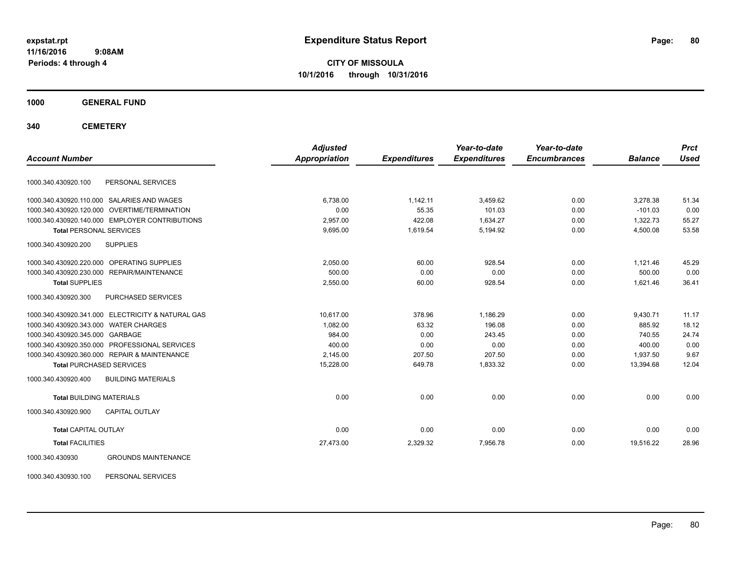**expstat.rpt**
**11/16/2016 9:08AM**
**Periods: 4 through 4**

# Expenditure Status Report

**CITY OF MISSOULA**
**10/1/2016 through 10/31/2016**

## 1000 GENERAL FUND

## 340 CEMETERY

| Account Number | | Adjusted Appropriation | Expenditures | Year-to-date Expenditures | Year-to-date Encumbrances | Balance | Prct Used |
|---|---|---|---|---|---|---|---|
| 1000.340.430920.100 | PERSONAL SERVICES | | | | | | |
| 1000.340.430920.110.000 | SALARIES AND WAGES | 6,738.00 | 1,142.11 | 3,459.62 | 0.00 | 3,278.38 | 51.34 |
| 1000.340.430920.120.000 | OVERTIME/TERMINATION | 0.00 | 55.35 | 101.03 | 0.00 | -101.03 | 0.00 |
| 1000.340.430920.140.000 | EMPLOYER CONTRIBUTIONS | 2,957.00 | 422.08 | 1,634.27 | 0.00 | 1,322.73 | 55.27 |
| **Total** PERSONAL SERVICES | | 9,695.00 | 1,619.54 | 5,194.92 | 0.00 | 4,500.08 | 53.58 |
| 1000.340.430920.200 | SUPPLIES | | | | | | |
| 1000.340.430920.220.000 | OPERATING SUPPLIES | 2,050.00 | 60.00 | 928.54 | 0.00 | 1,121.46 | 45.29 |
| 1000.340.430920.230.000 | REPAIR/MAINTENANCE | 500.00 | 0.00 | 0.00 | 0.00 | 500.00 | 0.00 |
| **Total** SUPPLIES | | 2,550.00 | 60.00 | 928.54 | 0.00 | 1,621.46 | 36.41 |
| 1000.340.430920.300 | PURCHASED SERVICES | | | | | | |
| 1000.340.430920.341.000 | ELECTRICITY & NATURAL GAS | 10,617.00 | 378.96 | 1,186.29 | 0.00 | 9,430.71 | 11.17 |
| 1000.340.430920.343.000 | WATER CHARGES | 1,082.00 | 63.32 | 196.08 | 0.00 | 885.92 | 18.12 |
| 1000.340.430920.345.000 | GARBAGE | 984.00 | 0.00 | 243.45 | 0.00 | 740.55 | 24.74 |
| 1000.340.430920.350.000 | PROFESSIONAL SERVICES | 400.00 | 0.00 | 0.00 | 0.00 | 400.00 | 0.00 |
| 1000.340.430920.360.000 | REPAIR & MAINTENANCE | 2,145.00 | 207.50 | 207.50 | 0.00 | 1,937.50 | 9.67 |
| **Total** PURCHASED SERVICES | | 15,228.00 | 649.78 | 1,833.32 | 0.00 | 13,394.68 | 12.04 |
| 1000.340.430920.400 | BUILDING MATERIALS | | | | | | |
| **Total** BUILDING MATERIALS | | 0.00 | 0.00 | 0.00 | 0.00 | 0.00 | 0.00 |
| 1000.340.430920.900 | CAPITAL OUTLAY | | | | | | |
| **Total** CAPITAL OUTLAY | | 0.00 | 0.00 | 0.00 | 0.00 | 0.00 | 0.00 |
| **Total** FACILITIES | | 27,473.00 | 2,329.32 | 7,956.78 | 0.00 | 19,516.22 | 28.96 |
| 1000.340.430930 | GROUNDS MAINTENANCE | | | | | | |
| 1000.340.430930.100 | PERSONAL SERVICES | | | | | | |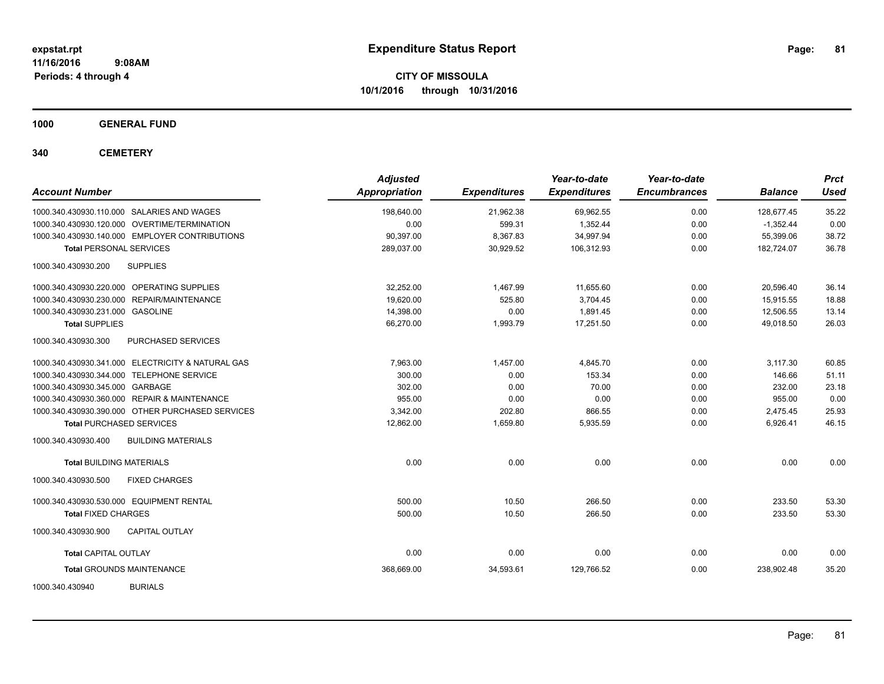expstat.rpt
11/16/2016 9:08AM
Periods: 4 through 4

# Expenditure Status Report

**CITY OF MISSOULA**
**10/1/2016 through 10/31/2016**

## 1000 GENERAL FUND

## 340 CEMETERY

| Account Number | Adjusted Appropriation | Expenditures | Year-to-date Expenditures | Year-to-date Encumbrances | Balance | Prct Used |
|---|---|---|---|---|---|---|
| 1000.340.430930.110.000 SALARIES AND WAGES | 198,640.00 | 21,962.38 | 69,962.55 | 0.00 | 128,677.45 | 35.22 |
| 1000.340.430930.120.000 OVERTIME/TERMINATION | 0.00 | 599.31 | 1,352.44 | 0.00 | -1,352.44 | 0.00 |
| 1000.340.430930.140.000 EMPLOYER CONTRIBUTIONS | 90,397.00 | 8,367.83 | 34,997.94 | 0.00 | 55,399.06 | 38.72 |
| **Total** PERSONAL SERVICES | 289,037.00 | 30,929.52 | 106,312.93 | 0.00 | 182,724.07 | 36.78 |
| 1000.340.430930.200 SUPPLIES | | | | | | |
| 1000.340.430930.220.000 OPERATING SUPPLIES | 32,252.00 | 1,467.99 | 11,655.60 | 0.00 | 20,596.40 | 36.14 |
| 1000.340.430930.230.000 REPAIR/MAINTENANCE | 19,620.00 | 525.80 | 3,704.45 | 0.00 | 15,915.55 | 18.88 |
| 1000.340.430930.231.000 GASOLINE | 14,398.00 | 0.00 | 1,891.45 | 0.00 | 12,506.55 | 13.14 |
| **Total** SUPPLIES | 66,270.00 | 1,993.79 | 17,251.50 | 0.00 | 49,018.50 | 26.03 |
| 1000.340.430930.300 PURCHASED SERVICES | | | | | | |
| 1000.340.430930.341.000 ELECTRICITY & NATURAL GAS | 7,963.00 | 1,457.00 | 4,845.70 | 0.00 | 3,117.30 | 60.85 |
| 1000.340.430930.344.000 TELEPHONE SERVICE | 300.00 | 0.00 | 153.34 | 0.00 | 146.66 | 51.11 |
| 1000.340.430930.345.000 GARBAGE | 302.00 | 0.00 | 70.00 | 0.00 | 232.00 | 23.18 |
| 1000.340.430930.360.000 REPAIR & MAINTENANCE | 955.00 | 0.00 | 0.00 | 0.00 | 955.00 | 0.00 |
| 1000.340.430930.390.000 OTHER PURCHASED SERVICES | 3,342.00 | 202.80 | 866.55 | 0.00 | 2,475.45 | 25.93 |
| **Total** PURCHASED SERVICES | 12,862.00 | 1,659.80 | 5,935.59 | 0.00 | 6,926.41 | 46.15 |
| 1000.340.430930.400 BUILDING MATERIALS | | | | | | |
| **Total** BUILDING MATERIALS | 0.00 | 0.00 | 0.00 | 0.00 | 0.00 | 0.00 |
| 1000.340.430930.500 FIXED CHARGES | | | | | | |
| 1000.340.430930.530.000 EQUIPMENT RENTAL | 500.00 | 10.50 | 266.50 | 0.00 | 233.50 | 53.30 |
| **Total** FIXED CHARGES | 500.00 | 10.50 | 266.50 | 0.00 | 233.50 | 53.30 |
| 1000.340.430930.900 CAPITAL OUTLAY | | | | | | |
| **Total** CAPITAL OUTLAY | 0.00 | 0.00 | 0.00 | 0.00 | 0.00 | 0.00 |
| **Total** GROUNDS MAINTENANCE | 368,669.00 | 34,593.61 | 129,766.52 | 0.00 | 238,902.48 | 35.20 |
| 1000.340.430940 BURIALS | | | | | | |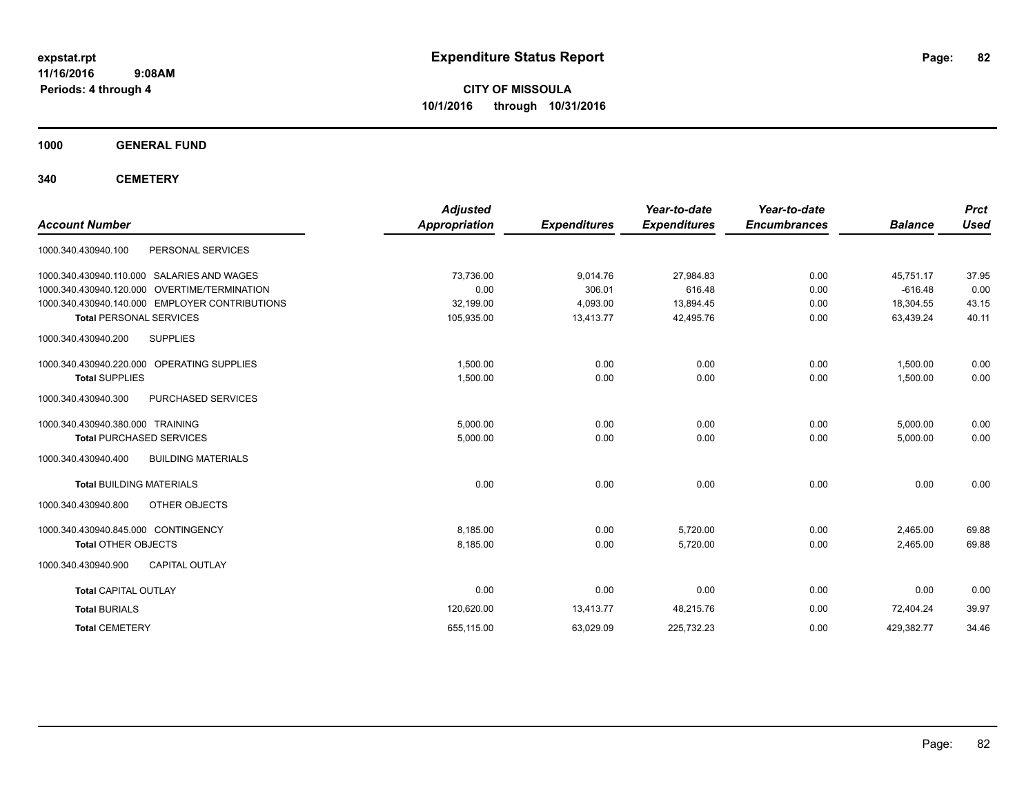# Expenditure Status Report

**CITY OF MISSOULA**
**10/1/2016 through 10/31/2016**

expstat.rpt
11/16/2016 9:08AM
Periods: 4 through 4

## 1000 GENERAL FUND

## 340 CEMETERY

| Account Number | | Adjusted Appropriation | Expenditures | Year-to-date Expenditures | Year-to-date Encumbrances | Balance | Prct Used |
|---|---|---|---|---|---|---|---|
| 1000.340.430940.100 | PERSONAL SERVICES | | | | | | |
| 1000.340.430940.110.000 | SALARIES AND WAGES | 73,736.00 | 9,014.76 | 27,984.83 | 0.00 | 45,751.17 | 37.95 |
| 1000.340.430940.120.000 | OVERTIME/TERMINATION | 0.00 | 306.01 | 616.48 | 0.00 | -616.48 | 0.00 |
| 1000.340.430940.140.000 | EMPLOYER CONTRIBUTIONS | 32,199.00 | 4,093.00 | 13,894.45 | 0.00 | 18,304.55 | 43.15 |
| **Total** PERSONAL SERVICES | | 105,935.00 | 13,413.77 | 42,495.76 | 0.00 | 63,439.24 | 40.11 |
| 1000.340.430940.200 | SUPPLIES | | | | | | |
| 1000.340.430940.220.000 | OPERATING SUPPLIES | 1,500.00 | 0.00 | 0.00 | 0.00 | 1,500.00 | 0.00 |
| **Total** SUPPLIES | | 1,500.00 | 0.00 | 0.00 | 0.00 | 1,500.00 | 0.00 |
| 1000.340.430940.300 | PURCHASED SERVICES | | | | | | |
| 1000.340.430940.380.000 | TRAINING | 5,000.00 | 0.00 | 0.00 | 0.00 | 5,000.00 | 0.00 |
| **Total** PURCHASED SERVICES | | 5,000.00 | 0.00 | 0.00 | 0.00 | 5,000.00 | 0.00 |
| 1000.340.430940.400 | BUILDING MATERIALS | | | | | | |
| **Total** BUILDING MATERIALS | | 0.00 | 0.00 | 0.00 | 0.00 | 0.00 | 0.00 |
| 1000.340.430940.800 | OTHER OBJECTS | | | | | | |
| 1000.340.430940.845.000 | CONTINGENCY | 8,185.00 | 0.00 | 5,720.00 | 0.00 | 2,465.00 | 69.88 |
| **Total** OTHER OBJECTS | | 8,185.00 | 0.00 | 5,720.00 | 0.00 | 2,465.00 | 69.88 |
| 1000.340.430940.900 | CAPITAL OUTLAY | | | | | | |
| **Total** CAPITAL OUTLAY | | 0.00 | 0.00 | 0.00 | 0.00 | 0.00 | 0.00 |
| **Total** BURIALS | | 120,620.00 | 13,413.77 | 48,215.76 | 0.00 | 72,404.24 | 39.97 |
| **Total** CEMETERY | | 655,115.00 | 63,029.09 | 225,732.23 | 0.00 | 429,382.77 | 34.46 |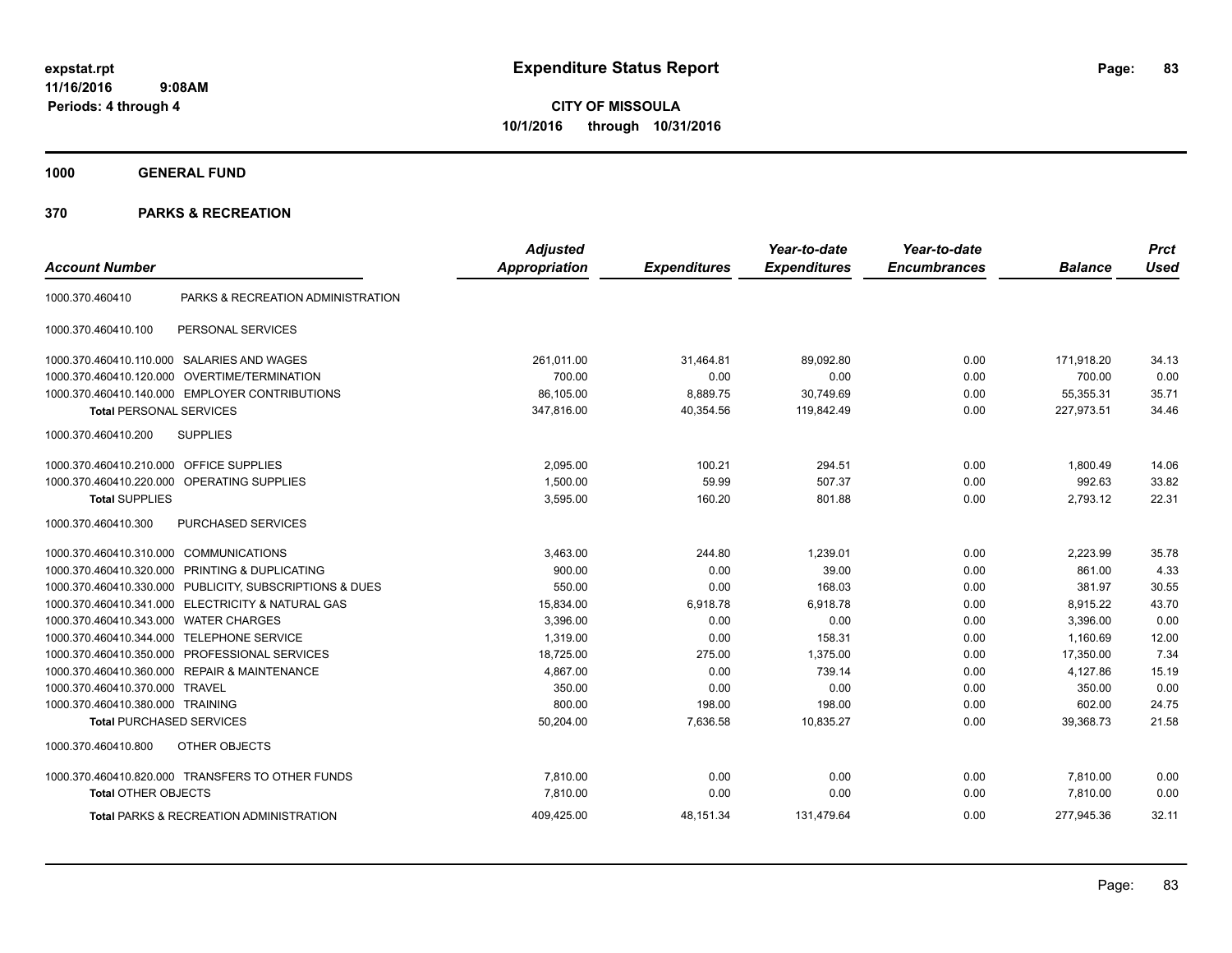**expstat.rpt**
**11/16/2016 9:08AM**
**Periods: 4 through 4**

# Expenditure Status Report

**CITY OF MISSOULA**
**10/1/2016 through 10/31/2016**

## 1000 GENERAL FUND

## 370 PARKS & RECREATION

| Account Number | | Adjusted Appropriation | Expenditures | Year-to-date Expenditures | Year-to-date Encumbrances | Balance | Prct Used |
|---|---|---|---|---|---|---|---|
| 1000.370.460410 | PARKS & RECREATION ADMINISTRATION | | | | | | |
| 1000.370.460410.100 | PERSONAL SERVICES | | | | | | |
| 1000.370.460410.110.000 | SALARIES AND WAGES | 261,011.00 | 31,464.81 | 89,092.80 | 0.00 | 171,918.20 | 34.13 |
| 1000.370.460410.120.000 | OVERTIME/TERMINATION | 700.00 | 0.00 | 0.00 | 0.00 | 700.00 | 0.00 |
| 1000.370.460410.140.000 | EMPLOYER CONTRIBUTIONS | 86,105.00 | 8,889.75 | 30,749.69 | 0.00 | 55,355.31 | 35.71 |
| **Total** PERSONAL SERVICES | | 347,816.00 | 40,354.56 | 119,842.49 | 0.00 | 227,973.51 | 34.46 |
| 1000.370.460410.200 | SUPPLIES | | | | | | |
| 1000.370.460410.210.000 | OFFICE SUPPLIES | 2,095.00 | 100.21 | 294.51 | 0.00 | 1,800.49 | 14.06 |
| 1000.370.460410.220.000 | OPERATING SUPPLIES | 1,500.00 | 59.99 | 507.37 | 0.00 | 992.63 | 33.82 |
| **Total** SUPPLIES | | 3,595.00 | 160.20 | 801.88 | 0.00 | 2,793.12 | 22.31 |
| 1000.370.460410.300 | PURCHASED SERVICES | | | | | | |
| 1000.370.460410.310.000 | COMMUNICATIONS | 3,463.00 | 244.80 | 1,239.01 | 0.00 | 2,223.99 | 35.78 |
| 1000.370.460410.320.000 | PRINTING & DUPLICATING | 900.00 | 0.00 | 39.00 | 0.00 | 861.00 | 4.33 |
| 1000.370.460410.330.000 | PUBLICITY, SUBSCRIPTIONS & DUES | 550.00 | 0.00 | 168.03 | 0.00 | 381.97 | 30.55 |
| 1000.370.460410.341.000 | ELECTRICITY & NATURAL GAS | 15,834.00 | 6,918.78 | 6,918.78 | 0.00 | 8,915.22 | 43.70 |
| 1000.370.460410.343.000 | WATER CHARGES | 3,396.00 | 0.00 | 0.00 | 0.00 | 3,396.00 | 0.00 |
| 1000.370.460410.344.000 | TELEPHONE SERVICE | 1,319.00 | 0.00 | 158.31 | 0.00 | 1,160.69 | 12.00 |
| 1000.370.460410.350.000 | PROFESSIONAL SERVICES | 18,725.00 | 275.00 | 1,375.00 | 0.00 | 17,350.00 | 7.34 |
| 1000.370.460410.360.000 | REPAIR & MAINTENANCE | 4,867.00 | 0.00 | 739.14 | 0.00 | 4,127.86 | 15.19 |
| 1000.370.460410.370.000 | TRAVEL | 350.00 | 0.00 | 0.00 | 0.00 | 350.00 | 0.00 |
| 1000.370.460410.380.000 | TRAINING | 800.00 | 198.00 | 198.00 | 0.00 | 602.00 | 24.75 |
| **Total** PURCHASED SERVICES | | 50,204.00 | 7,636.58 | 10,835.27 | 0.00 | 39,368.73 | 21.58 |
| 1000.370.460410.800 | OTHER OBJECTS | | | | | | |
| 1000.370.460410.820.000 | TRANSFERS TO OTHER FUNDS | 7,810.00 | 0.00 | 0.00 | 0.00 | 7,810.00 | 0.00 |
| **Total** OTHER OBJECTS | | 7,810.00 | 0.00 | 0.00 | 0.00 | 7,810.00 | 0.00 |
| **Total** PARKS & RECREATION ADMINISTRATION | | 409,425.00 | 48,151.34 | 131,479.64 | 0.00 | 277,945.36 | 32.11 |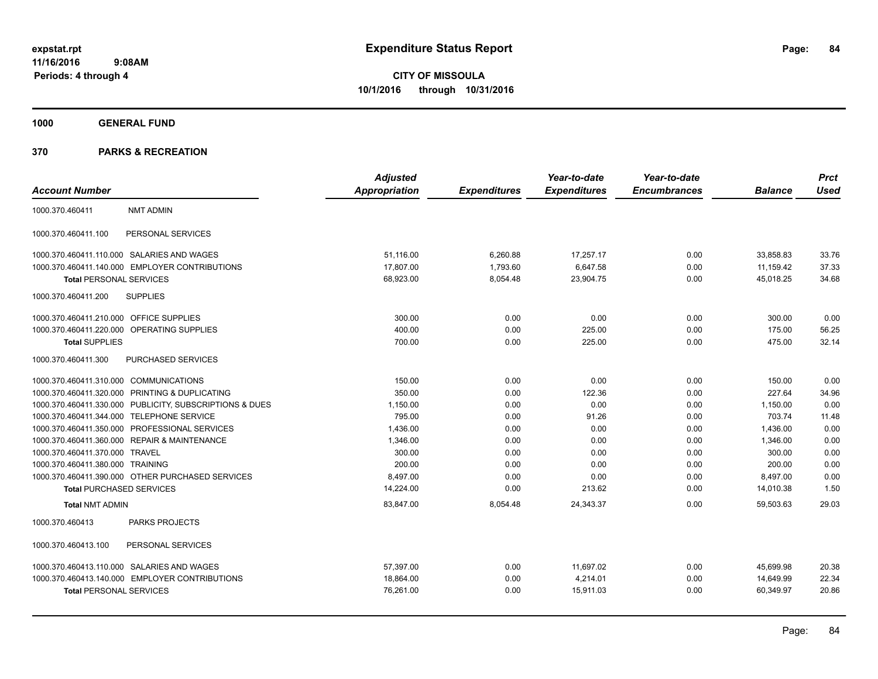expstat.rpt
11/16/2016 9:08AM
Periods: 4 through 4

# Expenditure Status Report

**CITY OF MISSOULA**
**10/1/2016 through 10/31/2016**

## 1000 GENERAL FUND

## 370 PARKS & RECREATION

| Account Number | | Adjusted Appropriation | Expenditures | Year-to-date Expenditures | Year-to-date Encumbrances | Balance | Prct Used |
|---|---|---|---|---|---|---|---|
| 1000.370.460411 | NMT ADMIN | | | | | | |
| 1000.370.460411.100 | PERSONAL SERVICES | | | | | | |
| 1000.370.460411.110.000 | SALARIES AND WAGES | 51,116.00 | 6,260.88 | 17,257.17 | 0.00 | 33,858.83 | 33.76 |
| 1000.370.460411.140.000 | EMPLOYER CONTRIBUTIONS | 17,807.00 | 1,793.60 | 6,647.58 | 0.00 | 11,159.42 | 37.33 |
| **Total** PERSONAL SERVICES | | 68,923.00 | 8,054.48 | 23,904.75 | 0.00 | 45,018.25 | 34.68 |
| 1000.370.460411.200 | SUPPLIES | | | | | | |
| 1000.370.460411.210.000 | OFFICE SUPPLIES | 300.00 | 0.00 | 0.00 | 0.00 | 300.00 | 0.00 |
| 1000.370.460411.220.000 | OPERATING SUPPLIES | 400.00 | 0.00 | 225.00 | 0.00 | 175.00 | 56.25 |
| **Total** SUPPLIES | | 700.00 | 0.00 | 225.00 | 0.00 | 475.00 | 32.14 |
| 1000.370.460411.300 | PURCHASED SERVICES | | | | | | |
| 1000.370.460411.310.000 | COMMUNICATIONS | 150.00 | 0.00 | 0.00 | 0.00 | 150.00 | 0.00 |
| 1000.370.460411.320.000 | PRINTING & DUPLICATING | 350.00 | 0.00 | 122.36 | 0.00 | 227.64 | 34.96 |
| 1000.370.460411.330.000 | PUBLICITY, SUBSCRIPTIONS & DUES | 1,150.00 | 0.00 | 0.00 | 0.00 | 1,150.00 | 0.00 |
| 1000.370.460411.344.000 | TELEPHONE SERVICE | 795.00 | 0.00 | 91.26 | 0.00 | 703.74 | 11.48 |
| 1000.370.460411.350.000 | PROFESSIONAL SERVICES | 1,436.00 | 0.00 | 0.00 | 0.00 | 1,436.00 | 0.00 |
| 1000.370.460411.360.000 | REPAIR & MAINTENANCE | 1,346.00 | 0.00 | 0.00 | 0.00 | 1,346.00 | 0.00 |
| 1000.370.460411.370.000 | TRAVEL | 300.00 | 0.00 | 0.00 | 0.00 | 300.00 | 0.00 |
| 1000.370.460411.380.000 | TRAINING | 200.00 | 0.00 | 0.00 | 0.00 | 200.00 | 0.00 |
| 1000.370.460411.390.000 | OTHER PURCHASED SERVICES | 8,497.00 | 0.00 | 0.00 | 0.00 | 8,497.00 | 0.00 |
| **Total** PURCHASED SERVICES | | 14,224.00 | 0.00 | 213.62 | 0.00 | 14,010.38 | 1.50 |
| **Total** NMT ADMIN | | 83,847.00 | 8,054.48 | 24,343.37 | 0.00 | 59,503.63 | 29.03 |
| 1000.370.460413 | PARKS PROJECTS | | | | | | |
| 1000.370.460413.100 | PERSONAL SERVICES | | | | | | |
| 1000.370.460413.110.000 | SALARIES AND WAGES | 57,397.00 | 0.00 | 11,697.02 | 0.00 | 45,699.98 | 20.38 |
| 1000.370.460413.140.000 | EMPLOYER CONTRIBUTIONS | 18,864.00 | 0.00 | 4,214.01 | 0.00 | 14,649.99 | 22.34 |
| **Total** PERSONAL SERVICES | | 76,261.00 | 0.00 | 15,911.03 | 0.00 | 60,349.97 | 20.86 |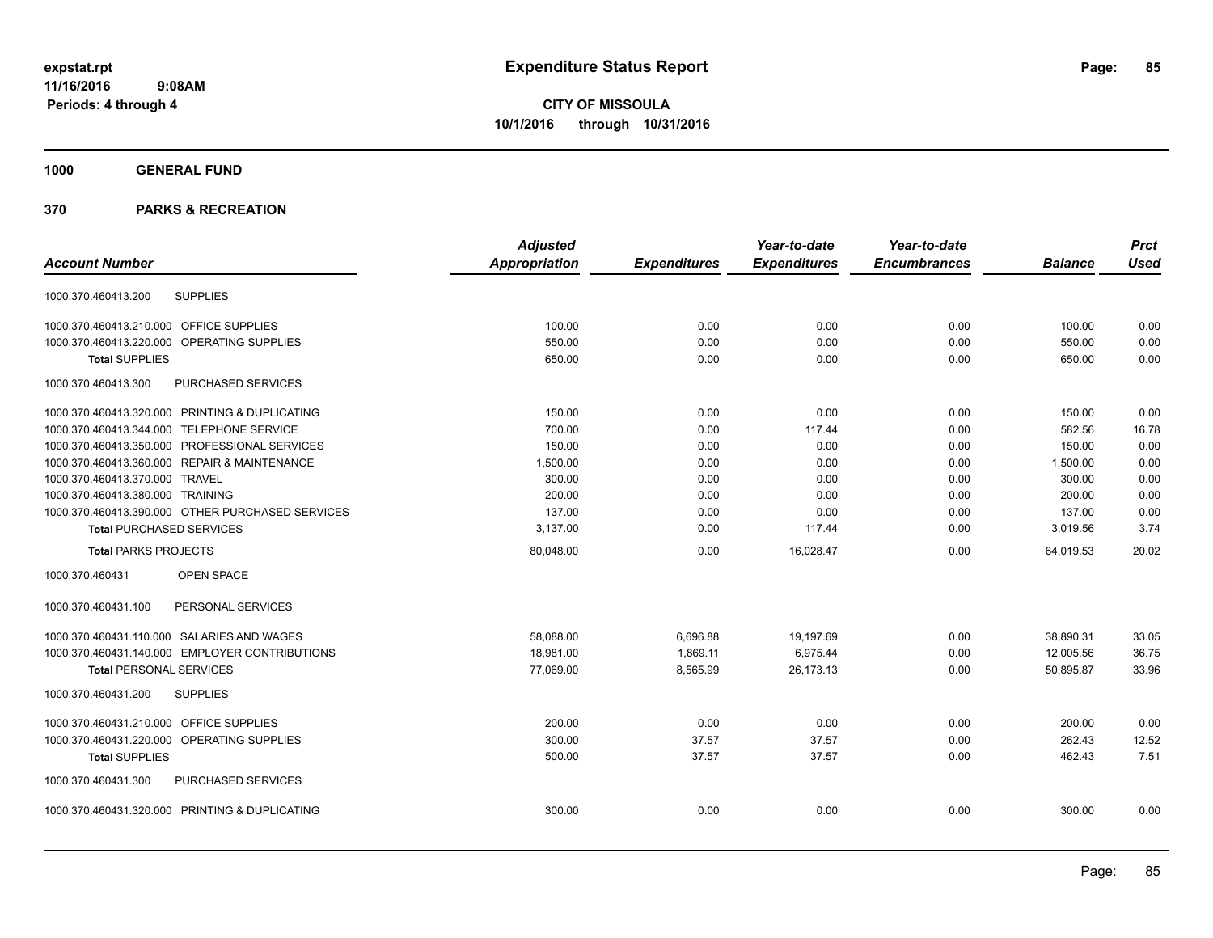expstat.rpt
11/16/2016 9:08AM
Periods: 4 through 4

# Expenditure Status Report

**CITY OF MISSOULA**
**10/1/2016 through 10/31/2016**

## 1000 GENERAL FUND

## 370 PARKS & RECREATION

| Account Number | Adjusted Appropriation | Expenditures | Year-to-date Expenditures | Year-to-date Encumbrances | Balance | Prct Used |
|---|---|---|---|---|---|---|
| 1000.370.460413.200 SUPPLIES | | | | | | |
| 1000.370.460413.210.000 OFFICE SUPPLIES | 100.00 | 0.00 | 0.00 | 0.00 | 100.00 | 0.00 |
| 1000.370.460413.220.000 OPERATING SUPPLIES | 550.00 | 0.00 | 0.00 | 0.00 | 550.00 | 0.00 |
| **Total** SUPPLIES | 650.00 | 0.00 | 0.00 | 0.00 | 650.00 | 0.00 |
| 1000.370.460413.300 PURCHASED SERVICES | | | | | | |
| 1000.370.460413.320.000 PRINTING & DUPLICATING | 150.00 | 0.00 | 0.00 | 0.00 | 150.00 | 0.00 |
| 1000.370.460413.344.000 TELEPHONE SERVICE | 700.00 | 0.00 | 117.44 | 0.00 | 582.56 | 16.78 |
| 1000.370.460413.350.000 PROFESSIONAL SERVICES | 150.00 | 0.00 | 0.00 | 0.00 | 150.00 | 0.00 |
| 1000.370.460413.360.000 REPAIR & MAINTENANCE | 1,500.00 | 0.00 | 0.00 | 0.00 | 1,500.00 | 0.00 |
| 1000.370.460413.370.000 TRAVEL | 300.00 | 0.00 | 0.00 | 0.00 | 300.00 | 0.00 |
| 1000.370.460413.380.000 TRAINING | 200.00 | 0.00 | 0.00 | 0.00 | 200.00 | 0.00 |
| 1000.370.460413.390.000 OTHER PURCHASED SERVICES | 137.00 | 0.00 | 0.00 | 0.00 | 137.00 | 0.00 |
| **Total** PURCHASED SERVICES | 3,137.00 | 0.00 | 117.44 | 0.00 | 3,019.56 | 3.74 |
| **Total** PARKS PROJECTS | 80,048.00 | 0.00 | 16,028.47 | 0.00 | 64,019.53 | 20.02 |
| 1000.370.460431 OPEN SPACE | | | | | | |
| 1000.370.460431.100 PERSONAL SERVICES | | | | | | |
| 1000.370.460431.110.000 SALARIES AND WAGES | 58,088.00 | 6,696.88 | 19,197.69 | 0.00 | 38,890.31 | 33.05 |
| 1000.370.460431.140.000 EMPLOYER CONTRIBUTIONS | 18,981.00 | 1,869.11 | 6,975.44 | 0.00 | 12,005.56 | 36.75 |
| **Total** PERSONAL SERVICES | 77,069.00 | 8,565.99 | 26,173.13 | 0.00 | 50,895.87 | 33.96 |
| 1000.370.460431.200 SUPPLIES | | | | | | |
| 1000.370.460431.210.000 OFFICE SUPPLIES | 200.00 | 0.00 | 0.00 | 0.00 | 200.00 | 0.00 |
| 1000.370.460431.220.000 OPERATING SUPPLIES | 300.00 | 37.57 | 37.57 | 0.00 | 262.43 | 12.52 |
| **Total** SUPPLIES | 500.00 | 37.57 | 37.57 | 0.00 | 462.43 | 7.51 |
| 1000.370.460431.300 PURCHASED SERVICES | | | | | | |
| 1000.370.460431.320.000 PRINTING & DUPLICATING | 300.00 | 0.00 | 0.00 | 0.00 | 300.00 | 0.00 |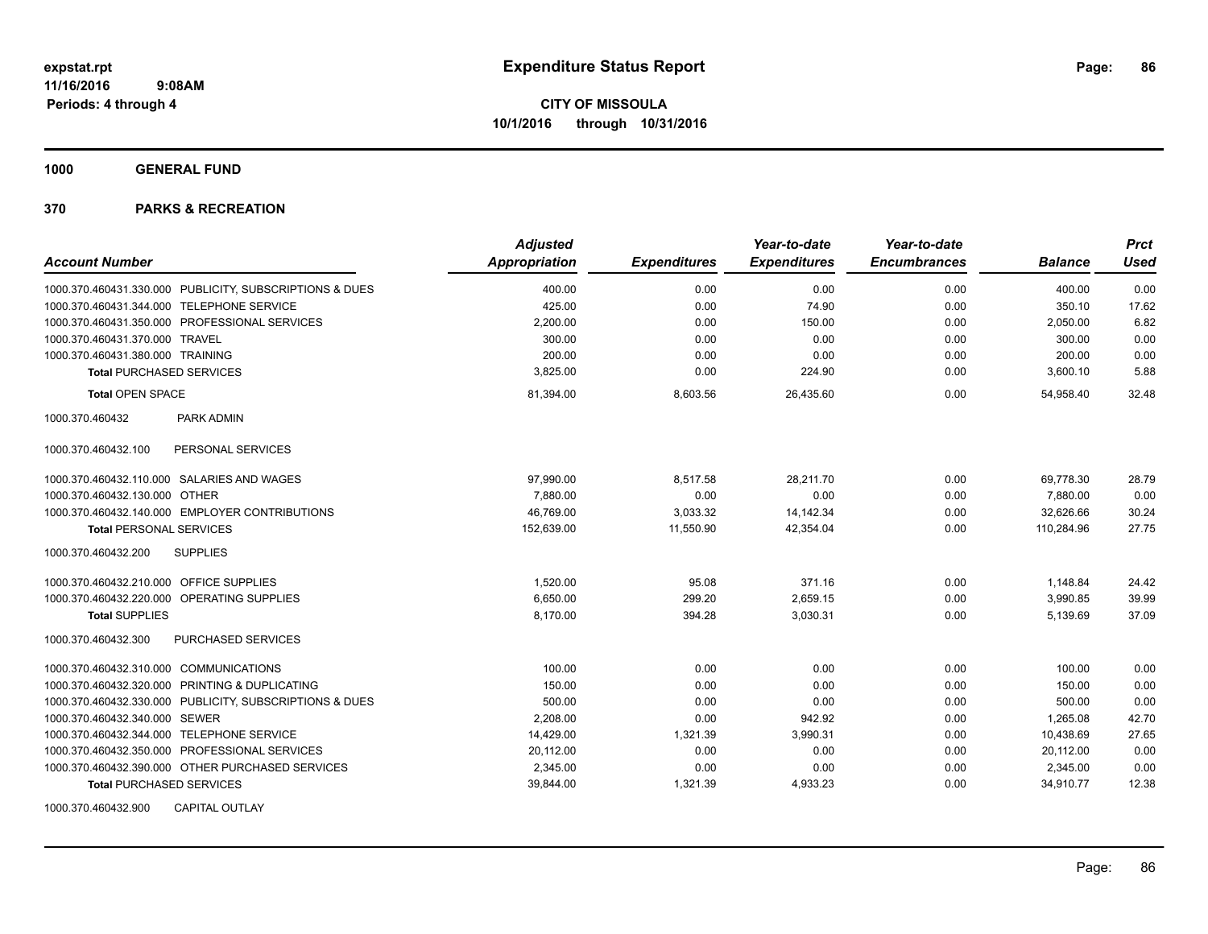**expstat.rpt**
**11/16/2016 9:08AM**
**Periods: 4 through 4**

# Expenditure Status Report

**CITY OF MISSOULA**
**10/1/2016 through 10/31/2016**

## 1000 GENERAL FUND

## 370 PARKS & RECREATION

| Account Number | Adjusted Appropriation | Expenditures | Year-to-date Expenditures | Year-to-date Encumbrances | Balance | Prct Used |
|---|---|---|---|---|---|---|
| 1000.370.460431.330.000 PUBLICITY, SUBSCRIPTIONS & DUES | 400.00 | 0.00 | 0.00 | 0.00 | 400.00 | 0.00 |
| 1000.370.460431.344.000 TELEPHONE SERVICE | 425.00 | 0.00 | 74.90 | 0.00 | 350.10 | 17.62 |
| 1000.370.460431.350.000 PROFESSIONAL SERVICES | 2,200.00 | 0.00 | 150.00 | 0.00 | 2,050.00 | 6.82 |
| 1000.370.460431.370.000 TRAVEL | 300.00 | 0.00 | 0.00 | 0.00 | 300.00 | 0.00 |
| 1000.370.460431.380.000 TRAINING | 200.00 | 0.00 | 0.00 | 0.00 | 200.00 | 0.00 |
| **Total** PURCHASED SERVICES | 3,825.00 | 0.00 | 224.90 | 0.00 | 3,600.10 | 5.88 |
| **Total** OPEN SPACE | 81,394.00 | 8,603.56 | 26,435.60 | 0.00 | 54,958.40 | 32.48 |
| 1000.370.460432 PARK ADMIN | | | | | | |
| 1000.370.460432.100 PERSONAL SERVICES | | | | | | |
| 1000.370.460432.110.000 SALARIES AND WAGES | 97,990.00 | 8,517.58 | 28,211.70 | 0.00 | 69,778.30 | 28.79 |
| 1000.370.460432.130.000 OTHER | 7,880.00 | 0.00 | 0.00 | 0.00 | 7,880.00 | 0.00 |
| 1000.370.460432.140.000 EMPLOYER CONTRIBUTIONS | 46,769.00 | 3,033.32 | 14,142.34 | 0.00 | 32,626.66 | 30.24 |
| **Total** PERSONAL SERVICES | 152,639.00 | 11,550.90 | 42,354.04 | 0.00 | 110,284.96 | 27.75 |
| 1000.370.460432.200 SUPPLIES | | | | | | |
| 1000.370.460432.210.000 OFFICE SUPPLIES | 1,520.00 | 95.08 | 371.16 | 0.00 | 1,148.84 | 24.42 |
| 1000.370.460432.220.000 OPERATING SUPPLIES | 6,650.00 | 299.20 | 2,659.15 | 0.00 | 3,990.85 | 39.99 |
| **Total** SUPPLIES | 8,170.00 | 394.28 | 3,030.31 | 0.00 | 5,139.69 | 37.09 |
| 1000.370.460432.300 PURCHASED SERVICES | | | | | | |
| 1000.370.460432.310.000 COMMUNICATIONS | 100.00 | 0.00 | 0.00 | 0.00 | 100.00 | 0.00 |
| 1000.370.460432.320.000 PRINTING & DUPLICATING | 150.00 | 0.00 | 0.00 | 0.00 | 150.00 | 0.00 |
| 1000.370.460432.330.000 PUBLICITY, SUBSCRIPTIONS & DUES | 500.00 | 0.00 | 0.00 | 0.00 | 500.00 | 0.00 |
| 1000.370.460432.340.000 SEWER | 2,208.00 | 0.00 | 942.92 | 0.00 | 1,265.08 | 42.70 |
| 1000.370.460432.344.000 TELEPHONE SERVICE | 14,429.00 | 1,321.39 | 3,990.31 | 0.00 | 10,438.69 | 27.65 |
| 1000.370.460432.350.000 PROFESSIONAL SERVICES | 20,112.00 | 0.00 | 0.00 | 0.00 | 20,112.00 | 0.00 |
| 1000.370.460432.390.000 OTHER PURCHASED SERVICES | 2,345.00 | 0.00 | 0.00 | 0.00 | 2,345.00 | 0.00 |
| **Total** PURCHASED SERVICES | 39,844.00 | 1,321.39 | 4,933.23 | 0.00 | 34,910.77 | 12.38 |
| 1000.370.460432.900 CAPITAL OUTLAY | | | | | | |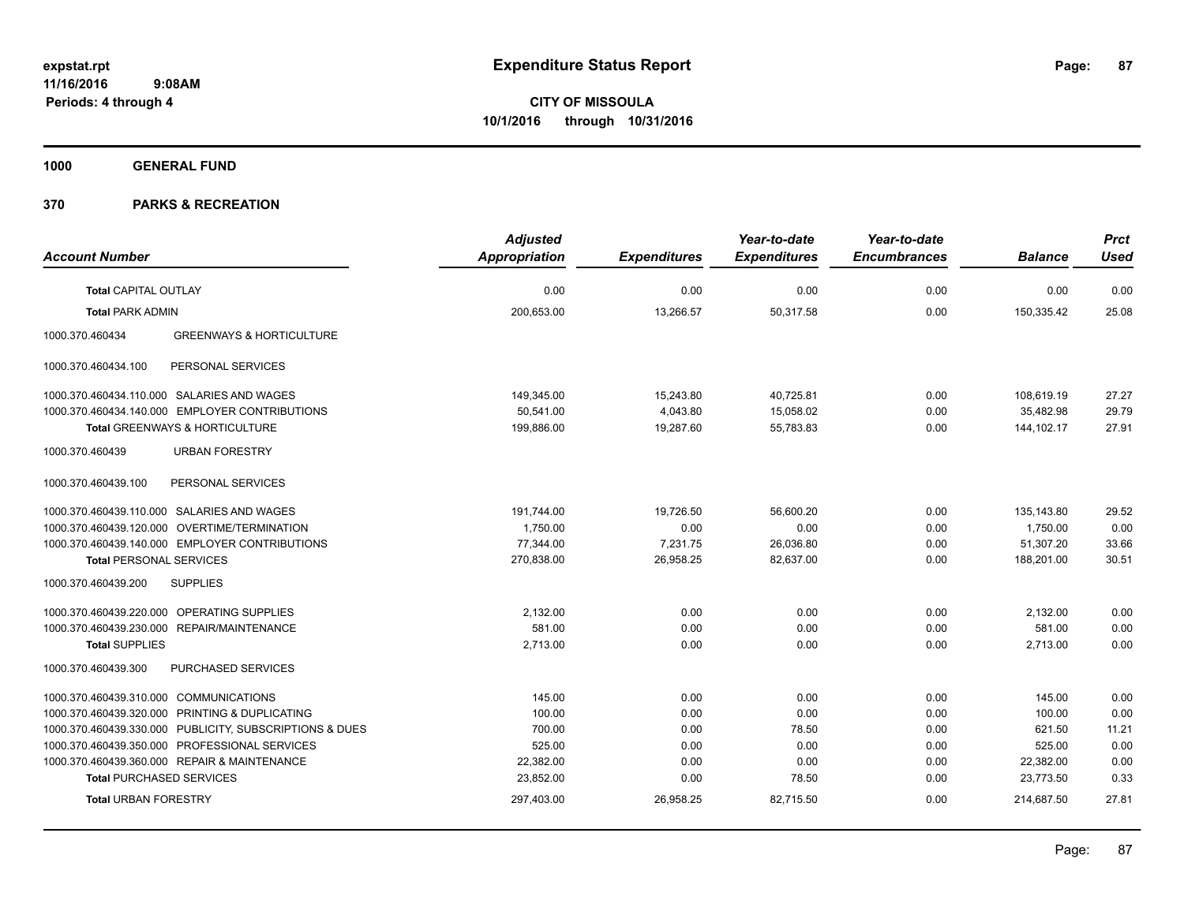**expstat.rpt**
**11/16/2016 9:08AM**
**Periods: 4 through 4**

# Expenditure Status Report

**CITY OF MISSOULA**
**10/1/2016 through 10/31/2016**

**1000 GENERAL FUND**

**370 PARKS & RECREATION**

| Account Number | | Adjusted Appropriation | Expenditures | Year-to-date Expenditures | Year-to-date Encumbrances | Balance | Prct Used |
|---|---|---|---|---|---|---|---|
| **Total CAPITAL OUTLAY** | | 0.00 | 0.00 | 0.00 | 0.00 | 0.00 | 0.00 |
| **Total PARK ADMIN** | | 200,653.00 | 13,266.57 | 50,317.58 | 0.00 | 150,335.42 | 25.08 |
| 1000.370.460434 | GREENWAYS & HORTICULTURE | | | | | | |
| 1000.370.460434.100 | PERSONAL SERVICES | | | | | | |
| 1000.370.460434.110.000 | SALARIES AND WAGES | 149,345.00 | 15,243.80 | 40,725.81 | 0.00 | 108,619.19 | 27.27 |
| 1000.370.460434.140.000 | EMPLOYER CONTRIBUTIONS | 50,541.00 | 4,043.80 | 15,058.02 | 0.00 | 35,482.98 | 29.79 |
| **Total GREENWAYS & HORTICULTURE** | | 199,886.00 | 19,287.60 | 55,783.83 | 0.00 | 144,102.17 | 27.91 |
| 1000.370.460439 | URBAN FORESTRY | | | | | | |
| 1000.370.460439.100 | PERSONAL SERVICES | | | | | | |
| 1000.370.460439.110.000 | SALARIES AND WAGES | 191,744.00 | 19,726.50 | 56,600.20 | 0.00 | 135,143.80 | 29.52 |
| 1000.370.460439.120.000 | OVERTIME/TERMINATION | 1,750.00 | 0.00 | 0.00 | 0.00 | 1,750.00 | 0.00 |
| 1000.370.460439.140.000 | EMPLOYER CONTRIBUTIONS | 77,344.00 | 7,231.75 | 26,036.80 | 0.00 | 51,307.20 | 33.66 |
| **Total PERSONAL SERVICES** | | 270,838.00 | 26,958.25 | 82,637.00 | 0.00 | 188,201.00 | 30.51 |
| 1000.370.460439.200 | SUPPLIES | | | | | | |
| 1000.370.460439.220.000 | OPERATING SUPPLIES | 2,132.00 | 0.00 | 0.00 | 0.00 | 2,132.00 | 0.00 |
| 1000.370.460439.230.000 | REPAIR/MAINTENANCE | 581.00 | 0.00 | 0.00 | 0.00 | 581.00 | 0.00 |
| **Total SUPPLIES** | | 2,713.00 | 0.00 | 0.00 | 0.00 | 2,713.00 | 0.00 |
| 1000.370.460439.300 | PURCHASED SERVICES | | | | | | |
| 1000.370.460439.310.000 | COMMUNICATIONS | 145.00 | 0.00 | 0.00 | 0.00 | 145.00 | 0.00 |
| 1000.370.460439.320.000 | PRINTING & DUPLICATING | 100.00 | 0.00 | 0.00 | 0.00 | 100.00 | 0.00 |
| 1000.370.460439.330.000 | PUBLICITY, SUBSCRIPTIONS & DUES | 700.00 | 0.00 | 78.50 | 0.00 | 621.50 | 11.21 |
| 1000.370.460439.350.000 | PROFESSIONAL SERVICES | 525.00 | 0.00 | 0.00 | 0.00 | 525.00 | 0.00 |
| 1000.370.460439.360.000 | REPAIR & MAINTENANCE | 22,382.00 | 0.00 | 0.00 | 0.00 | 22,382.00 | 0.00 |
| **Total PURCHASED SERVICES** | | 23,852.00 | 0.00 | 78.50 | 0.00 | 23,773.50 | 0.33 |
| **Total URBAN FORESTRY** | | 297,403.00 | 26,958.25 | 82,715.50 | 0.00 | 214,687.50 | 27.81 |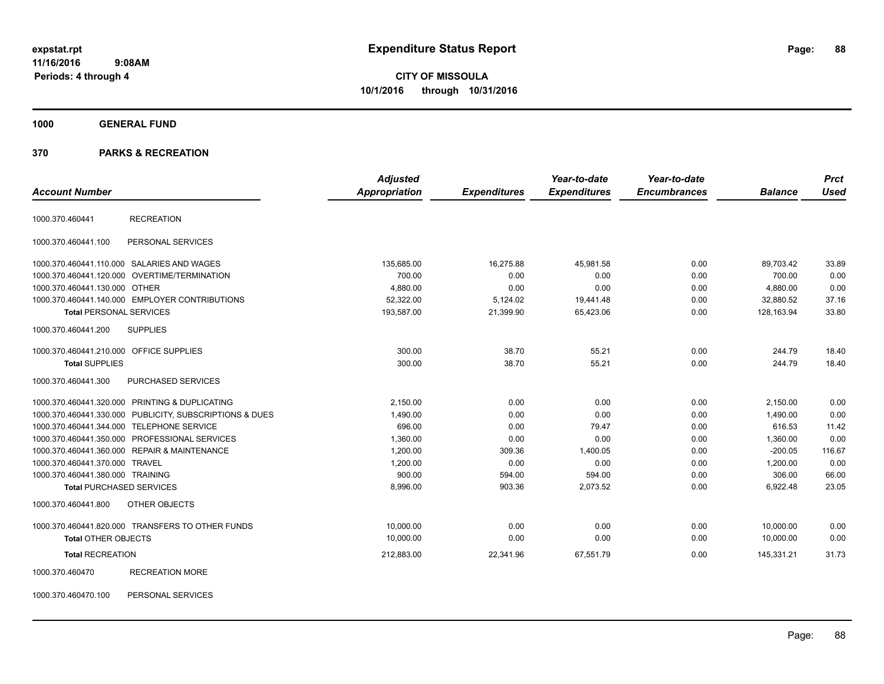expstat.rpt
11/16/2016 9:08AM
Periods: 4 through 4

# Expenditure Status Report

**CITY OF MISSOULA**
**10/1/2016 through 10/31/2016**

## 1000 GENERAL FUND

## 370 PARKS & RECREATION

| Account Number | | Adjusted Appropriation | Expenditures | Year-to-date Expenditures | Year-to-date Encumbrances | Balance | Prct Used |
|---|---|---|---|---|---|---|---|
| 1000.370.460441 | RECREATION | | | | | | |
| 1000.370.460441.100 | PERSONAL SERVICES | | | | | | |
| 1000.370.460441.110.000 | SALARIES AND WAGES | 135,685.00 | 16,275.88 | 45,981.58 | 0.00 | 89,703.42 | 33.89 |
| 1000.370.460441.120.000 | OVERTIME/TERMINATION | 700.00 | 0.00 | 0.00 | 0.00 | 700.00 | 0.00 |
| 1000.370.460441.130.000 | OTHER | 4,880.00 | 0.00 | 0.00 | 0.00 | 4,880.00 | 0.00 |
| 1000.370.460441.140.000 | EMPLOYER CONTRIBUTIONS | 52,322.00 | 5,124.02 | 19,441.48 | 0.00 | 32,880.52 | 37.16 |
| **Total** PERSONAL SERVICES | | 193,587.00 | 21,399.90 | 65,423.06 | 0.00 | 128,163.94 | 33.80 |
| 1000.370.460441.200 | SUPPLIES | | | | | | |
| 1000.370.460441.210.000 | OFFICE SUPPLIES | 300.00 | 38.70 | 55.21 | 0.00 | 244.79 | 18.40 |
| **Total** SUPPLIES | | 300.00 | 38.70 | 55.21 | 0.00 | 244.79 | 18.40 |
| 1000.370.460441.300 | PURCHASED SERVICES | | | | | | |
| 1000.370.460441.320.000 | PRINTING & DUPLICATING | 2,150.00 | 0.00 | 0.00 | 0.00 | 2,150.00 | 0.00 |
| 1000.370.460441.330.000 | PUBLICITY, SUBSCRIPTIONS & DUES | 1,490.00 | 0.00 | 0.00 | 0.00 | 1,490.00 | 0.00 |
| 1000.370.460441.344.000 | TELEPHONE SERVICE | 696.00 | 0.00 | 79.47 | 0.00 | 616.53 | 11.42 |
| 1000.370.460441.350.000 | PROFESSIONAL SERVICES | 1,360.00 | 0.00 | 0.00 | 0.00 | 1,360.00 | 0.00 |
| 1000.370.460441.360.000 | REPAIR & MAINTENANCE | 1,200.00 | 309.36 | 1,400.05 | 0.00 | -200.05 | 116.67 |
| 1000.370.460441.370.000 | TRAVEL | 1,200.00 | 0.00 | 0.00 | 0.00 | 1,200.00 | 0.00 |
| 1000.370.460441.380.000 | TRAINING | 900.00 | 594.00 | 594.00 | 0.00 | 306.00 | 66.00 |
| **Total** PURCHASED SERVICES | | 8,996.00 | 903.36 | 2,073.52 | 0.00 | 6,922.48 | 23.05 |
| 1000.370.460441.800 | OTHER OBJECTS | | | | | | |
| 1000.370.460441.820.000 | TRANSFERS TO OTHER FUNDS | 10,000.00 | 0.00 | 0.00 | 0.00 | 10,000.00 | 0.00 |
| **Total** OTHER OBJECTS | | 10,000.00 | 0.00 | 0.00 | 0.00 | 10,000.00 | 0.00 |
| **Total** RECREATION | | 212,883.00 | 22,341.96 | 67,551.79 | 0.00 | 145,331.21 | 31.73 |
| 1000.370.460470 | RECREATION MORE | | | | | | |
| 1000.370.460470.100 | PERSONAL SERVICES | | | | | | |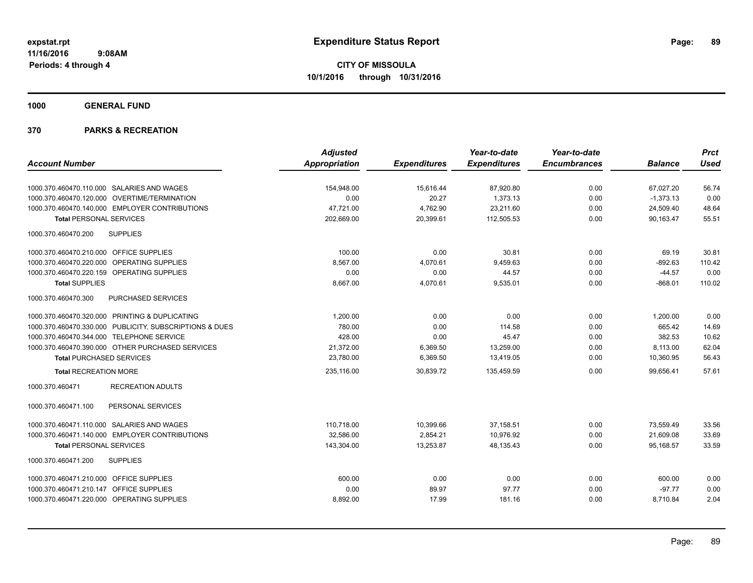# Expenditure Status Report

**CITY OF MISSOULA**
**10/1/2016 through 10/31/2016**

expstat.rpt
11/16/2016 9:08AM
Periods: 4 through 4

**1000 GENERAL FUND**

**370 PARKS & RECREATION**

| Account Number | Adjusted Appropriation | Expenditures | Year-to-date Expenditures | Year-to-date Encumbrances | Balance | Prct Used |
|---|---|---|---|---|---|---|
| 1000.370.460470.110.000 SALARIES AND WAGES | 154,948.00 | 15,616.44 | 87,920.80 | 0.00 | 67,027.20 | 56.74 |
| 1000.370.460470.120.000 OVERTIME/TERMINATION | 0.00 | 20.27 | 1,373.13 | 0.00 | -1,373.13 | 0.00 |
| 1000.370.460470.140.000 EMPLOYER CONTRIBUTIONS | 47,721.00 | 4,762.90 | 23,211.60 | 0.00 | 24,509.40 | 48.64 |
| **Total** PERSONAL SERVICES | 202,669.00 | 20,399.61 | 112,505.53 | 0.00 | 90,163.47 | 55.51 |
| 1000.370.460470.200 SUPPLIES | | | | | | |
| 1000.370.460470.210.000 OFFICE SUPPLIES | 100.00 | 0.00 | 30.81 | 0.00 | 69.19 | 30.81 |
| 1000.370.460470.220.000 OPERATING SUPPLIES | 8,567.00 | 4,070.61 | 9,459.63 | 0.00 | -892.63 | 110.42 |
| 1000.370.460470.220.159 OPERATING SUPPLIES | 0.00 | 0.00 | 44.57 | 0.00 | -44.57 | 0.00 |
| **Total** SUPPLIES | 8,667.00 | 4,070.61 | 9,535.01 | 0.00 | -868.01 | 110.02 |
| 1000.370.460470.300 PURCHASED SERVICES | | | | | | |
| 1000.370.460470.320.000 PRINTING & DUPLICATING | 1,200.00 | 0.00 | 0.00 | 0.00 | 1,200.00 | 0.00 |
| 1000.370.460470.330.000 PUBLICITY, SUBSCRIPTIONS & DUES | 780.00 | 0.00 | 114.58 | 0.00 | 665.42 | 14.69 |
| 1000.370.460470.344.000 TELEPHONE SERVICE | 428.00 | 0.00 | 45.47 | 0.00 | 382.53 | 10.62 |
| 1000.370.460470.390.000 OTHER PURCHASED SERVICES | 21,372.00 | 6,369.50 | 13,259.00 | 0.00 | 8,113.00 | 62.04 |
| **Total** PURCHASED SERVICES | 23,780.00 | 6,369.50 | 13,419.05 | 0.00 | 10,360.95 | 56.43 |
| **Total** RECREATION MORE | 235,116.00 | 30,839.72 | 135,459.59 | 0.00 | 99,656.41 | 57.61 |
| 1000.370.460471 RECREATION ADULTS | | | | | | |
| 1000.370.460471.100 PERSONAL SERVICES | | | | | | |
| 1000.370.460471.110.000 SALARIES AND WAGES | 110,718.00 | 10,399.66 | 37,158.51 | 0.00 | 73,559.49 | 33.56 |
| 1000.370.460471.140.000 EMPLOYER CONTRIBUTIONS | 32,586.00 | 2,854.21 | 10,976.92 | 0.00 | 21,609.08 | 33.69 |
| **Total** PERSONAL SERVICES | 143,304.00 | 13,253.87 | 48,135.43 | 0.00 | 95,168.57 | 33.59 |
| 1000.370.460471.200 SUPPLIES | | | | | | |
| 1000.370.460471.210.000 OFFICE SUPPLIES | 600.00 | 0.00 | 0.00 | 0.00 | 600.00 | 0.00 |
| 1000.370.460471.210.147 OFFICE SUPPLIES | 0.00 | 89.97 | 97.77 | 0.00 | -97.77 | 0.00 |
| 1000.370.460471.220.000 OPERATING SUPPLIES | 8,892.00 | 17.99 | 181.16 | 0.00 | 8,710.84 | 2.04 |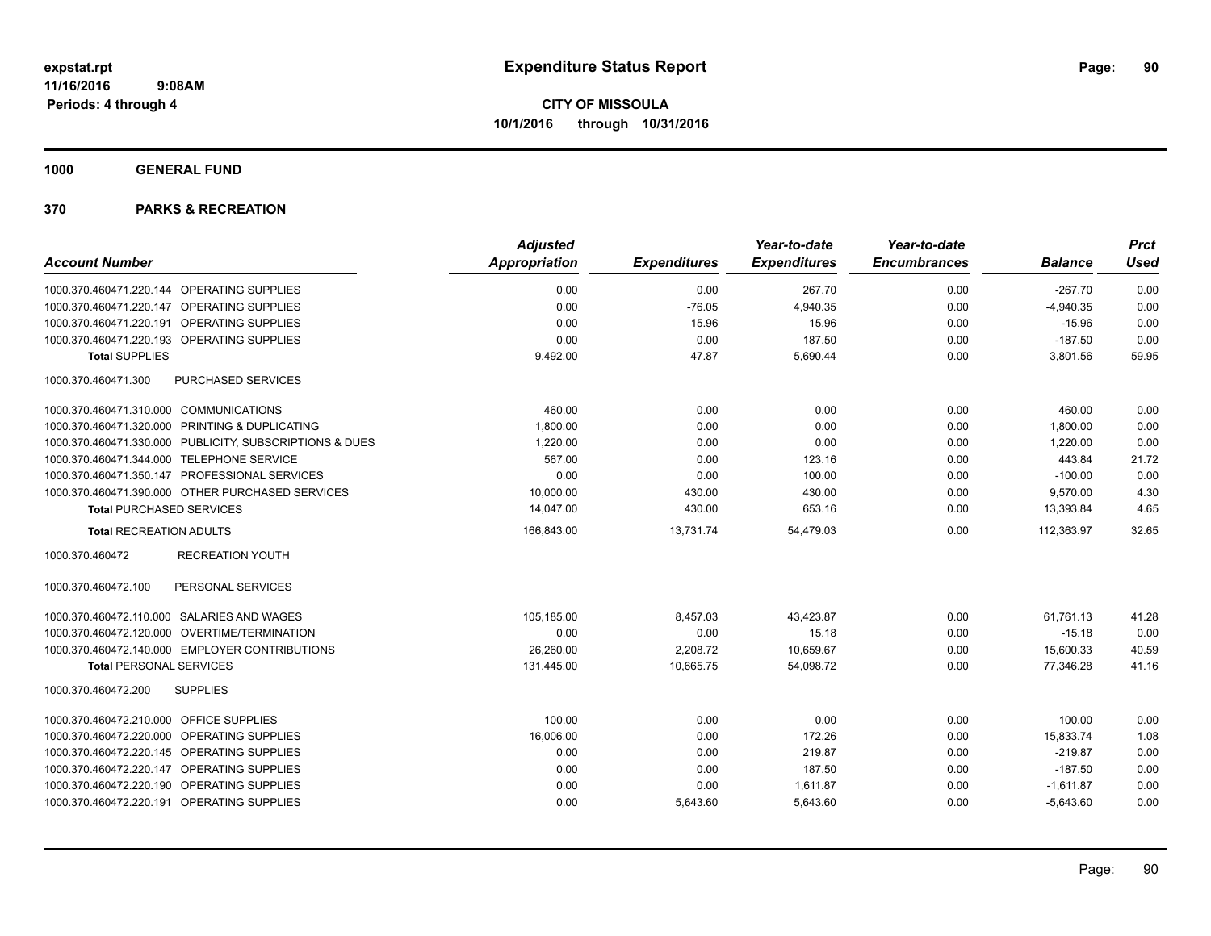**expstat.rpt**
**11/16/2016 9:08AM**
**Periods: 4 through 4**

# Expenditure Status Report

**CITY OF MISSOULA**
**10/1/2016 through 10/31/2016**

**1000 GENERAL FUND**

**370 PARKS & RECREATION**

| Account Number | | Adjusted Appropriation | Expenditures | Year-to-date Expenditures | Year-to-date Encumbrances | Balance | Prct Used |
|---|---|---|---|---|---|---|---|
| 1000.370.460471.220.144 | OPERATING SUPPLIES | 0.00 | 0.00 | 267.70 | 0.00 | -267.70 | 0.00 |
| 1000.370.460471.220.147 | OPERATING SUPPLIES | 0.00 | -76.05 | 4,940.35 | 0.00 | -4,940.35 | 0.00 |
| 1000.370.460471.220.191 | OPERATING SUPPLIES | 0.00 | 15.96 | 15.96 | 0.00 | -15.96 | 0.00 |
| 1000.370.460471.220.193 | OPERATING SUPPLIES | 0.00 | 0.00 | 187.50 | 0.00 | -187.50 | 0.00 |
| **Total** SUPPLIES | | 9,492.00 | 47.87 | 5,690.44 | 0.00 | 3,801.56 | 59.95 |
| 1000.370.460471.300 | PURCHASED SERVICES | | | | | | |
| 1000.370.460471.310.000 | COMMUNICATIONS | 460.00 | 0.00 | 0.00 | 0.00 | 460.00 | 0.00 |
| 1000.370.460471.320.000 | PRINTING & DUPLICATING | 1,800.00 | 0.00 | 0.00 | 0.00 | 1,800.00 | 0.00 |
| 1000.370.460471.330.000 | PUBLICITY, SUBSCRIPTIONS & DUES | 1,220.00 | 0.00 | 0.00 | 0.00 | 1,220.00 | 0.00 |
| 1000.370.460471.344.000 | TELEPHONE SERVICE | 567.00 | 0.00 | 123.16 | 0.00 | 443.84 | 21.72 |
| 1000.370.460471.350.147 | PROFESSIONAL SERVICES | 0.00 | 0.00 | 100.00 | 0.00 | -100.00 | 0.00 |
| 1000.370.460471.390.000 | OTHER PURCHASED SERVICES | 10,000.00 | 430.00 | 430.00 | 0.00 | 9,570.00 | 4.30 |
| **Total** PURCHASED SERVICES | | 14,047.00 | 430.00 | 653.16 | 0.00 | 13,393.84 | 4.65 |
| **Total** RECREATION ADULTS | | 166,843.00 | 13,731.74 | 54,479.03 | 0.00 | 112,363.97 | 32.65 |
| 1000.370.460472 | RECREATION YOUTH | | | | | | |
| 1000.370.460472.100 | PERSONAL SERVICES | | | | | | |
| 1000.370.460472.110.000 | SALARIES AND WAGES | 105,185.00 | 8,457.03 | 43,423.87 | 0.00 | 61,761.13 | 41.28 |
| 1000.370.460472.120.000 | OVERTIME/TERMINATION | 0.00 | 0.00 | 15.18 | 0.00 | -15.18 | 0.00 |
| 1000.370.460472.140.000 | EMPLOYER CONTRIBUTIONS | 26,260.00 | 2,208.72 | 10,659.67 | 0.00 | 15,600.33 | 40.59 |
| **Total** PERSONAL SERVICES | | 131,445.00 | 10,665.75 | 54,098.72 | 0.00 | 77,346.28 | 41.16 |
| 1000.370.460472.200 | SUPPLIES | | | | | | |
| 1000.370.460472.210.000 | OFFICE SUPPLIES | 100.00 | 0.00 | 0.00 | 0.00 | 100.00 | 0.00 |
| 1000.370.460472.220.000 | OPERATING SUPPLIES | 16,006.00 | 0.00 | 172.26 | 0.00 | 15,833.74 | 1.08 |
| 1000.370.460472.220.145 | OPERATING SUPPLIES | 0.00 | 0.00 | 219.87 | 0.00 | -219.87 | 0.00 |
| 1000.370.460472.220.147 | OPERATING SUPPLIES | 0.00 | 0.00 | 187.50 | 0.00 | -187.50 | 0.00 |
| 1000.370.460472.220.190 | OPERATING SUPPLIES | 0.00 | 0.00 | 1,611.87 | 0.00 | -1,611.87 | 0.00 |
| 1000.370.460472.220.191 | OPERATING SUPPLIES | 0.00 | 5,643.60 | 5,643.60 | 0.00 | -5,643.60 | 0.00 |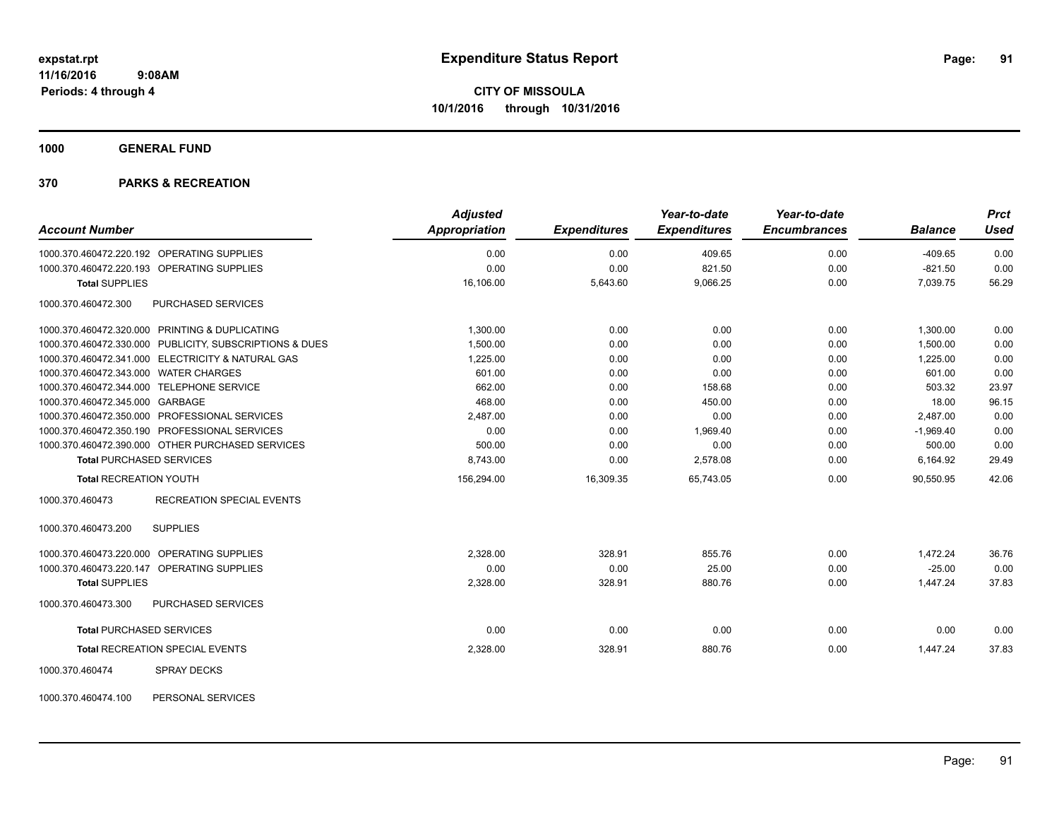# Expenditure Status Report

expstat.rpt
11/16/2016 9:08AM
Periods: 4 through 4

**CITY OF MISSOULA**
**10/1/2016 through 10/31/2016**

## 1000 GENERAL FUND

## 370 PARKS & RECREATION

| Account Number | | Adjusted Appropriation | Expenditures | Year-to-date Expenditures | Year-to-date Encumbrances | Balance | Prct Used |
|---|---|---|---|---|---|---|---|
| 1000.370.460472.220.192 | OPERATING SUPPLIES | 0.00 | 0.00 | 409.65 | 0.00 | -409.65 | 0.00 |
| 1000.370.460472.220.193 | OPERATING SUPPLIES | 0.00 | 0.00 | 821.50 | 0.00 | -821.50 | 0.00 |
| **Total** SUPPLIES | | 16,106.00 | 5,643.60 | 9,066.25 | 0.00 | 7,039.75 | 56.29 |
| 1000.370.460472.300 | PURCHASED SERVICES | | | | | | |
| 1000.370.460472.320.000 | PRINTING & DUPLICATING | 1,300.00 | 0.00 | 0.00 | 0.00 | 1,300.00 | 0.00 |
| 1000.370.460472.330.000 | PUBLICITY, SUBSCRIPTIONS & DUES | 1,500.00 | 0.00 | 0.00 | 0.00 | 1,500.00 | 0.00 |
| 1000.370.460472.341.000 | ELECTRICITY & NATURAL GAS | 1,225.00 | 0.00 | 0.00 | 0.00 | 1,225.00 | 0.00 |
| 1000.370.460472.343.000 | WATER CHARGES | 601.00 | 0.00 | 0.00 | 0.00 | 601.00 | 0.00 |
| 1000.370.460472.344.000 | TELEPHONE SERVICE | 662.00 | 0.00 | 158.68 | 0.00 | 503.32 | 23.97 |
| 1000.370.460472.345.000 | GARBAGE | 468.00 | 0.00 | 450.00 | 0.00 | 18.00 | 96.15 |
| 1000.370.460472.350.000 | PROFESSIONAL SERVICES | 2,487.00 | 0.00 | 0.00 | 0.00 | 2,487.00 | 0.00 |
| 1000.370.460472.350.190 | PROFESSIONAL SERVICES | 0.00 | 0.00 | 1,969.40 | 0.00 | -1,969.40 | 0.00 |
| 1000.370.460472.390.000 | OTHER PURCHASED SERVICES | 500.00 | 0.00 | 0.00 | 0.00 | 500.00 | 0.00 |
| **Total** PURCHASED SERVICES | | 8,743.00 | 0.00 | 2,578.08 | 0.00 | 6,164.92 | 29.49 |
| **Total** RECREATION YOUTH | | 156,294.00 | 16,309.35 | 65,743.05 | 0.00 | 90,550.95 | 42.06 |
| 1000.370.460473 | RECREATION SPECIAL EVENTS | | | | | | |
| 1000.370.460473.200 | SUPPLIES | | | | | | |
| 1000.370.460473.220.000 | OPERATING SUPPLIES | 2,328.00 | 328.91 | 855.76 | 0.00 | 1,472.24 | 36.76 |
| 1000.370.460473.220.147 | OPERATING SUPPLIES | 0.00 | 0.00 | 25.00 | 0.00 | -25.00 | 0.00 |
| **Total** SUPPLIES | | 2,328.00 | 328.91 | 880.76 | 0.00 | 1,447.24 | 37.83 |
| 1000.370.460473.300 | PURCHASED SERVICES | | | | | | |
| **Total** PURCHASED SERVICES | | 0.00 | 0.00 | 0.00 | 0.00 | 0.00 | 0.00 |
| **Total** RECREATION SPECIAL EVENTS | | 2,328.00 | 328.91 | 880.76 | 0.00 | 1,447.24 | 37.83 |
| 1000.370.460474 | SPRAY DECKS | | | | | | |
| 1000.370.460474.100 | PERSONAL SERVICES | | | | | | |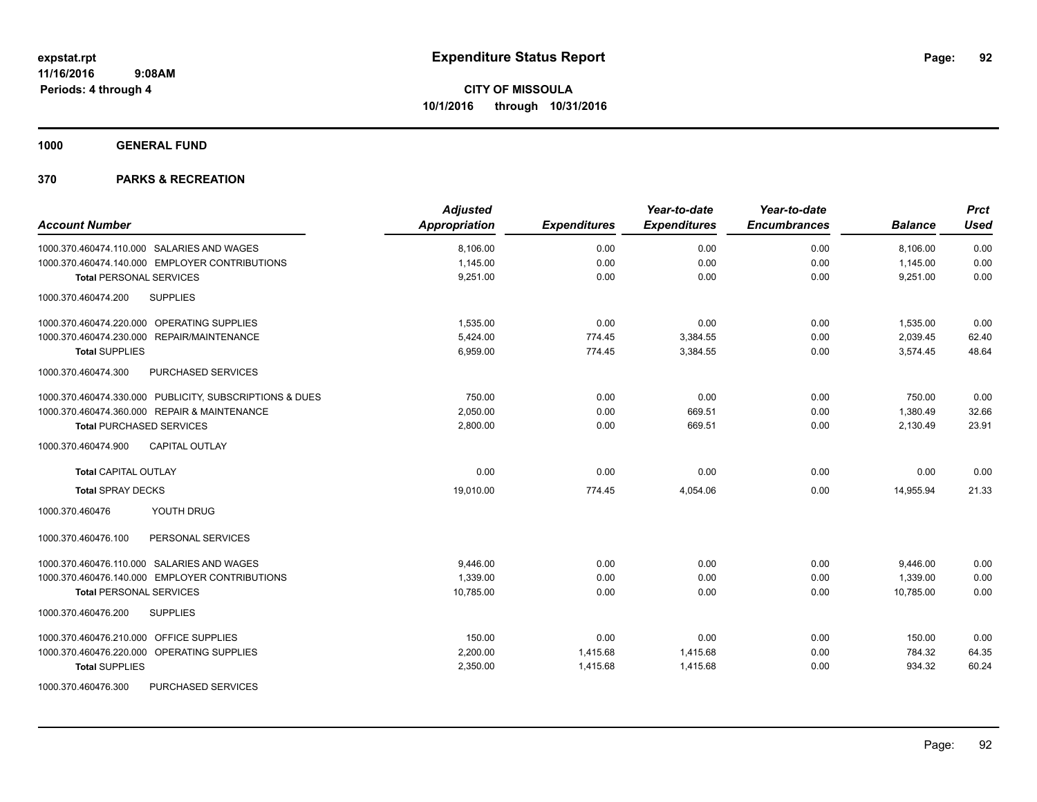**expstat.rpt**
**11/16/2016 9:08AM**
**Periods: 4 through 4**

# Expenditure Status Report

**CITY OF MISSOULA**
**10/1/2016 through 10/31/2016**

## 1000 GENERAL FUND

## 370 PARKS & RECREATION

| Account Number | Adjusted Appropriation | Expenditures | Year-to-date Expenditures | Year-to-date Encumbrances | Balance | Prct Used |
|---|---|---|---|---|---|---|
| 1000.370.460474.110.000 SALARIES AND WAGES | 8,106.00 | 0.00 | 0.00 | 0.00 | 8,106.00 | 0.00 |
| 1000.370.460474.140.000 EMPLOYER CONTRIBUTIONS | 1,145.00 | 0.00 | 0.00 | 0.00 | 1,145.00 | 0.00 |
| **Total** PERSONAL SERVICES | 9,251.00 | 0.00 | 0.00 | 0.00 | 9,251.00 | 0.00 |
| 1000.370.460474.200 SUPPLIES | | | | | | |
| 1000.370.460474.220.000 OPERATING SUPPLIES | 1,535.00 | 0.00 | 0.00 | 0.00 | 1,535.00 | 0.00 |
| 1000.370.460474.230.000 REPAIR/MAINTENANCE | 5,424.00 | 774.45 | 3,384.55 | 0.00 | 2,039.45 | 62.40 |
| **Total SUPPLIES** | 6,959.00 | 774.45 | 3,384.55 | 0.00 | 3,574.45 | 48.64 |
| 1000.370.460474.300 PURCHASED SERVICES | | | | | | |
| 1000.370.460474.330.000 PUBLICITY, SUBSCRIPTIONS & DUES | 750.00 | 0.00 | 0.00 | 0.00 | 750.00 | 0.00 |
| 1000.370.460474.360.000 REPAIR & MAINTENANCE | 2,050.00 | 0.00 | 669.51 | 0.00 | 1,380.49 | 32.66 |
| **Total** PURCHASED SERVICES | 2,800.00 | 0.00 | 669.51 | 0.00 | 2,130.49 | 23.91 |
| 1000.370.460474.900 CAPITAL OUTLAY | | | | | | |
| **Total** CAPITAL OUTLAY | 0.00 | 0.00 | 0.00 | 0.00 | 0.00 | 0.00 |
| **Total** SPRAY DECKS | 19,010.00 | 774.45 | 4,054.06 | 0.00 | 14,955.94 | 21.33 |
| 1000.370.460476 YOUTH DRUG | | | | | | |
| 1000.370.460476.100 PERSONAL SERVICES | | | | | | |
| 1000.370.460476.110.000 SALARIES AND WAGES | 9,446.00 | 0.00 | 0.00 | 0.00 | 9,446.00 | 0.00 |
| 1000.370.460476.140.000 EMPLOYER CONTRIBUTIONS | 1,339.00 | 0.00 | 0.00 | 0.00 | 1,339.00 | 0.00 |
| **Total** PERSONAL SERVICES | 10,785.00 | 0.00 | 0.00 | 0.00 | 10,785.00 | 0.00 |
| 1000.370.460476.200 SUPPLIES | | | | | | |
| 1000.370.460476.210.000 OFFICE SUPPLIES | 150.00 | 0.00 | 0.00 | 0.00 | 150.00 | 0.00 |
| 1000.370.460476.220.000 OPERATING SUPPLIES | 2,200.00 | 1,415.68 | 1,415.68 | 0.00 | 784.32 | 64.35 |
| **Total SUPPLIES** | 2,350.00 | 1,415.68 | 1,415.68 | 0.00 | 934.32 | 60.24 |
| 1000.370.460476.300 PURCHASED SERVICES | | | | | | |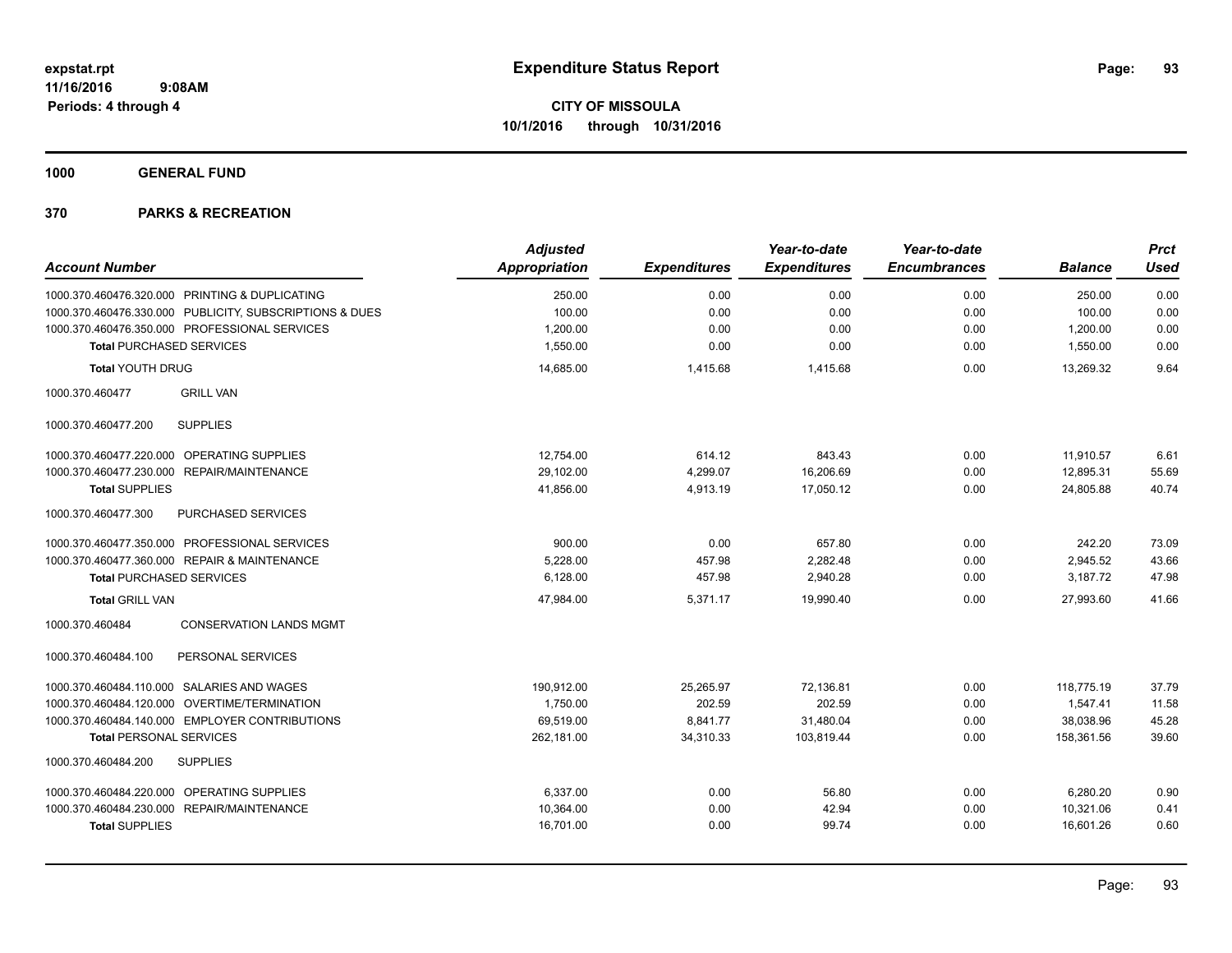# Expenditure Status Report

**CITY OF MISSOULA**
**10/1/2016 through 10/31/2016**

expstat.rpt
11/16/2016 9:08AM
Periods: 4 through 4

**1000 GENERAL FUND**

**370 PARKS & RECREATION**

| Account Number | | Adjusted Appropriation | Expenditures | Year-to-date Expenditures | Year-to-date Encumbrances | Balance | Prct Used |
|---|---|---|---|---|---|---|---|
| 1000.370.460476.320.000 | PRINTING & DUPLICATING | 250.00 | 0.00 | 0.00 | 0.00 | 250.00 | 0.00 |
| 1000.370.460476.330.000 | PUBLICITY, SUBSCRIPTIONS & DUES | 100.00 | 0.00 | 0.00 | 0.00 | 100.00 | 0.00 |
| 1000.370.460476.350.000 | PROFESSIONAL SERVICES | 1,200.00 | 0.00 | 0.00 | 0.00 | 1,200.00 | 0.00 |
| **Total PURCHASED SERVICES** | | 1,550.00 | 0.00 | 0.00 | 0.00 | 1,550.00 | 0.00 |
| **Total YOUTH DRUG** | | 14,685.00 | 1,415.68 | 1,415.68 | 0.00 | 13,269.32 | 9.64 |
| 1000.370.460477 | GRILL VAN | | | | | | |
| 1000.370.460477.200 | SUPPLIES | | | | | | |
| 1000.370.460477.220.000 | OPERATING SUPPLIES | 12,754.00 | 614.12 | 843.43 | 0.00 | 11,910.57 | 6.61 |
| 1000.370.460477.230.000 | REPAIR/MAINTENANCE | 29,102.00 | 4,299.07 | 16,206.69 | 0.00 | 12,895.31 | 55.69 |
| **Total SUPPLIES** | | 41,856.00 | 4,913.19 | 17,050.12 | 0.00 | 24,805.88 | 40.74 |
| 1000.370.460477.300 | PURCHASED SERVICES | | | | | | |
| 1000.370.460477.350.000 | PROFESSIONAL SERVICES | 900.00 | 0.00 | 657.80 | 0.00 | 242.20 | 73.09 |
| 1000.370.460477.360.000 | REPAIR & MAINTENANCE | 5,228.00 | 457.98 | 2,282.48 | 0.00 | 2,945.52 | 43.66 |
| **Total PURCHASED SERVICES** | | 6,128.00 | 457.98 | 2,940.28 | 0.00 | 3,187.72 | 47.98 |
| **Total GRILL VAN** | | 47,984.00 | 5,371.17 | 19,990.40 | 0.00 | 27,993.60 | 41.66 |
| 1000.370.460484 | CONSERVATION LANDS MGMT | | | | | | |
| 1000.370.460484.100 | PERSONAL SERVICES | | | | | | |
| 1000.370.460484.110.000 | SALARIES AND WAGES | 190,912.00 | 25,265.97 | 72,136.81 | 0.00 | 118,775.19 | 37.79 |
| 1000.370.460484.120.000 | OVERTIME/TERMINATION | 1,750.00 | 202.59 | 202.59 | 0.00 | 1,547.41 | 11.58 |
| 1000.370.460484.140.000 | EMPLOYER CONTRIBUTIONS | 69,519.00 | 8,841.77 | 31,480.04 | 0.00 | 38,038.96 | 45.28 |
| **Total PERSONAL SERVICES** | | 262,181.00 | 34,310.33 | 103,819.44 | 0.00 | 158,361.56 | 39.60 |
| 1000.370.460484.200 | SUPPLIES | | | | | | |
| 1000.370.460484.220.000 | OPERATING SUPPLIES | 6,337.00 | 0.00 | 56.80 | 0.00 | 6,280.20 | 0.90 |
| 1000.370.460484.230.000 | REPAIR/MAINTENANCE | 10,364.00 | 0.00 | 42.94 | 0.00 | 10,321.06 | 0.41 |
| **Total SUPPLIES** | | 16,701.00 | 0.00 | 99.74 | 0.00 | 16,601.26 | 0.60 |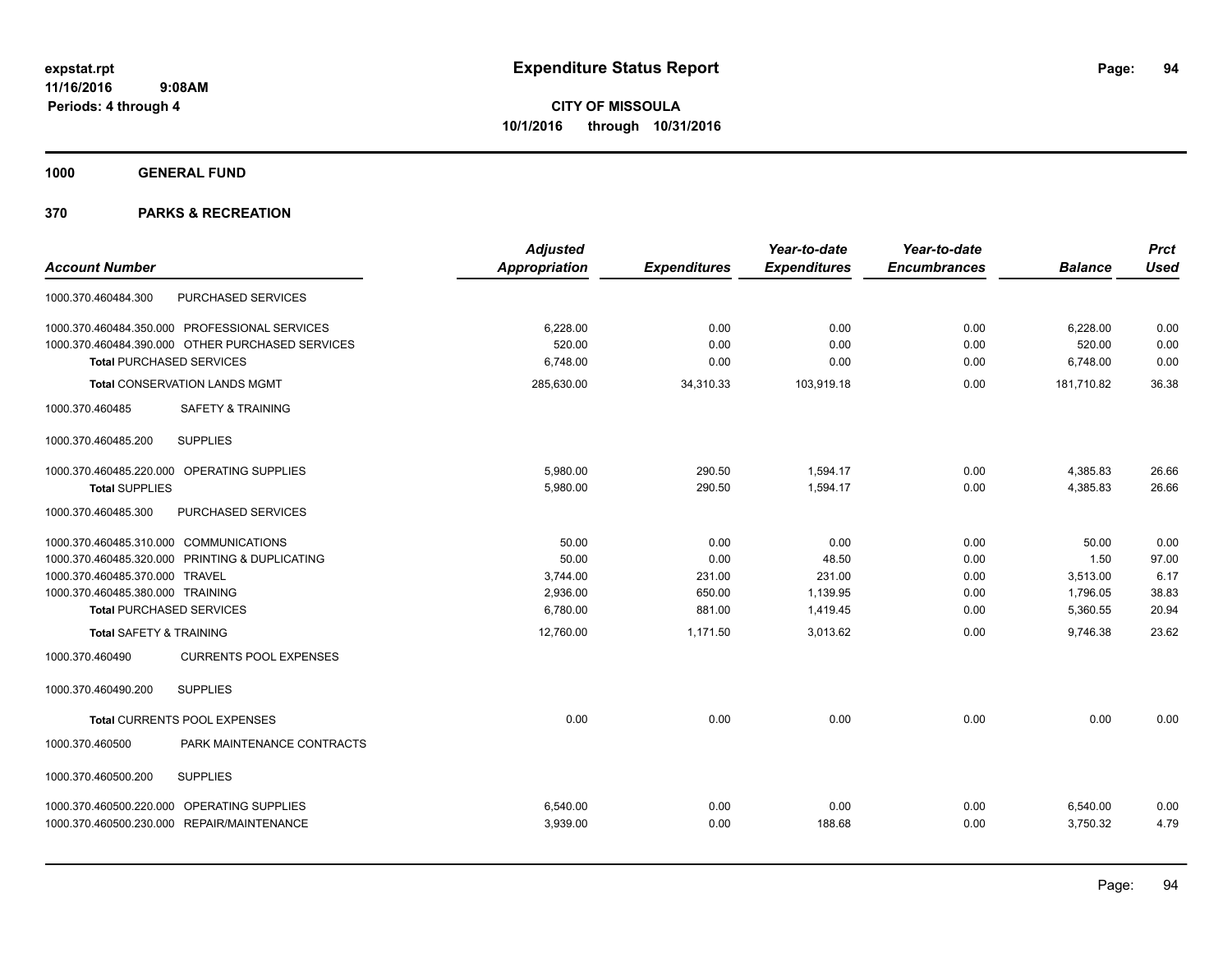expstat.rpt
11/16/2016 9:08AM
Periods: 4 through 4

# Expenditure Status Report

**CITY OF MISSOULA**
**10/1/2016 through 10/31/2016**

## 1000 GENERAL FUND

## 370 PARKS & RECREATION

| Account Number | | Adjusted Appropriation | Expenditures | Year-to-date Expenditures | Year-to-date Encumbrances | Balance | Prct Used |
|---|---|---|---|---|---|---|---|
| 1000.370.460484.300 | PURCHASED SERVICES | | | | | | |
| 1000.370.460484.350.000 | PROFESSIONAL SERVICES | 6,228.00 | 0.00 | 0.00 | 0.00 | 6,228.00 | 0.00 |
| 1000.370.460484.390.000 | OTHER PURCHASED SERVICES | 520.00 | 0.00 | 0.00 | 0.00 | 520.00 | 0.00 |
| **Total** PURCHASED SERVICES | | 6,748.00 | 0.00 | 0.00 | 0.00 | 6,748.00 | 0.00 |
| **Total** CONSERVATION LANDS MGMT | | 285,630.00 | 34,310.33 | 103,919.18 | 0.00 | 181,710.82 | 36.38 |
| 1000.370.460485 | SAFETY & TRAINING | | | | | | |
| 1000.370.460485.200 | SUPPLIES | | | | | | |
| 1000.370.460485.220.000 | OPERATING SUPPLIES | 5,980.00 | 290.50 | 1,594.17 | 0.00 | 4,385.83 | 26.66 |
| **Total** SUPPLIES | | 5,980.00 | 290.50 | 1,594.17 | 0.00 | 4,385.83 | 26.66 |
| 1000.370.460485.300 | PURCHASED SERVICES | | | | | | |
| 1000.370.460485.310.000 | COMMUNICATIONS | 50.00 | 0.00 | 0.00 | 0.00 | 50.00 | 0.00 |
| 1000.370.460485.320.000 | PRINTING & DUPLICATING | 50.00 | 0.00 | 48.50 | 0.00 | 1.50 | 97.00 |
| 1000.370.460485.370.000 | TRAVEL | 3,744.00 | 231.00 | 231.00 | 0.00 | 3,513.00 | 6.17 |
| 1000.370.460485.380.000 | TRAINING | 2,936.00 | 650.00 | 1,139.95 | 0.00 | 1,796.05 | 38.83 |
| **Total** PURCHASED SERVICES | | 6,780.00 | 881.00 | 1,419.45 | 0.00 | 5,360.55 | 20.94 |
| **Total** SAFETY & TRAINING | | 12,760.00 | 1,171.50 | 3,013.62 | 0.00 | 9,746.38 | 23.62 |
| 1000.370.460490 | CURRENTS POOL EXPENSES | | | | | | |
| 1000.370.460490.200 | SUPPLIES | | | | | | |
| **Total** CURRENTS POOL EXPENSES | | 0.00 | 0.00 | 0.00 | 0.00 | 0.00 | 0.00 |
| 1000.370.460500 | PARK MAINTENANCE CONTRACTS | | | | | | |
| 1000.370.460500.200 | SUPPLIES | | | | | | |
| 1000.370.460500.220.000 | OPERATING SUPPLIES | 6,540.00 | 0.00 | 0.00 | 0.00 | 6,540.00 | 0.00 |
| 1000.370.460500.230.000 | REPAIR/MAINTENANCE | 3,939.00 | 0.00 | 188.68 | 0.00 | 3,750.32 | 4.79 |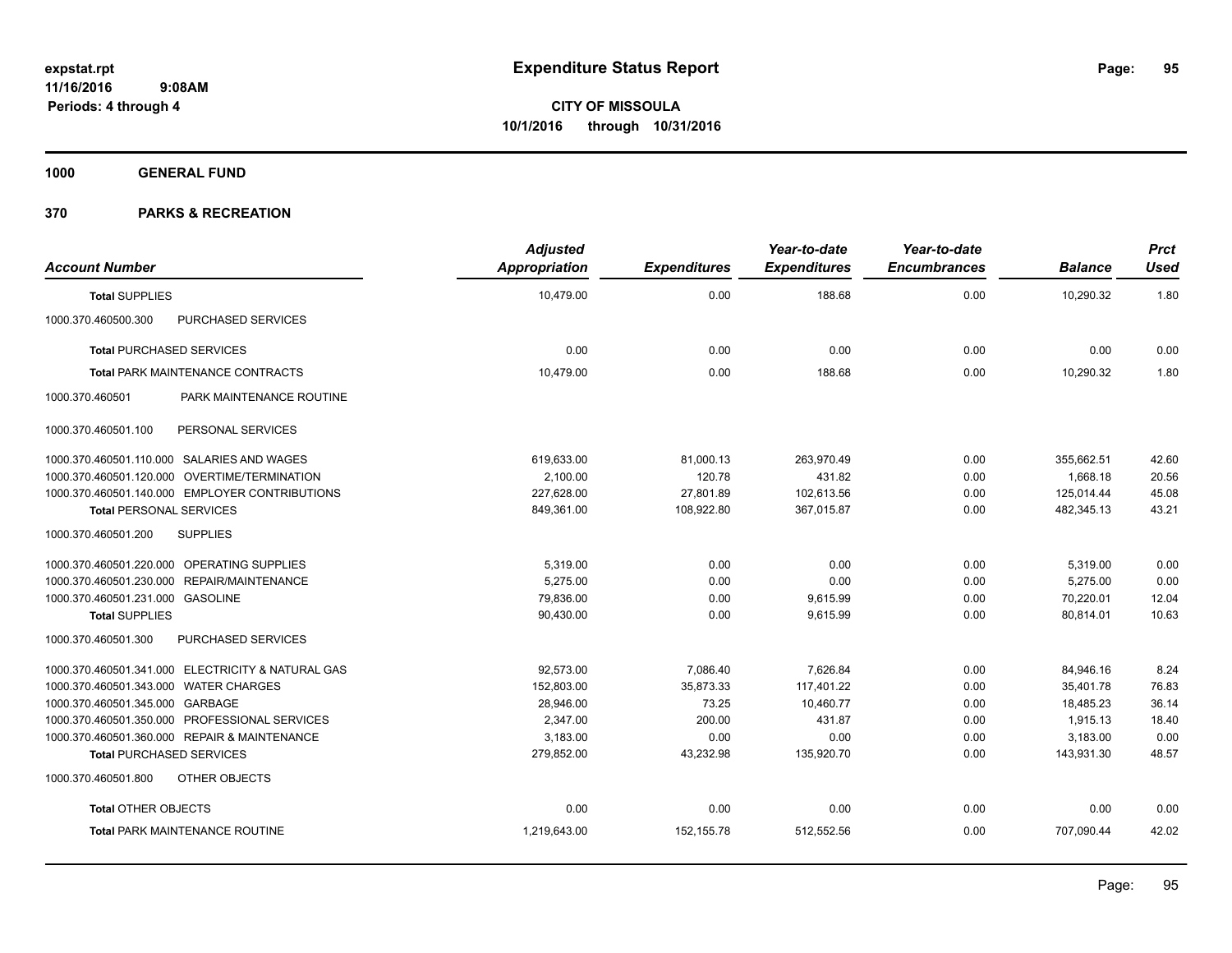# Expenditure Status Report

expstat.rpt
11/16/2016 9:08AM
Periods: 4 through 4

**CITY OF MISSOULA**
**10/1/2016 through 10/31/2016**

**1000 GENERAL FUND**

**370 PARKS & RECREATION**

| Account Number | | Adjusted Appropriation | Expenditures | Year-to-date Expenditures | Year-to-date Encumbrances | Balance | Prct Used |
|---|---|---|---|---|---|---|---|
| **Total** SUPPLIES | | 10,479.00 | 0.00 | 188.68 | 0.00 | 10,290.32 | 1.80 |
| 1000.370.460500.300 | PURCHASED SERVICES | | | | | | |
| **Total** PURCHASED SERVICES | | 0.00 | 0.00 | 0.00 | 0.00 | 0.00 | 0.00 |
| **Total** PARK MAINTENANCE CONTRACTS | | 10,479.00 | 0.00 | 188.68 | 0.00 | 10,290.32 | 1.80 |
| 1000.370.460501 | PARK MAINTENANCE ROUTINE | | | | | | |
| 1000.370.460501.100 | PERSONAL SERVICES | | | | | | |
| 1000.370.460501.110.000 | SALARIES AND WAGES | 619,633.00 | 81,000.13 | 263,970.49 | 0.00 | 355,662.51 | 42.60 |
| 1000.370.460501.120.000 | OVERTIME/TERMINATION | 2,100.00 | 120.78 | 431.82 | 0.00 | 1,668.18 | 20.56 |
| 1000.370.460501.140.000 | EMPLOYER CONTRIBUTIONS | 227,628.00 | 27,801.89 | 102,613.56 | 0.00 | 125,014.44 | 45.08 |
| **Total** PERSONAL SERVICES | | 849,361.00 | 108,922.80 | 367,015.87 | 0.00 | 482,345.13 | 43.21 |
| 1000.370.460501.200 | SUPPLIES | | | | | | |
| 1000.370.460501.220.000 | OPERATING SUPPLIES | 5,319.00 | 0.00 | 0.00 | 0.00 | 5,319.00 | 0.00 |
| 1000.370.460501.230.000 | REPAIR/MAINTENANCE | 5,275.00 | 0.00 | 0.00 | 0.00 | 5,275.00 | 0.00 |
| 1000.370.460501.231.000 | GASOLINE | 79,836.00 | 0.00 | 9,615.99 | 0.00 | 70,220.01 | 12.04 |
| **Total** SUPPLIES | | 90,430.00 | 0.00 | 9,615.99 | 0.00 | 80,814.01 | 10.63 |
| 1000.370.460501.300 | PURCHASED SERVICES | | | | | | |
| 1000.370.460501.341.000 | ELECTRICITY & NATURAL GAS | 92,573.00 | 7,086.40 | 7,626.84 | 0.00 | 84,946.16 | 8.24 |
| 1000.370.460501.343.000 | WATER CHARGES | 152,803.00 | 35,873.33 | 117,401.22 | 0.00 | 35,401.78 | 76.83 |
| 1000.370.460501.345.000 | GARBAGE | 28,946.00 | 73.25 | 10,460.77 | 0.00 | 18,485.23 | 36.14 |
| 1000.370.460501.350.000 | PROFESSIONAL SERVICES | 2,347.00 | 200.00 | 431.87 | 0.00 | 1,915.13 | 18.40 |
| 1000.370.460501.360.000 | REPAIR & MAINTENANCE | 3,183.00 | 0.00 | 0.00 | 0.00 | 3,183.00 | 0.00 |
| **Total** PURCHASED SERVICES | | 279,852.00 | 43,232.98 | 135,920.70 | 0.00 | 143,931.30 | 48.57 |
| 1000.370.460501.800 | OTHER OBJECTS | | | | | | |
| **Total** OTHER OBJECTS | | 0.00 | 0.00 | 0.00 | 0.00 | 0.00 | 0.00 |
| **Total** PARK MAINTENANCE ROUTINE | | 1,219,643.00 | 152,155.78 | 512,552.56 | 0.00 | 707,090.44 | 42.02 |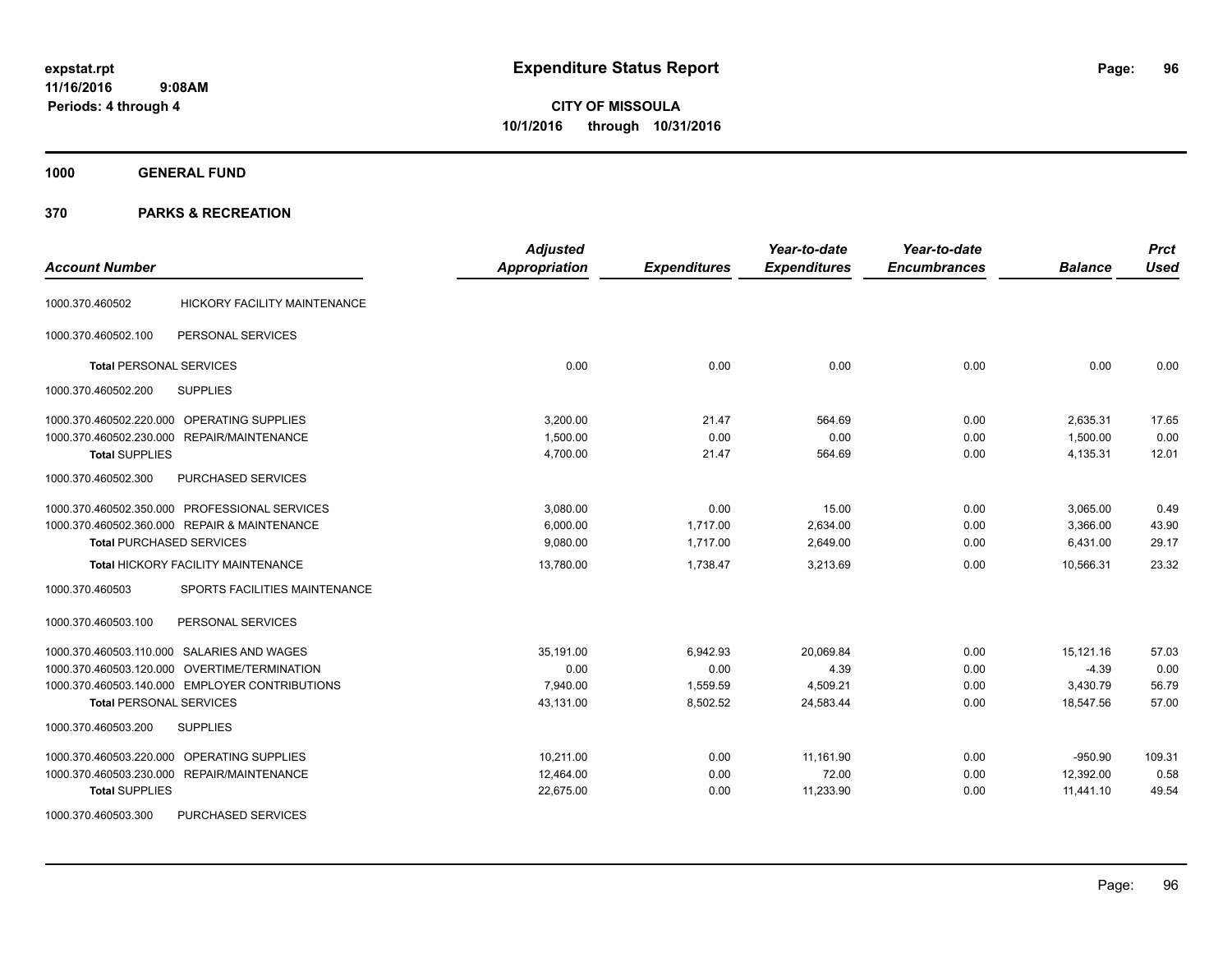**expstat.rpt**
**11/16/2016 9:08AM**
**Periods: 4 through 4**

# Expenditure Status Report

**CITY OF MISSOULA**
**10/1/2016 through 10/31/2016**

**1000 GENERAL FUND**

**370 PARKS & RECREATION**

| Account Number | | Adjusted Appropriation | Expenditures | Year-to-date Expenditures | Year-to-date Encumbrances | Balance | Prct Used |
|---|---|---|---|---|---|---|---|
| 1000.370.460502 | HICKORY FACILITY MAINTENANCE | | | | | | |
| 1000.370.460502.100 | PERSONAL SERVICES | | | | | | |
| **Total** PERSONAL SERVICES | | 0.00 | 0.00 | 0.00 | 0.00 | 0.00 | 0.00 |
| 1000.370.460502.200 | SUPPLIES | | | | | | |
| 1000.370.460502.220.000 | OPERATING SUPPLIES | 3,200.00 | 21.47 | 564.69 | 0.00 | 2,635.31 | 17.65 |
| 1000.370.460502.230.000 | REPAIR/MAINTENANCE | 1,500.00 | 0.00 | 0.00 | 0.00 | 1,500.00 | 0.00 |
| **Total** SUPPLIES | | 4,700.00 | 21.47 | 564.69 | 0.00 | 4,135.31 | 12.01 |
| 1000.370.460502.300 | PURCHASED SERVICES | | | | | | |
| 1000.370.460502.350.000 | PROFESSIONAL SERVICES | 3,080.00 | 0.00 | 15.00 | 0.00 | 3,065.00 | 0.49 |
| 1000.370.460502.360.000 | REPAIR & MAINTENANCE | 6,000.00 | 1,717.00 | 2,634.00 | 0.00 | 3,366.00 | 43.90 |
| **Total** PURCHASED SERVICES | | 9,080.00 | 1,717.00 | 2,649.00 | 0.00 | 6,431.00 | 29.17 |
| **Total** HICKORY FACILITY MAINTENANCE | | 13,780.00 | 1,738.47 | 3,213.69 | 0.00 | 10,566.31 | 23.32 |
| 1000.370.460503 | SPORTS FACILITIES MAINTENANCE | | | | | | |
| 1000.370.460503.100 | PERSONAL SERVICES | | | | | | |
| 1000.370.460503.110.000 | SALARIES AND WAGES | 35,191.00 | 6,942.93 | 20,069.84 | 0.00 | 15,121.16 | 57.03 |
| 1000.370.460503.120.000 | OVERTIME/TERMINATION | 0.00 | 0.00 | 4.39 | 0.00 | -4.39 | 0.00 |
| 1000.370.460503.140.000 | EMPLOYER CONTRIBUTIONS | 7,940.00 | 1,559.59 | 4,509.21 | 0.00 | 3,430.79 | 56.79 |
| **Total** PERSONAL SERVICES | | 43,131.00 | 8,502.52 | 24,583.44 | 0.00 | 18,547.56 | 57.00 |
| 1000.370.460503.200 | SUPPLIES | | | | | | |
| 1000.370.460503.220.000 | OPERATING SUPPLIES | 10,211.00 | 0.00 | 11,161.90 | 0.00 | -950.90 | 109.31 |
| 1000.370.460503.230.000 | REPAIR/MAINTENANCE | 12,464.00 | 0.00 | 72.00 | 0.00 | 12,392.00 | 0.58 |
| **Total** SUPPLIES | | 22,675.00 | 0.00 | 11,233.90 | 0.00 | 11,441.10 | 49.54 |
| 1000.370.460503.300 | PURCHASED SERVICES | | | | | | |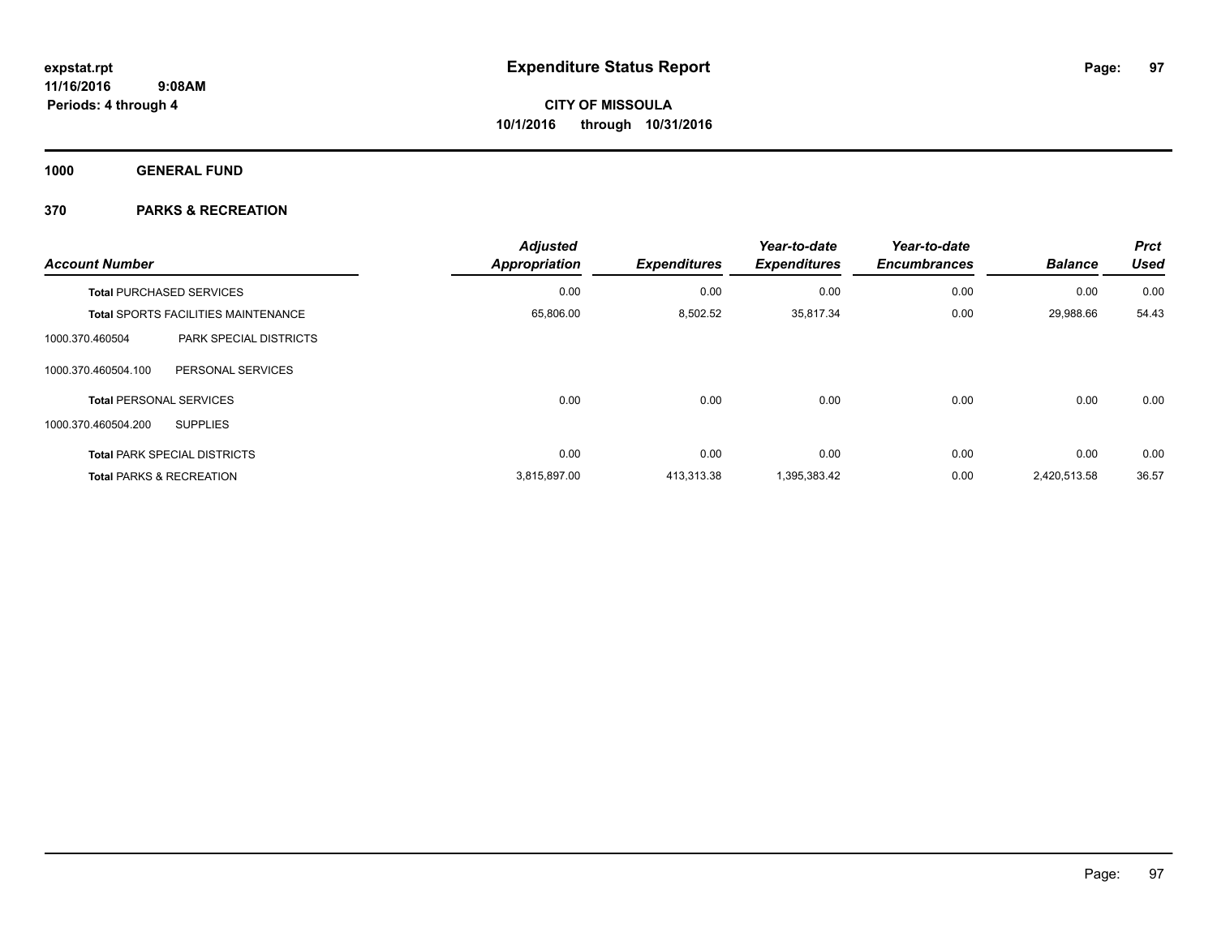# Expenditure Status Report

**expstat.rpt**
**11/16/2016 9:08AM**
**Periods: 4 through 4**

**CITY OF MISSOULA**
**10/1/2016 through 10/31/2016**

**1000 GENERAL FUND**

**370 PARKS & RECREATION**

| Account Number | | Adjusted Appropriation | Expenditures | Year-to-date Expenditures | Year-to-date Encumbrances | Balance | Prct Used |
|---|---|---|---|---|---|---|---|
| **Total** PURCHASED SERVICES | | 0.00 | 0.00 | 0.00 | 0.00 | 0.00 | 0.00 |
| **Total** SPORTS FACILITIES MAINTENANCE | | 65,806.00 | 8,502.52 | 35,817.34 | 0.00 | 29,988.66 | 54.43 |
| 1000.370.460504 | PARK SPECIAL DISTRICTS | | | | | | |
| 1000.370.460504.100 | PERSONAL SERVICES | | | | | | |
| **Total** PERSONAL SERVICES | | 0.00 | 0.00 | 0.00 | 0.00 | 0.00 | 0.00 |
| 1000.370.460504.200 | SUPPLIES | | | | | | |
| **Total** PARK SPECIAL DISTRICTS | | 0.00 | 0.00 | 0.00 | 0.00 | 0.00 | 0.00 |
| **Total** PARKS & RECREATION | | 3,815,897.00 | 413,313.38 | 1,395,383.42 | 0.00 | 2,420,513.58 | 36.57 |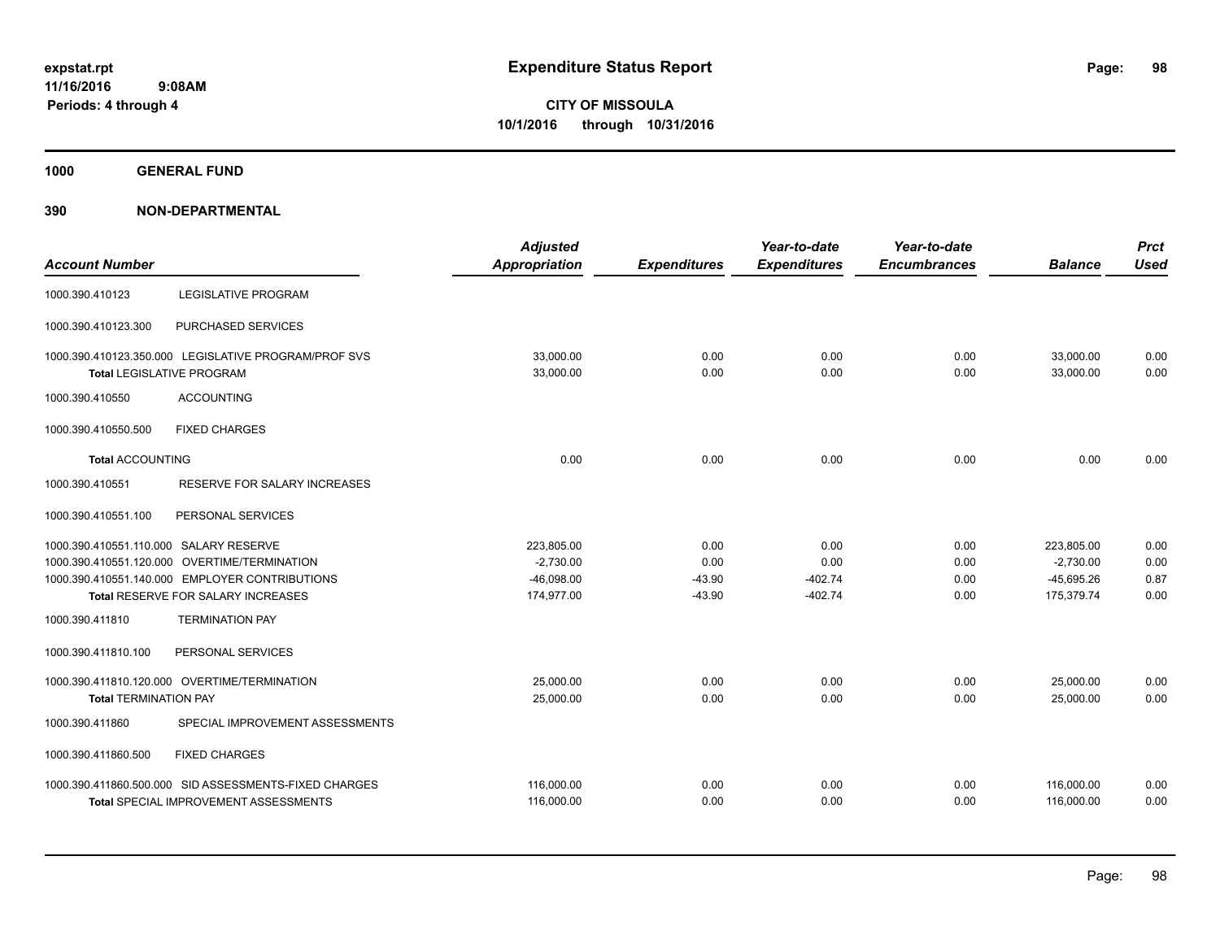**expstat.rpt**
**11/16/2016 9:08AM**
**Periods: 4 through 4**

# Expenditure Status Report

**CITY OF MISSOULA**
**10/1/2016 through 10/31/2016**

## 1000 GENERAL FUND

## 390 NON-DEPARTMENTAL

| Account Number | | Adjusted Appropriation | Expenditures | Year-to-date Expenditures | Year-to-date Encumbrances | Balance | Prct Used |
|---|---|---|---|---|---|---|---|
| 1000.390.410123 | LEGISLATIVE PROGRAM | | | | | | |
| 1000.390.410123.300 | PURCHASED SERVICES | | | | | | |
| 1000.390.410123.350.000 | LEGISLATIVE PROGRAM/PROF SVS | 33,000.00 | 0.00 | 0.00 | 0.00 | 33,000.00 | 0.00 |
| **Total** LEGISLATIVE PROGRAM | | 33,000.00 | 0.00 | 0.00 | 0.00 | 33,000.00 | 0.00 |
| 1000.390.410550 | ACCOUNTING | | | | | | |
| 1000.390.410550.500 | FIXED CHARGES | | | | | | |
| **Total** ACCOUNTING | | 0.00 | 0.00 | 0.00 | 0.00 | 0.00 | 0.00 |
| 1000.390.410551 | RESERVE FOR SALARY INCREASES | | | | | | |
| 1000.390.410551.100 | PERSONAL SERVICES | | | | | | |
| 1000.390.410551.110.000 | SALARY RESERVE | 223,805.00 | 0.00 | 0.00 | 0.00 | 223,805.00 | 0.00 |
| 1000.390.410551.120.000 | OVERTIME/TERMINATION | -2,730.00 | 0.00 | 0.00 | 0.00 | -2,730.00 | 0.00 |
| 1000.390.410551.140.000 | EMPLOYER CONTRIBUTIONS | -46,098.00 | -43.90 | -402.74 | 0.00 | -45,695.26 | 0.87 |
| **Total** RESERVE FOR SALARY INCREASES | | 174,977.00 | -43.90 | -402.74 | 0.00 | 175,379.74 | 0.00 |
| 1000.390.411810 | TERMINATION PAY | | | | | | |
| 1000.390.411810.100 | PERSONAL SERVICES | | | | | | |
| 1000.390.411810.120.000 | OVERTIME/TERMINATION | 25,000.00 | 0.00 | 0.00 | 0.00 | 25,000.00 | 0.00 |
| **Total** TERMINATION PAY | | 25,000.00 | 0.00 | 0.00 | 0.00 | 25,000.00 | 0.00 |
| 1000.390.411860 | SPECIAL IMPROVEMENT ASSESSMENTS | | | | | | |
| 1000.390.411860.500 | FIXED CHARGES | | | | | | |
| 1000.390.411860.500.000 | SID ASSESSMENTS-FIXED CHARGES | 116,000.00 | 0.00 | 0.00 | 0.00 | 116,000.00 | 0.00 |
| **Total** SPECIAL IMPROVEMENT ASSESSMENTS | | 116,000.00 | 0.00 | 0.00 | 0.00 | 116,000.00 | 0.00 |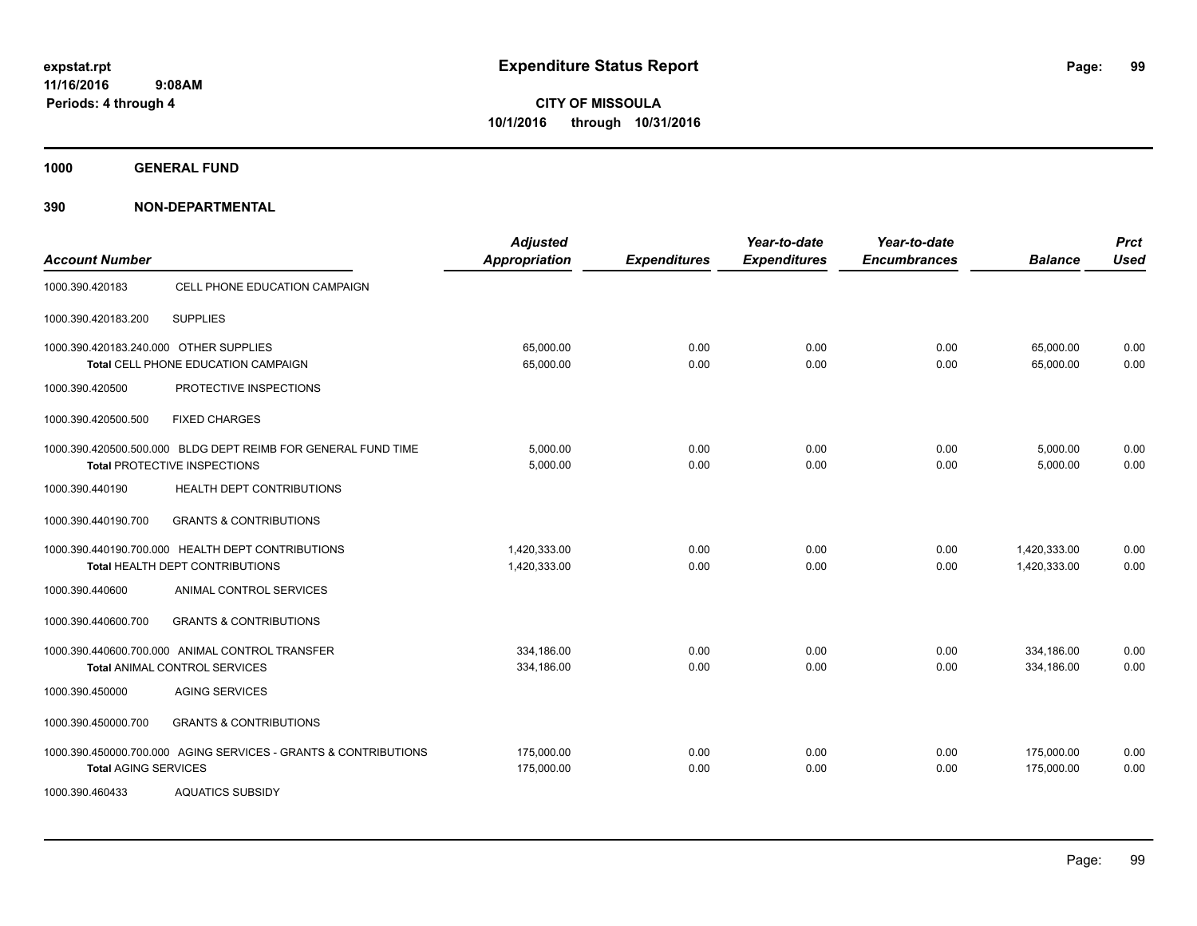# Expenditure Status Report

**CITY OF MISSOULA**
**10/1/2016 through 10/31/2016**

expstat.rpt
11/16/2016 9:08AM
Periods: 4 through 4

**1000 GENERAL FUND**

**390 NON-DEPARTMENTAL**

| Account Number | | Adjusted Appropriation | Expenditures | Year-to-date Expenditures | Year-to-date Encumbrances | Balance | Prct Used |
|---|---|---|---|---|---|---|---|
| 1000.390.420183 | CELL PHONE EDUCATION CAMPAIGN | | | | | | |
| 1000.390.420183.200 | SUPPLIES | | | | | | |
| 1000.390.420183.240.000 | OTHER SUPPLIES | 65,000.00 | 0.00 | 0.00 | 0.00 | 65,000.00 | 0.00 |
| | **Total** CELL PHONE EDUCATION CAMPAIGN | 65,000.00 | 0.00 | 0.00 | 0.00 | 65,000.00 | 0.00 |
| 1000.390.420500 | PROTECTIVE INSPECTIONS | | | | | | |
| 1000.390.420500.500 | FIXED CHARGES | | | | | | |
| 1000.390.420500.500.000 | BLDG DEPT REIMB FOR GENERAL FUND TIME | 5,000.00 | 0.00 | 0.00 | 0.00 | 5,000.00 | 0.00 |
| | **Total** PROTECTIVE INSPECTIONS | 5,000.00 | 0.00 | 0.00 | 0.00 | 5,000.00 | 0.00 |
| 1000.390.440190 | HEALTH DEPT CONTRIBUTIONS | | | | | | |
| 1000.390.440190.700 | GRANTS & CONTRIBUTIONS | | | | | | |
| 1000.390.440190.700.000 | HEALTH DEPT CONTRIBUTIONS | 1,420,333.00 | 0.00 | 0.00 | 0.00 | 1,420,333.00 | 0.00 |
| | **Total** HEALTH DEPT CONTRIBUTIONS | 1,420,333.00 | 0.00 | 0.00 | 0.00 | 1,420,333.00 | 0.00 |
| 1000.390.440600 | ANIMAL CONTROL SERVICES | | | | | | |
| 1000.390.440600.700 | GRANTS & CONTRIBUTIONS | | | | | | |
| 1000.390.440600.700.000 | ANIMAL CONTROL TRANSFER | 334,186.00 | 0.00 | 0.00 | 0.00 | 334,186.00 | 0.00 |
| | **Total** ANIMAL CONTROL SERVICES | 334,186.00 | 0.00 | 0.00 | 0.00 | 334,186.00 | 0.00 |
| 1000.390.450000 | AGING SERVICES | | | | | | |
| 1000.390.450000.700 | GRANTS & CONTRIBUTIONS | | | | | | |
| 1000.390.450000.700.000 | AGING SERVICES - GRANTS & CONTRIBUTIONS | 175,000.00 | 0.00 | 0.00 | 0.00 | 175,000.00 | 0.00 |
| | **Total** AGING SERVICES | 175,000.00 | 0.00 | 0.00 | 0.00 | 175,000.00 | 0.00 |
| 1000.390.460433 | AQUATICS SUBSIDY | | | | | | |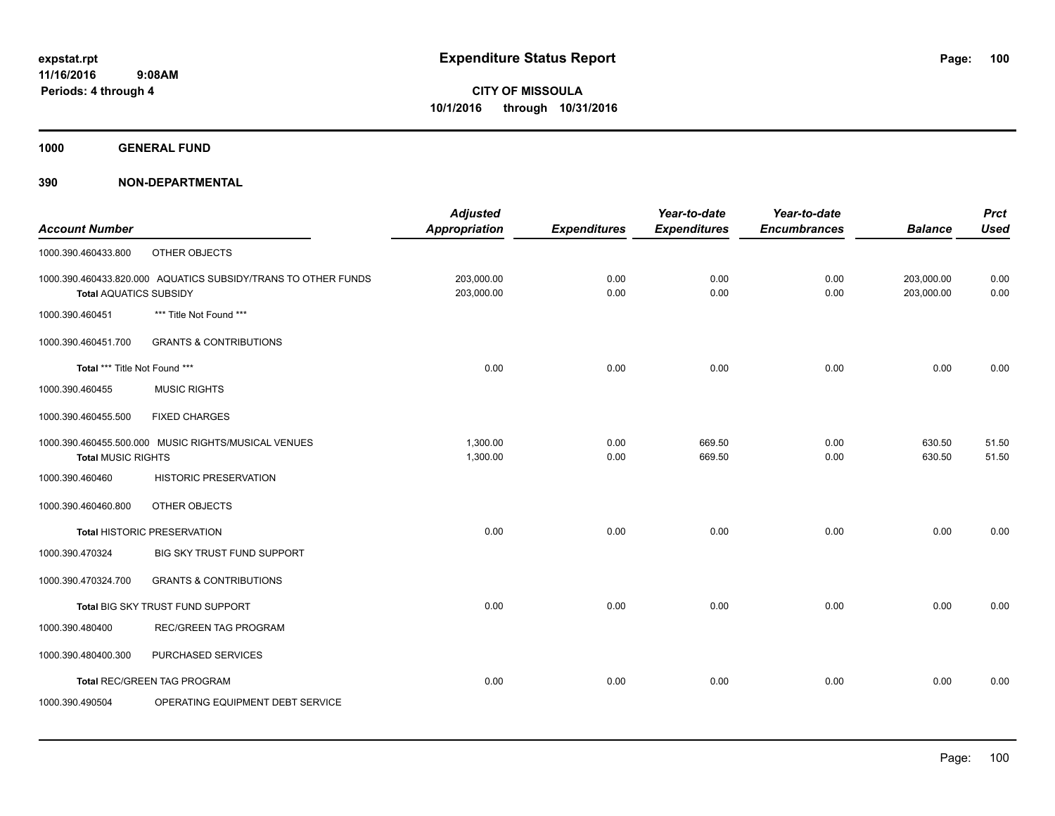# Expenditure Status Report

expstat.rpt
11/16/2016 9:08AM
Periods: 4 through 4

**CITY OF MISSOULA**
**10/1/2016 through 10/31/2016**

## 1000 GENERAL FUND

## 390 NON-DEPARTMENTAL

| Account Number | | Adjusted Appropriation | Expenditures | Year-to-date Expenditures | Year-to-date Encumbrances | Balance | Prct Used |
|---|---|---|---|---|---|---|---|
| 1000.390.460433.800 | OTHER OBJECTS | | | | | | |
| 1000.390.460433.820.000 | AQUATICS SUBSIDY/TRANS TO OTHER FUNDS | 203,000.00 | 0.00 | 0.00 | 0.00 | 203,000.00 | 0.00 |
| **Total** AQUATICS SUBSIDY | | 203,000.00 | 0.00 | 0.00 | 0.00 | 203,000.00 | 0.00 |
| 1000.390.460451 | *** Title Not Found *** | | | | | | |
| 1000.390.460451.700 | GRANTS & CONTRIBUTIONS | | | | | | |
| **Total** *** Title Not Found *** | | 0.00 | 0.00 | 0.00 | 0.00 | 0.00 | 0.00 |
| 1000.390.460455 | MUSIC RIGHTS | | | | | | |
| 1000.390.460455.500 | FIXED CHARGES | | | | | | |
| 1000.390.460455.500.000 | MUSIC RIGHTS/MUSICAL VENUES | 1,300.00 | 0.00 | 669.50 | 0.00 | 630.50 | 51.50 |
| **Total** MUSIC RIGHTS | | 1,300.00 | 0.00 | 669.50 | 0.00 | 630.50 | 51.50 |
| 1000.390.460460 | HISTORIC PRESERVATION | | | | | | |
| 1000.390.460460.800 | OTHER OBJECTS | | | | | | |
| **Total** HISTORIC PRESERVATION | | 0.00 | 0.00 | 0.00 | 0.00 | 0.00 | 0.00 |
| 1000.390.470324 | BIG SKY TRUST FUND SUPPORT | | | | | | |
| 1000.390.470324.700 | GRANTS & CONTRIBUTIONS | | | | | | |
| **Total** BIG SKY TRUST FUND SUPPORT | | 0.00 | 0.00 | 0.00 | 0.00 | 0.00 | 0.00 |
| 1000.390.480400 | REC/GREEN TAG PROGRAM | | | | | | |
| 1000.390.480400.300 | PURCHASED SERVICES | | | | | | |
| **Total** REC/GREEN TAG PROGRAM | | 0.00 | 0.00 | 0.00 | 0.00 | 0.00 | 0.00 |
| 1000.390.490504 | OPERATING EQUIPMENT DEBT SERVICE | | | | | | |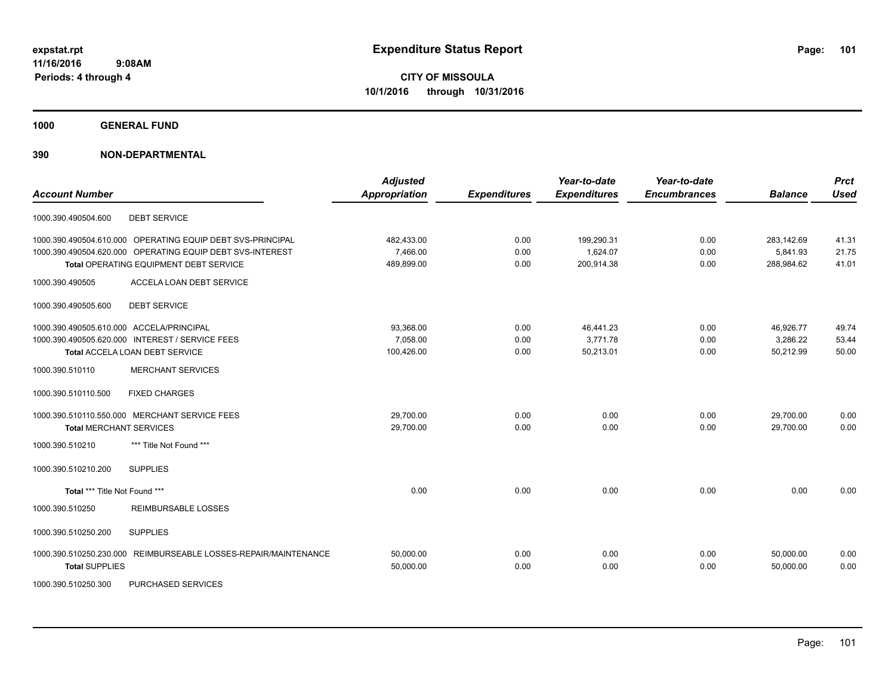**expstat.rpt**
**11/16/2016 9:08AM**
**Periods: 4 through 4**

# Expenditure Status Report

**CITY OF MISSOULA**
**10/1/2016 through 10/31/2016**

## 1000 GENERAL FUND

## 390 NON-DEPARTMENTAL

| Account Number | | Adjusted Appropriation | Expenditures | Year-to-date Expenditures | Year-to-date Encumbrances | Balance | Prct Used |
|---|---|---|---|---|---|---|---|
| 1000.390.490504.600 | DEBT SERVICE | | | | | | |
| 1000.390.490504.610.000 | OPERATING EQUIP DEBT SVS-PRINCIPAL | 482,433.00 | 0.00 | 199,290.31 | 0.00 | 283,142.69 | 41.31 |
| 1000.390.490504.620.000 | OPERATING EQUIP DEBT SVS-INTEREST | 7,466.00 | 0.00 | 1,624.07 | 0.00 | 5,841.93 | 21.75 |
| **Total** OPERATING EQUIPMENT DEBT SERVICE | | 489,899.00 | 0.00 | 200,914.38 | 0.00 | 288,984.62 | 41.01 |
| 1000.390.490505 | ACCELA LOAN DEBT SERVICE | | | | | | |
| 1000.390.490505.600 | DEBT SERVICE | | | | | | |
| 1000.390.490505.610.000 | ACCELA/PRINCIPAL | 93,368.00 | 0.00 | 46,441.23 | 0.00 | 46,926.77 | 49.74 |
| 1000.390.490505.620.000 | INTEREST / SERVICE FEES | 7,058.00 | 0.00 | 3,771.78 | 0.00 | 3,286.22 | 53.44 |
| **Total** ACCELA LOAN DEBT SERVICE | | 100,426.00 | 0.00 | 50,213.01 | 0.00 | 50,212.99 | 50.00 |
| 1000.390.510110 | MERCHANT SERVICES | | | | | | |
| 1000.390.510110.500 | FIXED CHARGES | | | | | | |
| 1000.390.510110.550.000 | MERCHANT SERVICE FEES | 29,700.00 | 0.00 | 0.00 | 0.00 | 29,700.00 | 0.00 |
| **Total** MERCHANT SERVICES | | 29,700.00 | 0.00 | 0.00 | 0.00 | 29,700.00 | 0.00 |
| 1000.390.510210 | *** Title Not Found *** | | | | | | |
| 1000.390.510210.200 | SUPPLIES | | | | | | |
| **Total** *** Title Not Found *** | | 0.00 | 0.00 | 0.00 | 0.00 | 0.00 | 0.00 |
| 1000.390.510250 | REIMBURSABLE LOSSES | | | | | | |
| 1000.390.510250.200 | SUPPLIES | | | | | | |
| 1000.390.510250.230.000 | REIMBURSEABLE LOSSES-REPAIR/MAINTENANCE | 50,000.00 | 0.00 | 0.00 | 0.00 | 50,000.00 | 0.00 |
| **Total** SUPPLIES | | 50,000.00 | 0.00 | 0.00 | 0.00 | 50,000.00 | 0.00 |
| 1000.390.510250.300 | PURCHASED SERVICES | | | | | | |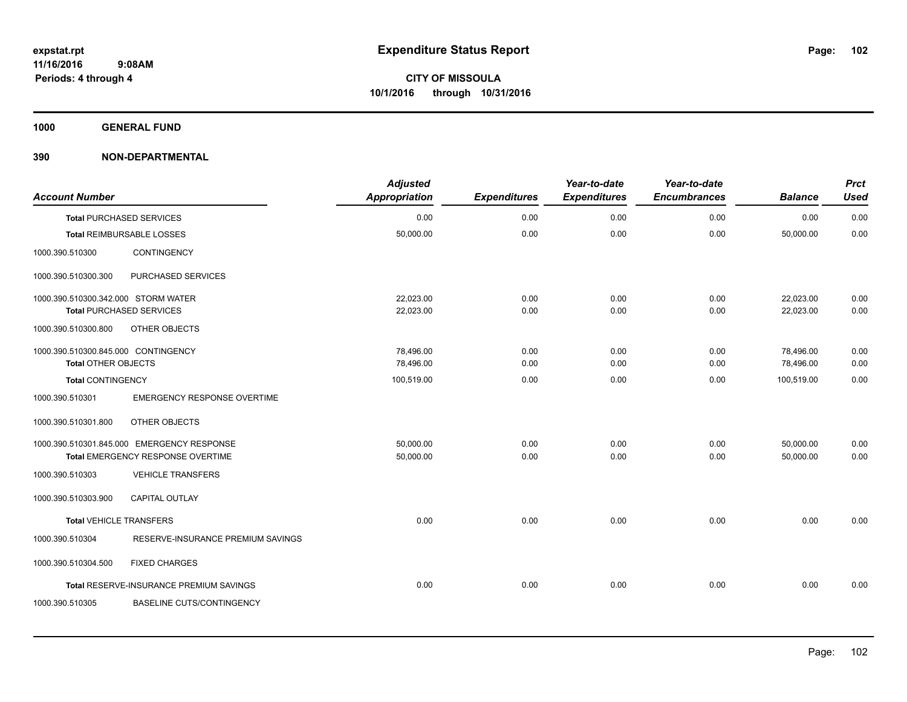# Expenditure Status Report

**CITY OF MISSOULA**
**10/1/2016 through 10/31/2016**

expstat.rpt
11/16/2016 9:08AM
Periods: 4 through 4

**1000 GENERAL FUND**

**390 NON-DEPARTMENTAL**

| Account Number | | Adjusted Appropriation | Expenditures | Year-to-date Expenditures | Year-to-date Encumbrances | Balance | Prct Used |
|---|---|---|---|---|---|---|---|
| **Total** PURCHASED SERVICES | | 0.00 | 0.00 | 0.00 | 0.00 | 0.00 | 0.00 |
| **Total** REIMBURSABLE LOSSES | | 50,000.00 | 0.00 | 0.00 | 0.00 | 50,000.00 | 0.00 |
| 1000.390.510300 | CONTINGENCY | | | | | | |
| 1000.390.510300.300 | PURCHASED SERVICES | | | | | | |
| 1000.390.510300.342.000 | STORM WATER | 22,023.00 | 0.00 | 0.00 | 0.00 | 22,023.00 | 0.00 |
| **Total** PURCHASED SERVICES | | 22,023.00 | 0.00 | 0.00 | 0.00 | 22,023.00 | 0.00 |
| 1000.390.510300.800 | OTHER OBJECTS | | | | | | |
| 1000.390.510300.845.000 | CONTINGENCY | 78,496.00 | 0.00 | 0.00 | 0.00 | 78,496.00 | 0.00 |
| **Total** OTHER OBJECTS | | 78,496.00 | 0.00 | 0.00 | 0.00 | 78,496.00 | 0.00 |
| **Total** CONTINGENCY | | 100,519.00 | 0.00 | 0.00 | 0.00 | 100,519.00 | 0.00 |
| 1000.390.510301 | EMERGENCY RESPONSE OVERTIME | | | | | | |
| 1000.390.510301.800 | OTHER OBJECTS | | | | | | |
| 1000.390.510301.845.000 | EMERGENCY RESPONSE | 50,000.00 | 0.00 | 0.00 | 0.00 | 50,000.00 | 0.00 |
| **Total** EMERGENCY RESPONSE OVERTIME | | 50,000.00 | 0.00 | 0.00 | 0.00 | 50,000.00 | 0.00 |
| 1000.390.510303 | VEHICLE TRANSFERS | | | | | | |
| 1000.390.510303.900 | CAPITAL OUTLAY | | | | | | |
| **Total** VEHICLE TRANSFERS | | 0.00 | 0.00 | 0.00 | 0.00 | 0.00 | 0.00 |
| 1000.390.510304 | RESERVE-INSURANCE PREMIUM SAVINGS | | | | | | |
| 1000.390.510304.500 | FIXED CHARGES | | | | | | |
| **Total** RESERVE-INSURANCE PREMIUM SAVINGS | | 0.00 | 0.00 | 0.00 | 0.00 | 0.00 | 0.00 |
| 1000.390.510305 | BASELINE CUTS/CONTINGENCY | | | | | | |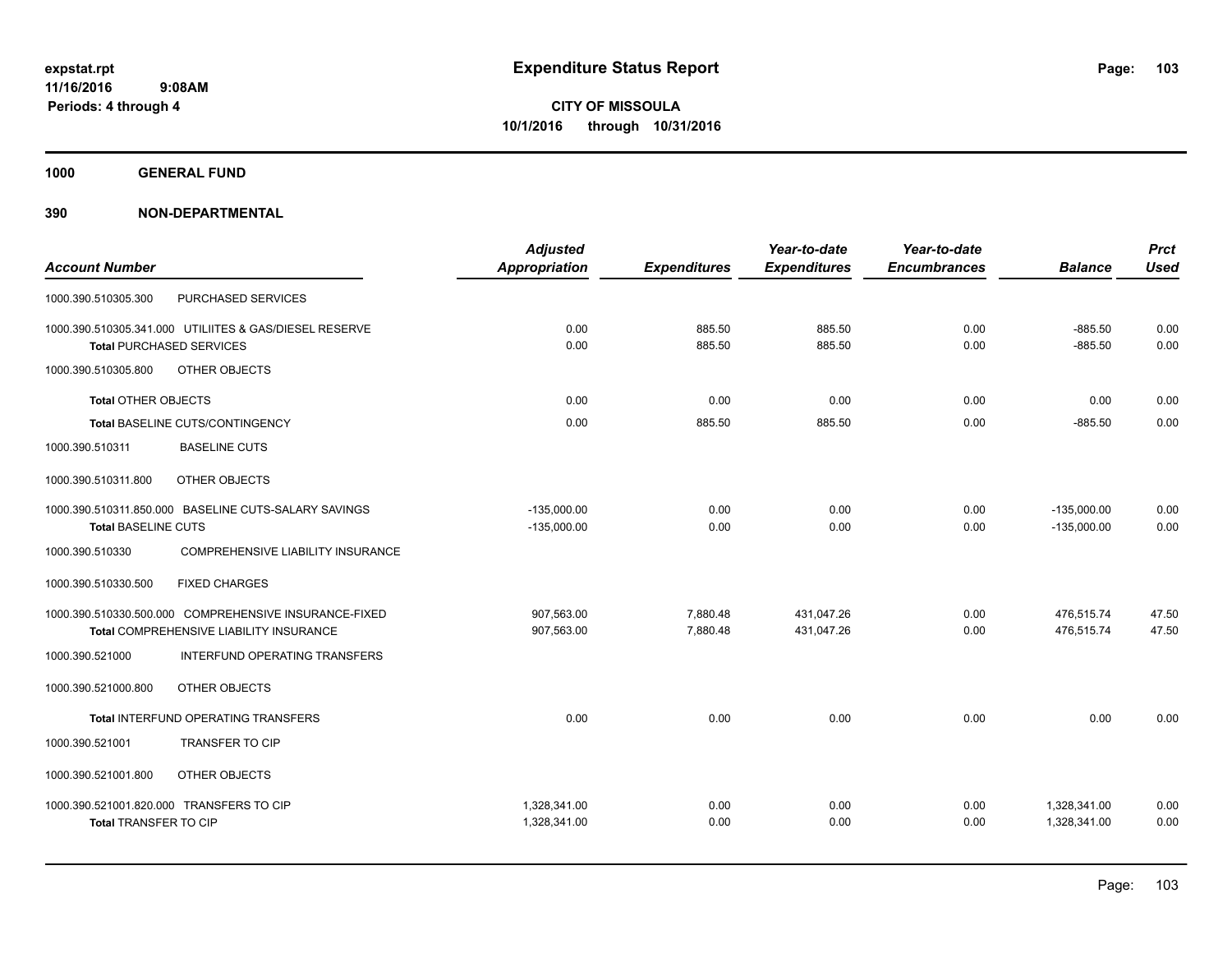**expstat.rpt**
**11/16/2016 9:08AM**
**Periods: 4 through 4**

# Expenditure Status Report

**CITY OF MISSOULA**
**10/1/2016 through 10/31/2016**

**1000 GENERAL FUND**

**390 NON-DEPARTMENTAL**

| Account Number | | Adjusted Appropriation | Expenditures | Year-to-date Expenditures | Year-to-date Encumbrances | Balance | Prct Used |
|---|---|---|---|---|---|---|---|
| 1000.390.510305.300 | PURCHASED SERVICES | | | | | | |
| 1000.390.510305.341.000 | UTILIITES & GAS/DIESEL RESERVE | 0.00 | 885.50 | 885.50 | 0.00 | -885.50 | 0.00 |
| **Total** PURCHASED SERVICES | | 0.00 | 885.50 | 885.50 | 0.00 | -885.50 | 0.00 |
| 1000.390.510305.800 | OTHER OBJECTS | | | | | | |
| **Total** OTHER OBJECTS | | 0.00 | 0.00 | 0.00 | 0.00 | 0.00 | 0.00 |
| **Total** BASELINE CUTS/CONTINGENCY | | 0.00 | 885.50 | 885.50 | 0.00 | -885.50 | 0.00 |
| 1000.390.510311 | BASELINE CUTS | | | | | | |
| 1000.390.510311.800 | OTHER OBJECTS | | | | | | |
| 1000.390.510311.850.000 | BASELINE CUTS-SALARY SAVINGS | -135,000.00 | 0.00 | 0.00 | 0.00 | -135,000.00 | 0.00 |
| **Total** BASELINE CUTS | | -135,000.00 | 0.00 | 0.00 | 0.00 | -135,000.00 | 0.00 |
| 1000.390.510330 | COMPREHENSIVE LIABILITY INSURANCE | | | | | | |
| 1000.390.510330.500 | FIXED CHARGES | | | | | | |
| 1000.390.510330.500.000 | COMPREHENSIVE INSURANCE-FIXED | 907,563.00 | 7,880.48 | 431,047.26 | 0.00 | 476,515.74 | 47.50 |
| **Total** COMPREHENSIVE LIABILITY INSURANCE | | 907,563.00 | 7,880.48 | 431,047.26 | 0.00 | 476,515.74 | 47.50 |
| 1000.390.521000 | INTERFUND OPERATING TRANSFERS | | | | | | |
| 1000.390.521000.800 | OTHER OBJECTS | | | | | | |
| **Total** INTERFUND OPERATING TRANSFERS | | 0.00 | 0.00 | 0.00 | 0.00 | 0.00 | 0.00 |
| 1000.390.521001 | TRANSFER TO CIP | | | | | | |
| 1000.390.521001.800 | OTHER OBJECTS | | | | | | |
| 1000.390.521001.820.000 | TRANSFERS TO CIP | 1,328,341.00 | 0.00 | 0.00 | 0.00 | 1,328,341.00 | 0.00 |
| **Total** TRANSFER TO CIP | | 1,328,341.00 | 0.00 | 0.00 | 0.00 | 1,328,341.00 | 0.00 |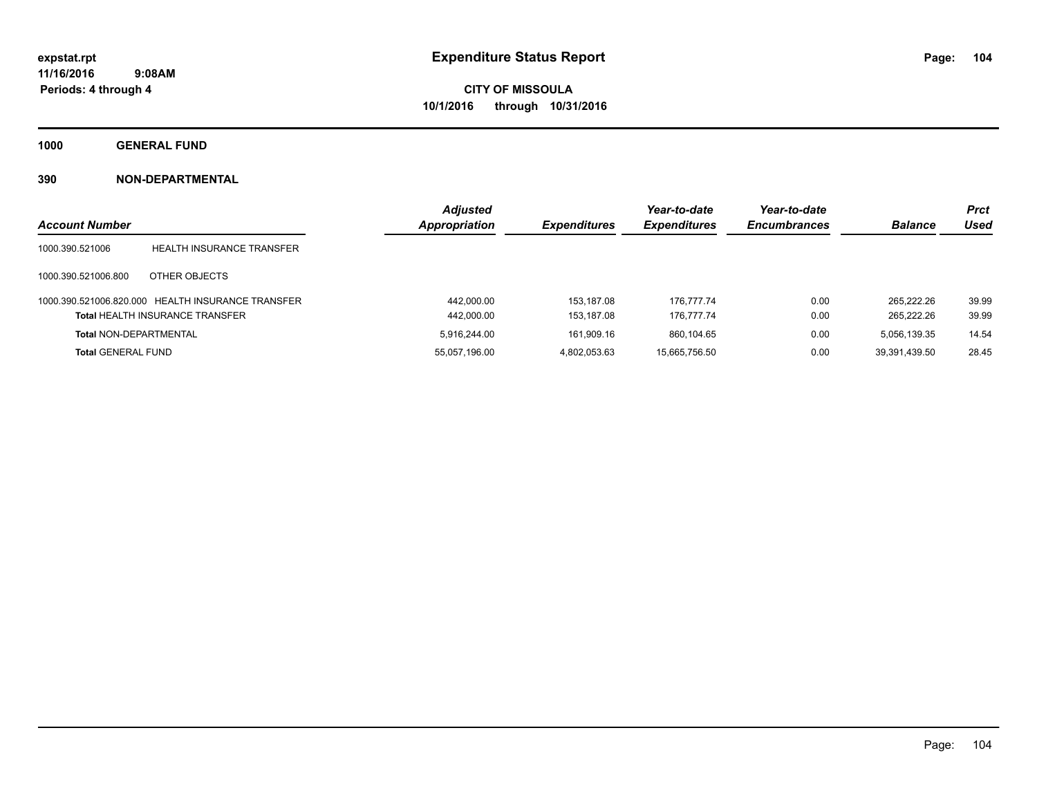# Expenditure Status Report

expstat.rpt
11/16/2016 9:08AM
Periods: 4 through 4

**CITY OF MISSOULA**
**10/1/2016 through 10/31/2016**

## 1000 GENERAL FUND

### 390 NON-DEPARTMENTAL

| Account Number | | Adjusted Appropriation | Expenditures | Year-to-date Expenditures | Year-to-date Encumbrances | Balance | Prct Used |
|---|---|---|---|---|---|---|---|
| 1000.390.521006 | HEALTH INSURANCE TRANSFER | | | | | | |
| 1000.390.521006.800 | OTHER OBJECTS | | | | | | |
| 1000.390.521006.820.000 | HEALTH INSURANCE TRANSFER | 442,000.00 | 153,187.08 | 176,777.74 | 0.00 | 265,222.26 | 39.99 |
| **Total** HEALTH INSURANCE TRANSFER | | 442,000.00 | 153,187.08 | 176,777.74 | 0.00 | 265,222.26 | 39.99 |
| **Total** NON-DEPARTMENTAL | | 5,916,244.00 | 161,909.16 | 860,104.65 | 0.00 | 5,056,139.35 | 14.54 |
| **Total** GENERAL FUND | | 55,057,196.00 | 4,802,053.63 | 15,665,756.50 | 0.00 | 39,391,439.50 | 28.45 |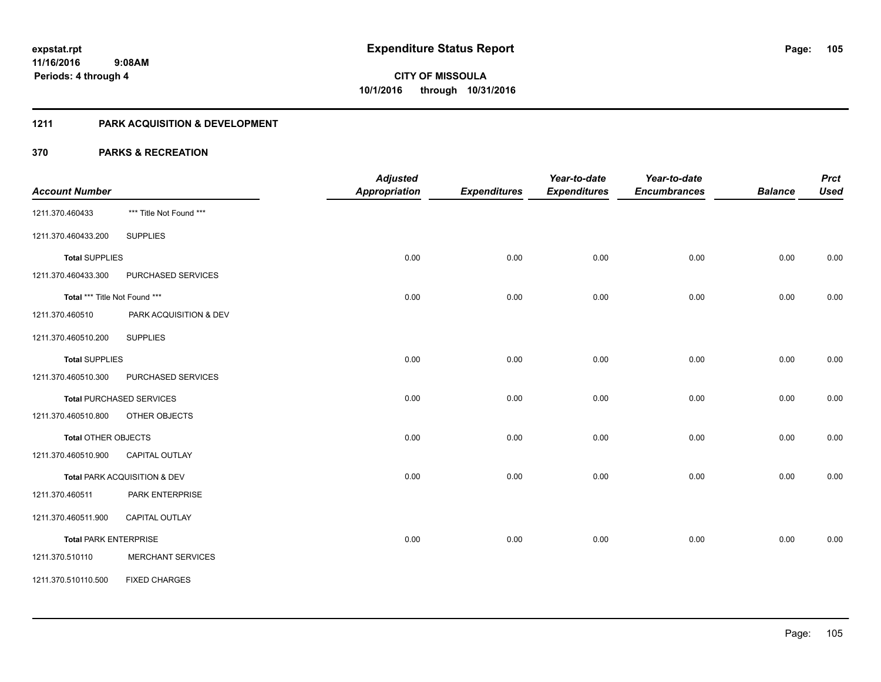# Expenditure Status Report

expstat.rpt
11/16/2016 9:08AM
Periods: 4 through 4

**CITY OF MISSOULA**
**10/1/2016 through 10/31/2016**

## 1211 PARK ACQUISITION & DEVELOPMENT

### 370 PARKS & RECREATION

| Account Number | | Adjusted Appropriation | Expenditures | Year-to-date Expenditures | Year-to-date Encumbrances | Balance | Prct Used |
|---|---|---|---|---|---|---|---|
| 1211.370.460433 | *** Title Not Found *** | | | | | | |
| 1211.370.460433.200 | SUPPLIES | | | | | | |
| **Total** SUPPLIES | | 0.00 | 0.00 | 0.00 | 0.00 | 0.00 | 0.00 |
| 1211.370.460433.300 | PURCHASED SERVICES | | | | | | |
| **Total** *** Title Not Found *** | | 0.00 | 0.00 | 0.00 | 0.00 | 0.00 | 0.00 |
| 1211.370.460510 | PARK ACQUISITION & DEV | | | | | | |
| 1211.370.460510.200 | SUPPLIES | | | | | | |
| **Total** SUPPLIES | | 0.00 | 0.00 | 0.00 | 0.00 | 0.00 | 0.00 |
| 1211.370.460510.300 | PURCHASED SERVICES | | | | | | |
| **Total** PURCHASED SERVICES | | 0.00 | 0.00 | 0.00 | 0.00 | 0.00 | 0.00 |
| 1211.370.460510.800 | OTHER OBJECTS | | | | | | |
| **Total** OTHER OBJECTS | | 0.00 | 0.00 | 0.00 | 0.00 | 0.00 | 0.00 |
| 1211.370.460510.900 | CAPITAL OUTLAY | | | | | | |
| **Total** PARK ACQUISITION & DEV | | 0.00 | 0.00 | 0.00 | 0.00 | 0.00 | 0.00 |
| 1211.370.460511 | PARK ENTERPRISE | | | | | | |
| 1211.370.460511.900 | CAPITAL OUTLAY | | | | | | |
| **Total** PARK ENTERPRISE | | 0.00 | 0.00 | 0.00 | 0.00 | 0.00 | 0.00 |
| 1211.370.510110 | MERCHANT SERVICES | | | | | | |
| 1211.370.510110.500 | FIXED CHARGES | | | | | | |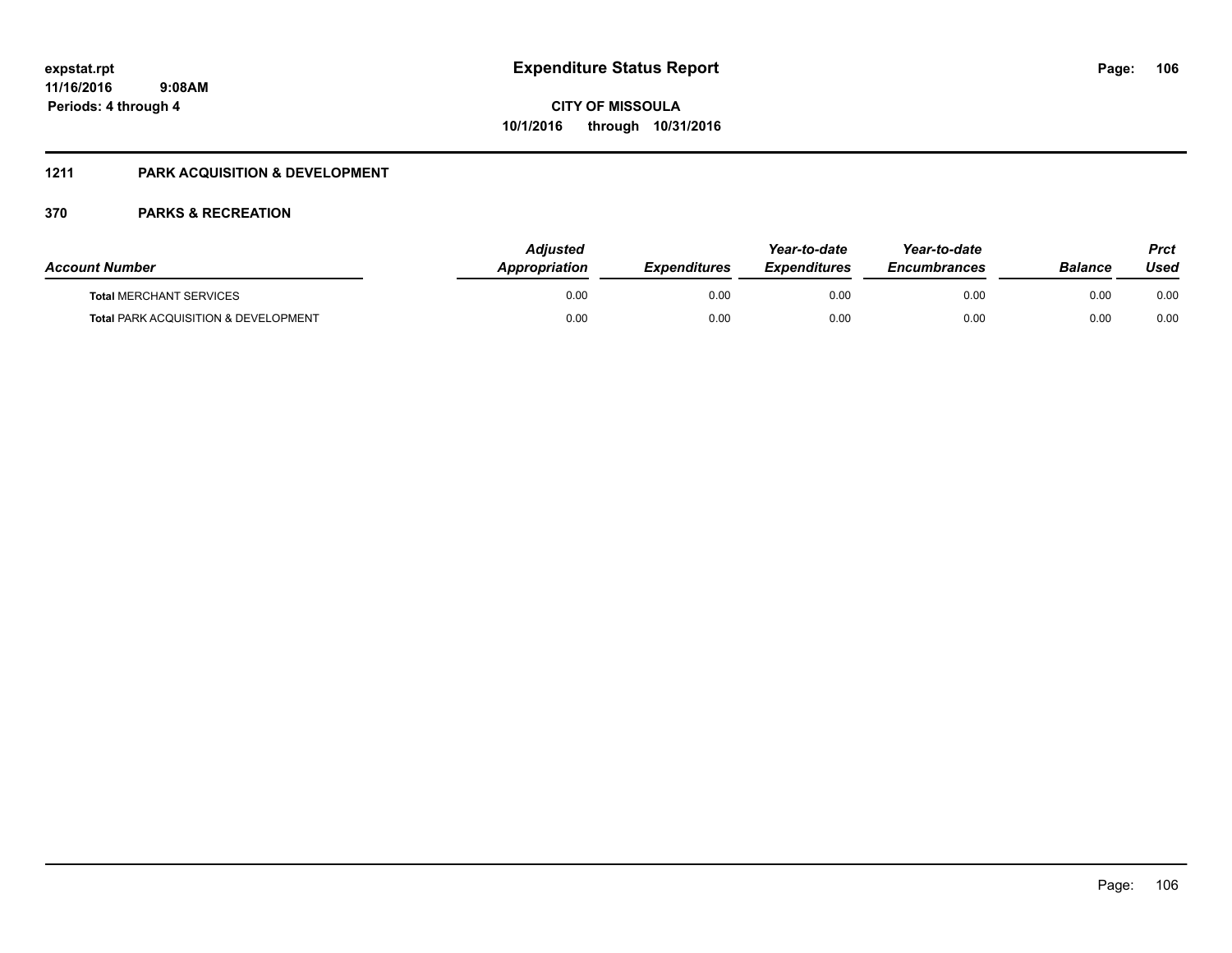**expstat.rpt**
**11/16/2016 9:08AM**
**Periods: 4 through 4**

# Expenditure Status Report

**CITY OF MISSOULA**
**10/1/2016 through 10/31/2016**

## 1211 PARK ACQUISITION & DEVELOPMENT

## 370 PARKS & RECREATION

| Account Number | Adjusted Appropriation | Expenditures | Year-to-date Expenditures | Year-to-date Encumbrances | Balance | Prct Used |
|---|---|---|---|---|---|---|
| **Total** MERCHANT SERVICES | 0.00 | 0.00 | 0.00 | 0.00 | 0.00 | 0.00 |
| **Total** PARK ACQUISITION & DEVELOPMENT | 0.00 | 0.00 | 0.00 | 0.00 | 0.00 | 0.00 |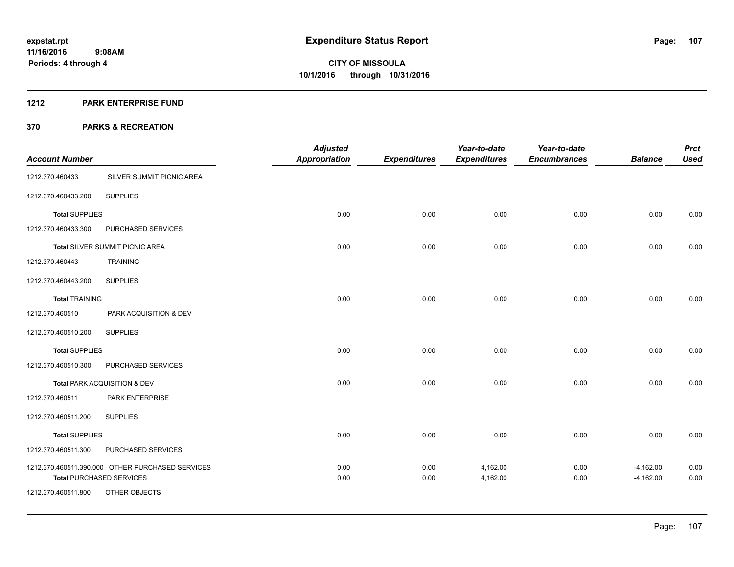expstat.rpt
11/16/2016 9:08AM
Periods: 4 through 4

# Expenditure Status Report

**CITY OF MISSOULA**
**10/1/2016 through 10/31/2016**

## 1212 PARK ENTERPRISE FUND

## 370 PARKS & RECREATION

| Account Number | | Adjusted Appropriation | Expenditures | Year-to-date Expenditures | Year-to-date Encumbrances | Balance | Prct Used |
|---|---|---|---|---|---|---|---|
| 1212.370.460433 | SILVER SUMMIT PICNIC AREA | | | | | | |
| 1212.370.460433.200 | SUPPLIES | | | | | | |
| **Total** SUPPLIES | | 0.00 | 0.00 | 0.00 | 0.00 | 0.00 | 0.00 |
| 1212.370.460433.300 | PURCHASED SERVICES | | | | | | |
| **Total** SILVER SUMMIT PICNIC AREA | | 0.00 | 0.00 | 0.00 | 0.00 | 0.00 | 0.00 |
| 1212.370.460443 | TRAINING | | | | | | |
| 1212.370.460443.200 | SUPPLIES | | | | | | |
| **Total** TRAINING | | 0.00 | 0.00 | 0.00 | 0.00 | 0.00 | 0.00 |
| 1212.370.460510 | PARK ACQUISITION & DEV | | | | | | |
| 1212.370.460510.200 | SUPPLIES | | | | | | |
| **Total** SUPPLIES | | 0.00 | 0.00 | 0.00 | 0.00 | 0.00 | 0.00 |
| 1212.370.460510.300 | PURCHASED SERVICES | | | | | | |
| **Total** PARK ACQUISITION & DEV | | 0.00 | 0.00 | 0.00 | 0.00 | 0.00 | 0.00 |
| 1212.370.460511 | PARK ENTERPRISE | | | | | | |
| 1212.370.460511.200 | SUPPLIES | | | | | | |
| **Total** SUPPLIES | | 0.00 | 0.00 | 0.00 | 0.00 | 0.00 | 0.00 |
| 1212.370.460511.300 | PURCHASED SERVICES | | | | | | |
| 1212.370.460511.390.000 | OTHER PURCHASED SERVICES | 0.00 | 0.00 | 4,162.00 | 0.00 | -4,162.00 | 0.00 |
| **Total** PURCHASED SERVICES | | 0.00 | 0.00 | 4,162.00 | 0.00 | -4,162.00 | 0.00 |
| 1212.370.460511.800 | OTHER OBJECTS | | | | | | |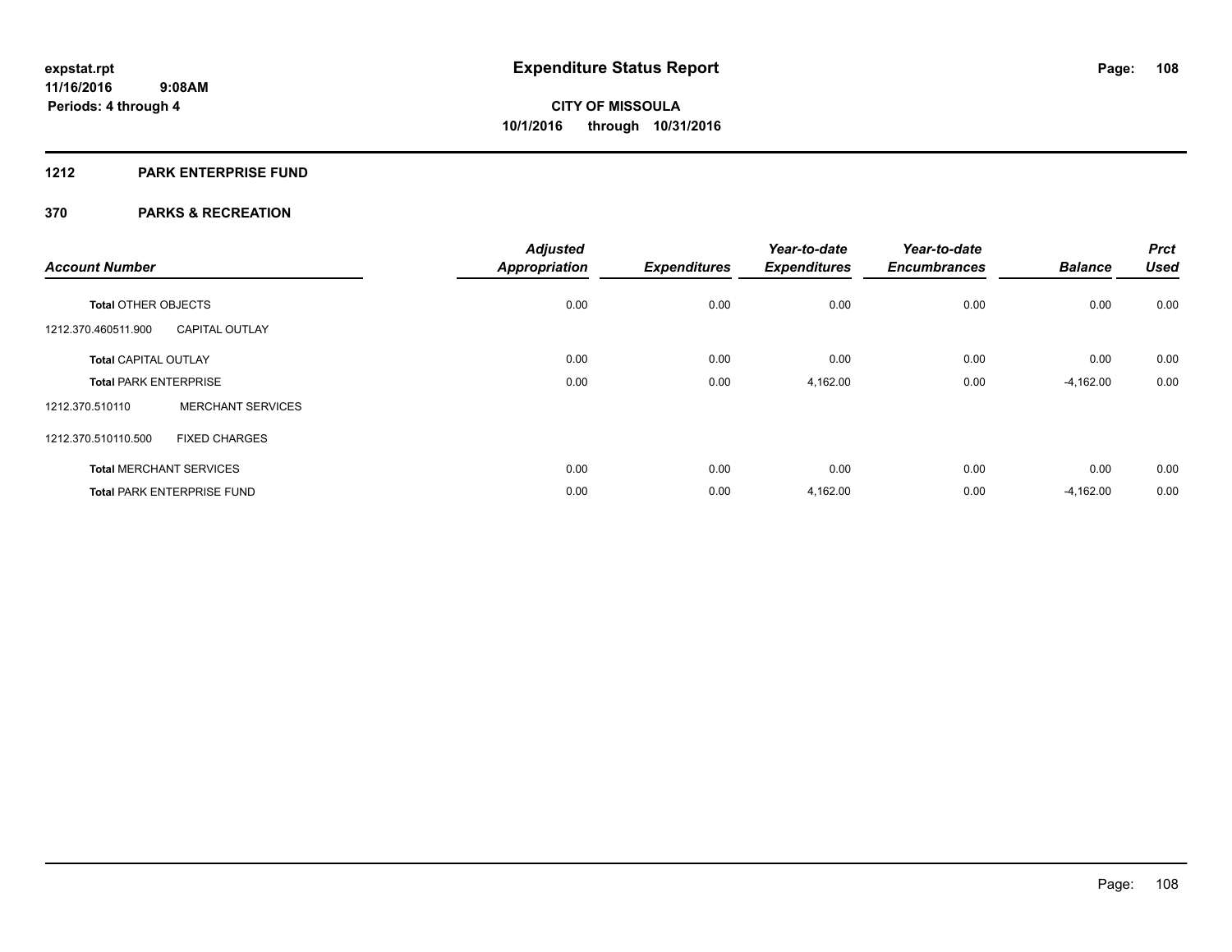**expstat.rpt**
**11/16/2016 9:08AM**
**Periods: 4 through 4**

# Expenditure Status Report

**CITY OF MISSOULA**
**10/1/2016 through 10/31/2016**

## 1212 PARK ENTERPRISE FUND

## 370 PARKS & RECREATION

| Account Number | | Adjusted Appropriation | Expenditures | Year-to-date Expenditures | Year-to-date Encumbrances | Balance | Prct Used |
|---|---|---|---|---|---|---|---|
| **Total** OTHER OBJECTS | | 0.00 | 0.00 | 0.00 | 0.00 | 0.00 | 0.00 |
| 1212.370.460511.900 | CAPITAL OUTLAY | | | | | | |
| **Total** CAPITAL OUTLAY | | 0.00 | 0.00 | 0.00 | 0.00 | 0.00 | 0.00 |
| **Total** PARK ENTERPRISE | | 0.00 | 0.00 | 4,162.00 | 0.00 | -4,162.00 | 0.00 |
| 1212.370.510110 | MERCHANT SERVICES | | | | | | |
| 1212.370.510110.500 | FIXED CHARGES | | | | | | |
| **Total** MERCHANT SERVICES | | 0.00 | 0.00 | 0.00 | 0.00 | 0.00 | 0.00 |
| **Total** PARK ENTERPRISE FUND | | 0.00 | 0.00 | 4,162.00 | 0.00 | -4,162.00 | 0.00 |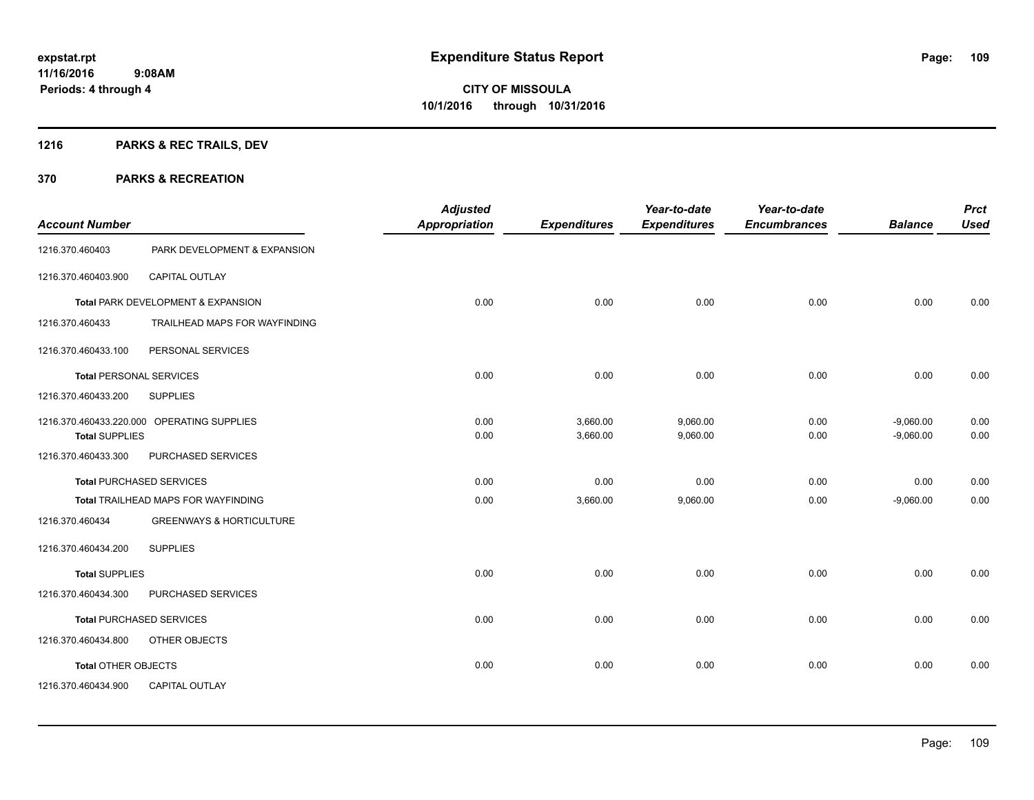# Expenditure Status Report

expstat.rpt
11/16/2016 9:08AM
Periods: 4 through 4

**CITY OF MISSOULA**
**10/1/2016 through 10/31/2016**

## 1216 PARKS & REC TRAILS, DEV

## 370 PARKS & RECREATION

| Account Number | | Adjusted Appropriation | Expenditures | Year-to-date Expenditures | Year-to-date Encumbrances | Balance | Prct Used |
|---|---|---|---|---|---|---|---|
| 1216.370.460403 | PARK DEVELOPMENT & EXPANSION | | | | | | |
| 1216.370.460403.900 | CAPITAL OUTLAY | | | | | | |
| **Total** PARK DEVELOPMENT & EXPANSION | | 0.00 | 0.00 | 0.00 | 0.00 | 0.00 | 0.00 |
| 1216.370.460433 | TRAILHEAD MAPS FOR WAYFINDING | | | | | | |
| 1216.370.460433.100 | PERSONAL SERVICES | | | | | | |
| **Total** PERSONAL SERVICES | | 0.00 | 0.00 | 0.00 | 0.00 | 0.00 | 0.00 |
| 1216.370.460433.200 | SUPPLIES | | | | | | |
| 1216.370.460433.220.000 | OPERATING SUPPLIES | 0.00 | 3,660.00 | 9,060.00 | 0.00 | -9,060.00 | 0.00 |
| **Total** SUPPLIES | | 0.00 | 3,660.00 | 9,060.00 | 0.00 | -9,060.00 | 0.00 |
| 1216.370.460433.300 | PURCHASED SERVICES | | | | | | |
| **Total** PURCHASED SERVICES | | 0.00 | 0.00 | 0.00 | 0.00 | 0.00 | 0.00 |
| **Total** TRAILHEAD MAPS FOR WAYFINDING | | 0.00 | 3,660.00 | 9,060.00 | 0.00 | -9,060.00 | 0.00 |
| 1216.370.460434 | GREENWAYS & HORTICULTURE | | | | | | |
| 1216.370.460434.200 | SUPPLIES | | | | | | |
| **Total** SUPPLIES | | 0.00 | 0.00 | 0.00 | 0.00 | 0.00 | 0.00 |
| 1216.370.460434.300 | PURCHASED SERVICES | | | | | | |
| **Total** PURCHASED SERVICES | | 0.00 | 0.00 | 0.00 | 0.00 | 0.00 | 0.00 |
| 1216.370.460434.800 | OTHER OBJECTS | | | | | | |
| **Total** OTHER OBJECTS | | 0.00 | 0.00 | 0.00 | 0.00 | 0.00 | 0.00 |
| 1216.370.460434.900 | CAPITAL OUTLAY | | | | | | |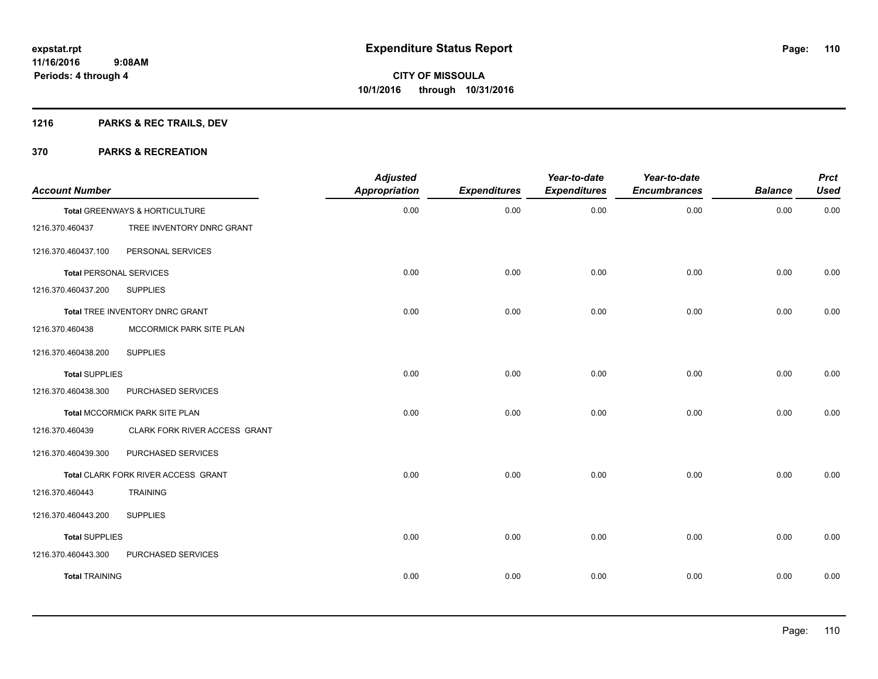# Expenditure Status Report

expstat.rpt
11/16/2016 9:08AM
Periods: 4 through 4

**CITY OF MISSOULA**
**10/1/2016 through 10/31/2016**

## 1216 PARKS & REC TRAILS, DEV

## 370 PARKS & RECREATION

| Account Number | | Adjusted Appropriation | Expenditures | Year-to-date Expenditures | Year-to-date Encumbrances | Balance | Prct Used |
|---|---|---|---|---|---|---|---|
| **Total GREENWAYS & HORTICULTURE** | | 0.00 | 0.00 | 0.00 | 0.00 | 0.00 | 0.00 |
| 1216.370.460437 | TREE INVENTORY DNRC GRANT | | | | | | |
| 1216.370.460437.100 | PERSONAL SERVICES | | | | | | |
| **Total PERSONAL SERVICES** | | 0.00 | 0.00 | 0.00 | 0.00 | 0.00 | 0.00 |
| 1216.370.460437.200 | SUPPLIES | | | | | | |
| **Total TREE INVENTORY DNRC GRANT** | | 0.00 | 0.00 | 0.00 | 0.00 | 0.00 | 0.00 |
| 1216.370.460438 | MCCORMICK PARK SITE PLAN | | | | | | |
| 1216.370.460438.200 | SUPPLIES | | | | | | |
| **Total SUPPLIES** | | 0.00 | 0.00 | 0.00 | 0.00 | 0.00 | 0.00 |
| 1216.370.460438.300 | PURCHASED SERVICES | | | | | | |
| **Total MCCORMICK PARK SITE PLAN** | | 0.00 | 0.00 | 0.00 | 0.00 | 0.00 | 0.00 |
| 1216.370.460439 | CLARK FORK RIVER ACCESS GRANT | | | | | | |
| 1216.370.460439.300 | PURCHASED SERVICES | | | | | | |
| **Total CLARK FORK RIVER ACCESS GRANT** | | 0.00 | 0.00 | 0.00 | 0.00 | 0.00 | 0.00 |
| 1216.370.460443 | TRAINING | | | | | | |
| 1216.370.460443.200 | SUPPLIES | | | | | | |
| **Total SUPPLIES** | | 0.00 | 0.00 | 0.00 | 0.00 | 0.00 | 0.00 |
| 1216.370.460443.300 | PURCHASED SERVICES | | | | | | |
| **Total TRAINING** | | 0.00 | 0.00 | 0.00 | 0.00 | 0.00 | 0.00 |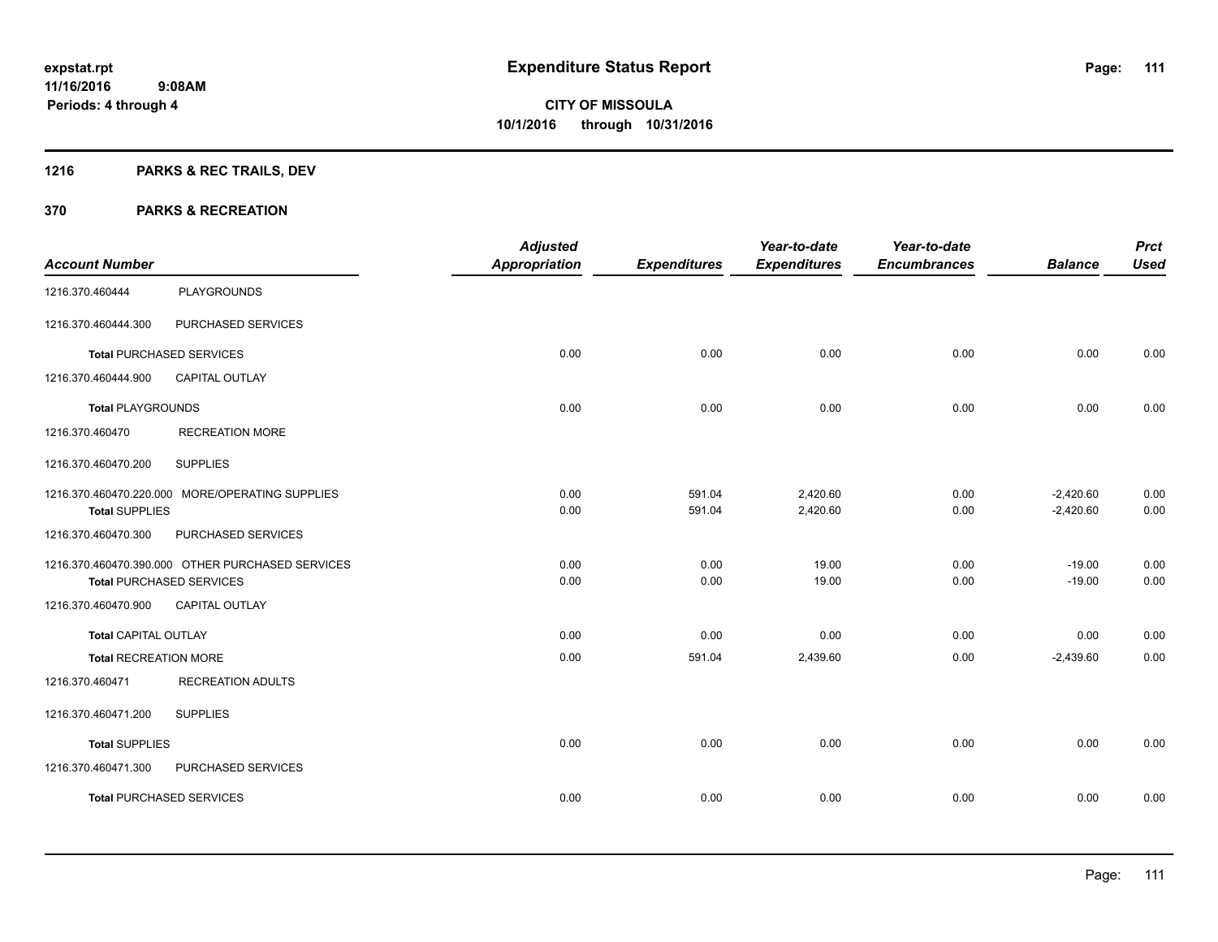# Expenditure Status Report

expstat.rpt
11/16/2016 9:08AM
Periods: 4 through 4

**CITY OF MISSOULA**
**10/1/2016 through 10/31/2016**

## 1216 PARKS & REC TRAILS, DEV

### 370 PARKS & RECREATION

| Account Number | | Adjusted Appropriation | Expenditures | Year-to-date Expenditures | Year-to-date Encumbrances | Balance | Prct Used |
|---|---|---|---|---|---|---|---|
| 1216.370.460444 | PLAYGROUNDS | | | | | | |
| 1216.370.460444.300 | PURCHASED SERVICES | | | | | | |
| **Total** PURCHASED SERVICES | | 0.00 | 0.00 | 0.00 | 0.00 | 0.00 | 0.00 |
| 1216.370.460444.900 | CAPITAL OUTLAY | | | | | | |
| **Total** PLAYGROUNDS | | 0.00 | 0.00 | 0.00 | 0.00 | 0.00 | 0.00 |
| 1216.370.460470 | RECREATION MORE | | | | | | |
| 1216.370.460470.200 | SUPPLIES | | | | | | |
| 1216.370.460470.220.000 | MORE/OPERATING SUPPLIES | 0.00 | 591.04 | 2,420.60 | 0.00 | -2,420.60 | 0.00 |
| **Total** SUPPLIES | | 0.00 | 591.04 | 2,420.60 | 0.00 | -2,420.60 | 0.00 |
| 1216.370.460470.300 | PURCHASED SERVICES | | | | | | |
| 1216.370.460470.390.000 | OTHER PURCHASED SERVICES | 0.00 | 0.00 | 19.00 | 0.00 | -19.00 | 0.00 |
| **Total** PURCHASED SERVICES | | 0.00 | 0.00 | 19.00 | 0.00 | -19.00 | 0.00 |
| 1216.370.460470.900 | CAPITAL OUTLAY | | | | | | |
| **Total** CAPITAL OUTLAY | | 0.00 | 0.00 | 0.00 | 0.00 | 0.00 | 0.00 |
| **Total** RECREATION MORE | | 0.00 | 591.04 | 2,439.60 | 0.00 | -2,439.60 | 0.00 |
| 1216.370.460471 | RECREATION ADULTS | | | | | | |
| 1216.370.460471.200 | SUPPLIES | | | | | | |
| **Total** SUPPLIES | | 0.00 | 0.00 | 0.00 | 0.00 | 0.00 | 0.00 |
| 1216.370.460471.300 | PURCHASED SERVICES | | | | | | |
| **Total** PURCHASED SERVICES | | 0.00 | 0.00 | 0.00 | 0.00 | 0.00 | 0.00 |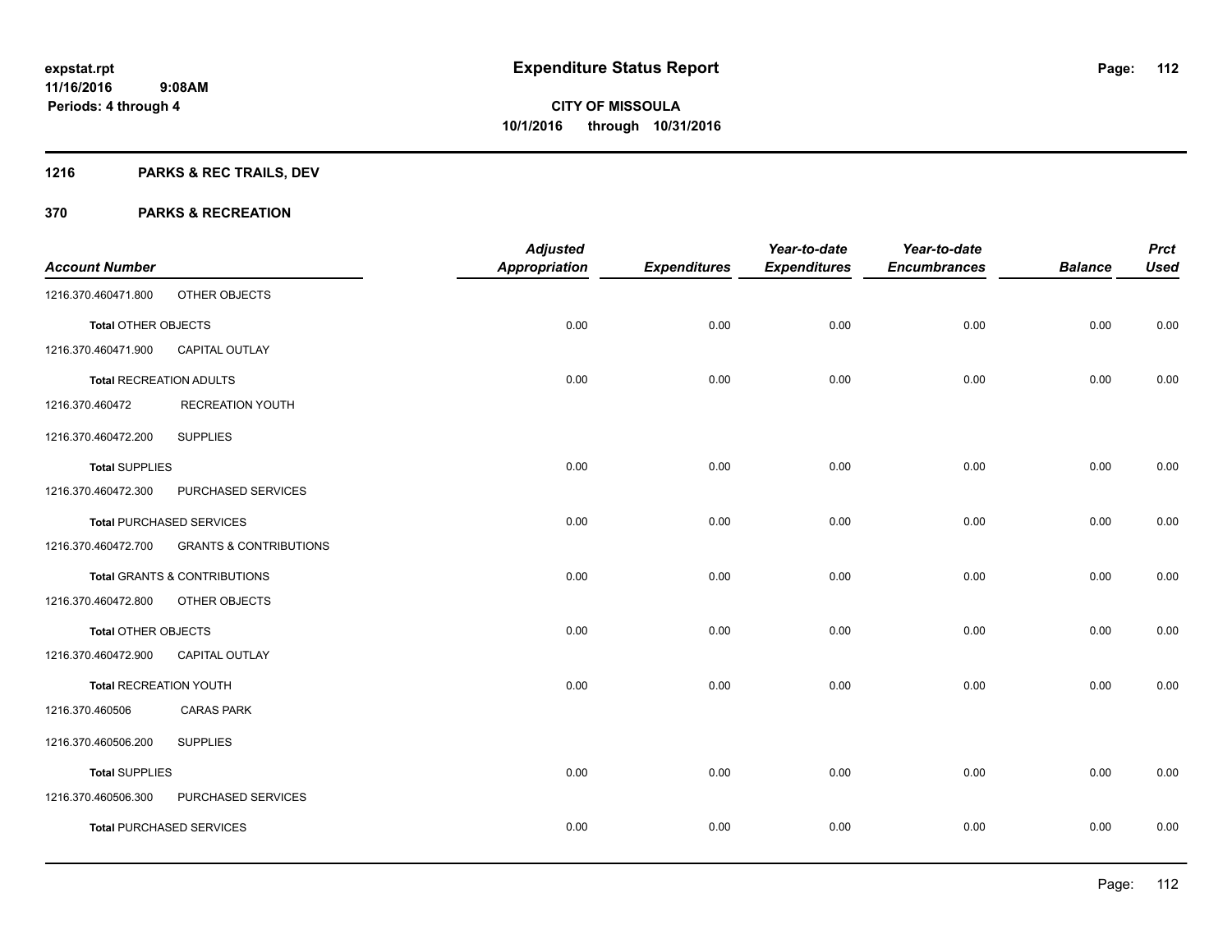# Expenditure Status Report

**CITY OF MISSOULA**
**10/1/2016 through 10/31/2016**

expstat.rpt
11/16/2016 9:08AM
Periods: 4 through 4

## 1216 PARKS & REC TRAILS, DEV

### 370 PARKS & RECREATION

| Account Number | | Adjusted Appropriation | Expenditures | Year-to-date Expenditures | Year-to-date Encumbrances | Balance | Prct Used |
|---|---|---|---|---|---|---|---|
| 1216.370.460471.800 | OTHER OBJECTS | | | | | | |
| **Total** OTHER OBJECTS | | 0.00 | 0.00 | 0.00 | 0.00 | 0.00 | 0.00 |
| 1216.370.460471.900 | CAPITAL OUTLAY | | | | | | |
| **Total** RECREATION ADULTS | | 0.00 | 0.00 | 0.00 | 0.00 | 0.00 | 0.00 |
| 1216.370.460472 | RECREATION YOUTH | | | | | | |
| 1216.370.460472.200 | SUPPLIES | | | | | | |
| **Total** SUPPLIES | | 0.00 | 0.00 | 0.00 | 0.00 | 0.00 | 0.00 |
| 1216.370.460472.300 | PURCHASED SERVICES | | | | | | |
| **Total** PURCHASED SERVICES | | 0.00 | 0.00 | 0.00 | 0.00 | 0.00 | 0.00 |
| 1216.370.460472.700 | GRANTS & CONTRIBUTIONS | | | | | | |
| **Total** GRANTS & CONTRIBUTIONS | | 0.00 | 0.00 | 0.00 | 0.00 | 0.00 | 0.00 |
| 1216.370.460472.800 | OTHER OBJECTS | | | | | | |
| **Total** OTHER OBJECTS | | 0.00 | 0.00 | 0.00 | 0.00 | 0.00 | 0.00 |
| 1216.370.460472.900 | CAPITAL OUTLAY | | | | | | |
| **Total** RECREATION YOUTH | | 0.00 | 0.00 | 0.00 | 0.00 | 0.00 | 0.00 |
| 1216.370.460506 | CARAS PARK | | | | | | |
| 1216.370.460506.200 | SUPPLIES | | | | | | |
| **Total** SUPPLIES | | 0.00 | 0.00 | 0.00 | 0.00 | 0.00 | 0.00 |
| 1216.370.460506.300 | PURCHASED SERVICES | | | | | | |
| **Total** PURCHASED SERVICES | | 0.00 | 0.00 | 0.00 | 0.00 | 0.00 | 0.00 |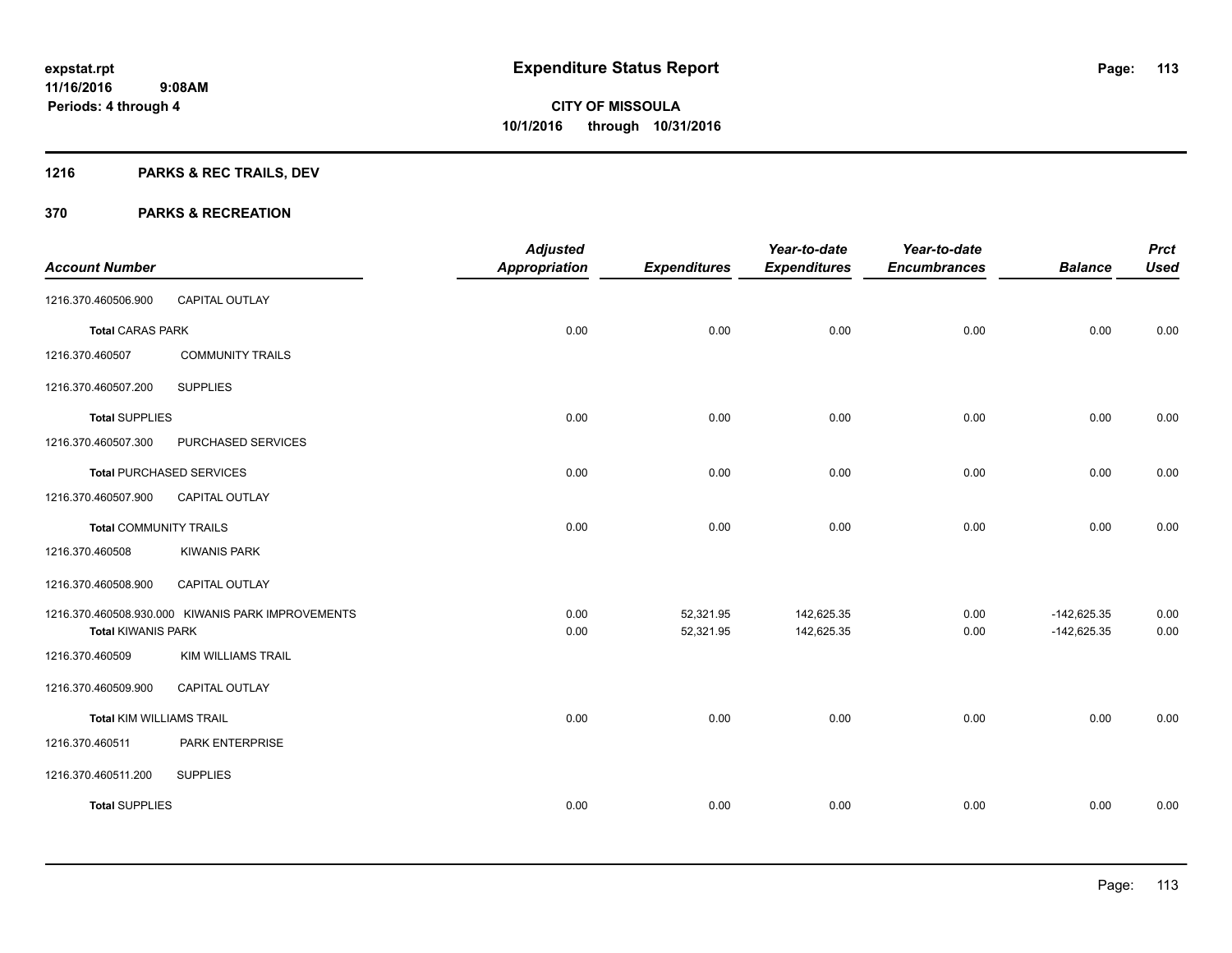**Expenditure Status Report**

**CITY OF MISSOULA**
**10/1/2016 through 10/31/2016**

expstat.rpt
11/16/2016 9:08AM
Periods: 4 through 4

## 1216 PARKS & REC TRAILS, DEV

## 370 PARKS & RECREATION

| Account Number | | Adjusted Appropriation | Expenditures | Year-to-date Expenditures | Year-to-date Encumbrances | Balance | Prct Used |
|---|---|---|---|---|---|---|---|
| 1216.370.460506.900 | CAPITAL OUTLAY | | | | | | |
| **Total** CARAS PARK | | 0.00 | 0.00 | 0.00 | 0.00 | 0.00 | 0.00 |
| 1216.370.460507 | COMMUNITY TRAILS | | | | | | |
| 1216.370.460507.200 | SUPPLIES | | | | | | |
| **Total** SUPPLIES | | 0.00 | 0.00 | 0.00 | 0.00 | 0.00 | 0.00 |
| 1216.370.460507.300 | PURCHASED SERVICES | | | | | | |
| **Total** PURCHASED SERVICES | | 0.00 | 0.00 | 0.00 | 0.00 | 0.00 | 0.00 |
| 1216.370.460507.900 | CAPITAL OUTLAY | | | | | | |
| **Total** COMMUNITY TRAILS | | 0.00 | 0.00 | 0.00 | 0.00 | 0.00 | 0.00 |
| 1216.370.460508 | KIWANIS PARK | | | | | | |
| 1216.370.460508.900 | CAPITAL OUTLAY | | | | | | |
| 1216.370.460508.930.000 | KIWANIS PARK IMPROVEMENTS | 0.00 | 52,321.95 | 142,625.35 | 0.00 | -142,625.35 | 0.00 |
| **Total** KIWANIS PARK | | 0.00 | 52,321.95 | 142,625.35 | 0.00 | -142,625.35 | 0.00 |
| 1216.370.460509 | KIM WILLIAMS TRAIL | | | | | | |
| 1216.370.460509.900 | CAPITAL OUTLAY | | | | | | |
| **Total** KIM WILLIAMS TRAIL | | 0.00 | 0.00 | 0.00 | 0.00 | 0.00 | 0.00 |
| 1216.370.460511 | PARK ENTERPRISE | | | | | | |
| 1216.370.460511.200 | SUPPLIES | | | | | | |
| **Total** SUPPLIES | | 0.00 | 0.00 | 0.00 | 0.00 | 0.00 | 0.00 |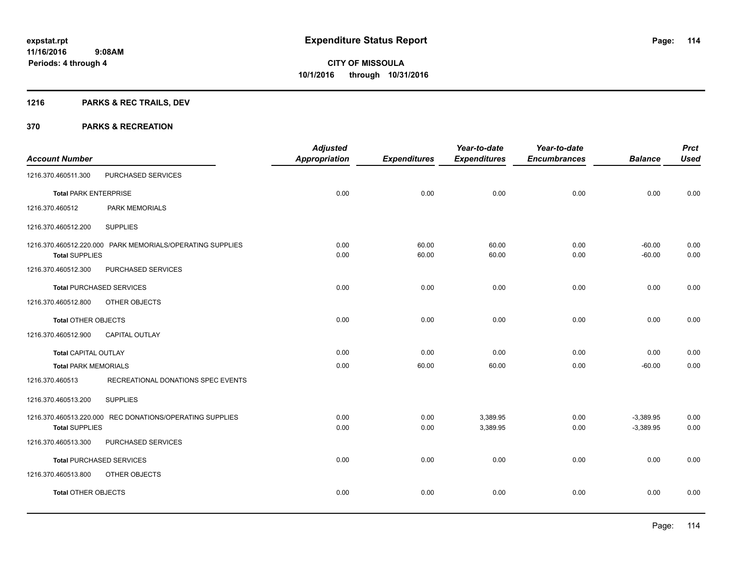**expstat.rpt**
**11/16/2016 9:08AM**
**Periods: 4 through 4**

# Expenditure Status Report

**CITY OF MISSOULA**
**10/1/2016 through 10/31/2016**

## 1216 PARKS & REC TRAILS, DEV

## 370 PARKS & RECREATION

| Account Number | | Adjusted Appropriation | Expenditures | Year-to-date Expenditures | Year-to-date Encumbrances | Balance | Prct Used |
|---|---|---|---|---|---|---|---|
| 1216.370.460511.300 | PURCHASED SERVICES | | | | | | |
| Total PARK ENTERPRISE | | 0.00 | 0.00 | 0.00 | 0.00 | 0.00 | 0.00 |
| 1216.370.460512 | PARK MEMORIALS | | | | | | |
| 1216.370.460512.200 | SUPPLIES | | | | | | |
| 1216.370.460512.220.000 | PARK MEMORIALS/OPERATING SUPPLIES | 0.00 | 60.00 | 60.00 | 0.00 | -60.00 | 0.00 |
| Total SUPPLIES | | 0.00 | 60.00 | 60.00 | 0.00 | -60.00 | 0.00 |
| 1216.370.460512.300 | PURCHASED SERVICES | | | | | | |
| Total PURCHASED SERVICES | | 0.00 | 0.00 | 0.00 | 0.00 | 0.00 | 0.00 |
| 1216.370.460512.800 | OTHER OBJECTS | | | | | | |
| Total OTHER OBJECTS | | 0.00 | 0.00 | 0.00 | 0.00 | 0.00 | 0.00 |
| 1216.370.460512.900 | CAPITAL OUTLAY | | | | | | |
| Total CAPITAL OUTLAY | | 0.00 | 0.00 | 0.00 | 0.00 | 0.00 | 0.00 |
| Total PARK MEMORIALS | | 0.00 | 60.00 | 60.00 | 0.00 | -60.00 | 0.00 |
| 1216.370.460513 | RECREATIONAL DONATIONS SPEC EVENTS | | | | | | |
| 1216.370.460513.200 | SUPPLIES | | | | | | |
| 1216.370.460513.220.000 | REC DONATIONS/OPERATING SUPPLIES | 0.00 | 0.00 | 3,389.95 | 0.00 | -3,389.95 | 0.00 |
| Total SUPPLIES | | 0.00 | 0.00 | 3,389.95 | 0.00 | -3,389.95 | 0.00 |
| 1216.370.460513.300 | PURCHASED SERVICES | | | | | | |
| Total PURCHASED SERVICES | | 0.00 | 0.00 | 0.00 | 0.00 | 0.00 | 0.00 |
| 1216.370.460513.800 | OTHER OBJECTS | | | | | | |
| Total OTHER OBJECTS | | 0.00 | 0.00 | 0.00 | 0.00 | 0.00 | 0.00 |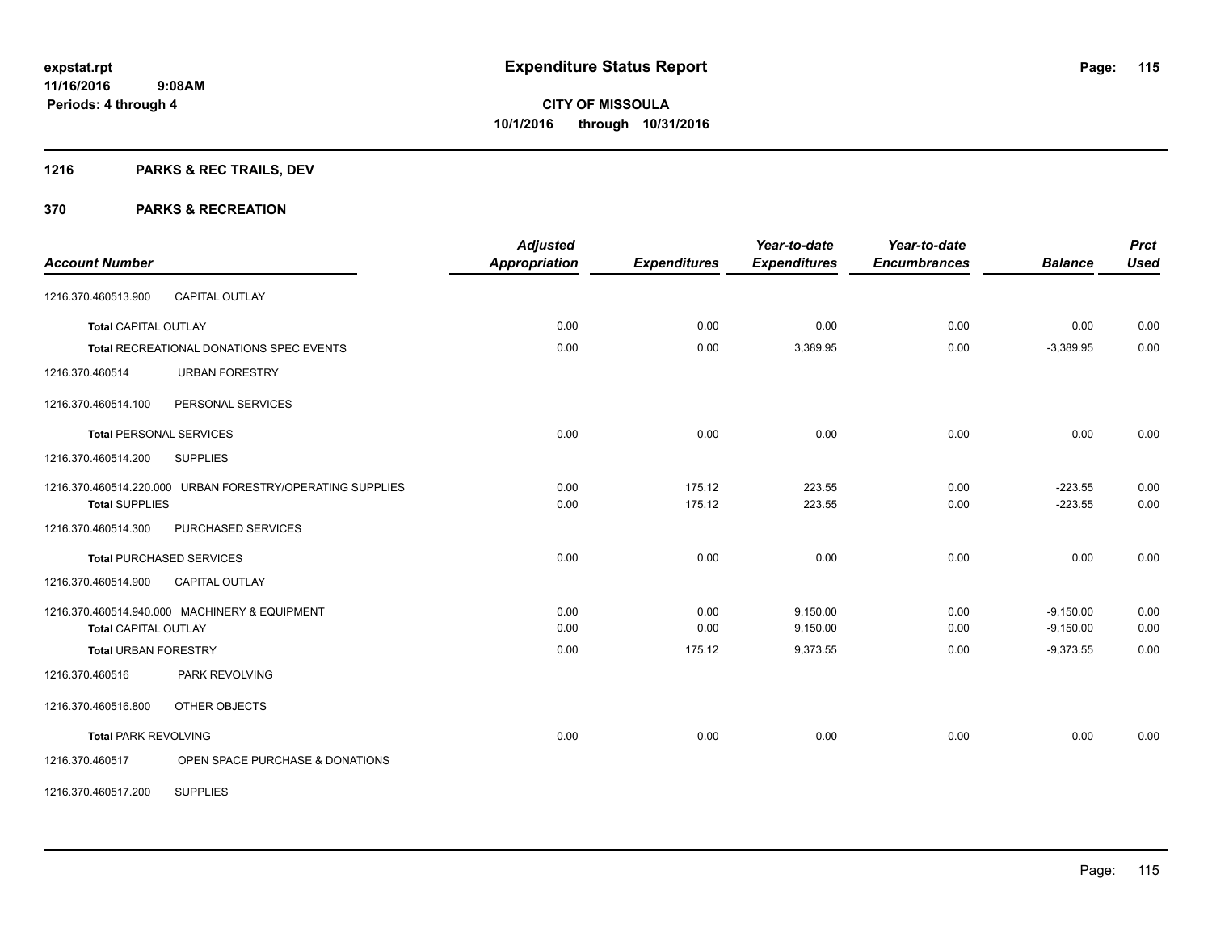# Expenditure Status Report

expstat.rpt
11/16/2016 9:08AM
Periods: 4 through 4

**CITY OF MISSOULA**
**10/1/2016 through 10/31/2016**

## 1216 PARKS & REC TRAILS, DEV

## 370 PARKS & RECREATION

| Account Number | | Adjusted Appropriation | Expenditures | Year-to-date Expenditures | Year-to-date Encumbrances | Balance | Prct Used |
|---|---|---|---|---|---|---|---|
| 1216.370.460513.900 | CAPITAL OUTLAY | | | | | | |
| Total CAPITAL OUTLAY | | 0.00 | 0.00 | 0.00 | 0.00 | 0.00 | 0.00 |
| Total RECREATIONAL DONATIONS SPEC EVENTS | | 0.00 | 0.00 | 3,389.95 | 0.00 | -3,389.95 | 0.00 |
| 1216.370.460514 | URBAN FORESTRY | | | | | | |
| 1216.370.460514.100 | PERSONAL SERVICES | | | | | | |
| Total PERSONAL SERVICES | | 0.00 | 0.00 | 0.00 | 0.00 | 0.00 | 0.00 |
| 1216.370.460514.200 | SUPPLIES | | | | | | |
| 1216.370.460514.220.000 | URBAN FORESTRY/OPERATING SUPPLIES | 0.00 | 175.12 | 223.55 | 0.00 | -223.55 | 0.00 |
| Total SUPPLIES | | 0.00 | 175.12 | 223.55 | 0.00 | -223.55 | 0.00 |
| 1216.370.460514.300 | PURCHASED SERVICES | | | | | | |
| Total PURCHASED SERVICES | | 0.00 | 0.00 | 0.00 | 0.00 | 0.00 | 0.00 |
| 1216.370.460514.900 | CAPITAL OUTLAY | | | | | | |
| 1216.370.460514.940.000 | MACHINERY & EQUIPMENT | 0.00 | 0.00 | 9,150.00 | 0.00 | -9,150.00 | 0.00 |
| Total CAPITAL OUTLAY | | 0.00 | 0.00 | 9,150.00 | 0.00 | -9,150.00 | 0.00 |
| Total URBAN FORESTRY | | 0.00 | 175.12 | 9,373.55 | 0.00 | -9,373.55 | 0.00 |
| 1216.370.460516 | PARK REVOLVING | | | | | | |
| 1216.370.460516.800 | OTHER OBJECTS | | | | | | |
| Total PARK REVOLVING | | 0.00 | 0.00 | 0.00 | 0.00 | 0.00 | 0.00 |
| 1216.370.460517 | OPEN SPACE PURCHASE & DONATIONS | | | | | | |
| 1216.370.460517.200 | SUPPLIES | | | | | | |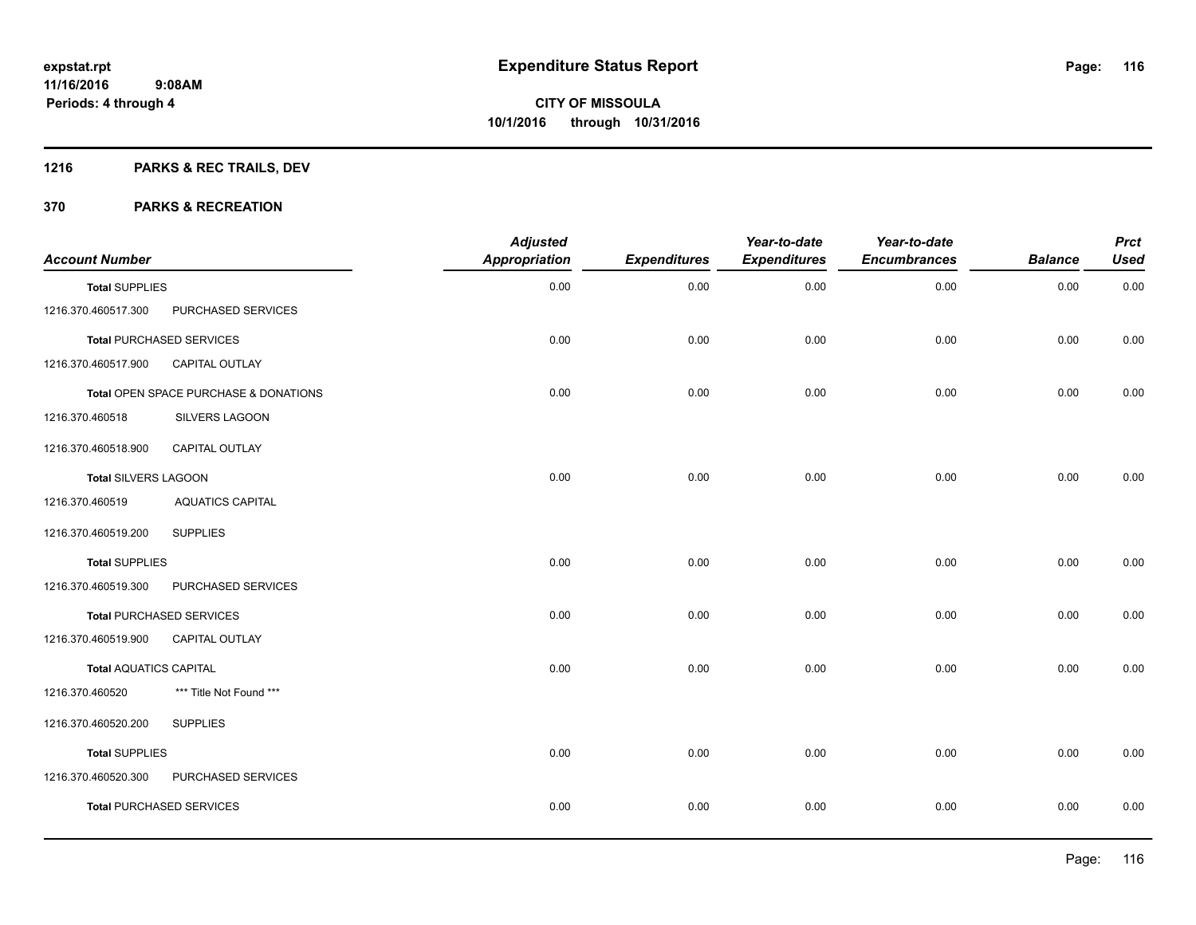# Expenditure Status Report

**CITY OF MISSOULA**
**10/1/2016 through 10/31/2016**

expstat.rpt
11/16/2016 9:08AM
Periods: 4 through 4

## 1216 PARKS & REC TRAILS, DEV

## 370 PARKS & RECREATION

| Account Number | | Adjusted Appropriation | Expenditures | Year-to-date Expenditures | Year-to-date Encumbrances | Balance | Prct Used |
|---|---|---|---|---|---|---|---|
| **Total** SUPPLIES | | 0.00 | 0.00 | 0.00 | 0.00 | 0.00 | 0.00 |
| 1216.370.460517.300 | PURCHASED SERVICES | | | | | | |
| **Total** PURCHASED SERVICES | | 0.00 | 0.00 | 0.00 | 0.00 | 0.00 | 0.00 |
| 1216.370.460517.900 | CAPITAL OUTLAY | | | | | | |
| **Total** OPEN SPACE PURCHASE & DONATIONS | | 0.00 | 0.00 | 0.00 | 0.00 | 0.00 | 0.00 |
| 1216.370.460518 | SILVERS LAGOON | | | | | | |
| 1216.370.460518.900 | CAPITAL OUTLAY | | | | | | |
| **Total** SILVERS LAGOON | | 0.00 | 0.00 | 0.00 | 0.00 | 0.00 | 0.00 |
| 1216.370.460519 | AQUATICS CAPITAL | | | | | | |
| 1216.370.460519.200 | SUPPLIES | | | | | | |
| **Total** SUPPLIES | | 0.00 | 0.00 | 0.00 | 0.00 | 0.00 | 0.00 |
| 1216.370.460519.300 | PURCHASED SERVICES | | | | | | |
| **Total** PURCHASED SERVICES | | 0.00 | 0.00 | 0.00 | 0.00 | 0.00 | 0.00 |
| 1216.370.460519.900 | CAPITAL OUTLAY | | | | | | |
| **Total** AQUATICS CAPITAL | | 0.00 | 0.00 | 0.00 | 0.00 | 0.00 | 0.00 |
| 1216.370.460520 | *** Title Not Found *** | | | | | | |
| 1216.370.460520.200 | SUPPLIES | | | | | | |
| **Total** SUPPLIES | | 0.00 | 0.00 | 0.00 | 0.00 | 0.00 | 0.00 |
| 1216.370.460520.300 | PURCHASED SERVICES | | | | | | |
| **Total** PURCHASED SERVICES | | 0.00 | 0.00 | 0.00 | 0.00 | 0.00 | 0.00 |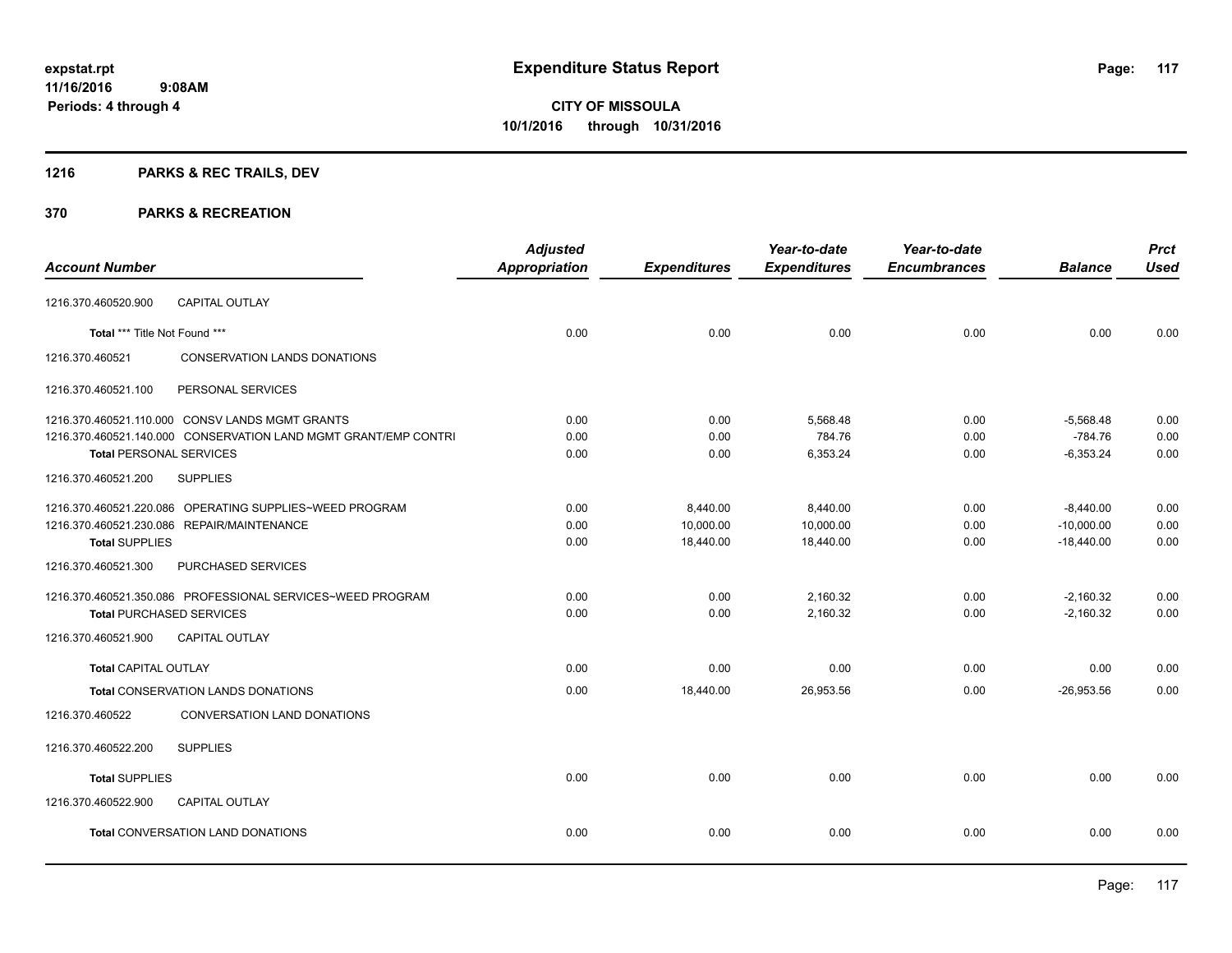# Expenditure Status Report

expstat.rpt
11/16/2016 9:08AM
Periods: 4 through 4

**CITY OF MISSOULA**
**10/1/2016 through 10/31/2016**

## 1216 PARKS & REC TRAILS, DEV

## 370 PARKS & RECREATION

| Account Number | Adjusted Appropriation | Expenditures | Year-to-date Expenditures | Year-to-date Encumbrances | Balance | Prct Used |
|---|---|---|---|---|---|---|
| 1216.370.460520.900 CAPITAL OUTLAY | | | | | | |
| **Total \*\*\* Title Not Found \*\*\*** | 0.00 | 0.00 | 0.00 | 0.00 | 0.00 | 0.00 |
| 1216.370.460521 CONSERVATION LANDS DONATIONS | | | | | | |
| 1216.370.460521.100 PERSONAL SERVICES | | | | | | |
| 1216.370.460521.110.000 CONSV LANDS MGMT GRANTS | 0.00 | 0.00 | 5,568.48 | 0.00 | -5,568.48 | 0.00 |
| 1216.370.460521.140.000 CONSERVATION LAND MGMT GRANT/EMP CONTRI | 0.00 | 0.00 | 784.76 | 0.00 | -784.76 | 0.00 |
| **Total PERSONAL SERVICES** | 0.00 | 0.00 | 6,353.24 | 0.00 | -6,353.24 | 0.00 |
| 1216.370.460521.200 SUPPLIES | | | | | | |
| 1216.370.460521.220.086 OPERATING SUPPLIES~WEED PROGRAM | 0.00 | 8,440.00 | 8,440.00 | 0.00 | -8,440.00 | 0.00 |
| 1216.370.460521.230.086 REPAIR/MAINTENANCE | 0.00 | 10,000.00 | 10,000.00 | 0.00 | -10,000.00 | 0.00 |
| **Total SUPPLIES** | 0.00 | 18,440.00 | 18,440.00 | 0.00 | -18,440.00 | 0.00 |
| 1216.370.460521.300 PURCHASED SERVICES | | | | | | |
| 1216.370.460521.350.086 PROFESSIONAL SERVICES~WEED PROGRAM | 0.00 | 0.00 | 2,160.32 | 0.00 | -2,160.32 | 0.00 |
| **Total PURCHASED SERVICES** | 0.00 | 0.00 | 2,160.32 | 0.00 | -2,160.32 | 0.00 |
| 1216.370.460521.900 CAPITAL OUTLAY | | | | | | |
| **Total CAPITAL OUTLAY** | 0.00 | 0.00 | 0.00 | 0.00 | 0.00 | 0.00 |
| **Total CONSERVATION LANDS DONATIONS** | 0.00 | 18,440.00 | 26,953.56 | 0.00 | -26,953.56 | 0.00 |
| 1216.370.460522 CONVERSATION LAND DONATIONS | | | | | | |
| 1216.370.460522.200 SUPPLIES | | | | | | |
| **Total SUPPLIES** | 0.00 | 0.00 | 0.00 | 0.00 | 0.00 | 0.00 |
| 1216.370.460522.900 CAPITAL OUTLAY | | | | | | |
| **Total CONVERSATION LAND DONATIONS** | 0.00 | 0.00 | 0.00 | 0.00 | 0.00 | 0.00 |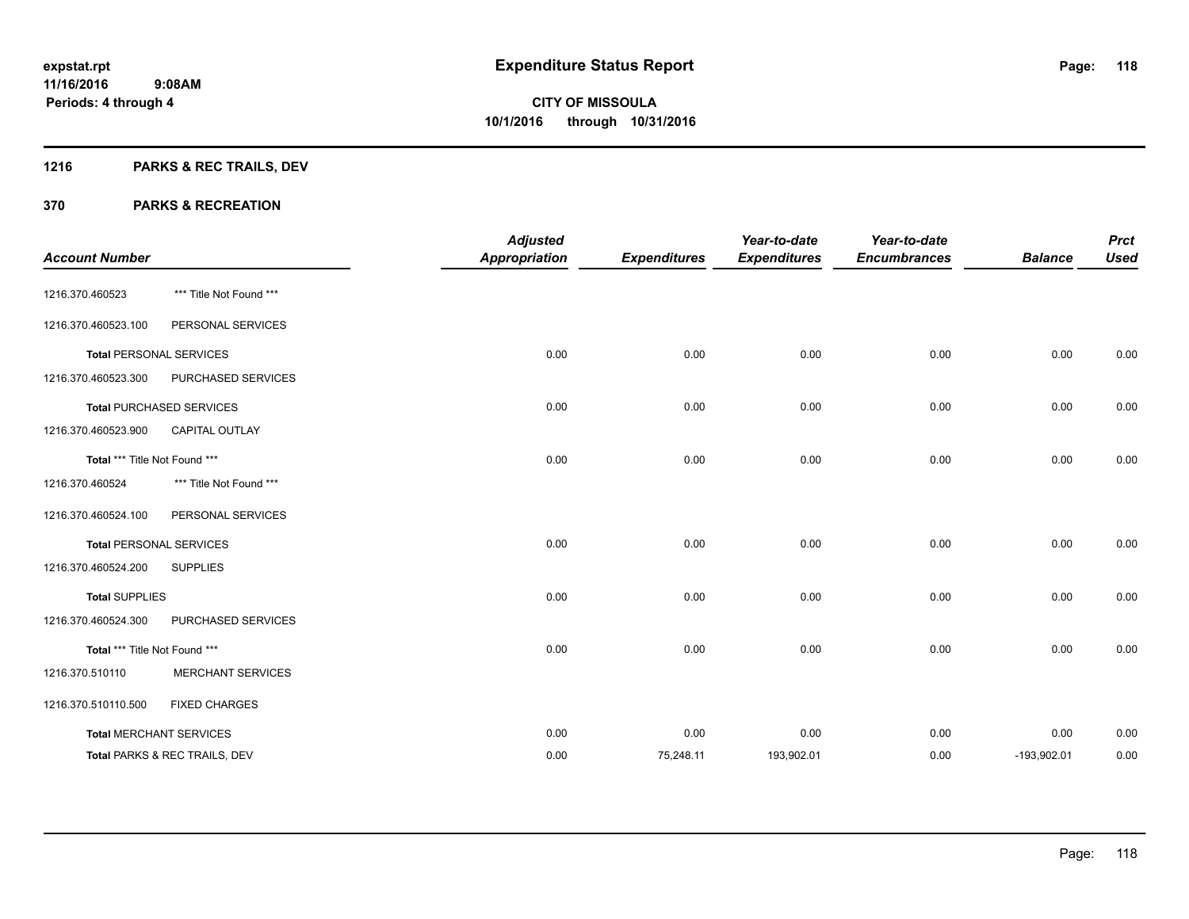# Expenditure Status Report

expstat.rpt
11/16/2016 9:08AM
Periods: 4 through 4

**CITY OF MISSOULA**
**10/1/2016 through 10/31/2016**

## 1216 PARKS & REC TRAILS, DEV

## 370 PARKS & RECREATION

| Account Number | | Adjusted Appropriation | Expenditures | Year-to-date Expenditures | Year-to-date Encumbrances | Balance | Prct Used |
|---|---|---|---|---|---|---|---|
| 1216.370.460523 | *** Title Not Found *** | | | | | | |
| 1216.370.460523.100 | PERSONAL SERVICES | | | | | | |
| **Total** PERSONAL SERVICES | | 0.00 | 0.00 | 0.00 | 0.00 | 0.00 | 0.00 |
| 1216.370.460523.300 | PURCHASED SERVICES | | | | | | |
| **Total** PURCHASED SERVICES | | 0.00 | 0.00 | 0.00 | 0.00 | 0.00 | 0.00 |
| 1216.370.460523.900 | CAPITAL OUTLAY | | | | | | |
| **Total** *** Title Not Found *** | | 0.00 | 0.00 | 0.00 | 0.00 | 0.00 | 0.00 |
| 1216.370.460524 | *** Title Not Found *** | | | | | | |
| 1216.370.460524.100 | PERSONAL SERVICES | | | | | | |
| **Total** PERSONAL SERVICES | | 0.00 | 0.00 | 0.00 | 0.00 | 0.00 | 0.00 |
| 1216.370.460524.200 | SUPPLIES | | | | | | |
| **Total** SUPPLIES | | 0.00 | 0.00 | 0.00 | 0.00 | 0.00 | 0.00 |
| 1216.370.460524.300 | PURCHASED SERVICES | | | | | | |
| **Total** *** Title Not Found *** | | 0.00 | 0.00 | 0.00 | 0.00 | 0.00 | 0.00 |
| 1216.370.510110 | MERCHANT SERVICES | | | | | | |
| 1216.370.510110.500 | FIXED CHARGES | | | | | | |
| **Total** MERCHANT SERVICES | | 0.00 | 0.00 | 0.00 | 0.00 | 0.00 | 0.00 |
| **Total** PARKS & REC TRAILS, DEV | | 0.00 | 75,248.11 | 193,902.01 | 0.00 | -193,902.01 | 0.00 |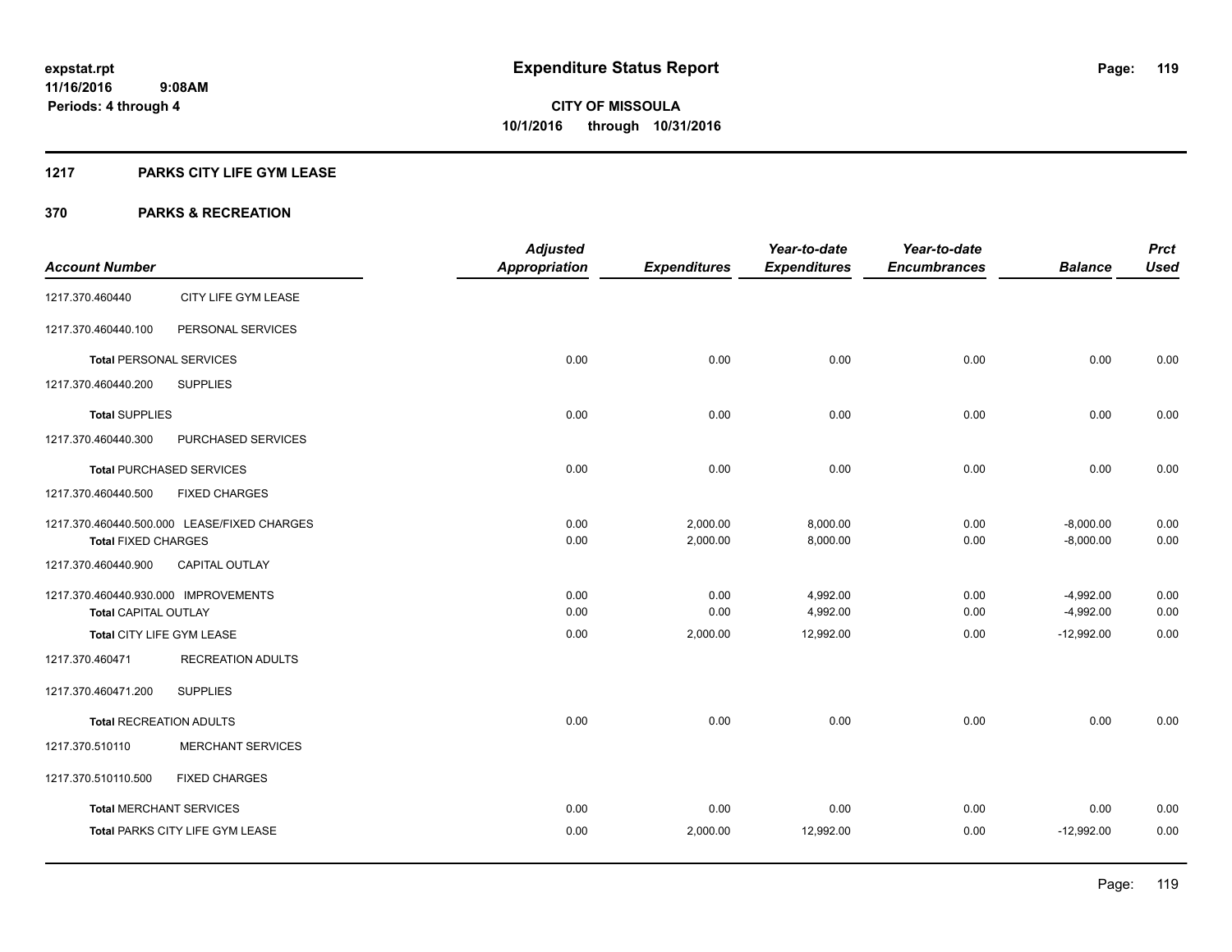**expstat.rpt**
**11/16/2016 9:08AM**
**Periods: 4 through 4**

# Expenditure Status Report

**CITY OF MISSOULA**
**10/1/2016 through 10/31/2016**

## 1217 PARKS CITY LIFE GYM LEASE

## 370 PARKS & RECREATION

| Account Number | | Adjusted Appropriation | Expenditures | Year-to-date Expenditures | Year-to-date Encumbrances | Balance | Prct Used |
|---|---|---|---|---|---|---|---|
| 1217.370.460440 | CITY LIFE GYM LEASE | | | | | | |
| 1217.370.460440.100 | PERSONAL SERVICES | | | | | | |
| **Total** PERSONAL SERVICES | | 0.00 | 0.00 | 0.00 | 0.00 | 0.00 | 0.00 |
| 1217.370.460440.200 | SUPPLIES | | | | | | |
| **Total** SUPPLIES | | 0.00 | 0.00 | 0.00 | 0.00 | 0.00 | 0.00 |
| 1217.370.460440.300 | PURCHASED SERVICES | | | | | | |
| **Total** PURCHASED SERVICES | | 0.00 | 0.00 | 0.00 | 0.00 | 0.00 | 0.00 |
| 1217.370.460440.500 | FIXED CHARGES | | | | | | |
| 1217.370.460440.500.000 | LEASE/FIXED CHARGES | 0.00 | 2,000.00 | 8,000.00 | 0.00 | -8,000.00 | 0.00 |
| **Total** FIXED CHARGES | | 0.00 | 2,000.00 | 8,000.00 | 0.00 | -8,000.00 | 0.00 |
| 1217.370.460440.900 | CAPITAL OUTLAY | | | | | | |
| 1217.370.460440.930.000 | IMPROVEMENTS | 0.00 | 0.00 | 4,992.00 | 0.00 | -4,992.00 | 0.00 |
| **Total** CAPITAL OUTLAY | | 0.00 | 0.00 | 4,992.00 | 0.00 | -4,992.00 | 0.00 |
| **Total** CITY LIFE GYM LEASE | | 0.00 | 2,000.00 | 12,992.00 | 0.00 | -12,992.00 | 0.00 |
| 1217.370.460471 | RECREATION ADULTS | | | | | | |
| 1217.370.460471.200 | SUPPLIES | | | | | | |
| **Total** RECREATION ADULTS | | 0.00 | 0.00 | 0.00 | 0.00 | 0.00 | 0.00 |
| 1217.370.510110 | MERCHANT SERVICES | | | | | | |
| 1217.370.510110.500 | FIXED CHARGES | | | | | | |
| **Total** MERCHANT SERVICES | | 0.00 | 0.00 | 0.00 | 0.00 | 0.00 | 0.00 |
| **Total** PARKS CITY LIFE GYM LEASE | | 0.00 | 2,000.00 | 12,992.00 | 0.00 | -12,992.00 | 0.00 |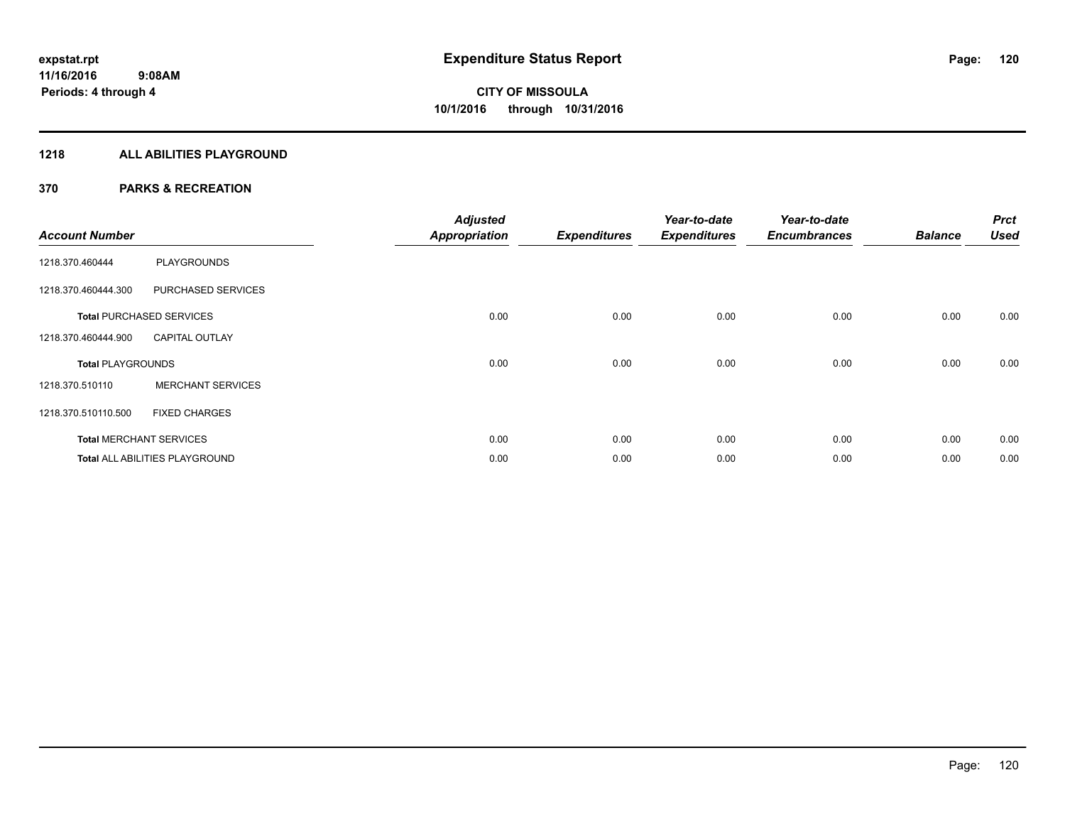**expstat.rpt**
**11/16/2016 9:08AM**
**Periods: 4 through 4**

# Expenditure Status Report

**CITY OF MISSOULA**
**10/1/2016 through 10/31/2016**

## 1218 ALL ABILITIES PLAYGROUND

## 370 PARKS & RECREATION

| Account Number | | Adjusted Appropriation | Expenditures | Year-to-date Expenditures | Year-to-date Encumbrances | Balance | Prct Used |
|---|---|---|---|---|---|---|---|
| 1218.370.460444 | PLAYGROUNDS | | | | | | |
| 1218.370.460444.300 | PURCHASED SERVICES | | | | | | |
| **Total** PURCHASED SERVICES | | 0.00 | 0.00 | 0.00 | 0.00 | 0.00 | 0.00 |
| 1218.370.460444.900 | CAPITAL OUTLAY | | | | | | |
| **Total** PLAYGROUNDS | | 0.00 | 0.00 | 0.00 | 0.00 | 0.00 | 0.00 |
| 1218.370.510110 | MERCHANT SERVICES | | | | | | |
| 1218.370.510110.500 | FIXED CHARGES | | | | | | |
| **Total** MERCHANT SERVICES | | 0.00 | 0.00 | 0.00 | 0.00 | 0.00 | 0.00 |
| **Total** ALL ABILITIES PLAYGROUND | | 0.00 | 0.00 | 0.00 | 0.00 | 0.00 | 0.00 |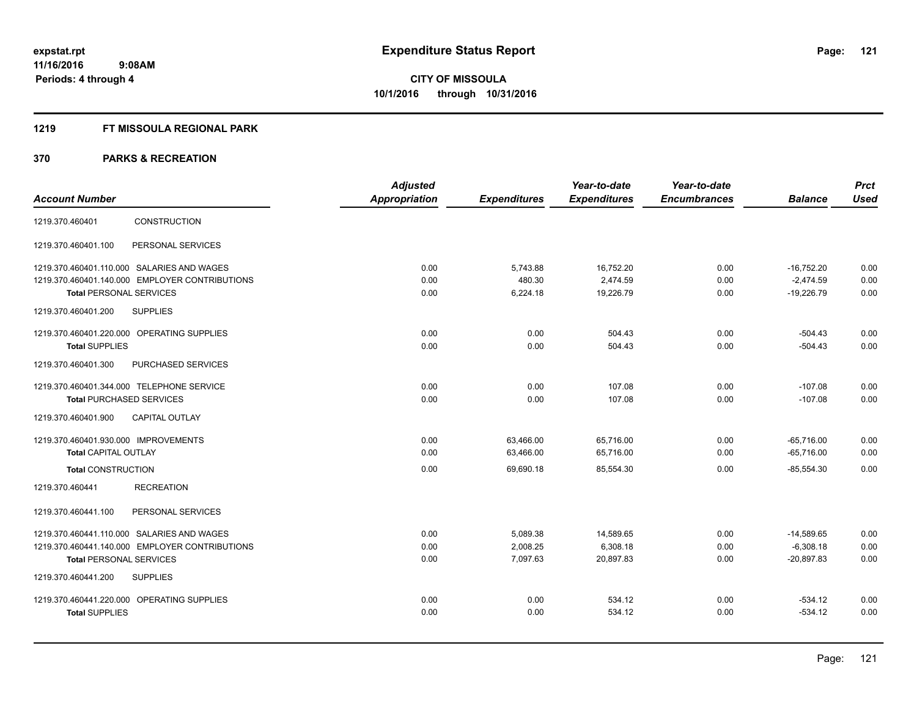expstat.rpt
11/16/2016 9:08AM
Periods: 4 through 4

# Expenditure Status Report

**CITY OF MISSOULA**
**10/1/2016 through 10/31/2016**

## 1219 FT MISSOULA REGIONAL PARK

## 370 PARKS & RECREATION

| Account Number | | Adjusted Appropriation | Expenditures | Year-to-date Expenditures | Year-to-date Encumbrances | Balance | Prct Used |
|---|---|---|---|---|---|---|---|
| 1219.370.460401 | CONSTRUCTION | | | | | | |
| 1219.370.460401.100 | PERSONAL SERVICES | | | | | | |
| 1219.370.460401.110.000 | SALARIES AND WAGES | 0.00 | 5,743.88 | 16,752.20 | 0.00 | -16,752.20 | 0.00 |
| 1219.370.460401.140.000 | EMPLOYER CONTRIBUTIONS | 0.00 | 480.30 | 2,474.59 | 0.00 | -2,474.59 | 0.00 |
| **Total** PERSONAL SERVICES | | 0.00 | 6,224.18 | 19,226.79 | 0.00 | -19,226.79 | 0.00 |
| 1219.370.460401.200 | SUPPLIES | | | | | | |
| 1219.370.460401.220.000 | OPERATING SUPPLIES | 0.00 | 0.00 | 504.43 | 0.00 | -504.43 | 0.00 |
| **Total** SUPPLIES | | 0.00 | 0.00 | 504.43 | 0.00 | -504.43 | 0.00 |
| 1219.370.460401.300 | PURCHASED SERVICES | | | | | | |
| 1219.370.460401.344.000 | TELEPHONE SERVICE | 0.00 | 0.00 | 107.08 | 0.00 | -107.08 | 0.00 |
| **Total** PURCHASED SERVICES | | 0.00 | 0.00 | 107.08 | 0.00 | -107.08 | 0.00 |
| 1219.370.460401.900 | CAPITAL OUTLAY | | | | | | |
| 1219.370.460401.930.000 | IMPROVEMENTS | 0.00 | 63,466.00 | 65,716.00 | 0.00 | -65,716.00 | 0.00 |
| **Total** CAPITAL OUTLAY | | 0.00 | 63,466.00 | 65,716.00 | 0.00 | -65,716.00 | 0.00 |
| **Total** CONSTRUCTION | | 0.00 | 69,690.18 | 85,554.30 | 0.00 | -85,554.30 | 0.00 |
| 1219.370.460441 | RECREATION | | | | | | |
| 1219.370.460441.100 | PERSONAL SERVICES | | | | | | |
| 1219.370.460441.110.000 | SALARIES AND WAGES | 0.00 | 5,089.38 | 14,589.65 | 0.00 | -14,589.65 | 0.00 |
| 1219.370.460441.140.000 | EMPLOYER CONTRIBUTIONS | 0.00 | 2,008.25 | 6,308.18 | 0.00 | -6,308.18 | 0.00 |
| **Total** PERSONAL SERVICES | | 0.00 | 7,097.63 | 20,897.83 | 0.00 | -20,897.83 | 0.00 |
| 1219.370.460441.200 | SUPPLIES | | | | | | |
| 1219.370.460441.220.000 | OPERATING SUPPLIES | 0.00 | 0.00 | 534.12 | 0.00 | -534.12 | 0.00 |
| **Total** SUPPLIES | | 0.00 | 0.00 | 534.12 | 0.00 | -534.12 | 0.00 |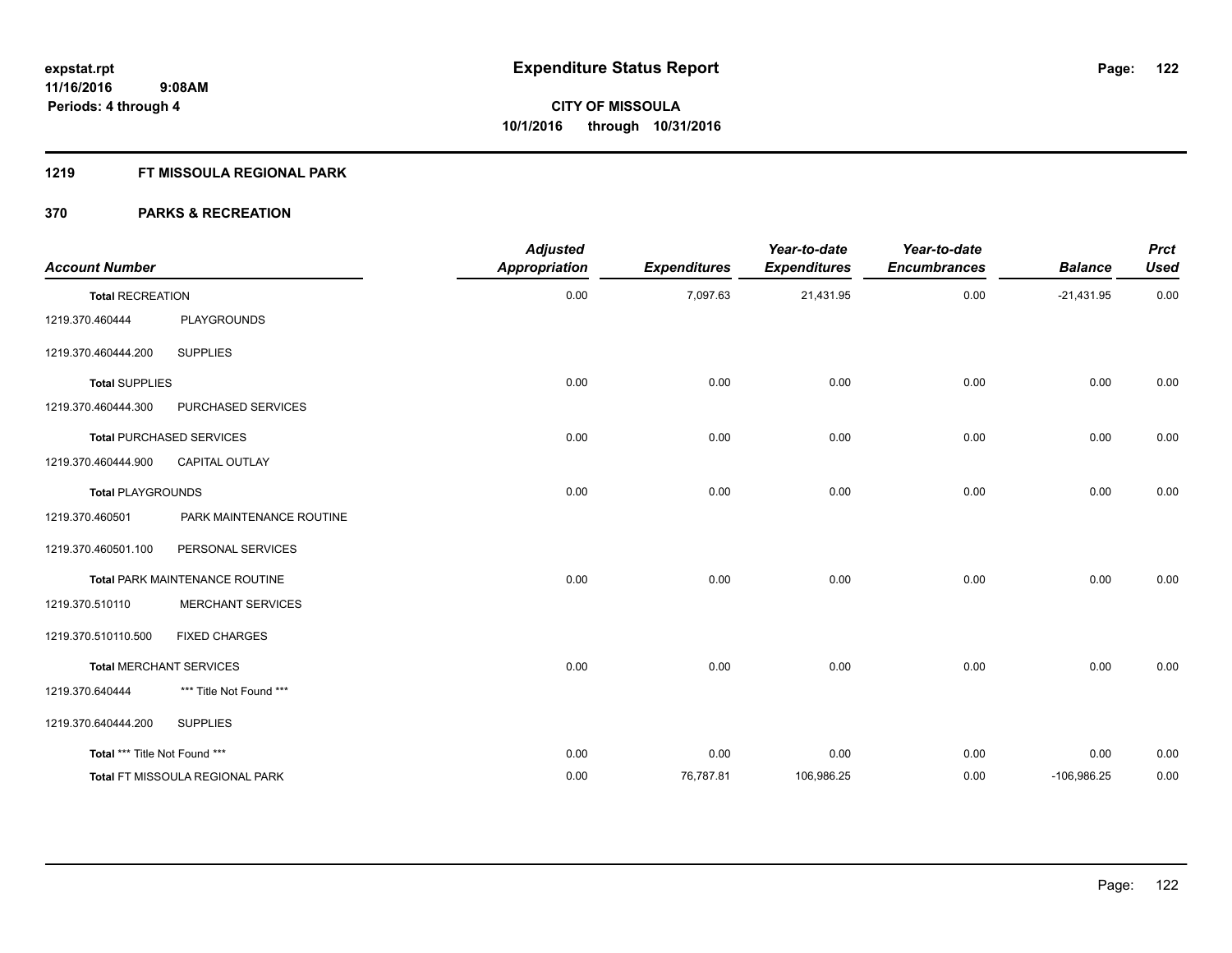# Expenditure Status Report

expstat.rpt
11/16/2016 9:08AM
Periods: 4 through 4

**CITY OF MISSOULA**
**10/1/2016 through 10/31/2016**

## 1219 FT MISSOULA REGIONAL PARK

## 370 PARKS & RECREATION

| Account Number | | Adjusted Appropriation | Expenditures | Year-to-date Expenditures | Year-to-date Encumbrances | Balance | Prct Used |
|---|---|---|---|---|---|---|---|
| **Total** RECREATION | | 0.00 | 7,097.63 | 21,431.95 | 0.00 | -21,431.95 | 0.00 |
| 1219.370.460444 | PLAYGROUNDS | | | | | | |
| 1219.370.460444.200 | SUPPLIES | | | | | | |
| **Total** SUPPLIES | | 0.00 | 0.00 | 0.00 | 0.00 | 0.00 | 0.00 |
| 1219.370.460444.300 | PURCHASED SERVICES | | | | | | |
| **Total** PURCHASED SERVICES | | 0.00 | 0.00 | 0.00 | 0.00 | 0.00 | 0.00 |
| 1219.370.460444.900 | CAPITAL OUTLAY | | | | | | |
| **Total** PLAYGROUNDS | | 0.00 | 0.00 | 0.00 | 0.00 | 0.00 | 0.00 |
| 1219.370.460501 | PARK MAINTENANCE ROUTINE | | | | | | |
| 1219.370.460501.100 | PERSONAL SERVICES | | | | | | |
| **Total** PARK MAINTENANCE ROUTINE | | 0.00 | 0.00 | 0.00 | 0.00 | 0.00 | 0.00 |
| 1219.370.510110 | MERCHANT SERVICES | | | | | | |
| 1219.370.510110.500 | FIXED CHARGES | | | | | | |
| **Total** MERCHANT SERVICES | | 0.00 | 0.00 | 0.00 | 0.00 | 0.00 | 0.00 |
| 1219.370.640444 | *** Title Not Found *** | | | | | | |
| 1219.370.640444.200 | SUPPLIES | | | | | | |
| **Total** *** Title Not Found *** | | 0.00 | 0.00 | 0.00 | 0.00 | 0.00 | 0.00 |
| **Total** FT MISSOULA REGIONAL PARK | | 0.00 | 76,787.81 | 106,986.25 | 0.00 | -106,986.25 | 0.00 |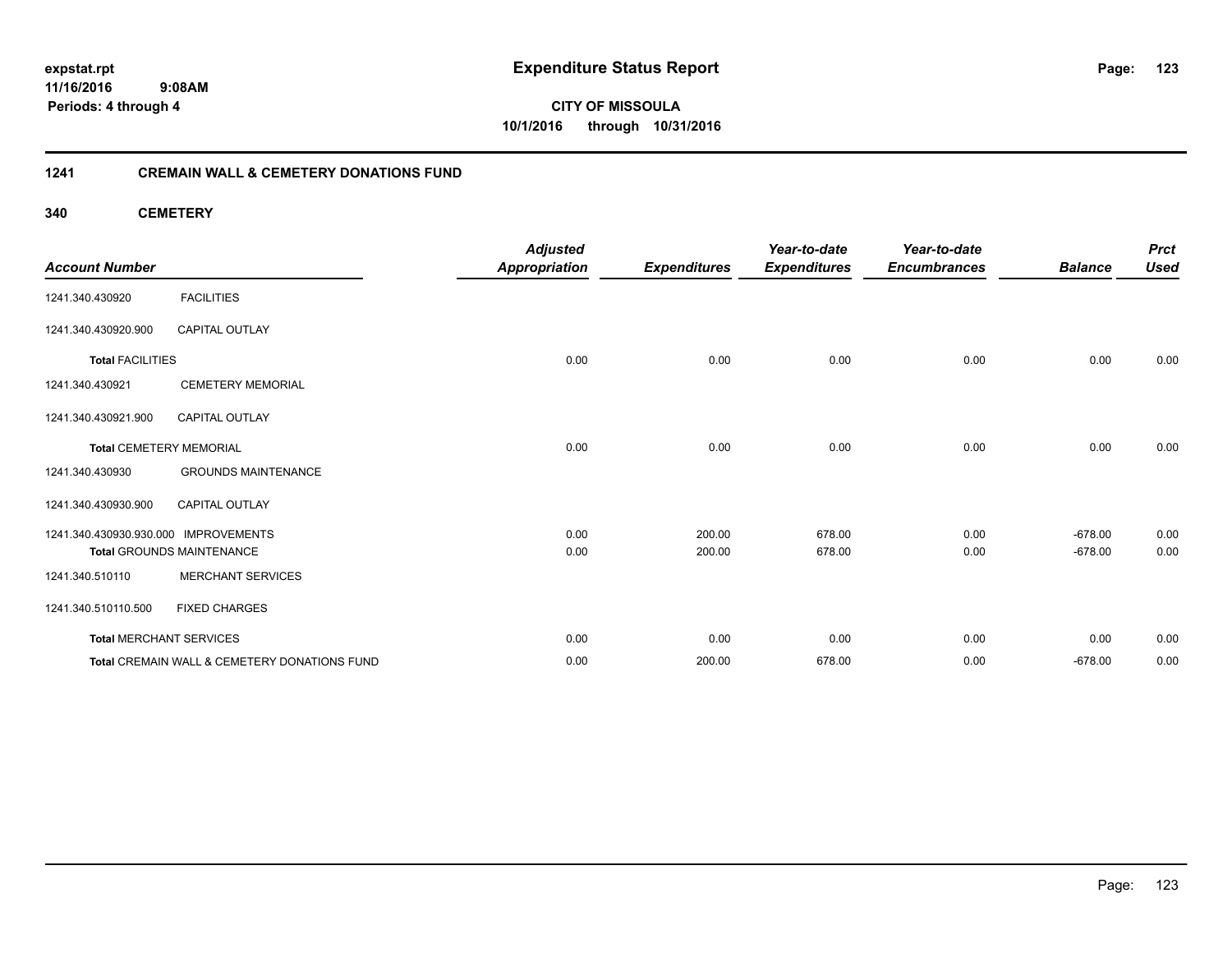expstat.rpt
11/16/2016 9:08AM
Periods: 4 through 4

# Expenditure Status Report

**CITY OF MISSOULA**
**10/1/2016 through 10/31/2016**

## 1241 CREMAIN WALL & CEMETERY DONATIONS FUND

### 340 CEMETERY

| Account Number | | Adjusted Appropriation | Expenditures | Year-to-date Expenditures | Year-to-date Encumbrances | Balance | Prct Used |
|---|---|---|---|---|---|---|---|
| 1241.340.430920 | FACILITIES | | | | | | |
| 1241.340.430920.900 | CAPITAL OUTLAY | | | | | | |
| **Total** FACILITIES | | 0.00 | 0.00 | 0.00 | 0.00 | 0.00 | 0.00 |
| 1241.340.430921 | CEMETERY MEMORIAL | | | | | | |
| 1241.340.430921.900 | CAPITAL OUTLAY | | | | | | |
| **Total** CEMETERY MEMORIAL | | 0.00 | 0.00 | 0.00 | 0.00 | 0.00 | 0.00 |
| 1241.340.430930 | GROUNDS MAINTENANCE | | | | | | |
| 1241.340.430930.900 | CAPITAL OUTLAY | | | | | | |
| 1241.340.430930.930.000 | IMPROVEMENTS | 0.00 | 200.00 | 678.00 | 0.00 | -678.00 | 0.00 |
| **Total** GROUNDS MAINTENANCE | | 0.00 | 200.00 | 678.00 | 0.00 | -678.00 | 0.00 |
| 1241.340.510110 | MERCHANT SERVICES | | | | | | |
| 1241.340.510110.500 | FIXED CHARGES | | | | | | |
| **Total** MERCHANT SERVICES | | 0.00 | 0.00 | 0.00 | 0.00 | 0.00 | 0.00 |
| **Total** CREMAIN WALL & CEMETERY DONATIONS FUND | | 0.00 | 200.00 | 678.00 | 0.00 | -678.00 | 0.00 |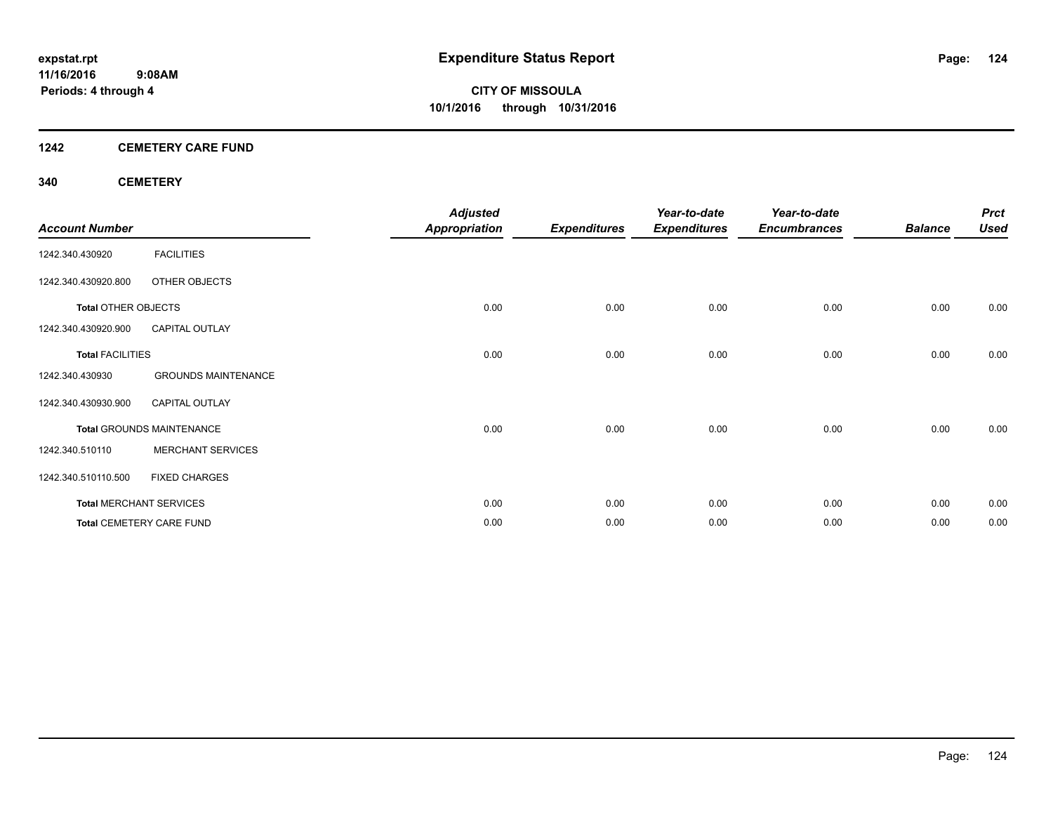**expstat.rpt**
**11/16/2016 9:08AM**
**Periods: 4 through 4**

# Expenditure Status Report

**CITY OF MISSOULA**
**10/1/2016 through 10/31/2016**

## 1242 CEMETERY CARE FUND

## 340 CEMETERY

| Account Number | | Adjusted Appropriation | Expenditures | Year-to-date Expenditures | Year-to-date Encumbrances | Balance | Prct Used |
|---|---|---|---|---|---|---|---|
| 1242.340.430920 | FACILITIES | | | | | | |
| 1242.340.430920.800 | OTHER OBJECTS | | | | | | |
| **Total** OTHER OBJECTS | | 0.00 | 0.00 | 0.00 | 0.00 | 0.00 | 0.00 |
| 1242.340.430920.900 | CAPITAL OUTLAY | | | | | | |
| **Total** FACILITIES | | 0.00 | 0.00 | 0.00 | 0.00 | 0.00 | 0.00 |
| 1242.340.430930 | GROUNDS MAINTENANCE | | | | | | |
| 1242.340.430930.900 | CAPITAL OUTLAY | | | | | | |
| **Total** GROUNDS MAINTENANCE | | 0.00 | 0.00 | 0.00 | 0.00 | 0.00 | 0.00 |
| 1242.340.510110 | MERCHANT SERVICES | | | | | | |
| 1242.340.510110.500 | FIXED CHARGES | | | | | | |
| **Total** MERCHANT SERVICES | | 0.00 | 0.00 | 0.00 | 0.00 | 0.00 | 0.00 |
| **Total** CEMETERY CARE FUND | | 0.00 | 0.00 | 0.00 | 0.00 | 0.00 | 0.00 |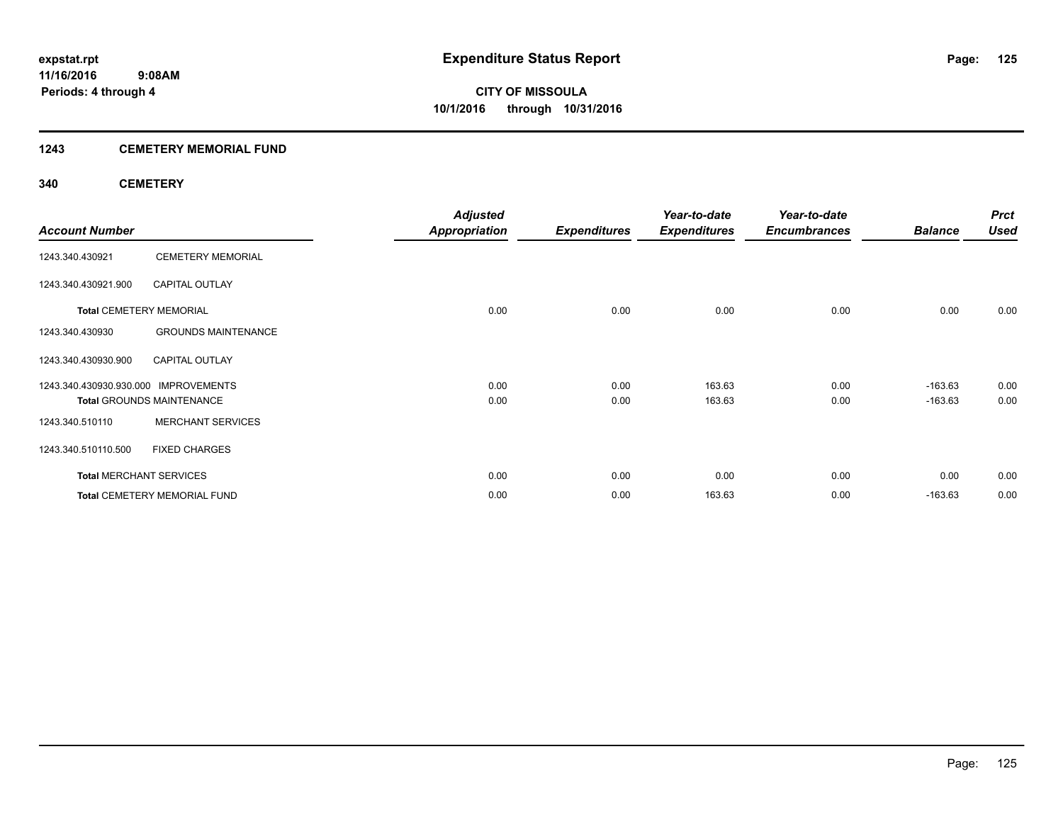**expstat.rpt**
**11/16/2016 9:08AM**
**Periods: 4 through 4**

# Expenditure Status Report

**CITY OF MISSOULA**
**10/1/2016 through 10/31/2016**

## 1243 CEMETERY MEMORIAL FUND

### 340 CEMETERY

| Account Number | | Adjusted Appropriation | Expenditures | Year-to-date Expenditures | Year-to-date Encumbrances | Balance | Prct Used |
|---|---|---|---|---|---|---|---|
| 1243.340.430921 | CEMETERY MEMORIAL | | | | | | |
| 1243.340.430921.900 | CAPITAL OUTLAY | | | | | | |
| **Total** CEMETERY MEMORIAL | | 0.00 | 0.00 | 0.00 | 0.00 | 0.00 | 0.00 |
| 1243.340.430930 | GROUNDS MAINTENANCE | | | | | | |
| 1243.340.430930.900 | CAPITAL OUTLAY | | | | | | |
| 1243.340.430930.930.000 | IMPROVEMENTS | 0.00 | 0.00 | 163.63 | 0.00 | -163.63 | 0.00 |
| **Total** GROUNDS MAINTENANCE | | 0.00 | 0.00 | 163.63 | 0.00 | -163.63 | 0.00 |
| 1243.340.510110 | MERCHANT SERVICES | | | | | | |
| 1243.340.510110.500 | FIXED CHARGES | | | | | | |
| **Total** MERCHANT SERVICES | | 0.00 | 0.00 | 0.00 | 0.00 | 0.00 | 0.00 |
| **Total** CEMETERY MEMORIAL FUND | | 0.00 | 0.00 | 163.63 | 0.00 | -163.63 | 0.00 |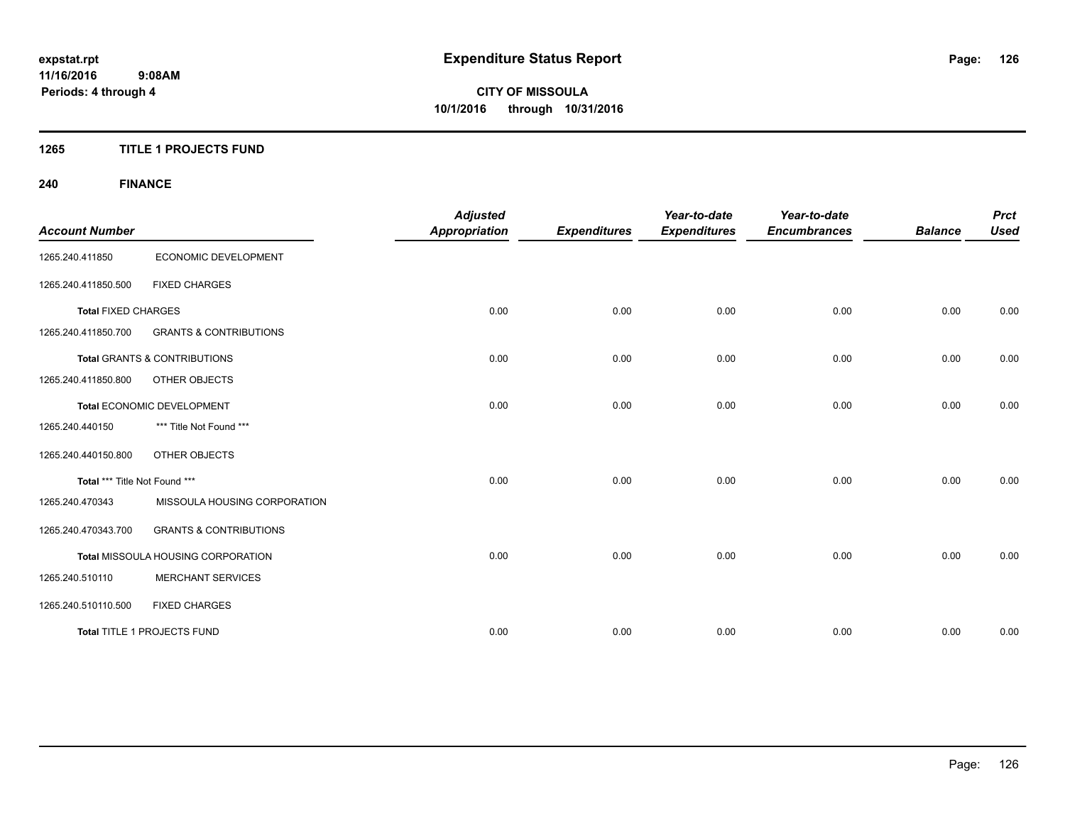**expstat.rpt**
**11/16/2016 9:08AM**
**Periods: 4 through 4**

# Expenditure Status Report

**CITY OF MISSOULA**
**10/1/2016 through 10/31/2016**

## 1265 TITLE 1 PROJECTS FUND

## 240 FINANCE

| Account Number | | Adjusted Appropriation | Expenditures | Year-to-date Expenditures | Year-to-date Encumbrances | Balance | Prct Used |
|---|---|---|---|---|---|---|---|
| 1265.240.411850 | ECONOMIC DEVELOPMENT | | | | | | |
| 1265.240.411850.500 | FIXED CHARGES | | | | | | |
| **Total** FIXED CHARGES | | 0.00 | 0.00 | 0.00 | 0.00 | 0.00 | 0.00 |
| 1265.240.411850.700 | GRANTS & CONTRIBUTIONS | | | | | | |
| **Total** GRANTS & CONTRIBUTIONS | | 0.00 | 0.00 | 0.00 | 0.00 | 0.00 | 0.00 |
| 1265.240.411850.800 | OTHER OBJECTS | | | | | | |
| **Total** ECONOMIC DEVELOPMENT | | 0.00 | 0.00 | 0.00 | 0.00 | 0.00 | 0.00 |
| 1265.240.440150 | *** Title Not Found *** | | | | | | |
| 1265.240.440150.800 | OTHER OBJECTS | | | | | | |
| **Total** *** Title Not Found *** | | 0.00 | 0.00 | 0.00 | 0.00 | 0.00 | 0.00 |
| 1265.240.470343 | MISSOULA HOUSING CORPORATION | | | | | | |
| 1265.240.470343.700 | GRANTS & CONTRIBUTIONS | | | | | | |
| **Total** MISSOULA HOUSING CORPORATION | | 0.00 | 0.00 | 0.00 | 0.00 | 0.00 | 0.00 |
| 1265.240.510110 | MERCHANT SERVICES | | | | | | |
| 1265.240.510110.500 | FIXED CHARGES | | | | | | |
| **Total** TITLE 1 PROJECTS FUND | | 0.00 | 0.00 | 0.00 | 0.00 | 0.00 | 0.00 |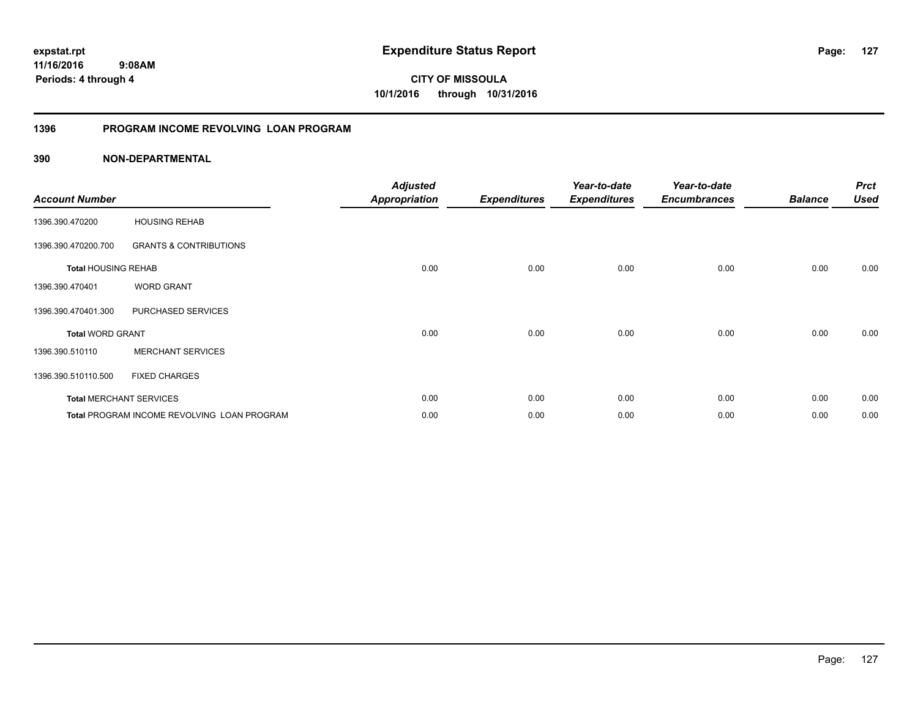**expstat.rpt**
**11/16/2016 9:08AM**
**Periods: 4 through 4**

# Expenditure Status Report

**CITY OF MISSOULA**
**10/1/2016 through 10/31/2016**

## 1396 PROGRAM INCOME REVOLVING LOAN PROGRAM

## 390 NON-DEPARTMENTAL

| Account Number | | Adjusted Appropriation | Expenditures | Year-to-date Expenditures | Year-to-date Encumbrances | Balance | Prct Used |
|---|---|---|---|---|---|---|---|
| 1396.390.470200 | HOUSING REHAB | | | | | | |
| 1396.390.470200.700 | GRANTS & CONTRIBUTIONS | | | | | | |
| **Total HOUSING REHAB** | | 0.00 | 0.00 | 0.00 | 0.00 | 0.00 | 0.00 |
| 1396.390.470401 | WORD GRANT | | | | | | |
| 1396.390.470401.300 | PURCHASED SERVICES | | | | | | |
| **Total WORD GRANT** | | 0.00 | 0.00 | 0.00 | 0.00 | 0.00 | 0.00 |
| 1396.390.510110 | MERCHANT SERVICES | | | | | | |
| 1396.390.510110.500 | FIXED CHARGES | | | | | | |
| **Total MERCHANT SERVICES** | | 0.00 | 0.00 | 0.00 | 0.00 | 0.00 | 0.00 |
| **Total PROGRAM INCOME REVOLVING LOAN PROGRAM** | | 0.00 | 0.00 | 0.00 | 0.00 | 0.00 | 0.00 |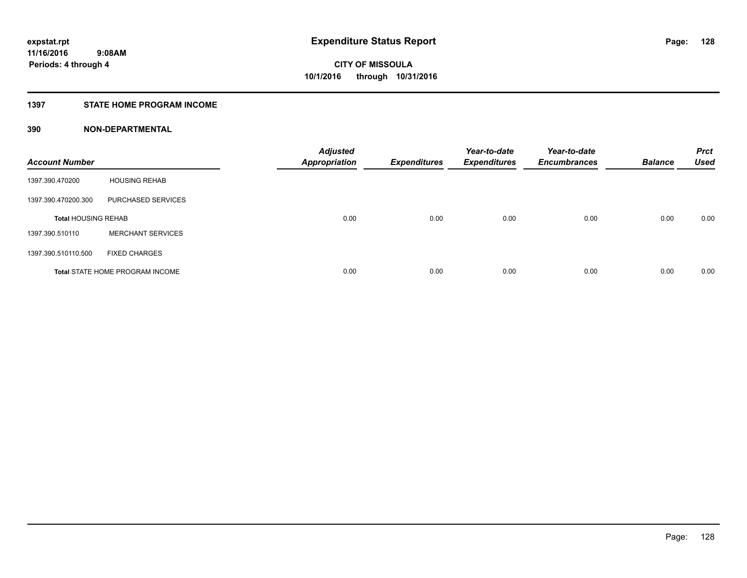**expstat.rpt**
**11/16/2016 9:08AM**
**Periods: 4 through 4**

# Expenditure Status Report

**CITY OF MISSOULA**
**10/1/2016 through 10/31/2016**

## 1397 STATE HOME PROGRAM INCOME

## 390 NON-DEPARTMENTAL

| Account Number | | Adjusted Appropriation | Expenditures | Year-to-date Expenditures | Year-to-date Encumbrances | Balance | Prct Used |
|---|---|---|---|---|---|---|---|
| 1397.390.470200 | HOUSING REHAB | | | | | | |
| 1397.390.470200.300 | PURCHASED SERVICES | | | | | | |
| **Total** HOUSING REHAB | | 0.00 | 0.00 | 0.00 | 0.00 | 0.00 | 0.00 |
| 1397.390.510110 | MERCHANT SERVICES | | | | | | |
| 1397.390.510110.500 | FIXED CHARGES | | | | | | |
| **Total** STATE HOME PROGRAM INCOME | | 0.00 | 0.00 | 0.00 | 0.00 | 0.00 | 0.00 |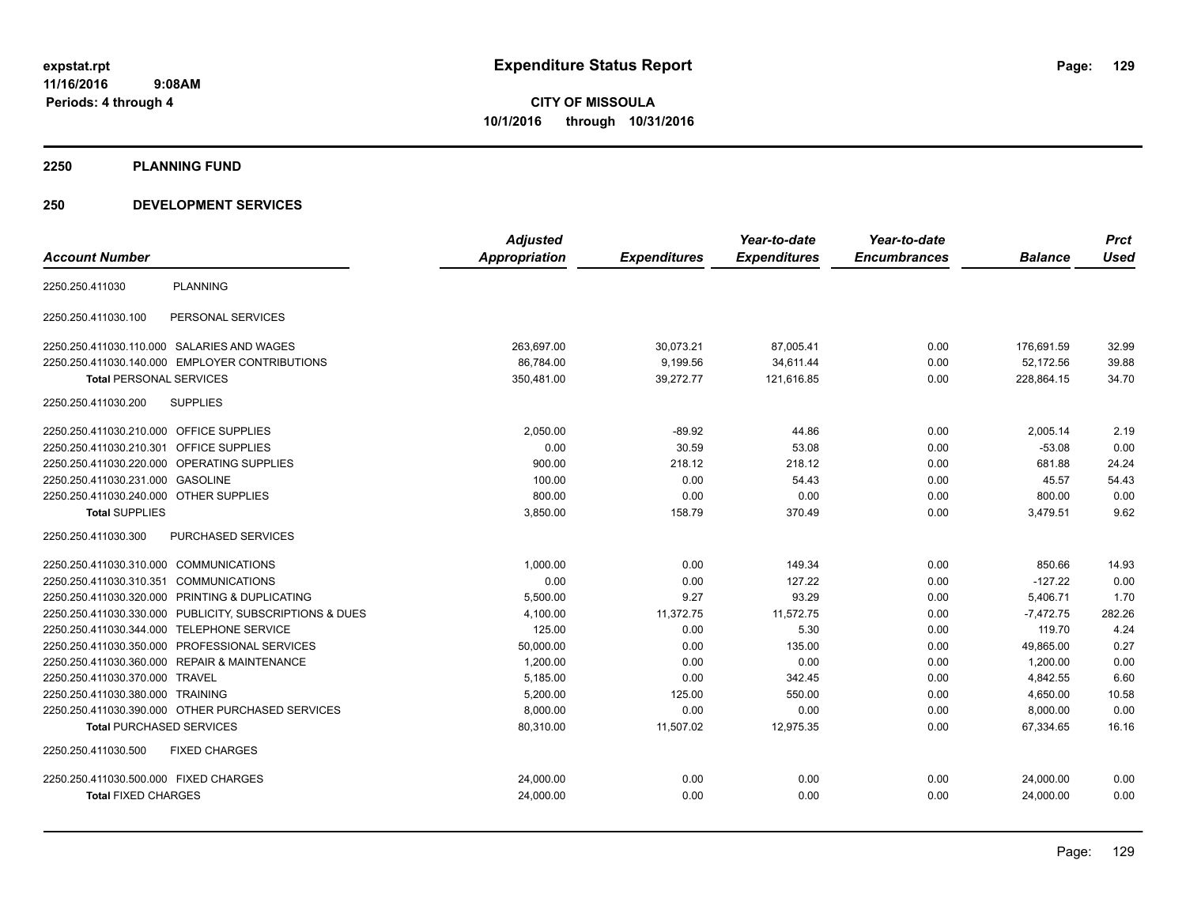**expstat.rpt**
**11/16/2016 9:08AM**
**Periods: 4 through 4**

# Expenditure Status Report

**CITY OF MISSOULA**
**10/1/2016 through 10/31/2016**

## 2250 PLANNING FUND

## 250 DEVELOPMENT SERVICES

| Account Number | | Adjusted Appropriation | Expenditures | Year-to-date Expenditures | Year-to-date Encumbrances | Balance | Prct Used |
|---|---|---|---|---|---|---|---|
| 2250.250.411030 | PLANNING | | | | | | |
| 2250.250.411030.100 | PERSONAL SERVICES | | | | | | |
| 2250.250.411030.110.000 | SALARIES AND WAGES | 263,697.00 | 30,073.21 | 87,005.41 | 0.00 | 176,691.59 | 32.99 |
| 2250.250.411030.140.000 | EMPLOYER CONTRIBUTIONS | 86,784.00 | 9,199.56 | 34,611.44 | 0.00 | 52,172.56 | 39.88 |
| **Total** PERSONAL SERVICES | | 350,481.00 | 39,272.77 | 121,616.85 | 0.00 | 228,864.15 | 34.70 |
| 2250.250.411030.200 | SUPPLIES | | | | | | |
| 2250.250.411030.210.000 | OFFICE SUPPLIES | 2,050.00 | -89.92 | 44.86 | 0.00 | 2,005.14 | 2.19 |
| 2250.250.411030.210.301 | OFFICE SUPPLIES | 0.00 | 30.59 | 53.08 | 0.00 | -53.08 | 0.00 |
| 2250.250.411030.220.000 | OPERATING SUPPLIES | 900.00 | 218.12 | 218.12 | 0.00 | 681.88 | 24.24 |
| 2250.250.411030.231.000 | GASOLINE | 100.00 | 0.00 | 54.43 | 0.00 | 45.57 | 54.43 |
| 2250.250.411030.240.000 | OTHER SUPPLIES | 800.00 | 0.00 | 0.00 | 0.00 | 800.00 | 0.00 |
| **Total** SUPPLIES | | 3,850.00 | 158.79 | 370.49 | 0.00 | 3,479.51 | 9.62 |
| 2250.250.411030.300 | PURCHASED SERVICES | | | | | | |
| 2250.250.411030.310.000 | COMMUNICATIONS | 1,000.00 | 0.00 | 149.34 | 0.00 | 850.66 | 14.93 |
| 2250.250.411030.310.351 | COMMUNICATIONS | 0.00 | 0.00 | 127.22 | 0.00 | -127.22 | 0.00 |
| 2250.250.411030.320.000 | PRINTING & DUPLICATING | 5,500.00 | 9.27 | 93.29 | 0.00 | 5,406.71 | 1.70 |
| 2250.250.411030.330.000 | PUBLICITY, SUBSCRIPTIONS & DUES | 4,100.00 | 11,372.75 | 11,572.75 | 0.00 | -7,472.75 | 282.26 |
| 2250.250.411030.344.000 | TELEPHONE SERVICE | 125.00 | 0.00 | 5.30 | 0.00 | 119.70 | 4.24 |
| 2250.250.411030.350.000 | PROFESSIONAL SERVICES | 50,000.00 | 0.00 | 135.00 | 0.00 | 49,865.00 | 0.27 |
| 2250.250.411030.360.000 | REPAIR & MAINTENANCE | 1,200.00 | 0.00 | 0.00 | 0.00 | 1,200.00 | 0.00 |
| 2250.250.411030.370.000 | TRAVEL | 5,185.00 | 0.00 | 342.45 | 0.00 | 4,842.55 | 6.60 |
| 2250.250.411030.380.000 | TRAINING | 5,200.00 | 125.00 | 550.00 | 0.00 | 4,650.00 | 10.58 |
| 2250.250.411030.390.000 | OTHER PURCHASED SERVICES | 8,000.00 | 0.00 | 0.00 | 0.00 | 8,000.00 | 0.00 |
| **Total** PURCHASED SERVICES | | 80,310.00 | 11,507.02 | 12,975.35 | 0.00 | 67,334.65 | 16.16 |
| 2250.250.411030.500 | FIXED CHARGES | | | | | | |
| 2250.250.411030.500.000 | FIXED CHARGES | 24,000.00 | 0.00 | 0.00 | 0.00 | 24,000.00 | 0.00 |
| **Total** FIXED CHARGES | | 24,000.00 | 0.00 | 0.00 | 0.00 | 24,000.00 | 0.00 |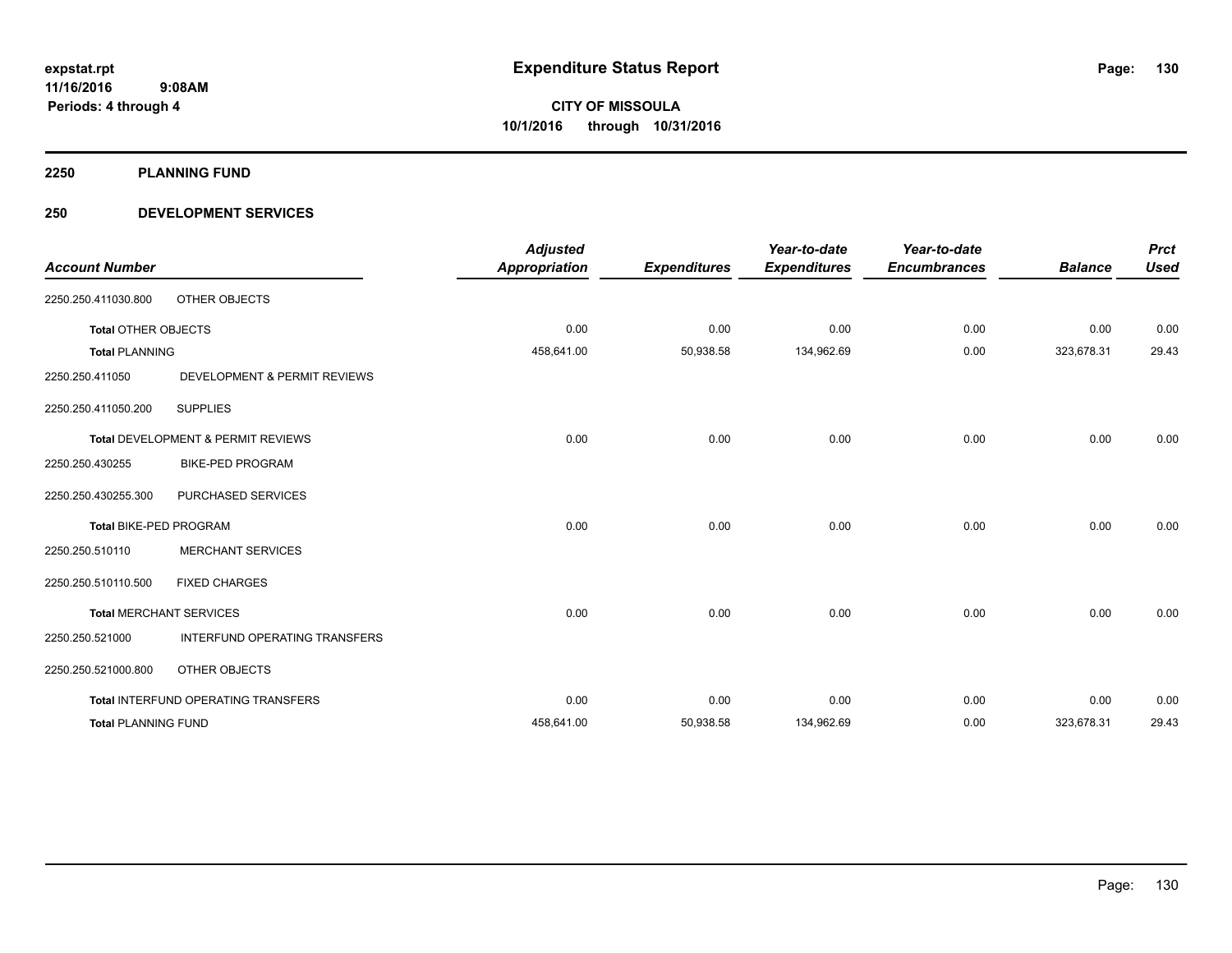**expstat.rpt**
**11/16/2016 9:08AM**
**Periods: 4 through 4**

# Expenditure Status Report

**CITY OF MISSOULA**
**10/1/2016 through 10/31/2016**

## 2250 PLANNING FUND

## 250 DEVELOPMENT SERVICES

| Account Number | | Adjusted Appropriation | Expenditures | Year-to-date Expenditures | Year-to-date Encumbrances | Balance | Prct Used |
|---|---|---|---|---|---|---|---|
| 2250.250.411030.800 | OTHER OBJECTS | | | | | | |
| **Total** OTHER OBJECTS | | 0.00 | 0.00 | 0.00 | 0.00 | 0.00 | 0.00 |
| **Total** PLANNING | | 458,641.00 | 50,938.58 | 134,962.69 | 0.00 | 323,678.31 | 29.43 |
| 2250.250.411050 | DEVELOPMENT & PERMIT REVIEWS | | | | | | |
| 2250.250.411050.200 | SUPPLIES | | | | | | |
| **Total** DEVELOPMENT & PERMIT REVIEWS | | 0.00 | 0.00 | 0.00 | 0.00 | 0.00 | 0.00 |
| 2250.250.430255 | BIKE-PED PROGRAM | | | | | | |
| 2250.250.430255.300 | PURCHASED SERVICES | | | | | | |
| **Total** BIKE-PED PROGRAM | | 0.00 | 0.00 | 0.00 | 0.00 | 0.00 | 0.00 |
| 2250.250.510110 | MERCHANT SERVICES | | | | | | |
| 2250.250.510110.500 | FIXED CHARGES | | | | | | |
| **Total** MERCHANT SERVICES | | 0.00 | 0.00 | 0.00 | 0.00 | 0.00 | 0.00 |
| 2250.250.521000 | INTERFUND OPERATING TRANSFERS | | | | | | |
| 2250.250.521000.800 | OTHER OBJECTS | | | | | | |
| **Total** INTERFUND OPERATING TRANSFERS | | 0.00 | 0.00 | 0.00 | 0.00 | 0.00 | 0.00 |
| **Total** PLANNING FUND | | 458,641.00 | 50,938.58 | 134,962.69 | 0.00 | 323,678.31 | 29.43 |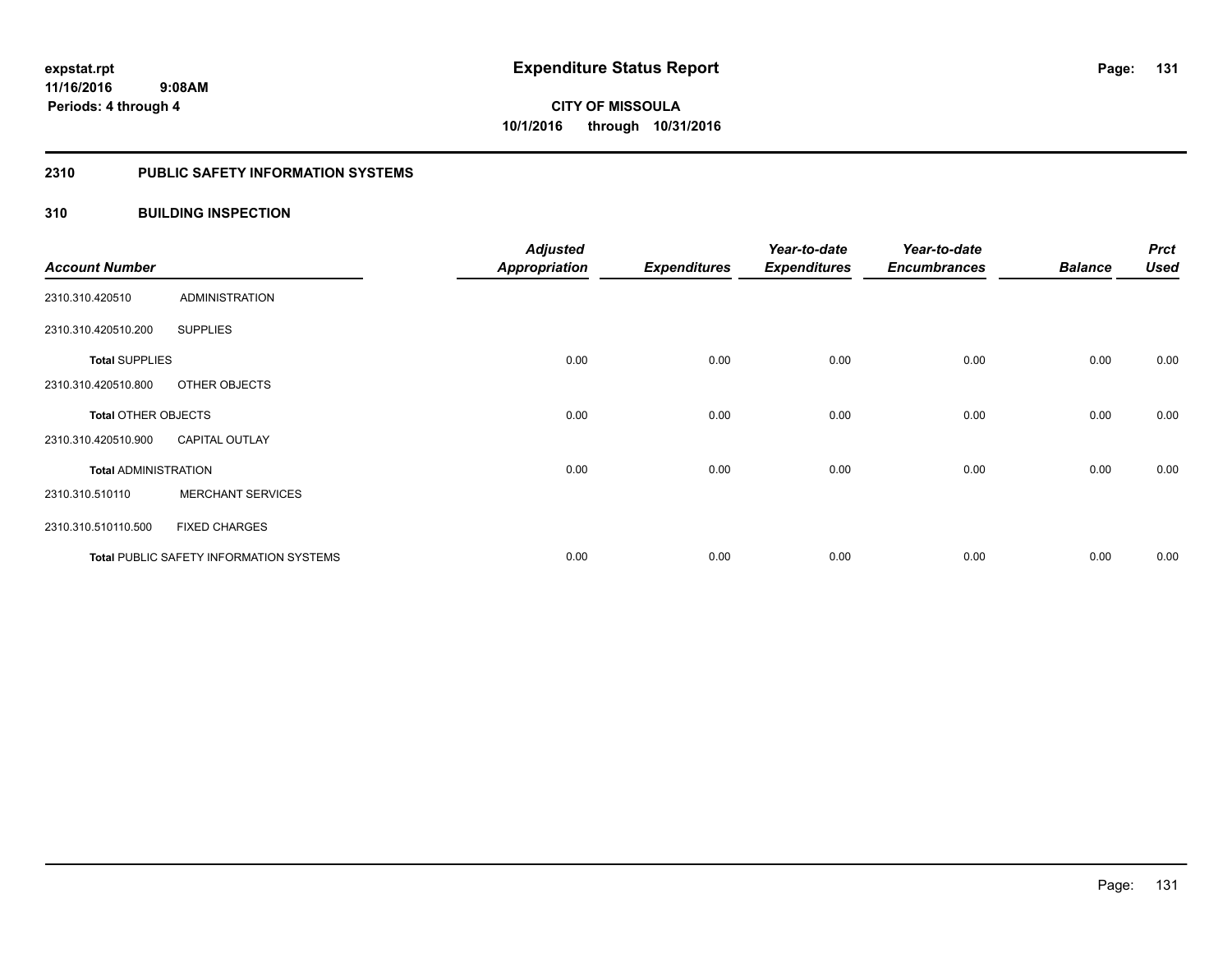**expstat.rpt**
**11/16/2016 9:08AM**
**Periods: 4 through 4**

# Expenditure Status Report

**CITY OF MISSOULA**
**10/1/2016 through 10/31/2016**

## 2310 PUBLIC SAFETY INFORMATION SYSTEMS

## 310 BUILDING INSPECTION

| Account Number | | Adjusted Appropriation | Expenditures | Year-to-date Expenditures | Year-to-date Encumbrances | Balance | Prct Used |
|---|---|---|---|---|---|---|---|
| 2310.310.420510 | ADMINISTRATION | | | | | | |
| 2310.310.420510.200 | SUPPLIES | | | | | | |
| **Total** SUPPLIES | | 0.00 | 0.00 | 0.00 | 0.00 | 0.00 | 0.00 |
| 2310.310.420510.800 | OTHER OBJECTS | | | | | | |
| **Total** OTHER OBJECTS | | 0.00 | 0.00 | 0.00 | 0.00 | 0.00 | 0.00 |
| 2310.310.420510.900 | CAPITAL OUTLAY | | | | | | |
| **Total** ADMINISTRATION | | 0.00 | 0.00 | 0.00 | 0.00 | 0.00 | 0.00 |
| 2310.310.510110 | MERCHANT SERVICES | | | | | | |
| 2310.310.510110.500 | FIXED CHARGES | | | | | | |
| **Total** PUBLIC SAFETY INFORMATION SYSTEMS | | 0.00 | 0.00 | 0.00 | 0.00 | 0.00 | 0.00 |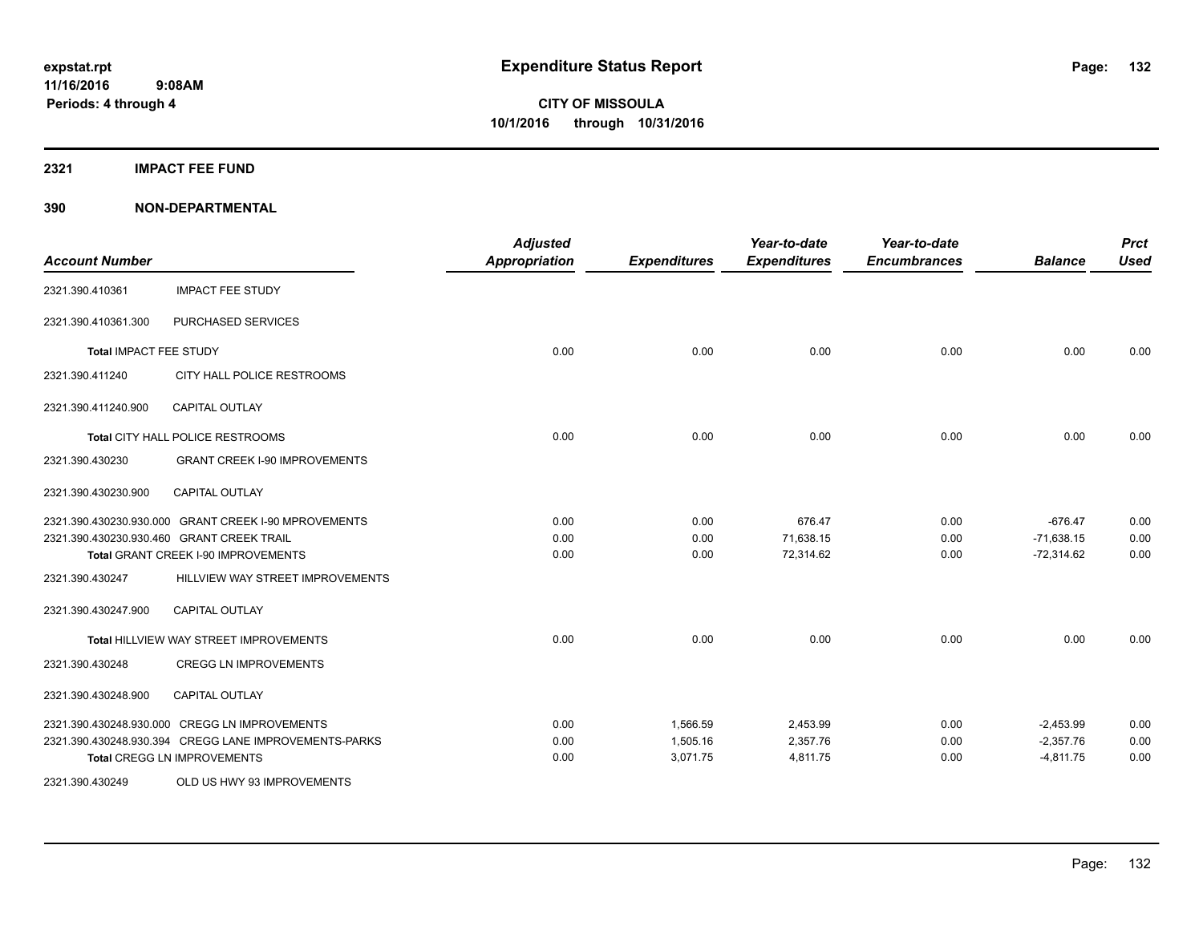# Expenditure Status Report

**CITY OF MISSOULA**

**10/1/2016 through 10/31/2016**

expstat.rpt
11/16/2016 9:08AM
Periods: 4 through 4

## 2321 IMPACT FEE FUND

## 390 NON-DEPARTMENTAL

| Account Number | | Adjusted Appropriation | Expenditures | Year-to-date Expenditures | Year-to-date Encumbrances | Balance | Prct Used |
|---|---|---|---|---|---|---|---|
| 2321.390.410361 | IMPACT FEE STUDY | | | | | | |
| 2321.390.410361.300 | PURCHASED SERVICES | | | | | | |
| Total IMPACT FEE STUDY | | 0.00 | 0.00 | 0.00 | 0.00 | 0.00 | 0.00 |
| 2321.390.411240 | CITY HALL POLICE RESTROOMS | | | | | | |
| 2321.390.411240.900 | CAPITAL OUTLAY | | | | | | |
| Total CITY HALL POLICE RESTROOMS | | 0.00 | 0.00 | 0.00 | 0.00 | 0.00 | 0.00 |
| 2321.390.430230 | GRANT CREEK I-90 IMPROVEMENTS | | | | | | |
| 2321.390.430230.900 | CAPITAL OUTLAY | | | | | | |
| 2321.390.430230.930.000 | GRANT CREEK I-90 MPROVEMENTS | 0.00 | 0.00 | 676.47 | 0.00 | -676.47 | 0.00 |
| 2321.390.430230.930.460 | GRANT CREEK TRAIL | 0.00 | 0.00 | 71,638.15 | 0.00 | -71,638.15 | 0.00 |
| Total GRANT CREEK I-90 IMPROVEMENTS | | 0.00 | 0.00 | 72,314.62 | 0.00 | -72,314.62 | 0.00 |
| 2321.390.430247 | HILLVIEW WAY STREET IMPROVEMENTS | | | | | | |
| 2321.390.430247.900 | CAPITAL OUTLAY | | | | | | |
| Total HILLVIEW WAY STREET IMPROVEMENTS | | 0.00 | 0.00 | 0.00 | 0.00 | 0.00 | 0.00 |
| 2321.390.430248 | CREGG LN IMPROVEMENTS | | | | | | |
| 2321.390.430248.900 | CAPITAL OUTLAY | | | | | | |
| 2321.390.430248.930.000 | CREGG LN IMPROVEMENTS | 0.00 | 1,566.59 | 2,453.99 | 0.00 | -2,453.99 | 0.00 |
| 2321.390.430248.930.394 | CREGG LANE IMPROVEMENTS-PARKS | 0.00 | 1,505.16 | 2,357.76 | 0.00 | -2,357.76 | 0.00 |
| Total CREGG LN IMPROVEMENTS | | 0.00 | 3,071.75 | 4,811.75 | 0.00 | -4,811.75 | 0.00 |
| 2321.390.430249 | OLD US HWY 93 IMPROVEMENTS | | | | | | |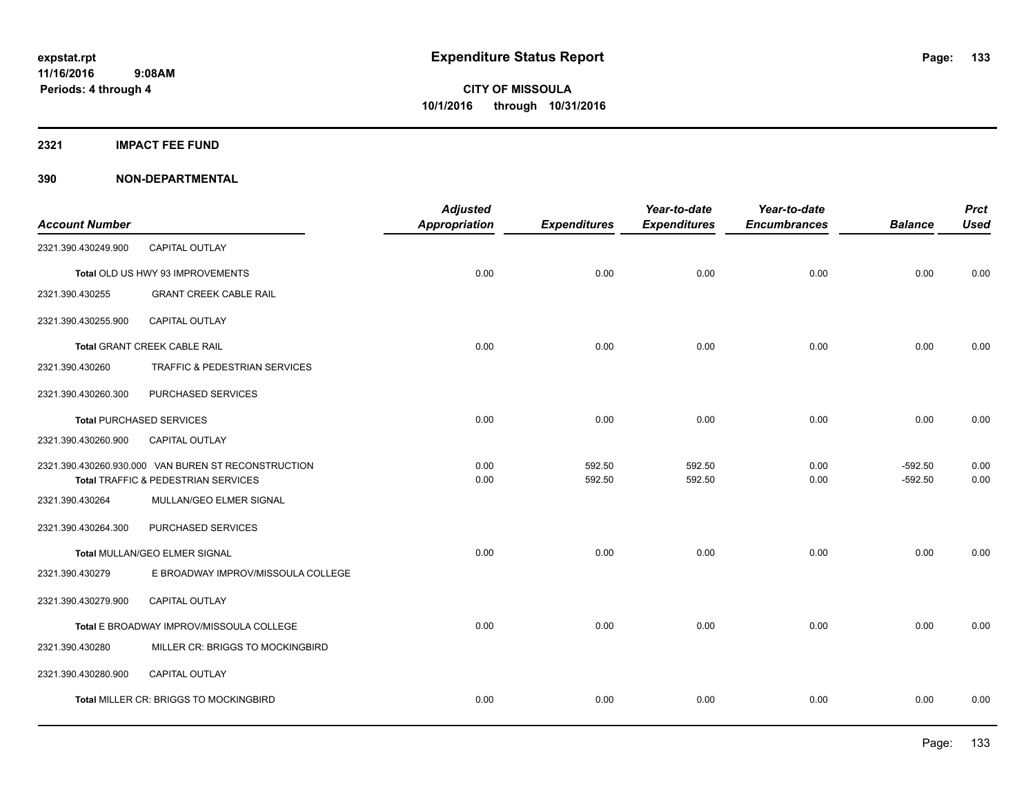expstat.rpt
11/16/2016 9:08AM
Periods: 4 through 4

# Expenditure Status Report

**CITY OF MISSOULA**
**10/1/2016 through 10/31/2016**

## 2321 IMPACT FEE FUND

## 390 NON-DEPARTMENTAL

| Account Number | | Adjusted Appropriation | Expenditures | Year-to-date Expenditures | Year-to-date Encumbrances | Balance | Prct Used |
|---|---|---|---|---|---|---|---|
| 2321.390.430249.900 | CAPITAL OUTLAY | | | | | | |
| **Total** OLD US HWY 93 IMPROVEMENTS | | 0.00 | 0.00 | 0.00 | 0.00 | 0.00 | 0.00 |
| 2321.390.430255 | GRANT CREEK CABLE RAIL | | | | | | |
| 2321.390.430255.900 | CAPITAL OUTLAY | | | | | | |
| **Total** GRANT CREEK CABLE RAIL | | 0.00 | 0.00 | 0.00 | 0.00 | 0.00 | 0.00 |
| 2321.390.430260 | TRAFFIC & PEDESTRIAN SERVICES | | | | | | |
| 2321.390.430260.300 | PURCHASED SERVICES | | | | | | |
| **Total** PURCHASED SERVICES | | 0.00 | 0.00 | 0.00 | 0.00 | 0.00 | 0.00 |
| 2321.390.430260.900 | CAPITAL OUTLAY | | | | | | |
| 2321.390.430260.930.000 | VAN BUREN ST RECONSTRUCTION | 0.00 | 592.50 | 592.50 | 0.00 | -592.50 | 0.00 |
| **Total** TRAFFIC & PEDESTRIAN SERVICES | | 0.00 | 592.50 | 592.50 | 0.00 | -592.50 | 0.00 |
| 2321.390.430264 | MULLAN/GEO ELMER SIGNAL | | | | | | |
| 2321.390.430264.300 | PURCHASED SERVICES | | | | | | |
| **Total** MULLAN/GEO ELMER SIGNAL | | 0.00 | 0.00 | 0.00 | 0.00 | 0.00 | 0.00 |
| 2321.390.430279 | E BROADWAY IMPROV/MISSOULA COLLEGE | | | | | | |
| 2321.390.430279.900 | CAPITAL OUTLAY | | | | | | |
| **Total** E BROADWAY IMPROV/MISSOULA COLLEGE | | 0.00 | 0.00 | 0.00 | 0.00 | 0.00 | 0.00 |
| 2321.390.430280 | MILLER CR: BRIGGS TO MOCKINGBIRD | | | | | | |
| 2321.390.430280.900 | CAPITAL OUTLAY | | | | | | |
| **Total** MILLER CR: BRIGGS TO MOCKINGBIRD | | 0.00 | 0.00 | 0.00 | 0.00 | 0.00 | 0.00 |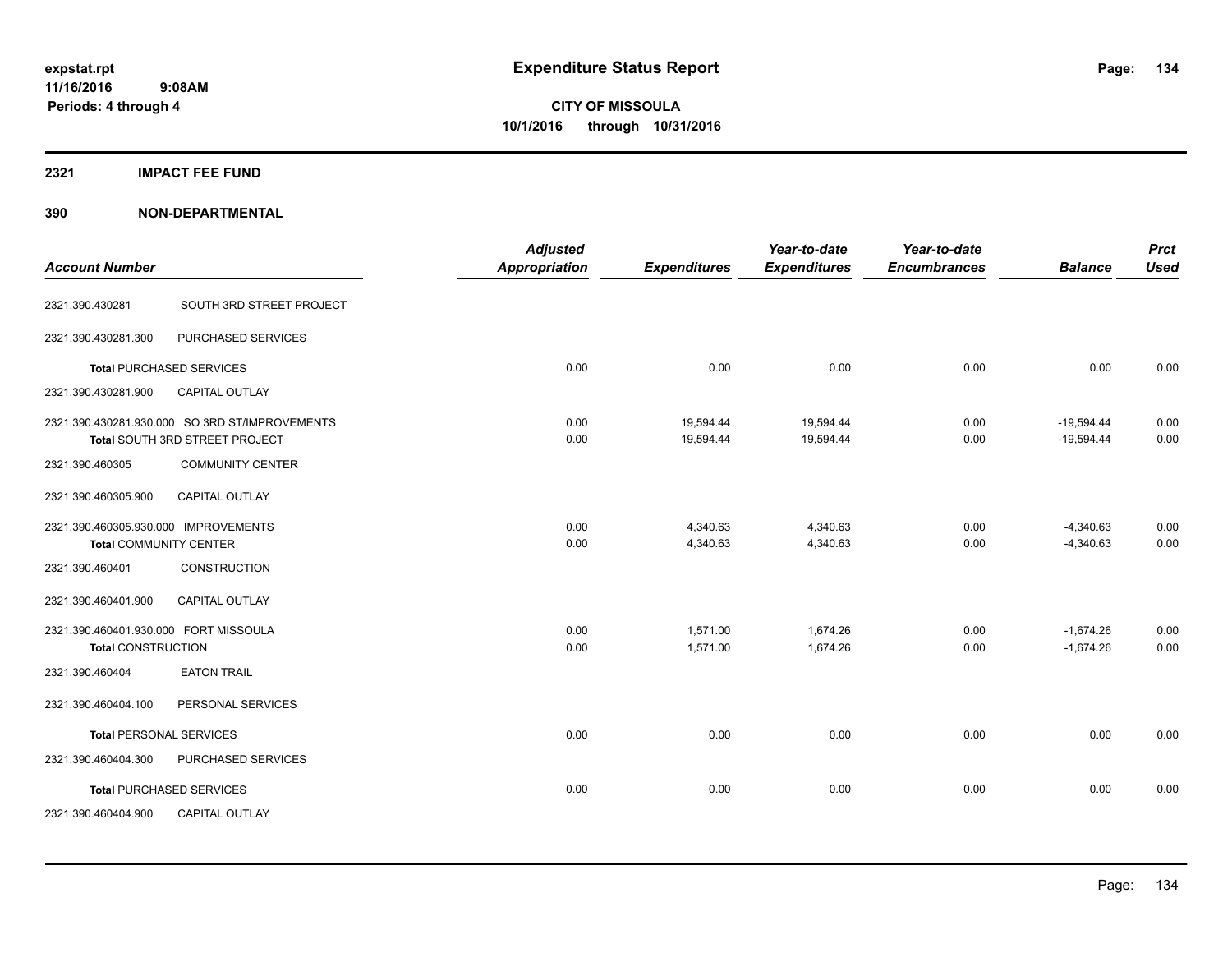# Expenditure Status Report

**CITY OF MISSOULA**
**10/1/2016 through 10/31/2016**

expstat.rpt
11/16/2016 9:08AM
Periods: 4 through 4

## 2321 IMPACT FEE FUND

### 390 NON-DEPARTMENTAL

| Account Number | | Adjusted Appropriation | Expenditures | Year-to-date Expenditures | Year-to-date Encumbrances | Balance | Prct Used |
|---|---|---|---|---|---|---|---|
| 2321.390.430281 | SOUTH 3RD STREET PROJECT | | | | | | |
| 2321.390.430281.300 | PURCHASED SERVICES | | | | | | |
| **Total** PURCHASED SERVICES | | 0.00 | 0.00 | 0.00 | 0.00 | 0.00 | 0.00 |
| 2321.390.430281.900 | CAPITAL OUTLAY | | | | | | |
| 2321.390.430281.930.000 | SO 3RD ST/IMPROVEMENTS | 0.00 | 19,594.44 | 19,594.44 | 0.00 | -19,594.44 | 0.00 |
| **Total** SOUTH 3RD STREET PROJECT | | 0.00 | 19,594.44 | 19,594.44 | 0.00 | -19,594.44 | 0.00 |
| 2321.390.460305 | COMMUNITY CENTER | | | | | | |
| 2321.390.460305.900 | CAPITAL OUTLAY | | | | | | |
| 2321.390.460305.930.000 | IMPROVEMENTS | 0.00 | 4,340.63 | 4,340.63 | 0.00 | -4,340.63 | 0.00 |
| **Total** COMMUNITY CENTER | | 0.00 | 4,340.63 | 4,340.63 | 0.00 | -4,340.63 | 0.00 |
| 2321.390.460401 | CONSTRUCTION | | | | | | |
| 2321.390.460401.900 | CAPITAL OUTLAY | | | | | | |
| 2321.390.460401.930.000 | FORT MISSOULA | 0.00 | 1,571.00 | 1,674.26 | 0.00 | -1,674.26 | 0.00 |
| **Total** CONSTRUCTION | | 0.00 | 1,571.00 | 1,674.26 | 0.00 | -1,674.26 | 0.00 |
| 2321.390.460404 | EATON TRAIL | | | | | | |
| 2321.390.460404.100 | PERSONAL SERVICES | | | | | | |
| **Total** PERSONAL SERVICES | | 0.00 | 0.00 | 0.00 | 0.00 | 0.00 | 0.00 |
| 2321.390.460404.300 | PURCHASED SERVICES | | | | | | |
| **Total** PURCHASED SERVICES | | 0.00 | 0.00 | 0.00 | 0.00 | 0.00 | 0.00 |
| 2321.390.460404.900 | CAPITAL OUTLAY | | | | | | |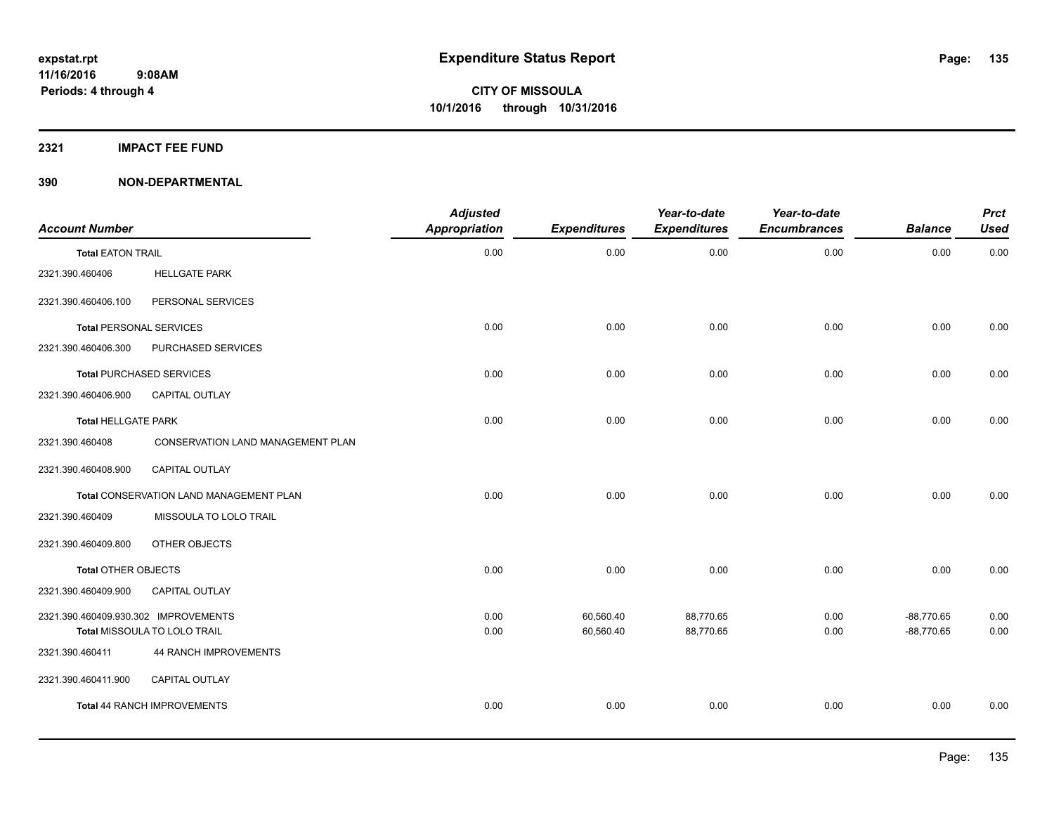expstat.rpt
11/16/2016 9:08AM
Periods: 4 through 4

# Expenditure Status Report

**CITY OF MISSOULA**
**10/1/2016 through 10/31/2016**

## 2321 IMPACT FEE FUND

## 390 NON-DEPARTMENTAL

| Account Number | | Adjusted Appropriation | Expenditures | Year-to-date Expenditures | Year-to-date Encumbrances | Balance | Prct Used |
|---|---|---|---|---|---|---|---|
| **Total** EATON TRAIL | | 0.00 | 0.00 | 0.00 | 0.00 | 0.00 | 0.00 |
| 2321.390.460406 | HELLGATE PARK | | | | | | |
| 2321.390.460406.100 | PERSONAL SERVICES | | | | | | |
| **Total** PERSONAL SERVICES | | 0.00 | 0.00 | 0.00 | 0.00 | 0.00 | 0.00 |
| 2321.390.460406.300 | PURCHASED SERVICES | | | | | | |
| **Total** PURCHASED SERVICES | | 0.00 | 0.00 | 0.00 | 0.00 | 0.00 | 0.00 |
| 2321.390.460406.900 | CAPITAL OUTLAY | | | | | | |
| **Total** HELLGATE PARK | | 0.00 | 0.00 | 0.00 | 0.00 | 0.00 | 0.00 |
| 2321.390.460408 | CONSERVATION LAND MANAGEMENT PLAN | | | | | | |
| 2321.390.460408.900 | CAPITAL OUTLAY | | | | | | |
| **Total** CONSERVATION LAND MANAGEMENT PLAN | | 0.00 | 0.00 | 0.00 | 0.00 | 0.00 | 0.00 |
| 2321.390.460409 | MISSOULA TO LOLO TRAIL | | | | | | |
| 2321.390.460409.800 | OTHER OBJECTS | | | | | | |
| **Total** OTHER OBJECTS | | 0.00 | 0.00 | 0.00 | 0.00 | 0.00 | 0.00 |
| 2321.390.460409.900 | CAPITAL OUTLAY | | | | | | |
| 2321.390.460409.930.302 | IMPROVEMENTS | 0.00 | 60,560.40 | 88,770.65 | 0.00 | -88,770.65 | 0.00 |
| **Total** MISSOULA TO LOLO TRAIL | | 0.00 | 60,560.40 | 88,770.65 | 0.00 | -88,770.65 | 0.00 |
| 2321.390.460411 | 44 RANCH IMPROVEMENTS | | | | | | |
| 2321.390.460411.900 | CAPITAL OUTLAY | | | | | | |
| **Total** 44 RANCH IMPROVEMENTS | | 0.00 | 0.00 | 0.00 | 0.00 | 0.00 | 0.00 |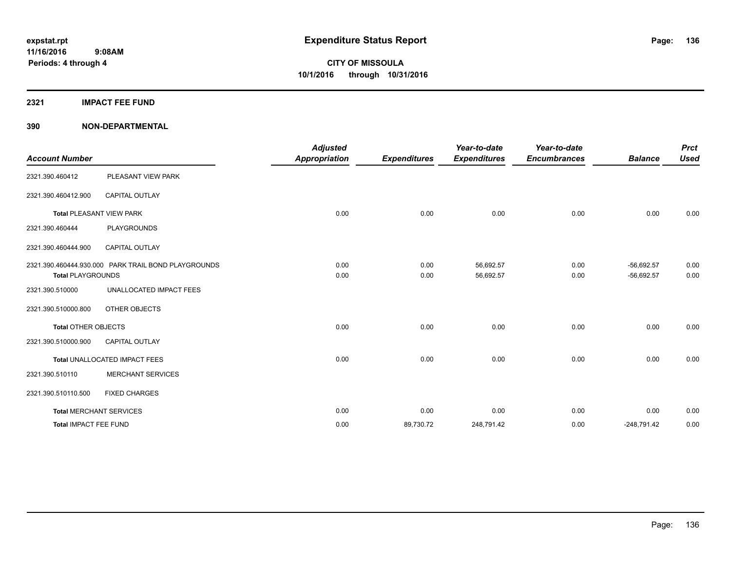# Expenditure Status Report

**CITY OF MISSOULA**
**10/1/2016 through 10/31/2016**

expstat.rpt
11/16/2016 9:08AM
Periods: 4 through 4

## 2321 IMPACT FEE FUND

## 390 NON-DEPARTMENTAL

| Account Number | | Adjusted Appropriation | Expenditures | Year-to-date Expenditures | Year-to-date Encumbrances | Balance | Prct Used |
|---|---|---|---|---|---|---|---|
| 2321.390.460412 | PLEASANT VIEW PARK | | | | | | |
| 2321.390.460412.900 | CAPITAL OUTLAY | | | | | | |
| **Total** PLEASANT VIEW PARK | | 0.00 | 0.00 | 0.00 | 0.00 | 0.00 | 0.00 |
| 2321.390.460444 | PLAYGROUNDS | | | | | | |
| 2321.390.460444.900 | CAPITAL OUTLAY | | | | | | |
| 2321.390.460444.930.000 | PARK TRAIL BOND PLAYGROUNDS | 0.00 | 0.00 | 56,692.57 | 0.00 | -56,692.57 | 0.00 |
| **Total PLAYGROUNDS** | | 0.00 | 0.00 | 56,692.57 | 0.00 | -56,692.57 | 0.00 |
| 2321.390.510000 | UNALLOCATED IMPACT FEES | | | | | | |
| 2321.390.510000.800 | OTHER OBJECTS | | | | | | |
| **Total** OTHER OBJECTS | | 0.00 | 0.00 | 0.00 | 0.00 | 0.00 | 0.00 |
| 2321.390.510000.900 | CAPITAL OUTLAY | | | | | | |
| **Total** UNALLOCATED IMPACT FEES | | 0.00 | 0.00 | 0.00 | 0.00 | 0.00 | 0.00 |
| 2321.390.510110 | MERCHANT SERVICES | | | | | | |
| 2321.390.510110.500 | FIXED CHARGES | | | | | | |
| **Total** MERCHANT SERVICES | | 0.00 | 0.00 | 0.00 | 0.00 | 0.00 | 0.00 |
| **Total** IMPACT FEE FUND | | 0.00 | 89,730.72 | 248,791.42 | 0.00 | -248,791.42 | 0.00 |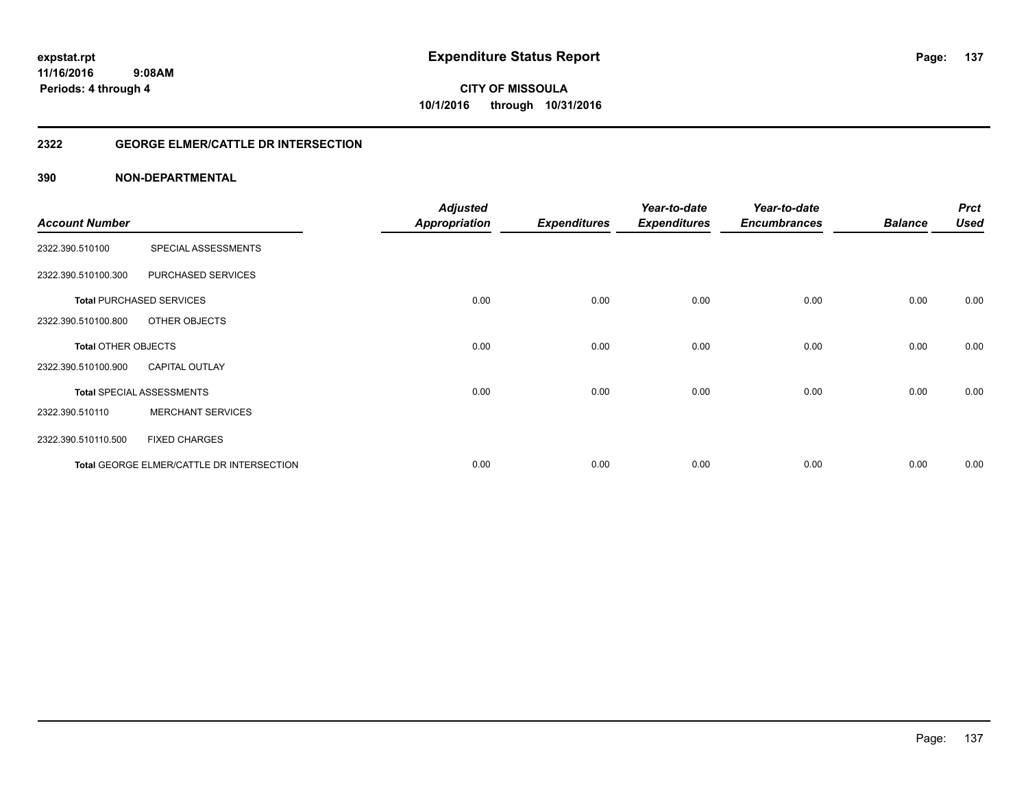**expstat.rpt**
**11/16/2016 9:08AM**
**Periods: 4 through 4**

# Expenditure Status Report

**CITY OF MISSOULA**
**10/1/2016 through 10/31/2016**

## 2322 GEORGE ELMER/CATTLE DR INTERSECTION

## 390 NON-DEPARTMENTAL

| Account Number | | Adjusted Appropriation | Expenditures | Year-to-date Expenditures | Year-to-date Encumbrances | Balance | Prct Used |
|---|---|---|---|---|---|---|---|
| 2322.390.510100 | SPECIAL ASSESSMENTS | | | | | | |
| 2322.390.510100.300 | PURCHASED SERVICES | | | | | | |
| **Total** PURCHASED SERVICES | | 0.00 | 0.00 | 0.00 | 0.00 | 0.00 | 0.00 |
| 2322.390.510100.800 | OTHER OBJECTS | | | | | | |
| **Total** OTHER OBJECTS | | 0.00 | 0.00 | 0.00 | 0.00 | 0.00 | 0.00 |
| 2322.390.510100.900 | CAPITAL OUTLAY | | | | | | |
| **Total** SPECIAL ASSESSMENTS | | 0.00 | 0.00 | 0.00 | 0.00 | 0.00 | 0.00 |
| 2322.390.510110 | MERCHANT SERVICES | | | | | | |
| 2322.390.510110.500 | FIXED CHARGES | | | | | | |
| **Total** GEORGE ELMER/CATTLE DR INTERSECTION | | 0.00 | 0.00 | 0.00 | 0.00 | 0.00 | 0.00 |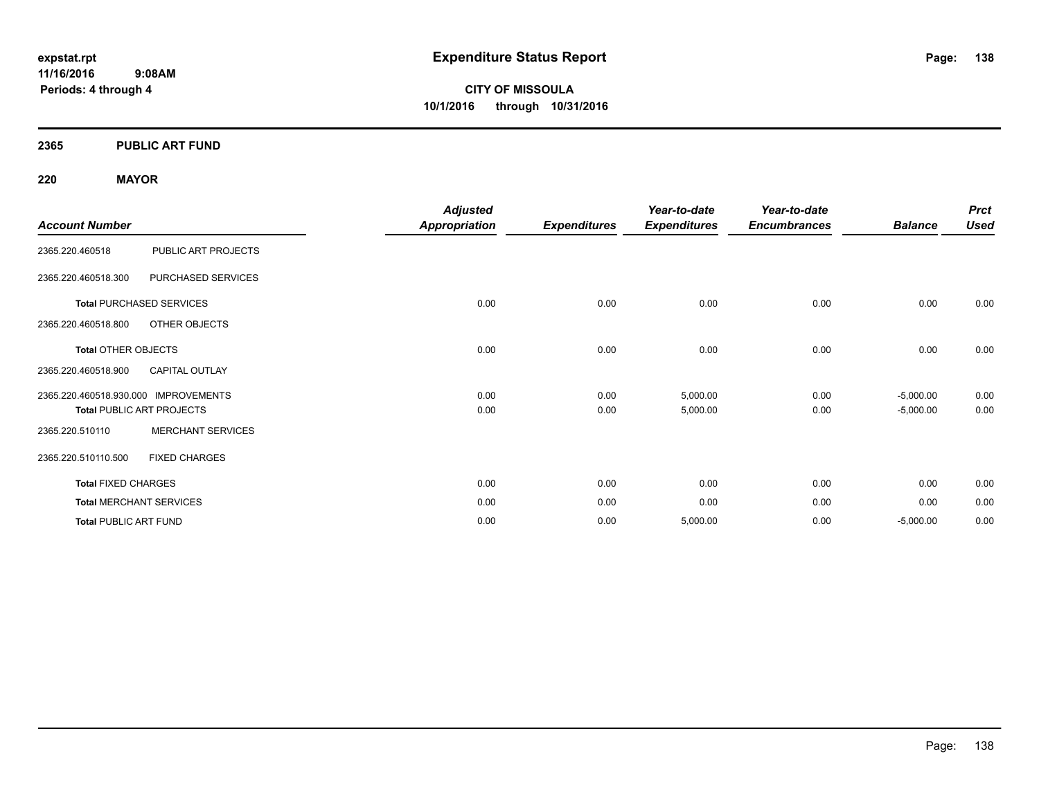expstat.rpt
11/16/2016 9:08AM
Periods: 4 through 4

# Expenditure Status Report

**CITY OF MISSOULA**
**10/1/2016 through 10/31/2016**

## 2365 PUBLIC ART FUND

### 220 MAYOR

| Account Number | | Adjusted Appropriation | Expenditures | Year-to-date Expenditures | Year-to-date Encumbrances | Balance | Prct Used |
|---|---|---|---|---|---|---|---|
| 2365.220.460518 | PUBLIC ART PROJECTS | | | | | | |
| 2365.220.460518.300 | PURCHASED SERVICES | | | | | | |
| **Total** PURCHASED SERVICES | | 0.00 | 0.00 | 0.00 | 0.00 | 0.00 | 0.00 |
| 2365.220.460518.800 | OTHER OBJECTS | | | | | | |
| **Total** OTHER OBJECTS | | 0.00 | 0.00 | 0.00 | 0.00 | 0.00 | 0.00 |
| 2365.220.460518.900 | CAPITAL OUTLAY | | | | | | |
| 2365.220.460518.930.000 | IMPROVEMENTS | 0.00 | 0.00 | 5,000.00 | 0.00 | -5,000.00 | 0.00 |
| **Total** PUBLIC ART PROJECTS | | 0.00 | 0.00 | 5,000.00 | 0.00 | -5,000.00 | 0.00 |
| 2365.220.510110 | MERCHANT SERVICES | | | | | | |
| 2365.220.510110.500 | FIXED CHARGES | | | | | | |
| **Total** FIXED CHARGES | | 0.00 | 0.00 | 0.00 | 0.00 | 0.00 | 0.00 |
| **Total** MERCHANT SERVICES | | 0.00 | 0.00 | 0.00 | 0.00 | 0.00 | 0.00 |
| **Total** PUBLIC ART FUND | | 0.00 | 0.00 | 5,000.00 | 0.00 | -5,000.00 | 0.00 |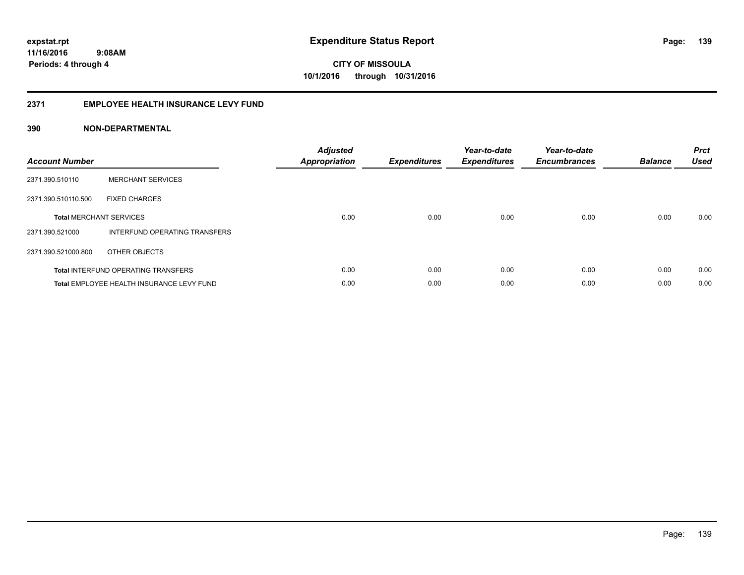**expstat.rpt**
**11/16/2016 9:08AM**
**Periods: 4 through 4**

# Expenditure Status Report

**CITY OF MISSOULA**
**10/1/2016 through 10/31/2016**

## 2371 EMPLOYEE HEALTH INSURANCE LEVY FUND

## 390 NON-DEPARTMENTAL

| Account Number | | Adjusted Appropriation | Expenditures | Year-to-date Expenditures | Year-to-date Encumbrances | Balance | Prct Used |
|---|---|---|---|---|---|---|---|
| 2371.390.510110 | MERCHANT SERVICES | | | | | | |
| 2371.390.510110.500 | FIXED CHARGES | | | | | | |
| **Total** MERCHANT SERVICES | | 0.00 | 0.00 | 0.00 | 0.00 | 0.00 | 0.00 |
| 2371.390.521000 | INTERFUND OPERATING TRANSFERS | | | | | | |
| 2371.390.521000.800 | OTHER OBJECTS | | | | | | |
| **Total** INTERFUND OPERATING TRANSFERS | | 0.00 | 0.00 | 0.00 | 0.00 | 0.00 | 0.00 |
| **Total** EMPLOYEE HEALTH INSURANCE LEVY FUND | | 0.00 | 0.00 | 0.00 | 0.00 | 0.00 | 0.00 |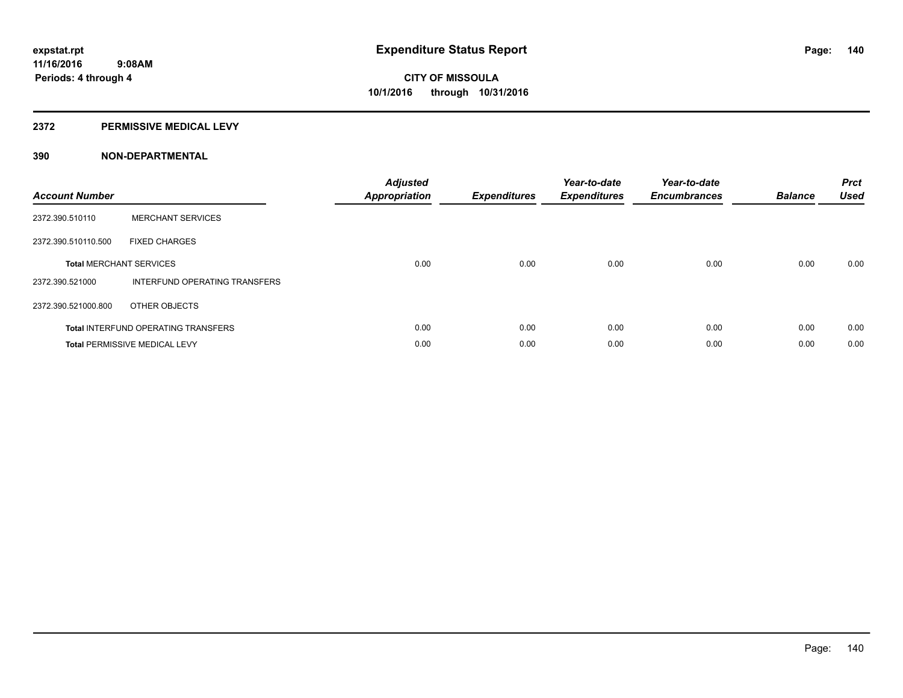# Expenditure Status Report

expstat.rpt
11/16/2016 9:08AM
Periods: 4 through 4

**CITY OF MISSOULA**
**10/1/2016 through 10/31/2016**

## 2372 PERMISSIVE MEDICAL LEVY

### 390 NON-DEPARTMENTAL

| Account Number | | Adjusted Appropriation | Expenditures | Year-to-date Expenditures | Year-to-date Encumbrances | Balance | Prct Used |
|---|---|---|---|---|---|---|---|
| 2372.390.510110 | MERCHANT SERVICES | | | | | | |
| 2372.390.510110.500 | FIXED CHARGES | | | | | | |
| **Total** MERCHANT SERVICES | | 0.00 | 0.00 | 0.00 | 0.00 | 0.00 | 0.00 |
| 2372.390.521000 | INTERFUND OPERATING TRANSFERS | | | | | | |
| 2372.390.521000.800 | OTHER OBJECTS | | | | | | |
| **Total** INTERFUND OPERATING TRANSFERS | | 0.00 | 0.00 | 0.00 | 0.00 | 0.00 | 0.00 |
| **Total** PERMISSIVE MEDICAL LEVY | | 0.00 | 0.00 | 0.00 | 0.00 | 0.00 | 0.00 |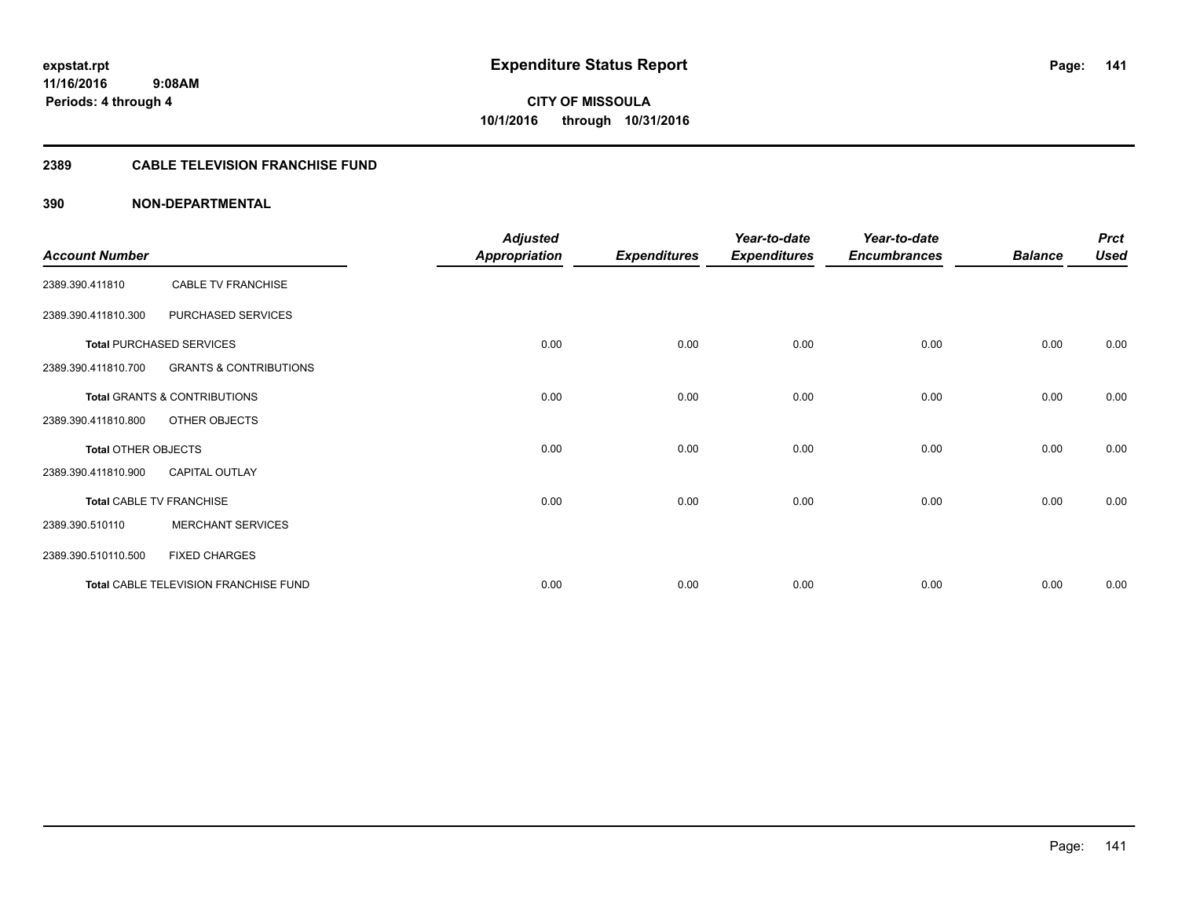**expstat.rpt**
**11/16/2016 9:08AM**
**Periods: 4 through 4**

# Expenditure Status Report

**CITY OF MISSOULA**
**10/1/2016 through 10/31/2016**

## 2389 CABLE TELEVISION FRANCHISE FUND

## 390 NON-DEPARTMENTAL

| Account Number | | Adjusted Appropriation | Expenditures | Year-to-date Expenditures | Year-to-date Encumbrances | Balance | Prct Used |
|---|---|---|---|---|---|---|---|
| 2389.390.411810 | CABLE TV FRANCHISE | | | | | | |
| 2389.390.411810.300 | PURCHASED SERVICES | | | | | | |
| **Total** PURCHASED SERVICES | | 0.00 | 0.00 | 0.00 | 0.00 | 0.00 | 0.00 |
| 2389.390.411810.700 | GRANTS & CONTRIBUTIONS | | | | | | |
| **Total** GRANTS & CONTRIBUTIONS | | 0.00 | 0.00 | 0.00 | 0.00 | 0.00 | 0.00 |
| 2389.390.411810.800 | OTHER OBJECTS | | | | | | |
| **Total** OTHER OBJECTS | | 0.00 | 0.00 | 0.00 | 0.00 | 0.00 | 0.00 |
| 2389.390.411810.900 | CAPITAL OUTLAY | | | | | | |
| **Total** CABLE TV FRANCHISE | | 0.00 | 0.00 | 0.00 | 0.00 | 0.00 | 0.00 |
| 2389.390.510110 | MERCHANT SERVICES | | | | | | |
| 2389.390.510110.500 | FIXED CHARGES | | | | | | |
| **Total** CABLE TELEVISION FRANCHISE FUND | | 0.00 | 0.00 | 0.00 | 0.00 | 0.00 | 0.00 |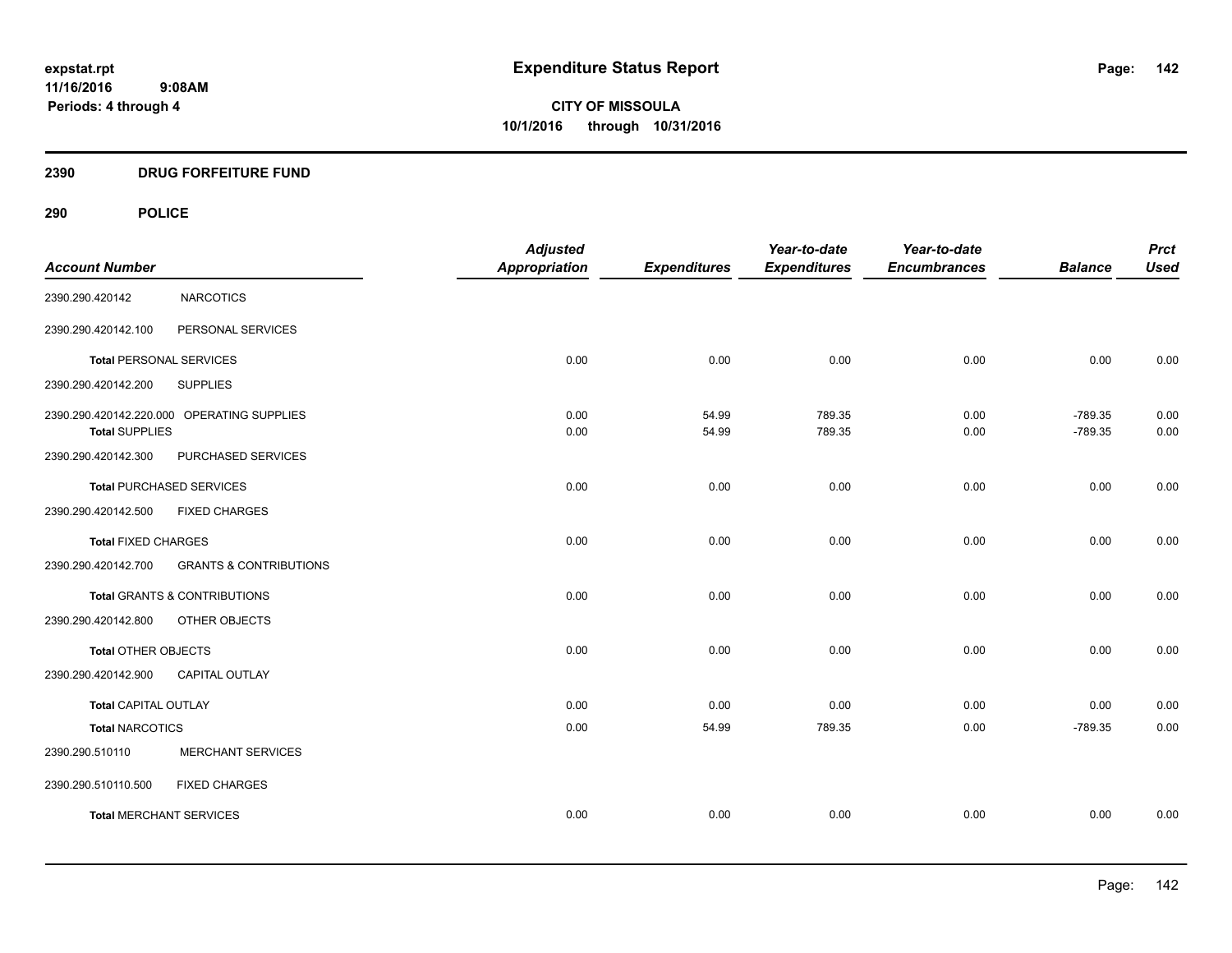expstat.rpt
11/16/2016 9:08AM
Periods: 4 through 4

# Expenditure Status Report

**CITY OF MISSOULA**
**10/1/2016 through 10/31/2016**

## 2390 DRUG FORFEITURE FUND

## 290 POLICE

| Account Number | | Adjusted Appropriation | Expenditures | Year-to-date Expenditures | Year-to-date Encumbrances | Balance | Prct Used |
|---|---|---|---|---|---|---|---|
| 2390.290.420142 | NARCOTICS | | | | | | |
| 2390.290.420142.100 | PERSONAL SERVICES | | | | | | |
| **Total** PERSONAL SERVICES | | 0.00 | 0.00 | 0.00 | 0.00 | 0.00 | 0.00 |
| 2390.290.420142.200 | SUPPLIES | | | | | | |
| 2390.290.420142.220.000 | OPERATING SUPPLIES | 0.00 | 54.99 | 789.35 | 0.00 | -789.35 | 0.00 |
| **Total** SUPPLIES | | 0.00 | 54.99 | 789.35 | 0.00 | -789.35 | 0.00 |
| 2390.290.420142.300 | PURCHASED SERVICES | | | | | | |
| **Total** PURCHASED SERVICES | | 0.00 | 0.00 | 0.00 | 0.00 | 0.00 | 0.00 |
| 2390.290.420142.500 | FIXED CHARGES | | | | | | |
| **Total** FIXED CHARGES | | 0.00 | 0.00 | 0.00 | 0.00 | 0.00 | 0.00 |
| 2390.290.420142.700 | GRANTS & CONTRIBUTIONS | | | | | | |
| **Total** GRANTS & CONTRIBUTIONS | | 0.00 | 0.00 | 0.00 | 0.00 | 0.00 | 0.00 |
| 2390.290.420142.800 | OTHER OBJECTS | | | | | | |
| **Total** OTHER OBJECTS | | 0.00 | 0.00 | 0.00 | 0.00 | 0.00 | 0.00 |
| 2390.290.420142.900 | CAPITAL OUTLAY | | | | | | |
| **Total** CAPITAL OUTLAY | | 0.00 | 0.00 | 0.00 | 0.00 | 0.00 | 0.00 |
| **Total** NARCOTICS | | 0.00 | 54.99 | 789.35 | 0.00 | -789.35 | 0.00 |
| 2390.290.510110 | MERCHANT SERVICES | | | | | | |
| 2390.290.510110.500 | FIXED CHARGES | | | | | | |
| **Total** MERCHANT SERVICES | | 0.00 | 0.00 | 0.00 | 0.00 | 0.00 | 0.00 |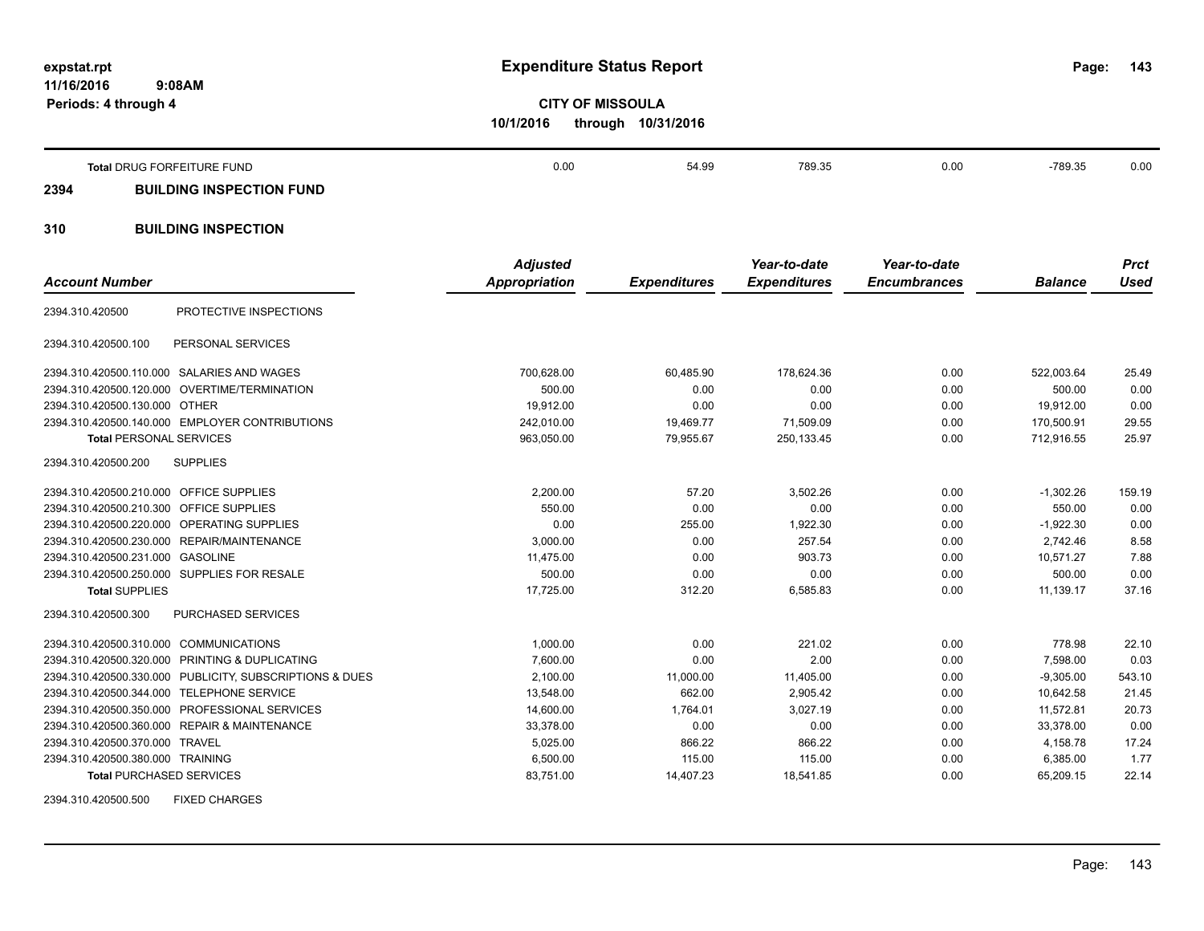# Expenditure Status Report

expstat.rpt
11/16/2016 9:08AM
Periods: 4 through 4

**CITY OF MISSOULA**
**10/1/2016 through 10/31/2016**

| Account Number | | Adjusted Appropriation | Expenditures | Year-to-date Expenditures | Year-to-date Encumbrances | Balance | Prct Used |
|---|---|---|---|---|---|---|---|
| **Total** DRUG FORFEITURE FUND | | 0.00 | 54.99 | 789.35 | 0.00 | -789.35 | 0.00 |
| **2394** | **BUILDING INSPECTION FUND** | | | | | | |
| **310** | **BUILDING INSPECTION** | | | | | | |
| 2394.310.420500 | PROTECTIVE INSPECTIONS | | | | | | |
| 2394.310.420500.100 | PERSONAL SERVICES | | | | | | |
| 2394.310.420500.110.000 | SALARIES AND WAGES | 700,628.00 | 60,485.90 | 178,624.36 | 0.00 | 522,003.64 | 25.49 |
| 2394.310.420500.120.000 | OVERTIME/TERMINATION | 500.00 | 0.00 | 0.00 | 0.00 | 500.00 | 0.00 |
| 2394.310.420500.130.000 | OTHER | 19,912.00 | 0.00 | 0.00 | 0.00 | 19,912.00 | 0.00 |
| 2394.310.420500.140.000 | EMPLOYER CONTRIBUTIONS | 242,010.00 | 19,469.77 | 71,509.09 | 0.00 | 170,500.91 | 29.55 |
| **Total** PERSONAL SERVICES | | 963,050.00 | 79,955.67 | 250,133.45 | 0.00 | 712,916.55 | 25.97 |
| 2394.310.420500.200 | SUPPLIES | | | | | | |
| 2394.310.420500.210.000 | OFFICE SUPPLIES | 2,200.00 | 57.20 | 3,502.26 | 0.00 | -1,302.26 | 159.19 |
| 2394.310.420500.210.300 | OFFICE SUPPLIES | 550.00 | 0.00 | 0.00 | 0.00 | 550.00 | 0.00 |
| 2394.310.420500.220.000 | OPERATING SUPPLIES | 0.00 | 255.00 | 1,922.30 | 0.00 | -1,922.30 | 0.00 |
| 2394.310.420500.230.000 | REPAIR/MAINTENANCE | 3,000.00 | 0.00 | 257.54 | 0.00 | 2,742.46 | 8.58 |
| 2394.310.420500.231.000 | GASOLINE | 11,475.00 | 0.00 | 903.73 | 0.00 | 10,571.27 | 7.88 |
| 2394.310.420500.250.000 | SUPPLIES FOR RESALE | 500.00 | 0.00 | 0.00 | 0.00 | 500.00 | 0.00 |
| **Total** SUPPLIES | | 17,725.00 | 312.20 | 6,585.83 | 0.00 | 11,139.17 | 37.16 |
| 2394.310.420500.300 | PURCHASED SERVICES | | | | | | |
| 2394.310.420500.310.000 | COMMUNICATIONS | 1,000.00 | 0.00 | 221.02 | 0.00 | 778.98 | 22.10 |
| 2394.310.420500.320.000 | PRINTING & DUPLICATING | 7,600.00 | 0.00 | 2.00 | 0.00 | 7,598.00 | 0.03 |
| 2394.310.420500.330.000 | PUBLICITY, SUBSCRIPTIONS & DUES | 2,100.00 | 11,000.00 | 11,405.00 | 0.00 | -9,305.00 | 543.10 |
| 2394.310.420500.344.000 | TELEPHONE SERVICE | 13,548.00 | 662.00 | 2,905.42 | 0.00 | 10,642.58 | 21.45 |
| 2394.310.420500.350.000 | PROFESSIONAL SERVICES | 14,600.00 | 1,764.01 | 3,027.19 | 0.00 | 11,572.81 | 20.73 |
| 2394.310.420500.360.000 | REPAIR & MAINTENANCE | 33,378.00 | 0.00 | 0.00 | 0.00 | 33,378.00 | 0.00 |
| 2394.310.420500.370.000 | TRAVEL | 5,025.00 | 866.22 | 866.22 | 0.00 | 4,158.78 | 17.24 |
| 2394.310.420500.380.000 | TRAINING | 6,500.00 | 115.00 | 115.00 | 0.00 | 6,385.00 | 1.77 |
| **Total** PURCHASED SERVICES | | 83,751.00 | 14,407.23 | 18,541.85 | 0.00 | 65,209.15 | 22.14 |
| 2394.310.420500.500 | FIXED CHARGES | | | | | | |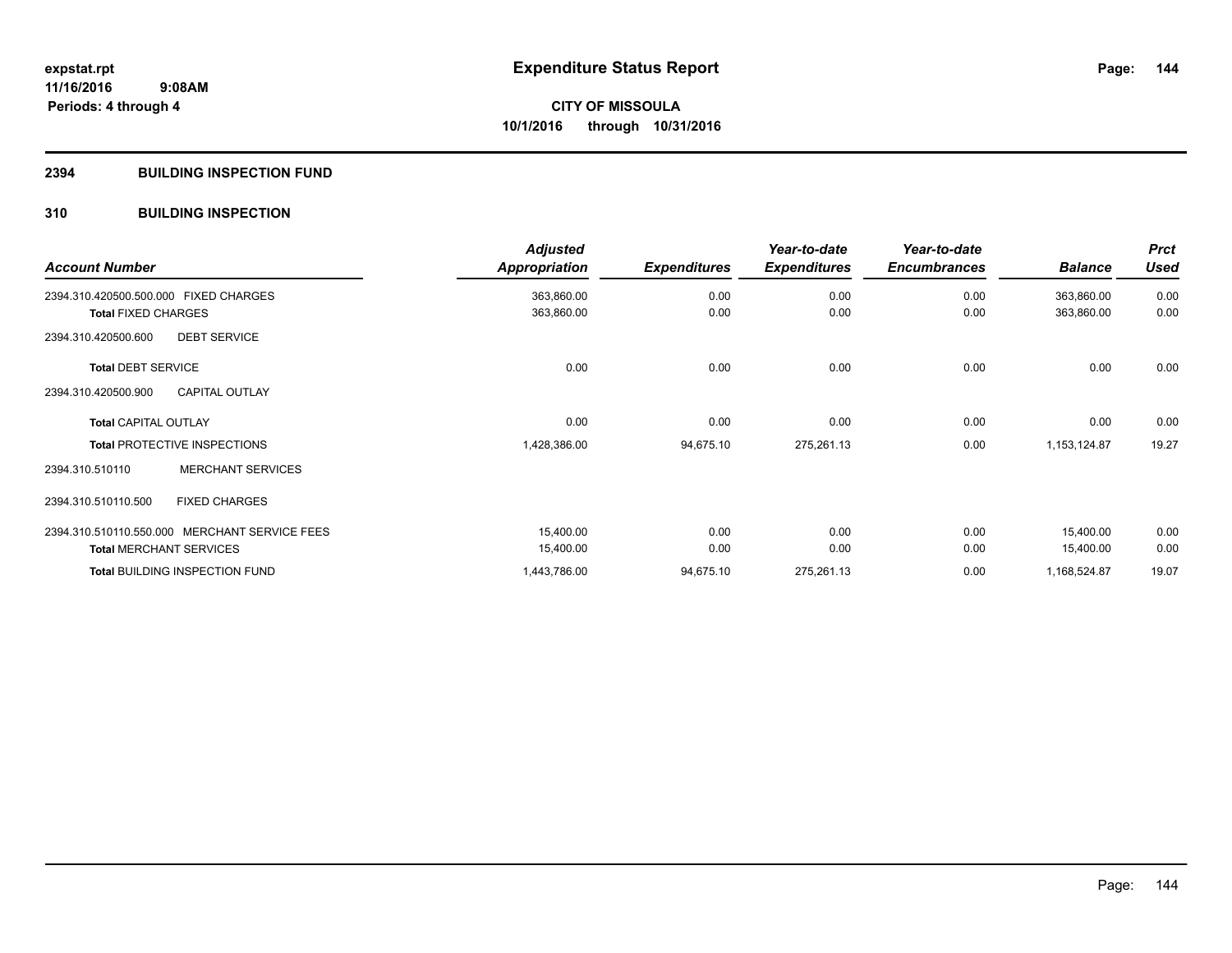**expstat.rpt**
**11/16/2016 9:08AM**
**Periods: 4 through 4**

# Expenditure Status Report

**CITY OF MISSOULA**
**10/1/2016 through 10/31/2016**

## 2394 BUILDING INSPECTION FUND

### 310 BUILDING INSPECTION

| Account Number | Adjusted Appropriation | Expenditures | Year-to-date Expenditures | Year-to-date Encumbrances | Balance | Prct Used |
|---|---|---|---|---|---|---|
| 2394.310.420500.500.000 FIXED CHARGES | 363,860.00 | 0.00 | 0.00 | 0.00 | 363,860.00 | 0.00 |
| **Total** FIXED CHARGES | 363,860.00 | 0.00 | 0.00 | 0.00 | 363,860.00 | 0.00 |
| 2394.310.420500.600 DEBT SERVICE | | | | | | |
| **Total** DEBT SERVICE | 0.00 | 0.00 | 0.00 | 0.00 | 0.00 | 0.00 |
| 2394.310.420500.900 CAPITAL OUTLAY | | | | | | |
| **Total** CAPITAL OUTLAY | 0.00 | 0.00 | 0.00 | 0.00 | 0.00 | 0.00 |
| **Total** PROTECTIVE INSPECTIONS | 1,428,386.00 | 94,675.10 | 275,261.13 | 0.00 | 1,153,124.87 | 19.27 |
| 2394.310.510110 MERCHANT SERVICES | | | | | | |
| 2394.310.510110.500 FIXED CHARGES | | | | | | |
| 2394.310.510110.550.000 MERCHANT SERVICE FEES | 15,400.00 | 0.00 | 0.00 | 0.00 | 15,400.00 | 0.00 |
| **Total** MERCHANT SERVICES | 15,400.00 | 0.00 | 0.00 | 0.00 | 15,400.00 | 0.00 |
| **Total** BUILDING INSPECTION FUND | 1,443,786.00 | 94,675.10 | 275,261.13 | 0.00 | 1,168,524.87 | 19.07 |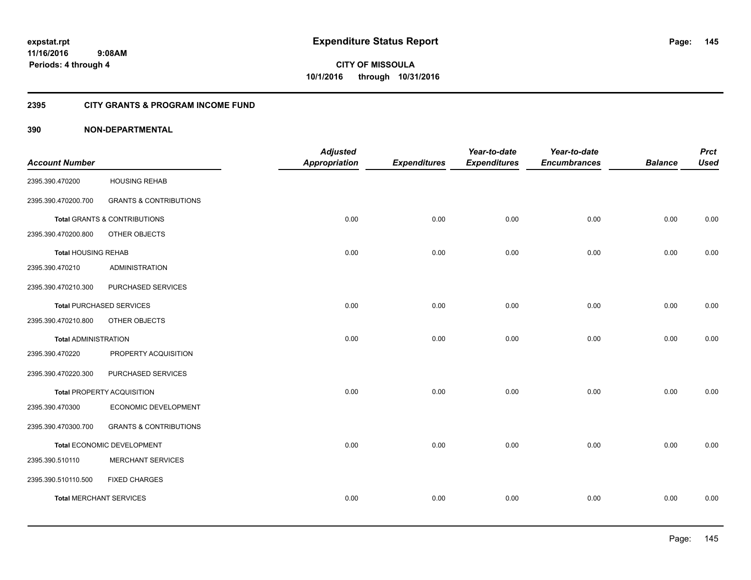# Expenditure Status Report

expstat.rpt
11/16/2016 9:08AM
Periods: 4 through 4

**CITY OF MISSOULA**
**10/1/2016 through 10/31/2016**

## 2395 CITY GRANTS & PROGRAM INCOME FUND

## 390 NON-DEPARTMENTAL

| Account Number | | Adjusted Appropriation | Expenditures | Year-to-date Expenditures | Year-to-date Encumbrances | Balance | Prct Used |
|---|---|---|---|---|---|---|---|
| 2395.390.470200 | HOUSING REHAB | | | | | | |
| 2395.390.470200.700 | GRANTS & CONTRIBUTIONS | | | | | | |
| **Total** GRANTS & CONTRIBUTIONS | | 0.00 | 0.00 | 0.00 | 0.00 | 0.00 | 0.00 |
| 2395.390.470200.800 | OTHER OBJECTS | | | | | | |
| **Total** HOUSING REHAB | | 0.00 | 0.00 | 0.00 | 0.00 | 0.00 | 0.00 |
| 2395.390.470210 | ADMINISTRATION | | | | | | |
| 2395.390.470210.300 | PURCHASED SERVICES | | | | | | |
| **Total** PURCHASED SERVICES | | 0.00 | 0.00 | 0.00 | 0.00 | 0.00 | 0.00 |
| 2395.390.470210.800 | OTHER OBJECTS | | | | | | |
| **Total** ADMINISTRATION | | 0.00 | 0.00 | 0.00 | 0.00 | 0.00 | 0.00 |
| 2395.390.470220 | PROPERTY ACQUISITION | | | | | | |
| 2395.390.470220.300 | PURCHASED SERVICES | | | | | | |
| **Total** PROPERTY ACQUISITION | | 0.00 | 0.00 | 0.00 | 0.00 | 0.00 | 0.00 |
| 2395.390.470300 | ECONOMIC DEVELOPMENT | | | | | | |
| 2395.390.470300.700 | GRANTS & CONTRIBUTIONS | | | | | | |
| **Total** ECONOMIC DEVELOPMENT | | 0.00 | 0.00 | 0.00 | 0.00 | 0.00 | 0.00 |
| 2395.390.510110 | MERCHANT SERVICES | | | | | | |
| 2395.390.510110.500 | FIXED CHARGES | | | | | | |
| **Total** MERCHANT SERVICES | | 0.00 | 0.00 | 0.00 | 0.00 | 0.00 | 0.00 |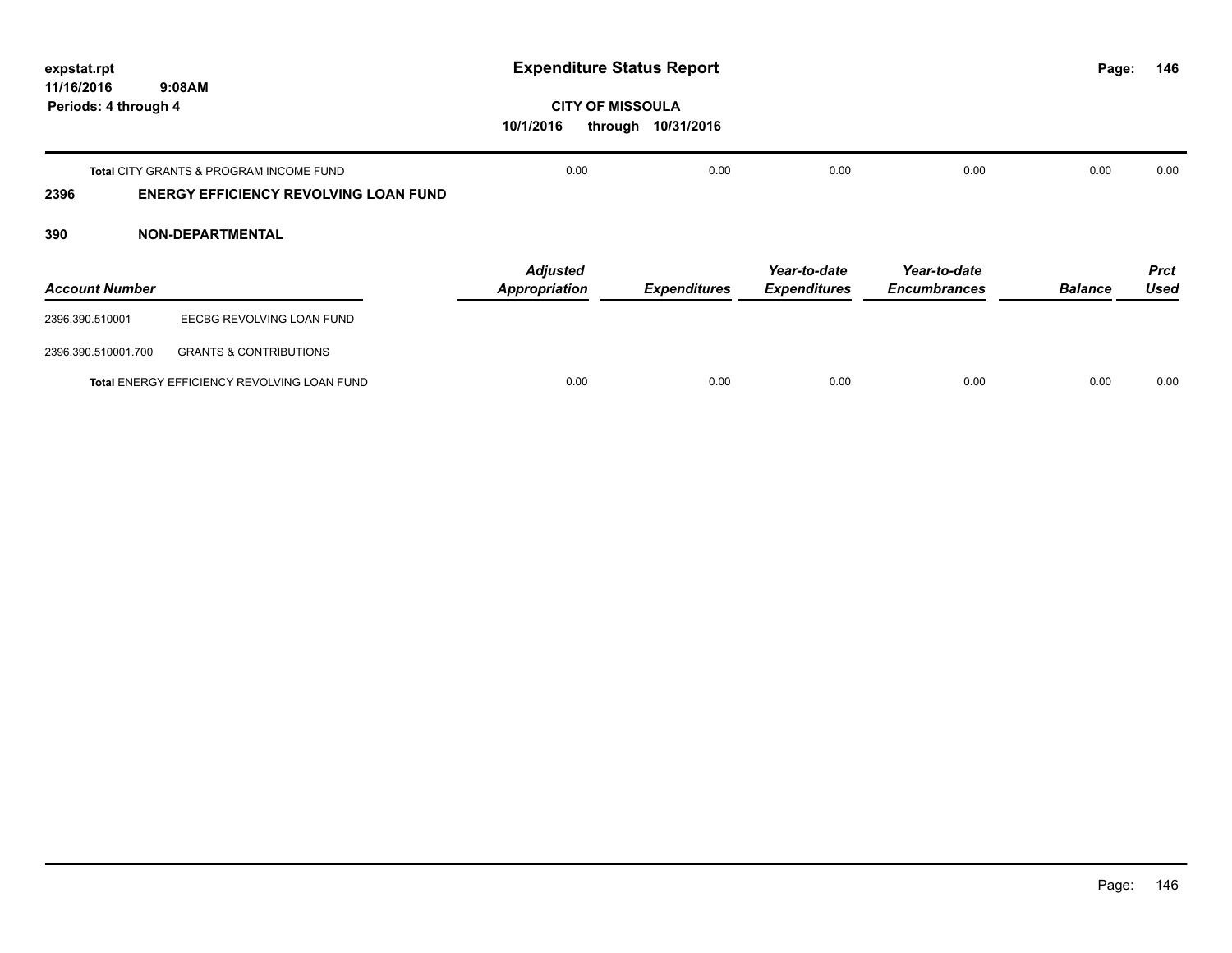| | Adjusted Appropriation | Expenditures | Year-to-date Expenditures | Year-to-date Encumbrances | Balance | Prct Used |
|---|---|---|---|---|---|---|
| **Total** CITY GRANTS & PROGRAM INCOME FUND | 0.00 | 0.00 | 0.00 | 0.00 | 0.00 | 0.00 |

## 2396 ENERGY EFFICIENCY REVOLVING LOAN FUND

## 390 NON-DEPARTMENTAL

| *Account Number* | | *Adjusted Appropriation* | *Expenditures* | *Year-to-date Expenditures* | *Year-to-date Encumbrances* | *Balance* | *Prct Used* |
|---|---|---|---|---|---|---|---|
| 2396.390.510001 | EECBG REVOLVING LOAN FUND | | | | | | |
| 2396.390.510001.700 | GRANTS & CONTRIBUTIONS | | | | | | |
| **Total** ENERGY EFFICIENCY REVOLVING LOAN FUND | | 0.00 | 0.00 | 0.00 | 0.00 | 0.00 | 0.00 |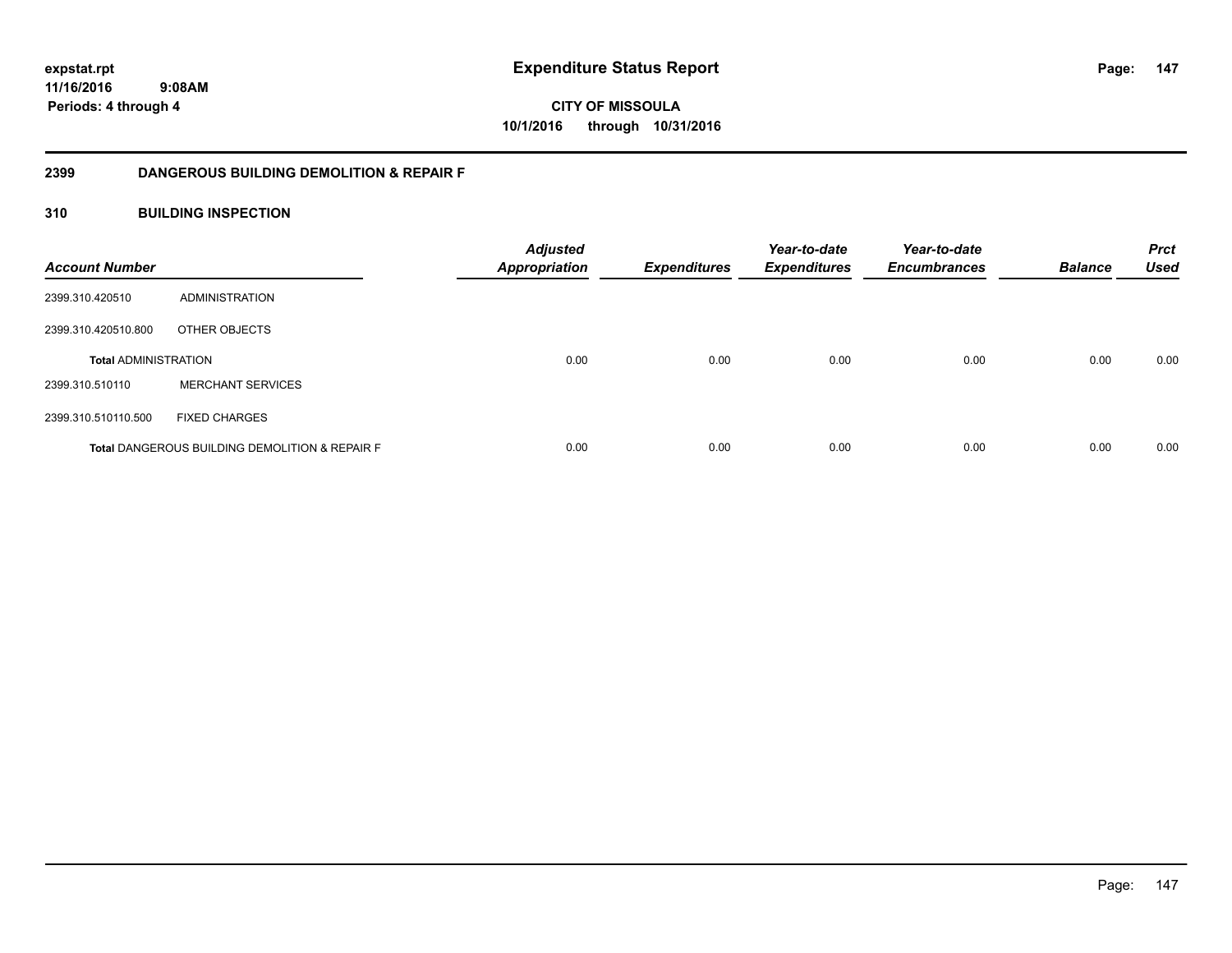expstat.rpt
11/16/2016 9:08AM
Periods: 4 through 4

# Expenditure Status Report

CITY OF MISSOULA
10/1/2016 through 10/31/2016

## 2399 DANGEROUS BUILDING DEMOLITION & REPAIR F

## 310 BUILDING INSPECTION

| Account Number | | Adjusted Appropriation | Expenditures | Year-to-date Expenditures | Year-to-date Encumbrances | Balance | Prct Used |
|---|---|---|---|---|---|---|---|
| 2399.310.420510 | ADMINISTRATION | | | | | | |
| 2399.310.420510.800 | OTHER OBJECTS | | | | | | |
| **Total** ADMINISTRATION | | 0.00 | 0.00 | 0.00 | 0.00 | 0.00 | 0.00 |
| 2399.310.510110 | MERCHANT SERVICES | | | | | | |
| 2399.310.510110.500 | FIXED CHARGES | | | | | | |
| **Total** DANGEROUS BUILDING DEMOLITION & REPAIR F | | 0.00 | 0.00 | 0.00 | 0.00 | 0.00 | 0.00 |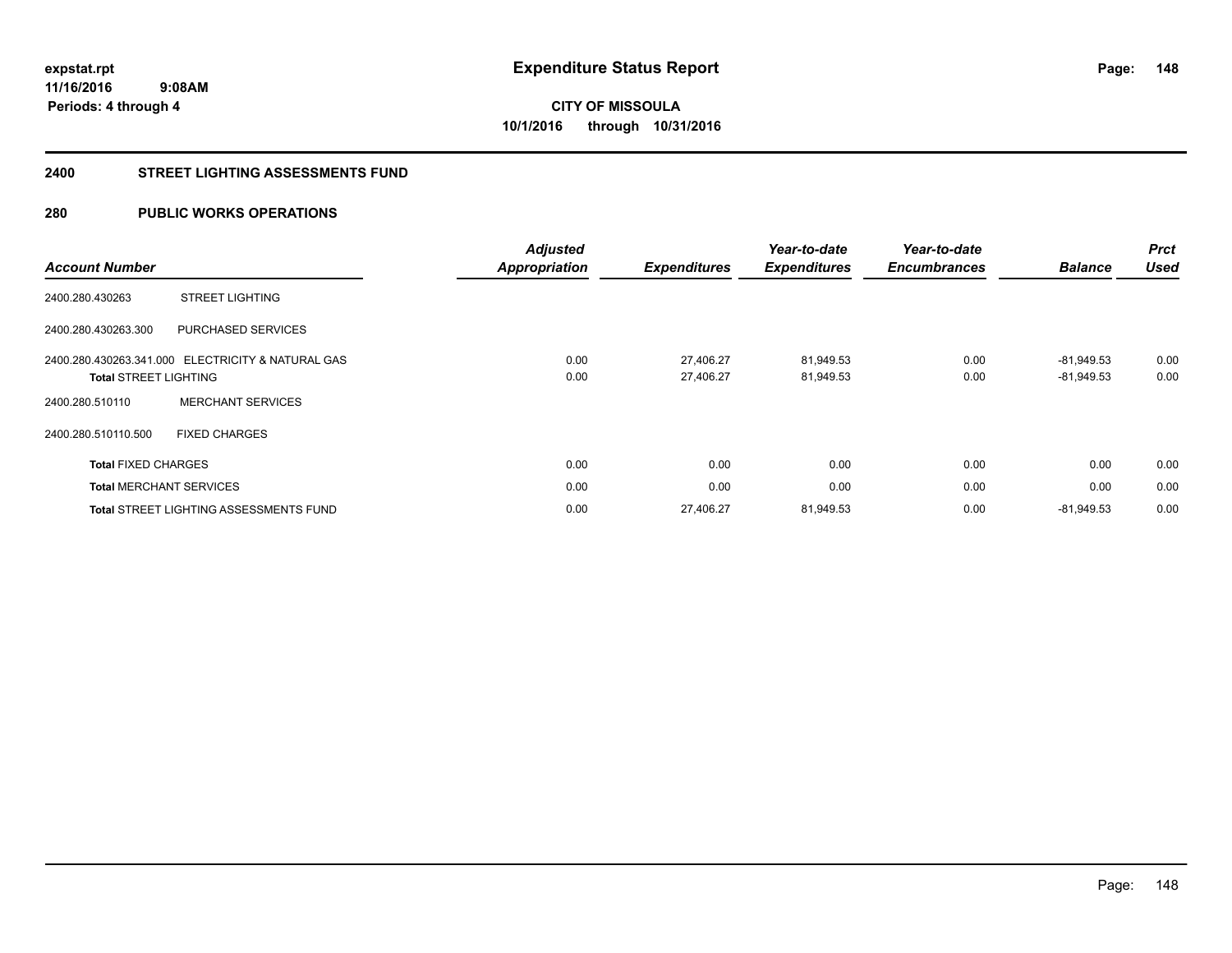**expstat.rpt**
**11/16/2016 9:08AM**
**Periods: 4 through 4**

# Expenditure Status Report

**CITY OF MISSOULA**
**10/1/2016 through 10/31/2016**

## 2400 STREET LIGHTING ASSESSMENTS FUND

## 280 PUBLIC WORKS OPERATIONS

| Account Number | | Adjusted Appropriation | Expenditures | Year-to-date Expenditures | Year-to-date Encumbrances | Balance | Prct Used |
|---|---|---|---|---|---|---|---|
| 2400.280.430263 | STREET LIGHTING | | | | | | |
| 2400.280.430263.300 | PURCHASED SERVICES | | | | | | |
| 2400.280.430263.341.000 | ELECTRICITY & NATURAL GAS | 0.00 | 27,406.27 | 81,949.53 | 0.00 | -81,949.53 | 0.00 |
| **Total** STREET LIGHTING | | 0.00 | 27,406.27 | 81,949.53 | 0.00 | -81,949.53 | 0.00 |
| 2400.280.510110 | MERCHANT SERVICES | | | | | | |
| 2400.280.510110.500 | FIXED CHARGES | | | | | | |
| **Total** FIXED CHARGES | | 0.00 | 0.00 | 0.00 | 0.00 | 0.00 | 0.00 |
| **Total** MERCHANT SERVICES | | 0.00 | 0.00 | 0.00 | 0.00 | 0.00 | 0.00 |
| **Total** STREET LIGHTING ASSESSMENTS FUND | | 0.00 | 27,406.27 | 81,949.53 | 0.00 | -81,949.53 | 0.00 |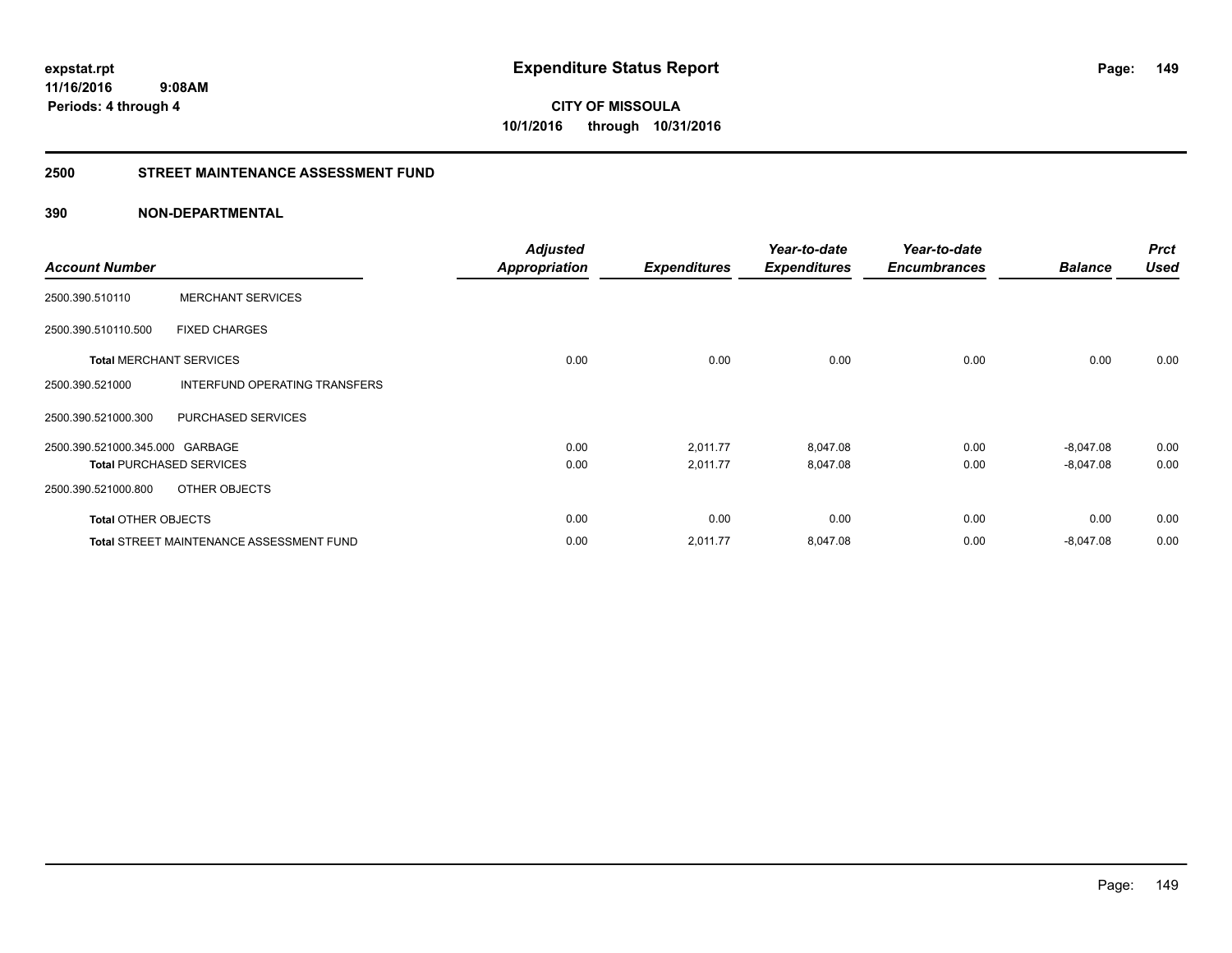**expstat.rpt**
**11/16/2016 9:08AM**
**Periods: 4 through 4**

# Expenditure Status Report

**CITY OF MISSOULA**
**10/1/2016 through 10/31/2016**

## 2500 STREET MAINTENANCE ASSESSMENT FUND

### 390 NON-DEPARTMENTAL

| Account Number | | Adjusted Appropriation | Expenditures | Year-to-date Expenditures | Year-to-date Encumbrances | Balance | Prct Used |
|---|---|---|---|---|---|---|---|
| 2500.390.510110 | MERCHANT SERVICES | | | | | | |
| 2500.390.510110.500 | FIXED CHARGES | | | | | | |
| **Total** MERCHANT SERVICES | | 0.00 | 0.00 | 0.00 | 0.00 | 0.00 | 0.00 |
| 2500.390.521000 | INTERFUND OPERATING TRANSFERS | | | | | | |
| 2500.390.521000.300 | PURCHASED SERVICES | | | | | | |
| 2500.390.521000.345.000 | GARBAGE | 0.00 | 2,011.77 | 8,047.08 | 0.00 | -8,047.08 | 0.00 |
| **Total** PURCHASED SERVICES | | 0.00 | 2,011.77 | 8,047.08 | 0.00 | -8,047.08 | 0.00 |
| 2500.390.521000.800 | OTHER OBJECTS | | | | | | |
| **Total** OTHER OBJECTS | | 0.00 | 0.00 | 0.00 | 0.00 | 0.00 | 0.00 |
| **Total** STREET MAINTENANCE ASSESSMENT FUND | | 0.00 | 2,011.77 | 8,047.08 | 0.00 | -8,047.08 | 0.00 |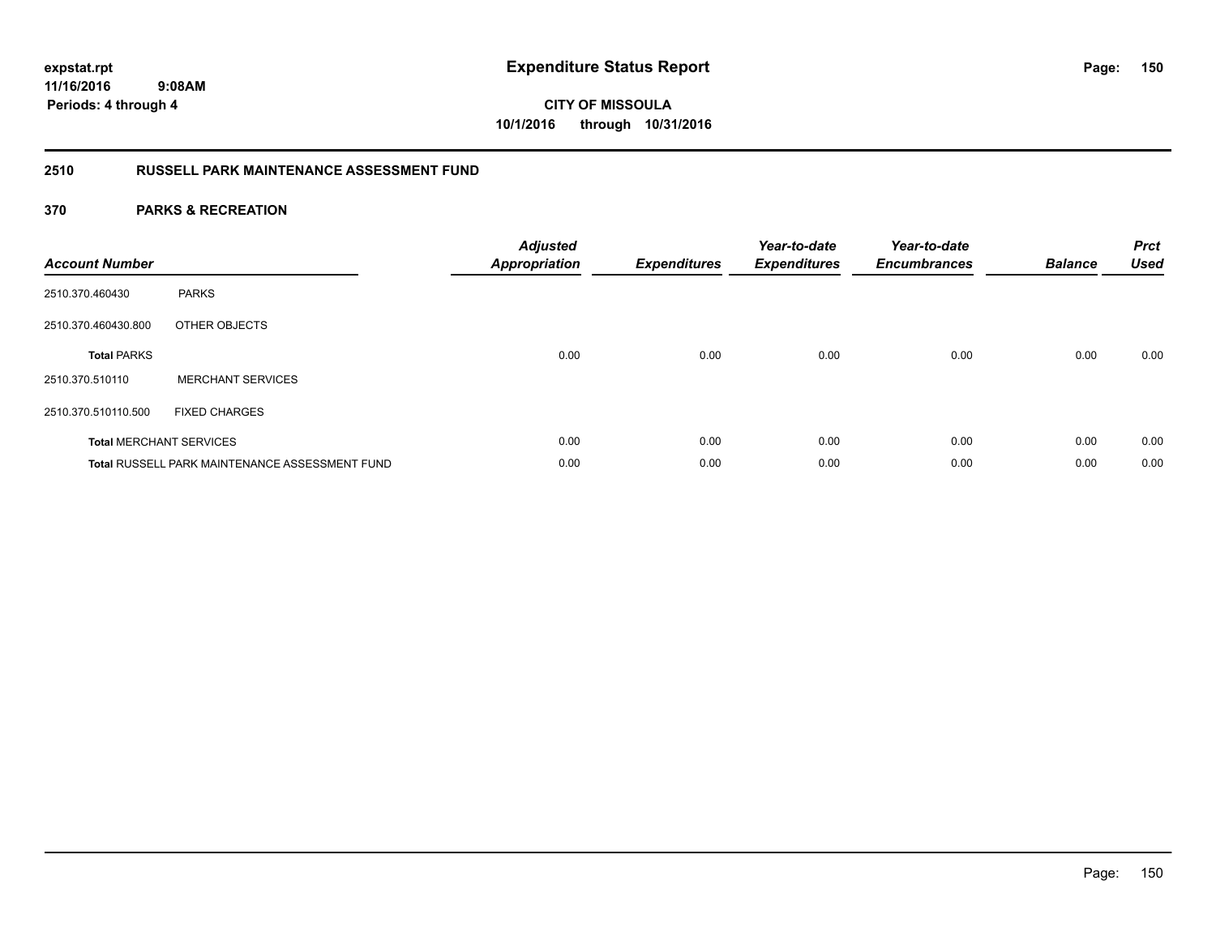expstat.rpt
11/16/2016 9:08AM
Periods: 4 through 4

# Expenditure Status Report

CITY OF MISSOULA
10/1/2016 through 10/31/2016

## 2510 RUSSELL PARK MAINTENANCE ASSESSMENT FUND

## 370 PARKS & RECREATION

| Account Number | | Adjusted Appropriation | Expenditures | Year-to-date Expenditures | Year-to-date Encumbrances | Balance | Prct Used |
|---|---|---|---|---|---|---|---|
| 2510.370.460430 | PARKS | | | | | | |
| 2510.370.460430.800 | OTHER OBJECTS | | | | | | |
| **Total** PARKS | | 0.00 | 0.00 | 0.00 | 0.00 | 0.00 | 0.00 |
| 2510.370.510110 | MERCHANT SERVICES | | | | | | |
| 2510.370.510110.500 | FIXED CHARGES | | | | | | |
| **Total** MERCHANT SERVICES | | 0.00 | 0.00 | 0.00 | 0.00 | 0.00 | 0.00 |
| **Total** RUSSELL PARK MAINTENANCE ASSESSMENT FUND | | 0.00 | 0.00 | 0.00 | 0.00 | 0.00 | 0.00 |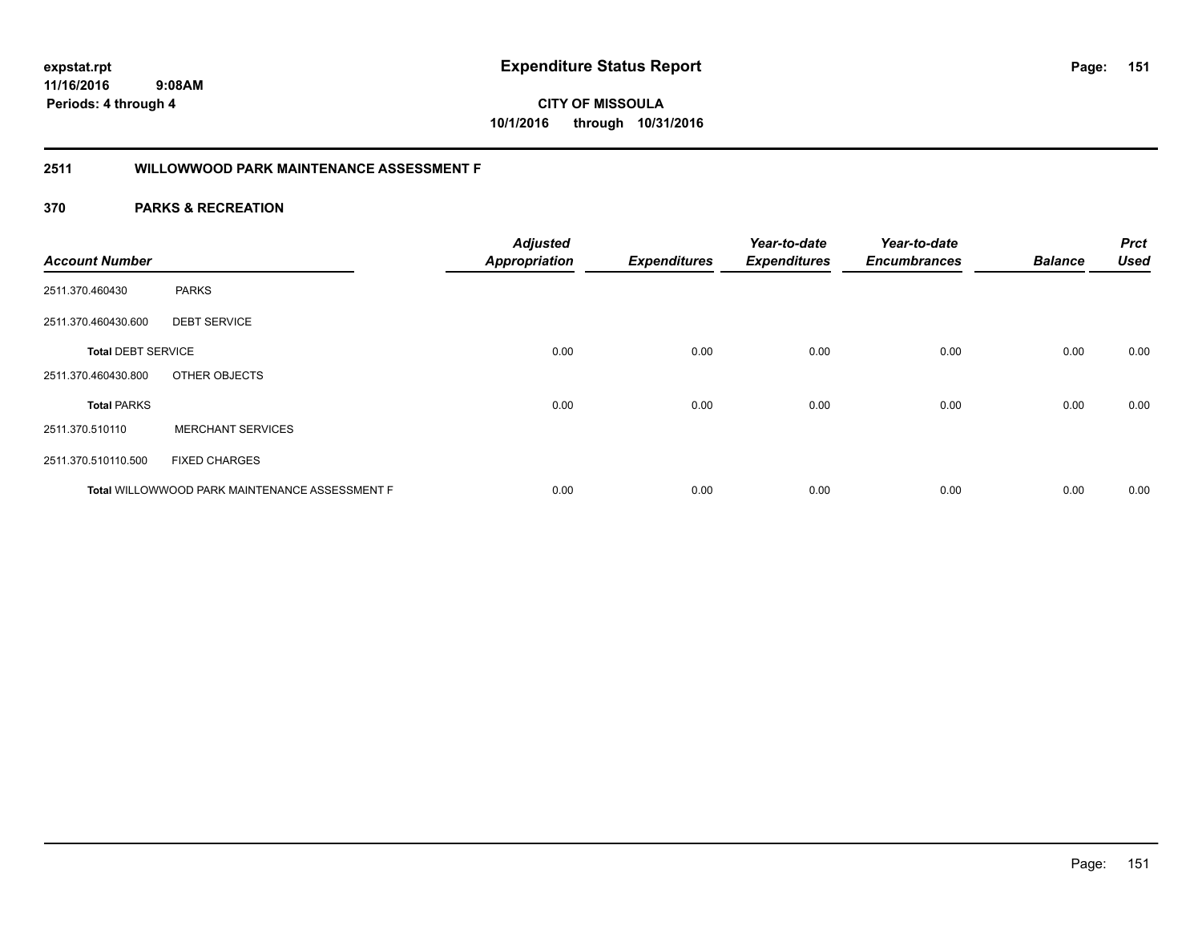**expstat.rpt**
**11/16/2016 9:08AM**
**Periods: 4 through 4**

# Expenditure Status Report

**CITY OF MISSOULA**
**10/1/2016 through 10/31/2016**

## 2511 WILLOWWOOD PARK MAINTENANCE ASSESSMENT F

## 370 PARKS & RECREATION

| Account Number | | Adjusted Appropriation | Expenditures | Year-to-date Expenditures | Year-to-date Encumbrances | Balance | Prct Used |
|---|---|---|---|---|---|---|---|
| 2511.370.460430 | PARKS | | | | | | |
| 2511.370.460430.600 | DEBT SERVICE | | | | | | |
| **Total** DEBT SERVICE | | 0.00 | 0.00 | 0.00 | 0.00 | 0.00 | 0.00 |
| 2511.370.460430.800 | OTHER OBJECTS | | | | | | |
| **Total** PARKS | | 0.00 | 0.00 | 0.00 | 0.00 | 0.00 | 0.00 |
| 2511.370.510110 | MERCHANT SERVICES | | | | | | |
| 2511.370.510110.500 | FIXED CHARGES | | | | | | |
| **Total** WILLOWWOOD PARK MAINTENANCE ASSESSMENT F | | 0.00 | 0.00 | 0.00 | 0.00 | 0.00 | 0.00 |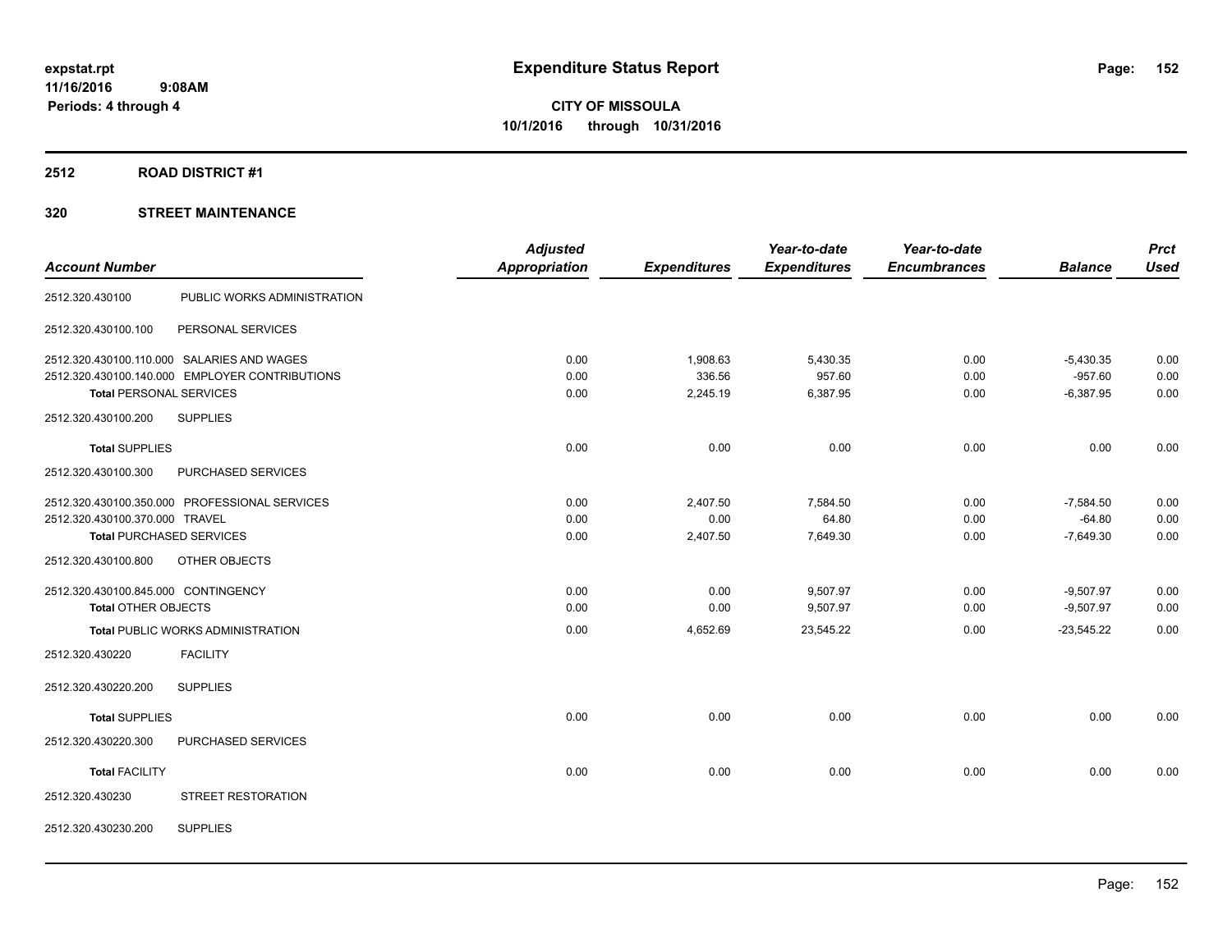**expstat.rpt**
**11/16/2016 9:08AM**
**Periods: 4 through 4**

# Expenditure Status Report

**CITY OF MISSOULA**
**10/1/2016 through 10/31/2016**

## 2512 ROAD DISTRICT #1

## 320 STREET MAINTENANCE

| Account Number | | Adjusted Appropriation | Expenditures | Year-to-date Expenditures | Year-to-date Encumbrances | Balance | Prct Used |
|---|---|---|---|---|---|---|---|
| 2512.320.430100 | PUBLIC WORKS ADMINISTRATION | | | | | | |
| 2512.320.430100.100 | PERSONAL SERVICES | | | | | | |
| 2512.320.430100.110.000 | SALARIES AND WAGES | 0.00 | 1,908.63 | 5,430.35 | 0.00 | -5,430.35 | 0.00 |
| 2512.320.430100.140.000 | EMPLOYER CONTRIBUTIONS | 0.00 | 336.56 | 957.60 | 0.00 | -957.60 | 0.00 |
| **Total** PERSONAL SERVICES | | 0.00 | 2,245.19 | 6,387.95 | 0.00 | -6,387.95 | 0.00 |
| 2512.320.430100.200 | SUPPLIES | | | | | | |
| **Total** SUPPLIES | | 0.00 | 0.00 | 0.00 | 0.00 | 0.00 | 0.00 |
| 2512.320.430100.300 | PURCHASED SERVICES | | | | | | |
| 2512.320.430100.350.000 | PROFESSIONAL SERVICES | 0.00 | 2,407.50 | 7,584.50 | 0.00 | -7,584.50 | 0.00 |
| 2512.320.430100.370.000 | TRAVEL | 0.00 | 0.00 | 64.80 | 0.00 | -64.80 | 0.00 |
| **Total** PURCHASED SERVICES | | 0.00 | 2,407.50 | 7,649.30 | 0.00 | -7,649.30 | 0.00 |
| 2512.320.430100.800 | OTHER OBJECTS | | | | | | |
| 2512.320.430100.845.000 | CONTINGENCY | 0.00 | 0.00 | 9,507.97 | 0.00 | -9,507.97 | 0.00 |
| **Total** OTHER OBJECTS | | 0.00 | 0.00 | 9,507.97 | 0.00 | -9,507.97 | 0.00 |
| **Total** PUBLIC WORKS ADMINISTRATION | | 0.00 | 4,652.69 | 23,545.22 | 0.00 | -23,545.22 | 0.00 |
| 2512.320.430220 | FACILITY | | | | | | |
| 2512.320.430220.200 | SUPPLIES | | | | | | |
| **Total** SUPPLIES | | 0.00 | 0.00 | 0.00 | 0.00 | 0.00 | 0.00 |
| 2512.320.430220.300 | PURCHASED SERVICES | | | | | | |
| **Total** FACILITY | | 0.00 | 0.00 | 0.00 | 0.00 | 0.00 | 0.00 |
| 2512.320.430230 | STREET RESTORATION | | | | | | |
| 2512.320.430230.200 | SUPPLIES | | | | | | |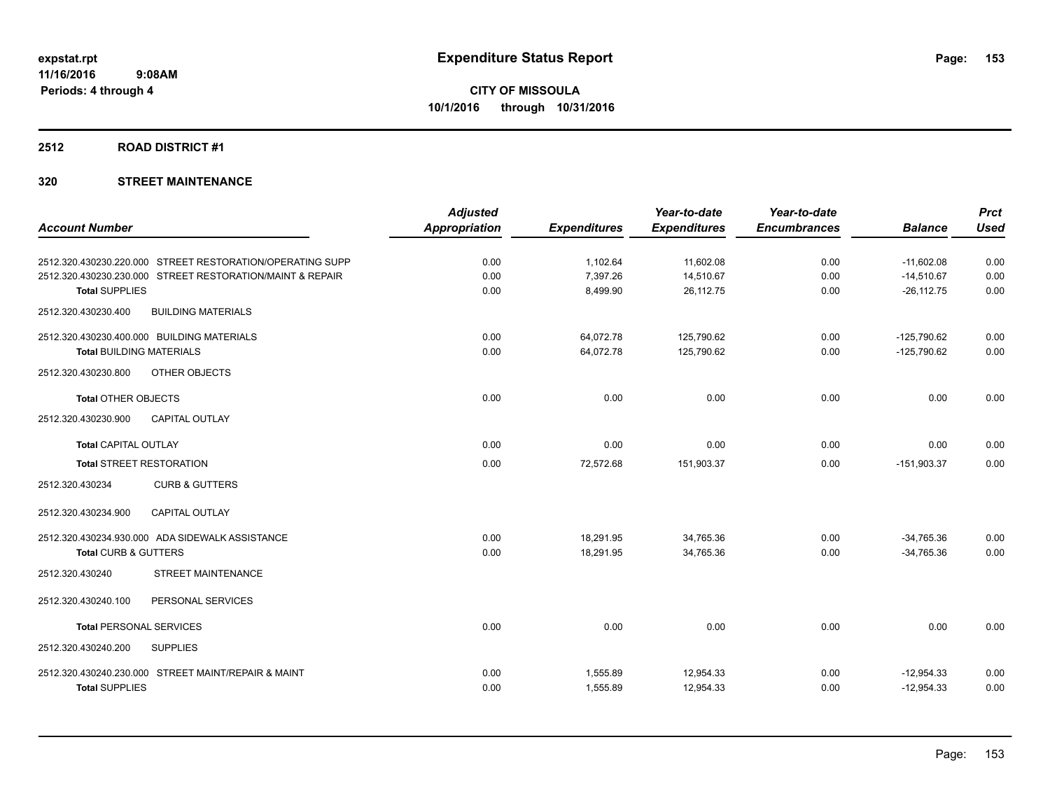**expstat.rpt**
**11/16/2016 9:08AM**
**Periods: 4 through 4**

# Expenditure Status Report

**CITY OF MISSOULA**
**10/1/2016 through 10/31/2016**

## 2512 ROAD DISTRICT #1

## 320 STREET MAINTENANCE

| Account Number | Adjusted Appropriation | Expenditures | Year-to-date Expenditures | Year-to-date Encumbrances | Balance | Prct Used |
|---|---|---|---|---|---|---|
| 2512.320.430230.220.000 STREET RESTORATION/OPERATING SUPP | 0.00 | 1,102.64 | 11,602.08 | 0.00 | -11,602.08 | 0.00 |
| 2512.320.430230.230.000 STREET RESTORATION/MAINT & REPAIR | 0.00 | 7,397.26 | 14,510.67 | 0.00 | -14,510.67 | 0.00 |
| **Total** SUPPLIES | 0.00 | 8,499.90 | 26,112.75 | 0.00 | -26,112.75 | 0.00 |
| 2512.320.430230.400 BUILDING MATERIALS | | | | | | |
| 2512.320.430230.400.000 BUILDING MATERIALS | 0.00 | 64,072.78 | 125,790.62 | 0.00 | -125,790.62 | 0.00 |
| **Total** BUILDING MATERIALS | 0.00 | 64,072.78 | 125,790.62 | 0.00 | -125,790.62 | 0.00 |
| 2512.320.430230.800 OTHER OBJECTS | | | | | | |
| **Total** OTHER OBJECTS | 0.00 | 0.00 | 0.00 | 0.00 | 0.00 | 0.00 |
| 2512.320.430230.900 CAPITAL OUTLAY | | | | | | |
| **Total** CAPITAL OUTLAY | 0.00 | 0.00 | 0.00 | 0.00 | 0.00 | 0.00 |
| **Total** STREET RESTORATION | 0.00 | 72,572.68 | 151,903.37 | 0.00 | -151,903.37 | 0.00 |
| 2512.320.430234 CURB & GUTTERS | | | | | | |
| 2512.320.430234.900 CAPITAL OUTLAY | | | | | | |
| 2512.320.430234.930.000 ADA SIDEWALK ASSISTANCE | 0.00 | 18,291.95 | 34,765.36 | 0.00 | -34,765.36 | 0.00 |
| **Total** CURB & GUTTERS | 0.00 | 18,291.95 | 34,765.36 | 0.00 | -34,765.36 | 0.00 |
| 2512.320.430240 STREET MAINTENANCE | | | | | | |
| 2512.320.430240.100 PERSONAL SERVICES | | | | | | |
| **Total** PERSONAL SERVICES | 0.00 | 0.00 | 0.00 | 0.00 | 0.00 | 0.00 |
| 2512.320.430240.200 SUPPLIES | | | | | | |
| 2512.320.430240.230.000 STREET MAINT/REPAIR & MAINT | 0.00 | 1,555.89 | 12,954.33 | 0.00 | -12,954.33 | 0.00 |
| **Total** SUPPLIES | 0.00 | 1,555.89 | 12,954.33 | 0.00 | -12,954.33 | 0.00 |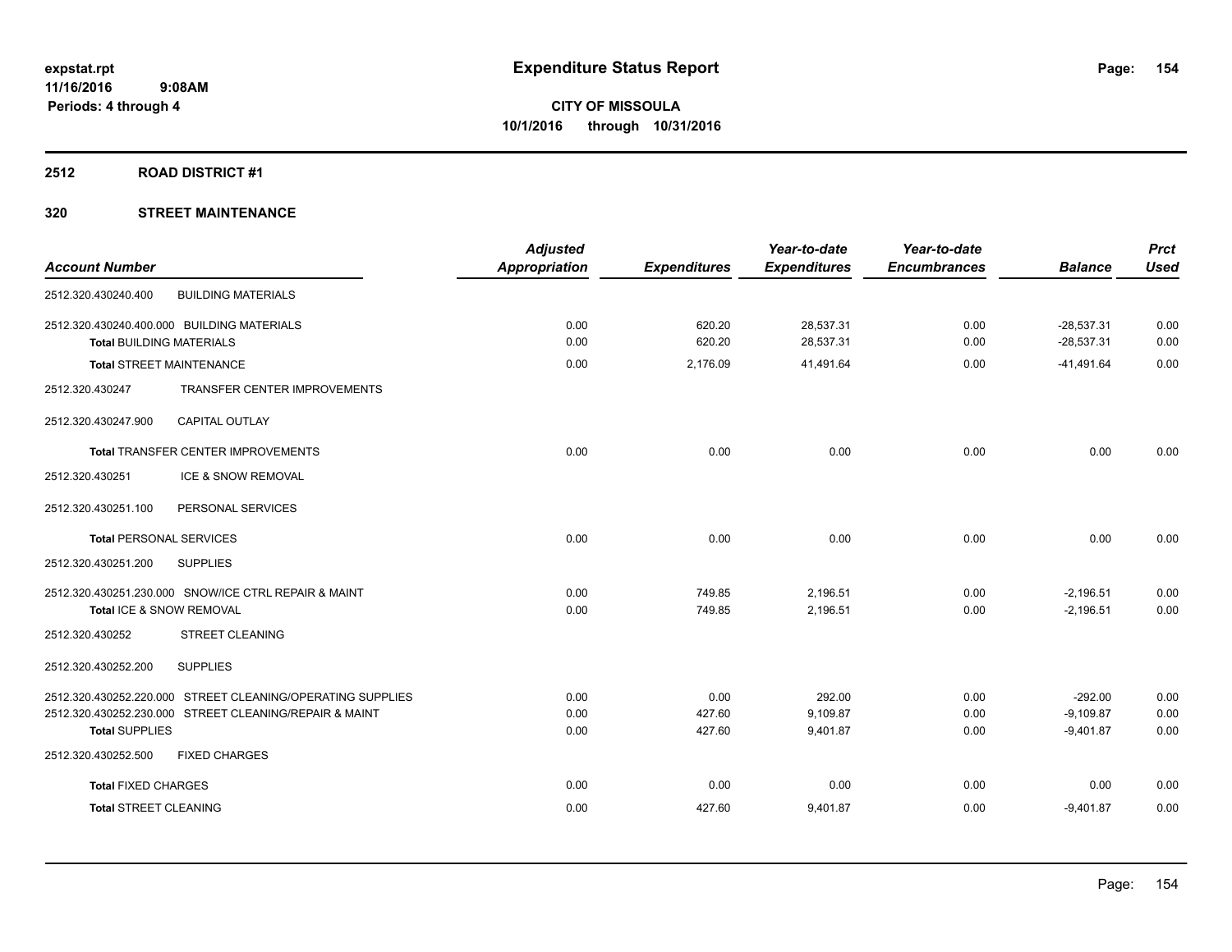**expstat.rpt**
**11/16/2016 9:08AM**
**Periods: 4 through 4**

# Expenditure Status Report

**CITY OF MISSOULA**
**10/1/2016 through 10/31/2016**

## 2512 ROAD DISTRICT #1

## 320 STREET MAINTENANCE

| Account Number | | Adjusted Appropriation | Expenditures | Year-to-date Expenditures | Year-to-date Encumbrances | Balance | Prct Used |
|---|---|---|---|---|---|---|---|
| 2512.320.430240.400 | BUILDING MATERIALS | | | | | | |
| 2512.320.430240.400.000 | BUILDING MATERIALS | 0.00 | 620.20 | 28,537.31 | 0.00 | -28,537.31 | 0.00 |
| **Total** BUILDING MATERIALS | | 0.00 | 620.20 | 28,537.31 | 0.00 | -28,537.31 | 0.00 |
| **Total** STREET MAINTENANCE | | 0.00 | 2,176.09 | 41,491.64 | 0.00 | -41,491.64 | 0.00 |
| 2512.320.430247 | TRANSFER CENTER IMPROVEMENTS | | | | | | |
| 2512.320.430247.900 | CAPITAL OUTLAY | | | | | | |
| **Total** TRANSFER CENTER IMPROVEMENTS | | 0.00 | 0.00 | 0.00 | 0.00 | 0.00 | 0.00 |
| 2512.320.430251 | ICE & SNOW REMOVAL | | | | | | |
| 2512.320.430251.100 | PERSONAL SERVICES | | | | | | |
| **Total** PERSONAL SERVICES | | 0.00 | 0.00 | 0.00 | 0.00 | 0.00 | 0.00 |
| 2512.320.430251.200 | SUPPLIES | | | | | | |
| 2512.320.430251.230.000 | SNOW/ICE CTRL REPAIR & MAINT | 0.00 | 749.85 | 2,196.51 | 0.00 | -2,196.51 | 0.00 |
| **Total** ICE & SNOW REMOVAL | | 0.00 | 749.85 | 2,196.51 | 0.00 | -2,196.51 | 0.00 |
| 2512.320.430252 | STREET CLEANING | | | | | | |
| 2512.320.430252.200 | SUPPLIES | | | | | | |
| 2512.320.430252.220.000 | STREET CLEANING/OPERATING SUPPLIES | 0.00 | 0.00 | 292.00 | 0.00 | -292.00 | 0.00 |
| 2512.320.430252.230.000 | STREET CLEANING/REPAIR & MAINT | 0.00 | 427.60 | 9,109.87 | 0.00 | -9,109.87 | 0.00 |
| **Total** SUPPLIES | | 0.00 | 427.60 | 9,401.87 | 0.00 | -9,401.87 | 0.00 |
| 2512.320.430252.500 | FIXED CHARGES | | | | | | |
| **Total** FIXED CHARGES | | 0.00 | 0.00 | 0.00 | 0.00 | 0.00 | 0.00 |
| **Total** STREET CLEANING | | 0.00 | 427.60 | 9,401.87 | 0.00 | -9,401.87 | 0.00 |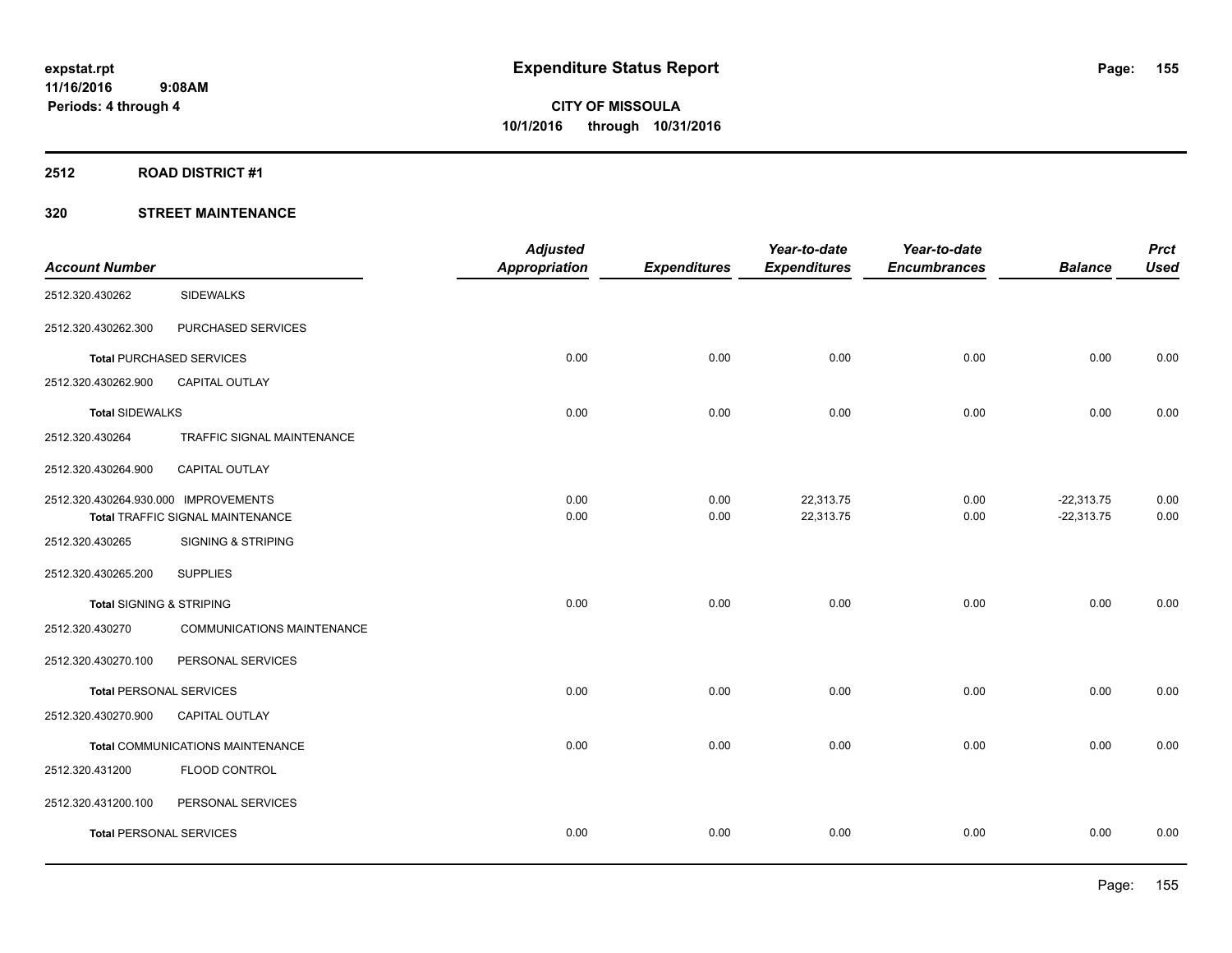# Expenditure Status Report

expstat.rpt
11/16/2016 9:08AM
Periods: 4 through 4

**CITY OF MISSOULA**
**10/1/2016 through 10/31/2016**

## 2512 ROAD DISTRICT #1

## 320 STREET MAINTENANCE

| Account Number | | Adjusted Appropriation | Expenditures | Year-to-date Expenditures | Year-to-date Encumbrances | Balance | Prct Used |
|---|---|---|---|---|---|---|---|
| 2512.320.430262 | SIDEWALKS | | | | | | |
| 2512.320.430262.300 | PURCHASED SERVICES | | | | | | |
| **Total** PURCHASED SERVICES | | 0.00 | 0.00 | 0.00 | 0.00 | 0.00 | 0.00 |
| 2512.320.430262.900 | CAPITAL OUTLAY | | | | | | |
| **Total** SIDEWALKS | | 0.00 | 0.00 | 0.00 | 0.00 | 0.00 | 0.00 |
| 2512.320.430264 | TRAFFIC SIGNAL MAINTENANCE | | | | | | |
| 2512.320.430264.900 | CAPITAL OUTLAY | | | | | | |
| 2512.320.430264.930.000 | IMPROVEMENTS | 0.00 | 0.00 | 22,313.75 | 0.00 | -22,313.75 | 0.00 |
| **Total** TRAFFIC SIGNAL MAINTENANCE | | 0.00 | 0.00 | 22,313.75 | 0.00 | -22,313.75 | 0.00 |
| 2512.320.430265 | SIGNING & STRIPING | | | | | | |
| 2512.320.430265.200 | SUPPLIES | | | | | | |
| **Total** SIGNING & STRIPING | | 0.00 | 0.00 | 0.00 | 0.00 | 0.00 | 0.00 |
| 2512.320.430270 | COMMUNICATIONS MAINTENANCE | | | | | | |
| 2512.320.430270.100 | PERSONAL SERVICES | | | | | | |
| **Total** PERSONAL SERVICES | | 0.00 | 0.00 | 0.00 | 0.00 | 0.00 | 0.00 |
| 2512.320.430270.900 | CAPITAL OUTLAY | | | | | | |
| **Total** COMMUNICATIONS MAINTENANCE | | 0.00 | 0.00 | 0.00 | 0.00 | 0.00 | 0.00 |
| 2512.320.431200 | FLOOD CONTROL | | | | | | |
| 2512.320.431200.100 | PERSONAL SERVICES | | | | | | |
| **Total** PERSONAL SERVICES | | 0.00 | 0.00 | 0.00 | 0.00 | 0.00 | 0.00 |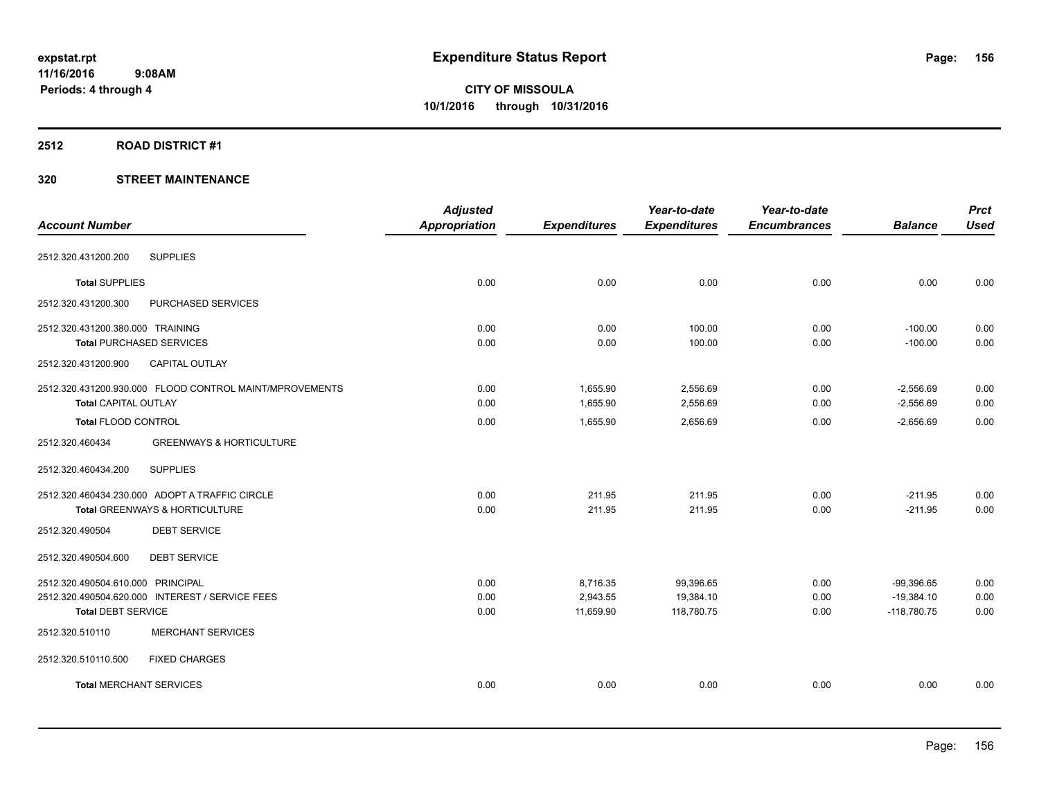**expstat.rpt**
**11/16/2016 9:08AM**
**Periods: 4 through 4**

# Expenditure Status Report

**CITY OF MISSOULA**
**10/1/2016 through 10/31/2016**

## 2512 ROAD DISTRICT #1

## 320 STREET MAINTENANCE

| Account Number | Adjusted Appropriation | Expenditures | Year-to-date Expenditures | Year-to-date Encumbrances | Balance | Prct Used |
|---|---|---|---|---|---|---|
| 2512.320.431200.200 SUPPLIES | | | | | | |
| **Total** SUPPLIES | 0.00 | 0.00 | 0.00 | 0.00 | 0.00 | 0.00 |
| 2512.320.431200.300 PURCHASED SERVICES | | | | | | |
| 2512.320.431200.380.000 TRAINING | 0.00 | 0.00 | 100.00 | 0.00 | -100.00 | 0.00 |
| **Total** PURCHASED SERVICES | 0.00 | 0.00 | 100.00 | 0.00 | -100.00 | 0.00 |
| 2512.320.431200.900 CAPITAL OUTLAY | | | | | | |
| 2512.320.431200.930.000 FLOOD CONTROL MAINT/MPROVEMENTS | 0.00 | 1,655.90 | 2,556.69 | 0.00 | -2,556.69 | 0.00 |
| **Total** CAPITAL OUTLAY | 0.00 | 1,655.90 | 2,556.69 | 0.00 | -2,556.69 | 0.00 |
| **Total** FLOOD CONTROL | 0.00 | 1,655.90 | 2,656.69 | 0.00 | -2,656.69 | 0.00 |
| 2512.320.460434 GREENWAYS & HORTICULTURE | | | | | | |
| 2512.320.460434.200 SUPPLIES | | | | | | |
| 2512.320.460434.230.000 ADOPT A TRAFFIC CIRCLE | 0.00 | 211.95 | 211.95 | 0.00 | -211.95 | 0.00 |
| **Total** GREENWAYS & HORTICULTURE | 0.00 | 211.95 | 211.95 | 0.00 | -211.95 | 0.00 |
| 2512.320.490504 DEBT SERVICE | | | | | | |
| 2512.320.490504.600 DEBT SERVICE | | | | | | |
| 2512.320.490504.610.000 PRINCIPAL | 0.00 | 8,716.35 | 99,396.65 | 0.00 | -99,396.65 | 0.00 |
| 2512.320.490504.620.000 INTEREST / SERVICE FEES | 0.00 | 2,943.55 | 19,384.10 | 0.00 | -19,384.10 | 0.00 |
| **Total** DEBT SERVICE | 0.00 | 11,659.90 | 118,780.75 | 0.00 | -118,780.75 | 0.00 |
| 2512.320.510110 MERCHANT SERVICES | | | | | | |
| 2512.320.510110.500 FIXED CHARGES | | | | | | |
| **Total** MERCHANT SERVICES | 0.00 | 0.00 | 0.00 | 0.00 | 0.00 | 0.00 |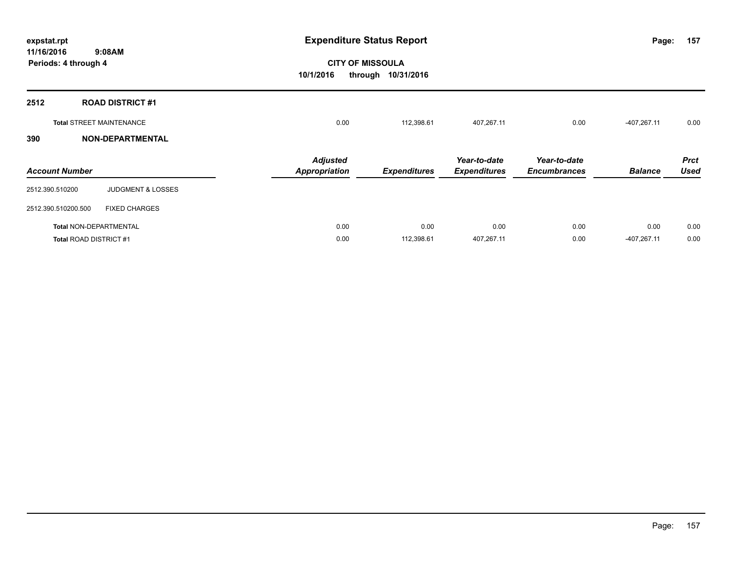# Expenditure Status Report

**CITY OF MISSOULA**

**10/1/2016 through 10/31/2016**

expstat.rpt
11/16/2016 9:08AM
Periods: 4 through 4

## 2512 ROAD DISTRICT #1

| | Adjusted Appropriation | Expenditures | Year-to-date Expenditures | Year-to-date Encumbrances | Balance | Prct Used |
|---|---|---|---|---|---|---|
| Total STREET MAINTENANCE | 0.00 | 112,398.61 | 407,267.11 | 0.00 | -407,267.11 | 0.00 |

## 390 NON-DEPARTMENTAL

| Account Number | | Adjusted Appropriation | Expenditures | Year-to-date Expenditures | Year-to-date Encumbrances | Balance | Prct Used |
|---|---|---|---|---|---|---|---|
| 2512.390.510200 | JUDGMENT & LOSSES | | | | | | |
| 2512.390.510200.500 | FIXED CHARGES | | | | | | |
| Total NON-DEPARTMENTAL | | 0.00 | 0.00 | 0.00 | 0.00 | 0.00 | 0.00 |
| Total ROAD DISTRICT #1 | | 0.00 | 112,398.61 | 407,267.11 | 0.00 | -407,267.11 | 0.00 |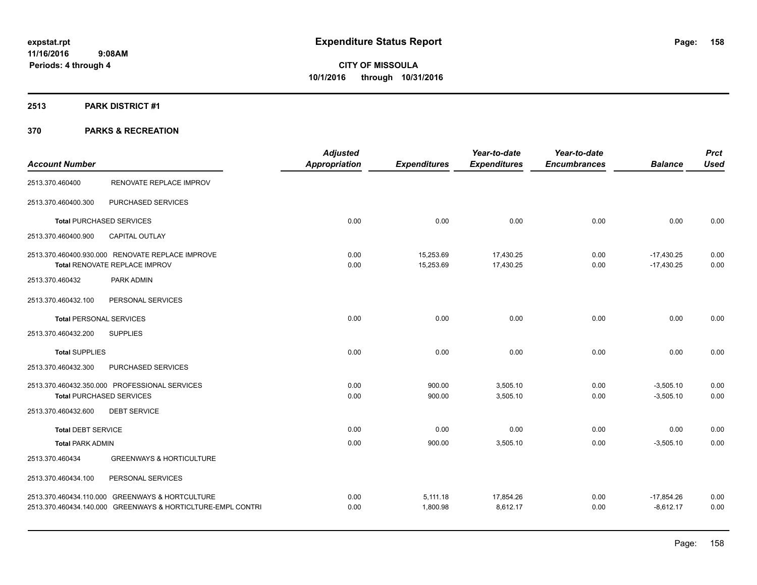# Expenditure Status Report

**CITY OF MISSOULA**
**10/1/2016 through 10/31/2016**

expstat.rpt
11/16/2016 9:08AM
Periods: 4 through 4

## 2513 PARK DISTRICT #1

## 370 PARKS & RECREATION

| Account Number | | Adjusted Appropriation | Expenditures | Year-to-date Expenditures | Year-to-date Encumbrances | Balance | Prct Used |
|---|---|---|---|---|---|---|---|
| 2513.370.460400 | RENOVATE REPLACE IMPROV | | | | | | |
| 2513.370.460400.300 | PURCHASED SERVICES | | | | | | |
| **Total** PURCHASED SERVICES | | 0.00 | 0.00 | 0.00 | 0.00 | 0.00 | 0.00 |
| 2513.370.460400.900 | CAPITAL OUTLAY | | | | | | |
| 2513.370.460400.930.000 | RENOVATE REPLACE IMPROVE | 0.00 | 15,253.69 | 17,430.25 | 0.00 | -17,430.25 | 0.00 |
| **Total** RENOVATE REPLACE IMPROV | | 0.00 | 15,253.69 | 17,430.25 | 0.00 | -17,430.25 | 0.00 |
| 2513.370.460432 | PARK ADMIN | | | | | | |
| 2513.370.460432.100 | PERSONAL SERVICES | | | | | | |
| **Total** PERSONAL SERVICES | | 0.00 | 0.00 | 0.00 | 0.00 | 0.00 | 0.00 |
| 2513.370.460432.200 | SUPPLIES | | | | | | |
| **Total** SUPPLIES | | 0.00 | 0.00 | 0.00 | 0.00 | 0.00 | 0.00 |
| 2513.370.460432.300 | PURCHASED SERVICES | | | | | | |
| 2513.370.460432.350.000 | PROFESSIONAL SERVICES | 0.00 | 900.00 | 3,505.10 | 0.00 | -3,505.10 | 0.00 |
| **Total** PURCHASED SERVICES | | 0.00 | 900.00 | 3,505.10 | 0.00 | -3,505.10 | 0.00 |
| 2513.370.460432.600 | DEBT SERVICE | | | | | | |
| **Total** DEBT SERVICE | | 0.00 | 0.00 | 0.00 | 0.00 | 0.00 | 0.00 |
| **Total** PARK ADMIN | | 0.00 | 900.00 | 3,505.10 | 0.00 | -3,505.10 | 0.00 |
| 2513.370.460434 | GREENWAYS & HORTICULTURE | | | | | | |
| 2513.370.460434.100 | PERSONAL SERVICES | | | | | | |
| 2513.370.460434.110.000 | GREENWAYS & HORTCULTURE | 0.00 | 5,111.18 | 17,854.26 | 0.00 | -17,854.26 | 0.00 |
| 2513.370.460434.140.000 | GREENWAYS & HORTICLTURE-EMPL CONTRI | 0.00 | 1,800.98 | 8,612.17 | 0.00 | -8,612.17 | 0.00 |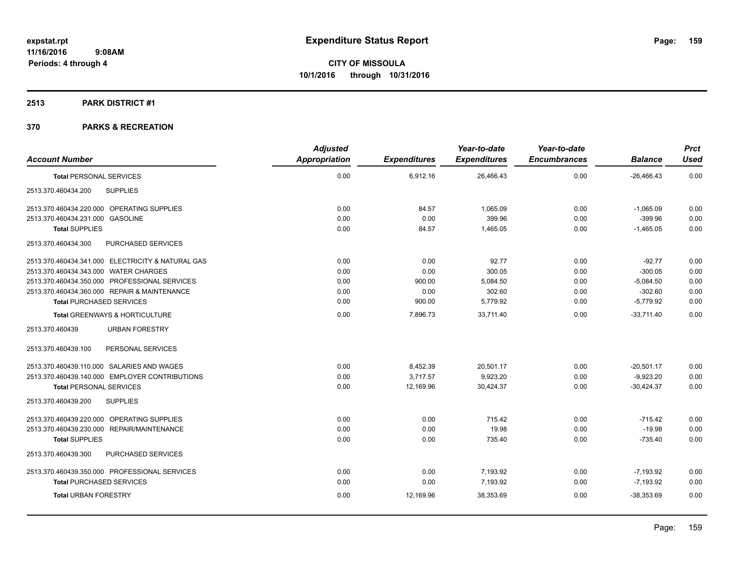# Expenditure Status Report

expstat.rpt
11/16/2016 9:08AM
Periods: 4 through 4

**CITY OF MISSOULA**
**10/1/2016 through 10/31/2016**

**2513 PARK DISTRICT #1**

**370 PARKS & RECREATION**

| Account Number | Adjusted Appropriation | Expenditures | Year-to-date Expenditures | Year-to-date Encumbrances | Balance | Prct Used |
|---|---|---|---|---|---|---|
| **Total** PERSONAL SERVICES | 0.00 | 6,912.16 | 26,466.43 | 0.00 | -26,466.43 | 0.00 |
| 2513.370.460434.200 SUPPLIES | | | | | | |
| 2513.370.460434.220.000 OPERATING SUPPLIES | 0.00 | 84.57 | 1,065.09 | 0.00 | -1,065.09 | 0.00 |
| 2513.370.460434.231.000 GASOLINE | 0.00 | 0.00 | 399.96 | 0.00 | -399.96 | 0.00 |
| **Total** SUPPLIES | 0.00 | 84.57 | 1,465.05 | 0.00 | -1,465.05 | 0.00 |
| 2513.370.460434.300 PURCHASED SERVICES | | | | | | |
| 2513.370.460434.341.000 ELECTRICITY & NATURAL GAS | 0.00 | 0.00 | 92.77 | 0.00 | -92.77 | 0.00 |
| 2513.370.460434.343.000 WATER CHARGES | 0.00 | 0.00 | 300.05 | 0.00 | -300.05 | 0.00 |
| 2513.370.460434.350.000 PROFESSIONAL SERVICES | 0.00 | 900.00 | 5,084.50 | 0.00 | -5,084.50 | 0.00 |
| 2513.370.460434.360.000 REPAIR & MAINTENANCE | 0.00 | 0.00 | 302.60 | 0.00 | -302.60 | 0.00 |
| **Total** PURCHASED SERVICES | 0.00 | 900.00 | 5,779.92 | 0.00 | -5,779.92 | 0.00 |
| **Total** GREENWAYS & HORTICULTURE | 0.00 | 7,896.73 | 33,711.40 | 0.00 | -33,711.40 | 0.00 |
| 2513.370.460439 URBAN FORESTRY | | | | | | |
| 2513.370.460439.100 PERSONAL SERVICES | | | | | | |
| 2513.370.460439.110.000 SALARIES AND WAGES | 0.00 | 8,452.39 | 20,501.17 | 0.00 | -20,501.17 | 0.00 |
| 2513.370.460439.140.000 EMPLOYER CONTRIBUTIONS | 0.00 | 3,717.57 | 9,923.20 | 0.00 | -9,923.20 | 0.00 |
| **Total** PERSONAL SERVICES | 0.00 | 12,169.96 | 30,424.37 | 0.00 | -30,424.37 | 0.00 |
| 2513.370.460439.200 SUPPLIES | | | | | | |
| 2513.370.460439.220.000 OPERATING SUPPLIES | 0.00 | 0.00 | 715.42 | 0.00 | -715.42 | 0.00 |
| 2513.370.460439.230.000 REPAIR/MAINTENANCE | 0.00 | 0.00 | 19.98 | 0.00 | -19.98 | 0.00 |
| **Total** SUPPLIES | 0.00 | 0.00 | 735.40 | 0.00 | -735.40 | 0.00 |
| 2513.370.460439.300 PURCHASED SERVICES | | | | | | |
| 2513.370.460439.350.000 PROFESSIONAL SERVICES | 0.00 | 0.00 | 7,193.92 | 0.00 | -7,193.92 | 0.00 |
| **Total** PURCHASED SERVICES | 0.00 | 0.00 | 7,193.92 | 0.00 | -7,193.92 | 0.00 |
| **Total** URBAN FORESTRY | 0.00 | 12,169.96 | 38,353.69 | 0.00 | -38,353.69 | 0.00 |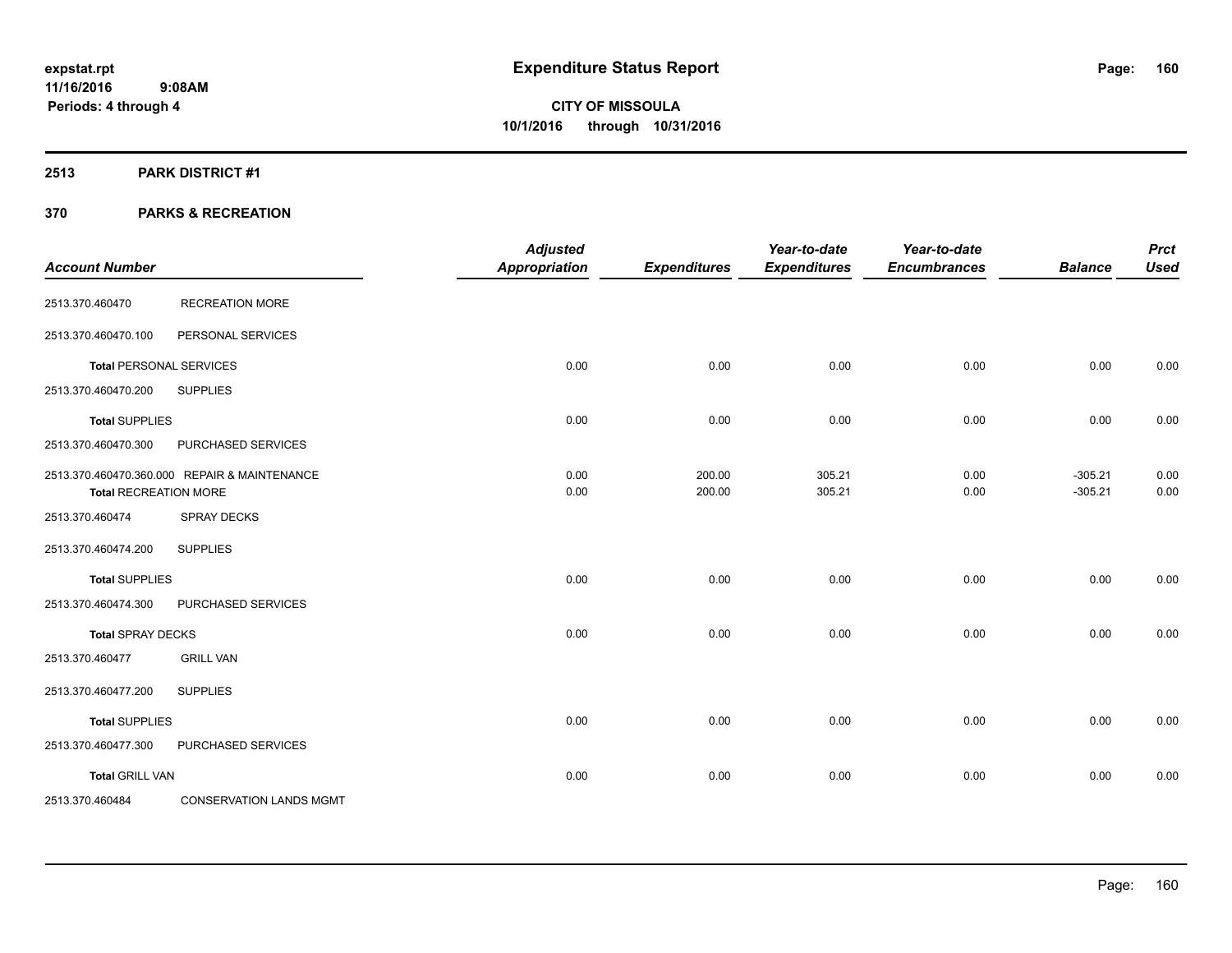**expstat.rpt**
**11/16/2016 9:08AM**
**Periods: 4 through 4**

# Expenditure Status Report

**CITY OF MISSOULA**
**10/1/2016 through 10/31/2016**

## 2513 PARK DISTRICT #1

## 370 PARKS & RECREATION

| Account Number | | Adjusted Appropriation | Expenditures | Year-to-date Expenditures | Year-to-date Encumbrances | Balance | Prct Used |
|---|---|---|---|---|---|---|---|
| 2513.370.460470 | RECREATION MORE | | | | | | |
| 2513.370.460470.100 | PERSONAL SERVICES | | | | | | |
| **Total** PERSONAL SERVICES | | 0.00 | 0.00 | 0.00 | 0.00 | 0.00 | 0.00 |
| 2513.370.460470.200 | SUPPLIES | | | | | | |
| **Total** SUPPLIES | | 0.00 | 0.00 | 0.00 | 0.00 | 0.00 | 0.00 |
| 2513.370.460470.300 | PURCHASED SERVICES | | | | | | |
| 2513.370.460470.360.000 | REPAIR & MAINTENANCE | 0.00 | 200.00 | 305.21 | 0.00 | -305.21 | 0.00 |
| **Total** RECREATION MORE | | 0.00 | 200.00 | 305.21 | 0.00 | -305.21 | 0.00 |
| 2513.370.460474 | SPRAY DECKS | | | | | | |
| 2513.370.460474.200 | SUPPLIES | | | | | | |
| **Total** SUPPLIES | | 0.00 | 0.00 | 0.00 | 0.00 | 0.00 | 0.00 |
| 2513.370.460474.300 | PURCHASED SERVICES | | | | | | |
| **Total** SPRAY DECKS | | 0.00 | 0.00 | 0.00 | 0.00 | 0.00 | 0.00 |
| 2513.370.460477 | GRILL VAN | | | | | | |
| 2513.370.460477.200 | SUPPLIES | | | | | | |
| **Total** SUPPLIES | | 0.00 | 0.00 | 0.00 | 0.00 | 0.00 | 0.00 |
| 2513.370.460477.300 | PURCHASED SERVICES | | | | | | |
| **Total** GRILL VAN | | 0.00 | 0.00 | 0.00 | 0.00 | 0.00 | 0.00 |
| 2513.370.460484 | CONSERVATION LANDS MGMT | | | | | | |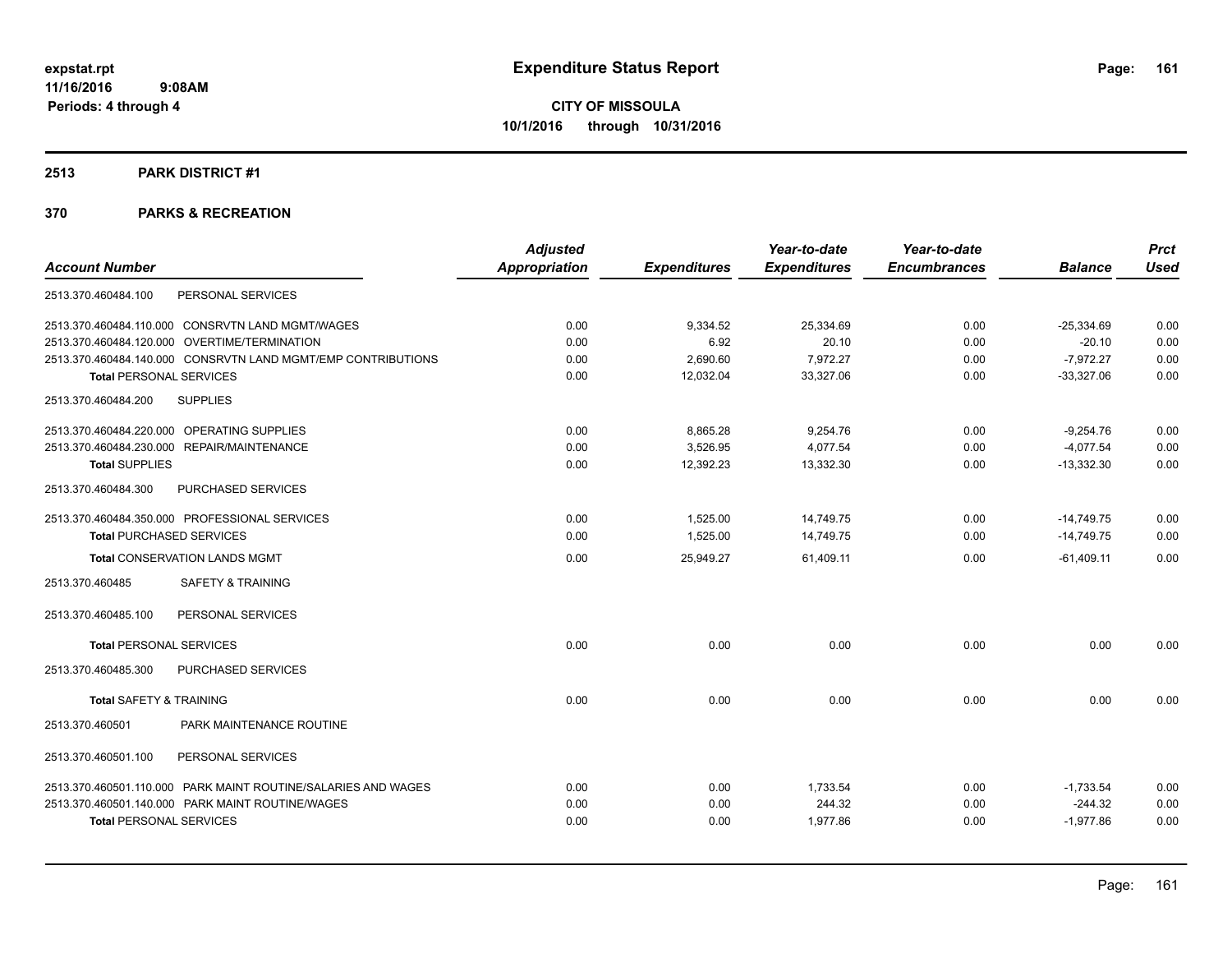expstat.rpt
11/16/2016 9:08AM
Periods: 4 through 4

# Expenditure Status Report

**CITY OF MISSOULA**
**10/1/2016 through 10/31/2016**

## 2513 PARK DISTRICT #1

## 370 PARKS & RECREATION

| Account Number | Adjusted Appropriation | Expenditures | Year-to-date Expenditures | Year-to-date Encumbrances | Balance | Prct Used |
|---|---|---|---|---|---|---|
| 2513.370.460484.100 PERSONAL SERVICES | | | | | | |
| 2513.370.460484.110.000 CONSRVTN LAND MGMT/WAGES | 0.00 | 9,334.52 | 25,334.69 | 0.00 | -25,334.69 | 0.00 |
| 2513.370.460484.120.000 OVERTIME/TERMINATION | 0.00 | 6.92 | 20.10 | 0.00 | -20.10 | 0.00 |
| 2513.370.460484.140.000 CONSRVTN LAND MGMT/EMP CONTRIBUTIONS | 0.00 | 2,690.60 | 7,972.27 | 0.00 | -7,972.27 | 0.00 |
| **Total** PERSONAL SERVICES | 0.00 | 12,032.04 | 33,327.06 | 0.00 | -33,327.06 | 0.00 |
| 2513.370.460484.200 SUPPLIES | | | | | | |
| 2513.370.460484.220.000 OPERATING SUPPLIES | 0.00 | 8,865.28 | 9,254.76 | 0.00 | -9,254.76 | 0.00 |
| 2513.370.460484.230.000 REPAIR/MAINTENANCE | 0.00 | 3,526.95 | 4,077.54 | 0.00 | -4,077.54 | 0.00 |
| **Total** SUPPLIES | 0.00 | 12,392.23 | 13,332.30 | 0.00 | -13,332.30 | 0.00 |
| 2513.370.460484.300 PURCHASED SERVICES | | | | | | |
| 2513.370.460484.350.000 PROFESSIONAL SERVICES | 0.00 | 1,525.00 | 14,749.75 | 0.00 | -14,749.75 | 0.00 |
| **Total** PURCHASED SERVICES | 0.00 | 1,525.00 | 14,749.75 | 0.00 | -14,749.75 | 0.00 |
| **Total** CONSERVATION LANDS MGMT | 0.00 | 25,949.27 | 61,409.11 | 0.00 | -61,409.11 | 0.00 |
| 2513.370.460485 SAFETY & TRAINING | | | | | | |
| 2513.370.460485.100 PERSONAL SERVICES | | | | | | |
| **Total** PERSONAL SERVICES | 0.00 | 0.00 | 0.00 | 0.00 | 0.00 | 0.00 |
| 2513.370.460485.300 PURCHASED SERVICES | | | | | | |
| **Total** SAFETY & TRAINING | 0.00 | 0.00 | 0.00 | 0.00 | 0.00 | 0.00 |
| 2513.370.460501 PARK MAINTENANCE ROUTINE | | | | | | |
| 2513.370.460501.100 PERSONAL SERVICES | | | | | | |
| 2513.370.460501.110.000 PARK MAINT ROUTINE/SALARIES AND WAGES | 0.00 | 0.00 | 1,733.54 | 0.00 | -1,733.54 | 0.00 |
| 2513.370.460501.140.000 PARK MAINT ROUTINE/WAGES | 0.00 | 0.00 | 244.32 | 0.00 | -244.32 | 0.00 |
| **Total** PERSONAL SERVICES | 0.00 | 0.00 | 1,977.86 | 0.00 | -1,977.86 | 0.00 |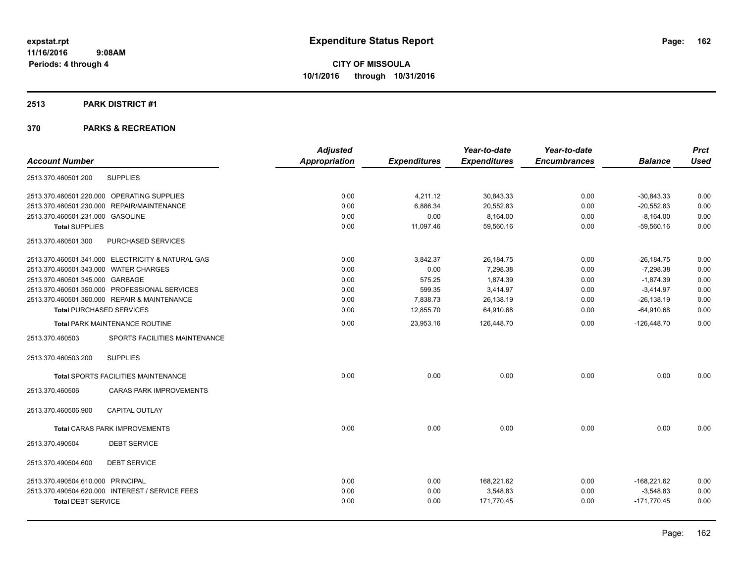# Expenditure Status Report

expstat.rpt
11/16/2016 9:08AM
Periods: 4 through 4

**CITY OF MISSOULA**
**10/1/2016 through 10/31/2016**

## 2513 PARK DISTRICT #1

## 370 PARKS & RECREATION

| Account Number | | Adjusted Appropriation | Expenditures | Year-to-date Expenditures | Year-to-date Encumbrances | Balance | Prct Used |
|---|---|---|---|---|---|---|---|
| 2513.370.460501.200 | SUPPLIES | | | | | | |
| 2513.370.460501.220.000 | OPERATING SUPPLIES | 0.00 | 4,211.12 | 30,843.33 | 0.00 | -30,843.33 | 0.00 |
| 2513.370.460501.230.000 | REPAIR/MAINTENANCE | 0.00 | 6,886.34 | 20,552.83 | 0.00 | -20,552.83 | 0.00 |
| 2513.370.460501.231.000 | GASOLINE | 0.00 | 0.00 | 8,164.00 | 0.00 | -8,164.00 | 0.00 |
| **Total SUPPLIES** | | 0.00 | 11,097.46 | 59,560.16 | 0.00 | -59,560.16 | 0.00 |
| 2513.370.460501.300 | PURCHASED SERVICES | | | | | | |
| 2513.370.460501.341.000 | ELECTRICITY & NATURAL GAS | 0.00 | 3,842.37 | 26,184.75 | 0.00 | -26,184.75 | 0.00 |
| 2513.370.460501.343.000 | WATER CHARGES | 0.00 | 0.00 | 7,298.38 | 0.00 | -7,298.38 | 0.00 |
| 2513.370.460501.345.000 | GARBAGE | 0.00 | 575.25 | 1,874.39 | 0.00 | -1,874.39 | 0.00 |
| 2513.370.460501.350.000 | PROFESSIONAL SERVICES | 0.00 | 599.35 | 3,414.97 | 0.00 | -3,414.97 | 0.00 |
| 2513.370.460501.360.000 | REPAIR & MAINTENANCE | 0.00 | 7,838.73 | 26,138.19 | 0.00 | -26,138.19 | 0.00 |
| **Total PURCHASED SERVICES** | | 0.00 | 12,855.70 | 64,910.68 | 0.00 | -64,910.68 | 0.00 |
| **Total PARK MAINTENANCE ROUTINE** | | 0.00 | 23,953.16 | 126,448.70 | 0.00 | -126,448.70 | 0.00 |
| 2513.370.460503 | SPORTS FACILITIES MAINTENANCE | | | | | | |
| 2513.370.460503.200 | SUPPLIES | | | | | | |
| **Total SPORTS FACILITIES MAINTENANCE** | | 0.00 | 0.00 | 0.00 | 0.00 | 0.00 | 0.00 |
| 2513.370.460506 | CARAS PARK IMPROVEMENTS | | | | | | |
| 2513.370.460506.900 | CAPITAL OUTLAY | | | | | | |
| **Total CARAS PARK IMPROVEMENTS** | | 0.00 | 0.00 | 0.00 | 0.00 | 0.00 | 0.00 |
| 2513.370.490504 | DEBT SERVICE | | | | | | |
| 2513.370.490504.600 | DEBT SERVICE | | | | | | |
| 2513.370.490504.610.000 | PRINCIPAL | 0.00 | 0.00 | 168,221.62 | 0.00 | -168,221.62 | 0.00 |
| 2513.370.490504.620.000 | INTEREST / SERVICE FEES | 0.00 | 0.00 | 3,548.83 | 0.00 | -3,548.83 | 0.00 |
| **Total DEBT SERVICE** | | 0.00 | 0.00 | 171,770.45 | 0.00 | -171,770.45 | 0.00 |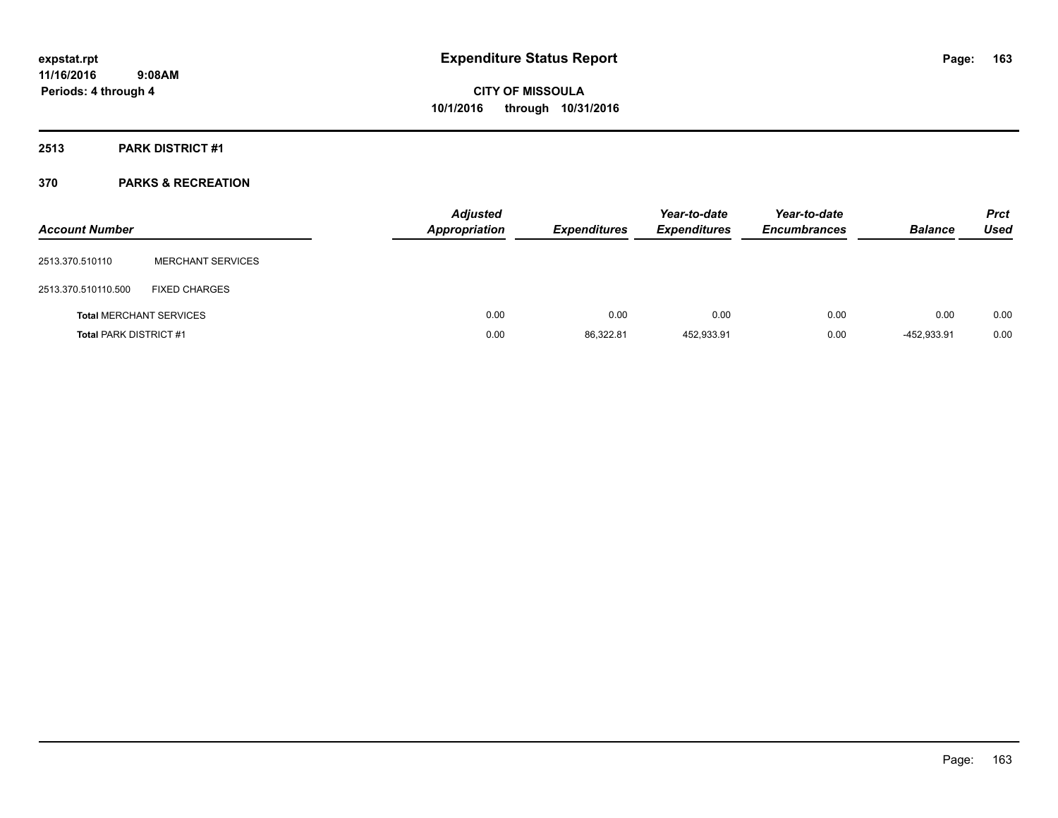**expstat.rpt**
**11/16/2016 9:08AM**
**Periods: 4 through 4**

# Expenditure Status Report

**CITY OF MISSOULA**
**10/1/2016 through 10/31/2016**

## 2513 PARK DISTRICT #1

## 370 PARKS & RECREATION

| Account Number | | Adjusted Appropriation | Expenditures | Year-to-date Expenditures | Year-to-date Encumbrances | Balance | Prct Used |
|---|---|---|---|---|---|---|---|
| 2513.370.510110 | MERCHANT SERVICES | | | | | | |
| 2513.370.510110.500 | FIXED CHARGES | | | | | | |
| **Total** MERCHANT SERVICES | | 0.00 | 0.00 | 0.00 | 0.00 | 0.00 | 0.00 |
| **Total** PARK DISTRICT #1 | | 0.00 | 86,322.81 | 452,933.91 | 0.00 | -452,933.91 | 0.00 |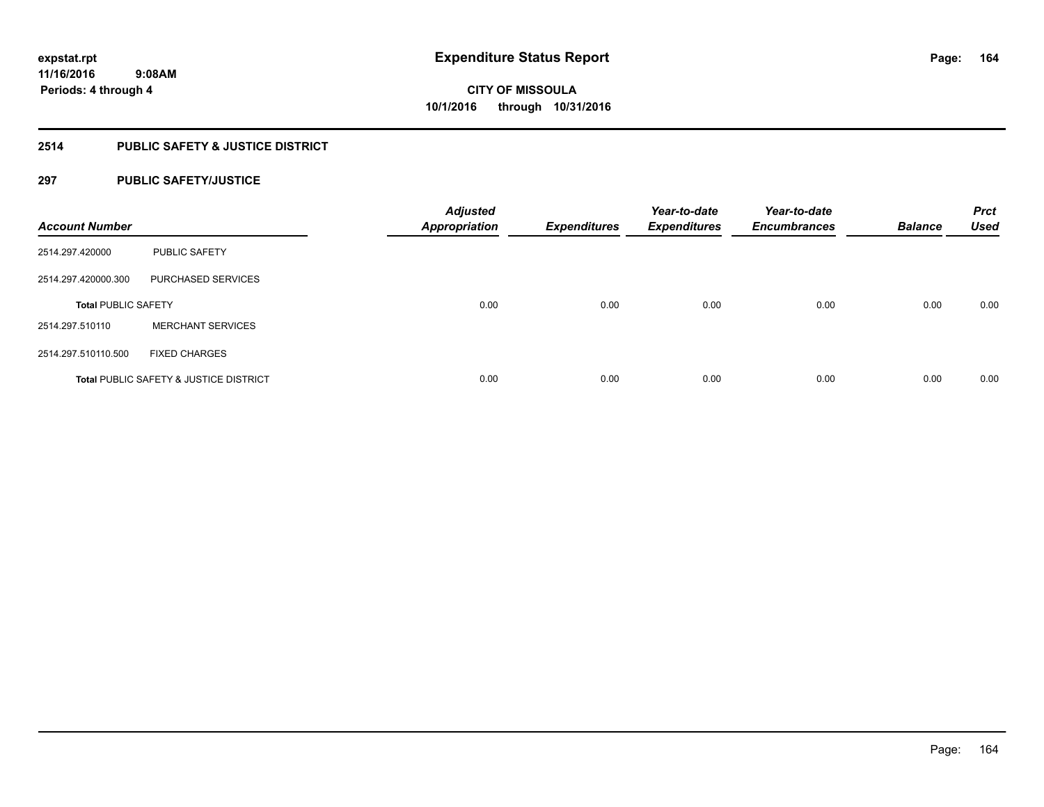**expstat.rpt**
**11/16/2016 9:08AM**
**Periods: 4 through 4**

# Expenditure Status Report

**CITY OF MISSOULA**
**10/1/2016 through 10/31/2016**

## 2514 PUBLIC SAFETY & JUSTICE DISTRICT

### 297 PUBLIC SAFETY/JUSTICE

| Account Number | | Adjusted Appropriation | Expenditures | Year-to-date Expenditures | Year-to-date Encumbrances | Balance | Prct Used |
|---|---|---|---|---|---|---|---|
| 2514.297.420000 | PUBLIC SAFETY | | | | | | |
| 2514.297.420000.300 | PURCHASED SERVICES | | | | | | |
| **Total** PUBLIC SAFETY | | 0.00 | 0.00 | 0.00 | 0.00 | 0.00 | 0.00 |
| 2514.297.510110 | MERCHANT SERVICES | | | | | | |
| 2514.297.510110.500 | FIXED CHARGES | | | | | | |
| **Total** PUBLIC SAFETY & JUSTICE DISTRICT | | 0.00 | 0.00 | 0.00 | 0.00 | 0.00 | 0.00 |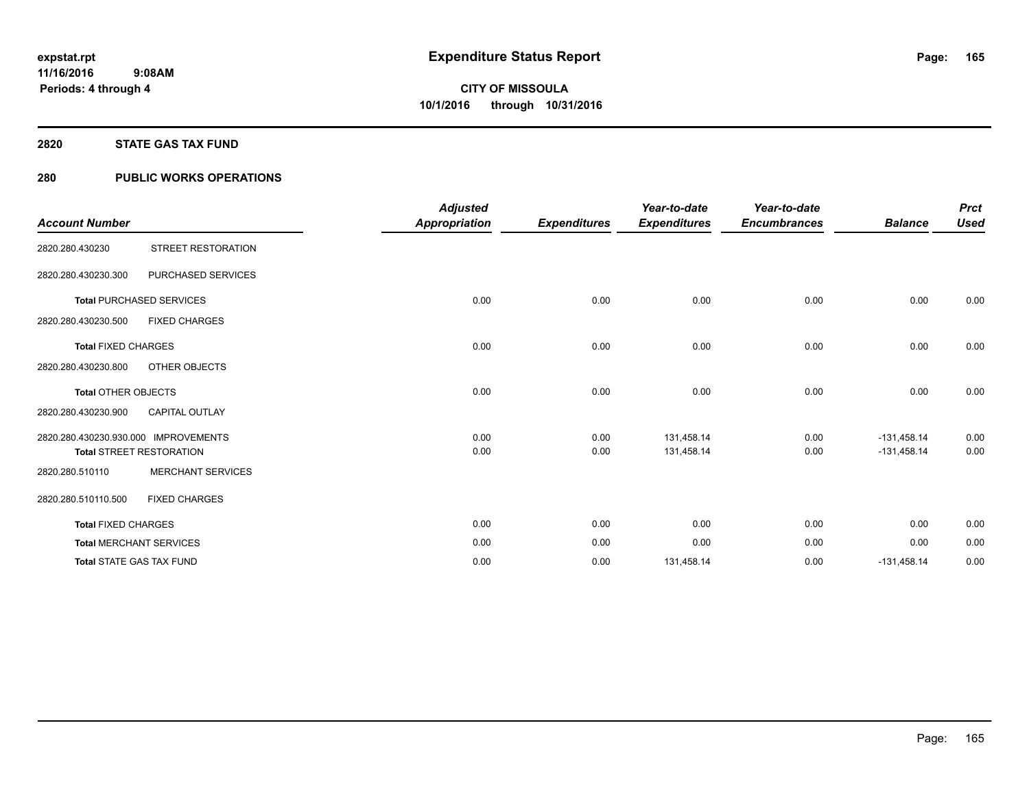# Expenditure Status Report

expstat.rpt
11/16/2016 9:08AM
Periods: 4 through 4

**CITY OF MISSOULA**
**10/1/2016 through 10/31/2016**

## 2820 STATE GAS TAX FUND

### 280 PUBLIC WORKS OPERATIONS

| Account Number | | Adjusted Appropriation | Expenditures | Year-to-date Expenditures | Year-to-date Encumbrances | Balance | Prct Used |
|---|---|---|---|---|---|---|---|
| 2820.280.430230 | STREET RESTORATION | | | | | | |
| 2820.280.430230.300 | PURCHASED SERVICES | | | | | | |
| **Total** PURCHASED SERVICES | | 0.00 | 0.00 | 0.00 | 0.00 | 0.00 | 0.00 |
| 2820.280.430230.500 | FIXED CHARGES | | | | | | |
| **Total** FIXED CHARGES | | 0.00 | 0.00 | 0.00 | 0.00 | 0.00 | 0.00 |
| 2820.280.430230.800 | OTHER OBJECTS | | | | | | |
| **Total** OTHER OBJECTS | | 0.00 | 0.00 | 0.00 | 0.00 | 0.00 | 0.00 |
| 2820.280.430230.900 | CAPITAL OUTLAY | | | | | | |
| 2820.280.430230.930.000 | IMPROVEMENTS | 0.00 | 0.00 | 131,458.14 | 0.00 | -131,458.14 | 0.00 |
| **Total** STREET RESTORATION | | 0.00 | 0.00 | 131,458.14 | 0.00 | -131,458.14 | 0.00 |
| 2820.280.510110 | MERCHANT SERVICES | | | | | | |
| 2820.280.510110.500 | FIXED CHARGES | | | | | | |
| **Total** FIXED CHARGES | | 0.00 | 0.00 | 0.00 | 0.00 | 0.00 | 0.00 |
| **Total** MERCHANT SERVICES | | 0.00 | 0.00 | 0.00 | 0.00 | 0.00 | 0.00 |
| **Total** STATE GAS TAX FUND | | 0.00 | 0.00 | 131,458.14 | 0.00 | -131,458.14 | 0.00 |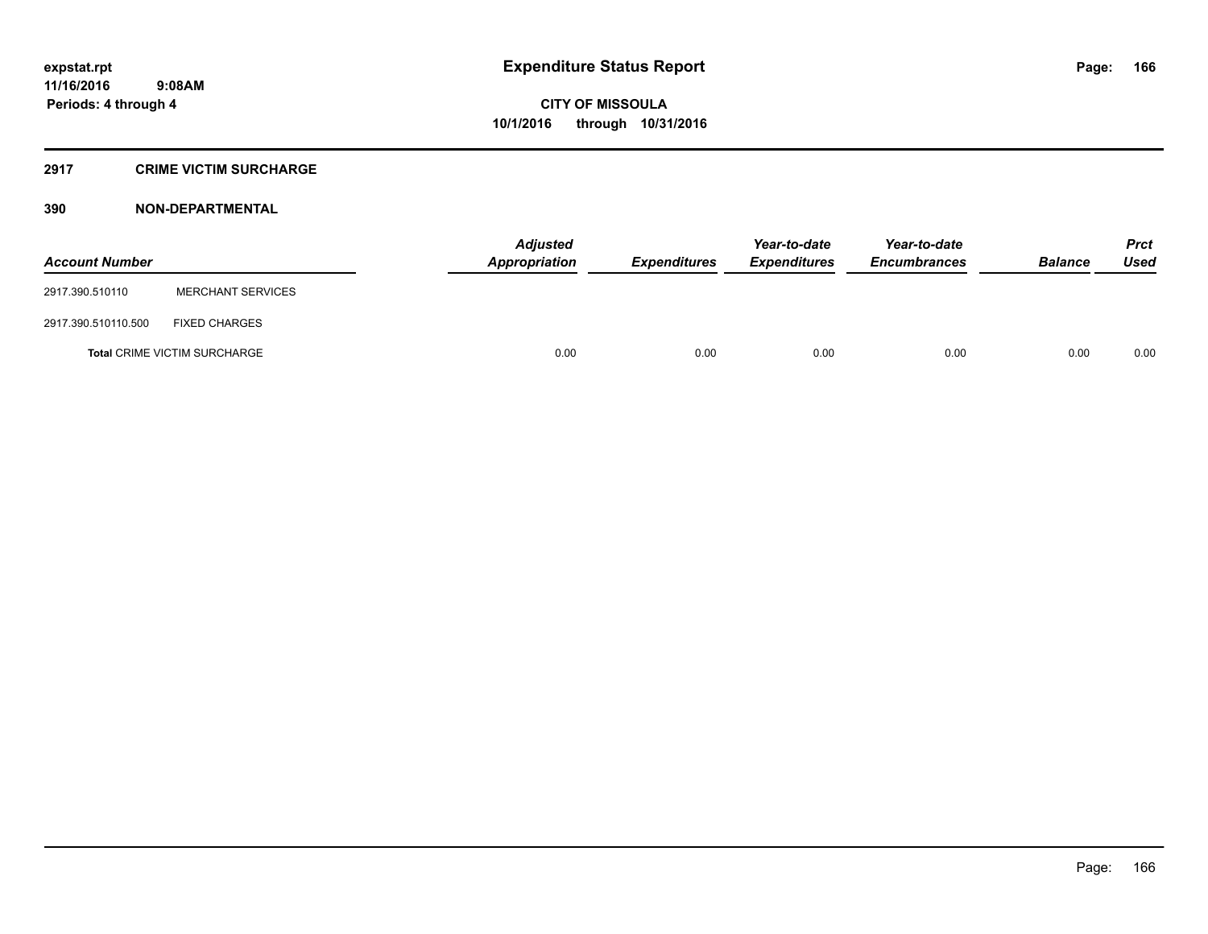## 2917 CRIME VICTIM SURCHARGE

### 390 NON-DEPARTMENTAL

| Account Number | | Adjusted Appropriation | Expenditures | Year-to-date Expenditures | Year-to-date Encumbrances | Balance | Prct Used |
|---|---|---|---|---|---|---|---|
| 2917.390.510110 | MERCHANT SERVICES | | | | | | |
| 2917.390.510110.500 | FIXED CHARGES | | | | | | |
| **Total** CRIME VICTIM SURCHARGE | | 0.00 | 0.00 | 0.00 | 0.00 | 0.00 | 0.00 |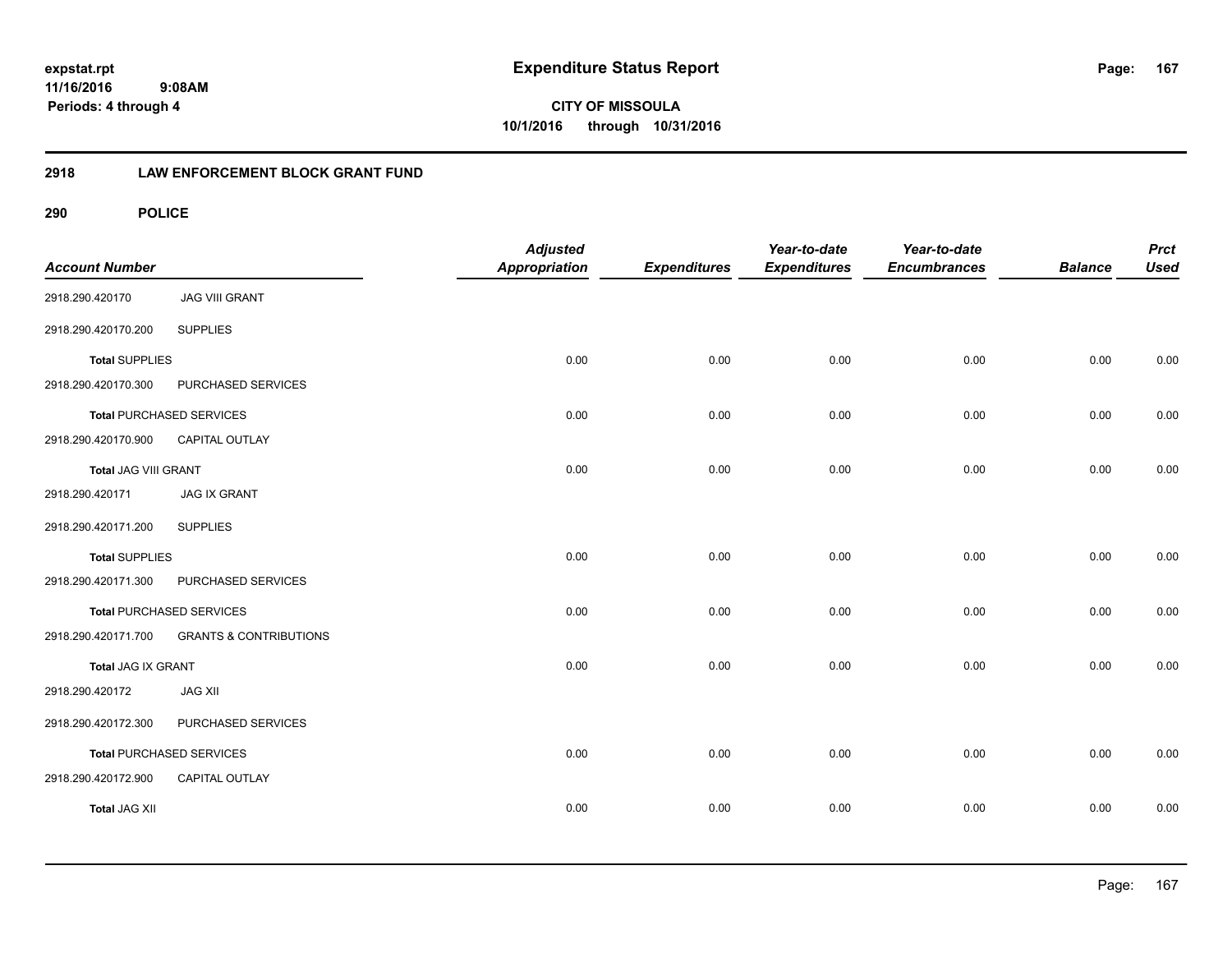**expstat.rpt**
**11/16/2016 9:08AM**
**Periods: 4 through 4**

# Expenditure Status Report

**CITY OF MISSOULA**
**10/1/2016 through 10/31/2016**

## 2918 LAW ENFORCEMENT BLOCK GRANT FUND

### 290 POLICE

| Account Number | | Adjusted Appropriation | Expenditures | Year-to-date Expenditures | Year-to-date Encumbrances | Balance | Prct Used |
|---|---|---|---|---|---|---|---|
| 2918.290.420170 | JAG VIII GRANT | | | | | | |
| 2918.290.420170.200 | SUPPLIES | | | | | | |
| **Total** SUPPLIES | | 0.00 | 0.00 | 0.00 | 0.00 | 0.00 | 0.00 |
| 2918.290.420170.300 | PURCHASED SERVICES | | | | | | |
| **Total** PURCHASED SERVICES | | 0.00 | 0.00 | 0.00 | 0.00 | 0.00 | 0.00 |
| 2918.290.420170.900 | CAPITAL OUTLAY | | | | | | |
| **Total** JAG VIII GRANT | | 0.00 | 0.00 | 0.00 | 0.00 | 0.00 | 0.00 |
| 2918.290.420171 | JAG IX GRANT | | | | | | |
| 2918.290.420171.200 | SUPPLIES | | | | | | |
| **Total** SUPPLIES | | 0.00 | 0.00 | 0.00 | 0.00 | 0.00 | 0.00 |
| 2918.290.420171.300 | PURCHASED SERVICES | | | | | | |
| **Total** PURCHASED SERVICES | | 0.00 | 0.00 | 0.00 | 0.00 | 0.00 | 0.00 |
| 2918.290.420171.700 | GRANTS & CONTRIBUTIONS | | | | | | |
| **Total** JAG IX GRANT | | 0.00 | 0.00 | 0.00 | 0.00 | 0.00 | 0.00 |
| 2918.290.420172 | JAG XII | | | | | | |
| 2918.290.420172.300 | PURCHASED SERVICES | | | | | | |
| **Total** PURCHASED SERVICES | | 0.00 | 0.00 | 0.00 | 0.00 | 0.00 | 0.00 |
| 2918.290.420172.900 | CAPITAL OUTLAY | | | | | | |
| **Total** JAG XII | | 0.00 | 0.00 | 0.00 | 0.00 | 0.00 | 0.00 |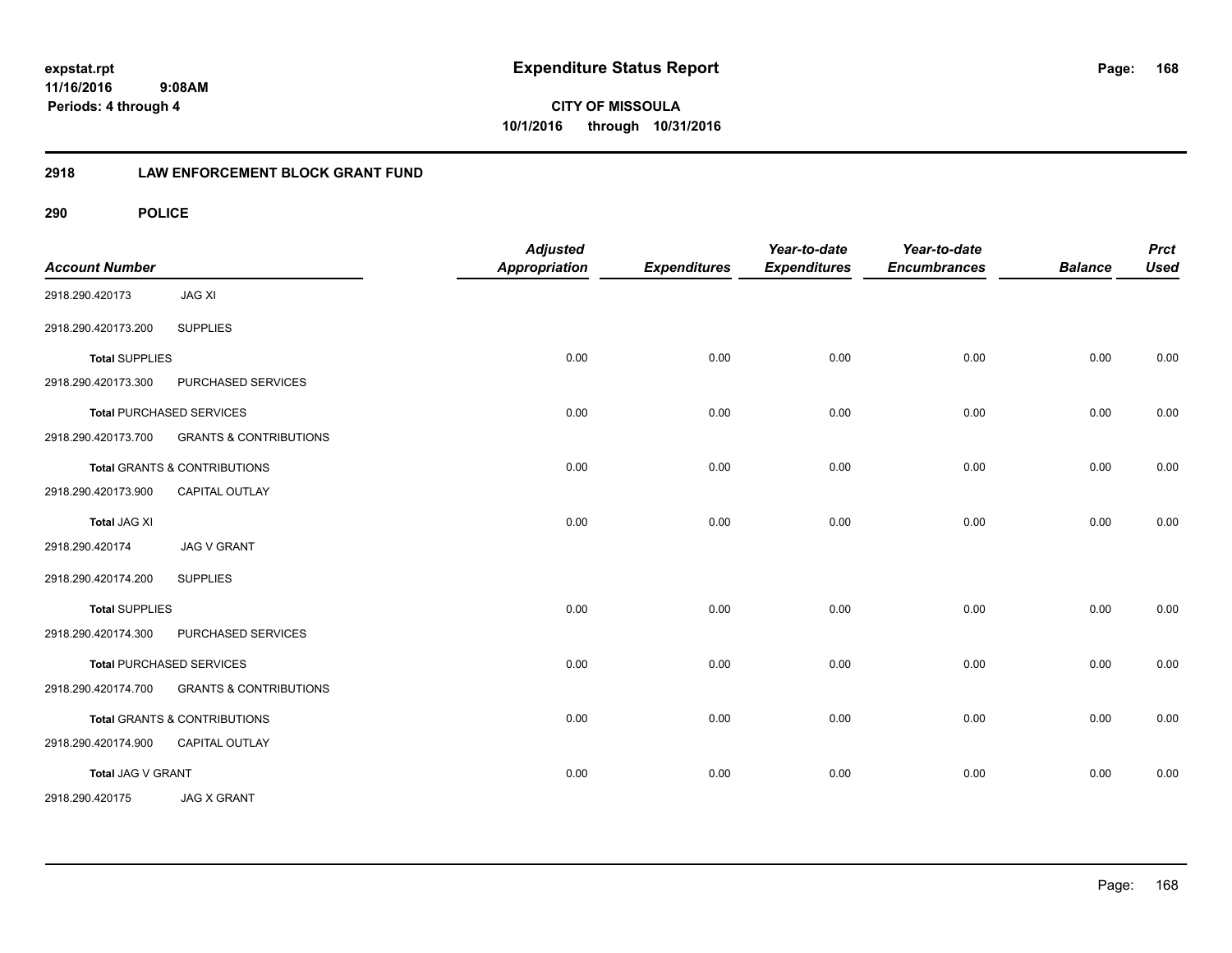**expstat.rpt**
**11/16/2016 9:08AM**
**Periods: 4 through 4**

# Expenditure Status Report

**CITY OF MISSOULA**
**10/1/2016 through 10/31/2016**

## 2918 LAW ENFORCEMENT BLOCK GRANT FUND

### 290 POLICE

| Account Number | | Adjusted Appropriation | Expenditures | Year-to-date Expenditures | Year-to-date Encumbrances | Balance | Prct Used |
|---|---|---|---|---|---|---|---|
| 2918.290.420173 | JAG XI | | | | | | |
| 2918.290.420173.200 | SUPPLIES | | | | | | |
| **Total** SUPPLIES | | 0.00 | 0.00 | 0.00 | 0.00 | 0.00 | 0.00 |
| 2918.290.420173.300 | PURCHASED SERVICES | | | | | | |
| **Total** PURCHASED SERVICES | | 0.00 | 0.00 | 0.00 | 0.00 | 0.00 | 0.00 |
| 2918.290.420173.700 | GRANTS & CONTRIBUTIONS | | | | | | |
| **Total** GRANTS & CONTRIBUTIONS | | 0.00 | 0.00 | 0.00 | 0.00 | 0.00 | 0.00 |
| 2918.290.420173.900 | CAPITAL OUTLAY | | | | | | |
| **Total** JAG XI | | 0.00 | 0.00 | 0.00 | 0.00 | 0.00 | 0.00 |
| 2918.290.420174 | JAG V GRANT | | | | | | |
| 2918.290.420174.200 | SUPPLIES | | | | | | |
| **Total** SUPPLIES | | 0.00 | 0.00 | 0.00 | 0.00 | 0.00 | 0.00 |
| 2918.290.420174.300 | PURCHASED SERVICES | | | | | | |
| **Total** PURCHASED SERVICES | | 0.00 | 0.00 | 0.00 | 0.00 | 0.00 | 0.00 |
| 2918.290.420174.700 | GRANTS & CONTRIBUTIONS | | | | | | |
| **Total** GRANTS & CONTRIBUTIONS | | 0.00 | 0.00 | 0.00 | 0.00 | 0.00 | 0.00 |
| 2918.290.420174.900 | CAPITAL OUTLAY | | | | | | |
| **Total** JAG V GRANT | | 0.00 | 0.00 | 0.00 | 0.00 | 0.00 | 0.00 |
| 2918.290.420175 | JAG X GRANT | | | | | | |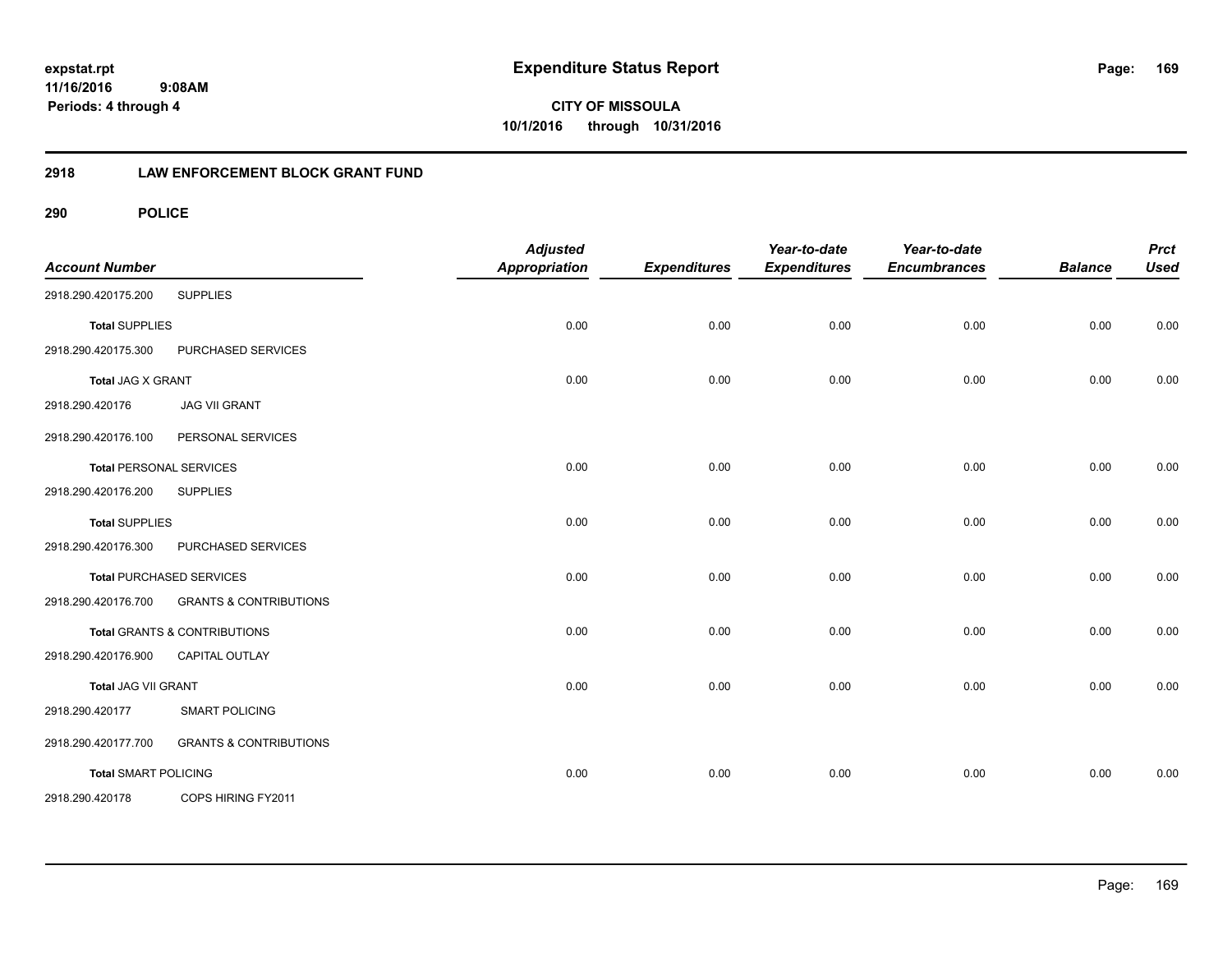**CITY OF MISSOULA**

**10/1/2016 through 10/31/2016**

**Expenditure Status Report**

expstat.rpt
11/16/2016 9:08AM
Periods: 4 through 4

## 2918 LAW ENFORCEMENT BLOCK GRANT FUND

### 290 POLICE

| Account Number | | Adjusted Appropriation | Expenditures | Year-to-date Expenditures | Year-to-date Encumbrances | Balance | Prct Used |
|---|---|---|---|---|---|---|---|
| 2918.290.420175.200 | SUPPLIES | | | | | | |
| Total SUPPLIES | | 0.00 | 0.00 | 0.00 | 0.00 | 0.00 | 0.00 |
| 2918.290.420175.300 | PURCHASED SERVICES | | | | | | |
| Total JAG X GRANT | | 0.00 | 0.00 | 0.00 | 0.00 | 0.00 | 0.00 |
| 2918.290.420176 | JAG VII GRANT | | | | | | |
| 2918.290.420176.100 | PERSONAL SERVICES | | | | | | |
| Total PERSONAL SERVICES | | 0.00 | 0.00 | 0.00 | 0.00 | 0.00 | 0.00 |
| 2918.290.420176.200 | SUPPLIES | | | | | | |
| Total SUPPLIES | | 0.00 | 0.00 | 0.00 | 0.00 | 0.00 | 0.00 |
| 2918.290.420176.300 | PURCHASED SERVICES | | | | | | |
| Total PURCHASED SERVICES | | 0.00 | 0.00 | 0.00 | 0.00 | 0.00 | 0.00 |
| 2918.290.420176.700 | GRANTS & CONTRIBUTIONS | | | | | | |
| Total GRANTS & CONTRIBUTIONS | | 0.00 | 0.00 | 0.00 | 0.00 | 0.00 | 0.00 |
| 2918.290.420176.900 | CAPITAL OUTLAY | | | | | | |
| Total JAG VII GRANT | | 0.00 | 0.00 | 0.00 | 0.00 | 0.00 | 0.00 |
| 2918.290.420177 | SMART POLICING | | | | | | |
| 2918.290.420177.700 | GRANTS & CONTRIBUTIONS | | | | | | |
| Total SMART POLICING | | 0.00 | 0.00 | 0.00 | 0.00 | 0.00 | 0.00 |
| 2918.290.420178 | COPS HIRING FY2011 | | | | | | |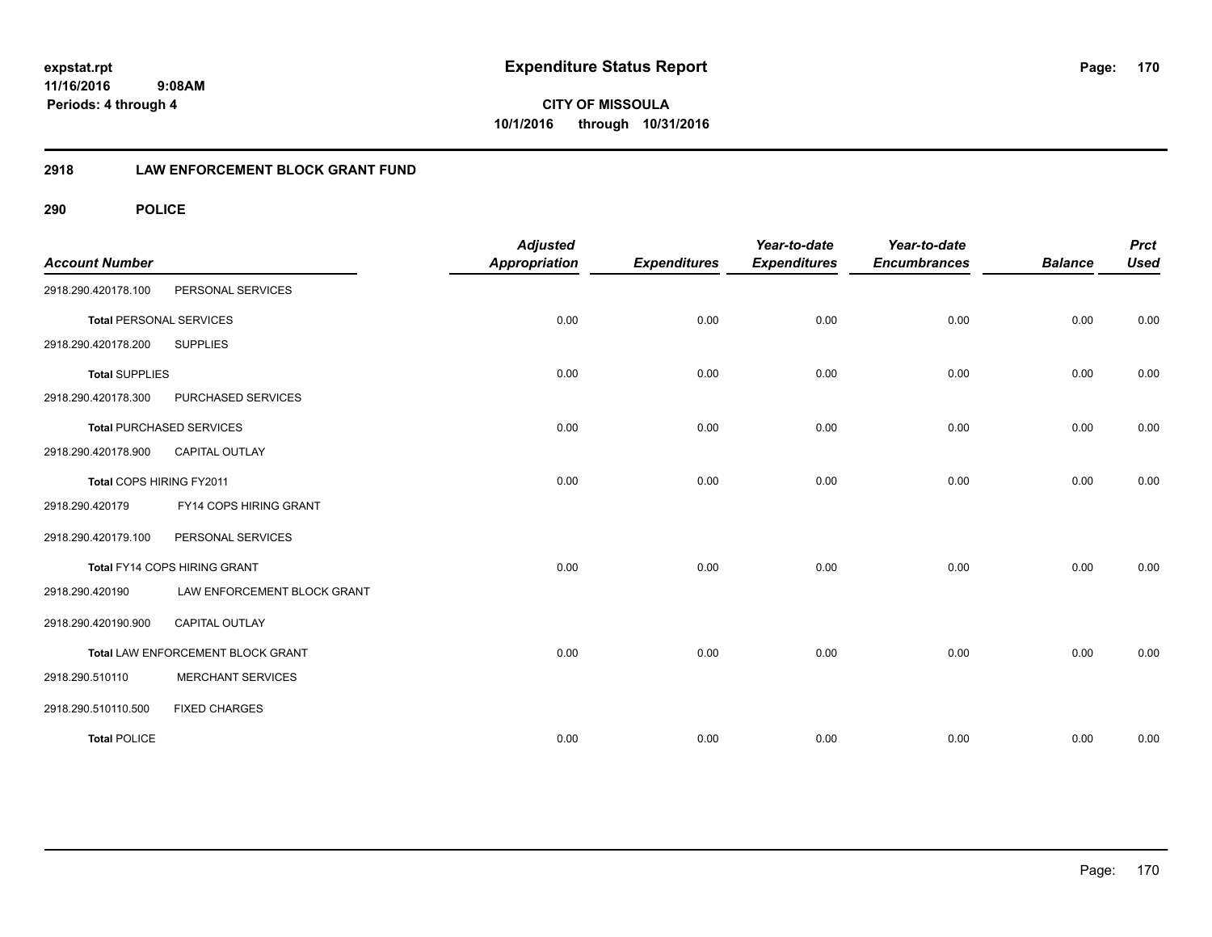# Expenditure Status Report

**expstat.rpt**
**11/16/2016 9:08AM**
**Periods: 4 through 4**

**CITY OF MISSOULA**
**10/1/2016 through 10/31/2016**

## 2918 LAW ENFORCEMENT BLOCK GRANT FUND

### 290 POLICE

| Account Number | | Adjusted Appropriation | Expenditures | Year-to-date Expenditures | Year-to-date Encumbrances | Balance | Prct Used |
|---|---|---|---|---|---|---|---|
| 2918.290.420178.100 | PERSONAL SERVICES | | | | | | |
| **Total** PERSONAL SERVICES | | 0.00 | 0.00 | 0.00 | 0.00 | 0.00 | 0.00 |
| 2918.290.420178.200 | SUPPLIES | | | | | | |
| **Total** SUPPLIES | | 0.00 | 0.00 | 0.00 | 0.00 | 0.00 | 0.00 |
| 2918.290.420178.300 | PURCHASED SERVICES | | | | | | |
| **Total** PURCHASED SERVICES | | 0.00 | 0.00 | 0.00 | 0.00 | 0.00 | 0.00 |
| 2918.290.420178.900 | CAPITAL OUTLAY | | | | | | |
| Total COPS HIRING FY2011 | | 0.00 | 0.00 | 0.00 | 0.00 | 0.00 | 0.00 |
| 2918.290.420179 | FY14 COPS HIRING GRANT | | | | | | |
| 2918.290.420179.100 | PERSONAL SERVICES | | | | | | |
| Total FY14 COPS HIRING GRANT | | 0.00 | 0.00 | 0.00 | 0.00 | 0.00 | 0.00 |
| 2918.290.420190 | LAW ENFORCEMENT BLOCK GRANT | | | | | | |
| 2918.290.420190.900 | CAPITAL OUTLAY | | | | | | |
| Total LAW ENFORCEMENT BLOCK GRANT | | 0.00 | 0.00 | 0.00 | 0.00 | 0.00 | 0.00 |
| 2918.290.510110 | MERCHANT SERVICES | | | | | | |
| 2918.290.510110.500 | FIXED CHARGES | | | | | | |
| **Total** POLICE | | 0.00 | 0.00 | 0.00 | 0.00 | 0.00 | 0.00 |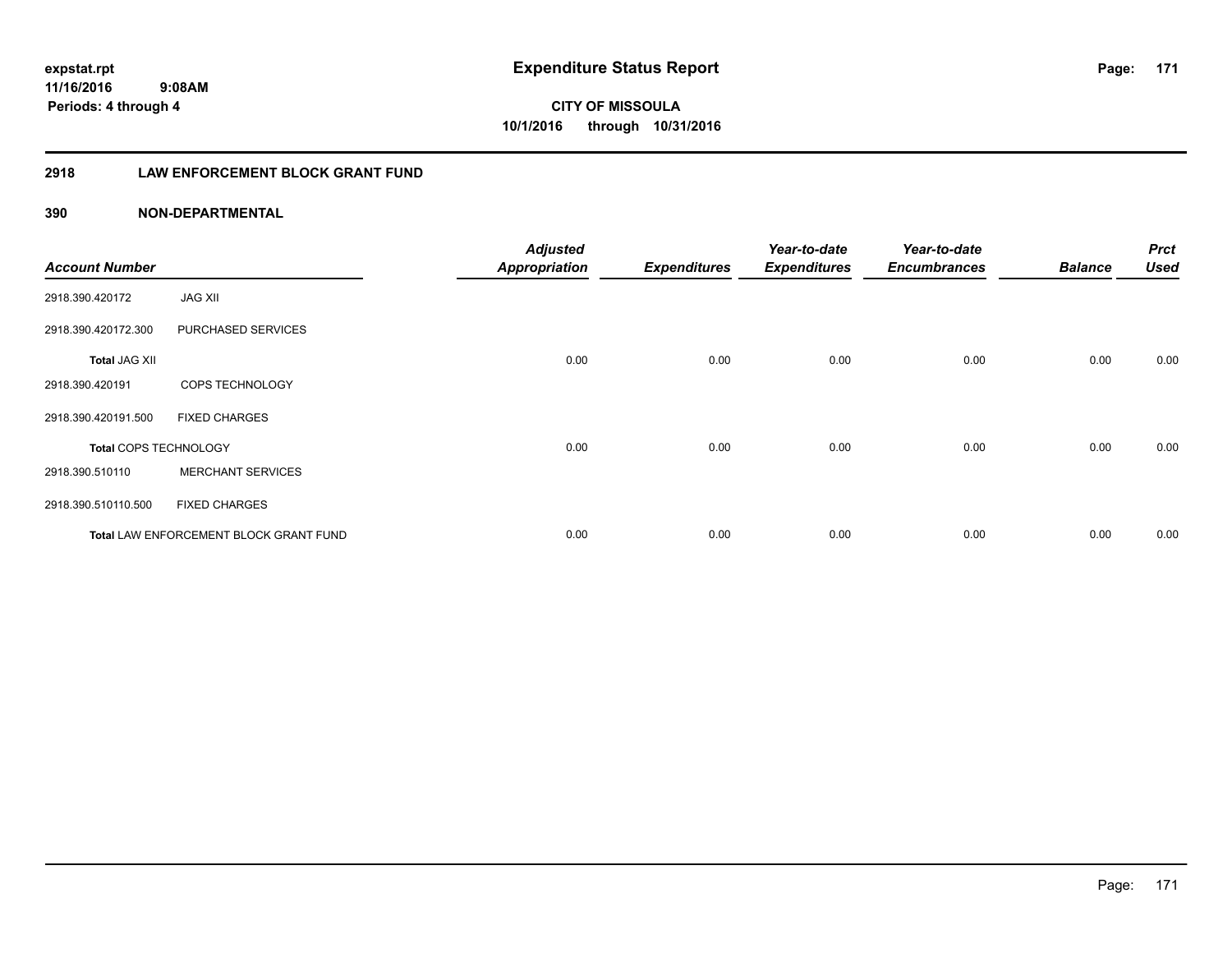expstat.rpt
11/16/2016 9:08AM
Periods: 4 through 4

# Expenditure Status Report

**CITY OF MISSOULA**
**10/1/2016 through 10/31/2016**

## 2918 LAW ENFORCEMENT BLOCK GRANT FUND

## 390 NON-DEPARTMENTAL

| Account Number | | Adjusted Appropriation | Expenditures | Year-to-date Expenditures | Year-to-date Encumbrances | Balance | Prct Used |
|---|---|---|---|---|---|---|---|
| 2918.390.420172 | JAG XII | | | | | | |
| 2918.390.420172.300 | PURCHASED SERVICES | | | | | | |
| **Total** JAG XII | | 0.00 | 0.00 | 0.00 | 0.00 | 0.00 | 0.00 |
| 2918.390.420191 | COPS TECHNOLOGY | | | | | | |
| 2918.390.420191.500 | FIXED CHARGES | | | | | | |
| **Total** COPS TECHNOLOGY | | 0.00 | 0.00 | 0.00 | 0.00 | 0.00 | 0.00 |
| 2918.390.510110 | MERCHANT SERVICES | | | | | | |
| 2918.390.510110.500 | FIXED CHARGES | | | | | | |
| **Total** LAW ENFORCEMENT BLOCK GRANT FUND | | 0.00 | 0.00 | 0.00 | 0.00 | 0.00 | 0.00 |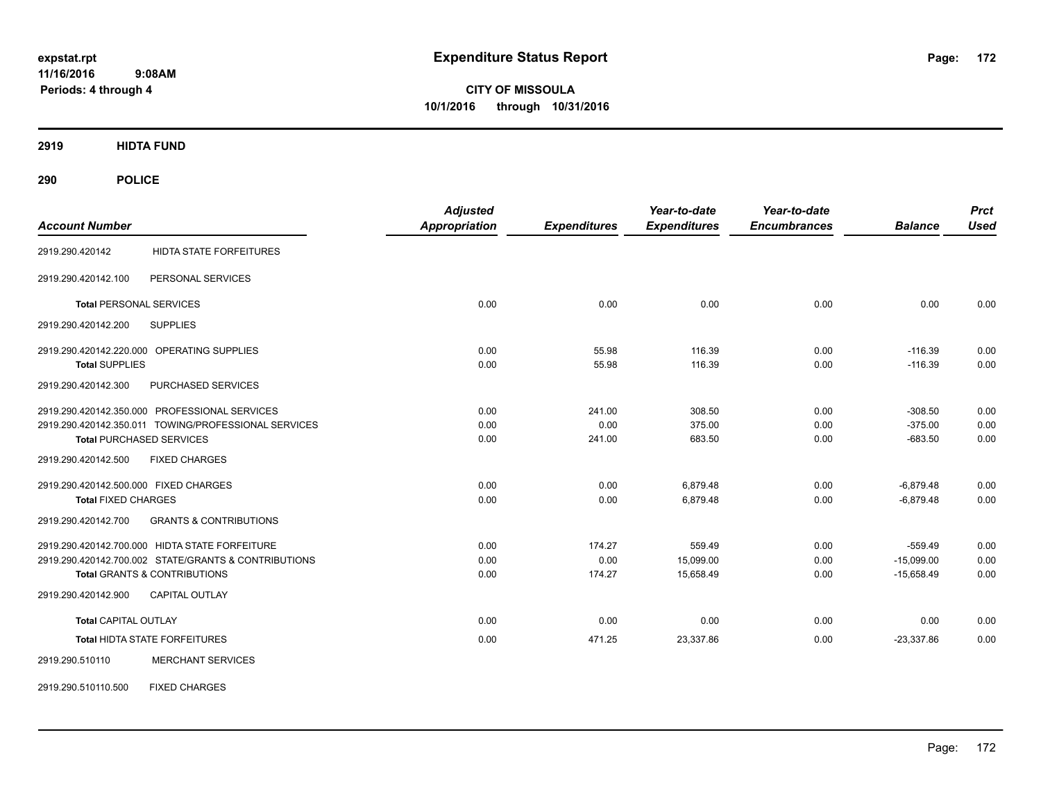**expstat.rpt**
**11/16/2016 9:08AM**
**Periods: 4 through 4**

# Expenditure Status Report

**CITY OF MISSOULA**
**10/1/2016 through 10/31/2016**

## 2919 HIDTA FUND

## 290 POLICE

| Account Number | | Adjusted Appropriation | Expenditures | Year-to-date Expenditures | Year-to-date Encumbrances | Balance | Prct Used |
|---|---|---|---|---|---|---|---|
| 2919.290.420142 | HIDTA STATE FORFEITURES | | | | | | |
| 2919.290.420142.100 | PERSONAL SERVICES | | | | | | |
| **Total** PERSONAL SERVICES | | 0.00 | 0.00 | 0.00 | 0.00 | 0.00 | 0.00 |
| 2919.290.420142.200 | SUPPLIES | | | | | | |
| 2919.290.420142.220.000 | OPERATING SUPPLIES | 0.00 | 55.98 | 116.39 | 0.00 | -116.39 | 0.00 |
| **Total** SUPPLIES | | 0.00 | 55.98 | 116.39 | 0.00 | -116.39 | 0.00 |
| 2919.290.420142.300 | PURCHASED SERVICES | | | | | | |
| 2919.290.420142.350.000 | PROFESSIONAL SERVICES | 0.00 | 241.00 | 308.50 | 0.00 | -308.50 | 0.00 |
| 2919.290.420142.350.011 | TOWING/PROFESSIONAL SERVICES | 0.00 | 0.00 | 375.00 | 0.00 | -375.00 | 0.00 |
| **Total** PURCHASED SERVICES | | 0.00 | 241.00 | 683.50 | 0.00 | -683.50 | 0.00 |
| 2919.290.420142.500 | FIXED CHARGES | | | | | | |
| 2919.290.420142.500.000 | FIXED CHARGES | 0.00 | 0.00 | 6,879.48 | 0.00 | -6,879.48 | 0.00 |
| **Total** FIXED CHARGES | | 0.00 | 0.00 | 6,879.48 | 0.00 | -6,879.48 | 0.00 |
| 2919.290.420142.700 | GRANTS & CONTRIBUTIONS | | | | | | |
| 2919.290.420142.700.000 | HIDTA STATE FORFEITURE | 0.00 | 174.27 | 559.49 | 0.00 | -559.49 | 0.00 |
| 2919.290.420142.700.002 | STATE/GRANTS & CONTRIBUTIONS | 0.00 | 0.00 | 15,099.00 | 0.00 | -15,099.00 | 0.00 |
| **Total** GRANTS & CONTRIBUTIONS | | 0.00 | 174.27 | 15,658.49 | 0.00 | -15,658.49 | 0.00 |
| 2919.290.420142.900 | CAPITAL OUTLAY | | | | | | |
| **Total** CAPITAL OUTLAY | | 0.00 | 0.00 | 0.00 | 0.00 | 0.00 | 0.00 |
| **Total** HIDTA STATE FORFEITURES | | 0.00 | 471.25 | 23,337.86 | 0.00 | -23,337.86 | 0.00 |
| 2919.290.510110 | MERCHANT SERVICES | | | | | | |
| 2919.290.510110.500 | FIXED CHARGES | | | | | | |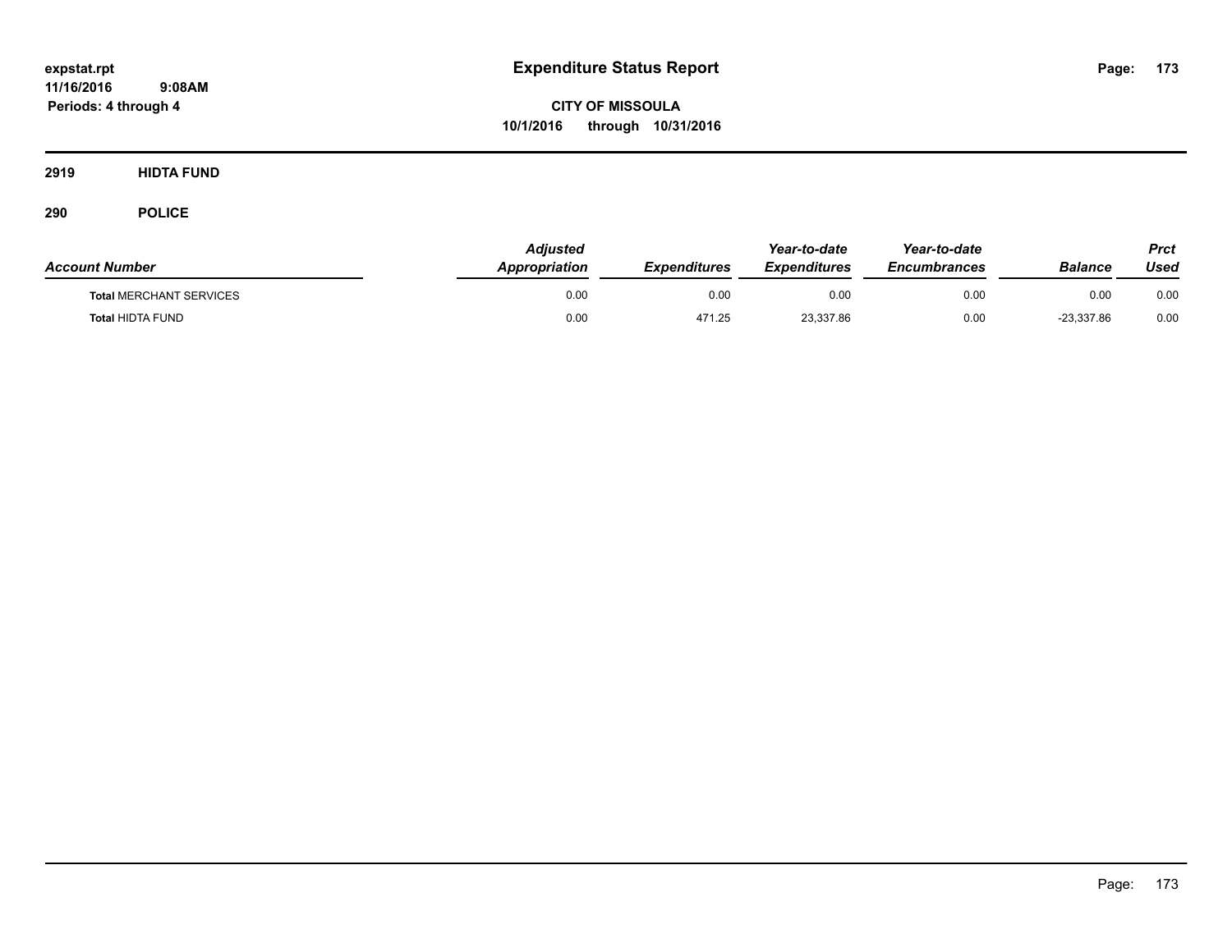# Expenditure Status Report

expstat.rpt
11/16/2016 9:08AM
Periods: 4 through 4

**CITY OF MISSOULA**
**10/1/2016 through 10/31/2016**

## 2919 HIDTA FUND

### 290 POLICE

| Account Number | Adjusted Appropriation | Expenditures | Year-to-date Expenditures | Year-to-date Encumbrances | Balance | Prct Used |
|---|---|---|---|---|---|---|
| **Total** MERCHANT SERVICES | 0.00 | 0.00 | 0.00 | 0.00 | 0.00 | 0.00 |
| **Total** HIDTA FUND | 0.00 | 471.25 | 23,337.86 | 0.00 | -23,337.86 | 0.00 |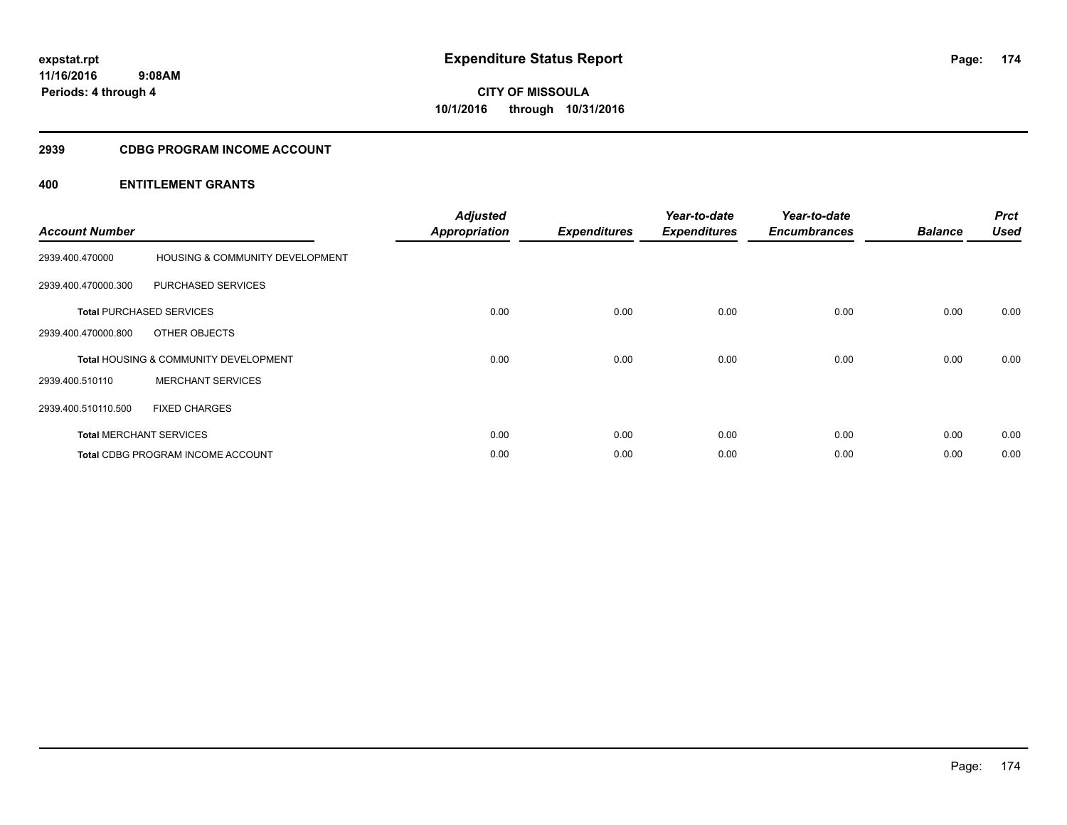expstat.rpt
11/16/2016 9:08AM
Periods: 4 through 4

# Expenditure Status Report

**CITY OF MISSOULA**
**10/1/2016 through 10/31/2016**

## 2939 CDBG PROGRAM INCOME ACCOUNT

## 400 ENTITLEMENT GRANTS

| Account Number | | Adjusted Appropriation | Expenditures | Year-to-date Expenditures | Year-to-date Encumbrances | Balance | Prct Used |
|---|---|---|---|---|---|---|---|
| 2939.400.470000 | HOUSING & COMMUNITY DEVELOPMENT | | | | | | |
| 2939.400.470000.300 | PURCHASED SERVICES | | | | | | |
| **Total** PURCHASED SERVICES | | 0.00 | 0.00 | 0.00 | 0.00 | 0.00 | 0.00 |
| 2939.400.470000.800 | OTHER OBJECTS | | | | | | |
| **Total** HOUSING & COMMUNITY DEVELOPMENT | | 0.00 | 0.00 | 0.00 | 0.00 | 0.00 | 0.00 |
| 2939.400.510110 | MERCHANT SERVICES | | | | | | |
| 2939.400.510110.500 | FIXED CHARGES | | | | | | |
| **Total** MERCHANT SERVICES | | 0.00 | 0.00 | 0.00 | 0.00 | 0.00 | 0.00 |
| **Total** CDBG PROGRAM INCOME ACCOUNT | | 0.00 | 0.00 | 0.00 | 0.00 | 0.00 | 0.00 |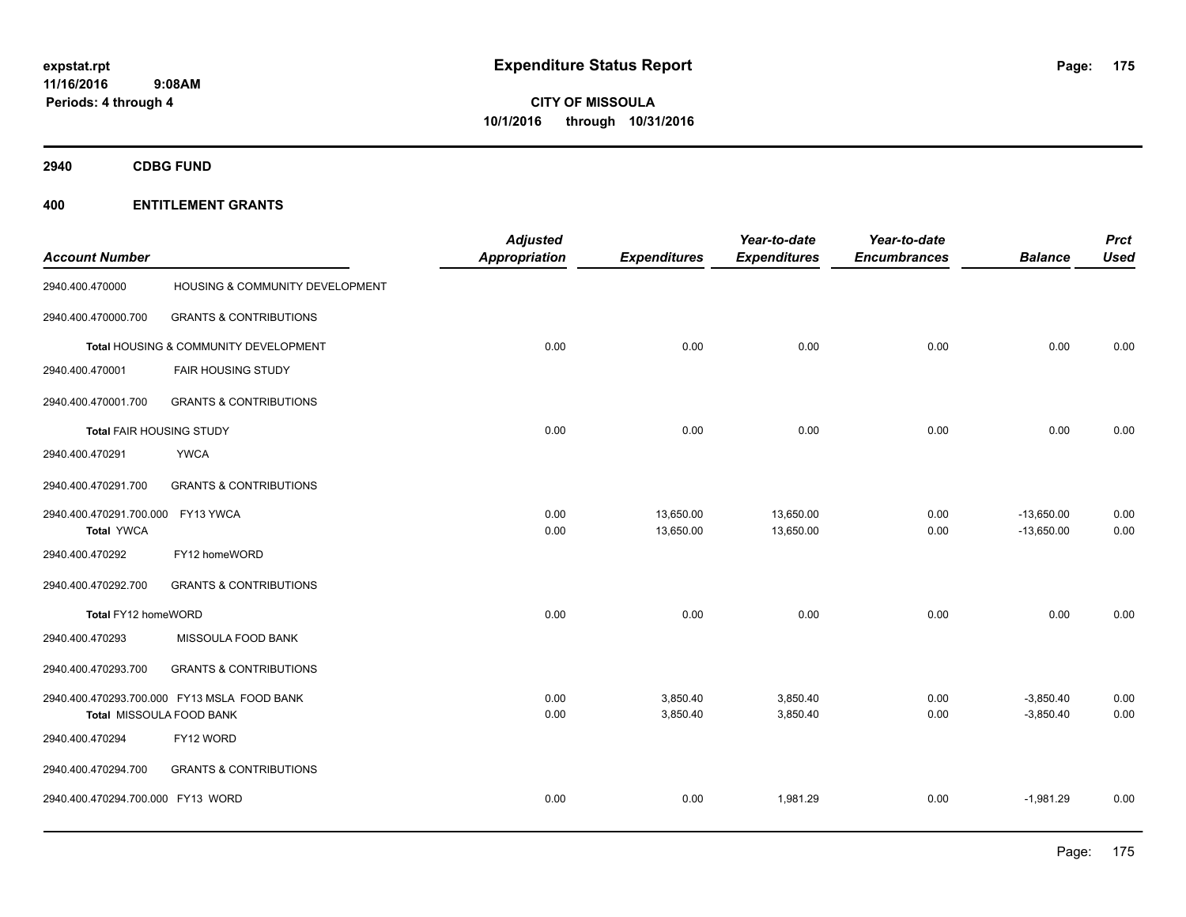**expstat.rpt**
**11/16/2016 9:08AM**
**Periods: 4 through 4**

# Expenditure Status Report

**CITY OF MISSOULA**
**10/1/2016 through 10/31/2016**

## 2940 CDBG FUND

## 400 ENTITLEMENT GRANTS

| Account Number | | Adjusted Appropriation | Expenditures | Year-to-date Expenditures | Year-to-date Encumbrances | Balance | Prct Used |
|---|---|---|---|---|---|---|---|
| 2940.400.470000 | HOUSING & COMMUNITY DEVELOPMENT | | | | | | |
| 2940.400.470000.700 | GRANTS & CONTRIBUTIONS | | | | | | |
| **Total** HOUSING & COMMUNITY DEVELOPMENT | | 0.00 | 0.00 | 0.00 | 0.00 | 0.00 | 0.00 |
| 2940.400.470001 | FAIR HOUSING STUDY | | | | | | |
| 2940.400.470001.700 | GRANTS & CONTRIBUTIONS | | | | | | |
| **Total** FAIR HOUSING STUDY | | 0.00 | 0.00 | 0.00 | 0.00 | 0.00 | 0.00 |
| 2940.400.470291 | YWCA | | | | | | |
| 2940.400.470291.700 | GRANTS & CONTRIBUTIONS | | | | | | |
| 2940.400.470291.700.000 | FY13 YWCA | 0.00 | 13,650.00 | 13,650.00 | 0.00 | -13,650.00 | 0.00 |
| **Total** YWCA | | 0.00 | 13,650.00 | 13,650.00 | 0.00 | -13,650.00 | 0.00 |
| 2940.400.470292 | FY12 homeWORD | | | | | | |
| 2940.400.470292.700 | GRANTS & CONTRIBUTIONS | | | | | | |
| **Total** FY12 homeWORD | | 0.00 | 0.00 | 0.00 | 0.00 | 0.00 | 0.00 |
| 2940.400.470293 | MISSOULA FOOD BANK | | | | | | |
| 2940.400.470293.700 | GRANTS & CONTRIBUTIONS | | | | | | |
| 2940.400.470293.700.000 | FY13 MSLA FOOD BANK | 0.00 | 3,850.40 | 3,850.40 | 0.00 | -3,850.40 | 0.00 |
| **Total** MISSOULA FOOD BANK | | 0.00 | 3,850.40 | 3,850.40 | 0.00 | -3,850.40 | 0.00 |
| 2940.400.470294 | FY12 WORD | | | | | | |
| 2940.400.470294.700 | GRANTS & CONTRIBUTIONS | | | | | | |
| 2940.400.470294.700.000 | FY13 WORD | 0.00 | 0.00 | 1,981.29 | 0.00 | -1,981.29 | 0.00 |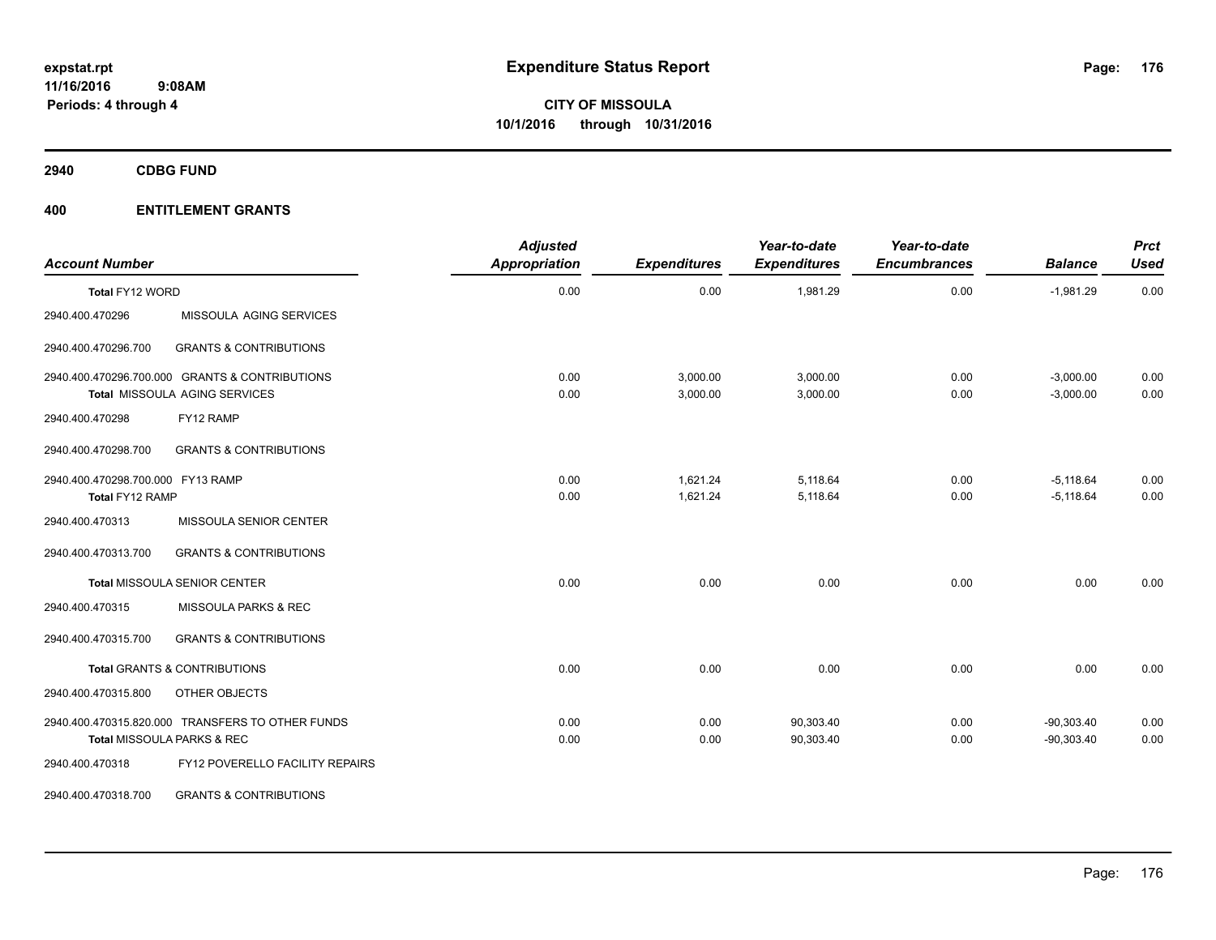**expstat.rpt**
**11/16/2016 9:08AM**
**Periods: 4 through 4**

# Expenditure Status Report

**CITY OF MISSOULA**
**10/1/2016 through 10/31/2016**

## 2940 CDBG FUND

## 400 ENTITLEMENT GRANTS

| Account Number | | Adjusted Appropriation | Expenditures | Year-to-date Expenditures | Year-to-date Encumbrances | Balance | Prct Used |
|---|---|---|---|---|---|---|---|
| **Total** FY12 WORD | | 0.00 | 0.00 | 1,981.29 | 0.00 | -1,981.29 | 0.00 |
| 2940.400.470296 | MISSOULA AGING SERVICES | | | | | | |
| 2940.400.470296.700 | GRANTS & CONTRIBUTIONS | | | | | | |
| 2940.400.470296.700.000 | GRANTS & CONTRIBUTIONS | 0.00 | 3,000.00 | 3,000.00 | 0.00 | -3,000.00 | 0.00 |
| **Total** MISSOULA AGING SERVICES | | 0.00 | 3,000.00 | 3,000.00 | 0.00 | -3,000.00 | 0.00 |
| 2940.400.470298 | FY12 RAMP | | | | | | |
| 2940.400.470298.700 | GRANTS & CONTRIBUTIONS | | | | | | |
| 2940.400.470298.700.000 | FY13 RAMP | 0.00 | 1,621.24 | 5,118.64 | 0.00 | -5,118.64 | 0.00 |
| **Total** FY12 RAMP | | 0.00 | 1,621.24 | 5,118.64 | 0.00 | -5,118.64 | 0.00 |
| 2940.400.470313 | MISSOULA SENIOR CENTER | | | | | | |
| 2940.400.470313.700 | GRANTS & CONTRIBUTIONS | | | | | | |
| **Total** MISSOULA SENIOR CENTER | | 0.00 | 0.00 | 0.00 | 0.00 | 0.00 | 0.00 |
| 2940.400.470315 | MISSOULA PARKS & REC | | | | | | |
| 2940.400.470315.700 | GRANTS & CONTRIBUTIONS | | | | | | |
| **Total** GRANTS & CONTRIBUTIONS | | 0.00 | 0.00 | 0.00 | 0.00 | 0.00 | 0.00 |
| 2940.400.470315.800 | OTHER OBJECTS | | | | | | |
| 2940.400.470315.820.000 | TRANSFERS TO OTHER FUNDS | 0.00 | 0.00 | 90,303.40 | 0.00 | -90,303.40 | 0.00 |
| **Total** MISSOULA PARKS & REC | | 0.00 | 0.00 | 90,303.40 | 0.00 | -90,303.40 | 0.00 |
| 2940.400.470318 | FY12 POVERELLO FACILITY REPAIRS | | | | | | |
| 2940.400.470318.700 | GRANTS & CONTRIBUTIONS | | | | | | |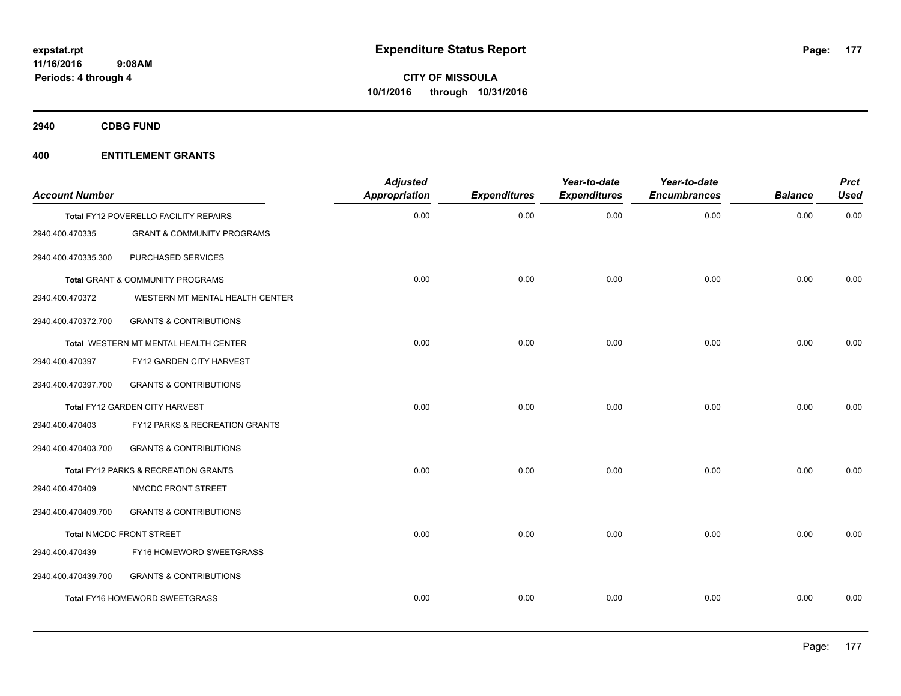**expstat.rpt**
**11/16/2016 9:08AM**
**Periods: 4 through 4**

# Expenditure Status Report

**CITY OF MISSOULA**
**10/1/2016 through 10/31/2016**

## 2940 CDBG FUND

## 400 ENTITLEMENT GRANTS

| Account Number | | Adjusted Appropriation | Expenditures | Year-to-date Expenditures | Year-to-date Encumbrances | Balance | Prct Used |
|---|---|---|---|---|---|---|---|
| **Total** FY12 POVERELLO FACILITY REPAIRS | | 0.00 | 0.00 | 0.00 | 0.00 | 0.00 | 0.00 |
| 2940.400.470335 | GRANT & COMMUNITY PROGRAMS | | | | | | |
| 2940.400.470335.300 | PURCHASED SERVICES | | | | | | |
| **Total** GRANT & COMMUNITY PROGRAMS | | 0.00 | 0.00 | 0.00 | 0.00 | 0.00 | 0.00 |
| 2940.400.470372 | WESTERN MT MENTAL HEALTH CENTER | | | | | | |
| 2940.400.470372.700 | GRANTS & CONTRIBUTIONS | | | | | | |
| **Total** WESTERN MT MENTAL HEALTH CENTER | | 0.00 | 0.00 | 0.00 | 0.00 | 0.00 | 0.00 |
| 2940.400.470397 | FY12 GARDEN CITY HARVEST | | | | | | |
| 2940.400.470397.700 | GRANTS & CONTRIBUTIONS | | | | | | |
| **Total** FY12 GARDEN CITY HARVEST | | 0.00 | 0.00 | 0.00 | 0.00 | 0.00 | 0.00 |
| 2940.400.470403 | FY12 PARKS & RECREATION GRANTS | | | | | | |
| 2940.400.470403.700 | GRANTS & CONTRIBUTIONS | | | | | | |
| **Total** FY12 PARKS & RECREATION GRANTS | | 0.00 | 0.00 | 0.00 | 0.00 | 0.00 | 0.00 |
| 2940.400.470409 | NMCDC FRONT STREET | | | | | | |
| 2940.400.470409.700 | GRANTS & CONTRIBUTIONS | | | | | | |
| **Total** NMCDC FRONT STREET | | 0.00 | 0.00 | 0.00 | 0.00 | 0.00 | 0.00 |
| 2940.400.470439 | FY16 HOMEWORD SWEETGRASS | | | | | | |
| 2940.400.470439.700 | GRANTS & CONTRIBUTIONS | | | | | | |
| **Total** FY16 HOMEWORD SWEETGRASS | | 0.00 | 0.00 | 0.00 | 0.00 | 0.00 | 0.00 |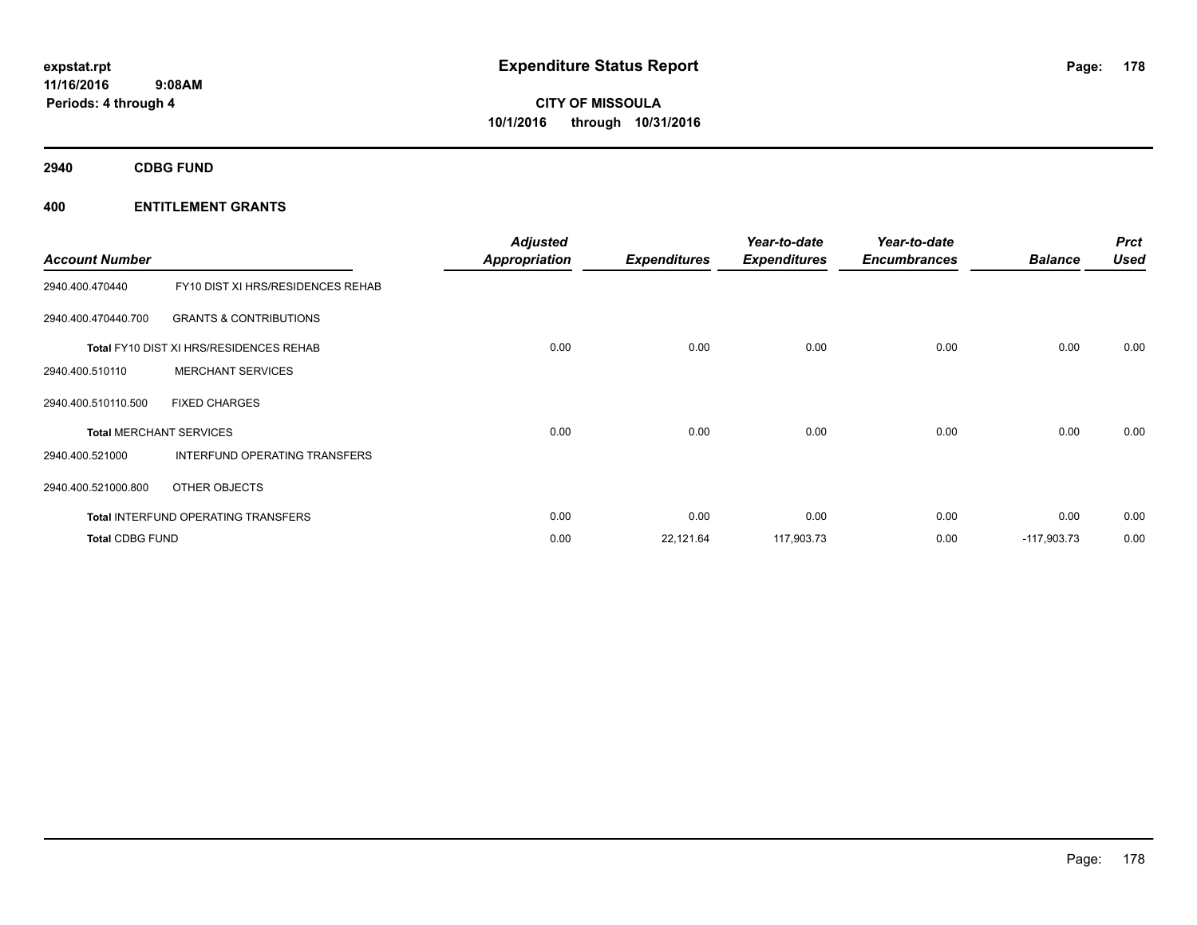**Expenditure Status Report**

**CITY OF MISSOULA**
**10/1/2016 through 10/31/2016**

expstat.rpt
11/16/2016 9:08AM
Periods: 4 through 4

## 2940 CDBG FUND

## 400 ENTITLEMENT GRANTS

| Account Number | | Adjusted Appropriation | Expenditures | Year-to-date Expenditures | Year-to-date Encumbrances | Balance | Prct Used |
|---|---|---|---|---|---|---|---|
| 2940.400.470440 | FY10 DIST XI HRS/RESIDENCES REHAB | | | | | | |
| 2940.400.470440.700 | GRANTS & CONTRIBUTIONS | | | | | | |
| Total FY10 DIST XI HRS/RESIDENCES REHAB | | 0.00 | 0.00 | 0.00 | 0.00 | 0.00 | 0.00 |
| 2940.400.510110 | MERCHANT SERVICES | | | | | | |
| 2940.400.510110.500 | FIXED CHARGES | | | | | | |
| Total MERCHANT SERVICES | | 0.00 | 0.00 | 0.00 | 0.00 | 0.00 | 0.00 |
| 2940.400.521000 | INTERFUND OPERATING TRANSFERS | | | | | | |
| 2940.400.521000.800 | OTHER OBJECTS | | | | | | |
| Total INTERFUND OPERATING TRANSFERS | | 0.00 | 0.00 | 0.00 | 0.00 | 0.00 | 0.00 |
| Total CDBG FUND | | 0.00 | 22,121.64 | 117,903.73 | 0.00 | -117,903.73 | 0.00 |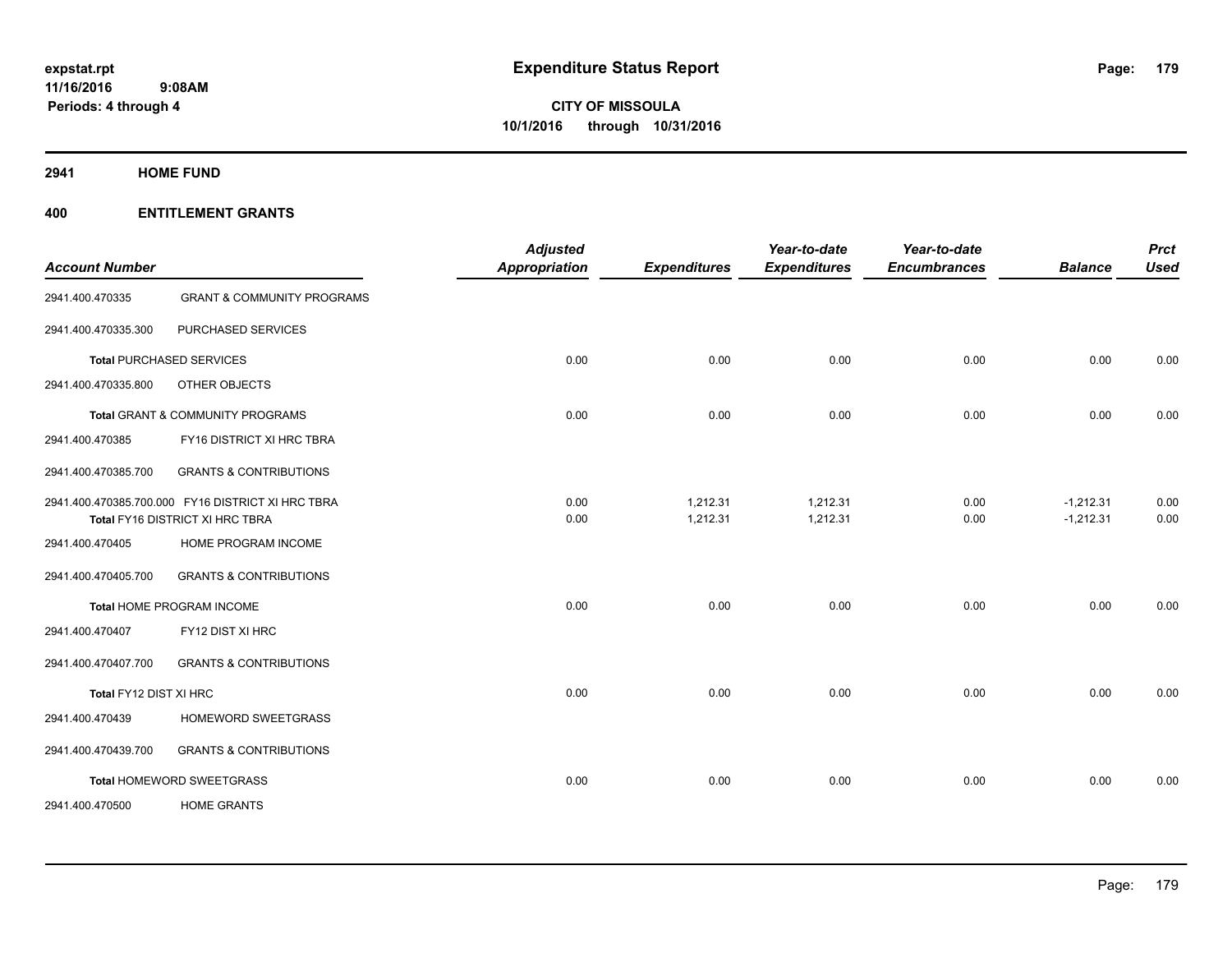**expstat.rpt**
**11/16/2016 9:08AM**
**Periods: 4 through 4**

# Expenditure Status Report

**CITY OF MISSOULA**
**10/1/2016 through 10/31/2016**

## 2941 HOME FUND

## 400 ENTITLEMENT GRANTS

| Account Number | | Adjusted Appropriation | Expenditures | Year-to-date Expenditures | Year-to-date Encumbrances | Balance | Prct Used |
|---|---|---|---|---|---|---|---|
| 2941.400.470335 | GRANT & COMMUNITY PROGRAMS | | | | | | |
| 2941.400.470335.300 | PURCHASED SERVICES | | | | | | |
| **Total** PURCHASED SERVICES | | 0.00 | 0.00 | 0.00 | 0.00 | 0.00 | 0.00 |
| 2941.400.470335.800 | OTHER OBJECTS | | | | | | |
| **Total** GRANT & COMMUNITY PROGRAMS | | 0.00 | 0.00 | 0.00 | 0.00 | 0.00 | 0.00 |
| 2941.400.470385 | FY16 DISTRICT XI HRC TBRA | | | | | | |
| 2941.400.470385.700 | GRANTS & CONTRIBUTIONS | | | | | | |
| 2941.400.470385.700.000 | FY16 DISTRICT XI HRC TBRA | 0.00 | 1,212.31 | 1,212.31 | 0.00 | -1,212.31 | 0.00 |
| **Total** FY16 DISTRICT XI HRC TBRA | | 0.00 | 1,212.31 | 1,212.31 | 0.00 | -1,212.31 | 0.00 |
| 2941.400.470405 | HOME PROGRAM INCOME | | | | | | |
| 2941.400.470405.700 | GRANTS & CONTRIBUTIONS | | | | | | |
| **Total** HOME PROGRAM INCOME | | 0.00 | 0.00 | 0.00 | 0.00 | 0.00 | 0.00 |
| 2941.400.470407 | FY12 DIST XI HRC | | | | | | |
| 2941.400.470407.700 | GRANTS & CONTRIBUTIONS | | | | | | |
| **Total** FY12 DIST XI HRC | | 0.00 | 0.00 | 0.00 | 0.00 | 0.00 | 0.00 |
| 2941.400.470439 | HOMEWORD SWEETGRASS | | | | | | |
| 2941.400.470439.700 | GRANTS & CONTRIBUTIONS | | | | | | |
| **Total** HOMEWORD SWEETGRASS | | 0.00 | 0.00 | 0.00 | 0.00 | 0.00 | 0.00 |
| 2941.400.470500 | HOME GRANTS | | | | | | |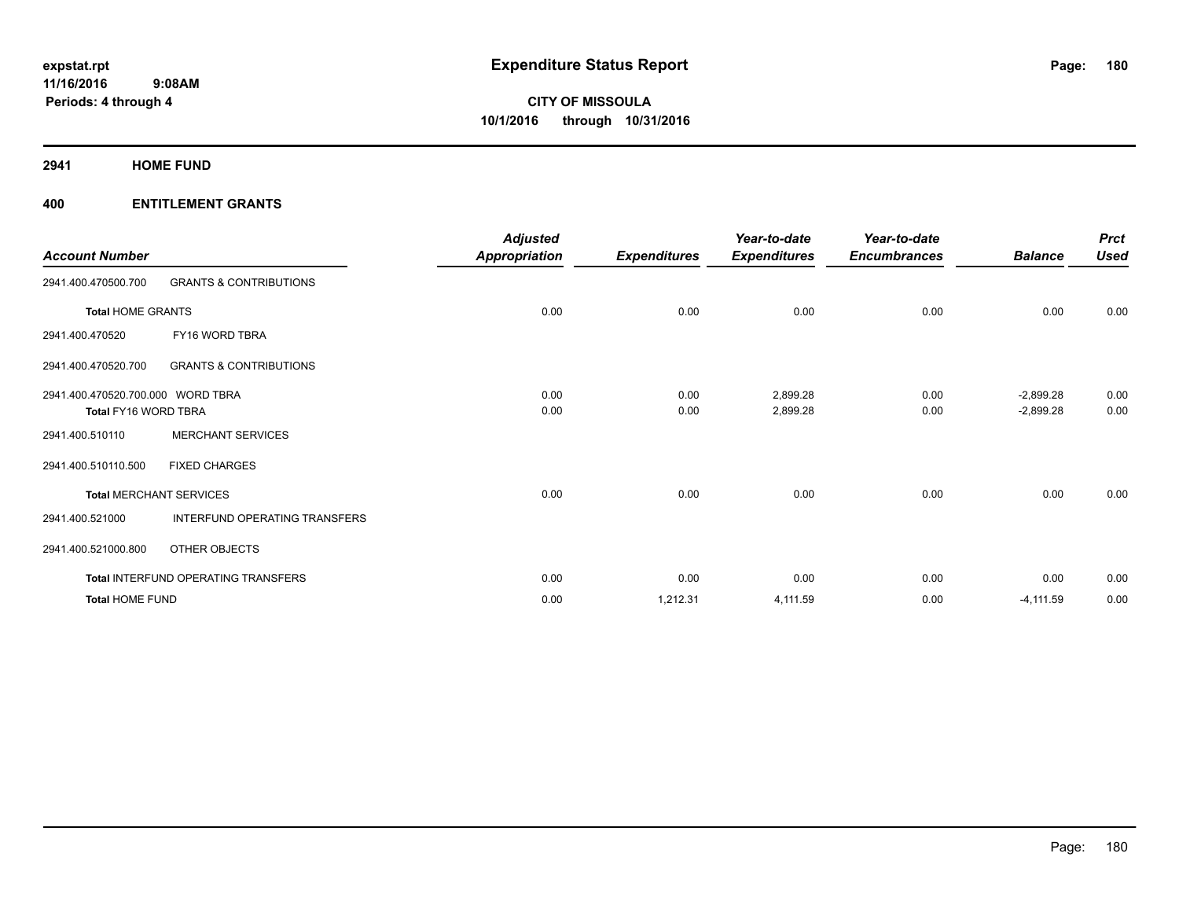**expstat.rpt**
**11/16/2016 9:08AM**
**Periods: 4 through 4**

# Expenditure Status Report

**CITY OF MISSOULA**
**10/1/2016 through 10/31/2016**

## 2941 HOME FUND

## 400 ENTITLEMENT GRANTS

| Account Number | | Adjusted Appropriation | Expenditures | Year-to-date Expenditures | Year-to-date Encumbrances | Balance | Prct Used |
|---|---|---|---|---|---|---|---|
| 2941.400.470500.700 | GRANTS & CONTRIBUTIONS | | | | | | |
| **Total** HOME GRANTS | | 0.00 | 0.00 | 0.00 | 0.00 | 0.00 | 0.00 |
| 2941.400.470520 | FY16 WORD TBRA | | | | | | |
| 2941.400.470520.700 | GRANTS & CONTRIBUTIONS | | | | | | |
| 2941.400.470520.700.000 | WORD TBRA | 0.00 | 0.00 | 2,899.28 | 0.00 | -2,899.28 | 0.00 |
| **Total** FY16 WORD TBRA | | 0.00 | 0.00 | 2,899.28 | 0.00 | -2,899.28 | 0.00 |
| 2941.400.510110 | MERCHANT SERVICES | | | | | | |
| 2941.400.510110.500 | FIXED CHARGES | | | | | | |
| **Total** MERCHANT SERVICES | | 0.00 | 0.00 | 0.00 | 0.00 | 0.00 | 0.00 |
| 2941.400.521000 | INTERFUND OPERATING TRANSFERS | | | | | | |
| 2941.400.521000.800 | OTHER OBJECTS | | | | | | |
| **Total** INTERFUND OPERATING TRANSFERS | | 0.00 | 0.00 | 0.00 | 0.00 | 0.00 | 0.00 |
| **Total** HOME FUND | | 0.00 | 1,212.31 | 4,111.59 | 0.00 | -4,111.59 | 0.00 |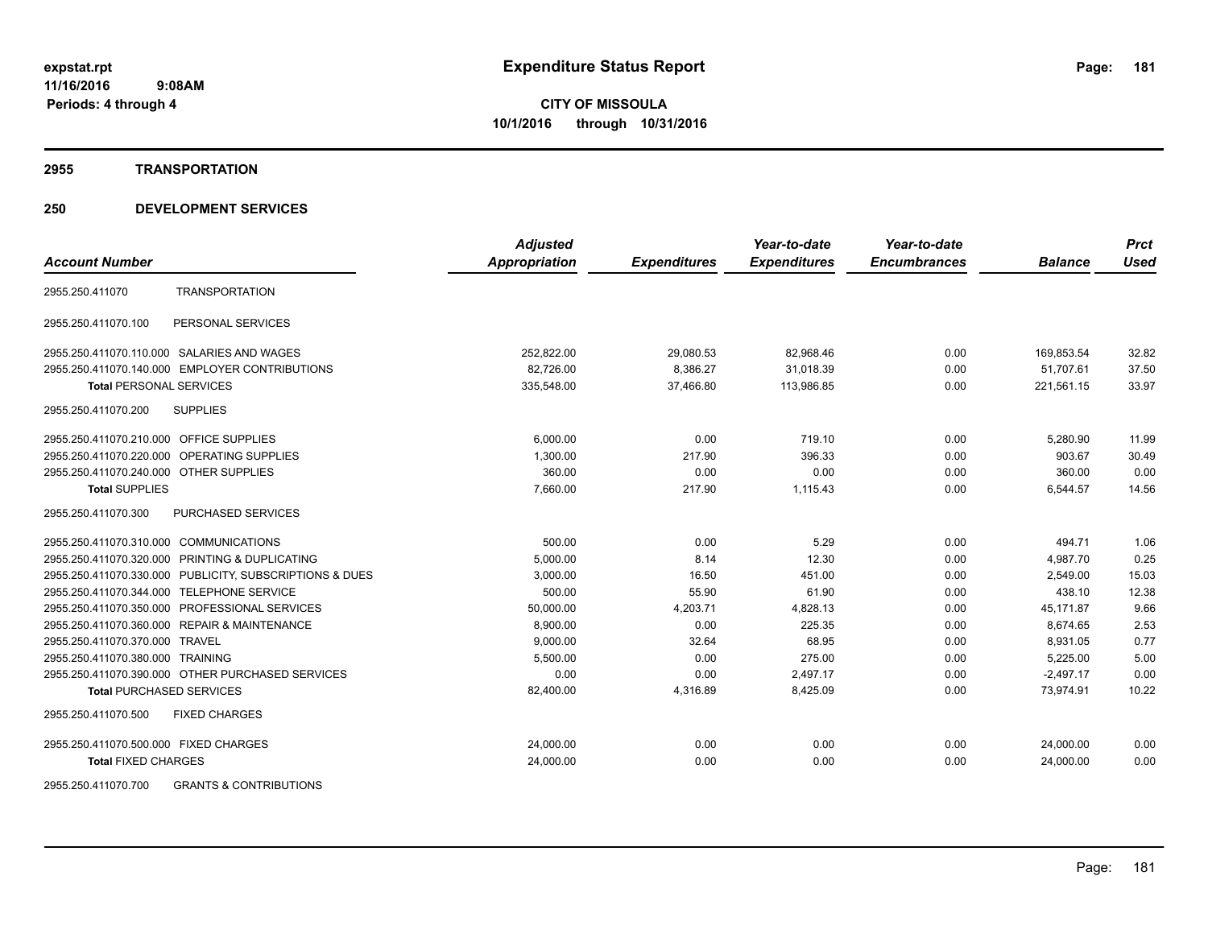# Expenditure Status Report

**CITY OF MISSOULA**
**10/1/2016 through 10/31/2016**

expstat.rpt
11/16/2016 9:08AM
Periods: 4 through 4

## 2955 TRANSPORTATION

## 250 DEVELOPMENT SERVICES

| Account Number | | Adjusted Appropriation | Expenditures | Year-to-date Expenditures | Year-to-date Encumbrances | Balance | Prct Used |
|---|---|---|---|---|---|---|---|
| 2955.250.411070 | TRANSPORTATION | | | | | | |
| 2955.250.411070.100 | PERSONAL SERVICES | | | | | | |
| 2955.250.411070.110.000 | SALARIES AND WAGES | 252,822.00 | 29,080.53 | 82,968.46 | 0.00 | 169,853.54 | 32.82 |
| 2955.250.411070.140.000 | EMPLOYER CONTRIBUTIONS | 82,726.00 | 8,386.27 | 31,018.39 | 0.00 | 51,707.61 | 37.50 |
| **Total** PERSONAL SERVICES | | 335,548.00 | 37,466.80 | 113,986.85 | 0.00 | 221,561.15 | 33.97 |
| 2955.250.411070.200 | SUPPLIES | | | | | | |
| 2955.250.411070.210.000 | OFFICE SUPPLIES | 6,000.00 | 0.00 | 719.10 | 0.00 | 5,280.90 | 11.99 |
| 2955.250.411070.220.000 | OPERATING SUPPLIES | 1,300.00 | 217.90 | 396.33 | 0.00 | 903.67 | 30.49 |
| 2955.250.411070.240.000 | OTHER SUPPLIES | 360.00 | 0.00 | 0.00 | 0.00 | 360.00 | 0.00 |
| **Total** SUPPLIES | | 7,660.00 | 217.90 | 1,115.43 | 0.00 | 6,544.57 | 14.56 |
| 2955.250.411070.300 | PURCHASED SERVICES | | | | | | |
| 2955.250.411070.310.000 | COMMUNICATIONS | 500.00 | 0.00 | 5.29 | 0.00 | 494.71 | 1.06 |
| 2955.250.411070.320.000 | PRINTING & DUPLICATING | 5,000.00 | 8.14 | 12.30 | 0.00 | 4,987.70 | 0.25 |
| 2955.250.411070.330.000 | PUBLICITY, SUBSCRIPTIONS & DUES | 3,000.00 | 16.50 | 451.00 | 0.00 | 2,549.00 | 15.03 |
| 2955.250.411070.344.000 | TELEPHONE SERVICE | 500.00 | 55.90 | 61.90 | 0.00 | 438.10 | 12.38 |
| 2955.250.411070.350.000 | PROFESSIONAL SERVICES | 50,000.00 | 4,203.71 | 4,828.13 | 0.00 | 45,171.87 | 9.66 |
| 2955.250.411070.360.000 | REPAIR & MAINTENANCE | 8,900.00 | 0.00 | 225.35 | 0.00 | 8,674.65 | 2.53 |
| 2955.250.411070.370.000 | TRAVEL | 9,000.00 | 32.64 | 68.95 | 0.00 | 8,931.05 | 0.77 |
| 2955.250.411070.380.000 | TRAINING | 5,500.00 | 0.00 | 275.00 | 0.00 | 5,225.00 | 5.00 |
| 2955.250.411070.390.000 | OTHER PURCHASED SERVICES | 0.00 | 0.00 | 2,497.17 | 0.00 | -2,497.17 | 0.00 |
| **Total** PURCHASED SERVICES | | 82,400.00 | 4,316.89 | 8,425.09 | 0.00 | 73,974.91 | 10.22 |
| 2955.250.411070.500 | FIXED CHARGES | | | | | | |
| 2955.250.411070.500.000 | FIXED CHARGES | 24,000.00 | 0.00 | 0.00 | 0.00 | 24,000.00 | 0.00 |
| **Total** FIXED CHARGES | | 24,000.00 | 0.00 | 0.00 | 0.00 | 24,000.00 | 0.00 |
| 2955.250.411070.700 | GRANTS & CONTRIBUTIONS | | | | | | |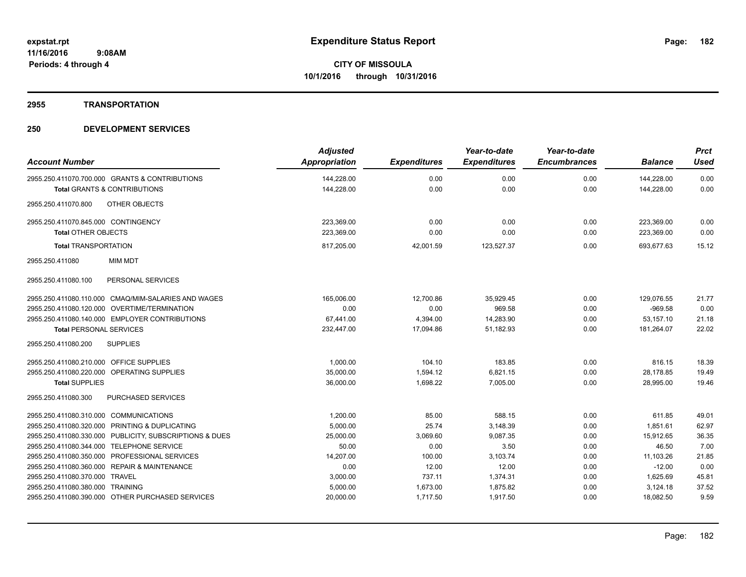**expstat.rpt**
**11/16/2016 9:08AM**
**Periods: 4 through 4**

# Expenditure Status Report

**CITY OF MISSOULA**
**10/1/2016 through 10/31/2016**

## 2955 TRANSPORTATION

## 250 DEVELOPMENT SERVICES

| Account Number | Adjusted Appropriation | Expenditures | Year-to-date Expenditures | Year-to-date Encumbrances | Balance | Prct Used |
|---|---|---|---|---|---|---|
| 2955.250.411070.700.000 GRANTS & CONTRIBUTIONS | 144,228.00 | 0.00 | 0.00 | 0.00 | 144,228.00 | 0.00 |
| **Total** GRANTS & CONTRIBUTIONS | 144,228.00 | 0.00 | 0.00 | 0.00 | 144,228.00 | 0.00 |
| 2955.250.411070.800 OTHER OBJECTS | | | | | | |
| 2955.250.411070.845.000 CONTINGENCY | 223,369.00 | 0.00 | 0.00 | 0.00 | 223,369.00 | 0.00 |
| **Total** OTHER OBJECTS | 223,369.00 | 0.00 | 0.00 | 0.00 | 223,369.00 | 0.00 |
| **Total** TRANSPORTATION | 817,205.00 | 42,001.59 | 123,527.37 | 0.00 | 693,677.63 | 15.12 |
| 2955.250.411080 MIM MDT | | | | | | |
| 2955.250.411080.100 PERSONAL SERVICES | | | | | | |
| 2955.250.411080.110.000 CMAQ/MIM-SALARIES AND WAGES | 165,006.00 | 12,700.86 | 35,929.45 | 0.00 | 129,076.55 | 21.77 |
| 2955.250.411080.120.000 OVERTIME/TERMINATION | 0.00 | 0.00 | 969.58 | 0.00 | -969.58 | 0.00 |
| 2955.250.411080.140.000 EMPLOYER CONTRIBUTIONS | 67,441.00 | 4,394.00 | 14,283.90 | 0.00 | 53,157.10 | 21.18 |
| **Total** PERSONAL SERVICES | 232,447.00 | 17,094.86 | 51,182.93 | 0.00 | 181,264.07 | 22.02 |
| 2955.250.411080.200 SUPPLIES | | | | | | |
| 2955.250.411080.210.000 OFFICE SUPPLIES | 1,000.00 | 104.10 | 183.85 | 0.00 | 816.15 | 18.39 |
| 2955.250.411080.220.000 OPERATING SUPPLIES | 35,000.00 | 1,594.12 | 6,821.15 | 0.00 | 28,178.85 | 19.49 |
| **Total** SUPPLIES | 36,000.00 | 1,698.22 | 7,005.00 | 0.00 | 28,995.00 | 19.46 |
| 2955.250.411080.300 PURCHASED SERVICES | | | | | | |
| 2955.250.411080.310.000 COMMUNICATIONS | 1,200.00 | 85.00 | 588.15 | 0.00 | 611.85 | 49.01 |
| 2955.250.411080.320.000 PRINTING & DUPLICATING | 5,000.00 | 25.74 | 3,148.39 | 0.00 | 1,851.61 | 62.97 |
| 2955.250.411080.330.000 PUBLICITY, SUBSCRIPTIONS & DUES | 25,000.00 | 3,069.60 | 9,087.35 | 0.00 | 15,912.65 | 36.35 |
| 2955.250.411080.344.000 TELEPHONE SERVICE | 50.00 | 0.00 | 3.50 | 0.00 | 46.50 | 7.00 |
| 2955.250.411080.350.000 PROFESSIONAL SERVICES | 14,207.00 | 100.00 | 3,103.74 | 0.00 | 11,103.26 | 21.85 |
| 2955.250.411080.360.000 REPAIR & MAINTENANCE | 0.00 | 12.00 | 12.00 | 0.00 | -12.00 | 0.00 |
| 2955.250.411080.370.000 TRAVEL | 3,000.00 | 737.11 | 1,374.31 | 0.00 | 1,625.69 | 45.81 |
| 2955.250.411080.380.000 TRAINING | 5,000.00 | 1,673.00 | 1,875.82 | 0.00 | 3,124.18 | 37.52 |
| 2955.250.411080.390.000 OTHER PURCHASED SERVICES | 20,000.00 | 1,717.50 | 1,917.50 | 0.00 | 18,082.50 | 9.59 |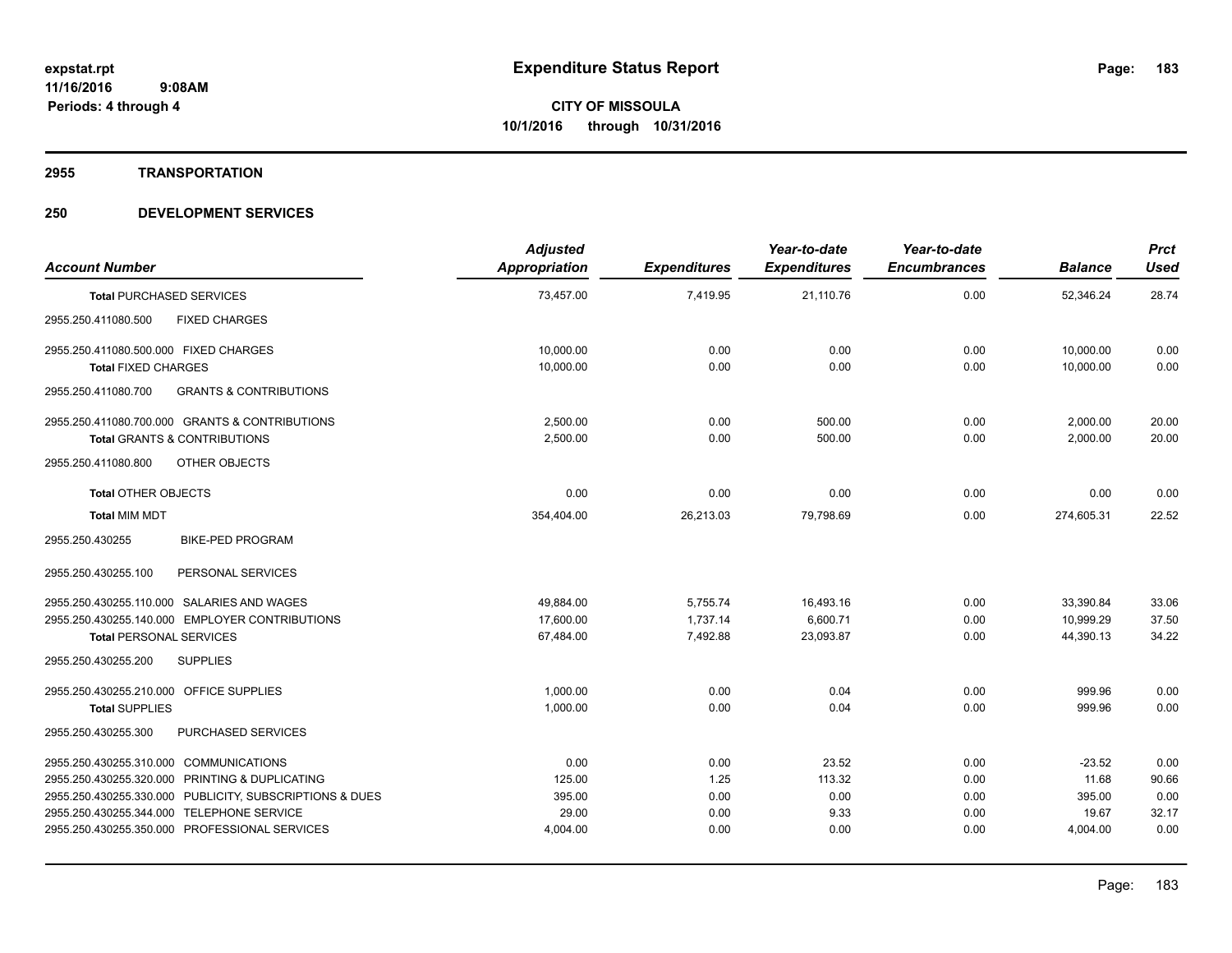# Expenditure Status Report

expstat.rpt
11/16/2016 9:08AM
Periods: 4 through 4

**CITY OF MISSOULA**
**10/1/2016 through 10/31/2016**

## 2955 TRANSPORTATION

## 250 DEVELOPMENT SERVICES

| Account Number | Adjusted Appropriation | Expenditures | Year-to-date Expenditures | Year-to-date Encumbrances | Balance | Prct Used |
|---|---|---|---|---|---|---|
| **Total PURCHASED SERVICES** | 73,457.00 | 7,419.95 | 21,110.76 | 0.00 | 52,346.24 | 28.74 |
| 2955.250.411080.500 FIXED CHARGES | | | | | | |
| 2955.250.411080.500.000 FIXED CHARGES | 10,000.00 | 0.00 | 0.00 | 0.00 | 10,000.00 | 0.00 |
| **Total FIXED CHARGES** | 10,000.00 | 0.00 | 0.00 | 0.00 | 10,000.00 | 0.00 |
| 2955.250.411080.700 GRANTS & CONTRIBUTIONS | | | | | | |
| 2955.250.411080.700.000 GRANTS & CONTRIBUTIONS | 2,500.00 | 0.00 | 500.00 | 0.00 | 2,000.00 | 20.00 |
| **Total GRANTS & CONTRIBUTIONS** | 2,500.00 | 0.00 | 500.00 | 0.00 | 2,000.00 | 20.00 |
| 2955.250.411080.800 OTHER OBJECTS | | | | | | |
| **Total OTHER OBJECTS** | 0.00 | 0.00 | 0.00 | 0.00 | 0.00 | 0.00 |
| **Total MIM MDT** | 354,404.00 | 26,213.03 | 79,798.69 | 0.00 | 274,605.31 | 22.52 |
| 2955.250.430255 BIKE-PED PROGRAM | | | | | | |
| 2955.250.430255.100 PERSONAL SERVICES | | | | | | |
| 2955.250.430255.110.000 SALARIES AND WAGES | 49,884.00 | 5,755.74 | 16,493.16 | 0.00 | 33,390.84 | 33.06 |
| 2955.250.430255.140.000 EMPLOYER CONTRIBUTIONS | 17,600.00 | 1,737.14 | 6,600.71 | 0.00 | 10,999.29 | 37.50 |
| **Total PERSONAL SERVICES** | 67,484.00 | 7,492.88 | 23,093.87 | 0.00 | 44,390.13 | 34.22 |
| 2955.250.430255.200 SUPPLIES | | | | | | |
| 2955.250.430255.210.000 OFFICE SUPPLIES | 1,000.00 | 0.00 | 0.04 | 0.00 | 999.96 | 0.00 |
| **Total SUPPLIES** | 1,000.00 | 0.00 | 0.04 | 0.00 | 999.96 | 0.00 |
| 2955.250.430255.300 PURCHASED SERVICES | | | | | | |
| 2955.250.430255.310.000 COMMUNICATIONS | 0.00 | 0.00 | 23.52 | 0.00 | -23.52 | 0.00 |
| 2955.250.430255.320.000 PRINTING & DUPLICATING | 125.00 | 1.25 | 113.32 | 0.00 | 11.68 | 90.66 |
| 2955.250.430255.330.000 PUBLICITY, SUBSCRIPTIONS & DUES | 395.00 | 0.00 | 0.00 | 0.00 | 395.00 | 0.00 |
| 2955.250.430255.344.000 TELEPHONE SERVICE | 29.00 | 0.00 | 9.33 | 0.00 | 19.67 | 32.17 |
| 2955.250.430255.350.000 PROFESSIONAL SERVICES | 4,004.00 | 0.00 | 0.00 | 0.00 | 4,004.00 | 0.00 |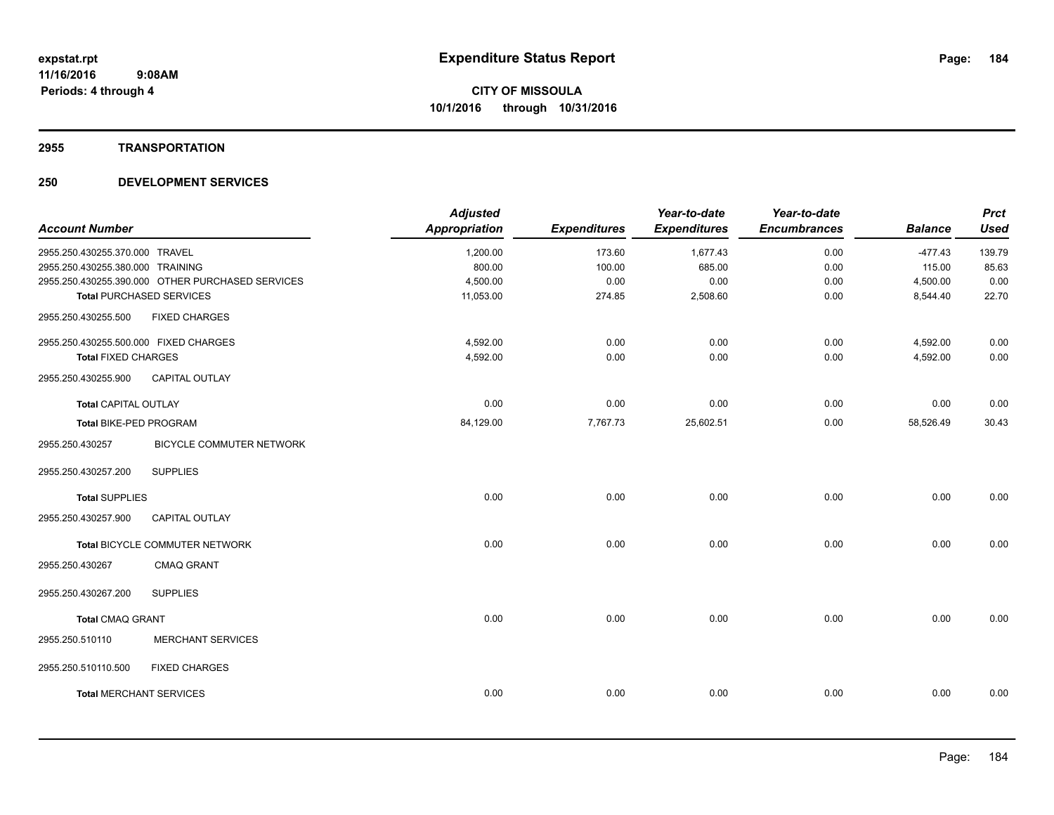**expstat.rpt**
**11/16/2016 9:08AM**
**Periods: 4 through 4**

# Expenditure Status Report

**CITY OF MISSOULA**
**10/1/2016 through 10/31/2016**

## 2955 TRANSPORTATION

## 250 DEVELOPMENT SERVICES

| Account Number | | Adjusted Appropriation | Expenditures | Year-to-date Expenditures | Year-to-date Encumbrances | Balance | Prct Used |
|---|---|---|---|---|---|---|---|
| 2955.250.430255.370.000 | TRAVEL | 1,200.00 | 173.60 | 1,677.43 | 0.00 | -477.43 | 139.79 |
| 2955.250.430255.380.000 | TRAINING | 800.00 | 100.00 | 685.00 | 0.00 | 115.00 | 85.63 |
| 2955.250.430255.390.000 | OTHER PURCHASED SERVICES | 4,500.00 | 0.00 | 0.00 | 0.00 | 4,500.00 | 0.00 |
| **Total** PURCHASED SERVICES | | 11,053.00 | 274.85 | 2,508.60 | 0.00 | 8,544.40 | 22.70 |
| 2955.250.430255.500 | FIXED CHARGES | | | | | | |
| 2955.250.430255.500.000 | FIXED CHARGES | 4,592.00 | 0.00 | 0.00 | 0.00 | 4,592.00 | 0.00 |
| **Total** FIXED CHARGES | | 4,592.00 | 0.00 | 0.00 | 0.00 | 4,592.00 | 0.00 |
| 2955.250.430255.900 | CAPITAL OUTLAY | | | | | | |
| **Total** CAPITAL OUTLAY | | 0.00 | 0.00 | 0.00 | 0.00 | 0.00 | 0.00 |
| **Total** BIKE-PED PROGRAM | | 84,129.00 | 7,767.73 | 25,602.51 | 0.00 | 58,526.49 | 30.43 |
| 2955.250.430257 | BICYCLE COMMUTER NETWORK | | | | | | |
| 2955.250.430257.200 | SUPPLIES | | | | | | |
| **Total** SUPPLIES | | 0.00 | 0.00 | 0.00 | 0.00 | 0.00 | 0.00 |
| 2955.250.430257.900 | CAPITAL OUTLAY | | | | | | |
| **Total** BICYCLE COMMUTER NETWORK | | 0.00 | 0.00 | 0.00 | 0.00 | 0.00 | 0.00 |
| 2955.250.430267 | CMAQ GRANT | | | | | | |
| 2955.250.430267.200 | SUPPLIES | | | | | | |
| **Total** CMAQ GRANT | | 0.00 | 0.00 | 0.00 | 0.00 | 0.00 | 0.00 |
| 2955.250.510110 | MERCHANT SERVICES | | | | | | |
| 2955.250.510110.500 | FIXED CHARGES | | | | | | |
| **Total** MERCHANT SERVICES | | 0.00 | 0.00 | 0.00 | 0.00 | 0.00 | 0.00 |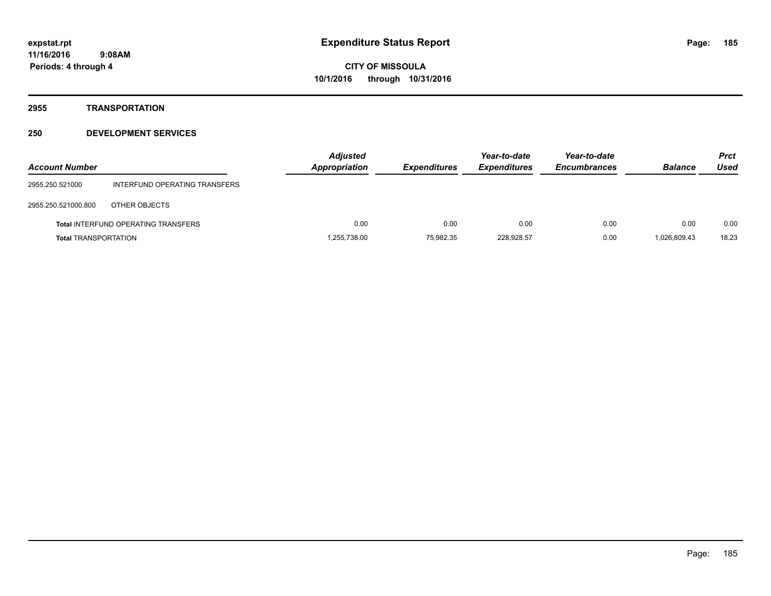**expstat.rpt**
**11/16/2016 9:08AM**
**Periods: 4 through 4**

# Expenditure Status Report

**CITY OF MISSOULA**
**10/1/2016 through 10/31/2016**

## 2955 TRANSPORTATION

## 250 DEVELOPMENT SERVICES

| Account Number | | Adjusted Appropriation | Expenditures | Year-to-date Expenditures | Year-to-date Encumbrances | Balance | Prct Used |
|---|---|---|---|---|---|---|---|
| 2955.250.521000 | INTERFUND OPERATING TRANSFERS | | | | | | |
| 2955.250.521000.800 | OTHER OBJECTS | | | | | | |
| **Total** INTERFUND OPERATING TRANSFERS | | 0.00 | 0.00 | 0.00 | 0.00 | 0.00 | 0.00 |
| **Total** TRANSPORTATION | | 1,255,738.00 | 75,982.35 | 228,928.57 | 0.00 | 1,026,809.43 | 18.23 |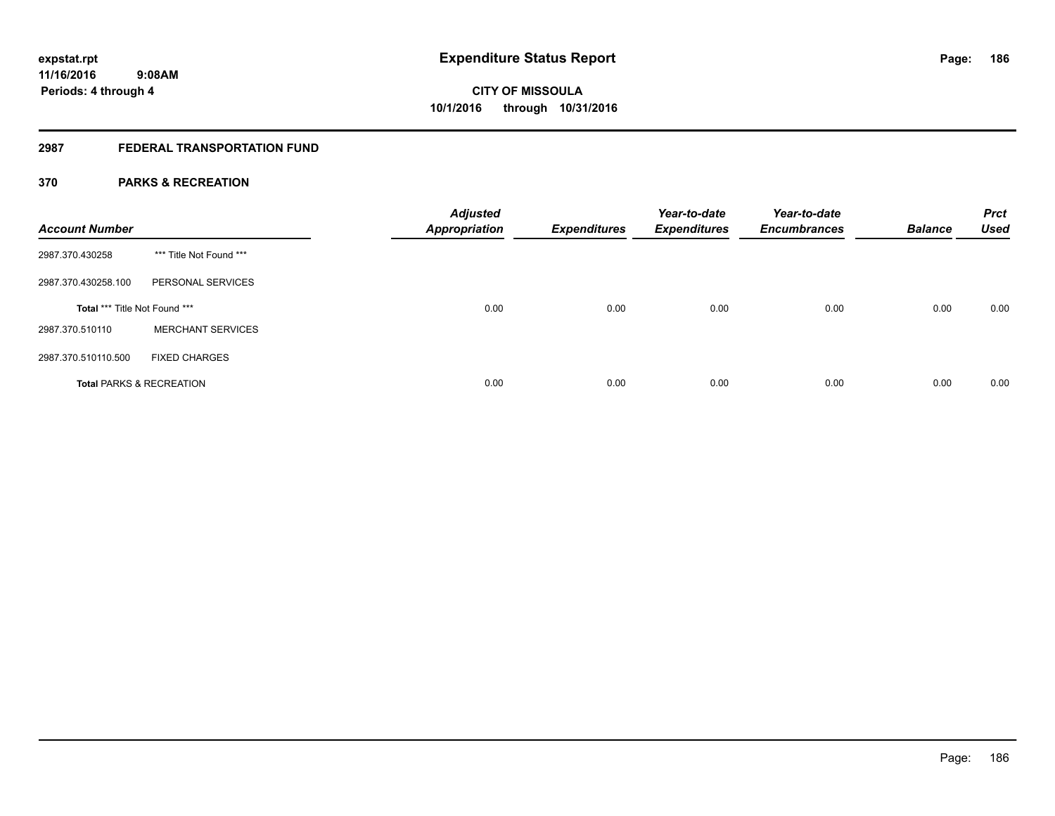# Expenditure Status Report

expstat.rpt
11/16/2016 9:08AM
Periods: 4 through 4

**CITY OF MISSOULA**
**10/1/2016 through 10/31/2016**

## 2987 FEDERAL TRANSPORTATION FUND

### 370 PARKS & RECREATION

| Account Number | | Adjusted Appropriation | Expenditures | Year-to-date Expenditures | Year-to-date Encumbrances | Balance | Prct Used |
|---|---|---|---|---|---|---|---|
| 2987.370.430258 | *** Title Not Found *** | | | | | | |
| 2987.370.430258.100 | PERSONAL SERVICES | | | | | | |
| **Total** *** Title Not Found *** | | 0.00 | 0.00 | 0.00 | 0.00 | 0.00 | 0.00 |
| 2987.370.510110 | MERCHANT SERVICES | | | | | | |
| 2987.370.510110.500 | FIXED CHARGES | | | | | | |
| **Total** PARKS & RECREATION | | 0.00 | 0.00 | 0.00 | 0.00 | 0.00 | 0.00 |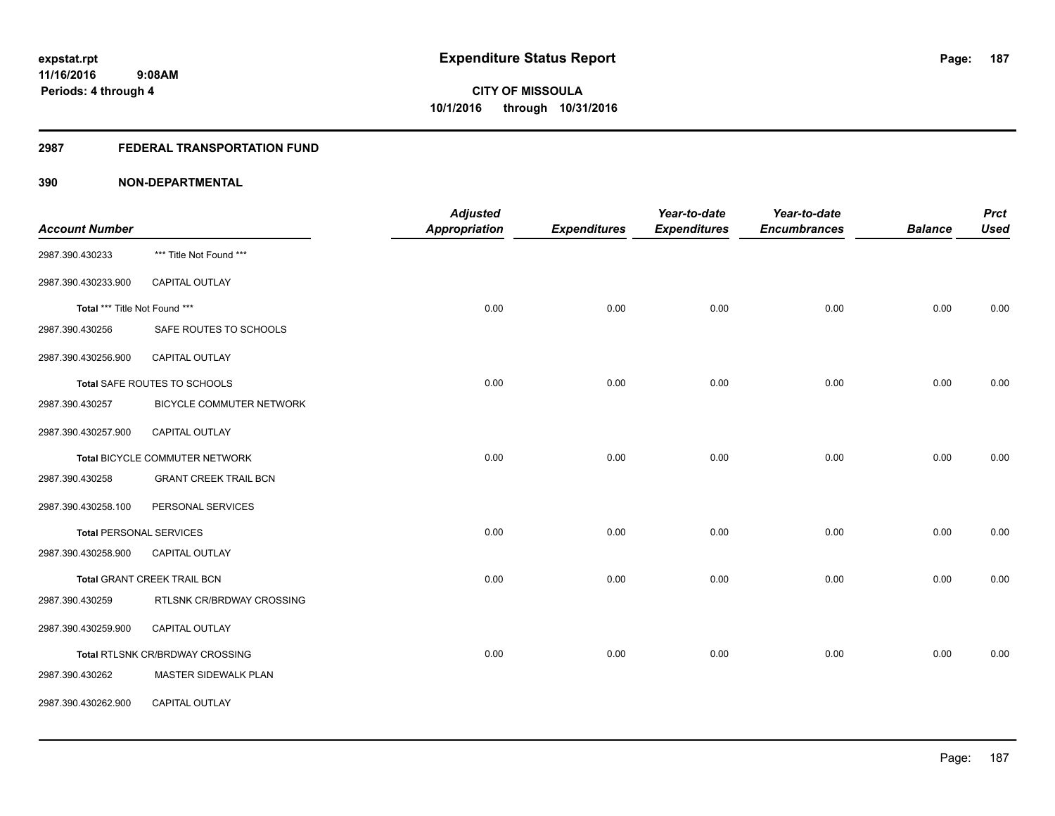# Expenditure Status Report

expstat.rpt
11/16/2016 9:08AM
Periods: 4 through 4

**CITY OF MISSOULA**
**10/1/2016 through 10/31/2016**

## 2987 FEDERAL TRANSPORTATION FUND

### 390 NON-DEPARTMENTAL

| Account Number | | Adjusted Appropriation | Expenditures | Year-to-date Expenditures | Year-to-date Encumbrances | Balance | Prct Used |
|---|---|---|---|---|---|---|---|
| 2987.390.430233 | *** Title Not Found *** | | | | | | |
| 2987.390.430233.900 | CAPITAL OUTLAY | | | | | | |
| Total *** Title Not Found *** | | 0.00 | 0.00 | 0.00 | 0.00 | 0.00 | 0.00 |
| 2987.390.430256 | SAFE ROUTES TO SCHOOLS | | | | | | |
| 2987.390.430256.900 | CAPITAL OUTLAY | | | | | | |
| Total SAFE ROUTES TO SCHOOLS | | 0.00 | 0.00 | 0.00 | 0.00 | 0.00 | 0.00 |
| 2987.390.430257 | BICYCLE COMMUTER NETWORK | | | | | | |
| 2987.390.430257.900 | CAPITAL OUTLAY | | | | | | |
| Total BICYCLE COMMUTER NETWORK | | 0.00 | 0.00 | 0.00 | 0.00 | 0.00 | 0.00 |
| 2987.390.430258 | GRANT CREEK TRAIL BCN | | | | | | |
| 2987.390.430258.100 | PERSONAL SERVICES | | | | | | |
| Total PERSONAL SERVICES | | 0.00 | 0.00 | 0.00 | 0.00 | 0.00 | 0.00 |
| 2987.390.430258.900 | CAPITAL OUTLAY | | | | | | |
| Total GRANT CREEK TRAIL BCN | | 0.00 | 0.00 | 0.00 | 0.00 | 0.00 | 0.00 |
| 2987.390.430259 | RTLSNK CR/BRDWAY CROSSING | | | | | | |
| 2987.390.430259.900 | CAPITAL OUTLAY | | | | | | |
| Total RTLSNK CR/BRDWAY CROSSING | | 0.00 | 0.00 | 0.00 | 0.00 | 0.00 | 0.00 |
| 2987.390.430262 | MASTER SIDEWALK PLAN | | | | | | |
| 2987.390.430262.900 | CAPITAL OUTLAY | | | | | | |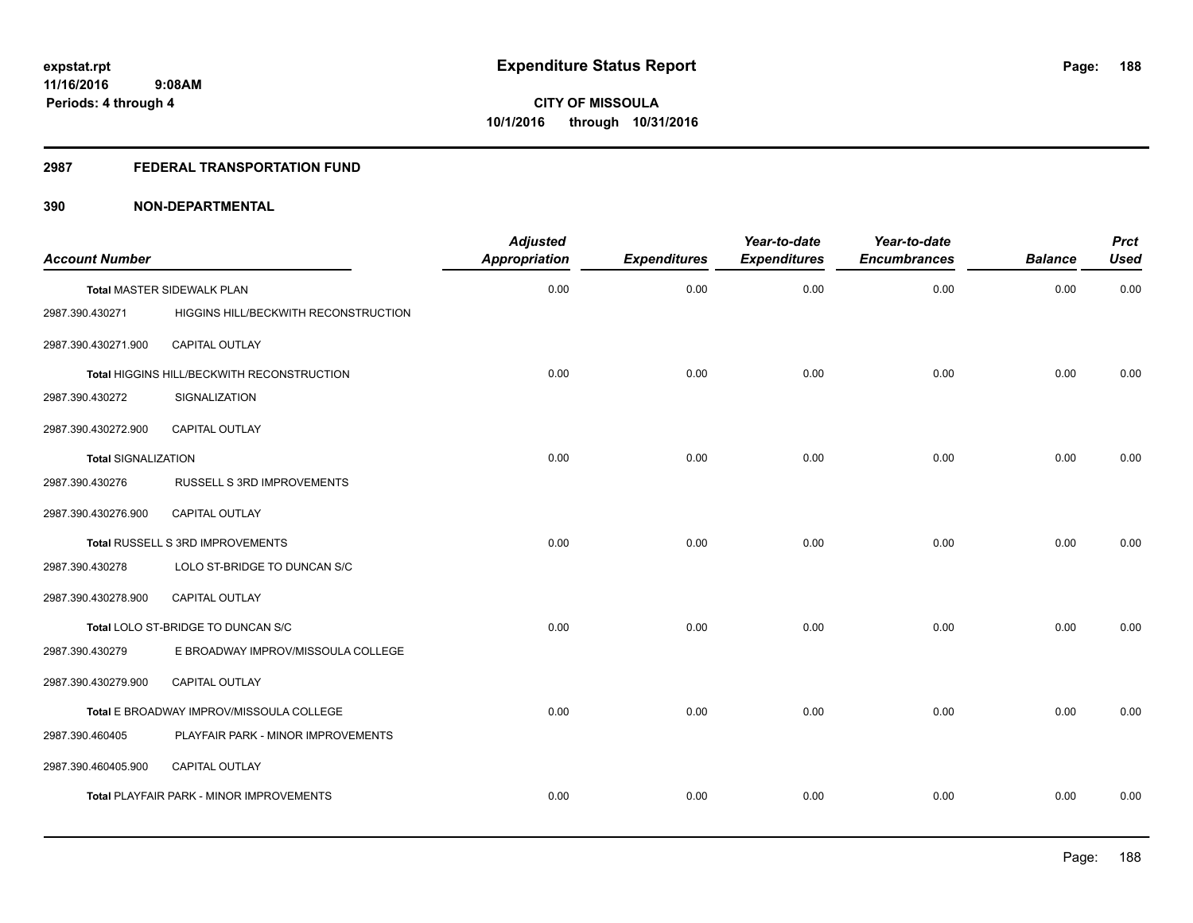**expstat.rpt**
**11/16/2016 9:08AM**
**Periods: 4 through 4**

# Expenditure Status Report

**CITY OF MISSOULA**
**10/1/2016 through 10/31/2016**

## 2987 FEDERAL TRANSPORTATION FUND

## 390 NON-DEPARTMENTAL

| Account Number | | Adjusted Appropriation | Expenditures | Year-to-date Expenditures | Year-to-date Encumbrances | Balance | Prct Used |
|---|---|---|---|---|---|---|---|
| Total MASTER SIDEWALK PLAN | | 0.00 | 0.00 | 0.00 | 0.00 | 0.00 | 0.00 |
| 2987.390.430271 | HIGGINS HILL/BECKWITH RECONSTRUCTION | | | | | | |
| 2987.390.430271.900 | CAPITAL OUTLAY | | | | | | |
| Total HIGGINS HILL/BECKWITH RECONSTRUCTION | | 0.00 | 0.00 | 0.00 | 0.00 | 0.00 | 0.00 |
| 2987.390.430272 | SIGNALIZATION | | | | | | |
| 2987.390.430272.900 | CAPITAL OUTLAY | | | | | | |
| Total SIGNALIZATION | | 0.00 | 0.00 | 0.00 | 0.00 | 0.00 | 0.00 |
| 2987.390.430276 | RUSSELL S 3RD IMPROVEMENTS | | | | | | |
| 2987.390.430276.900 | CAPITAL OUTLAY | | | | | | |
| Total RUSSELL S 3RD IMPROVEMENTS | | 0.00 | 0.00 | 0.00 | 0.00 | 0.00 | 0.00 |
| 2987.390.430278 | LOLO ST-BRIDGE TO DUNCAN S/C | | | | | | |
| 2987.390.430278.900 | CAPITAL OUTLAY | | | | | | |
| Total LOLO ST-BRIDGE TO DUNCAN S/C | | 0.00 | 0.00 | 0.00 | 0.00 | 0.00 | 0.00 |
| 2987.390.430279 | E BROADWAY IMPROV/MISSOULA COLLEGE | | | | | | |
| 2987.390.430279.900 | CAPITAL OUTLAY | | | | | | |
| Total E BROADWAY IMPROV/MISSOULA COLLEGE | | 0.00 | 0.00 | 0.00 | 0.00 | 0.00 | 0.00 |
| 2987.390.460405 | PLAYFAIR PARK - MINOR IMPROVEMENTS | | | | | | |
| 2987.390.460405.900 | CAPITAL OUTLAY | | | | | | |
| Total PLAYFAIR PARK - MINOR IMPROVEMENTS | | 0.00 | 0.00 | 0.00 | 0.00 | 0.00 | 0.00 |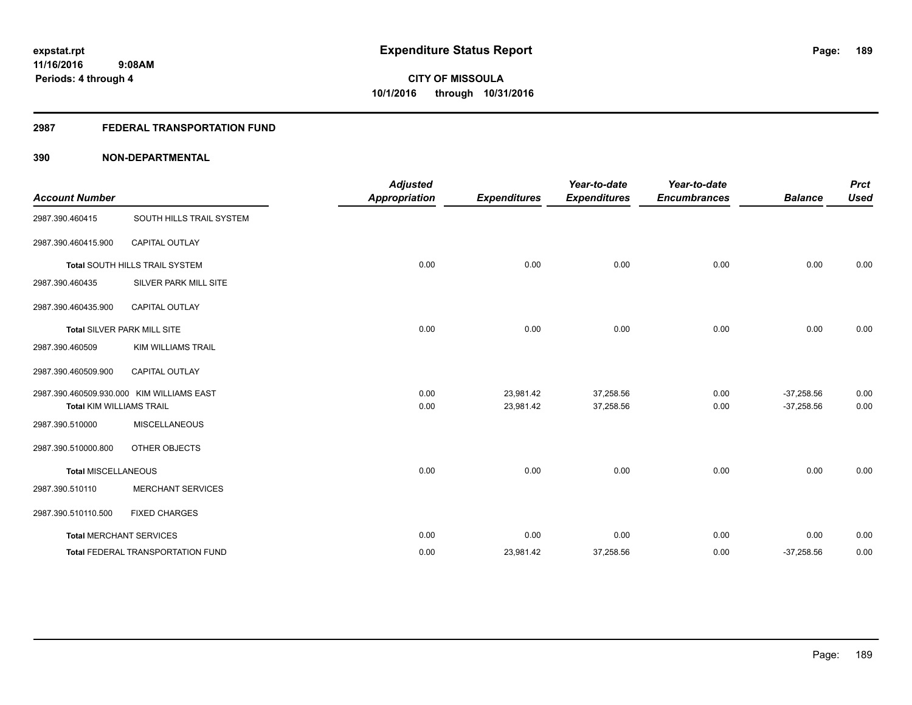**expstat.rpt**
**11/16/2016 9:08AM**
**Periods: 4 through 4**

# Expenditure Status Report

**CITY OF MISSOULA**
**10/1/2016 through 10/31/2016**

## 2987 FEDERAL TRANSPORTATION FUND

## 390 NON-DEPARTMENTAL

| Account Number | | Adjusted Appropriation | Expenditures | Year-to-date Expenditures | Year-to-date Encumbrances | Balance | Prct Used |
|---|---|---|---|---|---|---|---|
| 2987.390.460415 | SOUTH HILLS TRAIL SYSTEM | | | | | | |
| 2987.390.460415.900 | CAPITAL OUTLAY | | | | | | |
| **Total** SOUTH HILLS TRAIL SYSTEM | | 0.00 | 0.00 | 0.00 | 0.00 | 0.00 | 0.00 |
| 2987.390.460435 | SILVER PARK MILL SITE | | | | | | |
| 2987.390.460435.900 | CAPITAL OUTLAY | | | | | | |
| **Total** SILVER PARK MILL SITE | | 0.00 | 0.00 | 0.00 | 0.00 | 0.00 | 0.00 |
| 2987.390.460509 | KIM WILLIAMS TRAIL | | | | | | |
| 2987.390.460509.900 | CAPITAL OUTLAY | | | | | | |
| 2987.390.460509.930.000 | KIM WILLIAMS EAST | 0.00 | 23,981.42 | 37,258.56 | 0.00 | -37,258.56 | 0.00 |
| **Total** KIM WILLIAMS TRAIL | | 0.00 | 23,981.42 | 37,258.56 | 0.00 | -37,258.56 | 0.00 |
| 2987.390.510000 | MISCELLANEOUS | | | | | | |
| 2987.390.510000.800 | OTHER OBJECTS | | | | | | |
| **Total** MISCELLANEOUS | | 0.00 | 0.00 | 0.00 | 0.00 | 0.00 | 0.00 |
| 2987.390.510110 | MERCHANT SERVICES | | | | | | |
| 2987.390.510110.500 | FIXED CHARGES | | | | | | |
| **Total** MERCHANT SERVICES | | 0.00 | 0.00 | 0.00 | 0.00 | 0.00 | 0.00 |
| **Total** FEDERAL TRANSPORTATION FUND | | 0.00 | 23,981.42 | 37,258.56 | 0.00 | -37,258.56 | 0.00 |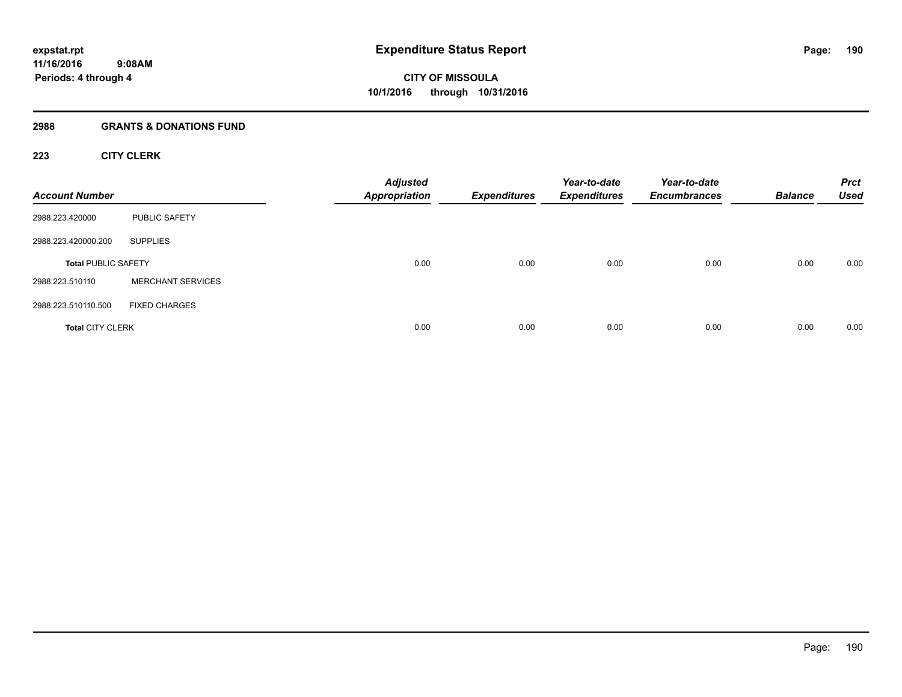**expstat.rpt**
**11/16/2016 9:08AM**
**Periods: 4 through 4**

# Expenditure Status Report

**CITY OF MISSOULA**
**10/1/2016 through 10/31/2016**

## 2988 GRANTS & DONATIONS FUND

### 223 CITY CLERK

| Account Number | | Adjusted Appropriation | Expenditures | Year-to-date Expenditures | Year-to-date Encumbrances | Balance | Prct Used |
|---|---|---|---|---|---|---|---|
| 2988.223.420000 | PUBLIC SAFETY | | | | | | |
| 2988.223.420000.200 | SUPPLIES | | | | | | |
| **Total** PUBLIC SAFETY | | 0.00 | 0.00 | 0.00 | 0.00 | 0.00 | 0.00 |
| 2988.223.510110 | MERCHANT SERVICES | | | | | | |
| 2988.223.510110.500 | FIXED CHARGES | | | | | | |
| **Total** CITY CLERK | | 0.00 | 0.00 | 0.00 | 0.00 | 0.00 | 0.00 |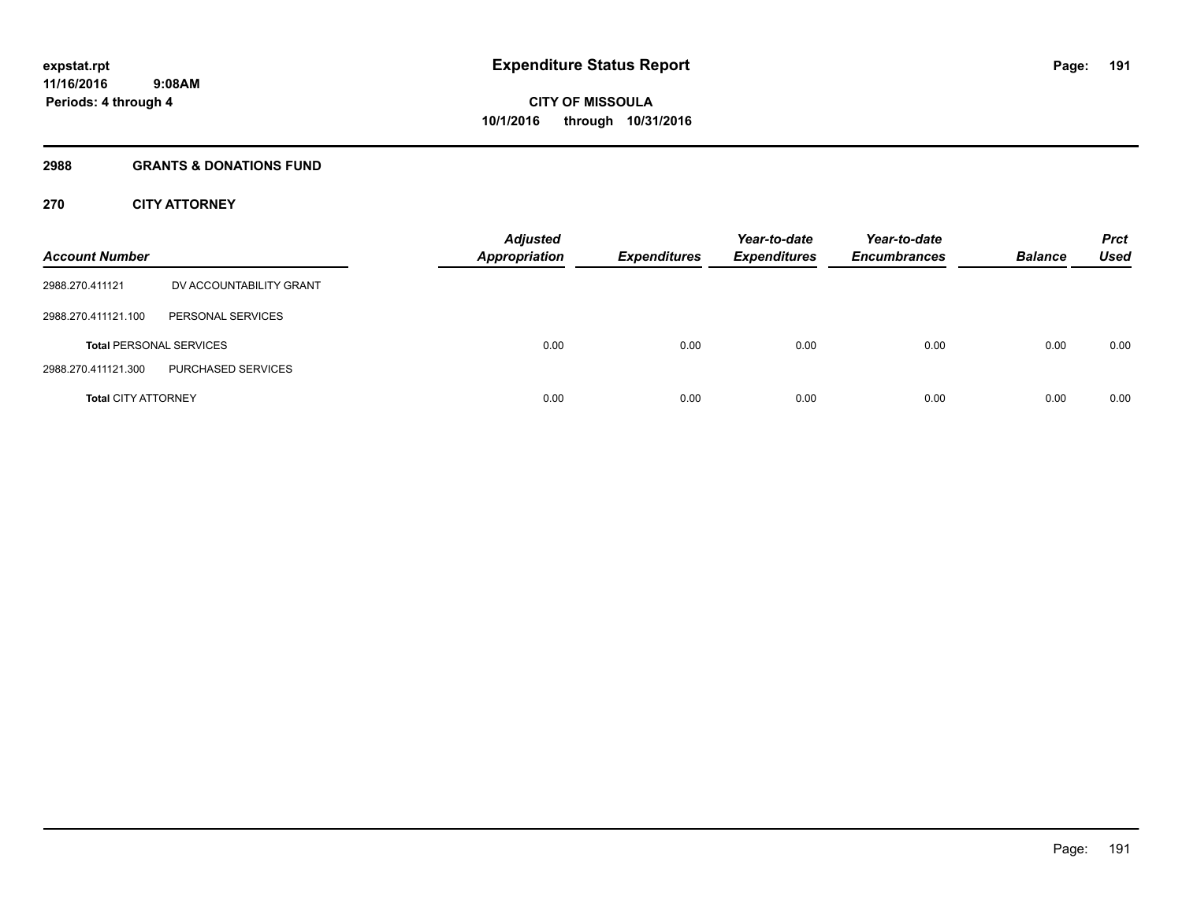# Expenditure Status Report

**CITY OF MISSOULA**
**10/1/2016 through 10/31/2016**

expstat.rpt
11/16/2016 9:08AM
Periods: 4 through 4

## 2988 GRANTS & DONATIONS FUND

### 270 CITY ATTORNEY

| Account Number | | Adjusted Appropriation | Expenditures | Year-to-date Expenditures | Year-to-date Encumbrances | Balance | Prct Used |
|---|---|---|---|---|---|---|---|
| 2988.270.411121 | DV ACCOUNTABILITY GRANT | | | | | | |
| 2988.270.411121.100 | PERSONAL SERVICES | | | | | | |
| **Total** PERSONAL SERVICES | | 0.00 | 0.00 | 0.00 | 0.00 | 0.00 | 0.00 |
| 2988.270.411121.300 | PURCHASED SERVICES | | | | | | |
| **Total** CITY ATTORNEY | | 0.00 | 0.00 | 0.00 | 0.00 | 0.00 | 0.00 |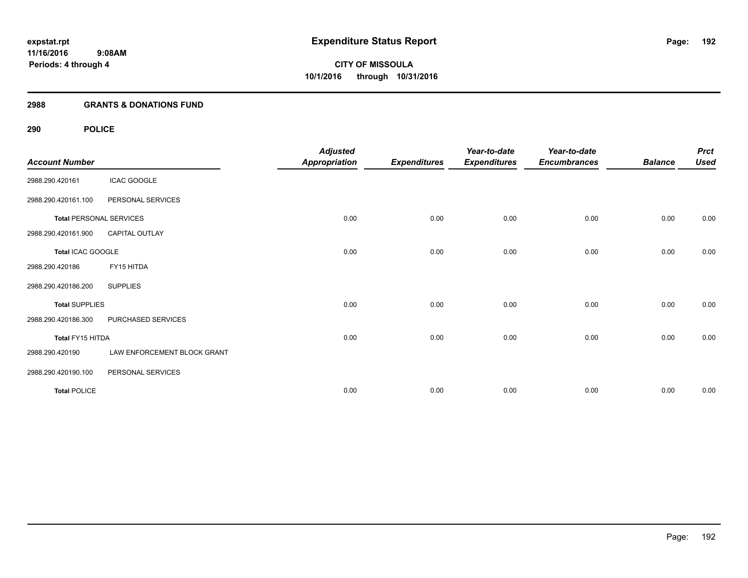# Expenditure Status Report

**expstat.rpt**
**11/16/2016 9:08AM**
**Periods: 4 through 4**

**CITY OF MISSOULA**
**10/1/2016 through 10/31/2016**

## 2988 GRANTS & DONATIONS FUND

### 290 POLICE

| Account Number | | Adjusted Appropriation | Expenditures | Year-to-date Expenditures | Year-to-date Encumbrances | Balance | Prct Used |
|---|---|---|---|---|---|---|---|
| 2988.290.420161 | ICAC GOOGLE | | | | | | |
| 2988.290.420161.100 | PERSONAL SERVICES | | | | | | |
| **Total** PERSONAL SERVICES | | 0.00 | 0.00 | 0.00 | 0.00 | 0.00 | 0.00 |
| 2988.290.420161.900 | CAPITAL OUTLAY | | | | | | |
| **Total** ICAC GOOGLE | | 0.00 | 0.00 | 0.00 | 0.00 | 0.00 | 0.00 |
| 2988.290.420186 | FY15 HITDA | | | | | | |
| 2988.290.420186.200 | SUPPLIES | | | | | | |
| **Total** SUPPLIES | | 0.00 | 0.00 | 0.00 | 0.00 | 0.00 | 0.00 |
| 2988.290.420186.300 | PURCHASED SERVICES | | | | | | |
| **Total** FY15 HITDA | | 0.00 | 0.00 | 0.00 | 0.00 | 0.00 | 0.00 |
| 2988.290.420190 | LAW ENFORCEMENT BLOCK GRANT | | | | | | |
| 2988.290.420190.100 | PERSONAL SERVICES | | | | | | |
| **Total** POLICE | | 0.00 | 0.00 | 0.00 | 0.00 | 0.00 | 0.00 |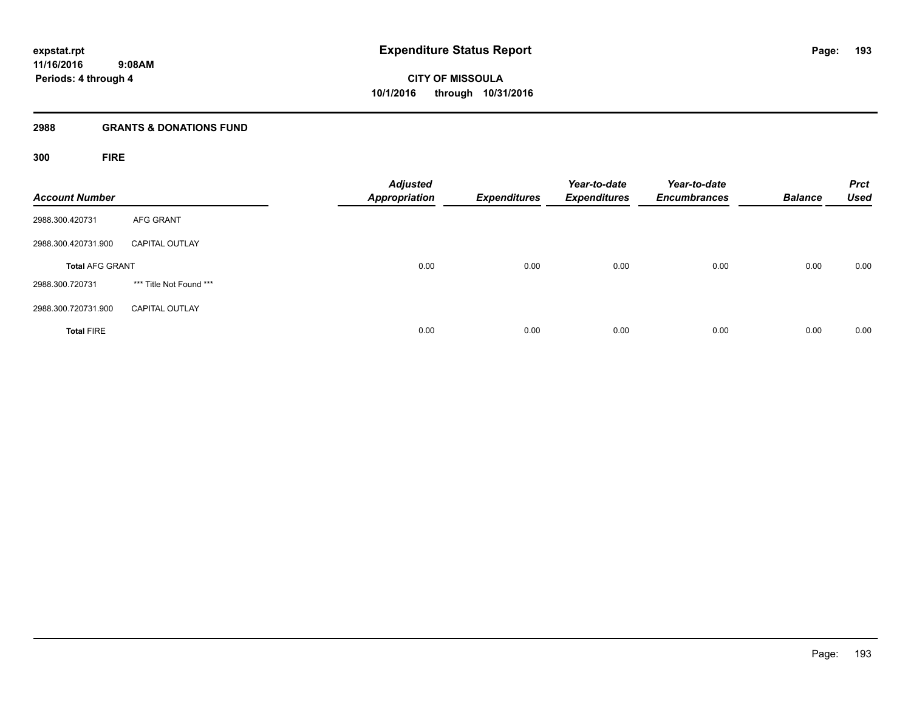# Expenditure Status Report

**CITY OF MISSOULA**
**10/1/2016 through 10/31/2016**

expstat.rpt
11/16/2016 9:08AM
Periods: 4 through 4

## 2988 GRANTS & DONATIONS FUND

### 300 FIRE

| Account Number | | Adjusted Appropriation | Expenditures | Year-to-date Expenditures | Year-to-date Encumbrances | Balance | Prct Used |
|---|---|---|---|---|---|---|---|
| 2988.300.420731 | AFG GRANT | | | | | | |
| 2988.300.420731.900 | CAPITAL OUTLAY | | | | | | |
| **Total** AFG GRANT | | 0.00 | 0.00 | 0.00 | 0.00 | 0.00 | 0.00 |
| 2988.300.720731 | *** Title Not Found *** | | | | | | |
| 2988.300.720731.900 | CAPITAL OUTLAY | | | | | | |
| **Total** FIRE | | 0.00 | 0.00 | 0.00 | 0.00 | 0.00 | 0.00 |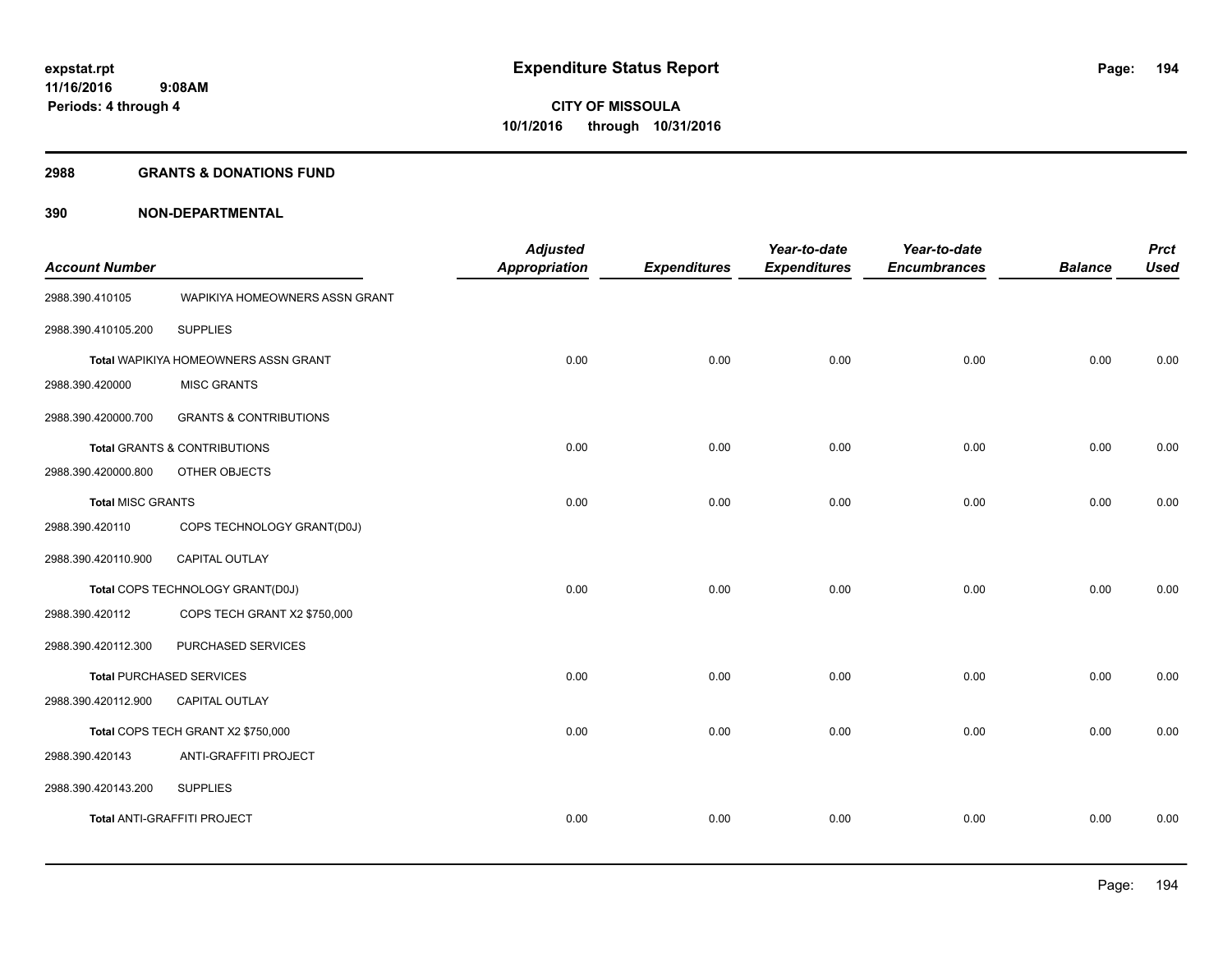**expstat.rpt**
**11/16/2016 9:08AM**
**Periods: 4 through 4**

# Expenditure Status Report

**CITY OF MISSOULA**
**10/1/2016 through 10/31/2016**

## 2988 GRANTS & DONATIONS FUND

## 390 NON-DEPARTMENTAL

| Account Number | | Adjusted Appropriation | Expenditures | Year-to-date Expenditures | Year-to-date Encumbrances | Balance | Prct Used |
|---|---|---|---|---|---|---|---|
| 2988.390.410105 | WAPIKIYA HOMEOWNERS ASSN GRANT | | | | | | |
| 2988.390.410105.200 | SUPPLIES | | | | | | |
| **Total** WAPIKIYA HOMEOWNERS ASSN GRANT | | 0.00 | 0.00 | 0.00 | 0.00 | 0.00 | 0.00 |
| 2988.390.420000 | MISC GRANTS | | | | | | |
| 2988.390.420000.700 | GRANTS & CONTRIBUTIONS | | | | | | |
| **Total** GRANTS & CONTRIBUTIONS | | 0.00 | 0.00 | 0.00 | 0.00 | 0.00 | 0.00 |
| 2988.390.420000.800 | OTHER OBJECTS | | | | | | |
| **Total** MISC GRANTS | | 0.00 | 0.00 | 0.00 | 0.00 | 0.00 | 0.00 |
| 2988.390.420110 | COPS TECHNOLOGY GRANT(D0J) | | | | | | |
| 2988.390.420110.900 | CAPITAL OUTLAY | | | | | | |
| **Total** COPS TECHNOLOGY GRANT(D0J) | | 0.00 | 0.00 | 0.00 | 0.00 | 0.00 | 0.00 |
| 2988.390.420112 | COPS TECH GRANT X2 $750,000 | | | | | | |
| 2988.390.420112.300 | PURCHASED SERVICES | | | | | | |
| **Total** PURCHASED SERVICES | | 0.00 | 0.00 | 0.00 | 0.00 | 0.00 | 0.00 |
| 2988.390.420112.900 | CAPITAL OUTLAY | | | | | | |
| **Total** COPS TECH GRANT X2 $750,000 | | 0.00 | 0.00 | 0.00 | 0.00 | 0.00 | 0.00 |
| 2988.390.420143 | ANTI-GRAFFITI PROJECT | | | | | | |
| 2988.390.420143.200 | SUPPLIES | | | | | | |
| **Total** ANTI-GRAFFITI PROJECT | | 0.00 | 0.00 | 0.00 | 0.00 | 0.00 | 0.00 |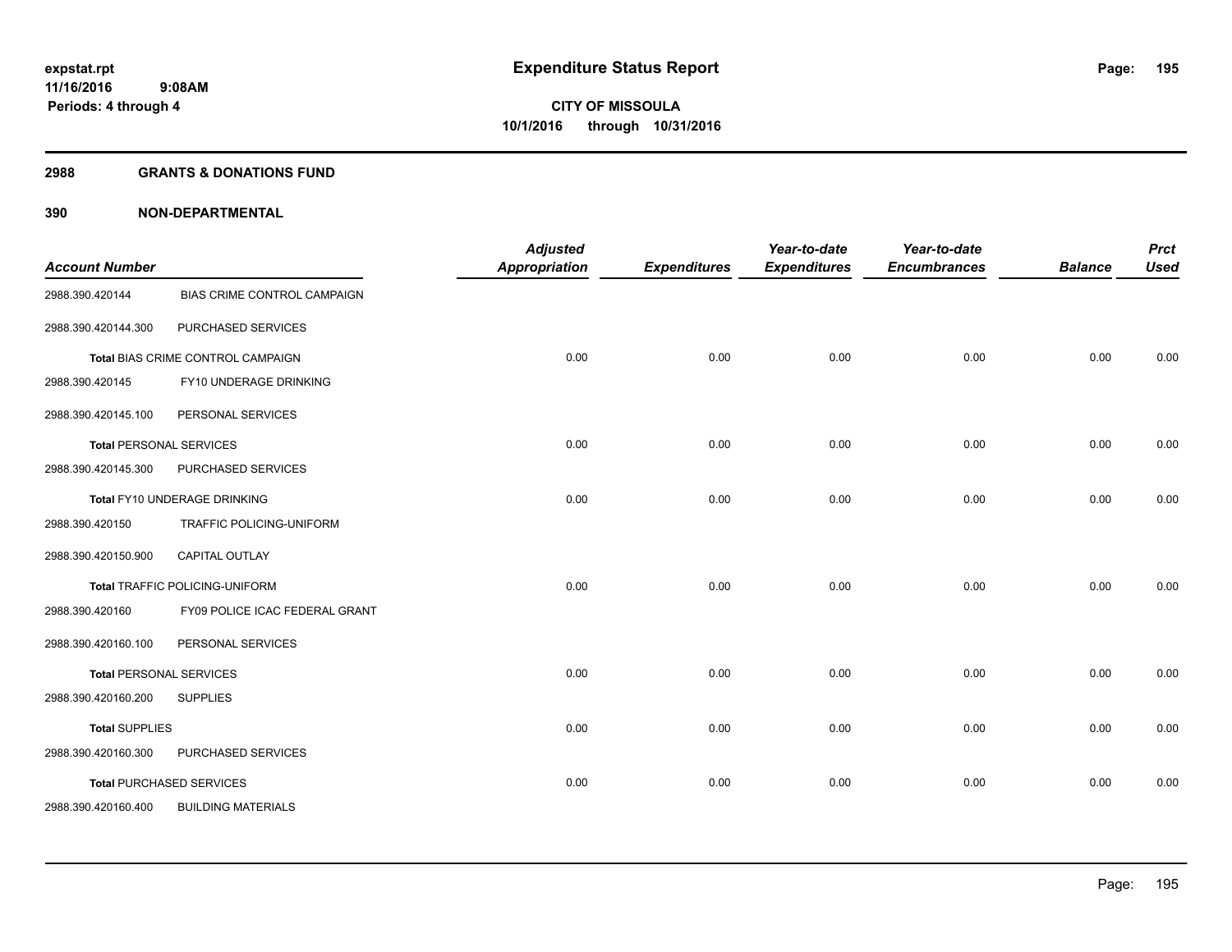**expstat.rpt**
**11/16/2016 9:08AM**
**Periods: 4 through 4**

# Expenditure Status Report

**CITY OF MISSOULA**
**10/1/2016 through 10/31/2016**

## 2988 GRANTS & DONATIONS FUND

## 390 NON-DEPARTMENTAL

| Account Number | | Adjusted Appropriation | Expenditures | Year-to-date Expenditures | Year-to-date Encumbrances | Balance | Prct Used |
|---|---|---|---|---|---|---|---|
| 2988.390.420144 | BIAS CRIME CONTROL CAMPAIGN | | | | | | |
| 2988.390.420144.300 | PURCHASED SERVICES | | | | | | |
| Total BIAS CRIME CONTROL CAMPAIGN | | 0.00 | 0.00 | 0.00 | 0.00 | 0.00 | 0.00 |
| 2988.390.420145 | FY10 UNDERAGE DRINKING | | | | | | |
| 2988.390.420145.100 | PERSONAL SERVICES | | | | | | |
| **Total** PERSONAL SERVICES | | 0.00 | 0.00 | 0.00 | 0.00 | 0.00 | 0.00 |
| 2988.390.420145.300 | PURCHASED SERVICES | | | | | | |
| Total FY10 UNDERAGE DRINKING | | 0.00 | 0.00 | 0.00 | 0.00 | 0.00 | 0.00 |
| 2988.390.420150 | TRAFFIC POLICING-UNIFORM | | | | | | |
| 2988.390.420150.900 | CAPITAL OUTLAY | | | | | | |
| Total TRAFFIC POLICING-UNIFORM | | 0.00 | 0.00 | 0.00 | 0.00 | 0.00 | 0.00 |
| 2988.390.420160 | FY09 POLICE ICAC FEDERAL GRANT | | | | | | |
| 2988.390.420160.100 | PERSONAL SERVICES | | | | | | |
| **Total** PERSONAL SERVICES | | 0.00 | 0.00 | 0.00 | 0.00 | 0.00 | 0.00 |
| 2988.390.420160.200 | SUPPLIES | | | | | | |
| **Total** SUPPLIES | | 0.00 | 0.00 | 0.00 | 0.00 | 0.00 | 0.00 |
| 2988.390.420160.300 | PURCHASED SERVICES | | | | | | |
| **Total** PURCHASED SERVICES | | 0.00 | 0.00 | 0.00 | 0.00 | 0.00 | 0.00 |
| 2988.390.420160.400 | BUILDING MATERIALS | | | | | | |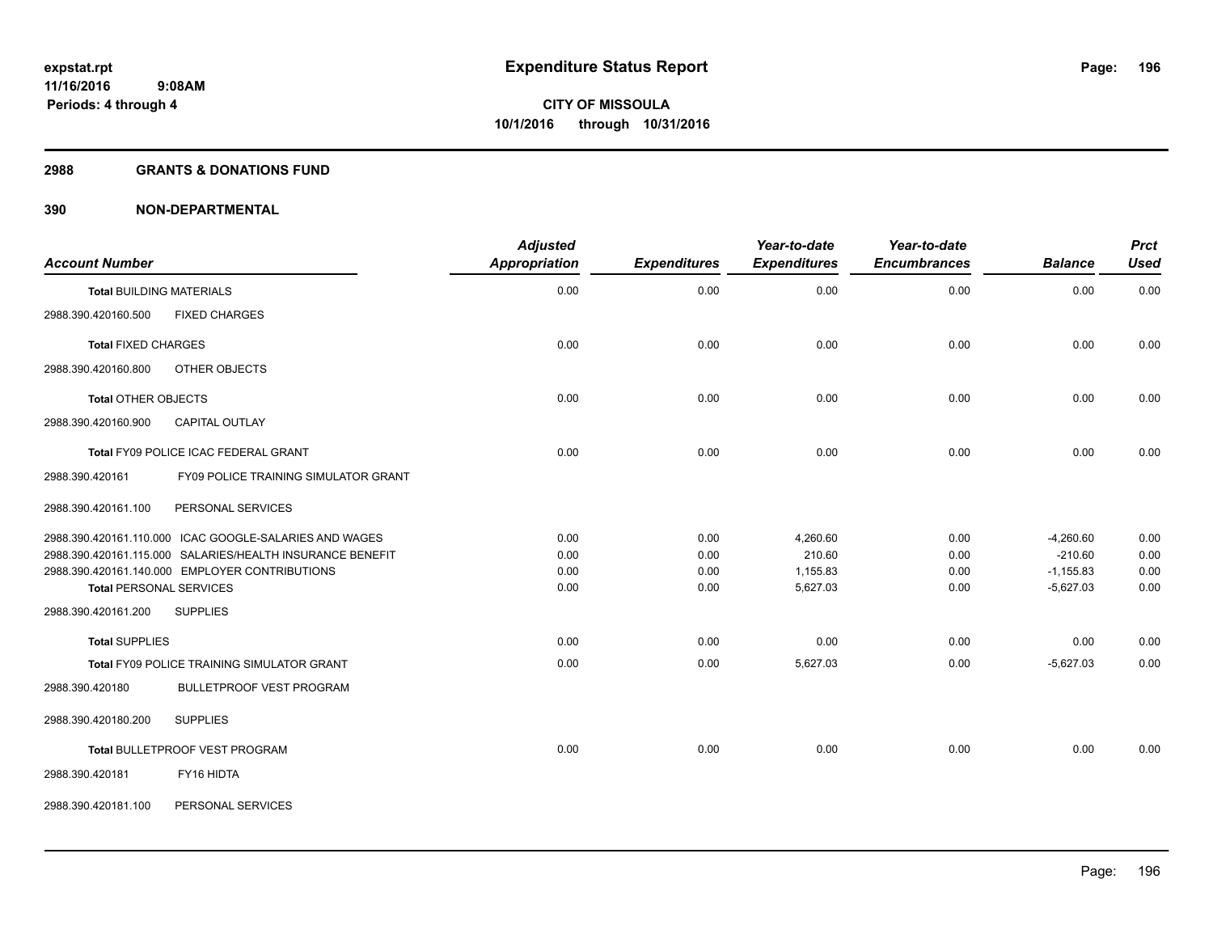**expstat.rpt**
**11/16/2016 9:08AM**
**Periods: 4 through 4**

# Expenditure Status Report

**CITY OF MISSOULA**
**10/1/2016 through 10/31/2016**

## 2988 GRANTS & DONATIONS FUND

## 390 NON-DEPARTMENTAL

| Account Number | | Adjusted Appropriation | Expenditures | Year-to-date Expenditures | Year-to-date Encumbrances | Balance | Prct Used |
|---|---|---|---|---|---|---|---|
| **Total** BUILDING MATERIALS | | 0.00 | 0.00 | 0.00 | 0.00 | 0.00 | 0.00 |
| 2988.390.420160.500 | FIXED CHARGES | | | | | | |
| **Total** FIXED CHARGES | | 0.00 | 0.00 | 0.00 | 0.00 | 0.00 | 0.00 |
| 2988.390.420160.800 | OTHER OBJECTS | | | | | | |
| **Total** OTHER OBJECTS | | 0.00 | 0.00 | 0.00 | 0.00 | 0.00 | 0.00 |
| 2988.390.420160.900 | CAPITAL OUTLAY | | | | | | |
| **Total** FY09 POLICE ICAC FEDERAL GRANT | | 0.00 | 0.00 | 0.00 | 0.00 | 0.00 | 0.00 |
| 2988.390.420161 | FY09 POLICE TRAINING SIMULATOR GRANT | | | | | | |
| 2988.390.420161.100 | PERSONAL SERVICES | | | | | | |
| 2988.390.420161.110.000 | ICAC GOOGLE-SALARIES AND WAGES | 0.00 | 0.00 | 4,260.60 | 0.00 | -4,260.60 | 0.00 |
| 2988.390.420161.115.000 | SALARIES/HEALTH INSURANCE BENEFIT | 0.00 | 0.00 | 210.60 | 0.00 | -210.60 | 0.00 |
| 2988.390.420161.140.000 | EMPLOYER CONTRIBUTIONS | 0.00 | 0.00 | 1,155.83 | 0.00 | -1,155.83 | 0.00 |
| **Total** PERSONAL SERVICES | | 0.00 | 0.00 | 5,627.03 | 0.00 | -5,627.03 | 0.00 |
| 2988.390.420161.200 | SUPPLIES | | | | | | |
| **Total** SUPPLIES | | 0.00 | 0.00 | 0.00 | 0.00 | 0.00 | 0.00 |
| **Total** FY09 POLICE TRAINING SIMULATOR GRANT | | 0.00 | 0.00 | 5,627.03 | 0.00 | -5,627.03 | 0.00 |
| 2988.390.420180 | BULLETPROOF VEST PROGRAM | | | | | | |
| 2988.390.420180.200 | SUPPLIES | | | | | | |
| **Total** BULLETPROOF VEST PROGRAM | | 0.00 | 0.00 | 0.00 | 0.00 | 0.00 | 0.00 |
| 2988.390.420181 | FY16 HIDTA | | | | | | |
| 2988.390.420181.100 | PERSONAL SERVICES | | | | | | |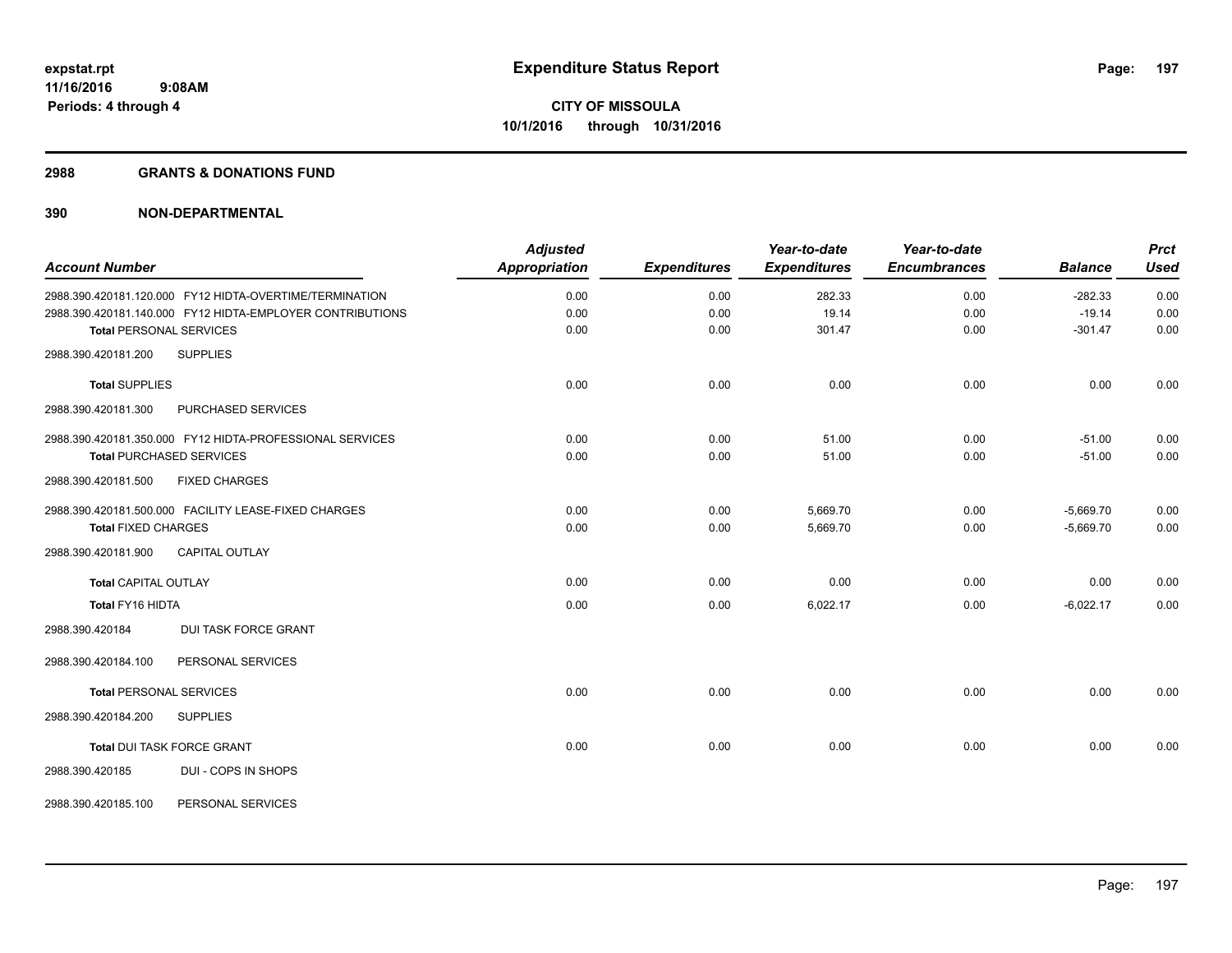**expstat.rpt**
**11/16/2016 9:08AM**
**Periods: 4 through 4**

# Expenditure Status Report

**CITY OF MISSOULA**
**10/1/2016 through 10/31/2016**

## 2988 GRANTS & DONATIONS FUND

## 390 NON-DEPARTMENTAL

| Account Number | Adjusted Appropriation | Expenditures | Year-to-date Expenditures | Year-to-date Encumbrances | Balance | Prct Used |
|---|---|---|---|---|---|---|
| 2988.390.420181.120.000 FY12 HIDTA-OVERTIME/TERMINATION | 0.00 | 0.00 | 282.33 | 0.00 | -282.33 | 0.00 |
| 2988.390.420181.140.000 FY12 HIDTA-EMPLOYER CONTRIBUTIONS | 0.00 | 0.00 | 19.14 | 0.00 | -19.14 | 0.00 |
| **Total** PERSONAL SERVICES | 0.00 | 0.00 | 301.47 | 0.00 | -301.47 | 0.00 |
| 2988.390.420181.200 SUPPLIES | | | | | | |
| **Total** SUPPLIES | 0.00 | 0.00 | 0.00 | 0.00 | 0.00 | 0.00 |
| 2988.390.420181.300 PURCHASED SERVICES | | | | | | |
| 2988.390.420181.350.000 FY12 HIDTA-PROFESSIONAL SERVICES | 0.00 | 0.00 | 51.00 | 0.00 | -51.00 | 0.00 |
| **Total** PURCHASED SERVICES | 0.00 | 0.00 | 51.00 | 0.00 | -51.00 | 0.00 |
| 2988.390.420181.500 FIXED CHARGES | | | | | | |
| 2988.390.420181.500.000 FACILITY LEASE-FIXED CHARGES | 0.00 | 0.00 | 5,669.70 | 0.00 | -5,669.70 | 0.00 |
| **Total** FIXED CHARGES | 0.00 | 0.00 | 5,669.70 | 0.00 | -5,669.70 | 0.00 |
| 2988.390.420181.900 CAPITAL OUTLAY | | | | | | |
| **Total** CAPITAL OUTLAY | 0.00 | 0.00 | 0.00 | 0.00 | 0.00 | 0.00 |
| **Total** FY16 HIDTA | 0.00 | 0.00 | 6,022.17 | 0.00 | -6,022.17 | 0.00 |
| 2988.390.420184 DUI TASK FORCE GRANT | | | | | | |
| 2988.390.420184.100 PERSONAL SERVICES | | | | | | |
| **Total** PERSONAL SERVICES | 0.00 | 0.00 | 0.00 | 0.00 | 0.00 | 0.00 |
| 2988.390.420184.200 SUPPLIES | | | | | | |
| **Total** DUI TASK FORCE GRANT | 0.00 | 0.00 | 0.00 | 0.00 | 0.00 | 0.00 |
| 2988.390.420185 DUI - COPS IN SHOPS | | | | | | |
| 2988.390.420185.100 PERSONAL SERVICES | | | | | | |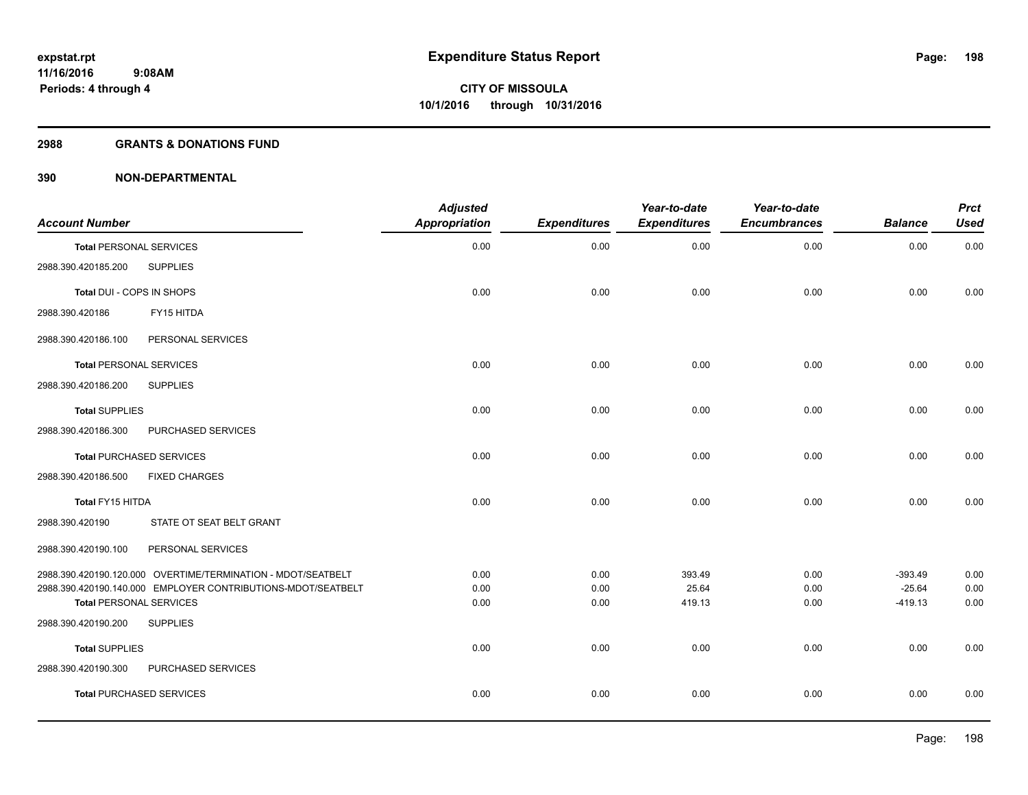# Expenditure Status Report

expstat.rpt
11/16/2016 9:08AM
Periods: 4 through 4

**CITY OF MISSOULA**
**10/1/2016 through 10/31/2016**

## 2988 GRANTS & DONATIONS FUND

## 390 NON-DEPARTMENTAL

| Account Number | | Adjusted Appropriation | Expenditures | Year-to-date Expenditures | Year-to-date Encumbrances | Balance | Prct Used |
|---|---|---|---|---|---|---|---|
| **Total** PERSONAL SERVICES | | 0.00 | 0.00 | 0.00 | 0.00 | 0.00 | 0.00 |
| 2988.390.420185.200 | SUPPLIES | | | | | | |
| **Total** DUI - COPS IN SHOPS | | 0.00 | 0.00 | 0.00 | 0.00 | 0.00 | 0.00 |
| 2988.390.420186 | FY15 HITDA | | | | | | |
| 2988.390.420186.100 | PERSONAL SERVICES | | | | | | |
| **Total** PERSONAL SERVICES | | 0.00 | 0.00 | 0.00 | 0.00 | 0.00 | 0.00 |
| 2988.390.420186.200 | SUPPLIES | | | | | | |
| **Total** SUPPLIES | | 0.00 | 0.00 | 0.00 | 0.00 | 0.00 | 0.00 |
| 2988.390.420186.300 | PURCHASED SERVICES | | | | | | |
| **Total** PURCHASED SERVICES | | 0.00 | 0.00 | 0.00 | 0.00 | 0.00 | 0.00 |
| 2988.390.420186.500 | FIXED CHARGES | | | | | | |
| **Total** FY15 HITDA | | 0.00 | 0.00 | 0.00 | 0.00 | 0.00 | 0.00 |
| 2988.390.420190 | STATE OT SEAT BELT GRANT | | | | | | |
| 2988.390.420190.100 | PERSONAL SERVICES | | | | | | |
| 2988.390.420190.120.000 | OVERTIME/TERMINATION - MDOT/SEATBELT | 0.00 | 0.00 | 393.49 | 0.00 | -393.49 | 0.00 |
| 2988.390.420190.140.000 | EMPLOYER CONTRIBUTIONS-MDOT/SEATBELT | 0.00 | 0.00 | 25.64 | 0.00 | -25.64 | 0.00 |
| **Total** PERSONAL SERVICES | | 0.00 | 0.00 | 419.13 | 0.00 | -419.13 | 0.00 |
| 2988.390.420190.200 | SUPPLIES | | | | | | |
| **Total** SUPPLIES | | 0.00 | 0.00 | 0.00 | 0.00 | 0.00 | 0.00 |
| 2988.390.420190.300 | PURCHASED SERVICES | | | | | | |
| **Total** PURCHASED SERVICES | | 0.00 | 0.00 | 0.00 | 0.00 | 0.00 | 0.00 |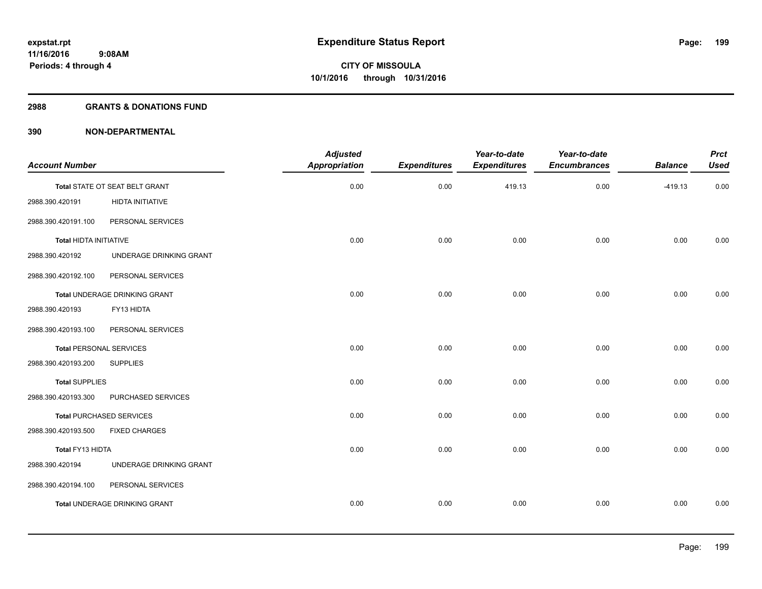# Expenditure Status Report

expstat.rpt
11/16/2016 9:08AM
Periods: 4 through 4

**CITY OF MISSOULA**
**10/1/2016 through 10/31/2016**

## 2988 GRANTS & DONATIONS FUND

## 390 NON-DEPARTMENTAL

| Account Number | | Adjusted Appropriation | Expenditures | Year-to-date Expenditures | Year-to-date Encumbrances | Balance | Prct Used |
|---|---|---|---|---|---|---|---|
| Total STATE OT SEAT BELT GRANT | | 0.00 | 0.00 | 419.13 | 0.00 | -419.13 | 0.00 |
| 2988.390.420191 | HIDTA INITIATIVE | | | | | | |
| 2988.390.420191.100 | PERSONAL SERVICES | | | | | | |
| Total HIDTA INITIATIVE | | 0.00 | 0.00 | 0.00 | 0.00 | 0.00 | 0.00 |
| 2988.390.420192 | UNDERAGE DRINKING GRANT | | | | | | |
| 2988.390.420192.100 | PERSONAL SERVICES | | | | | | |
| Total UNDERAGE DRINKING GRANT | | 0.00 | 0.00 | 0.00 | 0.00 | 0.00 | 0.00 |
| 2988.390.420193 | FY13 HIDTA | | | | | | |
| 2988.390.420193.100 | PERSONAL SERVICES | | | | | | |
| Total PERSONAL SERVICES | | 0.00 | 0.00 | 0.00 | 0.00 | 0.00 | 0.00 |
| 2988.390.420193.200 | SUPPLIES | | | | | | |
| Total SUPPLIES | | 0.00 | 0.00 | 0.00 | 0.00 | 0.00 | 0.00 |
| 2988.390.420193.300 | PURCHASED SERVICES | | | | | | |
| Total PURCHASED SERVICES | | 0.00 | 0.00 | 0.00 | 0.00 | 0.00 | 0.00 |
| 2988.390.420193.500 | FIXED CHARGES | | | | | | |
| Total FY13 HIDTA | | 0.00 | 0.00 | 0.00 | 0.00 | 0.00 | 0.00 |
| 2988.390.420194 | UNDERAGE DRINKING GRANT | | | | | | |
| 2988.390.420194.100 | PERSONAL SERVICES | | | | | | |
| Total UNDERAGE DRINKING GRANT | | 0.00 | 0.00 | 0.00 | 0.00 | 0.00 | 0.00 |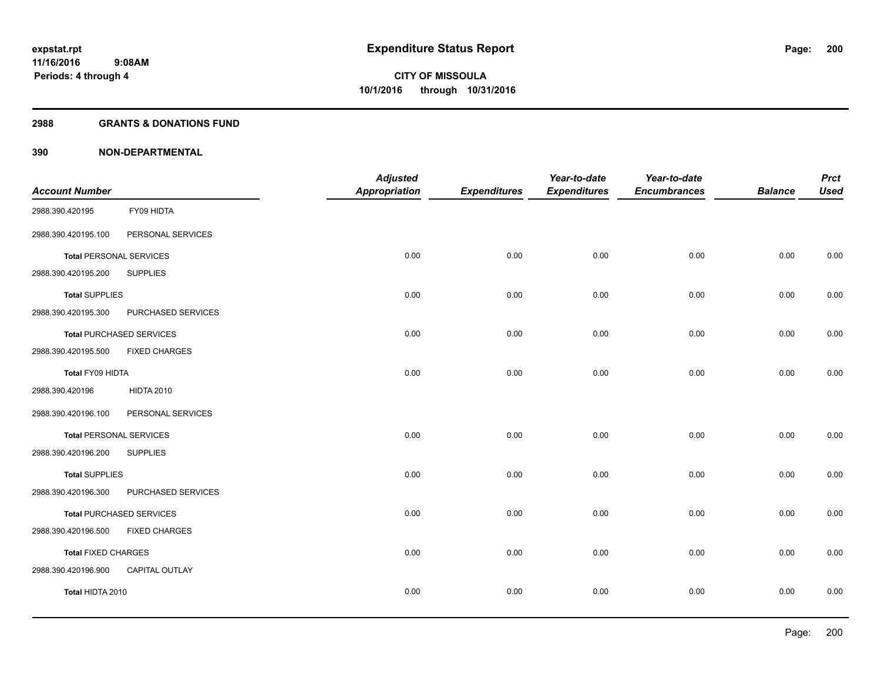# Expenditure Status Report

expstat.rpt
11/16/2016 9:08AM
Periods: 4 through 4

**CITY OF MISSOULA**
**10/1/2016 through 10/31/2016**

## 2988 GRANTS & DONATIONS FUND

### 390 NON-DEPARTMENTAL

| Account Number | | Adjusted Appropriation | Expenditures | Year-to-date Expenditures | Year-to-date Encumbrances | Balance | Prct Used |
|---|---|---|---|---|---|---|---|
| 2988.390.420195 | FY09 HIDTA | | | | | | |
| 2988.390.420195.100 | PERSONAL SERVICES | | | | | | |
| **Total** PERSONAL SERVICES | | 0.00 | 0.00 | 0.00 | 0.00 | 0.00 | 0.00 |
| 2988.390.420195.200 | SUPPLIES | | | | | | |
| **Total** SUPPLIES | | 0.00 | 0.00 | 0.00 | 0.00 | 0.00 | 0.00 |
| 2988.390.420195.300 | PURCHASED SERVICES | | | | | | |
| **Total** PURCHASED SERVICES | | 0.00 | 0.00 | 0.00 | 0.00 | 0.00 | 0.00 |
| 2988.390.420195.500 | FIXED CHARGES | | | | | | |
| **Total FY09 HIDTA** | | 0.00 | 0.00 | 0.00 | 0.00 | 0.00 | 0.00 |
| 2988.390.420196 | HIDTA 2010 | | | | | | |
| 2988.390.420196.100 | PERSONAL SERVICES | | | | | | |
| **Total** PERSONAL SERVICES | | 0.00 | 0.00 | 0.00 | 0.00 | 0.00 | 0.00 |
| 2988.390.420196.200 | SUPPLIES | | | | | | |
| **Total** SUPPLIES | | 0.00 | 0.00 | 0.00 | 0.00 | 0.00 | 0.00 |
| 2988.390.420196.300 | PURCHASED SERVICES | | | | | | |
| **Total** PURCHASED SERVICES | | 0.00 | 0.00 | 0.00 | 0.00 | 0.00 | 0.00 |
| 2988.390.420196.500 | FIXED CHARGES | | | | | | |
| **Total** FIXED CHARGES | | 0.00 | 0.00 | 0.00 | 0.00 | 0.00 | 0.00 |
| 2988.390.420196.900 | CAPITAL OUTLAY | | | | | | |
| **Total HIDTA 2010** | | 0.00 | 0.00 | 0.00 | 0.00 | 0.00 | 0.00 |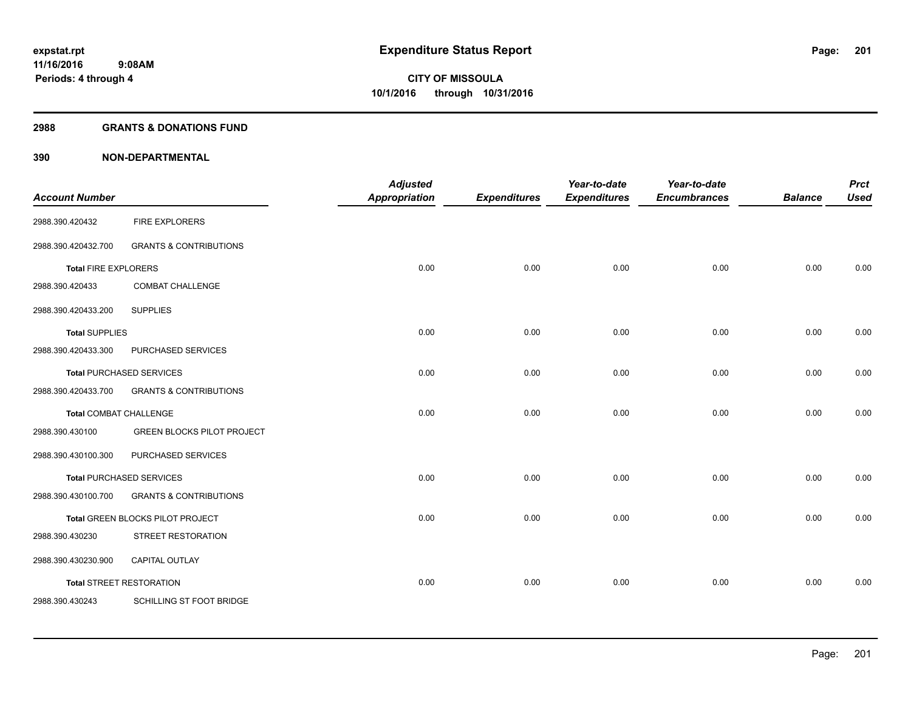# Expenditure Status Report

**CITY OF MISSOULA**
**10/1/2016 through 10/31/2016**

expstat.rpt
11/16/2016 9:08AM
Periods: 4 through 4

## 2988 GRANTS & DONATIONS FUND

## 390 NON-DEPARTMENTAL

| Account Number | | Adjusted Appropriation | Expenditures | Year-to-date Expenditures | Year-to-date Encumbrances | Balance | Prct Used |
|---|---|---|---|---|---|---|---|
| 2988.390.420432 | FIRE EXPLORERS | | | | | | |
| 2988.390.420432.700 | GRANTS & CONTRIBUTIONS | | | | | | |
| **Total** FIRE EXPLORERS | | 0.00 | 0.00 | 0.00 | 0.00 | 0.00 | 0.00 |
| 2988.390.420433 | COMBAT CHALLENGE | | | | | | |
| 2988.390.420433.200 | SUPPLIES | | | | | | |
| **Total** SUPPLIES | | 0.00 | 0.00 | 0.00 | 0.00 | 0.00 | 0.00 |
| 2988.390.420433.300 | PURCHASED SERVICES | | | | | | |
| **Total** PURCHASED SERVICES | | 0.00 | 0.00 | 0.00 | 0.00 | 0.00 | 0.00 |
| 2988.390.420433.700 | GRANTS & CONTRIBUTIONS | | | | | | |
| **Total** COMBAT CHALLENGE | | 0.00 | 0.00 | 0.00 | 0.00 | 0.00 | 0.00 |
| 2988.390.430100 | GREEN BLOCKS PILOT PROJECT | | | | | | |
| 2988.390.430100.300 | PURCHASED SERVICES | | | | | | |
| **Total** PURCHASED SERVICES | | 0.00 | 0.00 | 0.00 | 0.00 | 0.00 | 0.00 |
| 2988.390.430100.700 | GRANTS & CONTRIBUTIONS | | | | | | |
| **Total** GREEN BLOCKS PILOT PROJECT | | 0.00 | 0.00 | 0.00 | 0.00 | 0.00 | 0.00 |
| 2988.390.430230 | STREET RESTORATION | | | | | | |
| 2988.390.430230.900 | CAPITAL OUTLAY | | | | | | |
| **Total** STREET RESTORATION | | 0.00 | 0.00 | 0.00 | 0.00 | 0.00 | 0.00 |
| 2988.390.430243 | SCHILLING ST FOOT BRIDGE | | | | | | |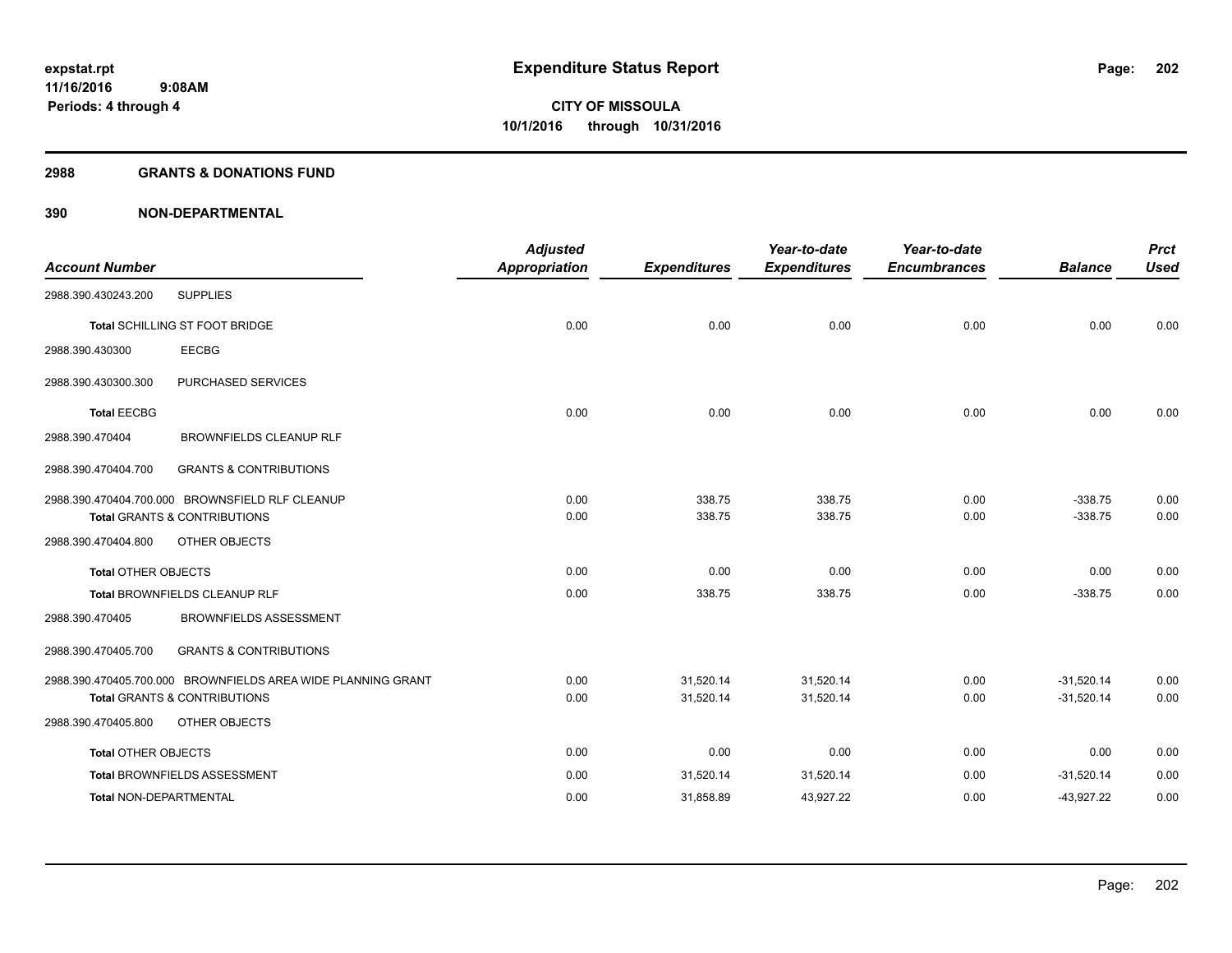expstat.rpt
11/16/2016 9:08AM
Periods: 4 through 4

# Expenditure Status Report

**CITY OF MISSOULA**
**10/1/2016 through 10/31/2016**

## 2988 GRANTS & DONATIONS FUND

## 390 NON-DEPARTMENTAL

| Account Number | | Adjusted Appropriation | Expenditures | Year-to-date Expenditures | Year-to-date Encumbrances | Balance | Prct Used |
|---|---|---|---|---|---|---|---|
| 2988.390.430243.200 | SUPPLIES | | | | | | |
| Total SCHILLING ST FOOT BRIDGE | | 0.00 | 0.00 | 0.00 | 0.00 | 0.00 | 0.00 |
| 2988.390.430300 | EECBG | | | | | | |
| 2988.390.430300.300 | PURCHASED SERVICES | | | | | | |
| Total EECBG | | 0.00 | 0.00 | 0.00 | 0.00 | 0.00 | 0.00 |
| 2988.390.470404 | BROWNFIELDS CLEANUP RLF | | | | | | |
| 2988.390.470404.700 | GRANTS & CONTRIBUTIONS | | | | | | |
| 2988.390.470404.700.000 | BROWNSFIELD RLF CLEANUP | 0.00 | 338.75 | 338.75 | 0.00 | -338.75 | 0.00 |
| Total GRANTS & CONTRIBUTIONS | | 0.00 | 338.75 | 338.75 | 0.00 | -338.75 | 0.00 |
| 2988.390.470404.800 | OTHER OBJECTS | | | | | | |
| Total OTHER OBJECTS | | 0.00 | 0.00 | 0.00 | 0.00 | 0.00 | 0.00 |
| Total BROWNFIELDS CLEANUP RLF | | 0.00 | 338.75 | 338.75 | 0.00 | -338.75 | 0.00 |
| 2988.390.470405 | BROWNFIELDS ASSESSMENT | | | | | | |
| 2988.390.470405.700 | GRANTS & CONTRIBUTIONS | | | | | | |
| 2988.390.470405.700.000 | BROWNFIELDS AREA WIDE PLANNING GRANT | 0.00 | 31,520.14 | 31,520.14 | 0.00 | -31,520.14 | 0.00 |
| Total GRANTS & CONTRIBUTIONS | | 0.00 | 31,520.14 | 31,520.14 | 0.00 | -31,520.14 | 0.00 |
| 2988.390.470405.800 | OTHER OBJECTS | | | | | | |
| Total OTHER OBJECTS | | 0.00 | 0.00 | 0.00 | 0.00 | 0.00 | 0.00 |
| Total BROWNFIELDS ASSESSMENT | | 0.00 | 31,520.14 | 31,520.14 | 0.00 | -31,520.14 | 0.00 |
| Total NON-DEPARTMENTAL | | 0.00 | 31,858.89 | 43,927.22 | 0.00 | -43,927.22 | 0.00 |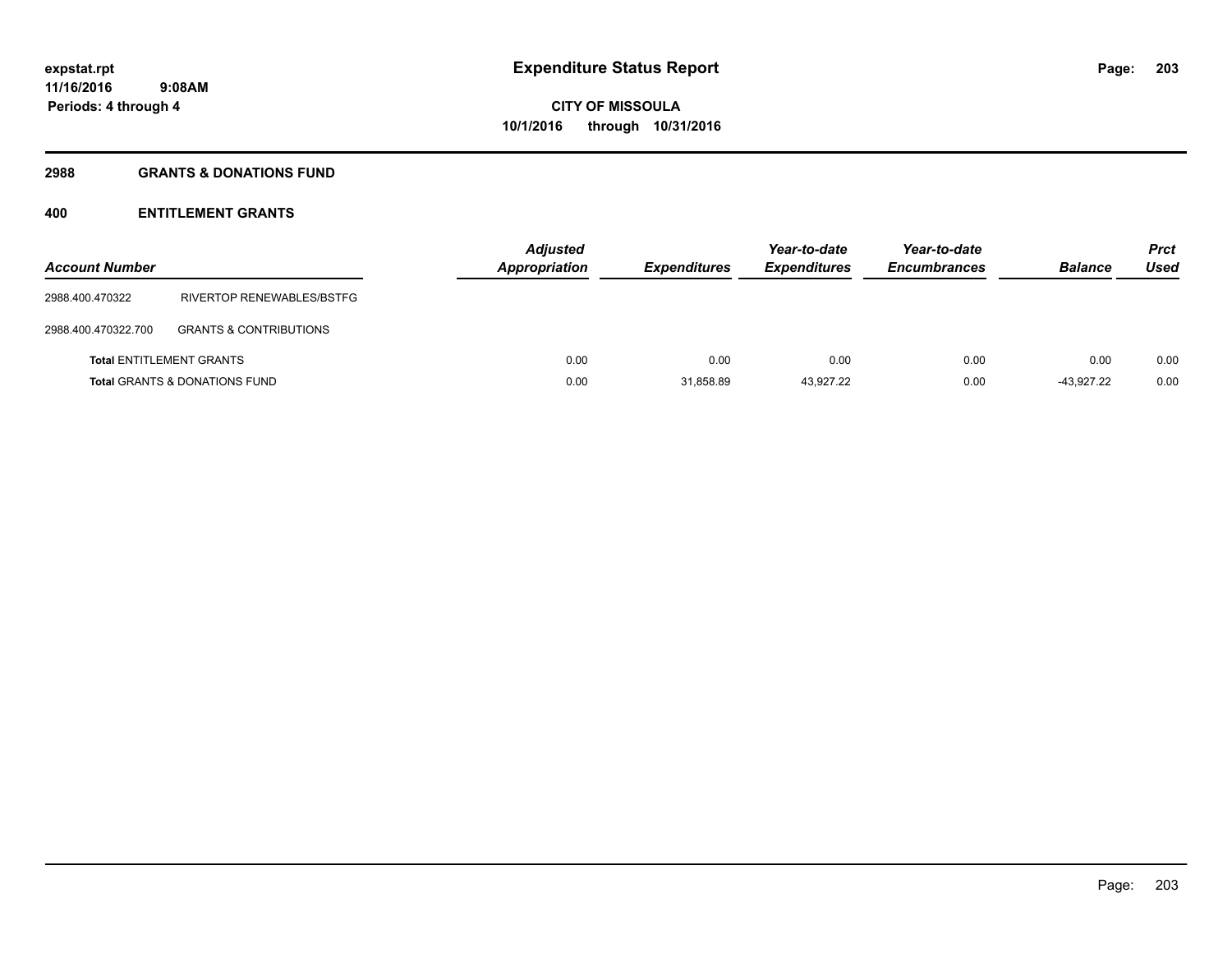**expstat.rpt**
**11/16/2016 9:08AM**
**Periods: 4 through 4**

# Expenditure Status Report

**CITY OF MISSOULA**
**10/1/2016 through 10/31/2016**

## 2988 GRANTS & DONATIONS FUND

### 400 ENTITLEMENT GRANTS

| Account Number | | Adjusted Appropriation | Expenditures | Year-to-date Expenditures | Year-to-date Encumbrances | Balance | Prct Used |
|---|---|---|---|---|---|---|---|
| 2988.400.470322 | RIVERTOP RENEWABLES/BSTFG | | | | | | |
| 2988.400.470322.700 | GRANTS & CONTRIBUTIONS | | | | | | |
| **Total** ENTITLEMENT GRANTS | | 0.00 | 0.00 | 0.00 | 0.00 | 0.00 | 0.00 |
| **Total** GRANTS & DONATIONS FUND | | 0.00 | 31,858.89 | 43,927.22 | 0.00 | -43,927.22 | 0.00 |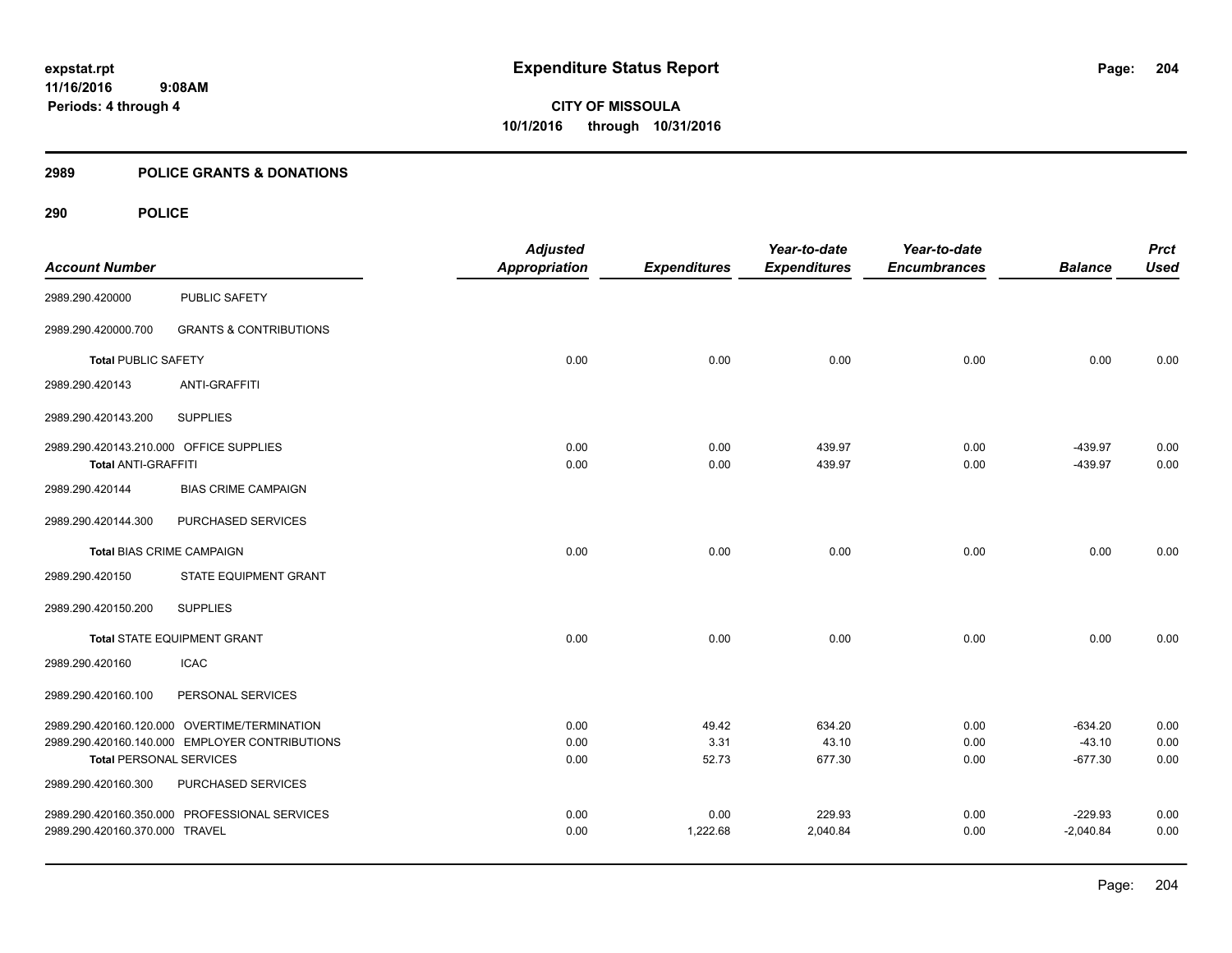# Expenditure Status Report

**CITY OF MISSOULA**
**10/1/2016 through 10/31/2016**

expstat.rpt
11/16/2016 9:08AM
Periods: 4 through 4

## 2989 POLICE GRANTS & DONATIONS

## 290 POLICE

| Account Number | | Adjusted Appropriation | Expenditures | Year-to-date Expenditures | Year-to-date Encumbrances | Balance | Prct Used |
|---|---|---|---|---|---|---|---|
| 2989.290.420000 | PUBLIC SAFETY | | | | | | |
| 2989.290.420000.700 | GRANTS & CONTRIBUTIONS | | | | | | |
| **Total** PUBLIC SAFETY | | 0.00 | 0.00 | 0.00 | 0.00 | 0.00 | 0.00 |
| 2989.290.420143 | ANTI-GRAFFITI | | | | | | |
| 2989.290.420143.200 | SUPPLIES | | | | | | |
| 2989.290.420143.210.000 | OFFICE SUPPLIES | 0.00 | 0.00 | 439.97 | 0.00 | -439.97 | 0.00 |
| **Total** ANTI-GRAFFITI | | 0.00 | 0.00 | 439.97 | 0.00 | -439.97 | 0.00 |
| 2989.290.420144 | BIAS CRIME CAMPAIGN | | | | | | |
| 2989.290.420144.300 | PURCHASED SERVICES | | | | | | |
| **Total** BIAS CRIME CAMPAIGN | | 0.00 | 0.00 | 0.00 | 0.00 | 0.00 | 0.00 |
| 2989.290.420150 | STATE EQUIPMENT GRANT | | | | | | |
| 2989.290.420150.200 | SUPPLIES | | | | | | |
| **Total** STATE EQUIPMENT GRANT | | 0.00 | 0.00 | 0.00 | 0.00 | 0.00 | 0.00 |
| 2989.290.420160 | ICAC | | | | | | |
| 2989.290.420160.100 | PERSONAL SERVICES | | | | | | |
| 2989.290.420160.120.000 | OVERTIME/TERMINATION | 0.00 | 49.42 | 634.20 | 0.00 | -634.20 | 0.00 |
| 2989.290.420160.140.000 | EMPLOYER CONTRIBUTIONS | 0.00 | 3.31 | 43.10 | 0.00 | -43.10 | 0.00 |
| **Total** PERSONAL SERVICES | | 0.00 | 52.73 | 677.30 | 0.00 | -677.30 | 0.00 |
| 2989.290.420160.300 | PURCHASED SERVICES | | | | | | |
| 2989.290.420160.350.000 | PROFESSIONAL SERVICES | 0.00 | 0.00 | 229.93 | 0.00 | -229.93 | 0.00 |
| 2989.290.420160.370.000 | TRAVEL | 0.00 | 1,222.68 | 2,040.84 | 0.00 | -2,040.84 | 0.00 |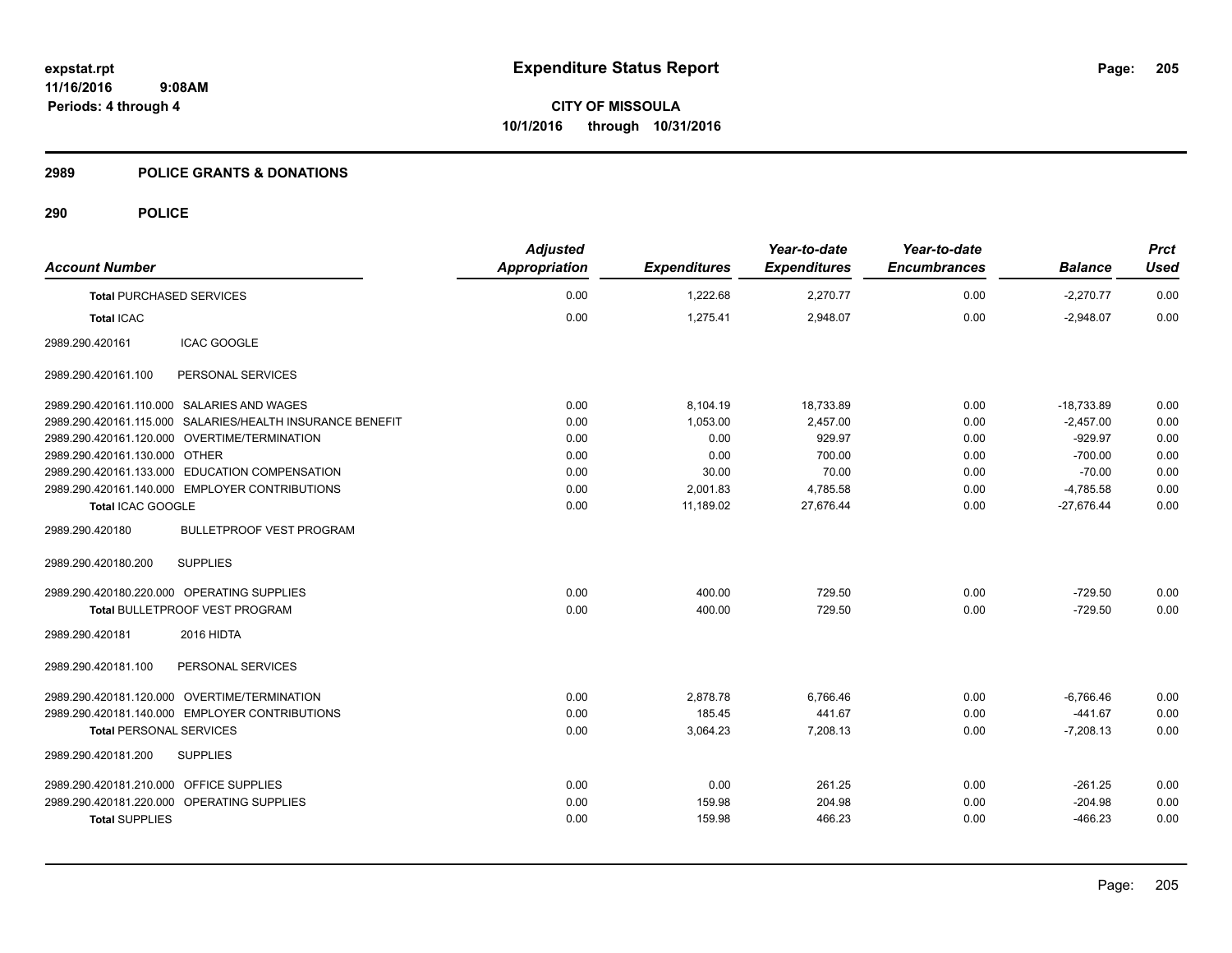# Expenditure Status Report

**CITY OF MISSOULA**
**10/1/2016 through 10/31/2016**

expstat.rpt
11/16/2016 9:08AM
Periods: 4 through 4

## 2989 POLICE GRANTS & DONATIONS

## 290 POLICE

| Account Number | | Adjusted Appropriation | Expenditures | Year-to-date Expenditures | Year-to-date Encumbrances | Balance | Prct Used |
|---|---|---|---|---|---|---|---|
| **Total** PURCHASED SERVICES | | 0.00 | 1,222.68 | 2,270.77 | 0.00 | -2,270.77 | 0.00 |
| **Total** ICAC | | 0.00 | 1,275.41 | 2,948.07 | 0.00 | -2,948.07 | 0.00 |
| 2989.290.420161 | ICAC GOOGLE | | | | | | |
| 2989.290.420161.100 | PERSONAL SERVICES | | | | | | |
| 2989.290.420161.110.000 | SALARIES AND WAGES | 0.00 | 8,104.19 | 18,733.89 | 0.00 | -18,733.89 | 0.00 |
| 2989.290.420161.115.000 | SALARIES/HEALTH INSURANCE BENEFIT | 0.00 | 1,053.00 | 2,457.00 | 0.00 | -2,457.00 | 0.00 |
| 2989.290.420161.120.000 | OVERTIME/TERMINATION | 0.00 | 0.00 | 929.97 | 0.00 | -929.97 | 0.00 |
| 2989.290.420161.130.000 | OTHER | 0.00 | 0.00 | 700.00 | 0.00 | -700.00 | 0.00 |
| 2989.290.420161.133.000 | EDUCATION COMPENSATION | 0.00 | 30.00 | 70.00 | 0.00 | -70.00 | 0.00 |
| 2989.290.420161.140.000 | EMPLOYER CONTRIBUTIONS | 0.00 | 2,001.83 | 4,785.58 | 0.00 | -4,785.58 | 0.00 |
| **Total** ICAC GOOGLE | | 0.00 | 11,189.02 | 27,676.44 | 0.00 | -27,676.44 | 0.00 |
| 2989.290.420180 | BULLETPROOF VEST PROGRAM | | | | | | |
| 2989.290.420180.200 | SUPPLIES | | | | | | |
| 2989.290.420180.220.000 | OPERATING SUPPLIES | 0.00 | 400.00 | 729.50 | 0.00 | -729.50 | 0.00 |
| **Total** BULLETPROOF VEST PROGRAM | | 0.00 | 400.00 | 729.50 | 0.00 | -729.50 | 0.00 |
| 2989.290.420181 | 2016 HIDTA | | | | | | |
| 2989.290.420181.100 | PERSONAL SERVICES | | | | | | |
| 2989.290.420181.120.000 | OVERTIME/TERMINATION | 0.00 | 2,878.78 | 6,766.46 | 0.00 | -6,766.46 | 0.00 |
| 2989.290.420181.140.000 | EMPLOYER CONTRIBUTIONS | 0.00 | 185.45 | 441.67 | 0.00 | -441.67 | 0.00 |
| **Total** PERSONAL SERVICES | | 0.00 | 3,064.23 | 7,208.13 | 0.00 | -7,208.13 | 0.00 |
| 2989.290.420181.200 | SUPPLIES | | | | | | |
| 2989.290.420181.210.000 | OFFICE SUPPLIES | 0.00 | 0.00 | 261.25 | 0.00 | -261.25 | 0.00 |
| 2989.290.420181.220.000 | OPERATING SUPPLIES | 0.00 | 159.98 | 204.98 | 0.00 | -204.98 | 0.00 |
| **Total** SUPPLIES | | 0.00 | 159.98 | 466.23 | 0.00 | -466.23 | 0.00 |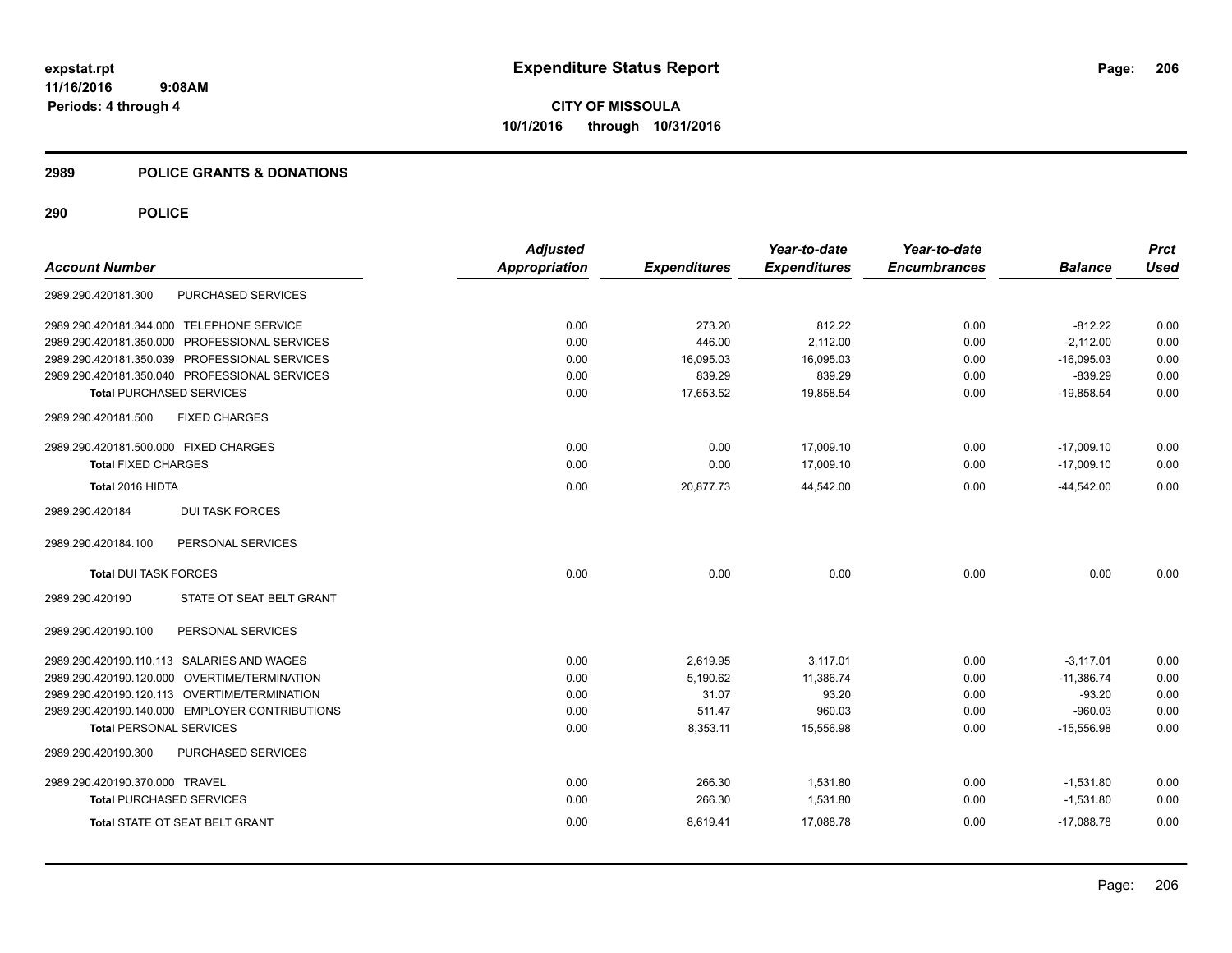**Expenditure Status Report**

**CITY OF MISSOULA**
**10/1/2016 through 10/31/2016**

expstat.rpt
11/16/2016 9:08AM
Periods: 4 through 4

## 2989 POLICE GRANTS & DONATIONS

## 290 POLICE

| Account Number | | Adjusted Appropriation | Expenditures | Year-to-date Expenditures | Year-to-date Encumbrances | Balance | Prct Used |
|---|---|---|---|---|---|---|---|
| 2989.290.420181.300 | PURCHASED SERVICES | | | | | | |
| 2989.290.420181.344.000 | TELEPHONE SERVICE | 0.00 | 273.20 | 812.22 | 0.00 | -812.22 | 0.00 |
| 2989.290.420181.350.000 | PROFESSIONAL SERVICES | 0.00 | 446.00 | 2,112.00 | 0.00 | -2,112.00 | 0.00 |
| 2989.290.420181.350.039 | PROFESSIONAL SERVICES | 0.00 | 16,095.03 | 16,095.03 | 0.00 | -16,095.03 | 0.00 |
| 2989.290.420181.350.040 | PROFESSIONAL SERVICES | 0.00 | 839.29 | 839.29 | 0.00 | -839.29 | 0.00 |
| **Total** PURCHASED SERVICES | | 0.00 | 17,653.52 | 19,858.54 | 0.00 | -19,858.54 | 0.00 |
| 2989.290.420181.500 | FIXED CHARGES | | | | | | |
| 2989.290.420181.500.000 | FIXED CHARGES | 0.00 | 0.00 | 17,009.10 | 0.00 | -17,009.10 | 0.00 |
| **Total** FIXED CHARGES | | 0.00 | 0.00 | 17,009.10 | 0.00 | -17,009.10 | 0.00 |
| **Total** 2016 HIDTA | | 0.00 | 20,877.73 | 44,542.00 | 0.00 | -44,542.00 | 0.00 |
| 2989.290.420184 | DUI TASK FORCES | | | | | | |
| 2989.290.420184.100 | PERSONAL SERVICES | | | | | | |
| **Total** DUI TASK FORCES | | 0.00 | 0.00 | 0.00 | 0.00 | 0.00 | 0.00 |
| 2989.290.420190 | STATE OT SEAT BELT GRANT | | | | | | |
| 2989.290.420190.100 | PERSONAL SERVICES | | | | | | |
| 2989.290.420190.110.113 | SALARIES AND WAGES | 0.00 | 2,619.95 | 3,117.01 | 0.00 | -3,117.01 | 0.00 |
| 2989.290.420190.120.000 | OVERTIME/TERMINATION | 0.00 | 5,190.62 | 11,386.74 | 0.00 | -11,386.74 | 0.00 |
| 2989.290.420190.120.113 | OVERTIME/TERMINATION | 0.00 | 31.07 | 93.20 | 0.00 | -93.20 | 0.00 |
| 2989.290.420190.140.000 | EMPLOYER CONTRIBUTIONS | 0.00 | 511.47 | 960.03 | 0.00 | -960.03 | 0.00 |
| **Total** PERSONAL SERVICES | | 0.00 | 8,353.11 | 15,556.98 | 0.00 | -15,556.98 | 0.00 |
| 2989.290.420190.300 | PURCHASED SERVICES | | | | | | |
| 2989.290.420190.370.000 | TRAVEL | 0.00 | 266.30 | 1,531.80 | 0.00 | -1,531.80 | 0.00 |
| **Total** PURCHASED SERVICES | | 0.00 | 266.30 | 1,531.80 | 0.00 | -1,531.80 | 0.00 |
| **Total** STATE OT SEAT BELT GRANT | | 0.00 | 8,619.41 | 17,088.78 | 0.00 | -17,088.78 | 0.00 |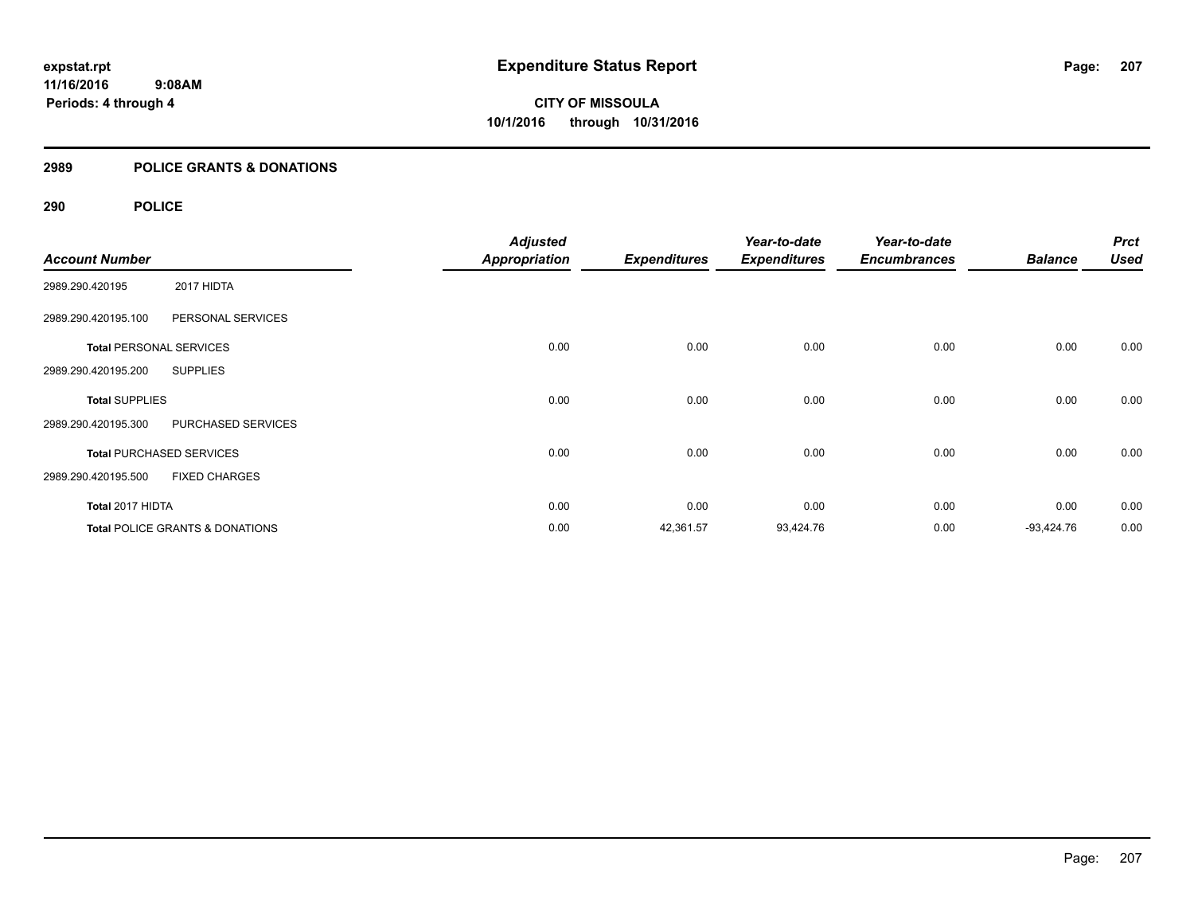**expstat.rpt**
**11/16/2016 9:08AM**
**Periods: 4 through 4**

# Expenditure Status Report

**CITY OF MISSOULA**
**10/1/2016 through 10/31/2016**

## 2989 POLICE GRANTS & DONATIONS

### 290 POLICE

| Account Number | | Adjusted Appropriation | Expenditures | Year-to-date Expenditures | Year-to-date Encumbrances | Balance | Prct Used |
|---|---|---|---|---|---|---|---|
| 2989.290.420195 | 2017 HIDTA | | | | | | |
| 2989.290.420195.100 | PERSONAL SERVICES | | | | | | |
| **Total** PERSONAL SERVICES | | 0.00 | 0.00 | 0.00 | 0.00 | 0.00 | 0.00 |
| 2989.290.420195.200 | SUPPLIES | | | | | | |
| **Total** SUPPLIES | | 0.00 | 0.00 | 0.00 | 0.00 | 0.00 | 0.00 |
| 2989.290.420195.300 | PURCHASED SERVICES | | | | | | |
| **Total** PURCHASED SERVICES | | 0.00 | 0.00 | 0.00 | 0.00 | 0.00 | 0.00 |
| 2989.290.420195.500 | FIXED CHARGES | | | | | | |
| **Total** 2017 HIDTA | | 0.00 | 0.00 | 0.00 | 0.00 | 0.00 | 0.00 |
| **Total** POLICE GRANTS & DONATIONS | | 0.00 | 42,361.57 | 93,424.76 | 0.00 | -93,424.76 | 0.00 |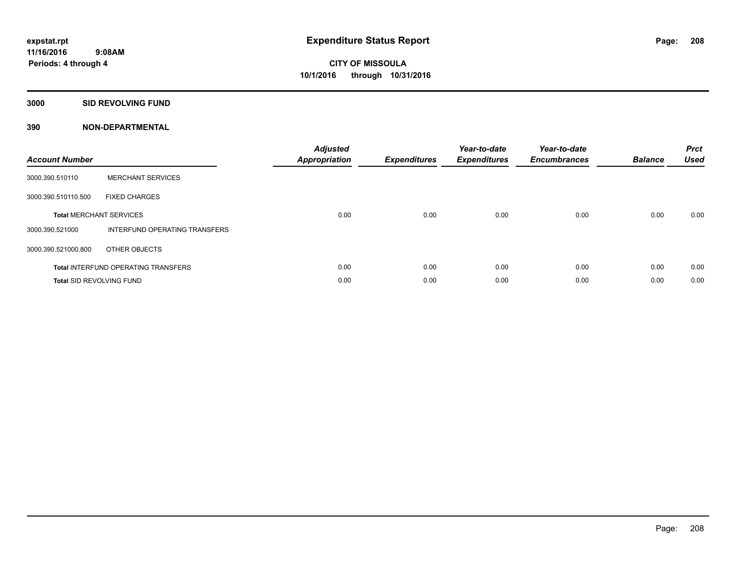# Expenditure Status Report

**CITY OF MISSOULA**
**10/1/2016 through 10/31/2016**

expstat.rpt
11/16/2016 9:08AM
Periods: 4 through 4

## 3000 SID REVOLVING FUND

## 390 NON-DEPARTMENTAL

| Account Number | | Adjusted Appropriation | Expenditures | Year-to-date Expenditures | Year-to-date Encumbrances | Balance | Prct Used |
|---|---|---|---|---|---|---|---|
| 3000.390.510110 | MERCHANT SERVICES | | | | | | |
| 3000.390.510110.500 | FIXED CHARGES | | | | | | |
| **Total** MERCHANT SERVICES | | 0.00 | 0.00 | 0.00 | 0.00 | 0.00 | 0.00 |
| 3000.390.521000 | INTERFUND OPERATING TRANSFERS | | | | | | |
| 3000.390.521000.800 | OTHER OBJECTS | | | | | | |
| **Total** INTERFUND OPERATING TRANSFERS | | 0.00 | 0.00 | 0.00 | 0.00 | 0.00 | 0.00 |
| **Total** SID REVOLVING FUND | | 0.00 | 0.00 | 0.00 | 0.00 | 0.00 | 0.00 |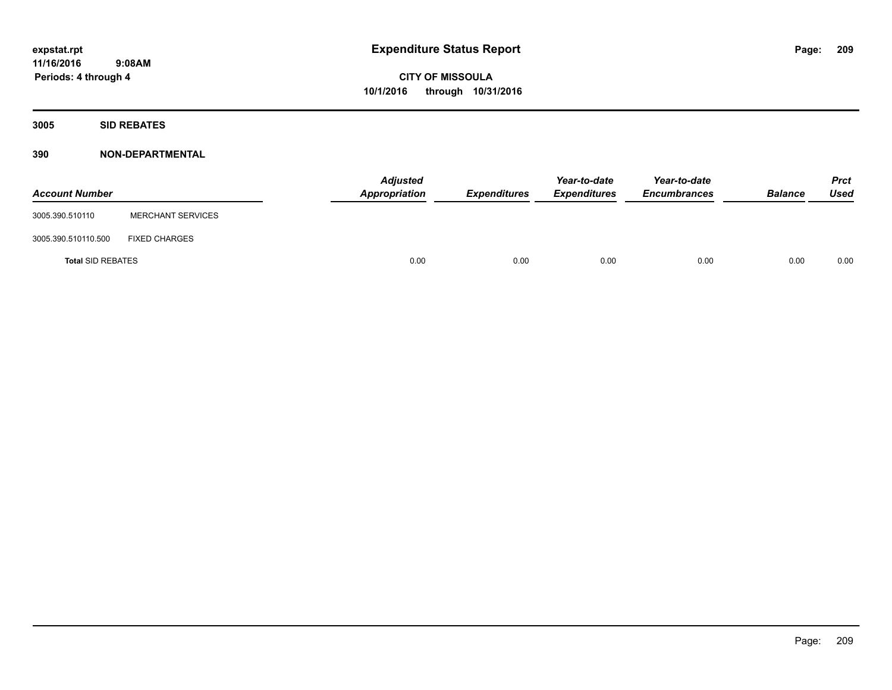**Expenditure Status Report**

**CITY OF MISSOULA**
**10/1/2016 through 10/31/2016**

expstat.rpt
11/16/2016 9:08AM
Periods: 4 through 4

## 3005 SID REBATES

## 390 NON-DEPARTMENTAL

| Account Number | | Adjusted Appropriation | Expenditures | Year-to-date Expenditures | Year-to-date Encumbrances | Balance | Prct Used |
|---|---|---|---|---|---|---|---|
| 3005.390.510110 | MERCHANT SERVICES | | | | | | |
| 3005.390.510110.500 | FIXED CHARGES | | | | | | |
| **Total** SID REBATES | | 0.00 | 0.00 | 0.00 | 0.00 | 0.00 | 0.00 |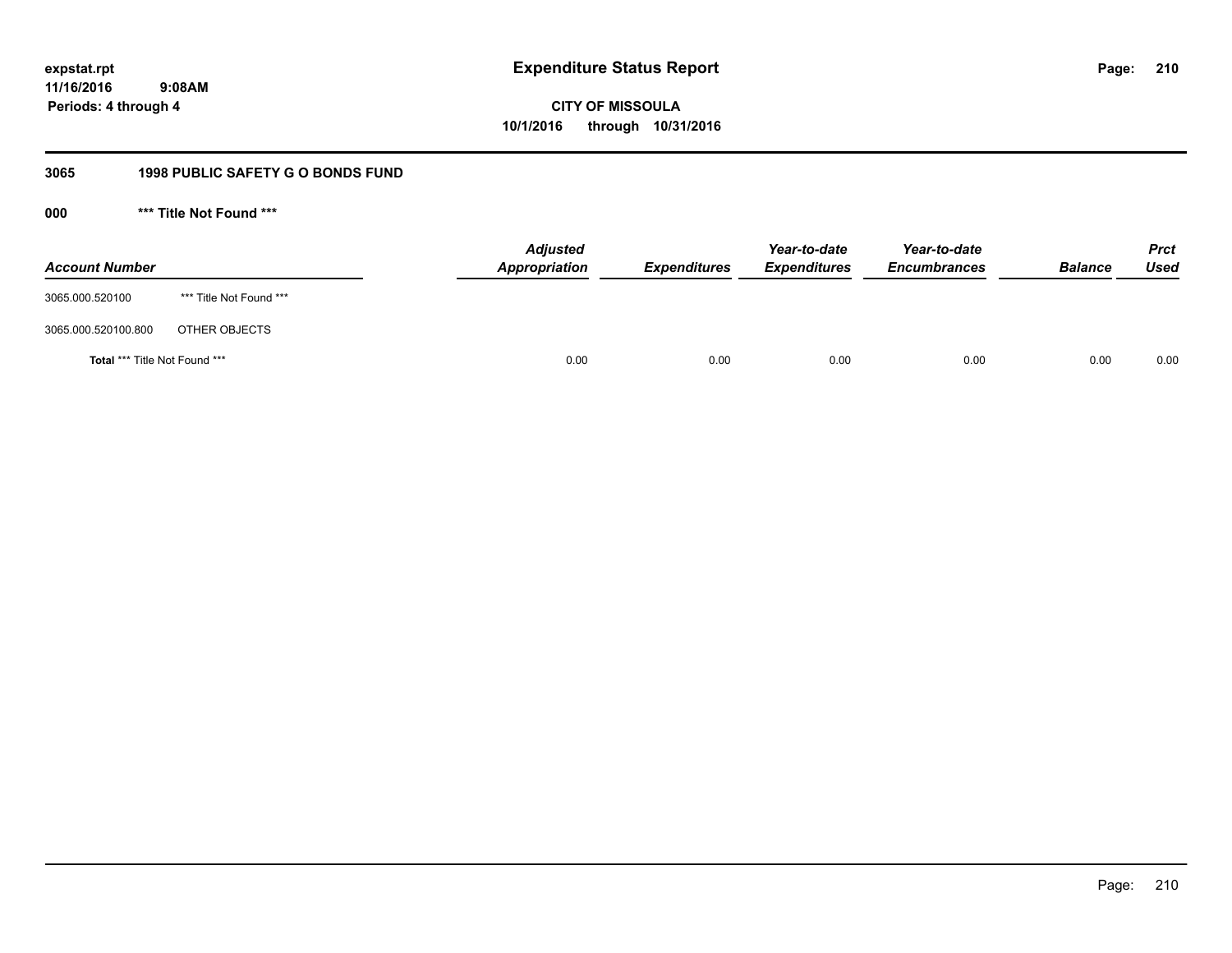# Expenditure Status Report

expstat.rpt
11/16/2016 9:08AM
Periods: 4 through 4

**CITY OF MISSOULA**
**10/1/2016 through 10/31/2016**

## 3065 1998 PUBLIC SAFETY G O BONDS FUND

### 000 *** Title Not Found ***

| Account Number | | Adjusted Appropriation | Expenditures | Year-to-date Expenditures | Year-to-date Encumbrances | Balance | Prct Used |
|---|---|---|---|---|---|---|---|
| 3065.000.520100 | *** Title Not Found *** | | | | | | |
| 3065.000.520100.800 | OTHER OBJECTS | | | | | | |
| **Total** *** Title Not Found *** | | 0.00 | 0.00 | 0.00 | 0.00 | 0.00 | 0.00 |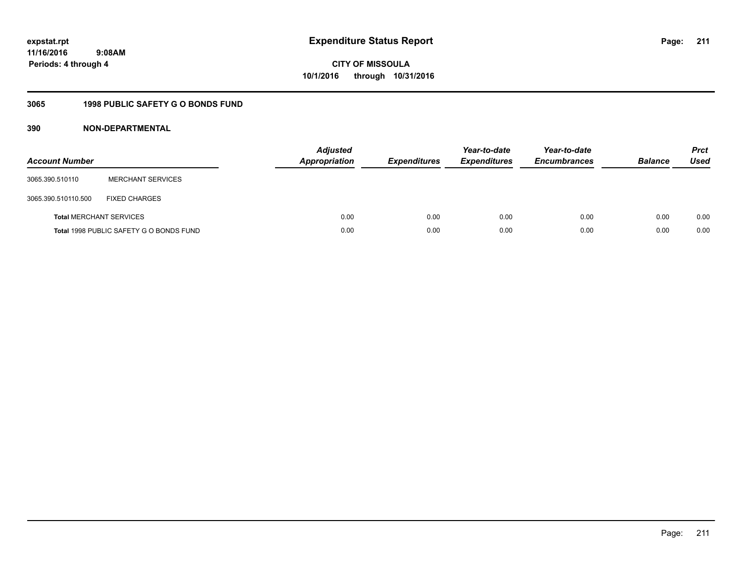expstat.rpt
11/16/2016 9:08AM
Periods: 4 through 4

# Expenditure Status Report

**CITY OF MISSOULA**
**10/1/2016 through 10/31/2016**

## 3065 1998 PUBLIC SAFETY G O BONDS FUND

## 390 NON-DEPARTMENTAL

| Account Number | | Adjusted Appropriation | Expenditures | Year-to-date Expenditures | Year-to-date Encumbrances | Balance | Prct Used |
|---|---|---|---|---|---|---|---|
| 3065.390.510110 | MERCHANT SERVICES | | | | | | |
| 3065.390.510110.500 | FIXED CHARGES | | | | | | |
| **Total** MERCHANT SERVICES | | 0.00 | 0.00 | 0.00 | 0.00 | 0.00 | 0.00 |
| **Total** 1998 PUBLIC SAFETY G O BONDS FUND | | 0.00 | 0.00 | 0.00 | 0.00 | 0.00 | 0.00 |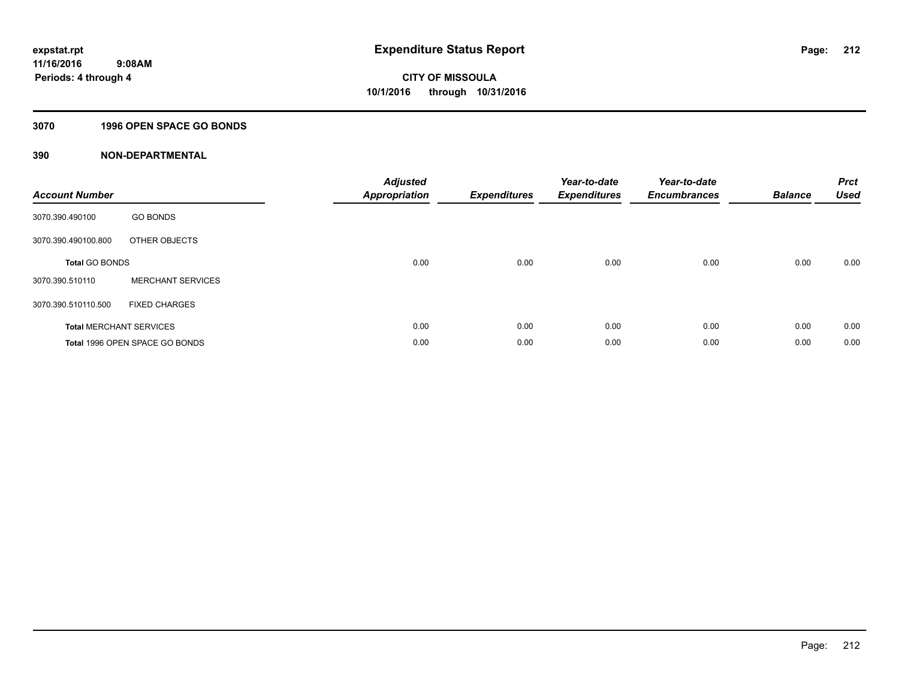expstat.rpt
11/16/2016 9:08AM
Periods: 4 through 4

# Expenditure Status Report

CITY OF MISSOULA
10/1/2016 through 10/31/2016

## 3070 1996 OPEN SPACE GO BONDS

## 390 NON-DEPARTMENTAL

| Account Number | | Adjusted Appropriation | Expenditures | Year-to-date Expenditures | Year-to-date Encumbrances | Balance | Prct Used |
|---|---|---|---|---|---|---|---|
| 3070.390.490100 | GO BONDS | | | | | | |
| 3070.390.490100.800 | OTHER OBJECTS | | | | | | |
| **Total** GO BONDS | | 0.00 | 0.00 | 0.00 | 0.00 | 0.00 | 0.00 |
| 3070.390.510110 | MERCHANT SERVICES | | | | | | |
| 3070.390.510110.500 | FIXED CHARGES | | | | | | |
| **Total** MERCHANT SERVICES | | 0.00 | 0.00 | 0.00 | 0.00 | 0.00 | 0.00 |
| **Total** 1996 OPEN SPACE GO BONDS | | 0.00 | 0.00 | 0.00 | 0.00 | 0.00 | 0.00 |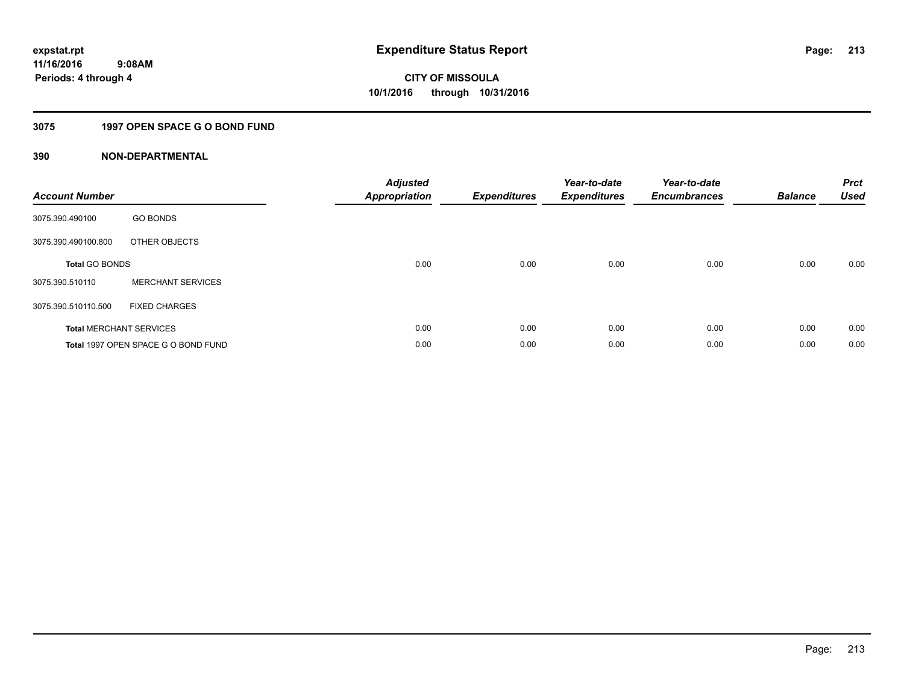expstat.rpt
11/16/2016 9:08AM
Periods: 4 through 4

# Expenditure Status Report

CITY OF MISSOULA
10/1/2016 through 10/31/2016

## 3075 1997 OPEN SPACE G O BOND FUND

### 390 NON-DEPARTMENTAL

| Account Number | | Adjusted Appropriation | Expenditures | Year-to-date Expenditures | Year-to-date Encumbrances | Balance | Prct Used |
|---|---|---|---|---|---|---|---|
| 3075.390.490100 | GO BONDS | | | | | | |
| 3075.390.490100.800 | OTHER OBJECTS | | | | | | |
| **Total** GO BONDS | | 0.00 | 0.00 | 0.00 | 0.00 | 0.00 | 0.00 |
| 3075.390.510110 | MERCHANT SERVICES | | | | | | |
| 3075.390.510110.500 | FIXED CHARGES | | | | | | |
| **Total** MERCHANT SERVICES | | 0.00 | 0.00 | 0.00 | 0.00 | 0.00 | 0.00 |
| **Total** 1997 OPEN SPACE G O BOND FUND | | 0.00 | 0.00 | 0.00 | 0.00 | 0.00 | 0.00 |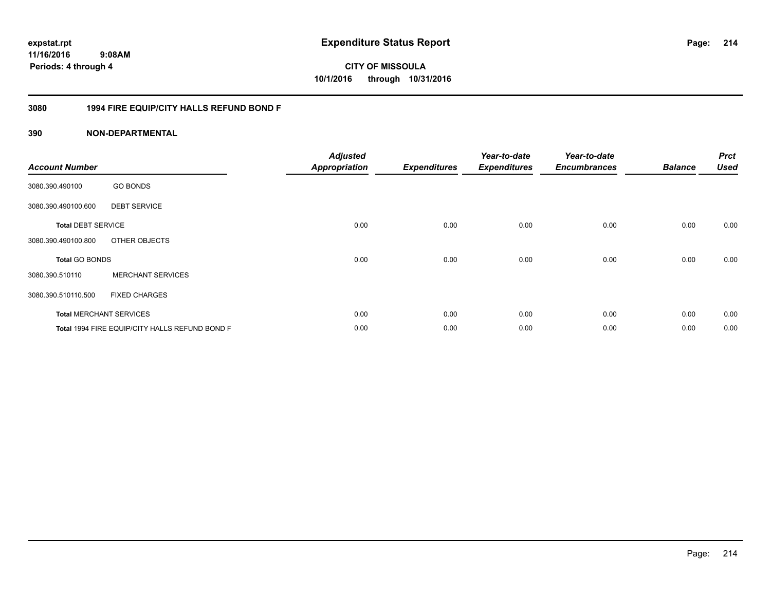**expstat.rpt**
**11/16/2016 9:08AM**
**Periods: 4 through 4**

# Expenditure Status Report

**CITY OF MISSOULA**
**10/1/2016 through 10/31/2016**

## 3080 1994 FIRE EQUIP/CITY HALLS REFUND BOND F

## 390 NON-DEPARTMENTAL

| Account Number | | Adjusted Appropriation | Expenditures | Year-to-date Expenditures | Year-to-date Encumbrances | Balance | Prct Used |
|---|---|---|---|---|---|---|---|
| 3080.390.490100 | GO BONDS | | | | | | |
| 3080.390.490100.600 | DEBT SERVICE | | | | | | |
| **Total** DEBT SERVICE | | 0.00 | 0.00 | 0.00 | 0.00 | 0.00 | 0.00 |
| 3080.390.490100.800 | OTHER OBJECTS | | | | | | |
| **Total** GO BONDS | | 0.00 | 0.00 | 0.00 | 0.00 | 0.00 | 0.00 |
| 3080.390.510110 | MERCHANT SERVICES | | | | | | |
| 3080.390.510110.500 | FIXED CHARGES | | | | | | |
| **Total** MERCHANT SERVICES | | 0.00 | 0.00 | 0.00 | 0.00 | 0.00 | 0.00 |
| **Total** 1994 FIRE EQUIP/CITY HALLS REFUND BOND F | | 0.00 | 0.00 | 0.00 | 0.00 | 0.00 | 0.00 |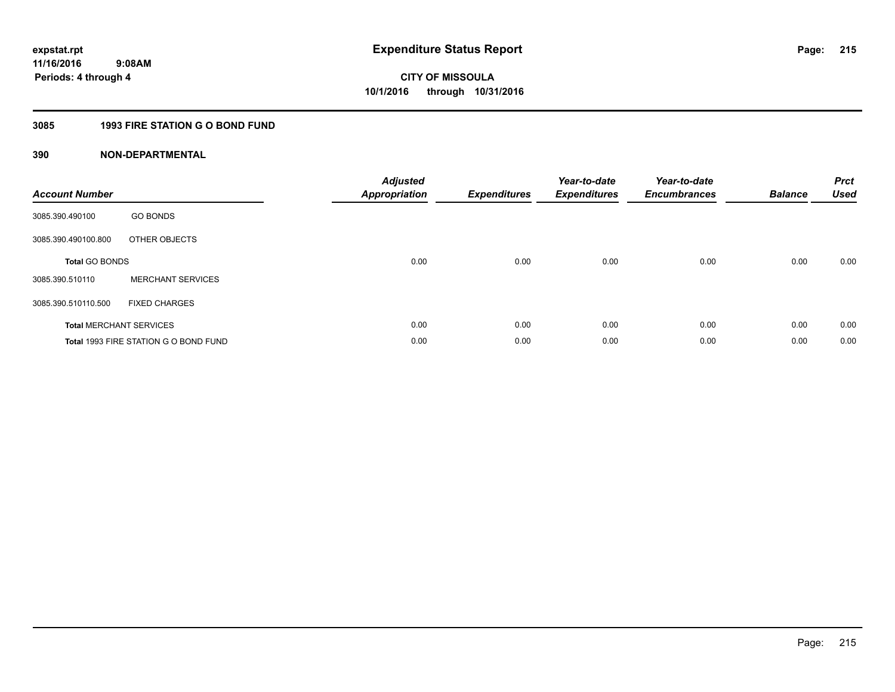**expstat.rpt**
**11/16/2016 9:08AM**
**Periods: 4 through 4**

# Expenditure Status Report

**CITY OF MISSOULA**
**10/1/2016 through 10/31/2016**

## 3085 1993 FIRE STATION G O BOND FUND

### 390 NON-DEPARTMENTAL

| Account Number | | Adjusted Appropriation | Expenditures | Year-to-date Expenditures | Year-to-date Encumbrances | Balance | Prct Used |
|---|---|---|---|---|---|---|---|
| 3085.390.490100 | GO BONDS | | | | | | |
| 3085.390.490100.800 | OTHER OBJECTS | | | | | | |
| **Total** GO BONDS | | 0.00 | 0.00 | 0.00 | 0.00 | 0.00 | 0.00 |
| 3085.390.510110 | MERCHANT SERVICES | | | | | | |
| 3085.390.510110.500 | FIXED CHARGES | | | | | | |
| **Total** MERCHANT SERVICES | | 0.00 | 0.00 | 0.00 | 0.00 | 0.00 | 0.00 |
| **Total** 1993 FIRE STATION G O BOND FUND | | 0.00 | 0.00 | 0.00 | 0.00 | 0.00 | 0.00 |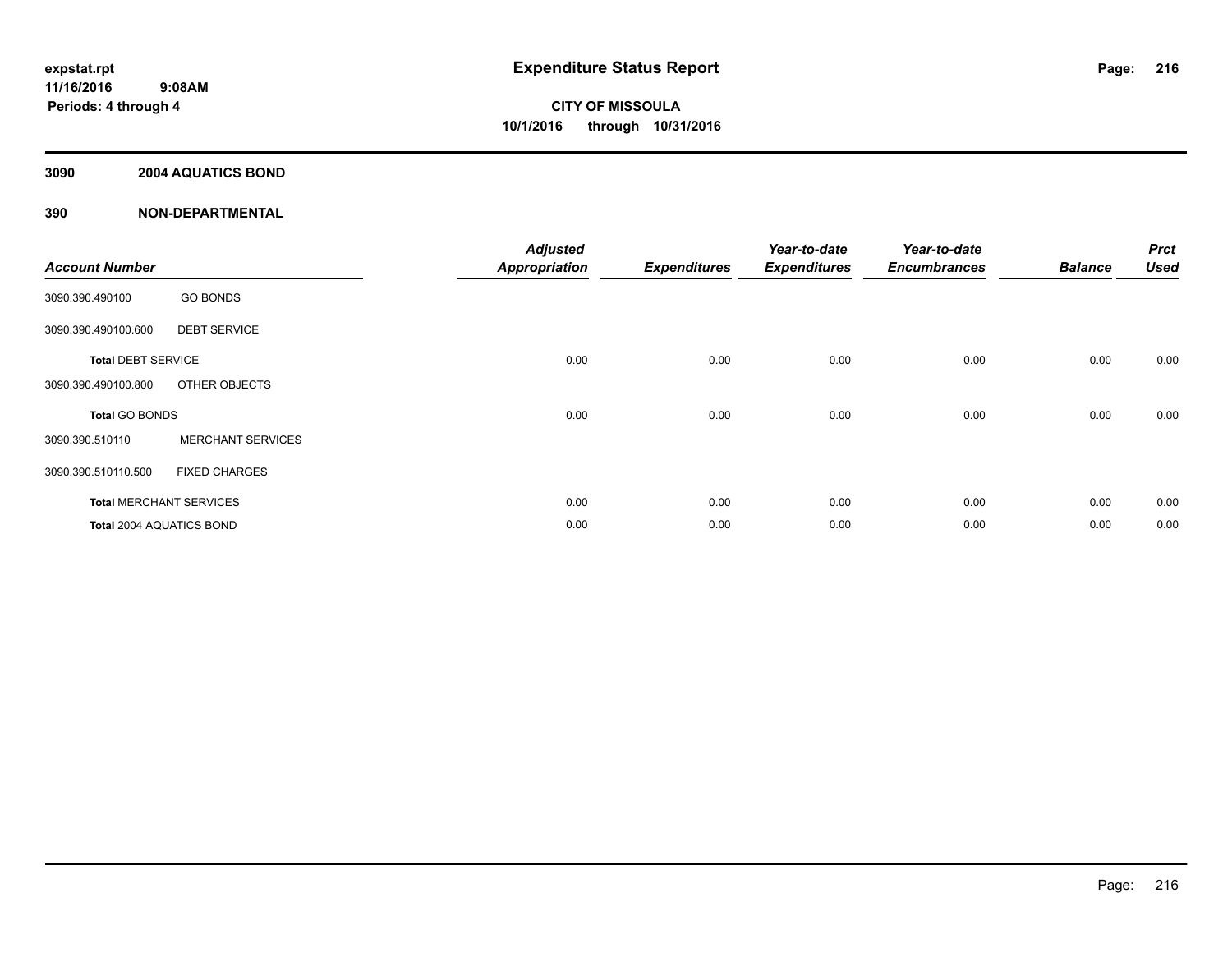# Expenditure Status Report

**expstat.rpt**
**11/16/2016 9:08AM**
**Periods: 4 through 4**

**CITY OF MISSOULA**
**10/1/2016 through 10/31/2016**

## 3090 2004 AQUATICS BOND

## 390 NON-DEPARTMENTAL

| Account Number | | Adjusted Appropriation | Expenditures | Year-to-date Expenditures | Year-to-date Encumbrances | Balance | Prct Used |
|---|---|---|---|---|---|---|---|
| 3090.390.490100 | GO BONDS | | | | | | |
| 3090.390.490100.600 | DEBT SERVICE | | | | | | |
| **Total** DEBT SERVICE | | 0.00 | 0.00 | 0.00 | 0.00 | 0.00 | 0.00 |
| 3090.390.490100.800 | OTHER OBJECTS | | | | | | |
| **Total** GO BONDS | | 0.00 | 0.00 | 0.00 | 0.00 | 0.00 | 0.00 |
| 3090.390.510110 | MERCHANT SERVICES | | | | | | |
| 3090.390.510110.500 | FIXED CHARGES | | | | | | |
| **Total** MERCHANT SERVICES | | 0.00 | 0.00 | 0.00 | 0.00 | 0.00 | 0.00 |
| **Total** 2004 AQUATICS BOND | | 0.00 | 0.00 | 0.00 | 0.00 | 0.00 | 0.00 |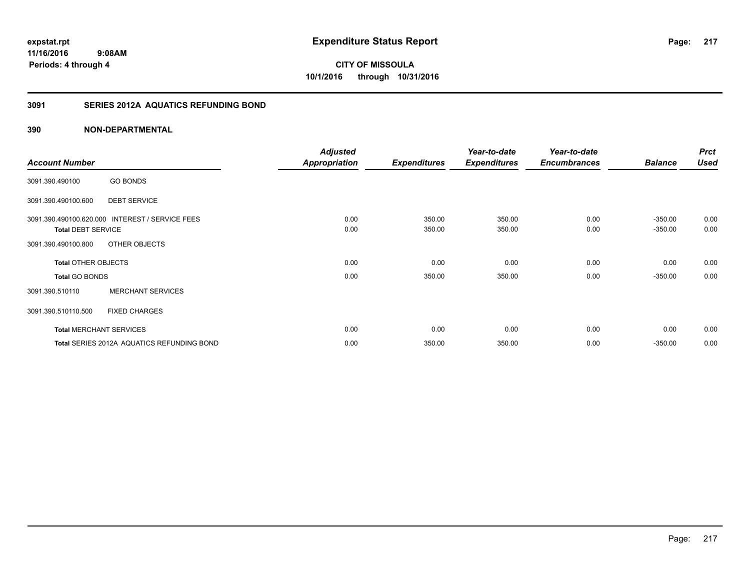# Expenditure Status Report

**CITY OF MISSOULA**

**10/1/2016 through 10/31/2016**

expstat.rpt
11/16/2016 9:08AM
Periods: 4 through 4

## 3091 SERIES 2012A AQUATICS REFUNDING BOND

## 390 NON-DEPARTMENTAL

| Account Number | | Adjusted Appropriation | Expenditures | Year-to-date Expenditures | Year-to-date Encumbrances | Balance | Prct Used |
|---|---|---|---|---|---|---|---|
| 3091.390.490100 | GO BONDS | | | | | | |
| 3091.390.490100.600 | DEBT SERVICE | | | | | | |
| 3091.390.490100.620.000 | INTEREST / SERVICE FEES | 0.00 | 350.00 | 350.00 | 0.00 | -350.00 | 0.00 |
| **Total** DEBT SERVICE | | 0.00 | 350.00 | 350.00 | 0.00 | -350.00 | 0.00 |
| 3091.390.490100.800 | OTHER OBJECTS | | | | | | |
| **Total** OTHER OBJECTS | | 0.00 | 0.00 | 0.00 | 0.00 | 0.00 | 0.00 |
| **Total** GO BONDS | | 0.00 | 350.00 | 350.00 | 0.00 | -350.00 | 0.00 |
| 3091.390.510110 | MERCHANT SERVICES | | | | | | |
| 3091.390.510110.500 | FIXED CHARGES | | | | | | |
| **Total** MERCHANT SERVICES | | 0.00 | 0.00 | 0.00 | 0.00 | 0.00 | 0.00 |
| **Total** SERIES 2012A AQUATICS REFUNDING BOND | | 0.00 | 350.00 | 350.00 | 0.00 | -350.00 | 0.00 |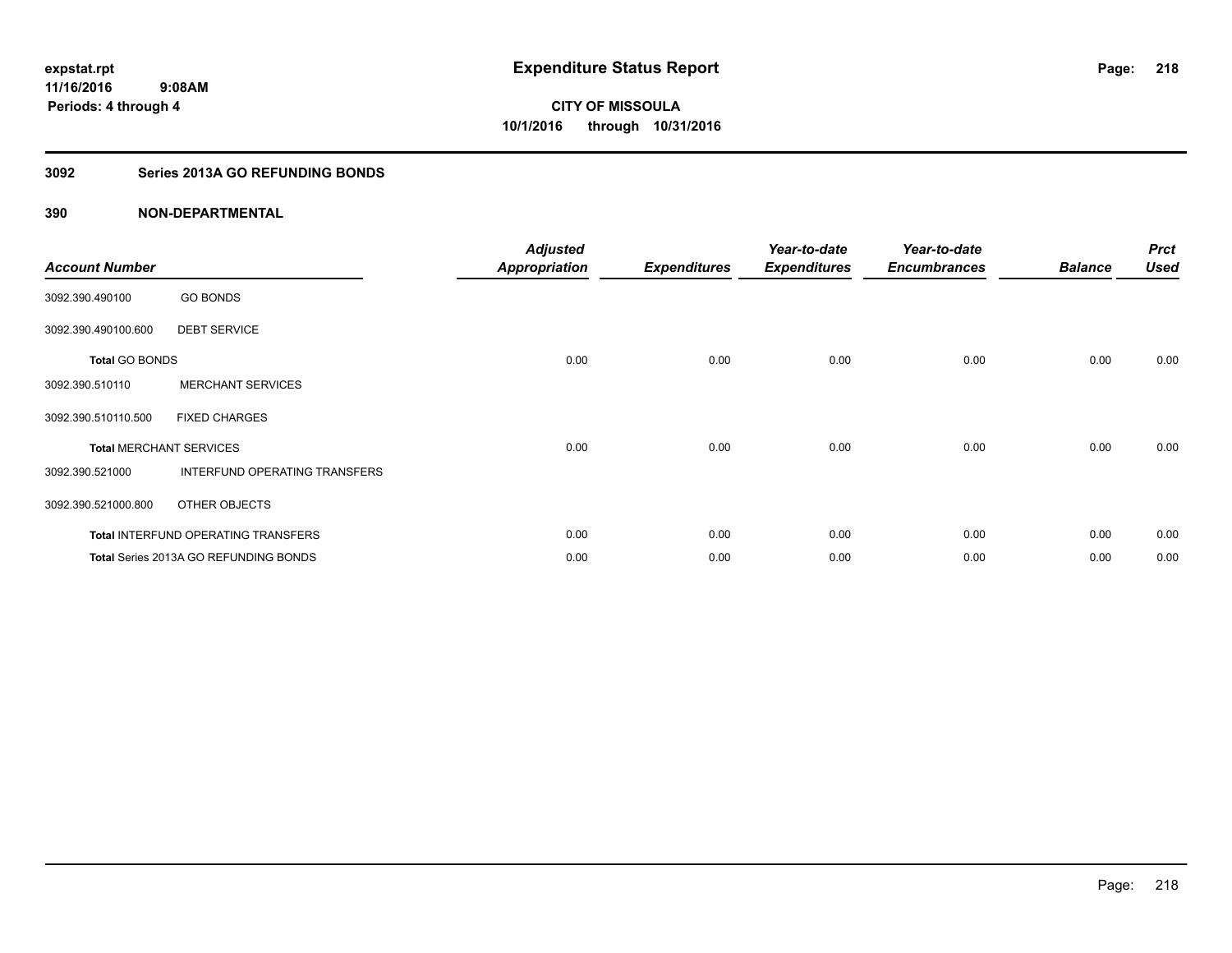**expstat.rpt**
**11/16/2016 9:08AM**
**Periods: 4 through 4**

# Expenditure Status Report

**CITY OF MISSOULA**
**10/1/2016 through 10/31/2016**

## 3092 Series 2013A GO REFUNDING BONDS

## 390 NON-DEPARTMENTAL

| Account Number | | Adjusted Appropriation | Expenditures | Year-to-date Expenditures | Year-to-date Encumbrances | Balance | Prct Used |
|---|---|---|---|---|---|---|---|
| 3092.390.490100 | GO BONDS | | | | | | |
| 3092.390.490100.600 | DEBT SERVICE | | | | | | |
| **Total** GO BONDS | | 0.00 | 0.00 | 0.00 | 0.00 | 0.00 | 0.00 |
| 3092.390.510110 | MERCHANT SERVICES | | | | | | |
| 3092.390.510110.500 | FIXED CHARGES | | | | | | |
| **Total** MERCHANT SERVICES | | 0.00 | 0.00 | 0.00 | 0.00 | 0.00 | 0.00 |
| 3092.390.521000 | INTERFUND OPERATING TRANSFERS | | | | | | |
| 3092.390.521000.800 | OTHER OBJECTS | | | | | | |
| **Total** INTERFUND OPERATING TRANSFERS | | 0.00 | 0.00 | 0.00 | 0.00 | 0.00 | 0.00 |
| **Total** Series 2013A GO REFUNDING BONDS | | 0.00 | 0.00 | 0.00 | 0.00 | 0.00 | 0.00 |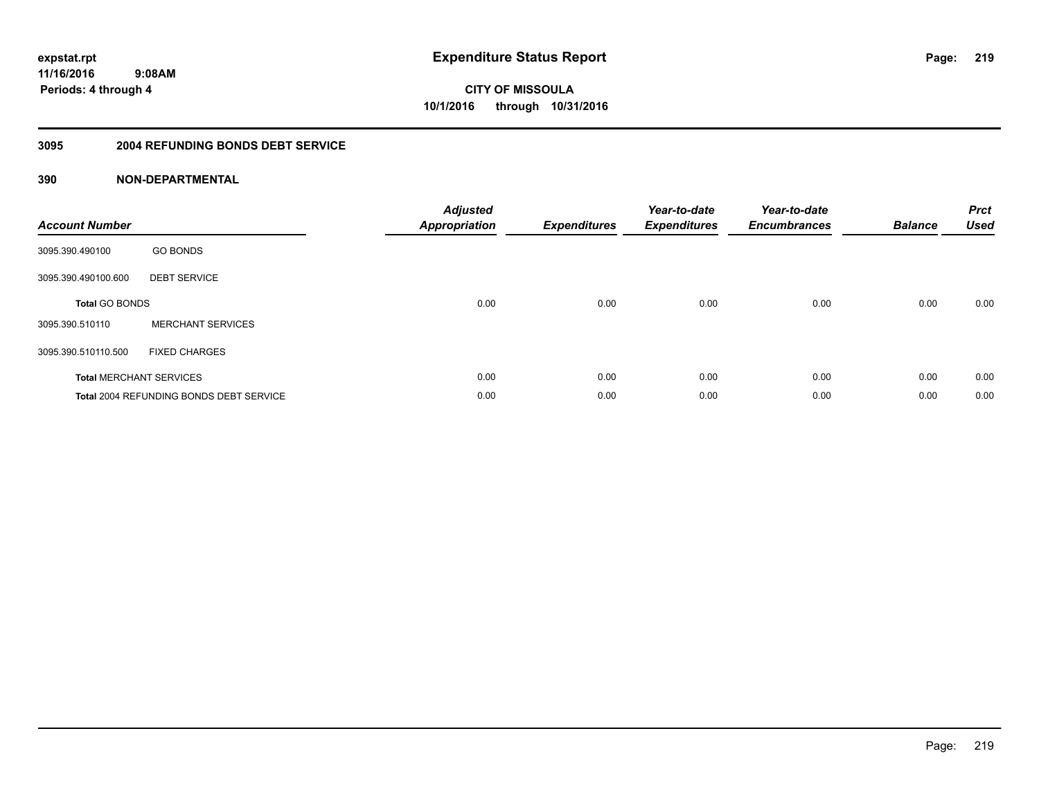**expstat.rpt**
**11/16/2016 9:08AM**
**Periods: 4 through 4**

# Expenditure Status Report

**CITY OF MISSOULA**
**10/1/2016 through 10/31/2016**

## 3095 2004 REFUNDING BONDS DEBT SERVICE

## 390 NON-DEPARTMENTAL

| Account Number | | Adjusted Appropriation | Expenditures | Year-to-date Expenditures | Year-to-date Encumbrances | Balance | Prct Used |
|---|---|---|---|---|---|---|---|
| 3095.390.490100 | GO BONDS | | | | | | |
| 3095.390.490100.600 | DEBT SERVICE | | | | | | |
| **Total** GO BONDS | | 0.00 | 0.00 | 0.00 | 0.00 | 0.00 | 0.00 |
| 3095.390.510110 | MERCHANT SERVICES | | | | | | |
| 3095.390.510110.500 | FIXED CHARGES | | | | | | |
| **Total** MERCHANT SERVICES | | 0.00 | 0.00 | 0.00 | 0.00 | 0.00 | 0.00 |
| **Total** 2004 REFUNDING BONDS DEBT SERVICE | | 0.00 | 0.00 | 0.00 | 0.00 | 0.00 | 0.00 |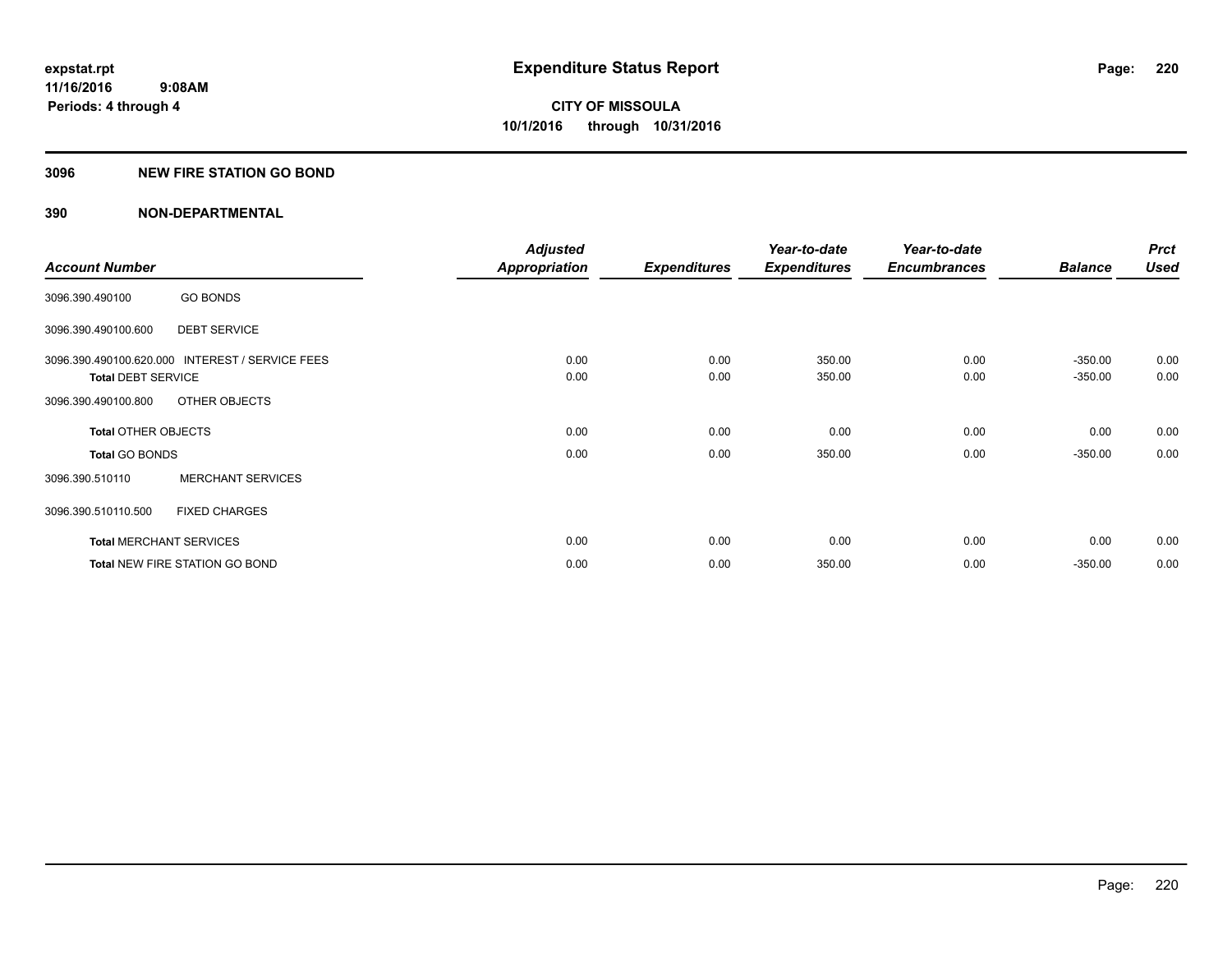**expstat.rpt**
**11/16/2016 9:08AM**
**Periods: 4 through 4**

# Expenditure Status Report

**CITY OF MISSOULA**
**10/1/2016 through 10/31/2016**

## 3096 NEW FIRE STATION GO BOND

## 390 NON-DEPARTMENTAL

| Account Number | | Adjusted Appropriation | Expenditures | Year-to-date Expenditures | Year-to-date Encumbrances | Balance | Prct Used |
|---|---|---|---|---|---|---|---|
| 3096.390.490100 | GO BONDS | | | | | | |
| 3096.390.490100.600 | DEBT SERVICE | | | | | | |
| 3096.390.490100.620.000 | INTEREST / SERVICE FEES | 0.00 | 0.00 | 350.00 | 0.00 | -350.00 | 0.00 |
| **Total** DEBT SERVICE | | 0.00 | 0.00 | 350.00 | 0.00 | -350.00 | 0.00 |
| 3096.390.490100.800 | OTHER OBJECTS | | | | | | |
| **Total** OTHER OBJECTS | | 0.00 | 0.00 | 0.00 | 0.00 | 0.00 | 0.00 |
| **Total** GO BONDS | | 0.00 | 0.00 | 350.00 | 0.00 | -350.00 | 0.00 |
| 3096.390.510110 | MERCHANT SERVICES | | | | | | |
| 3096.390.510110.500 | FIXED CHARGES | | | | | | |
| **Total** MERCHANT SERVICES | | 0.00 | 0.00 | 0.00 | 0.00 | 0.00 | 0.00 |
| **Total** NEW FIRE STATION GO BOND | | 0.00 | 0.00 | 350.00 | 0.00 | -350.00 | 0.00 |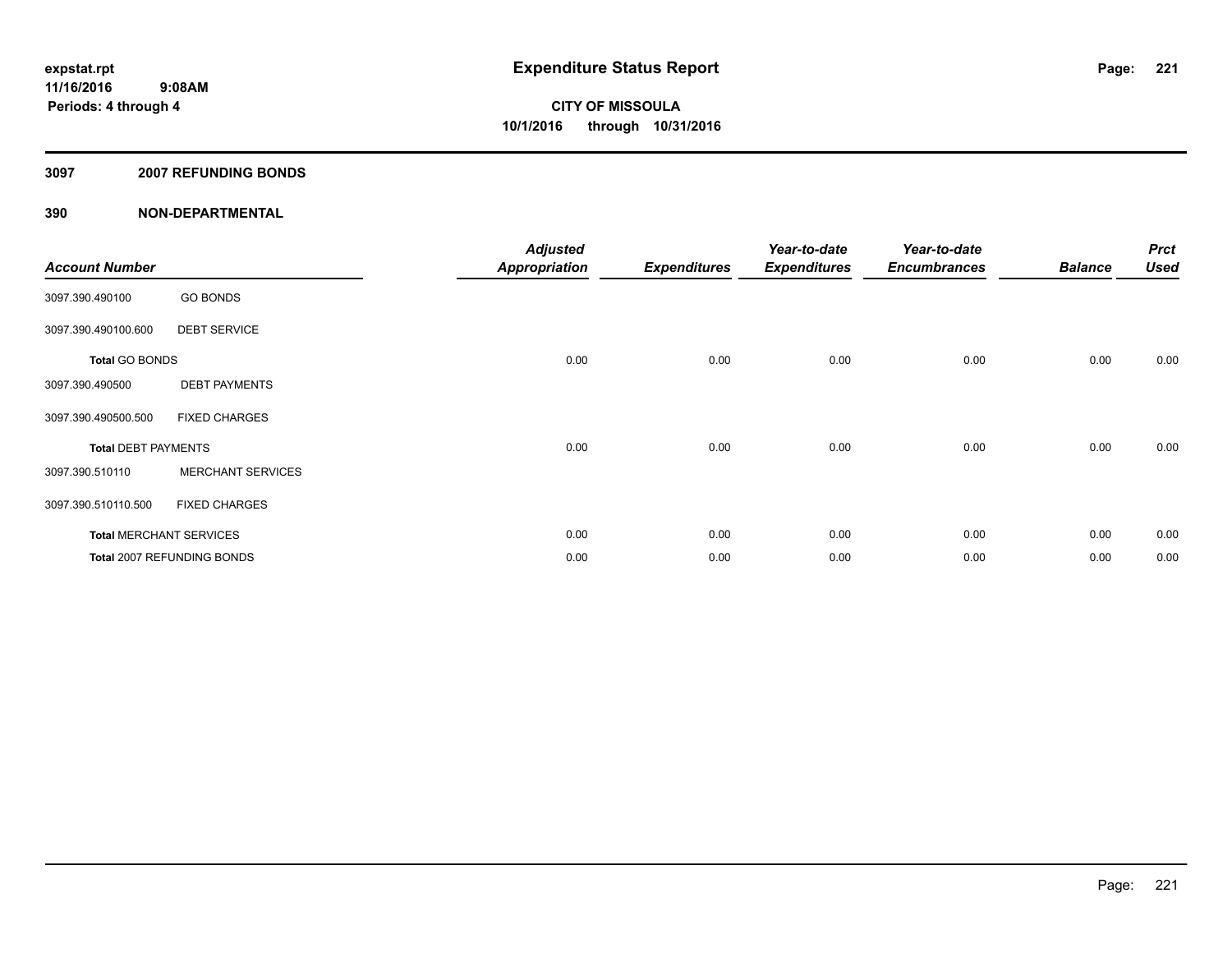**expstat.rpt**
**11/16/2016 9:08AM**
**Periods: 4 through 4**

# Expenditure Status Report

**CITY OF MISSOULA**
**10/1/2016 through 10/31/2016**

## 3097 2007 REFUNDING BONDS

## 390 NON-DEPARTMENTAL

| Account Number | | Adjusted Appropriation | Expenditures | Year-to-date Expenditures | Year-to-date Encumbrances | Balance | Prct Used |
|---|---|---|---|---|---|---|---|
| 3097.390.490100 | GO BONDS | | | | | | |
| 3097.390.490100.600 | DEBT SERVICE | | | | | | |
| **Total** GO BONDS | | 0.00 | 0.00 | 0.00 | 0.00 | 0.00 | 0.00 |
| 3097.390.490500 | DEBT PAYMENTS | | | | | | |
| 3097.390.490500.500 | FIXED CHARGES | | | | | | |
| **Total** DEBT PAYMENTS | | 0.00 | 0.00 | 0.00 | 0.00 | 0.00 | 0.00 |
| 3097.390.510110 | MERCHANT SERVICES | | | | | | |
| 3097.390.510110.500 | FIXED CHARGES | | | | | | |
| **Total** MERCHANT SERVICES | | 0.00 | 0.00 | 0.00 | 0.00 | 0.00 | 0.00 |
| **Total** 2007 REFUNDING BONDS | | 0.00 | 0.00 | 0.00 | 0.00 | 0.00 | 0.00 |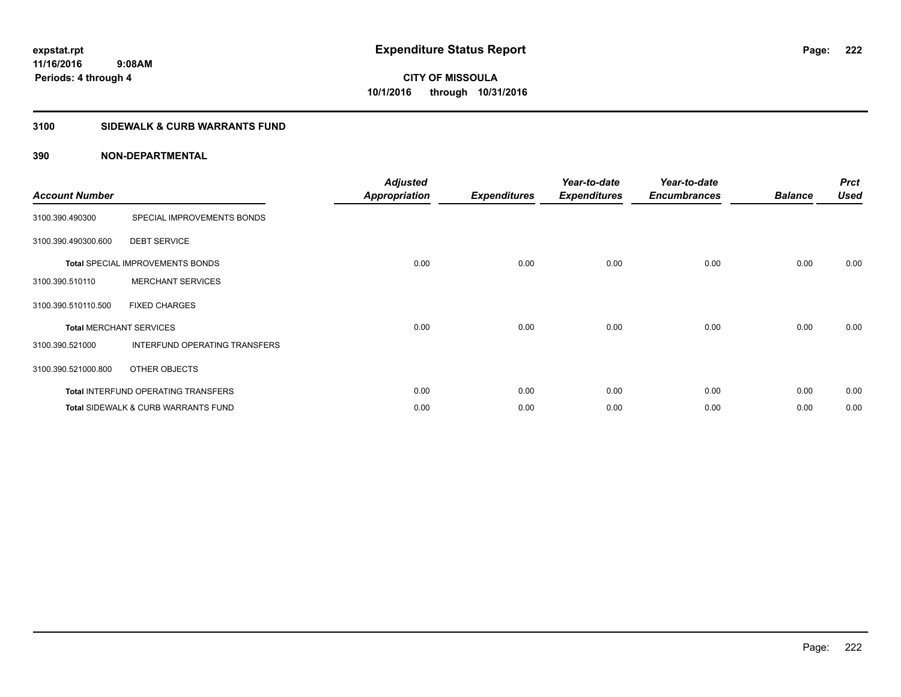**expstat.rpt**
**11/16/2016 9:08AM**
**Periods: 4 through 4**

# Expenditure Status Report

**CITY OF MISSOULA**
**10/1/2016 through 10/31/2016**

## 3100 SIDEWALK & CURB WARRANTS FUND

## 390 NON-DEPARTMENTAL

| Account Number | | Adjusted Appropriation | Expenditures | Year-to-date Expenditures | Year-to-date Encumbrances | Balance | Prct Used |
|---|---|---|---|---|---|---|---|
| 3100.390.490300 | SPECIAL IMPROVEMENTS BONDS | | | | | | |
| 3100.390.490300.600 | DEBT SERVICE | | | | | | |
| **Total** SPECIAL IMPROVEMENTS BONDS | | 0.00 | 0.00 | 0.00 | 0.00 | 0.00 | 0.00 |
| 3100.390.510110 | MERCHANT SERVICES | | | | | | |
| 3100.390.510110.500 | FIXED CHARGES | | | | | | |
| **Total** MERCHANT SERVICES | | 0.00 | 0.00 | 0.00 | 0.00 | 0.00 | 0.00 |
| 3100.390.521000 | INTERFUND OPERATING TRANSFERS | | | | | | |
| 3100.390.521000.800 | OTHER OBJECTS | | | | | | |
| **Total** INTERFUND OPERATING TRANSFERS | | 0.00 | 0.00 | 0.00 | 0.00 | 0.00 | 0.00 |
| **Total** SIDEWALK & CURB WARRANTS FUND | | 0.00 | 0.00 | 0.00 | 0.00 | 0.00 | 0.00 |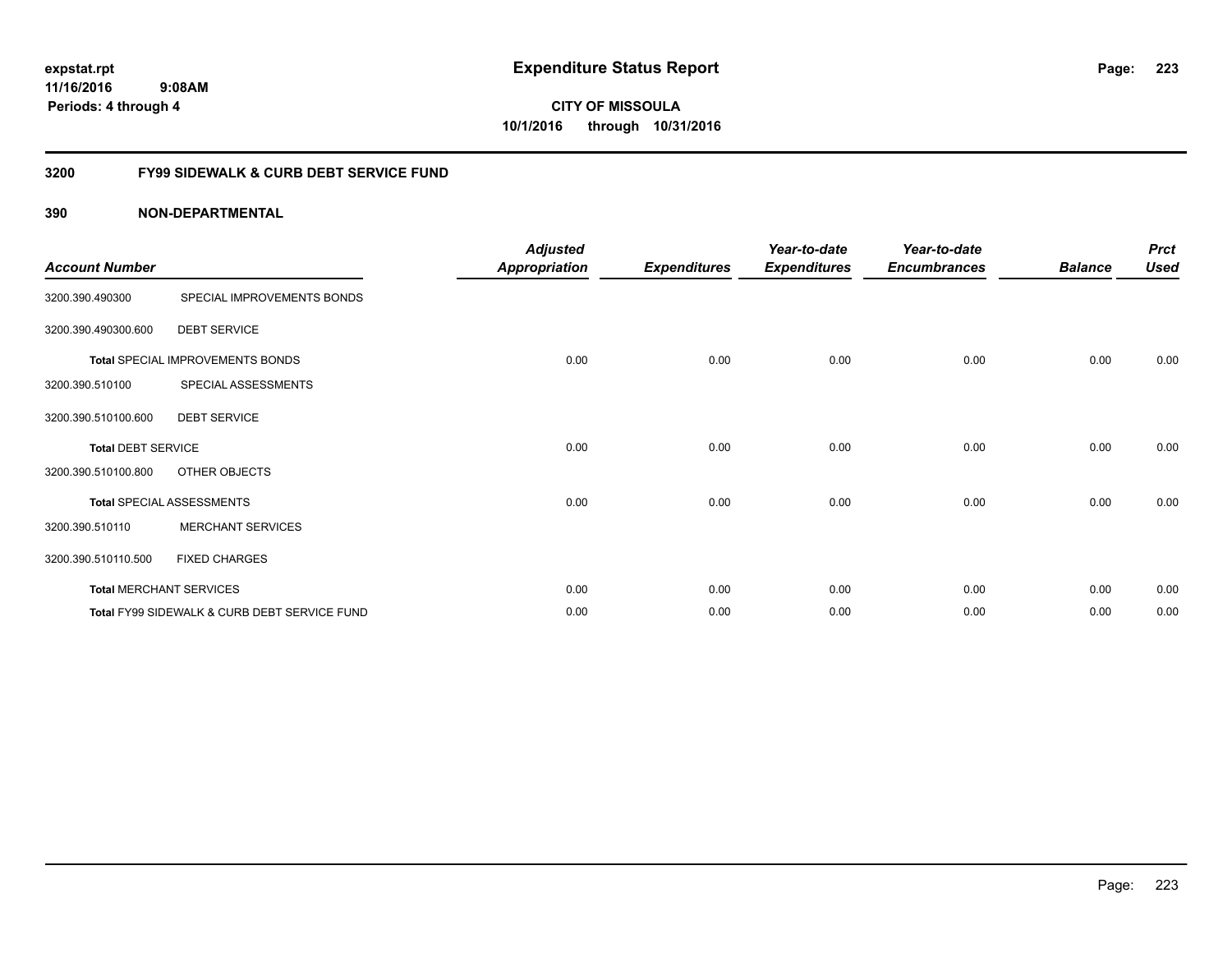**expstat.rpt**
**11/16/2016 9:08AM**
**Periods: 4 through 4**

# Expenditure Status Report

**CITY OF MISSOULA**
**10/1/2016 through 10/31/2016**

## 3200 FY99 SIDEWALK & CURB DEBT SERVICE FUND

### 390 NON-DEPARTMENTAL

| Account Number | | Adjusted Appropriation | Expenditures | Year-to-date Expenditures | Year-to-date Encumbrances | Balance | Prct Used |
|---|---|---|---|---|---|---|---|
| 3200.390.490300 | SPECIAL IMPROVEMENTS BONDS | | | | | | |
| 3200.390.490300.600 | DEBT SERVICE | | | | | | |
| **Total** SPECIAL IMPROVEMENTS BONDS | | 0.00 | 0.00 | 0.00 | 0.00 | 0.00 | 0.00 |
| 3200.390.510100 | SPECIAL ASSESSMENTS | | | | | | |
| 3200.390.510100.600 | DEBT SERVICE | | | | | | |
| **Total** DEBT SERVICE | | 0.00 | 0.00 | 0.00 | 0.00 | 0.00 | 0.00 |
| 3200.390.510100.800 | OTHER OBJECTS | | | | | | |
| **Total** SPECIAL ASSESSMENTS | | 0.00 | 0.00 | 0.00 | 0.00 | 0.00 | 0.00 |
| 3200.390.510110 | MERCHANT SERVICES | | | | | | |
| 3200.390.510110.500 | FIXED CHARGES | | | | | | |
| **Total** MERCHANT SERVICES | | 0.00 | 0.00 | 0.00 | 0.00 | 0.00 | 0.00 |
| **Total** FY99 SIDEWALK & CURB DEBT SERVICE FUND | | 0.00 | 0.00 | 0.00 | 0.00 | 0.00 | 0.00 |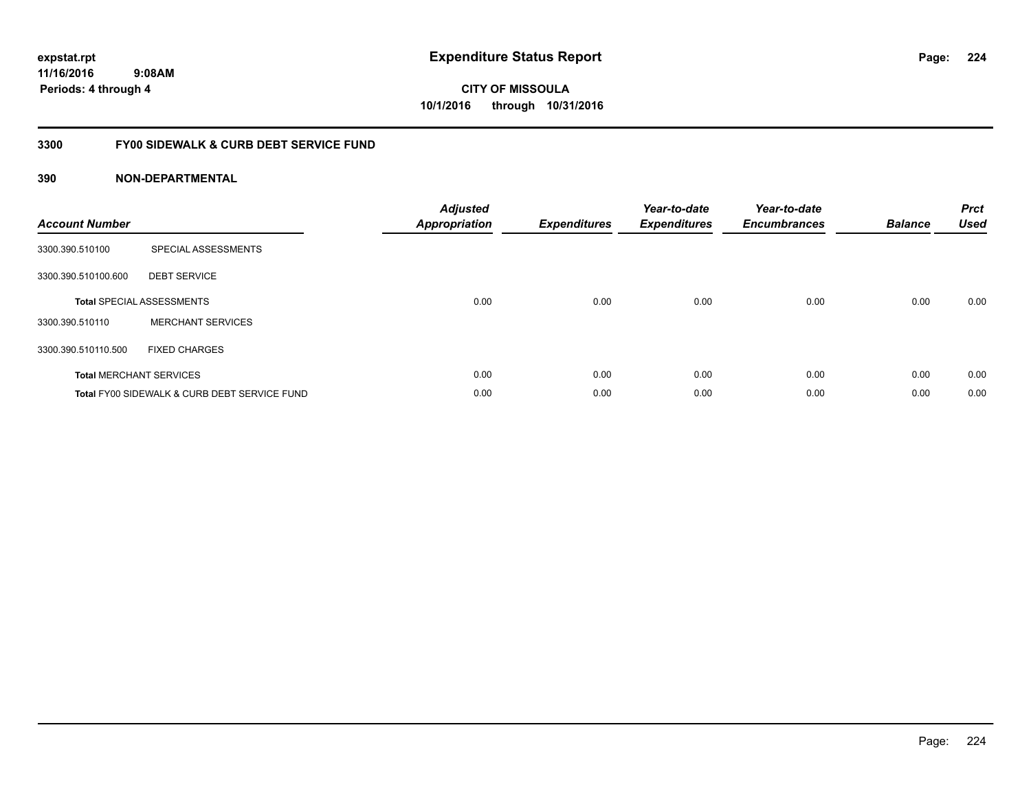# Expenditure Status Report

expstat.rpt
11/16/2016 9:08AM
Periods: 4 through 4

**CITY OF MISSOULA**
**10/1/2016 through 10/31/2016**

## 3300 FY00 SIDEWALK & CURB DEBT SERVICE FUND

### 390 NON-DEPARTMENTAL

| Account Number | | Adjusted Appropriation | Expenditures | Year-to-date Expenditures | Year-to-date Encumbrances | Balance | Prct Used |
|---|---|---|---|---|---|---|---|
| 3300.390.510100 | SPECIAL ASSESSMENTS | | | | | | |
| 3300.390.510100.600 | DEBT SERVICE | | | | | | |
| **Total** SPECIAL ASSESSMENTS | | 0.00 | 0.00 | 0.00 | 0.00 | 0.00 | 0.00 |
| 3300.390.510110 | MERCHANT SERVICES | | | | | | |
| 3300.390.510110.500 | FIXED CHARGES | | | | | | |
| **Total** MERCHANT SERVICES | | 0.00 | 0.00 | 0.00 | 0.00 | 0.00 | 0.00 |
| **Total** FY00 SIDEWALK & CURB DEBT SERVICE FUND | | 0.00 | 0.00 | 0.00 | 0.00 | 0.00 | 0.00 |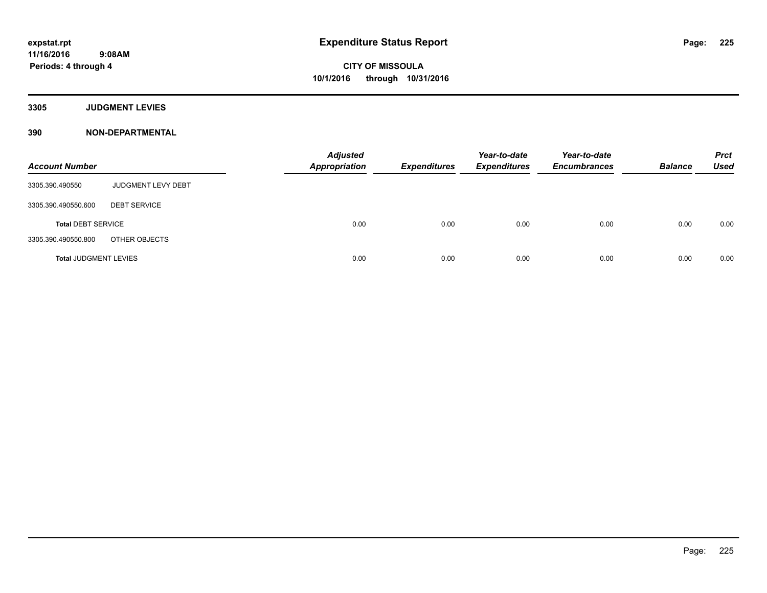expstat.rpt
11/16/2016 9:08AM
Periods: 4 through 4

# Expenditure Status Report

CITY OF MISSOULA
10/1/2016 through 10/31/2016

### 3305 JUDGMENT LEVIES

### 390 NON-DEPARTMENTAL

| Account Number | | Adjusted Appropriation | Expenditures | Year-to-date Expenditures | Year-to-date Encumbrances | Balance | Prct Used |
|---|---|---|---|---|---|---|---|
| 3305.390.490550 | JUDGMENT LEVY DEBT | | | | | | |
| 3305.390.490550.600 | DEBT SERVICE | | | | | | |
| **Total** DEBT SERVICE | | 0.00 | 0.00 | 0.00 | 0.00 | 0.00 | 0.00 |
| 3305.390.490550.800 | OTHER OBJECTS | | | | | | |
| **Total** JUDGMENT LEVIES | | 0.00 | 0.00 | 0.00 | 0.00 | 0.00 | 0.00 |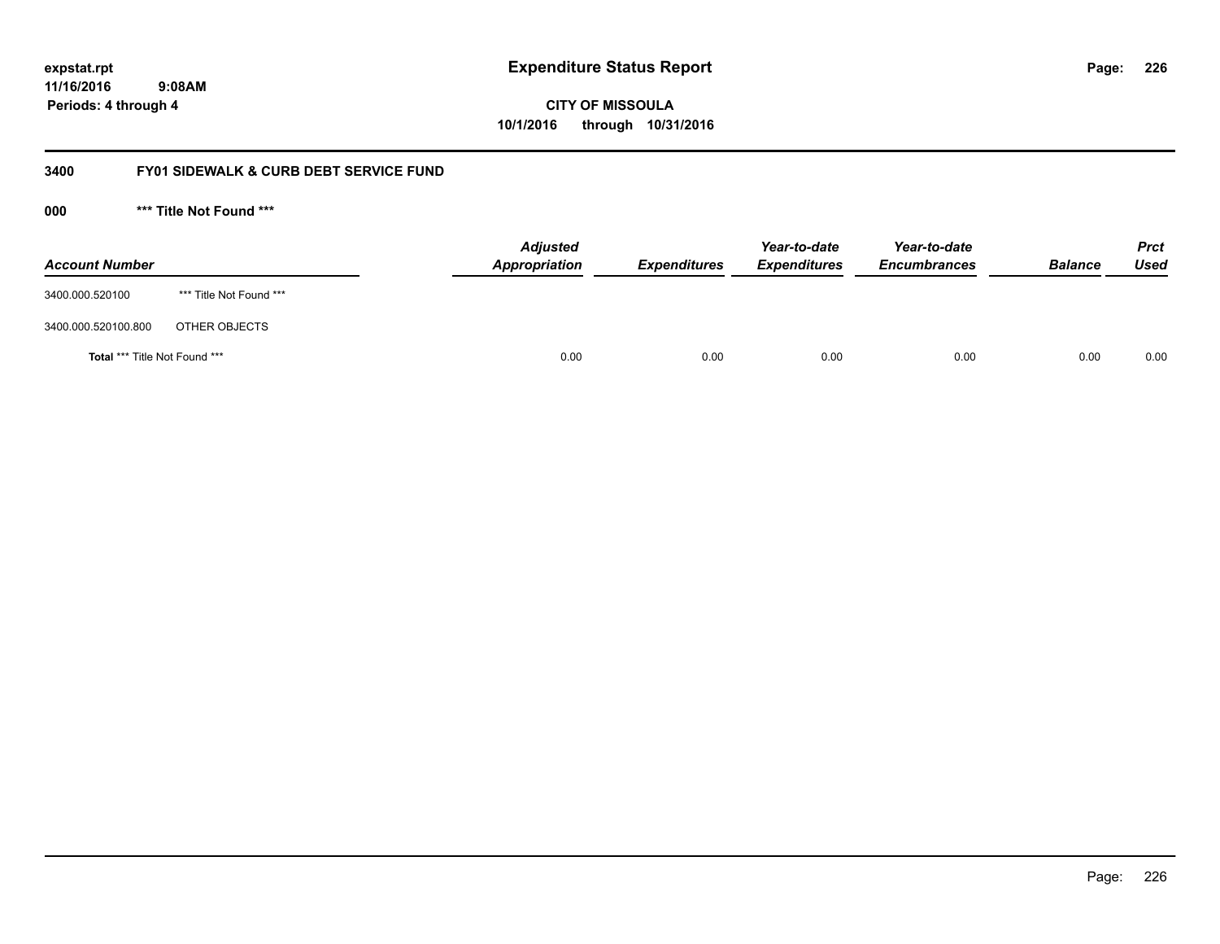expstat.rpt
11/16/2016 9:08AM
Periods: 4 through 4

# Expenditure Status Report

CITY OF MISSOULA
10/1/2016 through 10/31/2016

## 3400 FY01 SIDEWALK & CURB DEBT SERVICE FUND

### 000 *** Title Not Found ***

| Account Number | | Adjusted Appropriation | Expenditures | Year-to-date Expenditures | Year-to-date Encumbrances | Balance | Prct Used |
|---|---|---|---|---|---|---|---|
| 3400.000.520100 | *** Title Not Found *** | | | | | | |
| 3400.000.520100.800 | OTHER OBJECTS | | | | | | |
| **Total** *** Title Not Found *** | | 0.00 | 0.00 | 0.00 | 0.00 | 0.00 | 0.00 |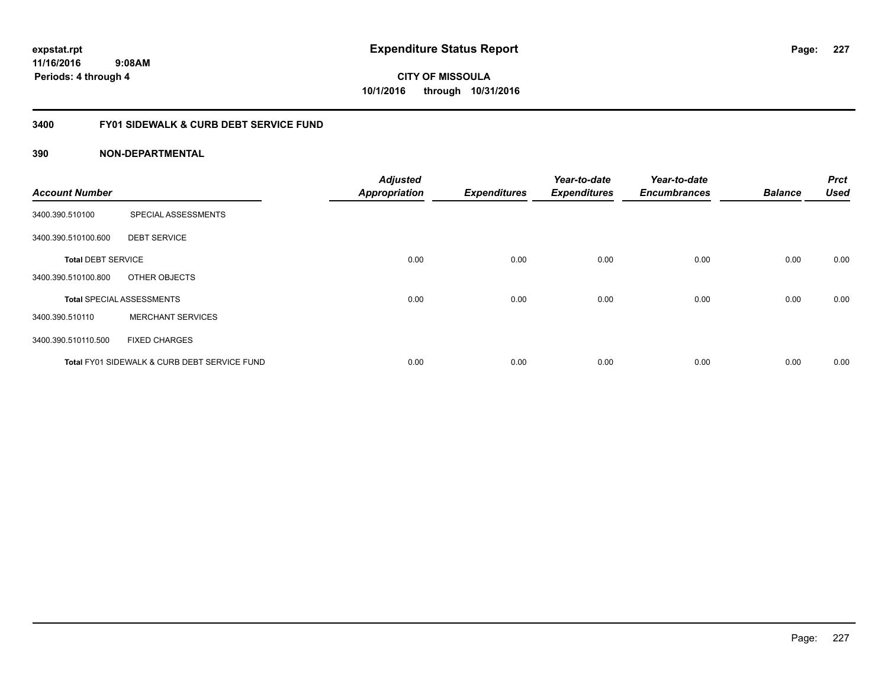**expstat.rpt**
**11/16/2016 9:08AM**
**Periods: 4 through 4**

# Expenditure Status Report

**CITY OF MISSOULA**
**10/1/2016 through 10/31/2016**

## 3400 FY01 SIDEWALK & CURB DEBT SERVICE FUND

### 390 NON-DEPARTMENTAL

| Account Number | | Adjusted Appropriation | Expenditures | Year-to-date Expenditures | Year-to-date Encumbrances | Balance | Prct Used |
|---|---|---|---|---|---|---|---|
| 3400.390.510100 | SPECIAL ASSESSMENTS | | | | | | |
| 3400.390.510100.600 | DEBT SERVICE | | | | | | |
| **Total** DEBT SERVICE | | 0.00 | 0.00 | 0.00 | 0.00 | 0.00 | 0.00 |
| 3400.390.510100.800 | OTHER OBJECTS | | | | | | |
| **Total** SPECIAL ASSESSMENTS | | 0.00 | 0.00 | 0.00 | 0.00 | 0.00 | 0.00 |
| 3400.390.510110 | MERCHANT SERVICES | | | | | | |
| 3400.390.510110.500 | FIXED CHARGES | | | | | | |
| **Total** FY01 SIDEWALK & CURB DEBT SERVICE FUND | | 0.00 | 0.00 | 0.00 | 0.00 | 0.00 | 0.00 |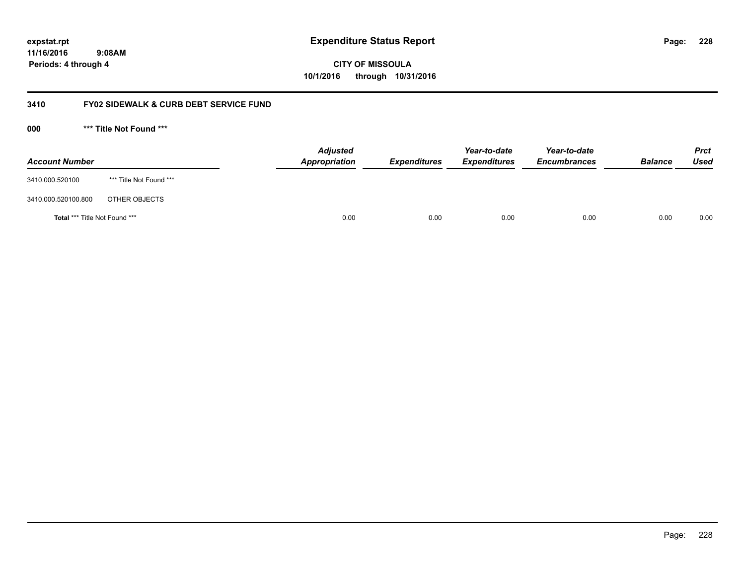# Expenditure Status Report

**CITY OF MISSOULA**

**10/1/2016 through 10/31/2016**

expstat.rpt
11/16/2016 9:08AM
Periods: 4 through 4

## 3410 FY02 SIDEWALK & CURB DEBT SERVICE FUND

### 000 *** Title Not Found ***

| Account Number | | Adjusted Appropriation | Expenditures | Year-to-date Expenditures | Year-to-date Encumbrances | Balance | Prct Used |
|---|---|---|---|---|---|---|---|
| 3410.000.520100 | *** Title Not Found *** | | | | | | |
| 3410.000.520100.800 | OTHER OBJECTS | | | | | | |
| **Total** *** Title Not Found *** | | 0.00 | 0.00 | 0.00 | 0.00 | 0.00 | 0.00 |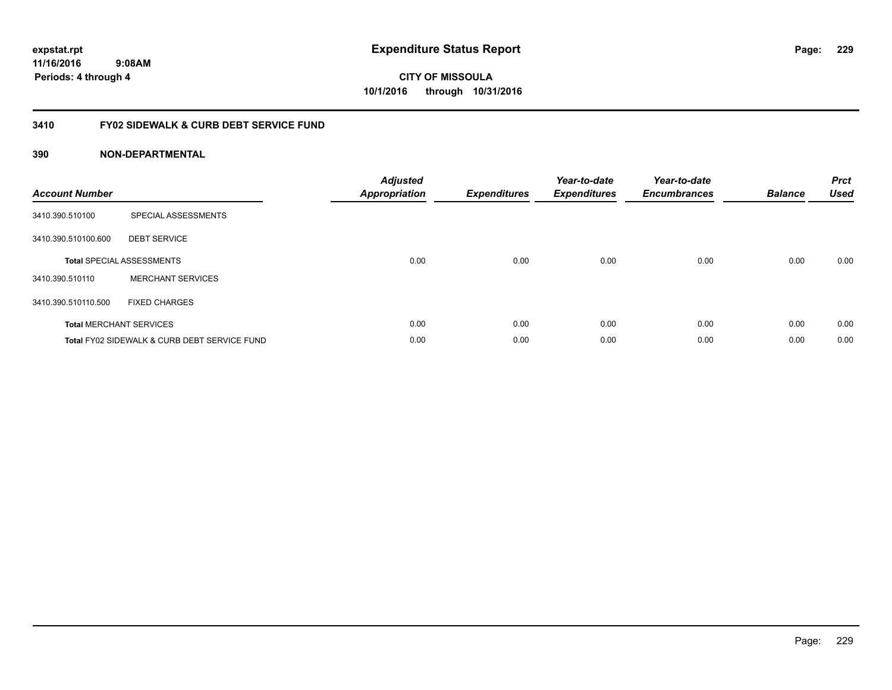# Expenditure Status Report

expstat.rpt
11/16/2016 9:08AM
Periods: 4 through 4

**CITY OF MISSOULA**
**10/1/2016 through 10/31/2016**

## 3410 FY02 SIDEWALK & CURB DEBT SERVICE FUND

### 390 NON-DEPARTMENTAL

| Account Number | | Adjusted Appropriation | Expenditures | Year-to-date Expenditures | Year-to-date Encumbrances | Balance | Prct Used |
|---|---|---|---|---|---|---|---|
| 3410.390.510100 | SPECIAL ASSESSMENTS | | | | | | |
| 3410.390.510100.600 | DEBT SERVICE | | | | | | |
| **Total** SPECIAL ASSESSMENTS | | 0.00 | 0.00 | 0.00 | 0.00 | 0.00 | 0.00 |
| 3410.390.510110 | MERCHANT SERVICES | | | | | | |
| 3410.390.510110.500 | FIXED CHARGES | | | | | | |
| **Total** MERCHANT SERVICES | | 0.00 | 0.00 | 0.00 | 0.00 | 0.00 | 0.00 |
| **Total** FY02 SIDEWALK & CURB DEBT SERVICE FUND | | 0.00 | 0.00 | 0.00 | 0.00 | 0.00 | 0.00 |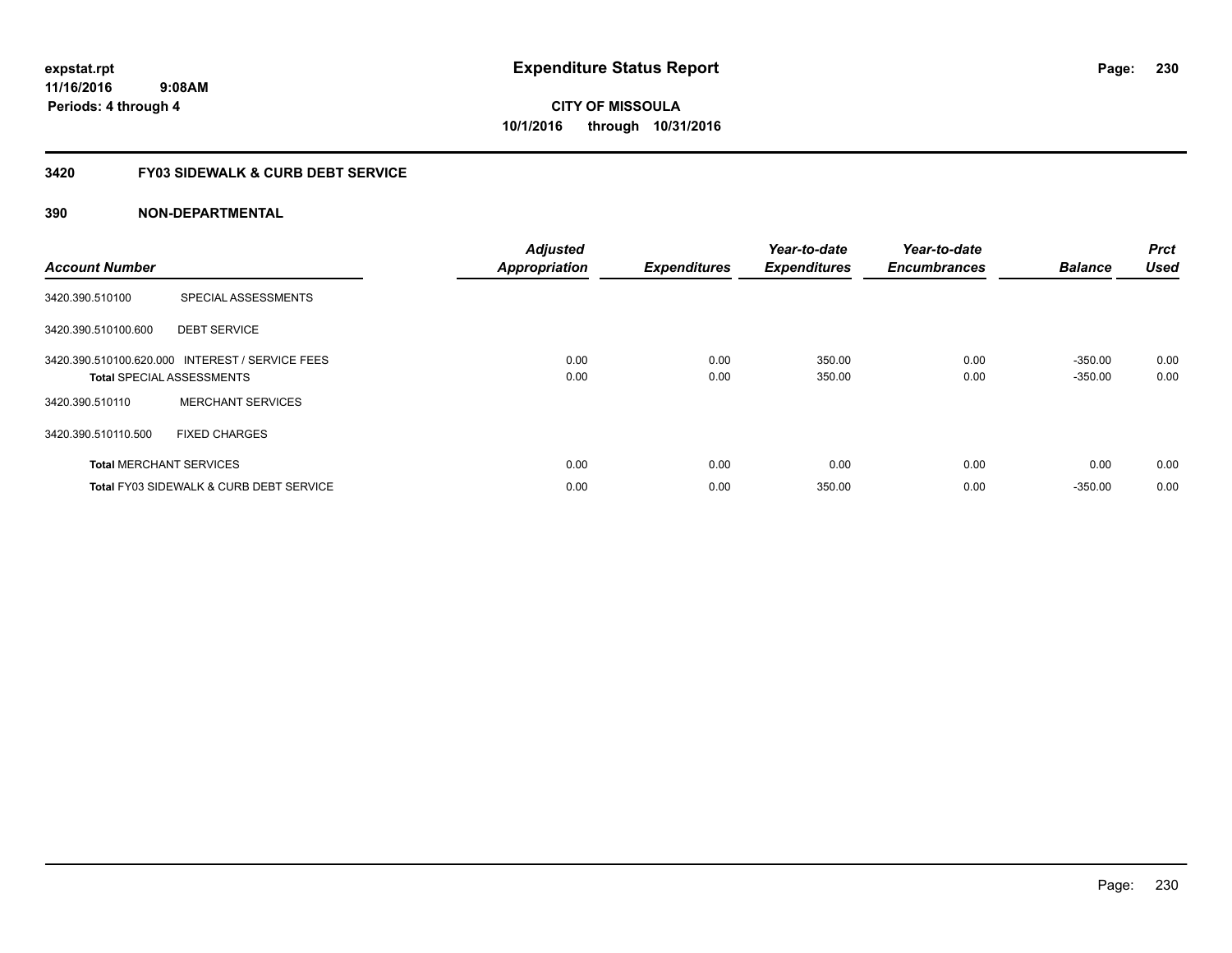**expstat.rpt**
**11/16/2016 9:08AM**
**Periods: 4 through 4**

# Expenditure Status Report

**CITY OF MISSOULA**
**10/1/2016 through 10/31/2016**

## 3420 FY03 SIDEWALK & CURB DEBT SERVICE

### 390 NON-DEPARTMENTAL

| Account Number | | Adjusted Appropriation | Expenditures | Year-to-date Expenditures | Year-to-date Encumbrances | Balance | Prct Used |
|---|---|---|---|---|---|---|---|
| 3420.390.510100 | SPECIAL ASSESSMENTS | | | | | | |
| 3420.390.510100.600 | DEBT SERVICE | | | | | | |
| 3420.390.510100.620.000 | INTEREST / SERVICE FEES | 0.00 | 0.00 | 350.00 | 0.00 | -350.00 | 0.00 |
| **Total** SPECIAL ASSESSMENTS | | 0.00 | 0.00 | 350.00 | 0.00 | -350.00 | 0.00 |
| 3420.390.510110 | MERCHANT SERVICES | | | | | | |
| 3420.390.510110.500 | FIXED CHARGES | | | | | | |
| **Total** MERCHANT SERVICES | | 0.00 | 0.00 | 0.00 | 0.00 | 0.00 | 0.00 |
| **Total** FY03 SIDEWALK & CURB DEBT SERVICE | | 0.00 | 0.00 | 350.00 | 0.00 | -350.00 | 0.00 |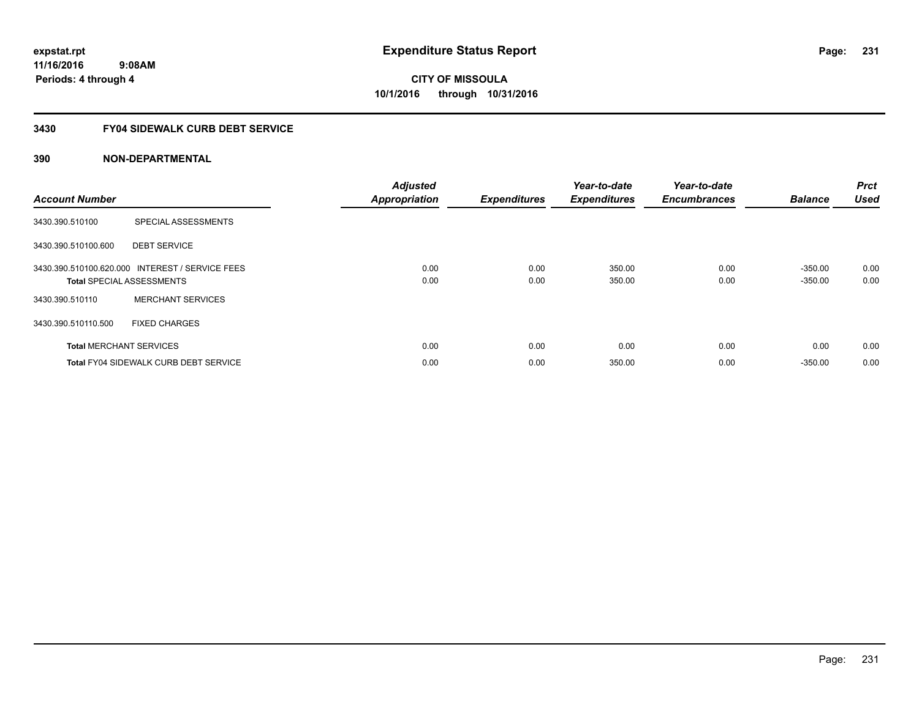# Expenditure Status Report

expstat.rpt
11/16/2016 9:08AM
Periods: 4 through 4

**CITY OF MISSOULA**
**10/1/2016 through 10/31/2016**

## 3430 FY04 SIDEWALK CURB DEBT SERVICE

## 390 NON-DEPARTMENTAL

| Account Number | | Adjusted Appropriation | Expenditures | Year-to-date Expenditures | Year-to-date Encumbrances | Balance | Prct Used |
|---|---|---|---|---|---|---|---|
| 3430.390.510100 | SPECIAL ASSESSMENTS | | | | | | |
| 3430.390.510100.600 | DEBT SERVICE | | | | | | |
| 3430.390.510100.620.000 | INTEREST / SERVICE FEES | 0.00 | 0.00 | 350.00 | 0.00 | -350.00 | 0.00 |
| **Total** SPECIAL ASSESSMENTS | | 0.00 | 0.00 | 350.00 | 0.00 | -350.00 | 0.00 |
| 3430.390.510110 | MERCHANT SERVICES | | | | | | |
| 3430.390.510110.500 | FIXED CHARGES | | | | | | |
| **Total** MERCHANT SERVICES | | 0.00 | 0.00 | 0.00 | 0.00 | 0.00 | 0.00 |
| **Total** FY04 SIDEWALK CURB DEBT SERVICE | | 0.00 | 0.00 | 350.00 | 0.00 | -350.00 | 0.00 |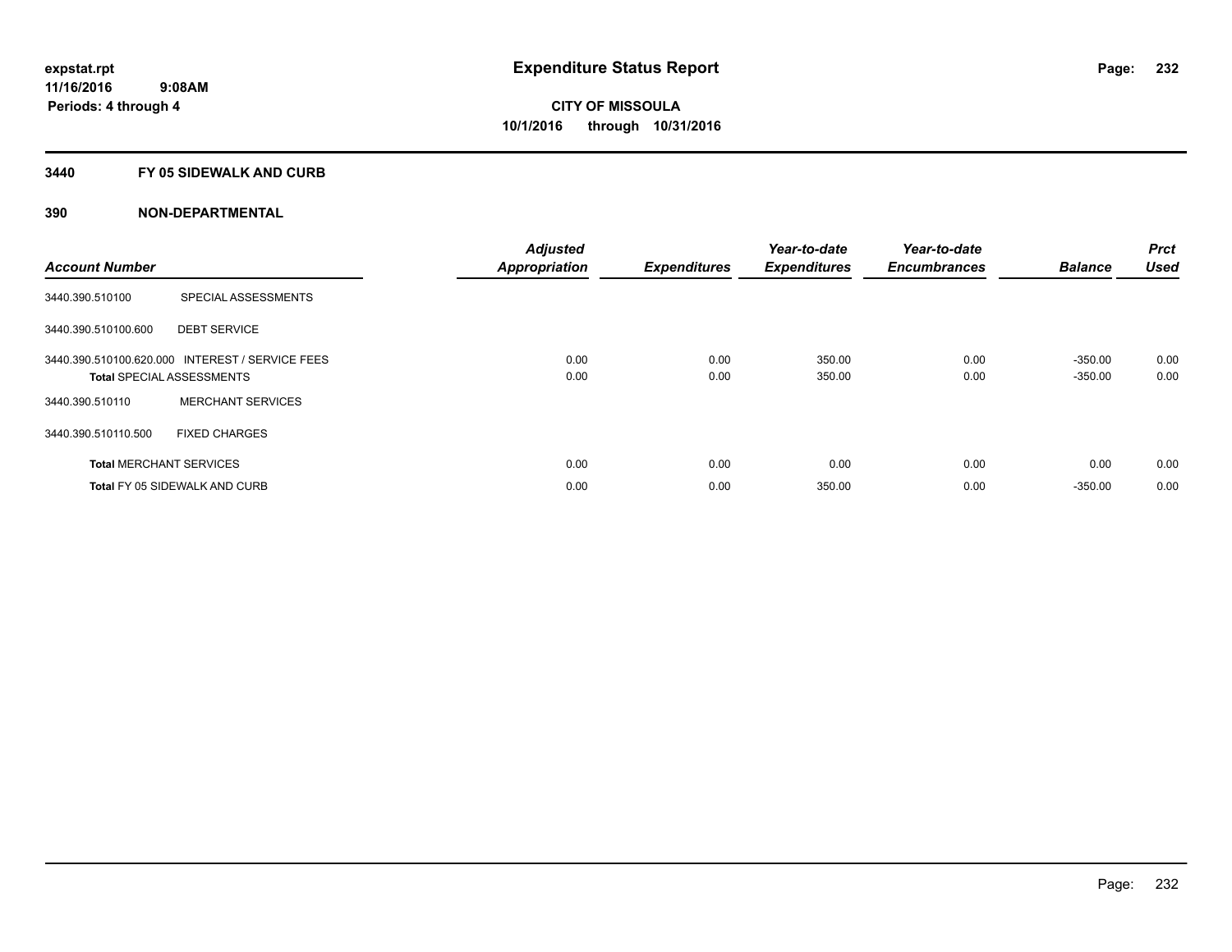**expstat.rpt**
**11/16/2016 9:08AM**
**Periods: 4 through 4**

# Expenditure Status Report

**CITY OF MISSOULA**
**10/1/2016 through 10/31/2016**

## 3440 FY 05 SIDEWALK AND CURB

## 390 NON-DEPARTMENTAL

| Account Number | | Adjusted Appropriation | Expenditures | Year-to-date Expenditures | Year-to-date Encumbrances | Balance | Prct Used |
|---|---|---|---|---|---|---|---|
| 3440.390.510100 | SPECIAL ASSESSMENTS | | | | | | |
| 3440.390.510100.600 | DEBT SERVICE | | | | | | |
| 3440.390.510100.620.000 | INTEREST / SERVICE FEES | 0.00 | 0.00 | 350.00 | 0.00 | -350.00 | 0.00 |
| **Total** SPECIAL ASSESSMENTS | | 0.00 | 0.00 | 350.00 | 0.00 | -350.00 | 0.00 |
| 3440.390.510110 | MERCHANT SERVICES | | | | | | |
| 3440.390.510110.500 | FIXED CHARGES | | | | | | |
| **Total** MERCHANT SERVICES | | 0.00 | 0.00 | 0.00 | 0.00 | 0.00 | 0.00 |
| **Total** FY 05 SIDEWALK AND CURB | | 0.00 | 0.00 | 350.00 | 0.00 | -350.00 | 0.00 |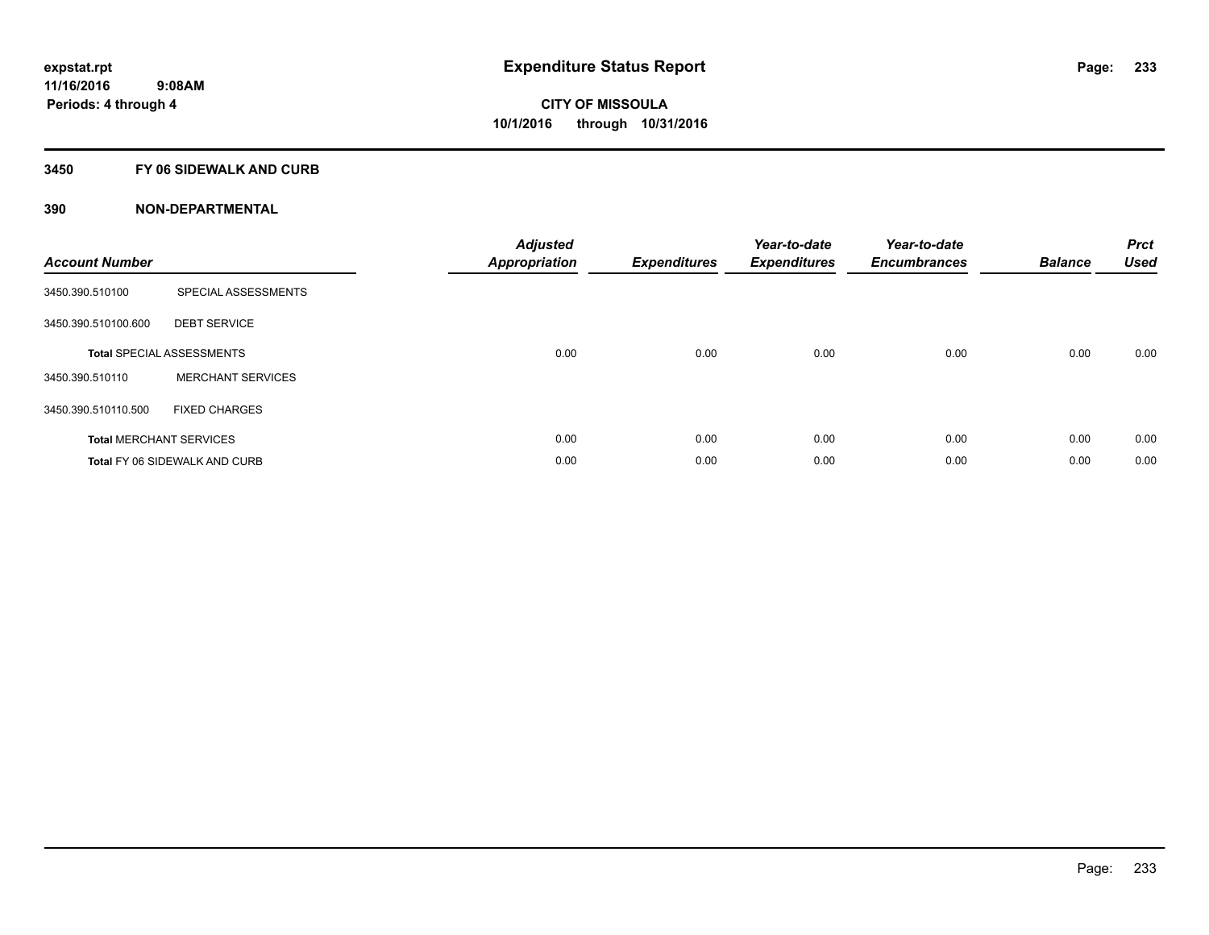# Expenditure Status Report

expstat.rpt
11/16/2016 9:08AM
Periods: 4 through 4

**CITY OF MISSOULA**
**10/1/2016 through 10/31/2016**

## 3450 FY 06 SIDEWALK AND CURB

### 390 NON-DEPARTMENTAL

| Account Number | | Adjusted Appropriation | Expenditures | Year-to-date Expenditures | Year-to-date Encumbrances | Balance | Prct Used |
|---|---|---|---|---|---|---|---|
| 3450.390.510100 | SPECIAL ASSESSMENTS | | | | | | |
| 3450.390.510100.600 | DEBT SERVICE | | | | | | |
| **Total** SPECIAL ASSESSMENTS | | 0.00 | 0.00 | 0.00 | 0.00 | 0.00 | 0.00 |
| 3450.390.510110 | MERCHANT SERVICES | | | | | | |
| 3450.390.510110.500 | FIXED CHARGES | | | | | | |
| **Total** MERCHANT SERVICES | | 0.00 | 0.00 | 0.00 | 0.00 | 0.00 | 0.00 |
| **Total** FY 06 SIDEWALK AND CURB | | 0.00 | 0.00 | 0.00 | 0.00 | 0.00 | 0.00 |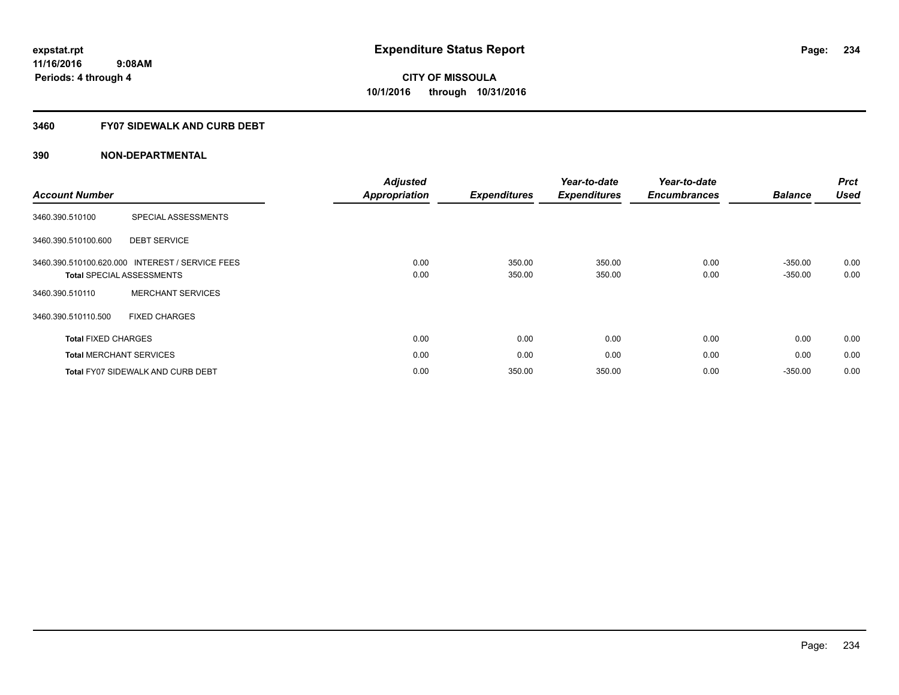expstat.rpt
11/16/2016 9:08AM
Periods: 4 through 4

# Expenditure Status Report

**CITY OF MISSOULA**
**10/1/2016 through 10/31/2016**

## 3460 FY07 SIDEWALK AND CURB DEBT

## 390 NON-DEPARTMENTAL

| Account Number | | Adjusted Appropriation | Expenditures | Year-to-date Expenditures | Year-to-date Encumbrances | Balance | Prct Used |
|---|---|---|---|---|---|---|---|
| 3460.390.510100 | SPECIAL ASSESSMENTS | | | | | | |
| 3460.390.510100.600 | DEBT SERVICE | | | | | | |
| 3460.390.510100.620.000 | INTEREST / SERVICE FEES | 0.00 | 350.00 | 350.00 | 0.00 | -350.00 | 0.00 |
| **Total** SPECIAL ASSESSMENTS | | 0.00 | 350.00 | 350.00 | 0.00 | -350.00 | 0.00 |
| 3460.390.510110 | MERCHANT SERVICES | | | | | | |
| 3460.390.510110.500 | FIXED CHARGES | | | | | | |
| **Total** FIXED CHARGES | | 0.00 | 0.00 | 0.00 | 0.00 | 0.00 | 0.00 |
| **Total** MERCHANT SERVICES | | 0.00 | 0.00 | 0.00 | 0.00 | 0.00 | 0.00 |
| **Total** FY07 SIDEWALK AND CURB DEBT | | 0.00 | 350.00 | 350.00 | 0.00 | -350.00 | 0.00 |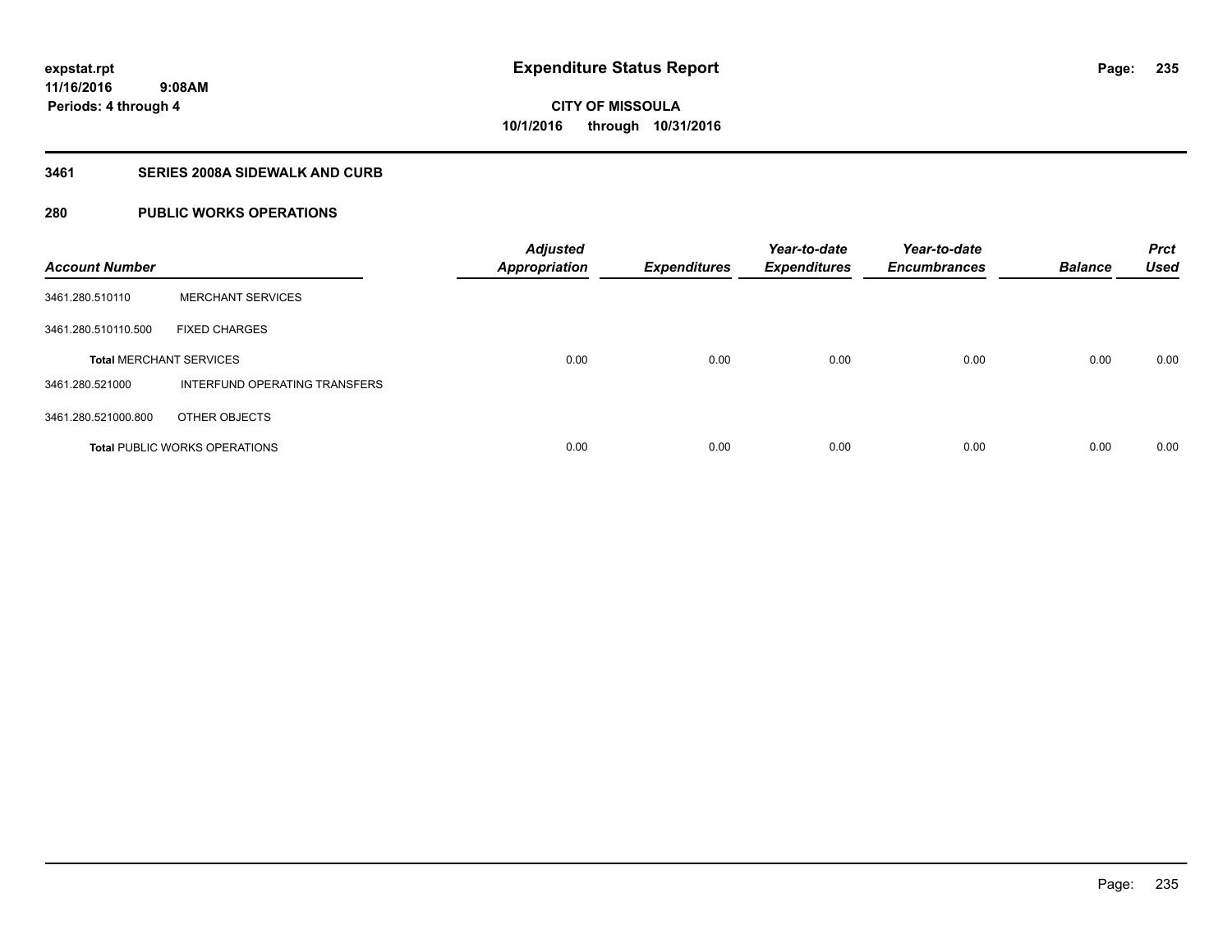# Expenditure Status Report

expstat.rpt
11/16/2016 9:08AM
Periods: 4 through 4

**CITY OF MISSOULA**
**10/1/2016 through 10/31/2016**

## 3461 SERIES 2008A SIDEWALK AND CURB

## 280 PUBLIC WORKS OPERATIONS

| Account Number | | Adjusted Appropriation | Expenditures | Year-to-date Expenditures | Year-to-date Encumbrances | Balance | Prct Used |
|---|---|---|---|---|---|---|---|
| 3461.280.510110 | MERCHANT SERVICES | | | | | | |
| 3461.280.510110.500 | FIXED CHARGES | | | | | | |
| **Total** MERCHANT SERVICES | | 0.00 | 0.00 | 0.00 | 0.00 | 0.00 | 0.00 |
| 3461.280.521000 | INTERFUND OPERATING TRANSFERS | | | | | | |
| 3461.280.521000.800 | OTHER OBJECTS | | | | | | |
| **Total** PUBLIC WORKS OPERATIONS | | 0.00 | 0.00 | 0.00 | 0.00 | 0.00 | 0.00 |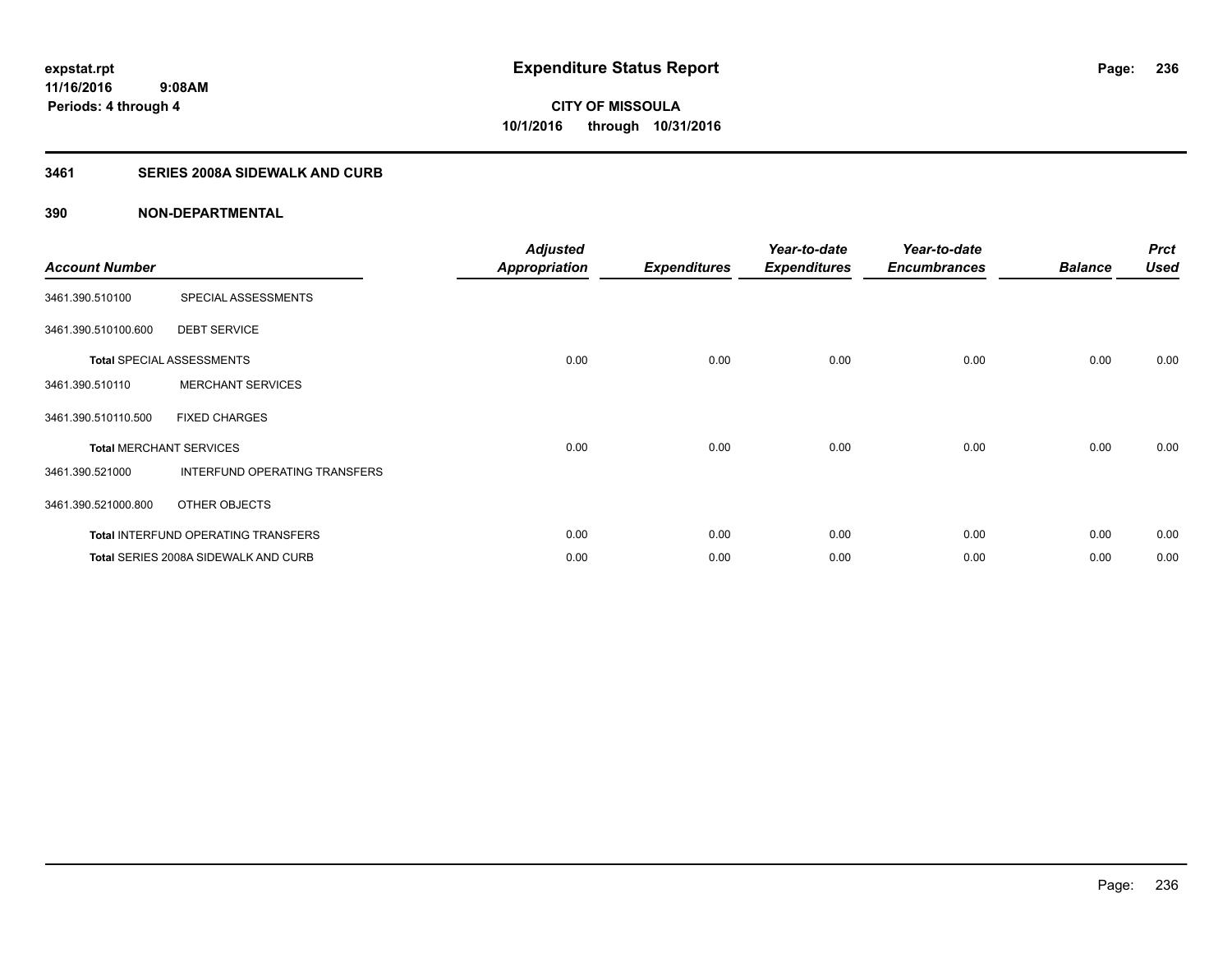expstat.rpt
11/16/2016 9:08AM
Periods: 4 through 4

# Expenditure Status Report

**CITY OF MISSOULA**
**10/1/2016 through 10/31/2016**

## 3461 SERIES 2008A SIDEWALK AND CURB

### 390 NON-DEPARTMENTAL

| Account Number | | Adjusted Appropriation | Expenditures | Year-to-date Expenditures | Year-to-date Encumbrances | Balance | Prct Used |
|---|---|---|---|---|---|---|---|
| 3461.390.510100 | SPECIAL ASSESSMENTS | | | | | | |
| 3461.390.510100.600 | DEBT SERVICE | | | | | | |
| **Total** SPECIAL ASSESSMENTS | | 0.00 | 0.00 | 0.00 | 0.00 | 0.00 | 0.00 |
| 3461.390.510110 | MERCHANT SERVICES | | | | | | |
| 3461.390.510110.500 | FIXED CHARGES | | | | | | |
| **Total** MERCHANT SERVICES | | 0.00 | 0.00 | 0.00 | 0.00 | 0.00 | 0.00 |
| 3461.390.521000 | INTERFUND OPERATING TRANSFERS | | | | | | |
| 3461.390.521000.800 | OTHER OBJECTS | | | | | | |
| **Total** INTERFUND OPERATING TRANSFERS | | 0.00 | 0.00 | 0.00 | 0.00 | 0.00 | 0.00 |
| **Total** SERIES 2008A SIDEWALK AND CURB | | 0.00 | 0.00 | 0.00 | 0.00 | 0.00 | 0.00 |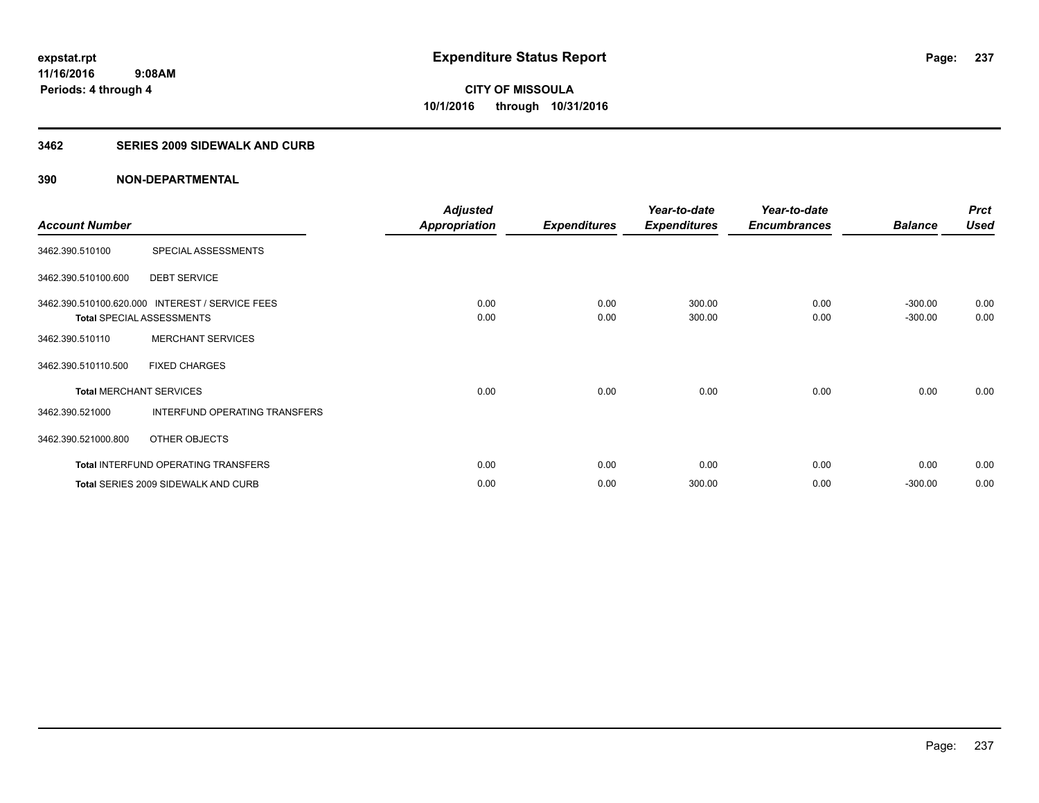# Expenditure Status Report

**CITY OF MISSOULA**
**10/1/2016 through 10/31/2016**

expstat.rpt
11/16/2016 9:08AM
Periods: 4 through 4

## 3462 SERIES 2009 SIDEWALK AND CURB

### 390 NON-DEPARTMENTAL

| Account Number | | Adjusted Appropriation | Expenditures | Year-to-date Expenditures | Year-to-date Encumbrances | Balance | Prct Used |
|---|---|---|---|---|---|---|---|
| 3462.390.510100 | SPECIAL ASSESSMENTS | | | | | | |
| 3462.390.510100.600 | DEBT SERVICE | | | | | | |
| 3462.390.510100.620.000 | INTEREST / SERVICE FEES | 0.00 | 0.00 | 300.00 | 0.00 | -300.00 | 0.00 |
| **Total** SPECIAL ASSESSMENTS | | 0.00 | 0.00 | 300.00 | 0.00 | -300.00 | 0.00 |
| 3462.390.510110 | MERCHANT SERVICES | | | | | | |
| 3462.390.510110.500 | FIXED CHARGES | | | | | | |
| **Total** MERCHANT SERVICES | | 0.00 | 0.00 | 0.00 | 0.00 | 0.00 | 0.00 |
| 3462.390.521000 | INTERFUND OPERATING TRANSFERS | | | | | | |
| 3462.390.521000.800 | OTHER OBJECTS | | | | | | |
| **Total** INTERFUND OPERATING TRANSFERS | | 0.00 | 0.00 | 0.00 | 0.00 | 0.00 | 0.00 |
| **Total** SERIES 2009 SIDEWALK AND CURB | | 0.00 | 0.00 | 300.00 | 0.00 | -300.00 | 0.00 |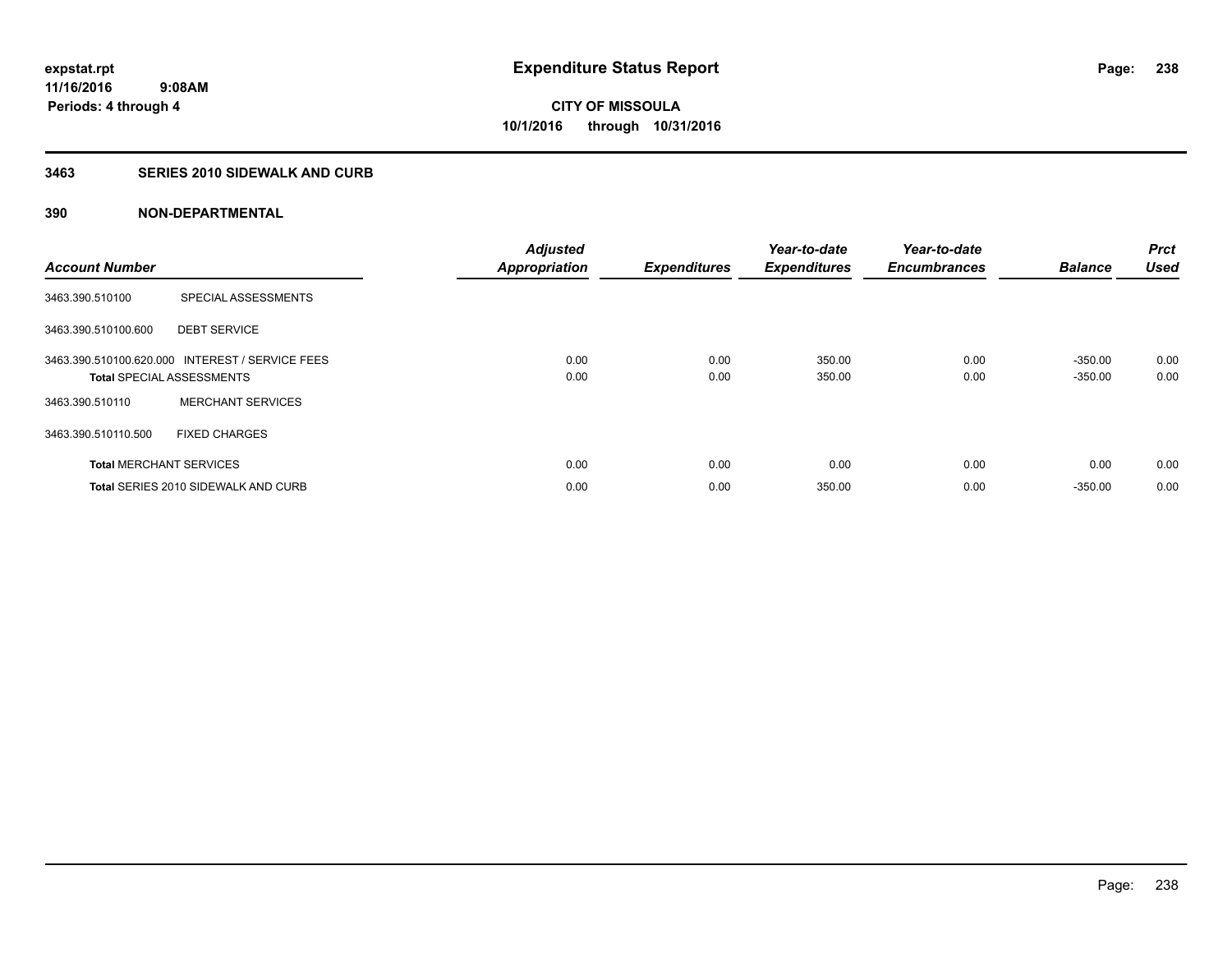expstat.rpt
11/16/2016 9:08AM
Periods: 4 through 4

# Expenditure Status Report

**CITY OF MISSOULA**
**10/1/2016 through 10/31/2016**

## 3463 SERIES 2010 SIDEWALK AND CURB

### 390 NON-DEPARTMENTAL

| Account Number | | Adjusted Appropriation | Expenditures | Year-to-date Expenditures | Year-to-date Encumbrances | Balance | Prct Used |
|---|---|---|---|---|---|---|---|
| 3463.390.510100 | SPECIAL ASSESSMENTS | | | | | | |
| 3463.390.510100.600 | DEBT SERVICE | | | | | | |
| 3463.390.510100.620.000 | INTEREST / SERVICE FEES | 0.00 | 0.00 | 350.00 | 0.00 | -350.00 | 0.00 |
| **Total** SPECIAL ASSESSMENTS | | 0.00 | 0.00 | 350.00 | 0.00 | -350.00 | 0.00 |
| 3463.390.510110 | MERCHANT SERVICES | | | | | | |
| 3463.390.510110.500 | FIXED CHARGES | | | | | | |
| **Total** MERCHANT SERVICES | | 0.00 | 0.00 | 0.00 | 0.00 | 0.00 | 0.00 |
| **Total** SERIES 2010 SIDEWALK AND CURB | | 0.00 | 0.00 | 350.00 | 0.00 | -350.00 | 0.00 |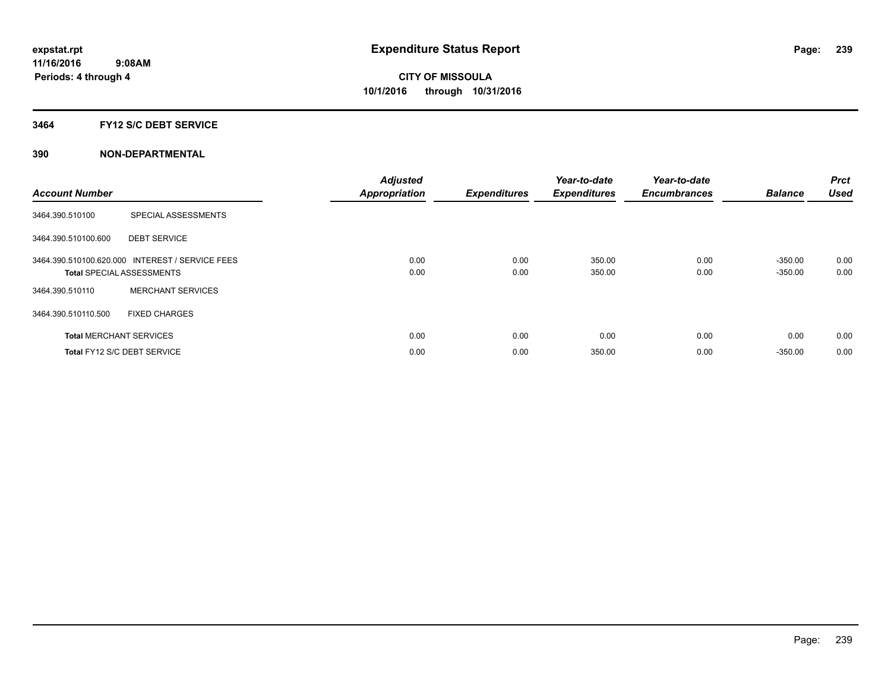expstat.rpt
11/16/2016 9:08AM
Periods: 4 through 4

# Expenditure Status Report

**CITY OF MISSOULA**
**10/1/2016 through 10/31/2016**

## 3464 FY12 S/C DEBT SERVICE

## 390 NON-DEPARTMENTAL

| Account Number | | Adjusted Appropriation | Expenditures | Year-to-date Expenditures | Year-to-date Encumbrances | Balance | Prct Used |
|---|---|---|---|---|---|---|---|
| 3464.390.510100 | SPECIAL ASSESSMENTS | | | | | | |
| 3464.390.510100.600 | DEBT SERVICE | | | | | | |
| 3464.390.510100.620.000 | INTEREST / SERVICE FEES | 0.00 | 0.00 | 350.00 | 0.00 | -350.00 | 0.00 |
| **Total** SPECIAL ASSESSMENTS | | 0.00 | 0.00 | 350.00 | 0.00 | -350.00 | 0.00 |
| 3464.390.510110 | MERCHANT SERVICES | | | | | | |
| 3464.390.510110.500 | FIXED CHARGES | | | | | | |
| **Total** MERCHANT SERVICES | | 0.00 | 0.00 | 0.00 | 0.00 | 0.00 | 0.00 |
| **Total** FY12 S/C DEBT SERVICE | | 0.00 | 0.00 | 350.00 | 0.00 | -350.00 | 0.00 |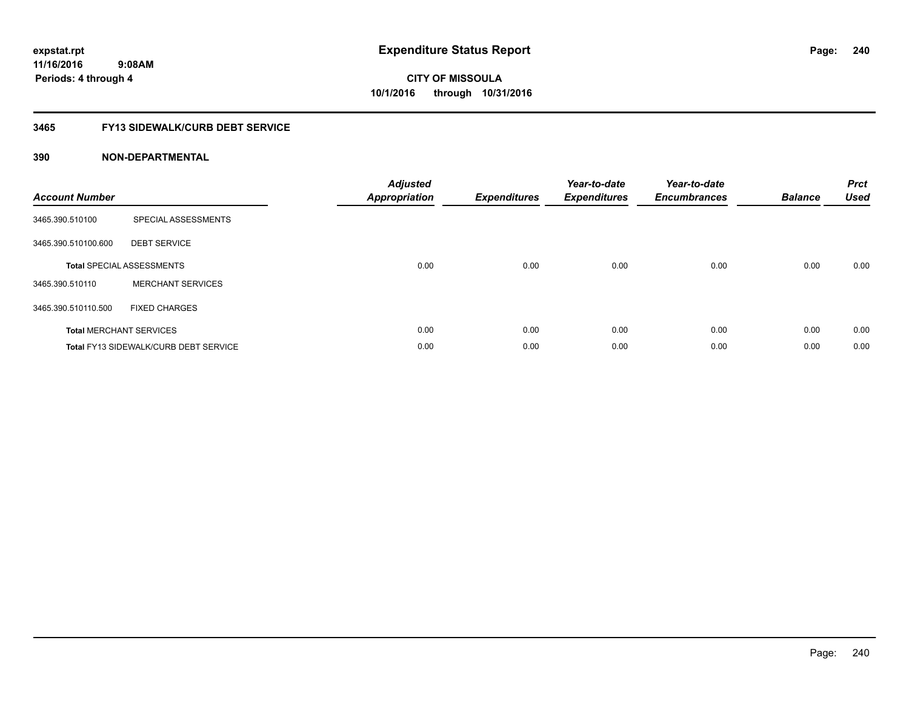# Expenditure Status Report

expstat.rpt
11/16/2016 9:08AM
Periods: 4 through 4

**CITY OF MISSOULA**
**10/1/2016 through 10/31/2016**

## 3465 FY13 SIDEWALK/CURB DEBT SERVICE

### 390 NON-DEPARTMENTAL

| Account Number | | Adjusted Appropriation | Expenditures | Year-to-date Expenditures | Year-to-date Encumbrances | Balance | Prct Used |
|---|---|---|---|---|---|---|---|
| 3465.390.510100 | SPECIAL ASSESSMENTS | | | | | | |
| 3465.390.510100.600 | DEBT SERVICE | | | | | | |
| **Total** SPECIAL ASSESSMENTS | | 0.00 | 0.00 | 0.00 | 0.00 | 0.00 | 0.00 |
| 3465.390.510110 | MERCHANT SERVICES | | | | | | |
| 3465.390.510110.500 | FIXED CHARGES | | | | | | |
| **Total** MERCHANT SERVICES | | 0.00 | 0.00 | 0.00 | 0.00 | 0.00 | 0.00 |
| **Total** FY13 SIDEWALK/CURB DEBT SERVICE | | 0.00 | 0.00 | 0.00 | 0.00 | 0.00 | 0.00 |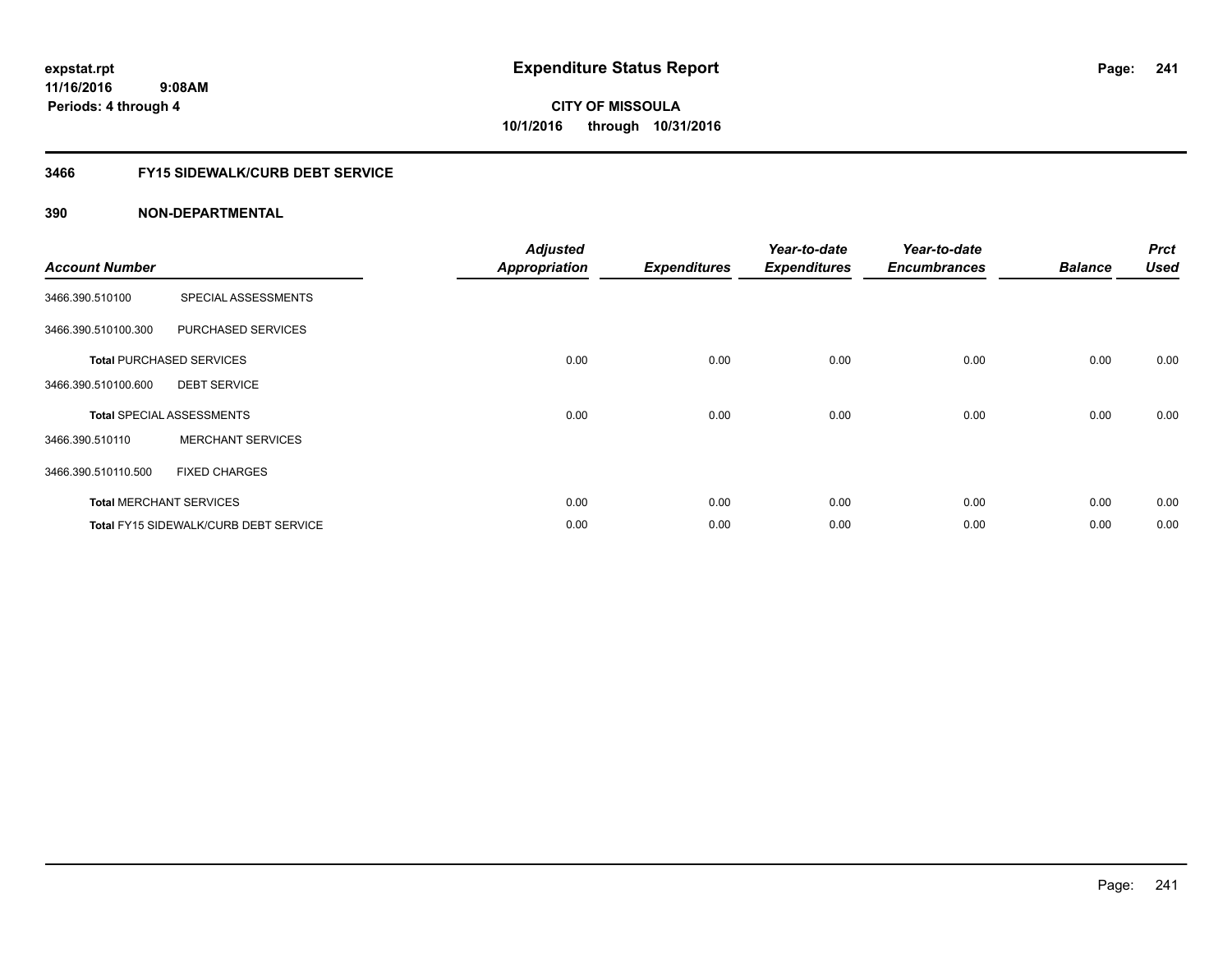**expstat.rpt**
**11/16/2016 9:08AM**
**Periods: 4 through 4**

# Expenditure Status Report

**CITY OF MISSOULA**
**10/1/2016 through 10/31/2016**

## 3466 FY15 SIDEWALK/CURB DEBT SERVICE

### 390 NON-DEPARTMENTAL

| Account Number | | Adjusted Appropriation | Expenditures | Year-to-date Expenditures | Year-to-date Encumbrances | Balance | Prct Used |
|---|---|---|---|---|---|---|---|
| 3466.390.510100 | SPECIAL ASSESSMENTS | | | | | | |
| 3466.390.510100.300 | PURCHASED SERVICES | | | | | | |
| **Total** PURCHASED SERVICES | | 0.00 | 0.00 | 0.00 | 0.00 | 0.00 | 0.00 |
| 3466.390.510100.600 | DEBT SERVICE | | | | | | |
| **Total** SPECIAL ASSESSMENTS | | 0.00 | 0.00 | 0.00 | 0.00 | 0.00 | 0.00 |
| 3466.390.510110 | MERCHANT SERVICES | | | | | | |
| 3466.390.510110.500 | FIXED CHARGES | | | | | | |
| **Total** MERCHANT SERVICES | | 0.00 | 0.00 | 0.00 | 0.00 | 0.00 | 0.00 |
| **Total** FY15 SIDEWALK/CURB DEBT SERVICE | | 0.00 | 0.00 | 0.00 | 0.00 | 0.00 | 0.00 |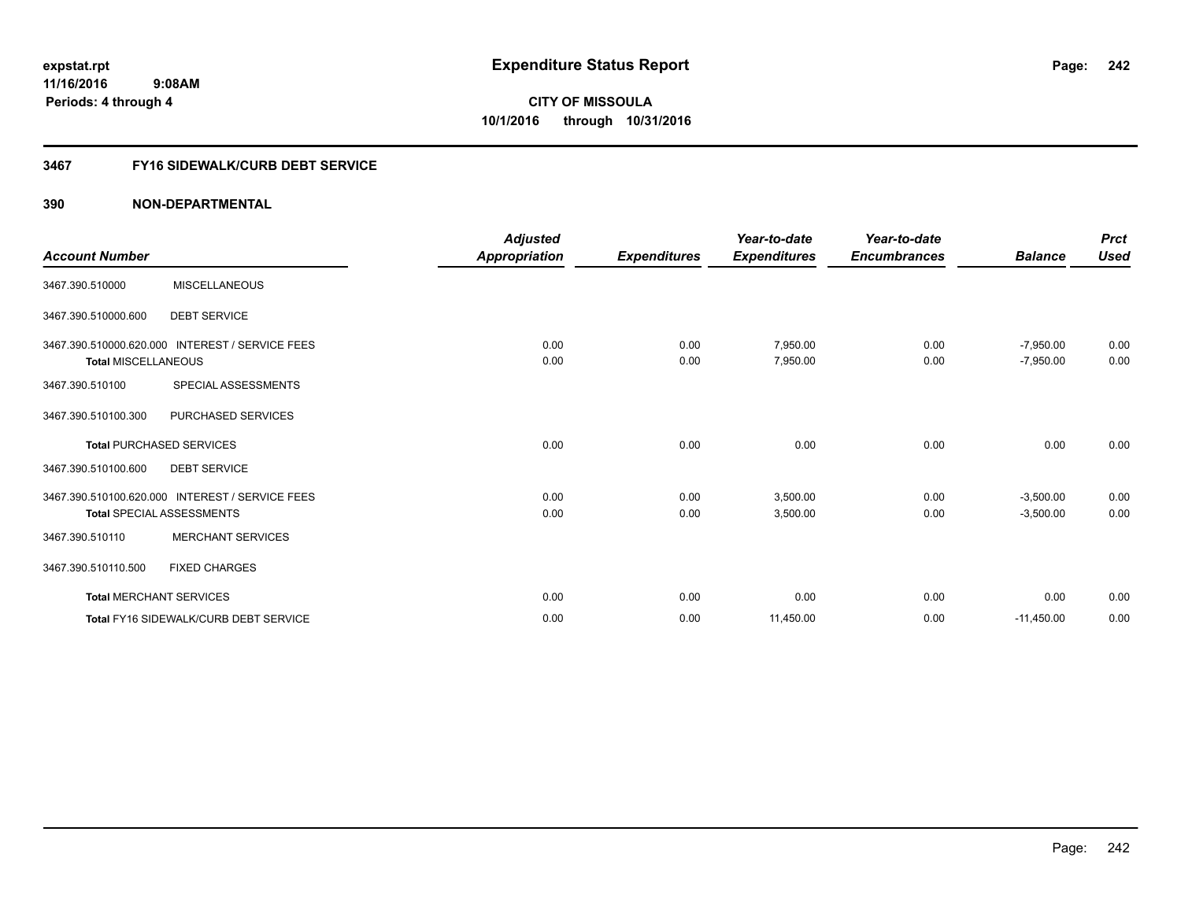# Expenditure Status Report

**expstat.rpt**
**11/16/2016 9:08AM**
**Periods: 4 through 4**

**CITY OF MISSOULA**
**10/1/2016 through 10/31/2016**

## 3467 FY16 SIDEWALK/CURB DEBT SERVICE

### 390 NON-DEPARTMENTAL

| Account Number | | Adjusted Appropriation | Expenditures | Year-to-date Expenditures | Year-to-date Encumbrances | Balance | Prct Used |
|---|---|---|---|---|---|---|---|
| 3467.390.510000 | MISCELLANEOUS | | | | | | |
| 3467.390.510000.600 | DEBT SERVICE | | | | | | |
| 3467.390.510000.620.000 | INTEREST / SERVICE FEES | 0.00 | 0.00 | 7,950.00 | 0.00 | -7,950.00 | 0.00 |
| **Total** MISCELLANEOUS | | 0.00 | 0.00 | 7,950.00 | 0.00 | -7,950.00 | 0.00 |
| 3467.390.510100 | SPECIAL ASSESSMENTS | | | | | | |
| 3467.390.510100.300 | PURCHASED SERVICES | | | | | | |
| **Total** PURCHASED SERVICES | | 0.00 | 0.00 | 0.00 | 0.00 | 0.00 | 0.00 |
| 3467.390.510100.600 | DEBT SERVICE | | | | | | |
| 3467.390.510100.620.000 | INTEREST / SERVICE FEES | 0.00 | 0.00 | 3,500.00 | 0.00 | -3,500.00 | 0.00 |
| **Total** SPECIAL ASSESSMENTS | | 0.00 | 0.00 | 3,500.00 | 0.00 | -3,500.00 | 0.00 |
| 3467.390.510110 | MERCHANT SERVICES | | | | | | |
| 3467.390.510110.500 | FIXED CHARGES | | | | | | |
| **Total** MERCHANT SERVICES | | 0.00 | 0.00 | 0.00 | 0.00 | 0.00 | 0.00 |
| **Total** FY16 SIDEWALK/CURB DEBT SERVICE | | 0.00 | 0.00 | 11,450.00 | 0.00 | -11,450.00 | 0.00 |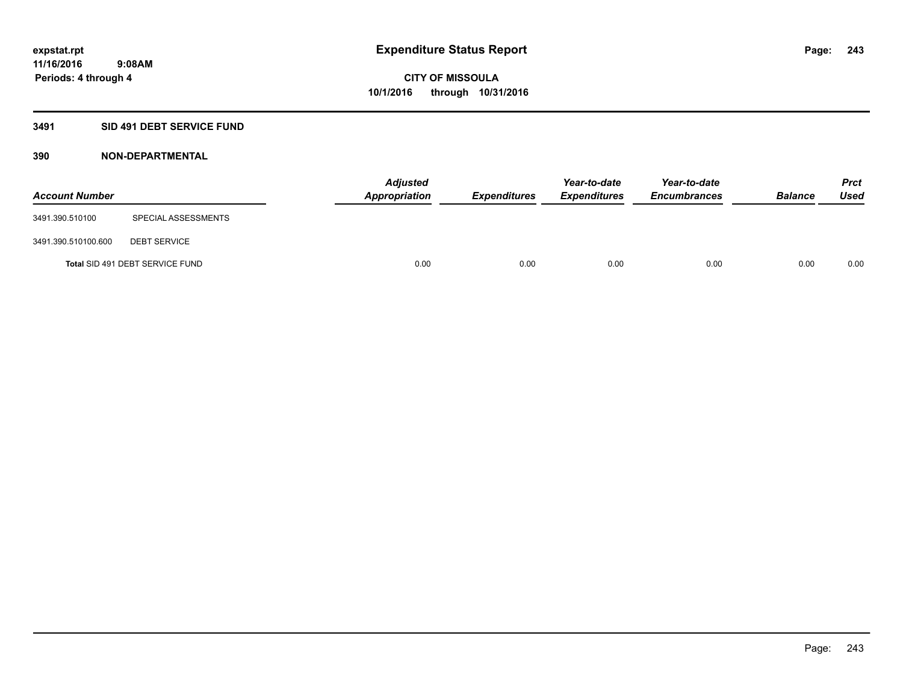**expstat.rpt**
**11/16/2016 9:08AM**
**Periods: 4 through 4**

# Expenditure Status Report

**CITY OF MISSOULA**
**10/1/2016 through 10/31/2016**

## 3491 SID 491 DEBT SERVICE FUND

### 390 NON-DEPARTMENTAL

| Account Number | | Adjusted Appropriation | Expenditures | Year-to-date Expenditures | Year-to-date Encumbrances | Balance | Prct Used |
|---|---|---|---|---|---|---|---|
| 3491.390.510100 | SPECIAL ASSESSMENTS | | | | | | |
| 3491.390.510100.600 | DEBT SERVICE | | | | | | |
| **Total** SID 491 DEBT SERVICE FUND | | 0.00 | 0.00 | 0.00 | 0.00 | 0.00 | 0.00 |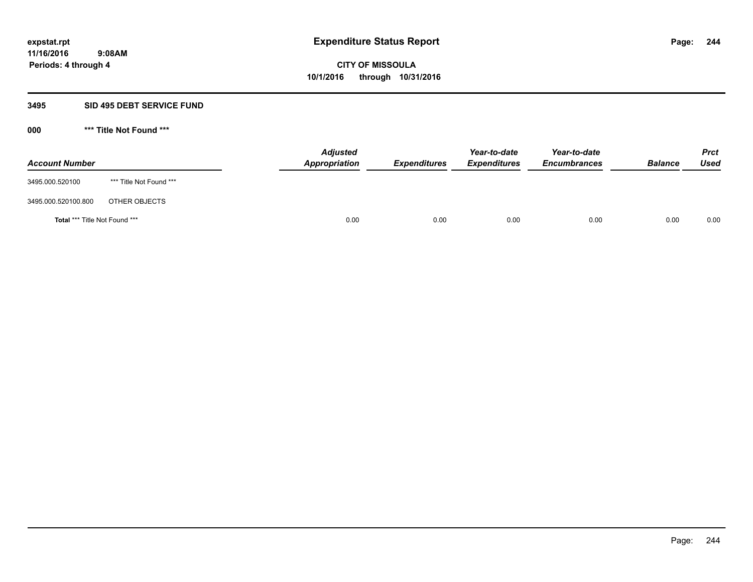expstat.rpt
11/16/2016 9:08AM
Periods: 4 through 4

# Expenditure Status Report

**CITY OF MISSOULA**
**10/1/2016 through 10/31/2016**

## 3495 SID 495 DEBT SERVICE FUND

### 000 *** Title Not Found ***

| Account Number | | Adjusted Appropriation | Expenditures | Year-to-date Expenditures | Year-to-date Encumbrances | Balance | Prct Used |
|---|---|---|---|---|---|---|---|
| 3495.000.520100 | *** Title Not Found *** | | | | | | |
| 3495.000.520100.800 | OTHER OBJECTS | | | | | | |
| **Total** *** Title Not Found *** | | 0.00 | 0.00 | 0.00 | 0.00 | 0.00 | 0.00 |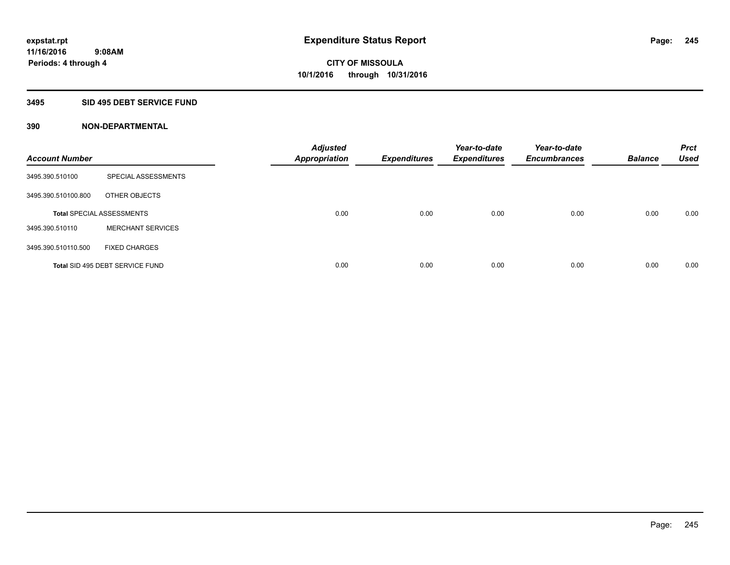# Expenditure Status Report

expstat.rpt
11/16/2016 9:08AM
Periods: 4 through 4

**CITY OF MISSOULA**
**10/1/2016 through 10/31/2016**

## 3495 SID 495 DEBT SERVICE FUND

### 390 NON-DEPARTMENTAL

| Account Number | | Adjusted Appropriation | Expenditures | Year-to-date Expenditures | Year-to-date Encumbrances | Balance | Prct Used |
|---|---|---|---|---|---|---|---|
| 3495.390.510100 | SPECIAL ASSESSMENTS | | | | | | |
| 3495.390.510100.800 | OTHER OBJECTS | | | | | | |
| Total SPECIAL ASSESSMENTS | | 0.00 | 0.00 | 0.00 | 0.00 | 0.00 | 0.00 |
| 3495.390.510110 | MERCHANT SERVICES | | | | | | |
| 3495.390.510110.500 | FIXED CHARGES | | | | | | |
| Total SID 495 DEBT SERVICE FUND | | 0.00 | 0.00 | 0.00 | 0.00 | 0.00 | 0.00 |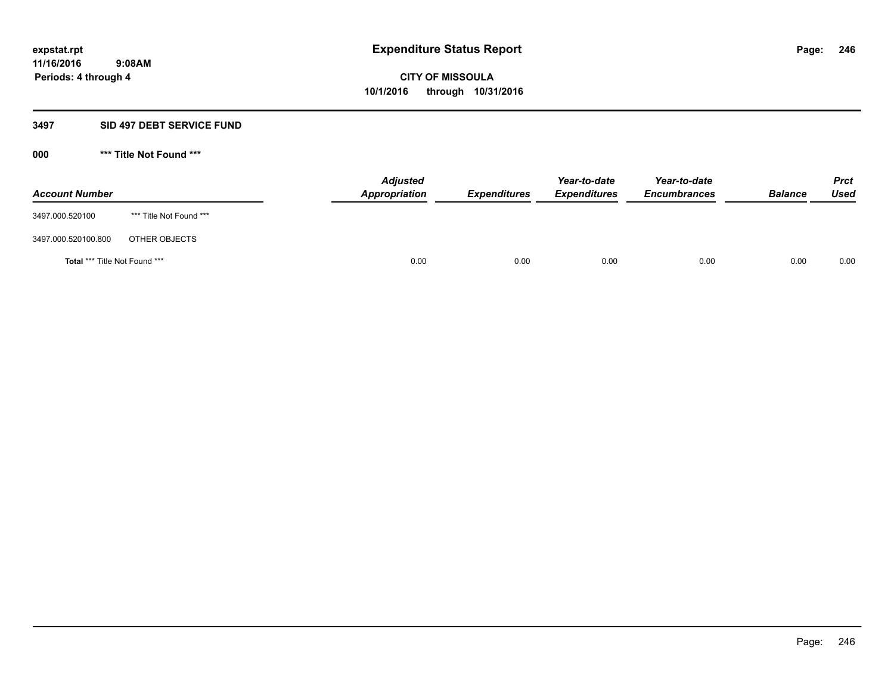**expstat.rpt**
**11/16/2016 9:08AM**
**Periods: 4 through 4**

# Expenditure Status Report

**CITY OF MISSOULA**
**10/1/2016 through 10/31/2016**

## 3497 SID 497 DEBT SERVICE FUND

### 000 *** Title Not Found ***

| Account Number | | Adjusted Appropriation | Expenditures | Year-to-date Expenditures | Year-to-date Encumbrances | Balance | Prct Used |
|---|---|---|---|---|---|---|---|
| 3497.000.520100 | *** Title Not Found *** | | | | | | |
| 3497.000.520100.800 | OTHER OBJECTS | | | | | | |
| **Total** *** Title Not Found *** | | 0.00 | 0.00 | 0.00 | 0.00 | 0.00 | 0.00 |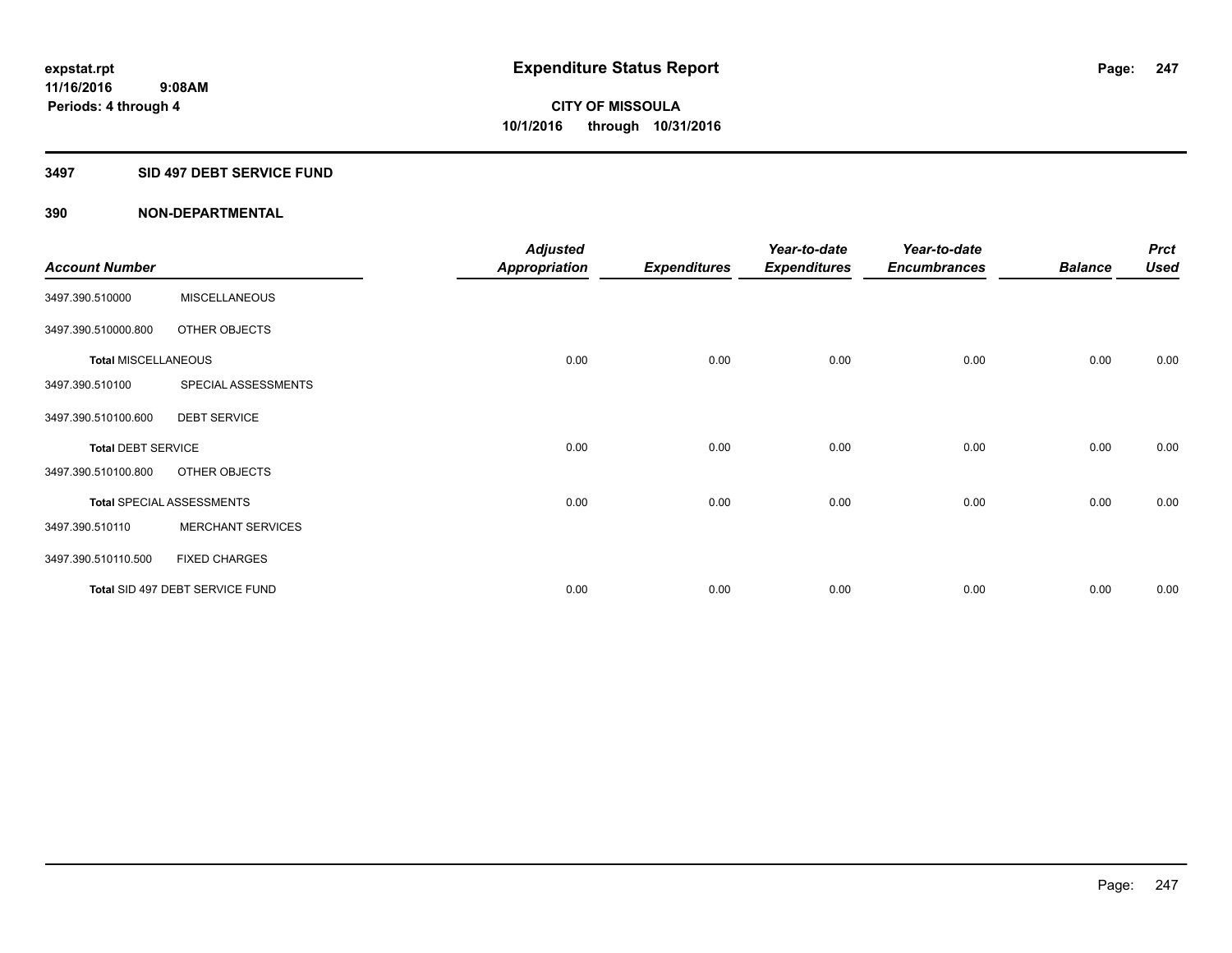**expstat.rpt**
**11/16/2016 9:08AM**
**Periods: 4 through 4**

# Expenditure Status Report

**CITY OF MISSOULA**
**10/1/2016 through 10/31/2016**

## 3497 SID 497 DEBT SERVICE FUND

### 390 NON-DEPARTMENTAL

| Account Number | | Adjusted Appropriation | Expenditures | Year-to-date Expenditures | Year-to-date Encumbrances | Balance | Prct Used |
|---|---|---|---|---|---|---|---|
| 3497.390.510000 | MISCELLANEOUS | | | | | | |
| 3497.390.510000.800 | OTHER OBJECTS | | | | | | |
| **Total** MISCELLANEOUS | | 0.00 | 0.00 | 0.00 | 0.00 | 0.00 | 0.00 |
| 3497.390.510100 | SPECIAL ASSESSMENTS | | | | | | |
| 3497.390.510100.600 | DEBT SERVICE | | | | | | |
| **Total** DEBT SERVICE | | 0.00 | 0.00 | 0.00 | 0.00 | 0.00 | 0.00 |
| 3497.390.510100.800 | OTHER OBJECTS | | | | | | |
| **Total** SPECIAL ASSESSMENTS | | 0.00 | 0.00 | 0.00 | 0.00 | 0.00 | 0.00 |
| 3497.390.510110 | MERCHANT SERVICES | | | | | | |
| 3497.390.510110.500 | FIXED CHARGES | | | | | | |
| **Total** SID 497 DEBT SERVICE FUND | | 0.00 | 0.00 | 0.00 | 0.00 | 0.00 | 0.00 |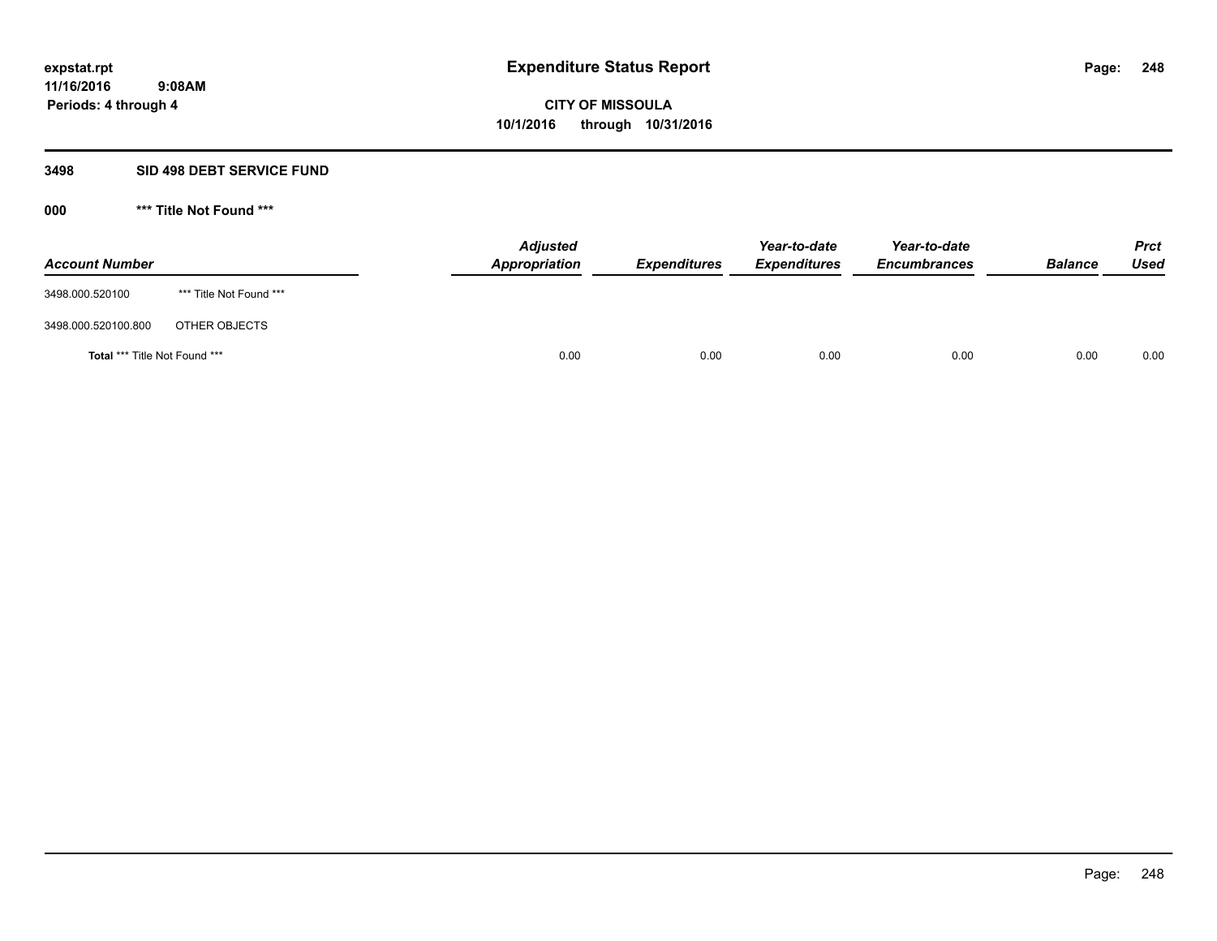# Expenditure Status Report

expstat.rpt
11/16/2016 9:08AM
Periods: 4 through 4

**CITY OF MISSOULA**
**10/1/2016 through 10/31/2016**

## 3498 SID 498 DEBT SERVICE FUND

### 000 *** Title Not Found ***

| Account Number | | Adjusted Appropriation | Expenditures | Year-to-date Expenditures | Year-to-date Encumbrances | Balance | Prct Used |
|---|---|---|---|---|---|---|---|
| 3498.000.520100 | *** Title Not Found *** | | | | | | |
| 3498.000.520100.800 | OTHER OBJECTS | | | | | | |
| **Total** *** Title Not Found *** | | 0.00 | 0.00 | 0.00 | 0.00 | 0.00 | 0.00 |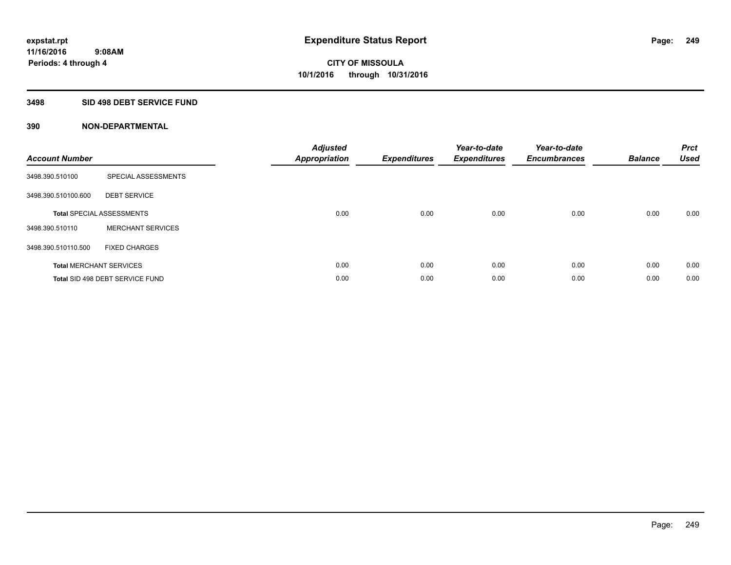**expstat.rpt**
**11/16/2016 9:08AM**
**Periods: 4 through 4**

# Expenditure Status Report

**CITY OF MISSOULA**
**10/1/2016 through 10/31/2016**

## 3498 SID 498 DEBT SERVICE FUND

## 390 NON-DEPARTMENTAL

| Account Number | | Adjusted Appropriation | Expenditures | Year-to-date Expenditures | Year-to-date Encumbrances | Balance | Prct Used |
|---|---|---|---|---|---|---|---|
| 3498.390.510100 | SPECIAL ASSESSMENTS | | | | | | |
| 3498.390.510100.600 | DEBT SERVICE | | | | | | |
| **Total** SPECIAL ASSESSMENTS | | 0.00 | 0.00 | 0.00 | 0.00 | 0.00 | 0.00 |
| 3498.390.510110 | MERCHANT SERVICES | | | | | | |
| 3498.390.510110.500 | FIXED CHARGES | | | | | | |
| **Total** MERCHANT SERVICES | | 0.00 | 0.00 | 0.00 | 0.00 | 0.00 | 0.00 |
| **Total** SID 498 DEBT SERVICE FUND | | 0.00 | 0.00 | 0.00 | 0.00 | 0.00 | 0.00 |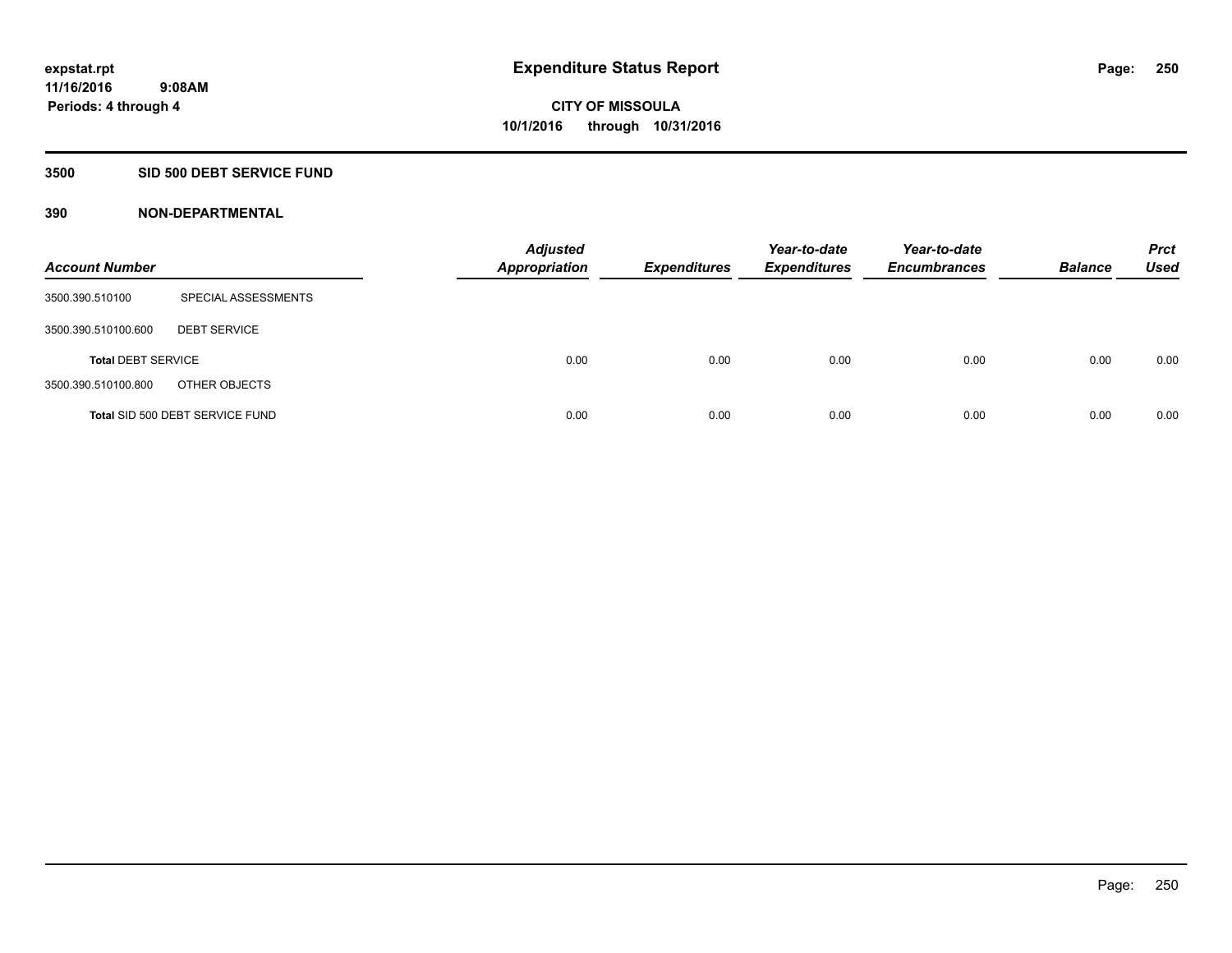# Expenditure Status Report

**CITY OF MISSOULA**

**10/1/2016 through 10/31/2016**

expstat.rpt
11/16/2016 9:08AM
Periods: 4 through 4

## 3500 SID 500 DEBT SERVICE FUND

### 390 NON-DEPARTMENTAL

| Account Number | | Adjusted Appropriation | Expenditures | Year-to-date Expenditures | Year-to-date Encumbrances | Balance | Prct Used |
|---|---|---|---|---|---|---|---|
| 3500.390.510100 | SPECIAL ASSESSMENTS | | | | | | |
| 3500.390.510100.600 | DEBT SERVICE | | | | | | |
| **Total** DEBT SERVICE | | 0.00 | 0.00 | 0.00 | 0.00 | 0.00 | 0.00 |
| 3500.390.510100.800 | OTHER OBJECTS | | | | | | |
| **Total** SID 500 DEBT SERVICE FUND | | 0.00 | 0.00 | 0.00 | 0.00 | 0.00 | 0.00 |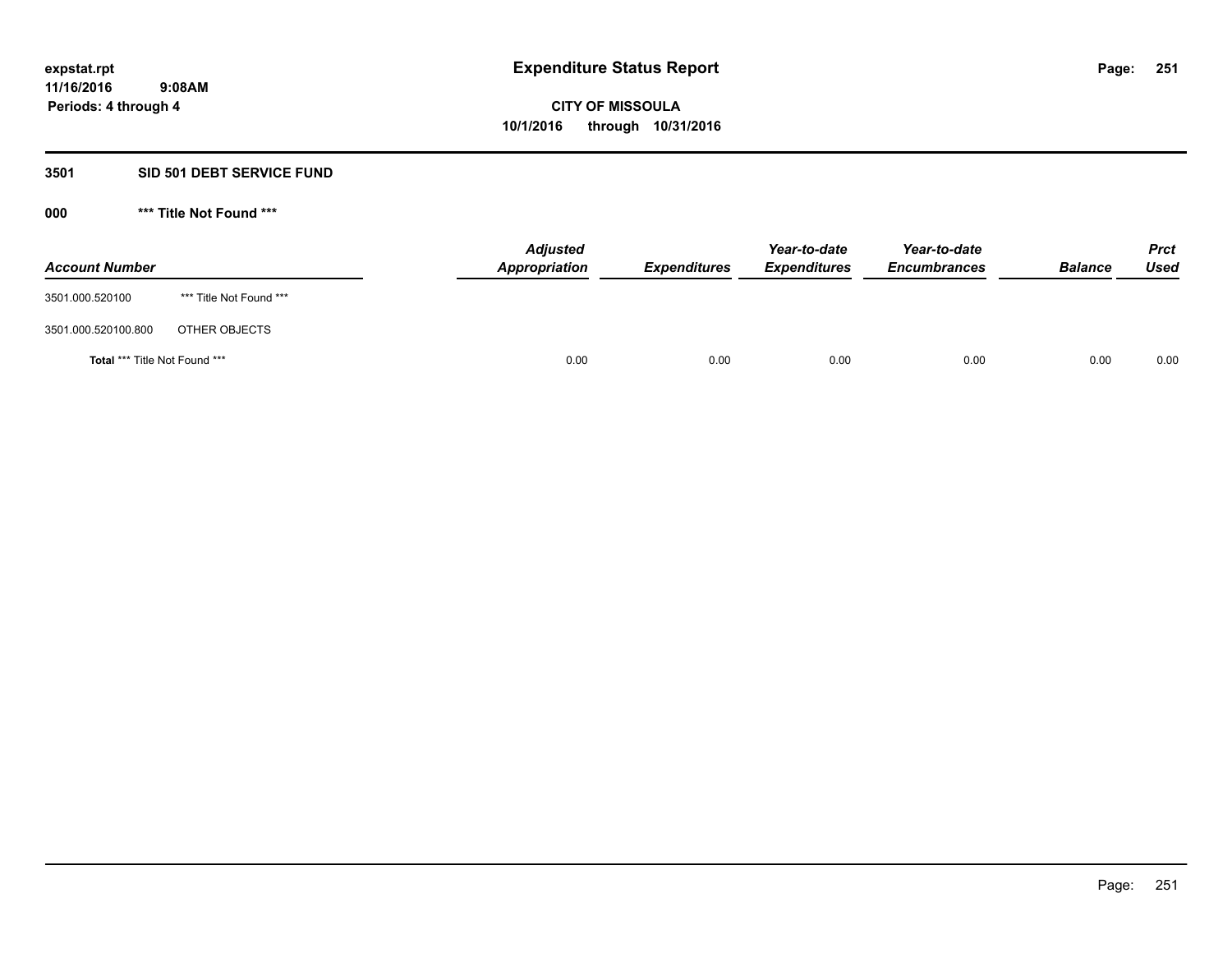**expstat.rpt**
**11/16/2016 9:08AM**
**Periods: 4 through 4**

# Expenditure Status Report

**CITY OF MISSOULA**
**10/1/2016 through 10/31/2016**

## 3501 SID 501 DEBT SERVICE FUND

### 000 *** Title Not Found ***

| Account Number | | Adjusted Appropriation | Expenditures | Year-to-date Expenditures | Year-to-date Encumbrances | Balance | Prct Used |
|---|---|---|---|---|---|---|---|
| 3501.000.520100 | *** Title Not Found *** | | | | | | |
| 3501.000.520100.800 | OTHER OBJECTS | | | | | | |
| **Total** *** Title Not Found *** | | 0.00 | 0.00 | 0.00 | 0.00 | 0.00 | 0.00 |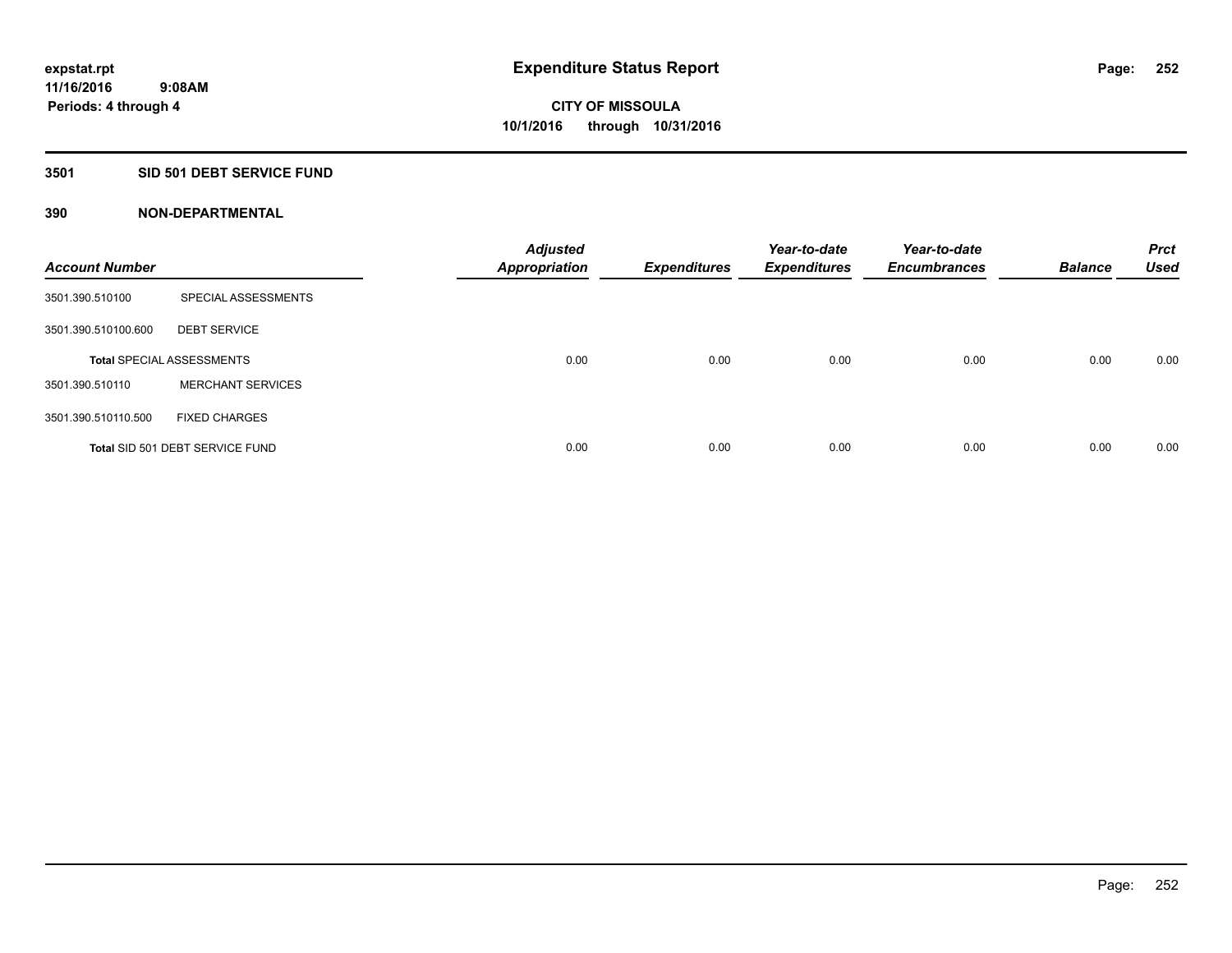**expstat.rpt**
**11/16/2016 9:08AM**
**Periods: 4 through 4**

# Expenditure Status Report

**CITY OF MISSOULA**
**10/1/2016 through 10/31/2016**

## 3501 SID 501 DEBT SERVICE FUND

### 390 NON-DEPARTMENTAL

| Account Number | | Adjusted Appropriation | Expenditures | Year-to-date Expenditures | Year-to-date Encumbrances | Balance | Prct Used |
|---|---|---|---|---|---|---|---|
| 3501.390.510100 | SPECIAL ASSESSMENTS | | | | | | |
| 3501.390.510100.600 | DEBT SERVICE | | | | | | |
| **Total** SPECIAL ASSESSMENTS | | 0.00 | 0.00 | 0.00 | 0.00 | 0.00 | 0.00 |
| 3501.390.510110 | MERCHANT SERVICES | | | | | | |
| 3501.390.510110.500 | FIXED CHARGES | | | | | | |
| **Total** SID 501 DEBT SERVICE FUND | | 0.00 | 0.00 | 0.00 | 0.00 | 0.00 | 0.00 |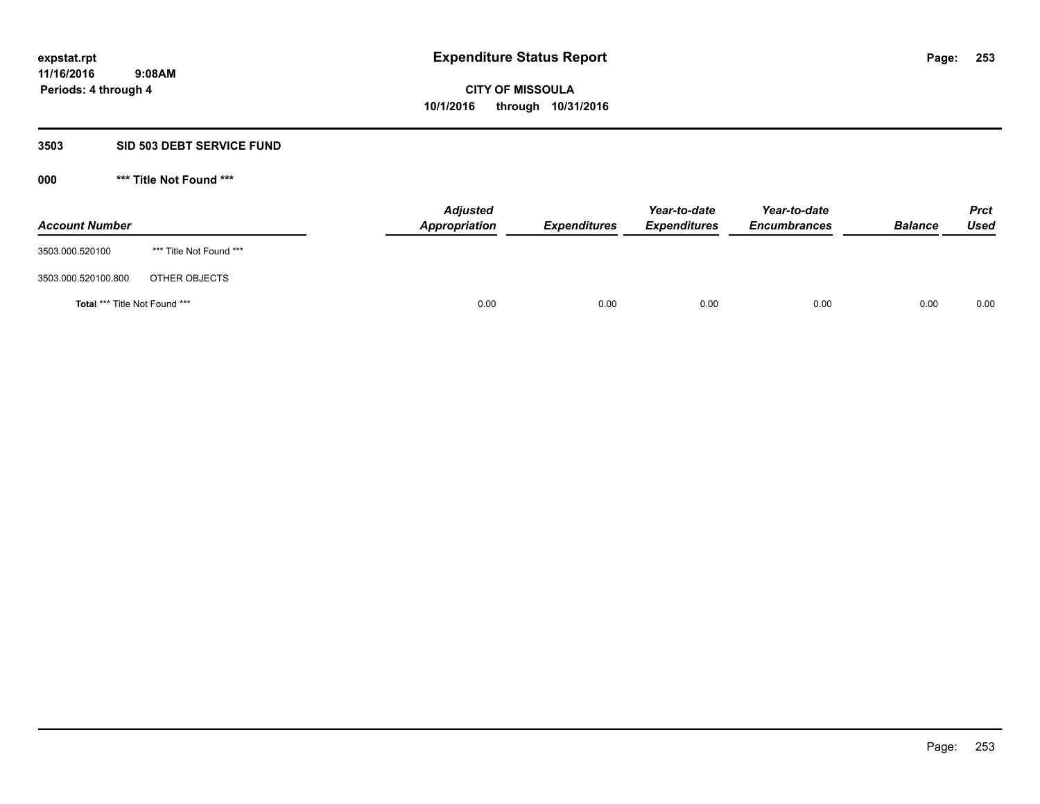**expstat.rpt**
**11/16/2016 9:08AM**
**Periods: 4 through 4**

# Expenditure Status Report

**CITY OF MISSOULA**
**10/1/2016 through 10/31/2016**

## 3503 SID 503 DEBT SERVICE FUND

### 000 *** Title Not Found ***

| Account Number | | Adjusted Appropriation | Expenditures | Year-to-date Expenditures | Year-to-date Encumbrances | Balance | Prct Used |
|---|---|---|---|---|---|---|---|
| 3503.000.520100 | *** Title Not Found *** | | | | | | |
| 3503.000.520100.800 | OTHER OBJECTS | | | | | | |
| **Total** *** Title Not Found *** | | 0.00 | 0.00 | 0.00 | 0.00 | 0.00 | 0.00 |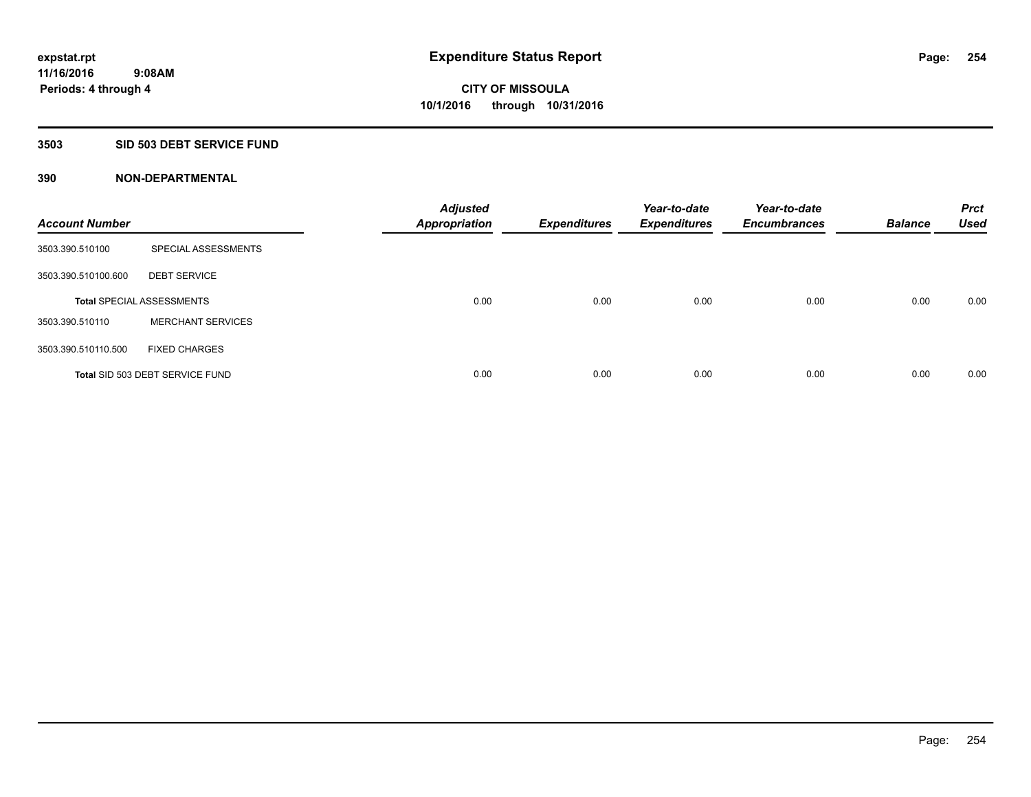# Expenditure Status Report

expstat.rpt
11/16/2016 9:08AM
Periods: 4 through 4

**CITY OF MISSOULA**
**10/1/2016 through 10/31/2016**

## 3503 SID 503 DEBT SERVICE FUND

### 390 NON-DEPARTMENTAL

| Account Number | | Adjusted Appropriation | Expenditures | Year-to-date Expenditures | Year-to-date Encumbrances | Balance | Prct Used |
|---|---|---|---|---|---|---|---|
| 3503.390.510100 | SPECIAL ASSESSMENTS | | | | | | |
| 3503.390.510100.600 | DEBT SERVICE | | | | | | |
| **Total** SPECIAL ASSESSMENTS | | 0.00 | 0.00 | 0.00 | 0.00 | 0.00 | 0.00 |
| 3503.390.510110 | MERCHANT SERVICES | | | | | | |
| 3503.390.510110.500 | FIXED CHARGES | | | | | | |
| **Total** SID 503 DEBT SERVICE FUND | | 0.00 | 0.00 | 0.00 | 0.00 | 0.00 | 0.00 |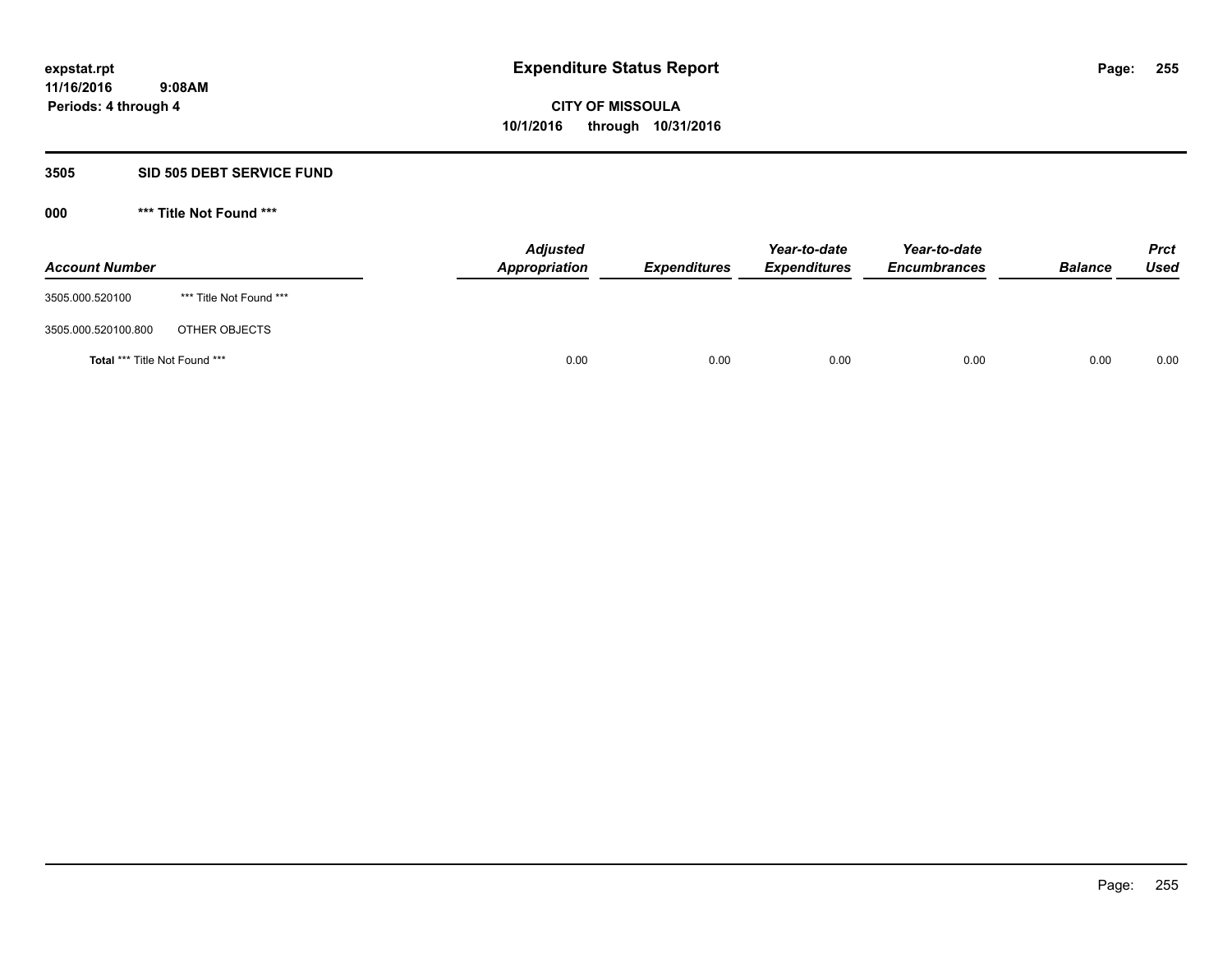expstat.rpt
11/16/2016 9:08AM
Periods: 4 through 4

# Expenditure Status Report

**CITY OF MISSOULA**
**10/1/2016 through 10/31/2016**

## 3505 SID 505 DEBT SERVICE FUND

### 000 *** Title Not Found ***

| Account Number | | Adjusted Appropriation | Expenditures | Year-to-date Expenditures | Year-to-date Encumbrances | Balance | Prct Used |
|---|---|---|---|---|---|---|---|
| 3505.000.520100 | *** Title Not Found *** | | | | | | |
| 3505.000.520100.800 | OTHER OBJECTS | | | | | | |
| **Total** *** Title Not Found *** | | 0.00 | 0.00 | 0.00 | 0.00 | 0.00 | 0.00 |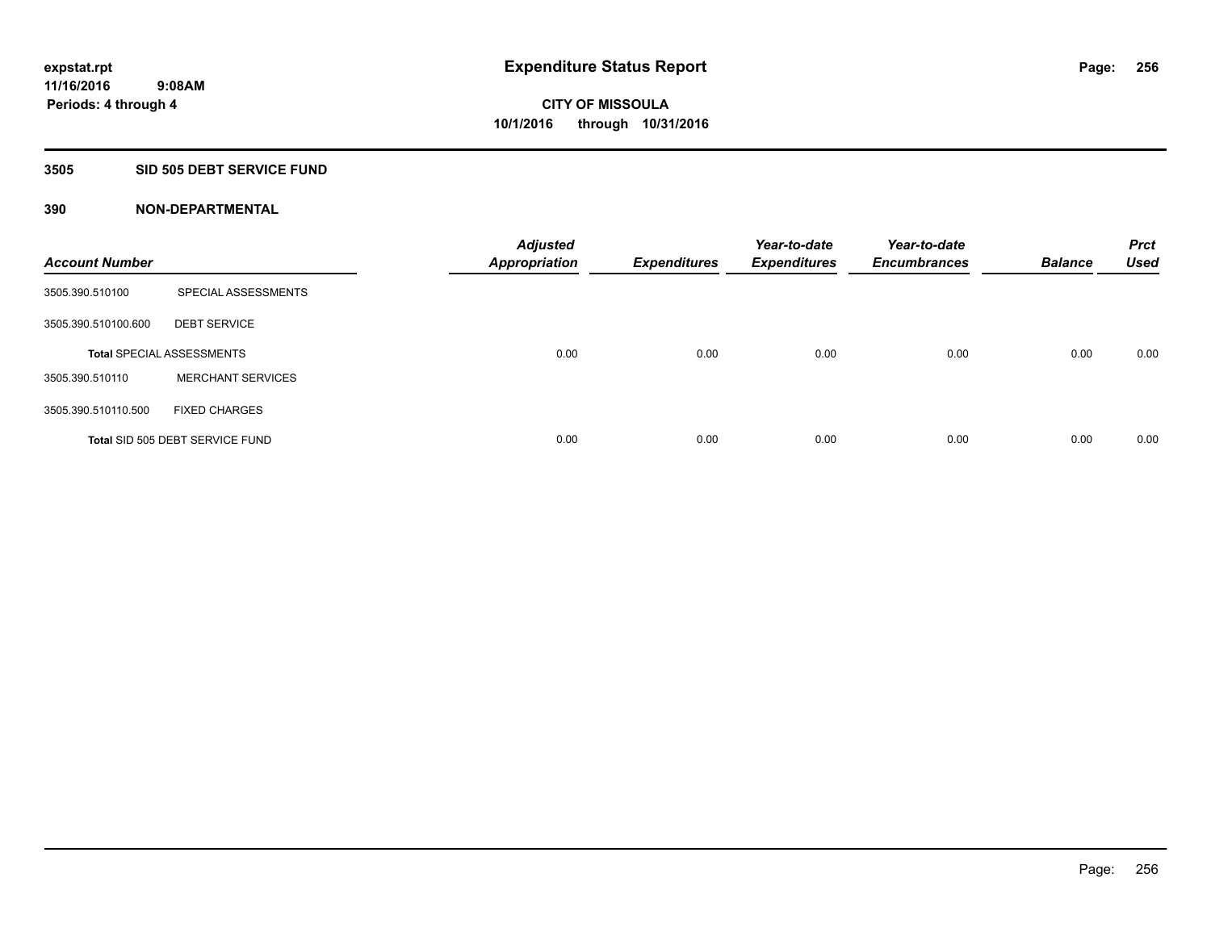# Expenditure Status Report

**expstat.rpt**
**11/16/2016 9:08AM**
**Periods: 4 through 4**

**CITY OF MISSOULA**
**10/1/2016 through 10/31/2016**

## 3505 SID 505 DEBT SERVICE FUND

### 390 NON-DEPARTMENTAL

| Account Number | | Adjusted Appropriation | Expenditures | Year-to-date Expenditures | Year-to-date Encumbrances | Balance | Prct Used |
|---|---|---|---|---|---|---|---|
| 3505.390.510100 | SPECIAL ASSESSMENTS | | | | | | |
| 3505.390.510100.600 | DEBT SERVICE | | | | | | |
| **Total** SPECIAL ASSESSMENTS | | 0.00 | 0.00 | 0.00 | 0.00 | 0.00 | 0.00 |
| 3505.390.510110 | MERCHANT SERVICES | | | | | | |
| 3505.390.510110.500 | FIXED CHARGES | | | | | | |
| **Total** SID 505 DEBT SERVICE FUND | | 0.00 | 0.00 | 0.00 | 0.00 | 0.00 | 0.00 |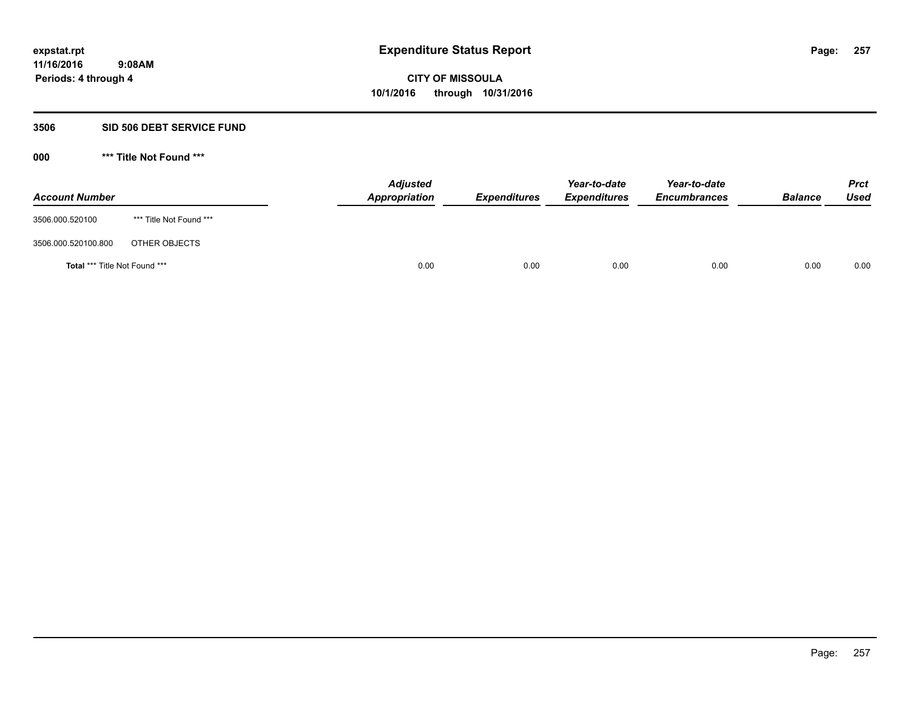**expstat.rpt**
**11/16/2016 9:08AM**
**Periods: 4 through 4**

# Expenditure Status Report

**CITY OF MISSOULA**
**10/1/2016 through 10/31/2016**

## 3506 SID 506 DEBT SERVICE FUND

### 000 *** Title Not Found ***

| Account Number | | Adjusted Appropriation | Expenditures | Year-to-date Expenditures | Year-to-date Encumbrances | Balance | Prct Used |
|---|---|---|---|---|---|---|---|
| 3506.000.520100 | *** Title Not Found *** | | | | | | |
| 3506.000.520100.800 | OTHER OBJECTS | | | | | | |
| **Total** *** Title Not Found *** | | 0.00 | 0.00 | 0.00 | 0.00 | 0.00 | 0.00 |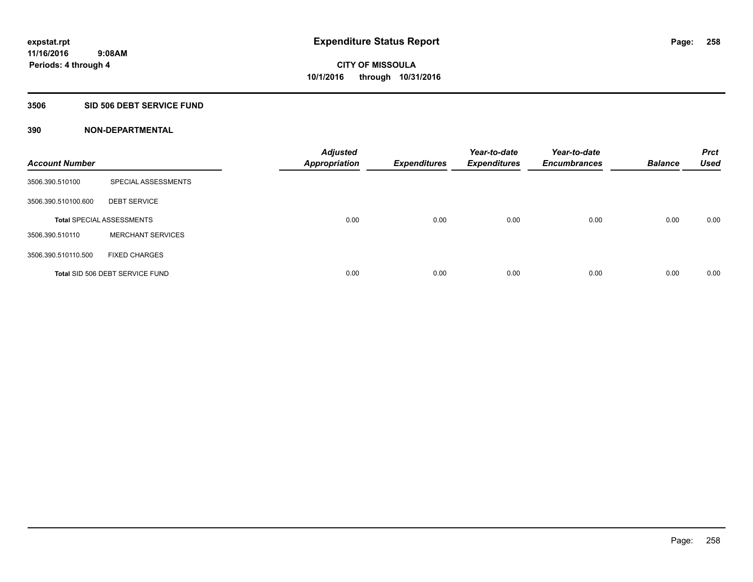**expstat.rpt**
**11/16/2016 9:08AM**
**Periods: 4 through 4**

# Expenditure Status Report

**CITY OF MISSOULA**
**10/1/2016 through 10/31/2016**

## 3506 SID 506 DEBT SERVICE FUND

### 390 NON-DEPARTMENTAL

| Account Number | | Adjusted Appropriation | Expenditures | Year-to-date Expenditures | Year-to-date Encumbrances | Balance | Prct Used |
|---|---|---|---|---|---|---|---|
| 3506.390.510100 | SPECIAL ASSESSMENTS | | | | | | |
| 3506.390.510100.600 | DEBT SERVICE | | | | | | |
| **Total** SPECIAL ASSESSMENTS | | 0.00 | 0.00 | 0.00 | 0.00 | 0.00 | 0.00 |
| 3506.390.510110 | MERCHANT SERVICES | | | | | | |
| 3506.390.510110.500 | FIXED CHARGES | | | | | | |
| **Total** SID 506 DEBT SERVICE FUND | | 0.00 | 0.00 | 0.00 | 0.00 | 0.00 | 0.00 |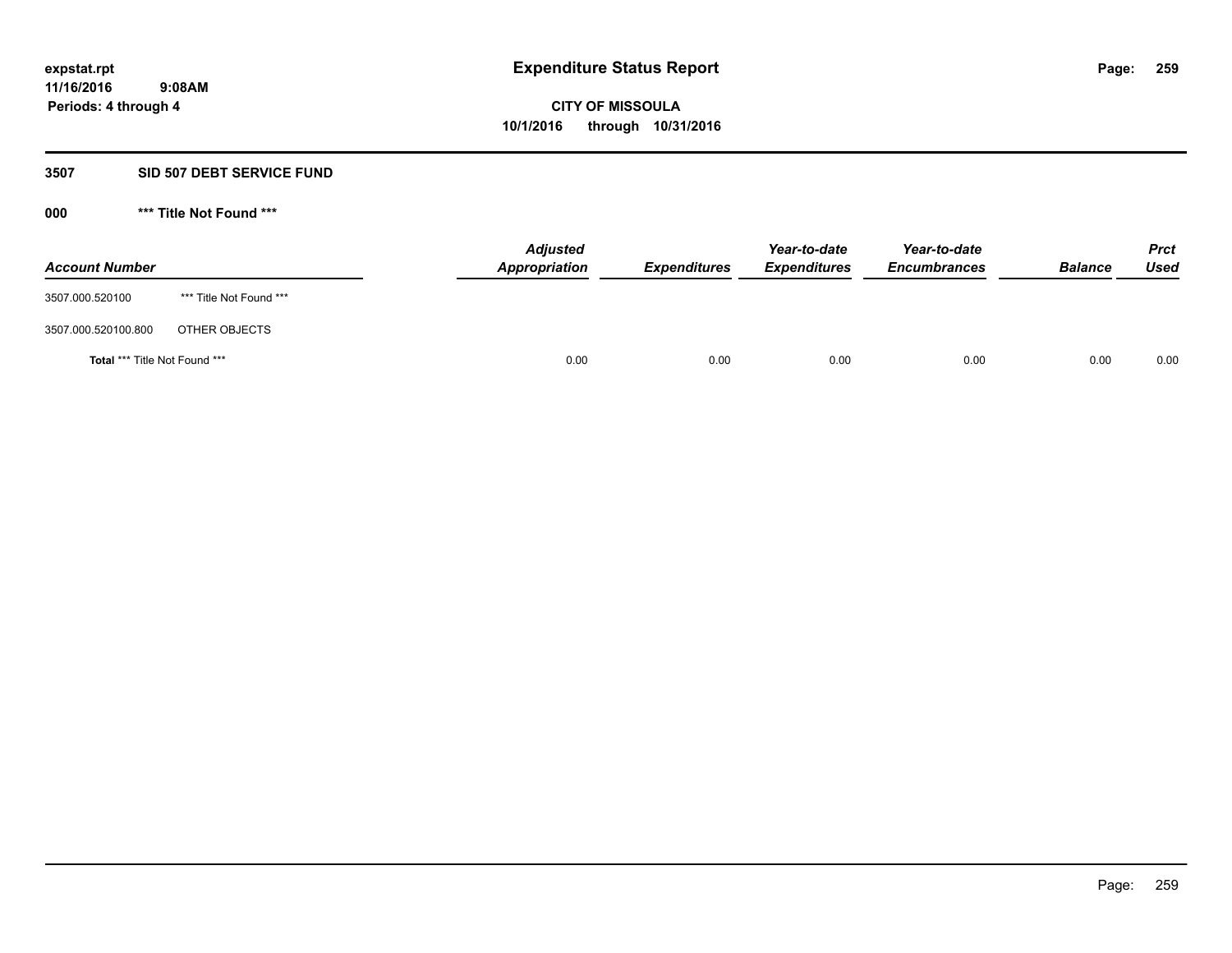expstat.rpt
11/16/2016 9:08AM
Periods: 4 through 4

# Expenditure Status Report

**CITY OF MISSOULA**
**10/1/2016 through 10/31/2016**

## 3507 SID 507 DEBT SERVICE FUND

### 000 *** Title Not Found ***

| Account Number | | Adjusted Appropriation | Expenditures | Year-to-date Expenditures | Year-to-date Encumbrances | Balance | Prct Used |
|---|---|---|---|---|---|---|---|
| 3507.000.520100 | *** Title Not Found *** | | | | | | |
| 3507.000.520100.800 | OTHER OBJECTS | | | | | | |
| **Total** *** Title Not Found *** | | 0.00 | 0.00 | 0.00 | 0.00 | 0.00 | 0.00 |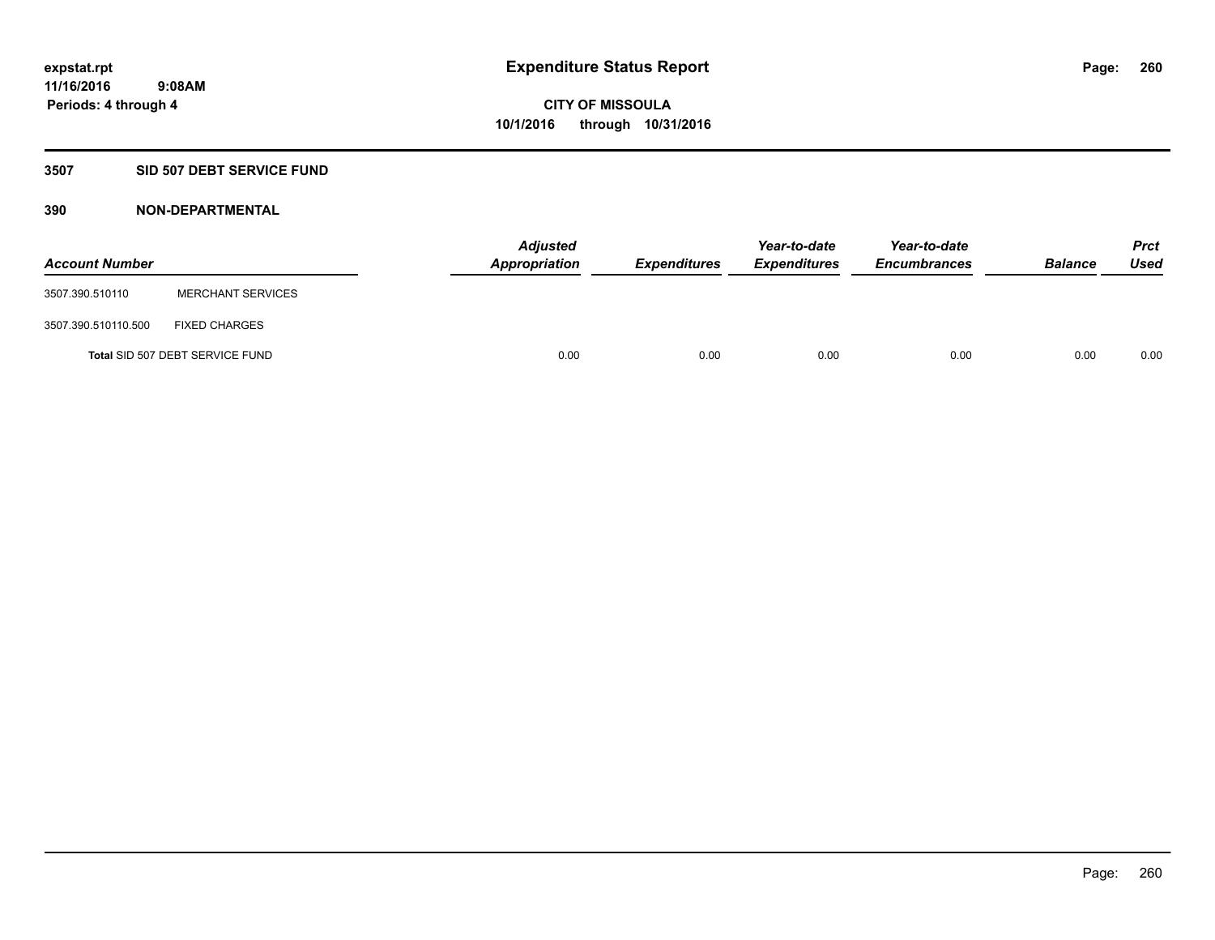expstat.rpt
11/16/2016 9:08AM
Periods: 4 through 4

# Expenditure Status Report

**CITY OF MISSOULA**
**10/1/2016 through 10/31/2016**

## 3507 SID 507 DEBT SERVICE FUND

### 390 NON-DEPARTMENTAL

| Account Number | | Adjusted Appropriation | Expenditures | Year-to-date Expenditures | Year-to-date Encumbrances | Balance | Prct Used |
|---|---|---|---|---|---|---|---|
| 3507.390.510110 | MERCHANT SERVICES | | | | | | |
| 3507.390.510110.500 | FIXED CHARGES | | | | | | |
| **Total** SID 507 DEBT SERVICE FUND | | 0.00 | 0.00 | 0.00 | 0.00 | 0.00 | 0.00 |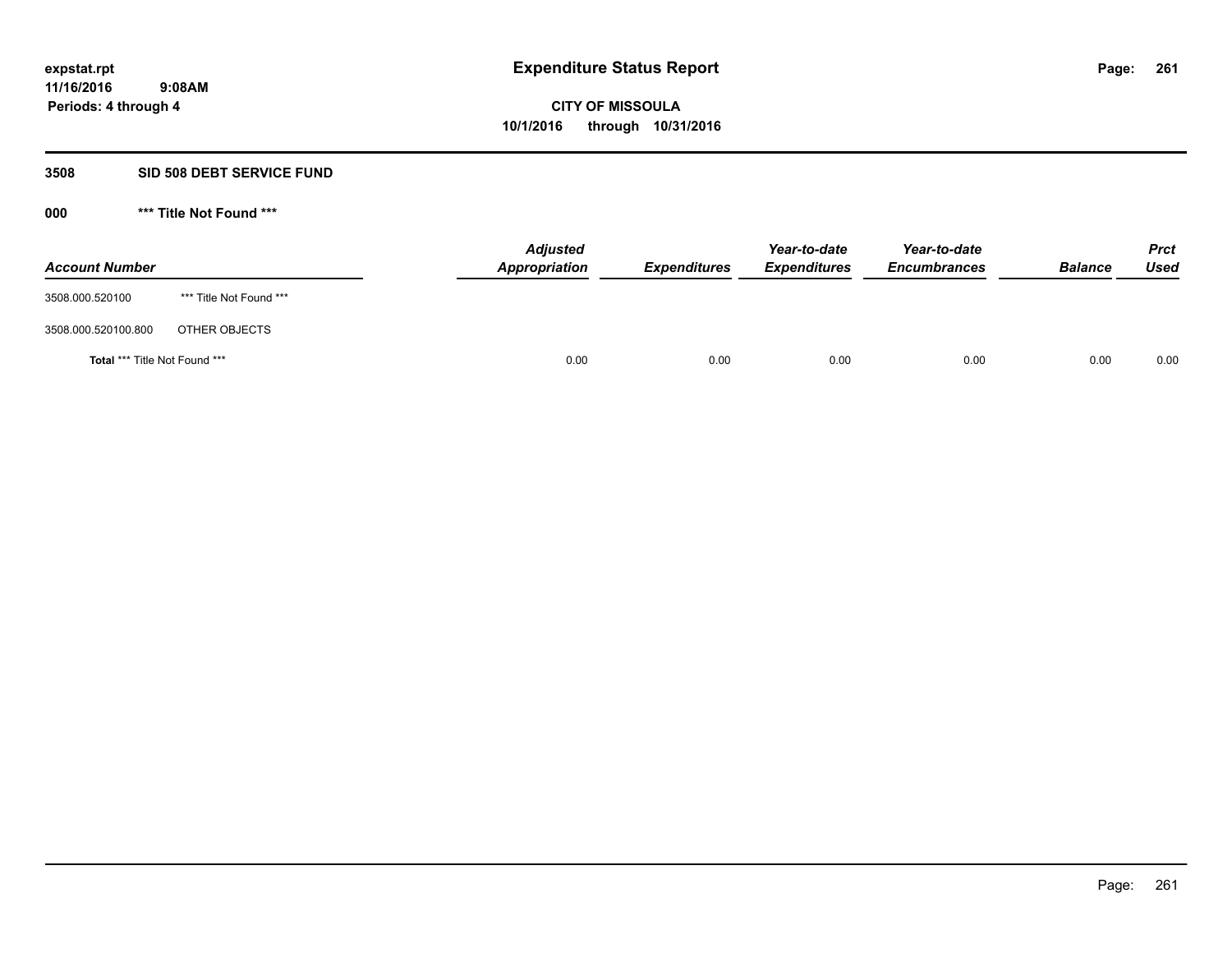**expstat.rpt**
**11/16/2016 9:08AM**
**Periods: 4 through 4**

# Expenditure Status Report

**CITY OF MISSOULA**
**10/1/2016 through 10/31/2016**

## 3508 SID 508 DEBT SERVICE FUND

### 000 *** Title Not Found ***

| Account Number | | *Adjusted Appropriation* | *Expenditures* | *Year-to-date Expenditures* | *Year-to-date Encumbrances* | *Balance* | *Prct Used* |
|---|---|---|---|---|---|---|---|
| 3508.000.520100 | *** Title Not Found *** | | | | | | |
| 3508.000.520100.800 | OTHER OBJECTS | | | | | | |
| **Total** *** Title Not Found *** | | 0.00 | 0.00 | 0.00 | 0.00 | 0.00 | 0.00 |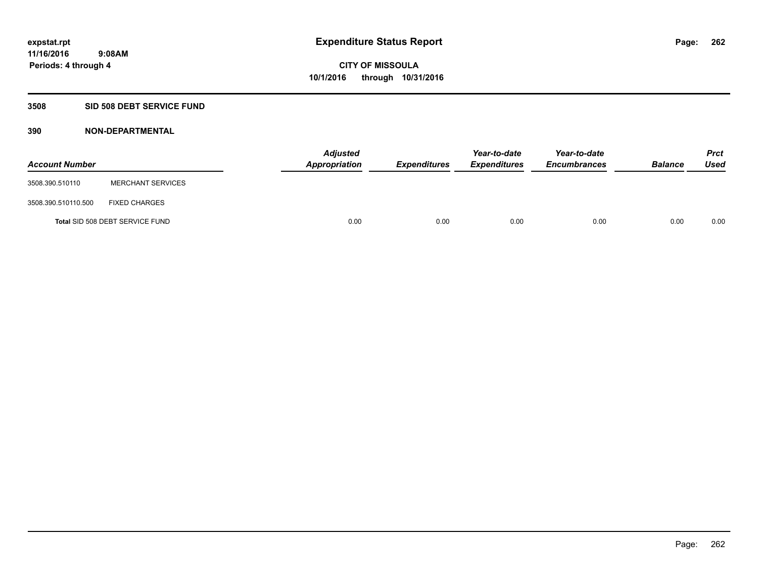**expstat.rpt**
**11/16/2016 9:08AM**
**Periods: 4 through 4**

# Expenditure Status Report

**CITY OF MISSOULA**
**10/1/2016 through 10/31/2016**

## 3508 SID 508 DEBT SERVICE FUND

### 390 NON-DEPARTMENTAL

| Account Number | | Adjusted Appropriation | Expenditures | Year-to-date Expenditures | Year-to-date Encumbrances | Balance | Prct Used |
|---|---|---|---|---|---|---|---|
| 3508.390.510110 | MERCHANT SERVICES | | | | | | |
| 3508.390.510110.500 | FIXED CHARGES | | | | | | |
| Total SID 508 DEBT SERVICE FUND | | 0.00 | 0.00 | 0.00 | 0.00 | 0.00 | 0.00 |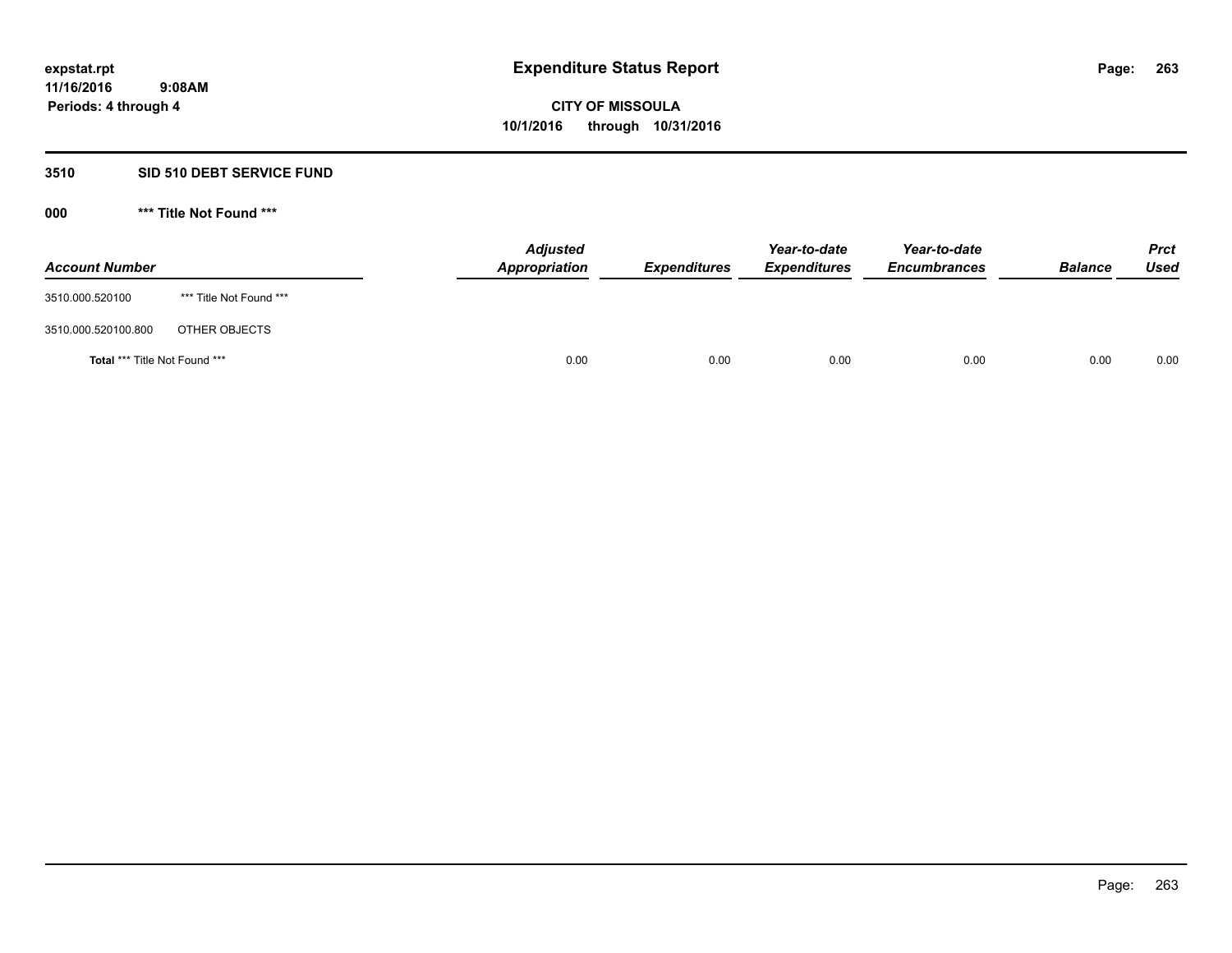**expstat.rpt**
**11/16/2016 9:08AM**
**Periods: 4 through 4**

# Expenditure Status Report

**CITY OF MISSOULA**
**10/1/2016 through 10/31/2016**

## 3510 SID 510 DEBT SERVICE FUND

### 000 *** Title Not Found ***

| Account Number | | Adjusted Appropriation | Expenditures | Year-to-date Expenditures | Year-to-date Encumbrances | Balance | Prct Used |
|---|---|---|---|---|---|---|---|
| 3510.000.520100 | *** Title Not Found *** | | | | | | |
| 3510.000.520100.800 | OTHER OBJECTS | | | | | | |
| **Total** *** Title Not Found *** | | 0.00 | 0.00 | 0.00 | 0.00 | 0.00 | 0.00 |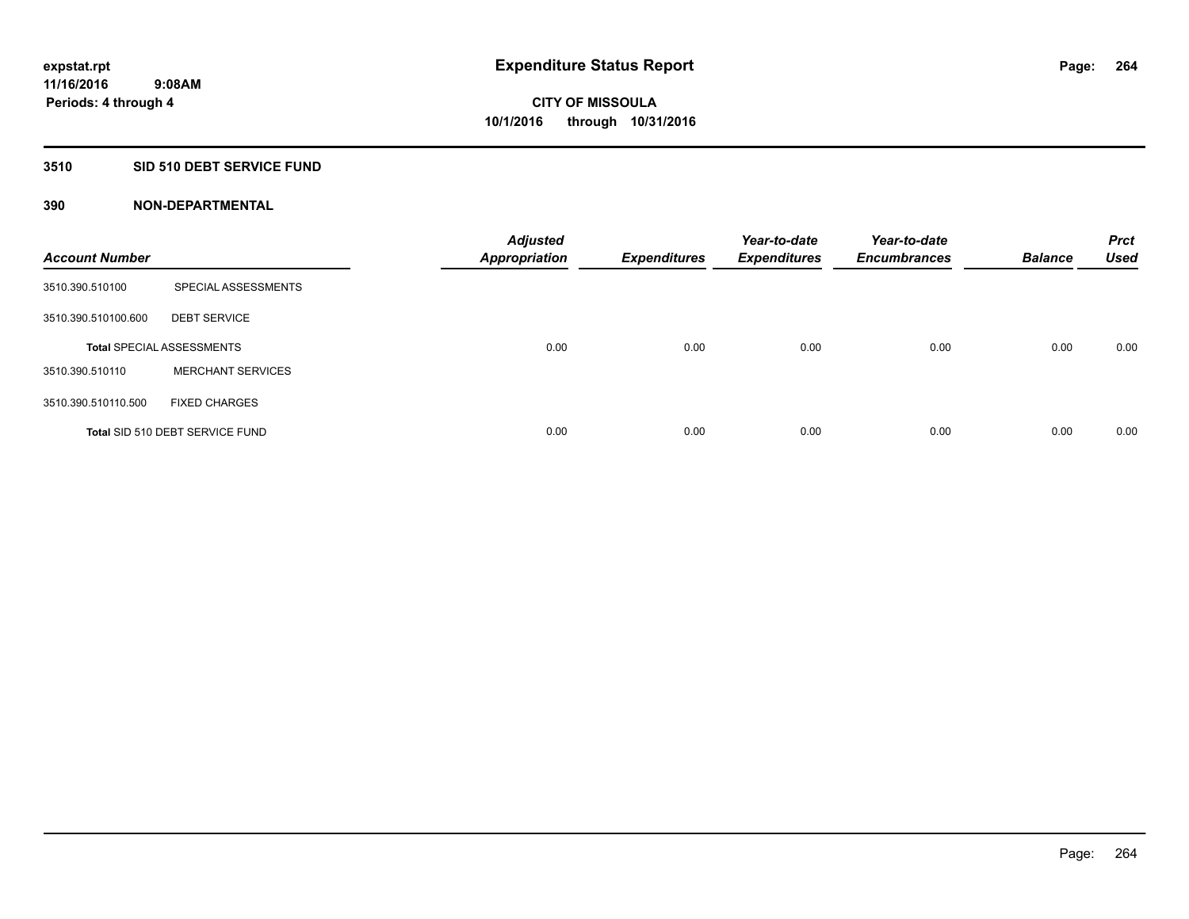# Expenditure Status Report

expstat.rpt
11/16/2016 9:08AM
Periods: 4 through 4

CITY OF MISSOULA
10/1/2016 through 10/31/2016

## 3510 SID 510 DEBT SERVICE FUND

### 390 NON-DEPARTMENTAL

| Account Number | | Adjusted Appropriation | Expenditures | Year-to-date Expenditures | Year-to-date Encumbrances | Balance | Prct Used |
|---|---|---|---|---|---|---|---|
| 3510.390.510100 | SPECIAL ASSESSMENTS | | | | | | |
| 3510.390.510100.600 | DEBT SERVICE | | | | | | |
| Total SPECIAL ASSESSMENTS | | 0.00 | 0.00 | 0.00 | 0.00 | 0.00 | 0.00 |
| 3510.390.510110 | MERCHANT SERVICES | | | | | | |
| 3510.390.510110.500 | FIXED CHARGES | | | | | | |
| Total SID 510 DEBT SERVICE FUND | | 0.00 | 0.00 | 0.00 | 0.00 | 0.00 | 0.00 |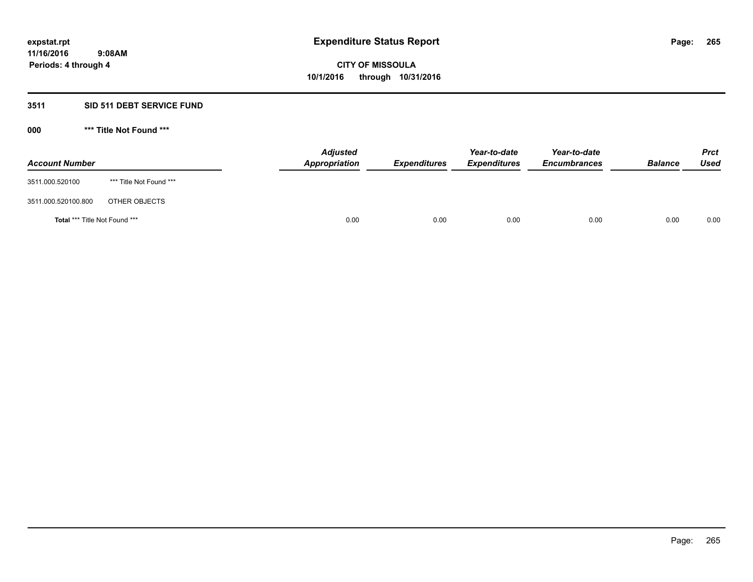**expstat.rpt**
**11/16/2016 9:08AM**
**Periods: 4 through 4**

# Expenditure Status Report

**CITY OF MISSOULA**
**10/1/2016 through 10/31/2016**

## 3511 SID 511 DEBT SERVICE FUND

### 000 *** Title Not Found ***

| Account Number | | Adjusted Appropriation | Expenditures | Year-to-date Expenditures | Year-to-date Encumbrances | Balance | Prct Used |
|---|---|---|---|---|---|---|---|
| 3511.000.520100 | *** Title Not Found *** | | | | | | |
| 3511.000.520100.800 | OTHER OBJECTS | | | | | | |
| **Total** *** Title Not Found *** | | 0.00 | 0.00 | 0.00 | 0.00 | 0.00 | 0.00 |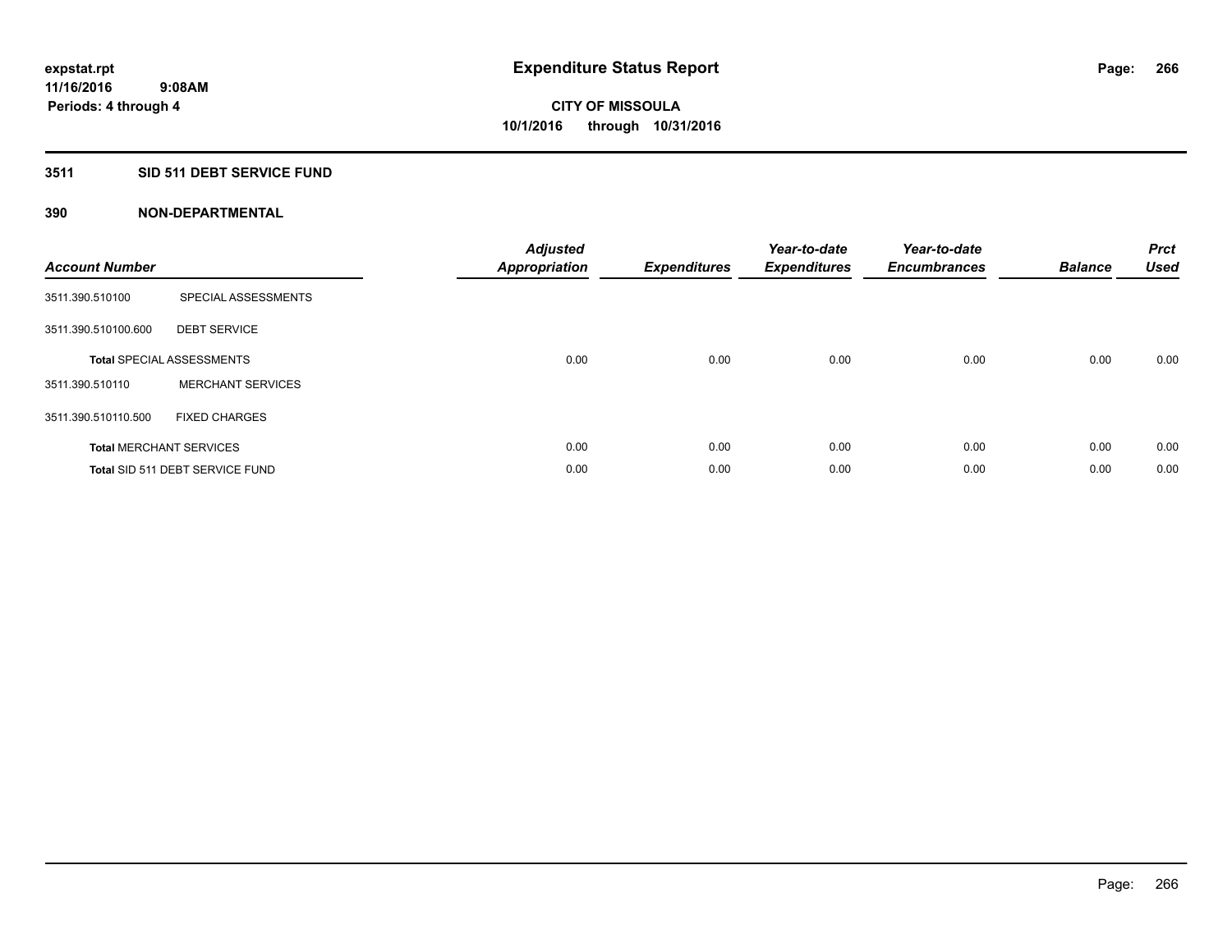# Expenditure Status Report

expstat.rpt
11/16/2016 9:08AM
Periods: 4 through 4

**CITY OF MISSOULA**
**10/1/2016 through 10/31/2016**

## 3511 SID 511 DEBT SERVICE FUND

### 390 NON-DEPARTMENTAL

| Account Number | | Adjusted Appropriation | Expenditures | Year-to-date Expenditures | Year-to-date Encumbrances | Balance | Prct Used |
|---|---|---|---|---|---|---|---|
| 3511.390.510100 | SPECIAL ASSESSMENTS | | | | | | |
| 3511.390.510100.600 | DEBT SERVICE | | | | | | |
| **Total** SPECIAL ASSESSMENTS | | 0.00 | 0.00 | 0.00 | 0.00 | 0.00 | 0.00 |
| 3511.390.510110 | MERCHANT SERVICES | | | | | | |
| 3511.390.510110.500 | FIXED CHARGES | | | | | | |
| **Total** MERCHANT SERVICES | | 0.00 | 0.00 | 0.00 | 0.00 | 0.00 | 0.00 |
| **Total** SID 511 DEBT SERVICE FUND | | 0.00 | 0.00 | 0.00 | 0.00 | 0.00 | 0.00 |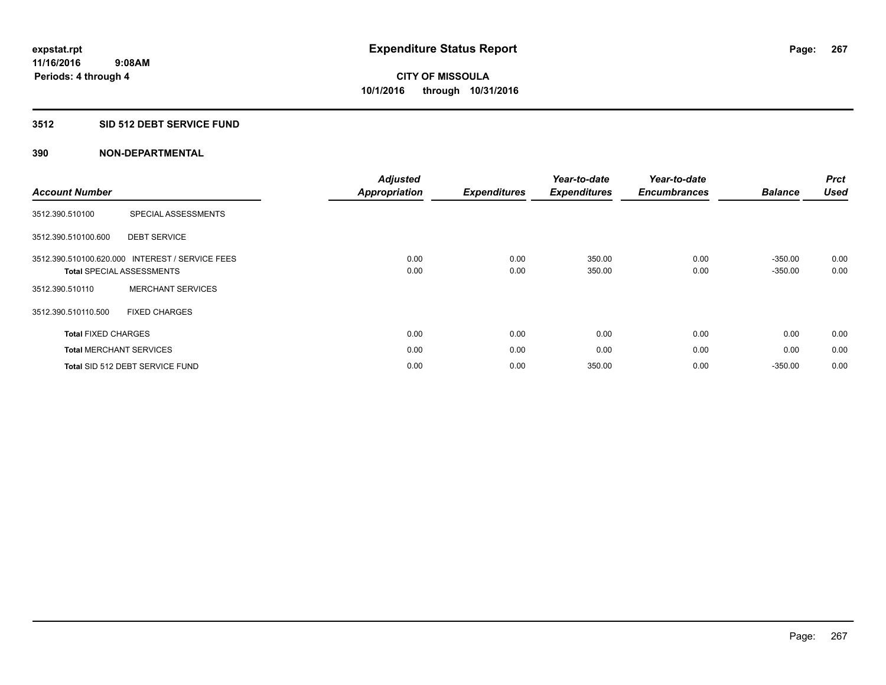expstat.rpt
11/16/2016 9:08AM
Periods: 4 through 4

# Expenditure Status Report

**CITY OF MISSOULA**
**10/1/2016 through 10/31/2016**

## 3512 SID 512 DEBT SERVICE FUND

## 390 NON-DEPARTMENTAL

| Account Number | | Adjusted Appropriation | Expenditures | Year-to-date Expenditures | Year-to-date Encumbrances | Balance | Prct Used |
|---|---|---|---|---|---|---|---|
| 3512.390.510100 | SPECIAL ASSESSMENTS | | | | | | |
| 3512.390.510100.600 | DEBT SERVICE | | | | | | |
| 3512.390.510100.620.000 | INTEREST / SERVICE FEES | 0.00 | 0.00 | 350.00 | 0.00 | -350.00 | 0.00 |
| **Total** SPECIAL ASSESSMENTS | | 0.00 | 0.00 | 350.00 | 0.00 | -350.00 | 0.00 |
| 3512.390.510110 | MERCHANT SERVICES | | | | | | |
| 3512.390.510110.500 | FIXED CHARGES | | | | | | |
| **Total** FIXED CHARGES | | 0.00 | 0.00 | 0.00 | 0.00 | 0.00 | 0.00 |
| **Total** MERCHANT SERVICES | | 0.00 | 0.00 | 0.00 | 0.00 | 0.00 | 0.00 |
| **Total** SID 512 DEBT SERVICE FUND | | 0.00 | 0.00 | 350.00 | 0.00 | -350.00 | 0.00 |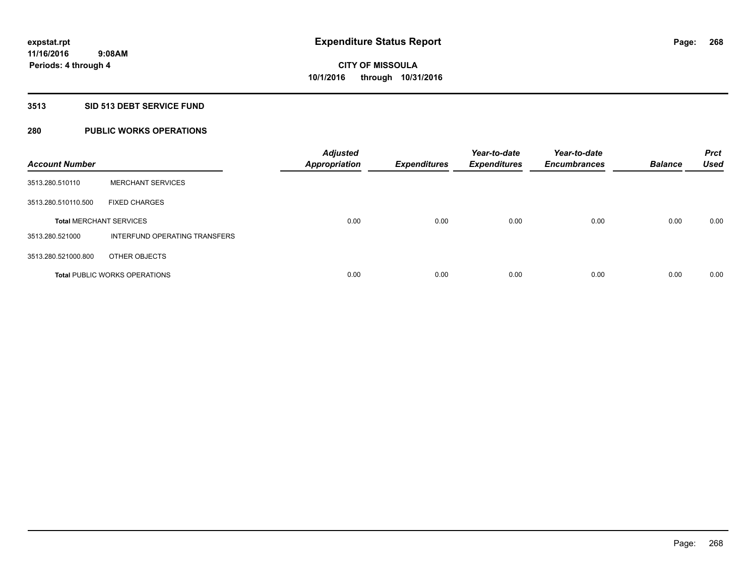# Expenditure Status Report

expstat.rpt
11/16/2016 9:08AM
Periods: 4 through 4

**CITY OF MISSOULA**
**10/1/2016 through 10/31/2016**

## 3513 SID 513 DEBT SERVICE FUND

## 280 PUBLIC WORKS OPERATIONS

| Account Number | | Adjusted Appropriation | Expenditures | Year-to-date Expenditures | Year-to-date Encumbrances | Balance | Prct Used |
|---|---|---|---|---|---|---|---|
| 3513.280.510110 | MERCHANT SERVICES | | | | | | |
| 3513.280.510110.500 | FIXED CHARGES | | | | | | |
| **Total** MERCHANT SERVICES | | 0.00 | 0.00 | 0.00 | 0.00 | 0.00 | 0.00 |
| 3513.280.521000 | INTERFUND OPERATING TRANSFERS | | | | | | |
| 3513.280.521000.800 | OTHER OBJECTS | | | | | | |
| **Total** PUBLIC WORKS OPERATIONS | | 0.00 | 0.00 | 0.00 | 0.00 | 0.00 | 0.00 |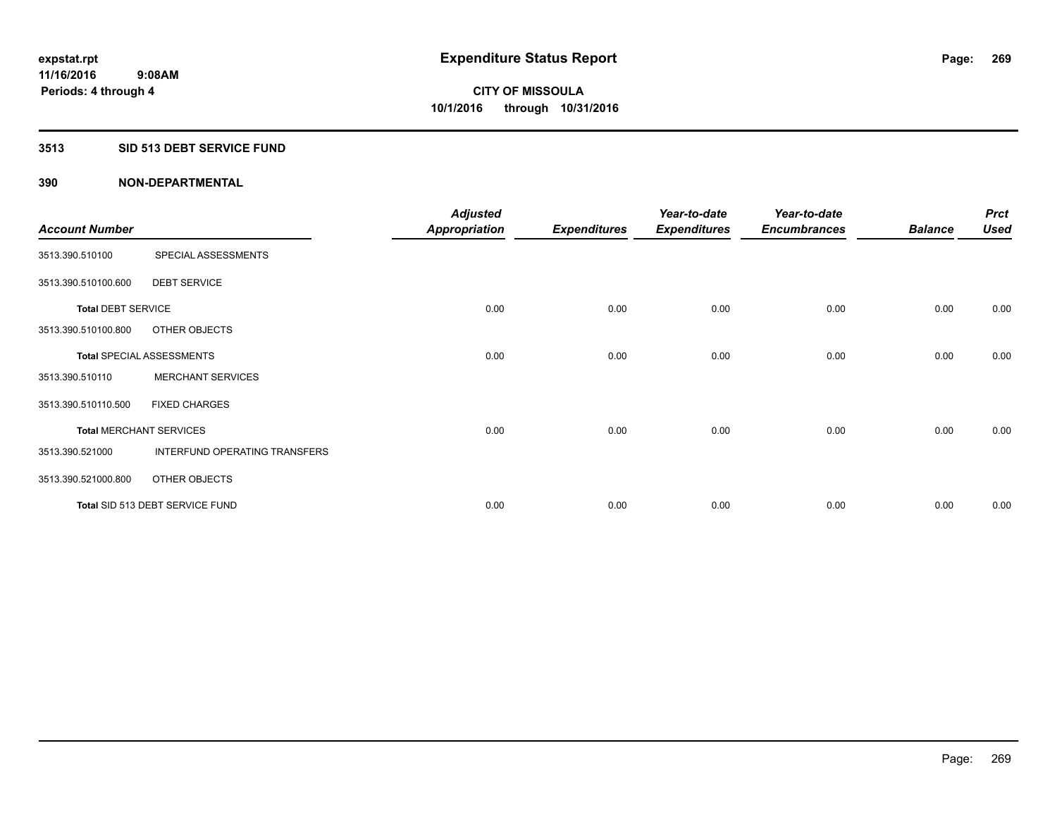# Expenditure Status Report

expstat.rpt
11/16/2016 9:08AM
Periods: 4 through 4

**CITY OF MISSOULA**
**10/1/2016 through 10/31/2016**

## 3513 SID 513 DEBT SERVICE FUND

## 390 NON-DEPARTMENTAL

| Account Number | | Adjusted Appropriation | Expenditures | Year-to-date Expenditures | Year-to-date Encumbrances | Balance | Prct Used |
|---|---|---|---|---|---|---|---|
| 3513.390.510100 | SPECIAL ASSESSMENTS | | | | | | |
| 3513.390.510100.600 | DEBT SERVICE | | | | | | |
| **Total** DEBT SERVICE | | 0.00 | 0.00 | 0.00 | 0.00 | 0.00 | 0.00 |
| 3513.390.510100.800 | OTHER OBJECTS | | | | | | |
| **Total** SPECIAL ASSESSMENTS | | 0.00 | 0.00 | 0.00 | 0.00 | 0.00 | 0.00 |
| 3513.390.510110 | MERCHANT SERVICES | | | | | | |
| 3513.390.510110.500 | FIXED CHARGES | | | | | | |
| **Total** MERCHANT SERVICES | | 0.00 | 0.00 | 0.00 | 0.00 | 0.00 | 0.00 |
| 3513.390.521000 | INTERFUND OPERATING TRANSFERS | | | | | | |
| 3513.390.521000.800 | OTHER OBJECTS | | | | | | |
| **Total** SID 513 DEBT SERVICE FUND | | 0.00 | 0.00 | 0.00 | 0.00 | 0.00 | 0.00 |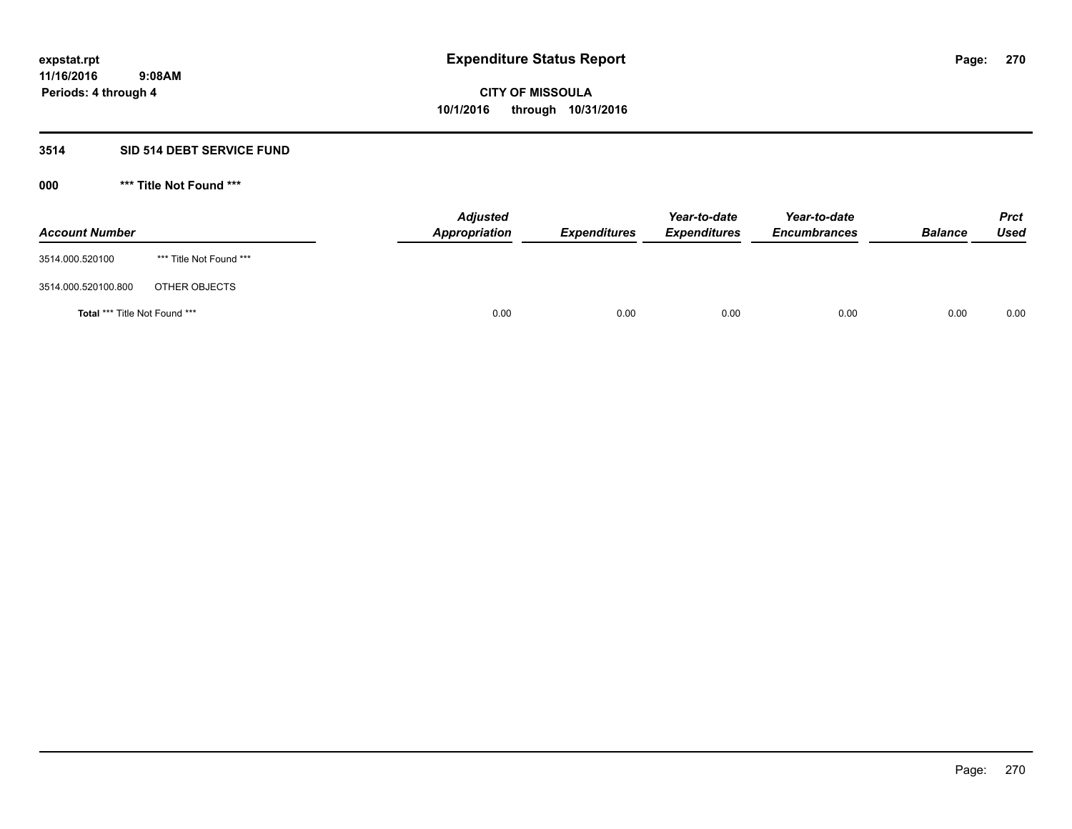# Expenditure Status Report

expstat.rpt
11/16/2016 9:08AM
Periods: 4 through 4

**CITY OF MISSOULA**
**10/1/2016 through 10/31/2016**

## 3514 SID 514 DEBT SERVICE FUND

### 000 *** Title Not Found ***

| Account Number | | Adjusted Appropriation | Expenditures | Year-to-date Expenditures | Year-to-date Encumbrances | Balance | Prct Used |
|---|---|---|---|---|---|---|---|
| 3514.000.520100 | *** Title Not Found *** | | | | | | |
| 3514.000.520100.800 | OTHER OBJECTS | | | | | | |
| **Total** *** Title Not Found *** | | 0.00 | 0.00 | 0.00 | 0.00 | 0.00 | 0.00 |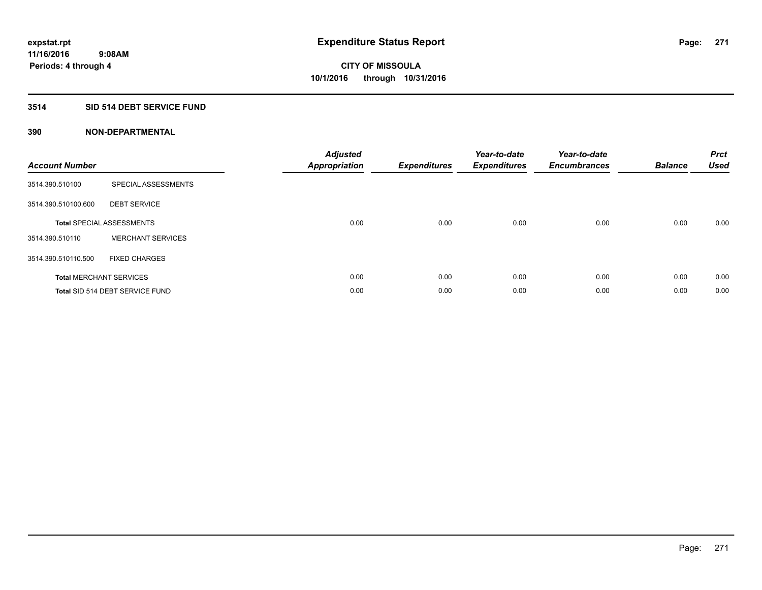expstat.rpt
11/16/2016 9:08AM
Periods: 4 through 4

# Expenditure Status Report

CITY OF MISSOULA
10/1/2016 through 10/31/2016

## 3514 SID 514 DEBT SERVICE FUND

### 390 NON-DEPARTMENTAL

| Account Number | | Adjusted Appropriation | Expenditures | Year-to-date Expenditures | Year-to-date Encumbrances | Balance | Prct Used |
|---|---|---|---|---|---|---|---|
| 3514.390.510100 | SPECIAL ASSESSMENTS | | | | | | |
| 3514.390.510100.600 | DEBT SERVICE | | | | | | |
| Total SPECIAL ASSESSMENTS | | 0.00 | 0.00 | 0.00 | 0.00 | 0.00 | 0.00 |
| 3514.390.510110 | MERCHANT SERVICES | | | | | | |
| 3514.390.510110.500 | FIXED CHARGES | | | | | | |
| Total MERCHANT SERVICES | | 0.00 | 0.00 | 0.00 | 0.00 | 0.00 | 0.00 |
| Total SID 514 DEBT SERVICE FUND | | 0.00 | 0.00 | 0.00 | 0.00 | 0.00 | 0.00 |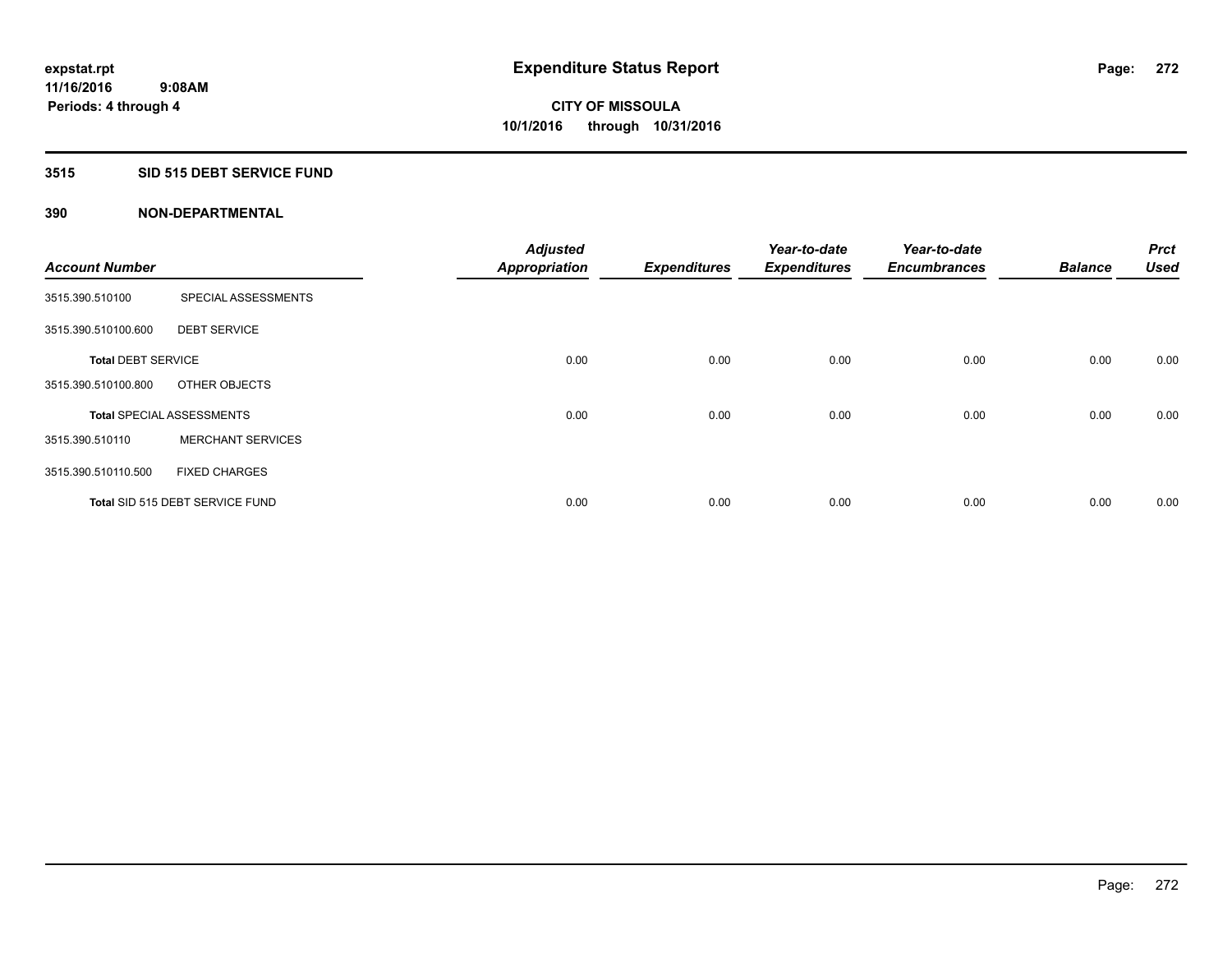**expstat.rpt**
**11/16/2016 9:08AM**
**Periods: 4 through 4**

# Expenditure Status Report

**CITY OF MISSOULA**
**10/1/2016 through 10/31/2016**

## 3515 SID 515 DEBT SERVICE FUND

### 390 NON-DEPARTMENTAL

| Account Number | | Adjusted Appropriation | Expenditures | Year-to-date Expenditures | Year-to-date Encumbrances | Balance | Prct Used |
|---|---|---|---|---|---|---|---|
| 3515.390.510100 | SPECIAL ASSESSMENTS | | | | | | |
| 3515.390.510100.600 | DEBT SERVICE | | | | | | |
| **Total** DEBT SERVICE | | 0.00 | 0.00 | 0.00 | 0.00 | 0.00 | 0.00 |
| 3515.390.510100.800 | OTHER OBJECTS | | | | | | |
| **Total** SPECIAL ASSESSMENTS | | 0.00 | 0.00 | 0.00 | 0.00 | 0.00 | 0.00 |
| 3515.390.510110 | MERCHANT SERVICES | | | | | | |
| 3515.390.510110.500 | FIXED CHARGES | | | | | | |
| **Total** SID 515 DEBT SERVICE FUND | | 0.00 | 0.00 | 0.00 | 0.00 | 0.00 | 0.00 |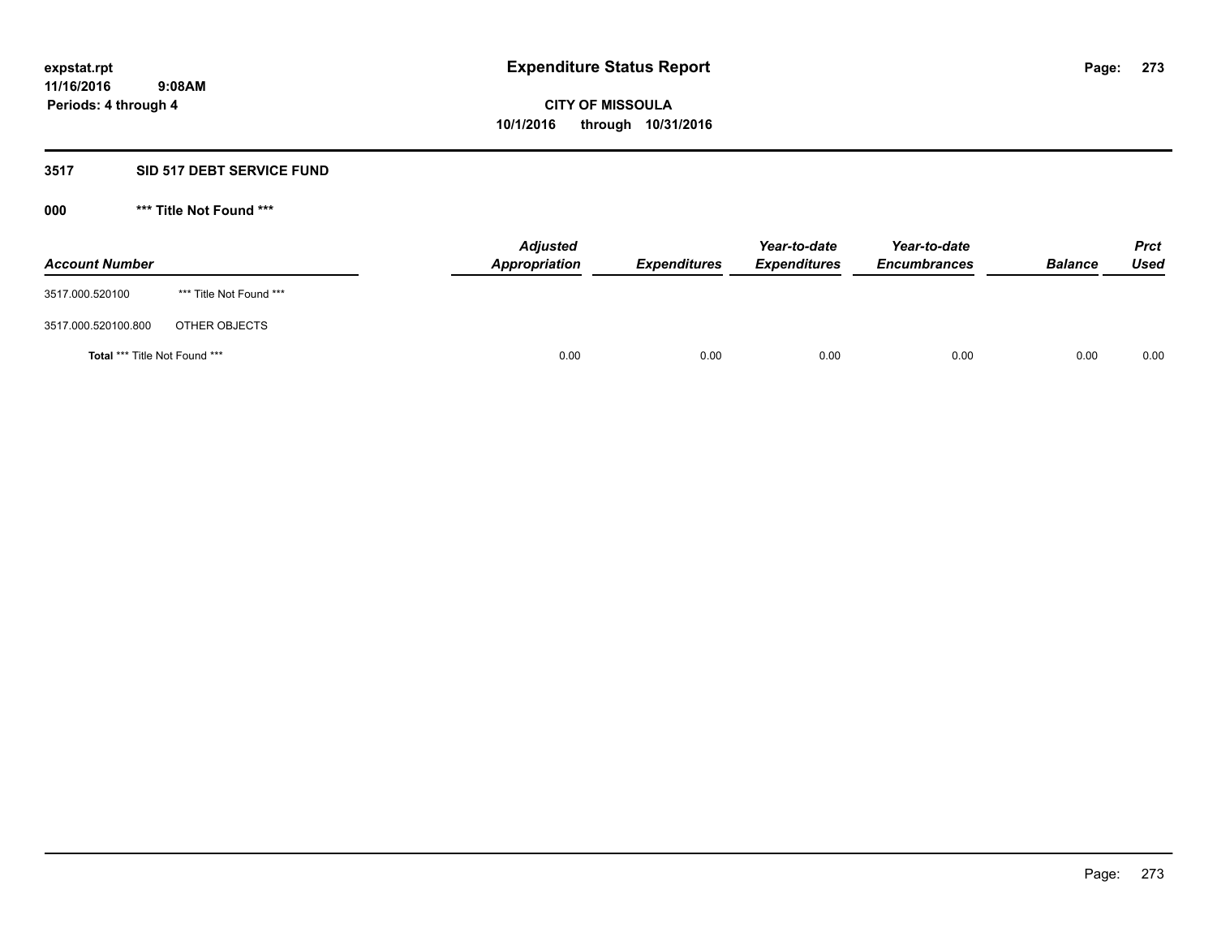**expstat.rpt**
**11/16/2016 9:08AM**
**Periods: 4 through 4**

# Expenditure Status Report

**CITY OF MISSOULA**
**10/1/2016 through 10/31/2016**

## 3517 SID 517 DEBT SERVICE FUND

### 000 *** Title Not Found ***

| Account Number | | Adjusted Appropriation | Expenditures | Year-to-date Expenditures | Year-to-date Encumbrances | Balance | Prct Used |
|---|---|---|---|---|---|---|---|
| 3517.000.520100 | *** Title Not Found *** | | | | | | |
| 3517.000.520100.800 | OTHER OBJECTS | | | | | | |
| **Total** *** Title Not Found *** | | 0.00 | 0.00 | 0.00 | 0.00 | 0.00 | 0.00 |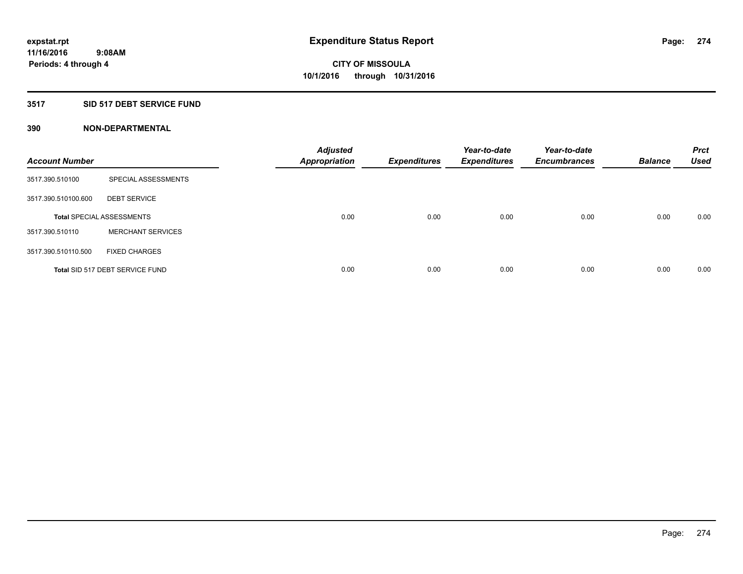**expstat.rpt**
**11/16/2016 9:08AM**
**Periods: 4 through 4**

# Expenditure Status Report

**CITY OF MISSOULA**
**10/1/2016 through 10/31/2016**

## 3517 SID 517 DEBT SERVICE FUND

### 390 NON-DEPARTMENTAL

| Account Number | | Adjusted Appropriation | Expenditures | Year-to-date Expenditures | Year-to-date Encumbrances | Balance | Prct Used |
|---|---|---|---|---|---|---|---|
| 3517.390.510100 | SPECIAL ASSESSMENTS | | | | | | |
| 3517.390.510100.600 | DEBT SERVICE | | | | | | |
| Total SPECIAL ASSESSMENTS | | 0.00 | 0.00 | 0.00 | 0.00 | 0.00 | 0.00 |
| 3517.390.510110 | MERCHANT SERVICES | | | | | | |
| 3517.390.510110.500 | FIXED CHARGES | | | | | | |
| Total SID 517 DEBT SERVICE FUND | | 0.00 | 0.00 | 0.00 | 0.00 | 0.00 | 0.00 |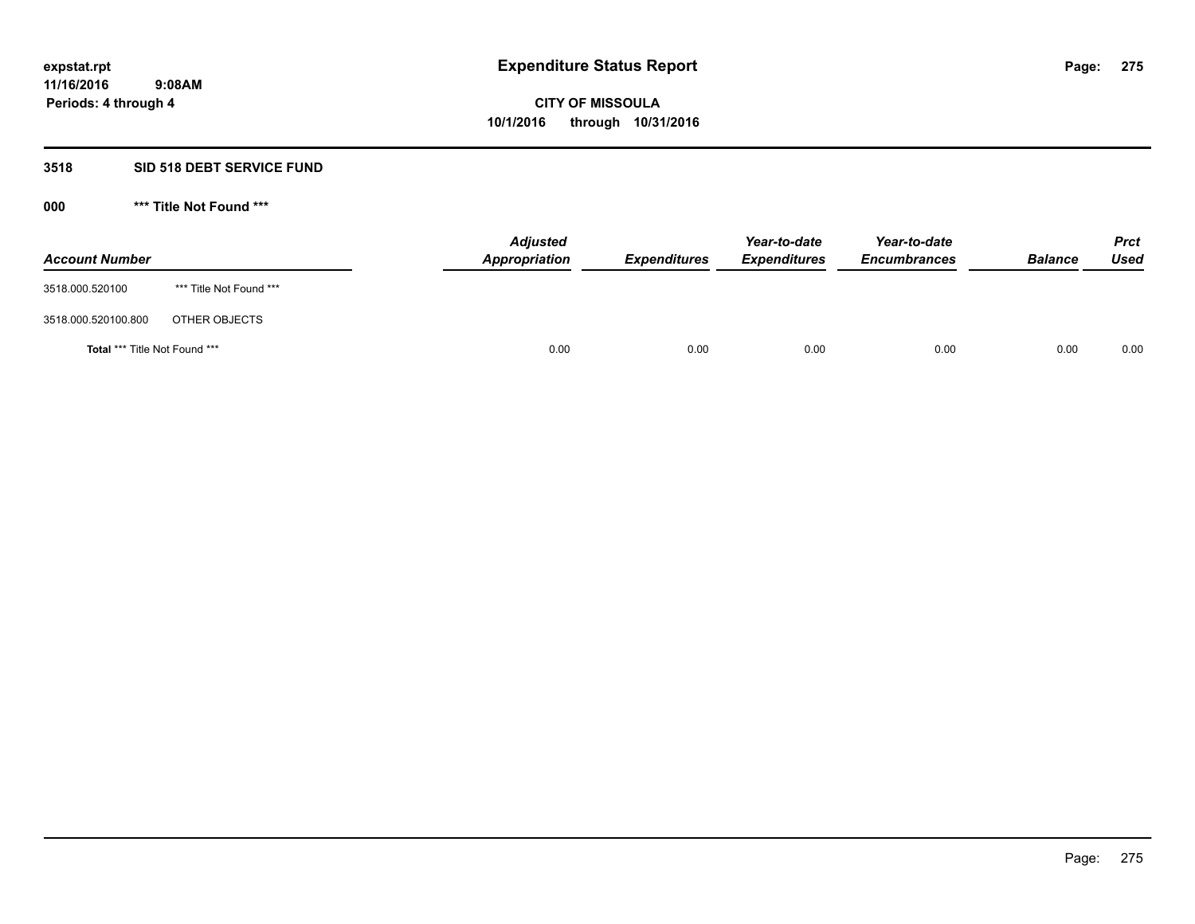**expstat.rpt**
**11/16/2016 9:08AM**
**Periods: 4 through 4**

# Expenditure Status Report

**CITY OF MISSOULA**
**10/1/2016 through 10/31/2016**

## 3518 SID 518 DEBT SERVICE FUND

### 000 *** Title Not Found ***

| Account Number | | Adjusted Appropriation | Expenditures | Year-to-date Expenditures | Year-to-date Encumbrances | Balance | Prct Used |
|---|---|---|---|---|---|---|---|
| 3518.000.520100 | *** Title Not Found *** | | | | | | |
| 3518.000.520100.800 | OTHER OBJECTS | | | | | | |
| **Total** *** Title Not Found *** | | 0.00 | 0.00 | 0.00 | 0.00 | 0.00 | 0.00 |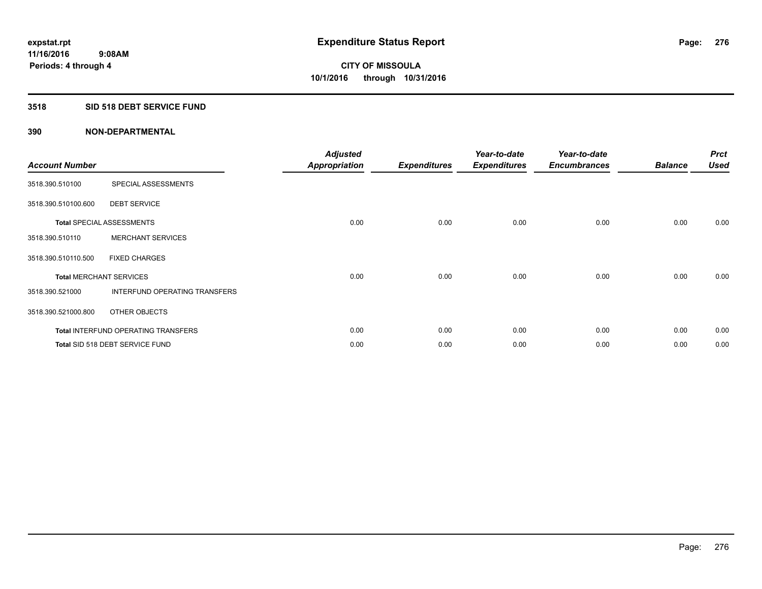expstat.rpt
11/16/2016 9:08AM
Periods: 4 through 4

# Expenditure Status Report

**CITY OF MISSOULA**
**10/1/2016 through 10/31/2016**

## 3518 SID 518 DEBT SERVICE FUND

### 390 NON-DEPARTMENTAL

| Account Number | | Adjusted Appropriation | Expenditures | Year-to-date Expenditures | Year-to-date Encumbrances | Balance | Prct Used |
|---|---|---|---|---|---|---|---|
| 3518.390.510100 | SPECIAL ASSESSMENTS | | | | | | |
| 3518.390.510100.600 | DEBT SERVICE | | | | | | |
| **Total** SPECIAL ASSESSMENTS | | 0.00 | 0.00 | 0.00 | 0.00 | 0.00 | 0.00 |
| 3518.390.510110 | MERCHANT SERVICES | | | | | | |
| 3518.390.510110.500 | FIXED CHARGES | | | | | | |
| **Total** MERCHANT SERVICES | | 0.00 | 0.00 | 0.00 | 0.00 | 0.00 | 0.00 |
| 3518.390.521000 | INTERFUND OPERATING TRANSFERS | | | | | | |
| 3518.390.521000.800 | OTHER OBJECTS | | | | | | |
| **Total** INTERFUND OPERATING TRANSFERS | | 0.00 | 0.00 | 0.00 | 0.00 | 0.00 | 0.00 |
| **Total** SID 518 DEBT SERVICE FUND | | 0.00 | 0.00 | 0.00 | 0.00 | 0.00 | 0.00 |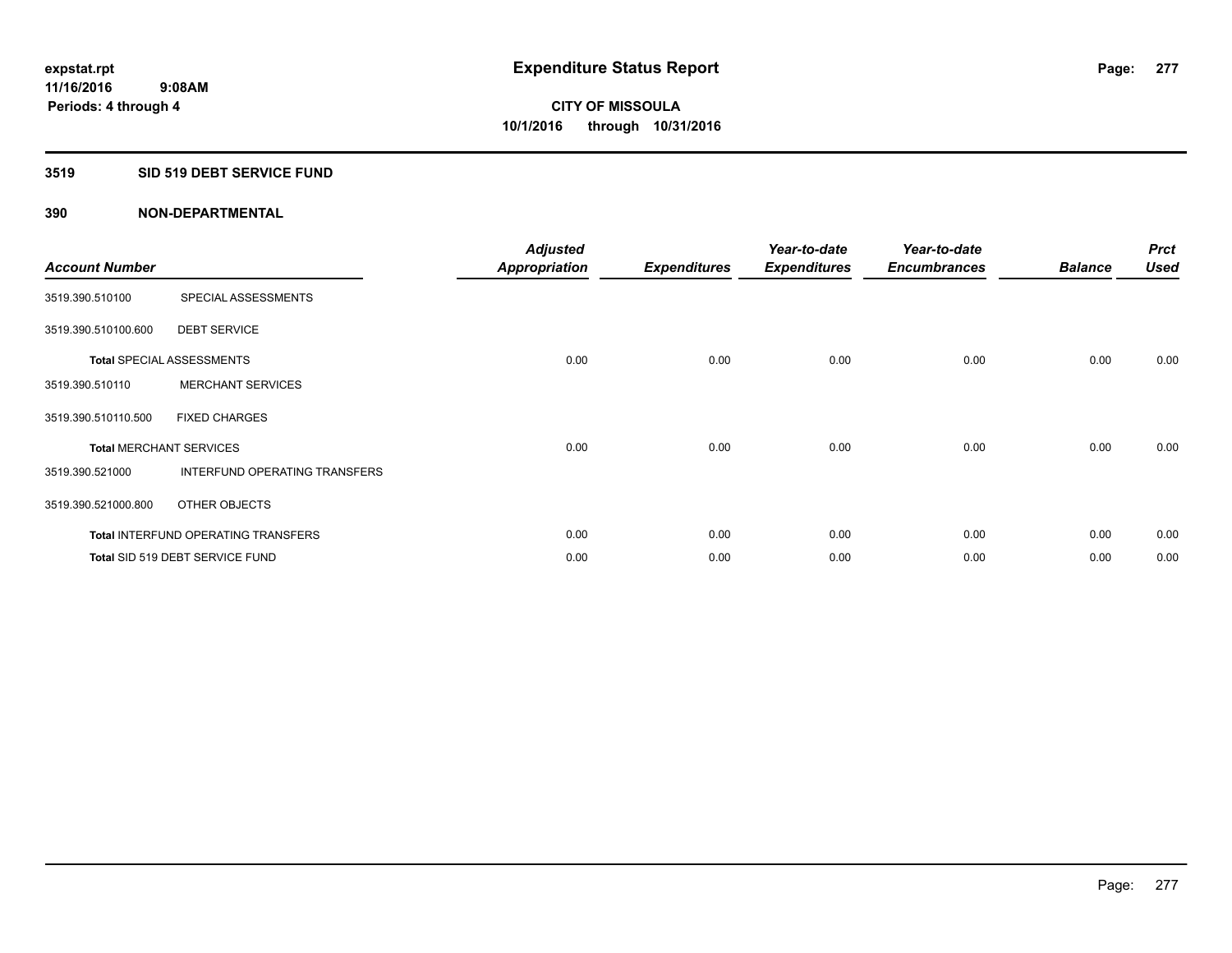expstat.rpt
11/16/2016 9:08AM
Periods: 4 through 4

# Expenditure Status Report

CITY OF MISSOULA
10/1/2016 through 10/31/2016

## 3519 SID 519 DEBT SERVICE FUND

### 390 NON-DEPARTMENTAL

| Account Number | | Adjusted Appropriation | Expenditures | Year-to-date Expenditures | Year-to-date Encumbrances | Balance | Prct Used |
|---|---|---|---|---|---|---|---|
| 3519.390.510100 | SPECIAL ASSESSMENTS | | | | | | |
| 3519.390.510100.600 | DEBT SERVICE | | | | | | |
| **Total** SPECIAL ASSESSMENTS | | 0.00 | 0.00 | 0.00 | 0.00 | 0.00 | 0.00 |
| 3519.390.510110 | MERCHANT SERVICES | | | | | | |
| 3519.390.510110.500 | FIXED CHARGES | | | | | | |
| **Total** MERCHANT SERVICES | | 0.00 | 0.00 | 0.00 | 0.00 | 0.00 | 0.00 |
| 3519.390.521000 | INTERFUND OPERATING TRANSFERS | | | | | | |
| 3519.390.521000.800 | OTHER OBJECTS | | | | | | |
| **Total** INTERFUND OPERATING TRANSFERS | | 0.00 | 0.00 | 0.00 | 0.00 | 0.00 | 0.00 |
| **Total** SID 519 DEBT SERVICE FUND | | 0.00 | 0.00 | 0.00 | 0.00 | 0.00 | 0.00 |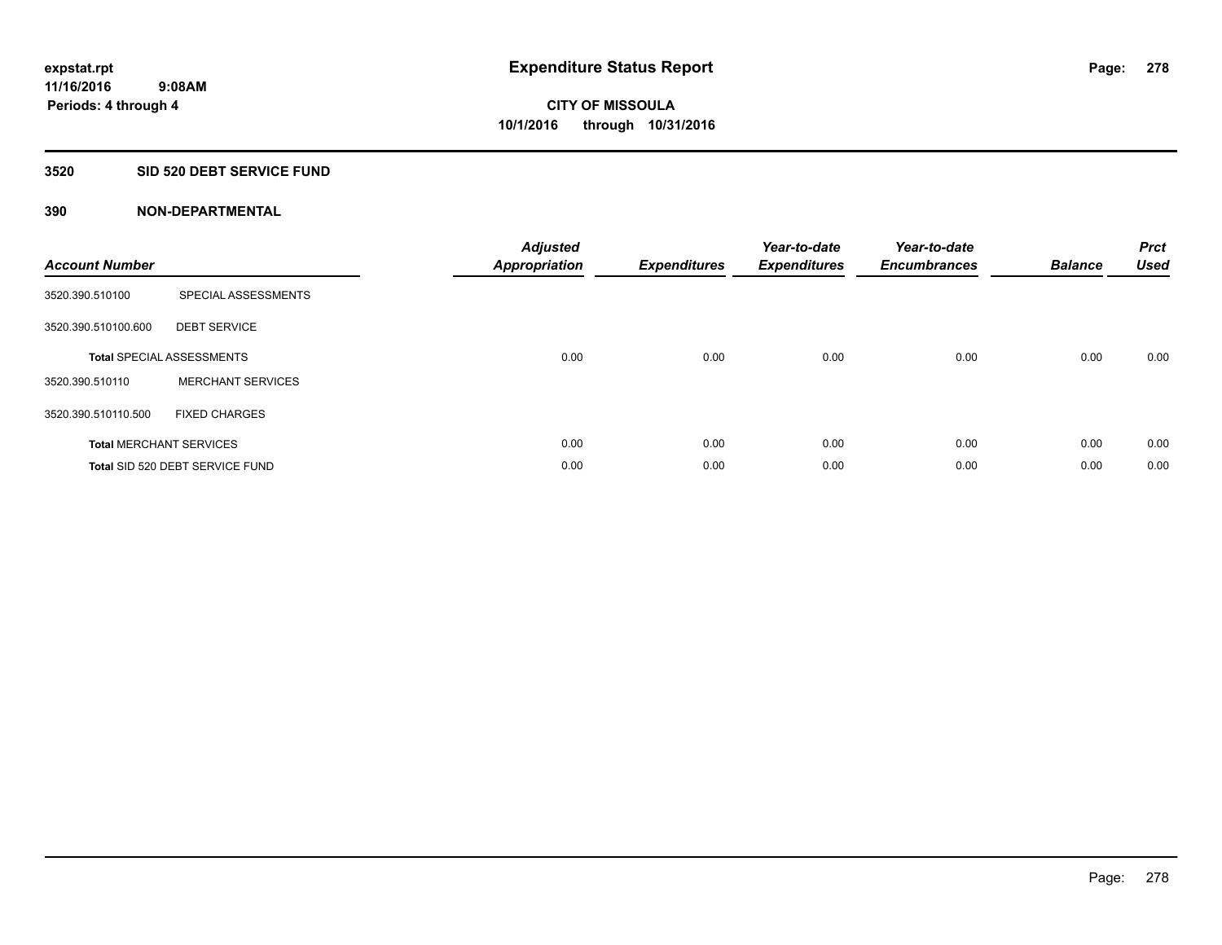# Expenditure Status Report

**expstat.rpt**
**11/16/2016 9:08AM**
**Periods: 4 through 4**

**CITY OF MISSOULA**
**10/1/2016 through 10/31/2016**

## 3520 SID 520 DEBT SERVICE FUND

### 390 NON-DEPARTMENTAL

| Account Number | | Adjusted Appropriation | Expenditures | Year-to-date Expenditures | Year-to-date Encumbrances | Balance | Prct Used |
|---|---|---|---|---|---|---|---|
| 3520.390.510100 | SPECIAL ASSESSMENTS | | | | | | |
| 3520.390.510100.600 | DEBT SERVICE | | | | | | |
| **Total** SPECIAL ASSESSMENTS | | 0.00 | 0.00 | 0.00 | 0.00 | 0.00 | 0.00 |
| 3520.390.510110 | MERCHANT SERVICES | | | | | | |
| 3520.390.510110.500 | FIXED CHARGES | | | | | | |
| **Total** MERCHANT SERVICES | | 0.00 | 0.00 | 0.00 | 0.00 | 0.00 | 0.00 |
| **Total** SID 520 DEBT SERVICE FUND | | 0.00 | 0.00 | 0.00 | 0.00 | 0.00 | 0.00 |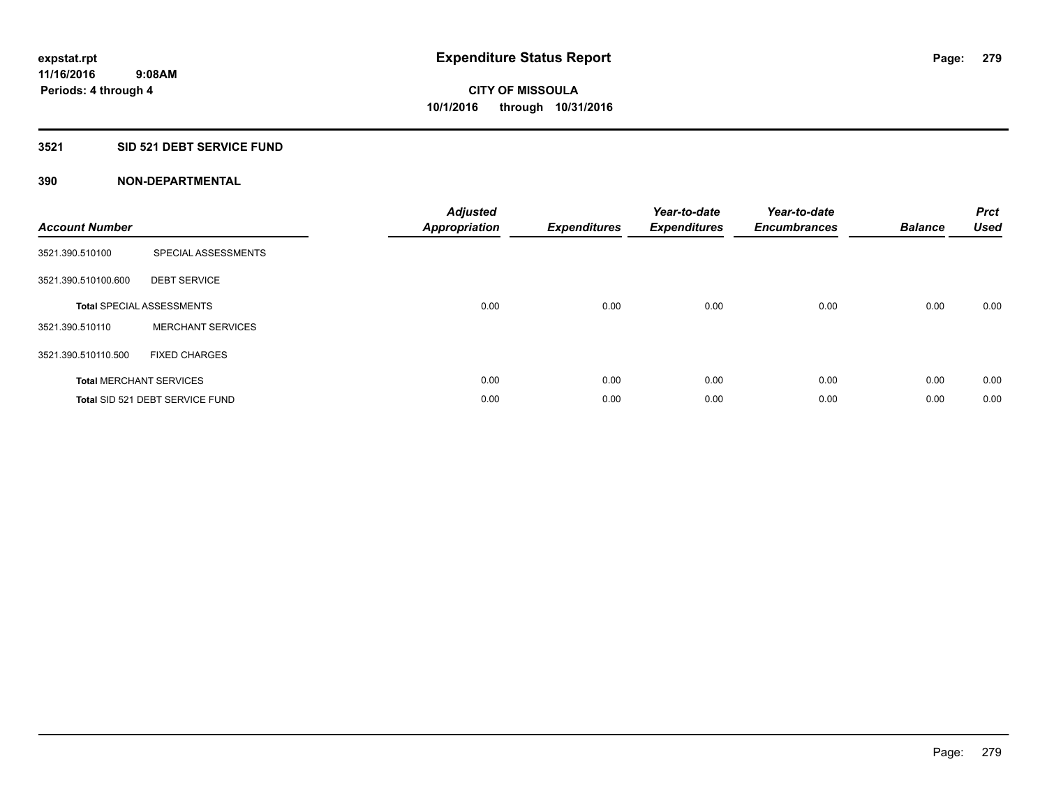**expstat.rpt**
**11/16/2016 9:08AM**
**Periods: 4 through 4**

# Expenditure Status Report

**CITY OF MISSOULA**
**10/1/2016 through 10/31/2016**

## 3521 SID 521 DEBT SERVICE FUND

## 390 NON-DEPARTMENTAL

| Account Number | | Adjusted Appropriation | Expenditures | Year-to-date Expenditures | Year-to-date Encumbrances | Balance | Prct Used |
|---|---|---|---|---|---|---|---|
| 3521.390.510100 | SPECIAL ASSESSMENTS | | | | | | |
| 3521.390.510100.600 | DEBT SERVICE | | | | | | |
| **Total** SPECIAL ASSESSMENTS | | 0.00 | 0.00 | 0.00 | 0.00 | 0.00 | 0.00 |
| 3521.390.510110 | MERCHANT SERVICES | | | | | | |
| 3521.390.510110.500 | FIXED CHARGES | | | | | | |
| **Total** MERCHANT SERVICES | | 0.00 | 0.00 | 0.00 | 0.00 | 0.00 | 0.00 |
| **Total** SID 521 DEBT SERVICE FUND | | 0.00 | 0.00 | 0.00 | 0.00 | 0.00 | 0.00 |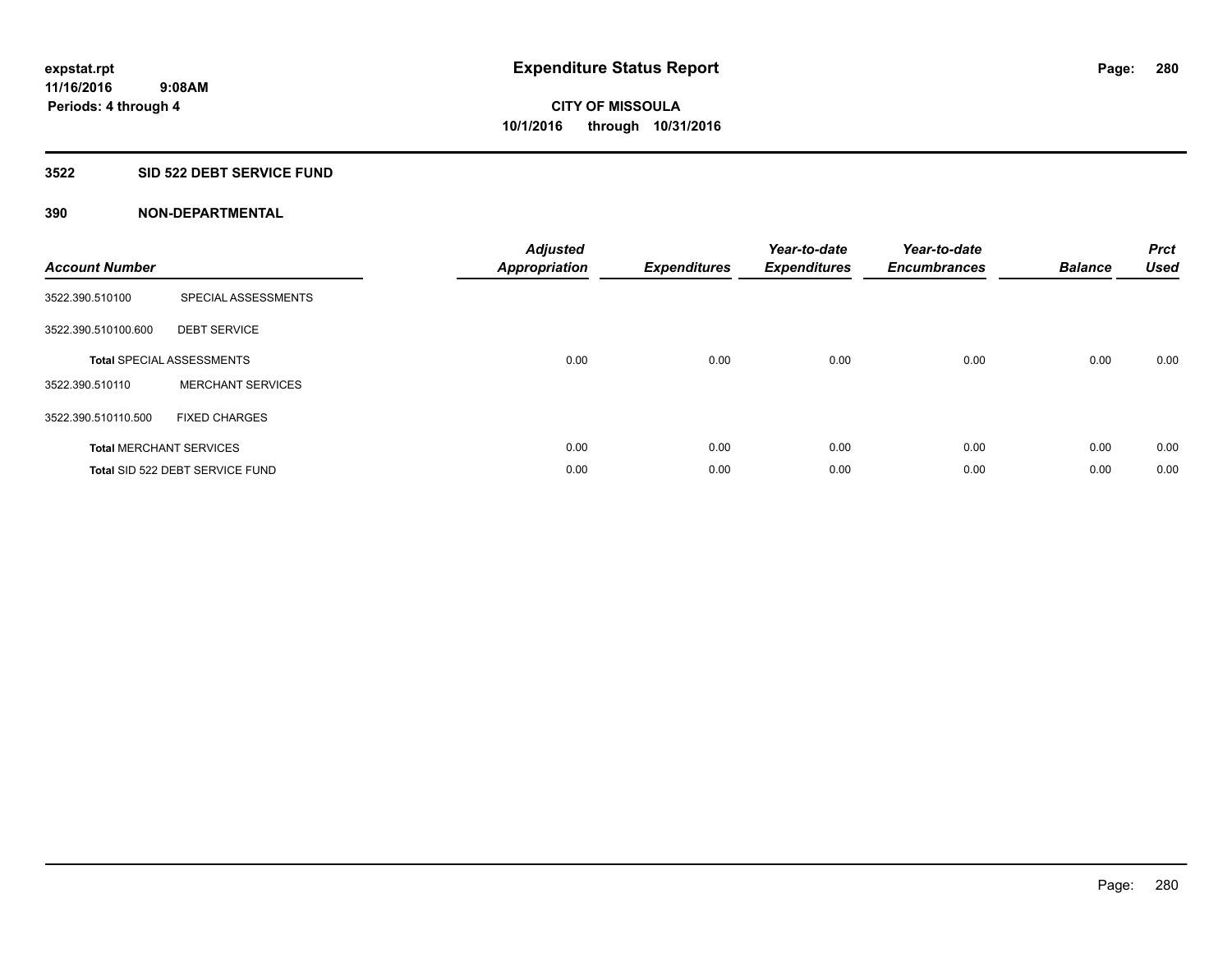expstat.rpt
11/16/2016 9:08AM
Periods: 4 through 4

# Expenditure Status Report

CITY OF MISSOULA
10/1/2016 through 10/31/2016

## 3522 SID 522 DEBT SERVICE FUND

### 390 NON-DEPARTMENTAL

| Account Number | | Adjusted Appropriation | Expenditures | Year-to-date Expenditures | Year-to-date Encumbrances | Balance | Prct Used |
|---|---|---|---|---|---|---|---|
| 3522.390.510100 | SPECIAL ASSESSMENTS | | | | | | |
| 3522.390.510100.600 | DEBT SERVICE | | | | | | |
| **Total** SPECIAL ASSESSMENTS | | 0.00 | 0.00 | 0.00 | 0.00 | 0.00 | 0.00 |
| 3522.390.510110 | MERCHANT SERVICES | | | | | | |
| 3522.390.510110.500 | FIXED CHARGES | | | | | | |
| **Total** MERCHANT SERVICES | | 0.00 | 0.00 | 0.00 | 0.00 | 0.00 | 0.00 |
| **Total** SID 522 DEBT SERVICE FUND | | 0.00 | 0.00 | 0.00 | 0.00 | 0.00 | 0.00 |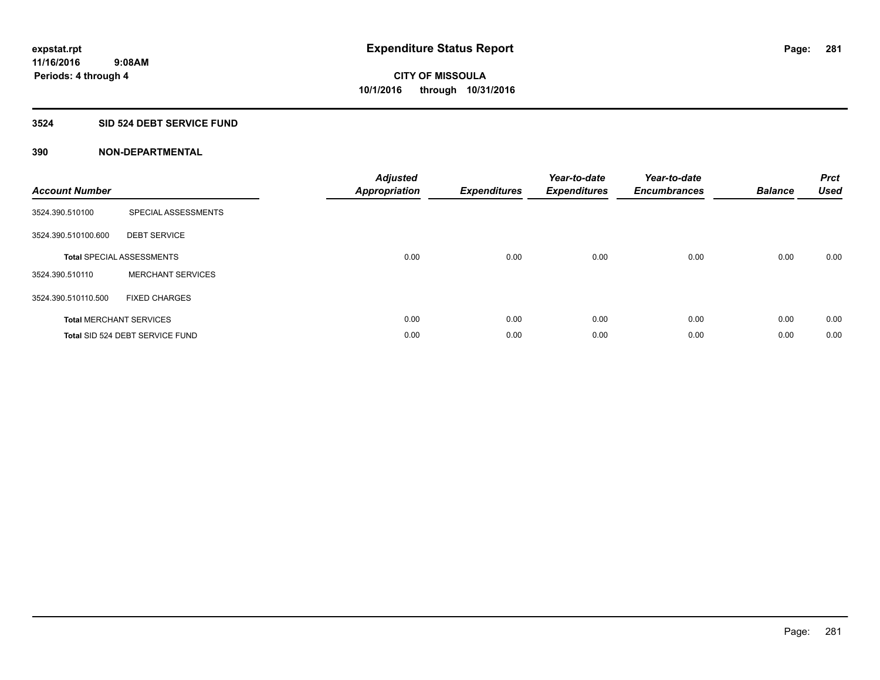# Expenditure Status Report

expstat.rpt
11/16/2016 9:08AM
Periods: 4 through 4

**CITY OF MISSOULA**
**10/1/2016 through 10/31/2016**

## 3524 SID 524 DEBT SERVICE FUND

### 390 NON-DEPARTMENTAL

| Account Number | | Adjusted Appropriation | Expenditures | Year-to-date Expenditures | Year-to-date Encumbrances | Balance | Prct Used |
|---|---|---|---|---|---|---|---|
| 3524.390.510100 | SPECIAL ASSESSMENTS | | | | | | |
| 3524.390.510100.600 | DEBT SERVICE | | | | | | |
| **Total** SPECIAL ASSESSMENTS | | 0.00 | 0.00 | 0.00 | 0.00 | 0.00 | 0.00 |
| 3524.390.510110 | MERCHANT SERVICES | | | | | | |
| 3524.390.510110.500 | FIXED CHARGES | | | | | | |
| **Total** MERCHANT SERVICES | | 0.00 | 0.00 | 0.00 | 0.00 | 0.00 | 0.00 |
| **Total** SID 524 DEBT SERVICE FUND | | 0.00 | 0.00 | 0.00 | 0.00 | 0.00 | 0.00 |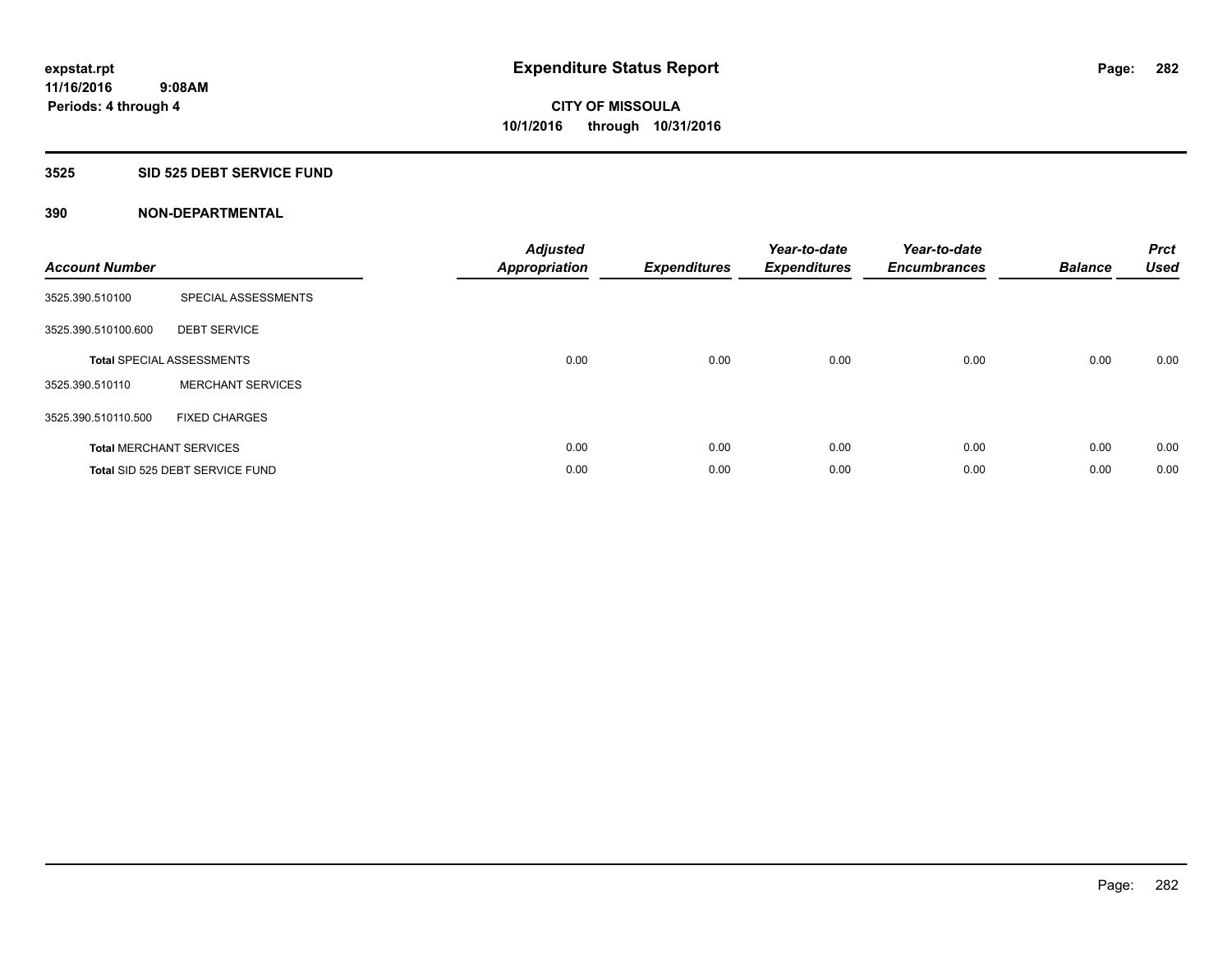# Expenditure Status Report

expstat.rpt
11/16/2016 9:08AM
Periods: 4 through 4

**CITY OF MISSOULA**
**10/1/2016 through 10/31/2016**

## 3525 SID 525 DEBT SERVICE FUND

### 390 NON-DEPARTMENTAL

| Account Number | | Adjusted Appropriation | Expenditures | Year-to-date Expenditures | Year-to-date Encumbrances | Balance | Prct Used |
|---|---|---|---|---|---|---|---|
| 3525.390.510100 | SPECIAL ASSESSMENTS | | | | | | |
| 3525.390.510100.600 | DEBT SERVICE | | | | | | |
| **Total** SPECIAL ASSESSMENTS | | 0.00 | 0.00 | 0.00 | 0.00 | 0.00 | 0.00 |
| 3525.390.510110 | MERCHANT SERVICES | | | | | | |
| 3525.390.510110.500 | FIXED CHARGES | | | | | | |
| **Total** MERCHANT SERVICES | | 0.00 | 0.00 | 0.00 | 0.00 | 0.00 | 0.00 |
| **Total** SID 525 DEBT SERVICE FUND | | 0.00 | 0.00 | 0.00 | 0.00 | 0.00 | 0.00 |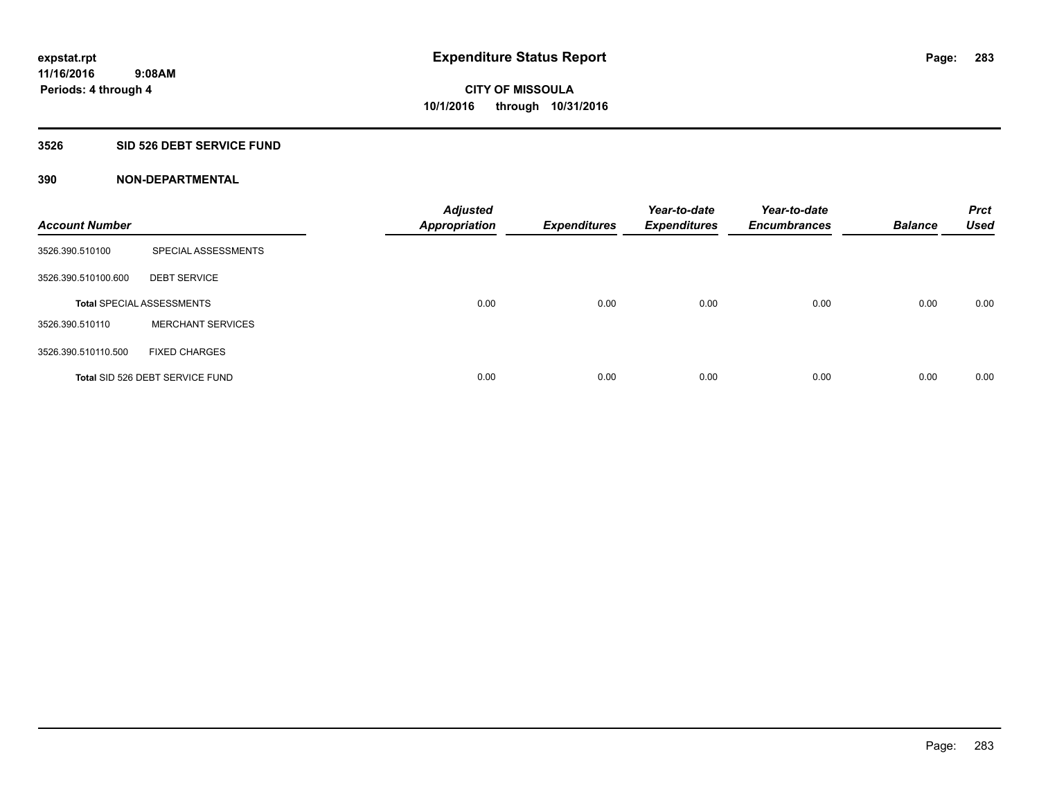**expstat.rpt**
**11/16/2016 9:08AM**
**Periods: 4 through 4**

# Expenditure Status Report

**CITY OF MISSOULA**
**10/1/2016 through 10/31/2016**

## 3526 SID 526 DEBT SERVICE FUND

### 390 NON-DEPARTMENTAL

| Account Number | | Adjusted Appropriation | Expenditures | Year-to-date Expenditures | Year-to-date Encumbrances | Balance | Prct Used |
|---|---|---|---|---|---|---|---|
| 3526.390.510100 | SPECIAL ASSESSMENTS | | | | | | |
| 3526.390.510100.600 | DEBT SERVICE | | | | | | |
| **Total** SPECIAL ASSESSMENTS | | 0.00 | 0.00 | 0.00 | 0.00 | 0.00 | 0.00 |
| 3526.390.510110 | MERCHANT SERVICES | | | | | | |
| 3526.390.510110.500 | FIXED CHARGES | | | | | | |
| **Total** SID 526 DEBT SERVICE FUND | | 0.00 | 0.00 | 0.00 | 0.00 | 0.00 | 0.00 |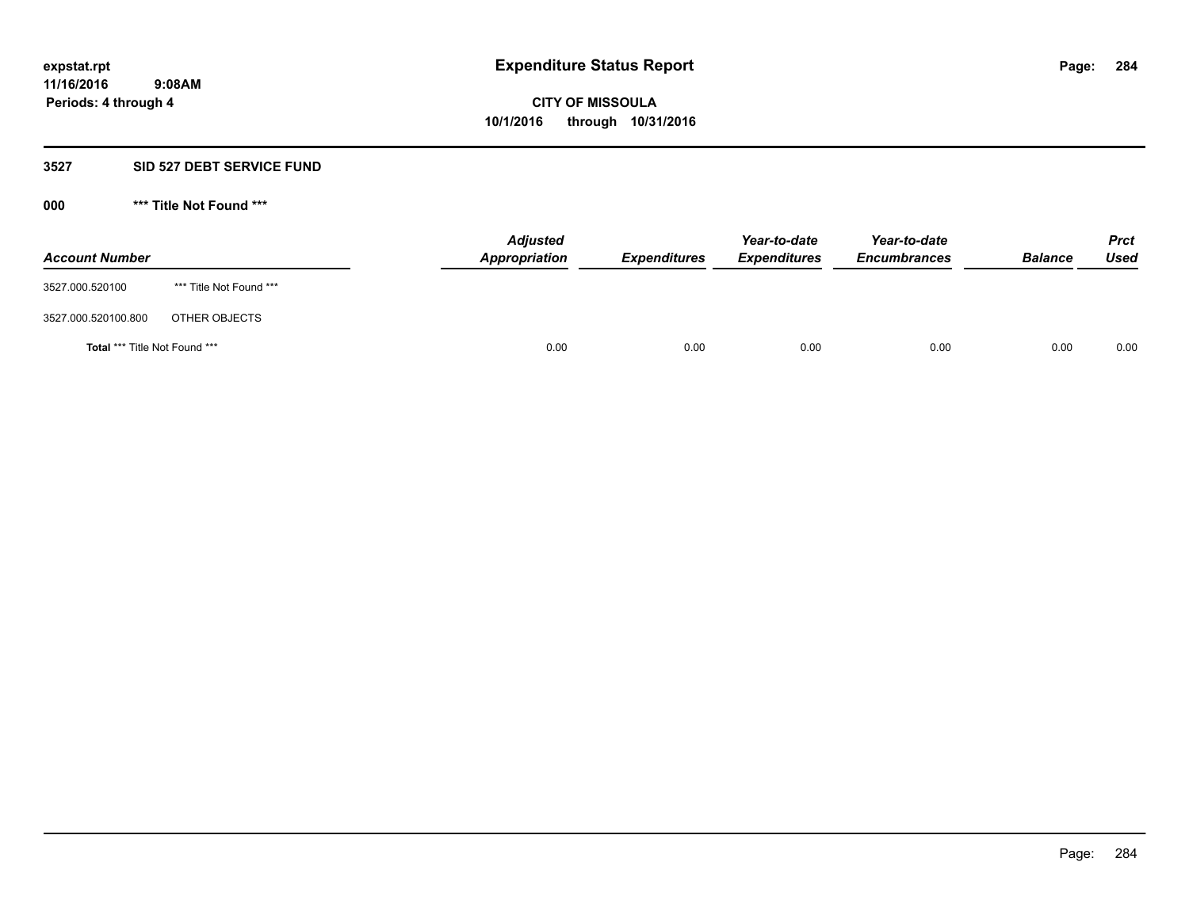# Expenditure Status Report

expstat.rpt
11/16/2016 9:08AM
Periods: 4 through 4

**CITY OF MISSOULA**
**10/1/2016 through 10/31/2016**

## 3527 SID 527 DEBT SERVICE FUND

### 000 *** Title Not Found ***

| Account Number | | Adjusted Appropriation | Expenditures | Year-to-date Expenditures | Year-to-date Encumbrances | Balance | Prct Used |
|---|---|---|---|---|---|---|---|
| 3527.000.520100 | *** Title Not Found *** | | | | | | |
| 3527.000.520100.800 | OTHER OBJECTS | | | | | | |
| **Total** *** Title Not Found *** | | 0.00 | 0.00 | 0.00 | 0.00 | 0.00 | 0.00 |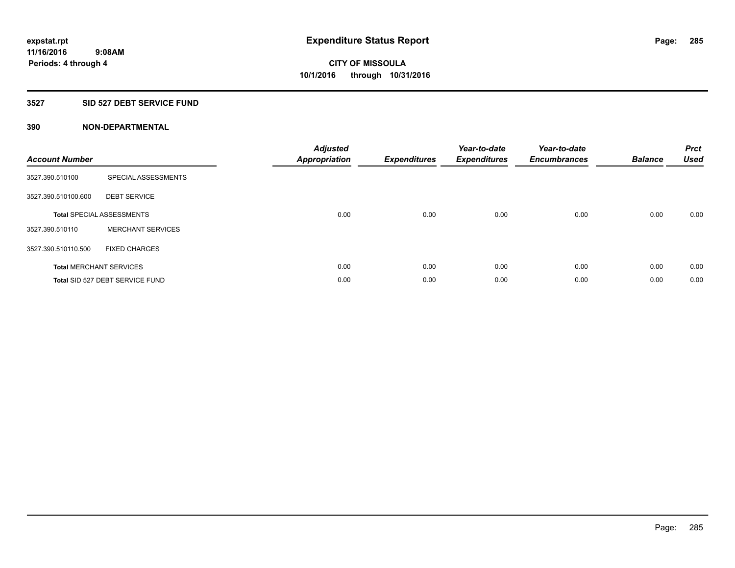# Expenditure Status Report

**expstat.rpt**
**11/16/2016 9:08AM**
**Periods: 4 through 4**

**CITY OF MISSOULA**
**10/1/2016 through 10/31/2016**

## 3527 SID 527 DEBT SERVICE FUND

### 390 NON-DEPARTMENTAL

| Account Number | | Adjusted Appropriation | Expenditures | Year-to-date Expenditures | Year-to-date Encumbrances | Balance | Prct Used |
|---|---|---|---|---|---|---|---|
| 3527.390.510100 | SPECIAL ASSESSMENTS | | | | | | |
| 3527.390.510100.600 | DEBT SERVICE | | | | | | |
| **Total** SPECIAL ASSESSMENTS | | 0.00 | 0.00 | 0.00 | 0.00 | 0.00 | 0.00 |
| 3527.390.510110 | MERCHANT SERVICES | | | | | | |
| 3527.390.510110.500 | FIXED CHARGES | | | | | | |
| **Total** MERCHANT SERVICES | | 0.00 | 0.00 | 0.00 | 0.00 | 0.00 | 0.00 |
| **Total** SID 527 DEBT SERVICE FUND | | 0.00 | 0.00 | 0.00 | 0.00 | 0.00 | 0.00 |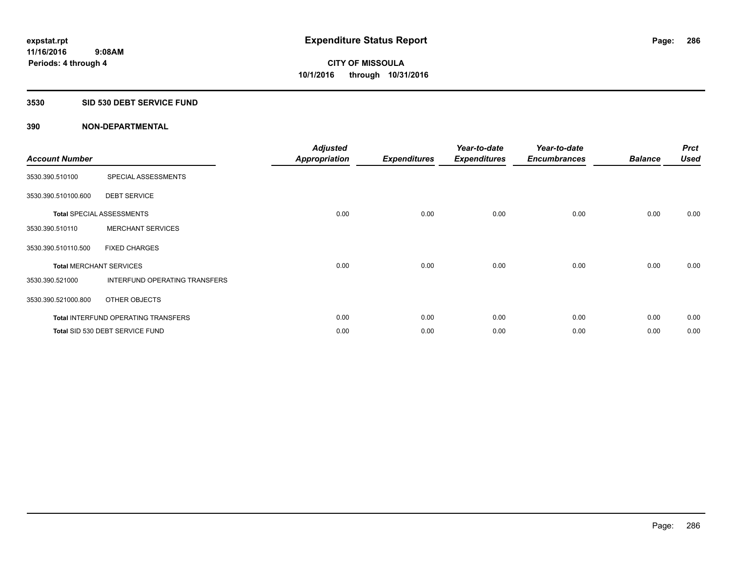**expstat.rpt**
**11/16/2016 9:08AM**
**Periods: 4 through 4**

# Expenditure Status Report

**CITY OF MISSOULA**
**10/1/2016 through 10/31/2016**

## 3530 SID 530 DEBT SERVICE FUND

## 390 NON-DEPARTMENTAL

| Account Number | | Adjusted Appropriation | Expenditures | Year-to-date Expenditures | Year-to-date Encumbrances | Balance | Prct Used |
|---|---|---|---|---|---|---|---|
| 3530.390.510100 | SPECIAL ASSESSMENTS | | | | | | |
| 3530.390.510100.600 | DEBT SERVICE | | | | | | |
| **Total** SPECIAL ASSESSMENTS | | 0.00 | 0.00 | 0.00 | 0.00 | 0.00 | 0.00 |
| 3530.390.510110 | MERCHANT SERVICES | | | | | | |
| 3530.390.510110.500 | FIXED CHARGES | | | | | | |
| **Total** MERCHANT SERVICES | | 0.00 | 0.00 | 0.00 | 0.00 | 0.00 | 0.00 |
| 3530.390.521000 | INTERFUND OPERATING TRANSFERS | | | | | | |
| 3530.390.521000.800 | OTHER OBJECTS | | | | | | |
| **Total** INTERFUND OPERATING TRANSFERS | | 0.00 | 0.00 | 0.00 | 0.00 | 0.00 | 0.00 |
| **Total** SID 530 DEBT SERVICE FUND | | 0.00 | 0.00 | 0.00 | 0.00 | 0.00 | 0.00 |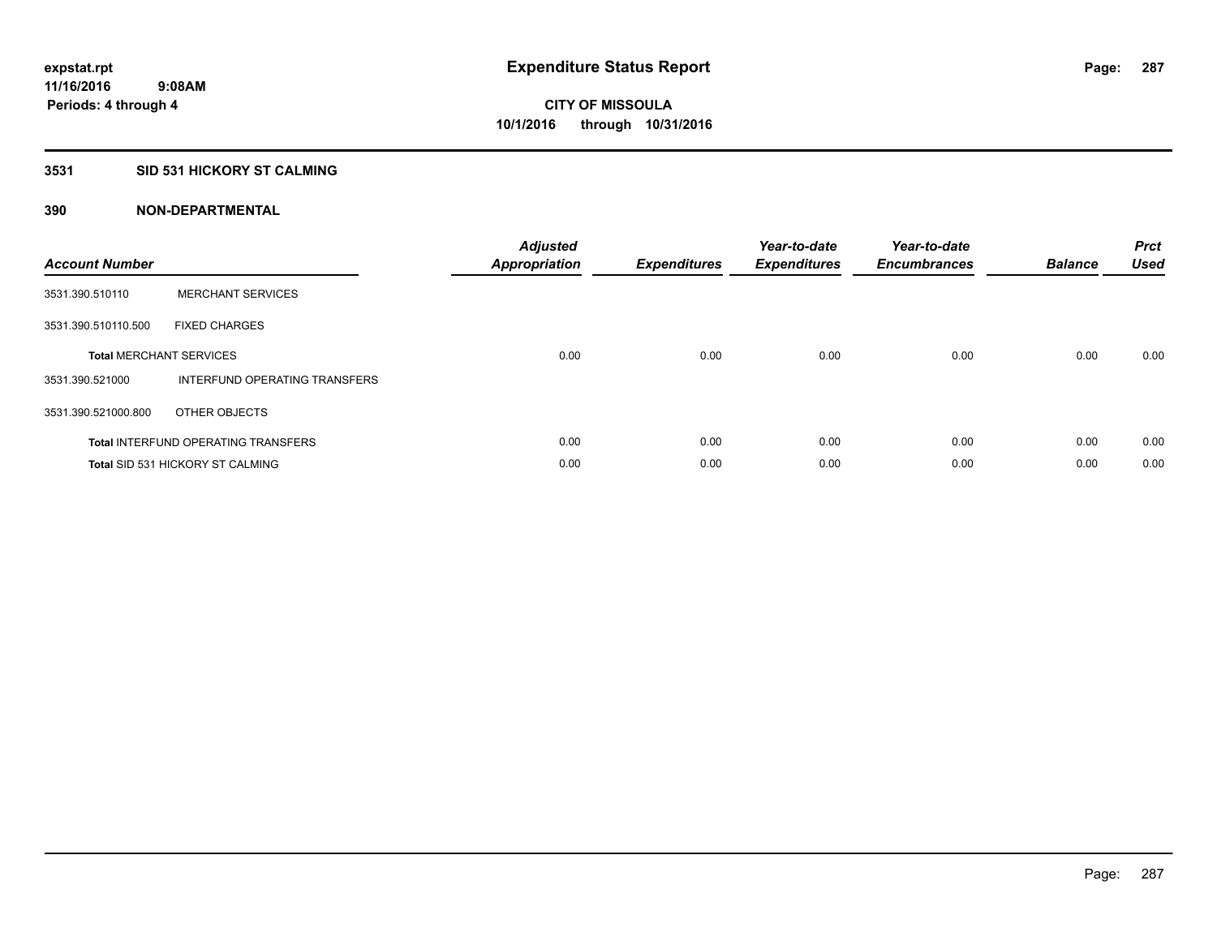# Expenditure Status Report

expstat.rpt
11/16/2016 9:08AM
Periods: 4 through 4

**CITY OF MISSOULA**
**10/1/2016 through 10/31/2016**

## 3531 SID 531 HICKORY ST CALMING

### 390 NON-DEPARTMENTAL

| Account Number | | Adjusted Appropriation | Expenditures | Year-to-date Expenditures | Year-to-date Encumbrances | Balance | Prct Used |
|---|---|---|---|---|---|---|---|
| 3531.390.510110 | MERCHANT SERVICES | | | | | | |
| 3531.390.510110.500 | FIXED CHARGES | | | | | | |
| **Total** MERCHANT SERVICES | | 0.00 | 0.00 | 0.00 | 0.00 | 0.00 | 0.00 |
| 3531.390.521000 | INTERFUND OPERATING TRANSFERS | | | | | | |
| 3531.390.521000.800 | OTHER OBJECTS | | | | | | |
| **Total** INTERFUND OPERATING TRANSFERS | | 0.00 | 0.00 | 0.00 | 0.00 | 0.00 | 0.00 |
| **Total** SID 531 HICKORY ST CALMING | | 0.00 | 0.00 | 0.00 | 0.00 | 0.00 | 0.00 |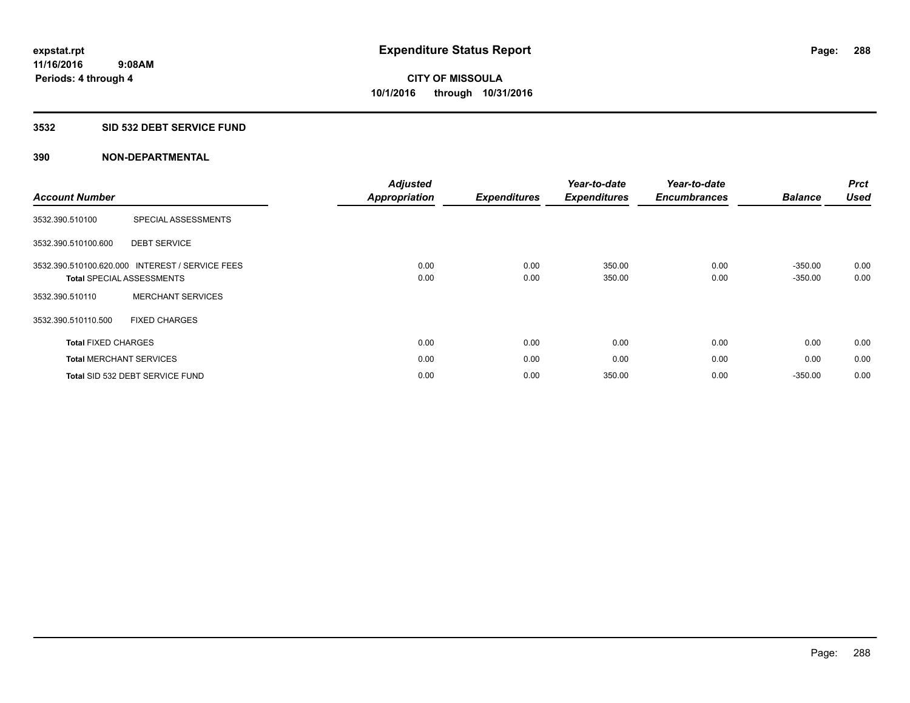# Expenditure Status Report

expstat.rpt
11/16/2016 9:08AM
Periods: 4 through 4

**CITY OF MISSOULA**
**10/1/2016 through 10/31/2016**

## 3532 SID 532 DEBT SERVICE FUND

### 390 NON-DEPARTMENTAL

| Account Number | | Adjusted Appropriation | Expenditures | Year-to-date Expenditures | Year-to-date Encumbrances | Balance | Prct Used |
|---|---|---|---|---|---|---|---|
| 3532.390.510100 | SPECIAL ASSESSMENTS | | | | | | |
| 3532.390.510100.600 | DEBT SERVICE | | | | | | |
| 3532.390.510100.620.000 | INTEREST / SERVICE FEES | 0.00 | 0.00 | 350.00 | 0.00 | -350.00 | 0.00 |
| **Total** SPECIAL ASSESSMENTS | | 0.00 | 0.00 | 350.00 | 0.00 | -350.00 | 0.00 |
| 3532.390.510110 | MERCHANT SERVICES | | | | | | |
| 3532.390.510110.500 | FIXED CHARGES | | | | | | |
| **Total** FIXED CHARGES | | 0.00 | 0.00 | 0.00 | 0.00 | 0.00 | 0.00 |
| **Total** MERCHANT SERVICES | | 0.00 | 0.00 | 0.00 | 0.00 | 0.00 | 0.00 |
| **Total** SID 532 DEBT SERVICE FUND | | 0.00 | 0.00 | 350.00 | 0.00 | -350.00 | 0.00 |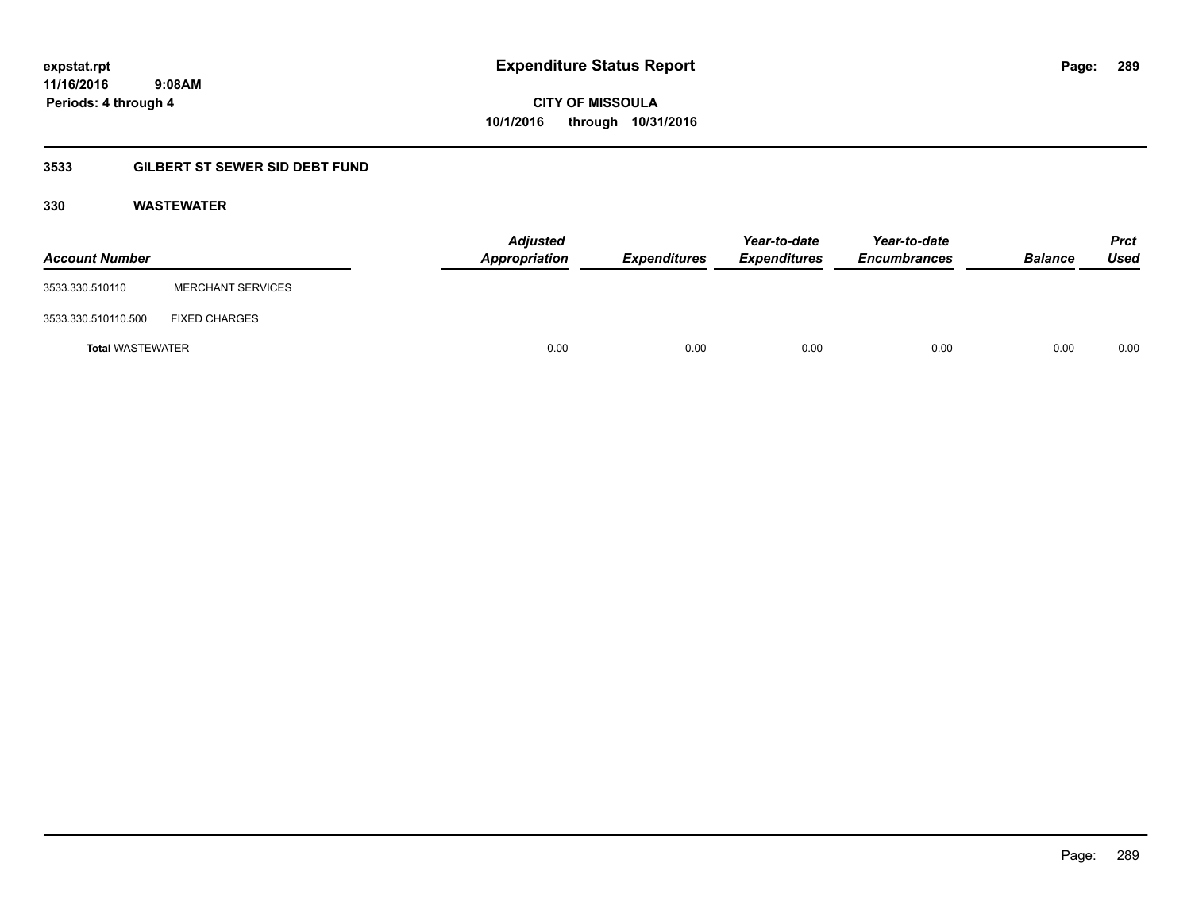# Expenditure Status Report

expstat.rpt
11/16/2016 9:08AM
Periods: 4 through 4

**CITY OF MISSOULA**
**10/1/2016 through 10/31/2016**

## 3533 GILBERT ST SEWER SID DEBT FUND

### 330 WASTEWATER

| Account Number | | Adjusted Appropriation | Expenditures | Year-to-date Expenditures | Year-to-date Encumbrances | Balance | Prct Used |
|---|---|---|---|---|---|---|---|
| 3533.330.510110 | MERCHANT SERVICES | | | | | | |
| 3533.330.510110.500 | FIXED CHARGES | | | | | | |
| **Total** WASTEWATER | | 0.00 | 0.00 | 0.00 | 0.00 | 0.00 | 0.00 |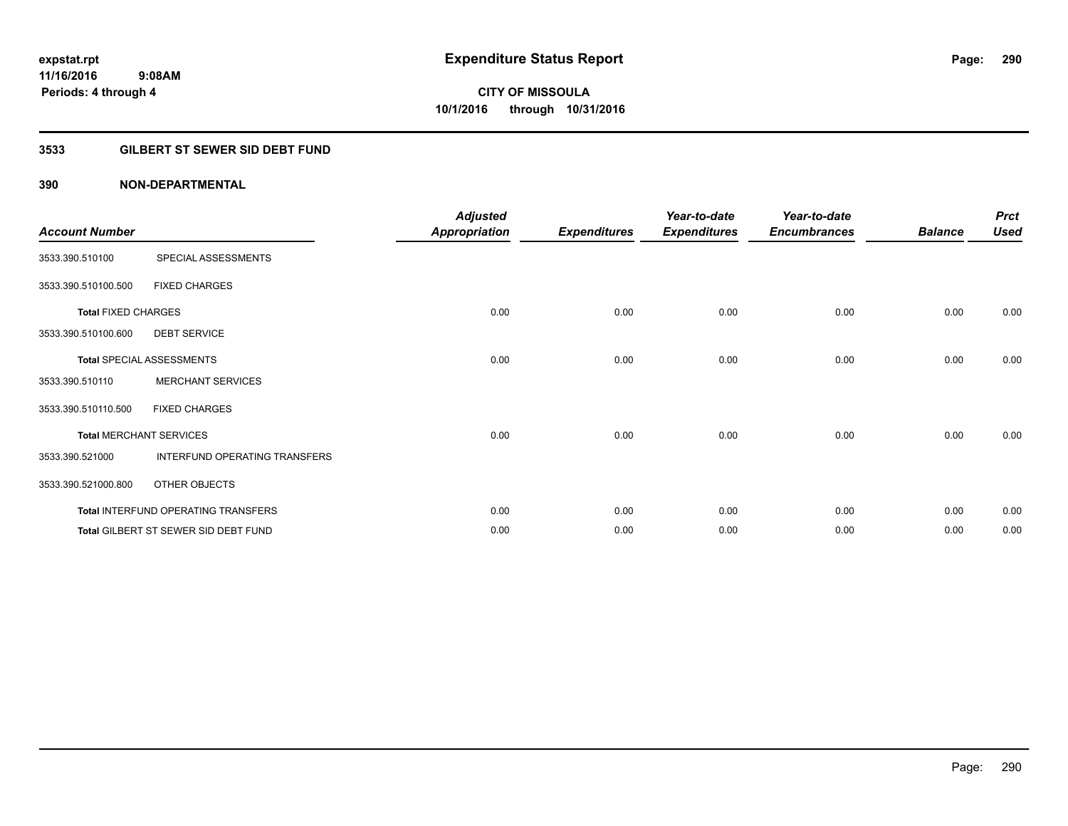**expstat.rpt**
**11/16/2016 9:08AM**
**Periods: 4 through 4**

# Expenditure Status Report

**CITY OF MISSOULA**
**10/1/2016 through 10/31/2016**

## 3533 GILBERT ST SEWER SID DEBT FUND

### 390 NON-DEPARTMENTAL

| Account Number | | Adjusted Appropriation | Expenditures | Year-to-date Expenditures | Year-to-date Encumbrances | Balance | Prct Used |
|---|---|---|---|---|---|---|---|
| 3533.390.510100 | SPECIAL ASSESSMENTS | | | | | | |
| 3533.390.510100.500 | FIXED CHARGES | | | | | | |
| **Total** FIXED CHARGES | | 0.00 | 0.00 | 0.00 | 0.00 | 0.00 | 0.00 |
| 3533.390.510100.600 | DEBT SERVICE | | | | | | |
| **Total** SPECIAL ASSESSMENTS | | 0.00 | 0.00 | 0.00 | 0.00 | 0.00 | 0.00 |
| 3533.390.510110 | MERCHANT SERVICES | | | | | | |
| 3533.390.510110.500 | FIXED CHARGES | | | | | | |
| **Total** MERCHANT SERVICES | | 0.00 | 0.00 | 0.00 | 0.00 | 0.00 | 0.00 |
| 3533.390.521000 | INTERFUND OPERATING TRANSFERS | | | | | | |
| 3533.390.521000.800 | OTHER OBJECTS | | | | | | |
| **Total** INTERFUND OPERATING TRANSFERS | | 0.00 | 0.00 | 0.00 | 0.00 | 0.00 | 0.00 |
| **Total** GILBERT ST SEWER SID DEBT FUND | | 0.00 | 0.00 | 0.00 | 0.00 | 0.00 | 0.00 |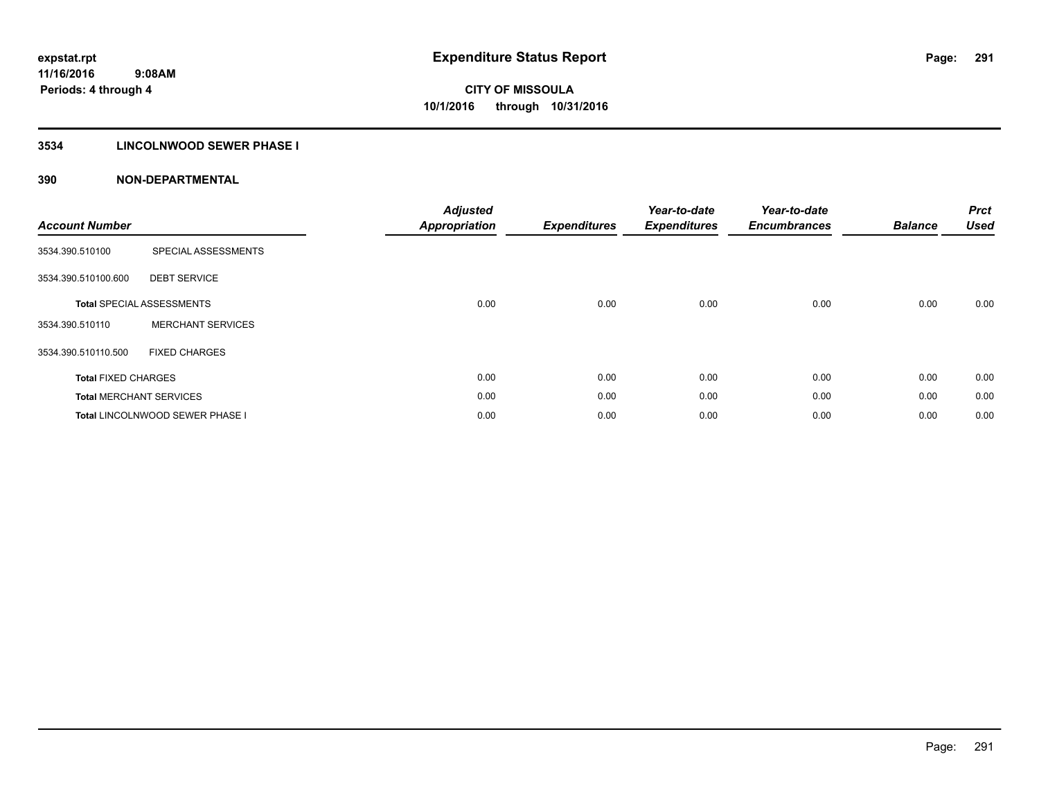**expstat.rpt**
**11/16/2016 9:08AM**
**Periods: 4 through 4**

# Expenditure Status Report

**CITY OF MISSOULA**
**10/1/2016 through 10/31/2016**

## 3534 LINCOLNWOOD SEWER PHASE I

## 390 NON-DEPARTMENTAL

| Account Number | | Adjusted Appropriation | Expenditures | Year-to-date Expenditures | Year-to-date Encumbrances | Balance | Prct Used |
|---|---|---|---|---|---|---|---|
| 3534.390.510100 | SPECIAL ASSESSMENTS | | | | | | |
| 3534.390.510100.600 | DEBT SERVICE | | | | | | |
| **Total** SPECIAL ASSESSMENTS | | 0.00 | 0.00 | 0.00 | 0.00 | 0.00 | 0.00 |
| 3534.390.510110 | MERCHANT SERVICES | | | | | | |
| 3534.390.510110.500 | FIXED CHARGES | | | | | | |
| **Total** FIXED CHARGES | | 0.00 | 0.00 | 0.00 | 0.00 | 0.00 | 0.00 |
| **Total** MERCHANT SERVICES | | 0.00 | 0.00 | 0.00 | 0.00 | 0.00 | 0.00 |
| **Total** LINCOLNWOOD SEWER PHASE I | | 0.00 | 0.00 | 0.00 | 0.00 | 0.00 | 0.00 |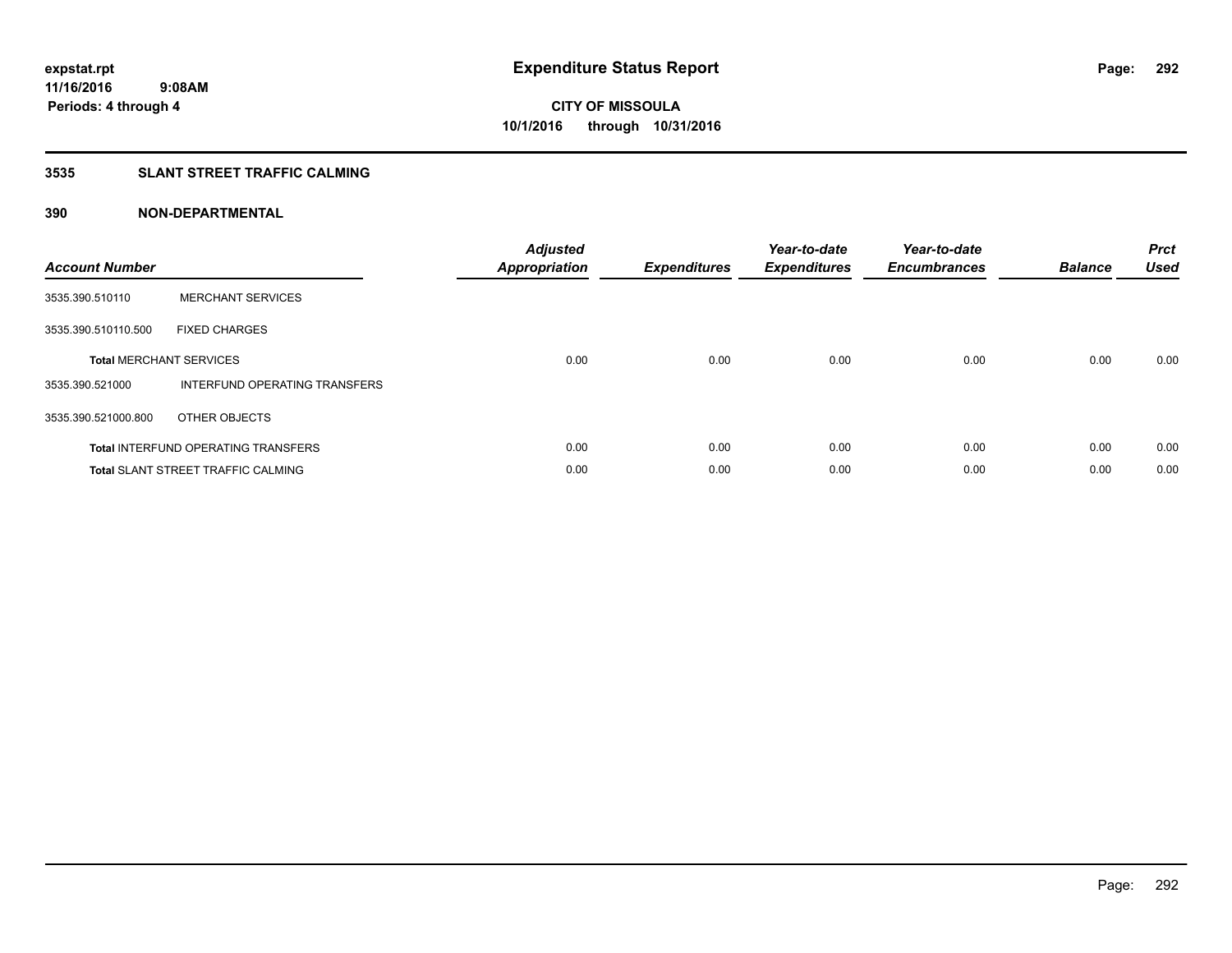expstat.rpt
11/16/2016 9:08AM
Periods: 4 through 4

# Expenditure Status Report

**CITY OF MISSOULA**
**10/1/2016 through 10/31/2016**

## 3535 SLANT STREET TRAFFIC CALMING

## 390 NON-DEPARTMENTAL

| Account Number | | Adjusted Appropriation | Expenditures | Year-to-date Expenditures | Year-to-date Encumbrances | Balance | Prct Used |
|---|---|---|---|---|---|---|---|
| 3535.390.510110 | MERCHANT SERVICES | | | | | | |
| 3535.390.510110.500 | FIXED CHARGES | | | | | | |
| **Total** MERCHANT SERVICES | | 0.00 | 0.00 | 0.00 | 0.00 | 0.00 | 0.00 |
| 3535.390.521000 | INTERFUND OPERATING TRANSFERS | | | | | | |
| 3535.390.521000.800 | OTHER OBJECTS | | | | | | |
| **Total** INTERFUND OPERATING TRANSFERS | | 0.00 | 0.00 | 0.00 | 0.00 | 0.00 | 0.00 |
| **Total** SLANT STREET TRAFFIC CALMING | | 0.00 | 0.00 | 0.00 | 0.00 | 0.00 | 0.00 |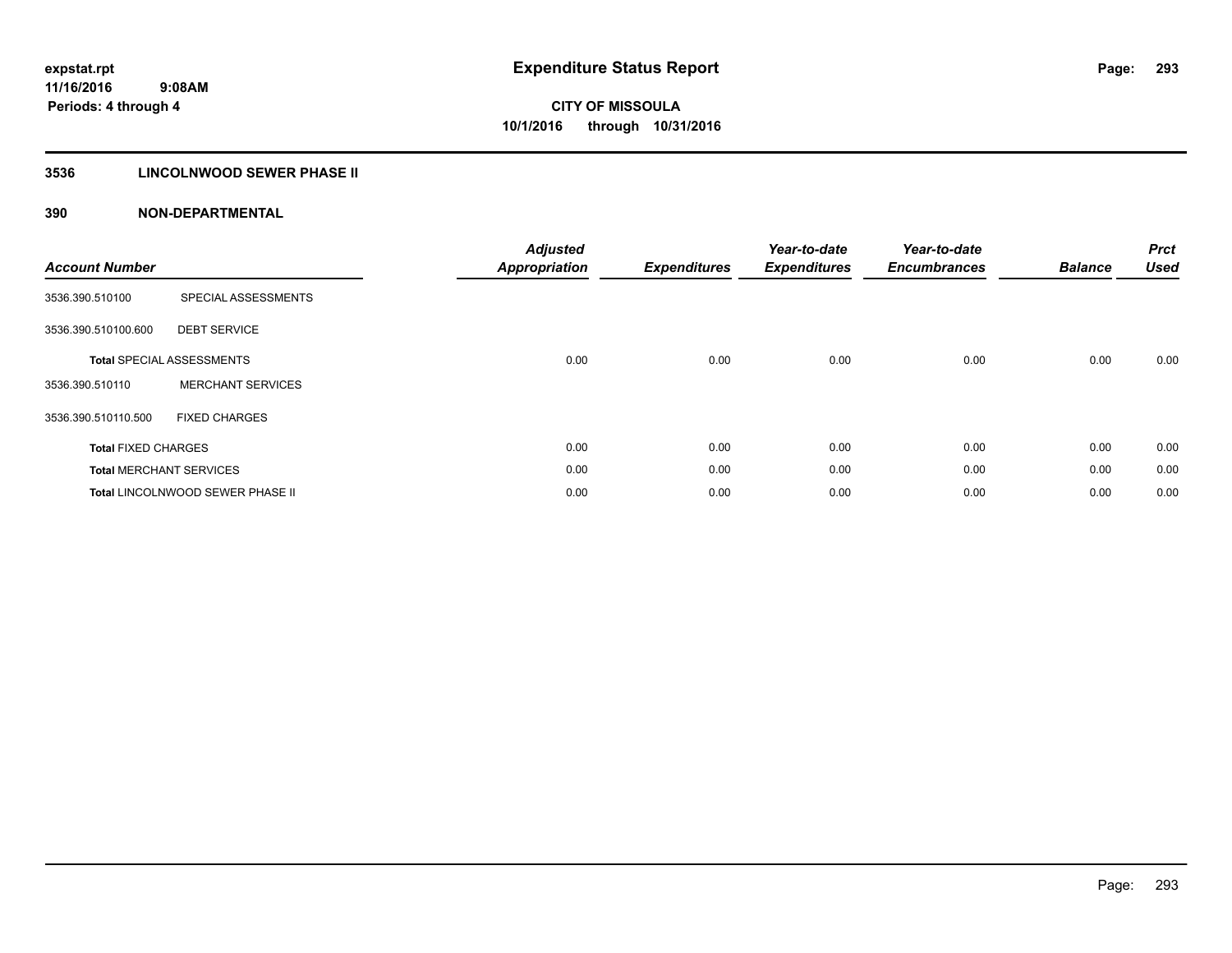**expstat.rpt**
**11/16/2016 9:08AM**
**Periods: 4 through 4**

# Expenditure Status Report

**CITY OF MISSOULA**
**10/1/2016 through 10/31/2016**

## 3536 LINCOLNWOOD SEWER PHASE II

## 390 NON-DEPARTMENTAL

| Account Number | | Adjusted Appropriation | Expenditures | Year-to-date Expenditures | Year-to-date Encumbrances | Balance | Prct Used |
|---|---|---|---|---|---|---|---|
| 3536.390.510100 | SPECIAL ASSESSMENTS | | | | | | |
| 3536.390.510100.600 | DEBT SERVICE | | | | | | |
| **Total** SPECIAL ASSESSMENTS | | 0.00 | 0.00 | 0.00 | 0.00 | 0.00 | 0.00 |
| 3536.390.510110 | MERCHANT SERVICES | | | | | | |
| 3536.390.510110.500 | FIXED CHARGES | | | | | | |
| **Total** FIXED CHARGES | | 0.00 | 0.00 | 0.00 | 0.00 | 0.00 | 0.00 |
| **Total** MERCHANT SERVICES | | 0.00 | 0.00 | 0.00 | 0.00 | 0.00 | 0.00 |
| **Total** LINCOLNWOOD SEWER PHASE II | | 0.00 | 0.00 | 0.00 | 0.00 | 0.00 | 0.00 |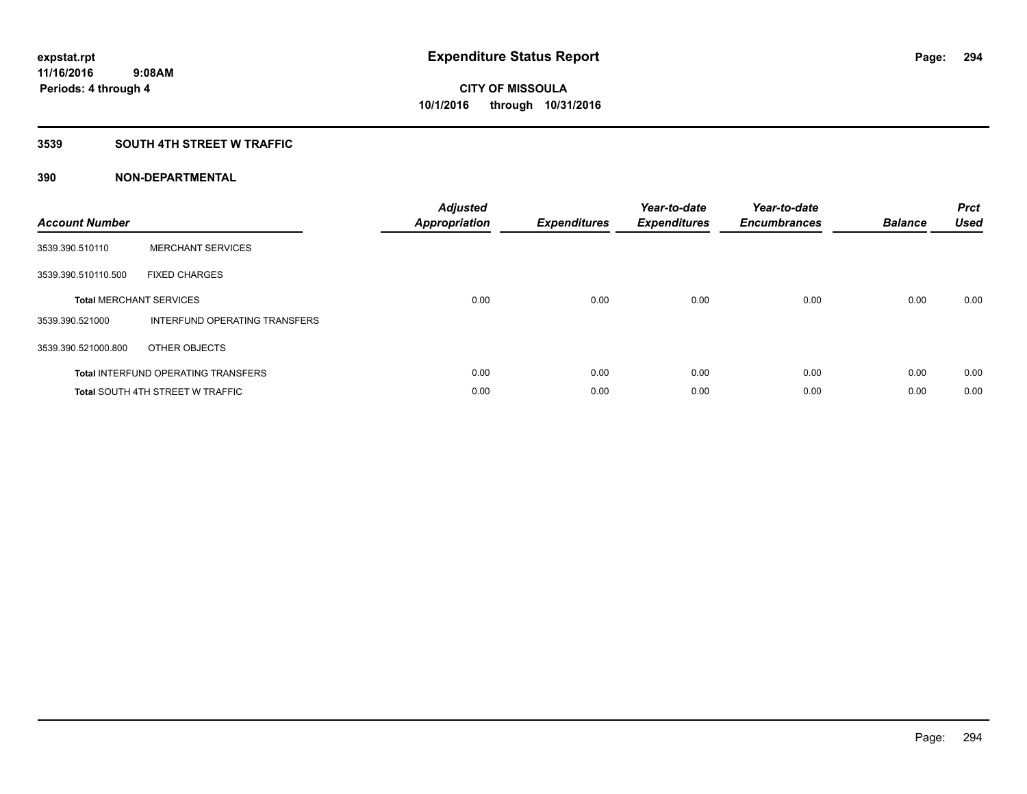# Expenditure Status Report

expstat.rpt
11/16/2016 9:08AM
Periods: 4 through 4

**CITY OF MISSOULA**
**10/1/2016 through 10/31/2016**

## 3539 SOUTH 4TH STREET W TRAFFIC

### 390 NON-DEPARTMENTAL

| Account Number | | Adjusted Appropriation | Expenditures | Year-to-date Expenditures | Year-to-date Encumbrances | Balance | Prct Used |
|---|---|---|---|---|---|---|---|
| 3539.390.510110 | MERCHANT SERVICES | | | | | | |
| 3539.390.510110.500 | FIXED CHARGES | | | | | | |
| **Total** MERCHANT SERVICES | | 0.00 | 0.00 | 0.00 | 0.00 | 0.00 | 0.00 |
| 3539.390.521000 | INTERFUND OPERATING TRANSFERS | | | | | | |
| 3539.390.521000.800 | OTHER OBJECTS | | | | | | |
| **Total** INTERFUND OPERATING TRANSFERS | | 0.00 | 0.00 | 0.00 | 0.00 | 0.00 | 0.00 |
| **Total** SOUTH 4TH STREET W TRAFFIC | | 0.00 | 0.00 | 0.00 | 0.00 | 0.00 | 0.00 |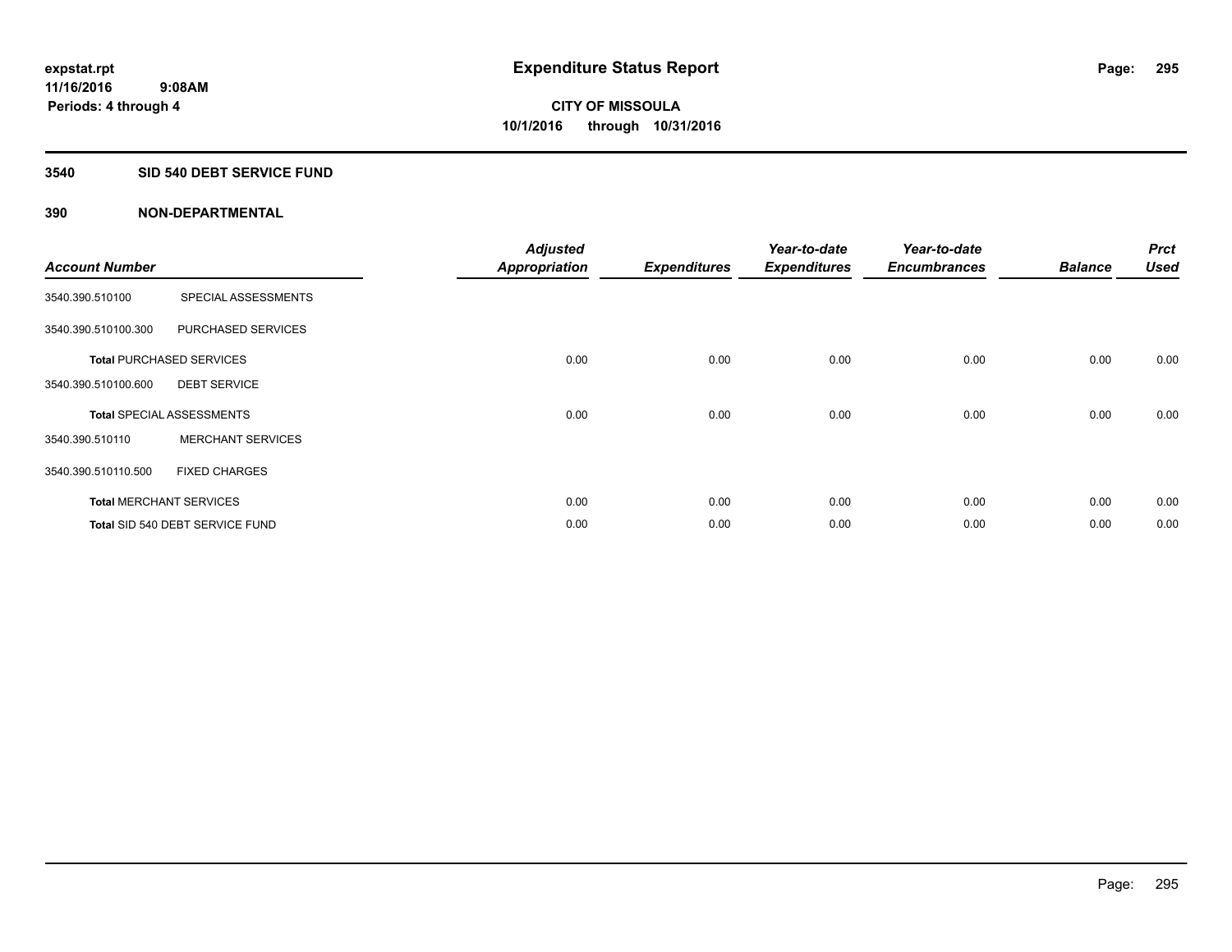# Expenditure Status Report

**CITY OF MISSOULA**
**10/1/2016 through 10/31/2016**

expstat.rpt
11/16/2016 9:08AM
Periods: 4 through 4

## 3540 SID 540 DEBT SERVICE FUND

### 390 NON-DEPARTMENTAL

| Account Number | | Adjusted Appropriation | Expenditures | Year-to-date Expenditures | Year-to-date Encumbrances | Balance | Prct Used |
|---|---|---|---|---|---|---|---|
| 3540.390.510100 | SPECIAL ASSESSMENTS | | | | | | |
| 3540.390.510100.300 | PURCHASED SERVICES | | | | | | |
| **Total** PURCHASED SERVICES | | 0.00 | 0.00 | 0.00 | 0.00 | 0.00 | 0.00 |
| 3540.390.510100.600 | DEBT SERVICE | | | | | | |
| **Total** SPECIAL ASSESSMENTS | | 0.00 | 0.00 | 0.00 | 0.00 | 0.00 | 0.00 |
| 3540.390.510110 | MERCHANT SERVICES | | | | | | |
| 3540.390.510110.500 | FIXED CHARGES | | | | | | |
| **Total** MERCHANT SERVICES | | 0.00 | 0.00 | 0.00 | 0.00 | 0.00 | 0.00 |
| **Total** SID 540 DEBT SERVICE FUND | | 0.00 | 0.00 | 0.00 | 0.00 | 0.00 | 0.00 |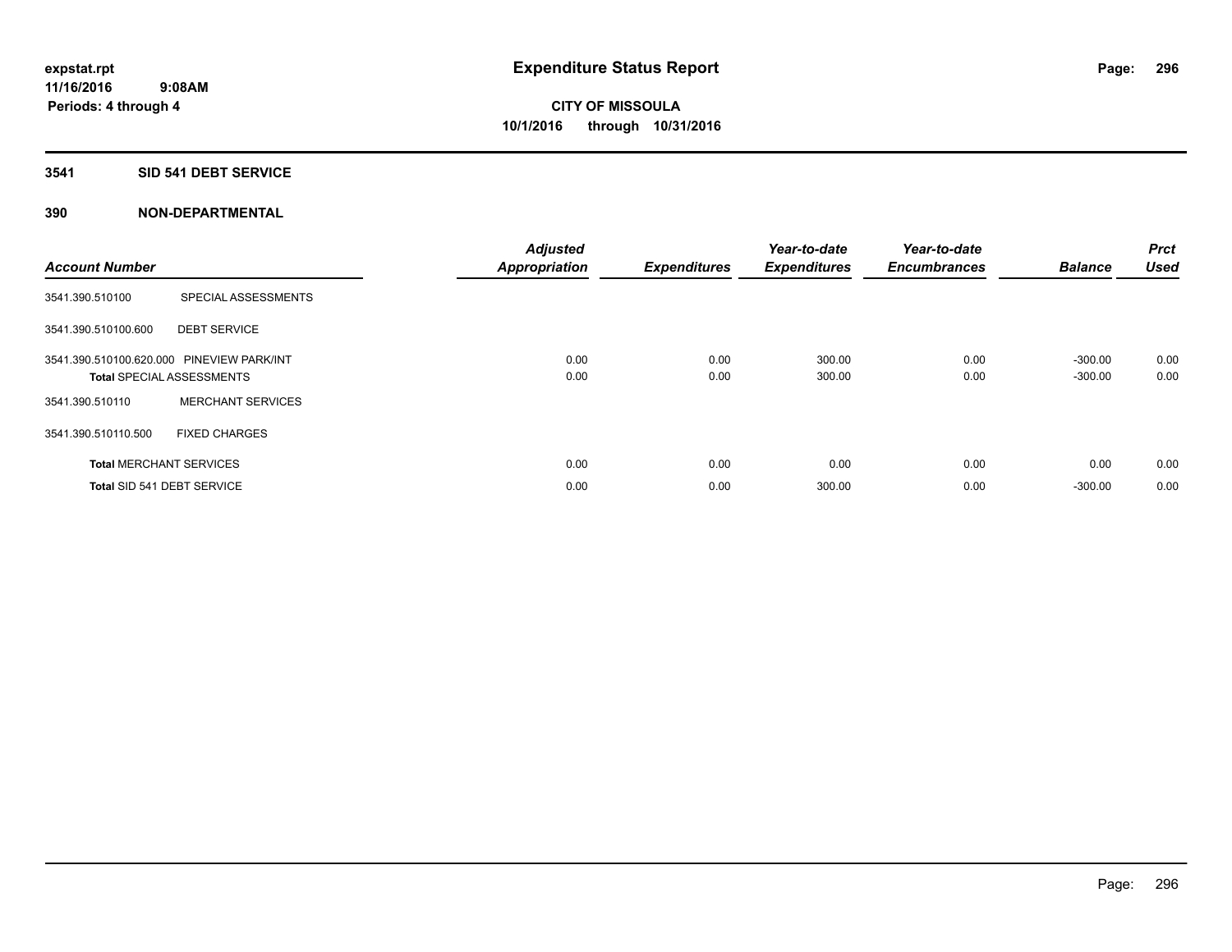# Expenditure Status Report

expstat.rpt
11/16/2016 9:08AM
Periods: 4 through 4

**CITY OF MISSOULA**
**10/1/2016 through 10/31/2016**

## 3541 SID 541 DEBT SERVICE

### 390 NON-DEPARTMENTAL

| Account Number | | Adjusted Appropriation | Expenditures | Year-to-date Expenditures | Year-to-date Encumbrances | Balance | Prct Used |
|---|---|---|---|---|---|---|---|
| 3541.390.510100 | SPECIAL ASSESSMENTS | | | | | | |
| 3541.390.510100.600 | DEBT SERVICE | | | | | | |
| 3541.390.510100.620.000 | PINEVIEW PARK/INT | 0.00 | 0.00 | 300.00 | 0.00 | -300.00 | 0.00 |
| **Total** SPECIAL ASSESSMENTS | | 0.00 | 0.00 | 300.00 | 0.00 | -300.00 | 0.00 |
| 3541.390.510110 | MERCHANT SERVICES | | | | | | |
| 3541.390.510110.500 | FIXED CHARGES | | | | | | |
| **Total** MERCHANT SERVICES | | 0.00 | 0.00 | 0.00 | 0.00 | 0.00 | 0.00 |
| **Total** SID 541 DEBT SERVICE | | 0.00 | 0.00 | 300.00 | 0.00 | -300.00 | 0.00 |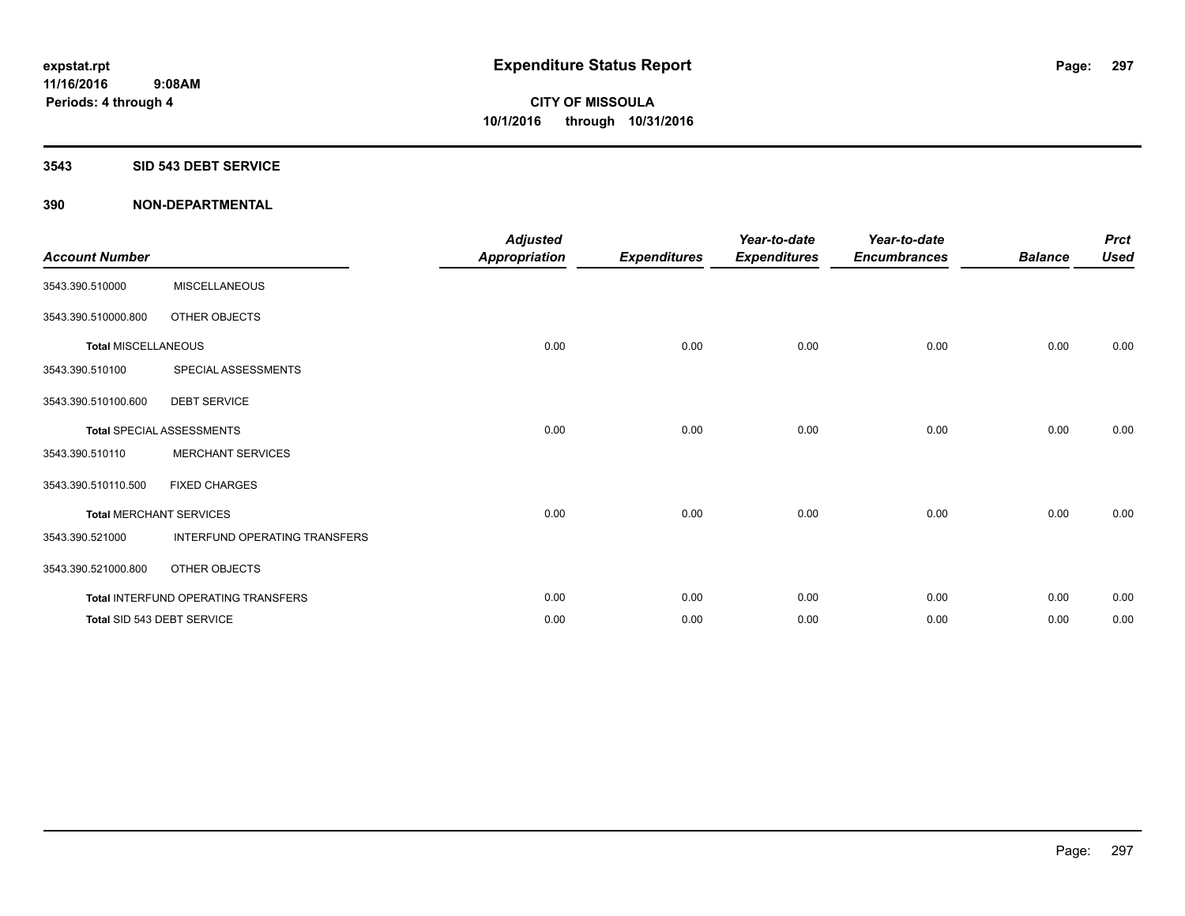# Expenditure Status Report

**expstat.rpt**
**11/16/2016 9:08AM**
**Periods: 4 through 4**

**CITY OF MISSOULA**
**10/1/2016 through 10/31/2016**

## 3543 SID 543 DEBT SERVICE

## 390 NON-DEPARTMENTAL

| Account Number | | Adjusted Appropriation | Expenditures | Year-to-date Expenditures | Year-to-date Encumbrances | Balance | Prct Used |
|---|---|---|---|---|---|---|---|
| 3543.390.510000 | MISCELLANEOUS | | | | | | |
| 3543.390.510000.800 | OTHER OBJECTS | | | | | | |
| **Total** MISCELLANEOUS | | 0.00 | 0.00 | 0.00 | 0.00 | 0.00 | 0.00 |
| 3543.390.510100 | SPECIAL ASSESSMENTS | | | | | | |
| 3543.390.510100.600 | DEBT SERVICE | | | | | | |
| **Total** SPECIAL ASSESSMENTS | | 0.00 | 0.00 | 0.00 | 0.00 | 0.00 | 0.00 |
| 3543.390.510110 | MERCHANT SERVICES | | | | | | |
| 3543.390.510110.500 | FIXED CHARGES | | | | | | |
| **Total** MERCHANT SERVICES | | 0.00 | 0.00 | 0.00 | 0.00 | 0.00 | 0.00 |
| 3543.390.521000 | INTERFUND OPERATING TRANSFERS | | | | | | |
| 3543.390.521000.800 | OTHER OBJECTS | | | | | | |
| **Total** INTERFUND OPERATING TRANSFERS | | 0.00 | 0.00 | 0.00 | 0.00 | 0.00 | 0.00 |
| **Total** SID 543 DEBT SERVICE | | 0.00 | 0.00 | 0.00 | 0.00 | 0.00 | 0.00 |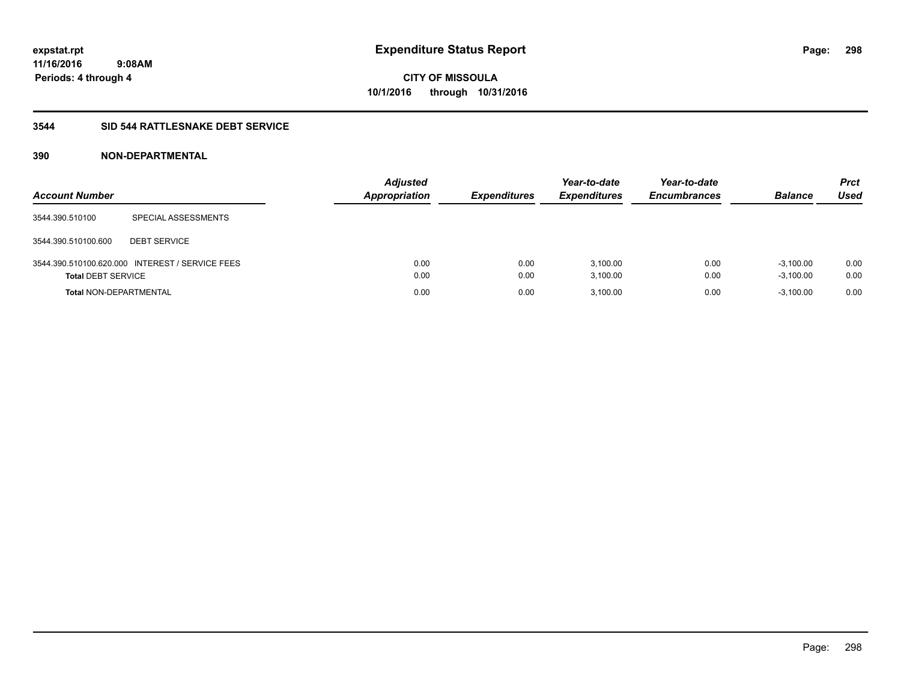expstat.rpt
11/16/2016 9:08AM
Periods: 4 through 4

# Expenditure Status Report

**CITY OF MISSOULA**
**10/1/2016 through 10/31/2016**

## 3544 SID 544 RATTLESNAKE DEBT SERVICE

## 390 NON-DEPARTMENTAL

| Account Number | | Adjusted Appropriation | Expenditures | Year-to-date Expenditures | Year-to-date Encumbrances | Balance | Prct Used |
|---|---|---|---|---|---|---|---|
| 3544.390.510100 | SPECIAL ASSESSMENTS | | | | | | |
| 3544.390.510100.600 | DEBT SERVICE | | | | | | |
| 3544.390.510100.620.000 | INTEREST / SERVICE FEES | 0.00 | 0.00 | 3,100.00 | 0.00 | -3,100.00 | 0.00 |
| **Total** DEBT SERVICE | | 0.00 | 0.00 | 3,100.00 | 0.00 | -3,100.00 | 0.00 |
| **Total** NON-DEPARTMENTAL | | 0.00 | 0.00 | 3,100.00 | 0.00 | -3,100.00 | 0.00 |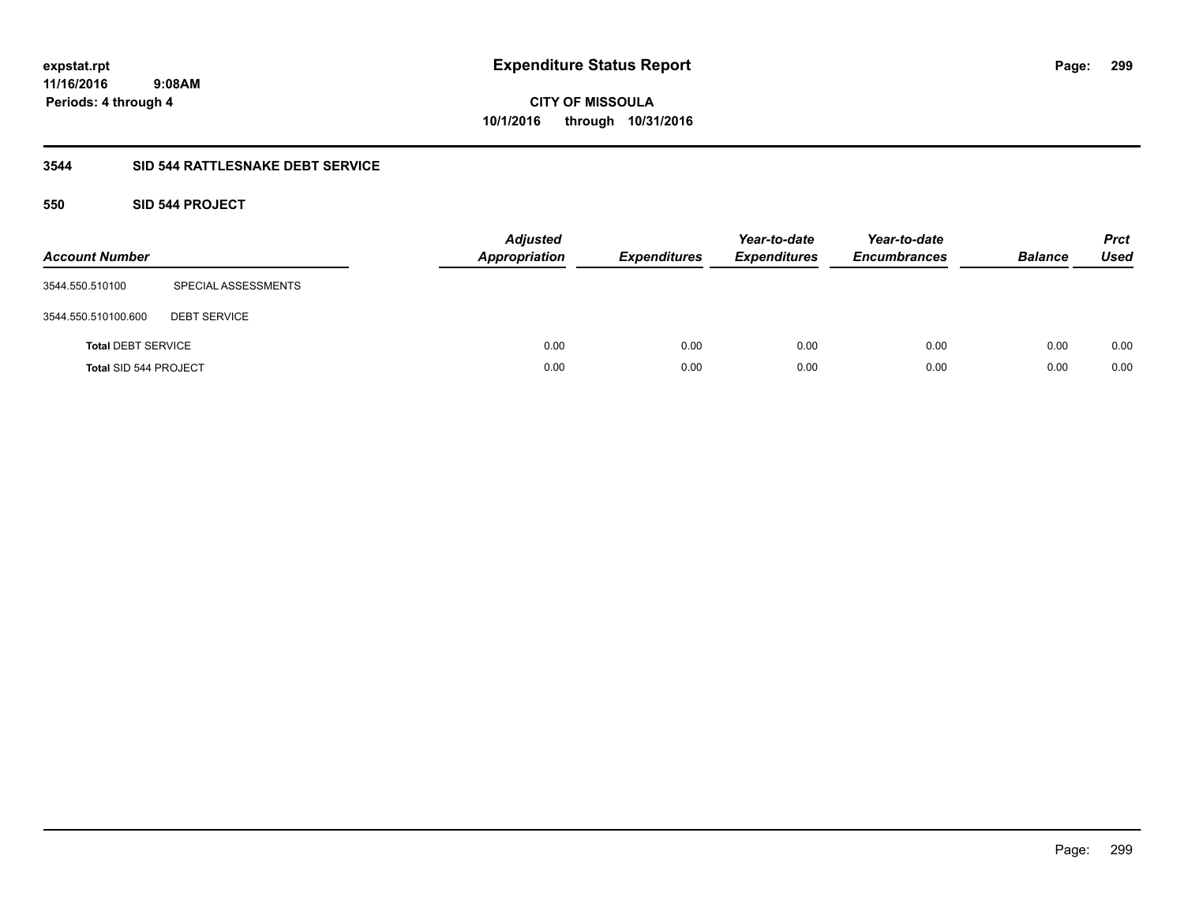**expstat.rpt**
**11/16/2016 9:08AM**
**Periods: 4 through 4**

# Expenditure Status Report

**CITY OF MISSOULA**
**10/1/2016 through 10/31/2016**

## 3544 SID 544 RATTLESNAKE DEBT SERVICE

### 550 SID 544 PROJECT

| Account Number | | Adjusted Appropriation | Expenditures | Year-to-date Expenditures | Year-to-date Encumbrances | Balance | Prct Used |
|---|---|---|---|---|---|---|---|
| 3544.550.510100 | SPECIAL ASSESSMENTS | | | | | | |
| 3544.550.510100.600 | DEBT SERVICE | | | | | | |
| **Total** DEBT SERVICE | | 0.00 | 0.00 | 0.00 | 0.00 | 0.00 | 0.00 |
| **Total** SID 544 PROJECT | | 0.00 | 0.00 | 0.00 | 0.00 | 0.00 | 0.00 |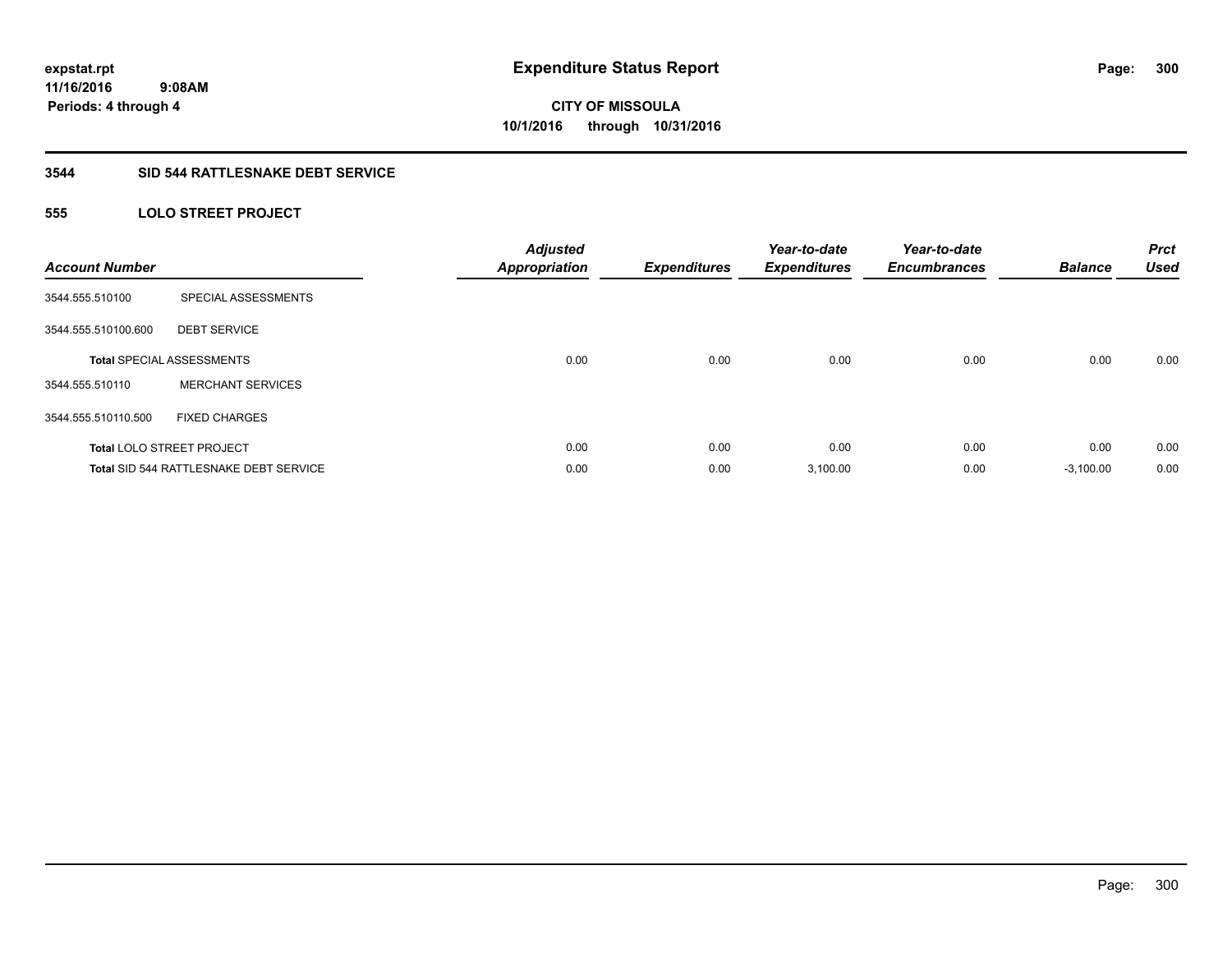**expstat.rpt**
**11/16/2016 9:08AM**
**Periods: 4 through 4**

# Expenditure Status Report

**CITY OF MISSOULA**
**10/1/2016 through 10/31/2016**

## 3544 SID 544 RATTLESNAKE DEBT SERVICE

### 555 LOLO STREET PROJECT

| Account Number | | Adjusted Appropriation | Expenditures | Year-to-date Expenditures | Year-to-date Encumbrances | Balance | Prct Used |
|---|---|---|---|---|---|---|---|
| 3544.555.510100 | SPECIAL ASSESSMENTS | | | | | | |
| 3544.555.510100.600 | DEBT SERVICE | | | | | | |
| **Total** SPECIAL ASSESSMENTS | | 0.00 | 0.00 | 0.00 | 0.00 | 0.00 | 0.00 |
| 3544.555.510110 | MERCHANT SERVICES | | | | | | |
| 3544.555.510110.500 | FIXED CHARGES | | | | | | |
| **Total** LOLO STREET PROJECT | | 0.00 | 0.00 | 0.00 | 0.00 | 0.00 | 0.00 |
| **Total** SID 544 RATTLESNAKE DEBT SERVICE | | 0.00 | 0.00 | 3,100.00 | 0.00 | -3,100.00 | 0.00 |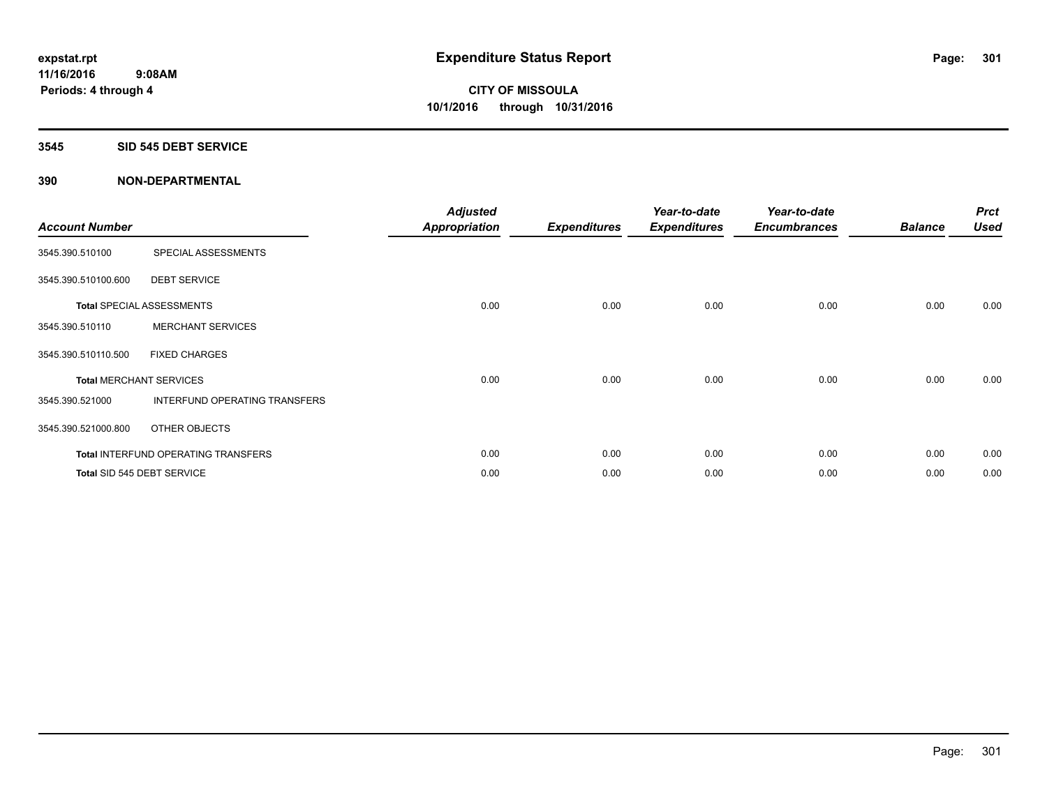expstat.rpt
11/16/2016 9:08AM
Periods: 4 through 4

# Expenditure Status Report

CITY OF MISSOULA
10/1/2016 through 10/31/2016

## 3545 SID 545 DEBT SERVICE

## 390 NON-DEPARTMENTAL

| Account Number | | Adjusted Appropriation | Expenditures | Year-to-date Expenditures | Year-to-date Encumbrances | Balance | Prct Used |
|---|---|---|---|---|---|---|---|
| 3545.390.510100 | SPECIAL ASSESSMENTS | | | | | | |
| 3545.390.510100.600 | DEBT SERVICE | | | | | | |
| **Total** SPECIAL ASSESSMENTS | | 0.00 | 0.00 | 0.00 | 0.00 | 0.00 | 0.00 |
| 3545.390.510110 | MERCHANT SERVICES | | | | | | |
| 3545.390.510110.500 | FIXED CHARGES | | | | | | |
| **Total** MERCHANT SERVICES | | 0.00 | 0.00 | 0.00 | 0.00 | 0.00 | 0.00 |
| 3545.390.521000 | INTERFUND OPERATING TRANSFERS | | | | | | |
| 3545.390.521000.800 | OTHER OBJECTS | | | | | | |
| **Total** INTERFUND OPERATING TRANSFERS | | 0.00 | 0.00 | 0.00 | 0.00 | 0.00 | 0.00 |
| **Total** SID 545 DEBT SERVICE | | 0.00 | 0.00 | 0.00 | 0.00 | 0.00 | 0.00 |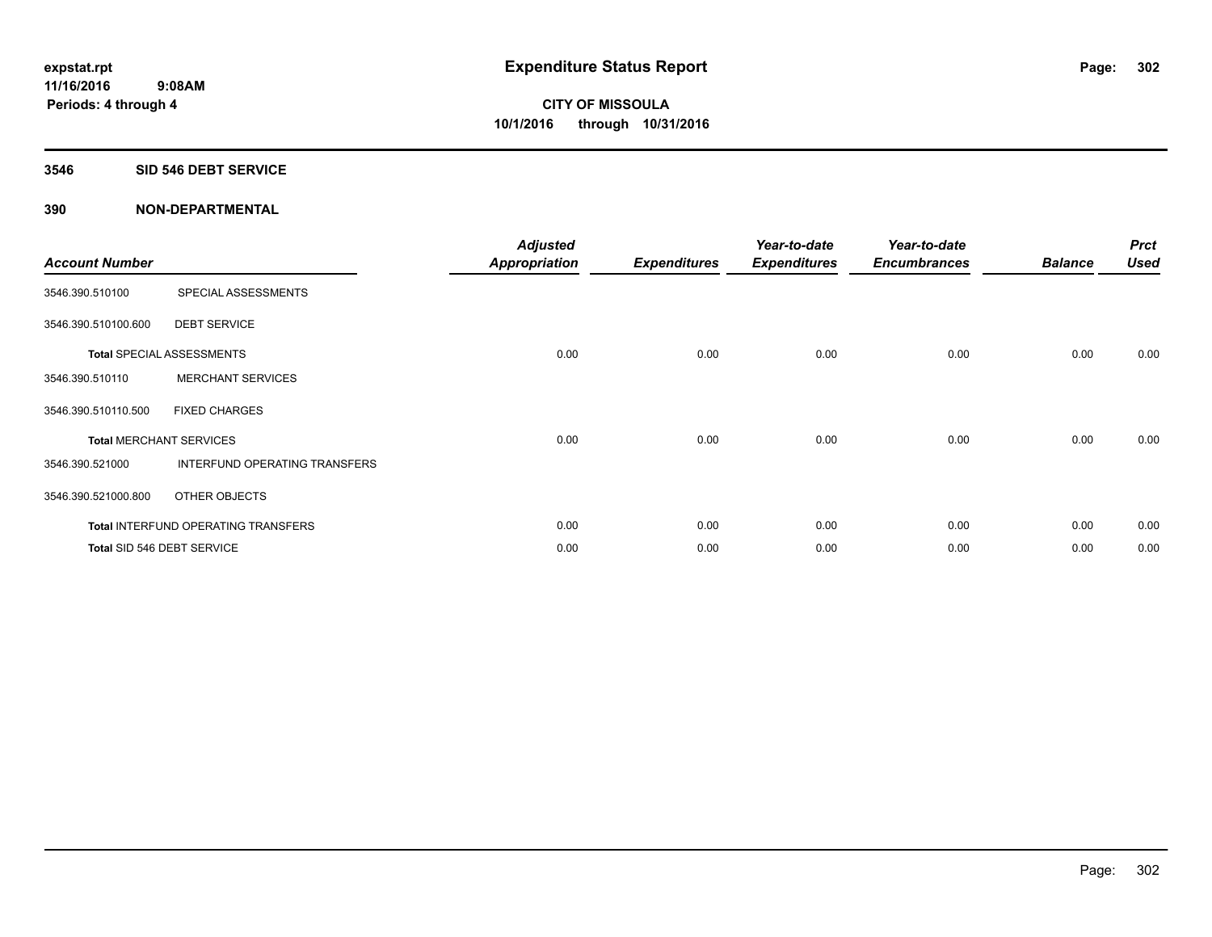expstat.rpt
11/16/2016 9:08AM
Periods: 4 through 4

# Expenditure Status Report

**CITY OF MISSOULA**
**10/1/2016 through 10/31/2016**

## 3546 SID 546 DEBT SERVICE

### 390 NON-DEPARTMENTAL

| Account Number | | Adjusted Appropriation | Expenditures | Year-to-date Expenditures | Year-to-date Encumbrances | Balance | Prct Used |
|---|---|---|---|---|---|---|---|
| 3546.390.510100 | SPECIAL ASSESSMENTS | | | | | | |
| 3546.390.510100.600 | DEBT SERVICE | | | | | | |
| **Total** SPECIAL ASSESSMENTS | | 0.00 | 0.00 | 0.00 | 0.00 | 0.00 | 0.00 |
| 3546.390.510110 | MERCHANT SERVICES | | | | | | |
| 3546.390.510110.500 | FIXED CHARGES | | | | | | |
| **Total** MERCHANT SERVICES | | 0.00 | 0.00 | 0.00 | 0.00 | 0.00 | 0.00 |
| 3546.390.521000 | INTERFUND OPERATING TRANSFERS | | | | | | |
| 3546.390.521000.800 | OTHER OBJECTS | | | | | | |
| **Total** INTERFUND OPERATING TRANSFERS | | 0.00 | 0.00 | 0.00 | 0.00 | 0.00 | 0.00 |
| **Total** SID 546 DEBT SERVICE | | 0.00 | 0.00 | 0.00 | 0.00 | 0.00 | 0.00 |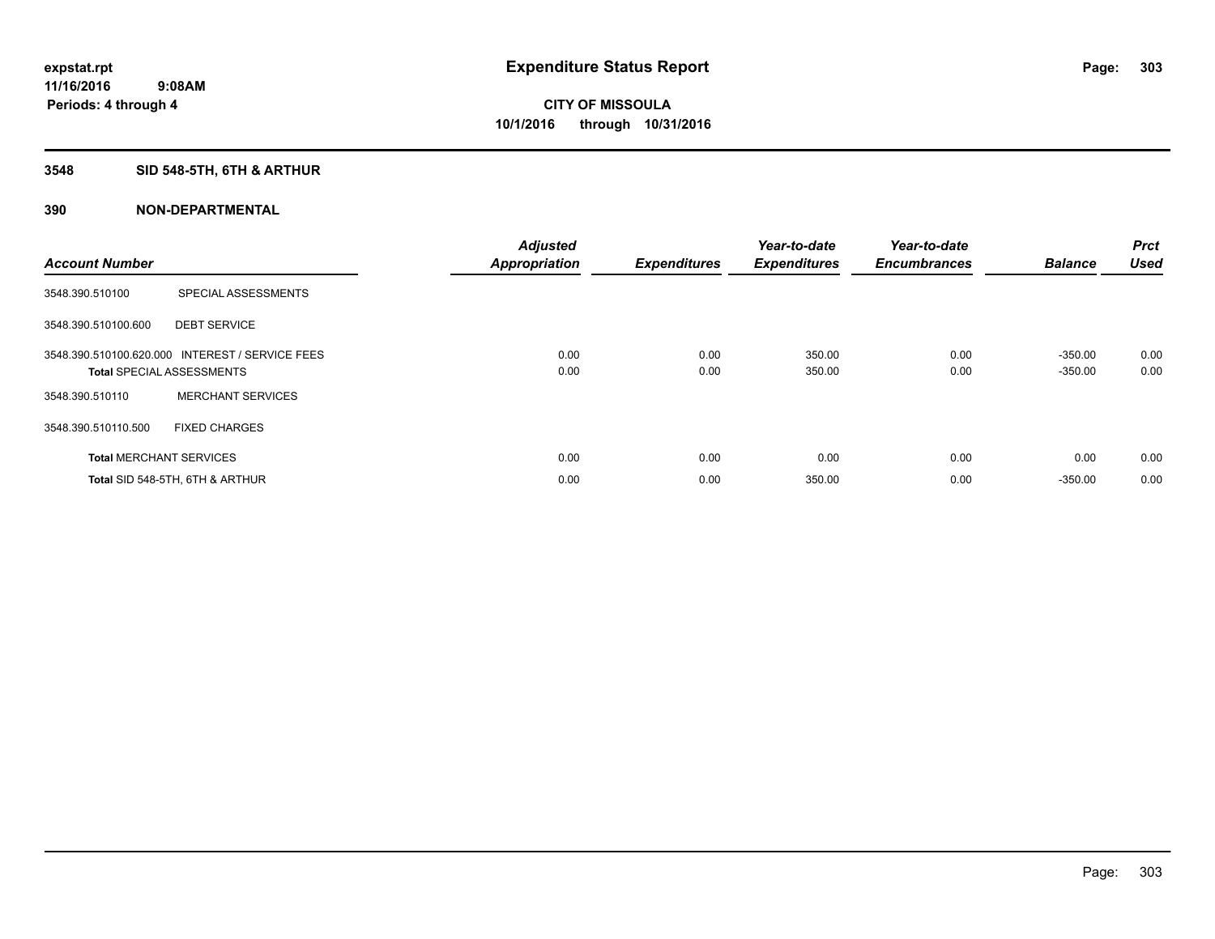**expstat.rpt**
**11/16/2016 9:08AM**
**Periods: 4 through 4**

# Expenditure Status Report

**CITY OF MISSOULA**
**10/1/2016 through 10/31/2016**

## 3548 SID 548-5TH, 6TH & ARTHUR

### 390 NON-DEPARTMENTAL

| Account Number | | Adjusted Appropriation | Expenditures | Year-to-date Expenditures | Year-to-date Encumbrances | Balance | Prct Used |
|---|---|---|---|---|---|---|---|
| 3548.390.510100 | SPECIAL ASSESSMENTS | | | | | | |
| 3548.390.510100.600 | DEBT SERVICE | | | | | | |
| 3548.390.510100.620.000 | INTEREST / SERVICE FEES | 0.00 | 0.00 | 350.00 | 0.00 | -350.00 | 0.00 |
| **Total** SPECIAL ASSESSMENTS | | 0.00 | 0.00 | 350.00 | 0.00 | -350.00 | 0.00 |
| 3548.390.510110 | MERCHANT SERVICES | | | | | | |
| 3548.390.510110.500 | FIXED CHARGES | | | | | | |
| **Total** MERCHANT SERVICES | | 0.00 | 0.00 | 0.00 | 0.00 | 0.00 | 0.00 |
| **Total** SID 548-5TH, 6TH & ARTHUR | | 0.00 | 0.00 | 350.00 | 0.00 | -350.00 | 0.00 |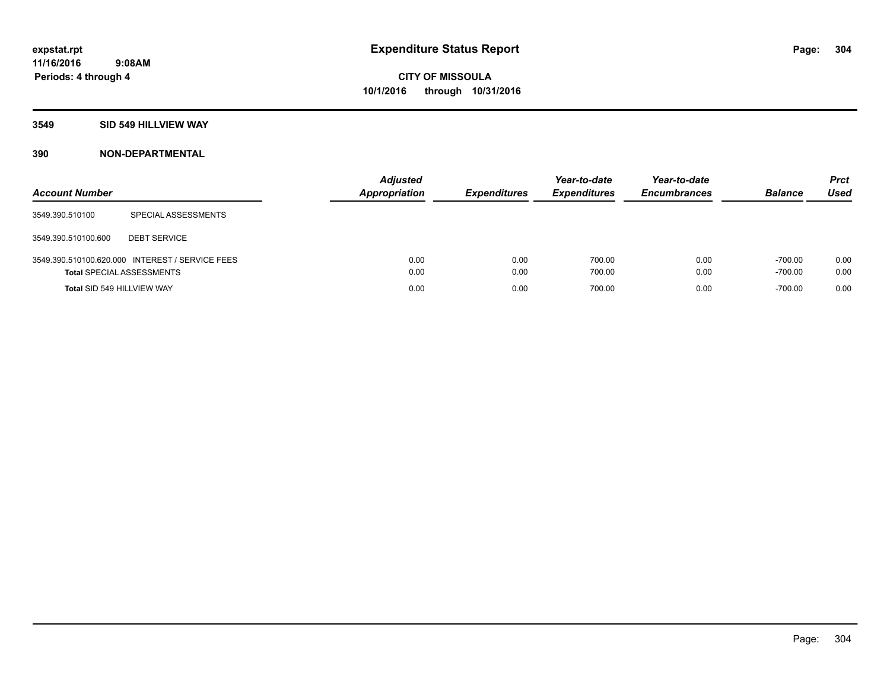**expstat.rpt**
**11/16/2016 9:08AM**
**Periods: 4 through 4**

# Expenditure Status Report

**CITY OF MISSOULA**
**10/1/2016 through 10/31/2016**

## 3549 SID 549 HILLVIEW WAY

## 390 NON-DEPARTMENTAL

| Account Number | | Adjusted Appropriation | Expenditures | Year-to-date Expenditures | Year-to-date Encumbrances | Balance | Prct Used |
|---|---|---|---|---|---|---|---|
| 3549.390.510100 | SPECIAL ASSESSMENTS | | | | | | |
| 3549.390.510100.600 | DEBT SERVICE | | | | | | |
| 3549.390.510100.620.000 | INTEREST / SERVICE FEES | 0.00 | 0.00 | 700.00 | 0.00 | -700.00 | 0.00 |
| **Total** SPECIAL ASSESSMENTS | | 0.00 | 0.00 | 700.00 | 0.00 | -700.00 | 0.00 |
| **Total** SID 549 HILLVIEW WAY | | 0.00 | 0.00 | 700.00 | 0.00 | -700.00 | 0.00 |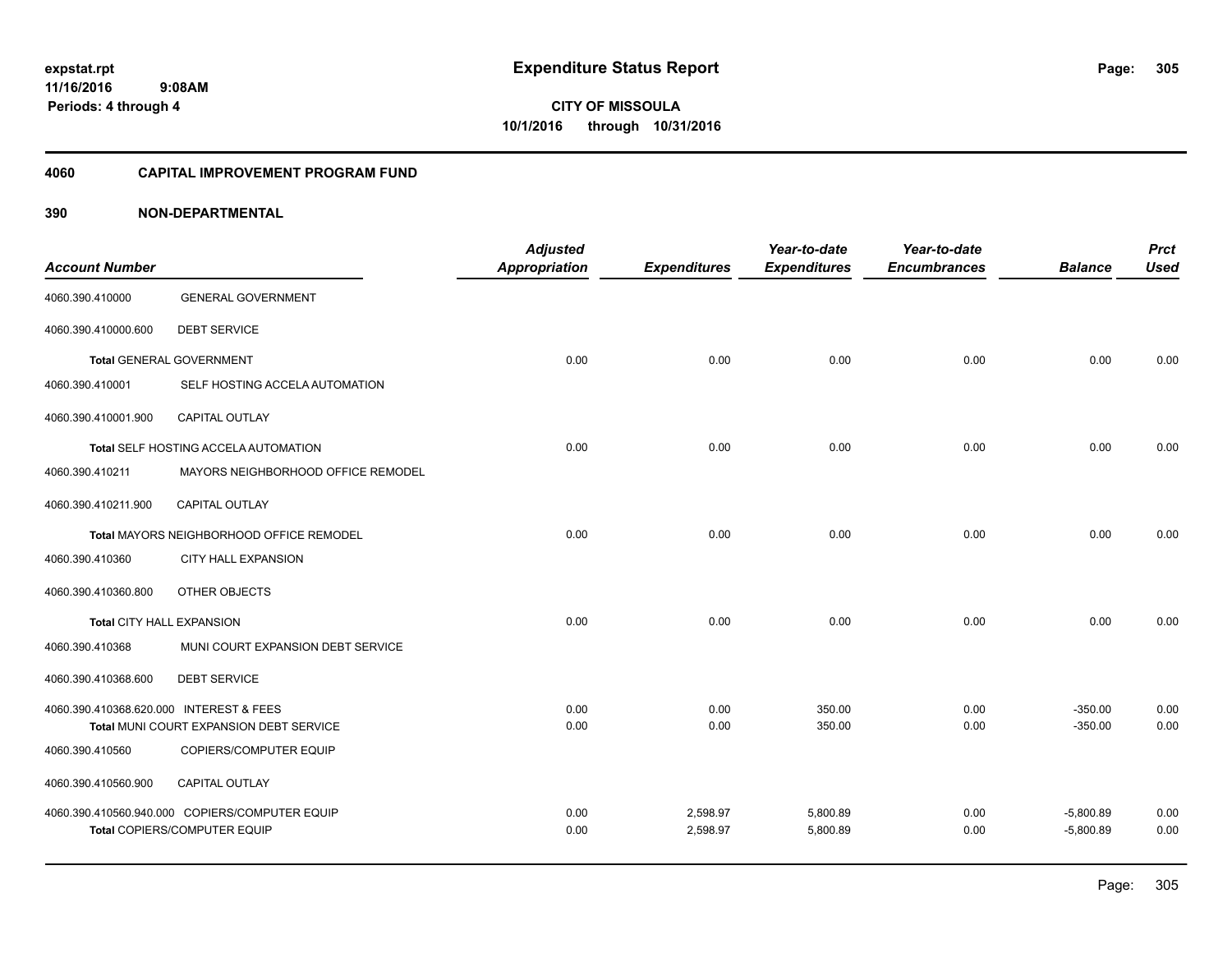# Expenditure Status Report

expstat.rpt
11/16/2016 9:08AM
Periods: 4 through 4

**CITY OF MISSOULA**
**10/1/2016 through 10/31/2016**

## 4060 CAPITAL IMPROVEMENT PROGRAM FUND

### 390 NON-DEPARTMENTAL

| Account Number | | Adjusted Appropriation | Expenditures | Year-to-date Expenditures | Year-to-date Encumbrances | Balance | Prct Used |
|---|---|---|---|---|---|---|---|
| 4060.390.410000 | GENERAL GOVERNMENT | | | | | | |
| 4060.390.410000.600 | DEBT SERVICE | | | | | | |
| **Total** GENERAL GOVERNMENT | | 0.00 | 0.00 | 0.00 | 0.00 | 0.00 | 0.00 |
| 4060.390.410001 | SELF HOSTING ACCELA AUTOMATION | | | | | | |
| 4060.390.410001.900 | CAPITAL OUTLAY | | | | | | |
| **Total** SELF HOSTING ACCELA AUTOMATION | | 0.00 | 0.00 | 0.00 | 0.00 | 0.00 | 0.00 |
| 4060.390.410211 | MAYORS NEIGHBORHOOD OFFICE REMODEL | | | | | | |
| 4060.390.410211.900 | CAPITAL OUTLAY | | | | | | |
| **Total** MAYORS NEIGHBORHOOD OFFICE REMODEL | | 0.00 | 0.00 | 0.00 | 0.00 | 0.00 | 0.00 |
| 4060.390.410360 | CITY HALL EXPANSION | | | | | | |
| 4060.390.410360.800 | OTHER OBJECTS | | | | | | |
| **Total** CITY HALL EXPANSION | | 0.00 | 0.00 | 0.00 | 0.00 | 0.00 | 0.00 |
| 4060.390.410368 | MUNI COURT EXPANSION DEBT SERVICE | | | | | | |
| 4060.390.410368.600 | DEBT SERVICE | | | | | | |
| 4060.390.410368.620.000 | INTEREST & FEES | 0.00 | 0.00 | 350.00 | 0.00 | -350.00 | 0.00 |
| **Total** MUNI COURT EXPANSION DEBT SERVICE | | 0.00 | 0.00 | 350.00 | 0.00 | -350.00 | 0.00 |
| 4060.390.410560 | COPIERS/COMPUTER EQUIP | | | | | | |
| 4060.390.410560.900 | CAPITAL OUTLAY | | | | | | |
| 4060.390.410560.940.000 | COPIERS/COMPUTER EQUIP | 0.00 | 2,598.97 | 5,800.89 | 0.00 | -5,800.89 | 0.00 |
| **Total** COPIERS/COMPUTER EQUIP | | 0.00 | 2,598.97 | 5,800.89 | 0.00 | -5,800.89 | 0.00 |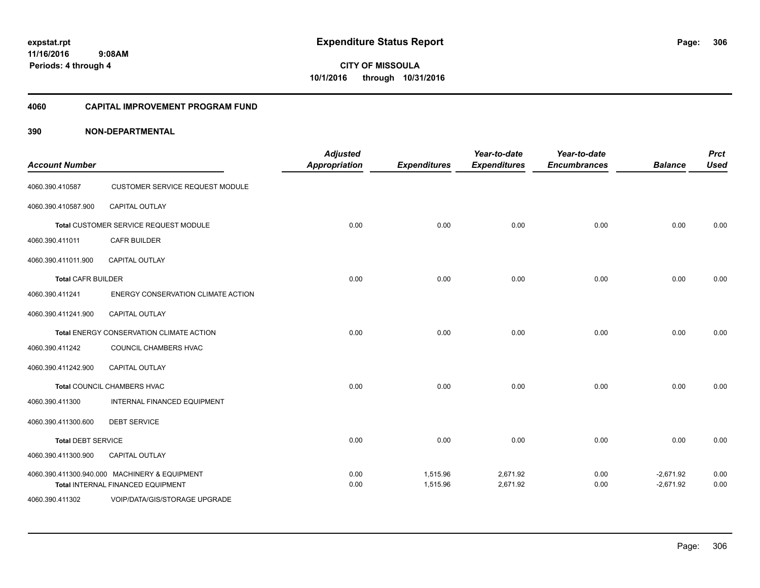expstat.rpt
11/16/2016 9:08AM
Periods: 4 through 4

# Expenditure Status Report

**CITY OF MISSOULA**
**10/1/2016 through 10/31/2016**

## 4060 CAPITAL IMPROVEMENT PROGRAM FUND

## 390 NON-DEPARTMENTAL

| Account Number | | Adjusted Appropriation | Expenditures | Year-to-date Expenditures | Year-to-date Encumbrances | Balance | Prct Used |
|---|---|---|---|---|---|---|---|
| 4060.390.410587 | CUSTOMER SERVICE REQUEST MODULE | | | | | | |
| 4060.390.410587.900 | CAPITAL OUTLAY | | | | | | |
| | **Total** CUSTOMER SERVICE REQUEST MODULE | 0.00 | 0.00 | 0.00 | 0.00 | 0.00 | 0.00 |
| 4060.390.411011 | CAFR BUILDER | | | | | | |
| 4060.390.411011.900 | CAPITAL OUTLAY | | | | | | |
| **Total** CAFR BUILDER | | 0.00 | 0.00 | 0.00 | 0.00 | 0.00 | 0.00 |
| 4060.390.411241 | ENERGY CONSERVATION CLIMATE ACTION | | | | | | |
| 4060.390.411241.900 | CAPITAL OUTLAY | | | | | | |
| | **Total** ENERGY CONSERVATION CLIMATE ACTION | 0.00 | 0.00 | 0.00 | 0.00 | 0.00 | 0.00 |
| 4060.390.411242 | COUNCIL CHAMBERS HVAC | | | | | | |
| 4060.390.411242.900 | CAPITAL OUTLAY | | | | | | |
| | **Total** COUNCIL CHAMBERS HVAC | 0.00 | 0.00 | 0.00 | 0.00 | 0.00 | 0.00 |
| 4060.390.411300 | INTERNAL FINANCED EQUIPMENT | | | | | | |
| 4060.390.411300.600 | DEBT SERVICE | | | | | | |
| **Total** DEBT SERVICE | | 0.00 | 0.00 | 0.00 | 0.00 | 0.00 | 0.00 |
| 4060.390.411300.900 | CAPITAL OUTLAY | | | | | | |
| 4060.390.411300.940.000 | MACHINERY & EQUIPMENT | 0.00 | 1,515.96 | 2,671.92 | 0.00 | -2,671.92 | 0.00 |
| | **Total** INTERNAL FINANCED EQUIPMENT | 0.00 | 1,515.96 | 2,671.92 | 0.00 | -2,671.92 | 0.00 |
| 4060.390.411302 | VOIP/DATA/GIS/STORAGE UPGRADE | | | | | | |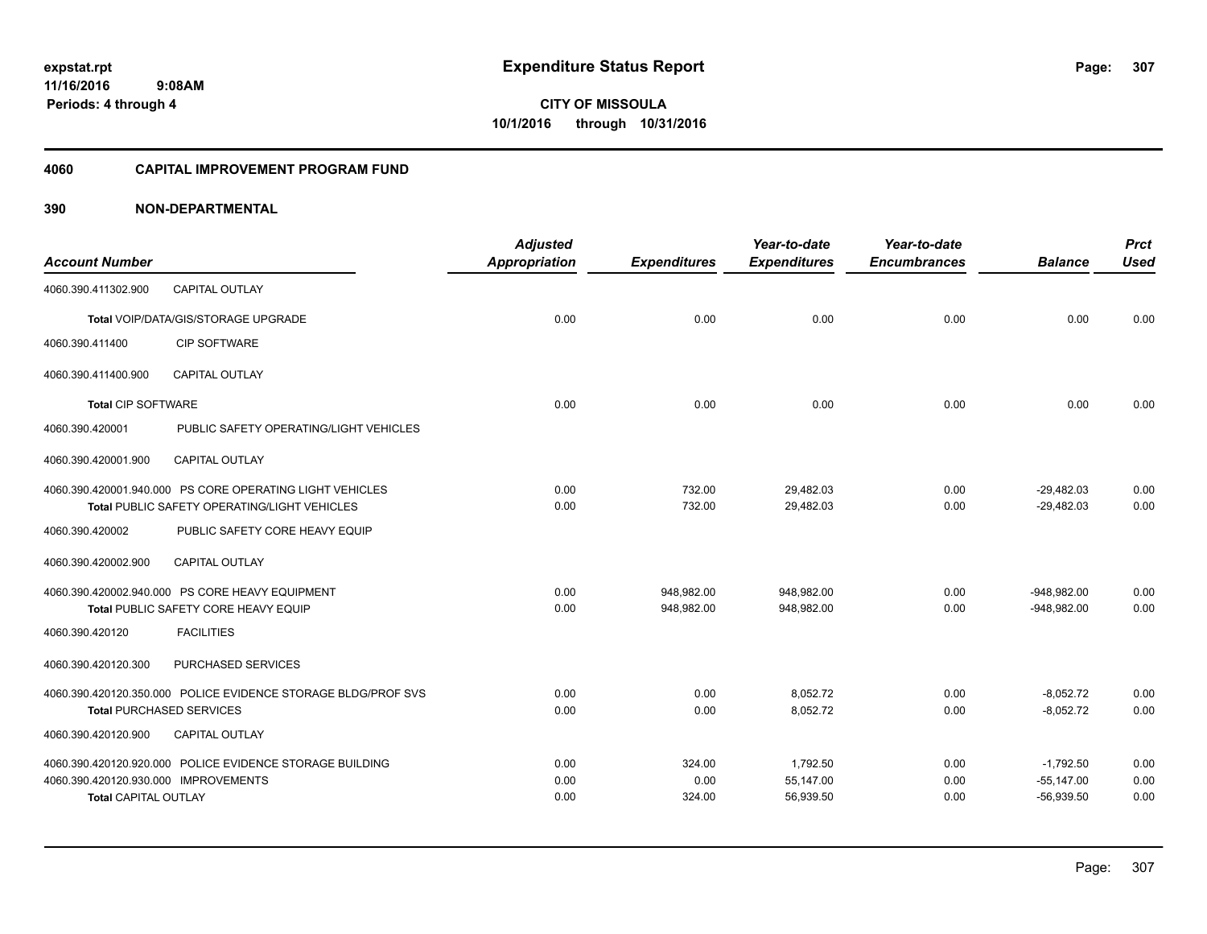expstat.rpt
11/16/2016 9:08AM
Periods: 4 through 4

# Expenditure Status Report

CITY OF MISSOULA
10/1/2016 through 10/31/2016

## 4060 CAPITAL IMPROVEMENT PROGRAM FUND

## 390 NON-DEPARTMENTAL

| Account Number | | Adjusted Appropriation | Expenditures | Year-to-date Expenditures | Year-to-date Encumbrances | Balance | Prct Used |
|---|---|---|---|---|---|---|---|
| 4060.390.411302.900 | CAPITAL OUTLAY | | | | | | |
| Total VOIP/DATA/GIS/STORAGE UPGRADE | | 0.00 | 0.00 | 0.00 | 0.00 | 0.00 | 0.00 |
| 4060.390.411400 | CIP SOFTWARE | | | | | | |
| 4060.390.411400.900 | CAPITAL OUTLAY | | | | | | |
| Total CIP SOFTWARE | | 0.00 | 0.00 | 0.00 | 0.00 | 0.00 | 0.00 |
| 4060.390.420001 | PUBLIC SAFETY OPERATING/LIGHT VEHICLES | | | | | | |
| 4060.390.420001.900 | CAPITAL OUTLAY | | | | | | |
| 4060.390.420001.940.000 | PS CORE OPERATING LIGHT VEHICLES | 0.00 | 732.00 | 29,482.03 | 0.00 | -29,482.03 | 0.00 |
| Total PUBLIC SAFETY OPERATING/LIGHT VEHICLES | | 0.00 | 732.00 | 29,482.03 | 0.00 | -29,482.03 | 0.00 |
| 4060.390.420002 | PUBLIC SAFETY CORE HEAVY EQUIP | | | | | | |
| 4060.390.420002.900 | CAPITAL OUTLAY | | | | | | |
| 4060.390.420002.940.000 | PS CORE HEAVY EQUIPMENT | 0.00 | 948,982.00 | 948,982.00 | 0.00 | -948,982.00 | 0.00 |
| Total PUBLIC SAFETY CORE HEAVY EQUIP | | 0.00 | 948,982.00 | 948,982.00 | 0.00 | -948,982.00 | 0.00 |
| 4060.390.420120 | FACILITIES | | | | | | |
| 4060.390.420120.300 | PURCHASED SERVICES | | | | | | |
| 4060.390.420120.350.000 | POLICE EVIDENCE STORAGE BLDG/PROF SVS | 0.00 | 0.00 | 8,052.72 | 0.00 | -8,052.72 | 0.00 |
| Total PURCHASED SERVICES | | 0.00 | 0.00 | 8,052.72 | 0.00 | -8,052.72 | 0.00 |
| 4060.390.420120.900 | CAPITAL OUTLAY | | | | | | |
| 4060.390.420120.920.000 | POLICE EVIDENCE STORAGE BUILDING | 0.00 | 324.00 | 1,792.50 | 0.00 | -1,792.50 | 0.00 |
| 4060.390.420120.930.000 | IMPROVEMENTS | 0.00 | 0.00 | 55,147.00 | 0.00 | -55,147.00 | 0.00 |
| Total CAPITAL OUTLAY | | 0.00 | 324.00 | 56,939.50 | 0.00 | -56,939.50 | 0.00 |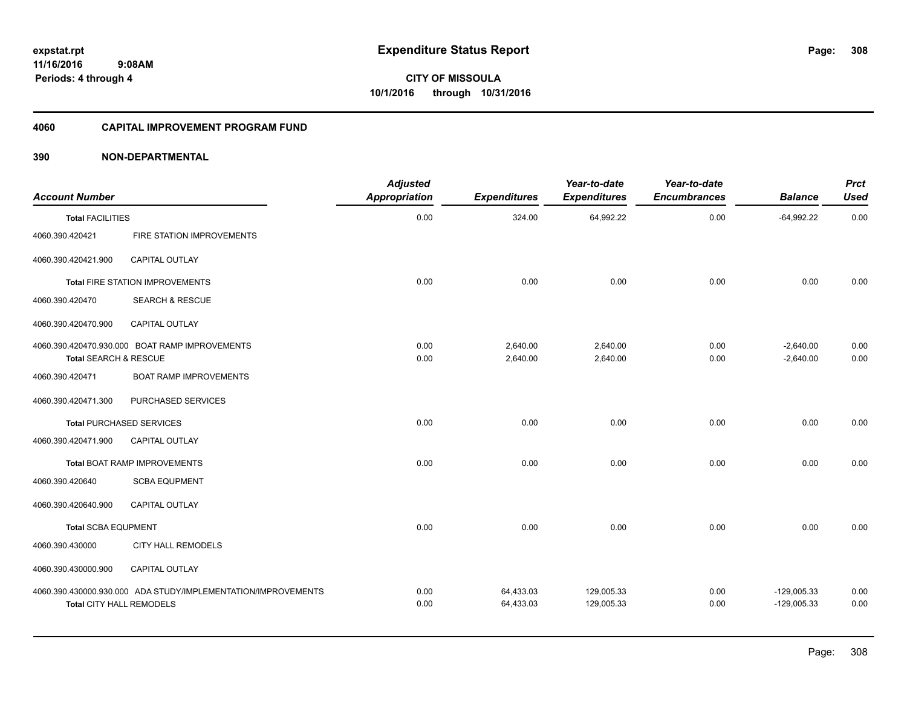expstat.rpt
11/16/2016 9:08AM
Periods: 4 through 4

# Expenditure Status Report

**CITY OF MISSOULA**
**10/1/2016 through 10/31/2016**

## 4060 CAPITAL IMPROVEMENT PROGRAM FUND

### 390 NON-DEPARTMENTAL

| Account Number | | Adjusted Appropriation | Expenditures | Year-to-date Expenditures | Year-to-date Encumbrances | Balance | Prct Used |
|---|---|---|---|---|---|---|---|
| **Total** FACILITIES | | 0.00 | 324.00 | 64,992.22 | 0.00 | -64,992.22 | 0.00 |
| 4060.390.420421 | FIRE STATION IMPROVEMENTS | | | | | | |
| 4060.390.420421.900 | CAPITAL OUTLAY | | | | | | |
| **Total** FIRE STATION IMPROVEMENTS | | 0.00 | 0.00 | 0.00 | 0.00 | 0.00 | 0.00 |
| 4060.390.420470 | SEARCH & RESCUE | | | | | | |
| 4060.390.420470.900 | CAPITAL OUTLAY | | | | | | |
| 4060.390.420470.930.000 | BOAT RAMP IMPROVEMENTS | 0.00 | 2,640.00 | 2,640.00 | 0.00 | -2,640.00 | 0.00 |
| **Total** SEARCH & RESCUE | | 0.00 | 2,640.00 | 2,640.00 | 0.00 | -2,640.00 | 0.00 |
| 4060.390.420471 | BOAT RAMP IMPROVEMENTS | | | | | | |
| 4060.390.420471.300 | PURCHASED SERVICES | | | | | | |
| **Total** PURCHASED SERVICES | | 0.00 | 0.00 | 0.00 | 0.00 | 0.00 | 0.00 |
| 4060.390.420471.900 | CAPITAL OUTLAY | | | | | | |
| **Total** BOAT RAMP IMPROVEMENTS | | 0.00 | 0.00 | 0.00 | 0.00 | 0.00 | 0.00 |
| 4060.390.420640 | SCBA EQUPMENT | | | | | | |
| 4060.390.420640.900 | CAPITAL OUTLAY | | | | | | |
| **Total** SCBA EQUPMENT | | 0.00 | 0.00 | 0.00 | 0.00 | 0.00 | 0.00 |
| 4060.390.430000 | CITY HALL REMODELS | | | | | | |
| 4060.390.430000.900 | CAPITAL OUTLAY | | | | | | |
| 4060.390.430000.930.000 | ADA STUDY/IMPLEMENTATION/IMPROVEMENTS | 0.00 | 64,433.03 | 129,005.33 | 0.00 | -129,005.33 | 0.00 |
| **Total** CITY HALL REMODELS | | 0.00 | 64,433.03 | 129,005.33 | 0.00 | -129,005.33 | 0.00 |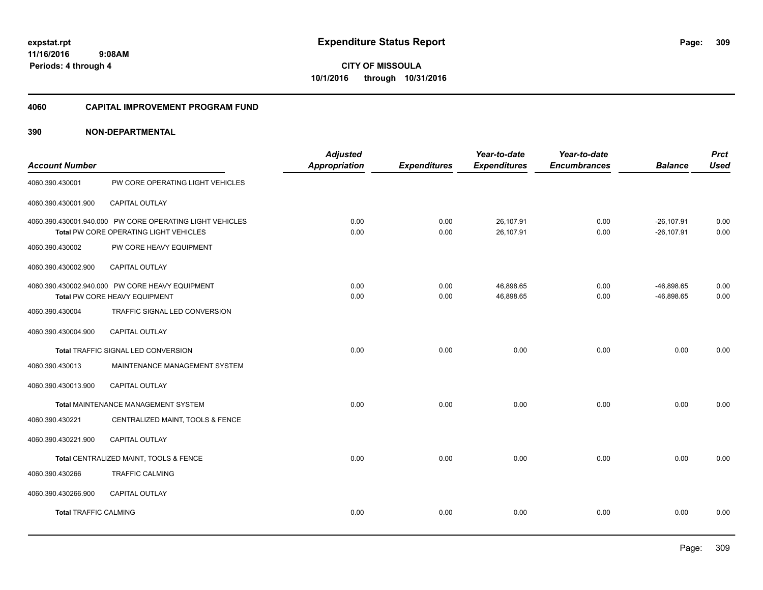**expstat.rpt**
**11/16/2016 9:08AM**
**Periods: 4 through 4**

# Expenditure Status Report

**CITY OF MISSOULA**
**10/1/2016 through 10/31/2016**

## 4060 CAPITAL IMPROVEMENT PROGRAM FUND

## 390 NON-DEPARTMENTAL

| Account Number | | Adjusted Appropriation | Expenditures | Year-to-date Expenditures | Year-to-date Encumbrances | Balance | Prct Used |
|---|---|---|---|---|---|---|---|
| 4060.390.430001 | PW CORE OPERATING LIGHT VEHICLES | | | | | | |
| 4060.390.430001.900 | CAPITAL OUTLAY | | | | | | |
| 4060.390.430001.940.000 | PW CORE OPERATING LIGHT VEHICLES | 0.00 | 0.00 | 26,107.91 | 0.00 | -26,107.91 | 0.00 |
| | **Total** PW CORE OPERATING LIGHT VEHICLES | 0.00 | 0.00 | 26,107.91 | 0.00 | -26,107.91 | 0.00 |
| 4060.390.430002 | PW CORE HEAVY EQUIPMENT | | | | | | |
| 4060.390.430002.900 | CAPITAL OUTLAY | | | | | | |
| 4060.390.430002.940.000 | PW CORE HEAVY EQUIPMENT | 0.00 | 0.00 | 46,898.65 | 0.00 | -46,898.65 | 0.00 |
| | **Total** PW CORE HEAVY EQUIPMENT | 0.00 | 0.00 | 46,898.65 | 0.00 | -46,898.65 | 0.00 |
| 4060.390.430004 | TRAFFIC SIGNAL LED CONVERSION | | | | | | |
| 4060.390.430004.900 | CAPITAL OUTLAY | | | | | | |
| | **Total** TRAFFIC SIGNAL LED CONVERSION | 0.00 | 0.00 | 0.00 | 0.00 | 0.00 | 0.00 |
| 4060.390.430013 | MAINTENANCE MANAGEMENT SYSTEM | | | | | | |
| 4060.390.430013.900 | CAPITAL OUTLAY | | | | | | |
| | **Total** MAINTENANCE MANAGEMENT SYSTEM | 0.00 | 0.00 | 0.00 | 0.00 | 0.00 | 0.00 |
| 4060.390.430221 | CENTRALIZED MAINT, TOOLS & FENCE | | | | | | |
| 4060.390.430221.900 | CAPITAL OUTLAY | | | | | | |
| | **Total** CENTRALIZED MAINT, TOOLS & FENCE | 0.00 | 0.00 | 0.00 | 0.00 | 0.00 | 0.00 |
| 4060.390.430266 | TRAFFIC CALMING | | | | | | |
| 4060.390.430266.900 | CAPITAL OUTLAY | | | | | | |
| | **Total** TRAFFIC CALMING | 0.00 | 0.00 | 0.00 | 0.00 | 0.00 | 0.00 |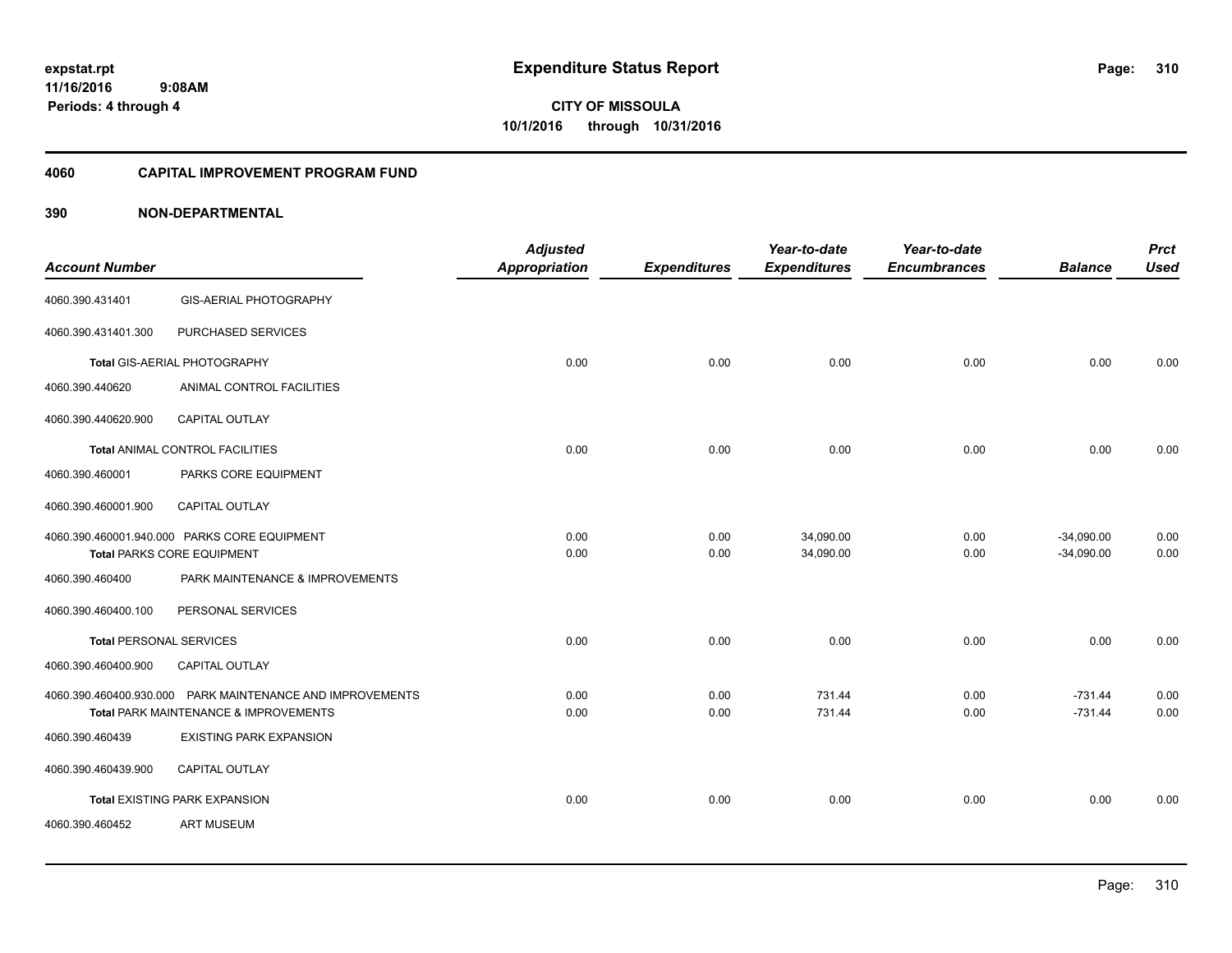**expstat.rpt**
**11/16/2016 9:08AM**
**Periods: 4 through 4**

# Expenditure Status Report

**CITY OF MISSOULA**
**10/1/2016 through 10/31/2016**

## 4060 CAPITAL IMPROVEMENT PROGRAM FUND

## 390 NON-DEPARTMENTAL

| Account Number | | Adjusted Appropriation | Expenditures | Year-to-date Expenditures | Year-to-date Encumbrances | Balance | Prct Used |
|---|---|---|---|---|---|---|---|
| 4060.390.431401 | GIS-AERIAL PHOTOGRAPHY | | | | | | |
| 4060.390.431401.300 | PURCHASED SERVICES | | | | | | |
| **Total** GIS-AERIAL PHOTOGRAPHY | | 0.00 | 0.00 | 0.00 | 0.00 | 0.00 | 0.00 |
| 4060.390.440620 | ANIMAL CONTROL FACILITIES | | | | | | |
| 4060.390.440620.900 | CAPITAL OUTLAY | | | | | | |
| **Total** ANIMAL CONTROL FACILITIES | | 0.00 | 0.00 | 0.00 | 0.00 | 0.00 | 0.00 |
| 4060.390.460001 | PARKS CORE EQUIPMENT | | | | | | |
| 4060.390.460001.900 | CAPITAL OUTLAY | | | | | | |
| 4060.390.460001.940.000 | PARKS CORE EQUIPMENT | 0.00 | 0.00 | 34,090.00 | 0.00 | -34,090.00 | 0.00 |
| **Total** PARKS CORE EQUIPMENT | | 0.00 | 0.00 | 34,090.00 | 0.00 | -34,090.00 | 0.00 |
| 4060.390.460400 | PARK MAINTENANCE & IMPROVEMENTS | | | | | | |
| 4060.390.460400.100 | PERSONAL SERVICES | | | | | | |
| **Total** PERSONAL SERVICES | | 0.00 | 0.00 | 0.00 | 0.00 | 0.00 | 0.00 |
| 4060.390.460400.900 | CAPITAL OUTLAY | | | | | | |
| 4060.390.460400.930.000 | PARK MAINTENANCE AND IMPROVEMENTS | 0.00 | 0.00 | 731.44 | 0.00 | -731.44 | 0.00 |
| **Total** PARK MAINTENANCE & IMPROVEMENTS | | 0.00 | 0.00 | 731.44 | 0.00 | -731.44 | 0.00 |
| 4060.390.460439 | EXISTING PARK EXPANSION | | | | | | |
| 4060.390.460439.900 | CAPITAL OUTLAY | | | | | | |
| **Total** EXISTING PARK EXPANSION | | 0.00 | 0.00 | 0.00 | 0.00 | 0.00 | 0.00 |
| 4060.390.460452 | ART MUSEUM | | | | | | |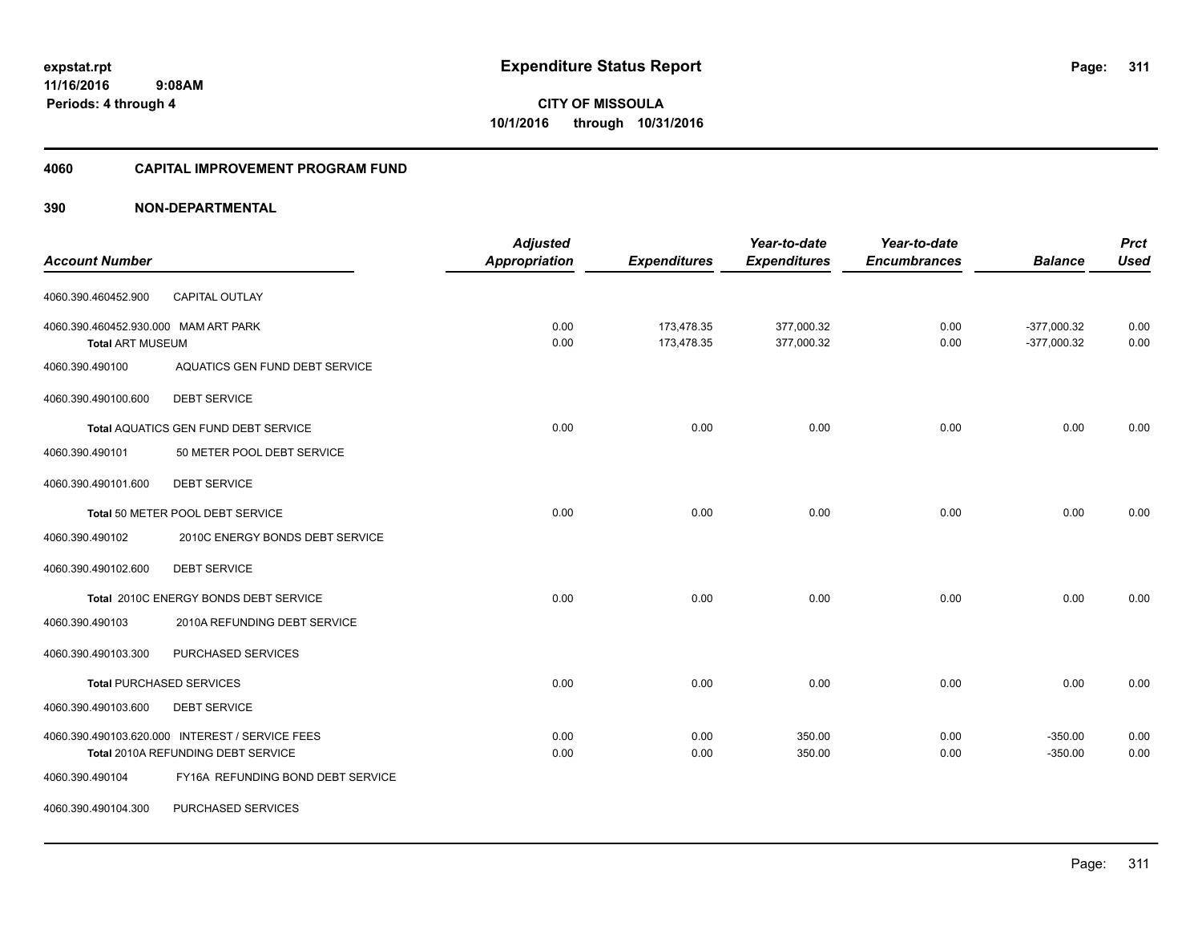**expstat.rpt**
**11/16/2016 9:08AM**
**Periods: 4 through 4**

# Expenditure Status Report

**CITY OF MISSOULA**
**10/1/2016 through 10/31/2016**

## 4060 CAPITAL IMPROVEMENT PROGRAM FUND

### 390 NON-DEPARTMENTAL

| Account Number | | Adjusted Appropriation | Expenditures | Year-to-date Expenditures | Year-to-date Encumbrances | Balance | Prct Used |
|---|---|---|---|---|---|---|---|
| 4060.390.460452.900 | CAPITAL OUTLAY | | | | | | |
| 4060.390.460452.930.000 | MAM ART PARK | 0.00 | 173,478.35 | 377,000.32 | 0.00 | -377,000.32 | 0.00 |
| **Total** ART MUSEUM | | 0.00 | 173,478.35 | 377,000.32 | 0.00 | -377,000.32 | 0.00 |
| 4060.390.490100 | AQUATICS GEN FUND DEBT SERVICE | | | | | | |
| 4060.390.490100.600 | DEBT SERVICE | | | | | | |
| **Total** AQUATICS GEN FUND DEBT SERVICE | | 0.00 | 0.00 | 0.00 | 0.00 | 0.00 | 0.00 |
| 4060.390.490101 | 50 METER POOL DEBT SERVICE | | | | | | |
| 4060.390.490101.600 | DEBT SERVICE | | | | | | |
| **Total** 50 METER POOL DEBT SERVICE | | 0.00 | 0.00 | 0.00 | 0.00 | 0.00 | 0.00 |
| 4060.390.490102 | 2010C ENERGY BONDS DEBT SERVICE | | | | | | |
| 4060.390.490102.600 | DEBT SERVICE | | | | | | |
| **Total** 2010C ENERGY BONDS DEBT SERVICE | | 0.00 | 0.00 | 0.00 | 0.00 | 0.00 | 0.00 |
| 4060.390.490103 | 2010A REFUNDING DEBT SERVICE | | | | | | |
| 4060.390.490103.300 | PURCHASED SERVICES | | | | | | |
| **Total** PURCHASED SERVICES | | 0.00 | 0.00 | 0.00 | 0.00 | 0.00 | 0.00 |
| 4060.390.490103.600 | DEBT SERVICE | | | | | | |
| 4060.390.490103.620.000 | INTEREST / SERVICE FEES | 0.00 | 0.00 | 350.00 | 0.00 | -350.00 | 0.00 |
| **Total** 2010A REFUNDING DEBT SERVICE | | 0.00 | 0.00 | 350.00 | 0.00 | -350.00 | 0.00 |
| 4060.390.490104 | FY16A REFUNDING BOND DEBT SERVICE | | | | | | |
| 4060.390.490104.300 | PURCHASED SERVICES | | | | | | |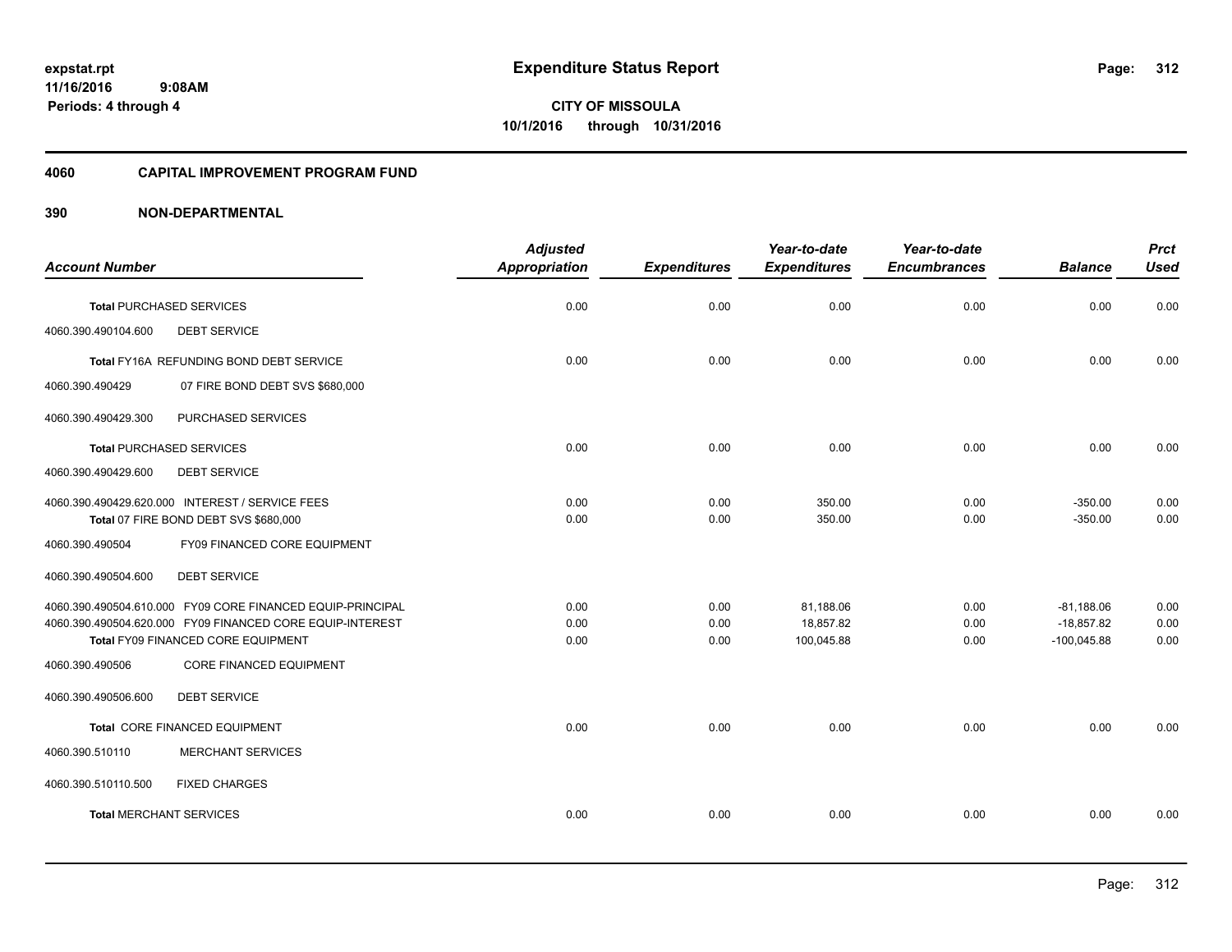**expstat.rpt**
**11/16/2016 9:08AM**
**Periods: 4 through 4**

# Expenditure Status Report

**CITY OF MISSOULA**
**10/1/2016 through 10/31/2016**

## 4060 CAPITAL IMPROVEMENT PROGRAM FUND

## 390 NON-DEPARTMENTAL

| Account Number | | Adjusted Appropriation | Expenditures | Year-to-date Expenditures | Year-to-date Encumbrances | Balance | Prct Used |
|---|---|---|---|---|---|---|---|
| **Total** PURCHASED SERVICES | | 0.00 | 0.00 | 0.00 | 0.00 | 0.00 | 0.00 |
| 4060.390.490104.600 | DEBT SERVICE | | | | | | |
| **Total** FY16A REFUNDING BOND DEBT SERVICE | | 0.00 | 0.00 | 0.00 | 0.00 | 0.00 | 0.00 |
| 4060.390.490429 | 07 FIRE BOND DEBT SVS $680,000 | | | | | | |
| 4060.390.490429.300 | PURCHASED SERVICES | | | | | | |
| **Total** PURCHASED SERVICES | | 0.00 | 0.00 | 0.00 | 0.00 | 0.00 | 0.00 |
| 4060.390.490429.600 | DEBT SERVICE | | | | | | |
| 4060.390.490429.620.000 | INTEREST / SERVICE FEES | 0.00 | 0.00 | 350.00 | 0.00 | -350.00 | 0.00 |
| **Total** 07 FIRE BOND DEBT SVS $680,000 | | 0.00 | 0.00 | 350.00 | 0.00 | -350.00 | 0.00 |
| 4060.390.490504 | FY09 FINANCED CORE EQUIPMENT | | | | | | |
| 4060.390.490504.600 | DEBT SERVICE | | | | | | |
| 4060.390.490504.610.000 | FY09 CORE FINANCED EQUIP-PRINCIPAL | 0.00 | 0.00 | 81,188.06 | 0.00 | -81,188.06 | 0.00 |
| 4060.390.490504.620.000 | FY09 FINANCED CORE EQUIP-INTEREST | 0.00 | 0.00 | 18,857.82 | 0.00 | -18,857.82 | 0.00 |
| **Total** FY09 FINANCED CORE EQUIPMENT | | 0.00 | 0.00 | 100,045.88 | 0.00 | -100,045.88 | 0.00 |
| 4060.390.490506 | CORE FINANCED EQUIPMENT | | | | | | |
| 4060.390.490506.600 | DEBT SERVICE | | | | | | |
| **Total** CORE FINANCED EQUIPMENT | | 0.00 | 0.00 | 0.00 | 0.00 | 0.00 | 0.00 |
| 4060.390.510110 | MERCHANT SERVICES | | | | | | |
| 4060.390.510110.500 | FIXED CHARGES | | | | | | |
| **Total** MERCHANT SERVICES | | 0.00 | 0.00 | 0.00 | 0.00 | 0.00 | 0.00 |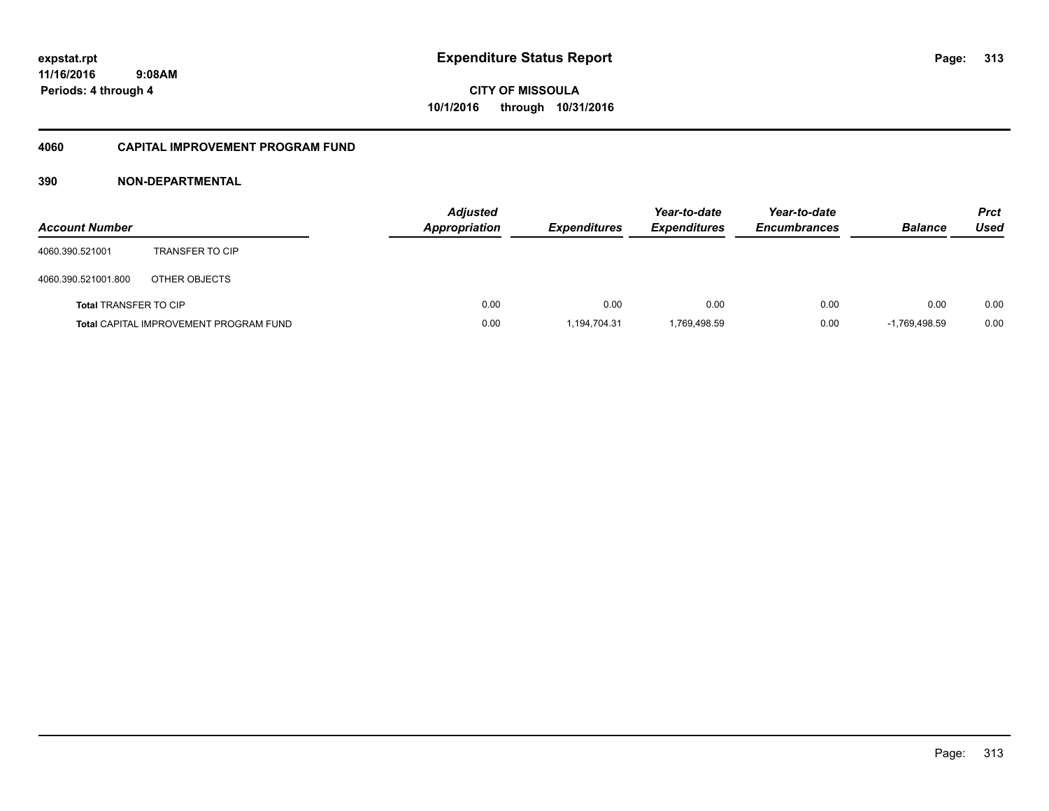**expstat.rpt**
**11/16/2016 9:08AM**
**Periods: 4 through 4**

# Expenditure Status Report

**CITY OF MISSOULA**
**10/1/2016 through 10/31/2016**

## 4060 CAPITAL IMPROVEMENT PROGRAM FUND

## 390 NON-DEPARTMENTAL

| Account Number | | Adjusted Appropriation | Expenditures | Year-to-date Expenditures | Year-to-date Encumbrances | Balance | Prct Used |
|---|---|---|---|---|---|---|---|
| 4060.390.521001 | TRANSFER TO CIP | | | | | | |
| 4060.390.521001.800 | OTHER OBJECTS | | | | | | |
| **Total** TRANSFER TO CIP | | 0.00 | 0.00 | 0.00 | 0.00 | 0.00 | 0.00 |
| **Total** CAPITAL IMPROVEMENT PROGRAM FUND | | 0.00 | 1,194,704.31 | 1,769,498.59 | 0.00 | -1,769,498.59 | 0.00 |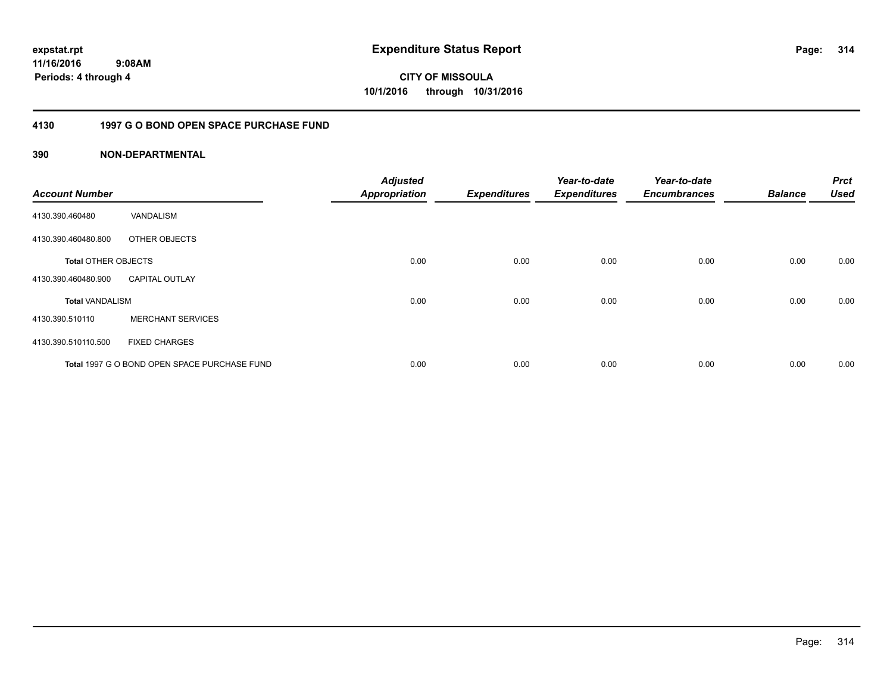**expstat.rpt**
**11/16/2016 9:08AM**
**Periods: 4 through 4**

# Expenditure Status Report

**CITY OF MISSOULA**
**10/1/2016 through 10/31/2016**

## 4130 1997 G O BOND OPEN SPACE PURCHASE FUND

### 390 NON-DEPARTMENTAL

| Account Number | | Adjusted Appropriation | Expenditures | Year-to-date Expenditures | Year-to-date Encumbrances | Balance | Prct Used |
|---|---|---|---|---|---|---|---|
| 4130.390.460480 | VANDALISM | | | | | | |
| 4130.390.460480.800 | OTHER OBJECTS | | | | | | |
| **Total** OTHER OBJECTS | | 0.00 | 0.00 | 0.00 | 0.00 | 0.00 | 0.00 |
| 4130.390.460480.900 | CAPITAL OUTLAY | | | | | | |
| **Total** VANDALISM | | 0.00 | 0.00 | 0.00 | 0.00 | 0.00 | 0.00 |
| 4130.390.510110 | MERCHANT SERVICES | | | | | | |
| 4130.390.510110.500 | FIXED CHARGES | | | | | | |
| **Total** 1997 G O BOND OPEN SPACE PURCHASE FUND | | 0.00 | 0.00 | 0.00 | 0.00 | 0.00 | 0.00 |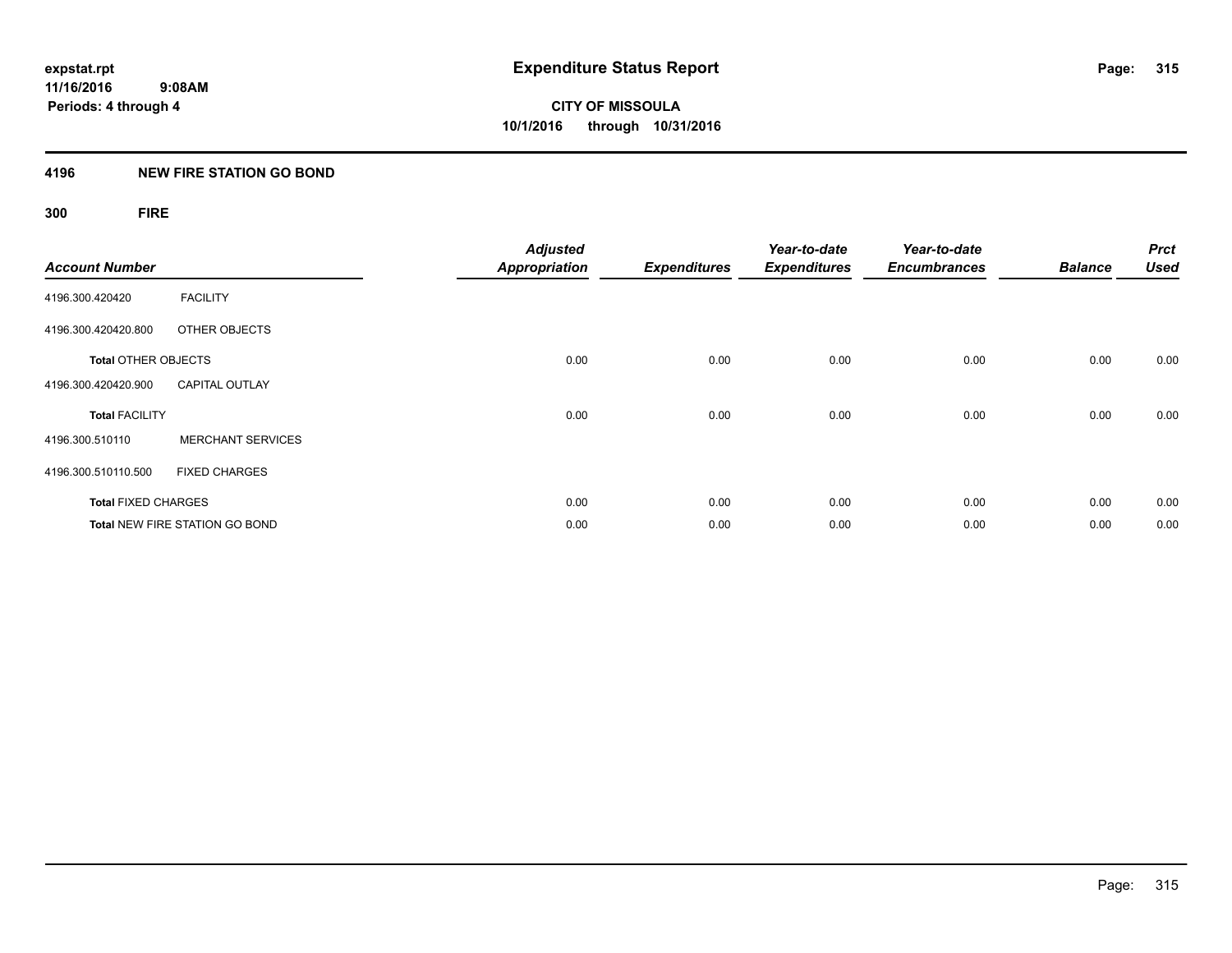**expstat.rpt**
**11/16/2016 9:08AM**
**Periods: 4 through 4**

# Expenditure Status Report

**CITY OF MISSOULA**
**10/1/2016 through 10/31/2016**

## 4196 NEW FIRE STATION GO BOND

### 300 FIRE

| Account Number | | Adjusted Appropriation | Expenditures | Year-to-date Expenditures | Year-to-date Encumbrances | Balance | Prct Used |
|---|---|---|---|---|---|---|---|
| 4196.300.420420 | FACILITY | | | | | | |
| 4196.300.420420.800 | OTHER OBJECTS | | | | | | |
| **Total** OTHER OBJECTS | | 0.00 | 0.00 | 0.00 | 0.00 | 0.00 | 0.00 |
| 4196.300.420420.900 | CAPITAL OUTLAY | | | | | | |
| **Total** FACILITY | | 0.00 | 0.00 | 0.00 | 0.00 | 0.00 | 0.00 |
| 4196.300.510110 | MERCHANT SERVICES | | | | | | |
| 4196.300.510110.500 | FIXED CHARGES | | | | | | |
| **Total** FIXED CHARGES | | 0.00 | 0.00 | 0.00 | 0.00 | 0.00 | 0.00 |
| **Total** NEW FIRE STATION GO BOND | | 0.00 | 0.00 | 0.00 | 0.00 | 0.00 | 0.00 |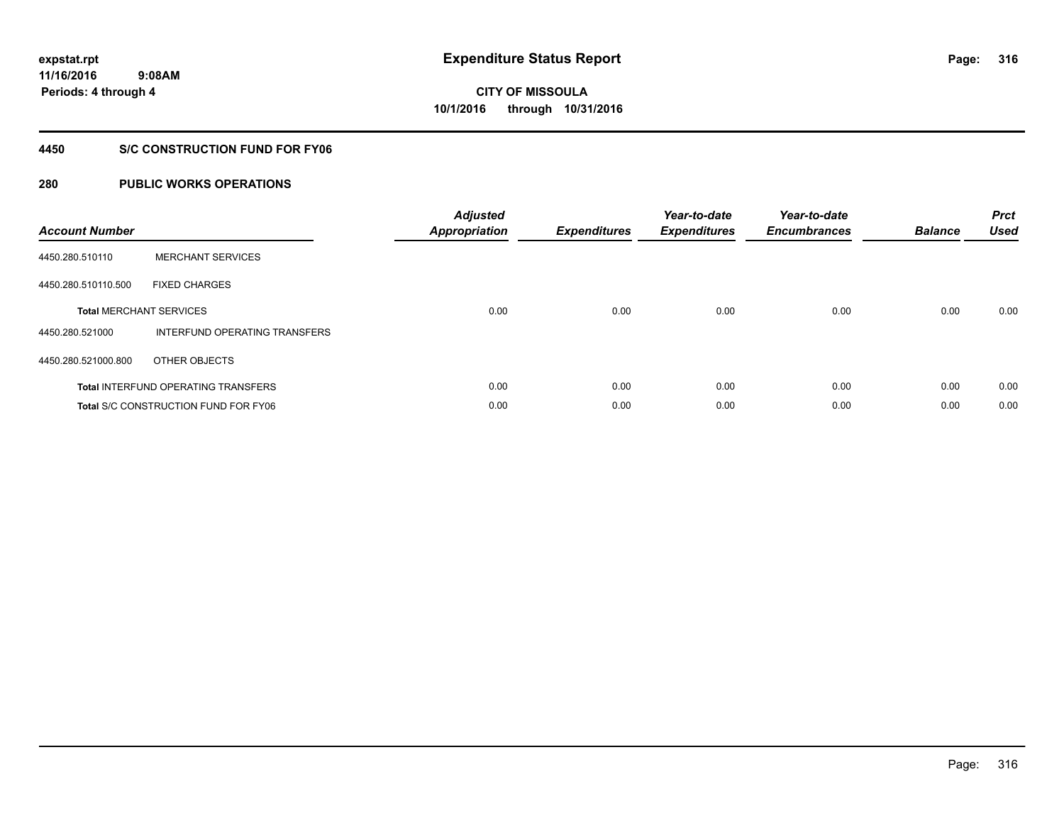expstat.rpt
11/16/2016 9:08AM
Periods: 4 through 4

# Expenditure Status Report

CITY OF MISSOULA
10/1/2016 through 10/31/2016

## 4450 S/C CONSTRUCTION FUND FOR FY06

## 280 PUBLIC WORKS OPERATIONS

| Account Number | | Adjusted Appropriation | Expenditures | Year-to-date Expenditures | Year-to-date Encumbrances | Balance | Prct Used |
|---|---|---|---|---|---|---|---|
| 4450.280.510110 | MERCHANT SERVICES | | | | | | |
| 4450.280.510110.500 | FIXED CHARGES | | | | | | |
| **Total** MERCHANT SERVICES | | 0.00 | 0.00 | 0.00 | 0.00 | 0.00 | 0.00 |
| 4450.280.521000 | INTERFUND OPERATING TRANSFERS | | | | | | |
| 4450.280.521000.800 | OTHER OBJECTS | | | | | | |
| **Total** INTERFUND OPERATING TRANSFERS | | 0.00 | 0.00 | 0.00 | 0.00 | 0.00 | 0.00 |
| **Total** S/C CONSTRUCTION FUND FOR FY06 | | 0.00 | 0.00 | 0.00 | 0.00 | 0.00 | 0.00 |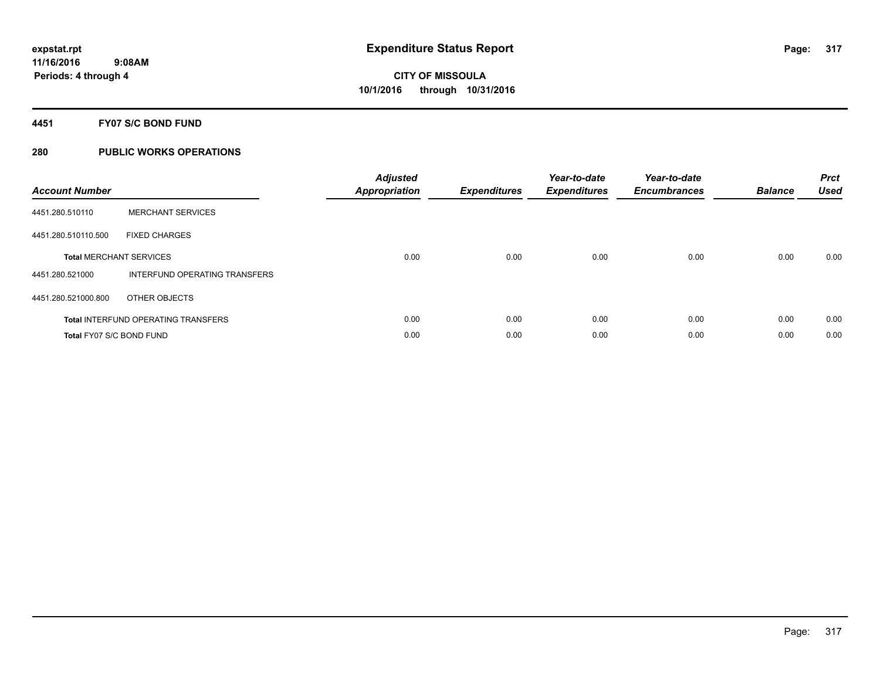**expstat.rpt**
**11/16/2016 9:08AM**
**Periods: 4 through 4**

# Expenditure Status Report

**CITY OF MISSOULA**
**10/1/2016 through 10/31/2016**

## 4451 FY07 S/C BOND FUND

## 280 PUBLIC WORKS OPERATIONS

| Account Number | | Adjusted Appropriation | Expenditures | Year-to-date Expenditures | Year-to-date Encumbrances | Balance | Prct Used |
|---|---|---|---|---|---|---|---|
| 4451.280.510110 | MERCHANT SERVICES | | | | | | |
| 4451.280.510110.500 | FIXED CHARGES | | | | | | |
| **Total** MERCHANT SERVICES | | 0.00 | 0.00 | 0.00 | 0.00 | 0.00 | 0.00 |
| 4451.280.521000 | INTERFUND OPERATING TRANSFERS | | | | | | |
| 4451.280.521000.800 | OTHER OBJECTS | | | | | | |
| **Total** INTERFUND OPERATING TRANSFERS | | 0.00 | 0.00 | 0.00 | 0.00 | 0.00 | 0.00 |
| **Total** FY07 S/C BOND FUND | | 0.00 | 0.00 | 0.00 | 0.00 | 0.00 | 0.00 |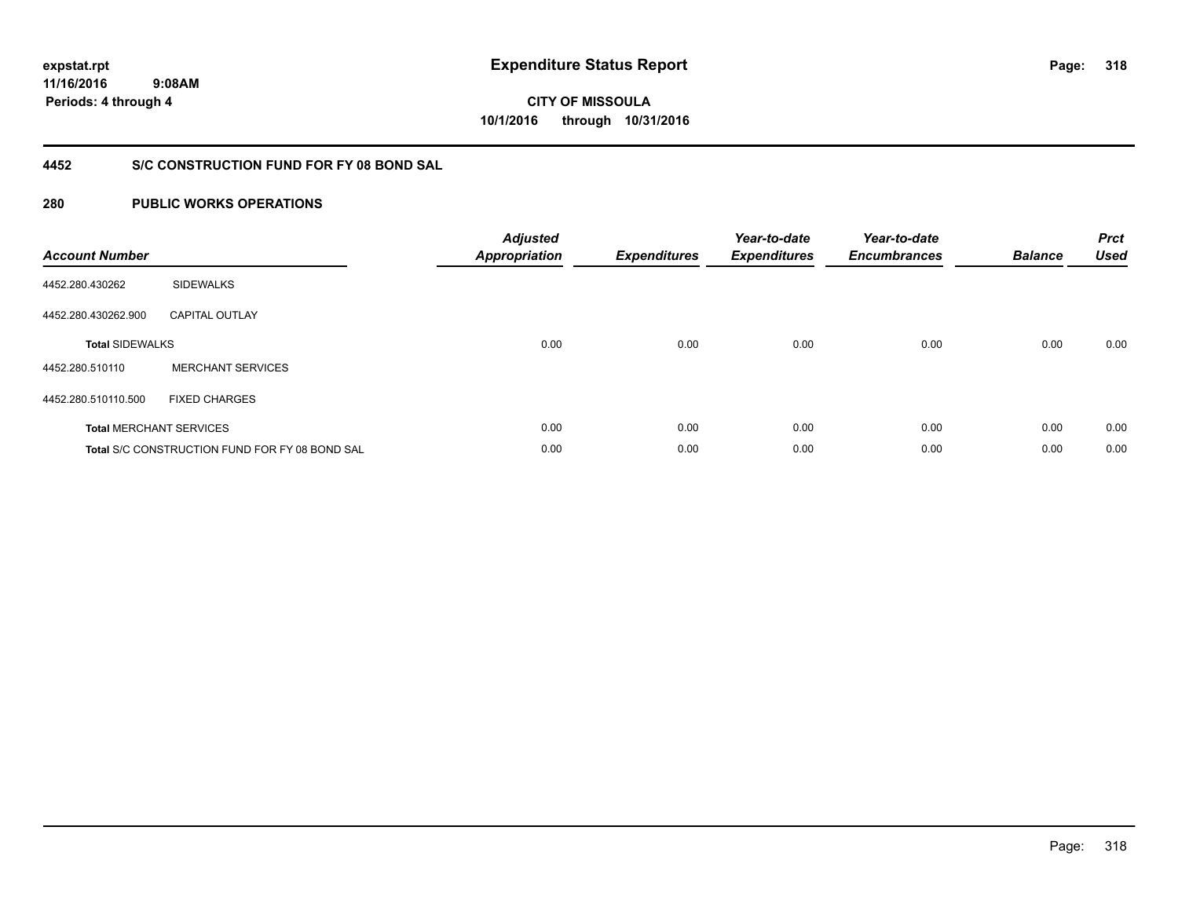# Expenditure Status Report

expstat.rpt
11/16/2016 9:08AM
Periods: 4 through 4

**CITY OF MISSOULA**
**10/1/2016 through 10/31/2016**

## 4452 S/C CONSTRUCTION FUND FOR FY 08 BOND SAL

## 280 PUBLIC WORKS OPERATIONS

| Account Number | | Adjusted Appropriation | Expenditures | Year-to-date Expenditures | Year-to-date Encumbrances | Balance | Prct Used |
|---|---|---|---|---|---|---|---|
| 4452.280.430262 | SIDEWALKS | | | | | | |
| 4452.280.430262.900 | CAPITAL OUTLAY | | | | | | |
| **Total** SIDEWALKS | | 0.00 | 0.00 | 0.00 | 0.00 | 0.00 | 0.00 |
| 4452.280.510110 | MERCHANT SERVICES | | | | | | |
| 4452.280.510110.500 | FIXED CHARGES | | | | | | |
| **Total** MERCHANT SERVICES | | 0.00 | 0.00 | 0.00 | 0.00 | 0.00 | 0.00 |
| **Total** S/C CONSTRUCTION FUND FOR FY 08 BOND SAL | | 0.00 | 0.00 | 0.00 | 0.00 | 0.00 | 0.00 |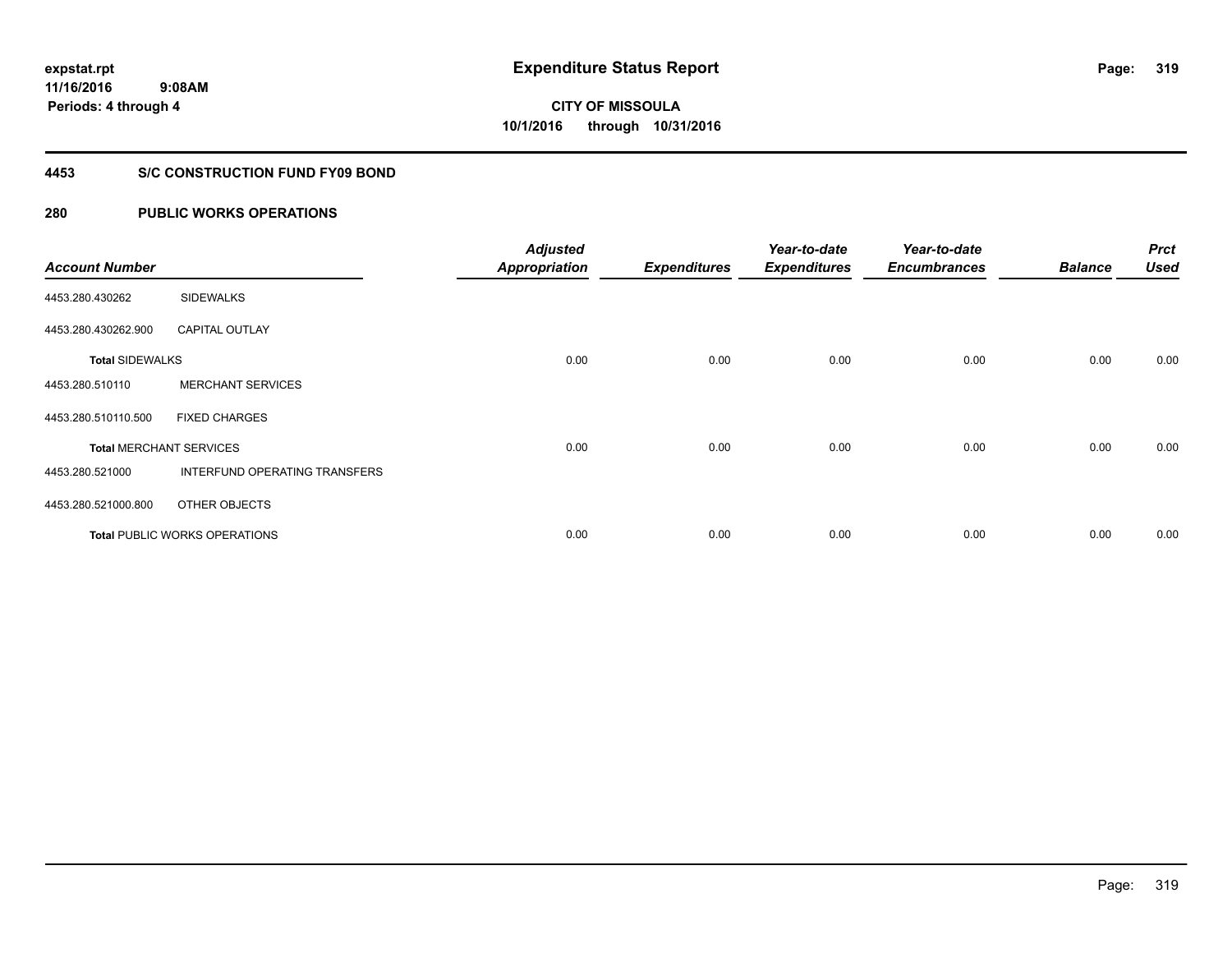expstat.rpt
11/16/2016 9:08AM
Periods: 4 through 4

# Expenditure Status Report

CITY OF MISSOULA
10/1/2016 through 10/31/2016

## 4453 S/C CONSTRUCTION FUND FY09 BOND

## 280 PUBLIC WORKS OPERATIONS

| Account Number | | Adjusted Appropriation | Expenditures | Year-to-date Expenditures | Year-to-date Encumbrances | Balance | Prct Used |
|---|---|---|---|---|---|---|---|
| 4453.280.430262 | SIDEWALKS | | | | | | |
| 4453.280.430262.900 | CAPITAL OUTLAY | | | | | | |
| **Total** SIDEWALKS | | 0.00 | 0.00 | 0.00 | 0.00 | 0.00 | 0.00 |
| 4453.280.510110 | MERCHANT SERVICES | | | | | | |
| 4453.280.510110.500 | FIXED CHARGES | | | | | | |
| **Total** MERCHANT SERVICES | | 0.00 | 0.00 | 0.00 | 0.00 | 0.00 | 0.00 |
| 4453.280.521000 | INTERFUND OPERATING TRANSFERS | | | | | | |
| 4453.280.521000.800 | OTHER OBJECTS | | | | | | |
| **Total** PUBLIC WORKS OPERATIONS | | 0.00 | 0.00 | 0.00 | 0.00 | 0.00 | 0.00 |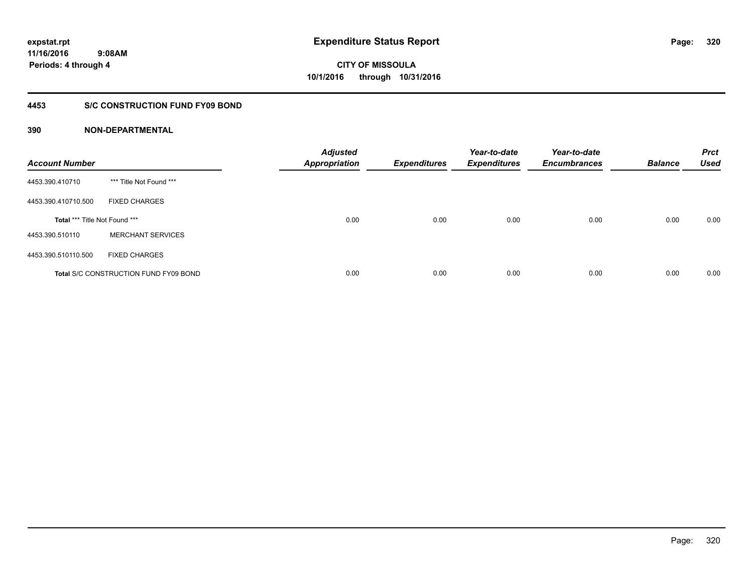**expstat.rpt**
**11/16/2016 9:08AM**
**Periods: 4 through 4**

# Expenditure Status Report

**CITY OF MISSOULA**
**10/1/2016 through 10/31/2016**

## 4453 S/C CONSTRUCTION FUND FY09 BOND

### 390 NON-DEPARTMENTAL

| Account Number | | Adjusted Appropriation | Expenditures | Year-to-date Expenditures | Year-to-date Encumbrances | Balance | Prct Used |
|---|---|---|---|---|---|---|---|
| 4453.390.410710 | *** Title Not Found *** | | | | | | |
| 4453.390.410710.500 | FIXED CHARGES | | | | | | |
| **Total** *** Title Not Found *** | | 0.00 | 0.00 | 0.00 | 0.00 | 0.00 | 0.00 |
| 4453.390.510110 | MERCHANT SERVICES | | | | | | |
| 4453.390.510110.500 | FIXED CHARGES | | | | | | |
| **Total** S/C CONSTRUCTION FUND FY09 BOND | | 0.00 | 0.00 | 0.00 | 0.00 | 0.00 | 0.00 |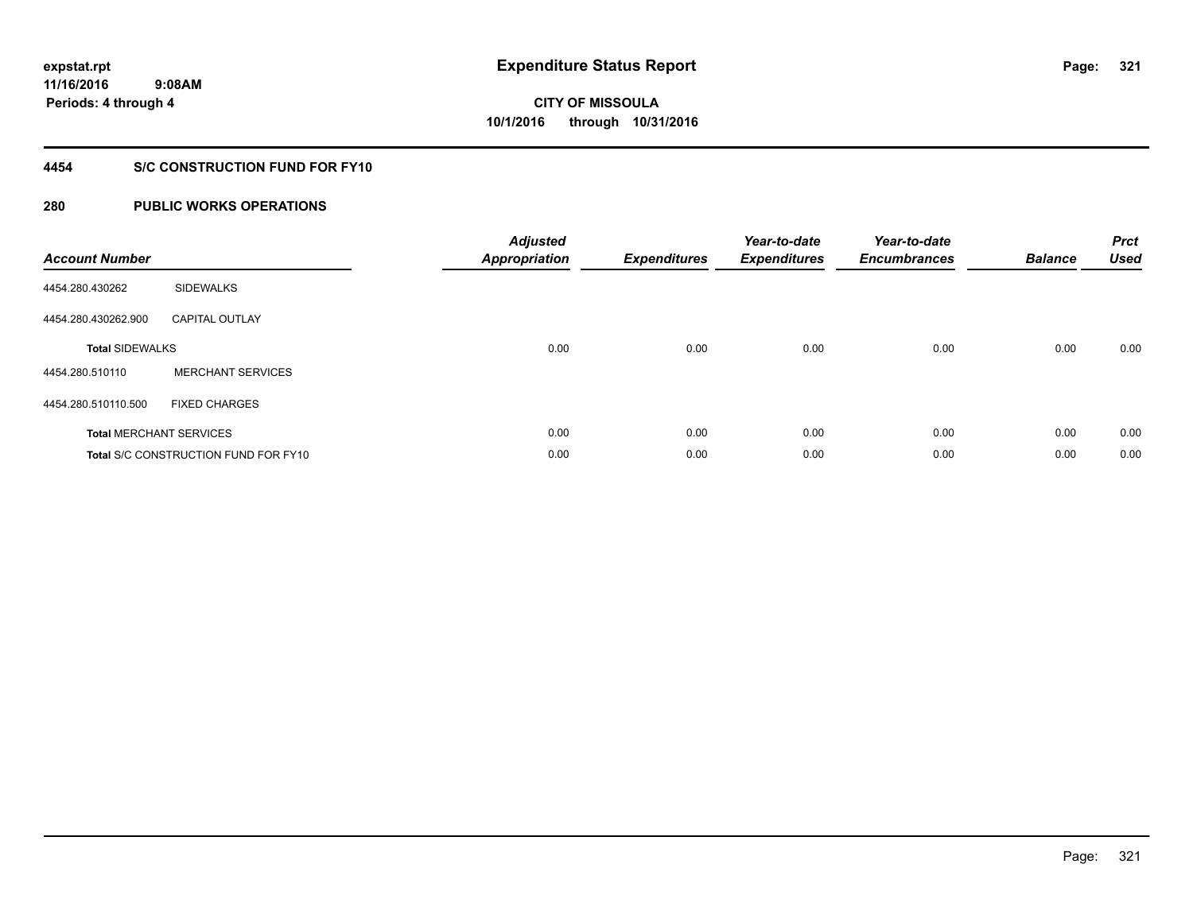expstat.rpt
11/16/2016 9:08AM
Periods: 4 through 4

# Expenditure Status Report

CITY OF MISSOULA
10/1/2016 through 10/31/2016

## 4454 S/C CONSTRUCTION FUND FOR FY10

## 280 PUBLIC WORKS OPERATIONS

| Account Number | | Adjusted Appropriation | Expenditures | Year-to-date Expenditures | Year-to-date Encumbrances | Balance | Prct Used |
|---|---|---|---|---|---|---|---|
| 4454.280.430262 | SIDEWALKS | | | | | | |
| 4454.280.430262.900 | CAPITAL OUTLAY | | | | | | |
| **Total** SIDEWALKS | | 0.00 | 0.00 | 0.00 | 0.00 | 0.00 | 0.00 |
| 4454.280.510110 | MERCHANT SERVICES | | | | | | |
| 4454.280.510110.500 | FIXED CHARGES | | | | | | |
| **Total** MERCHANT SERVICES | | 0.00 | 0.00 | 0.00 | 0.00 | 0.00 | 0.00 |
| **Total** S/C CONSTRUCTION FUND FOR FY10 | | 0.00 | 0.00 | 0.00 | 0.00 | 0.00 | 0.00 |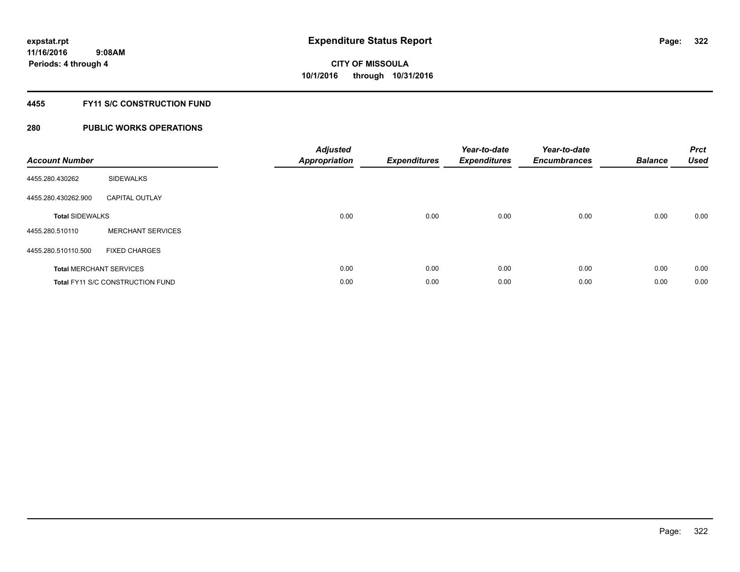expstat.rpt
11/16/2016 9:08AM
Periods: 4 through 4

# Expenditure Status Report

CITY OF MISSOULA
10/1/2016 through 10/31/2016

## 4455 FY11 S/C CONSTRUCTION FUND

## 280 PUBLIC WORKS OPERATIONS

| Account Number | | Adjusted Appropriation | Expenditures | Year-to-date Expenditures | Year-to-date Encumbrances | Balance | Prct Used |
|---|---|---|---|---|---|---|---|
| 4455.280.430262 | SIDEWALKS | | | | | | |
| 4455.280.430262.900 | CAPITAL OUTLAY | | | | | | |
| **Total** SIDEWALKS | | 0.00 | 0.00 | 0.00 | 0.00 | 0.00 | 0.00 |
| 4455.280.510110 | MERCHANT SERVICES | | | | | | |
| 4455.280.510110.500 | FIXED CHARGES | | | | | | |
| **Total** MERCHANT SERVICES | | 0.00 | 0.00 | 0.00 | 0.00 | 0.00 | 0.00 |
| **Total** FY11 S/C CONSTRUCTION FUND | | 0.00 | 0.00 | 0.00 | 0.00 | 0.00 | 0.00 |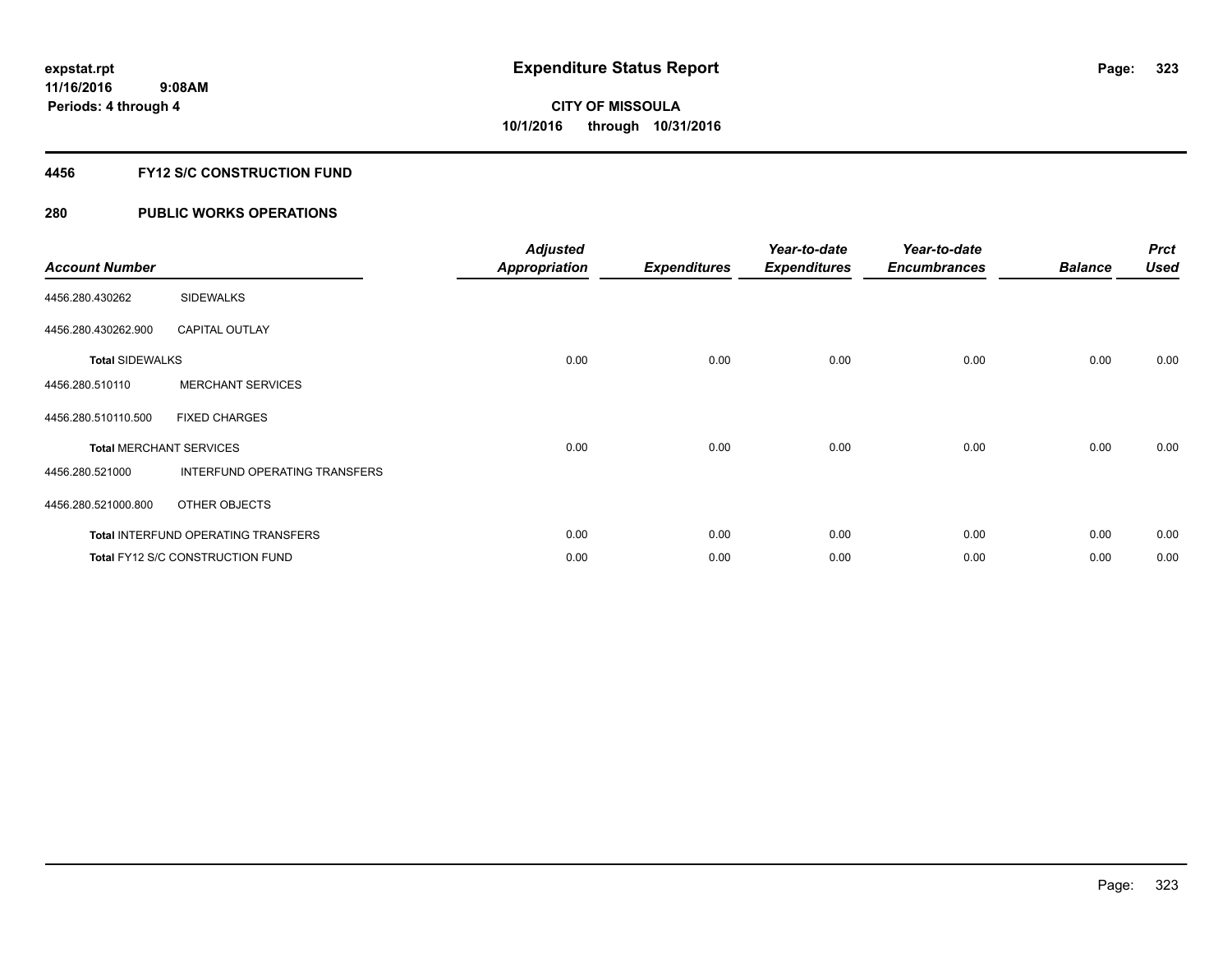expstat.rpt
11/16/2016 9:08AM
Periods: 4 through 4

# Expenditure Status Report

CITY OF MISSOULA
10/1/2016 through 10/31/2016

## 4456 FY12 S/C CONSTRUCTION FUND

## 280 PUBLIC WORKS OPERATIONS

| Account Number | | Adjusted Appropriation | Expenditures | Year-to-date Expenditures | Year-to-date Encumbrances | Balance | Prct Used |
|---|---|---|---|---|---|---|---|
| 4456.280.430262 | SIDEWALKS | | | | | | |
| 4456.280.430262.900 | CAPITAL OUTLAY | | | | | | |
| **Total** SIDEWALKS | | 0.00 | 0.00 | 0.00 | 0.00 | 0.00 | 0.00 |
| 4456.280.510110 | MERCHANT SERVICES | | | | | | |
| 4456.280.510110.500 | FIXED CHARGES | | | | | | |
| **Total** MERCHANT SERVICES | | 0.00 | 0.00 | 0.00 | 0.00 | 0.00 | 0.00 |
| 4456.280.521000 | INTERFUND OPERATING TRANSFERS | | | | | | |
| 4456.280.521000.800 | OTHER OBJECTS | | | | | | |
| **Total** INTERFUND OPERATING TRANSFERS | | 0.00 | 0.00 | 0.00 | 0.00 | 0.00 | 0.00 |
| **Total** FY12 S/C CONSTRUCTION FUND | | 0.00 | 0.00 | 0.00 | 0.00 | 0.00 | 0.00 |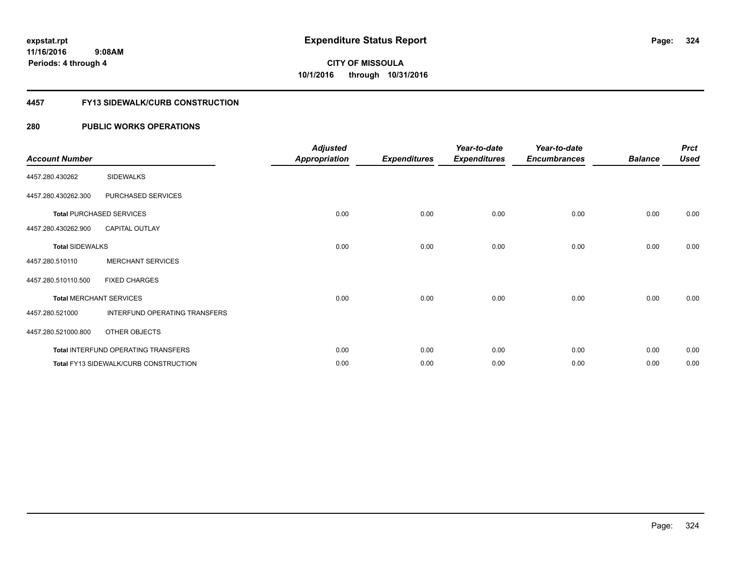**expstat.rpt**
**11/16/2016 9:08AM**
**Periods: 4 through 4**

# Expenditure Status Report

**CITY OF MISSOULA**
**10/1/2016 through 10/31/2016**

## 4457 FY13 SIDEWALK/CURB CONSTRUCTION

## 280 PUBLIC WORKS OPERATIONS

| Account Number | | Adjusted Appropriation | Expenditures | Year-to-date Expenditures | Year-to-date Encumbrances | Balance | Prct Used |
|---|---|---|---|---|---|---|---|
| 4457.280.430262 | SIDEWALKS | | | | | | |
| 4457.280.430262.300 | PURCHASED SERVICES | | | | | | |
| **Total** PURCHASED SERVICES | | 0.00 | 0.00 | 0.00 | 0.00 | 0.00 | 0.00 |
| 4457.280.430262.900 | CAPITAL OUTLAY | | | | | | |
| **Total** SIDEWALKS | | 0.00 | 0.00 | 0.00 | 0.00 | 0.00 | 0.00 |
| 4457.280.510110 | MERCHANT SERVICES | | | | | | |
| 4457.280.510110.500 | FIXED CHARGES | | | | | | |
| **Total** MERCHANT SERVICES | | 0.00 | 0.00 | 0.00 | 0.00 | 0.00 | 0.00 |
| 4457.280.521000 | INTERFUND OPERATING TRANSFERS | | | | | | |
| 4457.280.521000.800 | OTHER OBJECTS | | | | | | |
| **Total** INTERFUND OPERATING TRANSFERS | | 0.00 | 0.00 | 0.00 | 0.00 | 0.00 | 0.00 |
| **Total** FY13 SIDEWALK/CURB CONSTRUCTION | | 0.00 | 0.00 | 0.00 | 0.00 | 0.00 | 0.00 |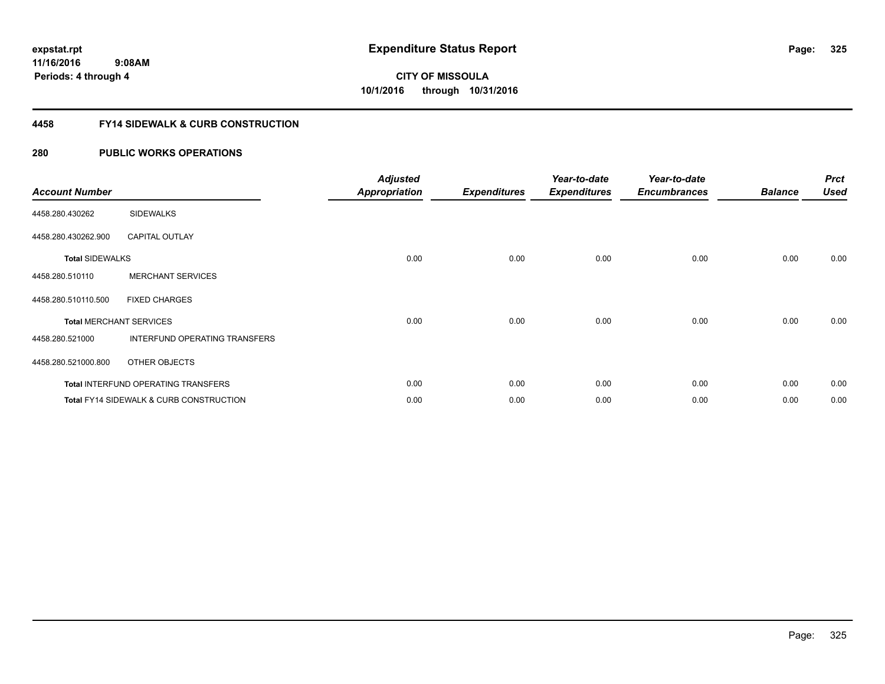expstat.rpt
11/16/2016 9:08AM
Periods: 4 through 4

# Expenditure Status Report

**CITY OF MISSOULA**
**10/1/2016 through 10/31/2016**

## 4458 FY14 SIDEWALK & CURB CONSTRUCTION

## 280 PUBLIC WORKS OPERATIONS

| Account Number | | Adjusted Appropriation | Expenditures | Year-to-date Expenditures | Year-to-date Encumbrances | Balance | Prct Used |
|---|---|---|---|---|---|---|---|
| 4458.280.430262 | SIDEWALKS | | | | | | |
| 4458.280.430262.900 | CAPITAL OUTLAY | | | | | | |
| **Total** SIDEWALKS | | 0.00 | 0.00 | 0.00 | 0.00 | 0.00 | 0.00 |
| 4458.280.510110 | MERCHANT SERVICES | | | | | | |
| 4458.280.510110.500 | FIXED CHARGES | | | | | | |
| **Total** MERCHANT SERVICES | | 0.00 | 0.00 | 0.00 | 0.00 | 0.00 | 0.00 |
| 4458.280.521000 | INTERFUND OPERATING TRANSFERS | | | | | | |
| 4458.280.521000.800 | OTHER OBJECTS | | | | | | |
| **Total** INTERFUND OPERATING TRANSFERS | | 0.00 | 0.00 | 0.00 | 0.00 | 0.00 | 0.00 |
| **Total** FY14 SIDEWALK & CURB CONSTRUCTION | | 0.00 | 0.00 | 0.00 | 0.00 | 0.00 | 0.00 |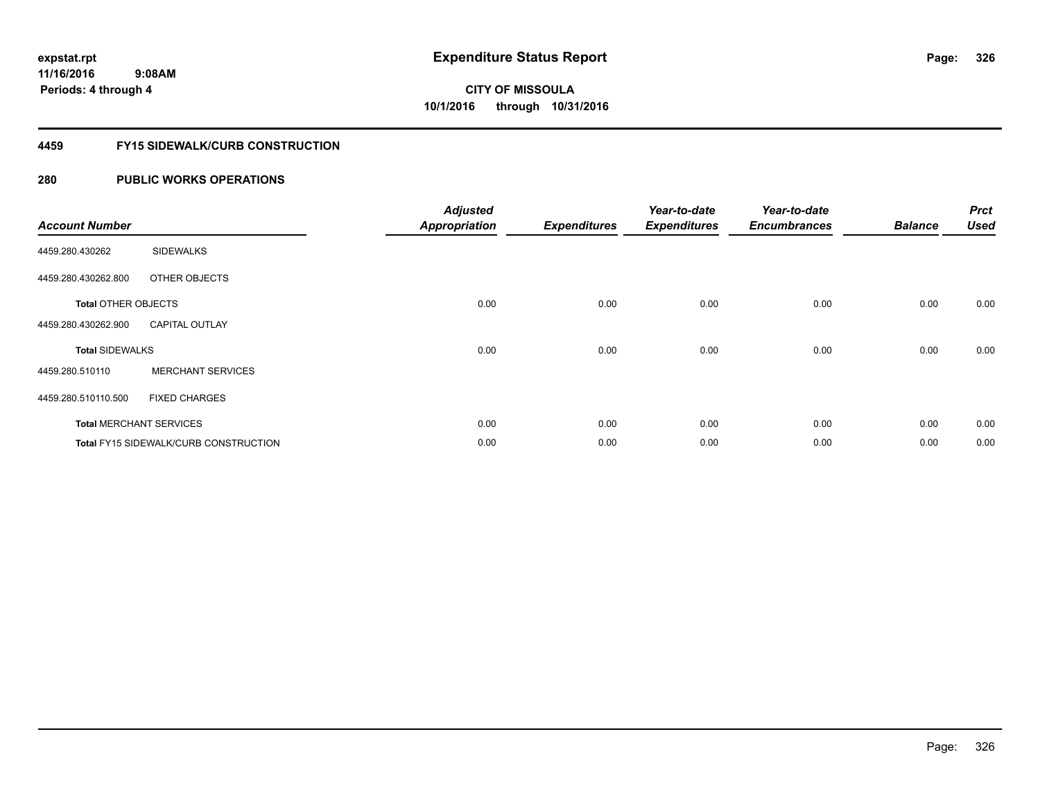# Expenditure Status Report

**expstat.rpt**
**11/16/2016 9:08AM**
**Periods: 4 through 4**

**CITY OF MISSOULA**
**10/1/2016 through 10/31/2016**

## 4459 FY15 SIDEWALK/CURB CONSTRUCTION

## 280 PUBLIC WORKS OPERATIONS

| Account Number | | Adjusted Appropriation | Expenditures | Year-to-date Expenditures | Year-to-date Encumbrances | Balance | Prct Used |
|---|---|---|---|---|---|---|---|
| 4459.280.430262 | SIDEWALKS | | | | | | |
| 4459.280.430262.800 | OTHER OBJECTS | | | | | | |
| **Total** OTHER OBJECTS | | 0.00 | 0.00 | 0.00 | 0.00 | 0.00 | 0.00 |
| 4459.280.430262.900 | CAPITAL OUTLAY | | | | | | |
| **Total** SIDEWALKS | | 0.00 | 0.00 | 0.00 | 0.00 | 0.00 | 0.00 |
| 4459.280.510110 | MERCHANT SERVICES | | | | | | |
| 4459.280.510110.500 | FIXED CHARGES | | | | | | |
| **Total** MERCHANT SERVICES | | 0.00 | 0.00 | 0.00 | 0.00 | 0.00 | 0.00 |
| **Total** FY15 SIDEWALK/CURB CONSTRUCTION | | 0.00 | 0.00 | 0.00 | 0.00 | 0.00 | 0.00 |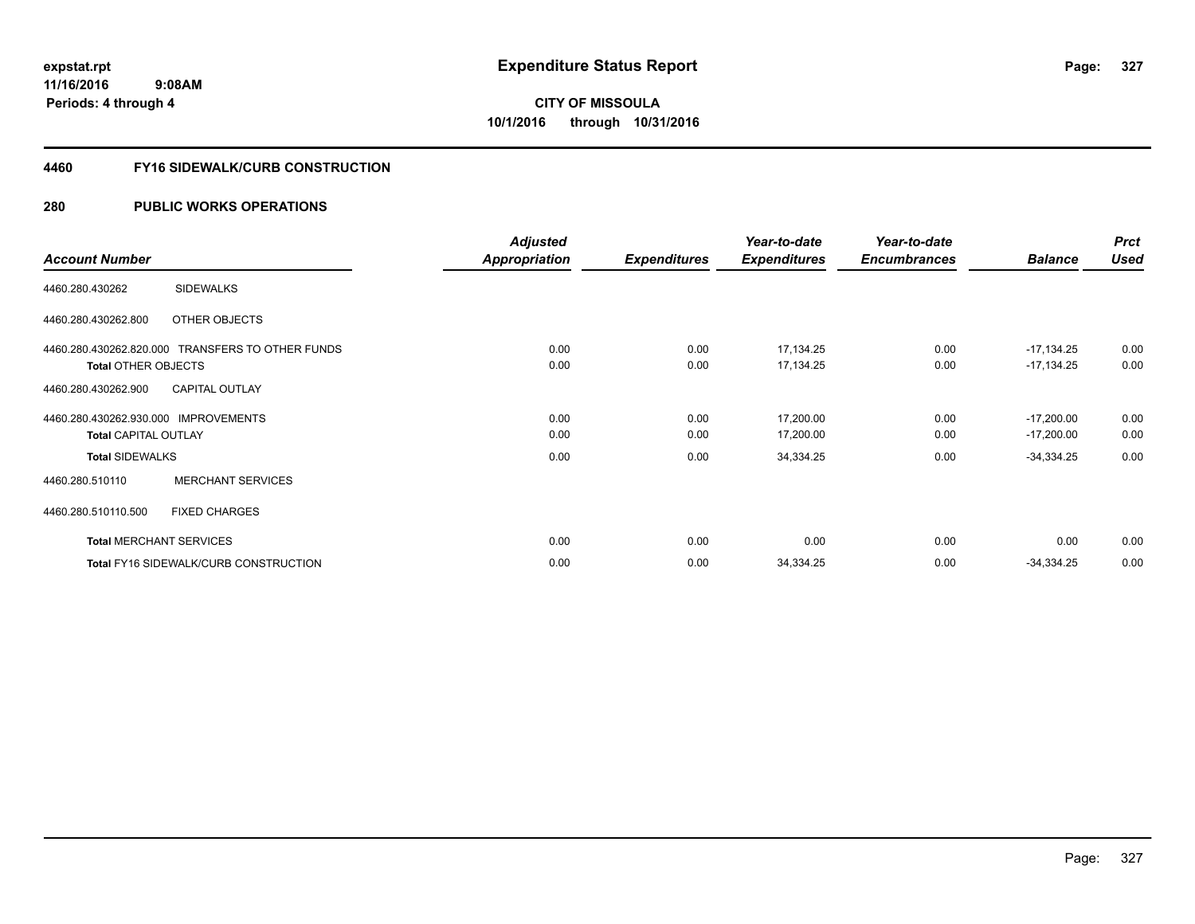**expstat.rpt**
**11/16/2016 9:08AM**
**Periods: 4 through 4**

# Expenditure Status Report

**CITY OF MISSOULA**
**10/1/2016 through 10/31/2016**

## 4460 FY16 SIDEWALK/CURB CONSTRUCTION

## 280 PUBLIC WORKS OPERATIONS

| Account Number | | Adjusted Appropriation | Expenditures | Year-to-date Expenditures | Year-to-date Encumbrances | Balance | Prct Used |
|---|---|---|---|---|---|---|---|
| 4460.280.430262 | SIDEWALKS | | | | | | |
| 4460.280.430262.800 | OTHER OBJECTS | | | | | | |
| 4460.280.430262.820.000 | TRANSFERS TO OTHER FUNDS | 0.00 | 0.00 | 17,134.25 | 0.00 | -17,134.25 | 0.00 |
| **Total** OTHER OBJECTS | | 0.00 | 0.00 | 17,134.25 | 0.00 | -17,134.25 | 0.00 |
| 4460.280.430262.900 | CAPITAL OUTLAY | | | | | | |
| 4460.280.430262.930.000 | IMPROVEMENTS | 0.00 | 0.00 | 17,200.00 | 0.00 | -17,200.00 | 0.00 |
| **Total** CAPITAL OUTLAY | | 0.00 | 0.00 | 17,200.00 | 0.00 | -17,200.00 | 0.00 |
| **Total** SIDEWALKS | | 0.00 | 0.00 | 34,334.25 | 0.00 | -34,334.25 | 0.00 |
| 4460.280.510110 | MERCHANT SERVICES | | | | | | |
| 4460.280.510110.500 | FIXED CHARGES | | | | | | |
| **Total** MERCHANT SERVICES | | 0.00 | 0.00 | 0.00 | 0.00 | 0.00 | 0.00 |
| **Total** FY16 SIDEWALK/CURB CONSTRUCTION | | 0.00 | 0.00 | 34,334.25 | 0.00 | -34,334.25 | 0.00 |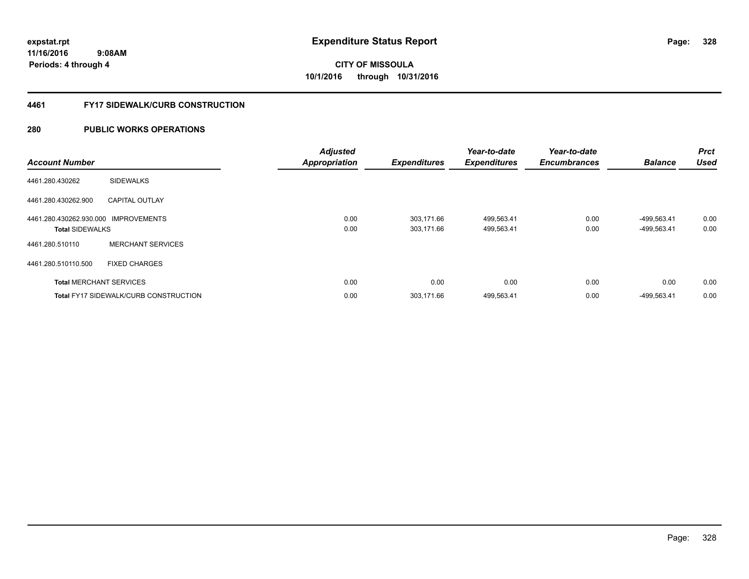**expstat.rpt**
**11/16/2016 9:08AM**
**Periods: 4 through 4**

# Expenditure Status Report

**CITY OF MISSOULA**
**10/1/2016 through 10/31/2016**

## 4461 FY17 SIDEWALK/CURB CONSTRUCTION

## 280 PUBLIC WORKS OPERATIONS

| Account Number | | Adjusted Appropriation | Expenditures | Year-to-date Expenditures | Year-to-date Encumbrances | Balance | Prct Used |
|---|---|---|---|---|---|---|---|
| 4461.280.430262 | SIDEWALKS | | | | | | |
| 4461.280.430262.900 | CAPITAL OUTLAY | | | | | | |
| 4461.280.430262.930.000 | IMPROVEMENTS | 0.00 | 303,171.66 | 499,563.41 | 0.00 | -499,563.41 | 0.00 |
| **Total** SIDEWALKS | | 0.00 | 303,171.66 | 499,563.41 | 0.00 | -499,563.41 | 0.00 |
| 4461.280.510110 | MERCHANT SERVICES | | | | | | |
| 4461.280.510110.500 | FIXED CHARGES | | | | | | |
| **Total** MERCHANT SERVICES | | 0.00 | 0.00 | 0.00 | 0.00 | 0.00 | 0.00 |
| **Total** FY17 SIDEWALK/CURB CONSTRUCTION | | 0.00 | 303,171.66 | 499,563.41 | 0.00 | -499,563.41 | 0.00 |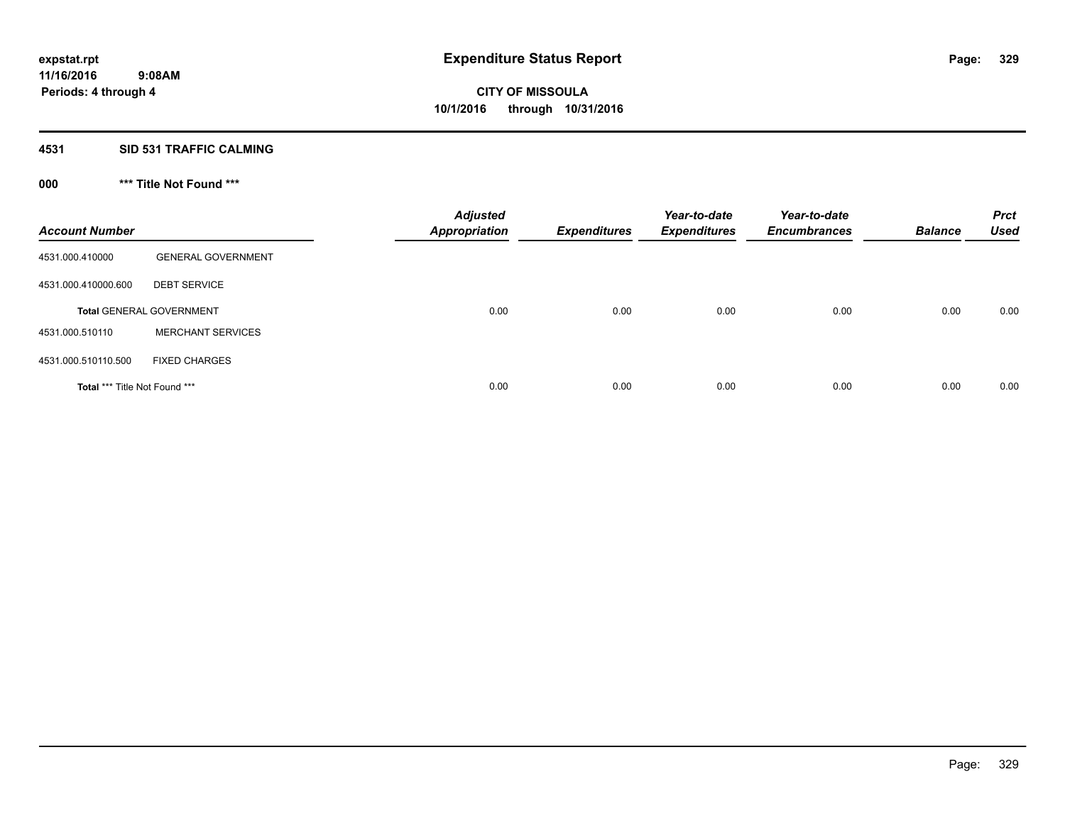# Expenditure Status Report

expstat.rpt
11/16/2016 9:08AM
Periods: 4 through 4

**CITY OF MISSOULA**
**10/1/2016 through 10/31/2016**

## 4531 SID 531 TRAFFIC CALMING

### 000 *** Title Not Found ***

| Account Number | | Adjusted Appropriation | Expenditures | Year-to-date Expenditures | Year-to-date Encumbrances | Balance | Prct Used |
|---|---|---|---|---|---|---|---|
| 4531.000.410000 | GENERAL GOVERNMENT | | | | | | |
| 4531.000.410000.600 | DEBT SERVICE | | | | | | |
| **Total** GENERAL GOVERNMENT | | 0.00 | 0.00 | 0.00 | 0.00 | 0.00 | 0.00 |
| 4531.000.510110 | MERCHANT SERVICES | | | | | | |
| 4531.000.510110.500 | FIXED CHARGES | | | | | | |
| **Total** *** Title Not Found *** | | 0.00 | 0.00 | 0.00 | 0.00 | 0.00 | 0.00 |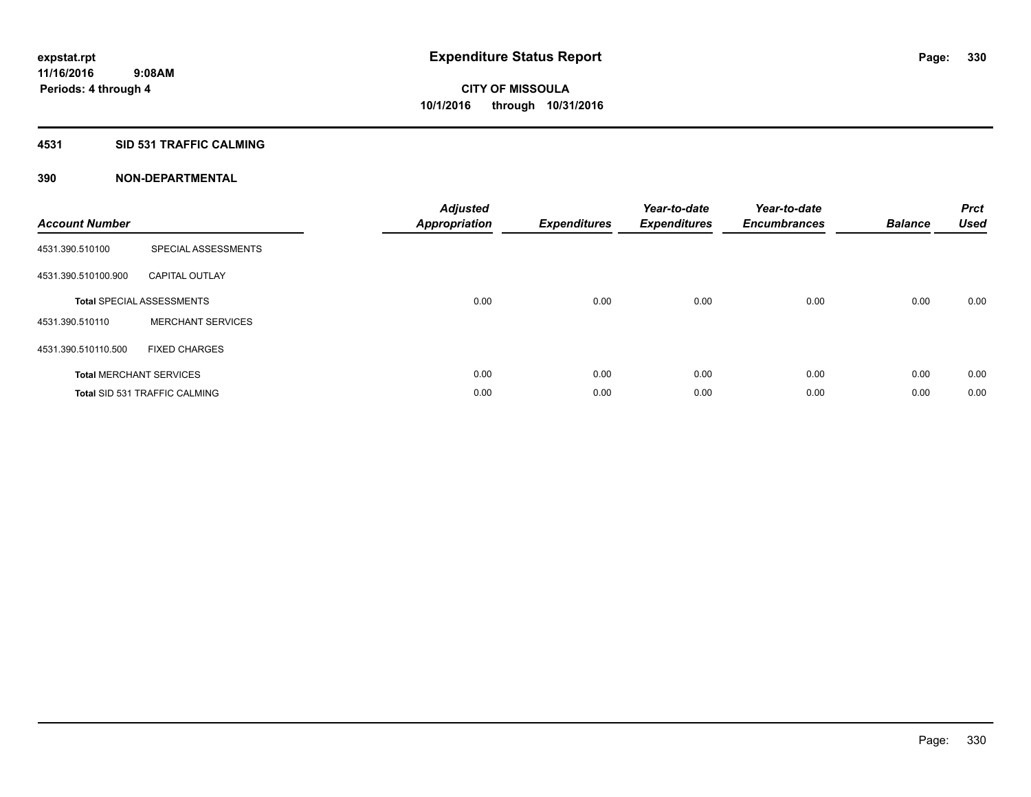expstat.rpt
11/16/2016 9:08AM
Periods: 4 through 4

# Expenditure Status Report

**CITY OF MISSOULA**
**10/1/2016 through 10/31/2016**

## 4531 SID 531 TRAFFIC CALMING

## 390 NON-DEPARTMENTAL

| Account Number | | Adjusted Appropriation | Expenditures | Year-to-date Expenditures | Year-to-date Encumbrances | Balance | Prct Used |
|---|---|---|---|---|---|---|---|
| 4531.390.510100 | SPECIAL ASSESSMENTS | | | | | | |
| 4531.390.510100.900 | CAPITAL OUTLAY | | | | | | |
| **Total** SPECIAL ASSESSMENTS | | 0.00 | 0.00 | 0.00 | 0.00 | 0.00 | 0.00 |
| 4531.390.510110 | MERCHANT SERVICES | | | | | | |
| 4531.390.510110.500 | FIXED CHARGES | | | | | | |
| **Total** MERCHANT SERVICES | | 0.00 | 0.00 | 0.00 | 0.00 | 0.00 | 0.00 |
| **Total** SID 531 TRAFFIC CALMING | | 0.00 | 0.00 | 0.00 | 0.00 | 0.00 | 0.00 |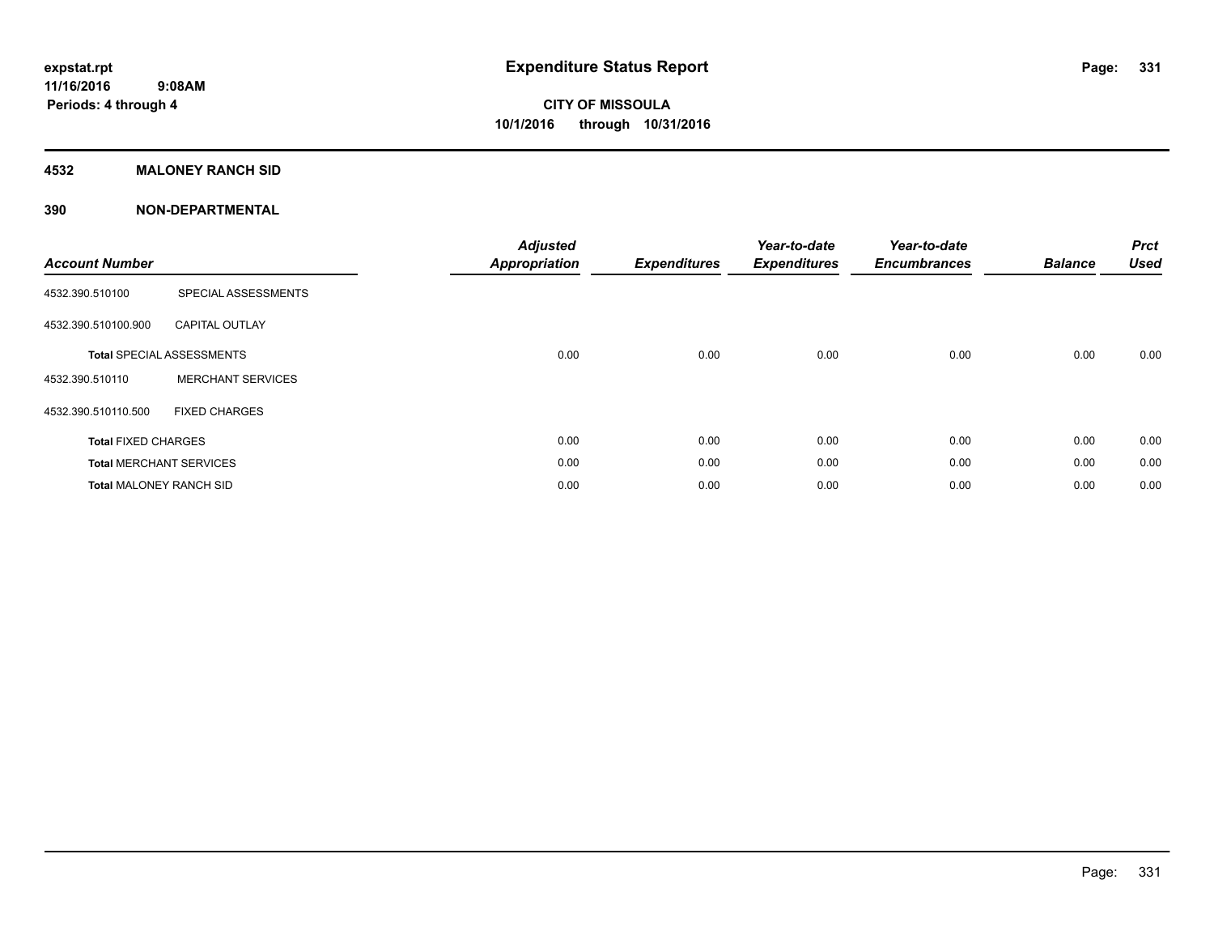**expstat.rpt**
**11/16/2016 9:08AM**
**Periods: 4 through 4**

# Expenditure Status Report

**CITY OF MISSOULA**
**10/1/2016 through 10/31/2016**

## 4532 MALONEY RANCH SID

## 390 NON-DEPARTMENTAL

| Account Number | | Adjusted Appropriation | Expenditures | Year-to-date Expenditures | Year-to-date Encumbrances | Balance | Prct Used |
|---|---|---|---|---|---|---|---|
| 4532.390.510100 | SPECIAL ASSESSMENTS | | | | | | |
| 4532.390.510100.900 | CAPITAL OUTLAY | | | | | | |
| **Total** SPECIAL ASSESSMENTS | | 0.00 | 0.00 | 0.00 | 0.00 | 0.00 | 0.00 |
| 4532.390.510110 | MERCHANT SERVICES | | | | | | |
| 4532.390.510110.500 | FIXED CHARGES | | | | | | |
| **Total** FIXED CHARGES | | 0.00 | 0.00 | 0.00 | 0.00 | 0.00 | 0.00 |
| **Total** MERCHANT SERVICES | | 0.00 | 0.00 | 0.00 | 0.00 | 0.00 | 0.00 |
| **Total** MALONEY RANCH SID | | 0.00 | 0.00 | 0.00 | 0.00 | 0.00 | 0.00 |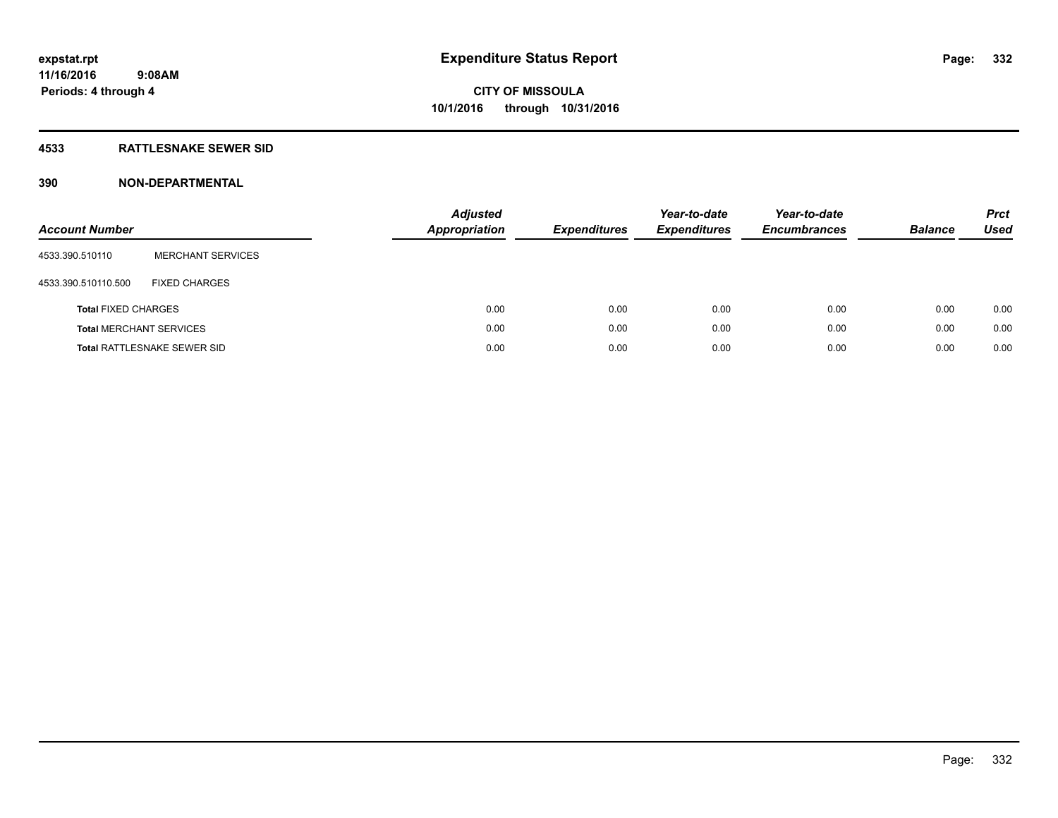**expstat.rpt**
**11/16/2016 9:08AM**
**Periods: 4 through 4**

# Expenditure Status Report

**CITY OF MISSOULA**
**10/1/2016 through 10/31/2016**

## 4533 RATTLESNAKE SEWER SID

## 390 NON-DEPARTMENTAL

| Account Number | | Adjusted Appropriation | Expenditures | Year-to-date Expenditures | Year-to-date Encumbrances | Balance | Prct Used |
|---|---|---|---|---|---|---|---|
| 4533.390.510110 | MERCHANT SERVICES | | | | | | |
| 4533.390.510110.500 | FIXED CHARGES | | | | | | |
| **Total** FIXED CHARGES | | 0.00 | 0.00 | 0.00 | 0.00 | 0.00 | 0.00 |
| **Total** MERCHANT SERVICES | | 0.00 | 0.00 | 0.00 | 0.00 | 0.00 | 0.00 |
| **Total** RATTLESNAKE SEWER SID | | 0.00 | 0.00 | 0.00 | 0.00 | 0.00 | 0.00 |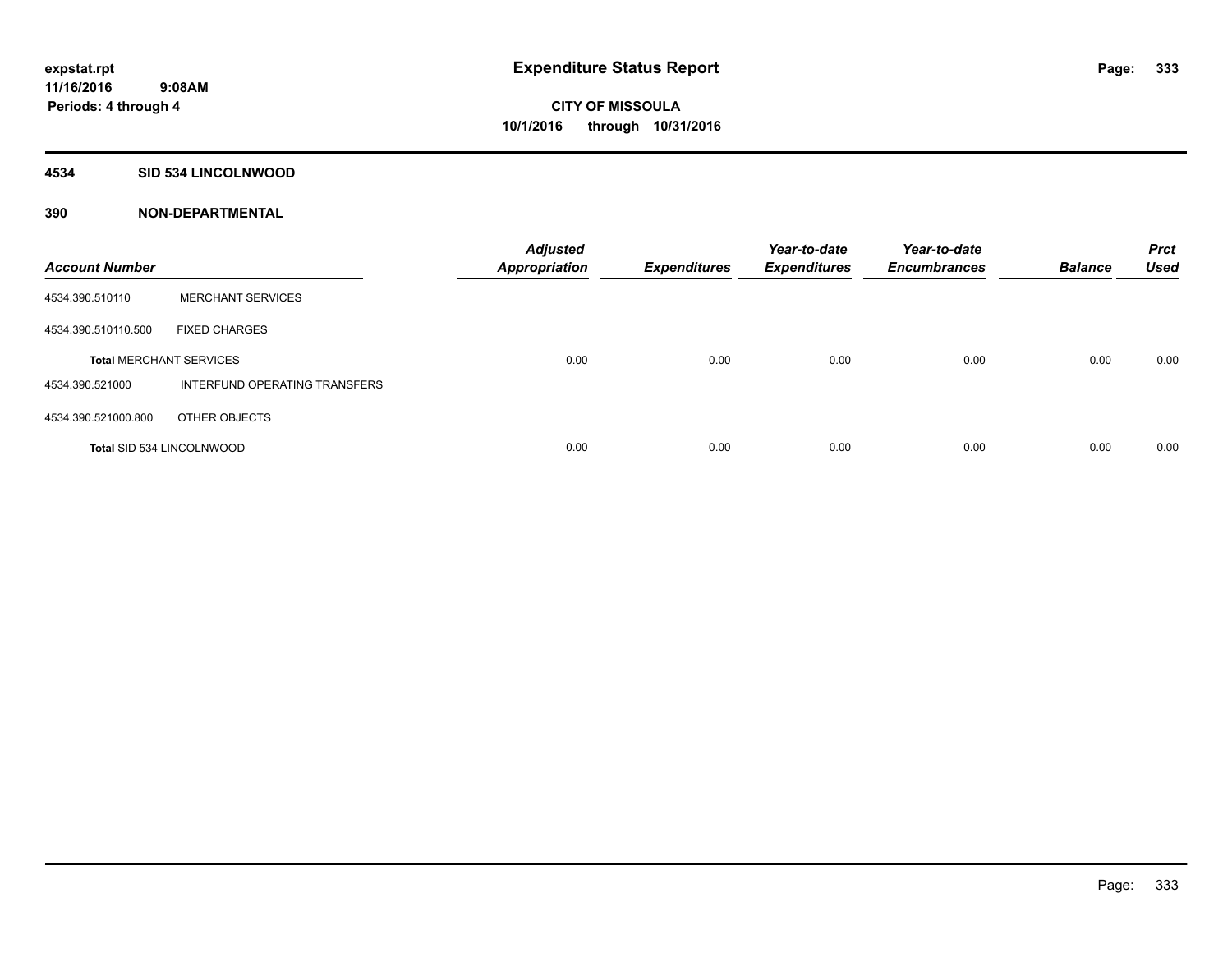**expstat.rpt**
**11/16/2016 9:08AM**
**Periods: 4 through 4**

# Expenditure Status Report

**CITY OF MISSOULA**
**10/1/2016 through 10/31/2016**

## 4534 SID 534 LINCOLNWOOD

## 390 NON-DEPARTMENTAL

| Account Number | | Adjusted Appropriation | Expenditures | Year-to-date Expenditures | Year-to-date Encumbrances | Balance | Prct Used |
|---|---|---|---|---|---|---|---|
| 4534.390.510110 | MERCHANT SERVICES | | | | | | |
| 4534.390.510110.500 | FIXED CHARGES | | | | | | |
| **Total** MERCHANT SERVICES | | 0.00 | 0.00 | 0.00 | 0.00 | 0.00 | 0.00 |
| 4534.390.521000 | INTERFUND OPERATING TRANSFERS | | | | | | |
| 4534.390.521000.800 | OTHER OBJECTS | | | | | | |
| **Total** SID 534 LINCOLNWOOD | | 0.00 | 0.00 | 0.00 | 0.00 | 0.00 | 0.00 |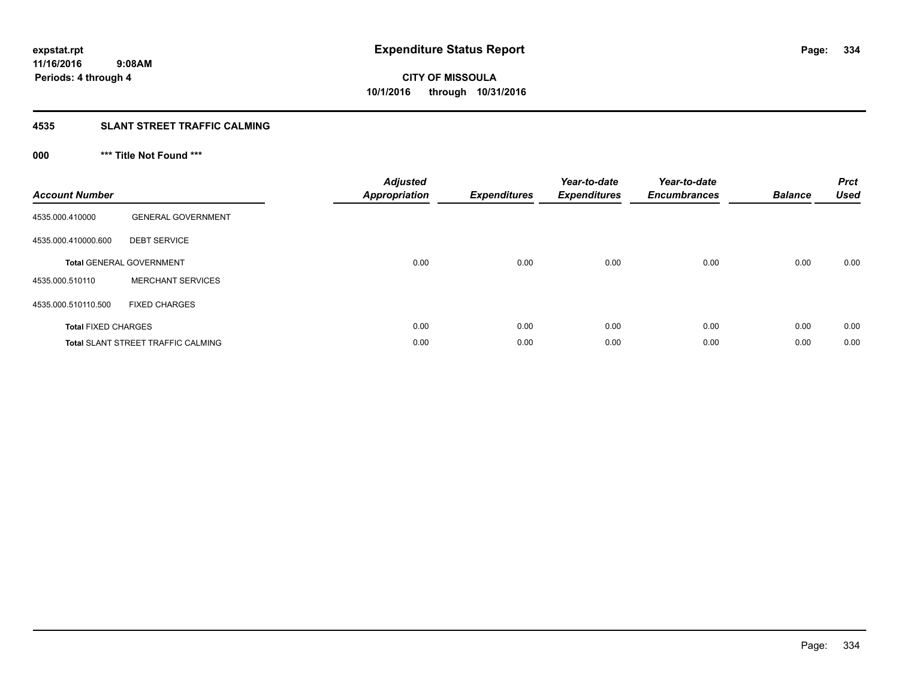**expstat.rpt**
**11/16/2016 9:08AM**
**Periods: 4 through 4**

# Expenditure Status Report

**CITY OF MISSOULA**
**10/1/2016 through 10/31/2016**

## 4535 SLANT STREET TRAFFIC CALMING

### 000 *** Title Not Found ***

| Account Number | | Adjusted Appropriation | Expenditures | Year-to-date Expenditures | Year-to-date Encumbrances | Balance | Prct Used |
|---|---|---|---|---|---|---|---|
| 4535.000.410000 | GENERAL GOVERNMENT | | | | | | |
| 4535.000.410000.600 | DEBT SERVICE | | | | | | |
| Total GENERAL GOVERNMENT | | 0.00 | 0.00 | 0.00 | 0.00 | 0.00 | 0.00 |
| 4535.000.510110 | MERCHANT SERVICES | | | | | | |
| 4535.000.510110.500 | FIXED CHARGES | | | | | | |
| Total FIXED CHARGES | | 0.00 | 0.00 | 0.00 | 0.00 | 0.00 | 0.00 |
| Total SLANT STREET TRAFFIC CALMING | | 0.00 | 0.00 | 0.00 | 0.00 | 0.00 | 0.00 |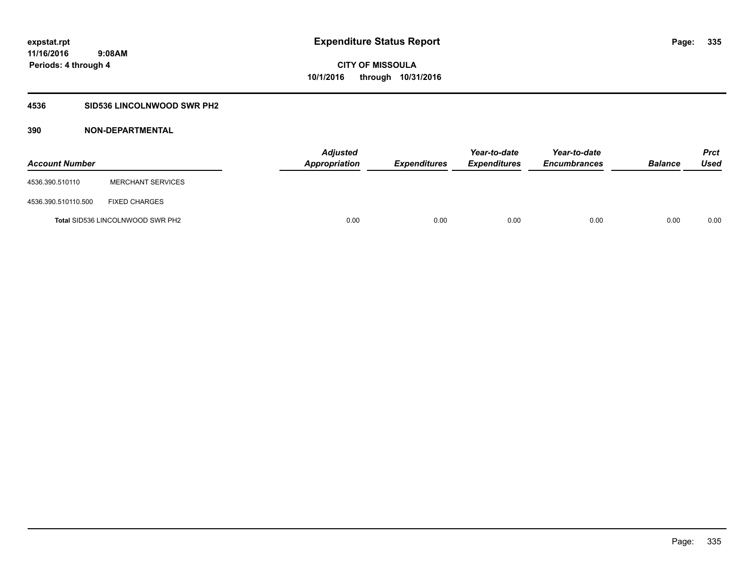expstat.rpt
11/16/2016 9:08AM
Periods: 4 through 4

# Expenditure Status Report

**CITY OF MISSOULA**
**10/1/2016 through 10/31/2016**

### 4536 SID536 LINCOLNWOOD SWR PH2

### 390 NON-DEPARTMENTAL

| Account Number | | Adjusted Appropriation | Expenditures | Year-to-date Expenditures | Year-to-date Encumbrances | Balance | Prct Used |
|---|---|---|---|---|---|---|---|
| 4536.390.510110 | MERCHANT SERVICES | | | | | | |
| 4536.390.510110.500 | FIXED CHARGES | | | | | | |
| **Total** SID536 LINCOLNWOOD SWR PH2 | | 0.00 | 0.00 | 0.00 | 0.00 | 0.00 | 0.00 |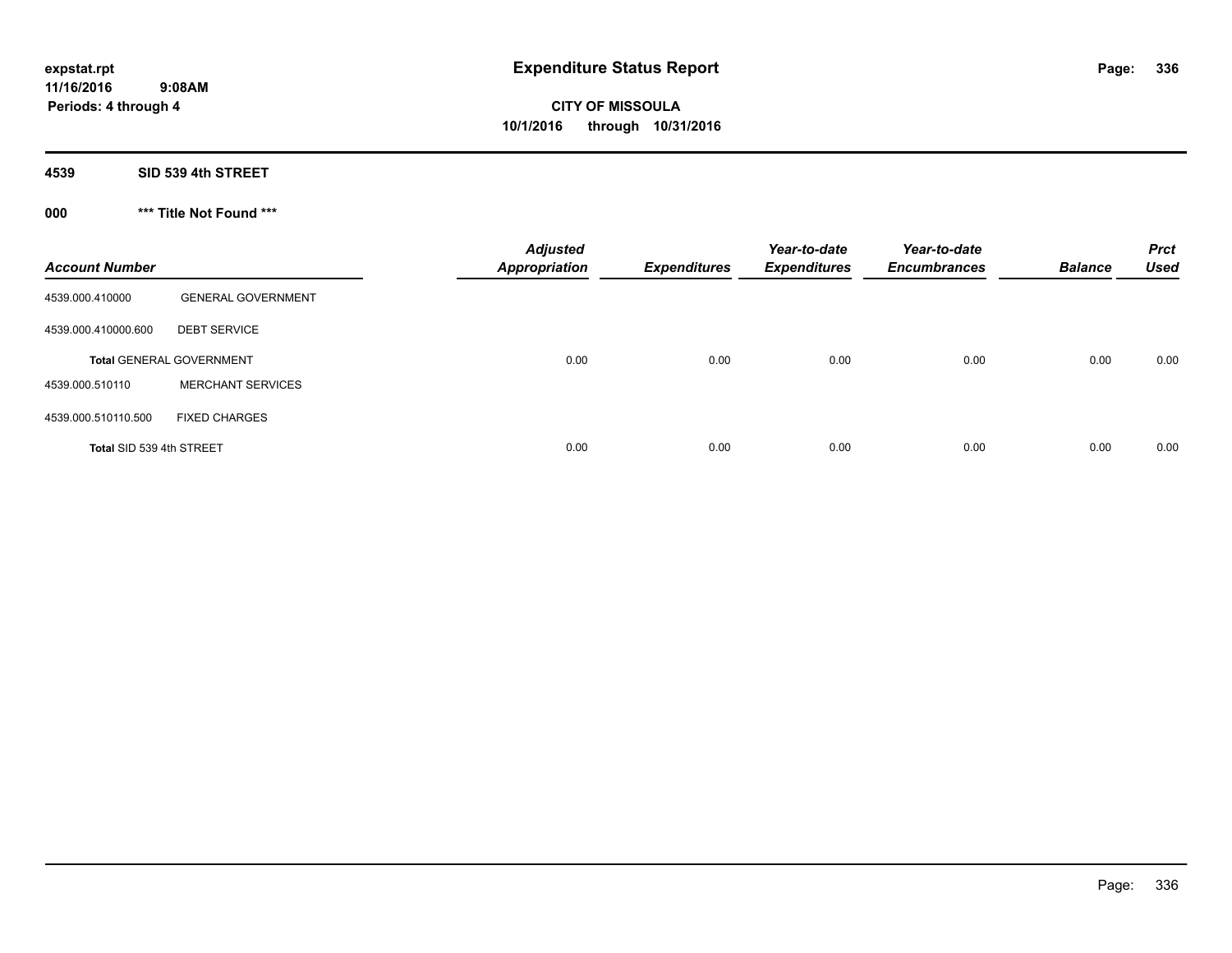**expstat.rpt**
**11/16/2016 9:08AM**
**Periods: 4 through 4**

# Expenditure Status Report

**CITY OF MISSOULA**
**10/1/2016 through 10/31/2016**

## 4539 SID 539 4th STREET

### 000 *** Title Not Found ***

| Account Number | | Adjusted Appropriation | Expenditures | Year-to-date Expenditures | Year-to-date Encumbrances | Balance | Prct Used |
|---|---|---|---|---|---|---|---|
| 4539.000.410000 | GENERAL GOVERNMENT | | | | | | |
| 4539.000.410000.600 | DEBT SERVICE | | | | | | |
| **Total** GENERAL GOVERNMENT | | 0.00 | 0.00 | 0.00 | 0.00 | 0.00 | 0.00 |
| 4539.000.510110 | MERCHANT SERVICES | | | | | | |
| 4539.000.510110.500 | FIXED CHARGES | | | | | | |
| **Total** SID 539 4th STREET | | 0.00 | 0.00 | 0.00 | 0.00 | 0.00 | 0.00 |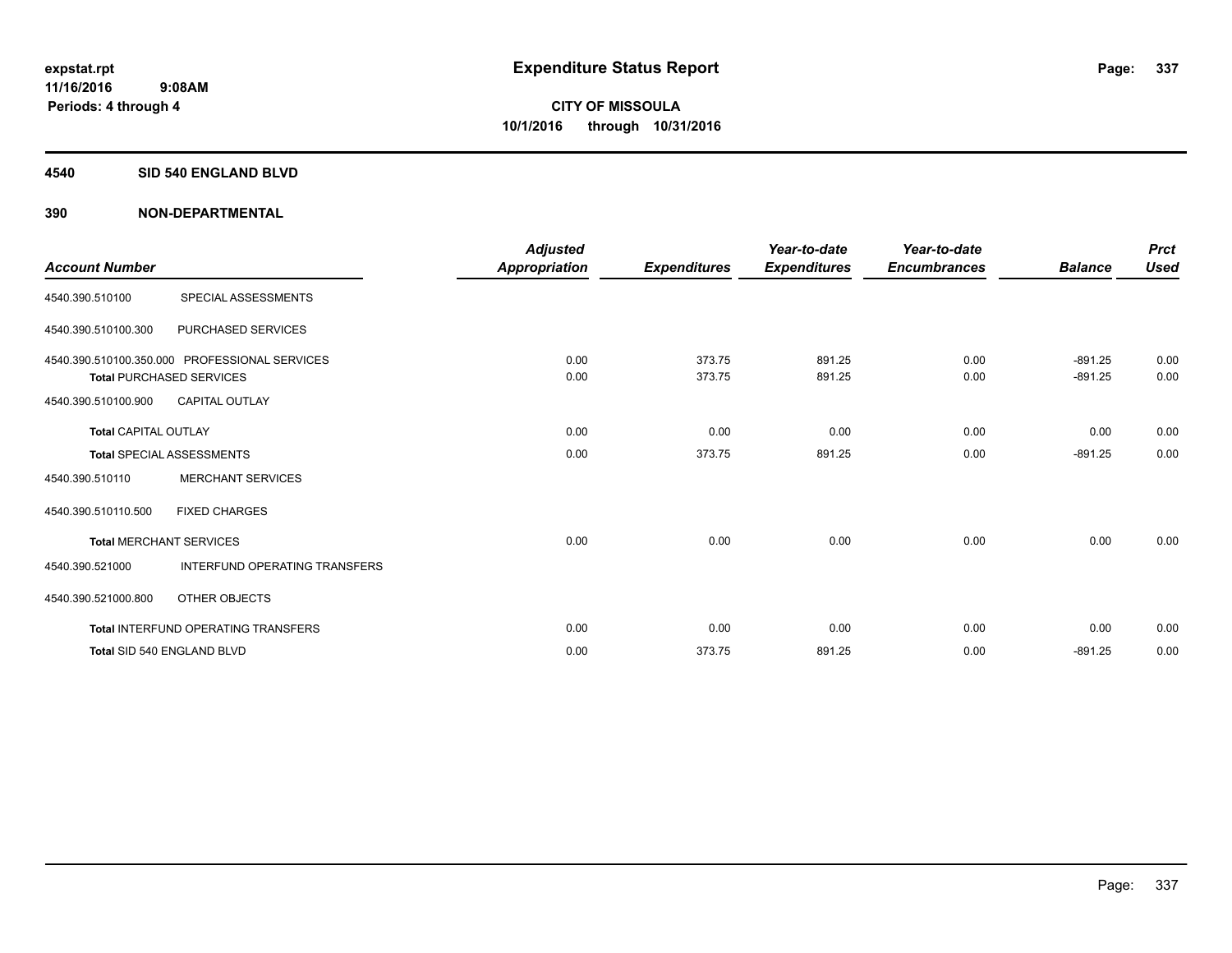expstat.rpt
11/16/2016 9:08AM
Periods: 4 through 4

# Expenditure Status Report

**CITY OF MISSOULA**
**10/1/2016 through 10/31/2016**

## 4540 SID 540 ENGLAND BLVD

## 390 NON-DEPARTMENTAL

| Account Number | | Adjusted Appropriation | Expenditures | Year-to-date Expenditures | Year-to-date Encumbrances | Balance | Prct Used |
|---|---|---|---|---|---|---|---|
| 4540.390.510100 | SPECIAL ASSESSMENTS | | | | | | |
| 4540.390.510100.300 | PURCHASED SERVICES | | | | | | |
| 4540.390.510100.350.000 | PROFESSIONAL SERVICES | 0.00 | 373.75 | 891.25 | 0.00 | -891.25 | 0.00 |
| Total PURCHASED SERVICES | | 0.00 | 373.75 | 891.25 | 0.00 | -891.25 | 0.00 |
| 4540.390.510100.900 | CAPITAL OUTLAY | | | | | | |
| Total CAPITAL OUTLAY | | 0.00 | 0.00 | 0.00 | 0.00 | 0.00 | 0.00 |
| Total SPECIAL ASSESSMENTS | | 0.00 | 373.75 | 891.25 | 0.00 | -891.25 | 0.00 |
| 4540.390.510110 | MERCHANT SERVICES | | | | | | |
| 4540.390.510110.500 | FIXED CHARGES | | | | | | |
| Total MERCHANT SERVICES | | 0.00 | 0.00 | 0.00 | 0.00 | 0.00 | 0.00 |
| 4540.390.521000 | INTERFUND OPERATING TRANSFERS | | | | | | |
| 4540.390.521000.800 | OTHER OBJECTS | | | | | | |
| Total INTERFUND OPERATING TRANSFERS | | 0.00 | 0.00 | 0.00 | 0.00 | 0.00 | 0.00 |
| Total SID 540 ENGLAND BLVD | | 0.00 | 373.75 | 891.25 | 0.00 | -891.25 | 0.00 |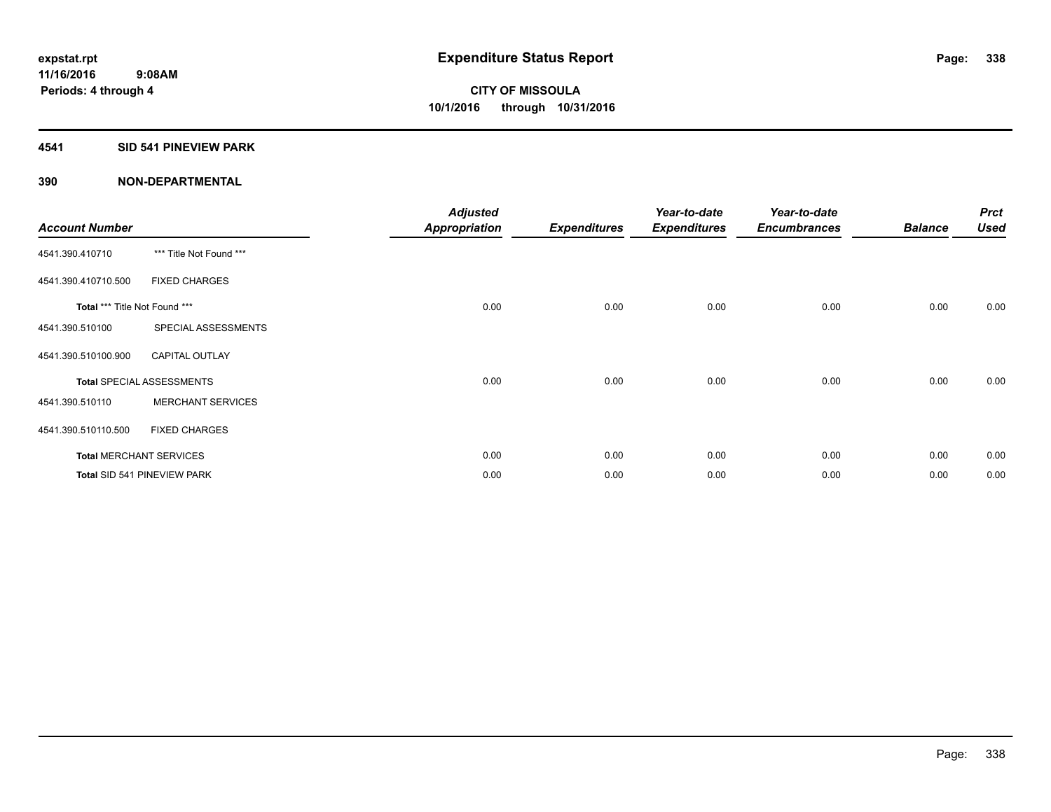**expstat.rpt**
**11/16/2016 9:08AM**
**Periods: 4 through 4**

# Expenditure Status Report

**CITY OF MISSOULA**
**10/1/2016 through 10/31/2016**

## 4541 SID 541 PINEVIEW PARK

## 390 NON-DEPARTMENTAL

| Account Number | | Adjusted Appropriation | Expenditures | Year-to-date Expenditures | Year-to-date Encumbrances | Balance | Prct Used |
|---|---|---|---|---|---|---|---|
| 4541.390.410710 | *** Title Not Found *** | | | | | | |
| 4541.390.410710.500 | FIXED CHARGES | | | | | | |
| **Total** *** Title Not Found *** | | 0.00 | 0.00 | 0.00 | 0.00 | 0.00 | 0.00 |
| 4541.390.510100 | SPECIAL ASSESSMENTS | | | | | | |
| 4541.390.510100.900 | CAPITAL OUTLAY | | | | | | |
| **Total** SPECIAL ASSESSMENTS | | 0.00 | 0.00 | 0.00 | 0.00 | 0.00 | 0.00 |
| 4541.390.510110 | MERCHANT SERVICES | | | | | | |
| 4541.390.510110.500 | FIXED CHARGES | | | | | | |
| **Total** MERCHANT SERVICES | | 0.00 | 0.00 | 0.00 | 0.00 | 0.00 | 0.00 |
| **Total** SID 541 PINEVIEW PARK | | 0.00 | 0.00 | 0.00 | 0.00 | 0.00 | 0.00 |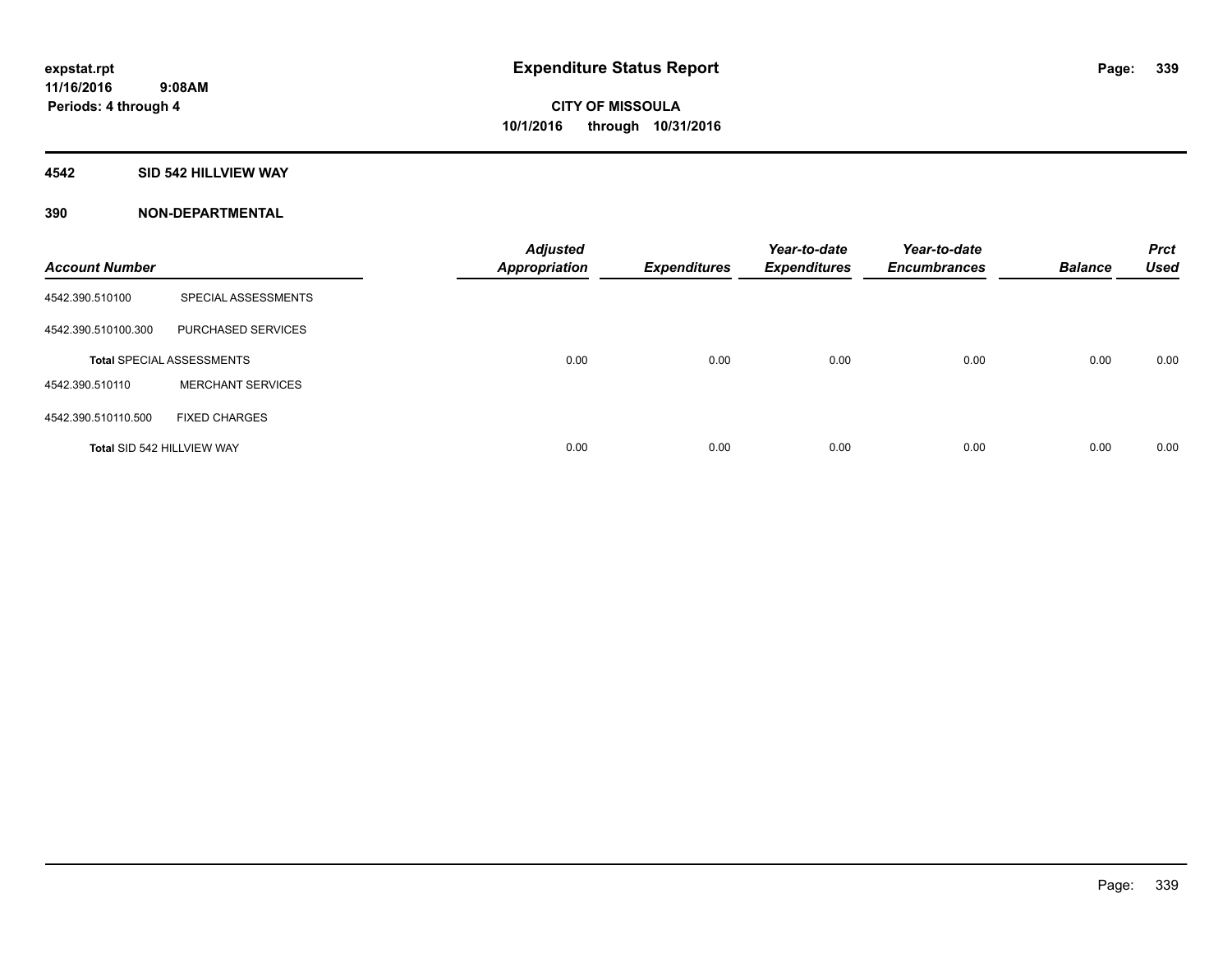**expstat.rpt**
**11/16/2016 9:08AM**
**Periods: 4 through 4**

# Expenditure Status Report

**CITY OF MISSOULA**
**10/1/2016 through 10/31/2016**

## 4542 SID 542 HILLVIEW WAY

### 390 NON-DEPARTMENTAL

| Account Number | | Adjusted Appropriation | Expenditures | Year-to-date Expenditures | Year-to-date Encumbrances | Balance | Prct Used |
|---|---|---|---|---|---|---|---|
| 4542.390.510100 | SPECIAL ASSESSMENTS | | | | | | |
| 4542.390.510100.300 | PURCHASED SERVICES | | | | | | |
| **Total** SPECIAL ASSESSMENTS | | 0.00 | 0.00 | 0.00 | 0.00 | 0.00 | 0.00 |
| 4542.390.510110 | MERCHANT SERVICES | | | | | | |
| 4542.390.510110.500 | FIXED CHARGES | | | | | | |
| **Total** SID 542 HILLVIEW WAY | | 0.00 | 0.00 | 0.00 | 0.00 | 0.00 | 0.00 |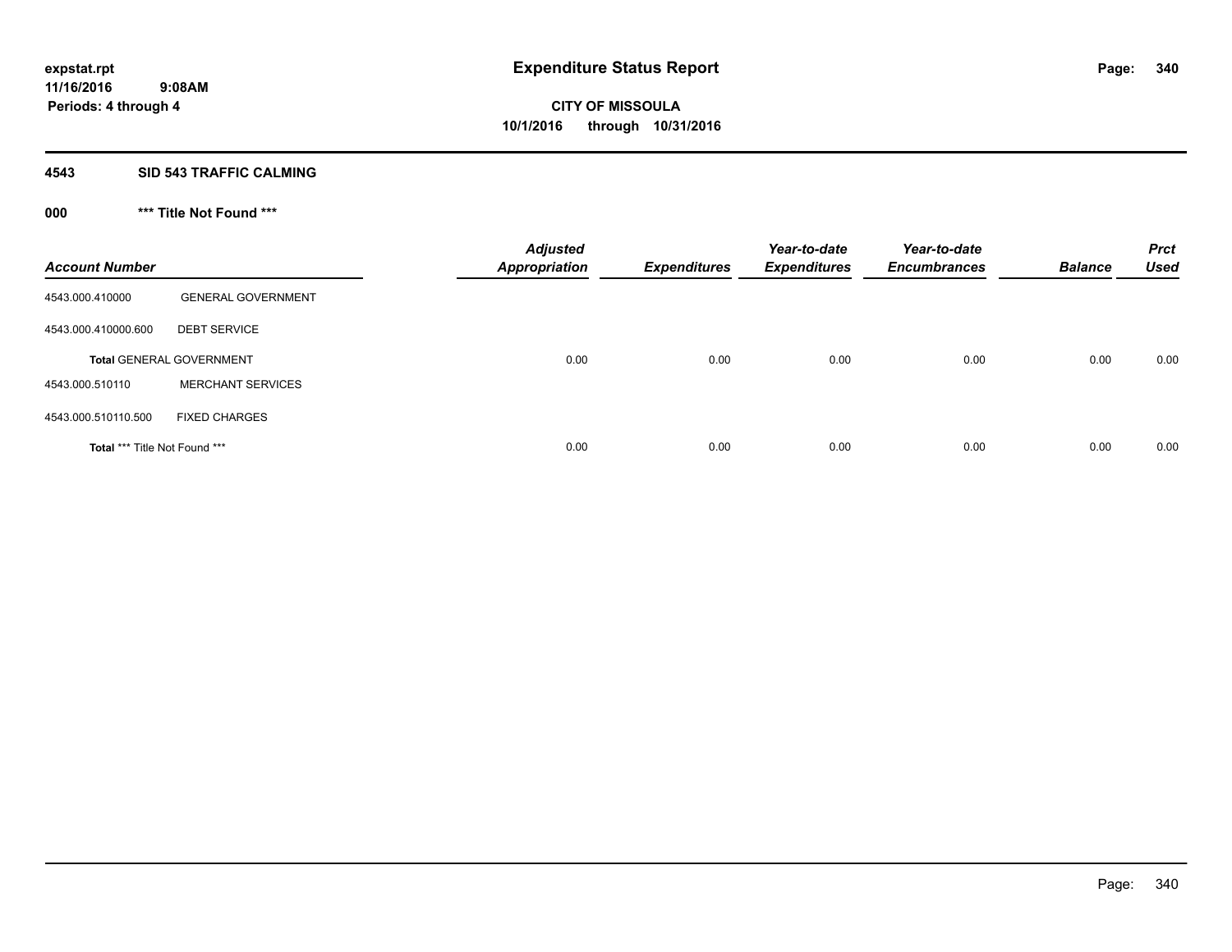# Expenditure Status Report

expstat.rpt
11/16/2016 9:08AM
Periods: 4 through 4

**CITY OF MISSOULA**
**10/1/2016 through 10/31/2016**

## 4543 SID 543 TRAFFIC CALMING

### 000 *** Title Not Found ***

| Account Number | | Adjusted Appropriation | Expenditures | Year-to-date Expenditures | Year-to-date Encumbrances | Balance | Prct Used |
|---|---|---|---|---|---|---|---|
| 4543.000.410000 | GENERAL GOVERNMENT | | | | | | |
| 4543.000.410000.600 | DEBT SERVICE | | | | | | |
| **Total** GENERAL GOVERNMENT | | 0.00 | 0.00 | 0.00 | 0.00 | 0.00 | 0.00 |
| 4543.000.510110 | MERCHANT SERVICES | | | | | | |
| 4543.000.510110.500 | FIXED CHARGES | | | | | | |
| **Total** *** Title Not Found *** | | 0.00 | 0.00 | 0.00 | 0.00 | 0.00 | 0.00 |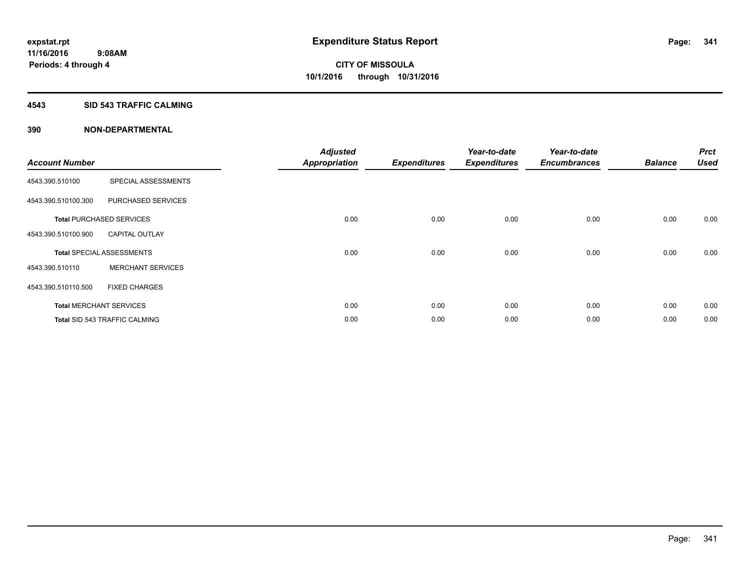# Expenditure Status Report

expstat.rpt
11/16/2016 9:08AM
Periods: 4 through 4

**CITY OF MISSOULA**
**10/1/2016 through 10/31/2016**

## 4543 SID 543 TRAFFIC CALMING

### 390 NON-DEPARTMENTAL

| Account Number | | Adjusted Appropriation | Expenditures | Year-to-date Expenditures | Year-to-date Encumbrances | Balance | Prct Used |
|---|---|---|---|---|---|---|---|
| 4543.390.510100 | SPECIAL ASSESSMENTS | | | | | | |
| 4543.390.510100.300 | PURCHASED SERVICES | | | | | | |
| **Total** PURCHASED SERVICES | | 0.00 | 0.00 | 0.00 | 0.00 | 0.00 | 0.00 |
| 4543.390.510100.900 | CAPITAL OUTLAY | | | | | | |
| **Total** SPECIAL ASSESSMENTS | | 0.00 | 0.00 | 0.00 | 0.00 | 0.00 | 0.00 |
| 4543.390.510110 | MERCHANT SERVICES | | | | | | |
| 4543.390.510110.500 | FIXED CHARGES | | | | | | |
| **Total** MERCHANT SERVICES | | 0.00 | 0.00 | 0.00 | 0.00 | 0.00 | 0.00 |
| **Total** SID 543 TRAFFIC CALMING | | 0.00 | 0.00 | 0.00 | 0.00 | 0.00 | 0.00 |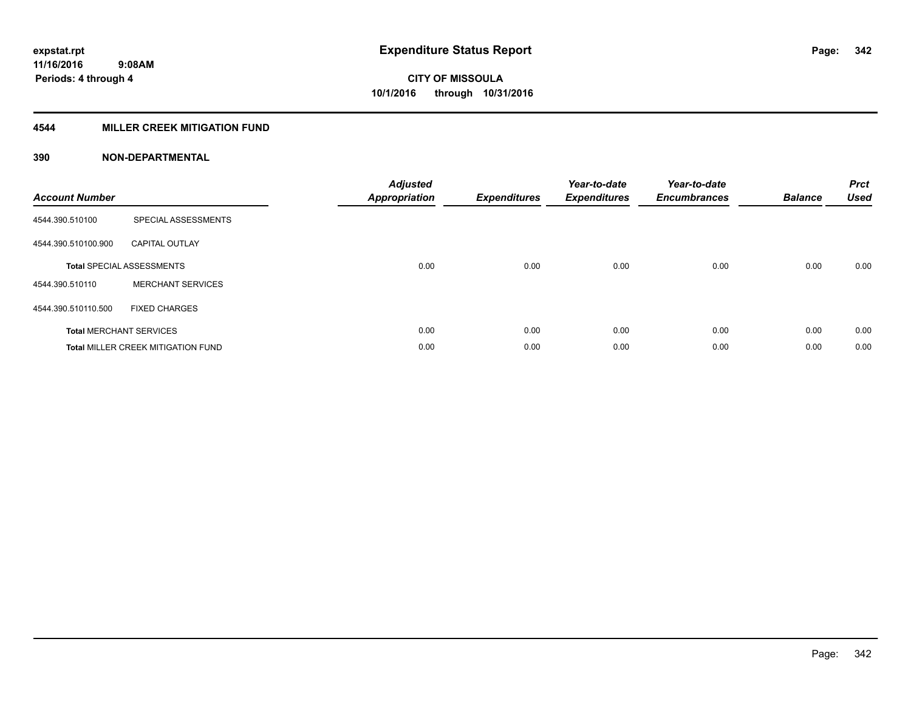expstat.rpt
11/16/2016 9:08AM
Periods: 4 through 4

# Expenditure Status Report

CITY OF MISSOULA
10/1/2016 through 10/31/2016

## 4544 MILLER CREEK MITIGATION FUND

### 390 NON-DEPARTMENTAL

| Account Number | | Adjusted Appropriation | Expenditures | Year-to-date Expenditures | Year-to-date Encumbrances | Balance | Prct Used |
|---|---|---|---|---|---|---|---|
| 4544.390.510100 | SPECIAL ASSESSMENTS | | | | | | |
| 4544.390.510100.900 | CAPITAL OUTLAY | | | | | | |
| **Total** SPECIAL ASSESSMENTS | | 0.00 | 0.00 | 0.00 | 0.00 | 0.00 | 0.00 |
| 4544.390.510110 | MERCHANT SERVICES | | | | | | |
| 4544.390.510110.500 | FIXED CHARGES | | | | | | |
| **Total** MERCHANT SERVICES | | 0.00 | 0.00 | 0.00 | 0.00 | 0.00 | 0.00 |
| **Total** MILLER CREEK MITIGATION FUND | | 0.00 | 0.00 | 0.00 | 0.00 | 0.00 | 0.00 |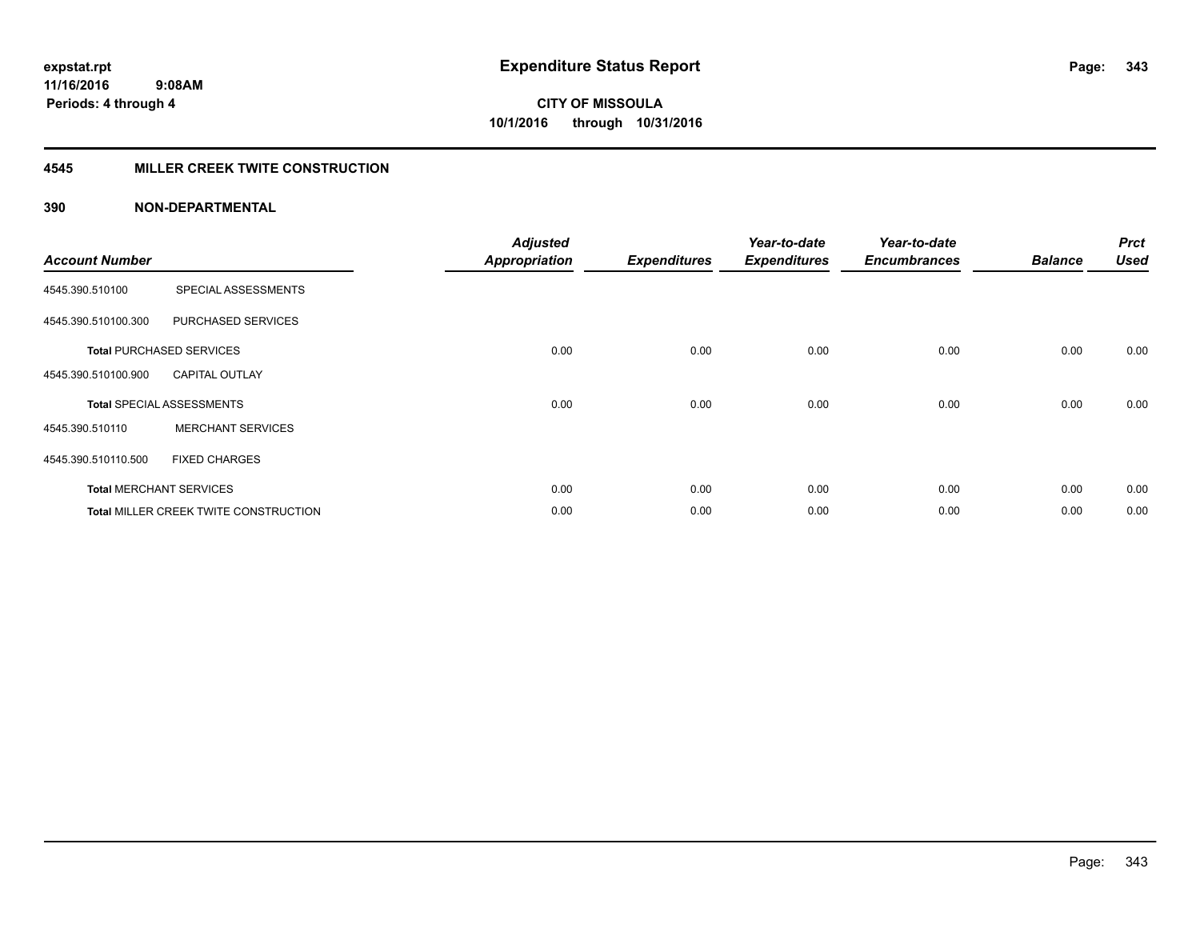**expstat.rpt**
**11/16/2016 9:08AM**
**Periods: 4 through 4**

# Expenditure Status Report

**CITY OF MISSOULA**
**10/1/2016 through 10/31/2016**

## 4545 MILLER CREEK TWITE CONSTRUCTION

### 390 NON-DEPARTMENTAL

| Account Number | | Adjusted Appropriation | Expenditures | Year-to-date Expenditures | Year-to-date Encumbrances | Balance | Prct Used |
|---|---|---|---|---|---|---|---|
| 4545.390.510100 | SPECIAL ASSESSMENTS | | | | | | |
| 4545.390.510100.300 | PURCHASED SERVICES | | | | | | |
| **Total** PURCHASED SERVICES | | 0.00 | 0.00 | 0.00 | 0.00 | 0.00 | 0.00 |
| 4545.390.510100.900 | CAPITAL OUTLAY | | | | | | |
| **Total** SPECIAL ASSESSMENTS | | 0.00 | 0.00 | 0.00 | 0.00 | 0.00 | 0.00 |
| 4545.390.510110 | MERCHANT SERVICES | | | | | | |
| 4545.390.510110.500 | FIXED CHARGES | | | | | | |
| **Total** MERCHANT SERVICES | | 0.00 | 0.00 | 0.00 | 0.00 | 0.00 | 0.00 |
| **Total** MILLER CREEK TWITE CONSTRUCTION | | 0.00 | 0.00 | 0.00 | 0.00 | 0.00 | 0.00 |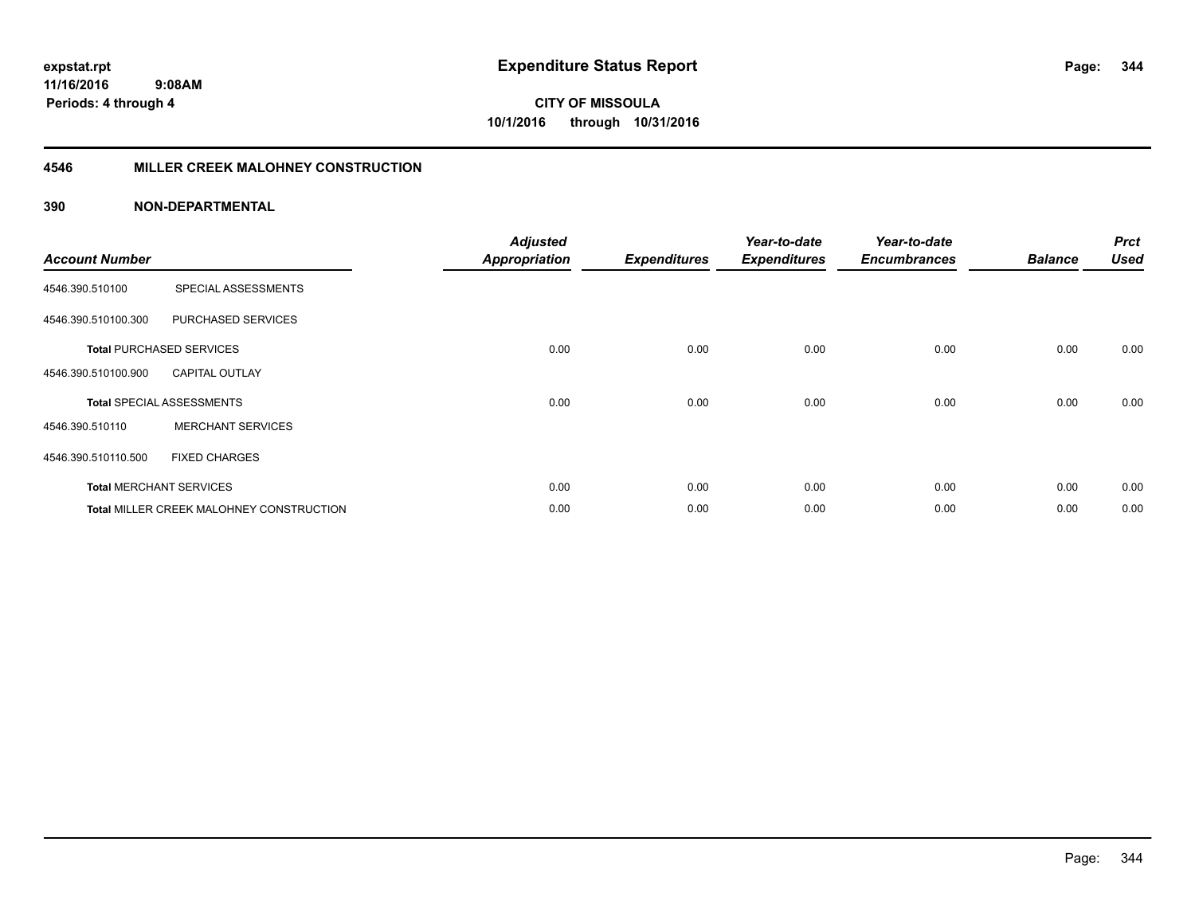**expstat.rpt**
**11/16/2016 9:08AM**
**Periods: 4 through 4**

# Expenditure Status Report

**CITY OF MISSOULA**
**10/1/2016 through 10/31/2016**

## 4546 MILLER CREEK MALOHNEY CONSTRUCTION

### 390 NON-DEPARTMENTAL

| Account Number | | Adjusted Appropriation | Expenditures | Year-to-date Expenditures | Year-to-date Encumbrances | Balance | Prct Used |
|---|---|---|---|---|---|---|---|
| 4546.390.510100 | SPECIAL ASSESSMENTS | | | | | | |
| 4546.390.510100.300 | PURCHASED SERVICES | | | | | | |
| **Total** PURCHASED SERVICES | | 0.00 | 0.00 | 0.00 | 0.00 | 0.00 | 0.00 |
| 4546.390.510100.900 | CAPITAL OUTLAY | | | | | | |
| **Total** SPECIAL ASSESSMENTS | | 0.00 | 0.00 | 0.00 | 0.00 | 0.00 | 0.00 |
| 4546.390.510110 | MERCHANT SERVICES | | | | | | |
| 4546.390.510110.500 | FIXED CHARGES | | | | | | |
| **Total** MERCHANT SERVICES | | 0.00 | 0.00 | 0.00 | 0.00 | 0.00 | 0.00 |
| **Total** MILLER CREEK MALOHNEY CONSTRUCTION | | 0.00 | 0.00 | 0.00 | 0.00 | 0.00 | 0.00 |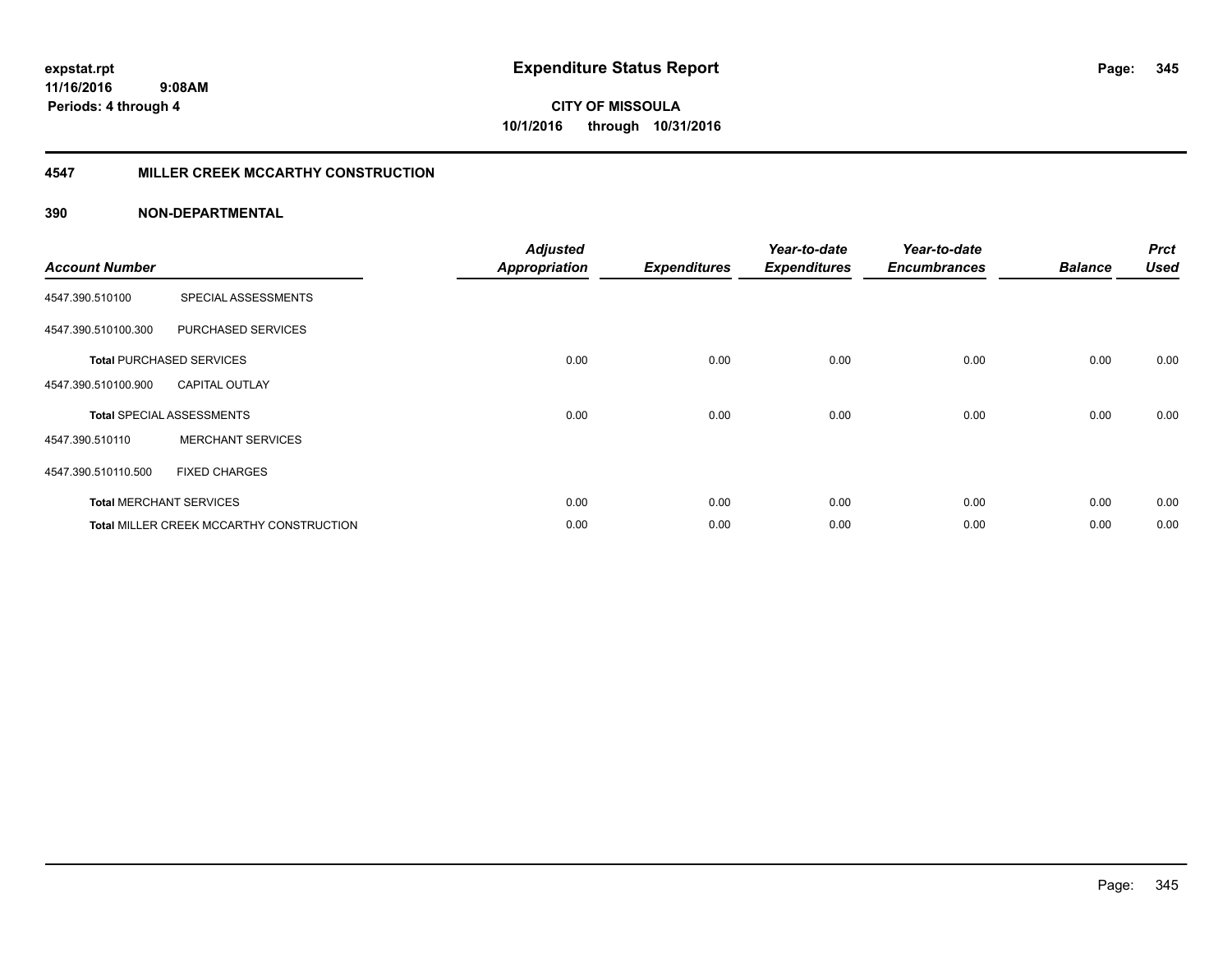# Expenditure Status Report

**expstat.rpt**
**11/16/2016 9:08AM**
**Periods: 4 through 4**

**CITY OF MISSOULA**
**10/1/2016 through 10/31/2016**

## 4547 MILLER CREEK MCCARTHY CONSTRUCTION

### 390 NON-DEPARTMENTAL

| Account Number | | Adjusted Appropriation | Expenditures | Year-to-date Expenditures | Year-to-date Encumbrances | Balance | Prct Used |
|---|---|---|---|---|---|---|---|
| 4547.390.510100 | SPECIAL ASSESSMENTS | | | | | | |
| 4547.390.510100.300 | PURCHASED SERVICES | | | | | | |
| **Total** PURCHASED SERVICES | | 0.00 | 0.00 | 0.00 | 0.00 | 0.00 | 0.00 |
| 4547.390.510100.900 | CAPITAL OUTLAY | | | | | | |
| **Total** SPECIAL ASSESSMENTS | | 0.00 | 0.00 | 0.00 | 0.00 | 0.00 | 0.00 |
| 4547.390.510110 | MERCHANT SERVICES | | | | | | |
| 4547.390.510110.500 | FIXED CHARGES | | | | | | |
| **Total** MERCHANT SERVICES | | 0.00 | 0.00 | 0.00 | 0.00 | 0.00 | 0.00 |
| **Total** MILLER CREEK MCCARTHY CONSTRUCTION | | 0.00 | 0.00 | 0.00 | 0.00 | 0.00 | 0.00 |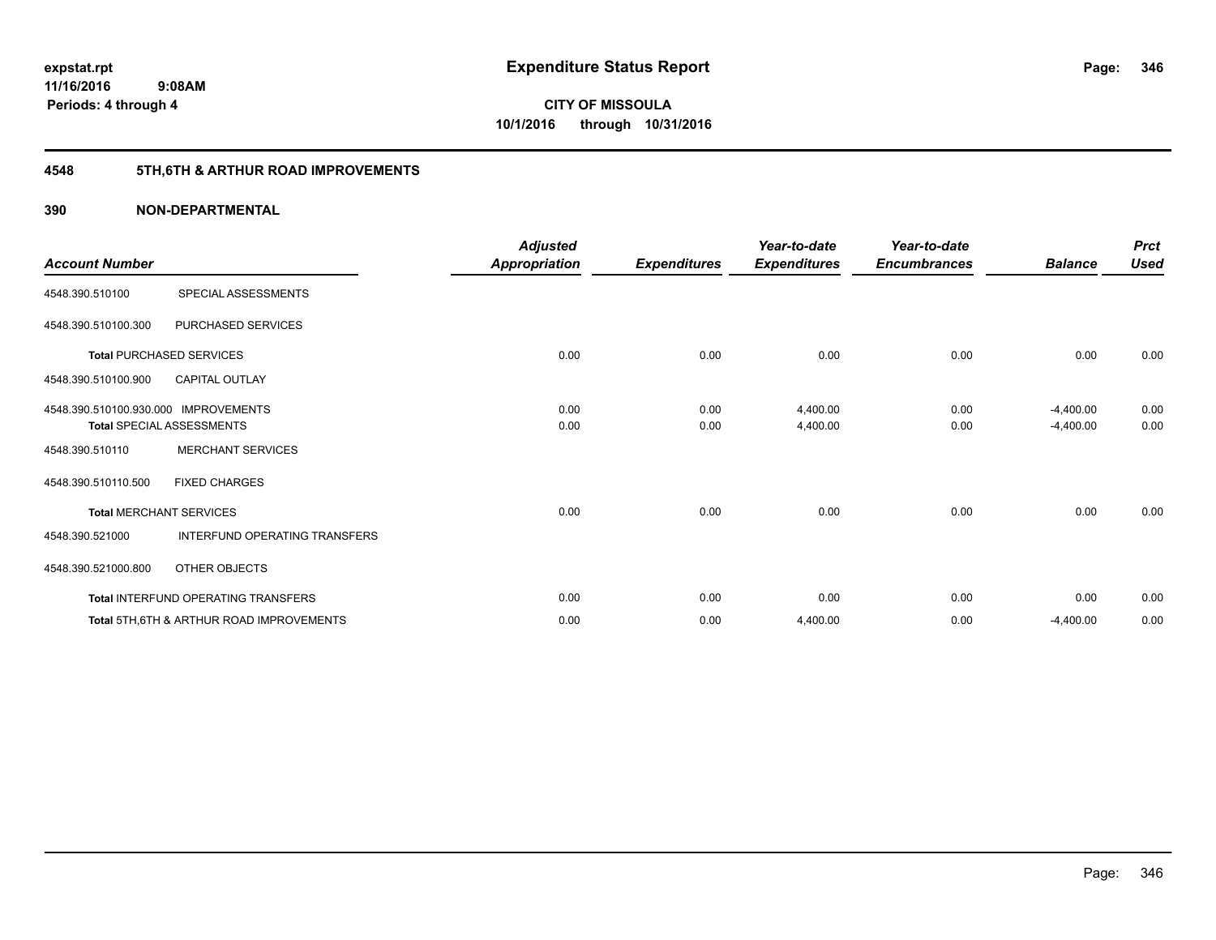# Expenditure Status Report

**expstat.rpt**
**11/16/2016 9:08AM**
**Periods: 4 through 4**

**CITY OF MISSOULA**
**10/1/2016 through 10/31/2016**

## 4548 5TH,6TH & ARTHUR ROAD IMPROVEMENTS

### 390 NON-DEPARTMENTAL

| Account Number | | Adjusted Appropriation | Expenditures | Year-to-date Expenditures | Year-to-date Encumbrances | Balance | Prct Used |
|---|---|---|---|---|---|---|---|
| 4548.390.510100 | SPECIAL ASSESSMENTS | | | | | | |
| 4548.390.510100.300 | PURCHASED SERVICES | | | | | | |
| **Total** PURCHASED SERVICES | | 0.00 | 0.00 | 0.00 | 0.00 | 0.00 | 0.00 |
| 4548.390.510100.900 | CAPITAL OUTLAY | | | | | | |
| 4548.390.510100.930.000 | IMPROVEMENTS | 0.00 | 0.00 | 4,400.00 | 0.00 | -4,400.00 | 0.00 |
| **Total** SPECIAL ASSESSMENTS | | 0.00 | 0.00 | 4,400.00 | 0.00 | -4,400.00 | 0.00 |
| 4548.390.510110 | MERCHANT SERVICES | | | | | | |
| 4548.390.510110.500 | FIXED CHARGES | | | | | | |
| **Total** MERCHANT SERVICES | | 0.00 | 0.00 | 0.00 | 0.00 | 0.00 | 0.00 |
| 4548.390.521000 | INTERFUND OPERATING TRANSFERS | | | | | | |
| 4548.390.521000.800 | OTHER OBJECTS | | | | | | |
| **Total** INTERFUND OPERATING TRANSFERS | | 0.00 | 0.00 | 0.00 | 0.00 | 0.00 | 0.00 |
| **Total** 5TH,6TH & ARTHUR ROAD IMPROVEMENTS | | 0.00 | 0.00 | 4,400.00 | 0.00 | -4,400.00 | 0.00 |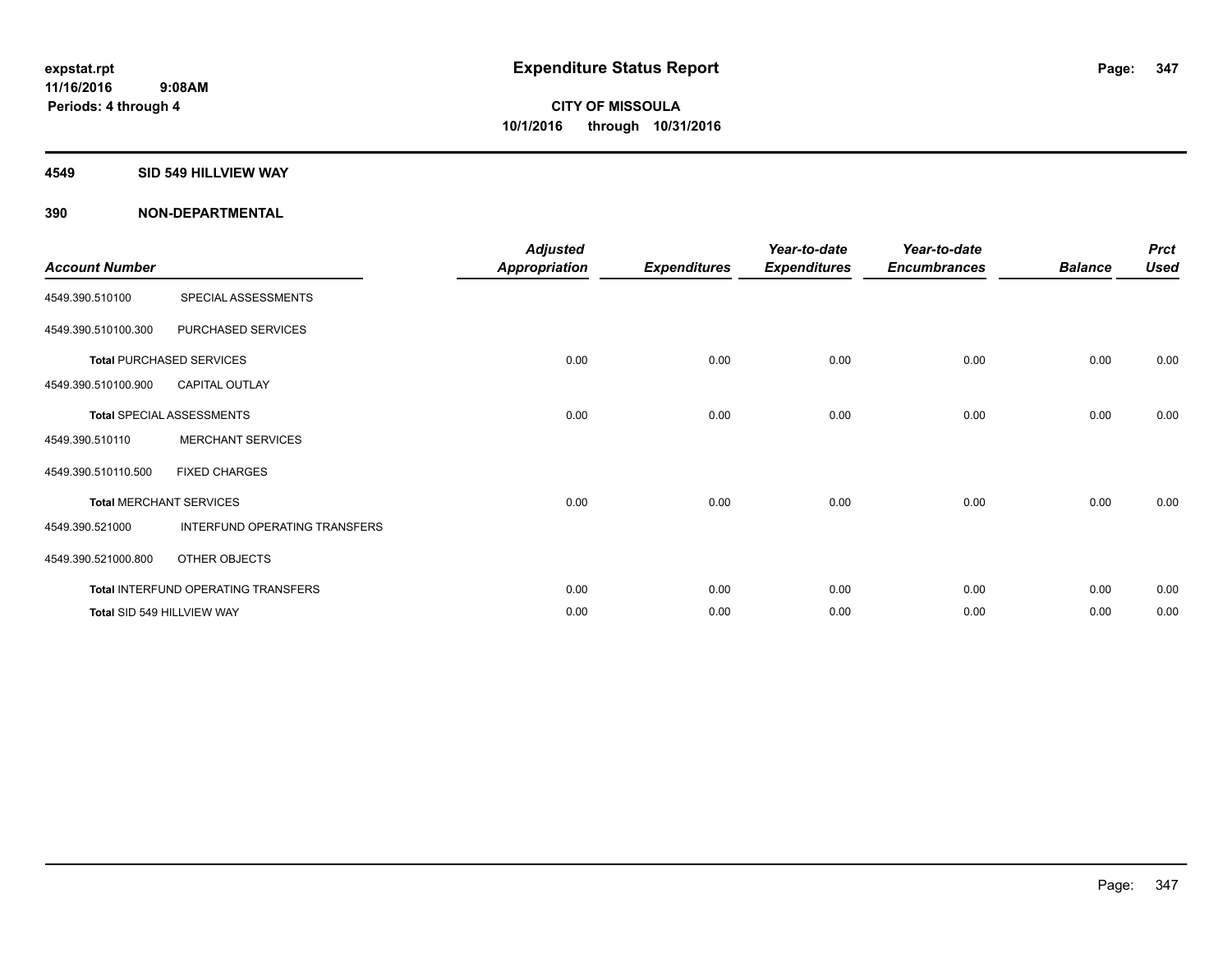**expstat.rpt**
**11/16/2016 9:08AM**
**Periods: 4 through 4**

# Expenditure Status Report

**CITY OF MISSOULA**
**10/1/2016 through 10/31/2016**

## 4549 SID 549 HILLVIEW WAY

### 390 NON-DEPARTMENTAL

| Account Number | | Adjusted Appropriation | Expenditures | Year-to-date Expenditures | Year-to-date Encumbrances | Balance | Prct Used |
|---|---|---|---|---|---|---|---|
| 4549.390.510100 | SPECIAL ASSESSMENTS | | | | | | |
| 4549.390.510100.300 | PURCHASED SERVICES | | | | | | |
| **Total** PURCHASED SERVICES | | 0.00 | 0.00 | 0.00 | 0.00 | 0.00 | 0.00 |
| 4549.390.510100.900 | CAPITAL OUTLAY | | | | | | |
| **Total** SPECIAL ASSESSMENTS | | 0.00 | 0.00 | 0.00 | 0.00 | 0.00 | 0.00 |
| 4549.390.510110 | MERCHANT SERVICES | | | | | | |
| 4549.390.510110.500 | FIXED CHARGES | | | | | | |
| **Total** MERCHANT SERVICES | | 0.00 | 0.00 | 0.00 | 0.00 | 0.00 | 0.00 |
| 4549.390.521000 | INTERFUND OPERATING TRANSFERS | | | | | | |
| 4549.390.521000.800 | OTHER OBJECTS | | | | | | |
| **Total** INTERFUND OPERATING TRANSFERS | | 0.00 | 0.00 | 0.00 | 0.00 | 0.00 | 0.00 |
| **Total** SID 549 HILLVIEW WAY | | 0.00 | 0.00 | 0.00 | 0.00 | 0.00 | 0.00 |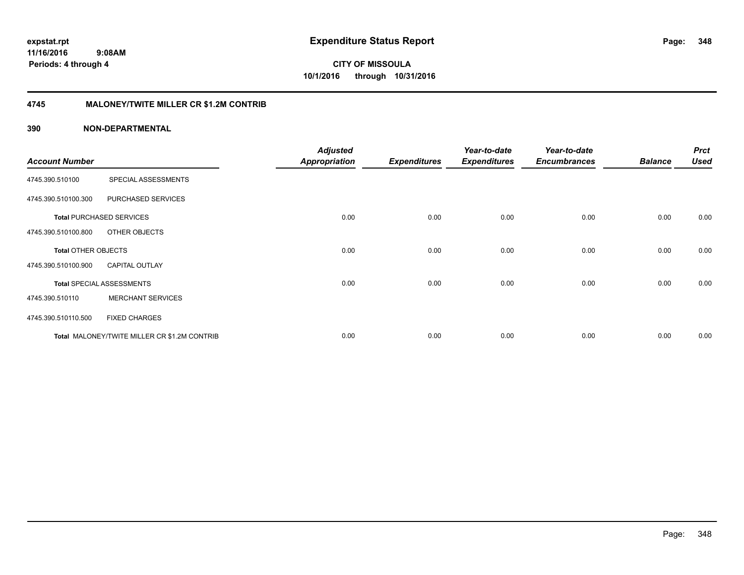# Expenditure Status Report

expstat.rpt
11/16/2016 9:08AM
Periods: 4 through 4

**CITY OF MISSOULA**
**10/1/2016 through 10/31/2016**

## 4745 MALONEY/TWITE MILLER CR $1.2M CONTRIB

## 390 NON-DEPARTMENTAL

| Account Number | | Adjusted Appropriation | Expenditures | Year-to-date Expenditures | Year-to-date Encumbrances | Balance | Prct Used |
|---|---|---|---|---|---|---|---|
| 4745.390.510100 | SPECIAL ASSESSMENTS | | | | | | |
| 4745.390.510100.300 | PURCHASED SERVICES | | | | | | |
| **Total** PURCHASED SERVICES | | 0.00 | 0.00 | 0.00 | 0.00 | 0.00 | 0.00 |
| 4745.390.510100.800 | OTHER OBJECTS | | | | | | |
| **Total** OTHER OBJECTS | | 0.00 | 0.00 | 0.00 | 0.00 | 0.00 | 0.00 |
| 4745.390.510100.900 | CAPITAL OUTLAY | | | | | | |
| **Total** SPECIAL ASSESSMENTS | | 0.00 | 0.00 | 0.00 | 0.00 | 0.00 | 0.00 |
| 4745.390.510110 | MERCHANT SERVICES | | | | | | |
| 4745.390.510110.500 | FIXED CHARGES | | | | | | |
| **Total** MALONEY/TWITE MILLER CR $1.2M CONTRIB | | 0.00 | 0.00 | 0.00 | 0.00 | 0.00 | 0.00 |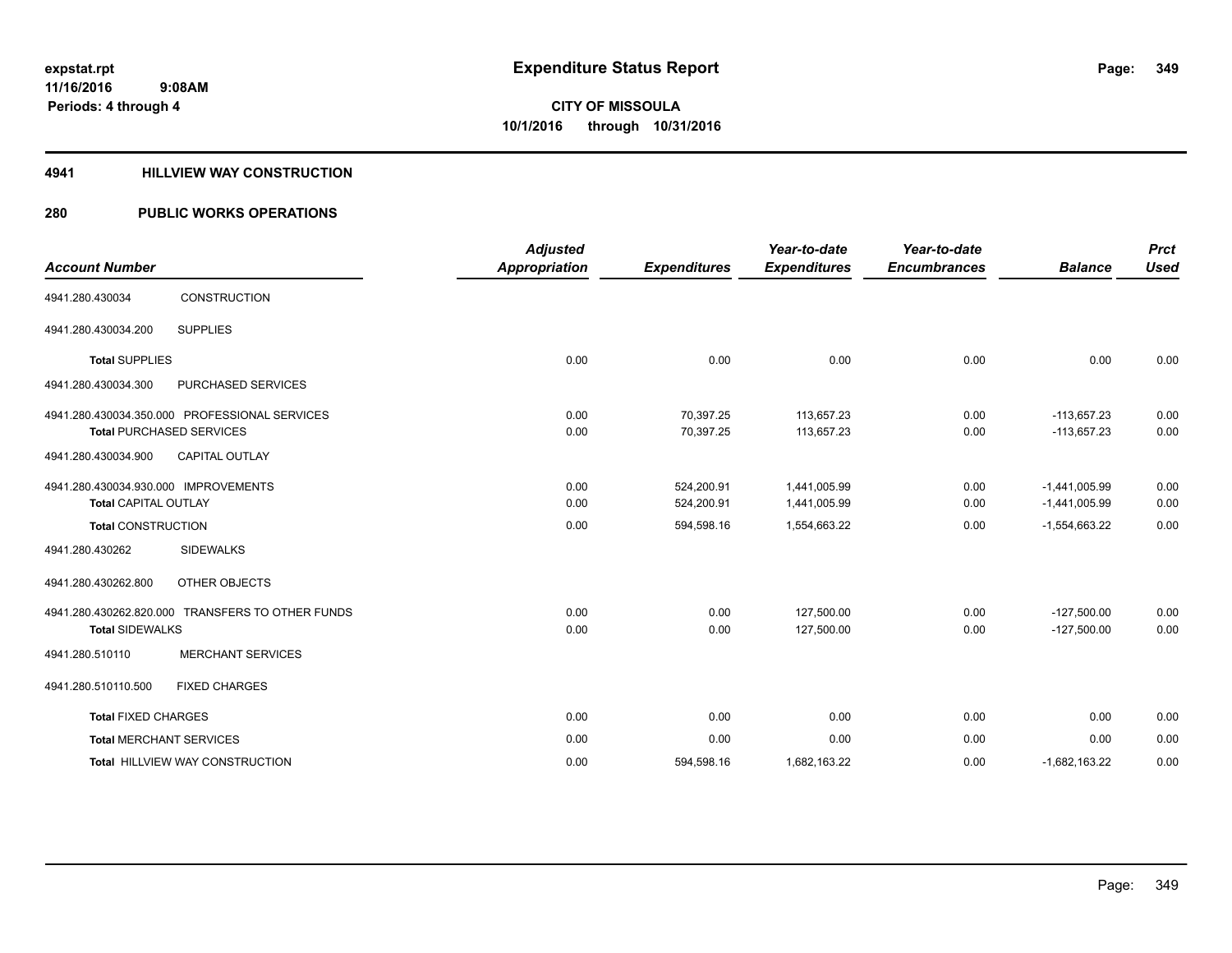**expstat.rpt**
**11/16/2016 9:08AM**
**Periods: 4 through 4**

# Expenditure Status Report

**CITY OF MISSOULA**
**10/1/2016 through 10/31/2016**

## 4941 HILLVIEW WAY CONSTRUCTION

## 280 PUBLIC WORKS OPERATIONS

| Account Number | | Adjusted Appropriation | Expenditures | Year-to-date Expenditures | Year-to-date Encumbrances | Balance | Prct Used |
|---|---|---|---|---|---|---|---|
| 4941.280.430034 | CONSTRUCTION | | | | | | |
| 4941.280.430034.200 | SUPPLIES | | | | | | |
| **Total** SUPPLIES | | 0.00 | 0.00 | 0.00 | 0.00 | 0.00 | 0.00 |
| 4941.280.430034.300 | PURCHASED SERVICES | | | | | | |
| 4941.280.430034.350.000 | PROFESSIONAL SERVICES | 0.00 | 70,397.25 | 113,657.23 | 0.00 | -113,657.23 | 0.00 |
| **Total** PURCHASED SERVICES | | 0.00 | 70,397.25 | 113,657.23 | 0.00 | -113,657.23 | 0.00 |
| 4941.280.430034.900 | CAPITAL OUTLAY | | | | | | |
| 4941.280.430034.930.000 | IMPROVEMENTS | 0.00 | 524,200.91 | 1,441,005.99 | 0.00 | -1,441,005.99 | 0.00 |
| **Total** CAPITAL OUTLAY | | 0.00 | 524,200.91 | 1,441,005.99 | 0.00 | -1,441,005.99 | 0.00 |
| **Total** CONSTRUCTION | | 0.00 | 594,598.16 | 1,554,663.22 | 0.00 | -1,554,663.22 | 0.00 |
| 4941.280.430262 | SIDEWALKS | | | | | | |
| 4941.280.430262.800 | OTHER OBJECTS | | | | | | |
| 4941.280.430262.820.000 | TRANSFERS TO OTHER FUNDS | 0.00 | 0.00 | 127,500.00 | 0.00 | -127,500.00 | 0.00 |
| **Total** SIDEWALKS | | 0.00 | 0.00 | 127,500.00 | 0.00 | -127,500.00 | 0.00 |
| 4941.280.510110 | MERCHANT SERVICES | | | | | | |
| 4941.280.510110.500 | FIXED CHARGES | | | | | | |
| **Total** FIXED CHARGES | | 0.00 | 0.00 | 0.00 | 0.00 | 0.00 | 0.00 |
| **Total** MERCHANT SERVICES | | 0.00 | 0.00 | 0.00 | 0.00 | 0.00 | 0.00 |
| **Total** HILLVIEW WAY CONSTRUCTION | | 0.00 | 594,598.16 | 1,682,163.22 | 0.00 | -1,682,163.22 | 0.00 |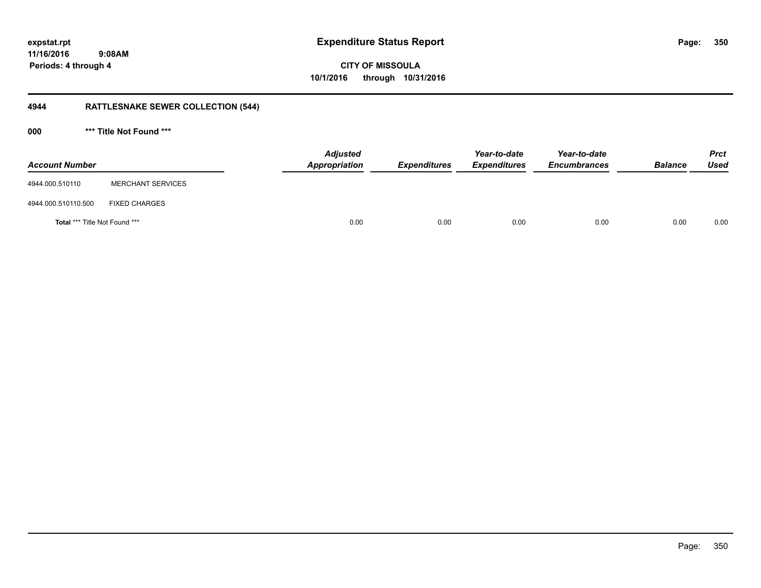**expstat.rpt**
**11/16/2016 9:08AM**
**Periods: 4 through 4**

# Expenditure Status Report

**CITY OF MISSOULA**
**10/1/2016 through 10/31/2016**

## 4944 RATTLESNAKE SEWER COLLECTION (544)

### 000 *** Title Not Found ***

| Account Number | | Adjusted Appropriation | Expenditures | Year-to-date Expenditures | Year-to-date Encumbrances | Balance | Prct Used |
|---|---|---|---|---|---|---|---|
| 4944.000.510110 | MERCHANT SERVICES | | | | | | |
| 4944.000.510110.500 | FIXED CHARGES | | | | | | |
| **Total** *** Title Not Found *** | | 0.00 | 0.00 | 0.00 | 0.00 | 0.00 | 0.00 |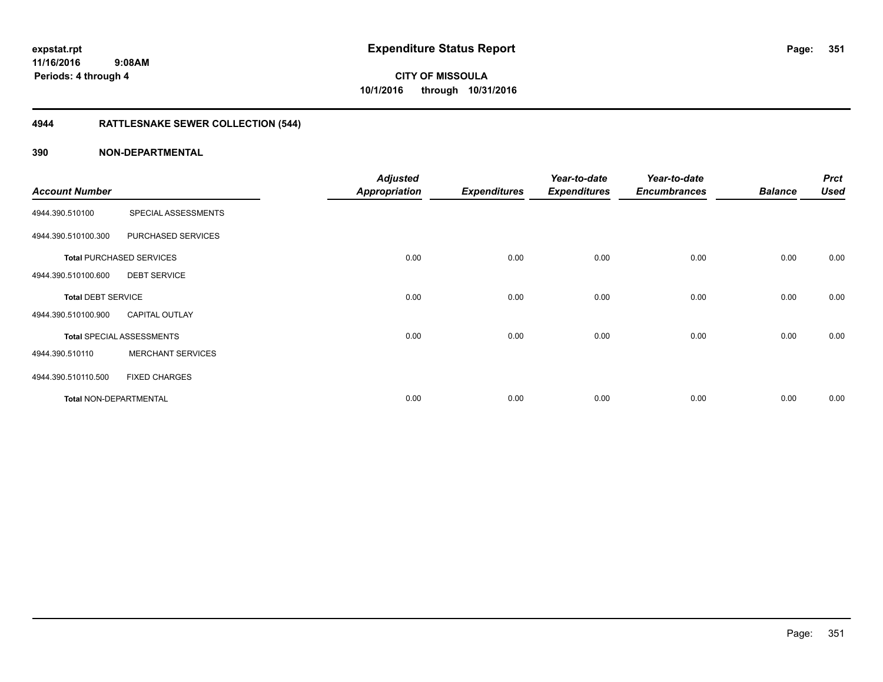**expstat.rpt**
**11/16/2016 9:08AM**
**Periods: 4 through 4**

# Expenditure Status Report

**CITY OF MISSOULA**
**10/1/2016 through 10/31/2016**

## 4944 RATTLESNAKE SEWER COLLECTION (544)

### 390 NON-DEPARTMENTAL

| Account Number | | Adjusted Appropriation | Expenditures | Year-to-date Expenditures | Year-to-date Encumbrances | Balance | Prct Used |
|---|---|---|---|---|---|---|---|
| 4944.390.510100 | SPECIAL ASSESSMENTS | | | | | | |
| 4944.390.510100.300 | PURCHASED SERVICES | | | | | | |
| **Total** PURCHASED SERVICES | | 0.00 | 0.00 | 0.00 | 0.00 | 0.00 | 0.00 |
| 4944.390.510100.600 | DEBT SERVICE | | | | | | |
| **Total** DEBT SERVICE | | 0.00 | 0.00 | 0.00 | 0.00 | 0.00 | 0.00 |
| 4944.390.510100.900 | CAPITAL OUTLAY | | | | | | |
| **Total** SPECIAL ASSESSMENTS | | 0.00 | 0.00 | 0.00 | 0.00 | 0.00 | 0.00 |
| 4944.390.510110 | MERCHANT SERVICES | | | | | | |
| 4944.390.510110.500 | FIXED CHARGES | | | | | | |
| **Total** NON-DEPARTMENTAL | | 0.00 | 0.00 | 0.00 | 0.00 | 0.00 | 0.00 |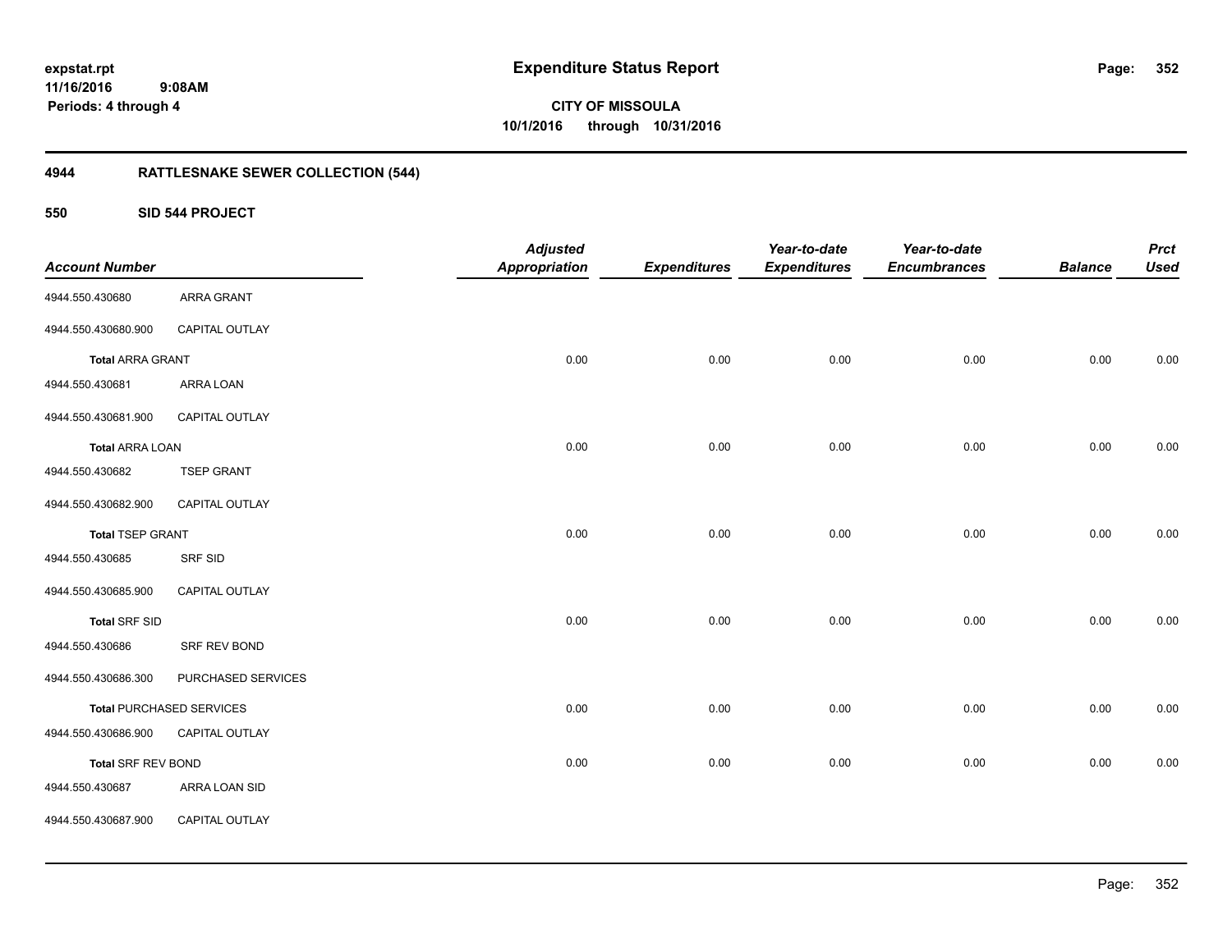# Expenditure Status Report

expstat.rpt
11/16/2016 9:08AM
Periods: 4 through 4

**CITY OF MISSOULA**
**10/1/2016 through 10/31/2016**

## 4944 RATTLESNAKE SEWER COLLECTION (544)

### 550 SID 544 PROJECT

| Account Number | | Adjusted Appropriation | Expenditures | Year-to-date Expenditures | Year-to-date Encumbrances | Balance | Prct Used |
|---|---|---|---|---|---|---|---|
| 4944.550.430680 | ARRA GRANT | | | | | | |
| 4944.550.430680.900 | CAPITAL OUTLAY | | | | | | |
| **Total** ARRA GRANT | | 0.00 | 0.00 | 0.00 | 0.00 | 0.00 | 0.00 |
| 4944.550.430681 | ARRA LOAN | | | | | | |
| 4944.550.430681.900 | CAPITAL OUTLAY | | | | | | |
| **Total** ARRA LOAN | | 0.00 | 0.00 | 0.00 | 0.00 | 0.00 | 0.00 |
| 4944.550.430682 | TSEP GRANT | | | | | | |
| 4944.550.430682.900 | CAPITAL OUTLAY | | | | | | |
| **Total** TSEP GRANT | | 0.00 | 0.00 | 0.00 | 0.00 | 0.00 | 0.00 |
| 4944.550.430685 | SRF SID | | | | | | |
| 4944.550.430685.900 | CAPITAL OUTLAY | | | | | | |
| **Total** SRF SID | | 0.00 | 0.00 | 0.00 | 0.00 | 0.00 | 0.00 |
| 4944.550.430686 | SRF REV BOND | | | | | | |
| 4944.550.430686.300 | PURCHASED SERVICES | | | | | | |
| **Total** PURCHASED SERVICES | | 0.00 | 0.00 | 0.00 | 0.00 | 0.00 | 0.00 |
| 4944.550.430686.900 | CAPITAL OUTLAY | | | | | | |
| **Total** SRF REV BOND | | 0.00 | 0.00 | 0.00 | 0.00 | 0.00 | 0.00 |
| 4944.550.430687 | ARRA LOAN SID | | | | | | |
| 4944.550.430687.900 | CAPITAL OUTLAY | | | | | | |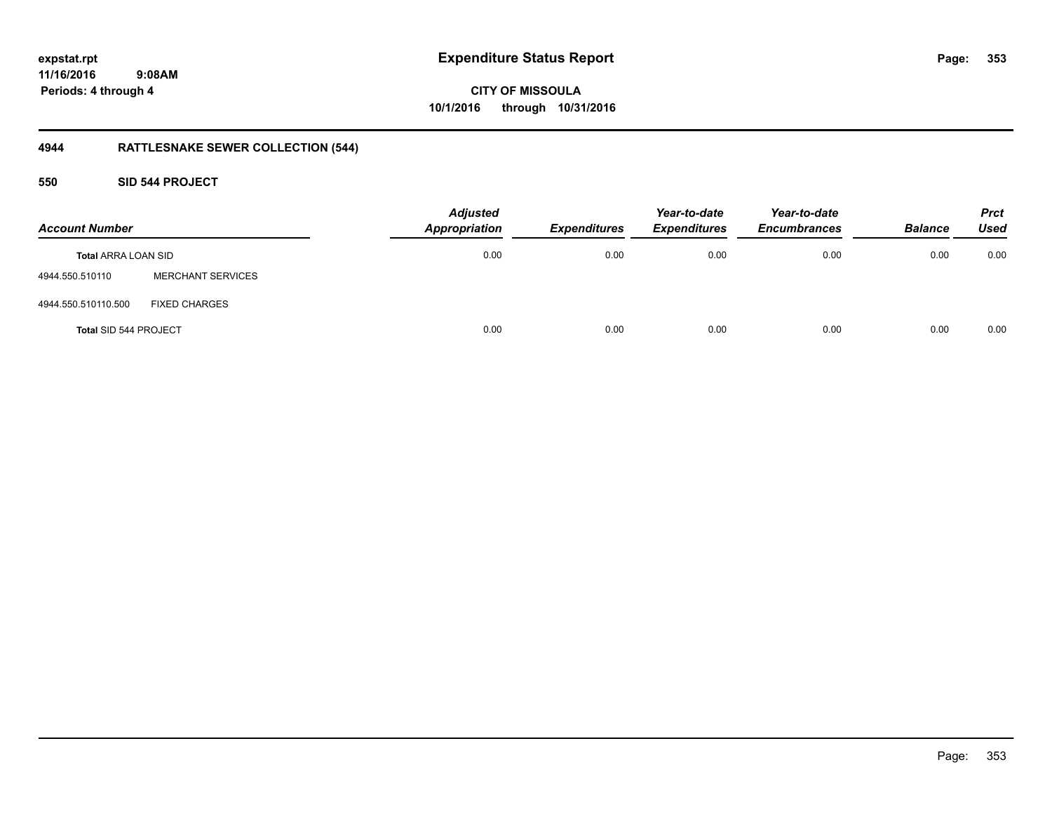**Expenditure Status Report**

**CITY OF MISSOULA**
**10/1/2016 through 10/31/2016**

expstat.rpt
11/16/2016 9:08AM
Periods: 4 through 4

## 4944 RATTLESNAKE SEWER COLLECTION (544)

### 550 SID 544 PROJECT

| Account Number | | Adjusted Appropriation | Expenditures | Year-to-date Expenditures | Year-to-date Encumbrances | Balance | Prct Used |
|---|---|---|---|---|---|---|---|
| **Total** ARRA LOAN SID | | 0.00 | 0.00 | 0.00 | 0.00 | 0.00 | 0.00 |
| 4944.550.510110 | MERCHANT SERVICES | | | | | | |
| 4944.550.510110.500 | FIXED CHARGES | | | | | | |
| **Total** SID 544 PROJECT | | 0.00 | 0.00 | 0.00 | 0.00 | 0.00 | 0.00 |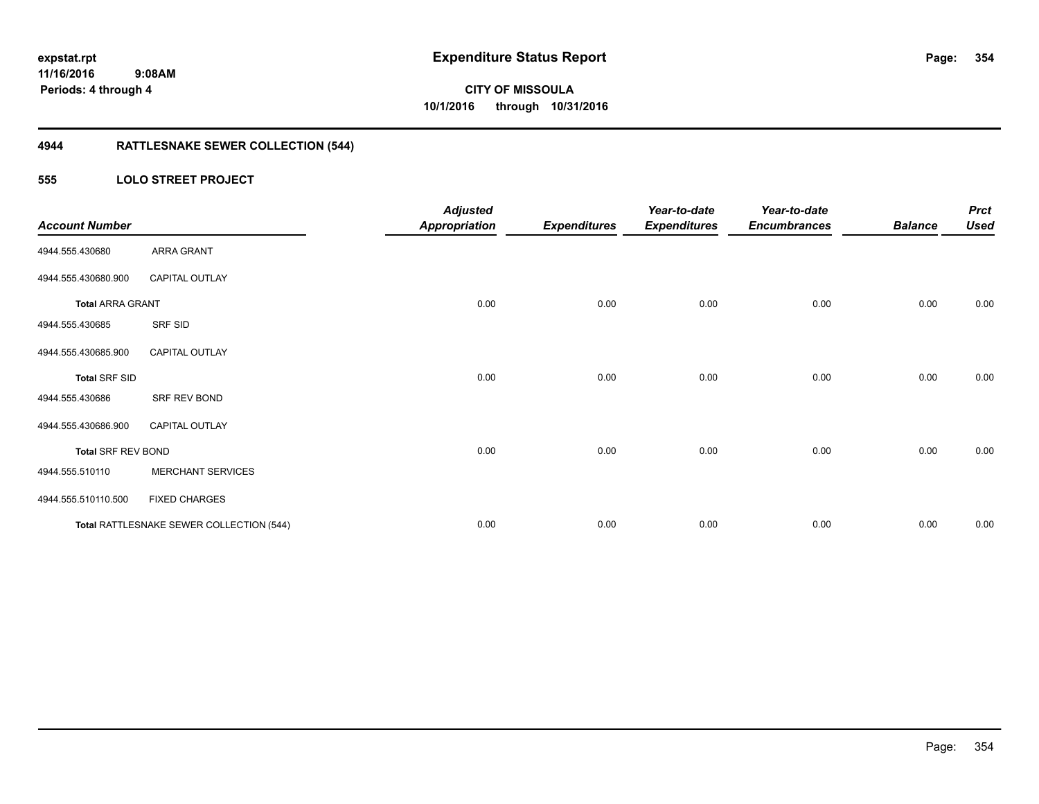**expstat.rpt**
**11/16/2016 9:08AM**
**Periods: 4 through 4**

# Expenditure Status Report

**CITY OF MISSOULA**
**10/1/2016 through 10/31/2016**

## 4944 RATTLESNAKE SEWER COLLECTION (544)

### 555 LOLO STREET PROJECT

| Account Number | | *Adjusted Appropriation* | *Expenditures* | *Year-to-date Expenditures* | *Year-to-date Encumbrances* | *Balance* | *Prct Used* |
|---|---|---|---|---|---|---|---|
| 4944.555.430680 | ARRA GRANT | | | | | | |
| 4944.555.430680.900 | CAPITAL OUTLAY | | | | | | |
| **Total** ARRA GRANT | | 0.00 | 0.00 | 0.00 | 0.00 | 0.00 | 0.00 |
| 4944.555.430685 | SRF SID | | | | | | |
| 4944.555.430685.900 | CAPITAL OUTLAY | | | | | | |
| **Total** SRF SID | | 0.00 | 0.00 | 0.00 | 0.00 | 0.00 | 0.00 |
| 4944.555.430686 | SRF REV BOND | | | | | | |
| 4944.555.430686.900 | CAPITAL OUTLAY | | | | | | |
| **Total** SRF REV BOND | | 0.00 | 0.00 | 0.00 | 0.00 | 0.00 | 0.00 |
| 4944.555.510110 | MERCHANT SERVICES | | | | | | |
| 4944.555.510110.500 | FIXED CHARGES | | | | | | |
| **Total** RATTLESNAKE SEWER COLLECTION (544) | | 0.00 | 0.00 | 0.00 | 0.00 | 0.00 | 0.00 |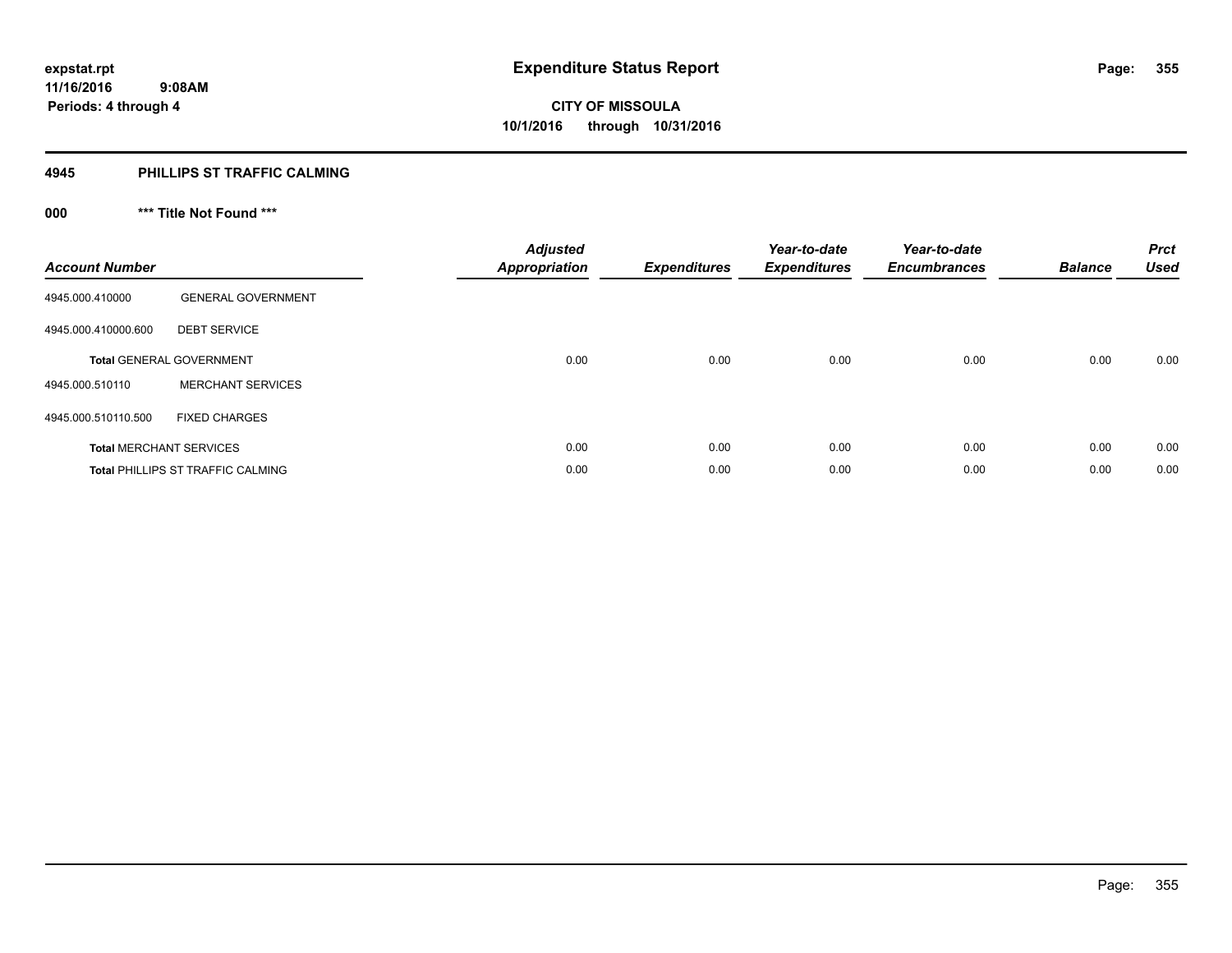# Expenditure Status Report

expstat.rpt
11/16/2016 9:08AM
Periods: 4 through 4

**CITY OF MISSOULA**
**10/1/2016 through 10/31/2016**

## 4945 PHILLIPS ST TRAFFIC CALMING

### 000 *** Title Not Found ***

| Account Number | | Adjusted Appropriation | Expenditures | Year-to-date Expenditures | Year-to-date Encumbrances | Balance | Prct Used |
|---|---|---|---|---|---|---|---|
| 4945.000.410000 | GENERAL GOVERNMENT | | | | | | |
| 4945.000.410000.600 | DEBT SERVICE | | | | | | |
| **Total** GENERAL GOVERNMENT | | 0.00 | 0.00 | 0.00 | 0.00 | 0.00 | 0.00 |
| 4945.000.510110 | MERCHANT SERVICES | | | | | | |
| 4945.000.510110.500 | FIXED CHARGES | | | | | | |
| **Total** MERCHANT SERVICES | | 0.00 | 0.00 | 0.00 | 0.00 | 0.00 | 0.00 |
| **Total** PHILLIPS ST TRAFFIC CALMING | | 0.00 | 0.00 | 0.00 | 0.00 | 0.00 | 0.00 |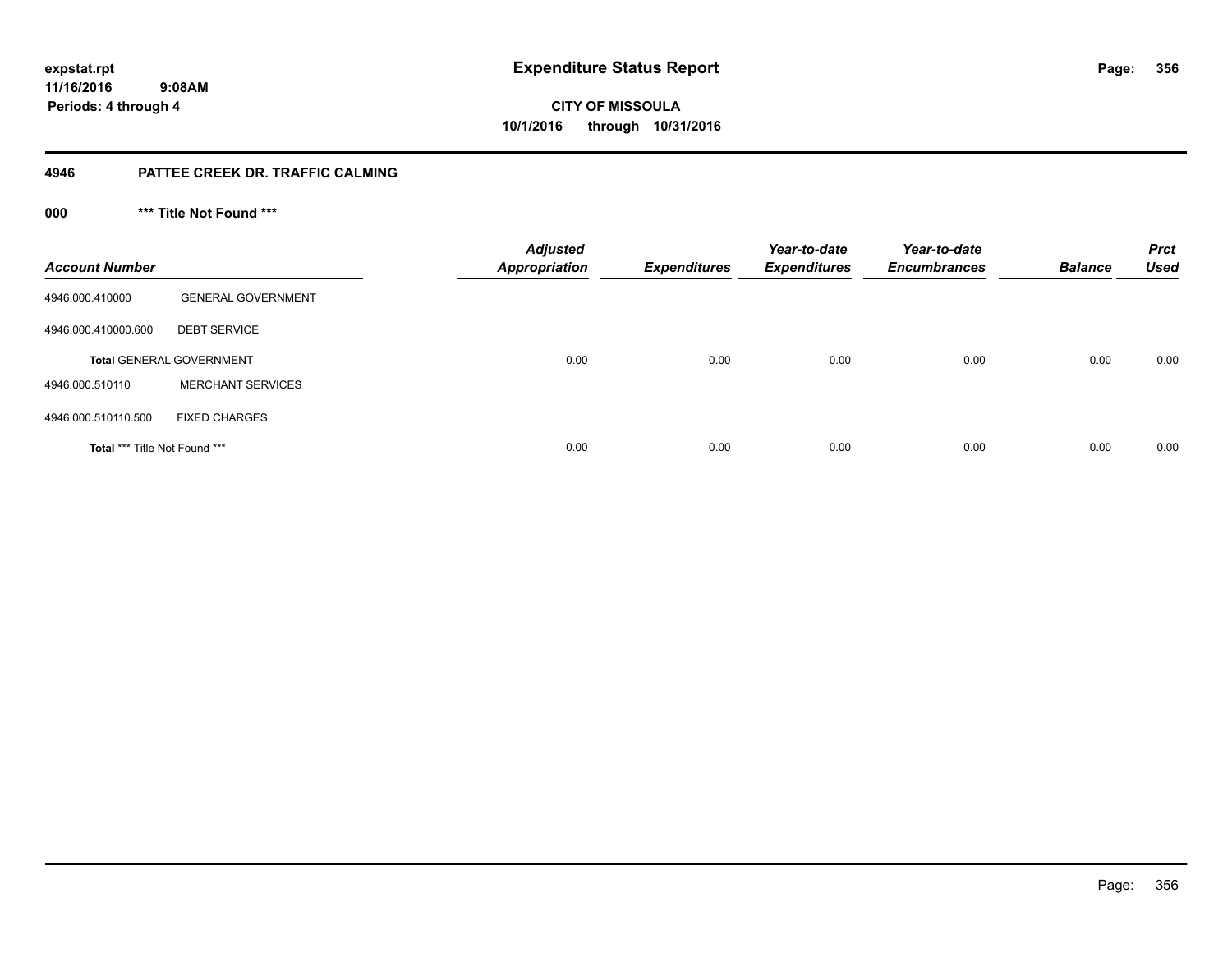expstat.rpt
11/16/2016 9:08AM
Periods: 4 through 4

# Expenditure Status Report

CITY OF MISSOULA
10/1/2016 through 10/31/2016

## 4946 PATTEE CREEK DR. TRAFFIC CALMING

### 000 *** Title Not Found ***

| Account Number | | Adjusted Appropriation | Expenditures | Year-to-date Expenditures | Year-to-date Encumbrances | Balance | Prct Used |
|---|---|---|---|---|---|---|---|
| 4946.000.410000 | GENERAL GOVERNMENT | | | | | | |
| 4946.000.410000.600 | DEBT SERVICE | | | | | | |
| **Total** GENERAL GOVERNMENT | | 0.00 | 0.00 | 0.00 | 0.00 | 0.00 | 0.00 |
| 4946.000.510110 | MERCHANT SERVICES | | | | | | |
| 4946.000.510110.500 | FIXED CHARGES | | | | | | |
| **Total** *** Title Not Found *** | | 0.00 | 0.00 | 0.00 | 0.00 | 0.00 | 0.00 |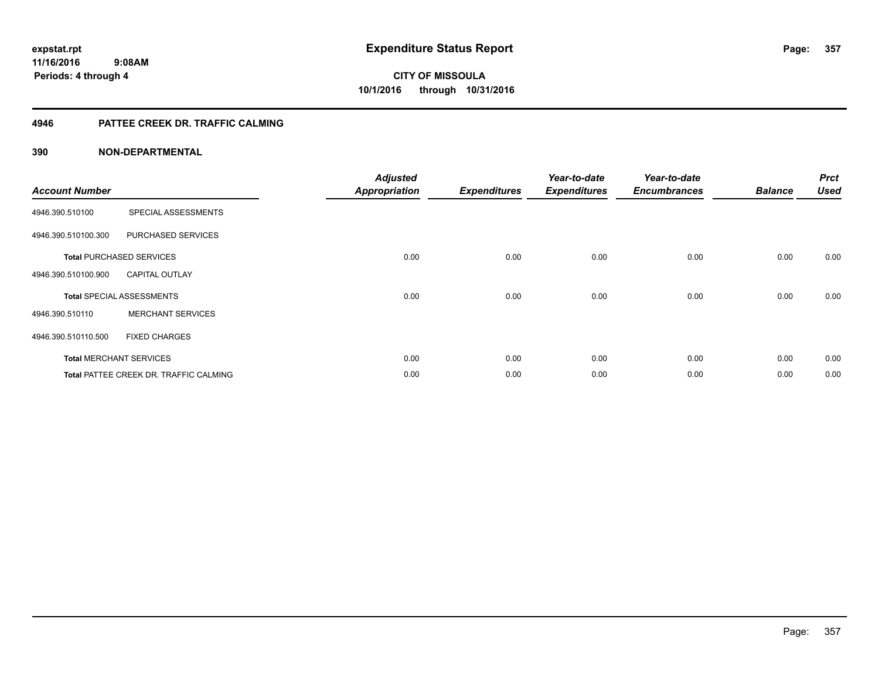# Expenditure Status Report

**CITY OF MISSOULA**
**10/1/2016 through 10/31/2016**

expstat.rpt
11/16/2016 9:08AM
Periods: 4 through 4

## 4946 PATTEE CREEK DR. TRAFFIC CALMING

### 390 NON-DEPARTMENTAL

| Account Number | | Adjusted Appropriation | Expenditures | Year-to-date Expenditures | Year-to-date Encumbrances | Balance | Prct Used |
|---|---|---|---|---|---|---|---|
| 4946.390.510100 | SPECIAL ASSESSMENTS | | | | | | |
| 4946.390.510100.300 | PURCHASED SERVICES | | | | | | |
| **Total** PURCHASED SERVICES | | 0.00 | 0.00 | 0.00 | 0.00 | 0.00 | 0.00 |
| 4946.390.510100.900 | CAPITAL OUTLAY | | | | | | |
| **Total** SPECIAL ASSESSMENTS | | 0.00 | 0.00 | 0.00 | 0.00 | 0.00 | 0.00 |
| 4946.390.510110 | MERCHANT SERVICES | | | | | | |
| 4946.390.510110.500 | FIXED CHARGES | | | | | | |
| **Total** MERCHANT SERVICES | | 0.00 | 0.00 | 0.00 | 0.00 | 0.00 | 0.00 |
| **Total** PATTEE CREEK DR. TRAFFIC CALMING | | 0.00 | 0.00 | 0.00 | 0.00 | 0.00 | 0.00 |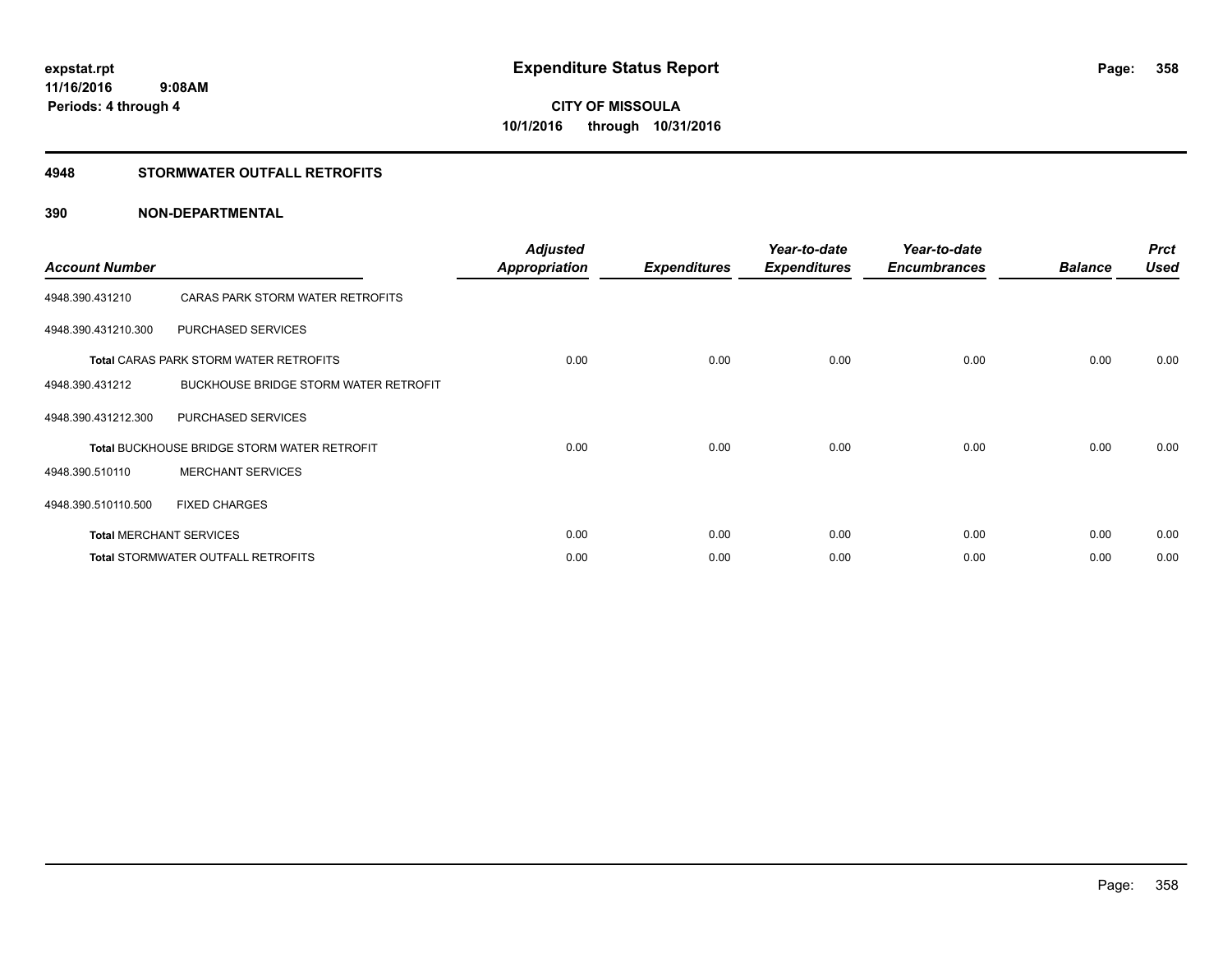**expstat.rpt**
**11/16/2016 9:08AM**
**Periods: 4 through 4**

# Expenditure Status Report

**CITY OF MISSOULA**
**10/1/2016 through 10/31/2016**

## 4948 STORMWATER OUTFALL RETROFITS

### 390 NON-DEPARTMENTAL

| Account Number | | Adjusted Appropriation | Expenditures | Year-to-date Expenditures | Year-to-date Encumbrances | Balance | Prct Used |
|---|---|---|---|---|---|---|---|
| 4948.390.431210 | CARAS PARK STORM WATER RETROFITS | | | | | | |
| 4948.390.431210.300 | PURCHASED SERVICES | | | | | | |
| **Total** CARAS PARK STORM WATER RETROFITS | | 0.00 | 0.00 | 0.00 | 0.00 | 0.00 | 0.00 |
| 4948.390.431212 | BUCKHOUSE BRIDGE STORM WATER RETROFIT | | | | | | |
| 4948.390.431212.300 | PURCHASED SERVICES | | | | | | |
| **Total** BUCKHOUSE BRIDGE STORM WATER RETROFIT | | 0.00 | 0.00 | 0.00 | 0.00 | 0.00 | 0.00 |
| 4948.390.510110 | MERCHANT SERVICES | | | | | | |
| 4948.390.510110.500 | FIXED CHARGES | | | | | | |
| **Total** MERCHANT SERVICES | | 0.00 | 0.00 | 0.00 | 0.00 | 0.00 | 0.00 |
| **Total** STORMWATER OUTFALL RETROFITS | | 0.00 | 0.00 | 0.00 | 0.00 | 0.00 | 0.00 |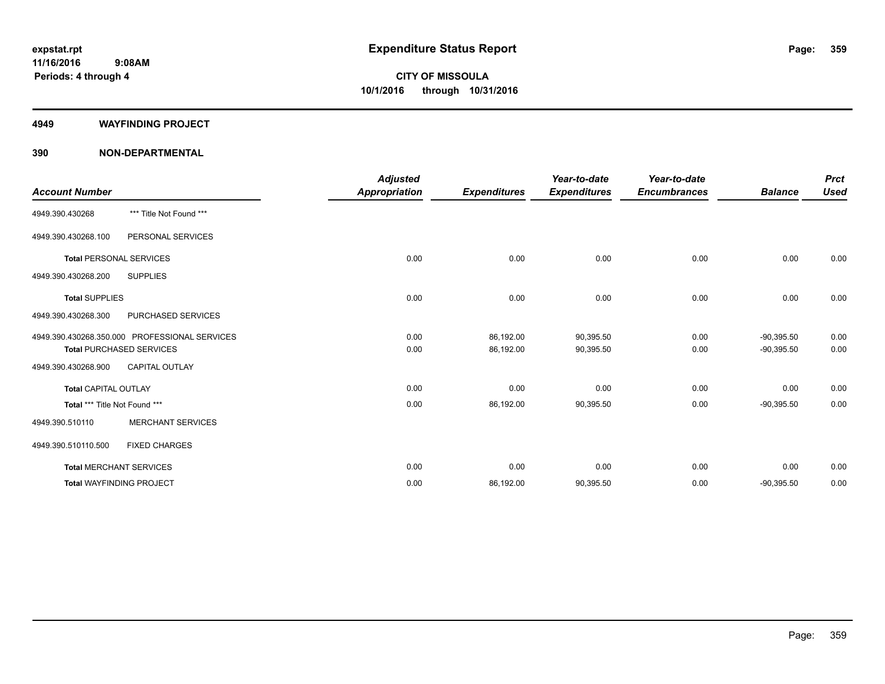# Expenditure Status Report

expstat.rpt
11/16/2016 9:08AM
Periods: 4 through 4

**CITY OF MISSOULA**
**10/1/2016 through 10/31/2016**

## 4949 WAYFINDING PROJECT

## 390 NON-DEPARTMENTAL

| Account Number | | Adjusted Appropriation | Expenditures | Year-to-date Expenditures | Year-to-date Encumbrances | Balance | Prct Used |
|---|---|---|---|---|---|---|---|
| 4949.390.430268 | *** Title Not Found *** | | | | | | |
| 4949.390.430268.100 | PERSONAL SERVICES | | | | | | |
| **Total** PERSONAL SERVICES | | 0.00 | 0.00 | 0.00 | 0.00 | 0.00 | 0.00 |
| 4949.390.430268.200 | SUPPLIES | | | | | | |
| **Total** SUPPLIES | | 0.00 | 0.00 | 0.00 | 0.00 | 0.00 | 0.00 |
| 4949.390.430268.300 | PURCHASED SERVICES | | | | | | |
| 4949.390.430268.350.000 | PROFESSIONAL SERVICES | 0.00 | 86,192.00 | 90,395.50 | 0.00 | -90,395.50 | 0.00 |
| **Total** PURCHASED SERVICES | | 0.00 | 86,192.00 | 90,395.50 | 0.00 | -90,395.50 | 0.00 |
| 4949.390.430268.900 | CAPITAL OUTLAY | | | | | | |
| **Total** CAPITAL OUTLAY | | 0.00 | 0.00 | 0.00 | 0.00 | 0.00 | 0.00 |
| **Total** *** Title Not Found *** | | 0.00 | 86,192.00 | 90,395.50 | 0.00 | -90,395.50 | 0.00 |
| 4949.390.510110 | MERCHANT SERVICES | | | | | | |
| 4949.390.510110.500 | FIXED CHARGES | | | | | | |
| **Total** MERCHANT SERVICES | | 0.00 | 0.00 | 0.00 | 0.00 | 0.00 | 0.00 |
| **Total** WAYFINDING PROJECT | | 0.00 | 86,192.00 | 90,395.50 | 0.00 | -90,395.50 | 0.00 |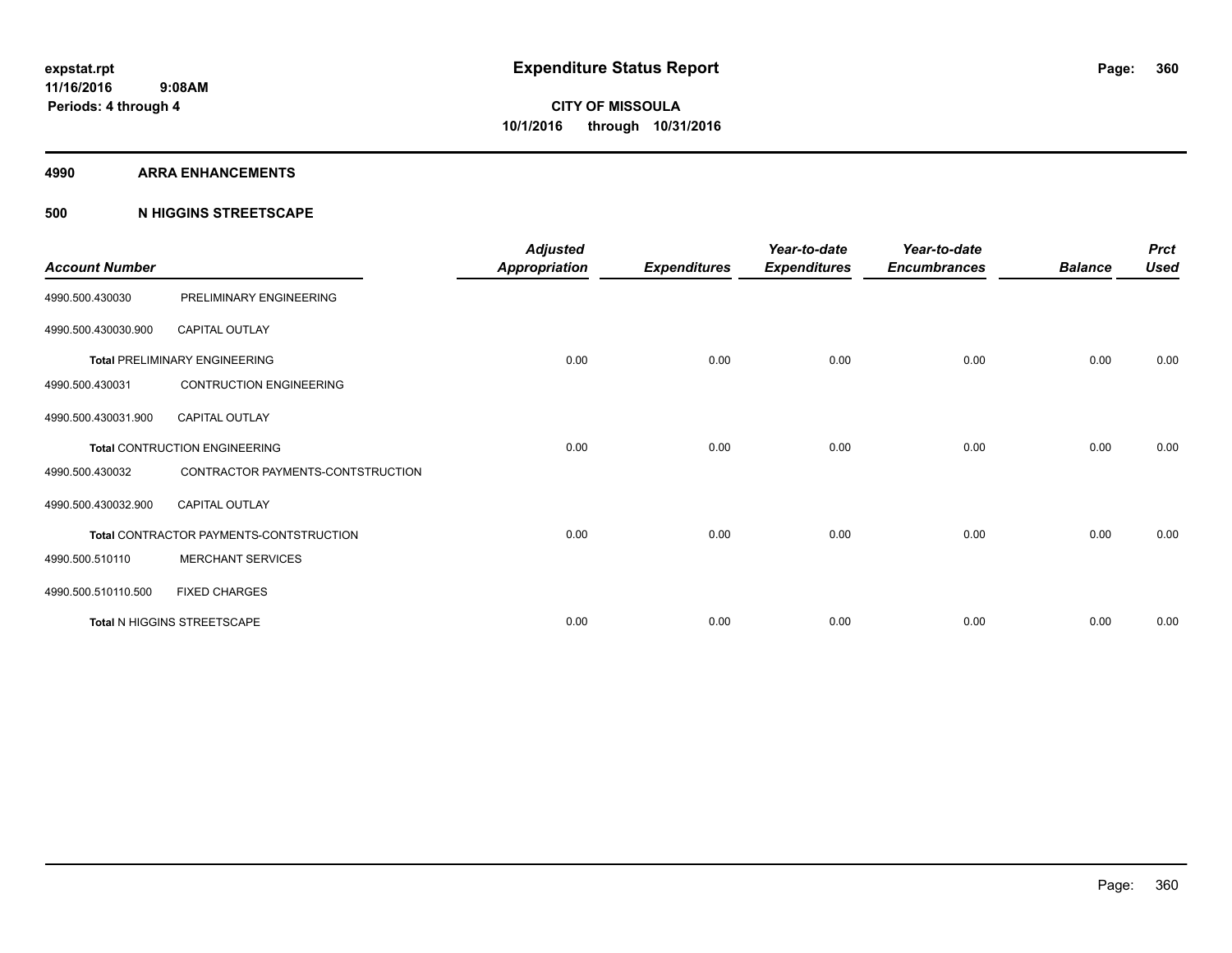**expstat.rpt**
**11/16/2016 9:08AM**
**Periods: 4 through 4**

# Expenditure Status Report

**CITY OF MISSOULA**
**10/1/2016 through 10/31/2016**

## 4990 ARRA ENHANCEMENTS

### 500 N HIGGINS STREETSCAPE

| Account Number | | Adjusted Appropriation | Expenditures | Year-to-date Expenditures | Year-to-date Encumbrances | Balance | Prct Used |
|---|---|---|---|---|---|---|---|
| 4990.500.430030 | PRELIMINARY ENGINEERING | | | | | | |
| 4990.500.430030.900 | CAPITAL OUTLAY | | | | | | |
| **Total** PRELIMINARY ENGINEERING | | 0.00 | 0.00 | 0.00 | 0.00 | 0.00 | 0.00 |
| 4990.500.430031 | CONTRUCTION ENGINEERING | | | | | | |
| 4990.500.430031.900 | CAPITAL OUTLAY | | | | | | |
| **Total** CONTRUCTION ENGINEERING | | 0.00 | 0.00 | 0.00 | 0.00 | 0.00 | 0.00 |
| 4990.500.430032 | CONTRACTOR PAYMENTS-CONTSTRUCTION | | | | | | |
| 4990.500.430032.900 | CAPITAL OUTLAY | | | | | | |
| **Total** CONTRACTOR PAYMENTS-CONTSTRUCTION | | 0.00 | 0.00 | 0.00 | 0.00 | 0.00 | 0.00 |
| 4990.500.510110 | MERCHANT SERVICES | | | | | | |
| 4990.500.510110.500 | FIXED CHARGES | | | | | | |
| **Total** N HIGGINS STREETSCAPE | | 0.00 | 0.00 | 0.00 | 0.00 | 0.00 | 0.00 |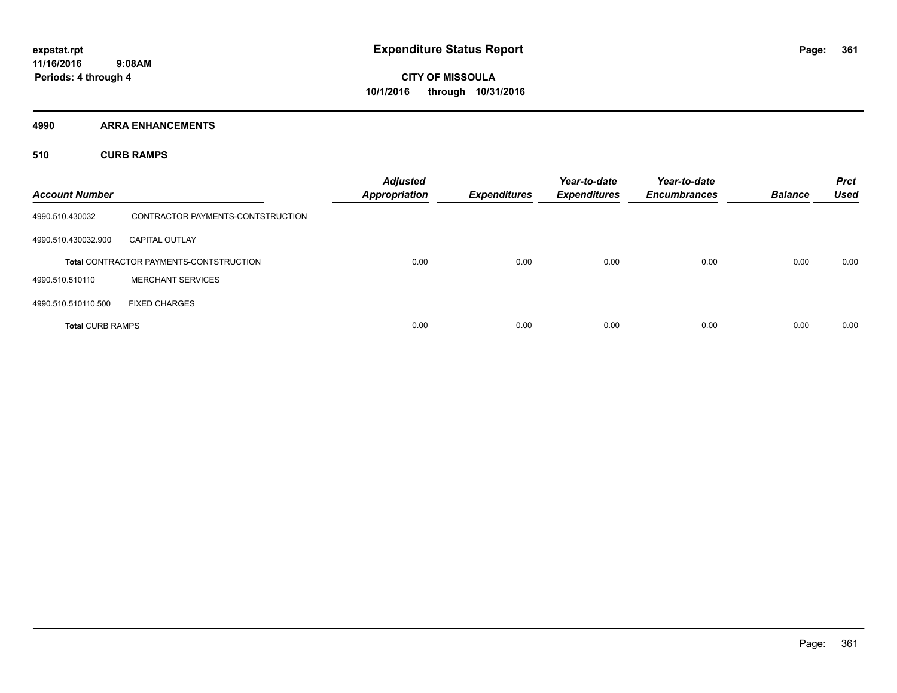# Expenditure Status Report

**CITY OF MISSOULA**
**10/1/2016 through 10/31/2016**

expstat.rpt
11/16/2016 9:08AM
Periods: 4 through 4

## 4990 ARRA ENHANCEMENTS

### 510 CURB RAMPS

| Account Number | | Adjusted Appropriation | Expenditures | Year-to-date Expenditures | Year-to-date Encumbrances | Balance | Prct Used |
|---|---|---|---|---|---|---|---|
| 4990.510.430032 | CONTRACTOR PAYMENTS-CONTSTRUCTION | | | | | | |
| 4990.510.430032.900 | CAPITAL OUTLAY | | | | | | |
| | **Total** CONTRACTOR PAYMENTS-CONTSTRUCTION | 0.00 | 0.00 | 0.00 | 0.00 | 0.00 | 0.00 |
| 4990.510.510110 | MERCHANT SERVICES | | | | | | |
| 4990.510.510110.500 | FIXED CHARGES | | | | | | |
| **Total** CURB RAMPS | | 0.00 | 0.00 | 0.00 | 0.00 | 0.00 | 0.00 |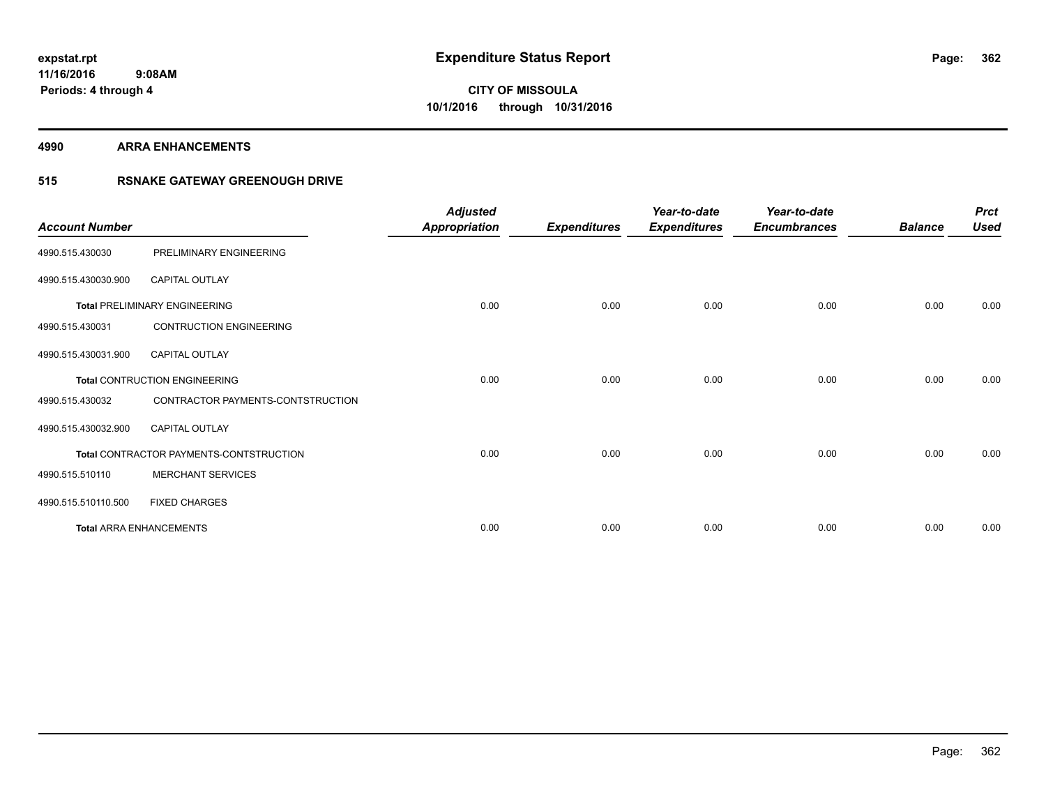**expstat.rpt**
**11/16/2016 9:08AM**
**Periods: 4 through 4**

# Expenditure Status Report

**CITY OF MISSOULA**
**10/1/2016 through 10/31/2016**

## 4990 ARRA ENHANCEMENTS

### 515 RSNAKE GATEWAY GREENOUGH DRIVE

| Account Number | | Adjusted Appropriation | Expenditures | Year-to-date Expenditures | Year-to-date Encumbrances | Balance | Prct Used |
|---|---|---|---|---|---|---|---|
| 4990.515.430030 | PRELIMINARY ENGINEERING | | | | | | |
| 4990.515.430030.900 | CAPITAL OUTLAY | | | | | | |
| **Total** PRELIMINARY ENGINEERING | | 0.00 | 0.00 | 0.00 | 0.00 | 0.00 | 0.00 |
| 4990.515.430031 | CONTRUCTION ENGINEERING | | | | | | |
| 4990.515.430031.900 | CAPITAL OUTLAY | | | | | | |
| **Total** CONTRUCTION ENGINEERING | | 0.00 | 0.00 | 0.00 | 0.00 | 0.00 | 0.00 |
| 4990.515.430032 | CONTRACTOR PAYMENTS-CONTSTRUCTION | | | | | | |
| 4990.515.430032.900 | CAPITAL OUTLAY | | | | | | |
| **Total** CONTRACTOR PAYMENTS-CONTSTRUCTION | | 0.00 | 0.00 | 0.00 | 0.00 | 0.00 | 0.00 |
| 4990.515.510110 | MERCHANT SERVICES | | | | | | |
| 4990.515.510110.500 | FIXED CHARGES | | | | | | |
| **Total** ARRA ENHANCEMENTS | | 0.00 | 0.00 | 0.00 | 0.00 | 0.00 | 0.00 |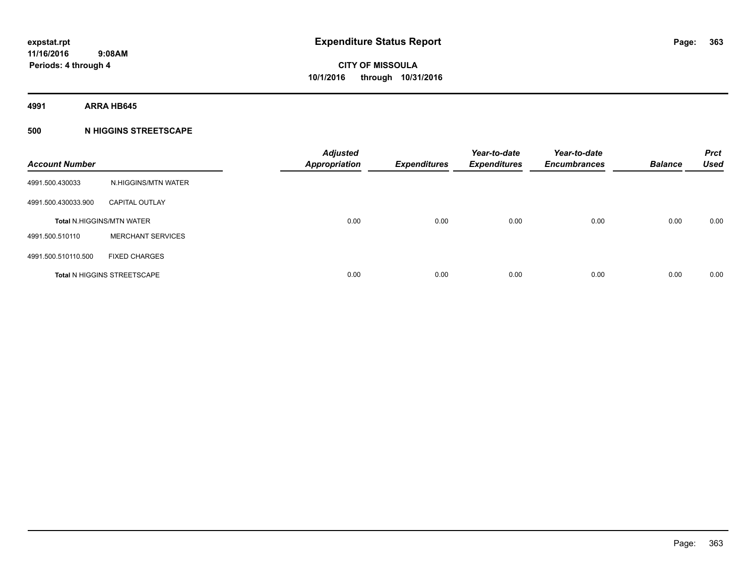**expstat.rpt**
**11/16/2016 9:08AM**
**Periods: 4 through 4**

# Expenditure Status Report

**CITY OF MISSOULA**
**10/1/2016 through 10/31/2016**

## 4991 ARRA HB645

### 500 N HIGGINS STREETSCAPE

| Account Number | | Adjusted Appropriation | Expenditures | Year-to-date Expenditures | Year-to-date Encumbrances | Balance | Prct Used |
|---|---|---|---|---|---|---|---|
| 4991.500.430033 | N.HIGGINS/MTN WATER | | | | | | |
| 4991.500.430033.900 | CAPITAL OUTLAY | | | | | | |
| Total N.HIGGINS/MTN WATER | | 0.00 | 0.00 | 0.00 | 0.00 | 0.00 | 0.00 |
| 4991.500.510110 | MERCHANT SERVICES | | | | | | |
| 4991.500.510110.500 | FIXED CHARGES | | | | | | |
| Total N HIGGINS STREETSCAPE | | 0.00 | 0.00 | 0.00 | 0.00 | 0.00 | 0.00 |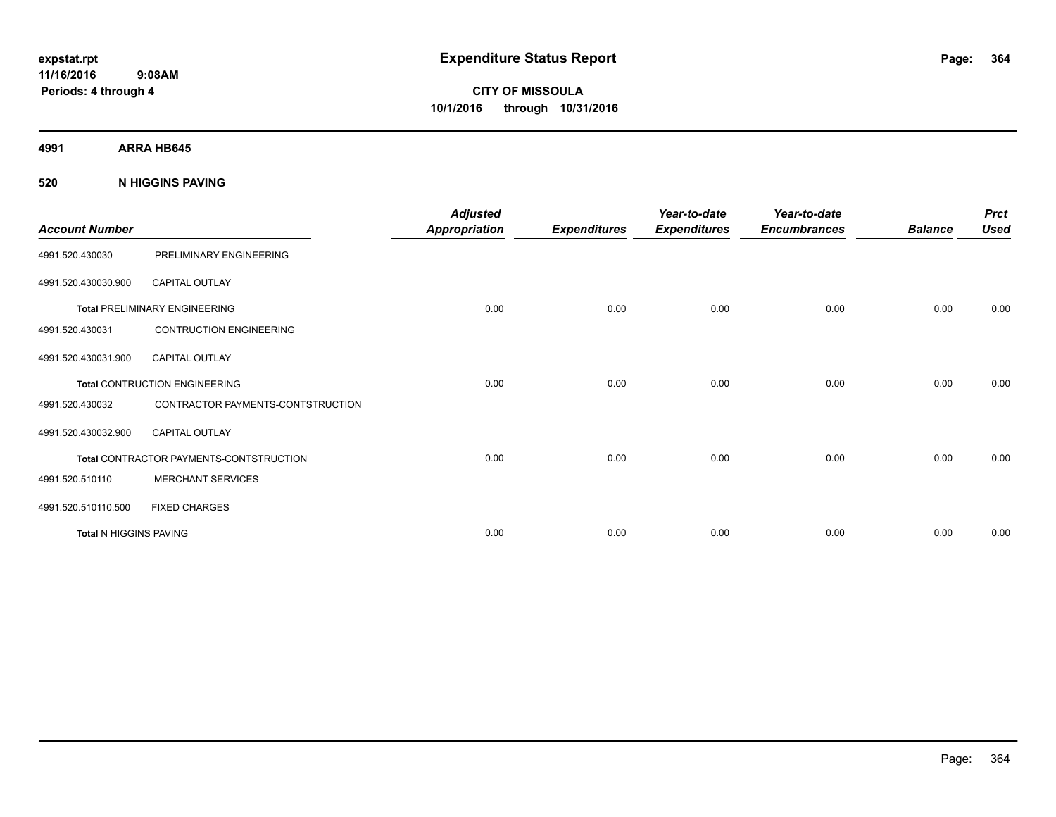# Expenditure Status Report

expstat.rpt
11/16/2016 9:08AM
Periods: 4 through 4

**CITY OF MISSOULA**
**10/1/2016 through 10/31/2016**

## 4991 ARRA HB645

### 520 N HIGGINS PAVING

| Account Number | | Adjusted Appropriation | Expenditures | Year-to-date Expenditures | Year-to-date Encumbrances | Balance | Prct Used |
|---|---|---|---|---|---|---|---|
| 4991.520.430030 | PRELIMINARY ENGINEERING | | | | | | |
| 4991.520.430030.900 | CAPITAL OUTLAY | | | | | | |
| **Total** PRELIMINARY ENGINEERING | | 0.00 | 0.00 | 0.00 | 0.00 | 0.00 | 0.00 |
| 4991.520.430031 | CONTRUCTION ENGINEERING | | | | | | |
| 4991.520.430031.900 | CAPITAL OUTLAY | | | | | | |
| **Total** CONTRUCTION ENGINEERING | | 0.00 | 0.00 | 0.00 | 0.00 | 0.00 | 0.00 |
| 4991.520.430032 | CONTRACTOR PAYMENTS-CONTSTRUCTION | | | | | | |
| 4991.520.430032.900 | CAPITAL OUTLAY | | | | | | |
| **Total** CONTRACTOR PAYMENTS-CONTSTRUCTION | | 0.00 | 0.00 | 0.00 | 0.00 | 0.00 | 0.00 |
| 4991.520.510110 | MERCHANT SERVICES | | | | | | |
| 4991.520.510110.500 | FIXED CHARGES | | | | | | |
| **Total** N HIGGINS PAVING | | 0.00 | 0.00 | 0.00 | 0.00 | 0.00 | 0.00 |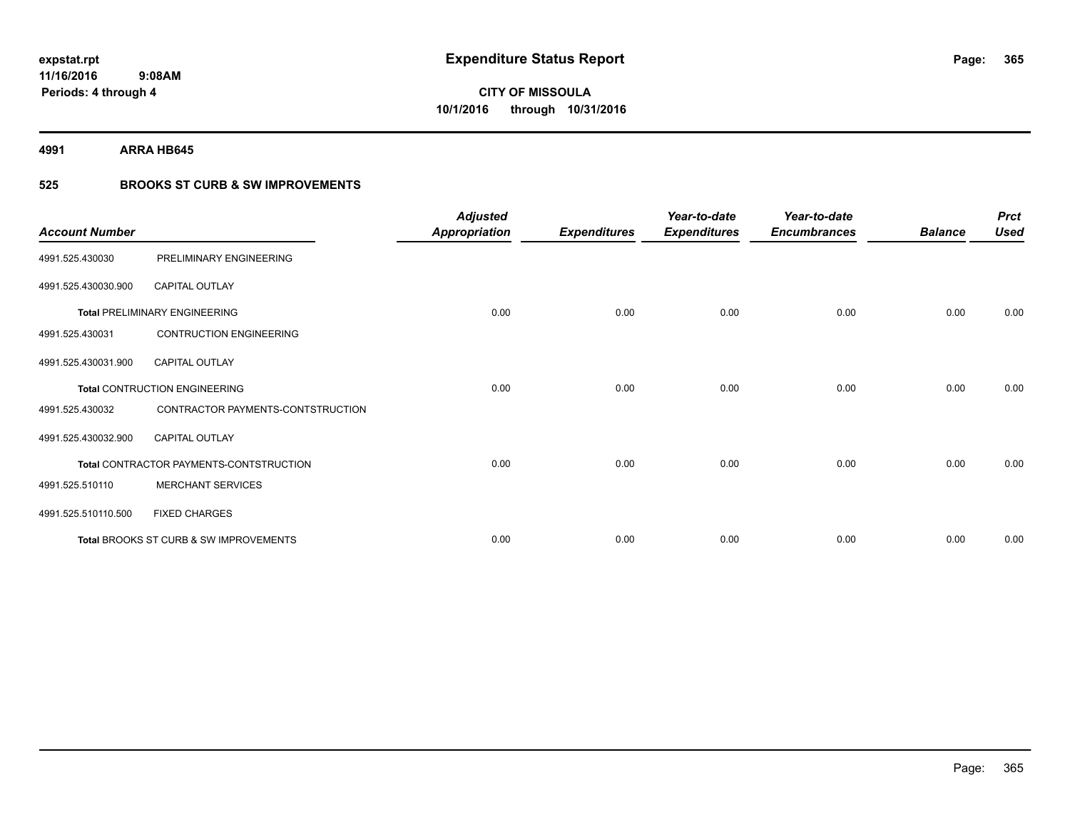**expstat.rpt**
**11/16/2016 9:08AM**
**Periods: 4 through 4**

# Expenditure Status Report

**CITY OF MISSOULA**
**10/1/2016 through 10/31/2016**

## 4991 ARRA HB645

### 525 BROOKS ST CURB & SW IMPROVEMENTS

| Account Number | | Adjusted Appropriation | Expenditures | Year-to-date Expenditures | Year-to-date Encumbrances | Balance | Prct Used |
|---|---|---|---|---|---|---|---|
| 4991.525.430030 | PRELIMINARY ENGINEERING | | | | | | |
| 4991.525.430030.900 | CAPITAL OUTLAY | | | | | | |
| **Total** PRELIMINARY ENGINEERING | | 0.00 | 0.00 | 0.00 | 0.00 | 0.00 | 0.00 |
| 4991.525.430031 | CONTRUCTION ENGINEERING | | | | | | |
| 4991.525.430031.900 | CAPITAL OUTLAY | | | | | | |
| **Total** CONTRUCTION ENGINEERING | | 0.00 | 0.00 | 0.00 | 0.00 | 0.00 | 0.00 |
| 4991.525.430032 | CONTRACTOR PAYMENTS-CONTSTRUCTION | | | | | | |
| 4991.525.430032.900 | CAPITAL OUTLAY | | | | | | |
| **Total** CONTRACTOR PAYMENTS-CONTSTRUCTION | | 0.00 | 0.00 | 0.00 | 0.00 | 0.00 | 0.00 |
| 4991.525.510110 | MERCHANT SERVICES | | | | | | |
| 4991.525.510110.500 | FIXED CHARGES | | | | | | |
| **Total** BROOKS ST CURB & SW IMPROVEMENTS | | 0.00 | 0.00 | 0.00 | 0.00 | 0.00 | 0.00 |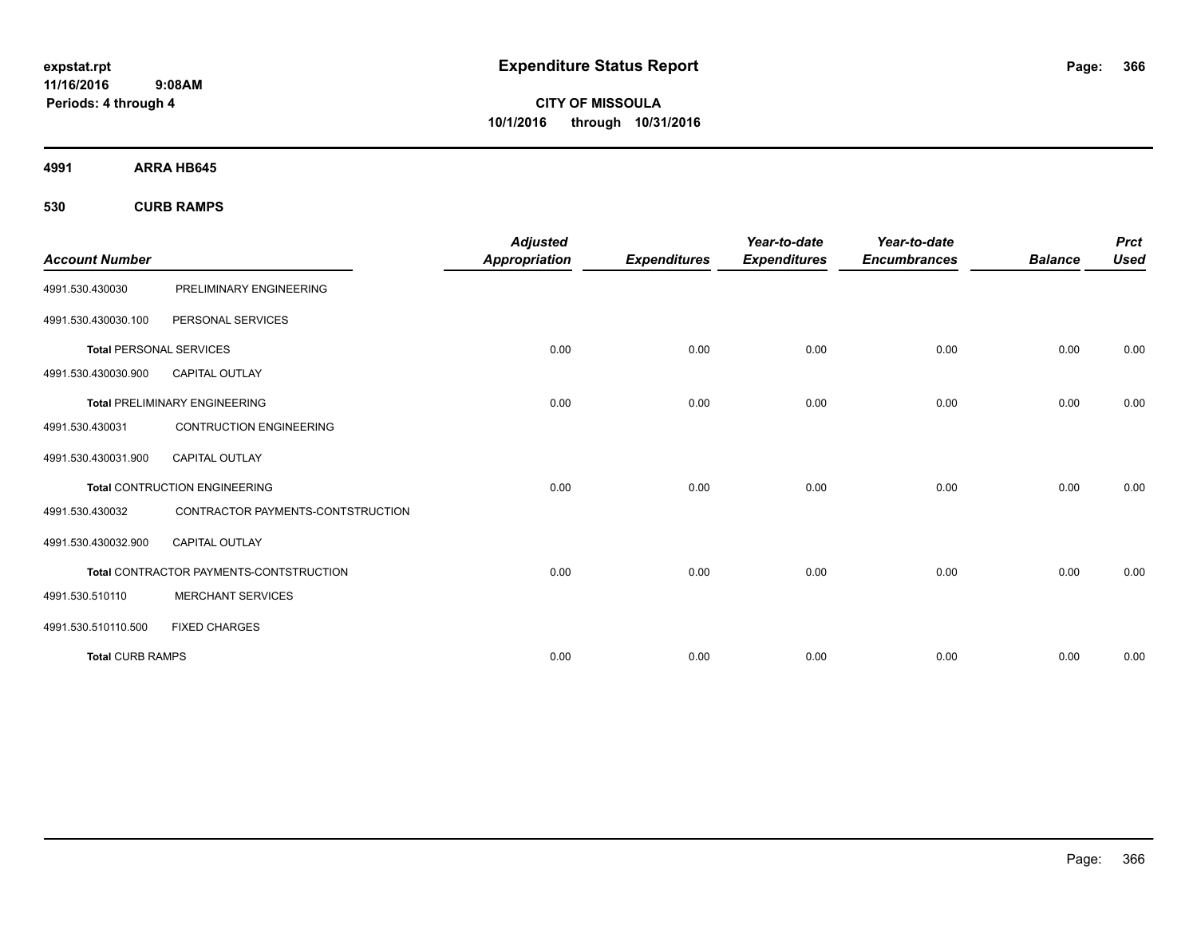**expstat.rpt**
**11/16/2016 9:08AM**
**Periods: 4 through 4**

# Expenditure Status Report

**CITY OF MISSOULA**
**10/1/2016 through 10/31/2016**

**4991 ARRA HB645**

**530 CURB RAMPS**

| Account Number | | Adjusted Appropriation | Expenditures | Year-to-date Expenditures | Year-to-date Encumbrances | Balance | Prct Used |
|---|---|---|---|---|---|---|---|
| 4991.530.430030 | PRELIMINARY ENGINEERING | | | | | | |
| 4991.530.430030.100 | PERSONAL SERVICES | | | | | | |
| **Total** PERSONAL SERVICES | | 0.00 | 0.00 | 0.00 | 0.00 | 0.00 | 0.00 |
| 4991.530.430030.900 | CAPITAL OUTLAY | | | | | | |
| **Total** PRELIMINARY ENGINEERING | | 0.00 | 0.00 | 0.00 | 0.00 | 0.00 | 0.00 |
| 4991.530.430031 | CONTRUCTION ENGINEERING | | | | | | |
| 4991.530.430031.900 | CAPITAL OUTLAY | | | | | | |
| **Total** CONTRUCTION ENGINEERING | | 0.00 | 0.00 | 0.00 | 0.00 | 0.00 | 0.00 |
| 4991.530.430032 | CONTRACTOR PAYMENTS-CONTSTRUCTION | | | | | | |
| 4991.530.430032.900 | CAPITAL OUTLAY | | | | | | |
| **Total** CONTRACTOR PAYMENTS-CONTSTRUCTION | | 0.00 | 0.00 | 0.00 | 0.00 | 0.00 | 0.00 |
| 4991.530.510110 | MERCHANT SERVICES | | | | | | |
| 4991.530.510110.500 | FIXED CHARGES | | | | | | |
| **Total** CURB RAMPS | | 0.00 | 0.00 | 0.00 | 0.00 | 0.00 | 0.00 |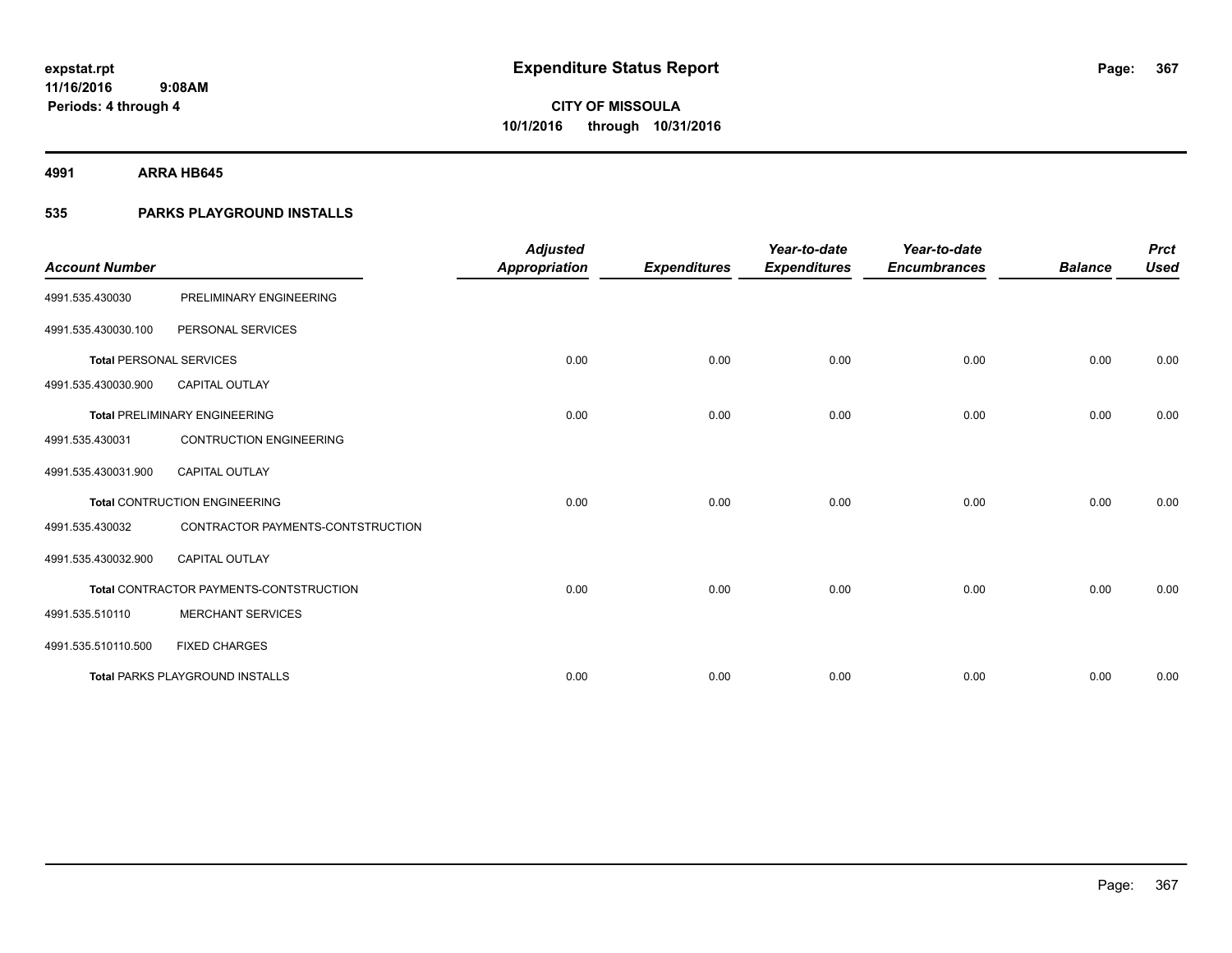# Expenditure Status Report

expstat.rpt
11/16/2016 9:08AM
Periods: 4 through 4

**CITY OF MISSOULA**
**10/1/2016 through 10/31/2016**

**4991 ARRA HB645**

**535 PARKS PLAYGROUND INSTALLS**

| Account Number | | Adjusted Appropriation | Expenditures | Year-to-date Expenditures | Year-to-date Encumbrances | Balance | Prct Used |
|---|---|---|---|---|---|---|---|
| 4991.535.430030 | PRELIMINARY ENGINEERING | | | | | | |
| 4991.535.430030.100 | PERSONAL SERVICES | | | | | | |
| **Total** PERSONAL SERVICES | | 0.00 | 0.00 | 0.00 | 0.00 | 0.00 | 0.00 |
| 4991.535.430030.900 | CAPITAL OUTLAY | | | | | | |
| **Total** PRELIMINARY ENGINEERING | | 0.00 | 0.00 | 0.00 | 0.00 | 0.00 | 0.00 |
| 4991.535.430031 | CONTRUCTION ENGINEERING | | | | | | |
| 4991.535.430031.900 | CAPITAL OUTLAY | | | | | | |
| **Total** CONTRUCTION ENGINEERING | | 0.00 | 0.00 | 0.00 | 0.00 | 0.00 | 0.00 |
| 4991.535.430032 | CONTRACTOR PAYMENTS-CONTSTRUCTION | | | | | | |
| 4991.535.430032.900 | CAPITAL OUTLAY | | | | | | |
| **Total** CONTRACTOR PAYMENTS-CONTSTRUCTION | | 0.00 | 0.00 | 0.00 | 0.00 | 0.00 | 0.00 |
| 4991.535.510110 | MERCHANT SERVICES | | | | | | |
| 4991.535.510110.500 | FIXED CHARGES | | | | | | |
| **Total** PARKS PLAYGROUND INSTALLS | | 0.00 | 0.00 | 0.00 | 0.00 | 0.00 | 0.00 |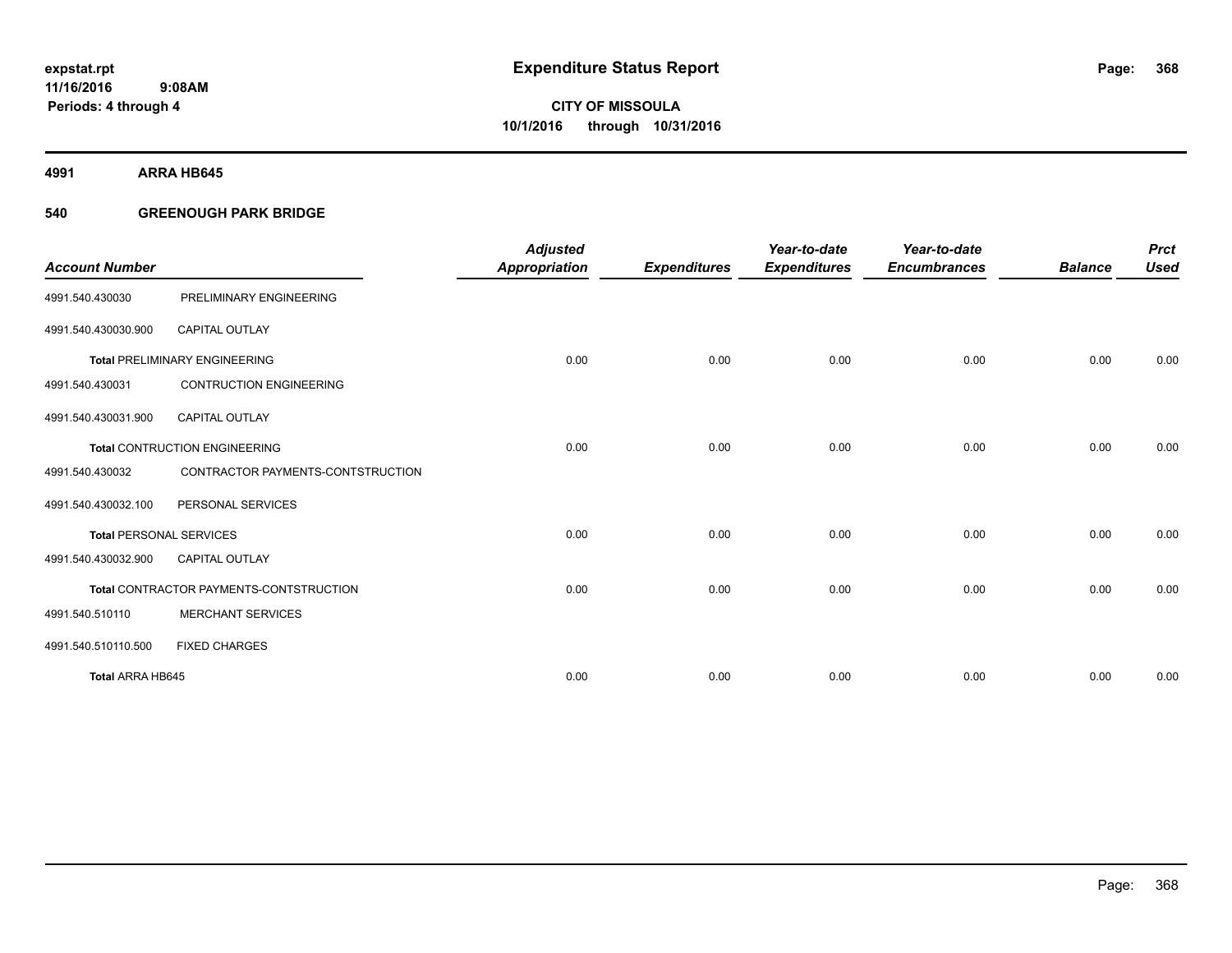expstat.rpt
11/16/2016 9:08AM
Periods: 4 through 4

# Expenditure Status Report

**CITY OF MISSOULA**
**10/1/2016 through 10/31/2016**

## 4991 ARRA HB645

### 540 GREENOUGH PARK BRIDGE

| Account Number | | Adjusted Appropriation | Expenditures | Year-to-date Expenditures | Year-to-date Encumbrances | Balance | Prct Used |
|---|---|---|---|---|---|---|---|
| 4991.540.430030 | PRELIMINARY ENGINEERING | | | | | | |
| 4991.540.430030.900 | CAPITAL OUTLAY | | | | | | |
| **Total** PRELIMINARY ENGINEERING | | 0.00 | 0.00 | 0.00 | 0.00 | 0.00 | 0.00 |
| 4991.540.430031 | CONTRUCTION ENGINEERING | | | | | | |
| 4991.540.430031.900 | CAPITAL OUTLAY | | | | | | |
| **Total** CONTRUCTION ENGINEERING | | 0.00 | 0.00 | 0.00 | 0.00 | 0.00 | 0.00 |
| 4991.540.430032 | CONTRACTOR PAYMENTS-CONTSTRUCTION | | | | | | |
| 4991.540.430032.100 | PERSONAL SERVICES | | | | | | |
| **Total** PERSONAL SERVICES | | 0.00 | 0.00 | 0.00 | 0.00 | 0.00 | 0.00 |
| 4991.540.430032.900 | CAPITAL OUTLAY | | | | | | |
| **Total** CONTRACTOR PAYMENTS-CONTSTRUCTION | | 0.00 | 0.00 | 0.00 | 0.00 | 0.00 | 0.00 |
| 4991.540.510110 | MERCHANT SERVICES | | | | | | |
| 4991.540.510110.500 | FIXED CHARGES | | | | | | |
| **Total ARRA HB645** | | 0.00 | 0.00 | 0.00 | 0.00 | 0.00 | 0.00 |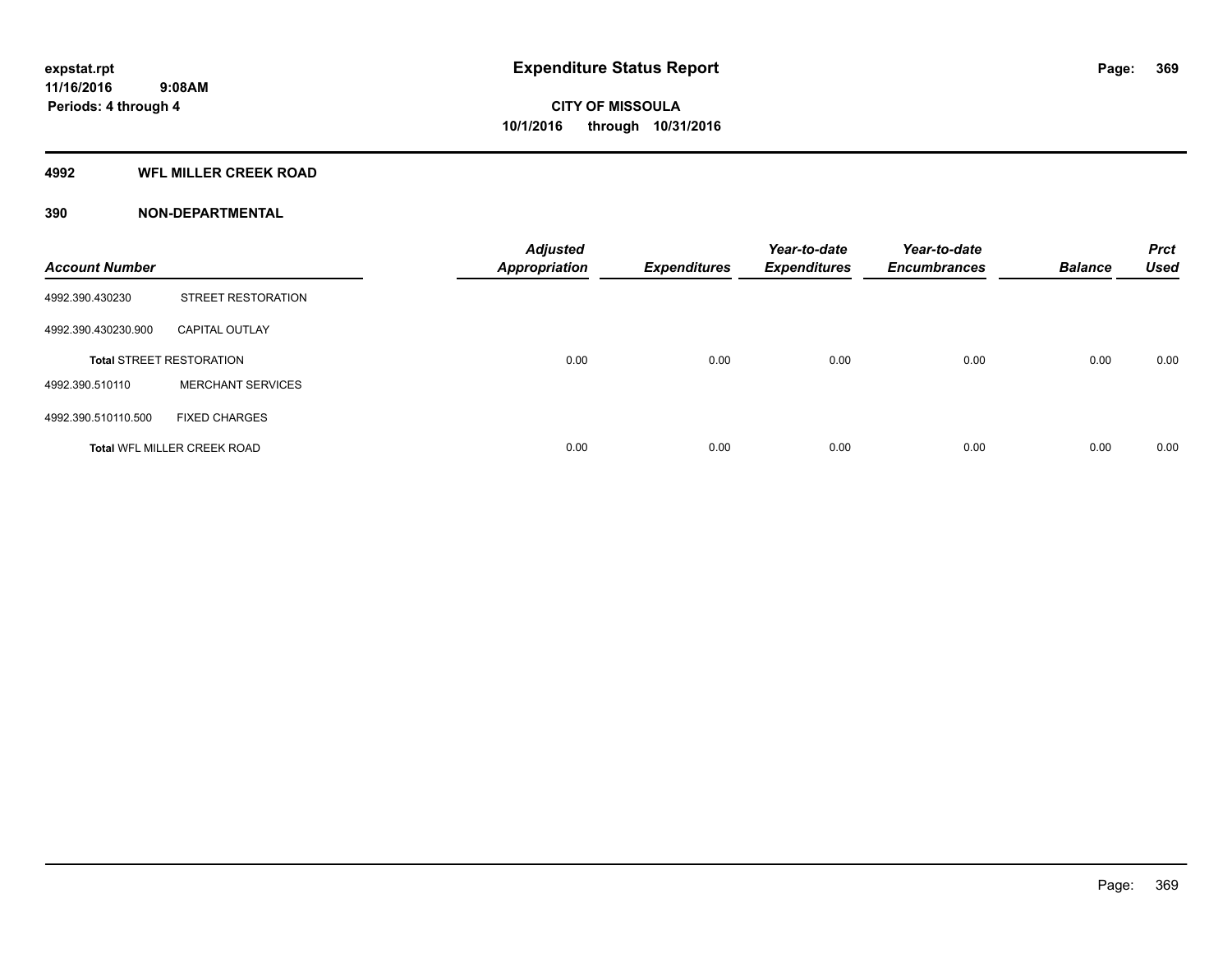**expstat.rpt**
**11/16/2016 9:08AM**
**Periods: 4 through 4**

# Expenditure Status Report

**CITY OF MISSOULA**
**10/1/2016 through 10/31/2016**

## 4992 WFL MILLER CREEK ROAD

## 390 NON-DEPARTMENTAL

| Account Number | | Adjusted Appropriation | Expenditures | Year-to-date Expenditures | Year-to-date Encumbrances | Balance | Prct Used |
|---|---|---|---|---|---|---|---|
| 4992.390.430230 | STREET RESTORATION | | | | | | |
| 4992.390.430230.900 | CAPITAL OUTLAY | | | | | | |
| **Total** STREET RESTORATION | | 0.00 | 0.00 | 0.00 | 0.00 | 0.00 | 0.00 |
| 4992.390.510110 | MERCHANT SERVICES | | | | | | |
| 4992.390.510110.500 | FIXED CHARGES | | | | | | |
| **Total** WFL MILLER CREEK ROAD | | 0.00 | 0.00 | 0.00 | 0.00 | 0.00 | 0.00 |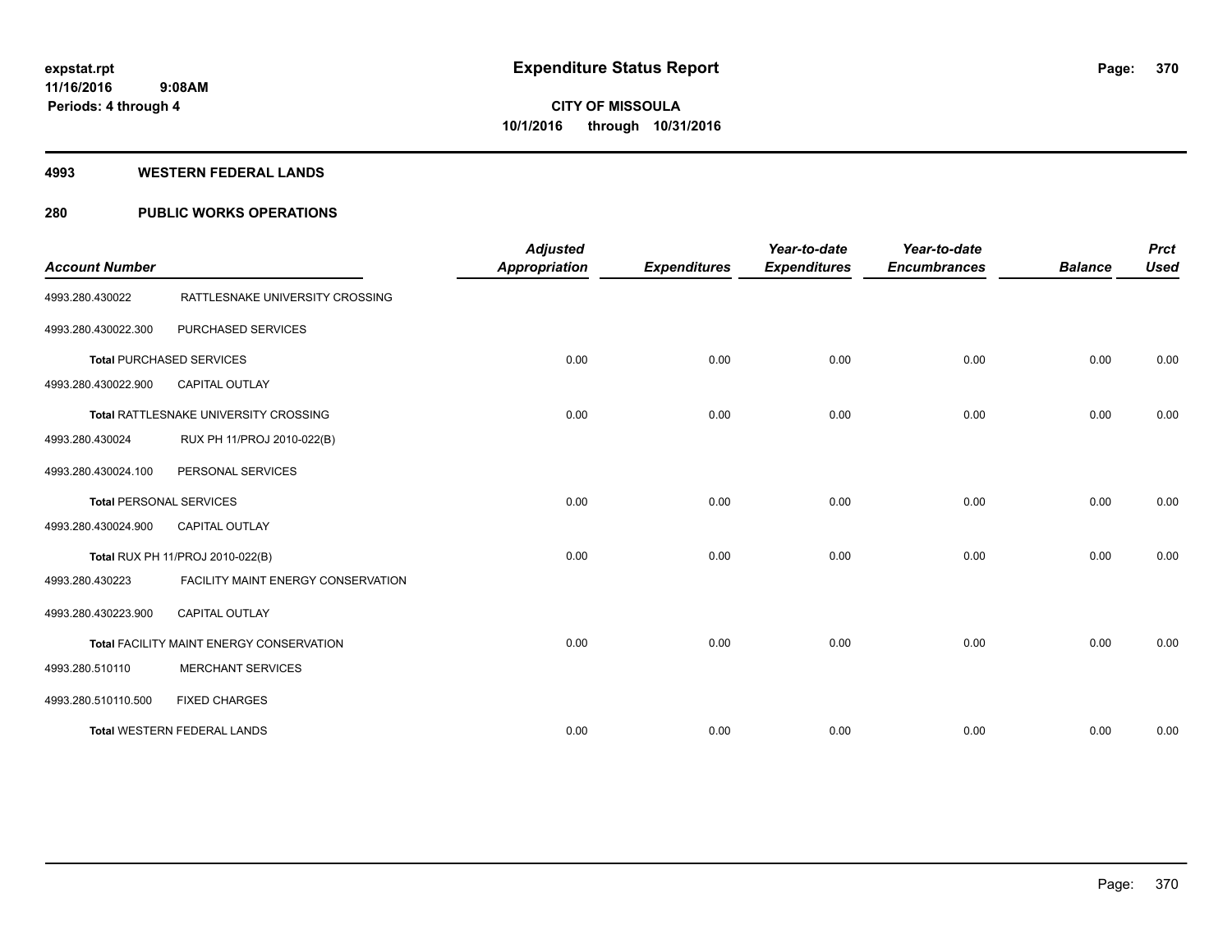**expstat.rpt**
**11/16/2016 9:08AM**
**Periods: 4 through 4**

# Expenditure Status Report

**CITY OF MISSOULA**
**10/1/2016 through 10/31/2016**

## 4993 WESTERN FEDERAL LANDS

## 280 PUBLIC WORKS OPERATIONS

| Account Number | | Adjusted Appropriation | Expenditures | Year-to-date Expenditures | Year-to-date Encumbrances | Balance | Prct Used |
|---|---|---|---|---|---|---|---|
| 4993.280.430022 | RATTLESNAKE UNIVERSITY CROSSING | | | | | | |
| 4993.280.430022.300 | PURCHASED SERVICES | | | | | | |
| **Total** PURCHASED SERVICES | | 0.00 | 0.00 | 0.00 | 0.00 | 0.00 | 0.00 |
| 4993.280.430022.900 | CAPITAL OUTLAY | | | | | | |
| **Total** RATTLESNAKE UNIVERSITY CROSSING | | 0.00 | 0.00 | 0.00 | 0.00 | 0.00 | 0.00 |
| 4993.280.430024 | RUX PH 11/PROJ 2010-022(B) | | | | | | |
| 4993.280.430024.100 | PERSONAL SERVICES | | | | | | |
| **Total** PERSONAL SERVICES | | 0.00 | 0.00 | 0.00 | 0.00 | 0.00 | 0.00 |
| 4993.280.430024.900 | CAPITAL OUTLAY | | | | | | |
| **Total** RUX PH 11/PROJ 2010-022(B) | | 0.00 | 0.00 | 0.00 | 0.00 | 0.00 | 0.00 |
| 4993.280.430223 | FACILITY MAINT ENERGY CONSERVATION | | | | | | |
| 4993.280.430223.900 | CAPITAL OUTLAY | | | | | | |
| **Total** FACILITY MAINT ENERGY CONSERVATION | | 0.00 | 0.00 | 0.00 | 0.00 | 0.00 | 0.00 |
| 4993.280.510110 | MERCHANT SERVICES | | | | | | |
| 4993.280.510110.500 | FIXED CHARGES | | | | | | |
| **Total** WESTERN FEDERAL LANDS | | 0.00 | 0.00 | 0.00 | 0.00 | 0.00 | 0.00 |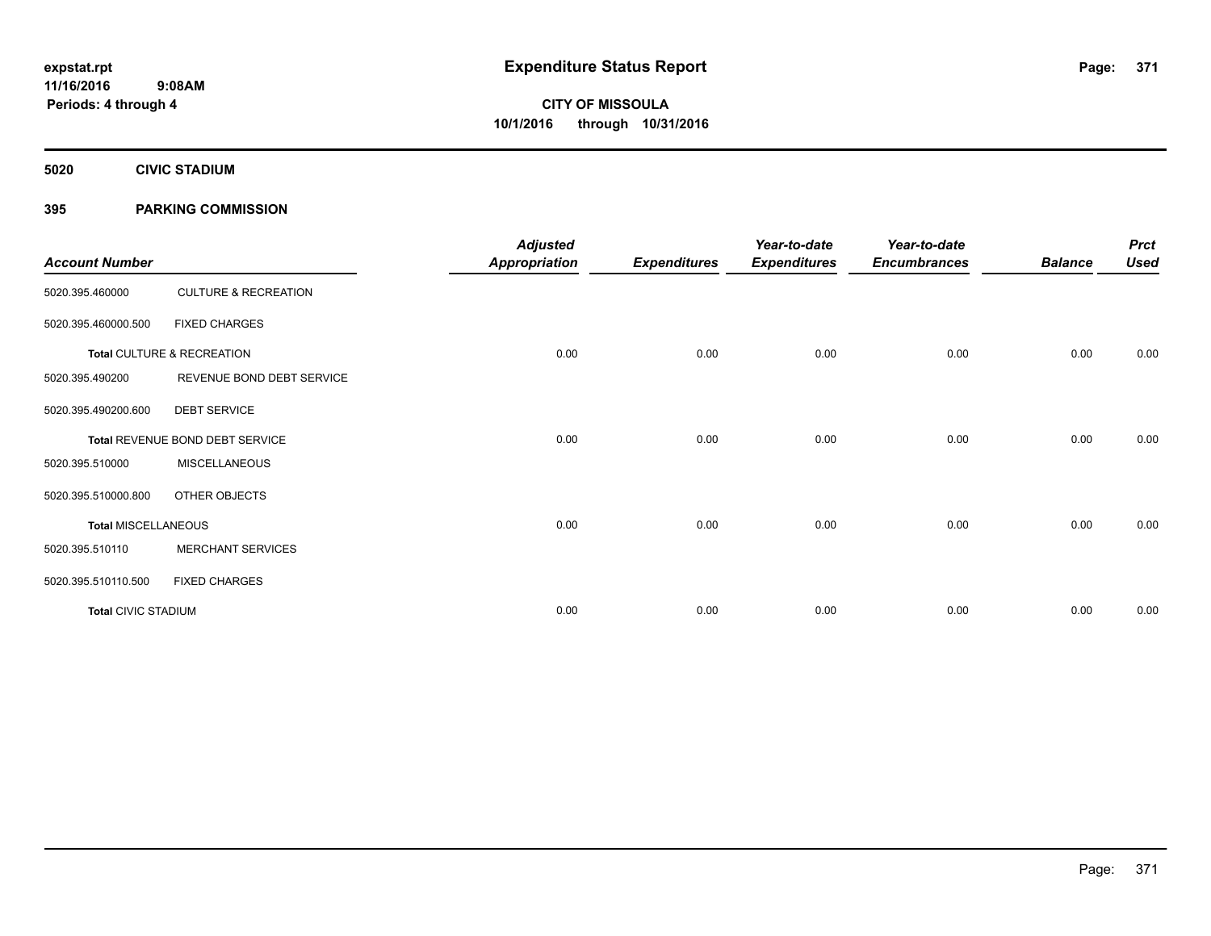expstat.rpt
11/16/2016 9:08AM
Periods: 4 through 4

# Expenditure Status Report

**CITY OF MISSOULA**
**10/1/2016 through 10/31/2016**

## 5020 CIVIC STADIUM

## 395 PARKING COMMISSION

| Account Number | | Adjusted Appropriation | Expenditures | Year-to-date Expenditures | Year-to-date Encumbrances | Balance | Prct Used |
|---|---|---|---|---|---|---|---|
| 5020.395.460000 | CULTURE & RECREATION | | | | | | |
| 5020.395.460000.500 | FIXED CHARGES | | | | | | |
| **Total** CULTURE & RECREATION | | 0.00 | 0.00 | 0.00 | 0.00 | 0.00 | 0.00 |
| 5020.395.490200 | REVENUE BOND DEBT SERVICE | | | | | | |
| 5020.395.490200.600 | DEBT SERVICE | | | | | | |
| **Total** REVENUE BOND DEBT SERVICE | | 0.00 | 0.00 | 0.00 | 0.00 | 0.00 | 0.00 |
| 5020.395.510000 | MISCELLANEOUS | | | | | | |
| 5020.395.510000.800 | OTHER OBJECTS | | | | | | |
| **Total** MISCELLANEOUS | | 0.00 | 0.00 | 0.00 | 0.00 | 0.00 | 0.00 |
| 5020.395.510110 | MERCHANT SERVICES | | | | | | |
| 5020.395.510110.500 | FIXED CHARGES | | | | | | |
| **Total** CIVIC STADIUM | | 0.00 | 0.00 | 0.00 | 0.00 | 0.00 | 0.00 |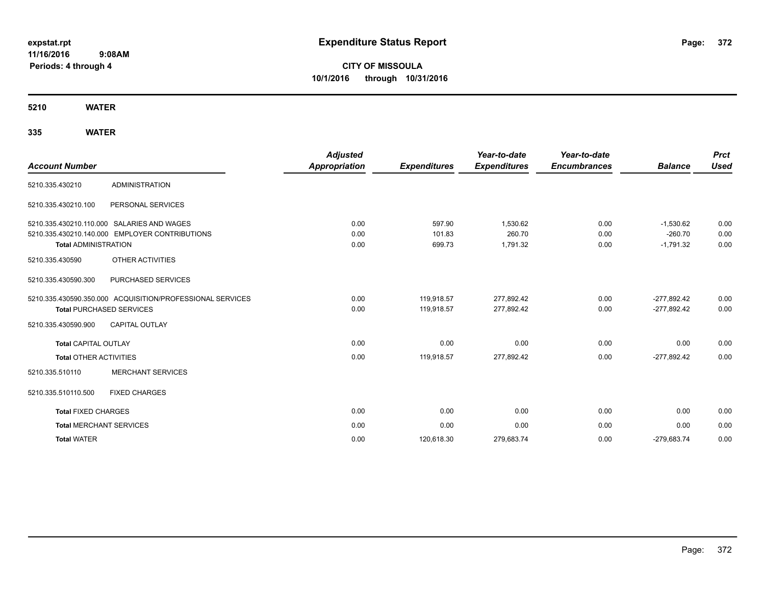**expstat.rpt**
**11/16/2016 9:08AM**
**Periods: 4 through 4**

# Expenditure Status Report

**CITY OF MISSOULA**
**10/1/2016 through 10/31/2016**

## 5210 WATER

### 335 WATER

| Account Number | | Adjusted Appropriation | Expenditures | Year-to-date Expenditures | Year-to-date Encumbrances | Balance | Prct Used |
|---|---|---|---|---|---|---|---|
| 5210.335.430210 | ADMINISTRATION | | | | | | |
| 5210.335.430210.100 | PERSONAL SERVICES | | | | | | |
| 5210.335.430210.110.000 | SALARIES AND WAGES | 0.00 | 597.90 | 1,530.62 | 0.00 | -1,530.62 | 0.00 |
| 5210.335.430210.140.000 | EMPLOYER CONTRIBUTIONS | 0.00 | 101.83 | 260.70 | 0.00 | -260.70 | 0.00 |
| **Total** ADMINISTRATION | | 0.00 | 699.73 | 1,791.32 | 0.00 | -1,791.32 | 0.00 |
| 5210.335.430590 | OTHER ACTIVITIES | | | | | | |
| 5210.335.430590.300 | PURCHASED SERVICES | | | | | | |
| 5210.335.430590.350.000 | ACQUISITION/PROFESSIONAL SERVICES | 0.00 | 119,918.57 | 277,892.42 | 0.00 | -277,892.42 | 0.00 |
| **Total** PURCHASED SERVICES | | 0.00 | 119,918.57 | 277,892.42 | 0.00 | -277,892.42 | 0.00 |
| 5210.335.430590.900 | CAPITAL OUTLAY | | | | | | |
| **Total** CAPITAL OUTLAY | | 0.00 | 0.00 | 0.00 | 0.00 | 0.00 | 0.00 |
| **Total** OTHER ACTIVITIES | | 0.00 | 119,918.57 | 277,892.42 | 0.00 | -277,892.42 | 0.00 |
| 5210.335.510110 | MERCHANT SERVICES | | | | | | |
| 5210.335.510110.500 | FIXED CHARGES | | | | | | |
| **Total** FIXED CHARGES | | 0.00 | 0.00 | 0.00 | 0.00 | 0.00 | 0.00 |
| **Total** MERCHANT SERVICES | | 0.00 | 0.00 | 0.00 | 0.00 | 0.00 | 0.00 |
| **Total** WATER | | 0.00 | 120,618.30 | 279,683.74 | 0.00 | -279,683.74 | 0.00 |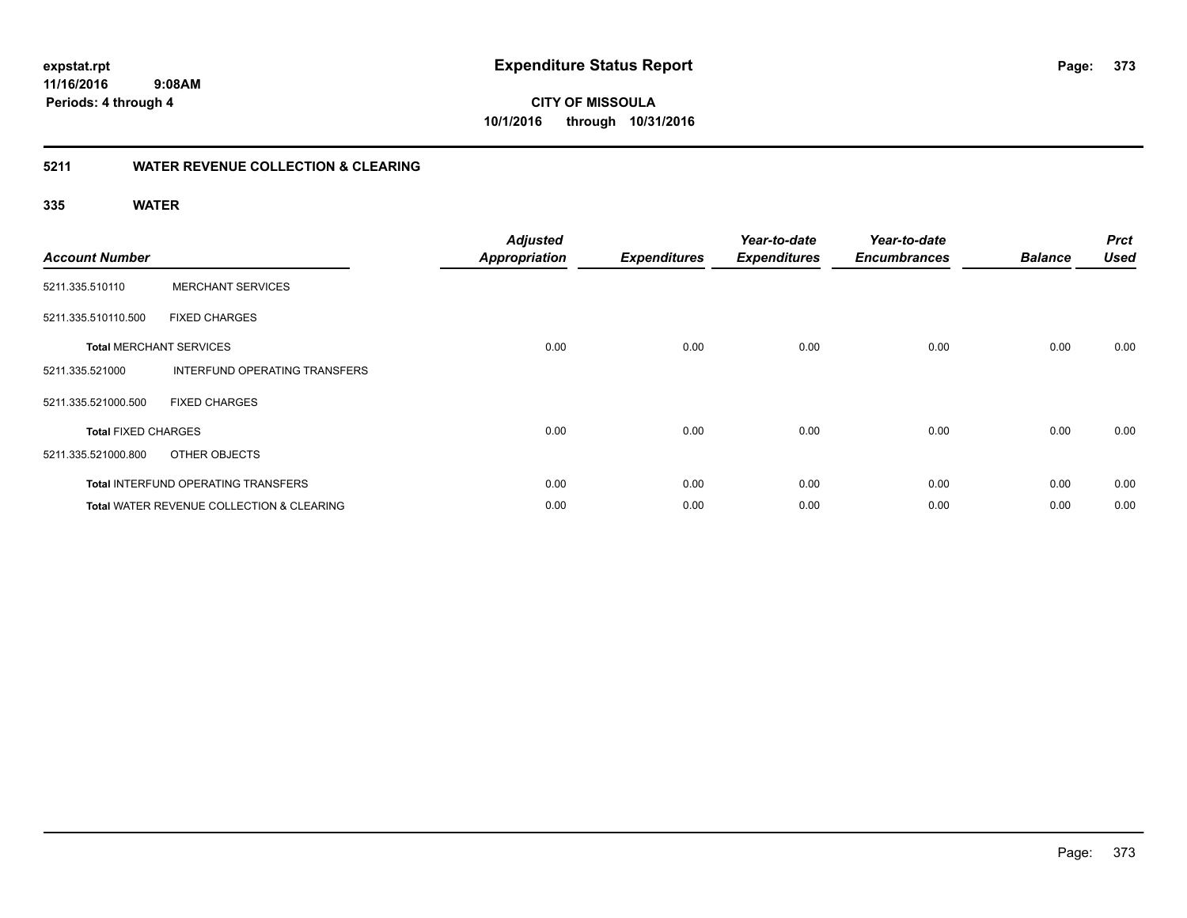**expstat.rpt**
**11/16/2016 9:08AM**
**Periods: 4 through 4**

# Expenditure Status Report

**CITY OF MISSOULA**
**10/1/2016 through 10/31/2016**

## 5211 WATER REVENUE COLLECTION & CLEARING

### 335 WATER

| Account Number | | Adjusted Appropriation | Expenditures | Year-to-date Expenditures | Year-to-date Encumbrances | Balance | Prct Used |
|---|---|---|---|---|---|---|---|
| 5211.335.510110 | MERCHANT SERVICES | | | | | | |
| 5211.335.510110.500 | FIXED CHARGES | | | | | | |
| **Total** MERCHANT SERVICES | | 0.00 | 0.00 | 0.00 | 0.00 | 0.00 | 0.00 |
| 5211.335.521000 | INTERFUND OPERATING TRANSFERS | | | | | | |
| 5211.335.521000.500 | FIXED CHARGES | | | | | | |
| **Total** FIXED CHARGES | | 0.00 | 0.00 | 0.00 | 0.00 | 0.00 | 0.00 |
| 5211.335.521000.800 | OTHER OBJECTS | | | | | | |
| **Total** INTERFUND OPERATING TRANSFERS | | 0.00 | 0.00 | 0.00 | 0.00 | 0.00 | 0.00 |
| **Total** WATER REVENUE COLLECTION & CLEARING | | 0.00 | 0.00 | 0.00 | 0.00 | 0.00 | 0.00 |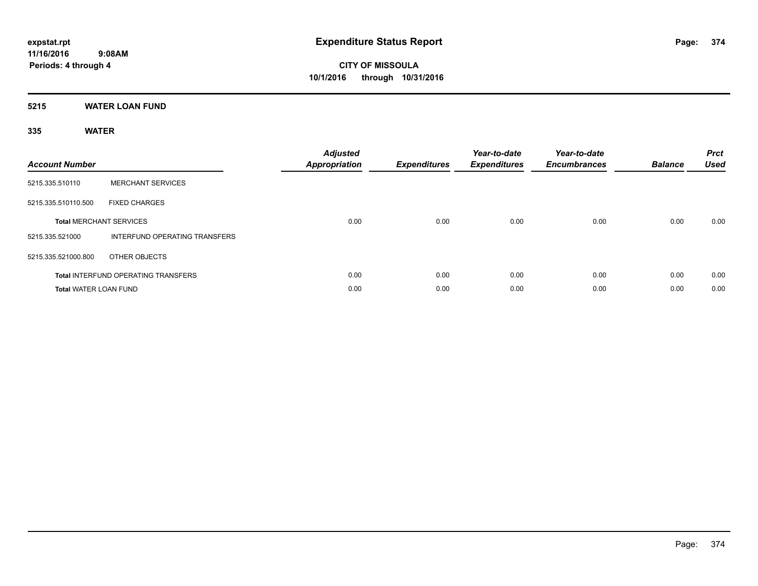expstat.rpt
11/16/2016 9:08AM
Periods: 4 through 4

# Expenditure Status Report

**CITY OF MISSOULA**
**10/1/2016 through 10/31/2016**

## 5215 WATER LOAN FUND

### 335 WATER

| Account Number | | Adjusted Appropriation | Expenditures | Year-to-date Expenditures | Year-to-date Encumbrances | Balance | Prct Used |
|---|---|---|---|---|---|---|---|
| 5215.335.510110 | MERCHANT SERVICES | | | | | | |
| 5215.335.510110.500 | FIXED CHARGES | | | | | | |
| **Total** MERCHANT SERVICES | | 0.00 | 0.00 | 0.00 | 0.00 | 0.00 | 0.00 |
| 5215.335.521000 | INTERFUND OPERATING TRANSFERS | | | | | | |
| 5215.335.521000.800 | OTHER OBJECTS | | | | | | |
| **Total** INTERFUND OPERATING TRANSFERS | | 0.00 | 0.00 | 0.00 | 0.00 | 0.00 | 0.00 |
| **Total** WATER LOAN FUND | | 0.00 | 0.00 | 0.00 | 0.00 | 0.00 | 0.00 |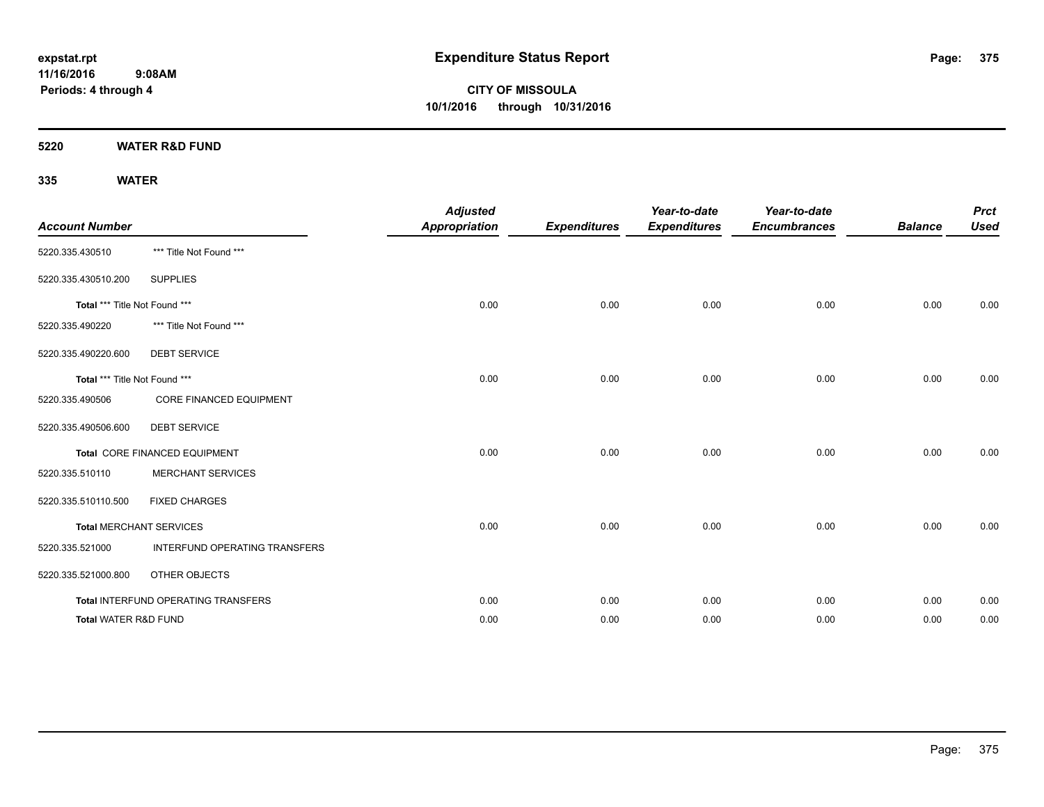**expstat.rpt**
**11/16/2016 9:08AM**
**Periods: 4 through 4**

# Expenditure Status Report

**CITY OF MISSOULA**
**10/1/2016 through 10/31/2016**

## 5220 WATER R&D FUND

### 335 WATER

| Account Number | | Adjusted Appropriation | Expenditures | Year-to-date Expenditures | Year-to-date Encumbrances | Balance | Prct Used |
|---|---|---|---|---|---|---|---|
| 5220.335.430510 | *** Title Not Found *** | | | | | | |
| 5220.335.430510.200 | SUPPLIES | | | | | | |
| **Total** *** Title Not Found *** | | 0.00 | 0.00 | 0.00 | 0.00 | 0.00 | 0.00 |
| 5220.335.490220 | *** Title Not Found *** | | | | | | |
| 5220.335.490220.600 | DEBT SERVICE | | | | | | |
| **Total** *** Title Not Found *** | | 0.00 | 0.00 | 0.00 | 0.00 | 0.00 | 0.00 |
| 5220.335.490506 | CORE FINANCED EQUIPMENT | | | | | | |
| 5220.335.490506.600 | DEBT SERVICE | | | | | | |
| **Total** CORE FINANCED EQUIPMENT | | 0.00 | 0.00 | 0.00 | 0.00 | 0.00 | 0.00 |
| 5220.335.510110 | MERCHANT SERVICES | | | | | | |
| 5220.335.510110.500 | FIXED CHARGES | | | | | | |
| **Total** MERCHANT SERVICES | | 0.00 | 0.00 | 0.00 | 0.00 | 0.00 | 0.00 |
| 5220.335.521000 | INTERFUND OPERATING TRANSFERS | | | | | | |
| 5220.335.521000.800 | OTHER OBJECTS | | | | | | |
| **Total** INTERFUND OPERATING TRANSFERS | | 0.00 | 0.00 | 0.00 | 0.00 | 0.00 | 0.00 |
| **Total** WATER R&D FUND | | 0.00 | 0.00 | 0.00 | 0.00 | 0.00 | 0.00 |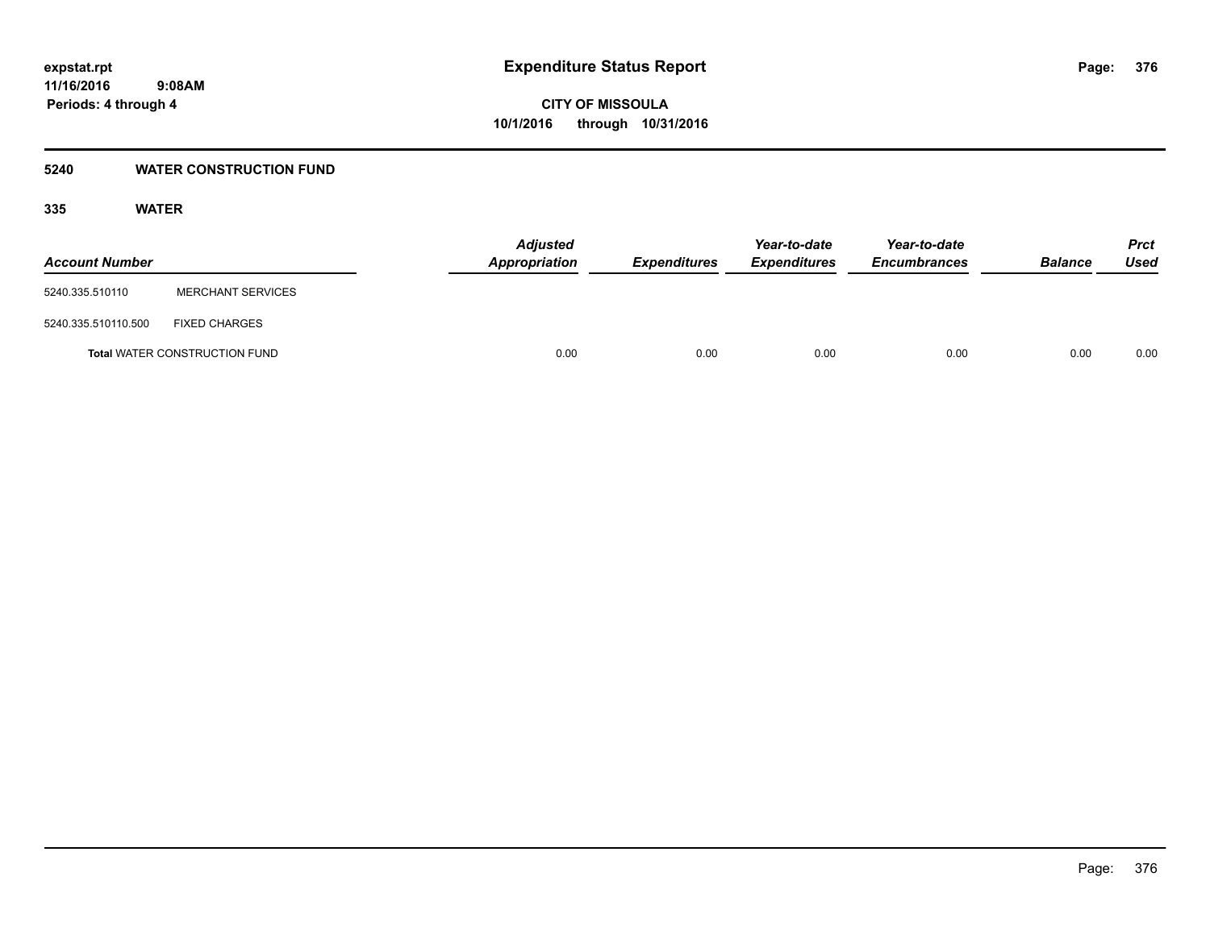# Expenditure Status Report

**CITY OF MISSOULA**

**10/1/2016 through 10/31/2016**

expstat.rpt
11/16/2016 9:08AM
Periods: 4 through 4

## 5240 WATER CONSTRUCTION FUND

### 335 WATER

| Account Number | | Adjusted Appropriation | Expenditures | Year-to-date Expenditures | Year-to-date Encumbrances | Balance | Prct Used |
|---|---|---|---|---|---|---|---|
| 5240.335.510110 | MERCHANT SERVICES | | | | | | |
| 5240.335.510110.500 | FIXED CHARGES | | | | | | |
| **Total** WATER CONSTRUCTION FUND | | 0.00 | 0.00 | 0.00 | 0.00 | 0.00 | 0.00 |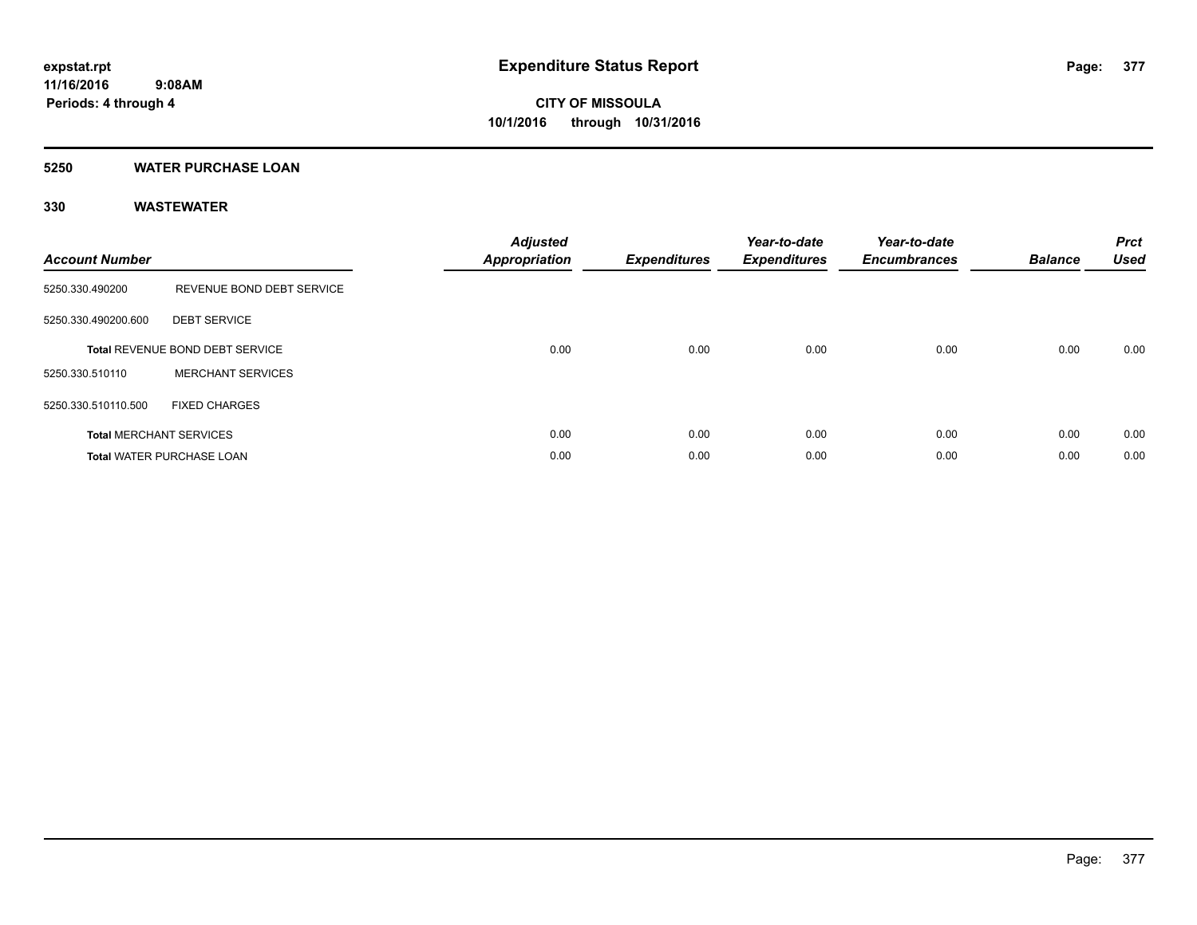**expstat.rpt**
**11/16/2016 9:08AM**
**Periods: 4 through 4**

# Expenditure Status Report

**CITY OF MISSOULA**
**10/1/2016 through 10/31/2016**

## 5250 WATER PURCHASE LOAN

### 330 WASTEWATER

| Account Number | | Adjusted Appropriation | Expenditures | Year-to-date Expenditures | Year-to-date Encumbrances | Balance | Prct Used |
|---|---|---|---|---|---|---|---|
| 5250.330.490200 | REVENUE BOND DEBT SERVICE | | | | | | |
| 5250.330.490200.600 | DEBT SERVICE | | | | | | |
| **Total** REVENUE BOND DEBT SERVICE | | 0.00 | 0.00 | 0.00 | 0.00 | 0.00 | 0.00 |
| 5250.330.510110 | MERCHANT SERVICES | | | | | | |
| 5250.330.510110.500 | FIXED CHARGES | | | | | | |
| **Total** MERCHANT SERVICES | | 0.00 | 0.00 | 0.00 | 0.00 | 0.00 | 0.00 |
| **Total** WATER PURCHASE LOAN | | 0.00 | 0.00 | 0.00 | 0.00 | 0.00 | 0.00 |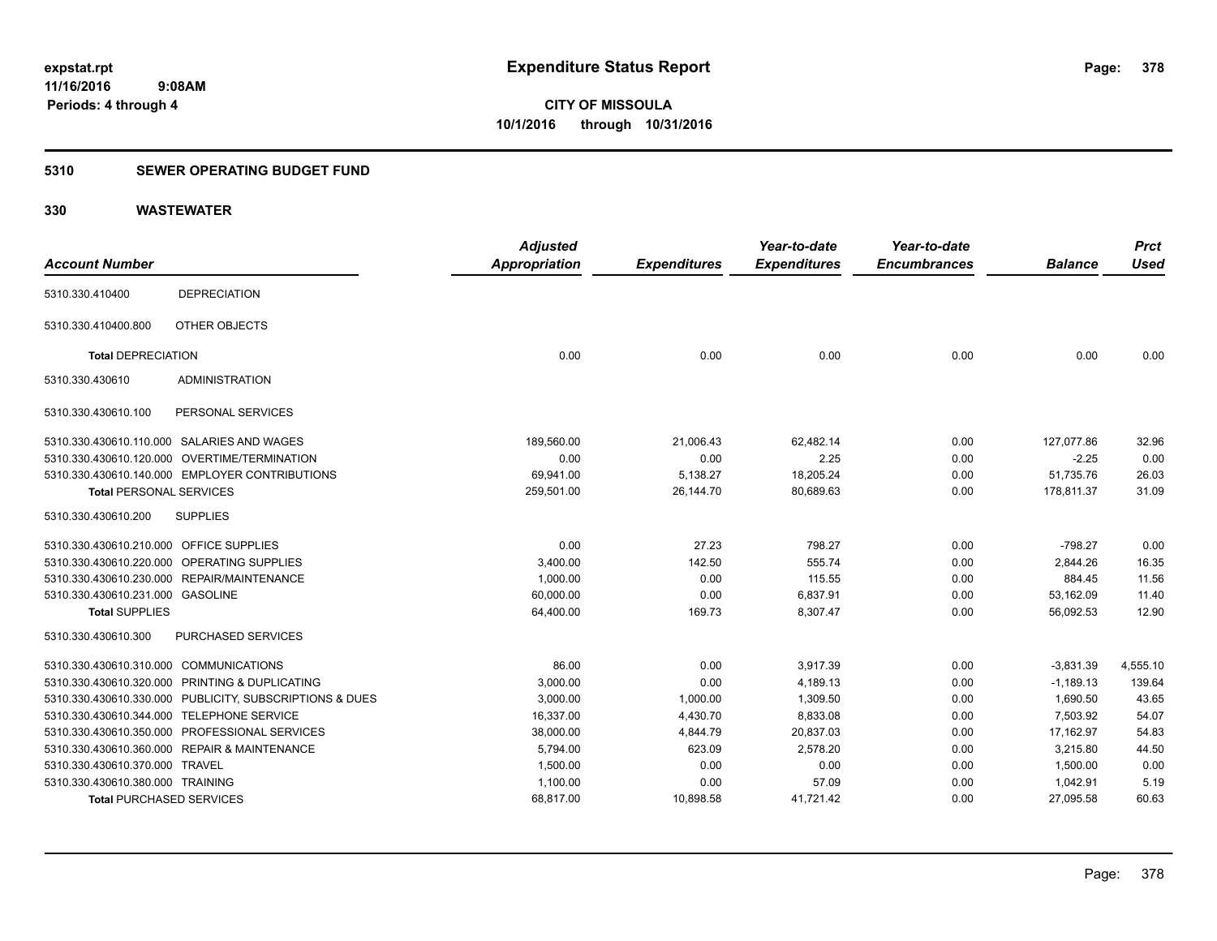**expstat.rpt**
**11/16/2016 9:08AM**
**Periods: 4 through 4**

# Expenditure Status Report

**CITY OF MISSOULA**
**10/1/2016 through 10/31/2016**

## 5310 SEWER OPERATING BUDGET FUND

## 330 WASTEWATER

| Account Number | | Adjusted Appropriation | Expenditures | Year-to-date Expenditures | Year-to-date Encumbrances | Balance | Prct Used |
|---|---|---|---|---|---|---|---|
| 5310.330.410400 | DEPRECIATION | | | | | | |
| 5310.330.410400.800 | OTHER OBJECTS | | | | | | |
| **Total** DEPRECIATION | | 0.00 | 0.00 | 0.00 | 0.00 | 0.00 | 0.00 |
| 5310.330.430610 | ADMINISTRATION | | | | | | |
| 5310.330.430610.100 | PERSONAL SERVICES | | | | | | |
| 5310.330.430610.110.000 | SALARIES AND WAGES | 189,560.00 | 21,006.43 | 62,482.14 | 0.00 | 127,077.86 | 32.96 |
| 5310.330.430610.120.000 | OVERTIME/TERMINATION | 0.00 | 0.00 | 2.25 | 0.00 | -2.25 | 0.00 |
| 5310.330.430610.140.000 | EMPLOYER CONTRIBUTIONS | 69,941.00 | 5,138.27 | 18,205.24 | 0.00 | 51,735.76 | 26.03 |
| **Total** PERSONAL SERVICES | | 259,501.00 | 26,144.70 | 80,689.63 | 0.00 | 178,811.37 | 31.09 |
| 5310.330.430610.200 | SUPPLIES | | | | | | |
| 5310.330.430610.210.000 | OFFICE SUPPLIES | 0.00 | 27.23 | 798.27 | 0.00 | -798.27 | 0.00 |
| 5310.330.430610.220.000 | OPERATING SUPPLIES | 3,400.00 | 142.50 | 555.74 | 0.00 | 2,844.26 | 16.35 |
| 5310.330.430610.230.000 | REPAIR/MAINTENANCE | 1,000.00 | 0.00 | 115.55 | 0.00 | 884.45 | 11.56 |
| 5310.330.430610.231.000 | GASOLINE | 60,000.00 | 0.00 | 6,837.91 | 0.00 | 53,162.09 | 11.40 |
| **Total** SUPPLIES | | 64,400.00 | 169.73 | 8,307.47 | 0.00 | 56,092.53 | 12.90 |
| 5310.330.430610.300 | PURCHASED SERVICES | | | | | | |
| 5310.330.430610.310.000 | COMMUNICATIONS | 86.00 | 0.00 | 3,917.39 | 0.00 | -3,831.39 | 4,555.10 |
| 5310.330.430610.320.000 | PRINTING & DUPLICATING | 3,000.00 | 0.00 | 4,189.13 | 0.00 | -1,189.13 | 139.64 |
| 5310.330.430610.330.000 | PUBLICITY, SUBSCRIPTIONS & DUES | 3,000.00 | 1,000.00 | 1,309.50 | 0.00 | 1,690.50 | 43.65 |
| 5310.330.430610.344.000 | TELEPHONE SERVICE | 16,337.00 | 4,430.70 | 8,833.08 | 0.00 | 7,503.92 | 54.07 |
| 5310.330.430610.350.000 | PROFESSIONAL SERVICES | 38,000.00 | 4,844.79 | 20,837.03 | 0.00 | 17,162.97 | 54.83 |
| 5310.330.430610.360.000 | REPAIR & MAINTENANCE | 5,794.00 | 623.09 | 2,578.20 | 0.00 | 3,215.80 | 44.50 |
| 5310.330.430610.370.000 | TRAVEL | 1,500.00 | 0.00 | 0.00 | 0.00 | 1,500.00 | 0.00 |
| 5310.330.430610.380.000 | TRAINING | 1,100.00 | 0.00 | 57.09 | 0.00 | 1,042.91 | 5.19 |
| **Total** PURCHASED SERVICES | | 68,817.00 | 10,898.58 | 41,721.42 | 0.00 | 27,095.58 | 60.63 |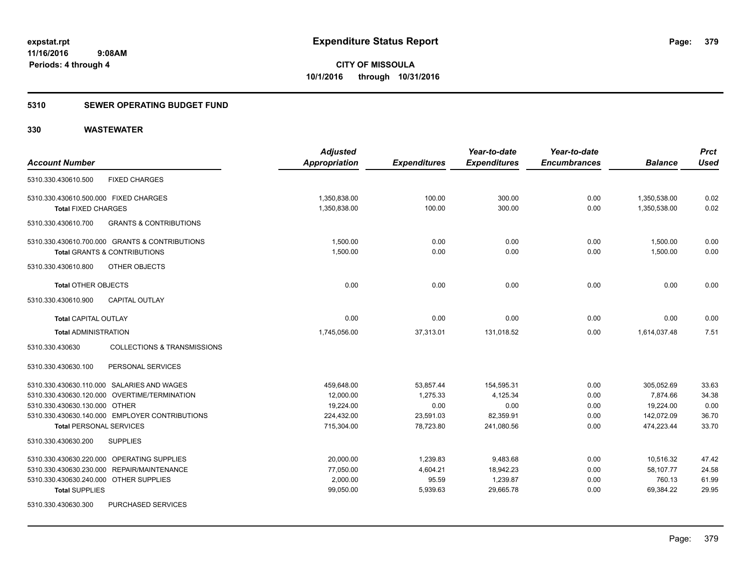# Expenditure Status Report

expstat.rpt
11/16/2016 9:08AM
Periods: 4 through 4

**CITY OF MISSOULA**
**10/1/2016 through 10/31/2016**

## 5310 SEWER OPERATING BUDGET FUND

## 330 WASTEWATER

| Account Number | | Adjusted Appropriation | Expenditures | Year-to-date Expenditures | Year-to-date Encumbrances | Balance | Prct Used |
|---|---|---|---|---|---|---|---|
| 5310.330.430610.500 | FIXED CHARGES | | | | | | |
| 5310.330.430610.500.000 FIXED CHARGES | | 1,350,838.00 | 100.00 | 300.00 | 0.00 | 1,350,538.00 | 0.02 |
| **Total** FIXED CHARGES | | 1,350,838.00 | 100.00 | 300.00 | 0.00 | 1,350,538.00 | 0.02 |
| 5310.330.430610.700 | GRANTS & CONTRIBUTIONS | | | | | | |
| 5310.330.430610.700.000 GRANTS & CONTRIBUTIONS | | 1,500.00 | 0.00 | 0.00 | 0.00 | 1,500.00 | 0.00 |
| **Total** GRANTS & CONTRIBUTIONS | | 1,500.00 | 0.00 | 0.00 | 0.00 | 1,500.00 | 0.00 |
| 5310.330.430610.800 | OTHER OBJECTS | | | | | | |
| **Total** OTHER OBJECTS | | 0.00 | 0.00 | 0.00 | 0.00 | 0.00 | 0.00 |
| 5310.330.430610.900 | CAPITAL OUTLAY | | | | | | |
| **Total** CAPITAL OUTLAY | | 0.00 | 0.00 | 0.00 | 0.00 | 0.00 | 0.00 |
| **Total** ADMINISTRATION | | 1,745,056.00 | 37,313.01 | 131,018.52 | 0.00 | 1,614,037.48 | 7.51 |
| 5310.330.430630 | COLLECTIONS & TRANSMISSIONS | | | | | | |
| 5310.330.430630.100 | PERSONAL SERVICES | | | | | | |
| 5310.330.430630.110.000 SALARIES AND WAGES | | 459,648.00 | 53,857.44 | 154,595.31 | 0.00 | 305,052.69 | 33.63 |
| 5310.330.430630.120.000 OVERTIME/TERMINATION | | 12,000.00 | 1,275.33 | 4,125.34 | 0.00 | 7,874.66 | 34.38 |
| 5310.330.430630.130.000 OTHER | | 19,224.00 | 0.00 | 0.00 | 0.00 | 19,224.00 | 0.00 |
| 5310.330.430630.140.000 EMPLOYER CONTRIBUTIONS | | 224,432.00 | 23,591.03 | 82,359.91 | 0.00 | 142,072.09 | 36.70 |
| **Total** PERSONAL SERVICES | | 715,304.00 | 78,723.80 | 241,080.56 | 0.00 | 474,223.44 | 33.70 |
| 5310.330.430630.200 | SUPPLIES | | | | | | |
| 5310.330.430630.220.000 OPERATING SUPPLIES | | 20,000.00 | 1,239.83 | 9,483.68 | 0.00 | 10,516.32 | 47.42 |
| 5310.330.430630.230.000 REPAIR/MAINTENANCE | | 77,050.00 | 4,604.21 | 18,942.23 | 0.00 | 58,107.77 | 24.58 |
| 5310.330.430630.240.000 OTHER SUPPLIES | | 2,000.00 | 95.59 | 1,239.87 | 0.00 | 760.13 | 61.99 |
| **Total** SUPPLIES | | 99,050.00 | 5,939.63 | 29,665.78 | 0.00 | 69,384.22 | 29.95 |
| 5310.330.430630.300 | PURCHASED SERVICES | | | | | | |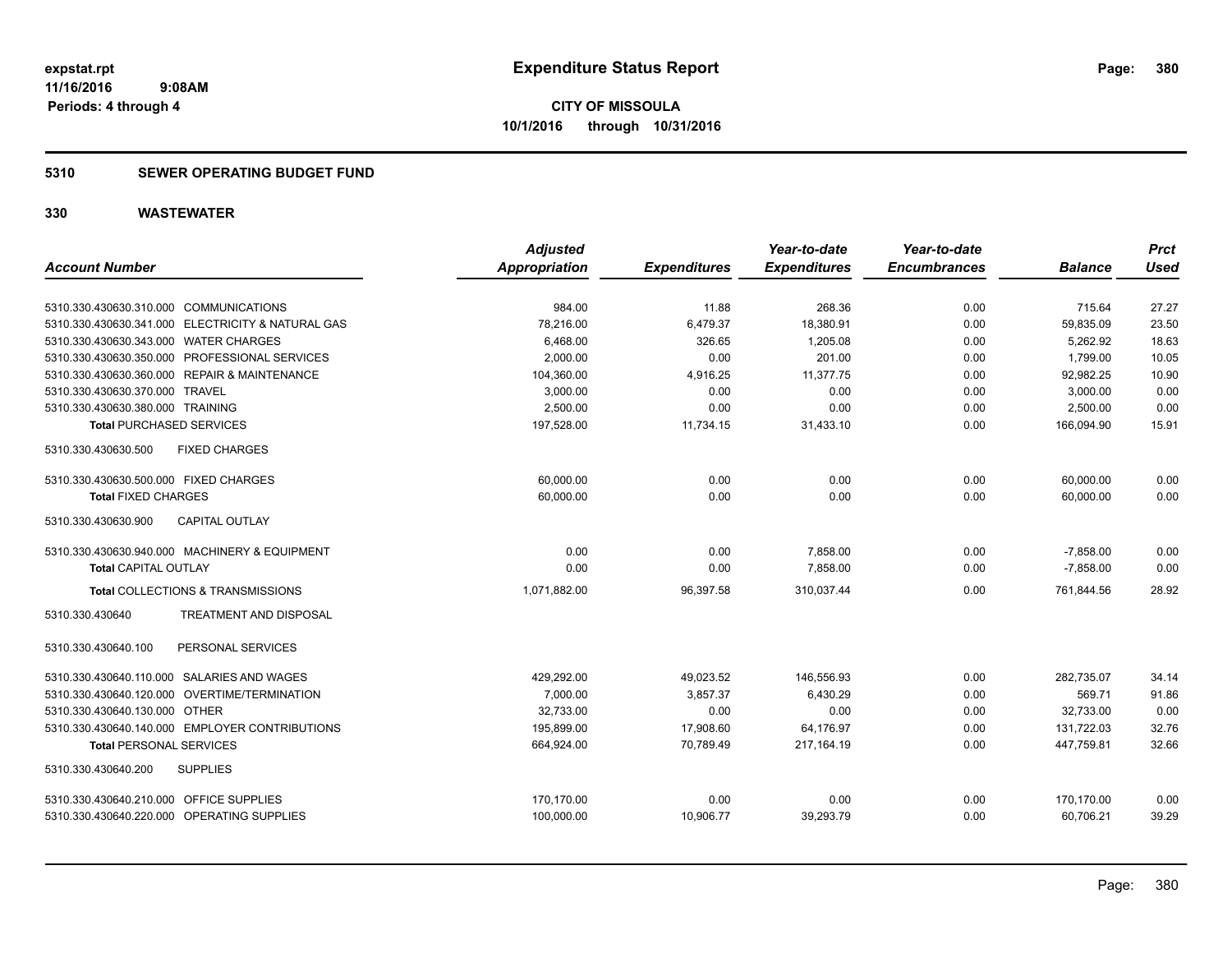# Expenditure Status Report

**CITY OF MISSOULA**
**10/1/2016 through 10/31/2016**

## 5310 SEWER OPERATING BUDGET FUND

## 330 WASTEWATER

| Account Number | Adjusted Appropriation | Expenditures | Year-to-date Expenditures | Year-to-date Encumbrances | Balance | Prct Used |
|---|---|---|---|---|---|---|
| 5310.330.430630.310.000 COMMUNICATIONS | 984.00 | 11.88 | 268.36 | 0.00 | 715.64 | 27.27 |
| 5310.330.430630.341.000 ELECTRICITY & NATURAL GAS | 78,216.00 | 6,479.37 | 18,380.91 | 0.00 | 59,835.09 | 23.50 |
| 5310.330.430630.343.000 WATER CHARGES | 6,468.00 | 326.65 | 1,205.08 | 0.00 | 5,262.92 | 18.63 |
| 5310.330.430630.350.000 PROFESSIONAL SERVICES | 2,000.00 | 0.00 | 201.00 | 0.00 | 1,799.00 | 10.05 |
| 5310.330.430630.360.000 REPAIR & MAINTENANCE | 104,360.00 | 4,916.25 | 11,377.75 | 0.00 | 92,982.25 | 10.90 |
| 5310.330.430630.370.000 TRAVEL | 3,000.00 | 0.00 | 0.00 | 0.00 | 3,000.00 | 0.00 |
| 5310.330.430630.380.000 TRAINING | 2,500.00 | 0.00 | 0.00 | 0.00 | 2,500.00 | 0.00 |
| **Total** PURCHASED SERVICES | 197,528.00 | 11,734.15 | 31,433.10 | 0.00 | 166,094.90 | 15.91 |
| 5310.330.430630.500 FIXED CHARGES | | | | | | |
| 5310.330.430630.500.000 FIXED CHARGES | 60,000.00 | 0.00 | 0.00 | 0.00 | 60,000.00 | 0.00 |
| **Total** FIXED CHARGES | 60,000.00 | 0.00 | 0.00 | 0.00 | 60,000.00 | 0.00 |
| 5310.330.430630.900 CAPITAL OUTLAY | | | | | | |
| 5310.330.430630.940.000 MACHINERY & EQUIPMENT | 0.00 | 0.00 | 7,858.00 | 0.00 | -7,858.00 | 0.00 |
| **Total** CAPITAL OUTLAY | 0.00 | 0.00 | 7,858.00 | 0.00 | -7,858.00 | 0.00 |
| **Total** COLLECTIONS & TRANSMISSIONS | 1,071,882.00 | 96,397.58 | 310,037.44 | 0.00 | 761,844.56 | 28.92 |
| 5310.330.430640 TREATMENT AND DISPOSAL | | | | | | |
| 5310.330.430640.100 PERSONAL SERVICES | | | | | | |
| 5310.330.430640.110.000 SALARIES AND WAGES | 429,292.00 | 49,023.52 | 146,556.93 | 0.00 | 282,735.07 | 34.14 |
| 5310.330.430640.120.000 OVERTIME/TERMINATION | 7,000.00 | 3,857.37 | 6,430.29 | 0.00 | 569.71 | 91.86 |
| 5310.330.430640.130.000 OTHER | 32,733.00 | 0.00 | 0.00 | 0.00 | 32,733.00 | 0.00 |
| 5310.330.430640.140.000 EMPLOYER CONTRIBUTIONS | 195,899.00 | 17,908.60 | 64,176.97 | 0.00 | 131,722.03 | 32.76 |
| **Total** PERSONAL SERVICES | 664,924.00 | 70,789.49 | 217,164.19 | 0.00 | 447,759.81 | 32.66 |
| 5310.330.430640.200 SUPPLIES | | | | | | |
| 5310.330.430640.210.000 OFFICE SUPPLIES | 170,170.00 | 0.00 | 0.00 | 0.00 | 170,170.00 | 0.00 |
| 5310.330.430640.220.000 OPERATING SUPPLIES | 100,000.00 | 10,906.77 | 39,293.79 | 0.00 | 60,706.21 | 39.29 |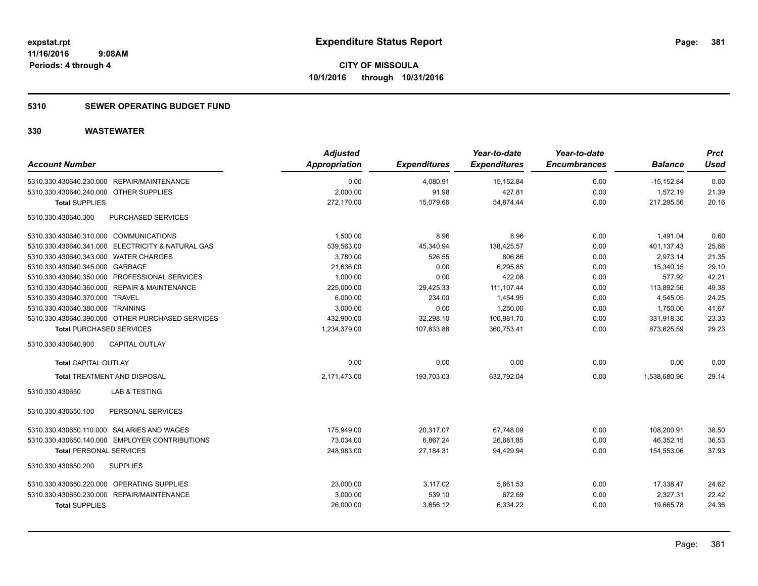**expstat.rpt**
**11/16/2016 9:08AM**
**Periods: 4 through 4**

# Expenditure Status Report

**CITY OF MISSOULA**
**10/1/2016 through 10/31/2016**

## 5310 SEWER OPERATING BUDGET FUND

## 330 WASTEWATER

| Account Number | Adjusted Appropriation | Expenditures | Year-to-date Expenditures | Year-to-date Encumbrances | Balance | Prct Used |
|---|---|---|---|---|---|---|
| 5310.330.430640.230.000 REPAIR/MAINTENANCE | 0.00 | 4,080.91 | 15,152.84 | 0.00 | -15,152.84 | 0.00 |
| 5310.330.430640.240.000 OTHER SUPPLIES | 2,000.00 | 91.98 | 427.81 | 0.00 | 1,572.19 | 21.39 |
| **Total** SUPPLIES | 272,170.00 | 15,079.66 | 54,874.44 | 0.00 | 217,295.56 | 20.16 |
| 5310.330.430640.300 PURCHASED SERVICES | | | | | | |
| 5310.330.430640.310.000 COMMUNICATIONS | 1,500.00 | 8.96 | 8.96 | 0.00 | 1,491.04 | 0.60 |
| 5310.330.430640.341.000 ELECTRICITY & NATURAL GAS | 539,563.00 | 45,340.94 | 138,425.57 | 0.00 | 401,137.43 | 25.66 |
| 5310.330.430640.343.000 WATER CHARGES | 3,780.00 | 526.55 | 806.86 | 0.00 | 2,973.14 | 21.35 |
| 5310.330.430640.345.000 GARBAGE | 21,636.00 | 0.00 | 6,295.85 | 0.00 | 15,340.15 | 29.10 |
| 5310.330.430640.350.000 PROFESSIONAL SERVICES | 1,000.00 | 0.00 | 422.08 | 0.00 | 577.92 | 42.21 |
| 5310.330.430640.360.000 REPAIR & MAINTENANCE | 225,000.00 | 29,425.33 | 111,107.44 | 0.00 | 113,892.56 | 49.38 |
| 5310.330.430640.370.000 TRAVEL | 6,000.00 | 234.00 | 1,454.95 | 0.00 | 4,545.05 | 24.25 |
| 5310.330.430640.380.000 TRAINING | 3,000.00 | 0.00 | 1,250.00 | 0.00 | 1,750.00 | 41.67 |
| 5310.330.430640.390.000 OTHER PURCHASED SERVICES | 432,900.00 | 32,298.10 | 100,981.70 | 0.00 | 331,918.30 | 23.33 |
| **Total** PURCHASED SERVICES | 1,234,379.00 | 107,833.88 | 360,753.41 | 0.00 | 873,625.59 | 29.23 |
| 5310.330.430640.900 CAPITAL OUTLAY | | | | | | |
| **Total** CAPITAL OUTLAY | 0.00 | 0.00 | 0.00 | 0.00 | 0.00 | 0.00 |
| **Total** TREATMENT AND DISPOSAL | 2,171,473.00 | 193,703.03 | 632,792.04 | 0.00 | 1,538,680.96 | 29.14 |
| 5310.330.430650 LAB & TESTING | | | | | | |
| 5310.330.430650.100 PERSONAL SERVICES | | | | | | |
| 5310.330.430650.110.000 SALARIES AND WAGES | 175,949.00 | 20,317.07 | 67,748.09 | 0.00 | 108,200.91 | 38.50 |
| 5310.330.430650.140.000 EMPLOYER CONTRIBUTIONS | 73,034.00 | 6,867.24 | 26,681.85 | 0.00 | 46,352.15 | 36.53 |
| **Total** PERSONAL SERVICES | 248,983.00 | 27,184.31 | 94,429.94 | 0.00 | 154,553.06 | 37.93 |
| 5310.330.430650.200 SUPPLIES | | | | | | |
| 5310.330.430650.220.000 OPERATING SUPPLIES | 23,000.00 | 3,117.02 | 5,661.53 | 0.00 | 17,338.47 | 24.62 |
| 5310.330.430650.230.000 REPAIR/MAINTENANCE | 3,000.00 | 539.10 | 672.69 | 0.00 | 2,327.31 | 22.42 |
| **Total** SUPPLIES | 26,000.00 | 3,656.12 | 6,334.22 | 0.00 | 19,665.78 | 24.36 |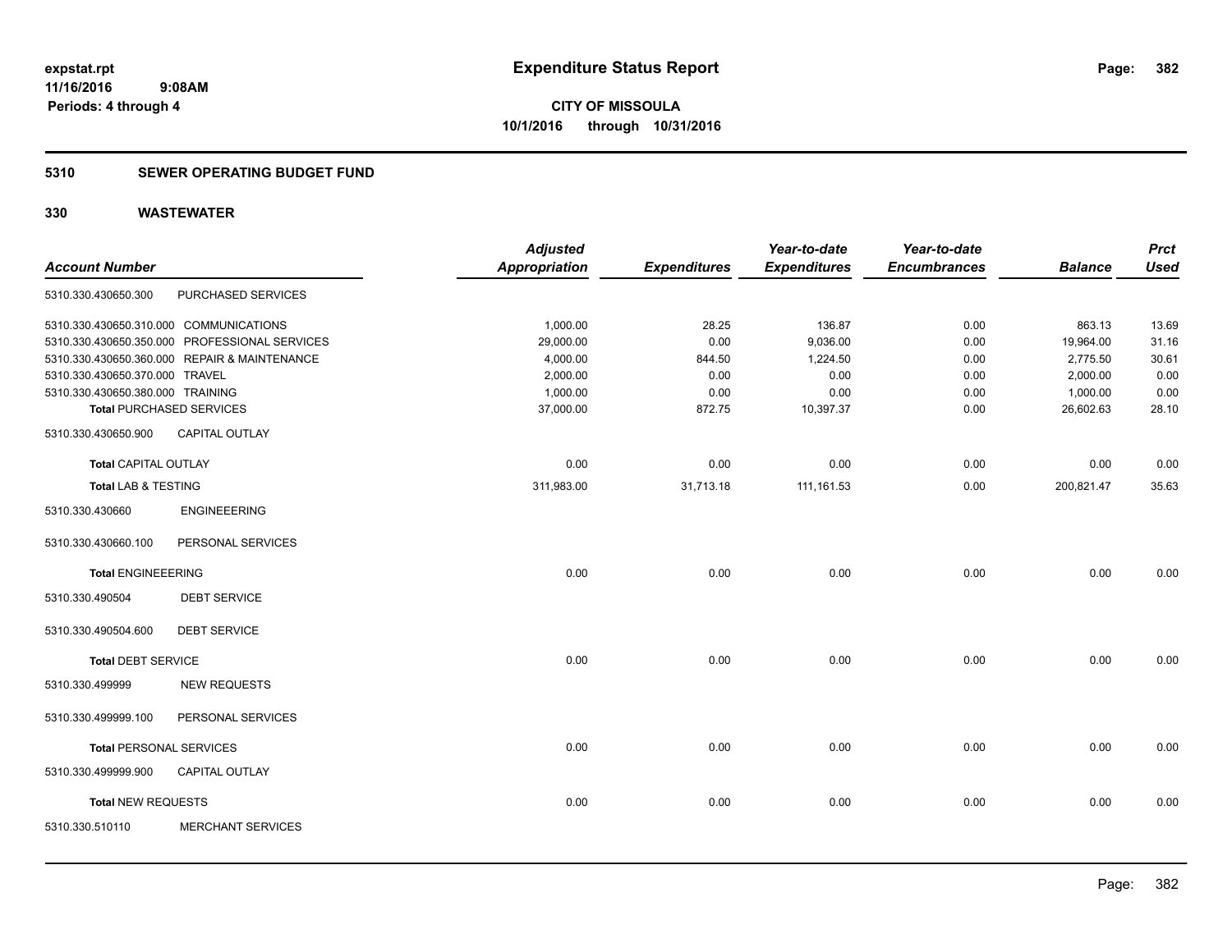**expstat.rpt**
**11/16/2016 9:08AM**
**Periods: 4 through 4**

# Expenditure Status Report

**CITY OF MISSOULA**
**10/1/2016 through 10/31/2016**

## 5310 SEWER OPERATING BUDGET FUND

## 330 WASTEWATER

| Account Number | | Adjusted Appropriation | Expenditures | Year-to-date Expenditures | Year-to-date Encumbrances | Balance | Prct Used |
|---|---|---|---|---|---|---|---|
| 5310.330.430650.300 | PURCHASED SERVICES | | | | | | |
| 5310.330.430650.310.000 | COMMUNICATIONS | 1,000.00 | 28.25 | 136.87 | 0.00 | 863.13 | 13.69 |
| 5310.330.430650.350.000 | PROFESSIONAL SERVICES | 29,000.00 | 0.00 | 9,036.00 | 0.00 | 19,964.00 | 31.16 |
| 5310.330.430650.360.000 | REPAIR & MAINTENANCE | 4,000.00 | 844.50 | 1,224.50 | 0.00 | 2,775.50 | 30.61 |
| 5310.330.430650.370.000 | TRAVEL | 2,000.00 | 0.00 | 0.00 | 0.00 | 2,000.00 | 0.00 |
| 5310.330.430650.380.000 | TRAINING | 1,000.00 | 0.00 | 0.00 | 0.00 | 1,000.00 | 0.00 |
| **Total** PURCHASED SERVICES | | 37,000.00 | 872.75 | 10,397.37 | 0.00 | 26,602.63 | 28.10 |
| 5310.330.430650.900 | CAPITAL OUTLAY | | | | | | |
| **Total** CAPITAL OUTLAY | | 0.00 | 0.00 | 0.00 | 0.00 | 0.00 | 0.00 |
| **Total** LAB & TESTING | | 311,983.00 | 31,713.18 | 111,161.53 | 0.00 | 200,821.47 | 35.63 |
| 5310.330.430660 | ENGINEEERING | | | | | | |
| 5310.330.430660.100 | PERSONAL SERVICES | | | | | | |
| **Total** ENGINEEERING | | 0.00 | 0.00 | 0.00 | 0.00 | 0.00 | 0.00 |
| 5310.330.490504 | DEBT SERVICE | | | | | | |
| 5310.330.490504.600 | DEBT SERVICE | | | | | | |
| **Total** DEBT SERVICE | | 0.00 | 0.00 | 0.00 | 0.00 | 0.00 | 0.00 |
| 5310.330.499999 | NEW REQUESTS | | | | | | |
| 5310.330.499999.100 | PERSONAL SERVICES | | | | | | |
| **Total** PERSONAL SERVICES | | 0.00 | 0.00 | 0.00 | 0.00 | 0.00 | 0.00 |
| 5310.330.499999.900 | CAPITAL OUTLAY | | | | | | |
| **Total** NEW REQUESTS | | 0.00 | 0.00 | 0.00 | 0.00 | 0.00 | 0.00 |
| 5310.330.510110 | MERCHANT SERVICES | | | | | | |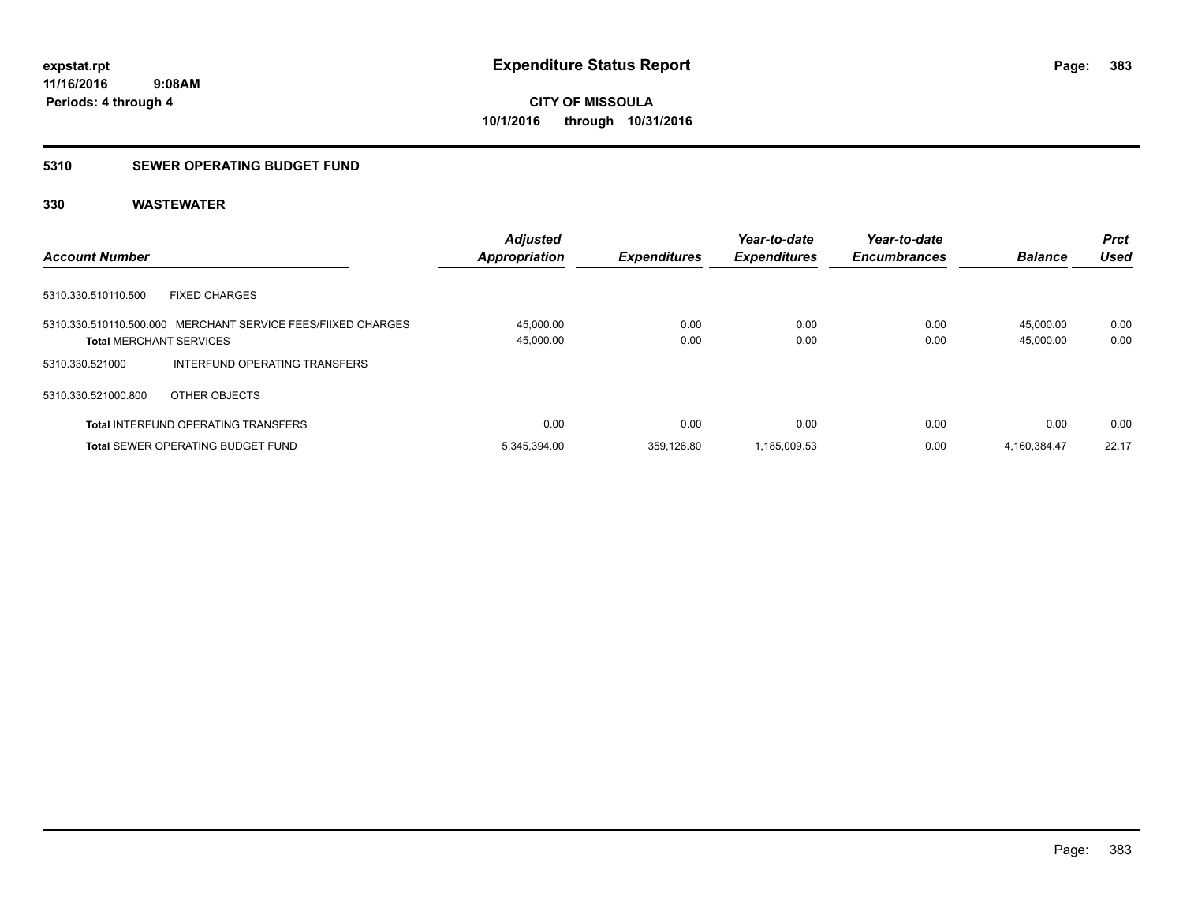**expstat.rpt**
**11/16/2016 9:08AM**
**Periods: 4 through 4**

# Expenditure Status Report

**CITY OF MISSOULA**
**10/1/2016 through 10/31/2016**

## 5310 SEWER OPERATING BUDGET FUND

### 330 WASTEWATER

| Account Number | Adjusted Appropriation | Expenditures | Year-to-date Expenditures | Year-to-date Encumbrances | Balance | Prct Used |
|---|---|---|---|---|---|---|
| 5310.330.510110.500 FIXED CHARGES | | | | | | |
| 5310.330.510110.500.000 MERCHANT SERVICE FEES/FIIXED CHARGES | 45,000.00 | 0.00 | 0.00 | 0.00 | 45,000.00 | 0.00 |
| **Total** MERCHANT SERVICES | 45,000.00 | 0.00 | 0.00 | 0.00 | 45,000.00 | 0.00 |
| 5310.330.521000 INTERFUND OPERATING TRANSFERS | | | | | | |
| 5310.330.521000.800 OTHER OBJECTS | | | | | | |
| **Total** INTERFUND OPERATING TRANSFERS | 0.00 | 0.00 | 0.00 | 0.00 | 0.00 | 0.00 |
| **Total** SEWER OPERATING BUDGET FUND | 5,345,394.00 | 359,126.80 | 1,185,009.53 | 0.00 | 4,160,384.47 | 22.17 |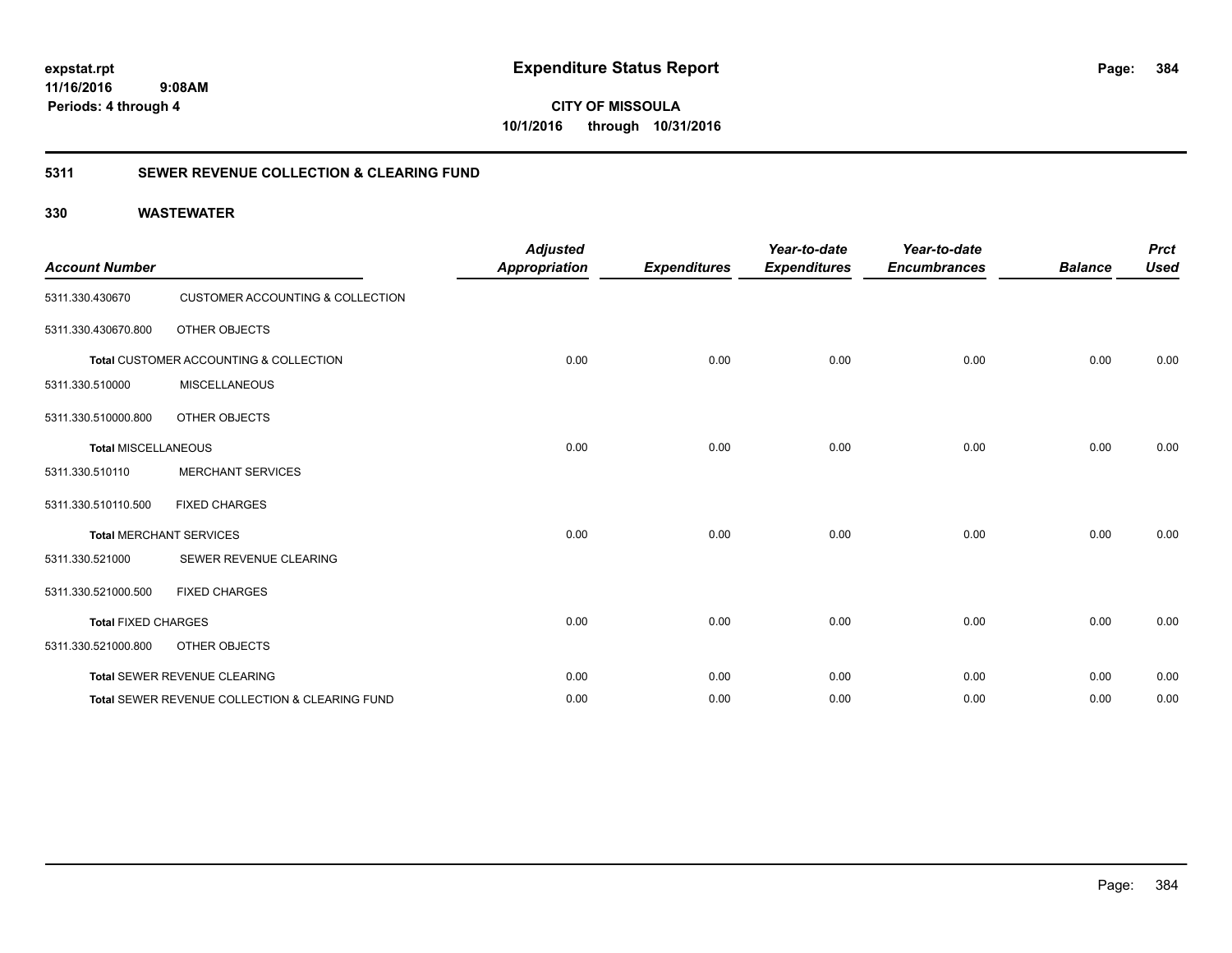# Expenditure Status Report

**CITY OF MISSOULA**
**10/1/2016 through 10/31/2016**

expstat.rpt
11/16/2016 9:08AM
Periods: 4 through 4

## 5311 SEWER REVENUE COLLECTION & CLEARING FUND

### 330 WASTEWATER

| Account Number | | Adjusted Appropriation | Expenditures | Year-to-date Expenditures | Year-to-date Encumbrances | Balance | Prct Used |
|---|---|---|---|---|---|---|---|
| 5311.330.430670 | CUSTOMER ACCOUNTING & COLLECTION | | | | | | |
| 5311.330.430670.800 | OTHER OBJECTS | | | | | | |
| **Total** CUSTOMER ACCOUNTING & COLLECTION | | 0.00 | 0.00 | 0.00 | 0.00 | 0.00 | 0.00 |
| 5311.330.510000 | MISCELLANEOUS | | | | | | |
| 5311.330.510000.800 | OTHER OBJECTS | | | | | | |
| **Total** MISCELLANEOUS | | 0.00 | 0.00 | 0.00 | 0.00 | 0.00 | 0.00 |
| 5311.330.510110 | MERCHANT SERVICES | | | | | | |
| 5311.330.510110.500 | FIXED CHARGES | | | | | | |
| **Total** MERCHANT SERVICES | | 0.00 | 0.00 | 0.00 | 0.00 | 0.00 | 0.00 |
| 5311.330.521000 | SEWER REVENUE CLEARING | | | | | | |
| 5311.330.521000.500 | FIXED CHARGES | | | | | | |
| **Total** FIXED CHARGES | | 0.00 | 0.00 | 0.00 | 0.00 | 0.00 | 0.00 |
| 5311.330.521000.800 | OTHER OBJECTS | | | | | | |
| **Total** SEWER REVENUE CLEARING | | 0.00 | 0.00 | 0.00 | 0.00 | 0.00 | 0.00 |
| **Total** SEWER REVENUE COLLECTION & CLEARING FUND | | 0.00 | 0.00 | 0.00 | 0.00 | 0.00 | 0.00 |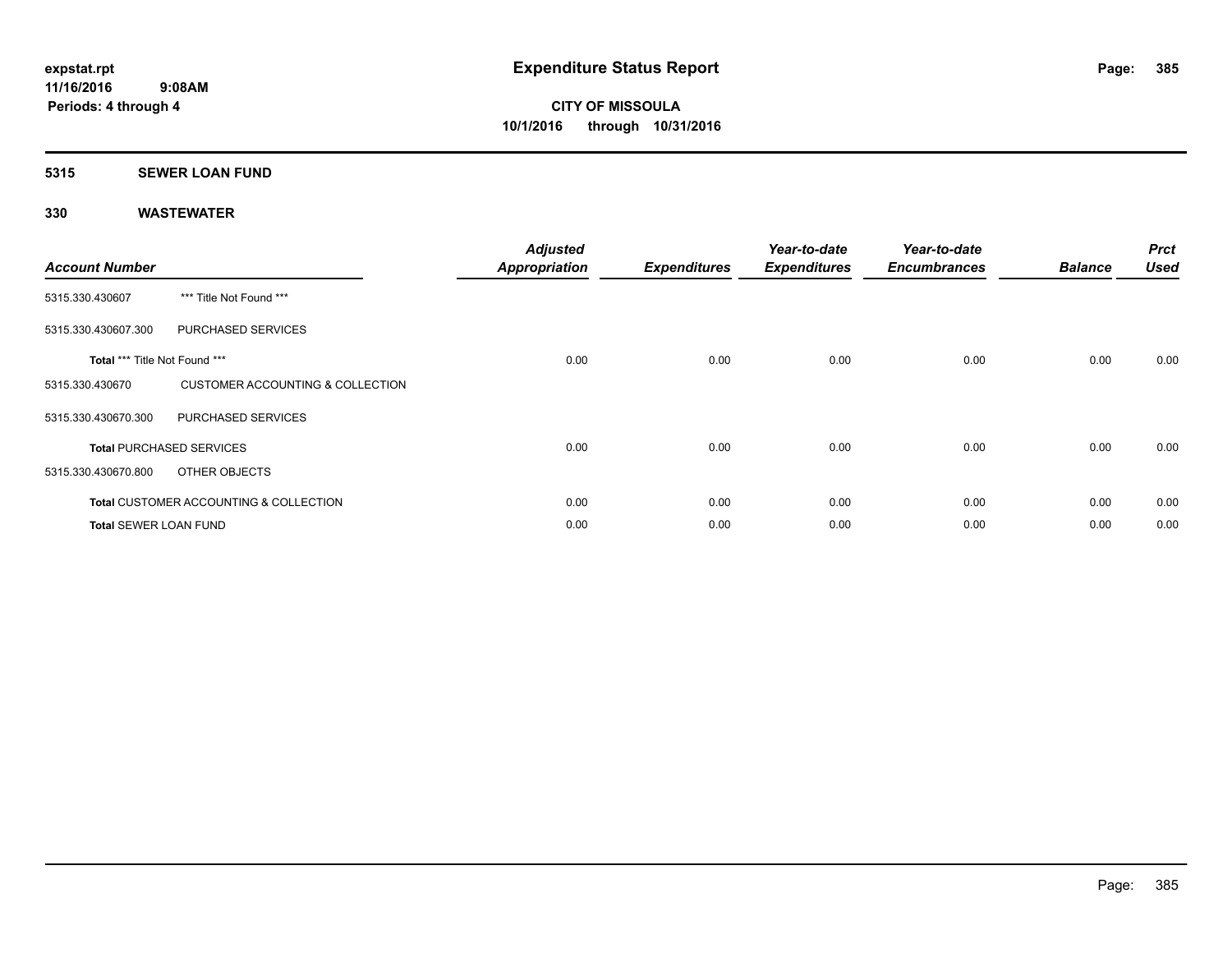expstat.rpt
11/16/2016 9:08AM
Periods: 4 through 4

# Expenditure Status Report

**CITY OF MISSOULA**
**10/1/2016 through 10/31/2016**

## 5315 SEWER LOAN FUND

## 330 WASTEWATER

| Account Number | | Adjusted Appropriation | Expenditures | Year-to-date Expenditures | Year-to-date Encumbrances | Balance | Prct Used |
|---|---|---|---|---|---|---|---|
| 5315.330.430607 | *** Title Not Found *** | | | | | | |
| 5315.330.430607.300 | PURCHASED SERVICES | | | | | | |
| **Total** *** Title Not Found *** | | 0.00 | 0.00 | 0.00 | 0.00 | 0.00 | 0.00 |
| 5315.330.430670 | CUSTOMER ACCOUNTING & COLLECTION | | | | | | |
| 5315.330.430670.300 | PURCHASED SERVICES | | | | | | |
| **Total** PURCHASED SERVICES | | 0.00 | 0.00 | 0.00 | 0.00 | 0.00 | 0.00 |
| 5315.330.430670.800 | OTHER OBJECTS | | | | | | |
| **Total** CUSTOMER ACCOUNTING & COLLECTION | | 0.00 | 0.00 | 0.00 | 0.00 | 0.00 | 0.00 |
| **Total** SEWER LOAN FUND | | 0.00 | 0.00 | 0.00 | 0.00 | 0.00 | 0.00 |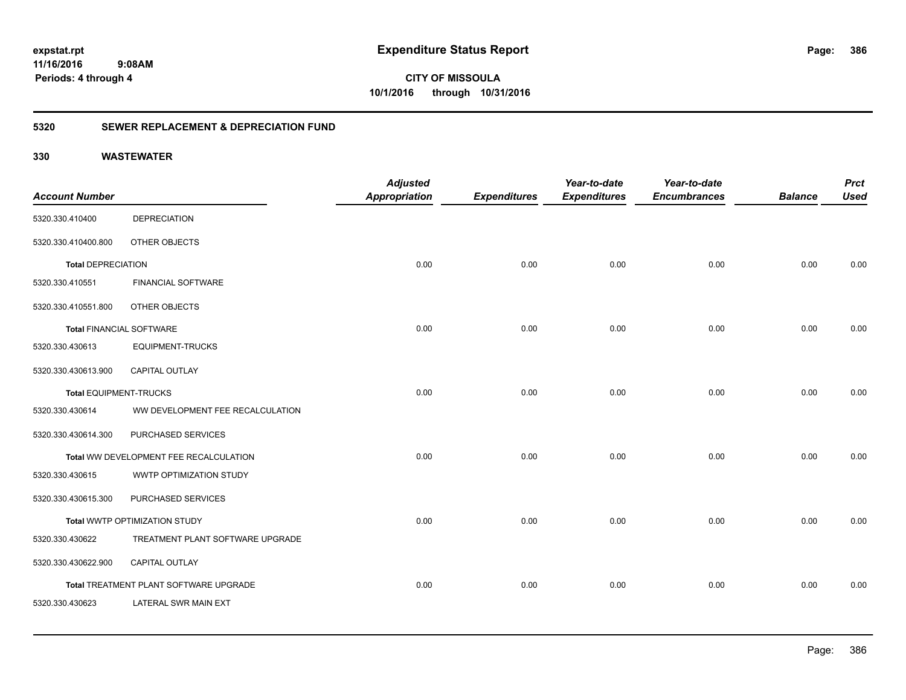**expstat.rpt**
**11/16/2016 9:08AM**
**Periods: 4 through 4**

# Expenditure Status Report

**CITY OF MISSOULA**
**10/1/2016 through 10/31/2016**

## 5320 SEWER REPLACEMENT & DEPRECIATION FUND

## 330 WASTEWATER

| Account Number | | Adjusted Appropriation | Expenditures | Year-to-date Expenditures | Year-to-date Encumbrances | Balance | Prct Used |
|---|---|---|---|---|---|---|---|
| 5320.330.410400 | DEPRECIATION | | | | | | |
| 5320.330.410400.800 | OTHER OBJECTS | | | | | | |
| **Total** DEPRECIATION | | 0.00 | 0.00 | 0.00 | 0.00 | 0.00 | 0.00 |
| 5320.330.410551 | FINANCIAL SOFTWARE | | | | | | |
| 5320.330.410551.800 | OTHER OBJECTS | | | | | | |
| **Total** FINANCIAL SOFTWARE | | 0.00 | 0.00 | 0.00 | 0.00 | 0.00 | 0.00 |
| 5320.330.430613 | EQUIPMENT-TRUCKS | | | | | | |
| 5320.330.430613.900 | CAPITAL OUTLAY | | | | | | |
| **Total** EQUIPMENT-TRUCKS | | 0.00 | 0.00 | 0.00 | 0.00 | 0.00 | 0.00 |
| 5320.330.430614 | WW DEVELOPMENT FEE RECALCULATION | | | | | | |
| 5320.330.430614.300 | PURCHASED SERVICES | | | | | | |
| **Total** WW DEVELOPMENT FEE RECALCULATION | | 0.00 | 0.00 | 0.00 | 0.00 | 0.00 | 0.00 |
| 5320.330.430615 | WWTP OPTIMIZATION STUDY | | | | | | |
| 5320.330.430615.300 | PURCHASED SERVICES | | | | | | |
| **Total** WWTP OPTIMIZATION STUDY | | 0.00 | 0.00 | 0.00 | 0.00 | 0.00 | 0.00 |
| 5320.330.430622 | TREATMENT PLANT SOFTWARE UPGRADE | | | | | | |
| 5320.330.430622.900 | CAPITAL OUTLAY | | | | | | |
| **Total** TREATMENT PLANT SOFTWARE UPGRADE | | 0.00 | 0.00 | 0.00 | 0.00 | 0.00 | 0.00 |
| 5320.330.430623 | LATERAL SWR MAIN EXT | | | | | | |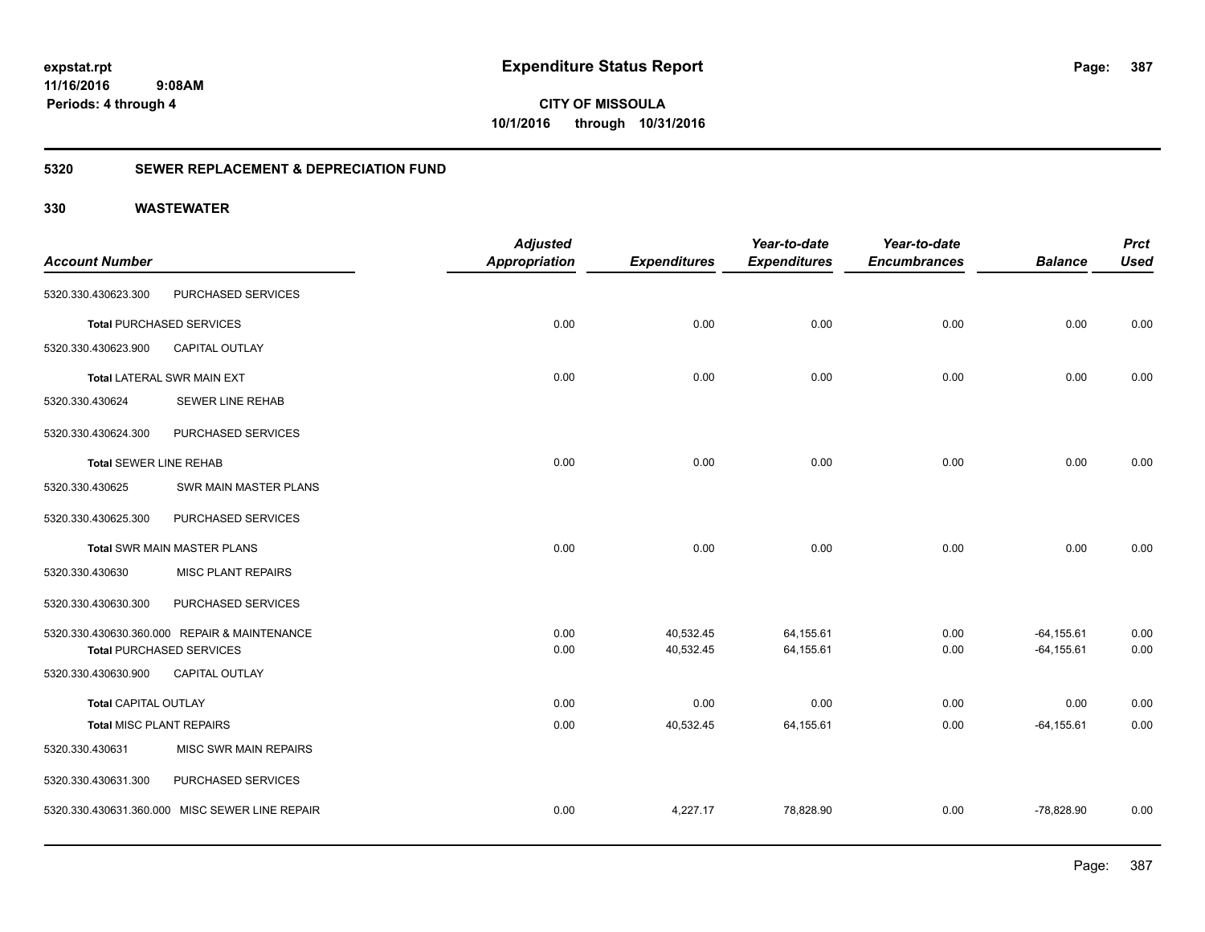**expstat.rpt**
**11/16/2016 9:08AM**
**Periods: 4 through 4**

# Expenditure Status Report

**CITY OF MISSOULA**
**10/1/2016 through 10/31/2016**

## 5320 SEWER REPLACEMENT & DEPRECIATION FUND

## 330 WASTEWATER

| Account Number | | Adjusted Appropriation | Expenditures | Year-to-date Expenditures | Year-to-date Encumbrances | Balance | Prct Used |
|---|---|---|---|---|---|---|---|
| 5320.330.430623.300 | PURCHASED SERVICES | | | | | | |
| **Total** PURCHASED SERVICES | | 0.00 | 0.00 | 0.00 | 0.00 | 0.00 | 0.00 |
| 5320.330.430623.900 | CAPITAL OUTLAY | | | | | | |
| **Total** LATERAL SWR MAIN EXT | | 0.00 | 0.00 | 0.00 | 0.00 | 0.00 | 0.00 |
| 5320.330.430624 | SEWER LINE REHAB | | | | | | |
| 5320.330.430624.300 | PURCHASED SERVICES | | | | | | |
| **Total** SEWER LINE REHAB | | 0.00 | 0.00 | 0.00 | 0.00 | 0.00 | 0.00 |
| 5320.330.430625 | SWR MAIN MASTER PLANS | | | | | | |
| 5320.330.430625.300 | PURCHASED SERVICES | | | | | | |
| **Total** SWR MAIN MASTER PLANS | | 0.00 | 0.00 | 0.00 | 0.00 | 0.00 | 0.00 |
| 5320.330.430630 | MISC PLANT REPAIRS | | | | | | |
| 5320.330.430630.300 | PURCHASED SERVICES | | | | | | |
| 5320.330.430630.360.000 | REPAIR & MAINTENANCE | 0.00 | 40,532.45 | 64,155.61 | 0.00 | -64,155.61 | 0.00 |
| **Total** PURCHASED SERVICES | | 0.00 | 40,532.45 | 64,155.61 | 0.00 | -64,155.61 | 0.00 |
| 5320.330.430630.900 | CAPITAL OUTLAY | | | | | | |
| **Total** CAPITAL OUTLAY | | 0.00 | 0.00 | 0.00 | 0.00 | 0.00 | 0.00 |
| **Total** MISC PLANT REPAIRS | | 0.00 | 40,532.45 | 64,155.61 | 0.00 | -64,155.61 | 0.00 |
| 5320.330.430631 | MISC SWR MAIN REPAIRS | | | | | | |
| 5320.330.430631.300 | PURCHASED SERVICES | | | | | | |
| 5320.330.430631.360.000 | MISC SEWER LINE REPAIR | 0.00 | 4,227.17 | 78,828.90 | 0.00 | -78,828.90 | 0.00 |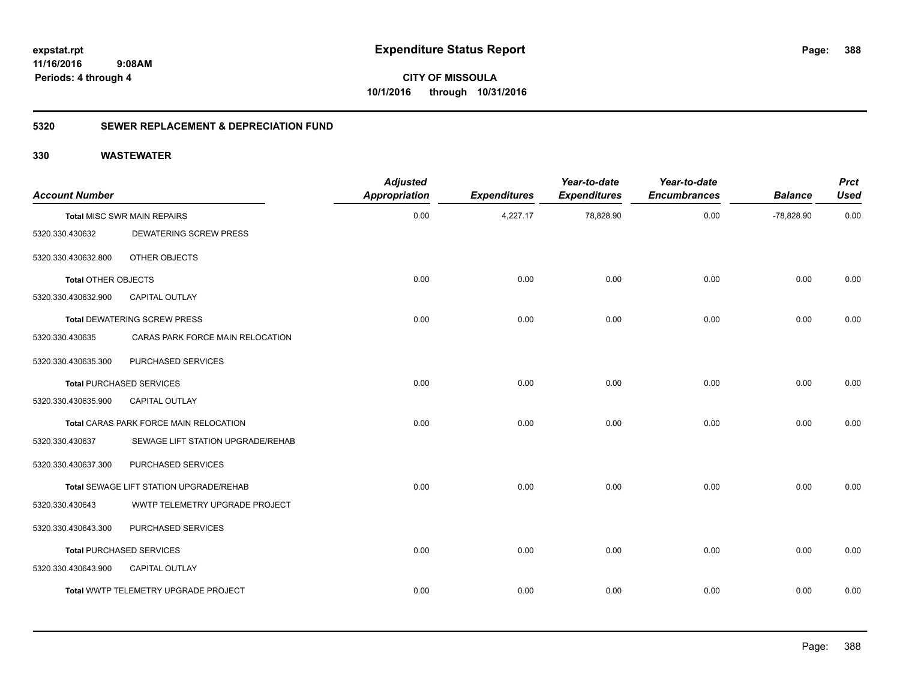# Expenditure Status Report

**CITY OF MISSOULA**
**10/1/2016 through 10/31/2016**

expstat.rpt
11/16/2016 9:08AM
Periods: 4 through 4

## 5320 SEWER REPLACEMENT & DEPRECIATION FUND

## 330 WASTEWATER

| Account Number | | Adjusted Appropriation | Expenditures | Year-to-date Expenditures | Year-to-date Encumbrances | Balance | Prct Used |
|---|---|---|---|---|---|---|---|
| **Total** MISC SWR MAIN REPAIRS | | 0.00 | 4,227.17 | 78,828.90 | 0.00 | -78,828.90 | 0.00 |
| 5320.330.430632 | DEWATERING SCREW PRESS | | | | | | |
| 5320.330.430632.800 | OTHER OBJECTS | | | | | | |
| **Total** OTHER OBJECTS | | 0.00 | 0.00 | 0.00 | 0.00 | 0.00 | 0.00 |
| 5320.330.430632.900 | CAPITAL OUTLAY | | | | | | |
| **Total** DEWATERING SCREW PRESS | | 0.00 | 0.00 | 0.00 | 0.00 | 0.00 | 0.00 |
| 5320.330.430635 | CARAS PARK FORCE MAIN RELOCATION | | | | | | |
| 5320.330.430635.300 | PURCHASED SERVICES | | | | | | |
| **Total** PURCHASED SERVICES | | 0.00 | 0.00 | 0.00 | 0.00 | 0.00 | 0.00 |
| 5320.330.430635.900 | CAPITAL OUTLAY | | | | | | |
| **Total** CARAS PARK FORCE MAIN RELOCATION | | 0.00 | 0.00 | 0.00 | 0.00 | 0.00 | 0.00 |
| 5320.330.430637 | SEWAGE LIFT STATION UPGRADE/REHAB | | | | | | |
| 5320.330.430637.300 | PURCHASED SERVICES | | | | | | |
| **Total** SEWAGE LIFT STATION UPGRADE/REHAB | | 0.00 | 0.00 | 0.00 | 0.00 | 0.00 | 0.00 |
| 5320.330.430643 | WWTP TELEMETRY UPGRADE PROJECT | | | | | | |
| 5320.330.430643.300 | PURCHASED SERVICES | | | | | | |
| **Total** PURCHASED SERVICES | | 0.00 | 0.00 | 0.00 | 0.00 | 0.00 | 0.00 |
| 5320.330.430643.900 | CAPITAL OUTLAY | | | | | | |
| **Total** WWTP TELEMETRY UPGRADE PROJECT | | 0.00 | 0.00 | 0.00 | 0.00 | 0.00 | 0.00 |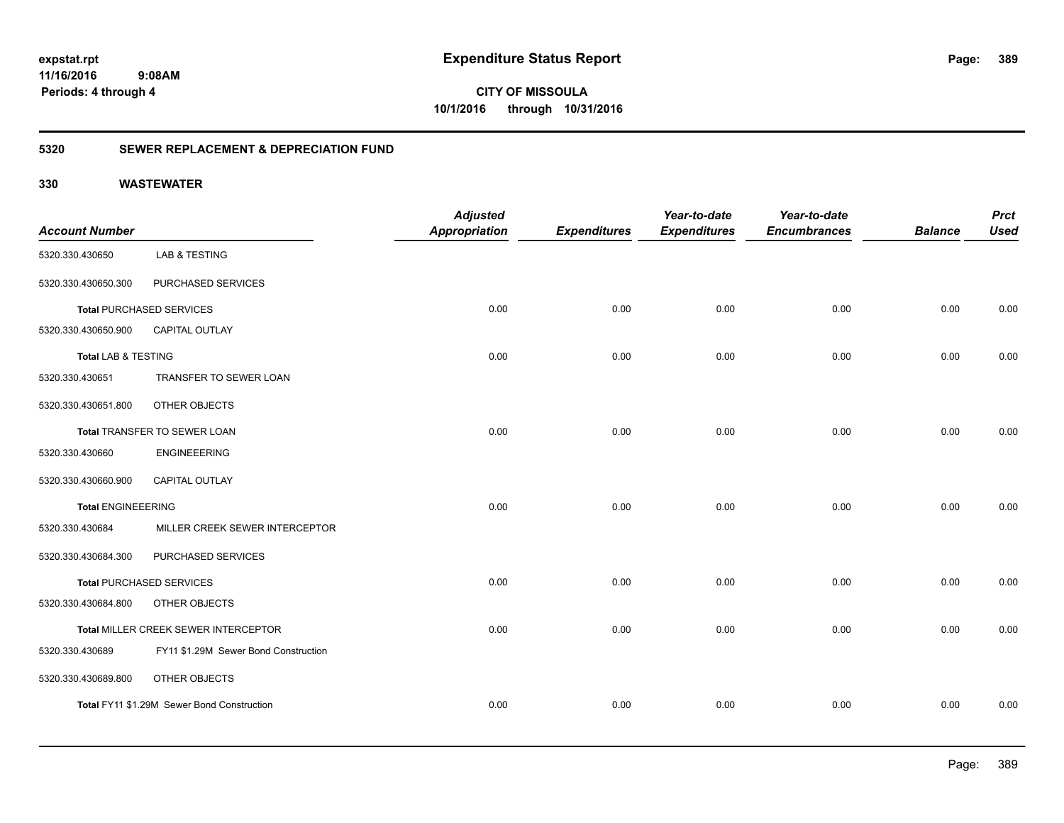# Expenditure Status Report

expstat.rpt
11/16/2016 9:08AM
Periods: 4 through 4

**CITY OF MISSOULA**
**10/1/2016 through 10/31/2016**

## 5320 SEWER REPLACEMENT & DEPRECIATION FUND

## 330 WASTEWATER

| Account Number | | Adjusted Appropriation | Expenditures | Year-to-date Expenditures | Year-to-date Encumbrances | Balance | Prct Used |
|---|---|---|---|---|---|---|---|
| 5320.330.430650 | LAB & TESTING | | | | | | |
| 5320.330.430650.300 | PURCHASED SERVICES | | | | | | |
| **Total** PURCHASED SERVICES | | 0.00 | 0.00 | 0.00 | 0.00 | 0.00 | 0.00 |
| 5320.330.430650.900 | CAPITAL OUTLAY | | | | | | |
| **Total** LAB & TESTING | | 0.00 | 0.00 | 0.00 | 0.00 | 0.00 | 0.00 |
| 5320.330.430651 | TRANSFER TO SEWER LOAN | | | | | | |
| 5320.330.430651.800 | OTHER OBJECTS | | | | | | |
| **Total** TRANSFER TO SEWER LOAN | | 0.00 | 0.00 | 0.00 | 0.00 | 0.00 | 0.00 |
| 5320.330.430660 | ENGINEEERING | | | | | | |
| 5320.330.430660.900 | CAPITAL OUTLAY | | | | | | |
| **Total** ENGINEEERING | | 0.00 | 0.00 | 0.00 | 0.00 | 0.00 | 0.00 |
| 5320.330.430684 | MILLER CREEK SEWER INTERCEPTOR | | | | | | |
| 5320.330.430684.300 | PURCHASED SERVICES | | | | | | |
| **Total** PURCHASED SERVICES | | 0.00 | 0.00 | 0.00 | 0.00 | 0.00 | 0.00 |
| 5320.330.430684.800 | OTHER OBJECTS | | | | | | |
| **Total** MILLER CREEK SEWER INTERCEPTOR | | 0.00 | 0.00 | 0.00 | 0.00 | 0.00 | 0.00 |
| 5320.330.430689 | FY11 $1.29M Sewer Bond Construction | | | | | | |
| 5320.330.430689.800 | OTHER OBJECTS | | | | | | |
| **Total** FY11 $1.29M Sewer Bond Construction | | 0.00 | 0.00 | 0.00 | 0.00 | 0.00 | 0.00 |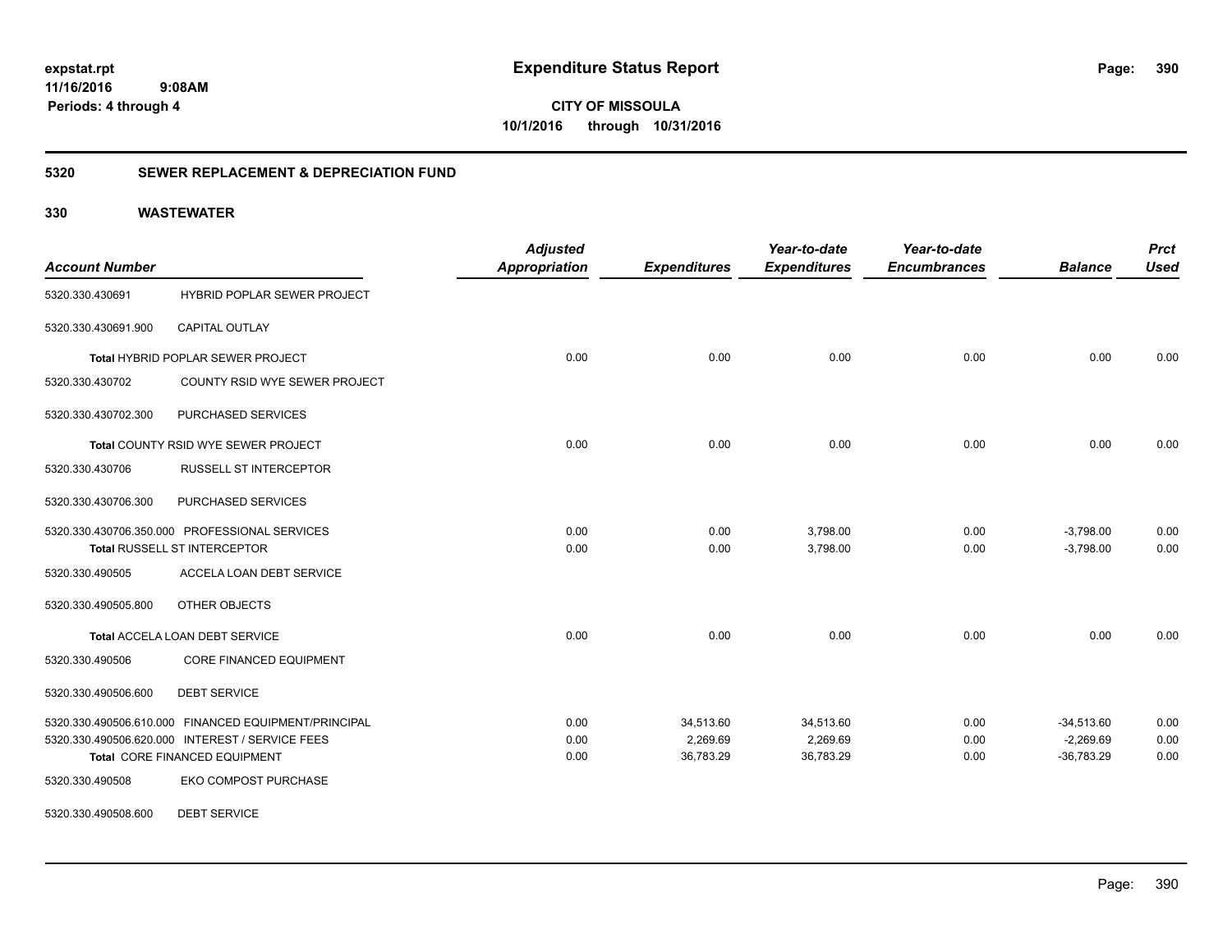# Expenditure Status Report

**CITY OF MISSOULA**
**10/1/2016 through 10/31/2016**

expstat.rpt
11/16/2016 9:08AM
Periods: 4 through 4

## 5320 SEWER REPLACEMENT & DEPRECIATION FUND

### 330 WASTEWATER

| Account Number | | Adjusted Appropriation | Expenditures | Year-to-date Expenditures | Year-to-date Encumbrances | Balance | Prct Used |
|---|---|---|---|---|---|---|---|
| 5320.330.430691 | HYBRID POPLAR SEWER PROJECT | | | | | | |
| 5320.330.430691.900 | CAPITAL OUTLAY | | | | | | |
| | Total HYBRID POPLAR SEWER PROJECT | 0.00 | 0.00 | 0.00 | 0.00 | 0.00 | 0.00 |
| 5320.330.430702 | COUNTY RSID WYE SEWER PROJECT | | | | | | |
| 5320.330.430702.300 | PURCHASED SERVICES | | | | | | |
| | Total COUNTY RSID WYE SEWER PROJECT | 0.00 | 0.00 | 0.00 | 0.00 | 0.00 | 0.00 |
| 5320.330.430706 | RUSSELL ST INTERCEPTOR | | | | | | |
| 5320.330.430706.300 | PURCHASED SERVICES | | | | | | |
| 5320.330.430706.350.000 | PROFESSIONAL SERVICES | 0.00 | 0.00 | 3,798.00 | 0.00 | -3,798.00 | 0.00 |
| | Total RUSSELL ST INTERCEPTOR | 0.00 | 0.00 | 3,798.00 | 0.00 | -3,798.00 | 0.00 |
| 5320.330.490505 | ACCELA LOAN DEBT SERVICE | | | | | | |
| 5320.330.490505.800 | OTHER OBJECTS | | | | | | |
| | Total ACCELA LOAN DEBT SERVICE | 0.00 | 0.00 | 0.00 | 0.00 | 0.00 | 0.00 |
| 5320.330.490506 | CORE FINANCED EQUIPMENT | | | | | | |
| 5320.330.490506.600 | DEBT SERVICE | | | | | | |
| 5320.330.490506.610.000 | FINANCED EQUIPMENT/PRINCIPAL | 0.00 | 34,513.60 | 34,513.60 | 0.00 | -34,513.60 | 0.00 |
| 5320.330.490506.620.000 | INTEREST / SERVICE FEES | 0.00 | 2,269.69 | 2,269.69 | 0.00 | -2,269.69 | 0.00 |
| | Total CORE FINANCED EQUIPMENT | 0.00 | 36,783.29 | 36,783.29 | 0.00 | -36,783.29 | 0.00 |
| 5320.330.490508 | EKO COMPOST PURCHASE | | | | | | |
| 5320.330.490508.600 | DEBT SERVICE | | | | | | |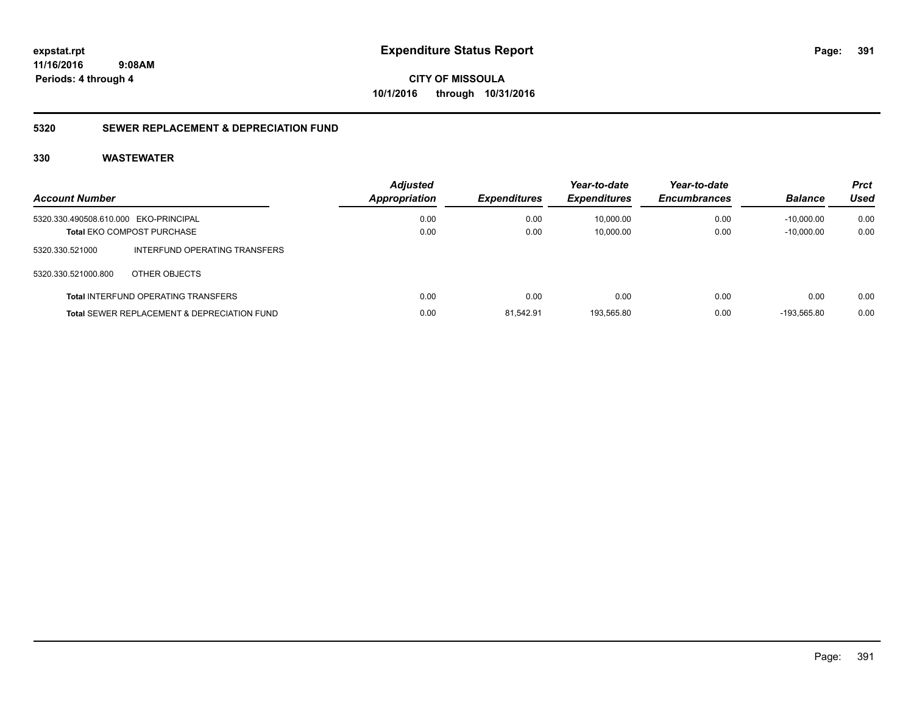**expstat.rpt**
**11/16/2016 9:08AM**
**Periods: 4 through 4**

# Expenditure Status Report

**CITY OF MISSOULA**
**10/1/2016 through 10/31/2016**

## 5320 SEWER REPLACEMENT & DEPRECIATION FUND

### 330 WASTEWATER

| Account Number | Adjusted Appropriation | Expenditures | Year-to-date Expenditures | Year-to-date Encumbrances | Balance | Prct Used |
|---|---|---|---|---|---|---|
| 5320.330.490508.610.000 EKO-PRINCIPAL | 0.00 | 0.00 | 10,000.00 | 0.00 | -10,000.00 | 0.00 |
| **Total** EKO COMPOST PURCHASE | 0.00 | 0.00 | 10,000.00 | 0.00 | -10,000.00 | 0.00 |
| 5320.330.521000 INTERFUND OPERATING TRANSFERS | | | | | | |
| 5320.330.521000.800 OTHER OBJECTS | | | | | | |
| **Total** INTERFUND OPERATING TRANSFERS | 0.00 | 0.00 | 0.00 | 0.00 | 0.00 | 0.00 |
| **Total** SEWER REPLACEMENT & DEPRECIATION FUND | 0.00 | 81,542.91 | 193,565.80 | 0.00 | -193,565.80 | 0.00 |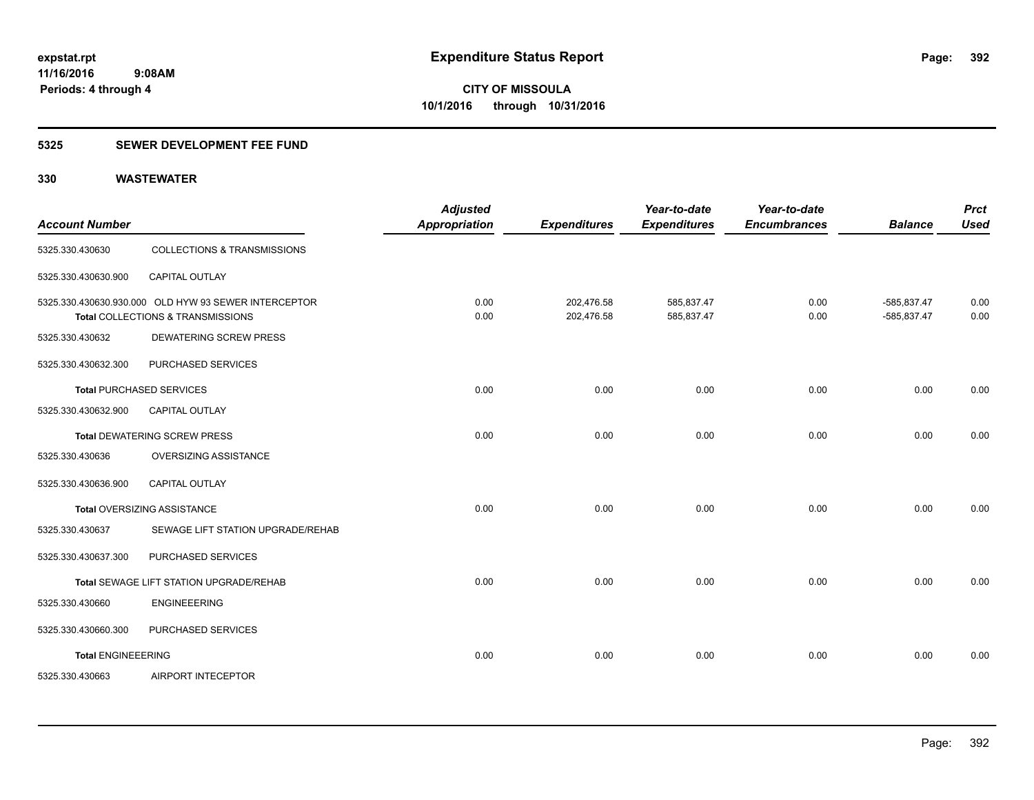**expstat.rpt**
**11/16/2016 9:08AM**
**Periods: 4 through 4**

# Expenditure Status Report

**CITY OF MISSOULA**
**10/1/2016 through 10/31/2016**

## 5325 SEWER DEVELOPMENT FEE FUND

## 330 WASTEWATER

| Account Number | | Adjusted Appropriation | Expenditures | Year-to-date Expenditures | Year-to-date Encumbrances | Balance | Prct Used |
|---|---|---|---|---|---|---|---|
| 5325.330.430630 | COLLECTIONS & TRANSMISSIONS | | | | | | |
| 5325.330.430630.900 | CAPITAL OUTLAY | | | | | | |
| 5325.330.430630.930.000 | OLD HYW 93 SEWER INTERCEPTOR | 0.00 | 202,476.58 | 585,837.47 | 0.00 | -585,837.47 | 0.00 |
| **Total** COLLECTIONS & TRANSMISSIONS | | 0.00 | 202,476.58 | 585,837.47 | 0.00 | -585,837.47 | 0.00 |
| 5325.330.430632 | DEWATERING SCREW PRESS | | | | | | |
| 5325.330.430632.300 | PURCHASED SERVICES | | | | | | |
| **Total** PURCHASED SERVICES | | 0.00 | 0.00 | 0.00 | 0.00 | 0.00 | 0.00 |
| 5325.330.430632.900 | CAPITAL OUTLAY | | | | | | |
| **Total** DEWATERING SCREW PRESS | | 0.00 | 0.00 | 0.00 | 0.00 | 0.00 | 0.00 |
| 5325.330.430636 | OVERSIZING ASSISTANCE | | | | | | |
| 5325.330.430636.900 | CAPITAL OUTLAY | | | | | | |
| **Total** OVERSIZING ASSISTANCE | | 0.00 | 0.00 | 0.00 | 0.00 | 0.00 | 0.00 |
| 5325.330.430637 | SEWAGE LIFT STATION UPGRADE/REHAB | | | | | | |
| 5325.330.430637.300 | PURCHASED SERVICES | | | | | | |
| **Total** SEWAGE LIFT STATION UPGRADE/REHAB | | 0.00 | 0.00 | 0.00 | 0.00 | 0.00 | 0.00 |
| 5325.330.430660 | ENGINEEERING | | | | | | |
| 5325.330.430660.300 | PURCHASED SERVICES | | | | | | |
| **Total** ENGINEEERING | | 0.00 | 0.00 | 0.00 | 0.00 | 0.00 | 0.00 |
| 5325.330.430663 | AIRPORT INTECEPTOR | | | | | | |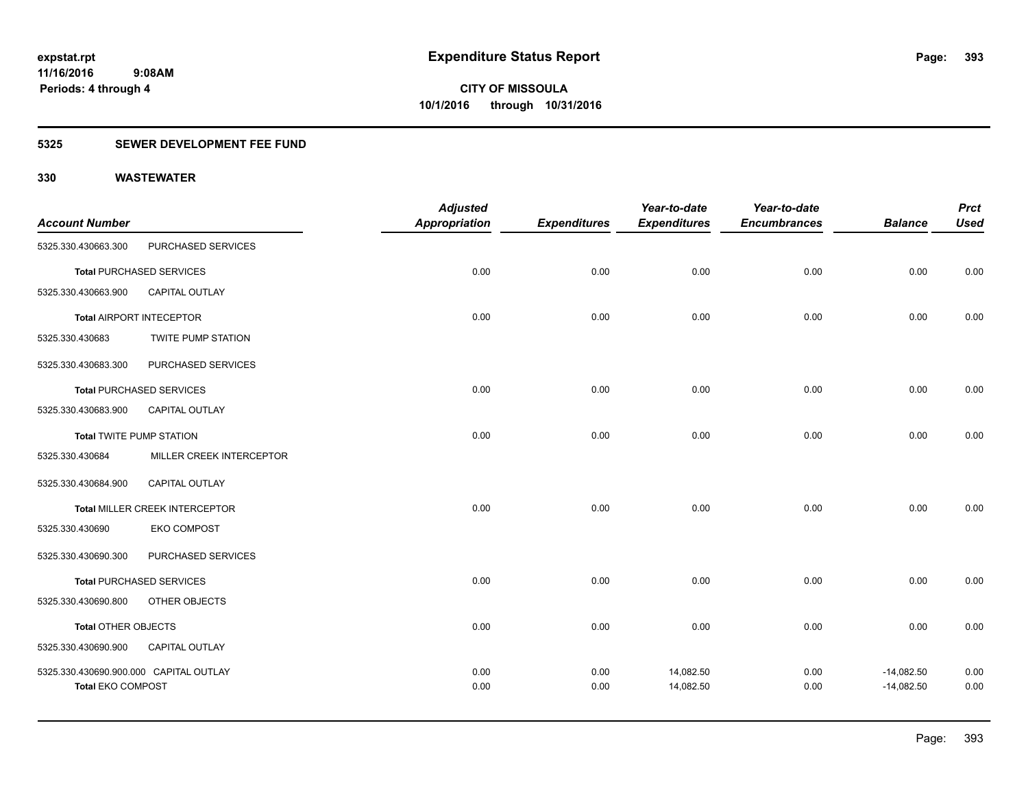# Expenditure Status Report

expstat.rpt
11/16/2016 9:08AM
Periods: 4 through 4

**CITY OF MISSOULA**
**10/1/2016 through 10/31/2016**

## 5325 SEWER DEVELOPMENT FEE FUND

## 330 WASTEWATER

| Account Number | | Adjusted Appropriation | Expenditures | Year-to-date Expenditures | Year-to-date Encumbrances | Balance | Prct Used |
|---|---|---|---|---|---|---|---|
| 5325.330.430663.300 | PURCHASED SERVICES | | | | | | |
| **Total** PURCHASED SERVICES | | 0.00 | 0.00 | 0.00 | 0.00 | 0.00 | 0.00 |
| 5325.330.430663.900 | CAPITAL OUTLAY | | | | | | |
| **Total** AIRPORT INTECEPTOR | | 0.00 | 0.00 | 0.00 | 0.00 | 0.00 | 0.00 |
| 5325.330.430683 | TWITE PUMP STATION | | | | | | |
| 5325.330.430683.300 | PURCHASED SERVICES | | | | | | |
| **Total** PURCHASED SERVICES | | 0.00 | 0.00 | 0.00 | 0.00 | 0.00 | 0.00 |
| 5325.330.430683.900 | CAPITAL OUTLAY | | | | | | |
| **Total** TWITE PUMP STATION | | 0.00 | 0.00 | 0.00 | 0.00 | 0.00 | 0.00 |
| 5325.330.430684 | MILLER CREEK INTERCEPTOR | | | | | | |
| 5325.330.430684.900 | CAPITAL OUTLAY | | | | | | |
| **Total** MILLER CREEK INTERCEPTOR | | 0.00 | 0.00 | 0.00 | 0.00 | 0.00 | 0.00 |
| 5325.330.430690 | EKO COMPOST | | | | | | |
| 5325.330.430690.300 | PURCHASED SERVICES | | | | | | |
| **Total** PURCHASED SERVICES | | 0.00 | 0.00 | 0.00 | 0.00 | 0.00 | 0.00 |
| 5325.330.430690.800 | OTHER OBJECTS | | | | | | |
| **Total** OTHER OBJECTS | | 0.00 | 0.00 | 0.00 | 0.00 | 0.00 | 0.00 |
| 5325.330.430690.900 | CAPITAL OUTLAY | | | | | | |
| 5325.330.430690.900.000 | CAPITAL OUTLAY | 0.00 | 0.00 | 14,082.50 | 0.00 | -14,082.50 | 0.00 |
| **Total EKO COMPOST** | | 0.00 | 0.00 | 14,082.50 | 0.00 | -14,082.50 | 0.00 |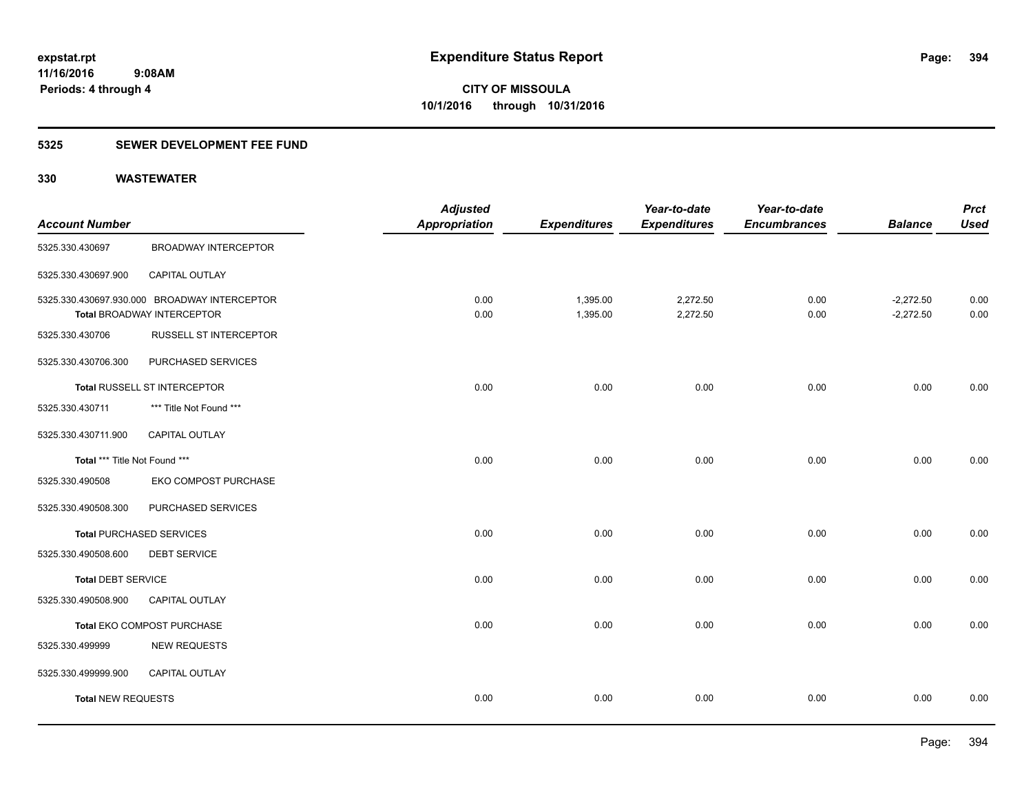**Expenditure Status Report**

**CITY OF MISSOULA**
**10/1/2016 through 10/31/2016**

expstat.rpt
11/16/2016 9:08AM
Periods: 4 through 4

## 5325 SEWER DEVELOPMENT FEE FUND

## 330 WASTEWATER

| Account Number | | Adjusted Appropriation | Expenditures | Year-to-date Expenditures | Year-to-date Encumbrances | Balance | Prct Used |
|---|---|---|---|---|---|---|---|
| 5325.330.430697 | BROADWAY INTERCEPTOR | | | | | | |
| 5325.330.430697.900 | CAPITAL OUTLAY | | | | | | |
| 5325.330.430697.930.000 | BROADWAY INTERCEPTOR | 0.00 | 1,395.00 | 2,272.50 | 0.00 | -2,272.50 | 0.00 |
| **Total** BROADWAY INTERCEPTOR | | 0.00 | 1,395.00 | 2,272.50 | 0.00 | -2,272.50 | 0.00 |
| 5325.330.430706 | RUSSELL ST INTERCEPTOR | | | | | | |
| 5325.330.430706.300 | PURCHASED SERVICES | | | | | | |
| **Total** RUSSELL ST INTERCEPTOR | | 0.00 | 0.00 | 0.00 | 0.00 | 0.00 | 0.00 |
| 5325.330.430711 | *** Title Not Found *** | | | | | | |
| 5325.330.430711.900 | CAPITAL OUTLAY | | | | | | |
| **Total** *** Title Not Found *** | | 0.00 | 0.00 | 0.00 | 0.00 | 0.00 | 0.00 |
| 5325.330.490508 | EKO COMPOST PURCHASE | | | | | | |
| 5325.330.490508.300 | PURCHASED SERVICES | | | | | | |
| **Total** PURCHASED SERVICES | | 0.00 | 0.00 | 0.00 | 0.00 | 0.00 | 0.00 |
| 5325.330.490508.600 | DEBT SERVICE | | | | | | |
| **Total** DEBT SERVICE | | 0.00 | 0.00 | 0.00 | 0.00 | 0.00 | 0.00 |
| 5325.330.490508.900 | CAPITAL OUTLAY | | | | | | |
| **Total** EKO COMPOST PURCHASE | | 0.00 | 0.00 | 0.00 | 0.00 | 0.00 | 0.00 |
| 5325.330.499999 | NEW REQUESTS | | | | | | |
| 5325.330.499999.900 | CAPITAL OUTLAY | | | | | | |
| **Total** NEW REQUESTS | | 0.00 | 0.00 | 0.00 | 0.00 | 0.00 | 0.00 |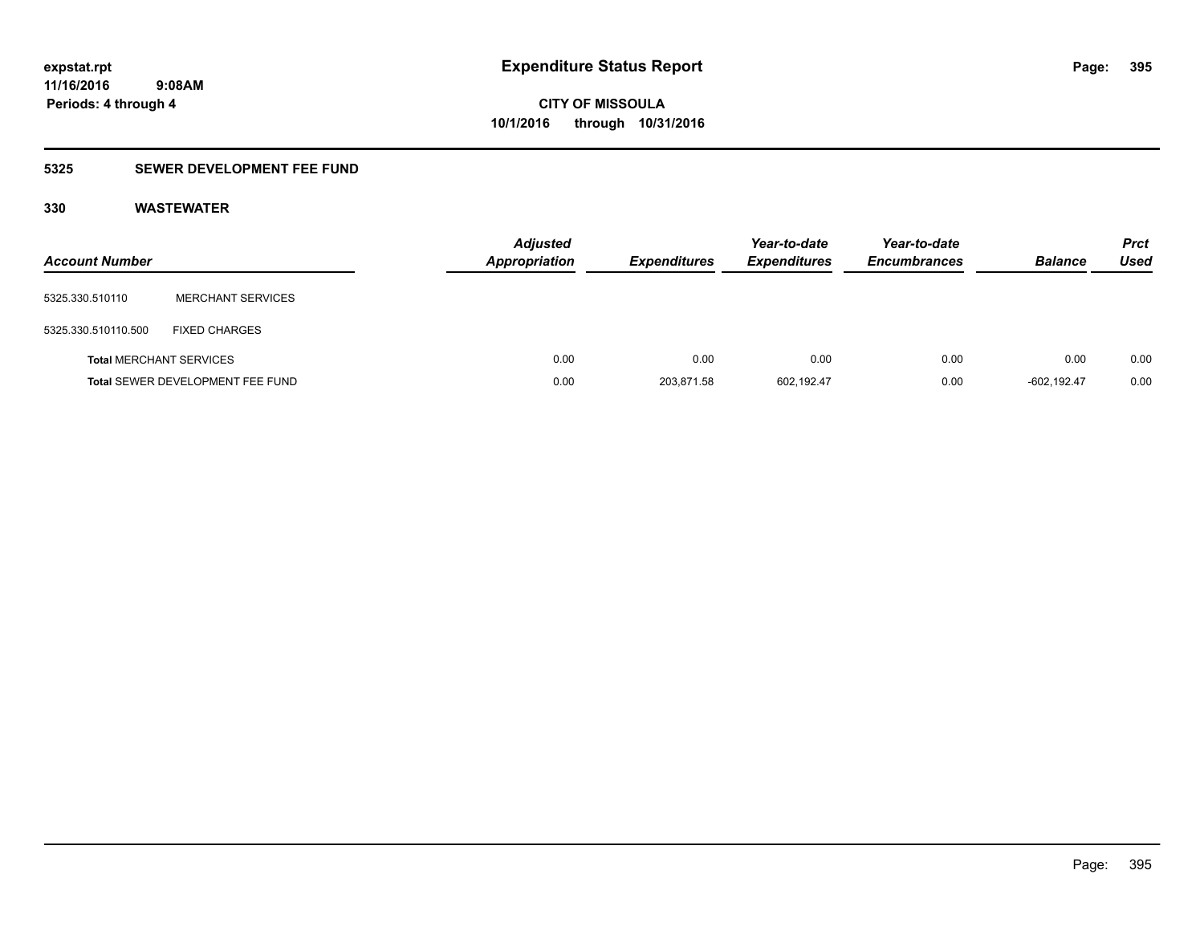# Expenditure Status Report

expstat.rpt
11/16/2016 9:08AM
Periods: 4 through 4

CITY OF MISSOULA
10/1/2016 through 10/31/2016

## 5325 SEWER DEVELOPMENT FEE FUND

### 330 WASTEWATER

| Account Number | | Adjusted Appropriation | Expenditures | Year-to-date Expenditures | Year-to-date Encumbrances | Balance | Prct Used |
|---|---|---|---|---|---|---|---|
| 5325.330.510110 | MERCHANT SERVICES | | | | | | |
| 5325.330.510110.500 | FIXED CHARGES | | | | | | |
| **Total** MERCHANT SERVICES | | 0.00 | 0.00 | 0.00 | 0.00 | 0.00 | 0.00 |
| **Total** SEWER DEVELOPMENT FEE FUND | | 0.00 | 203,871.58 | 602,192.47 | 0.00 | -602,192.47 | 0.00 |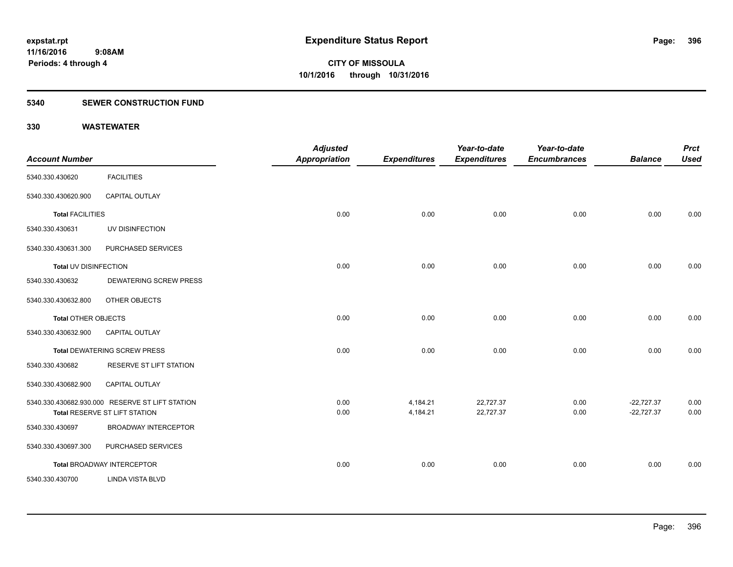**expstat.rpt**
**11/16/2016 9:08AM**
**Periods: 4 through 4**

# Expenditure Status Report

**CITY OF MISSOULA**
**10/1/2016 through 10/31/2016**

## 5340 SEWER CONSTRUCTION FUND

## 330 WASTEWATER

| Account Number | | Adjusted Appropriation | Expenditures | Year-to-date Expenditures | Year-to-date Encumbrances | Balance | Prct Used |
|---|---|---|---|---|---|---|---|
| 5340.330.430620 | FACILITIES | | | | | | |
| 5340.330.430620.900 | CAPITAL OUTLAY | | | | | | |
| **Total** FACILITIES | | 0.00 | 0.00 | 0.00 | 0.00 | 0.00 | 0.00 |
| 5340.330.430631 | UV DISINFECTION | | | | | | |
| 5340.330.430631.300 | PURCHASED SERVICES | | | | | | |
| **Total** UV DISINFECTION | | 0.00 | 0.00 | 0.00 | 0.00 | 0.00 | 0.00 |
| 5340.330.430632 | DEWATERING SCREW PRESS | | | | | | |
| 5340.330.430632.800 | OTHER OBJECTS | | | | | | |
| **Total** OTHER OBJECTS | | 0.00 | 0.00 | 0.00 | 0.00 | 0.00 | 0.00 |
| 5340.330.430632.900 | CAPITAL OUTLAY | | | | | | |
| **Total** DEWATERING SCREW PRESS | | 0.00 | 0.00 | 0.00 | 0.00 | 0.00 | 0.00 |
| 5340.330.430682 | RESERVE ST LIFT STATION | | | | | | |
| 5340.330.430682.900 | CAPITAL OUTLAY | | | | | | |
| 5340.330.430682.930.000 | RESERVE ST LIFT STATION | 0.00 | 4,184.21 | 22,727.37 | 0.00 | -22,727.37 | 0.00 |
| **Total** RESERVE ST LIFT STATION | | 0.00 | 4,184.21 | 22,727.37 | 0.00 | -22,727.37 | 0.00 |
| 5340.330.430697 | BROADWAY INTERCEPTOR | | | | | | |
| 5340.330.430697.300 | PURCHASED SERVICES | | | | | | |
| **Total** BROADWAY INTERCEPTOR | | 0.00 | 0.00 | 0.00 | 0.00 | 0.00 | 0.00 |
| 5340.330.430700 | LINDA VISTA BLVD | | | | | | |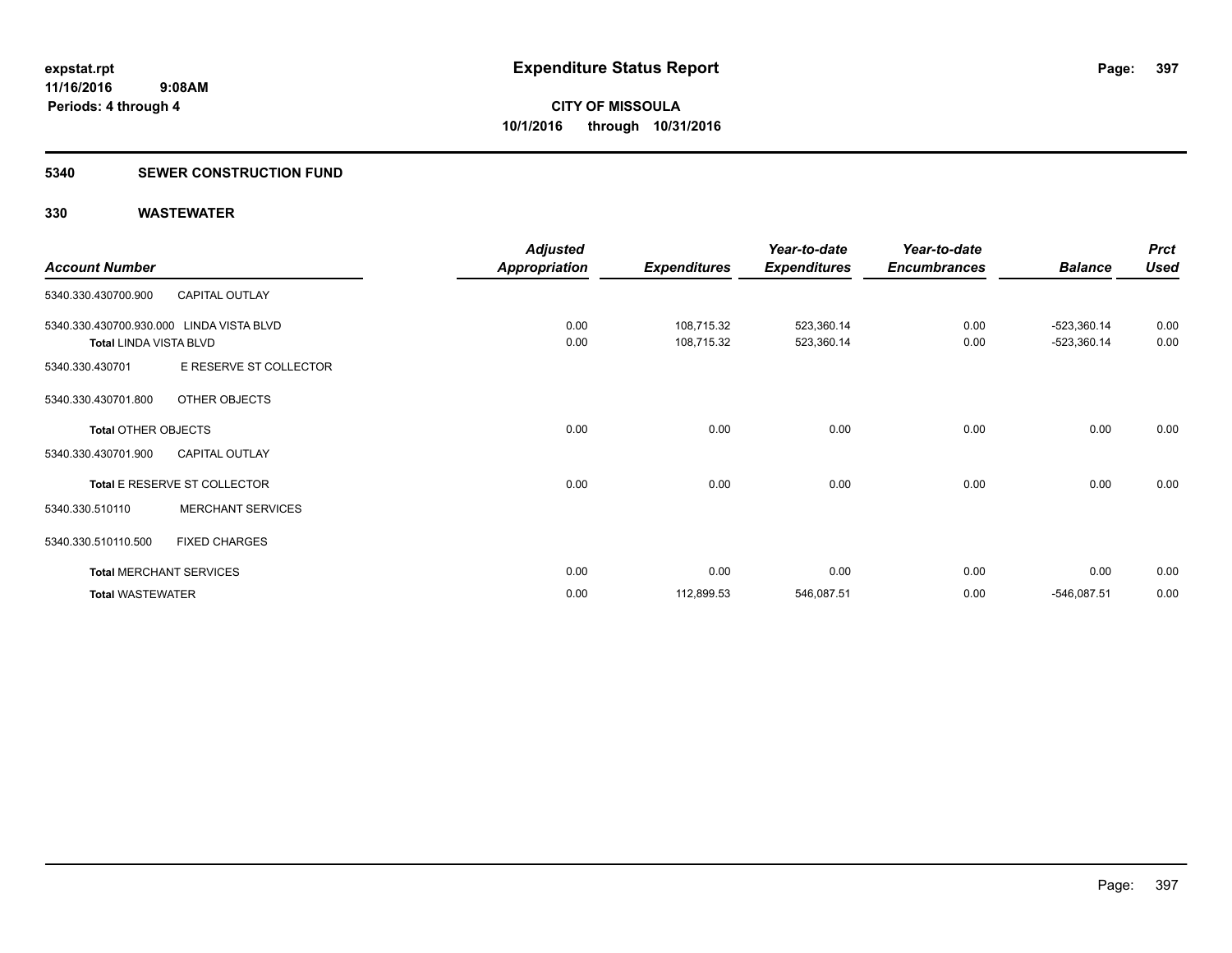**expstat.rpt**
**11/16/2016 9:08AM**
**Periods: 4 through 4**

# Expenditure Status Report

**CITY OF MISSOULA**
**10/1/2016 through 10/31/2016**

## 5340 SEWER CONSTRUCTION FUND

## 330 WASTEWATER

| Account Number | | Adjusted Appropriation | Expenditures | Year-to-date Expenditures | Year-to-date Encumbrances | Balance | Prct Used |
|---|---|---|---|---|---|---|---|
| 5340.330.430700.900 | CAPITAL OUTLAY | | | | | | |
| 5340.330.430700.930.000 | LINDA VISTA BLVD | 0.00 | 108,715.32 | 523,360.14 | 0.00 | -523,360.14 | 0.00 |
| **Total** LINDA VISTA BLVD | | 0.00 | 108,715.32 | 523,360.14 | 0.00 | -523,360.14 | 0.00 |
| 5340.330.430701 | E RESERVE ST COLLECTOR | | | | | | |
| 5340.330.430701.800 | OTHER OBJECTS | | | | | | |
| **Total** OTHER OBJECTS | | 0.00 | 0.00 | 0.00 | 0.00 | 0.00 | 0.00 |
| 5340.330.430701.900 | CAPITAL OUTLAY | | | | | | |
| **Total** E RESERVE ST COLLECTOR | | 0.00 | 0.00 | 0.00 | 0.00 | 0.00 | 0.00 |
| 5340.330.510110 | MERCHANT SERVICES | | | | | | |
| 5340.330.510110.500 | FIXED CHARGES | | | | | | |
| **Total** MERCHANT SERVICES | | 0.00 | 0.00 | 0.00 | 0.00 | 0.00 | 0.00 |
| **Total** WASTEWATER | | 0.00 | 112,899.53 | 546,087.51 | 0.00 | -546,087.51 | 0.00 |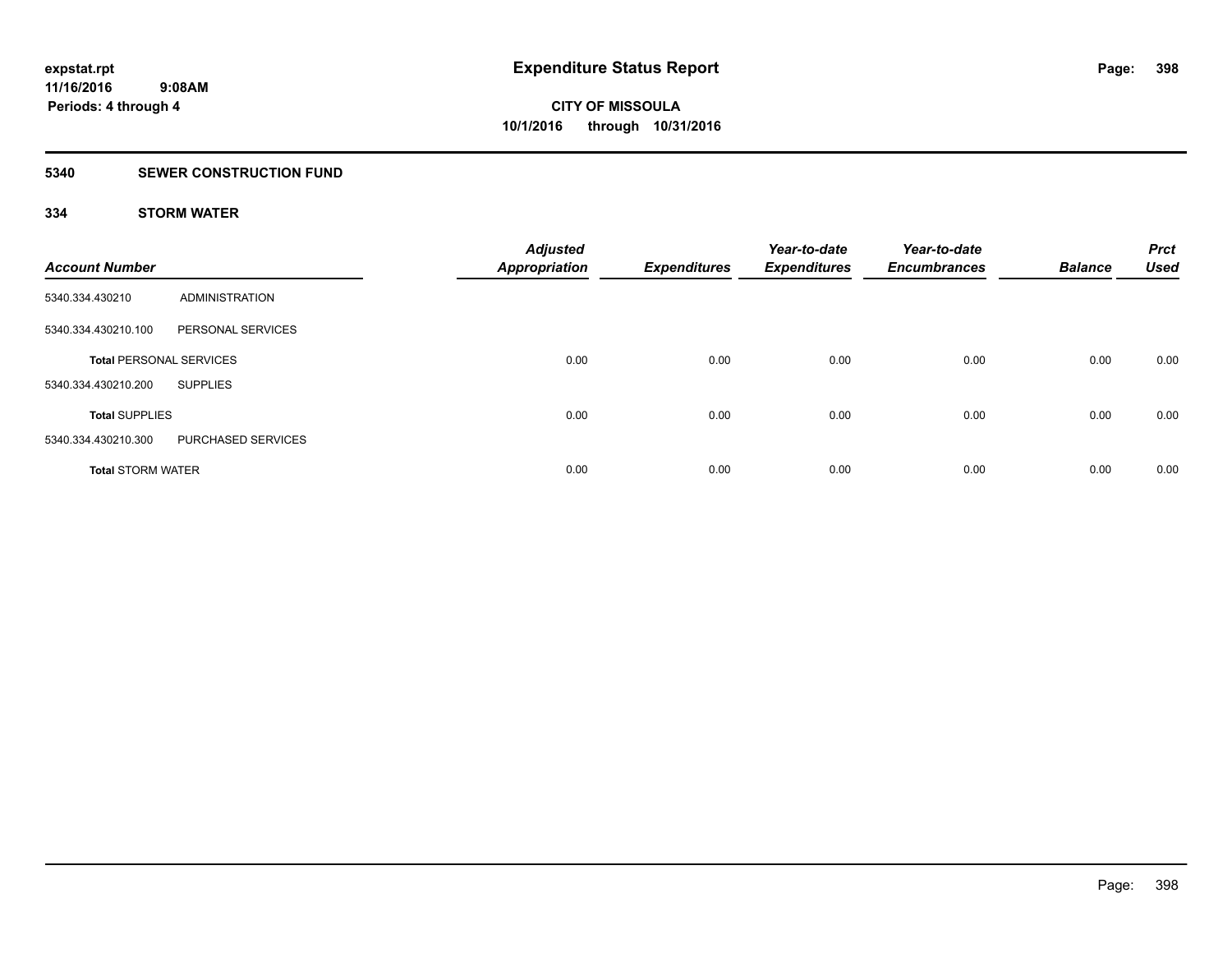**expstat.rpt**
**11/16/2016 9:08AM**
**Periods: 4 through 4**

# Expenditure Status Report

**CITY OF MISSOULA**
**10/1/2016 through 10/31/2016**

## 5340 SEWER CONSTRUCTION FUND

### 334 STORM WATER

| Account Number | | Adjusted Appropriation | Expenditures | Year-to-date Expenditures | Year-to-date Encumbrances | Balance | Prct Used |
|---|---|---|---|---|---|---|---|
| 5340.334.430210 | ADMINISTRATION | | | | | | |
| 5340.334.430210.100 | PERSONAL SERVICES | | | | | | |
| **Total** PERSONAL SERVICES | | 0.00 | 0.00 | 0.00 | 0.00 | 0.00 | 0.00 |
| 5340.334.430210.200 | SUPPLIES | | | | | | |
| **Total** SUPPLIES | | 0.00 | 0.00 | 0.00 | 0.00 | 0.00 | 0.00 |
| 5340.334.430210.300 | PURCHASED SERVICES | | | | | | |
| **Total** STORM WATER | | 0.00 | 0.00 | 0.00 | 0.00 | 0.00 | 0.00 |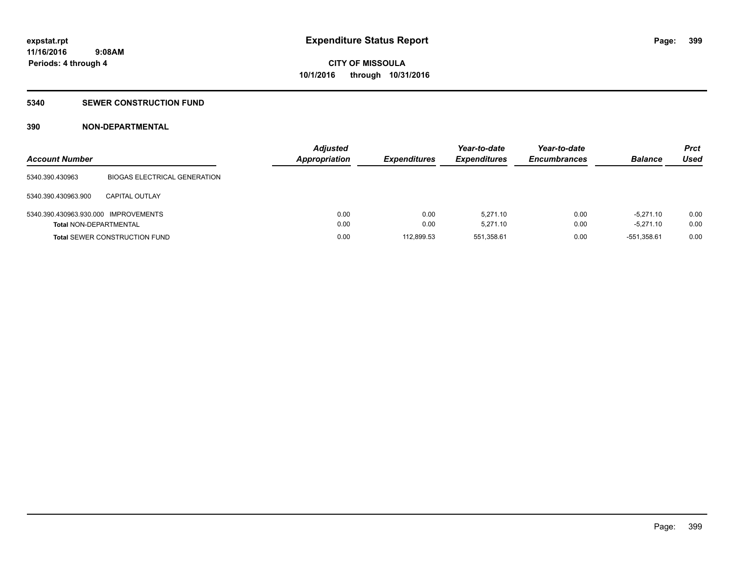# Expenditure Status Report

expstat.rpt
11/16/2016 9:08AM
Periods: 4 through 4

**CITY OF MISSOULA**
**10/1/2016 through 10/31/2016**

## 5340 SEWER CONSTRUCTION FUND

### 390 NON-DEPARTMENTAL

| Account Number | | Adjusted Appropriation | Expenditures | Year-to-date Expenditures | Year-to-date Encumbrances | Balance | Prct Used |
|---|---|---|---|---|---|---|---|
| 5340.390.430963 | BIOGAS ELECTRICAL GENERATION | | | | | | |
| 5340.390.430963.900 | CAPITAL OUTLAY | | | | | | |
| 5340.390.430963.930.000 | IMPROVEMENTS | 0.00 | 0.00 | 5,271.10 | 0.00 | -5,271.10 | 0.00 |
| **Total** NON-DEPARTMENTAL | | 0.00 | 0.00 | 5,271.10 | 0.00 | -5,271.10 | 0.00 |
| **Total** SEWER CONSTRUCTION FUND | | 0.00 | 112,899.53 | 551,358.61 | 0.00 | -551,358.61 | 0.00 |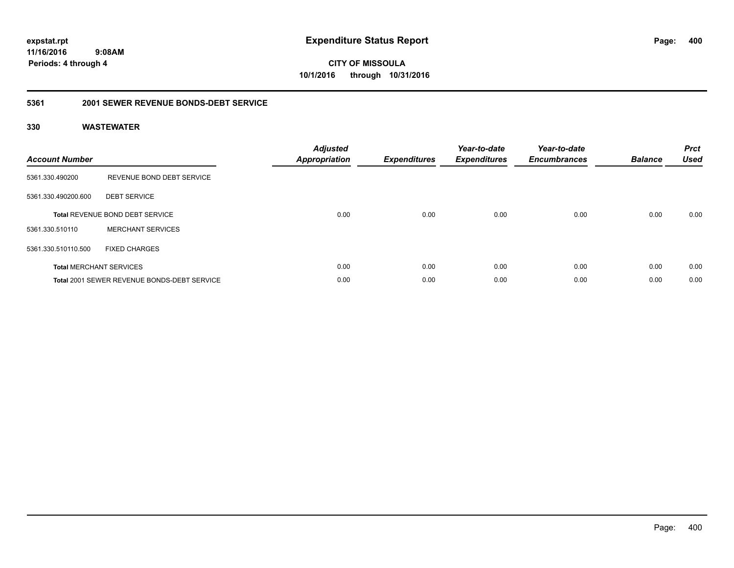# Expenditure Status Report

expstat.rpt
11/16/2016 9:08AM
Periods: 4 through 4

**CITY OF MISSOULA**
**10/1/2016 through 10/31/2016**

## 5361 2001 SEWER REVENUE BONDS-DEBT SERVICE

### 330 WASTEWATER

| Account Number | | Adjusted Appropriation | Expenditures | Year-to-date Expenditures | Year-to-date Encumbrances | Balance | Prct Used |
|---|---|---|---|---|---|---|---|
| 5361.330.490200 | REVENUE BOND DEBT SERVICE | | | | | | |
| 5361.330.490200.600 | DEBT SERVICE | | | | | | |
| **Total** REVENUE BOND DEBT SERVICE | | 0.00 | 0.00 | 0.00 | 0.00 | 0.00 | 0.00 |
| 5361.330.510110 | MERCHANT SERVICES | | | | | | |
| 5361.330.510110.500 | FIXED CHARGES | | | | | | |
| **Total** MERCHANT SERVICES | | 0.00 | 0.00 | 0.00 | 0.00 | 0.00 | 0.00 |
| **Total** 2001 SEWER REVENUE BONDS-DEBT SERVICE | | 0.00 | 0.00 | 0.00 | 0.00 | 0.00 | 0.00 |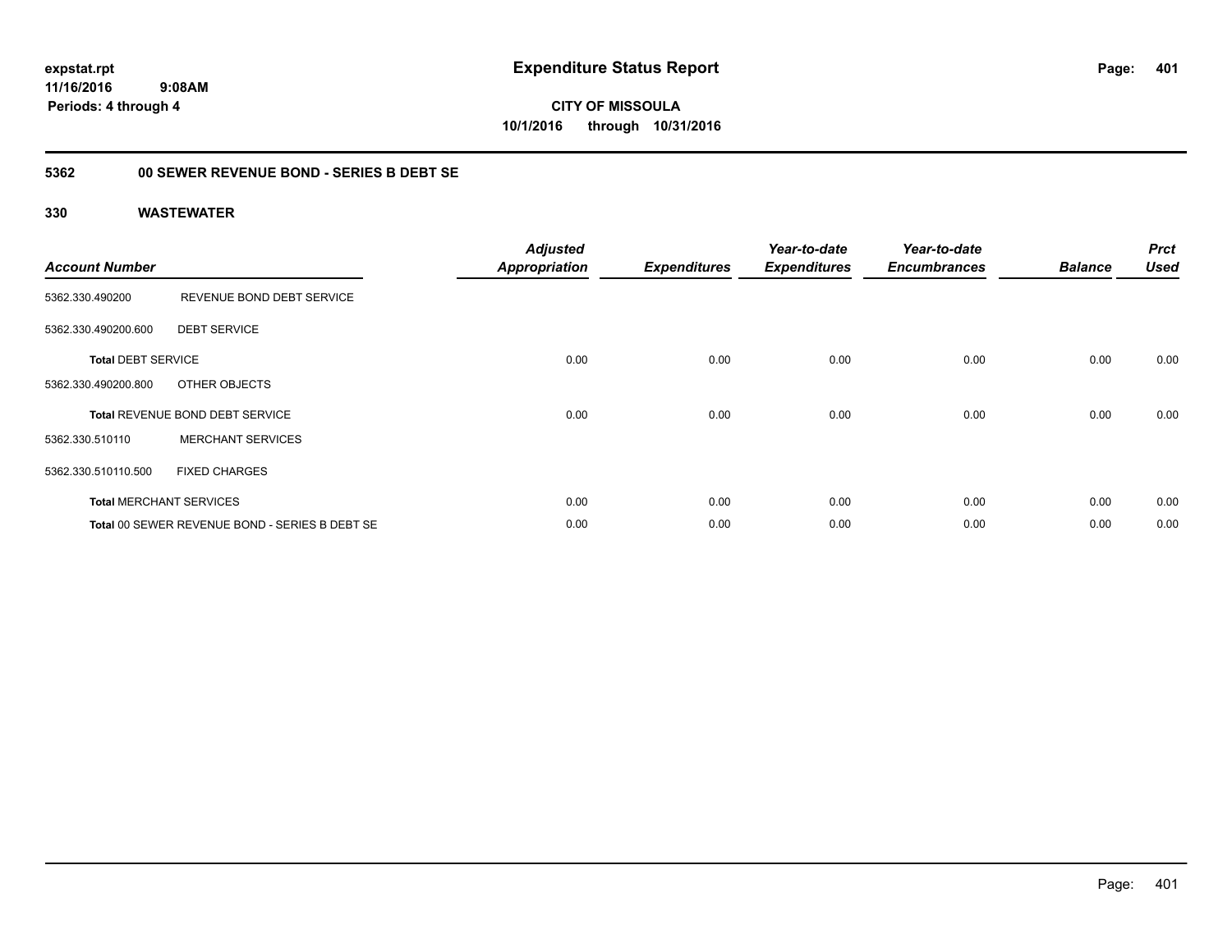**expstat.rpt**
**11/16/2016 9:08AM**
**Periods: 4 through 4**

# Expenditure Status Report

**CITY OF MISSOULA**
**10/1/2016 through 10/31/2016**

## 5362 00 SEWER REVENUE BOND - SERIES B DEBT SE

## 330 WASTEWATER

| Account Number | | Adjusted Appropriation | Expenditures | Year-to-date Expenditures | Year-to-date Encumbrances | Balance | Prct Used |
|---|---|---|---|---|---|---|---|
| 5362.330.490200 | REVENUE BOND DEBT SERVICE | | | | | | |
| 5362.330.490200.600 | DEBT SERVICE | | | | | | |
| **Total** DEBT SERVICE | | 0.00 | 0.00 | 0.00 | 0.00 | 0.00 | 0.00 |
| 5362.330.490200.800 | OTHER OBJECTS | | | | | | |
| **Total** REVENUE BOND DEBT SERVICE | | 0.00 | 0.00 | 0.00 | 0.00 | 0.00 | 0.00 |
| 5362.330.510110 | MERCHANT SERVICES | | | | | | |
| 5362.330.510110.500 | FIXED CHARGES | | | | | | |
| **Total** MERCHANT SERVICES | | 0.00 | 0.00 | 0.00 | 0.00 | 0.00 | 0.00 |
| **Total** 00 SEWER REVENUE BOND - SERIES B DEBT SE | | 0.00 | 0.00 | 0.00 | 0.00 | 0.00 | 0.00 |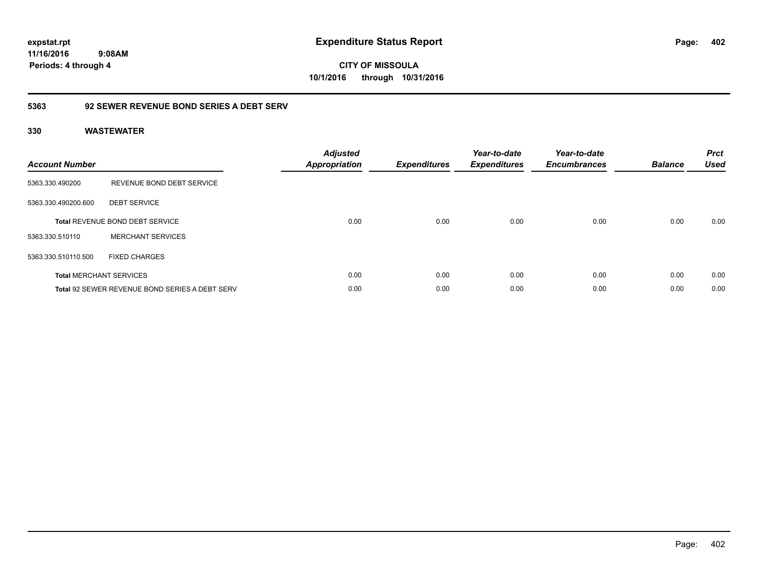**expstat.rpt**
**11/16/2016 9:08AM**
**Periods: 4 through 4**

# Expenditure Status Report

**CITY OF MISSOULA**
**10/1/2016 through 10/31/2016**

## 5363 92 SEWER REVENUE BOND SERIES A DEBT SERV

### 330 WASTEWATER

| Account Number | | Adjusted Appropriation | Expenditures | Year-to-date Expenditures | Year-to-date Encumbrances | Balance | Prct Used |
|---|---|---|---|---|---|---|---|
| 5363.330.490200 | REVENUE BOND DEBT SERVICE | | | | | | |
| 5363.330.490200.600 | DEBT SERVICE | | | | | | |
| **Total** REVENUE BOND DEBT SERVICE | | 0.00 | 0.00 | 0.00 | 0.00 | 0.00 | 0.00 |
| 5363.330.510110 | MERCHANT SERVICES | | | | | | |
| 5363.330.510110.500 | FIXED CHARGES | | | | | | |
| **Total** MERCHANT SERVICES | | 0.00 | 0.00 | 0.00 | 0.00 | 0.00 | 0.00 |
| **Total** 92 SEWER REVENUE BOND SERIES A DEBT SERV | | 0.00 | 0.00 | 0.00 | 0.00 | 0.00 | 0.00 |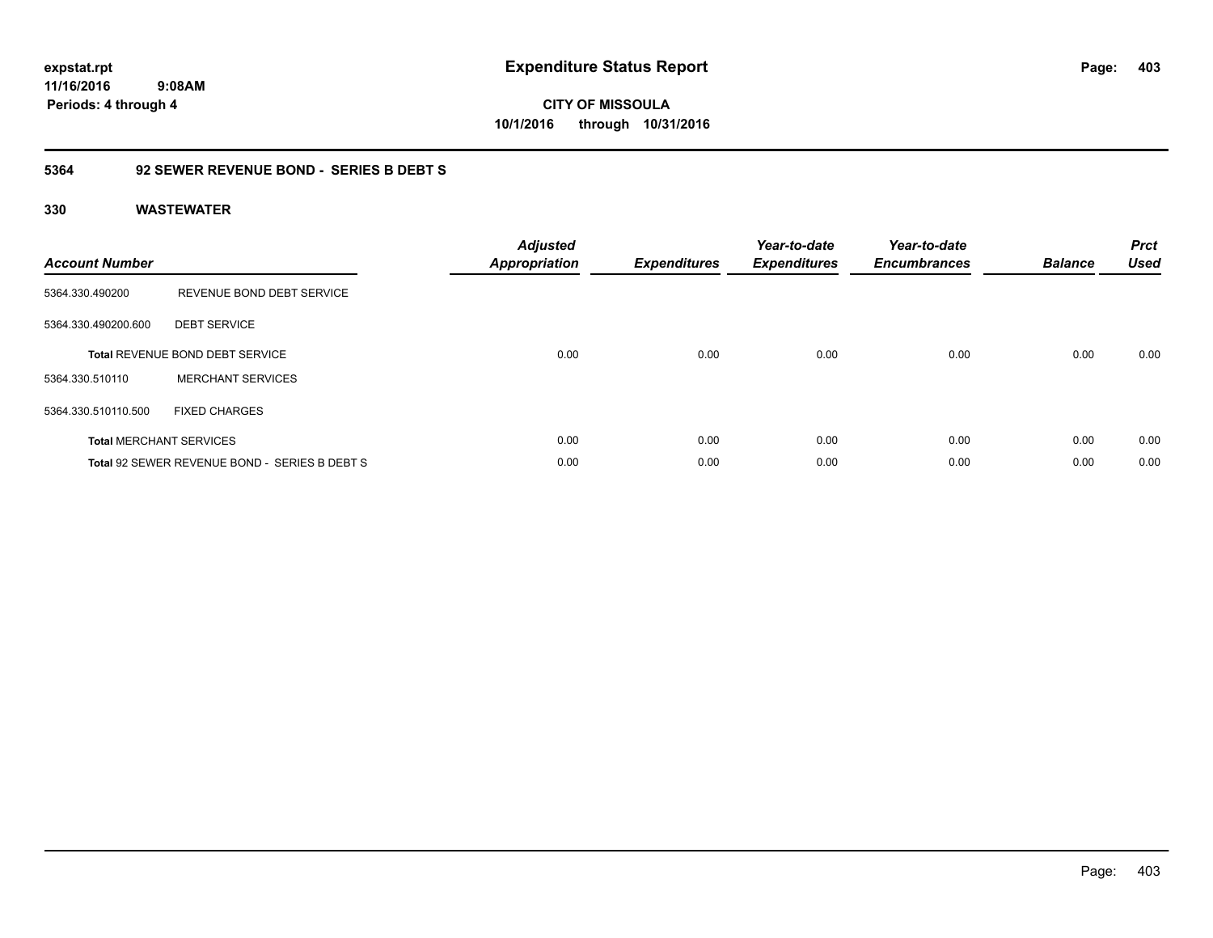# Expenditure Status Report

expstat.rpt
11/16/2016 9:08AM
Periods: 4 through 4

**CITY OF MISSOULA**
**10/1/2016 through 10/31/2016**

## 5364 92 SEWER REVENUE BOND - SERIES B DEBT S

### 330 WASTEWATER

| Account Number | | Adjusted Appropriation | Expenditures | Year-to-date Expenditures | Year-to-date Encumbrances | Balance | Prct Used |
|---|---|---|---|---|---|---|---|
| 5364.330.490200 | REVENUE BOND DEBT SERVICE | | | | | | |
| 5364.330.490200.600 | DEBT SERVICE | | | | | | |
| **Total** REVENUE BOND DEBT SERVICE | | 0.00 | 0.00 | 0.00 | 0.00 | 0.00 | 0.00 |
| 5364.330.510110 | MERCHANT SERVICES | | | | | | |
| 5364.330.510110.500 | FIXED CHARGES | | | | | | |
| **Total** MERCHANT SERVICES | | 0.00 | 0.00 | 0.00 | 0.00 | 0.00 | 0.00 |
| **Total** 92 SEWER REVENUE BOND - SERIES B DEBT S | | 0.00 | 0.00 | 0.00 | 0.00 | 0.00 | 0.00 |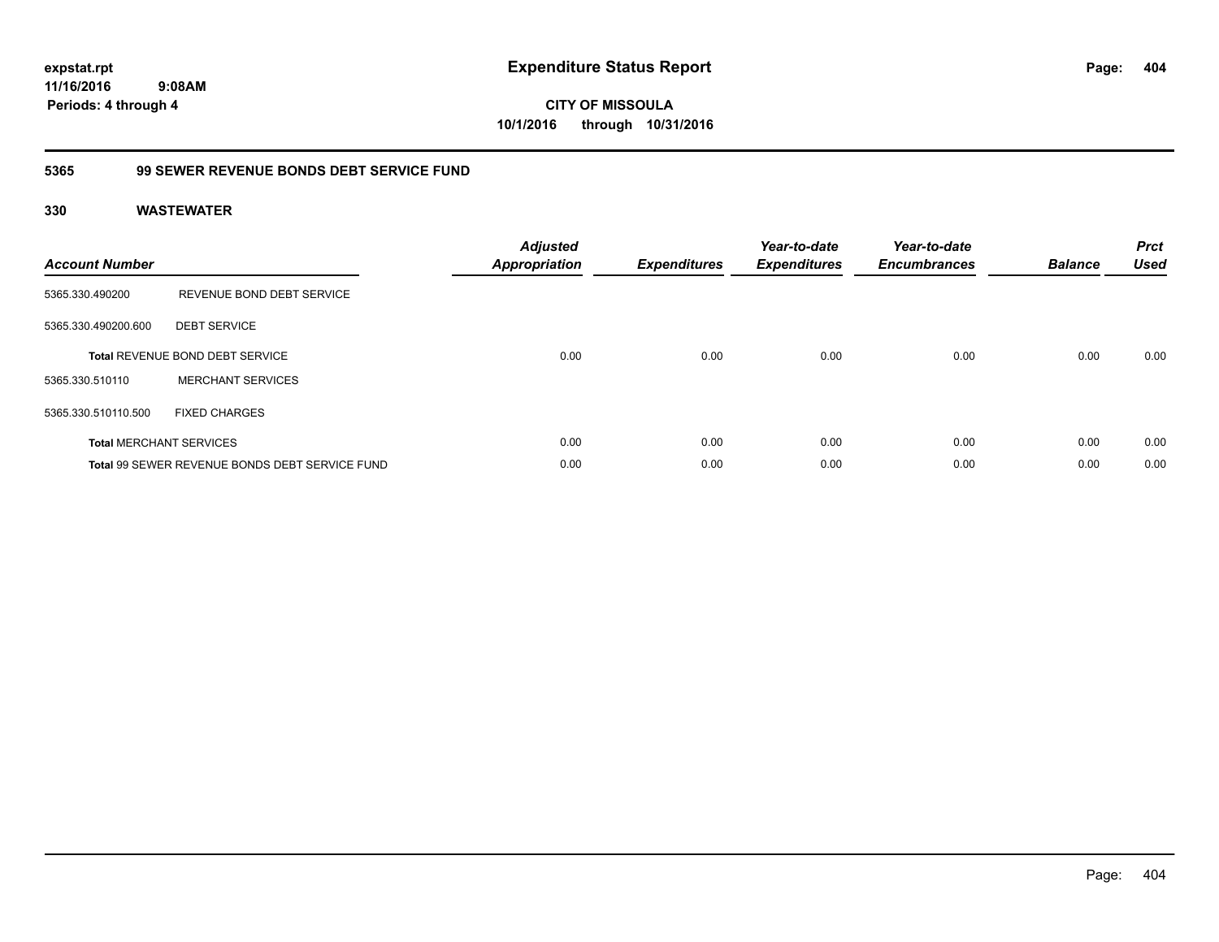**expstat.rpt**
**11/16/2016 9:08AM**
**Periods: 4 through 4**

# Expenditure Status Report

**CITY OF MISSOULA**
**10/1/2016 through 10/31/2016**

## 5365 99 SEWER REVENUE BONDS DEBT SERVICE FUND

### 330 WASTEWATER

| Account Number | | Adjusted Appropriation | Expenditures | Year-to-date Expenditures | Year-to-date Encumbrances | Balance | Prct Used |
|---|---|---|---|---|---|---|---|
| 5365.330.490200 | REVENUE BOND DEBT SERVICE | | | | | | |
| 5365.330.490200.600 | DEBT SERVICE | | | | | | |
| **Total** REVENUE BOND DEBT SERVICE | | 0.00 | 0.00 | 0.00 | 0.00 | 0.00 | 0.00 |
| 5365.330.510110 | MERCHANT SERVICES | | | | | | |
| 5365.330.510110.500 | FIXED CHARGES | | | | | | |
| **Total** MERCHANT SERVICES | | 0.00 | 0.00 | 0.00 | 0.00 | 0.00 | 0.00 |
| **Total** 99 SEWER REVENUE BONDS DEBT SERVICE FUND | | 0.00 | 0.00 | 0.00 | 0.00 | 0.00 | 0.00 |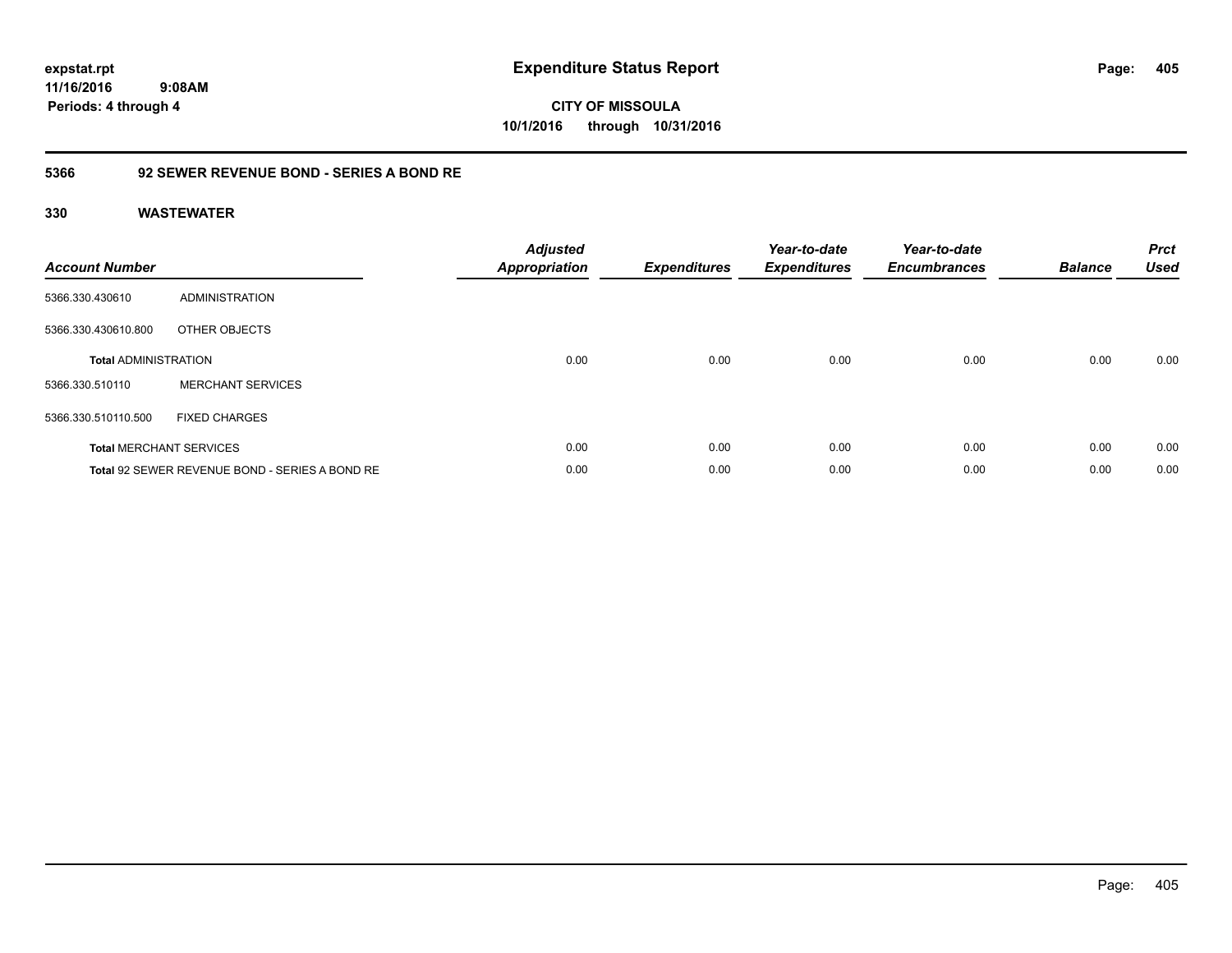# Expenditure Status Report

expstat.rpt
11/16/2016 9:08AM
Periods: 4 through 4

**CITY OF MISSOULA**
**10/1/2016 through 10/31/2016**

## 5366 92 SEWER REVENUE BOND - SERIES A BOND RE

### 330 WASTEWATER

| Account Number | | Adjusted Appropriation | Expenditures | Year-to-date Expenditures | Year-to-date Encumbrances | Balance | Prct Used |
|---|---|---|---|---|---|---|---|
| 5366.330.430610 | ADMINISTRATION | | | | | | |
| 5366.330.430610.800 | OTHER OBJECTS | | | | | | |
| **Total** ADMINISTRATION | | 0.00 | 0.00 | 0.00 | 0.00 | 0.00 | 0.00 |
| 5366.330.510110 | MERCHANT SERVICES | | | | | | |
| 5366.330.510110.500 | FIXED CHARGES | | | | | | |
| **Total** MERCHANT SERVICES | | 0.00 | 0.00 | 0.00 | 0.00 | 0.00 | 0.00 |
| **Total** 92 SEWER REVENUE BOND - SERIES A BOND RE | | 0.00 | 0.00 | 0.00 | 0.00 | 0.00 | 0.00 |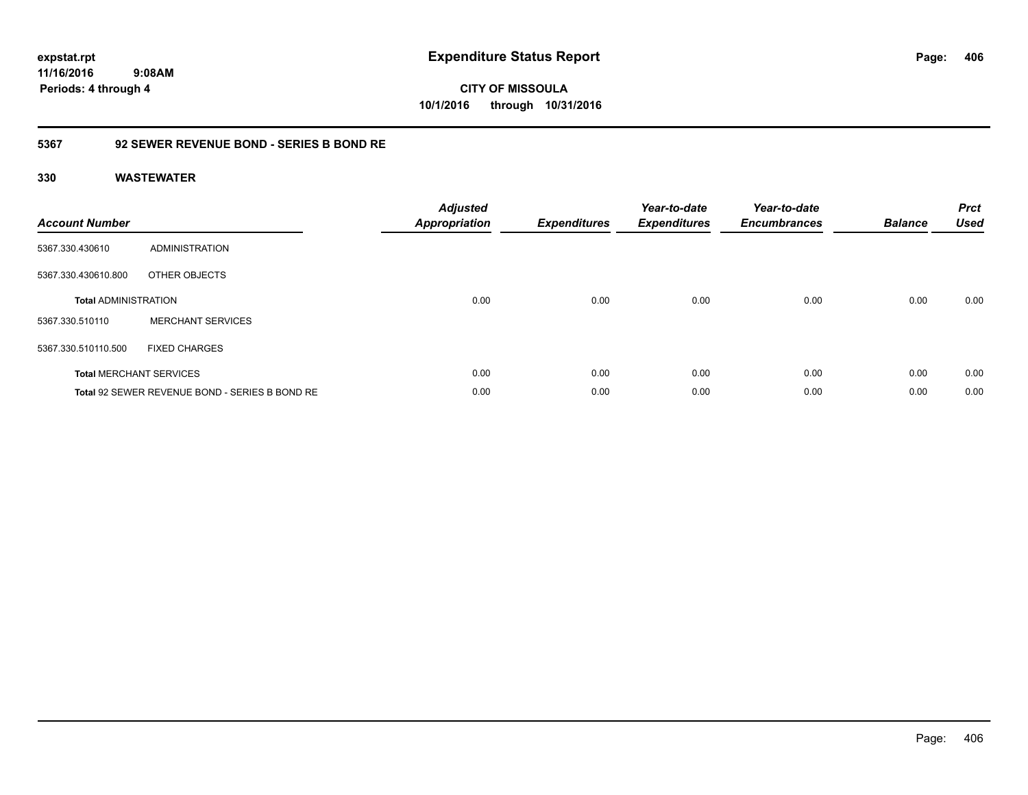**expstat.rpt**
**11/16/2016 9:08AM**
**Periods: 4 through 4**

# Expenditure Status Report

**CITY OF MISSOULA**
**10/1/2016 through 10/31/2016**

## 5367 92 SEWER REVENUE BOND - SERIES B BOND RE

### 330 WASTEWATER

| Account Number | | Adjusted Appropriation | Expenditures | Year-to-date Expenditures | Year-to-date Encumbrances | Balance | Prct Used |
|---|---|---|---|---|---|---|---|
| 5367.330.430610 | ADMINISTRATION | | | | | | |
| 5367.330.430610.800 | OTHER OBJECTS | | | | | | |
| **Total** ADMINISTRATION | | 0.00 | 0.00 | 0.00 | 0.00 | 0.00 | 0.00 |
| 5367.330.510110 | MERCHANT SERVICES | | | | | | |
| 5367.330.510110.500 | FIXED CHARGES | | | | | | |
| **Total** MERCHANT SERVICES | | 0.00 | 0.00 | 0.00 | 0.00 | 0.00 | 0.00 |
| **Total** 92 SEWER REVENUE BOND - SERIES B BOND RE | | 0.00 | 0.00 | 0.00 | 0.00 | 0.00 | 0.00 |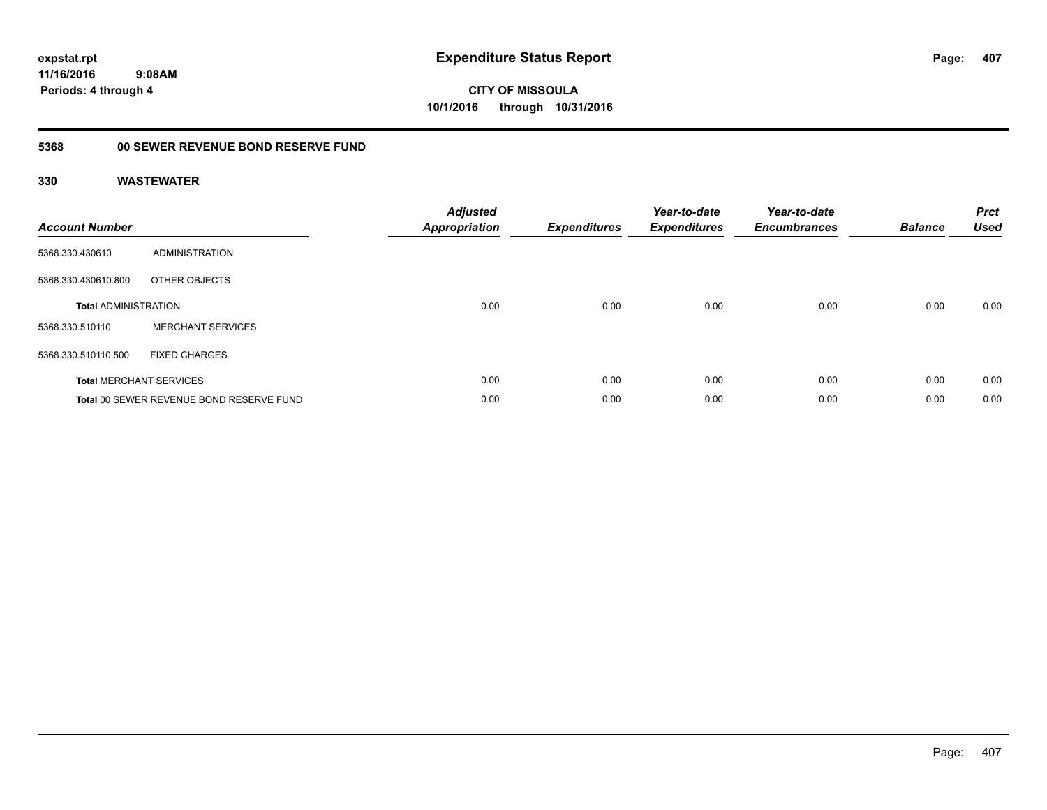**expstat.rpt**
**11/16/2016 9:08AM**
**Periods: 4 through 4**

# Expenditure Status Report

**CITY OF MISSOULA**
**10/1/2016 through 10/31/2016**

## 5368 00 SEWER REVENUE BOND RESERVE FUND

### 330 WASTEWATER

| Account Number | | Adjusted Appropriation | Expenditures | Year-to-date Expenditures | Year-to-date Encumbrances | Balance | Prct Used |
|---|---|---|---|---|---|---|---|
| 5368.330.430610 | ADMINISTRATION | | | | | | |
| 5368.330.430610.800 | OTHER OBJECTS | | | | | | |
| **Total** ADMINISTRATION | | 0.00 | 0.00 | 0.00 | 0.00 | 0.00 | 0.00 |
| 5368.330.510110 | MERCHANT SERVICES | | | | | | |
| 5368.330.510110.500 | FIXED CHARGES | | | | | | |
| **Total** MERCHANT SERVICES | | 0.00 | 0.00 | 0.00 | 0.00 | 0.00 | 0.00 |
| **Total** 00 SEWER REVENUE BOND RESERVE FUND | | 0.00 | 0.00 | 0.00 | 0.00 | 0.00 | 0.00 |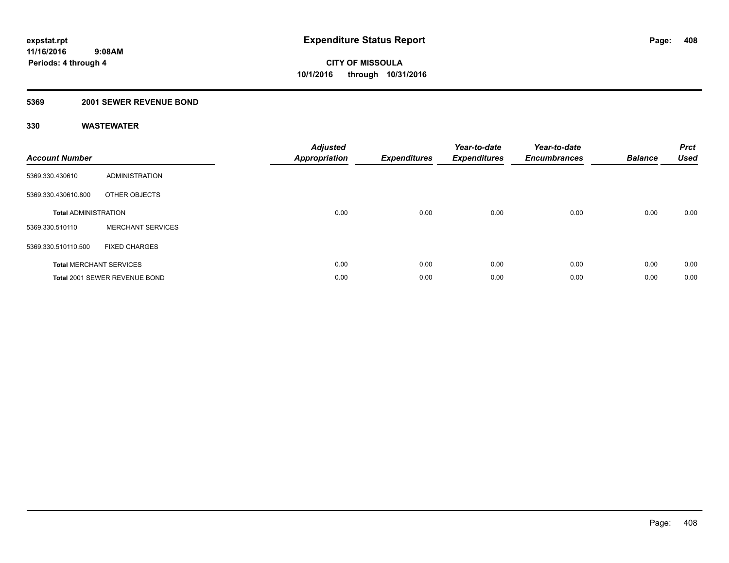expstat.rpt
11/16/2016 9:08AM
Periods: 4 through 4

# Expenditure Status Report

**CITY OF MISSOULA**
**10/1/2016 through 10/31/2016**

## 5369 2001 SEWER REVENUE BOND

## 330 WASTEWATER

| Account Number | | Adjusted Appropriation | Expenditures | Year-to-date Expenditures | Year-to-date Encumbrances | Balance | Prct Used |
|---|---|---|---|---|---|---|---|
| 5369.330.430610 | ADMINISTRATION | | | | | | |
| 5369.330.430610.800 | OTHER OBJECTS | | | | | | |
| **Total** ADMINISTRATION | | 0.00 | 0.00 | 0.00 | 0.00 | 0.00 | 0.00 |
| 5369.330.510110 | MERCHANT SERVICES | | | | | | |
| 5369.330.510110.500 | FIXED CHARGES | | | | | | |
| **Total** MERCHANT SERVICES | | 0.00 | 0.00 | 0.00 | 0.00 | 0.00 | 0.00 |
| **Total** 2001 SEWER REVENUE BOND | | 0.00 | 0.00 | 0.00 | 0.00 | 0.00 | 0.00 |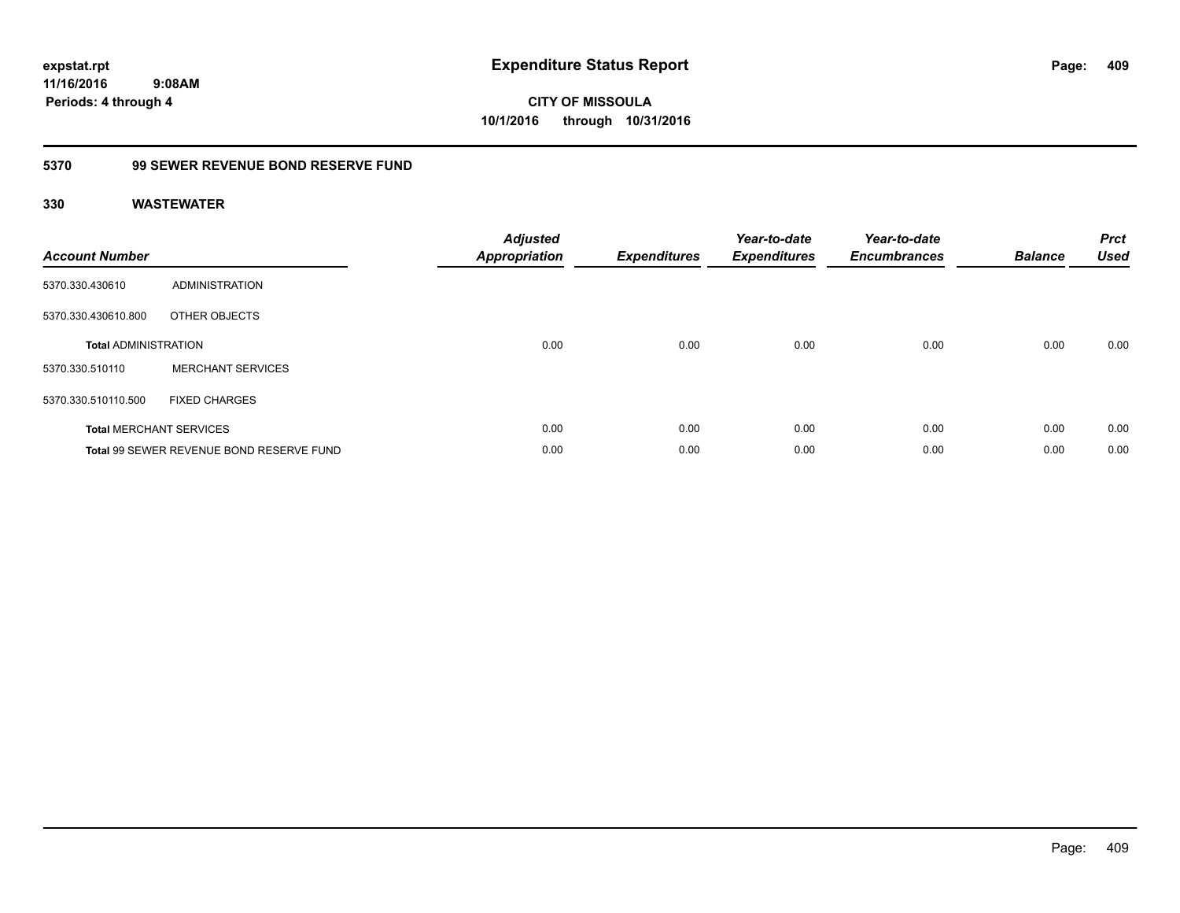**expstat.rpt**
**11/16/2016 9:08AM**
**Periods: 4 through 4**

# Expenditure Status Report

**CITY OF MISSOULA**
**10/1/2016 through 10/31/2016**

## 5370 99 SEWER REVENUE BOND RESERVE FUND

### 330 WASTEWATER

| Account Number | | Adjusted Appropriation | Expenditures | Year-to-date Expenditures | Year-to-date Encumbrances | Balance | Prct Used |
|---|---|---|---|---|---|---|---|
| 5370.330.430610 | ADMINISTRATION | | | | | | |
| 5370.330.430610.800 | OTHER OBJECTS | | | | | | |
| **Total** ADMINISTRATION | | 0.00 | 0.00 | 0.00 | 0.00 | 0.00 | 0.00 |
| 5370.330.510110 | MERCHANT SERVICES | | | | | | |
| 5370.330.510110.500 | FIXED CHARGES | | | | | | |
| **Total** MERCHANT SERVICES | | 0.00 | 0.00 | 0.00 | 0.00 | 0.00 | 0.00 |
| **Total** 99 SEWER REVENUE BOND RESERVE FUND | | 0.00 | 0.00 | 0.00 | 0.00 | 0.00 | 0.00 |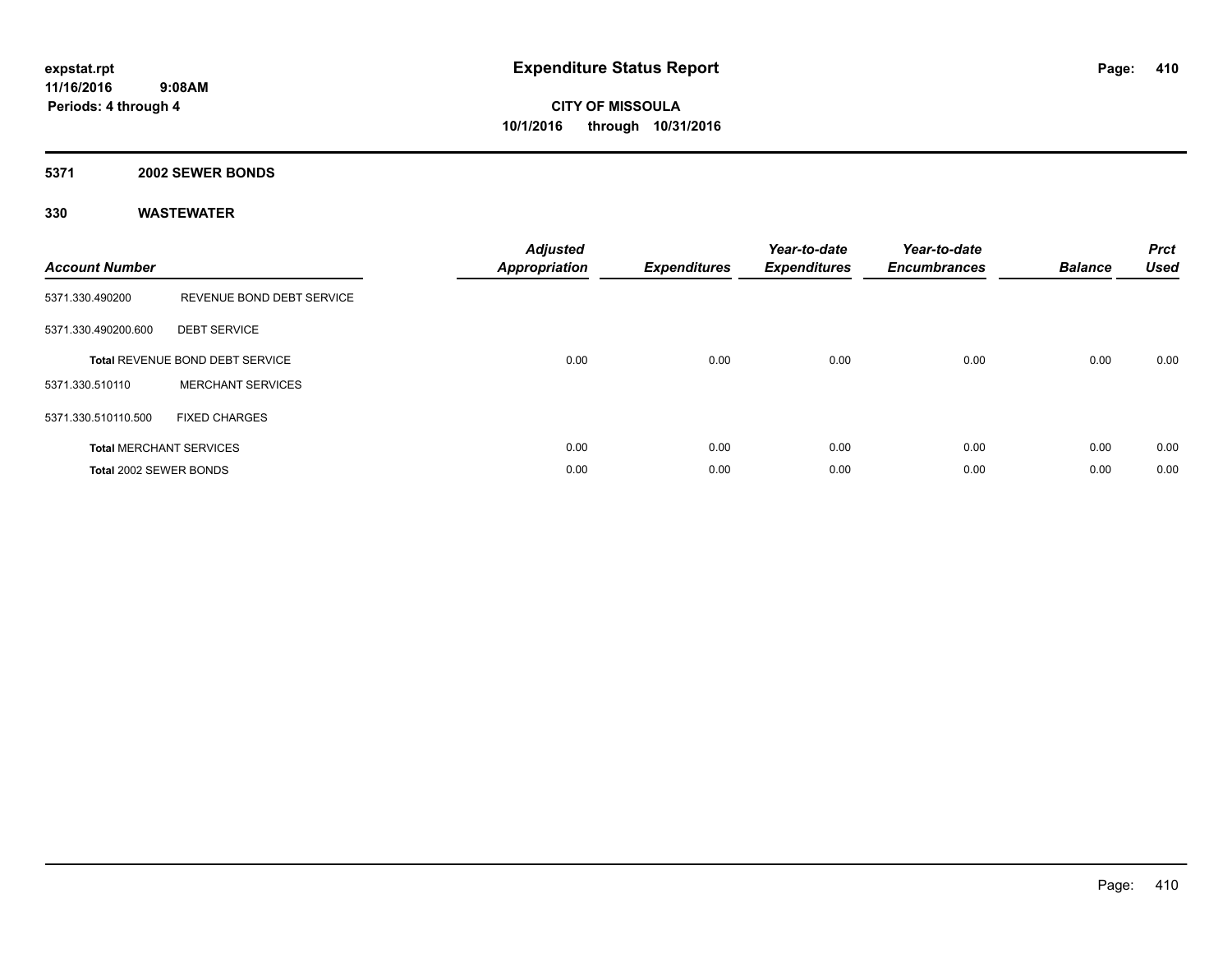**expstat.rpt**
**11/16/2016 9:08AM**
**Periods: 4 through 4**

# Expenditure Status Report

**CITY OF MISSOULA**
**10/1/2016 through 10/31/2016**

## 5371 2002 SEWER BONDS

## 330 WASTEWATER

| Account Number | | Adjusted Appropriation | Expenditures | Year-to-date Expenditures | Year-to-date Encumbrances | Balance | Prct Used |
|---|---|---|---|---|---|---|---|
| 5371.330.490200 | REVENUE BOND DEBT SERVICE | | | | | | |
| 5371.330.490200.600 | DEBT SERVICE | | | | | | |
| **Total** REVENUE BOND DEBT SERVICE | | 0.00 | 0.00 | 0.00 | 0.00 | 0.00 | 0.00 |
| 5371.330.510110 | MERCHANT SERVICES | | | | | | |
| 5371.330.510110.500 | FIXED CHARGES | | | | | | |
| **Total** MERCHANT SERVICES | | 0.00 | 0.00 | 0.00 | 0.00 | 0.00 | 0.00 |
| **Total** 2002 SEWER BONDS | | 0.00 | 0.00 | 0.00 | 0.00 | 0.00 | 0.00 |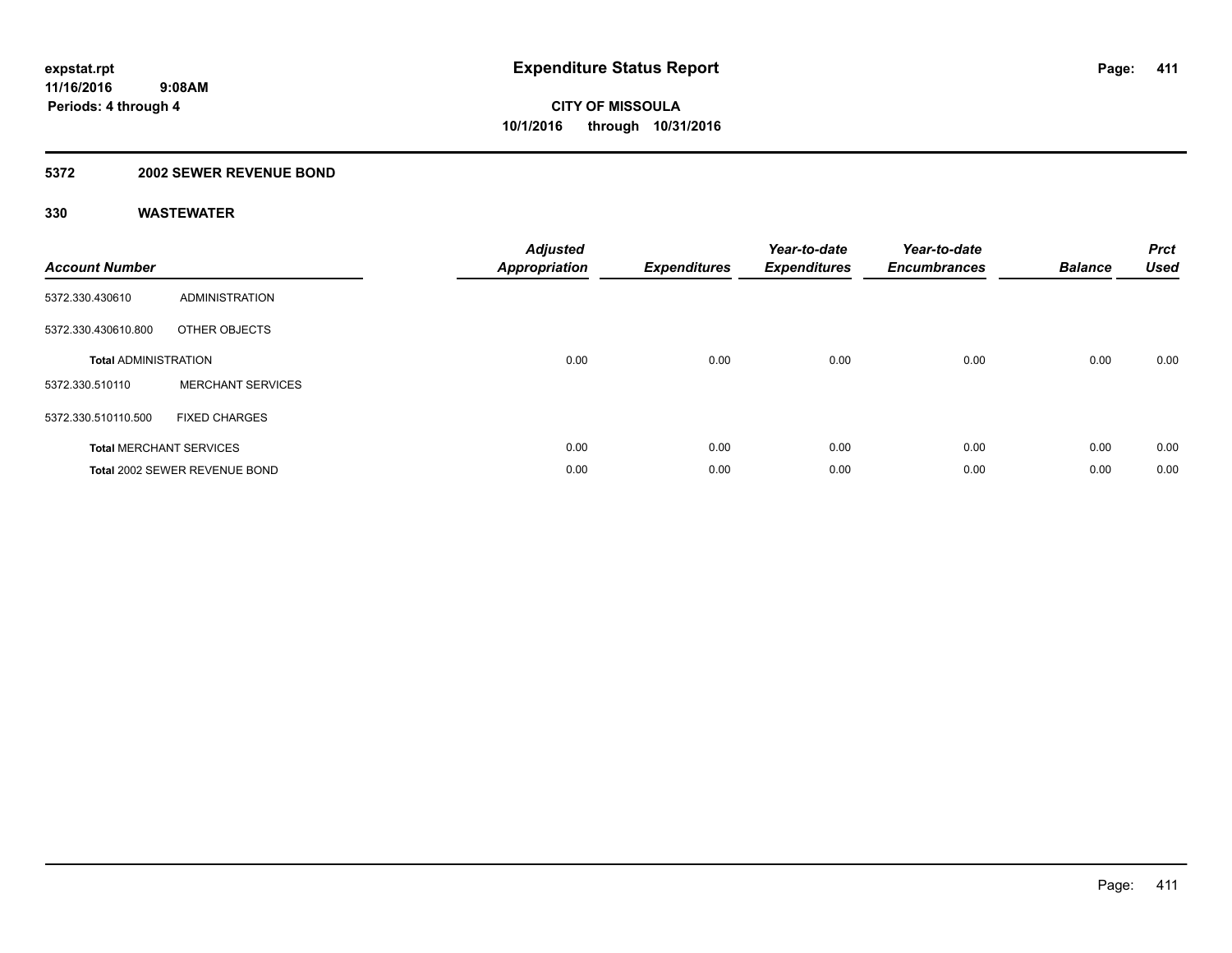# Expenditure Status Report

**expstat.rpt**
**11/16/2016 9:08AM**
**Periods: 4 through 4**

**CITY OF MISSOULA**
**10/1/2016 through 10/31/2016**

## 5372 2002 SEWER REVENUE BOND

### 330 WASTEWATER

| Account Number | | Adjusted Appropriation | Expenditures | Year-to-date Expenditures | Year-to-date Encumbrances | Balance | Prct Used |
|---|---|---|---|---|---|---|---|
| 5372.330.430610 | ADMINISTRATION | | | | | | |
| 5372.330.430610.800 | OTHER OBJECTS | | | | | | |
| **Total** ADMINISTRATION | | 0.00 | 0.00 | 0.00 | 0.00 | 0.00 | 0.00 |
| 5372.330.510110 | MERCHANT SERVICES | | | | | | |
| 5372.330.510110.500 | FIXED CHARGES | | | | | | |
| **Total** MERCHANT SERVICES | | 0.00 | 0.00 | 0.00 | 0.00 | 0.00 | 0.00 |
| **Total** 2002 SEWER REVENUE BOND | | 0.00 | 0.00 | 0.00 | 0.00 | 0.00 | 0.00 |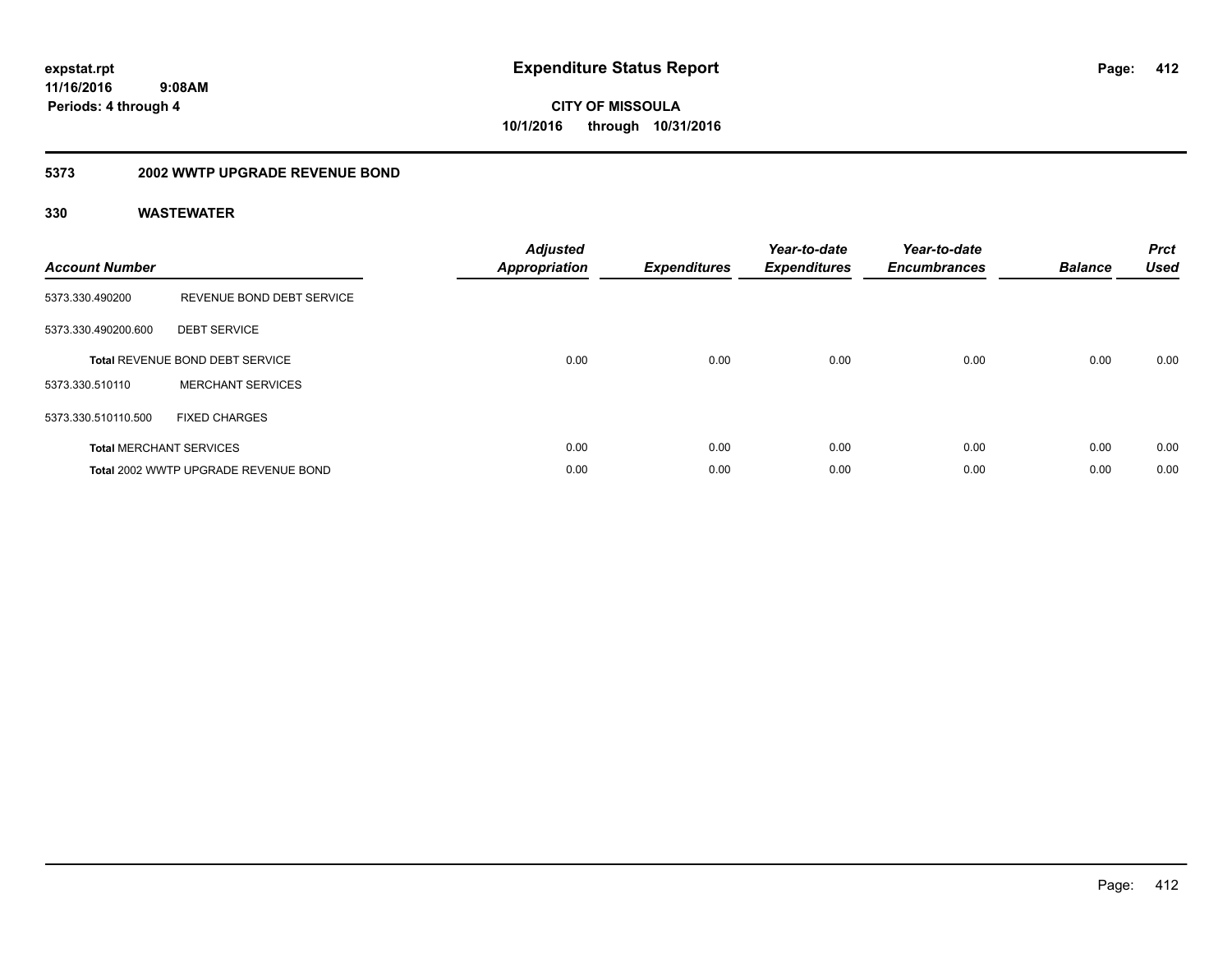**expstat.rpt**
**11/16/2016 9:08AM**
**Periods: 4 through 4**

# Expenditure Status Report

**CITY OF MISSOULA**
**10/1/2016 through 10/31/2016**

## 5373 2002 WWTP UPGRADE REVENUE BOND

### 330 WASTEWATER

| Account Number | | Adjusted Appropriation | Expenditures | Year-to-date Expenditures | Year-to-date Encumbrances | Balance | Prct Used |
|---|---|---|---|---|---|---|---|
| 5373.330.490200 | REVENUE BOND DEBT SERVICE | | | | | | |
| 5373.330.490200.600 | DEBT SERVICE | | | | | | |
| **Total** REVENUE BOND DEBT SERVICE | | 0.00 | 0.00 | 0.00 | 0.00 | 0.00 | 0.00 |
| 5373.330.510110 | MERCHANT SERVICES | | | | | | |
| 5373.330.510110.500 | FIXED CHARGES | | | | | | |
| **Total** MERCHANT SERVICES | | 0.00 | 0.00 | 0.00 | 0.00 | 0.00 | 0.00 |
| **Total** 2002 WWTP UPGRADE REVENUE BOND | | 0.00 | 0.00 | 0.00 | 0.00 | 0.00 | 0.00 |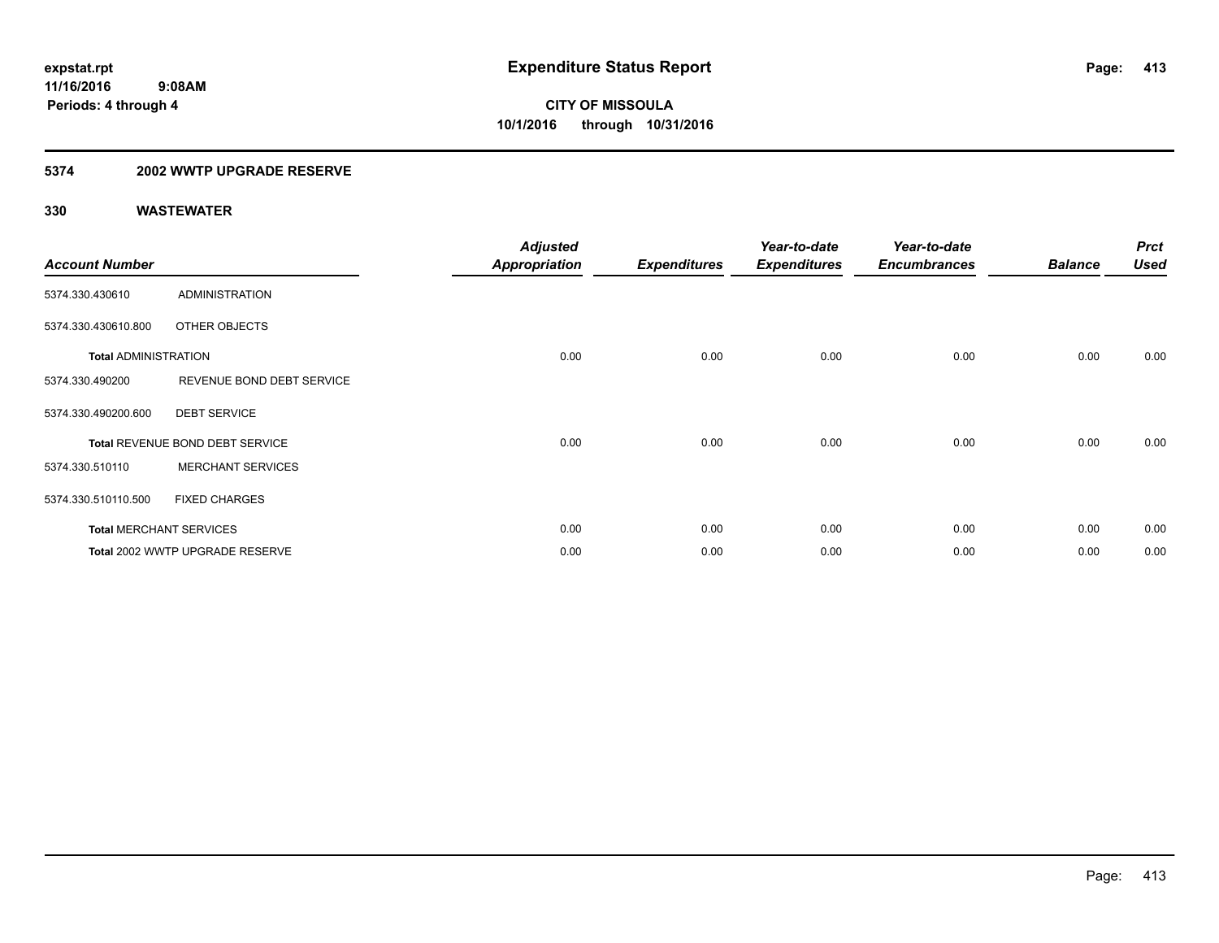# Expenditure Status Report

expstat.rpt
11/16/2016 9:08AM
Periods: 4 through 4

**CITY OF MISSOULA**
**10/1/2016 through 10/31/2016**

## 5374 2002 WWTP UPGRADE RESERVE

### 330 WASTEWATER

| Account Number | | Adjusted Appropriation | Expenditures | Year-to-date Expenditures | Year-to-date Encumbrances | Balance | Prct Used |
|---|---|---|---|---|---|---|---|
| 5374.330.430610 | ADMINISTRATION | | | | | | |
| 5374.330.430610.800 | OTHER OBJECTS | | | | | | |
| **Total** ADMINISTRATION | | 0.00 | 0.00 | 0.00 | 0.00 | 0.00 | 0.00 |
| 5374.330.490200 | REVENUE BOND DEBT SERVICE | | | | | | |
| 5374.330.490200.600 | DEBT SERVICE | | | | | | |
| **Total** REVENUE BOND DEBT SERVICE | | 0.00 | 0.00 | 0.00 | 0.00 | 0.00 | 0.00 |
| 5374.330.510110 | MERCHANT SERVICES | | | | | | |
| 5374.330.510110.500 | FIXED CHARGES | | | | | | |
| **Total** MERCHANT SERVICES | | 0.00 | 0.00 | 0.00 | 0.00 | 0.00 | 0.00 |
| **Total** 2002 WWTP UPGRADE RESERVE | | 0.00 | 0.00 | 0.00 | 0.00 | 0.00 | 0.00 |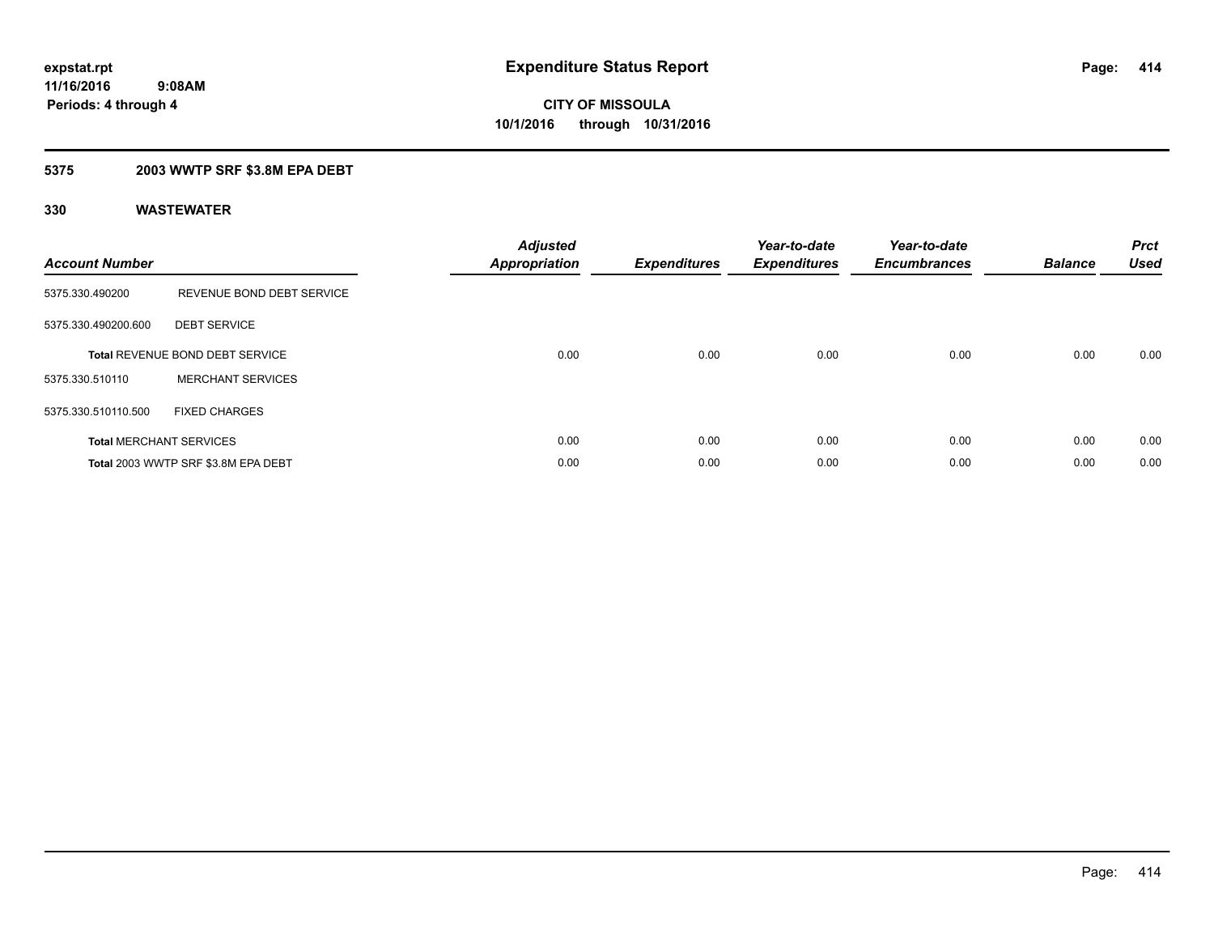**expstat.rpt**
**11/16/2016 9:08AM**
**Periods: 4 through 4**

# Expenditure Status Report

**CITY OF MISSOULA**
**10/1/2016 through 10/31/2016**

## 5375 2003 WWTP SRF $3.8M EPA DEBT

## 330 WASTEWATER

| Account Number | | Adjusted Appropriation | Expenditures | Year-to-date Expenditures | Year-to-date Encumbrances | Balance | Prct Used |
|---|---|---|---|---|---|---|---|
| 5375.330.490200 | REVENUE BOND DEBT SERVICE | | | | | | |
| 5375.330.490200.600 | DEBT SERVICE | | | | | | |
| **Total** REVENUE BOND DEBT SERVICE | | 0.00 | 0.00 | 0.00 | 0.00 | 0.00 | 0.00 |
| 5375.330.510110 | MERCHANT SERVICES | | | | | | |
| 5375.330.510110.500 | FIXED CHARGES | | | | | | |
| **Total** MERCHANT SERVICES | | 0.00 | 0.00 | 0.00 | 0.00 | 0.00 | 0.00 |
| **Total** 2003 WWTP SRF $3.8M EPA DEBT | | 0.00 | 0.00 | 0.00 | 0.00 | 0.00 | 0.00 |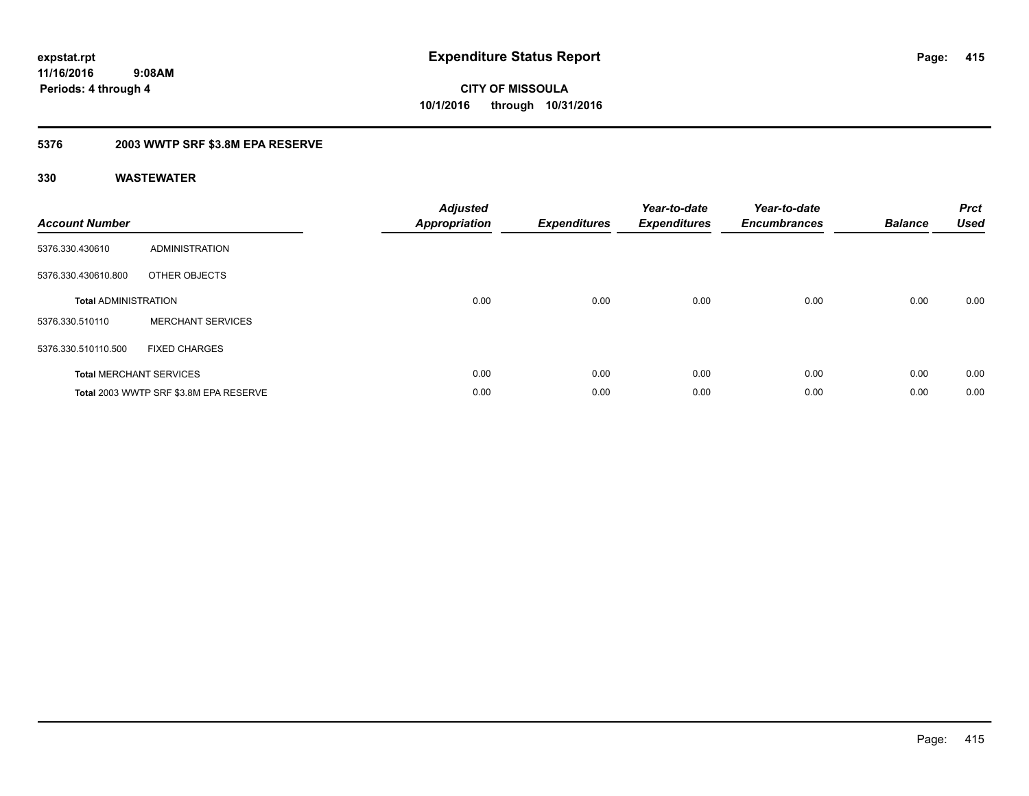**expstat.rpt**
**11/16/2016 9:08AM**
**Periods: 4 through 4**

# Expenditure Status Report

**CITY OF MISSOULA**
**10/1/2016 through 10/31/2016**

## 5376 2003 WWTP SRF $3.8M EPA RESERVE

### 330 WASTEWATER

| Account Number | | Adjusted Appropriation | Expenditures | Year-to-date Expenditures | Year-to-date Encumbrances | Balance | Prct Used |
|---|---|---|---|---|---|---|---|
| 5376.330.430610 | ADMINISTRATION | | | | | | |
| 5376.330.430610.800 | OTHER OBJECTS | | | | | | |
| **Total** ADMINISTRATION | | 0.00 | 0.00 | 0.00 | 0.00 | 0.00 | 0.00 |
| 5376.330.510110 | MERCHANT SERVICES | | | | | | |
| 5376.330.510110.500 | FIXED CHARGES | | | | | | |
| **Total** MERCHANT SERVICES | | 0.00 | 0.00 | 0.00 | 0.00 | 0.00 | 0.00 |
| **Total** 2003 WWTP SRF $3.8M EPA RESERVE | | 0.00 | 0.00 | 0.00 | 0.00 | 0.00 | 0.00 |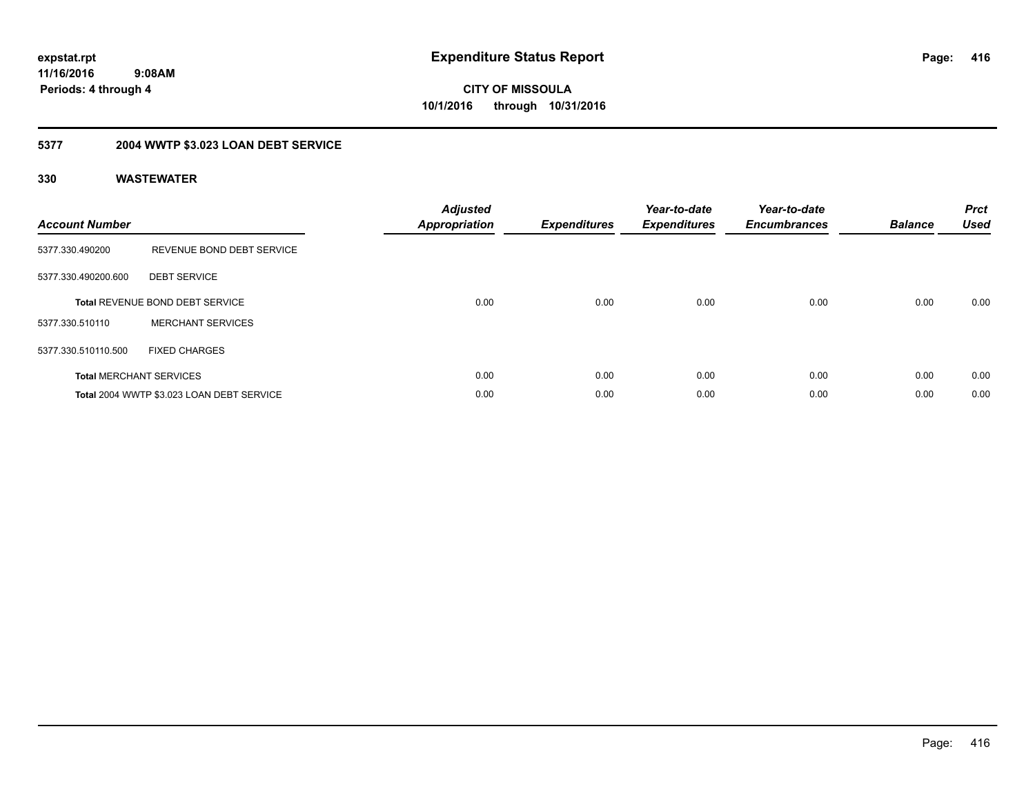**expstat.rpt**
**11/16/2016 9:08AM**
**Periods: 4 through 4**

# Expenditure Status Report

**CITY OF MISSOULA**
**10/1/2016 through 10/31/2016**

## 5377 2004 WWTP $3.023 LOAN DEBT SERVICE

### 330 WASTEWATER

| Account Number | | Adjusted Appropriation | Expenditures | Year-to-date Expenditures | Year-to-date Encumbrances | Balance | Prct Used |
|---|---|---|---|---|---|---|---|
| 5377.330.490200 | REVENUE BOND DEBT SERVICE | | | | | | |
| 5377.330.490200.600 | DEBT SERVICE | | | | | | |
| **Total** REVENUE BOND DEBT SERVICE | | 0.00 | 0.00 | 0.00 | 0.00 | 0.00 | 0.00 |
| 5377.330.510110 | MERCHANT SERVICES | | | | | | |
| 5377.330.510110.500 | FIXED CHARGES | | | | | | |
| **Total** MERCHANT SERVICES | | 0.00 | 0.00 | 0.00 | 0.00 | 0.00 | 0.00 |
| **Total** 2004 WWTP $3.023 LOAN DEBT SERVICE | | 0.00 | 0.00 | 0.00 | 0.00 | 0.00 | 0.00 |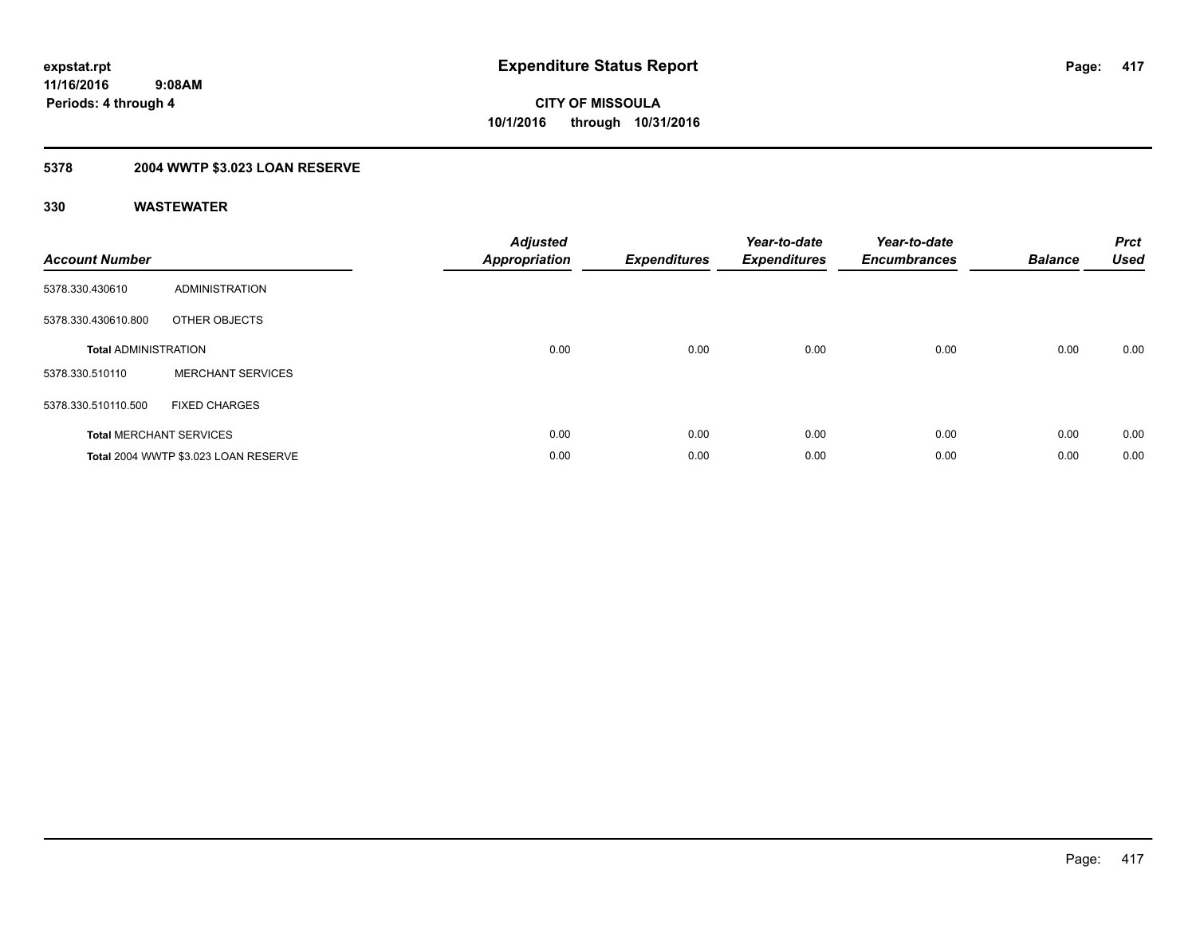**expstat.rpt**
**11/16/2016 9:08AM**
**Periods: 4 through 4**

# Expenditure Status Report

**CITY OF MISSOULA**
**10/1/2016 through 10/31/2016**

## 5378 2004 WWTP $3.023 LOAN RESERVE

### 330 WASTEWATER

| Account Number | | Adjusted Appropriation | Expenditures | Year-to-date Expenditures | Year-to-date Encumbrances | Balance | Prct Used |
|---|---|---|---|---|---|---|---|
| 5378.330.430610 | ADMINISTRATION | | | | | | |
| 5378.330.430610.800 | OTHER OBJECTS | | | | | | |
| **Total** ADMINISTRATION | | 0.00 | 0.00 | 0.00 | 0.00 | 0.00 | 0.00 |
| 5378.330.510110 | MERCHANT SERVICES | | | | | | |
| 5378.330.510110.500 | FIXED CHARGES | | | | | | |
| **Total** MERCHANT SERVICES | | 0.00 | 0.00 | 0.00 | 0.00 | 0.00 | 0.00 |
| **Total** 2004 WWTP $3.023 LOAN RESERVE | | 0.00 | 0.00 | 0.00 | 0.00 | 0.00 | 0.00 |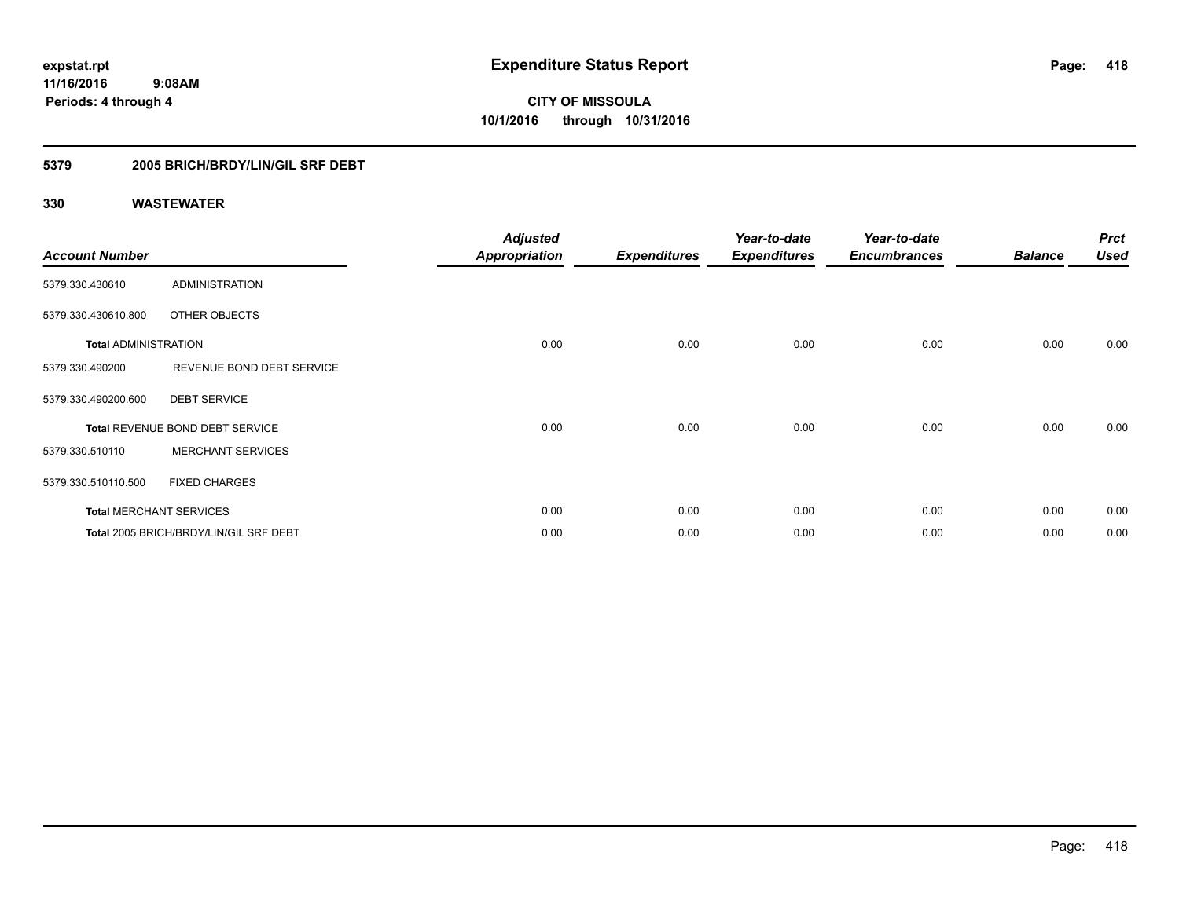**expstat.rpt**
**11/16/2016 9:08AM**
**Periods: 4 through 4**

# Expenditure Status Report

**CITY OF MISSOULA**
**10/1/2016 through 10/31/2016**

## 5379 2005 BRICH/BRDY/LIN/GIL SRF DEBT

## 330 WASTEWATER

| Account Number | | Adjusted Appropriation | Expenditures | Year-to-date Expenditures | Year-to-date Encumbrances | Balance | Prct Used |
|---|---|---|---|---|---|---|---|
| 5379.330.430610 | ADMINISTRATION | | | | | | |
| 5379.330.430610.800 | OTHER OBJECTS | | | | | | |
| **Total** ADMINISTRATION | | 0.00 | 0.00 | 0.00 | 0.00 | 0.00 | 0.00 |
| 5379.330.490200 | REVENUE BOND DEBT SERVICE | | | | | | |
| 5379.330.490200.600 | DEBT SERVICE | | | | | | |
| **Total** REVENUE BOND DEBT SERVICE | | 0.00 | 0.00 | 0.00 | 0.00 | 0.00 | 0.00 |
| 5379.330.510110 | MERCHANT SERVICES | | | | | | |
| 5379.330.510110.500 | FIXED CHARGES | | | | | | |
| **Total** MERCHANT SERVICES | | 0.00 | 0.00 | 0.00 | 0.00 | 0.00 | 0.00 |
| **Total** 2005 BRICH/BRDY/LIN/GIL SRF DEBT | | 0.00 | 0.00 | 0.00 | 0.00 | 0.00 | 0.00 |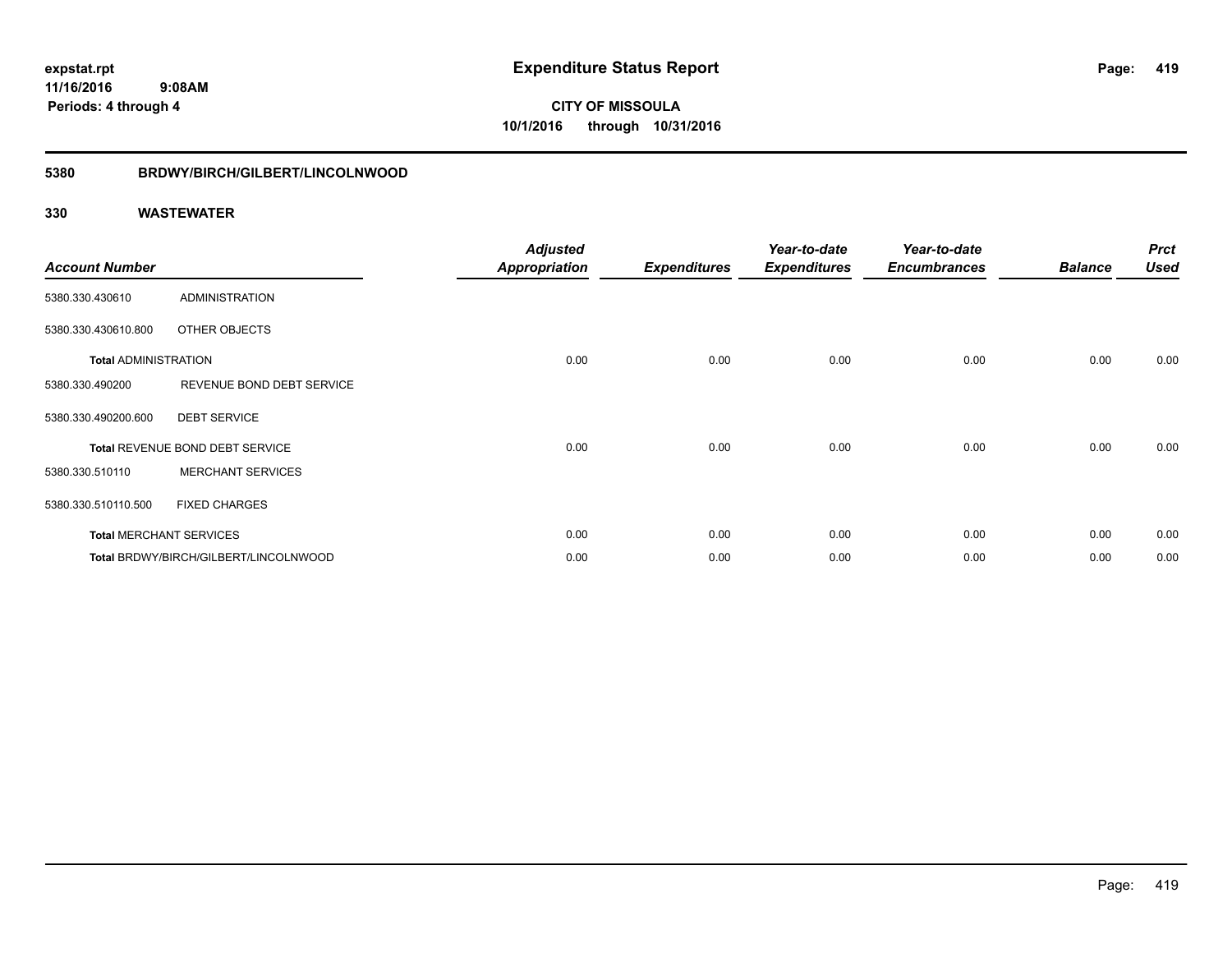expstat.rpt
11/16/2016 9:08AM
Periods: 4 through 4

# Expenditure Status Report

**CITY OF MISSOULA**
**10/1/2016 through 10/31/2016**

## 5380 BRDWY/BIRCH/GILBERT/LINCOLNWOOD

### 330 WASTEWATER

| Account Number | | Adjusted Appropriation | Expenditures | Year-to-date Expenditures | Year-to-date Encumbrances | Balance | Prct Used |
|---|---|---|---|---|---|---|---|
| 5380.330.430610 | ADMINISTRATION | | | | | | |
| 5380.330.430610.800 | OTHER OBJECTS | | | | | | |
| **Total** ADMINISTRATION | | 0.00 | 0.00 | 0.00 | 0.00 | 0.00 | 0.00 |
| 5380.330.490200 | REVENUE BOND DEBT SERVICE | | | | | | |
| 5380.330.490200.600 | DEBT SERVICE | | | | | | |
| **Total** REVENUE BOND DEBT SERVICE | | 0.00 | 0.00 | 0.00 | 0.00 | 0.00 | 0.00 |
| 5380.330.510110 | MERCHANT SERVICES | | | | | | |
| 5380.330.510110.500 | FIXED CHARGES | | | | | | |
| **Total** MERCHANT SERVICES | | 0.00 | 0.00 | 0.00 | 0.00 | 0.00 | 0.00 |
| **Total** BRDWY/BIRCH/GILBERT/LINCOLNWOOD | | 0.00 | 0.00 | 0.00 | 0.00 | 0.00 | 0.00 |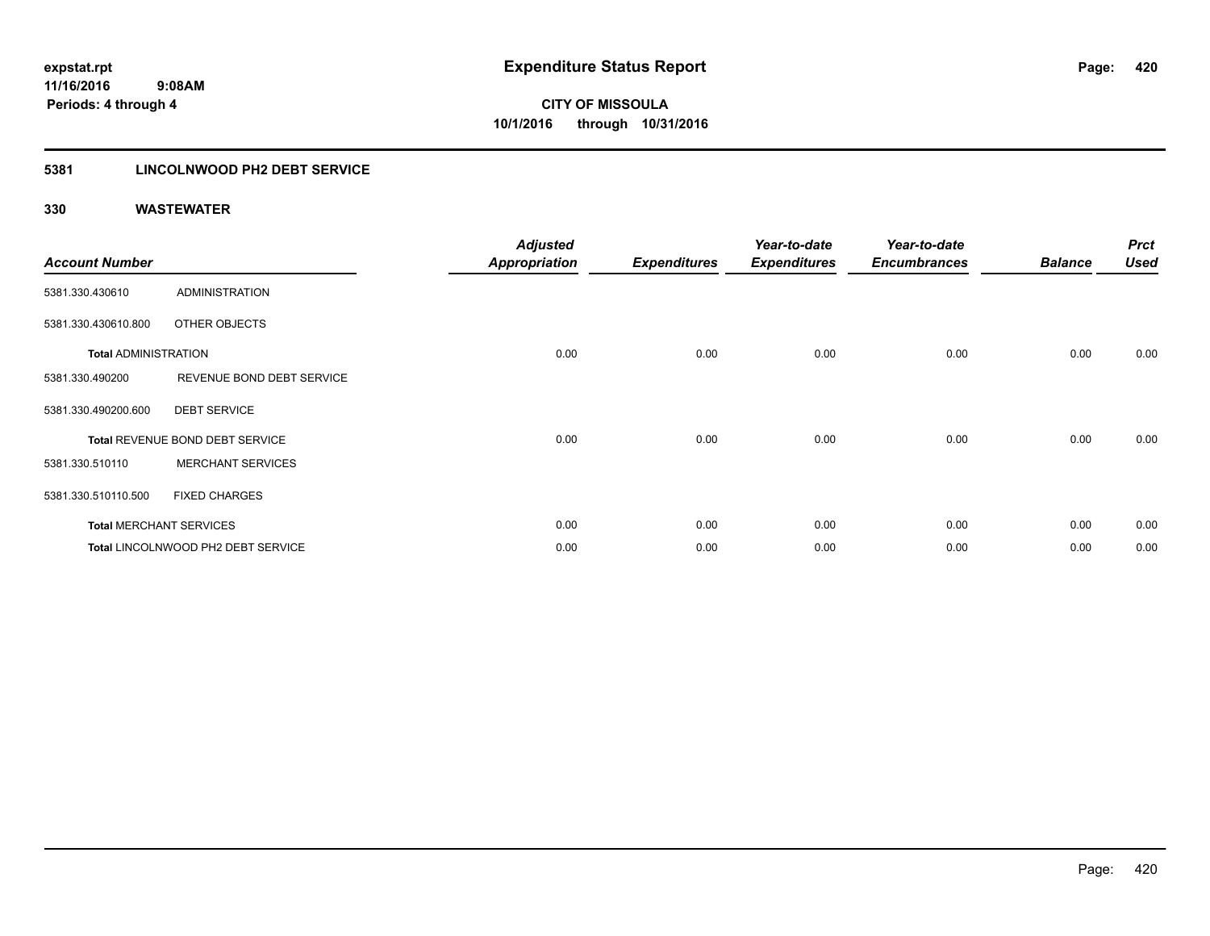**expstat.rpt**
**11/16/2016 9:08AM**
**Periods: 4 through 4**

# Expenditure Status Report

**CITY OF MISSOULA**
**10/1/2016 through 10/31/2016**

## 5381 LINCOLNWOOD PH2 DEBT SERVICE

### 330 WASTEWATER

| Account Number | | Adjusted Appropriation | Expenditures | Year-to-date Expenditures | Year-to-date Encumbrances | Balance | Prct Used |
|---|---|---|---|---|---|---|---|
| 5381.330.430610 | ADMINISTRATION | | | | | | |
| 5381.330.430610.800 | OTHER OBJECTS | | | | | | |
| **Total** ADMINISTRATION | | 0.00 | 0.00 | 0.00 | 0.00 | 0.00 | 0.00 |
| 5381.330.490200 | REVENUE BOND DEBT SERVICE | | | | | | |
| 5381.330.490200.600 | DEBT SERVICE | | | | | | |
| **Total** REVENUE BOND DEBT SERVICE | | 0.00 | 0.00 | 0.00 | 0.00 | 0.00 | 0.00 |
| 5381.330.510110 | MERCHANT SERVICES | | | | | | |
| 5381.330.510110.500 | FIXED CHARGES | | | | | | |
| **Total** MERCHANT SERVICES | | 0.00 | 0.00 | 0.00 | 0.00 | 0.00 | 0.00 |
| **Total** LINCOLNWOOD PH2 DEBT SERVICE | | 0.00 | 0.00 | 0.00 | 0.00 | 0.00 | 0.00 |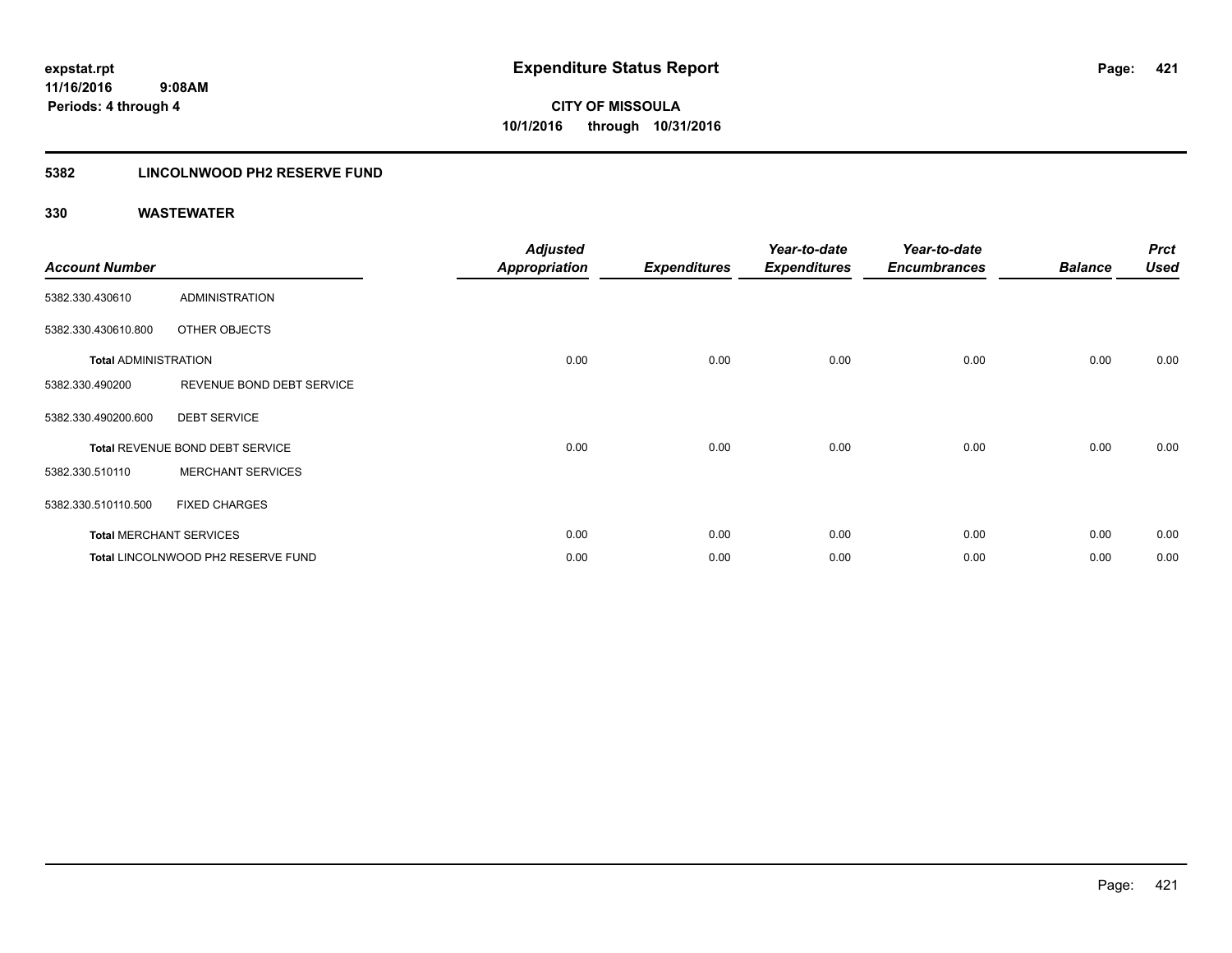**expstat.rpt**
**11/16/2016 9:08AM**
**Periods: 4 through 4**

# Expenditure Status Report

**CITY OF MISSOULA**
**10/1/2016 through 10/31/2016**

## 5382 LINCOLNWOOD PH2 RESERVE FUND

## 330 WASTEWATER

| Account Number | | Adjusted Appropriation | Expenditures | Year-to-date Expenditures | Year-to-date Encumbrances | Balance | Prct Used |
|---|---|---|---|---|---|---|---|
| 5382.330.430610 | ADMINISTRATION | | | | | | |
| 5382.330.430610.800 | OTHER OBJECTS | | | | | | |
| **Total** ADMINISTRATION | | 0.00 | 0.00 | 0.00 | 0.00 | 0.00 | 0.00 |
| 5382.330.490200 | REVENUE BOND DEBT SERVICE | | | | | | |
| 5382.330.490200.600 | DEBT SERVICE | | | | | | |
| **Total** REVENUE BOND DEBT SERVICE | | 0.00 | 0.00 | 0.00 | 0.00 | 0.00 | 0.00 |
| 5382.330.510110 | MERCHANT SERVICES | | | | | | |
| 5382.330.510110.500 | FIXED CHARGES | | | | | | |
| **Total** MERCHANT SERVICES | | 0.00 | 0.00 | 0.00 | 0.00 | 0.00 | 0.00 |
| **Total** LINCOLNWOOD PH2 RESERVE FUND | | 0.00 | 0.00 | 0.00 | 0.00 | 0.00 | 0.00 |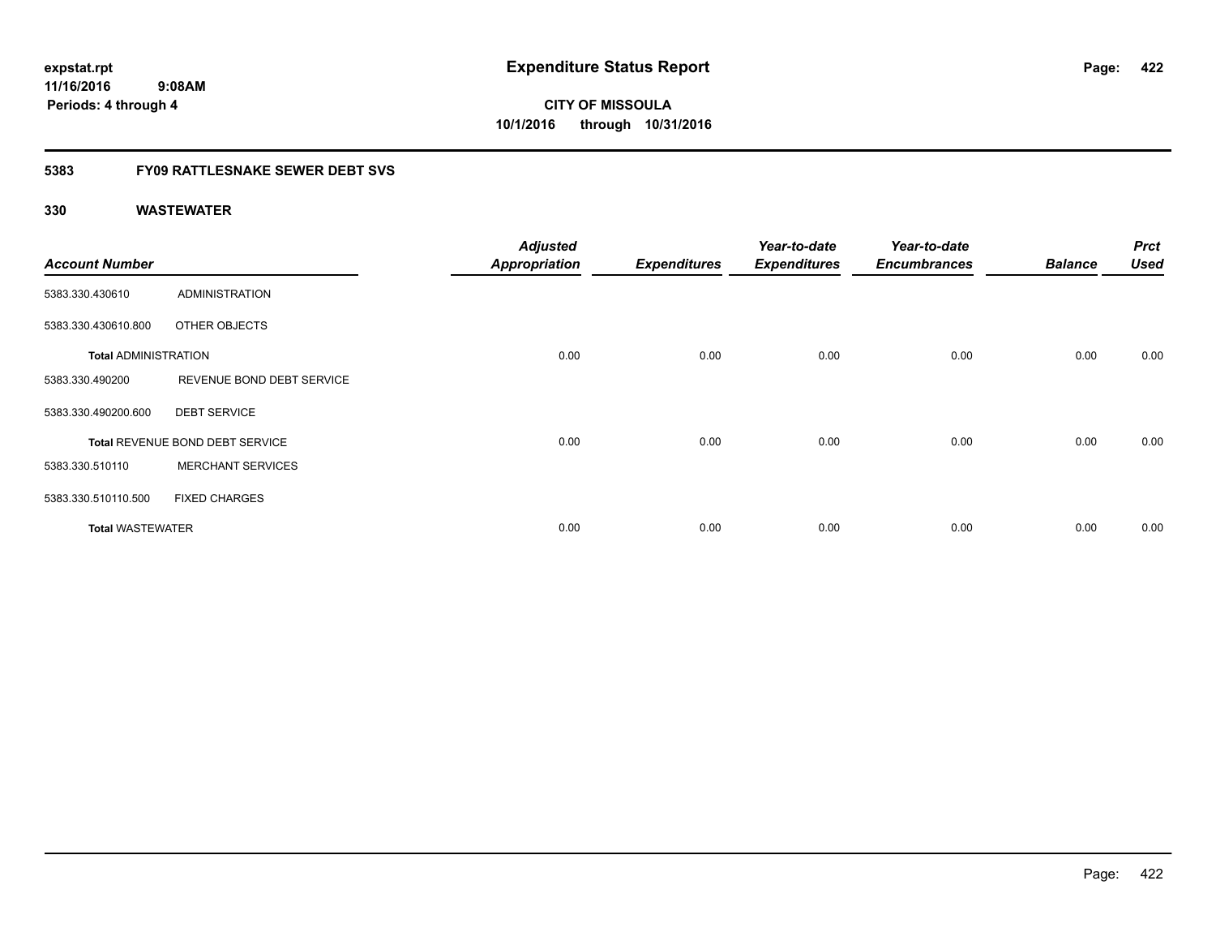**expstat.rpt**
**11/16/2016 9:08AM**
**Periods: 4 through 4**

# Expenditure Status Report

**CITY OF MISSOULA**
**10/1/2016 through 10/31/2016**

## 5383 FY09 RATTLESNAKE SEWER DEBT SVS

### 330 WASTEWATER

| Account Number | | Adjusted Appropriation | Expenditures | Year-to-date Expenditures | Year-to-date Encumbrances | Balance | Prct Used |
|---|---|---|---|---|---|---|---|
| 5383.330.430610 | ADMINISTRATION | | | | | | |
| 5383.330.430610.800 | OTHER OBJECTS | | | | | | |
| **Total** ADMINISTRATION | | 0.00 | 0.00 | 0.00 | 0.00 | 0.00 | 0.00 |
| 5383.330.490200 | REVENUE BOND DEBT SERVICE | | | | | | |
| 5383.330.490200.600 | DEBT SERVICE | | | | | | |
| **Total** REVENUE BOND DEBT SERVICE | | 0.00 | 0.00 | 0.00 | 0.00 | 0.00 | 0.00 |
| 5383.330.510110 | MERCHANT SERVICES | | | | | | |
| 5383.330.510110.500 | FIXED CHARGES | | | | | | |
| **Total** WASTEWATER | | 0.00 | 0.00 | 0.00 | 0.00 | 0.00 | 0.00 |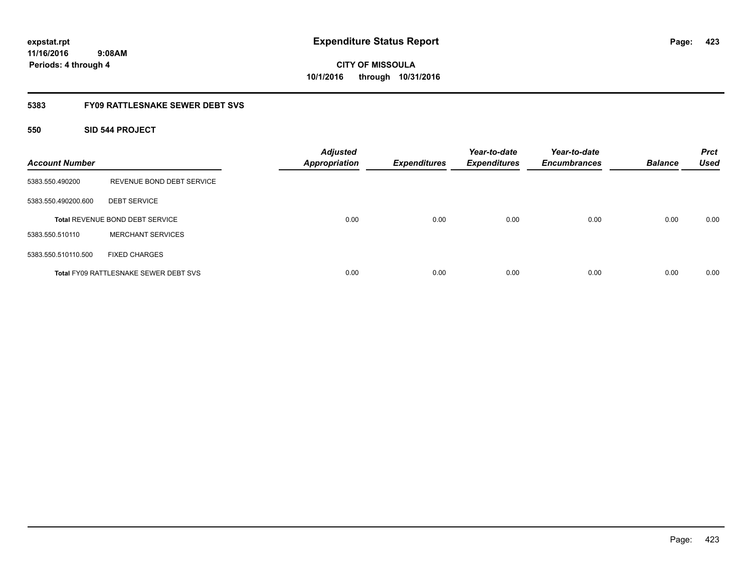**expstat.rpt**
**11/16/2016 9:08AM**
**Periods: 4 through 4**

# Expenditure Status Report

**CITY OF MISSOULA**
**10/1/2016 through 10/31/2016**

## 5383 FY09 RATTLESNAKE SEWER DEBT SVS

### 550 SID 544 PROJECT

| Account Number | | Adjusted Appropriation | Expenditures | Year-to-date Expenditures | Year-to-date Encumbrances | Balance | Prct Used |
|---|---|---|---|---|---|---|---|
| 5383.550.490200 | REVENUE BOND DEBT SERVICE | | | | | | |
| 5383.550.490200.600 | DEBT SERVICE | | | | | | |
| **Total** REVENUE BOND DEBT SERVICE | | 0.00 | 0.00 | 0.00 | 0.00 | 0.00 | 0.00 |
| 5383.550.510110 | MERCHANT SERVICES | | | | | | |
| 5383.550.510110.500 | FIXED CHARGES | | | | | | |
| **Total** FY09 RATTLESNAKE SEWER DEBT SVS | | 0.00 | 0.00 | 0.00 | 0.00 | 0.00 | 0.00 |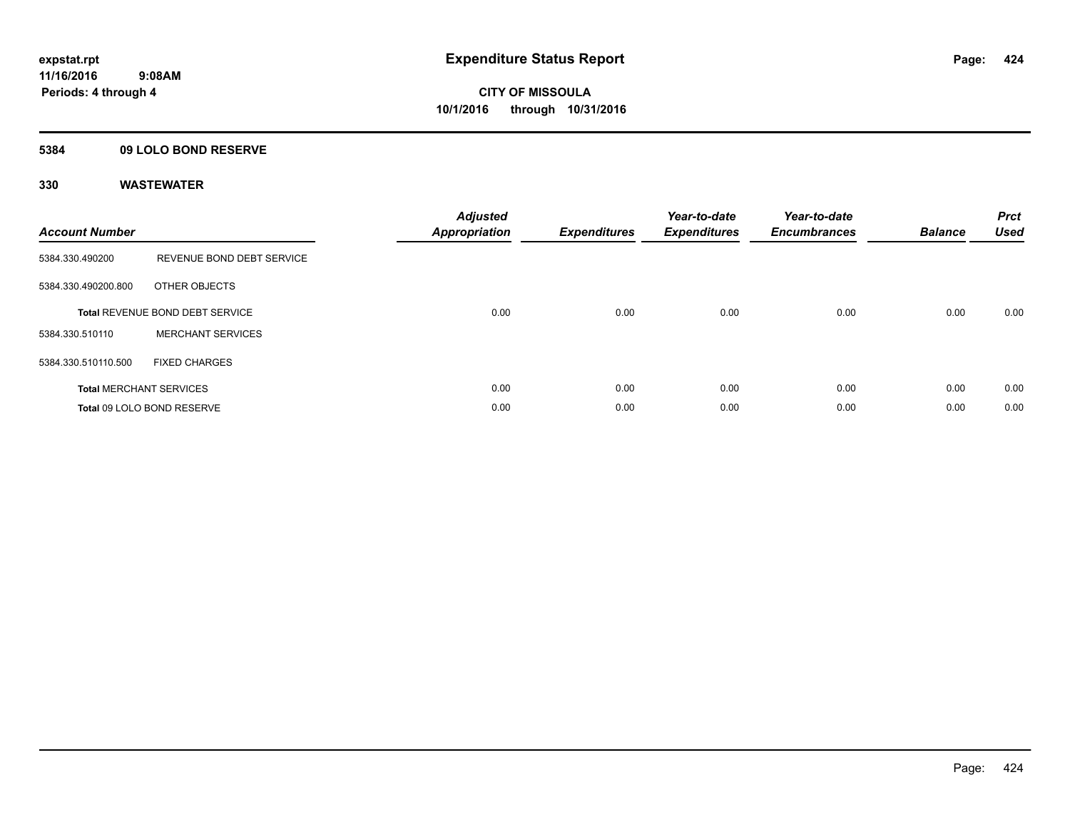**Expenditure Status Report**

**CITY OF MISSOULA**
**10/1/2016 through 10/31/2016**

expstat.rpt
11/16/2016 9:08AM
Periods: 4 through 4

## 5384 09 LOLO BOND RESERVE

## 330 WASTEWATER

| Account Number | | Adjusted Appropriation | Expenditures | Year-to-date Expenditures | Year-to-date Encumbrances | Balance | Prct Used |
|---|---|---|---|---|---|---|---|
| 5384.330.490200 | REVENUE BOND DEBT SERVICE | | | | | | |
| 5384.330.490200.800 | OTHER OBJECTS | | | | | | |
| **Total** REVENUE BOND DEBT SERVICE | | 0.00 | 0.00 | 0.00 | 0.00 | 0.00 | 0.00 |
| 5384.330.510110 | MERCHANT SERVICES | | | | | | |
| 5384.330.510110.500 | FIXED CHARGES | | | | | | |
| **Total** MERCHANT SERVICES | | 0.00 | 0.00 | 0.00 | 0.00 | 0.00 | 0.00 |
| **Total** 09 LOLO BOND RESERVE | | 0.00 | 0.00 | 0.00 | 0.00 | 0.00 | 0.00 |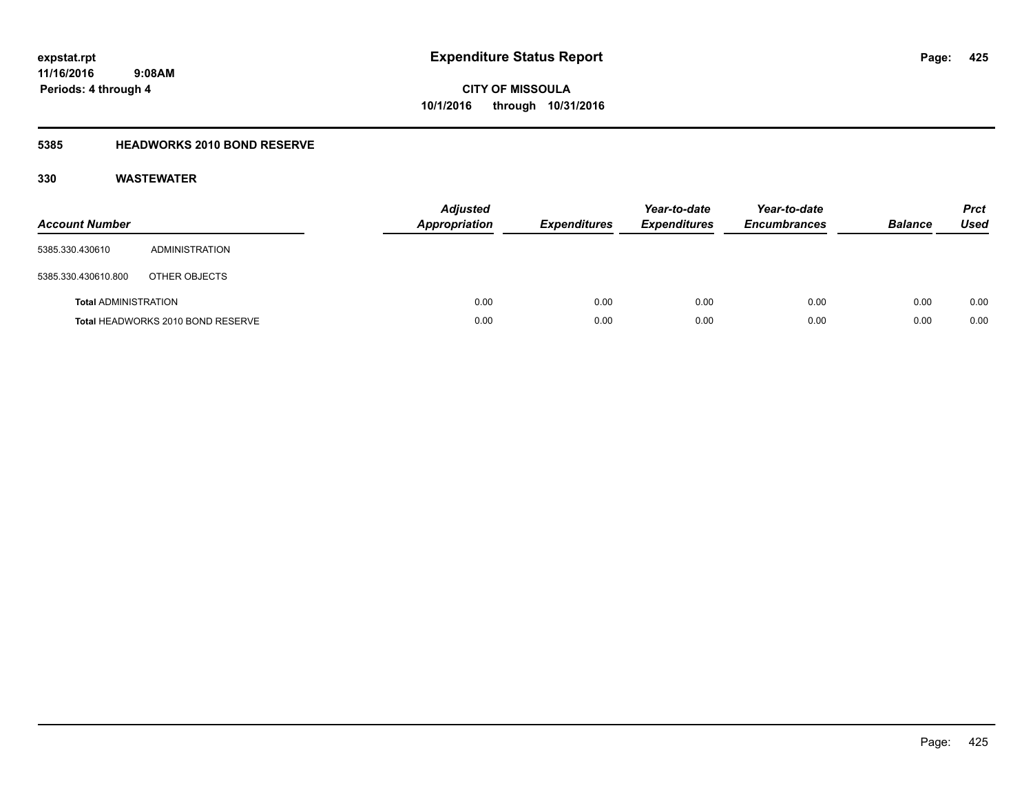**expstat.rpt**
**11/16/2016 9:08AM**
**Periods: 4 through 4**

# Expenditure Status Report

**CITY OF MISSOULA**
**10/1/2016 through 10/31/2016**

## 5385 HEADWORKS 2010 BOND RESERVE

### 330 WASTEWATER

| Account Number | | Adjusted Appropriation | Expenditures | Year-to-date Expenditures | Year-to-date Encumbrances | Balance | Prct Used |
|---|---|---|---|---|---|---|---|
| 5385.330.430610 | ADMINISTRATION | | | | | | |
| 5385.330.430610.800 | OTHER OBJECTS | | | | | | |
| **Total** ADMINISTRATION | | 0.00 | 0.00 | 0.00 | 0.00 | 0.00 | 0.00 |
| **Total** HEADWORKS 2010 BOND RESERVE | | 0.00 | 0.00 | 0.00 | 0.00 | 0.00 | 0.00 |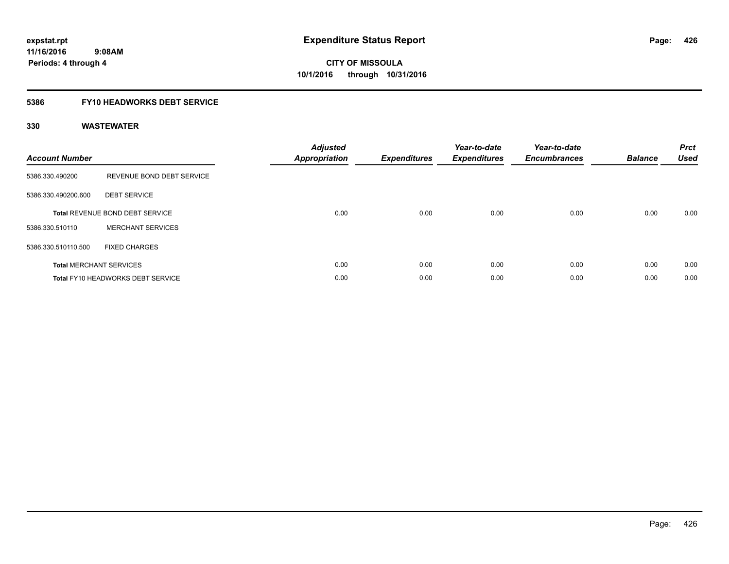**expstat.rpt**
**11/16/2016 9:08AM**
**Periods: 4 through 4**

# Expenditure Status Report

**CITY OF MISSOULA**
**10/1/2016 through 10/31/2016**

## 5386 FY10 HEADWORKS DEBT SERVICE

### 330 WASTEWATER

| Account Number | | Adjusted Appropriation | Expenditures | Year-to-date Expenditures | Year-to-date Encumbrances | Balance | Prct Used |
|---|---|---|---|---|---|---|---|
| 5386.330.490200 | REVENUE BOND DEBT SERVICE | | | | | | |
| 5386.330.490200.600 | DEBT SERVICE | | | | | | |
| **Total** REVENUE BOND DEBT SERVICE | | 0.00 | 0.00 | 0.00 | 0.00 | 0.00 | 0.00 |
| 5386.330.510110 | MERCHANT SERVICES | | | | | | |
| 5386.330.510110.500 | FIXED CHARGES | | | | | | |
| **Total** MERCHANT SERVICES | | 0.00 | 0.00 | 0.00 | 0.00 | 0.00 | 0.00 |
| **Total** FY10 HEADWORKS DEBT SERVICE | | 0.00 | 0.00 | 0.00 | 0.00 | 0.00 | 0.00 |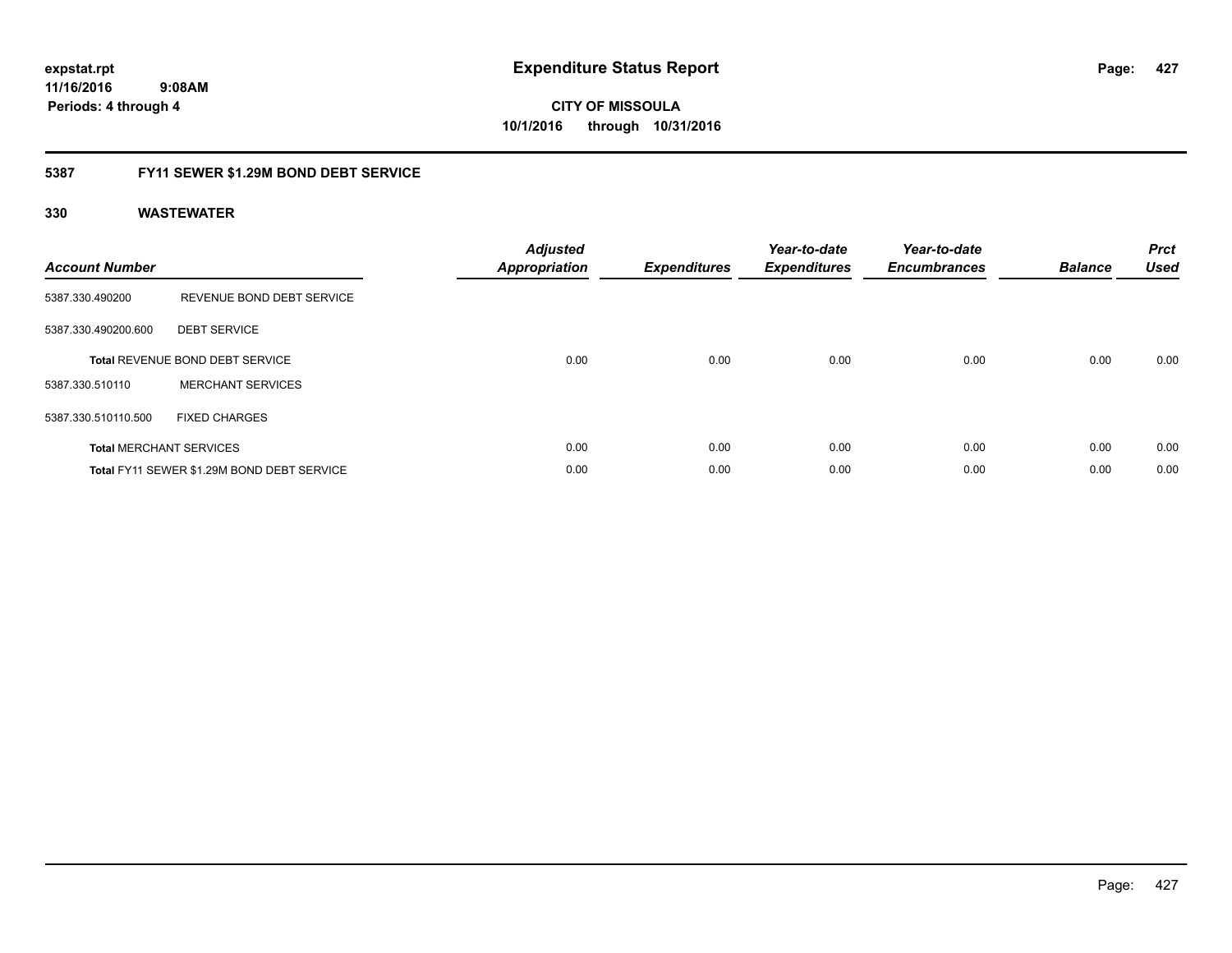**expstat.rpt**
**11/16/2016 9:08AM**
**Periods: 4 through 4**

# Expenditure Status Report

**CITY OF MISSOULA**
**10/1/2016 through 10/31/2016**

## 5387 FY11 SEWER $1.29M BOND DEBT SERVICE

### 330 WASTEWATER

| Account Number | | Adjusted Appropriation | Expenditures | Year-to-date Expenditures | Year-to-date Encumbrances | Balance | Prct Used |
|---|---|---|---|---|---|---|---|
| 5387.330.490200 | REVENUE BOND DEBT SERVICE | | | | | | |
| 5387.330.490200.600 | DEBT SERVICE | | | | | | |
| **Total** REVENUE BOND DEBT SERVICE | | 0.00 | 0.00 | 0.00 | 0.00 | 0.00 | 0.00 |
| 5387.330.510110 | MERCHANT SERVICES | | | | | | |
| 5387.330.510110.500 | FIXED CHARGES | | | | | | |
| **Total** MERCHANT SERVICES | | 0.00 | 0.00 | 0.00 | 0.00 | 0.00 | 0.00 |
| **Total** FY11 SEWER $1.29M BOND DEBT SERVICE | | 0.00 | 0.00 | 0.00 | 0.00 | 0.00 | 0.00 |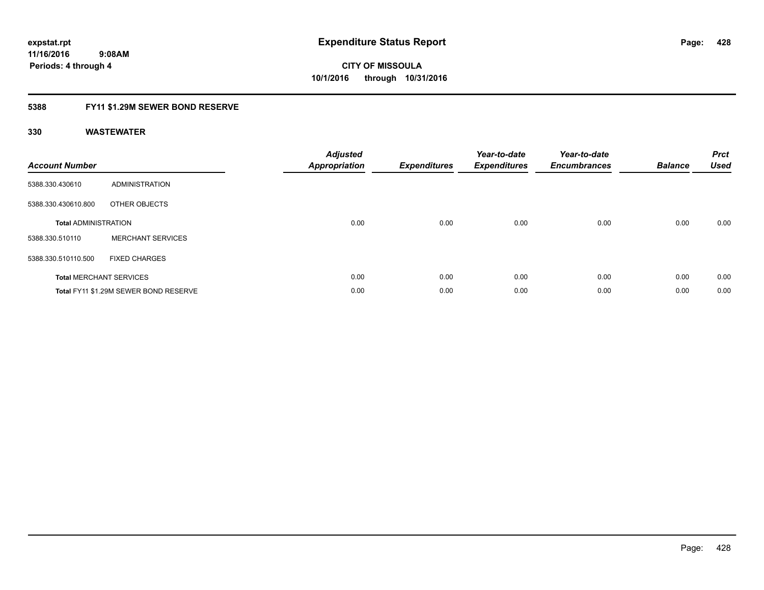# Expenditure Status Report

expstat.rpt
11/16/2016 9:08AM
Periods: 4 through 4

**CITY OF MISSOULA**
**10/1/2016 through 10/31/2016**

## 5388 FY11 $1.29M SEWER BOND RESERVE

### 330 WASTEWATER

| Account Number | | Adjusted Appropriation | Expenditures | Year-to-date Expenditures | Year-to-date Encumbrances | Balance | Prct Used |
|---|---|---|---|---|---|---|---|
| 5388.330.430610 | ADMINISTRATION | | | | | | |
| 5388.330.430610.800 | OTHER OBJECTS | | | | | | |
| **Total** ADMINISTRATION | | 0.00 | 0.00 | 0.00 | 0.00 | 0.00 | 0.00 |
| 5388.330.510110 | MERCHANT SERVICES | | | | | | |
| 5388.330.510110.500 | FIXED CHARGES | | | | | | |
| **Total** MERCHANT SERVICES | | 0.00 | 0.00 | 0.00 | 0.00 | 0.00 | 0.00 |
| **Total** FY11 $1.29M SEWER BOND RESERVE | | 0.00 | 0.00 | 0.00 | 0.00 | 0.00 | 0.00 |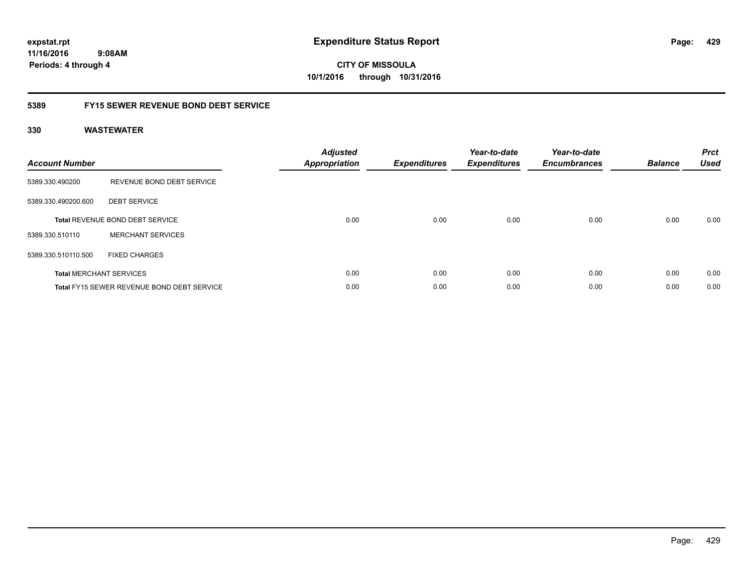expstat.rpt
11/16/2016 9:08AM
Periods: 4 through 4

# Expenditure Status Report

CITY OF MISSOULA
10/1/2016 through 10/31/2016

## 5389 FY15 SEWER REVENUE BOND DEBT SERVICE

### 330 WASTEWATER

| Account Number | | Adjusted Appropriation | Expenditures | Year-to-date Expenditures | Year-to-date Encumbrances | Balance | Prct Used |
|---|---|---|---|---|---|---|---|
| 5389.330.490200 | REVENUE BOND DEBT SERVICE | | | | | | |
| 5389.330.490200.600 | DEBT SERVICE | | | | | | |
| **Total** REVENUE BOND DEBT SERVICE | | 0.00 | 0.00 | 0.00 | 0.00 | 0.00 | 0.00 |
| 5389.330.510110 | MERCHANT SERVICES | | | | | | |
| 5389.330.510110.500 | FIXED CHARGES | | | | | | |
| **Total** MERCHANT SERVICES | | 0.00 | 0.00 | 0.00 | 0.00 | 0.00 | 0.00 |
| **Total** FY15 SEWER REVENUE BOND DEBT SERVICE | | 0.00 | 0.00 | 0.00 | 0.00 | 0.00 | 0.00 |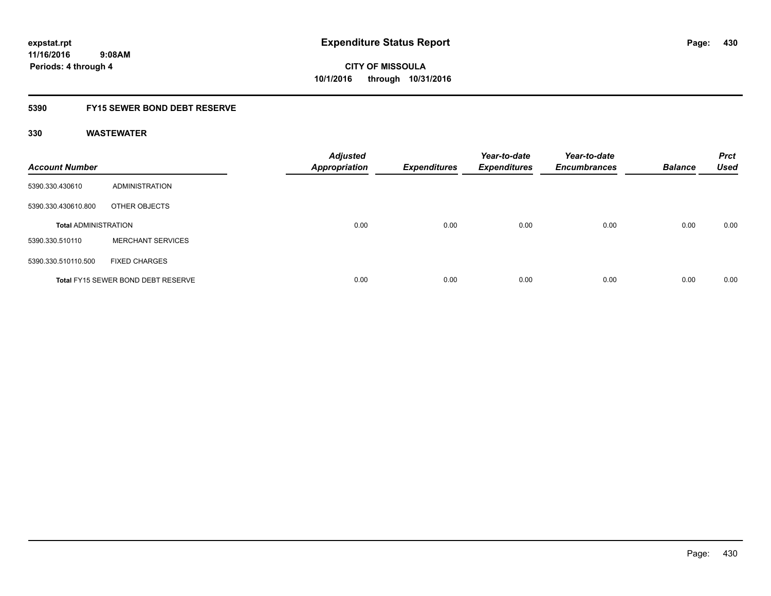**expstat.rpt**
**11/16/2016 9:08AM**
**Periods: 4 through 4**

# Expenditure Status Report

**CITY OF MISSOULA**
**10/1/2016 through 10/31/2016**

## 5390 FY15 SEWER BOND DEBT RESERVE

### 330 WASTEWATER

| Account Number | | Adjusted Appropriation | Expenditures | Year-to-date Expenditures | Year-to-date Encumbrances | Balance | Prct Used |
|---|---|---|---|---|---|---|---|
| 5390.330.430610 | ADMINISTRATION | | | | | | |
| 5390.330.430610.800 | OTHER OBJECTS | | | | | | |
| **Total** ADMINISTRATION | | 0.00 | 0.00 | 0.00 | 0.00 | 0.00 | 0.00 |
| 5390.330.510110 | MERCHANT SERVICES | | | | | | |
| 5390.330.510110.500 | FIXED CHARGES | | | | | | |
| **Total** FY15 SEWER BOND DEBT RESERVE | | 0.00 | 0.00 | 0.00 | 0.00 | 0.00 | 0.00 |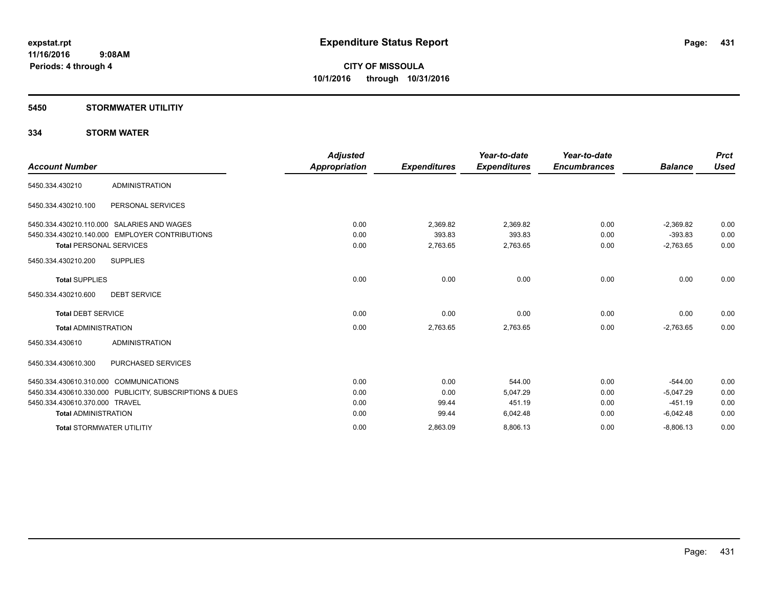# Expenditure Status Report

**expstat.rpt**
**11/16/2016 9:08AM**
**Periods: 4 through 4**

**CITY OF MISSOULA**
**10/1/2016 through 10/31/2016**

## 5450 STORMWATER UTILITIY

### 334 STORM WATER

| Account Number | | Adjusted Appropriation | Expenditures | Year-to-date Expenditures | Year-to-date Encumbrances | Balance | Prct Used |
|---|---|---|---|---|---|---|---|
| 5450.334.430210 | ADMINISTRATION | | | | | | |
| 5450.334.430210.100 | PERSONAL SERVICES | | | | | | |
| 5450.334.430210.110.000 | SALARIES AND WAGES | 0.00 | 2,369.82 | 2,369.82 | 0.00 | -2,369.82 | 0.00 |
| 5450.334.430210.140.000 | EMPLOYER CONTRIBUTIONS | 0.00 | 393.83 | 393.83 | 0.00 | -393.83 | 0.00 |
| **Total** PERSONAL SERVICES | | 0.00 | 2,763.65 | 2,763.65 | 0.00 | -2,763.65 | 0.00 |
| 5450.334.430210.200 | SUPPLIES | | | | | | |
| **Total** SUPPLIES | | 0.00 | 0.00 | 0.00 | 0.00 | 0.00 | 0.00 |
| 5450.334.430210.600 | DEBT SERVICE | | | | | | |
| **Total** DEBT SERVICE | | 0.00 | 0.00 | 0.00 | 0.00 | 0.00 | 0.00 |
| **Total** ADMINISTRATION | | 0.00 | 2,763.65 | 2,763.65 | 0.00 | -2,763.65 | 0.00 |
| 5450.334.430610 | ADMINISTRATION | | | | | | |
| 5450.334.430610.300 | PURCHASED SERVICES | | | | | | |
| 5450.334.430610.310.000 | COMMUNICATIONS | 0.00 | 0.00 | 544.00 | 0.00 | -544.00 | 0.00 |
| 5450.334.430610.330.000 | PUBLICITY, SUBSCRIPTIONS & DUES | 0.00 | 0.00 | 5,047.29 | 0.00 | -5,047.29 | 0.00 |
| 5450.334.430610.370.000 | TRAVEL | 0.00 | 99.44 | 451.19 | 0.00 | -451.19 | 0.00 |
| **Total** ADMINISTRATION | | 0.00 | 99.44 | 6,042.48 | 0.00 | -6,042.48 | 0.00 |
| **Total** STORMWATER UTILITIY | | 0.00 | 2,863.09 | 8,806.13 | 0.00 | -8,806.13 | 0.00 |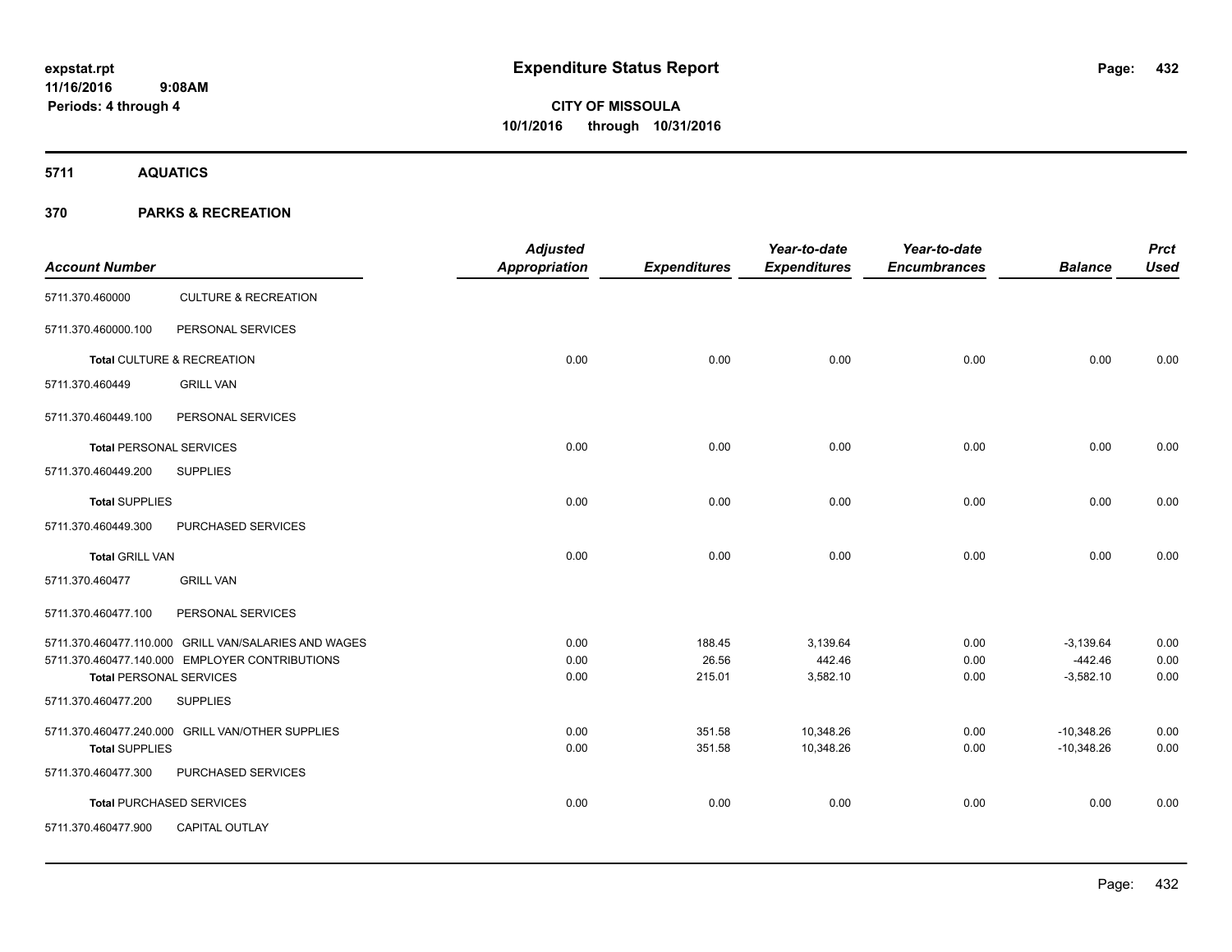**expstat.rpt**
**11/16/2016 9:08AM**
**Periods: 4 through 4**

# Expenditure Status Report

**CITY OF MISSOULA**
**10/1/2016 through 10/31/2016**

## 5711 AQUATICS

### 370 PARKS & RECREATION

| Account Number | | Adjusted Appropriation | Expenditures | Year-to-date Expenditures | Year-to-date Encumbrances | Balance | Prct Used |
|---|---|---|---|---|---|---|---|
| 5711.370.460000 | CULTURE & RECREATION | | | | | | |
| 5711.370.460000.100 | PERSONAL SERVICES | | | | | | |
| **Total** CULTURE & RECREATION | | 0.00 | 0.00 | 0.00 | 0.00 | 0.00 | 0.00 |
| 5711.370.460449 | GRILL VAN | | | | | | |
| 5711.370.460449.100 | PERSONAL SERVICES | | | | | | |
| **Total** PERSONAL SERVICES | | 0.00 | 0.00 | 0.00 | 0.00 | 0.00 | 0.00 |
| 5711.370.460449.200 | SUPPLIES | | | | | | |
| **Total** SUPPLIES | | 0.00 | 0.00 | 0.00 | 0.00 | 0.00 | 0.00 |
| 5711.370.460449.300 | PURCHASED SERVICES | | | | | | |
| **Total** GRILL VAN | | 0.00 | 0.00 | 0.00 | 0.00 | 0.00 | 0.00 |
| 5711.370.460477 | GRILL VAN | | | | | | |
| 5711.370.460477.100 | PERSONAL SERVICES | | | | | | |
| 5711.370.460477.110.000 | GRILL VAN/SALARIES AND WAGES | 0.00 | 188.45 | 3,139.64 | 0.00 | -3,139.64 | 0.00 |
| 5711.370.460477.140.000 | EMPLOYER CONTRIBUTIONS | 0.00 | 26.56 | 442.46 | 0.00 | -442.46 | 0.00 |
| **Total** PERSONAL SERVICES | | 0.00 | 215.01 | 3,582.10 | 0.00 | -3,582.10 | 0.00 |
| 5711.370.460477.200 | SUPPLIES | | | | | | |
| 5711.370.460477.240.000 | GRILL VAN/OTHER SUPPLIES | 0.00 | 351.58 | 10,348.26 | 0.00 | -10,348.26 | 0.00 |
| **Total** SUPPLIES | | 0.00 | 351.58 | 10,348.26 | 0.00 | -10,348.26 | 0.00 |
| 5711.370.460477.300 | PURCHASED SERVICES | | | | | | |
| **Total** PURCHASED SERVICES | | 0.00 | 0.00 | 0.00 | 0.00 | 0.00 | 0.00 |
| 5711.370.460477.900 | CAPITAL OUTLAY | | | | | | |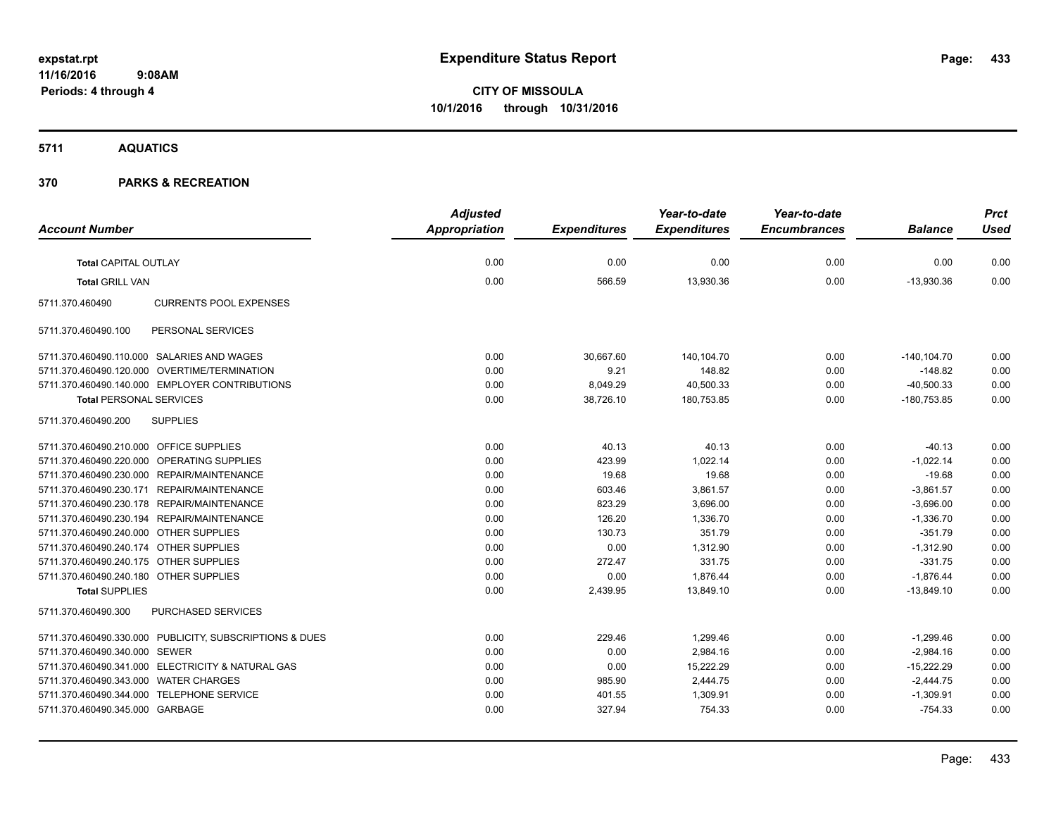expstat.rpt
11/16/2016 9:08AM
Periods: 4 through 4

# Expenditure Status Report

**CITY OF MISSOULA**
**10/1/2016 through 10/31/2016**

## 5711 AQUATICS

## 370 PARKS & RECREATION

| Account Number | | Adjusted Appropriation | Expenditures | Year-to-date Expenditures | Year-to-date Encumbrances | Balance | Prct Used |
|---|---|---|---|---|---|---|---|
| **Total** CAPITAL OUTLAY | | 0.00 | 0.00 | 0.00 | 0.00 | 0.00 | 0.00 |
| **Total** GRILL VAN | | 0.00 | 566.59 | 13,930.36 | 0.00 | -13,930.36 | 0.00 |
| 5711.370.460490 | CURRENTS POOL EXPENSES | | | | | | |
| 5711.370.460490.100 | PERSONAL SERVICES | | | | | | |
| 5711.370.460490.110.000 | SALARIES AND WAGES | 0.00 | 30,667.60 | 140,104.70 | 0.00 | -140,104.70 | 0.00 |
| 5711.370.460490.120.000 | OVERTIME/TERMINATION | 0.00 | 9.21 | 148.82 | 0.00 | -148.82 | 0.00 |
| 5711.370.460490.140.000 | EMPLOYER CONTRIBUTIONS | 0.00 | 8,049.29 | 40,500.33 | 0.00 | -40,500.33 | 0.00 |
| **Total** PERSONAL SERVICES | | 0.00 | 38,726.10 | 180,753.85 | 0.00 | -180,753.85 | 0.00 |
| 5711.370.460490.200 | SUPPLIES | | | | | | |
| 5711.370.460490.210.000 | OFFICE SUPPLIES | 0.00 | 40.13 | 40.13 | 0.00 | -40.13 | 0.00 |
| 5711.370.460490.220.000 | OPERATING SUPPLIES | 0.00 | 423.99 | 1,022.14 | 0.00 | -1,022.14 | 0.00 |
| 5711.370.460490.230.000 | REPAIR/MAINTENANCE | 0.00 | 19.68 | 19.68 | 0.00 | -19.68 | 0.00 |
| 5711.370.460490.230.171 | REPAIR/MAINTENANCE | 0.00 | 603.46 | 3,861.57 | 0.00 | -3,861.57 | 0.00 |
| 5711.370.460490.230.178 | REPAIR/MAINTENANCE | 0.00 | 823.29 | 3,696.00 | 0.00 | -3,696.00 | 0.00 |
| 5711.370.460490.230.194 | REPAIR/MAINTENANCE | 0.00 | 126.20 | 1,336.70 | 0.00 | -1,336.70 | 0.00 |
| 5711.370.460490.240.000 | OTHER SUPPLIES | 0.00 | 130.73 | 351.79 | 0.00 | -351.79 | 0.00 |
| 5711.370.460490.240.174 | OTHER SUPPLIES | 0.00 | 0.00 | 1,312.90 | 0.00 | -1,312.90 | 0.00 |
| 5711.370.460490.240.175 | OTHER SUPPLIES | 0.00 | 272.47 | 331.75 | 0.00 | -331.75 | 0.00 |
| 5711.370.460490.240.180 | OTHER SUPPLIES | 0.00 | 0.00 | 1,876.44 | 0.00 | -1,876.44 | 0.00 |
| **Total** SUPPLIES | | 0.00 | 2,439.95 | 13,849.10 | 0.00 | -13,849.10 | 0.00 |
| 5711.370.460490.300 | PURCHASED SERVICES | | | | | | |
| 5711.370.460490.330.000 | PUBLICITY, SUBSCRIPTIONS & DUES | 0.00 | 229.46 | 1,299.46 | 0.00 | -1,299.46 | 0.00 |
| 5711.370.460490.340.000 | SEWER | 0.00 | 0.00 | 2,984.16 | 0.00 | -2,984.16 | 0.00 |
| 5711.370.460490.341.000 | ELECTRICITY & NATURAL GAS | 0.00 | 0.00 | 15,222.29 | 0.00 | -15,222.29 | 0.00 |
| 5711.370.460490.343.000 | WATER CHARGES | 0.00 | 985.90 | 2,444.75 | 0.00 | -2,444.75 | 0.00 |
| 5711.370.460490.344.000 | TELEPHONE SERVICE | 0.00 | 401.55 | 1,309.91 | 0.00 | -1,309.91 | 0.00 |
| 5711.370.460490.345.000 | GARBAGE | 0.00 | 327.94 | 754.33 | 0.00 | -754.33 | 0.00 |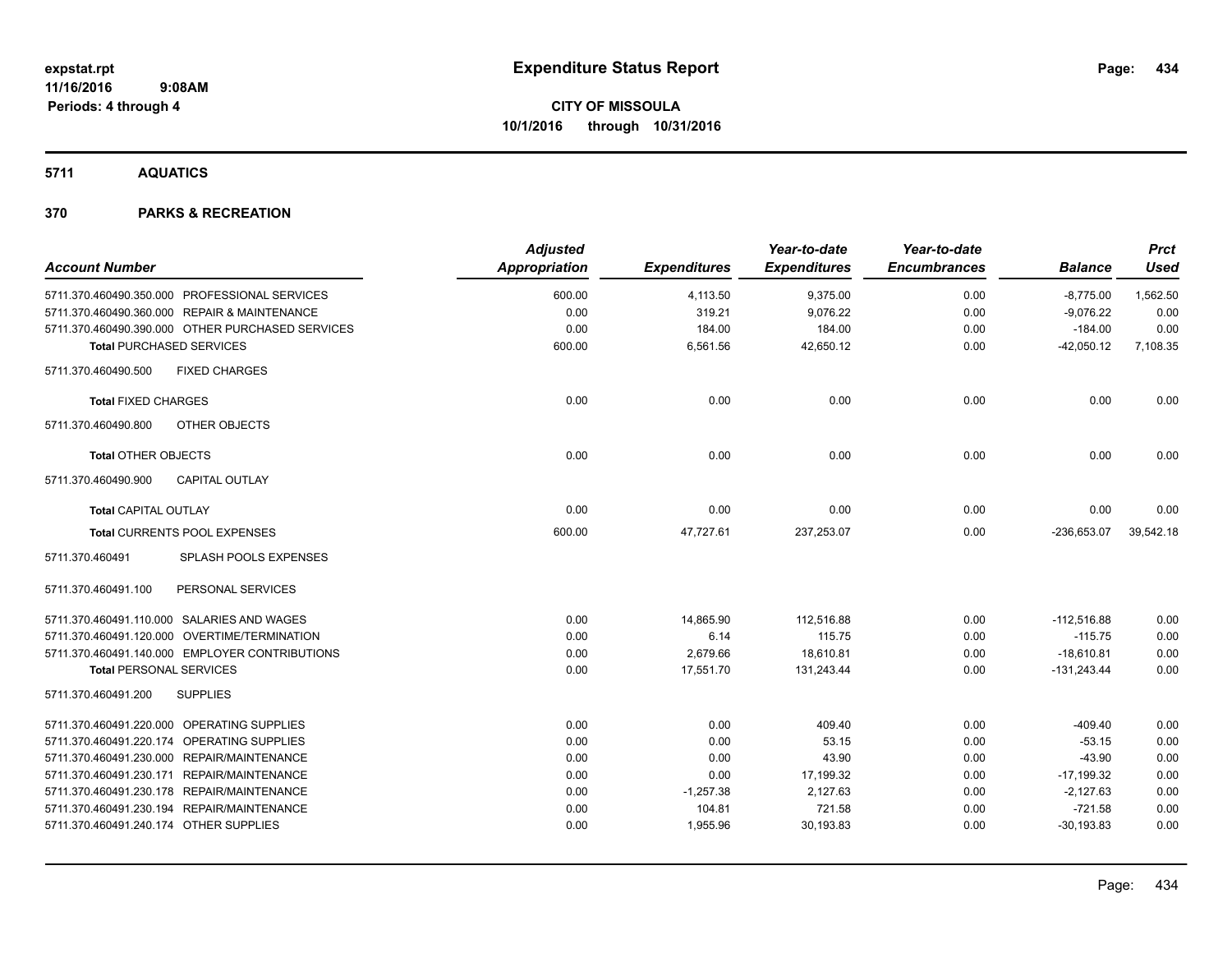**Expenditure Status Report**

**CITY OF MISSOULA**
**10/1/2016 through 10/31/2016**

expstat.rpt
11/16/2016 9:08AM
Periods: 4 through 4

## 5711 AQUATICS

## 370 PARKS & RECREATION

| Account Number | Adjusted Appropriation | Expenditures | Year-to-date Expenditures | Year-to-date Encumbrances | Balance | Prct Used |
|---|---|---|---|---|---|---|
| 5711.370.460490.350.000 PROFESSIONAL SERVICES | 600.00 | 4,113.50 | 9,375.00 | 0.00 | -8,775.00 | 1,562.50 |
| 5711.370.460490.360.000 REPAIR & MAINTENANCE | 0.00 | 319.21 | 9,076.22 | 0.00 | -9,076.22 | 0.00 |
| 5711.370.460490.390.000 OTHER PURCHASED SERVICES | 0.00 | 184.00 | 184.00 | 0.00 | -184.00 | 0.00 |
| **Total** PURCHASED SERVICES | 600.00 | 6,561.56 | 42,650.12 | 0.00 | -42,050.12 | 7,108.35 |
| 5711.370.460490.500 FIXED CHARGES | | | | | | |
| **Total** FIXED CHARGES | 0.00 | 0.00 | 0.00 | 0.00 | 0.00 | 0.00 |
| 5711.370.460490.800 OTHER OBJECTS | | | | | | |
| **Total** OTHER OBJECTS | 0.00 | 0.00 | 0.00 | 0.00 | 0.00 | 0.00 |
| 5711.370.460490.900 CAPITAL OUTLAY | | | | | | |
| **Total** CAPITAL OUTLAY | 0.00 | 0.00 | 0.00 | 0.00 | 0.00 | 0.00 |
| **Total** CURRENTS POOL EXPENSES | 600.00 | 47,727.61 | 237,253.07 | 0.00 | -236,653.07 | 39,542.18 |
| 5711.370.460491 SPLASH POOLS EXPENSES | | | | | | |
| 5711.370.460491.100 PERSONAL SERVICES | | | | | | |
| 5711.370.460491.110.000 SALARIES AND WAGES | 0.00 | 14,865.90 | 112,516.88 | 0.00 | -112,516.88 | 0.00 |
| 5711.370.460491.120.000 OVERTIME/TERMINATION | 0.00 | 6.14 | 115.75 | 0.00 | -115.75 | 0.00 |
| 5711.370.460491.140.000 EMPLOYER CONTRIBUTIONS | 0.00 | 2,679.66 | 18,610.81 | 0.00 | -18,610.81 | 0.00 |
| **Total** PERSONAL SERVICES | 0.00 | 17,551.70 | 131,243.44 | 0.00 | -131,243.44 | 0.00 |
| 5711.370.460491.200 SUPPLIES | | | | | | |
| 5711.370.460491.220.000 OPERATING SUPPLIES | 0.00 | 0.00 | 409.40 | 0.00 | -409.40 | 0.00 |
| 5711.370.460491.220.174 OPERATING SUPPLIES | 0.00 | 0.00 | 53.15 | 0.00 | -53.15 | 0.00 |
| 5711.370.460491.230.000 REPAIR/MAINTENANCE | 0.00 | 0.00 | 43.90 | 0.00 | -43.90 | 0.00 |
| 5711.370.460491.230.171 REPAIR/MAINTENANCE | 0.00 | 0.00 | 17,199.32 | 0.00 | -17,199.32 | 0.00 |
| 5711.370.460491.230.178 REPAIR/MAINTENANCE | 0.00 | -1,257.38 | 2,127.63 | 0.00 | -2,127.63 | 0.00 |
| 5711.370.460491.230.194 REPAIR/MAINTENANCE | 0.00 | 104.81 | 721.58 | 0.00 | -721.58 | 0.00 |
| 5711.370.460491.240.174 OTHER SUPPLIES | 0.00 | 1,955.96 | 30,193.83 | 0.00 | -30,193.83 | 0.00 |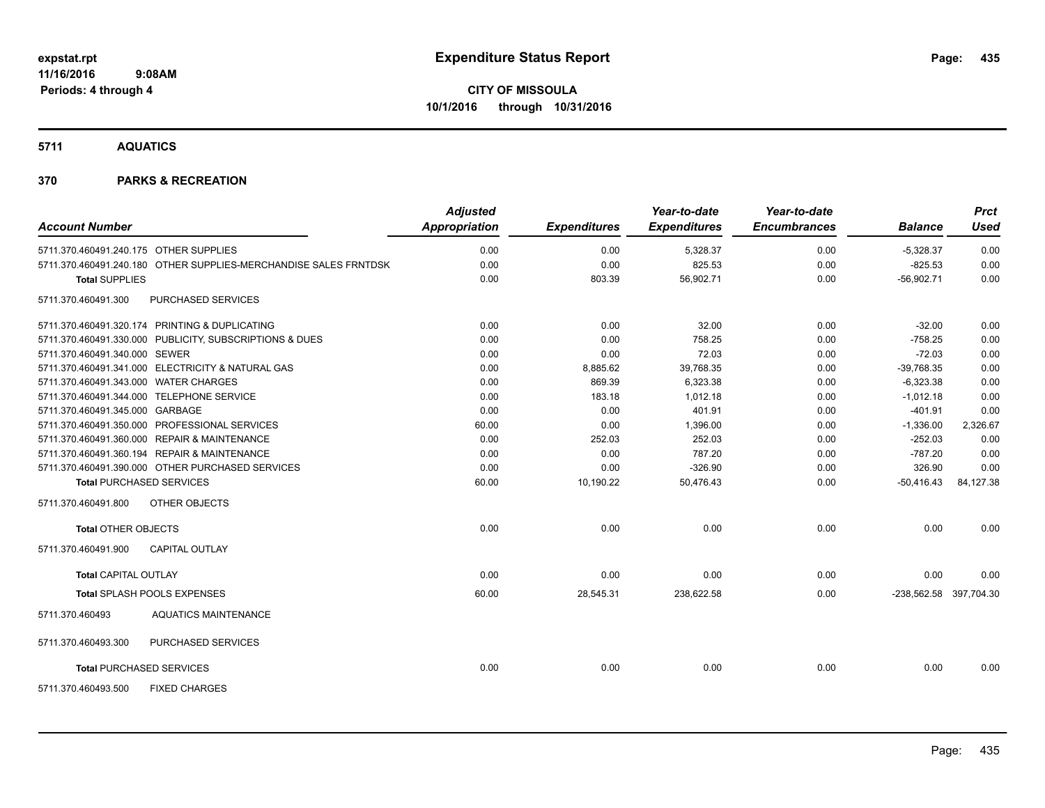**expstat.rpt**
**11/16/2016 9:08AM**
**Periods: 4 through 4**

# Expenditure Status Report

**CITY OF MISSOULA**
**10/1/2016 through 10/31/2016**

## 5711 AQUATICS

## 370 PARKS & RECREATION

| Account Number | Adjusted Appropriation | Expenditures | Year-to-date Expenditures | Year-to-date Encumbrances | Balance | Prct Used |
|---|---|---|---|---|---|---|
| 5711.370.460491.240.175 OTHER SUPPLIES | 0.00 | 0.00 | 5,328.37 | 0.00 | -5,328.37 | 0.00 |
| 5711.370.460491.240.180 OTHER SUPPLIES-MERCHANDISE SALES FRNTDSK | 0.00 | 0.00 | 825.53 | 0.00 | -825.53 | 0.00 |
| **Total** SUPPLIES | 0.00 | 803.39 | 56,902.71 | 0.00 | -56,902.71 | 0.00 |
| 5711.370.460491.300 PURCHASED SERVICES | | | | | | |
| 5711.370.460491.320.174 PRINTING & DUPLICATING | 0.00 | 0.00 | 32.00 | 0.00 | -32.00 | 0.00 |
| 5711.370.460491.330.000 PUBLICITY, SUBSCRIPTIONS & DUES | 0.00 | 0.00 | 758.25 | 0.00 | -758.25 | 0.00 |
| 5711.370.460491.340.000 SEWER | 0.00 | 0.00 | 72.03 | 0.00 | -72.03 | 0.00 |
| 5711.370.460491.341.000 ELECTRICITY & NATURAL GAS | 0.00 | 8,885.62 | 39,768.35 | 0.00 | -39,768.35 | 0.00 |
| 5711.370.460491.343.000 WATER CHARGES | 0.00 | 869.39 | 6,323.38 | 0.00 | -6,323.38 | 0.00 |
| 5711.370.460491.344.000 TELEPHONE SERVICE | 0.00 | 183.18 | 1,012.18 | 0.00 | -1,012.18 | 0.00 |
| 5711.370.460491.345.000 GARBAGE | 0.00 | 0.00 | 401.91 | 0.00 | -401.91 | 0.00 |
| 5711.370.460491.350.000 PROFESSIONAL SERVICES | 60.00 | 0.00 | 1,396.00 | 0.00 | -1,336.00 | 2,326.67 |
| 5711.370.460491.360.000 REPAIR & MAINTENANCE | 0.00 | 252.03 | 252.03 | 0.00 | -252.03 | 0.00 |
| 5711.370.460491.360.194 REPAIR & MAINTENANCE | 0.00 | 0.00 | 787.20 | 0.00 | -787.20 | 0.00 |
| 5711.370.460491.390.000 OTHER PURCHASED SERVICES | 0.00 | 0.00 | -326.90 | 0.00 | 326.90 | 0.00 |
| **Total** PURCHASED SERVICES | 60.00 | 10,190.22 | 50,476.43 | 0.00 | -50,416.43 | 84,127.38 |
| 5711.370.460491.800 OTHER OBJECTS | | | | | | |
| **Total** OTHER OBJECTS | 0.00 | 0.00 | 0.00 | 0.00 | 0.00 | 0.00 |
| 5711.370.460491.900 CAPITAL OUTLAY | | | | | | |
| **Total** CAPITAL OUTLAY | 0.00 | 0.00 | 0.00 | 0.00 | 0.00 | 0.00 |
| **Total** SPLASH POOLS EXPENSES | 60.00 | 28,545.31 | 238,622.58 | 0.00 | -238,562.58 | 397,704.30 |
| 5711.370.460493 AQUATICS MAINTENANCE | | | | | | |
| 5711.370.460493.300 PURCHASED SERVICES | | | | | | |
| **Total** PURCHASED SERVICES | 0.00 | 0.00 | 0.00 | 0.00 | 0.00 | 0.00 |
| 5711.370.460493.500 FIXED CHARGES | | | | | | |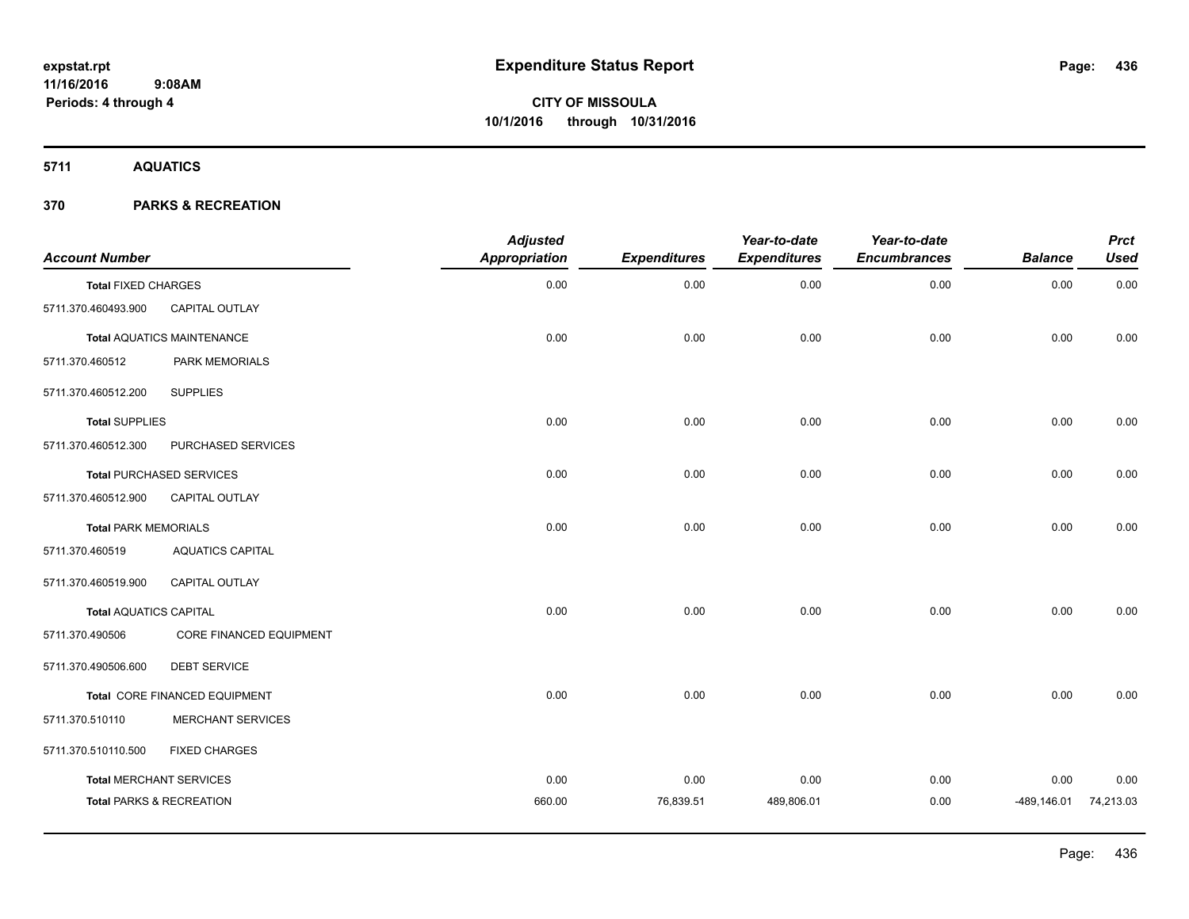# Expenditure Status Report

**expstat.rpt**
**11/16/2016 9:08AM**
**Periods: 4 through 4**

**CITY OF MISSOULA**
**10/1/2016 through 10/31/2016**

**5711 AQUATICS**

**370 PARKS & RECREATION**

| Account Number | | Adjusted Appropriation | Expenditures | Year-to-date Expenditures | Year-to-date Encumbrances | Balance | Prct Used |
|---|---|---|---|---|---|---|---|
| **Total** FIXED CHARGES | | 0.00 | 0.00 | 0.00 | 0.00 | 0.00 | 0.00 |
| 5711.370.460493.900 | CAPITAL OUTLAY | | | | | | |
| **Total** AQUATICS MAINTENANCE | | 0.00 | 0.00 | 0.00 | 0.00 | 0.00 | 0.00 |
| 5711.370.460512 | PARK MEMORIALS | | | | | | |
| 5711.370.460512.200 | SUPPLIES | | | | | | |
| **Total** SUPPLIES | | 0.00 | 0.00 | 0.00 | 0.00 | 0.00 | 0.00 |
| 5711.370.460512.300 | PURCHASED SERVICES | | | | | | |
| **Total** PURCHASED SERVICES | | 0.00 | 0.00 | 0.00 | 0.00 | 0.00 | 0.00 |
| 5711.370.460512.900 | CAPITAL OUTLAY | | | | | | |
| **Total** PARK MEMORIALS | | 0.00 | 0.00 | 0.00 | 0.00 | 0.00 | 0.00 |
| 5711.370.460519 | AQUATICS CAPITAL | | | | | | |
| 5711.370.460519.900 | CAPITAL OUTLAY | | | | | | |
| **Total** AQUATICS CAPITAL | | 0.00 | 0.00 | 0.00 | 0.00 | 0.00 | 0.00 |
| 5711.370.490506 | CORE FINANCED EQUIPMENT | | | | | | |
| 5711.370.490506.600 | DEBT SERVICE | | | | | | |
| **Total** CORE FINANCED EQUIPMENT | | 0.00 | 0.00 | 0.00 | 0.00 | 0.00 | 0.00 |
| 5711.370.510110 | MERCHANT SERVICES | | | | | | |
| 5711.370.510110.500 | FIXED CHARGES | | | | | | |
| **Total** MERCHANT SERVICES | | 0.00 | 0.00 | 0.00 | 0.00 | 0.00 | 0.00 |
| **Total** PARKS & RECREATION | | 660.00 | 76,839.51 | 489,806.01 | 0.00 | -489,146.01 | 74,213.03 |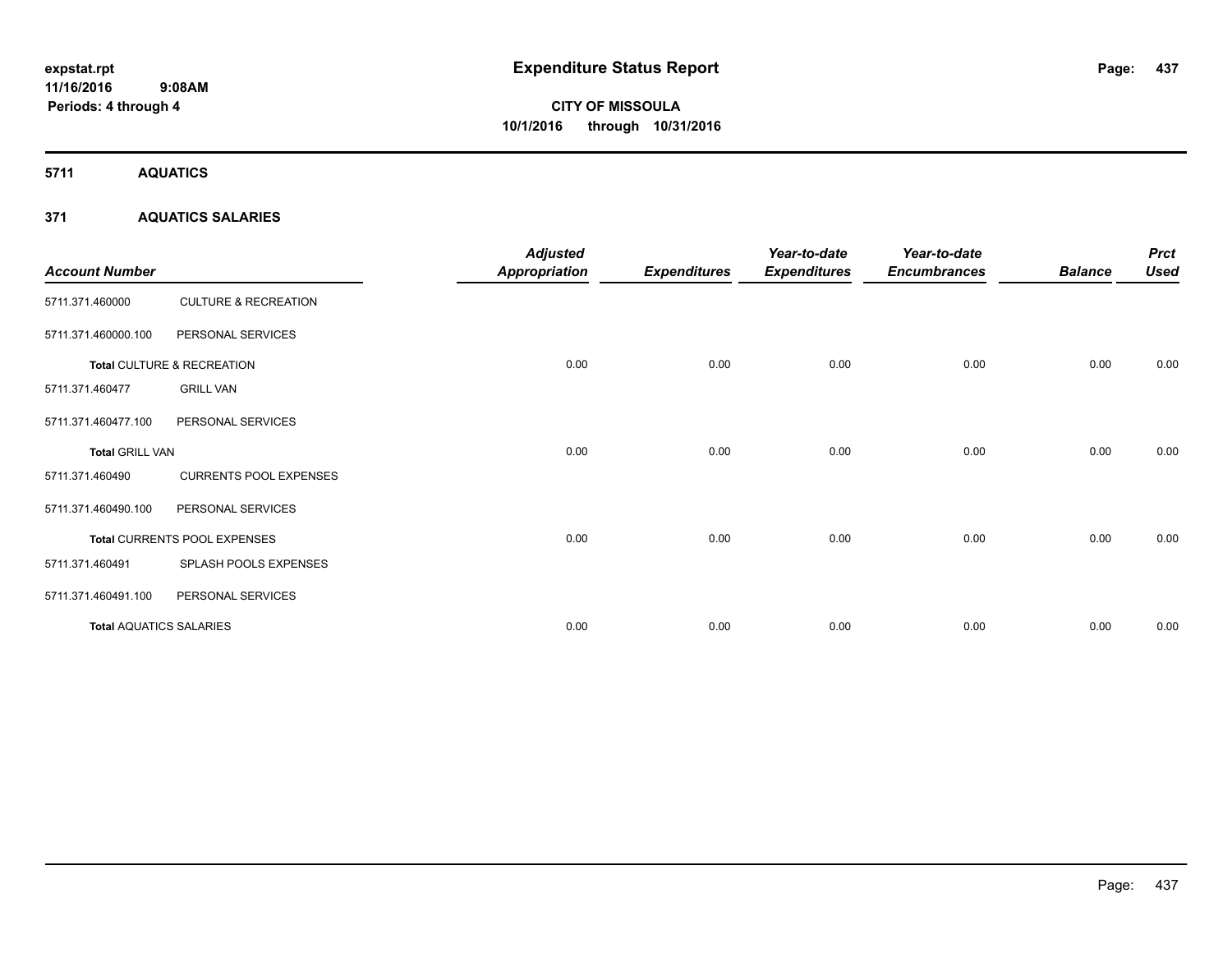# Expenditure Status Report

**CITY OF MISSOULA**
**10/1/2016 through 10/31/2016**

expstat.rpt
11/16/2016 9:08AM
Periods: 4 through 4

## 5711 AQUATICS

### 371 AQUATICS SALARIES

| Account Number | | Adjusted Appropriation | Expenditures | Year-to-date Expenditures | Year-to-date Encumbrances | Balance | Prct Used |
|---|---|---|---|---|---|---|---|
| 5711.371.460000 | CULTURE & RECREATION | | | | | | |
| 5711.371.460000.100 | PERSONAL SERVICES | | | | | | |
| **Total** CULTURE & RECREATION | | 0.00 | 0.00 | 0.00 | 0.00 | 0.00 | 0.00 |
| 5711.371.460477 | GRILL VAN | | | | | | |
| 5711.371.460477.100 | PERSONAL SERVICES | | | | | | |
| **Total** GRILL VAN | | 0.00 | 0.00 | 0.00 | 0.00 | 0.00 | 0.00 |
| 5711.371.460490 | CURRENTS POOL EXPENSES | | | | | | |
| 5711.371.460490.100 | PERSONAL SERVICES | | | | | | |
| **Total** CURRENTS POOL EXPENSES | | 0.00 | 0.00 | 0.00 | 0.00 | 0.00 | 0.00 |
| 5711.371.460491 | SPLASH POOLS EXPENSES | | | | | | |
| 5711.371.460491.100 | PERSONAL SERVICES | | | | | | |
| **Total** AQUATICS SALARIES | | 0.00 | 0.00 | 0.00 | 0.00 | 0.00 | 0.00 |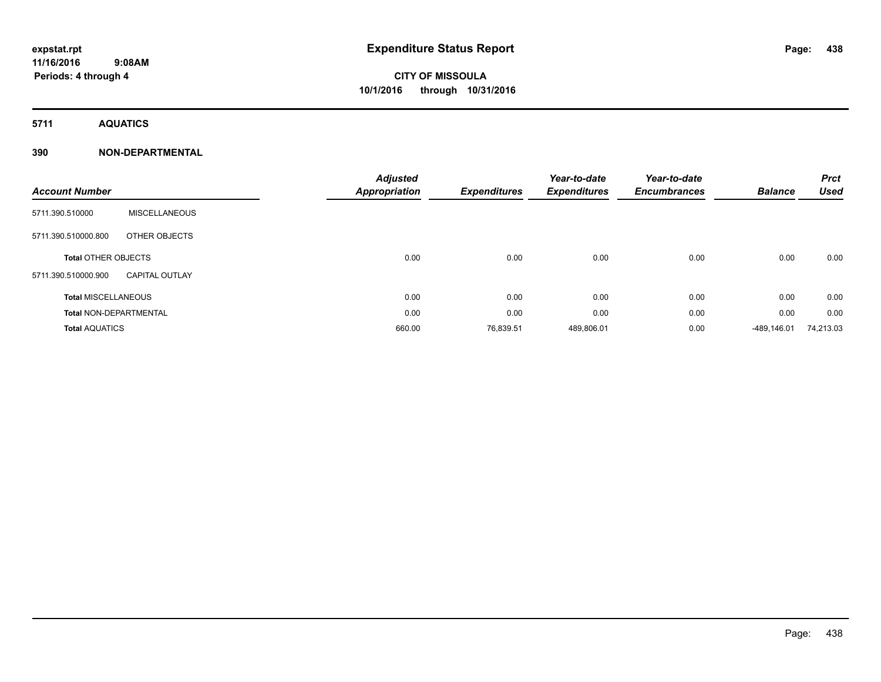# Expenditure Status Report

expstat.rpt
11/16/2016 9:08AM
Periods: 4 through 4

**CITY OF MISSOULA**
**10/1/2016 through 10/31/2016**

## 5711 AQUATICS

## 390 NON-DEPARTMENTAL

| Account Number | | Adjusted Appropriation | Expenditures | Year-to-date Expenditures | Year-to-date Encumbrances | Balance | Prct Used |
|---|---|---|---|---|---|---|---|
| 5711.390.510000 | MISCELLANEOUS | | | | | | |
| 5711.390.510000.800 | OTHER OBJECTS | | | | | | |
| **Total** OTHER OBJECTS | | 0.00 | 0.00 | 0.00 | 0.00 | 0.00 | 0.00 |
| 5711.390.510000.900 | CAPITAL OUTLAY | | | | | | |
| **Total** MISCELLANEOUS | | 0.00 | 0.00 | 0.00 | 0.00 | 0.00 | 0.00 |
| **Total** NON-DEPARTMENTAL | | 0.00 | 0.00 | 0.00 | 0.00 | 0.00 | 0.00 |
| **Total** AQUATICS | | 660.00 | 76,839.51 | 489,806.01 | 0.00 | -489,146.01 | 74,213.03 |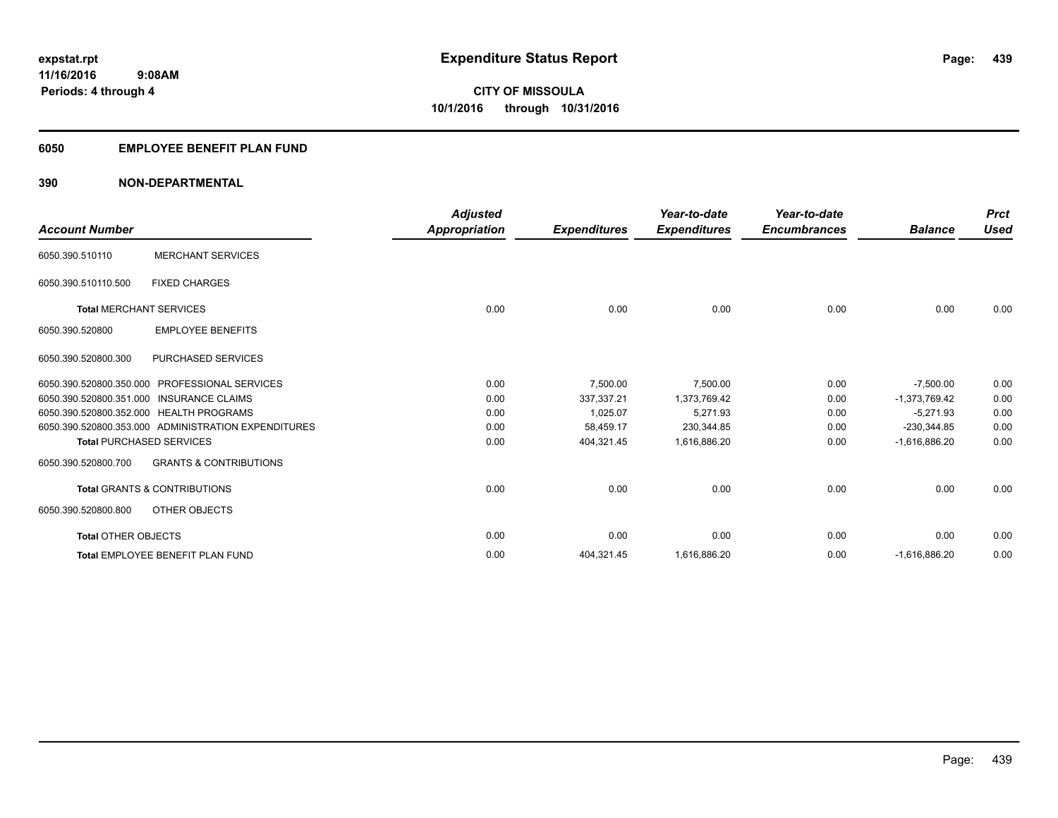**expstat.rpt**
**11/16/2016 9:08AM**
**Periods: 4 through 4**

# Expenditure Status Report

**CITY OF MISSOULA**
**10/1/2016 through 10/31/2016**

## 6050 EMPLOYEE BENEFIT PLAN FUND

## 390 NON-DEPARTMENTAL

| Account Number | | Adjusted Appropriation | Expenditures | Year-to-date Expenditures | Year-to-date Encumbrances | Balance | Prct Used |
|---|---|---|---|---|---|---|---|
| 6050.390.510110 | MERCHANT SERVICES | | | | | | |
| 6050.390.510110.500 | FIXED CHARGES | | | | | | |
| **Total** MERCHANT SERVICES | | 0.00 | 0.00 | 0.00 | 0.00 | 0.00 | 0.00 |
| 6050.390.520800 | EMPLOYEE BENEFITS | | | | | | |
| 6050.390.520800.300 | PURCHASED SERVICES | | | | | | |
| 6050.390.520800.350.000 | PROFESSIONAL SERVICES | 0.00 | 7,500.00 | 7,500.00 | 0.00 | -7,500.00 | 0.00 |
| 6050.390.520800.351.000 | INSURANCE CLAIMS | 0.00 | 337,337.21 | 1,373,769.42 | 0.00 | -1,373,769.42 | 0.00 |
| 6050.390.520800.352.000 | HEALTH PROGRAMS | 0.00 | 1,025.07 | 5,271.93 | 0.00 | -5,271.93 | 0.00 |
| 6050.390.520800.353.000 | ADMINISTRATION EXPENDITURES | 0.00 | 58,459.17 | 230,344.85 | 0.00 | -230,344.85 | 0.00 |
| **Total** PURCHASED SERVICES | | 0.00 | 404,321.45 | 1,616,886.20 | 0.00 | -1,616,886.20 | 0.00 |
| 6050.390.520800.700 | GRANTS & CONTRIBUTIONS | | | | | | |
| **Total** GRANTS & CONTRIBUTIONS | | 0.00 | 0.00 | 0.00 | 0.00 | 0.00 | 0.00 |
| 6050.390.520800.800 | OTHER OBJECTS | | | | | | |
| **Total** OTHER OBJECTS | | 0.00 | 0.00 | 0.00 | 0.00 | 0.00 | 0.00 |
| **Total** EMPLOYEE BENEFIT PLAN FUND | | 0.00 | 404,321.45 | 1,616,886.20 | 0.00 | -1,616,886.20 | 0.00 |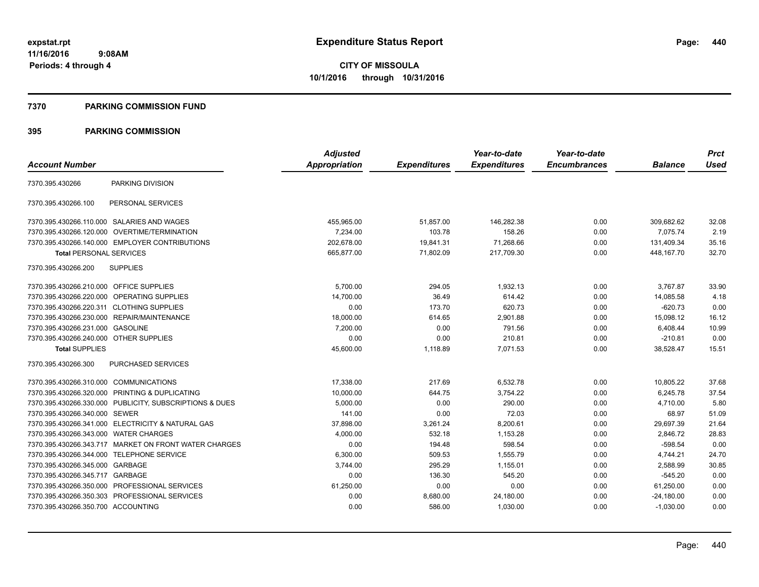**expstat.rpt**
**11/16/2016 9:08AM**
**Periods: 4 through 4**

# Expenditure Status Report

**CITY OF MISSOULA**
**10/1/2016 through 10/31/2016**

## 7370 PARKING COMMISSION FUND

## 395 PARKING COMMISSION

| Account Number | | Adjusted Appropriation | Expenditures | Year-to-date Expenditures | Year-to-date Encumbrances | Balance | Prct Used |
|---|---|---|---|---|---|---|---|
| 7370.395.430266 | PARKING DIVISION | | | | | | |
| 7370.395.430266.100 | PERSONAL SERVICES | | | | | | |
| 7370.395.430266.110.000 | SALARIES AND WAGES | 455,965.00 | 51,857.00 | 146,282.38 | 0.00 | 309,682.62 | 32.08 |
| 7370.395.430266.120.000 | OVERTIME/TERMINATION | 7,234.00 | 103.78 | 158.26 | 0.00 | 7,075.74 | 2.19 |
| 7370.395.430266.140.000 | EMPLOYER CONTRIBUTIONS | 202,678.00 | 19,841.31 | 71,268.66 | 0.00 | 131,409.34 | 35.16 |
| **Total** PERSONAL SERVICES | | 665,877.00 | 71,802.09 | 217,709.30 | 0.00 | 448,167.70 | 32.70 |
| 7370.395.430266.200 | SUPPLIES | | | | | | |
| 7370.395.430266.210.000 | OFFICE SUPPLIES | 5,700.00 | 294.05 | 1,932.13 | 0.00 | 3,767.87 | 33.90 |
| 7370.395.430266.220.000 | OPERATING SUPPLIES | 14,700.00 | 36.49 | 614.42 | 0.00 | 14,085.58 | 4.18 |
| 7370.395.430266.220.311 | CLOTHING SUPPLIES | 0.00 | 173.70 | 620.73 | 0.00 | -620.73 | 0.00 |
| 7370.395.430266.230.000 | REPAIR/MAINTENANCE | 18,000.00 | 614.65 | 2,901.88 | 0.00 | 15,098.12 | 16.12 |
| 7370.395.430266.231.000 | GASOLINE | 7,200.00 | 0.00 | 791.56 | 0.00 | 6,408.44 | 10.99 |
| 7370.395.430266.240.000 | OTHER SUPPLIES | 0.00 | 0.00 | 210.81 | 0.00 | -210.81 | 0.00 |
| **Total** SUPPLIES | | 45,600.00 | 1,118.89 | 7,071.53 | 0.00 | 38,528.47 | 15.51 |
| 7370.395.430266.300 | PURCHASED SERVICES | | | | | | |
| 7370.395.430266.310.000 | COMMUNICATIONS | 17,338.00 | 217.69 | 6,532.78 | 0.00 | 10,805.22 | 37.68 |
| 7370.395.430266.320.000 | PRINTING & DUPLICATING | 10,000.00 | 644.75 | 3,754.22 | 0.00 | 6,245.78 | 37.54 |
| 7370.395.430266.330.000 | PUBLICITY, SUBSCRIPTIONS & DUES | 5,000.00 | 0.00 | 290.00 | 0.00 | 4,710.00 | 5.80 |
| 7370.395.430266.340.000 | SEWER | 141.00 | 0.00 | 72.03 | 0.00 | 68.97 | 51.09 |
| 7370.395.430266.341.000 | ELECTRICITY & NATURAL GAS | 37,898.00 | 3,261.24 | 8,200.61 | 0.00 | 29,697.39 | 21.64 |
| 7370.395.430266.343.000 | WATER CHARGES | 4,000.00 | 532.18 | 1,153.28 | 0.00 | 2,846.72 | 28.83 |
| 7370.395.430266.343.717 | MARKET ON FRONT WATER CHARGES | 0.00 | 194.48 | 598.54 | 0.00 | -598.54 | 0.00 |
| 7370.395.430266.344.000 | TELEPHONE SERVICE | 6,300.00 | 509.53 | 1,555.79 | 0.00 | 4,744.21 | 24.70 |
| 7370.395.430266.345.000 | GARBAGE | 3,744.00 | 295.29 | 1,155.01 | 0.00 | 2,588.99 | 30.85 |
| 7370.395.430266.345.717 | GARBAGE | 0.00 | 136.30 | 545.20 | 0.00 | -545.20 | 0.00 |
| 7370.395.430266.350.000 | PROFESSIONAL SERVICES | 61,250.00 | 0.00 | 0.00 | 0.00 | 61,250.00 | 0.00 |
| 7370.395.430266.350.303 | PROFESSIONAL SERVICES | 0.00 | 8,680.00 | 24,180.00 | 0.00 | -24,180.00 | 0.00 |
| 7370.395.430266.350.700 | ACCOUNTING | 0.00 | 586.00 | 1,030.00 | 0.00 | -1,030.00 | 0.00 |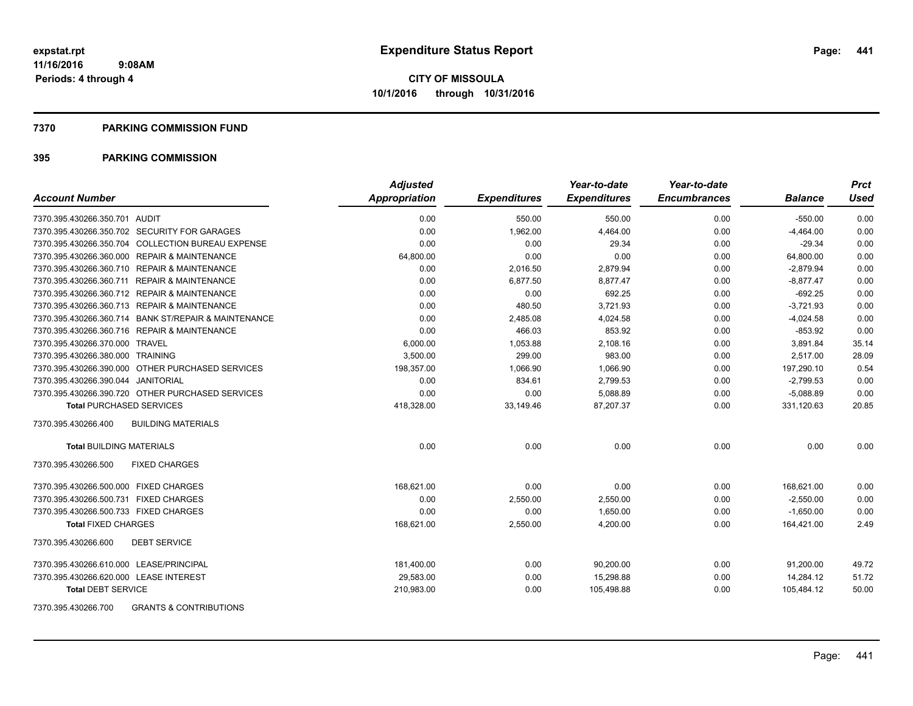expstat.rpt
11/16/2016 9:08AM
Periods: 4 through 4

# Expenditure Status Report

**CITY OF MISSOULA**
**10/1/2016 through 10/31/2016**

## 7370 PARKING COMMISSION FUND

## 395 PARKING COMMISSION

| Account Number | | Adjusted Appropriation | Expenditures | Year-to-date Expenditures | Year-to-date Encumbrances | Balance | Prct Used |
|---|---|---|---|---|---|---|---|
| 7370.395.430266.350.701 | AUDIT | 0.00 | 550.00 | 550.00 | 0.00 | -550.00 | 0.00 |
| 7370.395.430266.350.702 | SECURITY FOR GARAGES | 0.00 | 1,962.00 | 4,464.00 | 0.00 | -4,464.00 | 0.00 |
| 7370.395.430266.350.704 | COLLECTION BUREAU EXPENSE | 0.00 | 0.00 | 29.34 | 0.00 | -29.34 | 0.00 |
| 7370.395.430266.360.000 | REPAIR & MAINTENANCE | 64,800.00 | 0.00 | 0.00 | 0.00 | 64,800.00 | 0.00 |
| 7370.395.430266.360.710 | REPAIR & MAINTENANCE | 0.00 | 2,016.50 | 2,879.94 | 0.00 | -2,879.94 | 0.00 |
| 7370.395.430266.360.711 | REPAIR & MAINTENANCE | 0.00 | 6,877.50 | 8,877.47 | 0.00 | -8,877.47 | 0.00 |
| 7370.395.430266.360.712 | REPAIR & MAINTENANCE | 0.00 | 0.00 | 692.25 | 0.00 | -692.25 | 0.00 |
| 7370.395.430266.360.713 | REPAIR & MAINTENANCE | 0.00 | 480.50 | 3,721.93 | 0.00 | -3,721.93 | 0.00 |
| 7370.395.430266.360.714 | BANK ST/REPAIR & MAINTENANCE | 0.00 | 2,485.08 | 4,024.58 | 0.00 | -4,024.58 | 0.00 |
| 7370.395.430266.360.716 | REPAIR & MAINTENANCE | 0.00 | 466.03 | 853.92 | 0.00 | -853.92 | 0.00 |
| 7370.395.430266.370.000 | TRAVEL | 6,000.00 | 1,053.88 | 2,108.16 | 0.00 | 3,891.84 | 35.14 |
| 7370.395.430266.380.000 | TRAINING | 3,500.00 | 299.00 | 983.00 | 0.00 | 2,517.00 | 28.09 |
| 7370.395.430266.390.000 | OTHER PURCHASED SERVICES | 198,357.00 | 1,066.90 | 1,066.90 | 0.00 | 197,290.10 | 0.54 |
| 7370.395.430266.390.044 | JANITORIAL | 0.00 | 834.61 | 2,799.53 | 0.00 | -2,799.53 | 0.00 |
| 7370.395.430266.390.720 | OTHER PURCHASED SERVICES | 0.00 | 0.00 | 5,088.89 | 0.00 | -5,088.89 | 0.00 |
| **Total** PURCHASED SERVICES | | 418,328.00 | 33,149.46 | 87,207.37 | 0.00 | 331,120.63 | 20.85 |
| 7370.395.430266.400 | BUILDING MATERIALS | | | | | | |
| **Total** BUILDING MATERIALS | | 0.00 | 0.00 | 0.00 | 0.00 | 0.00 | 0.00 |
| 7370.395.430266.500 | FIXED CHARGES | | | | | | |
| 7370.395.430266.500.000 | FIXED CHARGES | 168,621.00 | 0.00 | 0.00 | 0.00 | 168,621.00 | 0.00 |
| 7370.395.430266.500.731 | FIXED CHARGES | 0.00 | 2,550.00 | 2,550.00 | 0.00 | -2,550.00 | 0.00 |
| 7370.395.430266.500.733 | FIXED CHARGES | 0.00 | 0.00 | 1,650.00 | 0.00 | -1,650.00 | 0.00 |
| **Total** FIXED CHARGES | | 168,621.00 | 2,550.00 | 4,200.00 | 0.00 | 164,421.00 | 2.49 |
| 7370.395.430266.600 | DEBT SERVICE | | | | | | |
| 7370.395.430266.610.000 | LEASE/PRINCIPAL | 181,400.00 | 0.00 | 90,200.00 | 0.00 | 91,200.00 | 49.72 |
| 7370.395.430266.620.000 | LEASE INTEREST | 29,583.00 | 0.00 | 15,298.88 | 0.00 | 14,284.12 | 51.72 |
| **Total** DEBT SERVICE | | 210,983.00 | 0.00 | 105,498.88 | 0.00 | 105,484.12 | 50.00 |
| 7370.395.430266.700 | GRANTS & CONTRIBUTIONS | | | | | | |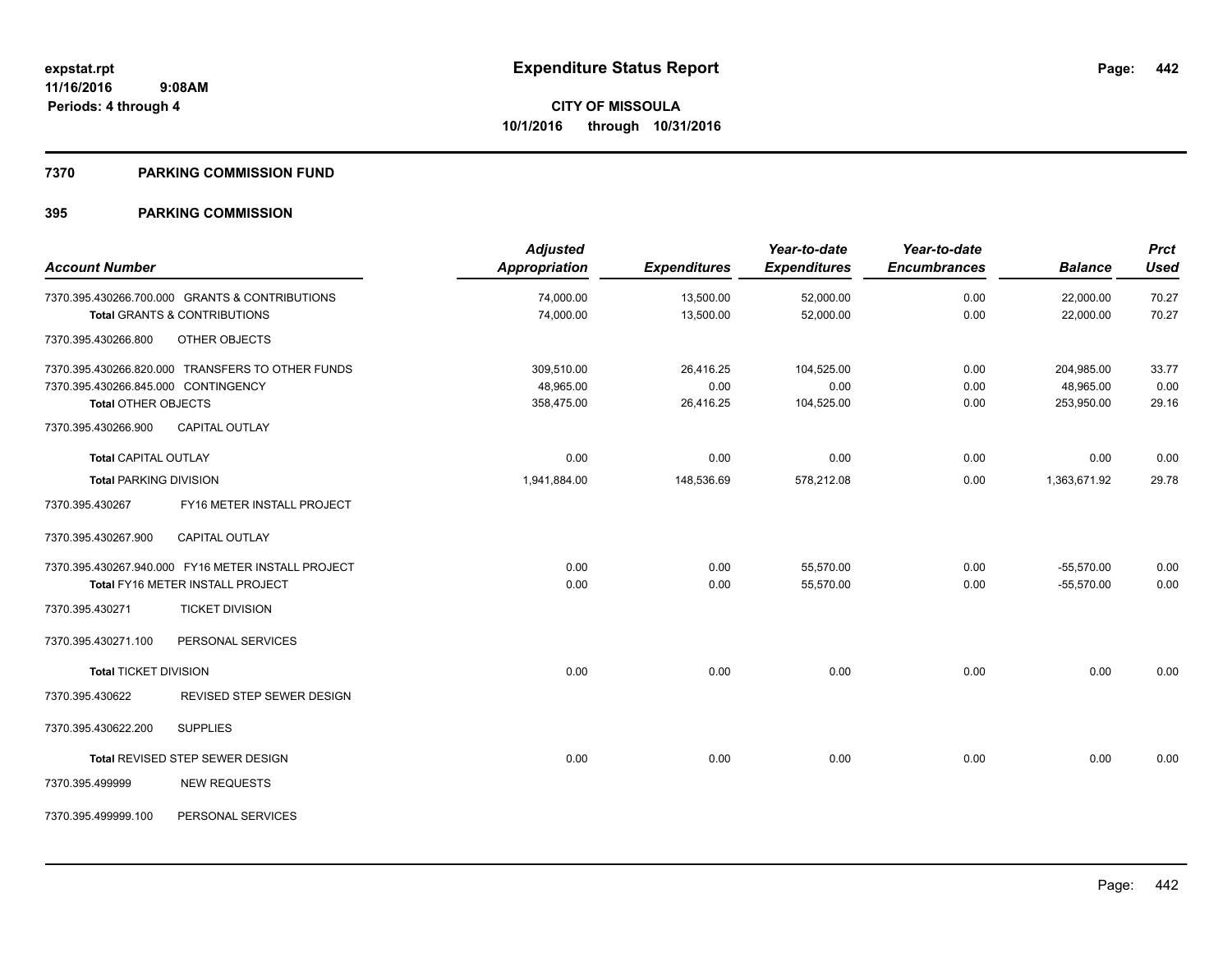**expstat.rpt**
**11/16/2016 9:08AM**
**Periods: 4 through 4**

# Expenditure Status Report

**CITY OF MISSOULA**
**10/1/2016 through 10/31/2016**

## 7370 PARKING COMMISSION FUND

### 395 PARKING COMMISSION

| Account Number | Adjusted Appropriation | Expenditures | Year-to-date Expenditures | Year-to-date Encumbrances | Balance | Prct Used |
|---|---|---|---|---|---|---|
| 7370.395.430266.700.000 GRANTS & CONTRIBUTIONS | 74,000.00 | 13,500.00 | 52,000.00 | 0.00 | 22,000.00 | 70.27 |
| **Total** GRANTS & CONTRIBUTIONS | 74,000.00 | 13,500.00 | 52,000.00 | 0.00 | 22,000.00 | 70.27 |
| 7370.395.430266.800 OTHER OBJECTS | | | | | | |
| 7370.395.430266.820.000 TRANSFERS TO OTHER FUNDS | 309,510.00 | 26,416.25 | 104,525.00 | 0.00 | 204,985.00 | 33.77 |
| 7370.395.430266.845.000 CONTINGENCY | 48,965.00 | 0.00 | 0.00 | 0.00 | 48,965.00 | 0.00 |
| **Total** OTHER OBJECTS | 358,475.00 | 26,416.25 | 104,525.00 | 0.00 | 253,950.00 | 29.16 |
| 7370.395.430266.900 CAPITAL OUTLAY | | | | | | |
| **Total** CAPITAL OUTLAY | 0.00 | 0.00 | 0.00 | 0.00 | 0.00 | 0.00 |
| **Total** PARKING DIVISION | 1,941,884.00 | 148,536.69 | 578,212.08 | 0.00 | 1,363,671.92 | 29.78 |
| 7370.395.430267 FY16 METER INSTALL PROJECT | | | | | | |
| 7370.395.430267.900 CAPITAL OUTLAY | | | | | | |
| 7370.395.430267.940.000 FY16 METER INSTALL PROJECT | 0.00 | 0.00 | 55,570.00 | 0.00 | -55,570.00 | 0.00 |
| **Total** FY16 METER INSTALL PROJECT | 0.00 | 0.00 | 55,570.00 | 0.00 | -55,570.00 | 0.00 |
| 7370.395.430271 TICKET DIVISION | | | | | | |
| 7370.395.430271.100 PERSONAL SERVICES | | | | | | |
| **Total** TICKET DIVISION | 0.00 | 0.00 | 0.00 | 0.00 | 0.00 | 0.00 |
| 7370.395.430622 REVISED STEP SEWER DESIGN | | | | | | |
| 7370.395.430622.200 SUPPLIES | | | | | | |
| **Total** REVISED STEP SEWER DESIGN | 0.00 | 0.00 | 0.00 | 0.00 | 0.00 | 0.00 |
| 7370.395.499999 NEW REQUESTS | | | | | | |
| 7370.395.499999.100 PERSONAL SERVICES | | | | | | |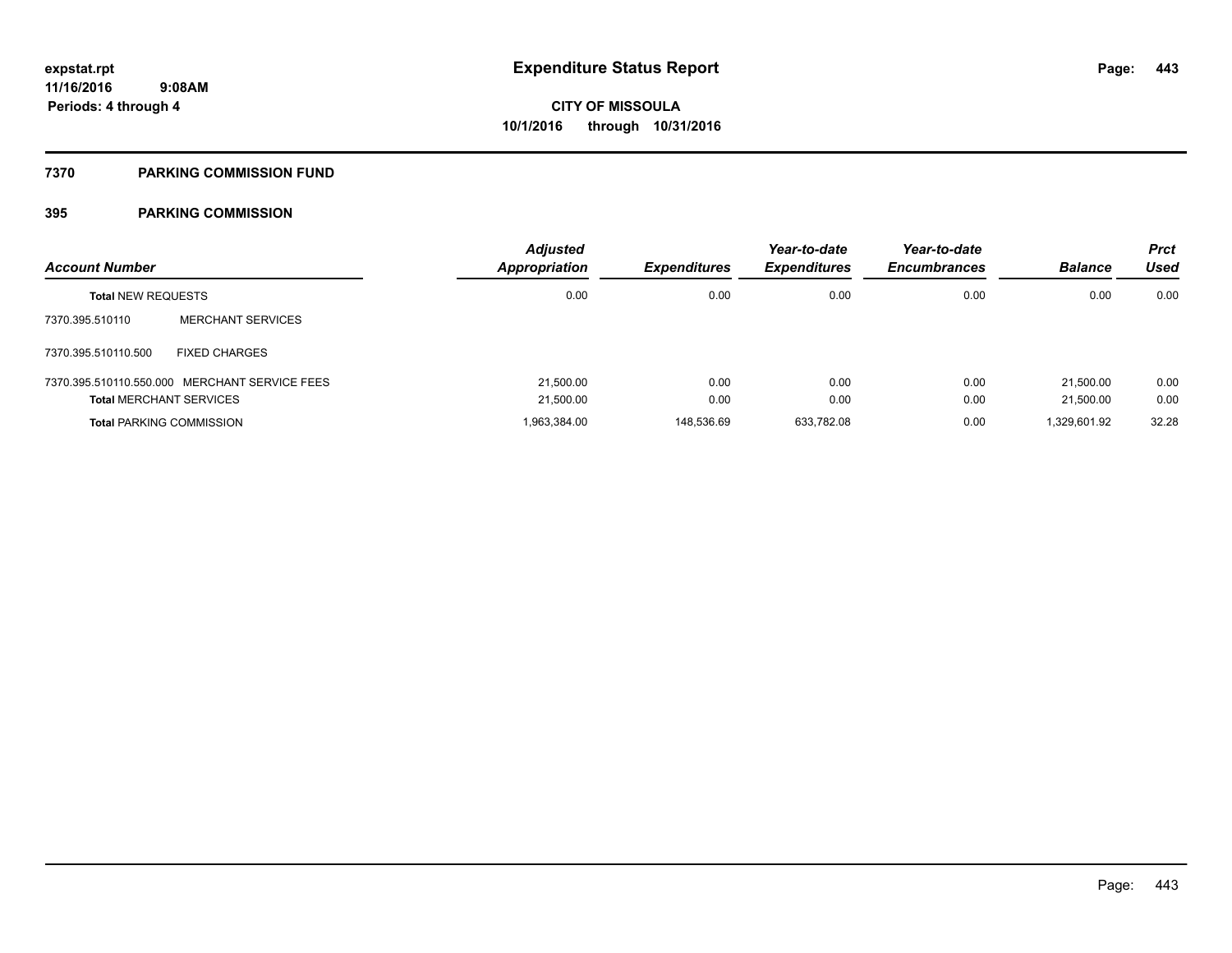**Expenditure Status Report**

**CITY OF MISSOULA**
**10/1/2016 through 10/31/2016**

expstat.rpt
11/16/2016 9:08AM
Periods: 4 through 4

## 7370 PARKING COMMISSION FUND

## 395 PARKING COMMISSION

| Account Number | | Adjusted Appropriation | Expenditures | Year-to-date Expenditures | Year-to-date Encumbrances | Balance | Prct Used |
|---|---|---|---|---|---|---|---|
| **Total** NEW REQUESTS | | 0.00 | 0.00 | 0.00 | 0.00 | 0.00 | 0.00 |
| 7370.395.510110 | MERCHANT SERVICES | | | | | | |
| 7370.395.510110.500 | FIXED CHARGES | | | | | | |
| 7370.395.510110.550.000 | MERCHANT SERVICE FEES | 21,500.00 | 0.00 | 0.00 | 0.00 | 21,500.00 | 0.00 |
| **Total** MERCHANT SERVICES | | 21,500.00 | 0.00 | 0.00 | 0.00 | 21,500.00 | 0.00 |
| **Total** PARKING COMMISSION | | 1,963,384.00 | 148,536.69 | 633,782.08 | 0.00 | 1,329,601.92 | 32.28 |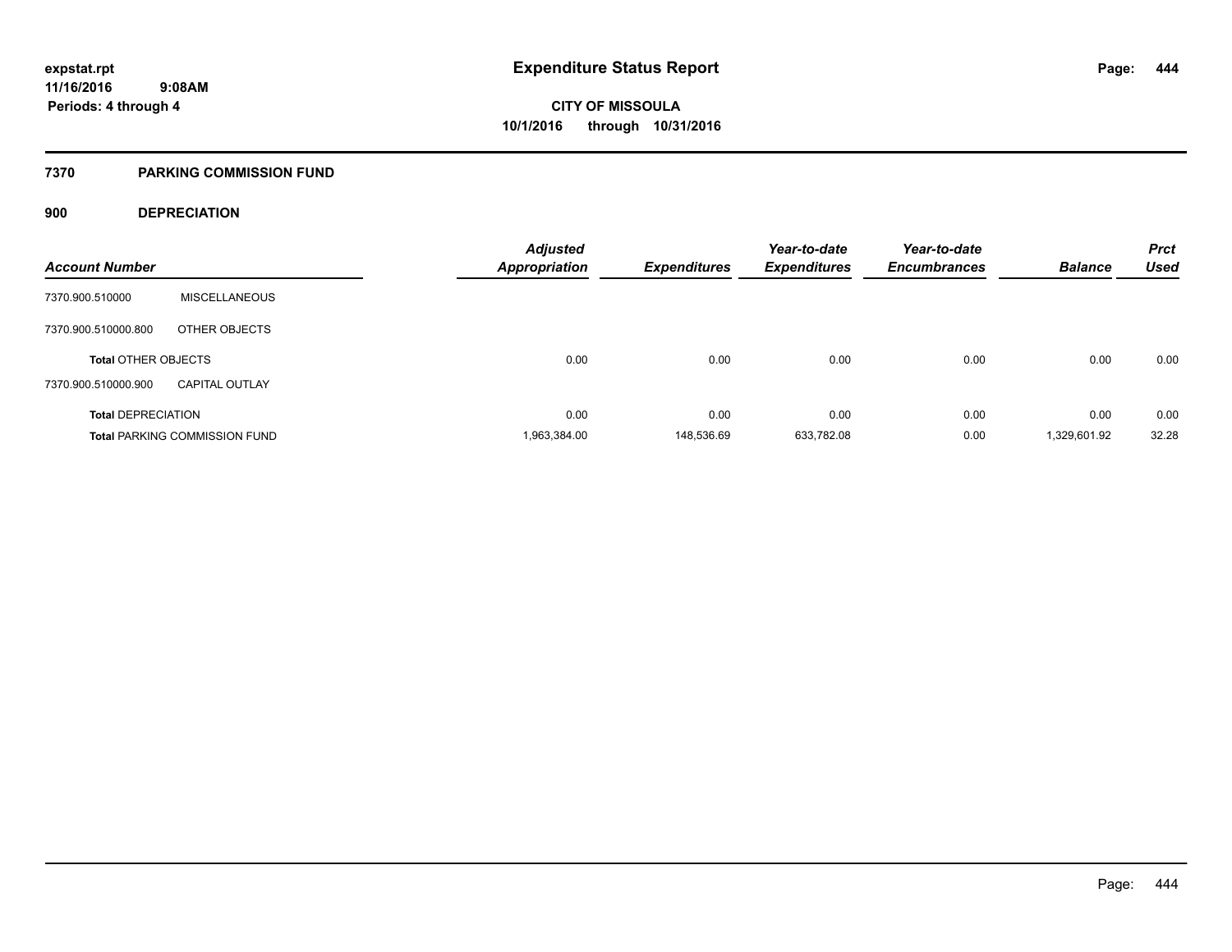# Expenditure Status Report

expstat.rpt
11/16/2016 9:08AM
Periods: 4 through 4

**CITY OF MISSOULA**
**10/1/2016 through 10/31/2016**

## 7370 PARKING COMMISSION FUND

### 900 DEPRECIATION

| Account Number | | Adjusted Appropriation | Expenditures | Year-to-date Expenditures | Year-to-date Encumbrances | Balance | Prct Used |
|---|---|---|---|---|---|---|---|
| 7370.900.510000 | MISCELLANEOUS | | | | | | |
| 7370.900.510000.800 | OTHER OBJECTS | | | | | | |
| **Total** OTHER OBJECTS | | 0.00 | 0.00 | 0.00 | 0.00 | 0.00 | 0.00 |
| 7370.900.510000.900 | CAPITAL OUTLAY | | | | | | |
| **Total** DEPRECIATION | | 0.00 | 0.00 | 0.00 | 0.00 | 0.00 | 0.00 |
| **Total** PARKING COMMISSION FUND | | 1,963,384.00 | 148,536.69 | 633,782.08 | 0.00 | 1,329,601.92 | 32.28 |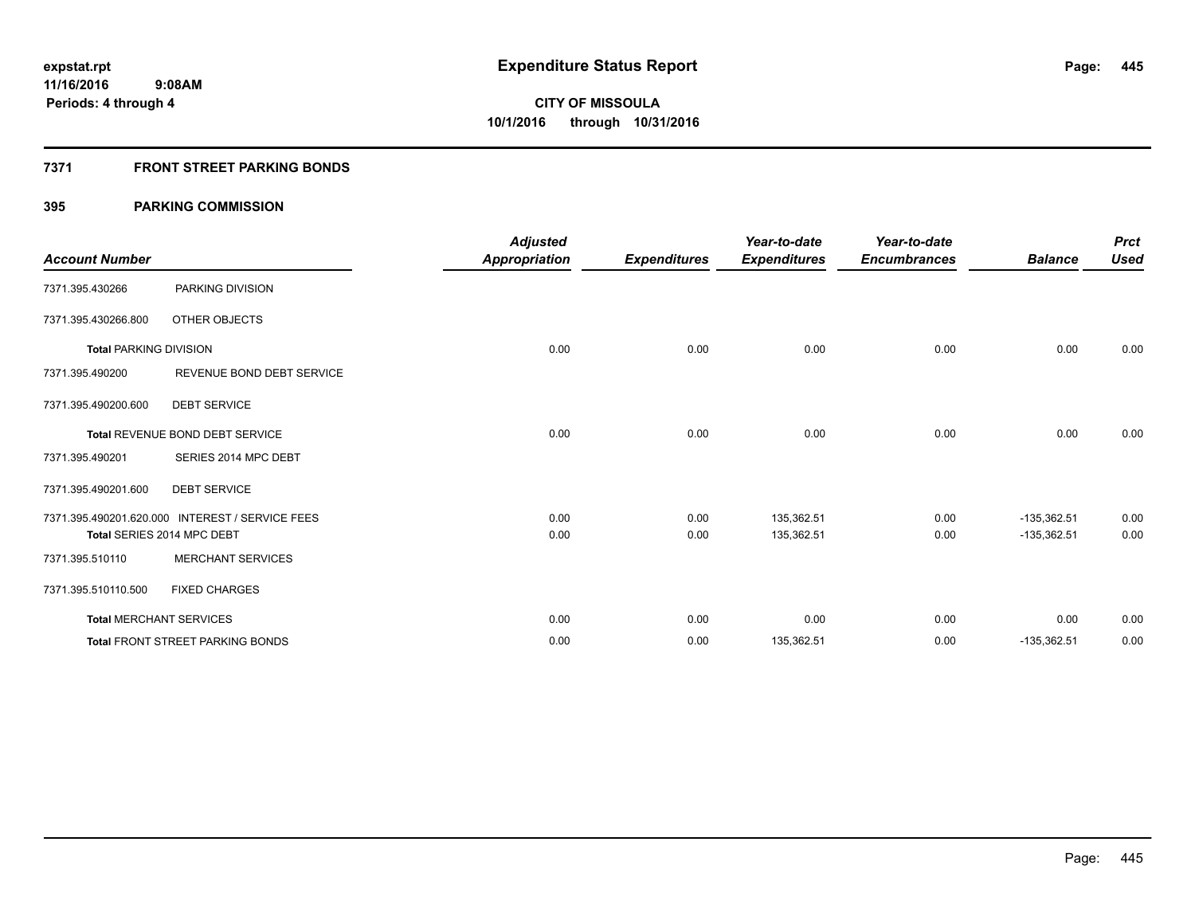# Expenditure Status Report

expstat.rpt
11/16/2016 9:08AM
Periods: 4 through 4

**CITY OF MISSOULA**
**10/1/2016 through 10/31/2016**

## 7371 FRONT STREET PARKING BONDS

### 395 PARKING COMMISSION

| Account Number | | Adjusted Appropriation | Expenditures | Year-to-date Expenditures | Year-to-date Encumbrances | Balance | Prct Used |
|---|---|---|---|---|---|---|---|
| 7371.395.430266 | PARKING DIVISION | | | | | | |
| 7371.395.430266.800 | OTHER OBJECTS | | | | | | |
| **Total** PARKING DIVISION | | 0.00 | 0.00 | 0.00 | 0.00 | 0.00 | 0.00 |
| 7371.395.490200 | REVENUE BOND DEBT SERVICE | | | | | | |
| 7371.395.490200.600 | DEBT SERVICE | | | | | | |
| **Total** REVENUE BOND DEBT SERVICE | | 0.00 | 0.00 | 0.00 | 0.00 | 0.00 | 0.00 |
| 7371.395.490201 | SERIES 2014 MPC DEBT | | | | | | |
| 7371.395.490201.600 | DEBT SERVICE | | | | | | |
| 7371.395.490201.620.000 | INTEREST / SERVICE FEES | 0.00 | 0.00 | 135,362.51 | 0.00 | -135,362.51 | 0.00 |
| **Total** SERIES 2014 MPC DEBT | | 0.00 | 0.00 | 135,362.51 | 0.00 | -135,362.51 | 0.00 |
| 7371.395.510110 | MERCHANT SERVICES | | | | | | |
| 7371.395.510110.500 | FIXED CHARGES | | | | | | |
| **Total** MERCHANT SERVICES | | 0.00 | 0.00 | 0.00 | 0.00 | 0.00 | 0.00 |
| **Total** FRONT STREET PARKING BONDS | | 0.00 | 0.00 | 135,362.51 | 0.00 | -135,362.51 | 0.00 |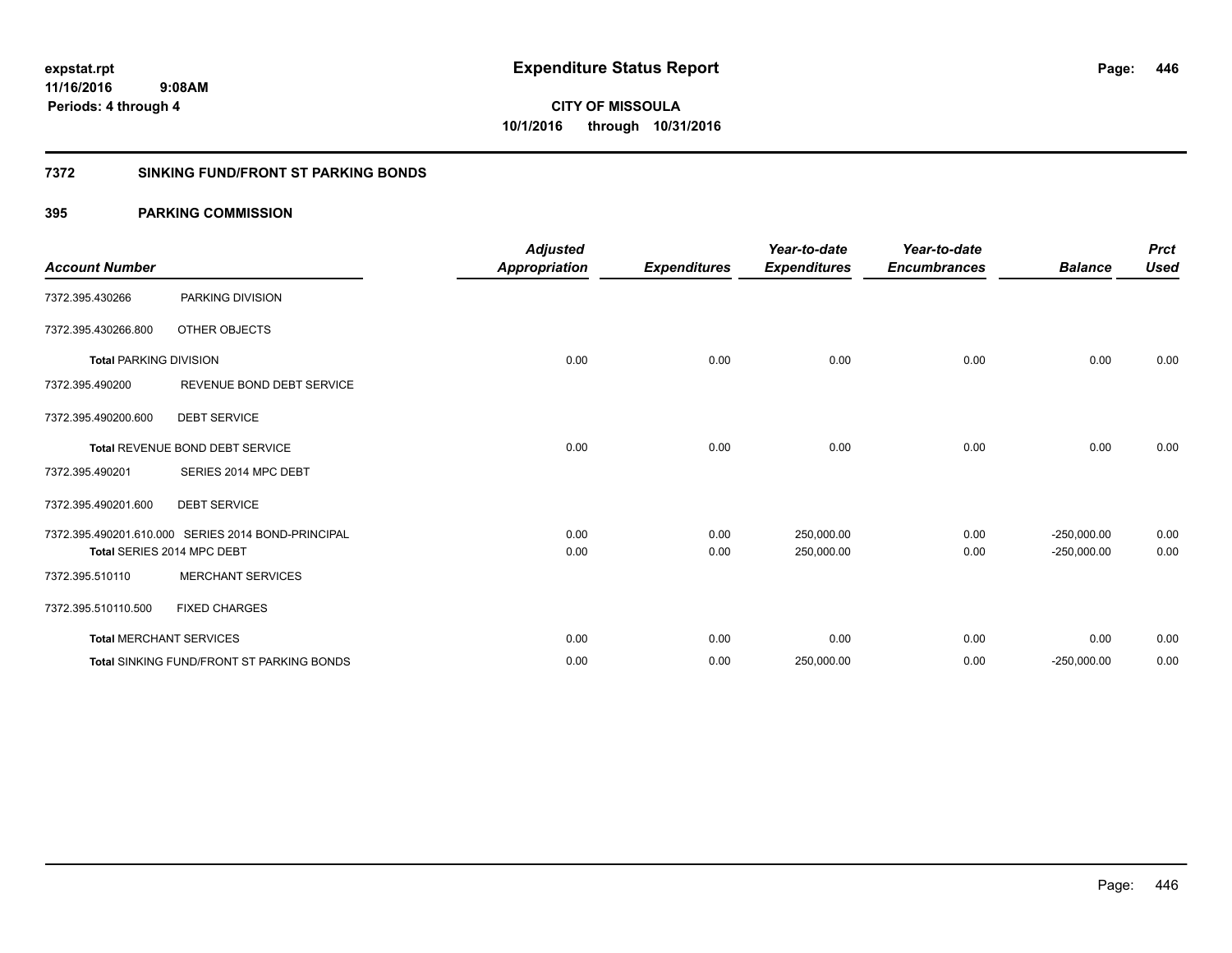**expstat.rpt**
**11/16/2016 9:08AM**
**Periods: 4 through 4**

# Expenditure Status Report

**CITY OF MISSOULA**
**10/1/2016 through 10/31/2016**

## 7372 SINKING FUND/FRONT ST PARKING BONDS

### 395 PARKING COMMISSION

| Account Number | | Adjusted Appropriation | Expenditures | Year-to-date Expenditures | Year-to-date Encumbrances | Balance | Prct Used |
|---|---|---|---|---|---|---|---|
| 7372.395.430266 | PARKING DIVISION | | | | | | |
| 7372.395.430266.800 | OTHER OBJECTS | | | | | | |
| **Total** PARKING DIVISION | | 0.00 | 0.00 | 0.00 | 0.00 | 0.00 | 0.00 |
| 7372.395.490200 | REVENUE BOND DEBT SERVICE | | | | | | |
| 7372.395.490200.600 | DEBT SERVICE | | | | | | |
| **Total** REVENUE BOND DEBT SERVICE | | 0.00 | 0.00 | 0.00 | 0.00 | 0.00 | 0.00 |
| 7372.395.490201 | SERIES 2014 MPC DEBT | | | | | | |
| 7372.395.490201.600 | DEBT SERVICE | | | | | | |
| 7372.395.490201.610.000 | SERIES 2014 BOND-PRINCIPAL | 0.00 | 0.00 | 250,000.00 | 0.00 | -250,000.00 | 0.00 |
| **Total** SERIES 2014 MPC DEBT | | 0.00 | 0.00 | 250,000.00 | 0.00 | -250,000.00 | 0.00 |
| 7372.395.510110 | MERCHANT SERVICES | | | | | | |
| 7372.395.510110.500 | FIXED CHARGES | | | | | | |
| **Total** MERCHANT SERVICES | | 0.00 | 0.00 | 0.00 | 0.00 | 0.00 | 0.00 |
| **Total** SINKING FUND/FRONT ST PARKING BONDS | | 0.00 | 0.00 | 250,000.00 | 0.00 | -250,000.00 | 0.00 |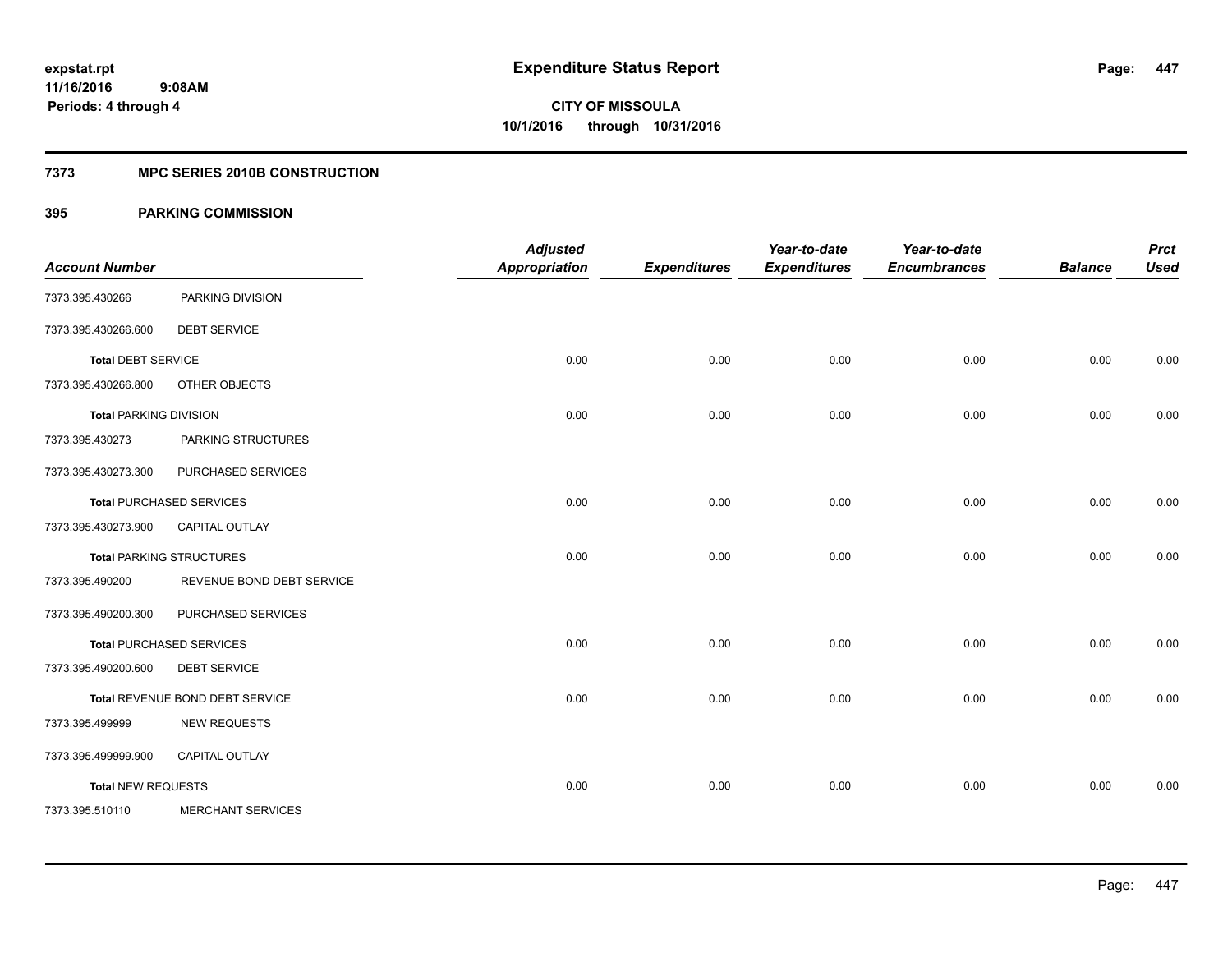**expstat.rpt**
**11/16/2016 9:08AM**
**Periods: 4 through 4**

# Expenditure Status Report

**CITY OF MISSOULA**
**10/1/2016 through 10/31/2016**

## 7373 MPC SERIES 2010B CONSTRUCTION

## 395 PARKING COMMISSION

| Account Number | | Adjusted Appropriation | Expenditures | Year-to-date Expenditures | Year-to-date Encumbrances | Balance | Prct Used |
|---|---|---|---|---|---|---|---|
| 7373.395.430266 | PARKING DIVISION | | | | | | |
| 7373.395.430266.600 | DEBT SERVICE | | | | | | |
| **Total** DEBT SERVICE | | 0.00 | 0.00 | 0.00 | 0.00 | 0.00 | 0.00 |
| 7373.395.430266.800 | OTHER OBJECTS | | | | | | |
| **Total** PARKING DIVISION | | 0.00 | 0.00 | 0.00 | 0.00 | 0.00 | 0.00 |
| 7373.395.430273 | PARKING STRUCTURES | | | | | | |
| 7373.395.430273.300 | PURCHASED SERVICES | | | | | | |
| **Total** PURCHASED SERVICES | | 0.00 | 0.00 | 0.00 | 0.00 | 0.00 | 0.00 |
| 7373.395.430273.900 | CAPITAL OUTLAY | | | | | | |
| **Total** PARKING STRUCTURES | | 0.00 | 0.00 | 0.00 | 0.00 | 0.00 | 0.00 |
| 7373.395.490200 | REVENUE BOND DEBT SERVICE | | | | | | |
| 7373.395.490200.300 | PURCHASED SERVICES | | | | | | |
| **Total** PURCHASED SERVICES | | 0.00 | 0.00 | 0.00 | 0.00 | 0.00 | 0.00 |
| 7373.395.490200.600 | DEBT SERVICE | | | | | | |
| **Total** REVENUE BOND DEBT SERVICE | | 0.00 | 0.00 | 0.00 | 0.00 | 0.00 | 0.00 |
| 7373.395.499999 | NEW REQUESTS | | | | | | |
| 7373.395.499999.900 | CAPITAL OUTLAY | | | | | | |
| **Total** NEW REQUESTS | | 0.00 | 0.00 | 0.00 | 0.00 | 0.00 | 0.00 |
| 7373.395.510110 | MERCHANT SERVICES | | | | | | |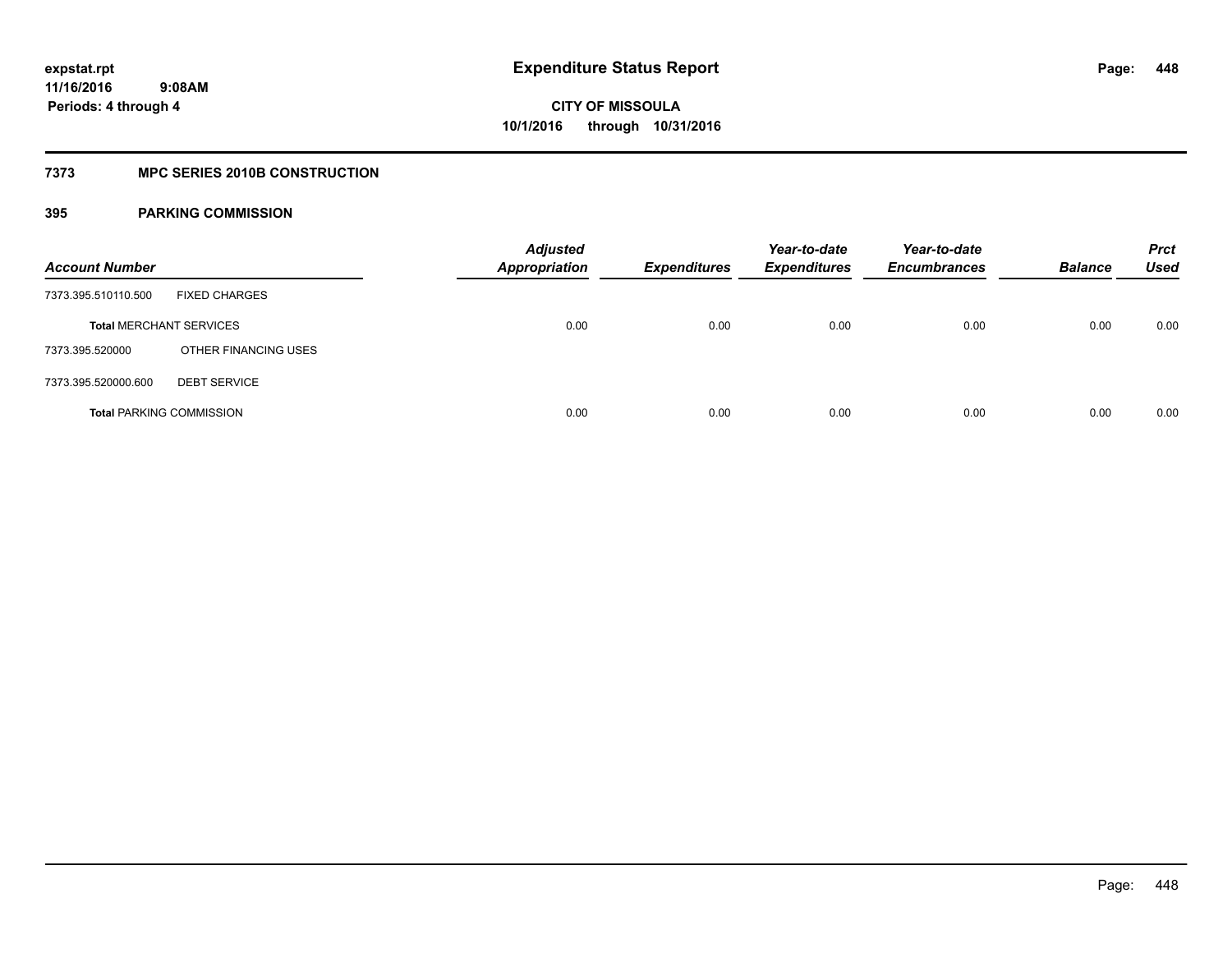**Expenditure Status Report**

**CITY OF MISSOULA**
**10/1/2016 through 10/31/2016**

expstat.rpt
11/16/2016 9:08AM
Periods: 4 through 4

## 7373 MPC SERIES 2010B CONSTRUCTION

## 395 PARKING COMMISSION

| Account Number | | Adjusted Appropriation | Expenditures | Year-to-date Expenditures | Year-to-date Encumbrances | Balance | Prct Used |
|---|---|---|---|---|---|---|---|
| 7373.395.510110.500 | FIXED CHARGES | | | | | | |
| **Total** MERCHANT SERVICES | | 0.00 | 0.00 | 0.00 | 0.00 | 0.00 | 0.00 |
| 7373.395.520000 | OTHER FINANCING USES | | | | | | |
| 7373.395.520000.600 | DEBT SERVICE | | | | | | |
| **Total** PARKING COMMISSION | | 0.00 | 0.00 | 0.00 | 0.00 | 0.00 | 0.00 |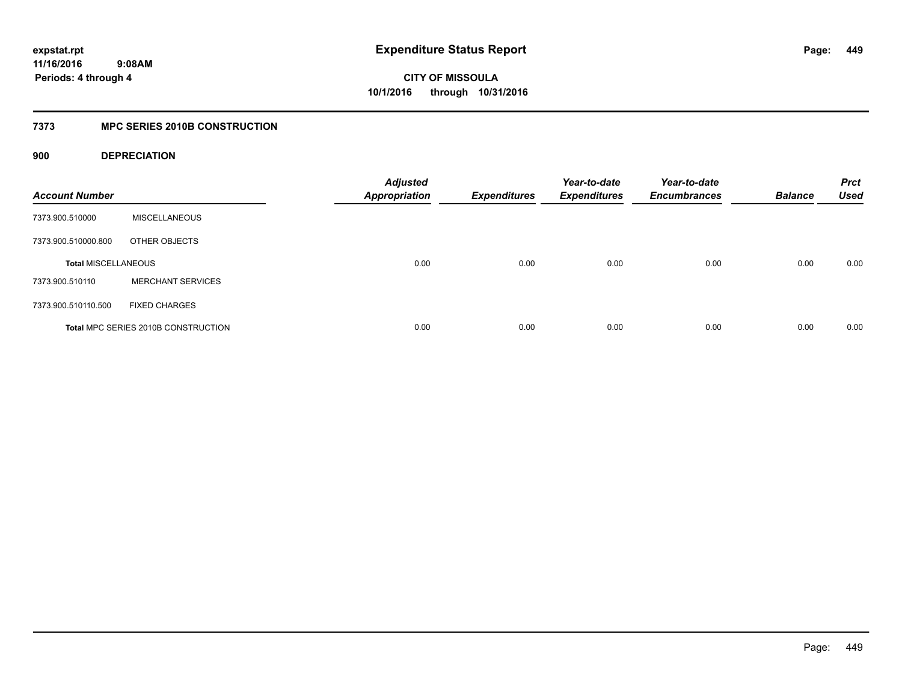**expstat.rpt**
**11/16/2016 9:08AM**
**Periods: 4 through 4**

# Expenditure Status Report

**CITY OF MISSOULA**
**10/1/2016 through 10/31/2016**

## 7373 MPC SERIES 2010B CONSTRUCTION

### 900 DEPRECIATION

| Account Number | | Adjusted Appropriation | Expenditures | Year-to-date Expenditures | Year-to-date Encumbrances | Balance | Prct Used |
|---|---|---|---|---|---|---|---|
| 7373.900.510000 | MISCELLANEOUS | | | | | | |
| 7373.900.510000.800 | OTHER OBJECTS | | | | | | |
| **Total MISCELLANEOUS** | | 0.00 | 0.00 | 0.00 | 0.00 | 0.00 | 0.00 |
| 7373.900.510110 | MERCHANT SERVICES | | | | | | |
| 7373.900.510110.500 | FIXED CHARGES | | | | | | |
| **Total MPC SERIES 2010B CONSTRUCTION** | | 0.00 | 0.00 | 0.00 | 0.00 | 0.00 | 0.00 |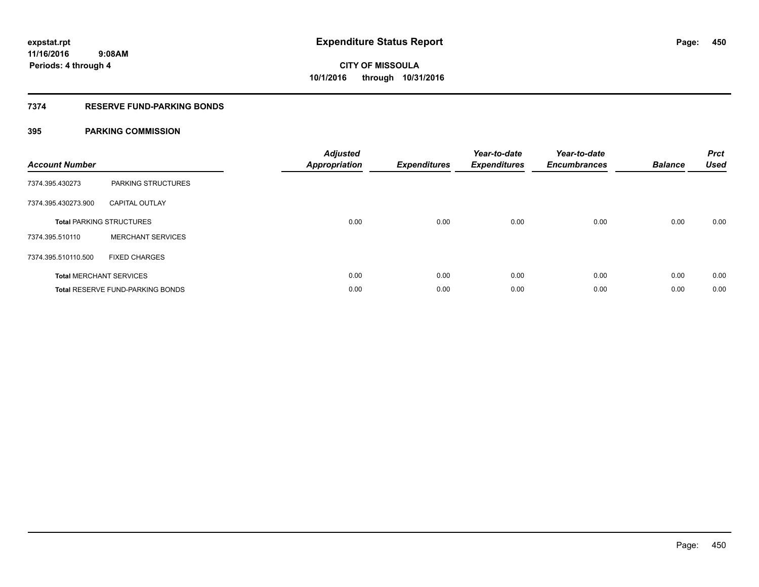**expstat.rpt**
**11/16/2016 9:08AM**
**Periods: 4 through 4**

# Expenditure Status Report

**CITY OF MISSOULA**
**10/1/2016 through 10/31/2016**

## 7374 RESERVE FUND-PARKING BONDS

### 395 PARKING COMMISSION

| Account Number | | Adjusted Appropriation | Expenditures | Year-to-date Expenditures | Year-to-date Encumbrances | Balance | Prct Used |
|---|---|---|---|---|---|---|---|
| 7374.395.430273 | PARKING STRUCTURES | | | | | | |
| 7374.395.430273.900 | CAPITAL OUTLAY | | | | | | |
| **Total** PARKING STRUCTURES | | 0.00 | 0.00 | 0.00 | 0.00 | 0.00 | 0.00 |
| 7374.395.510110 | MERCHANT SERVICES | | | | | | |
| 7374.395.510110.500 | FIXED CHARGES | | | | | | |
| **Total** MERCHANT SERVICES | | 0.00 | 0.00 | 0.00 | 0.00 | 0.00 | 0.00 |
| **Total** RESERVE FUND-PARKING BONDS | | 0.00 | 0.00 | 0.00 | 0.00 | 0.00 | 0.00 |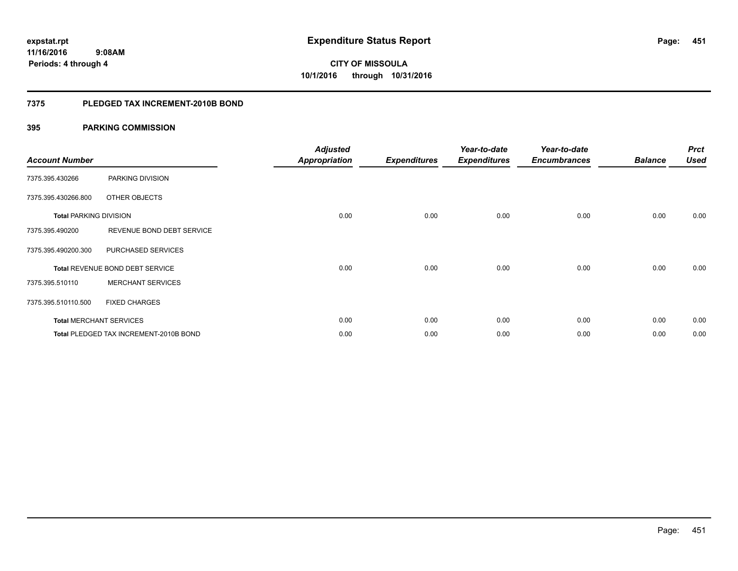**expstat.rpt**
**11/16/2016 9:08AM**
**Periods: 4 through 4**

# Expenditure Status Report

**CITY OF MISSOULA**
**10/1/2016 through 10/31/2016**

## 7375 PLEDGED TAX INCREMENT-2010B BOND

### 395 PARKING COMMISSION

| Account Number | | Adjusted Appropriation | Expenditures | Year-to-date Expenditures | Year-to-date Encumbrances | Balance | Prct Used |
|---|---|---|---|---|---|---|---|
| 7375.395.430266 | PARKING DIVISION | | | | | | |
| 7375.395.430266.800 | OTHER OBJECTS | | | | | | |
| **Total** PARKING DIVISION | | 0.00 | 0.00 | 0.00 | 0.00 | 0.00 | 0.00 |
| 7375.395.490200 | REVENUE BOND DEBT SERVICE | | | | | | |
| 7375.395.490200.300 | PURCHASED SERVICES | | | | | | |
| **Total** REVENUE BOND DEBT SERVICE | | 0.00 | 0.00 | 0.00 | 0.00 | 0.00 | 0.00 |
| 7375.395.510110 | MERCHANT SERVICES | | | | | | |
| 7375.395.510110.500 | FIXED CHARGES | | | | | | |
| **Total** MERCHANT SERVICES | | 0.00 | 0.00 | 0.00 | 0.00 | 0.00 | 0.00 |
| **Total** PLEDGED TAX INCREMENT-2010B BOND | | 0.00 | 0.00 | 0.00 | 0.00 | 0.00 | 0.00 |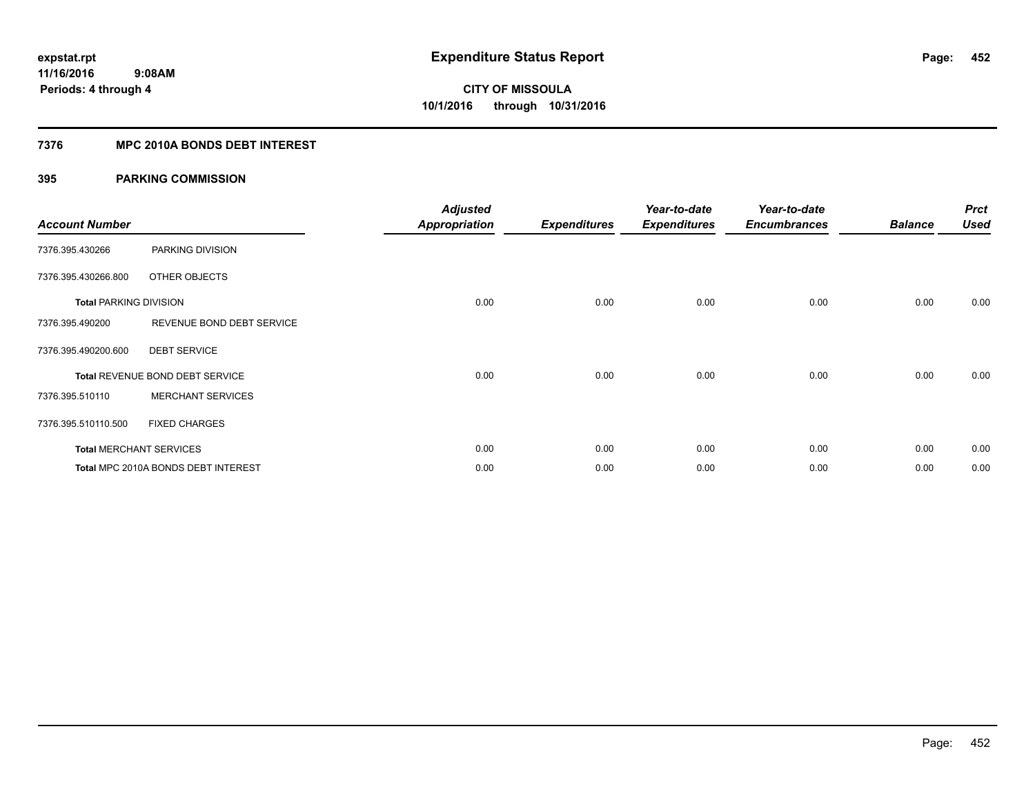**expstat.rpt**
**11/16/2016 9:08AM**
**Periods: 4 through 4**

# Expenditure Status Report

**CITY OF MISSOULA**
**10/1/2016 through 10/31/2016**

## 7376 MPC 2010A BONDS DEBT INTEREST

## 395 PARKING COMMISSION

| Account Number | | Adjusted Appropriation | Expenditures | Year-to-date Expenditures | Year-to-date Encumbrances | Balance | Prct Used |
|---|---|---|---|---|---|---|---|
| 7376.395.430266 | PARKING DIVISION | | | | | | |
| 7376.395.430266.800 | OTHER OBJECTS | | | | | | |
| **Total** PARKING DIVISION | | 0.00 | 0.00 | 0.00 | 0.00 | 0.00 | 0.00 |
| 7376.395.490200 | REVENUE BOND DEBT SERVICE | | | | | | |
| 7376.395.490200.600 | DEBT SERVICE | | | | | | |
| **Total** REVENUE BOND DEBT SERVICE | | 0.00 | 0.00 | 0.00 | 0.00 | 0.00 | 0.00 |
| 7376.395.510110 | MERCHANT SERVICES | | | | | | |
| 7376.395.510110.500 | FIXED CHARGES | | | | | | |
| **Total** MERCHANT SERVICES | | 0.00 | 0.00 | 0.00 | 0.00 | 0.00 | 0.00 |
| **Total** MPC 2010A BONDS DEBT INTEREST | | 0.00 | 0.00 | 0.00 | 0.00 | 0.00 | 0.00 |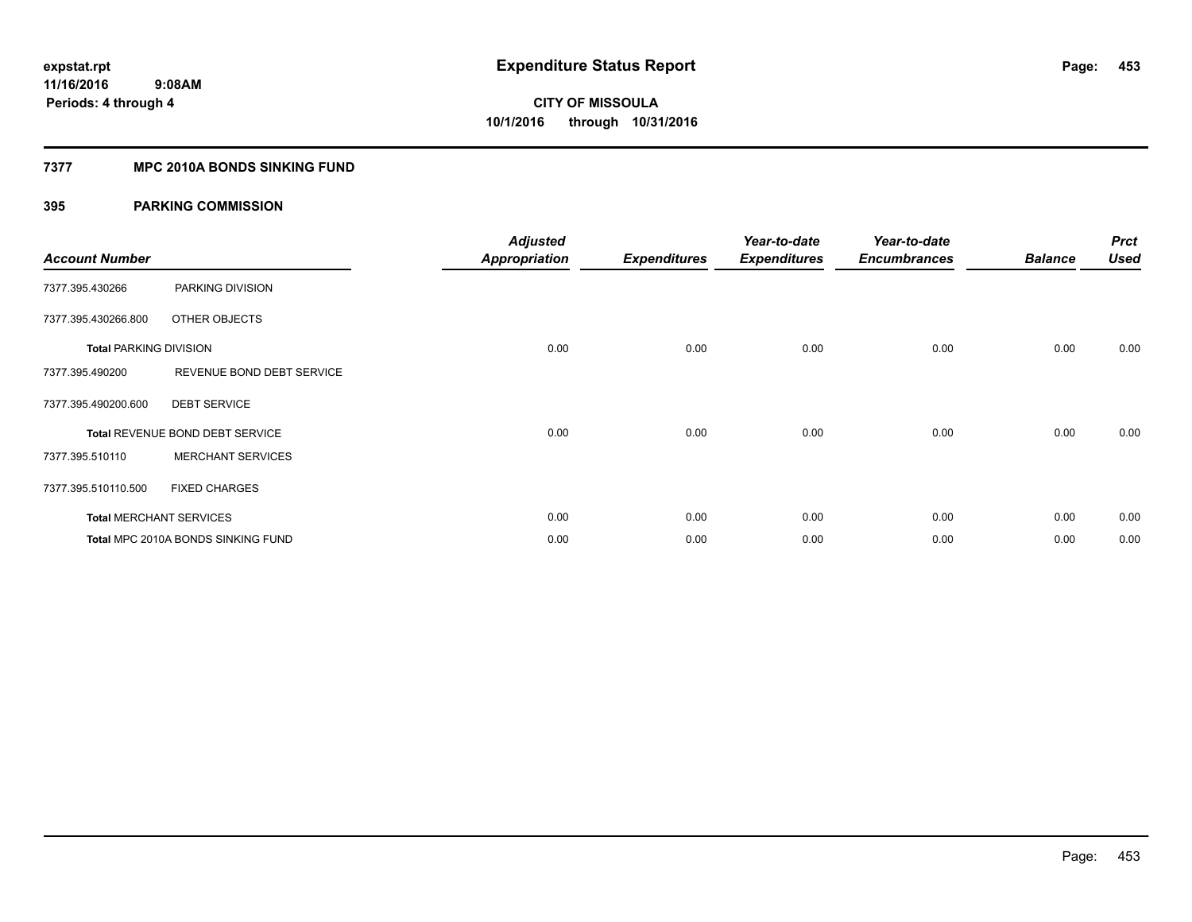# Expenditure Status Report

expstat.rpt
11/16/2016 9:08AM
Periods: 4 through 4

**CITY OF MISSOULA**
**10/1/2016 through 10/31/2016**

## 7377 MPC 2010A BONDS SINKING FUND

### 395 PARKING COMMISSION

| Account Number | | Adjusted Appropriation | Expenditures | Year-to-date Expenditures | Year-to-date Encumbrances | Balance | Prct Used |
|---|---|---|---|---|---|---|---|
| 7377.395.430266 | PARKING DIVISION | | | | | | |
| 7377.395.430266.800 | OTHER OBJECTS | | | | | | |
| **Total** PARKING DIVISION | | 0.00 | 0.00 | 0.00 | 0.00 | 0.00 | 0.00 |
| 7377.395.490200 | REVENUE BOND DEBT SERVICE | | | | | | |
| 7377.395.490200.600 | DEBT SERVICE | | | | | | |
| **Total** REVENUE BOND DEBT SERVICE | | 0.00 | 0.00 | 0.00 | 0.00 | 0.00 | 0.00 |
| 7377.395.510110 | MERCHANT SERVICES | | | | | | |
| 7377.395.510110.500 | FIXED CHARGES | | | | | | |
| **Total** MERCHANT SERVICES | | 0.00 | 0.00 | 0.00 | 0.00 | 0.00 | 0.00 |
| **Total** MPC 2010A BONDS SINKING FUND | | 0.00 | 0.00 | 0.00 | 0.00 | 0.00 | 0.00 |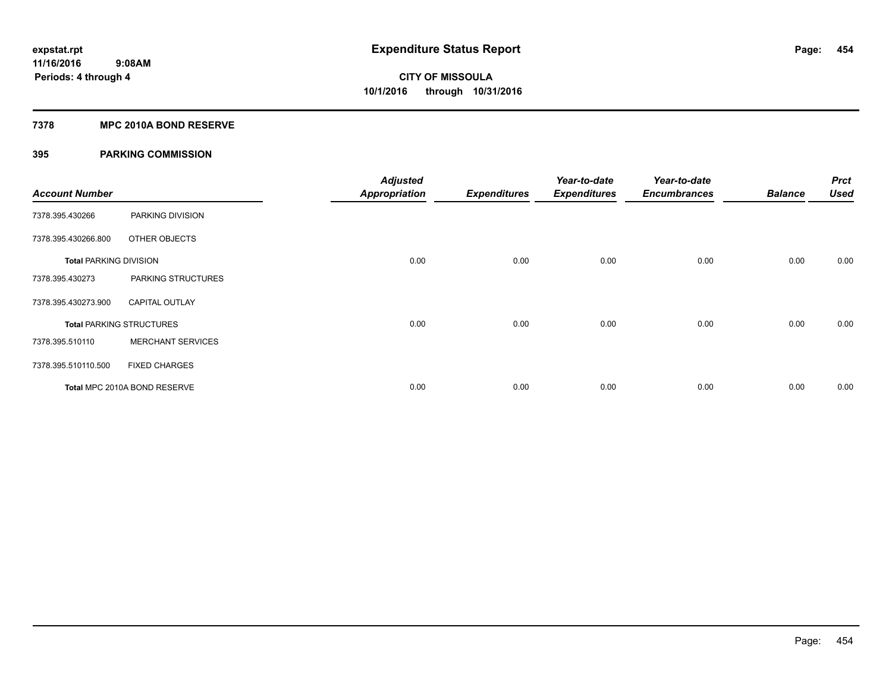# Expenditure Status Report

**expstat.rpt**
**11/16/2016 9:08AM**
**Periods: 4 through 4**

**CITY OF MISSOULA**
**10/1/2016 through 10/31/2016**

## 7378 MPC 2010A BOND RESERVE

## 395 PARKING COMMISSION

| Account Number | | Adjusted Appropriation | Expenditures | Year-to-date Expenditures | Year-to-date Encumbrances | Balance | Prct Used |
|---|---|---|---|---|---|---|---|
| 7378.395.430266 | PARKING DIVISION | | | | | | |
| 7378.395.430266.800 | OTHER OBJECTS | | | | | | |
| **Total** PARKING DIVISION | | 0.00 | 0.00 | 0.00 | 0.00 | 0.00 | 0.00 |
| 7378.395.430273 | PARKING STRUCTURES | | | | | | |
| 7378.395.430273.900 | CAPITAL OUTLAY | | | | | | |
| **Total** PARKING STRUCTURES | | 0.00 | 0.00 | 0.00 | 0.00 | 0.00 | 0.00 |
| 7378.395.510110 | MERCHANT SERVICES | | | | | | |
| 7378.395.510110.500 | FIXED CHARGES | | | | | | |
| **Total** MPC 2010A BOND RESERVE | | 0.00 | 0.00 | 0.00 | 0.00 | 0.00 | 0.00 |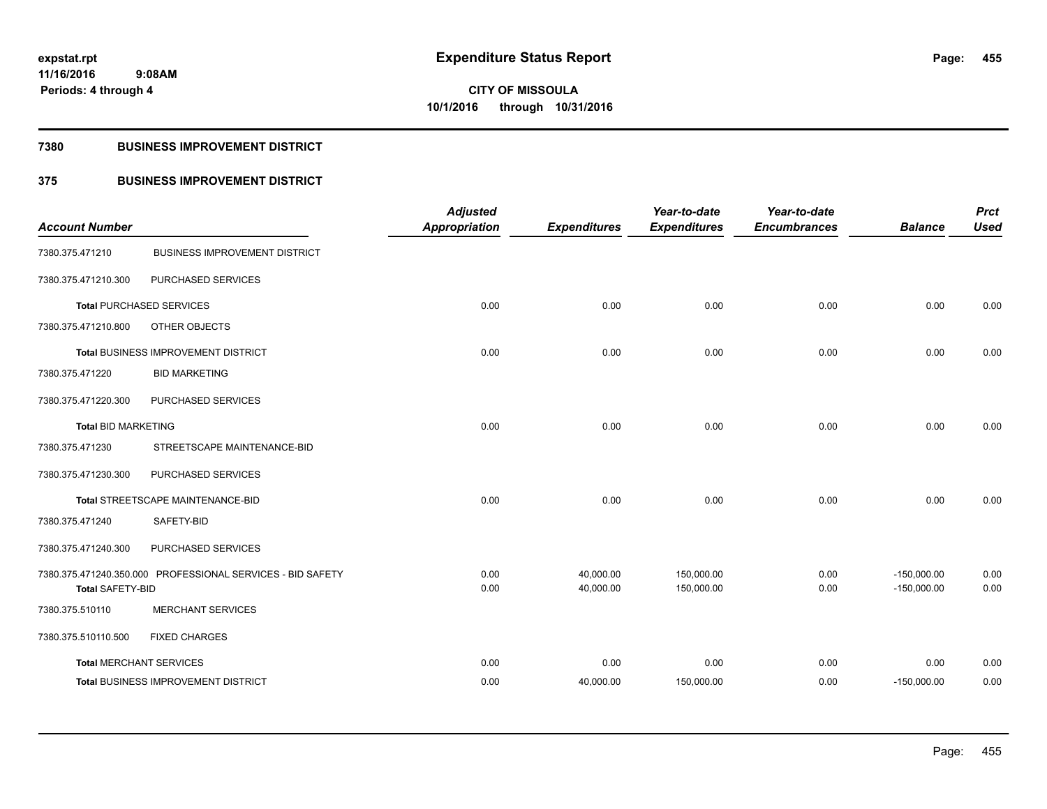# Expenditure Status Report

expstat.rpt
11/16/2016 9:08AM
Periods: 4 through 4

**CITY OF MISSOULA**
**10/1/2016 through 10/31/2016**

## 7380 BUSINESS IMPROVEMENT DISTRICT

## 375 BUSINESS IMPROVEMENT DISTRICT

| Account Number | | Adjusted Appropriation | Expenditures | Year-to-date Expenditures | Year-to-date Encumbrances | Balance | Prct Used |
|---|---|---|---|---|---|---|---|
| 7380.375.471210 | BUSINESS IMPROVEMENT DISTRICT | | | | | | |
| 7380.375.471210.300 | PURCHASED SERVICES | | | | | | |
| **Total** PURCHASED SERVICES | | 0.00 | 0.00 | 0.00 | 0.00 | 0.00 | 0.00 |
| 7380.375.471210.800 | OTHER OBJECTS | | | | | | |
| **Total** BUSINESS IMPROVEMENT DISTRICT | | 0.00 | 0.00 | 0.00 | 0.00 | 0.00 | 0.00 |
| 7380.375.471220 | BID MARKETING | | | | | | |
| 7380.375.471220.300 | PURCHASED SERVICES | | | | | | |
| **Total** BID MARKETING | | 0.00 | 0.00 | 0.00 | 0.00 | 0.00 | 0.00 |
| 7380.375.471230 | STREETSCAPE MAINTENANCE-BID | | | | | | |
| 7380.375.471230.300 | PURCHASED SERVICES | | | | | | |
| **Total** STREETSCAPE MAINTENANCE-BID | | 0.00 | 0.00 | 0.00 | 0.00 | 0.00 | 0.00 |
| 7380.375.471240 | SAFETY-BID | | | | | | |
| 7380.375.471240.300 | PURCHASED SERVICES | | | | | | |
| 7380.375.471240.350.000 | PROFESSIONAL SERVICES - BID SAFETY | 0.00 | 40,000.00 | 150,000.00 | 0.00 | -150,000.00 | 0.00 |
| **Total** SAFETY-BID | | 0.00 | 40,000.00 | 150,000.00 | 0.00 | -150,000.00 | 0.00 |
| 7380.375.510110 | MERCHANT SERVICES | | | | | | |
| 7380.375.510110.500 | FIXED CHARGES | | | | | | |
| **Total** MERCHANT SERVICES | | 0.00 | 0.00 | 0.00 | 0.00 | 0.00 | 0.00 |
| **Total** BUSINESS IMPROVEMENT DISTRICT | | 0.00 | 40,000.00 | 150,000.00 | 0.00 | -150,000.00 | 0.00 |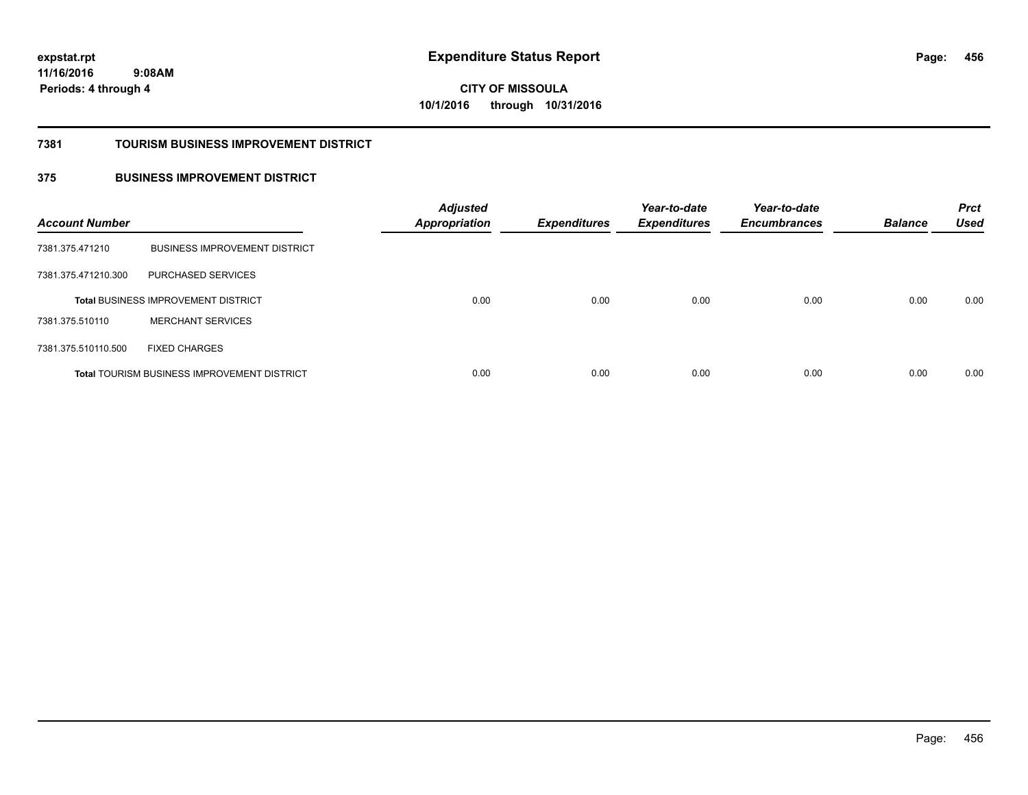# Expenditure Status Report

**CITY OF MISSOULA**
**10/1/2016 through 10/31/2016**

expstat.rpt
11/16/2016 9:08AM
Periods: 4 through 4

## 7381 TOURISM BUSINESS IMPROVEMENT DISTRICT

## 375 BUSINESS IMPROVEMENT DISTRICT

| Account Number | | Adjusted Appropriation | Expenditures | Year-to-date Expenditures | Year-to-date Encumbrances | Balance | Prct Used |
|---|---|---|---|---|---|---|---|
| 7381.375.471210 | BUSINESS IMPROVEMENT DISTRICT | | | | | | |
| 7381.375.471210.300 | PURCHASED SERVICES | | | | | | |
| **Total** BUSINESS IMPROVEMENT DISTRICT | | 0.00 | 0.00 | 0.00 | 0.00 | 0.00 | 0.00 |
| 7381.375.510110 | MERCHANT SERVICES | | | | | | |
| 7381.375.510110.500 | FIXED CHARGES | | | | | | |
| **Total** TOURISM BUSINESS IMPROVEMENT DISTRICT | | 0.00 | 0.00 | 0.00 | 0.00 | 0.00 | 0.00 |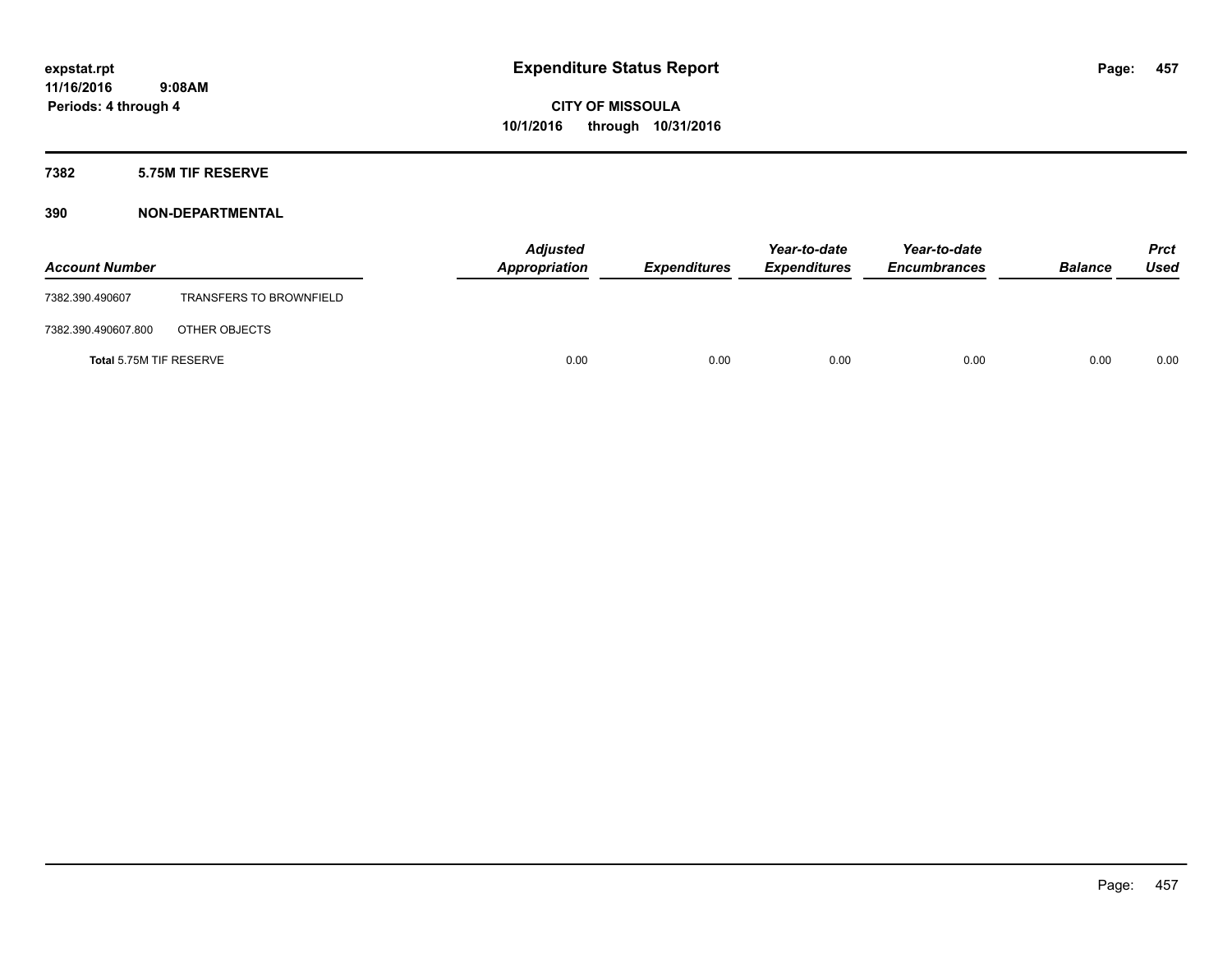expstat.rpt
11/16/2016 9:08AM
Periods: 4 through 4

# Expenditure Status Report

**CITY OF MISSOULA**
**10/1/2016 through 10/31/2016**

### 7382 5.75M TIF RESERVE

### 390 NON-DEPARTMENTAL

| Account Number | | Adjusted Appropriation | Expenditures | Year-to-date Expenditures | Year-to-date Encumbrances | Balance | Prct Used |
|---|---|---|---|---|---|---|---|
| 7382.390.490607 | TRANSFERS TO BROWNFIELD | | | | | | |
| 7382.390.490607.800 | OTHER OBJECTS | | | | | | |
| **Total** 5.75M TIF RESERVE | | 0.00 | 0.00 | 0.00 | 0.00 | 0.00 | 0.00 |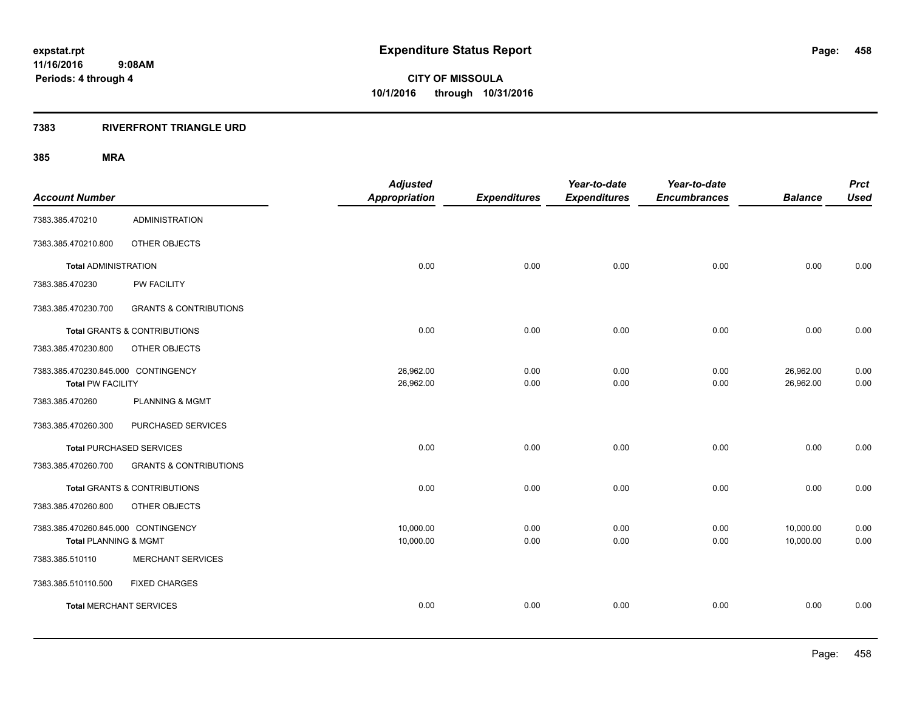expstat.rpt
11/16/2016 9:08AM
Periods: 4 through 4

# Expenditure Status Report

CITY OF MISSOULA
10/1/2016 through 10/31/2016

## 7383 RIVERFRONT TRIANGLE URD

## 385 MRA

| Account Number | | Adjusted Appropriation | Expenditures | Year-to-date Expenditures | Year-to-date Encumbrances | Balance | Prct Used |
|---|---|---|---|---|---|---|---|
| 7383.385.470210 | ADMINISTRATION | | | | | | |
| 7383.385.470210.800 | OTHER OBJECTS | | | | | | |
| **Total** ADMINISTRATION | | 0.00 | 0.00 | 0.00 | 0.00 | 0.00 | 0.00 |
| 7383.385.470230 | PW FACILITY | | | | | | |
| 7383.385.470230.700 | GRANTS & CONTRIBUTIONS | | | | | | |
| **Total** GRANTS & CONTRIBUTIONS | | 0.00 | 0.00 | 0.00 | 0.00 | 0.00 | 0.00 |
| 7383.385.470230.800 | OTHER OBJECTS | | | | | | |
| 7383.385.470230.845.000 CONTINGENCY | | 26,962.00 | 0.00 | 0.00 | 0.00 | 26,962.00 | 0.00 |
| **Total** PW FACILITY | | 26,962.00 | 0.00 | 0.00 | 0.00 | 26,962.00 | 0.00 |
| 7383.385.470260 | PLANNING & MGMT | | | | | | |
| 7383.385.470260.300 | PURCHASED SERVICES | | | | | | |
| **Total** PURCHASED SERVICES | | 0.00 | 0.00 | 0.00 | 0.00 | 0.00 | 0.00 |
| 7383.385.470260.700 | GRANTS & CONTRIBUTIONS | | | | | | |
| **Total** GRANTS & CONTRIBUTIONS | | 0.00 | 0.00 | 0.00 | 0.00 | 0.00 | 0.00 |
| 7383.385.470260.800 | OTHER OBJECTS | | | | | | |
| 7383.385.470260.845.000 CONTINGENCY | | 10,000.00 | 0.00 | 0.00 | 0.00 | 10,000.00 | 0.00 |
| **Total** PLANNING & MGMT | | 10,000.00 | 0.00 | 0.00 | 0.00 | 10,000.00 | 0.00 |
| 7383.385.510110 | MERCHANT SERVICES | | | | | | |
| 7383.385.510110.500 | FIXED CHARGES | | | | | | |
| **Total** MERCHANT SERVICES | | 0.00 | 0.00 | 0.00 | 0.00 | 0.00 | 0.00 |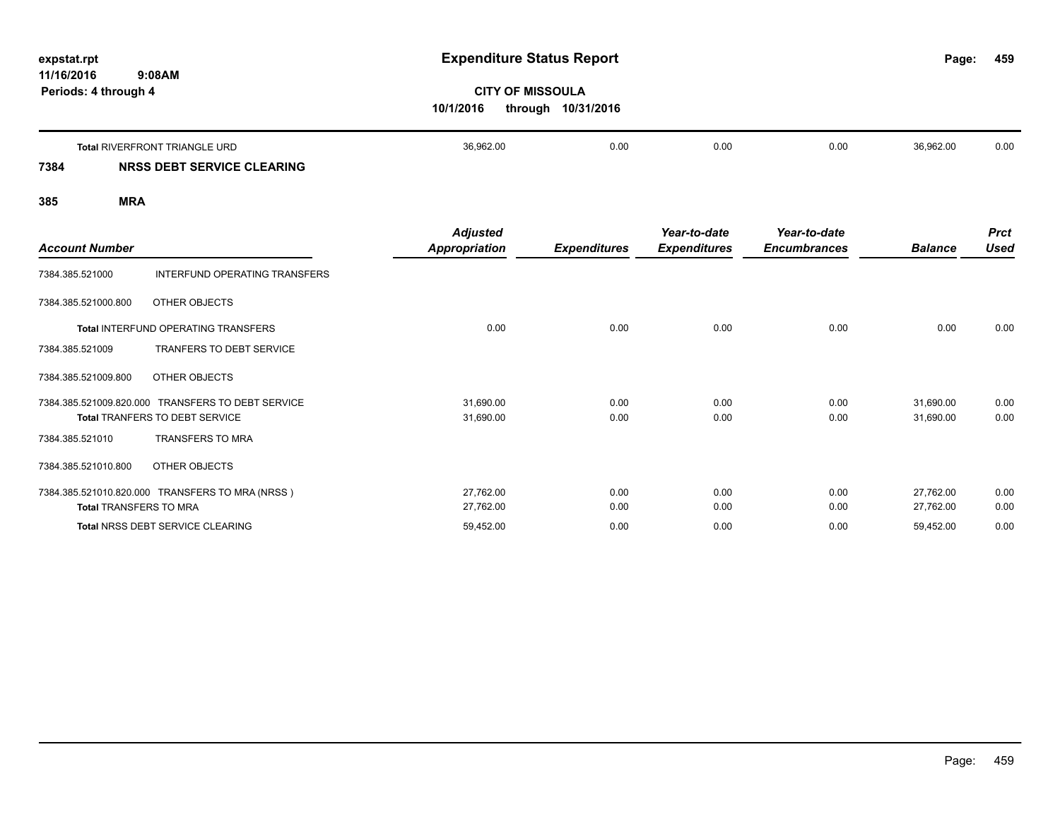**expstat.rpt**
**11/16/2016 9:08AM**
**Periods: 4 through 4**

# Expenditure Status Report

**CITY OF MISSOULA**
**10/1/2016 through 10/31/2016**

| | Adjusted Appropriation | Expenditures | Year-to-date Expenditures | Year-to-date Encumbrances | Balance | Prct Used |
|---|---|---|---|---|---|---|
| **Total** RIVERFRONT TRIANGLE URD | 36,962.00 | 0.00 | 0.00 | 0.00 | 36,962.00 | 0.00 |

## 7384 NRSS DEBT SERVICE CLEARING

### 385 MRA

| Account Number | | Adjusted Appropriation | Expenditures | Year-to-date Expenditures | Year-to-date Encumbrances | Balance | Prct Used |
|---|---|---|---|---|---|---|---|
| 7384.385.521000 | INTERFUND OPERATING TRANSFERS | | | | | | |
| 7384.385.521000.800 | OTHER OBJECTS | | | | | | |
| **Total** INTERFUND OPERATING TRANSFERS | | 0.00 | 0.00 | 0.00 | 0.00 | 0.00 | 0.00 |
| 7384.385.521009 | TRANFERS TO DEBT SERVICE | | | | | | |
| 7384.385.521009.800 | OTHER OBJECTS | | | | | | |
| 7384.385.521009.820.000 | TRANSFERS TO DEBT SERVICE | 31,690.00 | 0.00 | 0.00 | 0.00 | 31,690.00 | 0.00 |
| **Total** TRANFERS TO DEBT SERVICE | | 31,690.00 | 0.00 | 0.00 | 0.00 | 31,690.00 | 0.00 |
| 7384.385.521010 | TRANSFERS TO MRA | | | | | | |
| 7384.385.521010.800 | OTHER OBJECTS | | | | | | |
| 7384.385.521010.820.000 | TRANSFERS TO MRA (NRSS ) | 27,762.00 | 0.00 | 0.00 | 0.00 | 27,762.00 | 0.00 |
| **Total** TRANSFERS TO MRA | | 27,762.00 | 0.00 | 0.00 | 0.00 | 27,762.00 | 0.00 |
| **Total** NRSS DEBT SERVICE CLEARING | | 59,452.00 | 0.00 | 0.00 | 0.00 | 59,452.00 | 0.00 |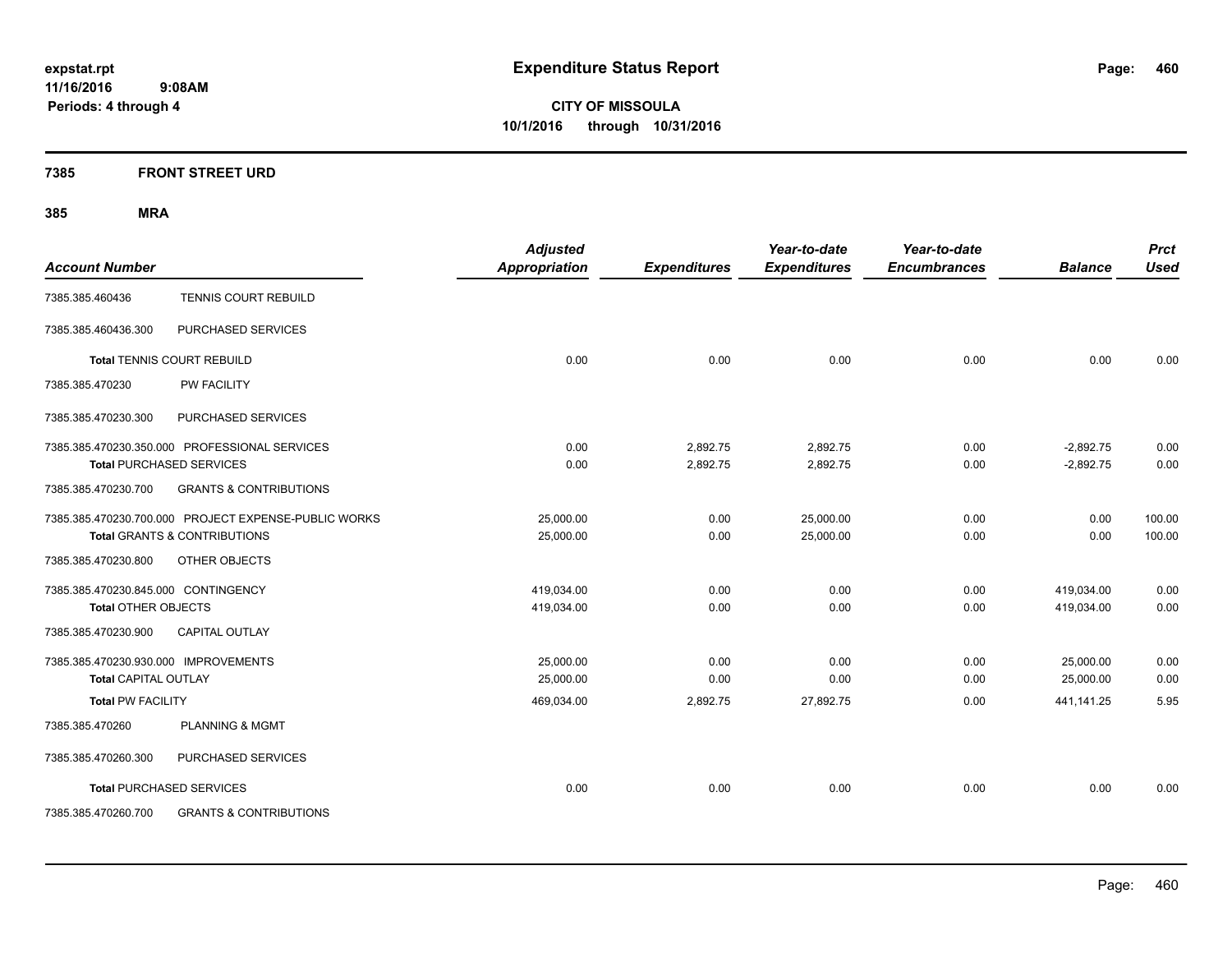**expstat.rpt**
**11/16/2016 9:08AM**
**Periods: 4 through 4**

# Expenditure Status Report

**CITY OF MISSOULA**
**10/1/2016 through 10/31/2016**

## 7385 FRONT STREET URD

### 385 MRA

| Account Number | | Adjusted Appropriation | Expenditures | Year-to-date Expenditures | Year-to-date Encumbrances | Balance | Prct Used |
|---|---|---|---|---|---|---|---|
| 7385.385.460436 | TENNIS COURT REBUILD | | | | | | |
| 7385.385.460436.300 | PURCHASED SERVICES | | | | | | |
| **Total** TENNIS COURT REBUILD | | 0.00 | 0.00 | 0.00 | 0.00 | 0.00 | 0.00 |
| 7385.385.470230 | PW FACILITY | | | | | | |
| 7385.385.470230.300 | PURCHASED SERVICES | | | | | | |
| 7385.385.470230.350.000 | PROFESSIONAL SERVICES | 0.00 | 2,892.75 | 2,892.75 | 0.00 | -2,892.75 | 0.00 |
| **Total** PURCHASED SERVICES | | 0.00 | 2,892.75 | 2,892.75 | 0.00 | -2,892.75 | 0.00 |
| 7385.385.470230.700 | GRANTS & CONTRIBUTIONS | | | | | | |
| 7385.385.470230.700.000 | PROJECT EXPENSE-PUBLIC WORKS | 25,000.00 | 0.00 | 25,000.00 | 0.00 | 0.00 | 100.00 |
| **Total** GRANTS & CONTRIBUTIONS | | 25,000.00 | 0.00 | 25,000.00 | 0.00 | 0.00 | 100.00 |
| 7385.385.470230.800 | OTHER OBJECTS | | | | | | |
| 7385.385.470230.845.000 | CONTINGENCY | 419,034.00 | 0.00 | 0.00 | 0.00 | 419,034.00 | 0.00 |
| **Total** OTHER OBJECTS | | 419,034.00 | 0.00 | 0.00 | 0.00 | 419,034.00 | 0.00 |
| 7385.385.470230.900 | CAPITAL OUTLAY | | | | | | |
| 7385.385.470230.930.000 | IMPROVEMENTS | 25,000.00 | 0.00 | 0.00 | 0.00 | 25,000.00 | 0.00 |
| **Total** CAPITAL OUTLAY | | 25,000.00 | 0.00 | 0.00 | 0.00 | 25,000.00 | 0.00 |
| **Total** PW FACILITY | | 469,034.00 | 2,892.75 | 27,892.75 | 0.00 | 441,141.25 | 5.95 |
| 7385.385.470260 | PLANNING & MGMT | | | | | | |
| 7385.385.470260.300 | PURCHASED SERVICES | | | | | | |
| **Total** PURCHASED SERVICES | | 0.00 | 0.00 | 0.00 | 0.00 | 0.00 | 0.00 |
| 7385.385.470260.700 | GRANTS & CONTRIBUTIONS | | | | | | |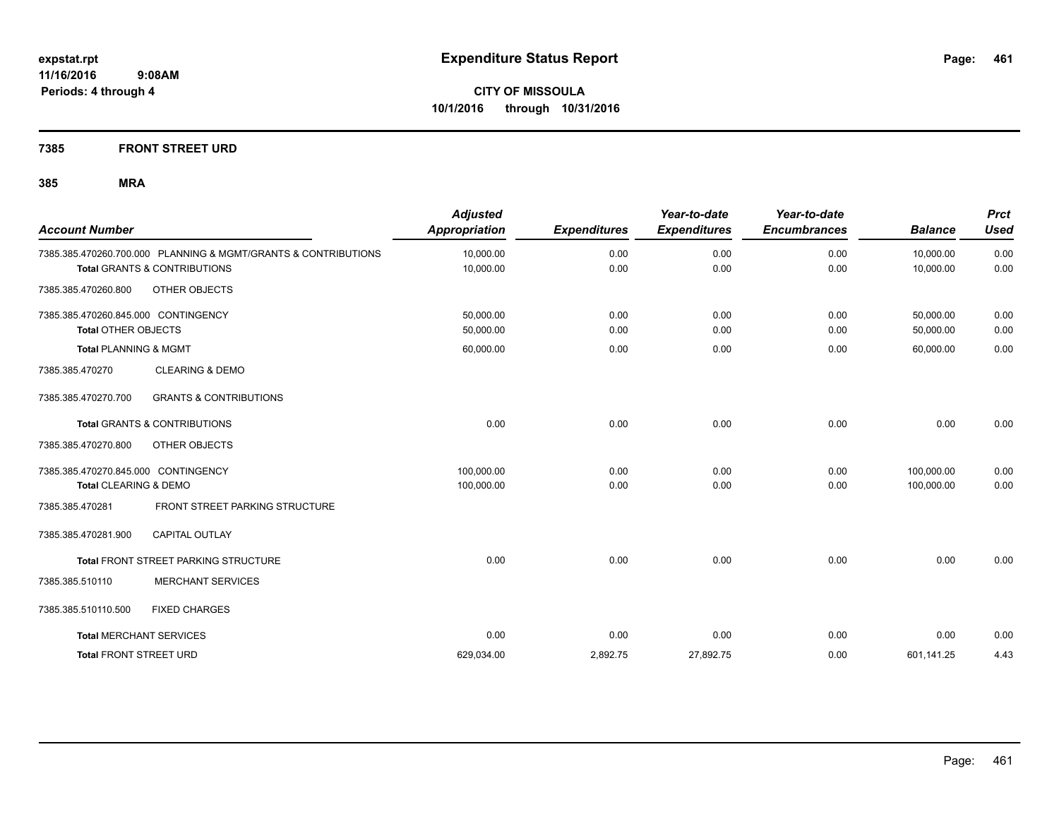**expstat.rpt**
**11/16/2016 9:08AM**
**Periods: 4 through 4**

# Expenditure Status Report

**CITY OF MISSOULA**
**10/1/2016 through 10/31/2016**

## 7385 FRONT STREET URD

## 385 MRA

| Account Number | | Adjusted Appropriation | Expenditures | Year-to-date Expenditures | Year-to-date Encumbrances | Balance | Prct Used |
|---|---|---|---|---|---|---|---|
| 7385.385.470260.700.000 | PLANNING & MGMT/GRANTS & CONTRIBUTIONS | 10,000.00 | 0.00 | 0.00 | 0.00 | 10,000.00 | 0.00 |
| **Total** GRANTS & CONTRIBUTIONS | | 10,000.00 | 0.00 | 0.00 | 0.00 | 10,000.00 | 0.00 |
| 7385.385.470260.800 | OTHER OBJECTS | | | | | | |
| 7385.385.470260.845.000 | CONTINGENCY | 50,000.00 | 0.00 | 0.00 | 0.00 | 50,000.00 | 0.00 |
| **Total** OTHER OBJECTS | | 50,000.00 | 0.00 | 0.00 | 0.00 | 50,000.00 | 0.00 |
| **Total** PLANNING & MGMT | | 60,000.00 | 0.00 | 0.00 | 0.00 | 60,000.00 | 0.00 |
| 7385.385.470270 | CLEARING & DEMO | | | | | | |
| 7385.385.470270.700 | GRANTS & CONTRIBUTIONS | | | | | | |
| **Total** GRANTS & CONTRIBUTIONS | | 0.00 | 0.00 | 0.00 | 0.00 | 0.00 | 0.00 |
| 7385.385.470270.800 | OTHER OBJECTS | | | | | | |
| 7385.385.470270.845.000 | CONTINGENCY | 100,000.00 | 0.00 | 0.00 | 0.00 | 100,000.00 | 0.00 |
| **Total** CLEARING & DEMO | | 100,000.00 | 0.00 | 0.00 | 0.00 | 100,000.00 | 0.00 |
| 7385.385.470281 | FRONT STREET PARKING STRUCTURE | | | | | | |
| 7385.385.470281.900 | CAPITAL OUTLAY | | | | | | |
| **Total** FRONT STREET PARKING STRUCTURE | | 0.00 | 0.00 | 0.00 | 0.00 | 0.00 | 0.00 |
| 7385.385.510110 | MERCHANT SERVICES | | | | | | |
| 7385.385.510110.500 | FIXED CHARGES | | | | | | |
| **Total** MERCHANT SERVICES | | 0.00 | 0.00 | 0.00 | 0.00 | 0.00 | 0.00 |
| **Total** FRONT STREET URD | | 629,034.00 | 2,892.75 | 27,892.75 | 0.00 | 601,141.25 | 4.43 |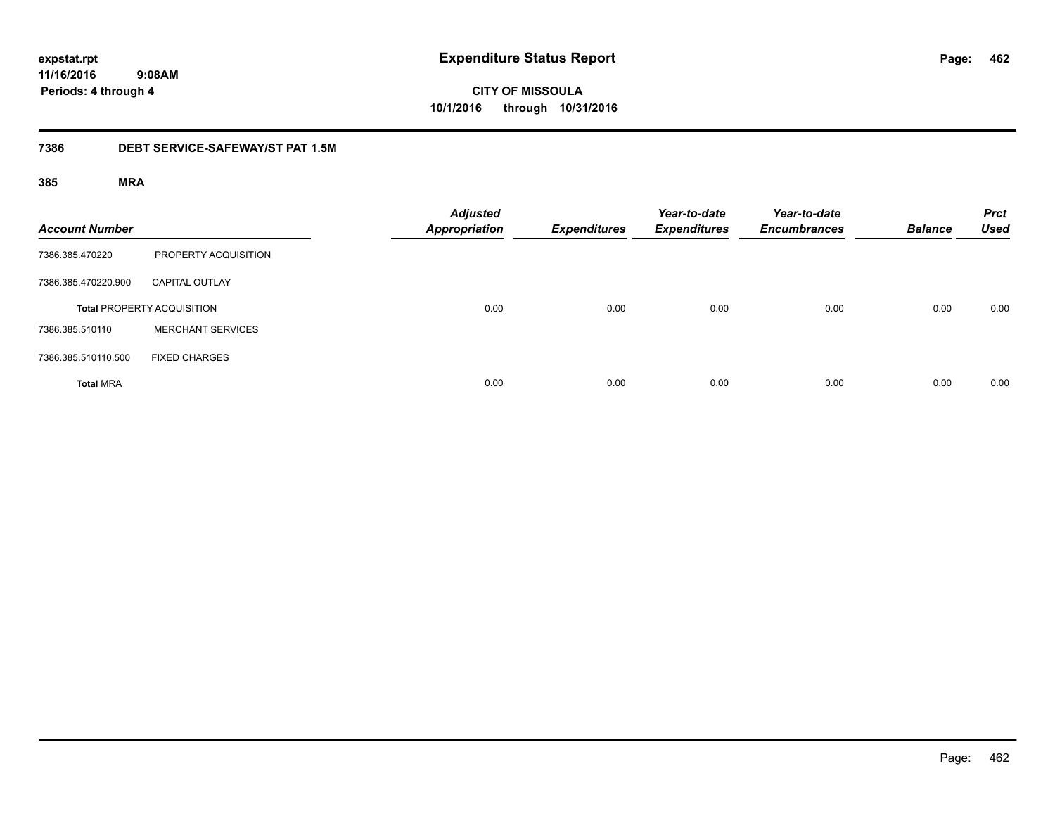# Expenditure Status Report

expstat.rpt
11/16/2016 9:08AM
Periods: 4 through 4

**CITY OF MISSOULA**
**10/1/2016 through 10/31/2016**

## 7386 DEBT SERVICE-SAFEWAY/ST PAT 1.5M

### 385 MRA

| Account Number | | Adjusted Appropriation | Expenditures | Year-to-date Expenditures | Year-to-date Encumbrances | Balance | Prct Used |
|---|---|---|---|---|---|---|---|
| 7386.385.470220 | PROPERTY ACQUISITION | | | | | | |
| 7386.385.470220.900 | CAPITAL OUTLAY | | | | | | |
| **Total** PROPERTY ACQUISITION | | 0.00 | 0.00 | 0.00 | 0.00 | 0.00 | 0.00 |
| 7386.385.510110 | MERCHANT SERVICES | | | | | | |
| 7386.385.510110.500 | FIXED CHARGES | | | | | | |
| **Total** MRA | | 0.00 | 0.00 | 0.00 | 0.00 | 0.00 | 0.00 |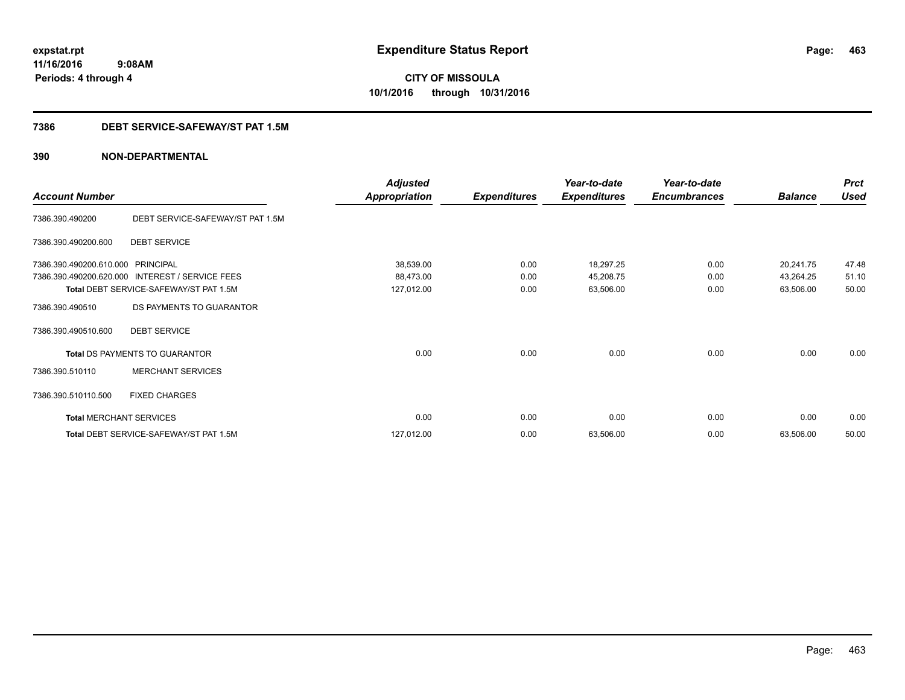**expstat.rpt**
**11/16/2016 9:08AM**
**Periods: 4 through 4**

# Expenditure Status Report

**CITY OF MISSOULA**
**10/1/2016 through 10/31/2016**

## 7386 DEBT SERVICE-SAFEWAY/ST PAT 1.5M

## 390 NON-DEPARTMENTAL

| Account Number | | Adjusted Appropriation | Expenditures | Year-to-date Expenditures | Year-to-date Encumbrances | Balance | Prct Used |
|---|---|---|---|---|---|---|---|
| 7386.390.490200 | DEBT SERVICE-SAFEWAY/ST PAT 1.5M | | | | | | |
| 7386.390.490200.600 | DEBT SERVICE | | | | | | |
| 7386.390.490200.610.000 | PRINCIPAL | 38,539.00 | 0.00 | 18,297.25 | 0.00 | 20,241.75 | 47.48 |
| 7386.390.490200.620.000 | INTEREST / SERVICE FEES | 88,473.00 | 0.00 | 45,208.75 | 0.00 | 43,264.25 | 51.10 |
| Total DEBT SERVICE-SAFEWAY/ST PAT 1.5M | | 127,012.00 | 0.00 | 63,506.00 | 0.00 | 63,506.00 | 50.00 |
| 7386.390.490510 | DS PAYMENTS TO GUARANTOR | | | | | | |
| 7386.390.490510.600 | DEBT SERVICE | | | | | | |
| Total DS PAYMENTS TO GUARANTOR | | 0.00 | 0.00 | 0.00 | 0.00 | 0.00 | 0.00 |
| 7386.390.510110 | MERCHANT SERVICES | | | | | | |
| 7386.390.510110.500 | FIXED CHARGES | | | | | | |
| Total MERCHANT SERVICES | | 0.00 | 0.00 | 0.00 | 0.00 | 0.00 | 0.00 |
| Total DEBT SERVICE-SAFEWAY/ST PAT 1.5M | | 127,012.00 | 0.00 | 63,506.00 | 0.00 | 63,506.00 | 50.00 |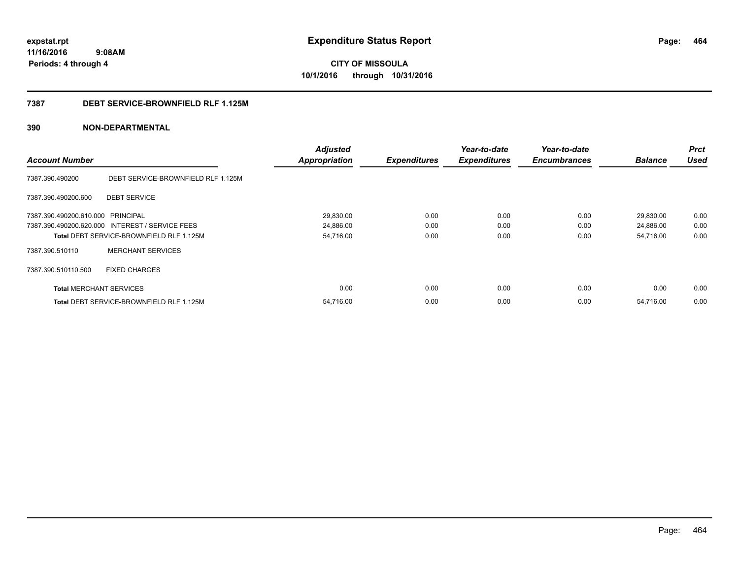**expstat.rpt**
**11/16/2016 9:08AM**
**Periods: 4 through 4**

# Expenditure Status Report

**CITY OF MISSOULA**
**10/1/2016 through 10/31/2016**

## 7387 DEBT SERVICE-BROWNFIELD RLF 1.125M

## 390 NON-DEPARTMENTAL

| Account Number | | Adjusted Appropriation | Expenditures | Year-to-date Expenditures | Year-to-date Encumbrances | Balance | Prct Used |
|---|---|---|---|---|---|---|---|
| 7387.390.490200 | DEBT SERVICE-BROWNFIELD RLF 1.125M | | | | | | |
| 7387.390.490200.600 | DEBT SERVICE | | | | | | |
| 7387.390.490200.610.000 | PRINCIPAL | 29,830.00 | 0.00 | 0.00 | 0.00 | 29,830.00 | 0.00 |
| 7387.390.490200.620.000 | INTEREST / SERVICE FEES | 24,886.00 | 0.00 | 0.00 | 0.00 | 24,886.00 | 0.00 |
| **Total** DEBT SERVICE-BROWNFIELD RLF 1.125M | | 54,716.00 | 0.00 | 0.00 | 0.00 | 54,716.00 | 0.00 |
| 7387.390.510110 | MERCHANT SERVICES | | | | | | |
| 7387.390.510110.500 | FIXED CHARGES | | | | | | |
| **Total** MERCHANT SERVICES | | 0.00 | 0.00 | 0.00 | 0.00 | 0.00 | 0.00 |
| **Total** DEBT SERVICE-BROWNFIELD RLF 1.125M | | 54,716.00 | 0.00 | 0.00 | 0.00 | 54,716.00 | 0.00 |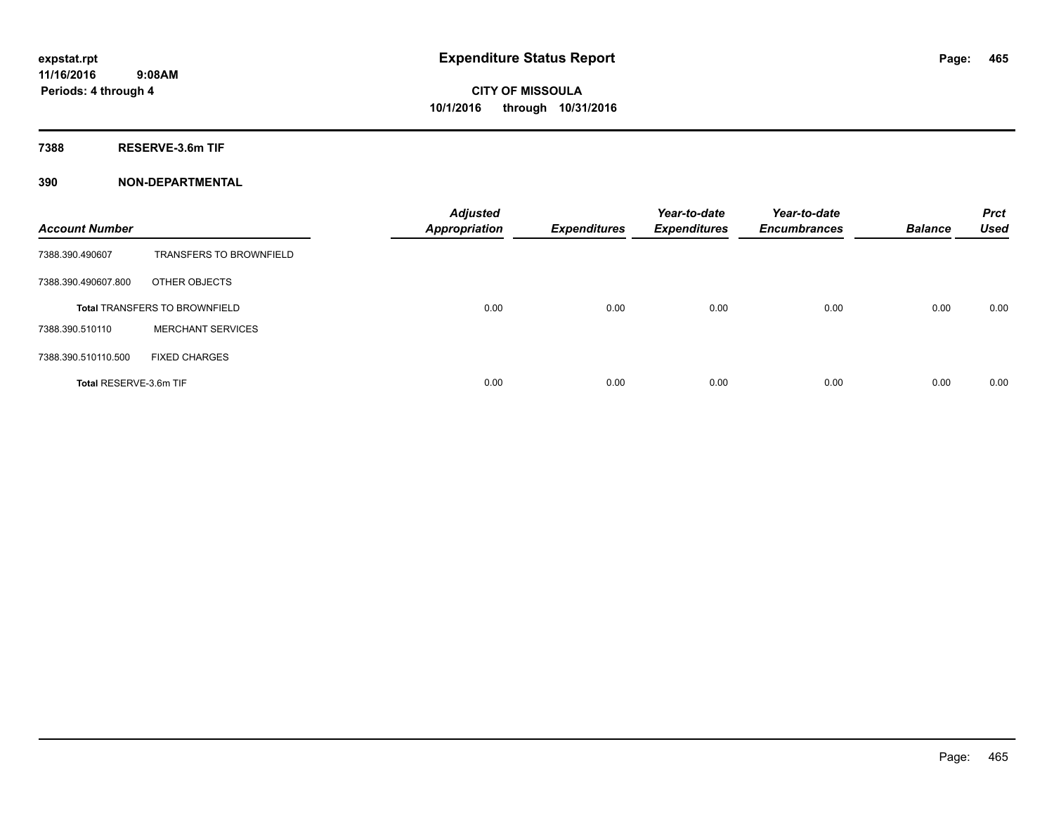# Expenditure Status Report

expstat.rpt
11/16/2016 9:08AM
Periods: 4 through 4

**CITY OF MISSOULA**
**10/1/2016 through 10/31/2016**

**7388 RESERVE-3.6m TIF**

**390 NON-DEPARTMENTAL**

| Account Number | | Adjusted Appropriation | Expenditures | Year-to-date Expenditures | Year-to-date Encumbrances | Balance | Prct Used |
|---|---|---|---|---|---|---|---|
| 7388.390.490607 | TRANSFERS TO BROWNFIELD | | | | | | |
| 7388.390.490607.800 | OTHER OBJECTS | | | | | | |
| Total TRANSFERS TO BROWNFIELD | | 0.00 | 0.00 | 0.00 | 0.00 | 0.00 | 0.00 |
| 7388.390.510110 | MERCHANT SERVICES | | | | | | |
| 7388.390.510110.500 | FIXED CHARGES | | | | | | |
| Total RESERVE-3.6m TIF | | 0.00 | 0.00 | 0.00 | 0.00 | 0.00 | 0.00 |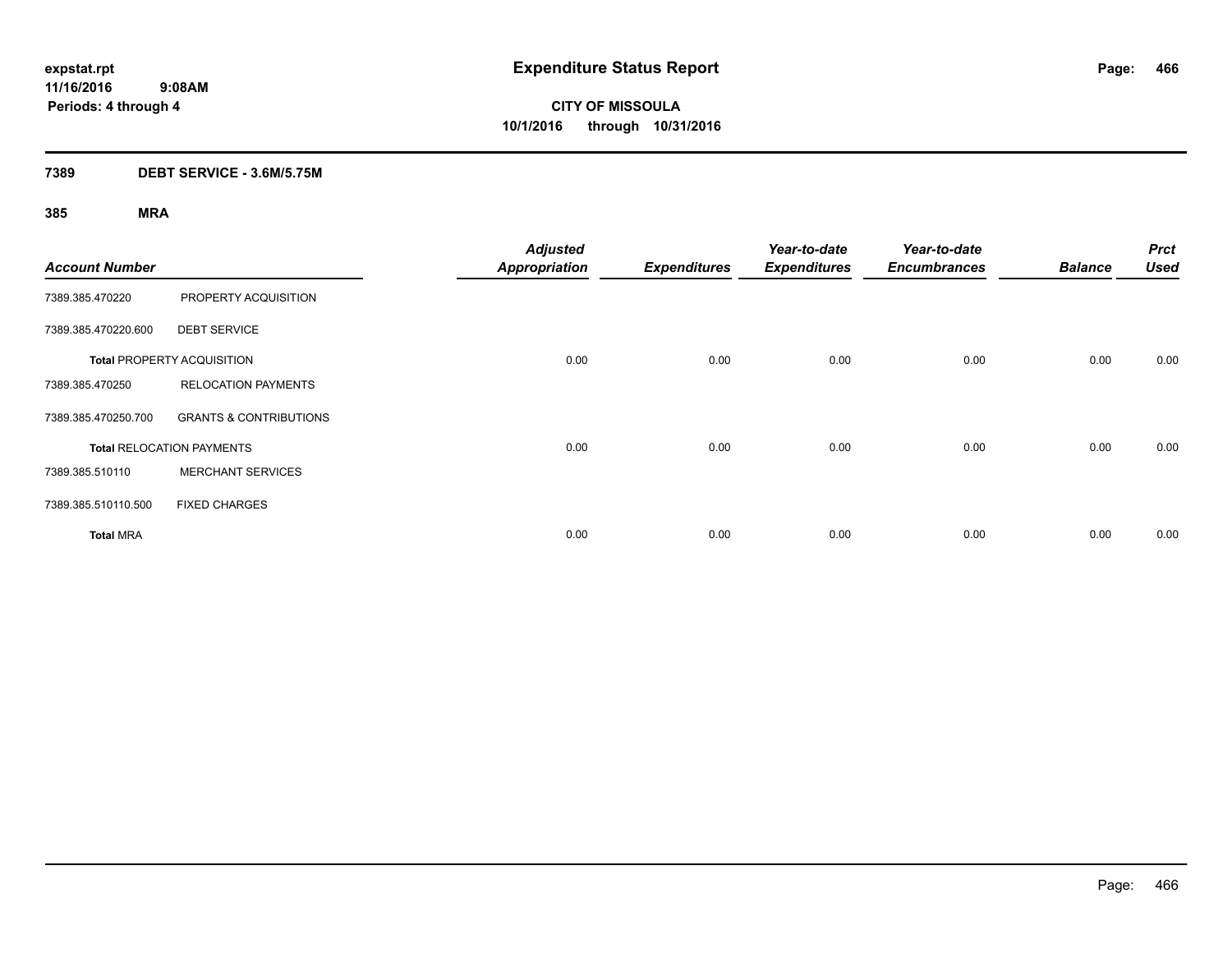**expstat.rpt**
**11/16/2016 9:08AM**
**Periods: 4 through 4**

# Expenditure Status Report

**CITY OF MISSOULA**
**10/1/2016 through 10/31/2016**

## 7389 DEBT SERVICE - 3.6M/5.75M

### 385 MRA

| Account Number | | Adjusted Appropriation | Expenditures | Year-to-date Expenditures | Year-to-date Encumbrances | Balance | Prct Used |
|---|---|---|---|---|---|---|---|
| 7389.385.470220 | PROPERTY ACQUISITION | | | | | | |
| 7389.385.470220.600 | DEBT SERVICE | | | | | | |
| **Total** PROPERTY ACQUISITION | | 0.00 | 0.00 | 0.00 | 0.00 | 0.00 | 0.00 |
| 7389.385.470250 | RELOCATION PAYMENTS | | | | | | |
| 7389.385.470250.700 | GRANTS & CONTRIBUTIONS | | | | | | |
| **Total** RELOCATION PAYMENTS | | 0.00 | 0.00 | 0.00 | 0.00 | 0.00 | 0.00 |
| 7389.385.510110 | MERCHANT SERVICES | | | | | | |
| 7389.385.510110.500 | FIXED CHARGES | | | | | | |
| **Total** MRA | | 0.00 | 0.00 | 0.00 | 0.00 | 0.00 | 0.00 |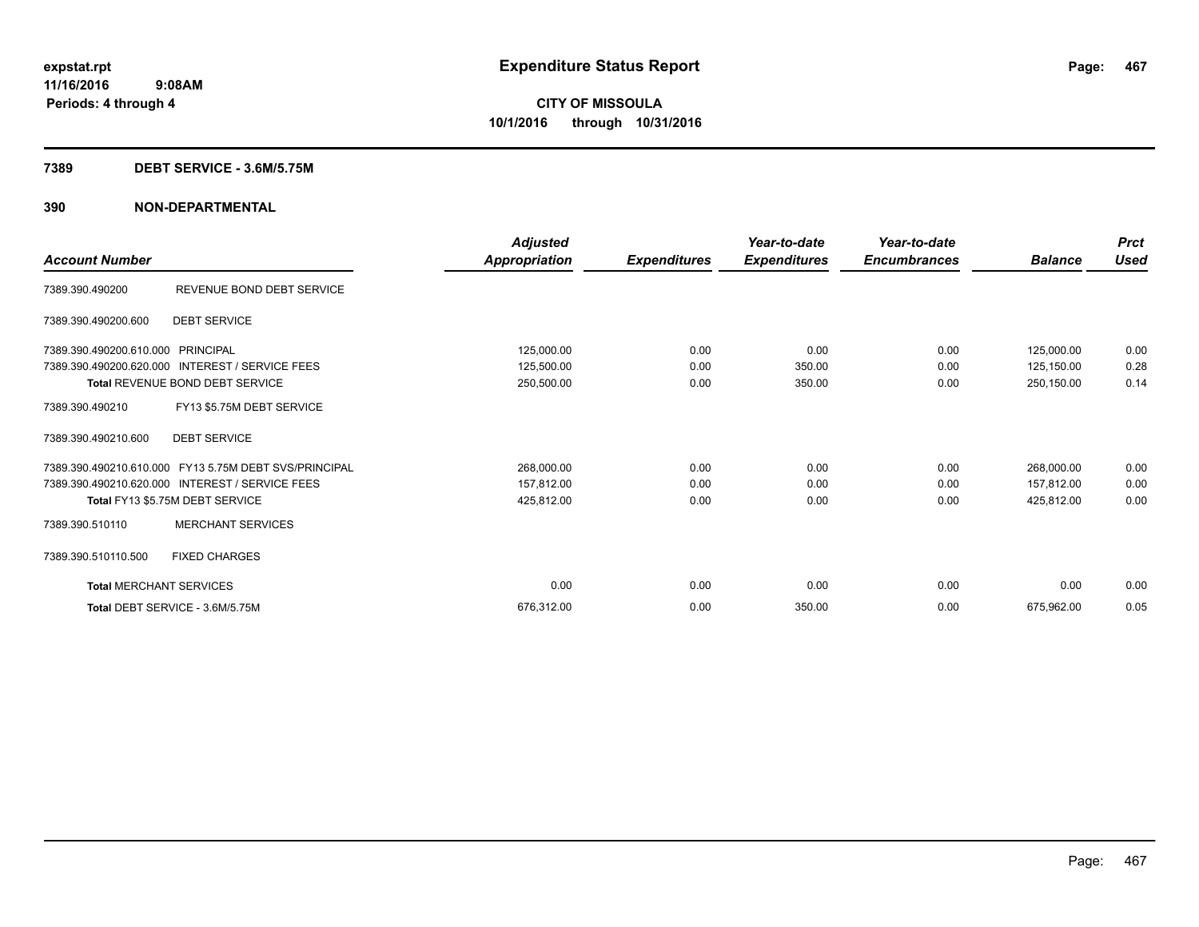expstat.rpt
11/16/2016 9:08AM
Periods: 4 through 4

# Expenditure Status Report

**CITY OF MISSOULA**
**10/1/2016 through 10/31/2016**

## 7389 DEBT SERVICE - 3.6M/5.75M

## 390 NON-DEPARTMENTAL

| Account Number | | Adjusted Appropriation | Expenditures | Year-to-date Expenditures | Year-to-date Encumbrances | Balance | Prct Used |
|---|---|---|---|---|---|---|---|
| 7389.390.490200 | REVENUE BOND DEBT SERVICE | | | | | | |
| 7389.390.490200.600 | DEBT SERVICE | | | | | | |
| 7389.390.490200.610.000 | PRINCIPAL | 125,000.00 | 0.00 | 0.00 | 0.00 | 125,000.00 | 0.00 |
| 7389.390.490200.620.000 | INTEREST / SERVICE FEES | 125,500.00 | 0.00 | 350.00 | 0.00 | 125,150.00 | 0.28 |
| | Total REVENUE BOND DEBT SERVICE | 250,500.00 | 0.00 | 350.00 | 0.00 | 250,150.00 | 0.14 |
| 7389.390.490210 | FY13 $5.75M DEBT SERVICE | | | | | | |
| 7389.390.490210.600 | DEBT SERVICE | | | | | | |
| 7389.390.490210.610.000 | FY13 5.75M DEBT SVS/PRINCIPAL | 268,000.00 | 0.00 | 0.00 | 0.00 | 268,000.00 | 0.00 |
| 7389.390.490210.620.000 | INTEREST / SERVICE FEES | 157,812.00 | 0.00 | 0.00 | 0.00 | 157,812.00 | 0.00 |
| | Total FY13 $5.75M DEBT SERVICE | 425,812.00 | 0.00 | 0.00 | 0.00 | 425,812.00 | 0.00 |
| 7389.390.510110 | MERCHANT SERVICES | | | | | | |
| 7389.390.510110.500 | FIXED CHARGES | | | | | | |
| | Total MERCHANT SERVICES | 0.00 | 0.00 | 0.00 | 0.00 | 0.00 | 0.00 |
| | Total DEBT SERVICE - 3.6M/5.75M | 676,312.00 | 0.00 | 350.00 | 0.00 | 675,962.00 | 0.05 |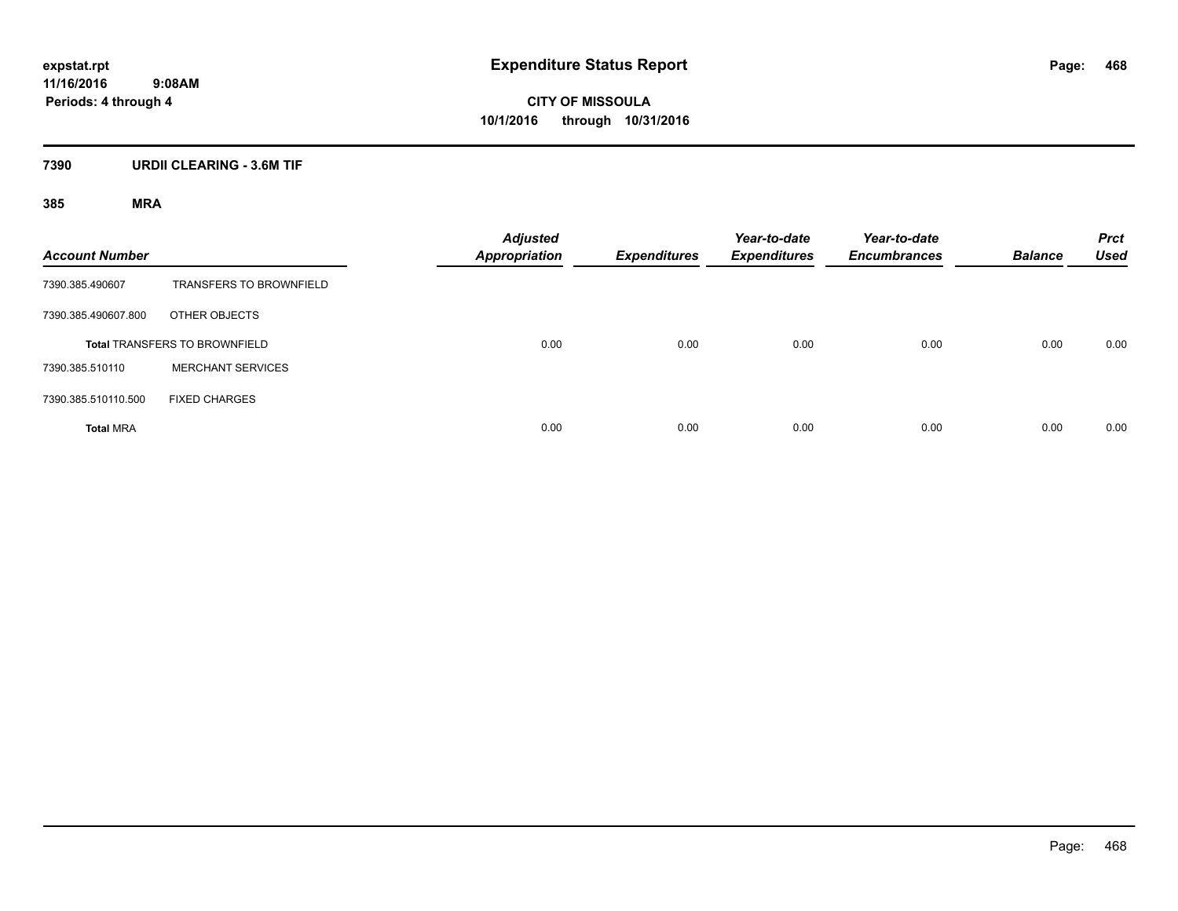**expstat.rpt**
**11/16/2016 9:08AM**
**Periods: 4 through 4**

# Expenditure Status Report

**CITY OF MISSOULA**
**10/1/2016 through 10/31/2016**

## 7390 URDII CLEARING - 3.6M TIF

### 385 MRA

| Account Number | | Adjusted Appropriation | Expenditures | Year-to-date Expenditures | Year-to-date Encumbrances | Balance | Prct Used |
|---|---|---|---|---|---|---|---|
| 7390.385.490607 | TRANSFERS TO BROWNFIELD | | | | | | |
| 7390.385.490607.800 | OTHER OBJECTS | | | | | | |
| **Total** TRANSFERS TO BROWNFIELD | | 0.00 | 0.00 | 0.00 | 0.00 | 0.00 | 0.00 |
| 7390.385.510110 | MERCHANT SERVICES | | | | | | |
| 7390.385.510110.500 | FIXED CHARGES | | | | | | |
| **Total** MRA | | 0.00 | 0.00 | 0.00 | 0.00 | 0.00 | 0.00 |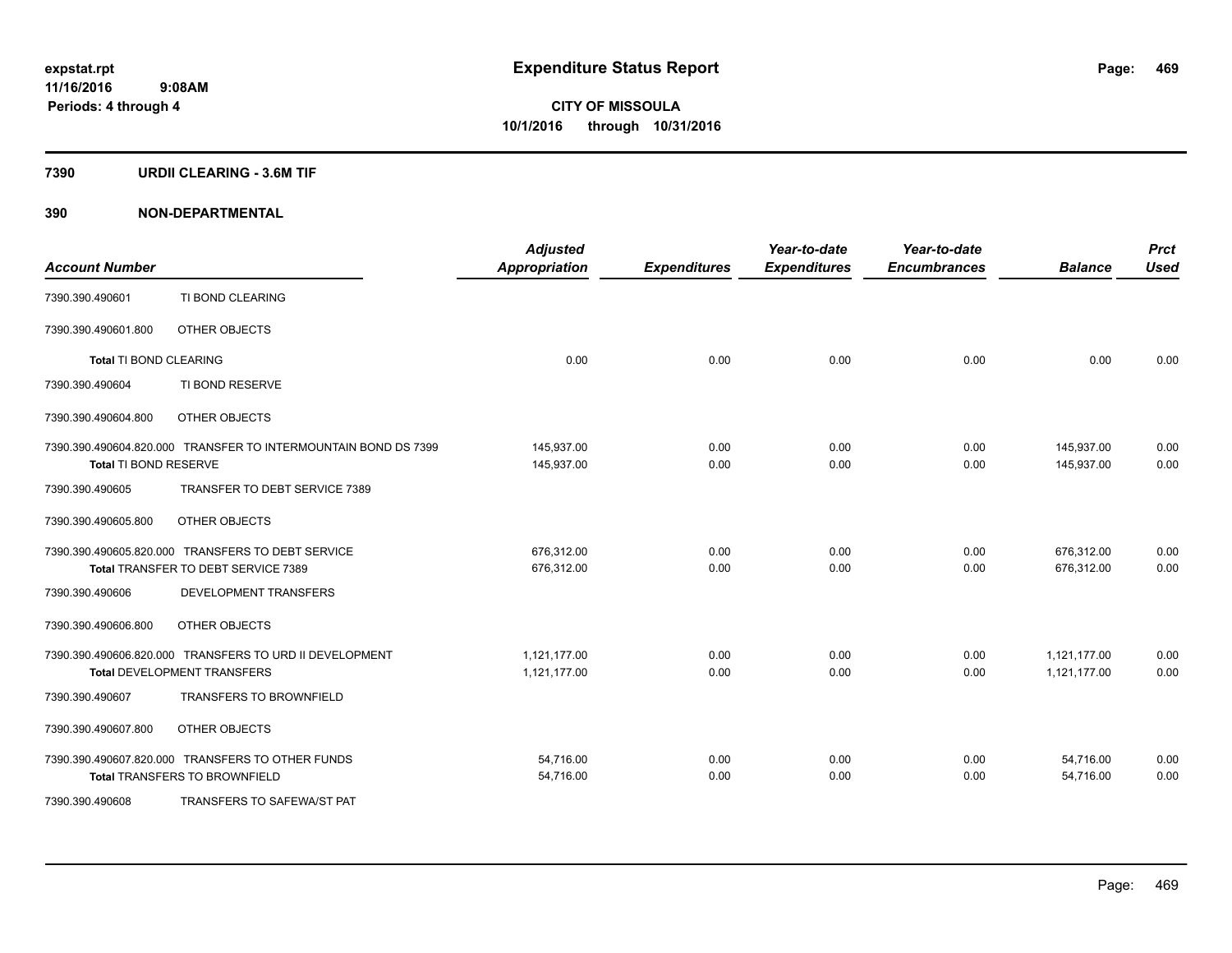# Expenditure Status Report

expstat.rpt
11/16/2016 9:08AM
Periods: 4 through 4

**CITY OF MISSOULA**
**10/1/2016 through 10/31/2016**

## 7390 URDII CLEARING - 3.6M TIF

## 390 NON-DEPARTMENTAL

| Account Number | | Adjusted Appropriation | Expenditures | Year-to-date Expenditures | Year-to-date Encumbrances | Balance | Prct Used |
|---|---|---|---|---|---|---|---|
| 7390.390.490601 | TI BOND CLEARING | | | | | | |
| 7390.390.490601.800 | OTHER OBJECTS | | | | | | |
| **Total** TI BOND CLEARING | | 0.00 | 0.00 | 0.00 | 0.00 | 0.00 | 0.00 |
| 7390.390.490604 | TI BOND RESERVE | | | | | | |
| 7390.390.490604.800 | OTHER OBJECTS | | | | | | |
| 7390.390.490604.820.000 | TRANSFER TO INTERMOUNTAIN BOND DS 7399 | 145,937.00 | 0.00 | 0.00 | 0.00 | 145,937.00 | 0.00 |
| **Total** TI BOND RESERVE | | 145,937.00 | 0.00 | 0.00 | 0.00 | 145,937.00 | 0.00 |
| 7390.390.490605 | TRANSFER TO DEBT SERVICE 7389 | | | | | | |
| 7390.390.490605.800 | OTHER OBJECTS | | | | | | |
| 7390.390.490605.820.000 | TRANSFERS TO DEBT SERVICE | 676,312.00 | 0.00 | 0.00 | 0.00 | 676,312.00 | 0.00 |
| **Total** TRANSFER TO DEBT SERVICE 7389 | | 676,312.00 | 0.00 | 0.00 | 0.00 | 676,312.00 | 0.00 |
| 7390.390.490606 | DEVELOPMENT TRANSFERS | | | | | | |
| 7390.390.490606.800 | OTHER OBJECTS | | | | | | |
| 7390.390.490606.820.000 | TRANSFERS TO URD II DEVELOPMENT | 1,121,177.00 | 0.00 | 0.00 | 0.00 | 1,121,177.00 | 0.00 |
| **Total** DEVELOPMENT TRANSFERS | | 1,121,177.00 | 0.00 | 0.00 | 0.00 | 1,121,177.00 | 0.00 |
| 7390.390.490607 | TRANSFERS TO BROWNFIELD | | | | | | |
| 7390.390.490607.800 | OTHER OBJECTS | | | | | | |
| 7390.390.490607.820.000 | TRANSFERS TO OTHER FUNDS | 54,716.00 | 0.00 | 0.00 | 0.00 | 54,716.00 | 0.00 |
| **Total** TRANSFERS TO BROWNFIELD | | 54,716.00 | 0.00 | 0.00 | 0.00 | 54,716.00 | 0.00 |
| 7390.390.490608 | TRANSFERS TO SAFEWA/ST PAT | | | | | | |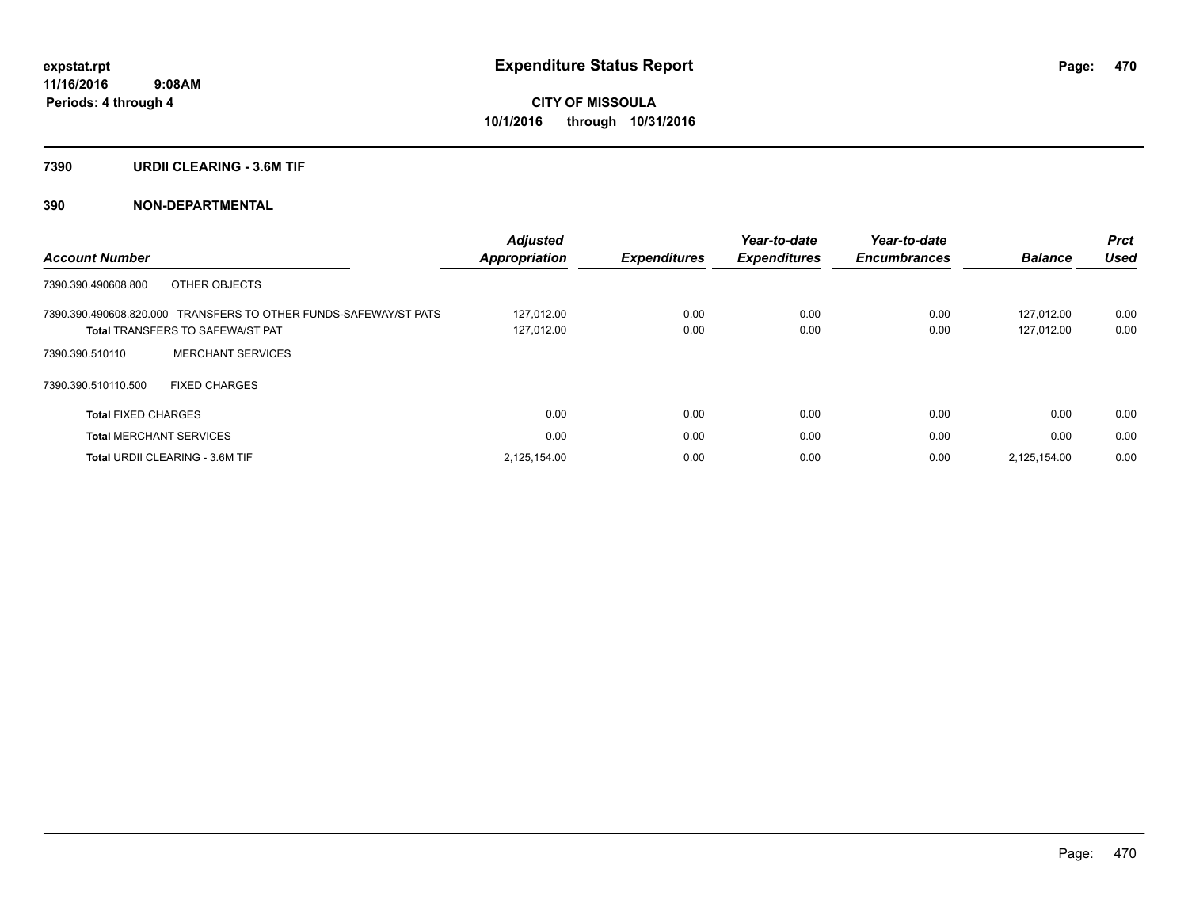**expstat.rpt**
**11/16/2016 9:08AM**
**Periods: 4 through 4**

# Expenditure Status Report

**CITY OF MISSOULA**
**10/1/2016 through 10/31/2016**

## 7390 URDII CLEARING - 3.6M TIF

## 390 NON-DEPARTMENTAL

| Account Number | Adjusted Appropriation | Expenditures | Year-to-date Expenditures | Year-to-date Encumbrances | Balance | Prct Used |
|---|---|---|---|---|---|---|
| 7390.390.490608.800 OTHER OBJECTS | | | | | | |
| 7390.390.490608.820.000 TRANSFERS TO OTHER FUNDS-SAFEWAY/ST PATS | 127,012.00 | 0.00 | 0.00 | 0.00 | 127,012.00 | 0.00 |
| **Total** TRANSFERS TO SAFEWA/ST PAT | 127,012.00 | 0.00 | 0.00 | 0.00 | 127,012.00 | 0.00 |
| 7390.390.510110 MERCHANT SERVICES | | | | | | |
| 7390.390.510110.500 FIXED CHARGES | | | | | | |
| **Total** FIXED CHARGES | 0.00 | 0.00 | 0.00 | 0.00 | 0.00 | 0.00 |
| **Total** MERCHANT SERVICES | 0.00 | 0.00 | 0.00 | 0.00 | 0.00 | 0.00 |
| **Total** URDII CLEARING - 3.6M TIF | 2,125,154.00 | 0.00 | 0.00 | 0.00 | 2,125,154.00 | 0.00 |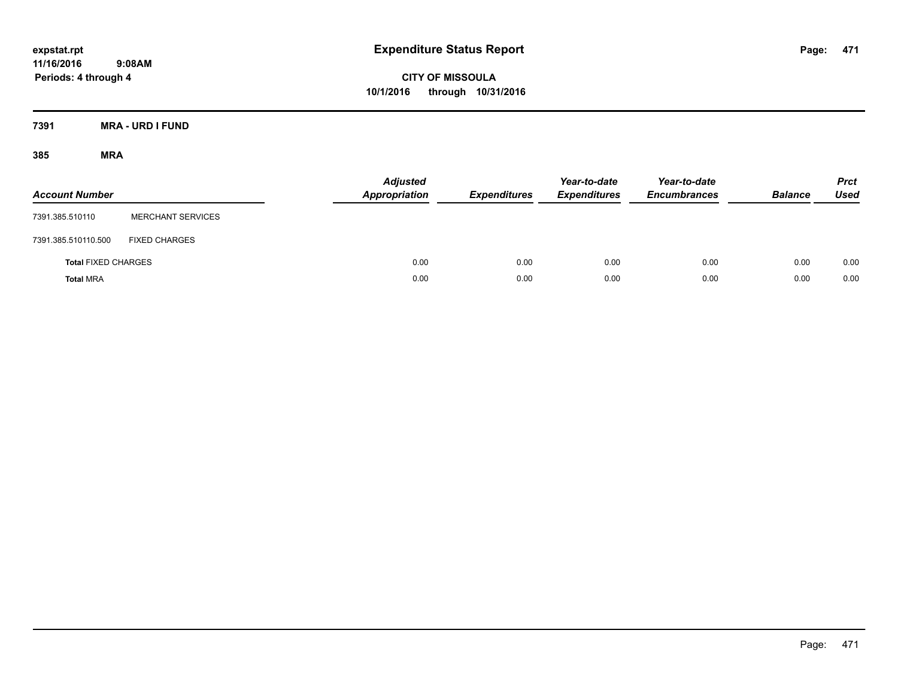**expstat.rpt**
**11/16/2016 9:08AM**
**Periods: 4 through 4**

# Expenditure Status Report

**CITY OF MISSOULA**
**10/1/2016 through 10/31/2016**

## 7391 MRA - URD I FUND

### 385 MRA

| Account Number | | Adjusted Appropriation | Expenditures | Year-to-date Expenditures | Year-to-date Encumbrances | Balance | Prct Used |
|---|---|---|---|---|---|---|---|
| 7391.385.510110 | MERCHANT SERVICES | | | | | | |
| 7391.385.510110.500 | FIXED CHARGES | | | | | | |
| **Total** FIXED CHARGES | | 0.00 | 0.00 | 0.00 | 0.00 | 0.00 | 0.00 |
| **Total** MRA | | 0.00 | 0.00 | 0.00 | 0.00 | 0.00 | 0.00 |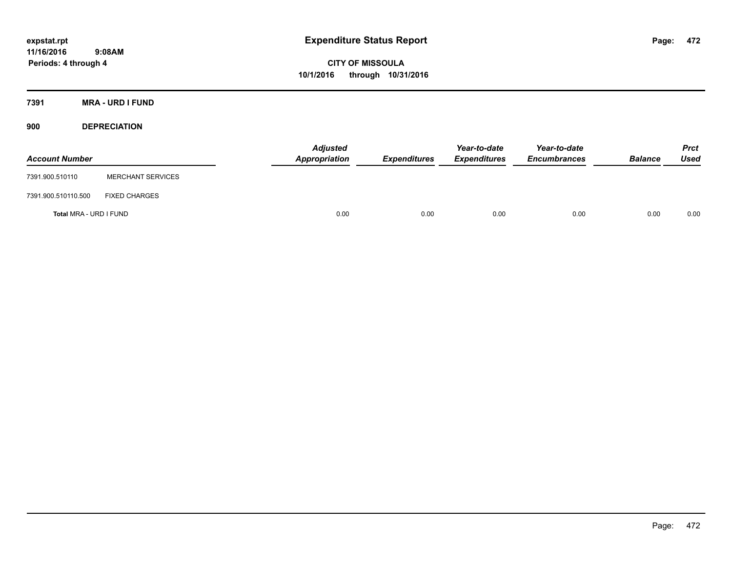**expstat.rpt**
**11/16/2016 9:08AM**
**Periods: 4 through 4**

# Expenditure Status Report

**CITY OF MISSOULA**
**10/1/2016 through 10/31/2016**

## 7391 MRA - URD I FUND

## 900 DEPRECIATION

| Account Number | | Adjusted Appropriation | Expenditures | Year-to-date Expenditures | Year-to-date Encumbrances | Balance | Prct Used |
|---|---|---|---|---|---|---|---|
| 7391.900.510110 | MERCHANT SERVICES | | | | | | |
| 7391.900.510110.500 | FIXED CHARGES | | | | | | |
| **Total** MRA - URD I FUND | | 0.00 | 0.00 | 0.00 | 0.00 | 0.00 | 0.00 |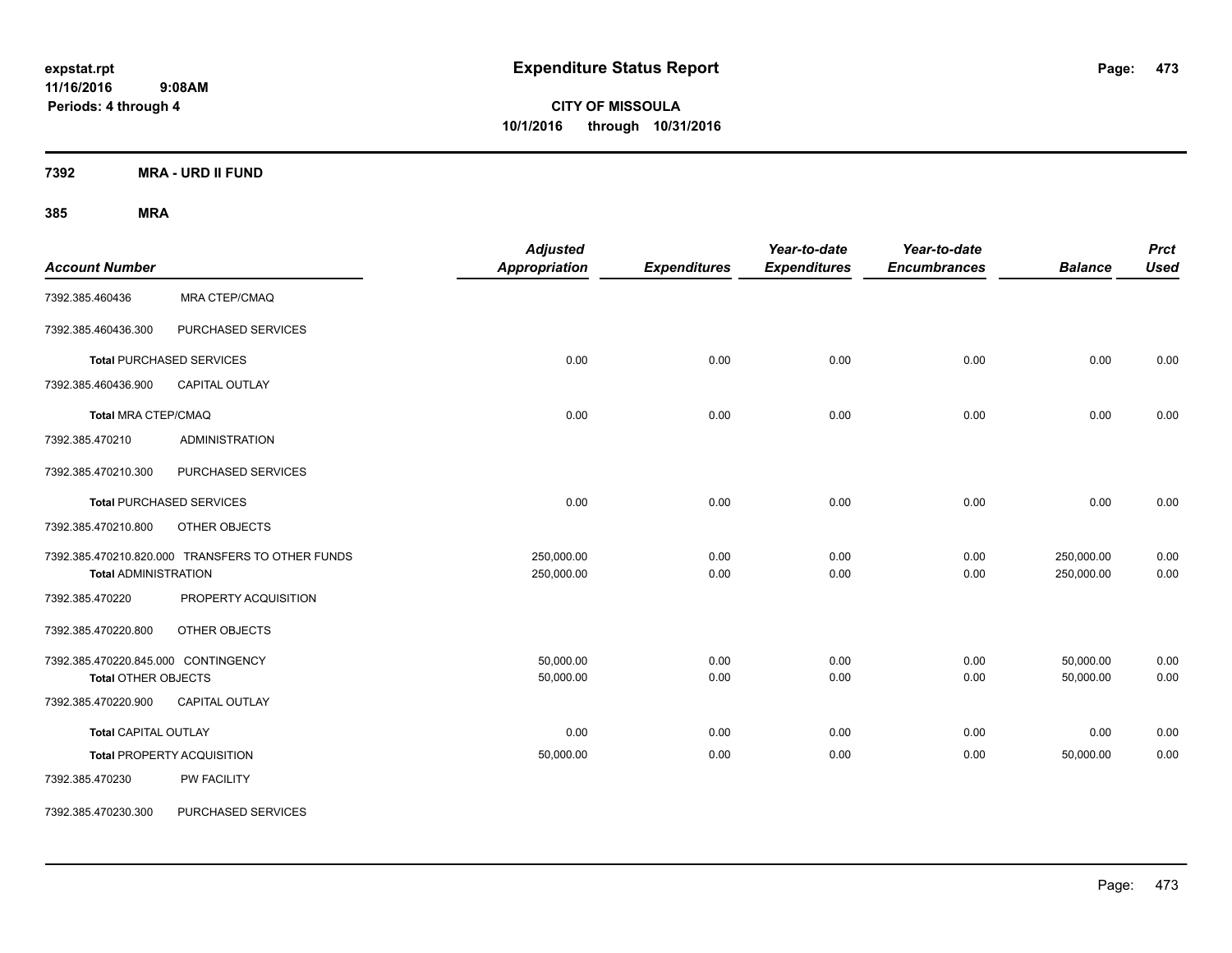**expstat.rpt**
**11/16/2016 9:08AM**
**Periods: 4 through 4**

# Expenditure Status Report

**CITY OF MISSOULA**
**10/1/2016 through 10/31/2016**

## 7392 MRA - URD II FUND

### 385 MRA

| Account Number | | Adjusted Appropriation | Expenditures | Year-to-date Expenditures | Year-to-date Encumbrances | Balance | Prct Used |
|---|---|---|---|---|---|---|---|
| 7392.385.460436 | MRA CTEP/CMAQ | | | | | | |
| 7392.385.460436.300 | PURCHASED SERVICES | | | | | | |
| **Total** PURCHASED SERVICES | | 0.00 | 0.00 | 0.00 | 0.00 | 0.00 | 0.00 |
| 7392.385.460436.900 | CAPITAL OUTLAY | | | | | | |
| **Total** MRA CTEP/CMAQ | | 0.00 | 0.00 | 0.00 | 0.00 | 0.00 | 0.00 |
| 7392.385.470210 | ADMINISTRATION | | | | | | |
| 7392.385.470210.300 | PURCHASED SERVICES | | | | | | |
| **Total** PURCHASED SERVICES | | 0.00 | 0.00 | 0.00 | 0.00 | 0.00 | 0.00 |
| 7392.385.470210.800 | OTHER OBJECTS | | | | | | |
| 7392.385.470210.820.000 | TRANSFERS TO OTHER FUNDS | 250,000.00 | 0.00 | 0.00 | 0.00 | 250,000.00 | 0.00 |
| **Total** ADMINISTRATION | | 250,000.00 | 0.00 | 0.00 | 0.00 | 250,000.00 | 0.00 |
| 7392.385.470220 | PROPERTY ACQUISITION | | | | | | |
| 7392.385.470220.800 | OTHER OBJECTS | | | | | | |
| 7392.385.470220.845.000 | CONTINGENCY | 50,000.00 | 0.00 | 0.00 | 0.00 | 50,000.00 | 0.00 |
| **Total** OTHER OBJECTS | | 50,000.00 | 0.00 | 0.00 | 0.00 | 50,000.00 | 0.00 |
| 7392.385.470220.900 | CAPITAL OUTLAY | | | | | | |
| **Total** CAPITAL OUTLAY | | 0.00 | 0.00 | 0.00 | 0.00 | 0.00 | 0.00 |
| **Total** PROPERTY ACQUISITION | | 50,000.00 | 0.00 | 0.00 | 0.00 | 50,000.00 | 0.00 |
| 7392.385.470230 | PW FACILITY | | | | | | |
| 7392.385.470230.300 | PURCHASED SERVICES | | | | | | |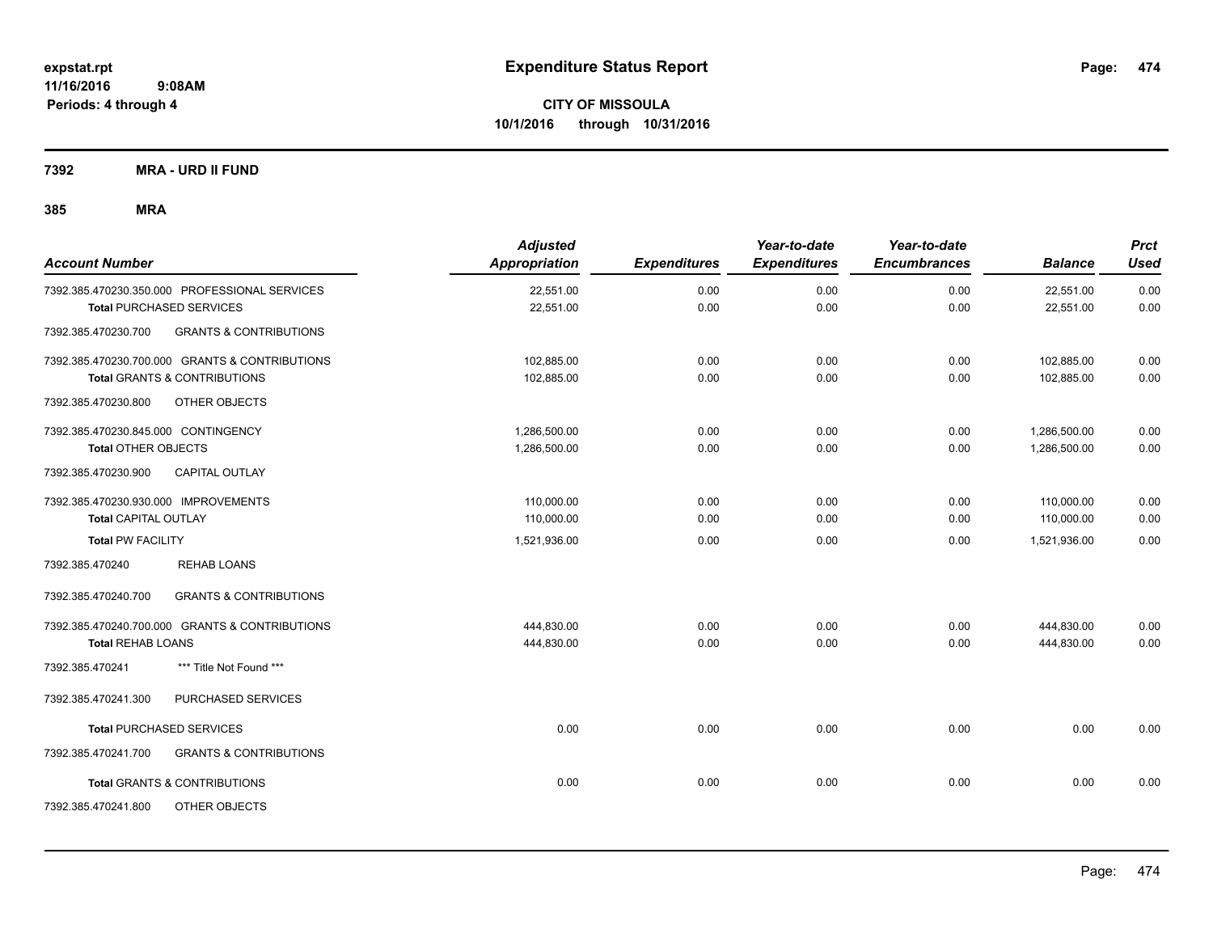# Expenditure Status Report

**CITY OF MISSOULA**
**10/1/2016 through 10/31/2016**

expstat.rpt
11/16/2016 9:08AM
Periods: 4 through 4

## 7392 MRA - URD II FUND

### 385 MRA

| Account Number | Adjusted Appropriation | Expenditures | Year-to-date Expenditures | Year-to-date Encumbrances | Balance | Prct Used |
|---|---|---|---|---|---|---|
| 7392.385.470230.350.000 PROFESSIONAL SERVICES | 22,551.00 | 0.00 | 0.00 | 0.00 | 22,551.00 | 0.00 |
| **Total** PURCHASED SERVICES | 22,551.00 | 0.00 | 0.00 | 0.00 | 22,551.00 | 0.00 |
| 7392.385.470230.700 GRANTS & CONTRIBUTIONS | | | | | | |
| 7392.385.470230.700.000 GRANTS & CONTRIBUTIONS | 102,885.00 | 0.00 | 0.00 | 0.00 | 102,885.00 | 0.00 |
| **Total** GRANTS & CONTRIBUTIONS | 102,885.00 | 0.00 | 0.00 | 0.00 | 102,885.00 | 0.00 |
| 7392.385.470230.800 OTHER OBJECTS | | | | | | |
| 7392.385.470230.845.000 CONTINGENCY | 1,286,500.00 | 0.00 | 0.00 | 0.00 | 1,286,500.00 | 0.00 |
| **Total** OTHER OBJECTS | 1,286,500.00 | 0.00 | 0.00 | 0.00 | 1,286,500.00 | 0.00 |
| 7392.385.470230.900 CAPITAL OUTLAY | | | | | | |
| 7392.385.470230.930.000 IMPROVEMENTS | 110,000.00 | 0.00 | 0.00 | 0.00 | 110,000.00 | 0.00 |
| **Total** CAPITAL OUTLAY | 110,000.00 | 0.00 | 0.00 | 0.00 | 110,000.00 | 0.00 |
| **Total** PW FACILITY | 1,521,936.00 | 0.00 | 0.00 | 0.00 | 1,521,936.00 | 0.00 |
| 7392.385.470240 REHAB LOANS | | | | | | |
| 7392.385.470240.700 GRANTS & CONTRIBUTIONS | | | | | | |
| 7392.385.470240.700.000 GRANTS & CONTRIBUTIONS | 444,830.00 | 0.00 | 0.00 | 0.00 | 444,830.00 | 0.00 |
| **Total** REHAB LOANS | 444,830.00 | 0.00 | 0.00 | 0.00 | 444,830.00 | 0.00 |
| 7392.385.470241 *** Title Not Found *** | | | | | | |
| 7392.385.470241.300 PURCHASED SERVICES | | | | | | |
| **Total** PURCHASED SERVICES | 0.00 | 0.00 | 0.00 | 0.00 | 0.00 | 0.00 |
| 7392.385.470241.700 GRANTS & CONTRIBUTIONS | | | | | | |
| **Total** GRANTS & CONTRIBUTIONS | 0.00 | 0.00 | 0.00 | 0.00 | 0.00 | 0.00 |
| 7392.385.470241.800 OTHER OBJECTS | | | | | | |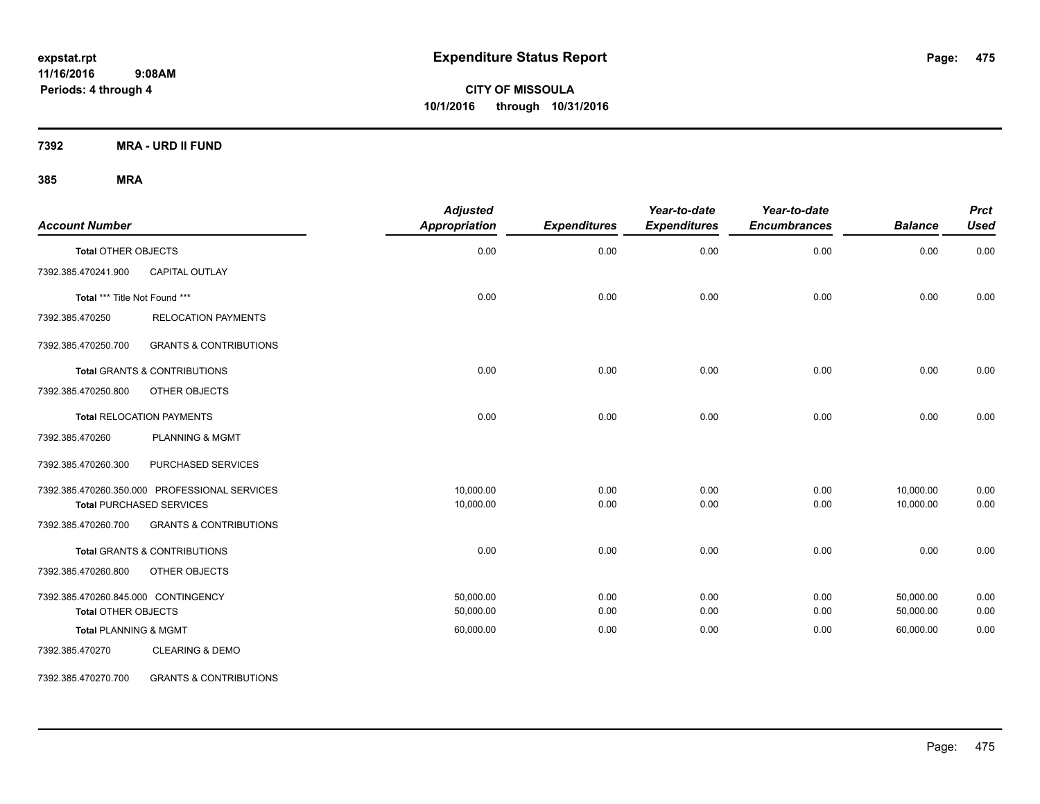# Expenditure Status Report

expstat.rpt
11/16/2016 9:08AM
Periods: 4 through 4

**CITY OF MISSOULA**
**10/1/2016 through 10/31/2016**

**7392 MRA - URD II FUND**

**385 MRA**

| Account Number | | Adjusted Appropriation | Expenditures | Year-to-date Expenditures | Year-to-date Encumbrances | Balance | Prct Used |
|---|---|---|---|---|---|---|---|
| **Total** OTHER OBJECTS | | 0.00 | 0.00 | 0.00 | 0.00 | 0.00 | 0.00 |
| 7392.385.470241.900 | CAPITAL OUTLAY | | | | | | |
| **Total** *** Title Not Found *** | | 0.00 | 0.00 | 0.00 | 0.00 | 0.00 | 0.00 |
| 7392.385.470250 | RELOCATION PAYMENTS | | | | | | |
| 7392.385.470250.700 | GRANTS & CONTRIBUTIONS | | | | | | |
| **Total** GRANTS & CONTRIBUTIONS | | 0.00 | 0.00 | 0.00 | 0.00 | 0.00 | 0.00 |
| 7392.385.470250.800 | OTHER OBJECTS | | | | | | |
| **Total** RELOCATION PAYMENTS | | 0.00 | 0.00 | 0.00 | 0.00 | 0.00 | 0.00 |
| 7392.385.470260 | PLANNING & MGMT | | | | | | |
| 7392.385.470260.300 | PURCHASED SERVICES | | | | | | |
| 7392.385.470260.350.000 | PROFESSIONAL SERVICES | 10,000.00 | 0.00 | 0.00 | 0.00 | 10,000.00 | 0.00 |
| **Total** PURCHASED SERVICES | | 10,000.00 | 0.00 | 0.00 | 0.00 | 10,000.00 | 0.00 |
| 7392.385.470260.700 | GRANTS & CONTRIBUTIONS | | | | | | |
| **Total** GRANTS & CONTRIBUTIONS | | 0.00 | 0.00 | 0.00 | 0.00 | 0.00 | 0.00 |
| 7392.385.470260.800 | OTHER OBJECTS | | | | | | |
| 7392.385.470260.845.000 | CONTINGENCY | 50,000.00 | 0.00 | 0.00 | 0.00 | 50,000.00 | 0.00 |
| **Total** OTHER OBJECTS | | 50,000.00 | 0.00 | 0.00 | 0.00 | 50,000.00 | 0.00 |
| **Total** PLANNING & MGMT | | 60,000.00 | 0.00 | 0.00 | 0.00 | 60,000.00 | 0.00 |
| 7392.385.470270 | CLEARING & DEMO | | | | | | |
| 7392.385.470270.700 | GRANTS & CONTRIBUTIONS | | | | | | |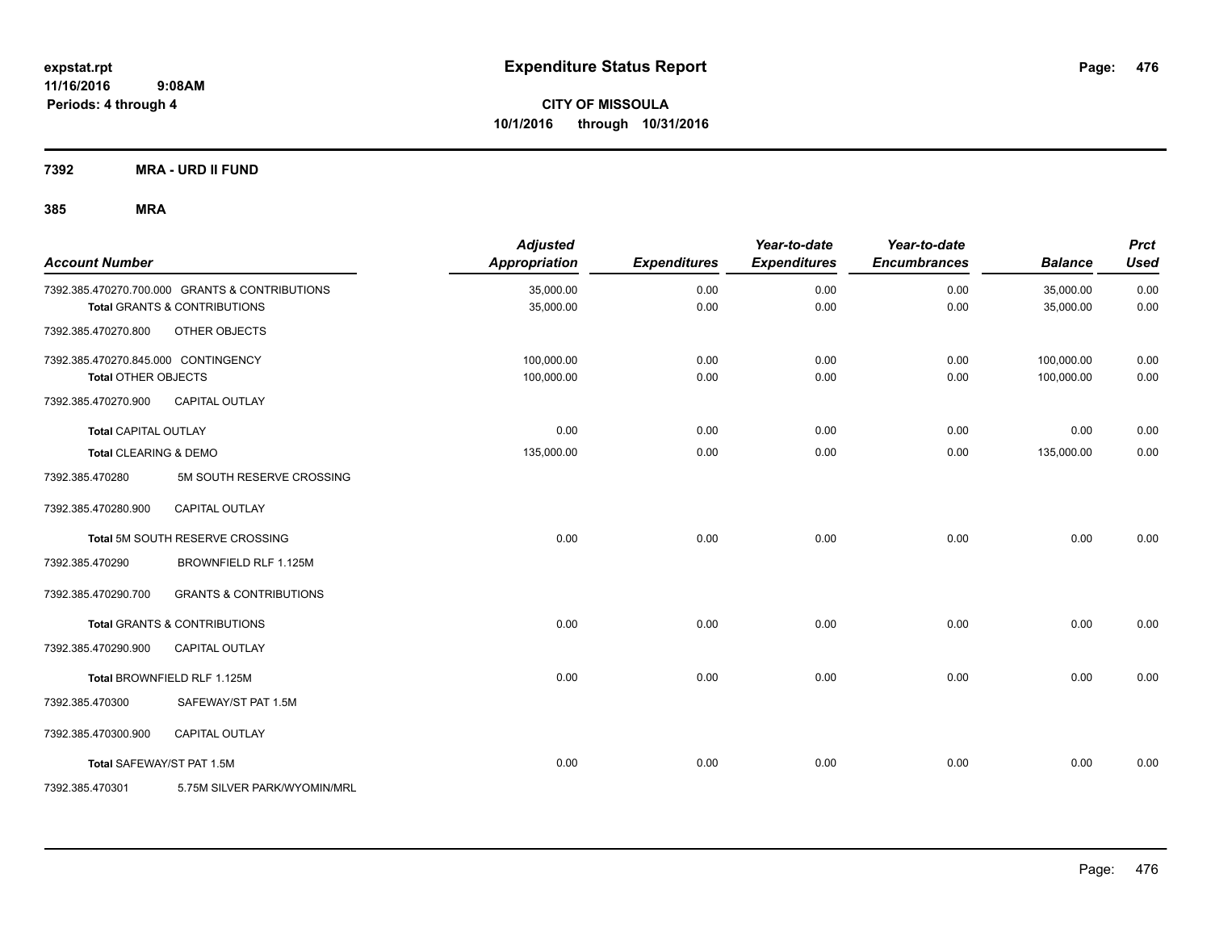# Expenditure Status Report

**CITY OF MISSOULA**
**10/1/2016 through 10/31/2016**

expstat.rpt
11/16/2016 9:08AM
Periods: 4 through 4

## 7392 MRA - URD II FUND

## 385 MRA

| Account Number | | Adjusted Appropriation | Expenditures | Year-to-date Expenditures | Year-to-date Encumbrances | Balance | Prct Used |
|---|---|---|---|---|---|---|---|
| 7392.385.470270.700.000 | GRANTS & CONTRIBUTIONS | 35,000.00 | 0.00 | 0.00 | 0.00 | 35,000.00 | 0.00 |
| **Total** GRANTS & CONTRIBUTIONS | | 35,000.00 | 0.00 | 0.00 | 0.00 | 35,000.00 | 0.00 |
| 7392.385.470270.800 | OTHER OBJECTS | | | | | | |
| 7392.385.470270.845.000 | CONTINGENCY | 100,000.00 | 0.00 | 0.00 | 0.00 | 100,000.00 | 0.00 |
| **Total** OTHER OBJECTS | | 100,000.00 | 0.00 | 0.00 | 0.00 | 100,000.00 | 0.00 |
| 7392.385.470270.900 | CAPITAL OUTLAY | | | | | | |
| **Total** CAPITAL OUTLAY | | 0.00 | 0.00 | 0.00 | 0.00 | 0.00 | 0.00 |
| **Total** CLEARING & DEMO | | 135,000.00 | 0.00 | 0.00 | 0.00 | 135,000.00 | 0.00 |
| 7392.385.470280 | 5M SOUTH RESERVE CROSSING | | | | | | |
| 7392.385.470280.900 | CAPITAL OUTLAY | | | | | | |
| **Total** 5M SOUTH RESERVE CROSSING | | 0.00 | 0.00 | 0.00 | 0.00 | 0.00 | 0.00 |
| 7392.385.470290 | BROWNFIELD RLF 1.125M | | | | | | |
| 7392.385.470290.700 | GRANTS & CONTRIBUTIONS | | | | | | |
| **Total** GRANTS & CONTRIBUTIONS | | 0.00 | 0.00 | 0.00 | 0.00 | 0.00 | 0.00 |
| 7392.385.470290.900 | CAPITAL OUTLAY | | | | | | |
| **Total** BROWNFIELD RLF 1.125M | | 0.00 | 0.00 | 0.00 | 0.00 | 0.00 | 0.00 |
| 7392.385.470300 | SAFEWAY/ST PAT 1.5M | | | | | | |
| 7392.385.470300.900 | CAPITAL OUTLAY | | | | | | |
| **Total** SAFEWAY/ST PAT 1.5M | | 0.00 | 0.00 | 0.00 | 0.00 | 0.00 | 0.00 |
| 7392.385.470301 | 5.75M SILVER PARK/WYOMIN/MRL | | | | | | |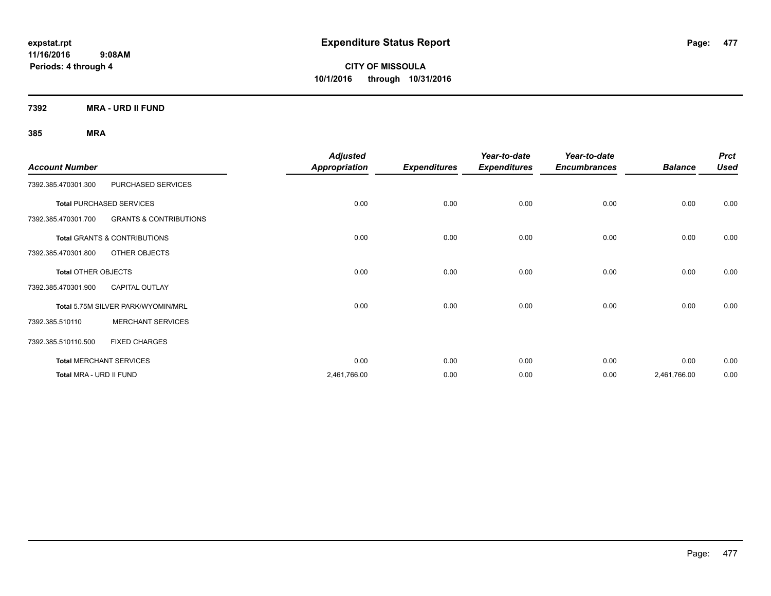**expstat.rpt**
**11/16/2016 9:08AM**
**Periods: 4 through 4**

# Expenditure Status Report

**CITY OF MISSOULA**
**10/1/2016 through 10/31/2016**

## 7392 MRA - URD II FUND

### 385 MRA

| Account Number | | Adjusted Appropriation | Expenditures | Year-to-date Expenditures | Year-to-date Encumbrances | Balance | Prct Used |
|---|---|---|---|---|---|---|---|
| 7392.385.470301.300 | PURCHASED SERVICES | | | | | | |
| **Total** PURCHASED SERVICES | | 0.00 | 0.00 | 0.00 | 0.00 | 0.00 | 0.00 |
| 7392.385.470301.700 | GRANTS & CONTRIBUTIONS | | | | | | |
| **Total** GRANTS & CONTRIBUTIONS | | 0.00 | 0.00 | 0.00 | 0.00 | 0.00 | 0.00 |
| 7392.385.470301.800 | OTHER OBJECTS | | | | | | |
| **Total** OTHER OBJECTS | | 0.00 | 0.00 | 0.00 | 0.00 | 0.00 | 0.00 |
| 7392.385.470301.900 | CAPITAL OUTLAY | | | | | | |
| **Total** 5.75M SILVER PARK/WYOMIN/MRL | | 0.00 | 0.00 | 0.00 | 0.00 | 0.00 | 0.00 |
| 7392.385.510110 | MERCHANT SERVICES | | | | | | |
| 7392.385.510110.500 | FIXED CHARGES | | | | | | |
| **Total** MERCHANT SERVICES | | 0.00 | 0.00 | 0.00 | 0.00 | 0.00 | 0.00 |
| **Total** MRA - URD II FUND | | 2,461,766.00 | 0.00 | 0.00 | 0.00 | 2,461,766.00 | 0.00 |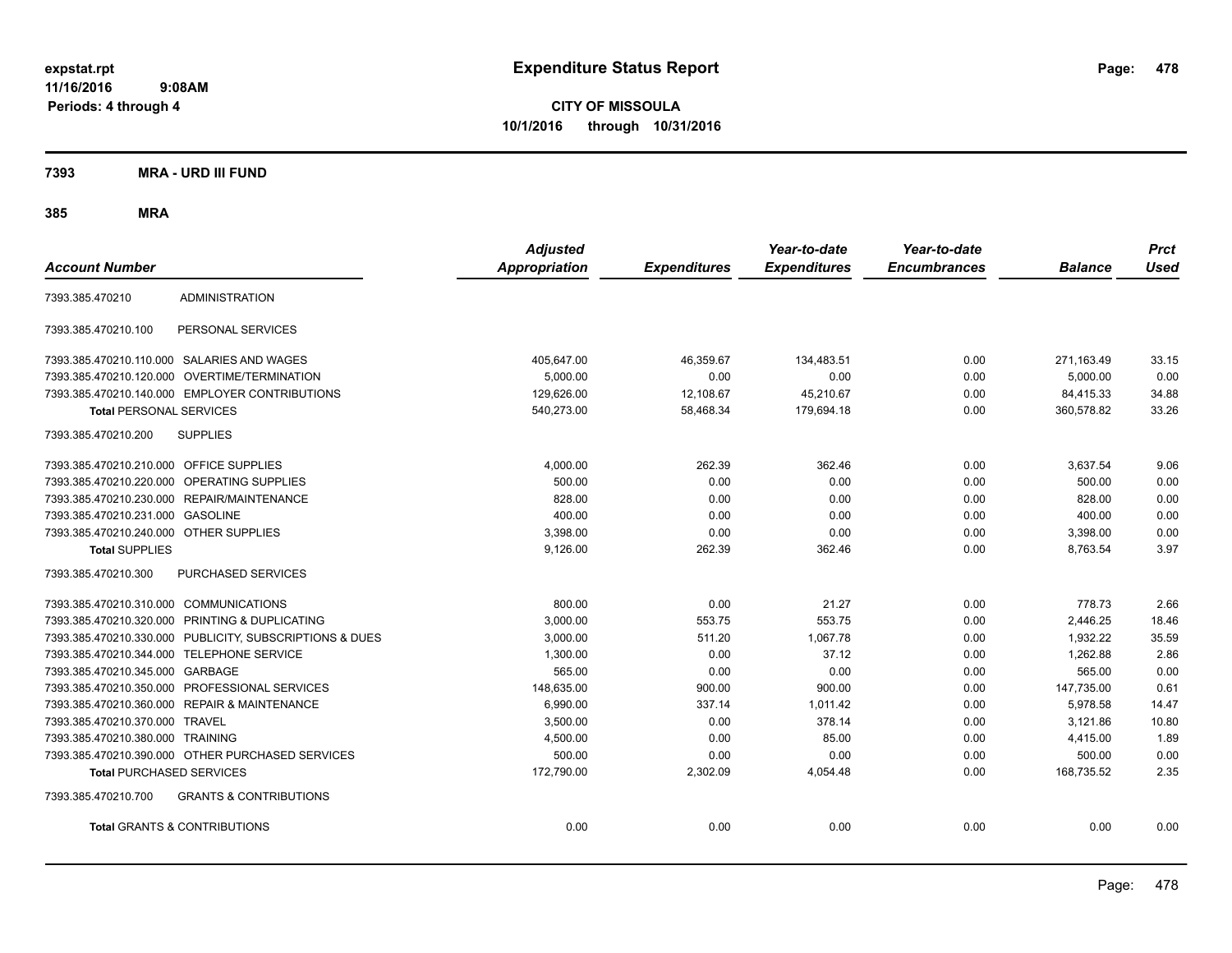expstat.rpt
11/16/2016 9:08AM
Periods: 4 through 4

# Expenditure Status Report

**CITY OF MISSOULA**
**10/1/2016 through 10/31/2016**

**7393 MRA - URD III FUND**

**385 MRA**

| Account Number | | Adjusted Appropriation | Expenditures | Year-to-date Expenditures | Year-to-date Encumbrances | Balance | Prct Used |
|---|---|---|---|---|---|---|---|
| 7393.385.470210 | ADMINISTRATION | | | | | | |
| 7393.385.470210.100 | PERSONAL SERVICES | | | | | | |
| 7393.385.470210.110.000 | SALARIES AND WAGES | 405,647.00 | 46,359.67 | 134,483.51 | 0.00 | 271,163.49 | 33.15 |
| 7393.385.470210.120.000 | OVERTIME/TERMINATION | 5,000.00 | 0.00 | 0.00 | 0.00 | 5,000.00 | 0.00 |
| 7393.385.470210.140.000 | EMPLOYER CONTRIBUTIONS | 129,626.00 | 12,108.67 | 45,210.67 | 0.00 | 84,415.33 | 34.88 |
| **Total** PERSONAL SERVICES | | 540,273.00 | 58,468.34 | 179,694.18 | 0.00 | 360,578.82 | 33.26 |
| 7393.385.470210.200 | SUPPLIES | | | | | | |
| 7393.385.470210.210.000 | OFFICE SUPPLIES | 4,000.00 | 262.39 | 362.46 | 0.00 | 3,637.54 | 9.06 |
| 7393.385.470210.220.000 | OPERATING SUPPLIES | 500.00 | 0.00 | 0.00 | 0.00 | 500.00 | 0.00 |
| 7393.385.470210.230.000 | REPAIR/MAINTENANCE | 828.00 | 0.00 | 0.00 | 0.00 | 828.00 | 0.00 |
| 7393.385.470210.231.000 | GASOLINE | 400.00 | 0.00 | 0.00 | 0.00 | 400.00 | 0.00 |
| 7393.385.470210.240.000 | OTHER SUPPLIES | 3,398.00 | 0.00 | 0.00 | 0.00 | 3,398.00 | 0.00 |
| **Total** SUPPLIES | | 9,126.00 | 262.39 | 362.46 | 0.00 | 8,763.54 | 3.97 |
| 7393.385.470210.300 | PURCHASED SERVICES | | | | | | |
| 7393.385.470210.310.000 | COMMUNICATIONS | 800.00 | 0.00 | 21.27 | 0.00 | 778.73 | 2.66 |
| 7393.385.470210.320.000 | PRINTING & DUPLICATING | 3,000.00 | 553.75 | 553.75 | 0.00 | 2,446.25 | 18.46 |
| 7393.385.470210.330.000 | PUBLICITY, SUBSCRIPTIONS & DUES | 3,000.00 | 511.20 | 1,067.78 | 0.00 | 1,932.22 | 35.59 |
| 7393.385.470210.344.000 | TELEPHONE SERVICE | 1,300.00 | 0.00 | 37.12 | 0.00 | 1,262.88 | 2.86 |
| 7393.385.470210.345.000 | GARBAGE | 565.00 | 0.00 | 0.00 | 0.00 | 565.00 | 0.00 |
| 7393.385.470210.350.000 | PROFESSIONAL SERVICES | 148,635.00 | 900.00 | 900.00 | 0.00 | 147,735.00 | 0.61 |
| 7393.385.470210.360.000 | REPAIR & MAINTENANCE | 6,990.00 | 337.14 | 1,011.42 | 0.00 | 5,978.58 | 14.47 |
| 7393.385.470210.370.000 | TRAVEL | 3,500.00 | 0.00 | 378.14 | 0.00 | 3,121.86 | 10.80 |
| 7393.385.470210.380.000 | TRAINING | 4,500.00 | 0.00 | 85.00 | 0.00 | 4,415.00 | 1.89 |
| 7393.385.470210.390.000 | OTHER PURCHASED SERVICES | 500.00 | 0.00 | 0.00 | 0.00 | 500.00 | 0.00 |
| **Total** PURCHASED SERVICES | | 172,790.00 | 2,302.09 | 4,054.48 | 0.00 | 168,735.52 | 2.35 |
| 7393.385.470210.700 | GRANTS & CONTRIBUTIONS | | | | | | |
| **Total** GRANTS & CONTRIBUTIONS | | 0.00 | 0.00 | 0.00 | 0.00 | 0.00 | 0.00 |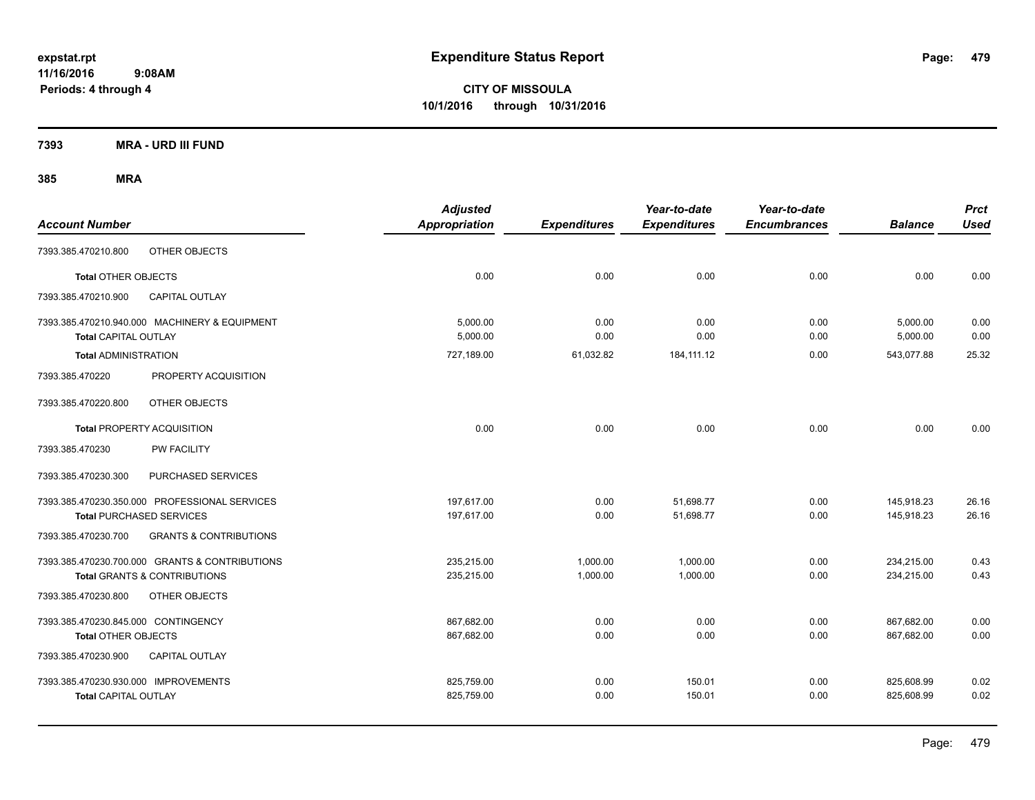# Expenditure Status Report

**CITY OF MISSOULA**
**10/1/2016 through 10/31/2016**

expstat.rpt
11/16/2016 9:08AM
Periods: 4 through 4

## 7393 MRA - URD III FUND

### 385 MRA

| Account Number | | Adjusted Appropriation | Expenditures | Year-to-date Expenditures | Year-to-date Encumbrances | Balance | Prct Used |
|---|---|---|---|---|---|---|---|
| 7393.385.470210.800 | OTHER OBJECTS | | | | | | |
| Total OTHER OBJECTS | | 0.00 | 0.00 | 0.00 | 0.00 | 0.00 | 0.00 |
| 7393.385.470210.900 | CAPITAL OUTLAY | | | | | | |
| 7393.385.470210.940.000 | MACHINERY & EQUIPMENT | 5,000.00 | 0.00 | 0.00 | 0.00 | 5,000.00 | 0.00 |
| Total CAPITAL OUTLAY | | 5,000.00 | 0.00 | 0.00 | 0.00 | 5,000.00 | 0.00 |
| Total ADMINISTRATION | | 727,189.00 | 61,032.82 | 184,111.12 | 0.00 | 543,077.88 | 25.32 |
| 7393.385.470220 | PROPERTY ACQUISITION | | | | | | |
| 7393.385.470220.800 | OTHER OBJECTS | | | | | | |
| Total PROPERTY ACQUISITION | | 0.00 | 0.00 | 0.00 | 0.00 | 0.00 | 0.00 |
| 7393.385.470230 | PW FACILITY | | | | | | |
| 7393.385.470230.300 | PURCHASED SERVICES | | | | | | |
| 7393.385.470230.350.000 | PROFESSIONAL SERVICES | 197,617.00 | 0.00 | 51,698.77 | 0.00 | 145,918.23 | 26.16 |
| Total PURCHASED SERVICES | | 197,617.00 | 0.00 | 51,698.77 | 0.00 | 145,918.23 | 26.16 |
| 7393.385.470230.700 | GRANTS & CONTRIBUTIONS | | | | | | |
| 7393.385.470230.700.000 | GRANTS & CONTRIBUTIONS | 235,215.00 | 1,000.00 | 1,000.00 | 0.00 | 234,215.00 | 0.43 |
| Total GRANTS & CONTRIBUTIONS | | 235,215.00 | 1,000.00 | 1,000.00 | 0.00 | 234,215.00 | 0.43 |
| 7393.385.470230.800 | OTHER OBJECTS | | | | | | |
| 7393.385.470230.845.000 | CONTINGENCY | 867,682.00 | 0.00 | 0.00 | 0.00 | 867,682.00 | 0.00 |
| Total OTHER OBJECTS | | 867,682.00 | 0.00 | 0.00 | 0.00 | 867,682.00 | 0.00 |
| 7393.385.470230.900 | CAPITAL OUTLAY | | | | | | |
| 7393.385.470230.930.000 | IMPROVEMENTS | 825,759.00 | 0.00 | 150.01 | 0.00 | 825,608.99 | 0.02 |
| Total CAPITAL OUTLAY | | 825,759.00 | 0.00 | 150.01 | 0.00 | 825,608.99 | 0.02 |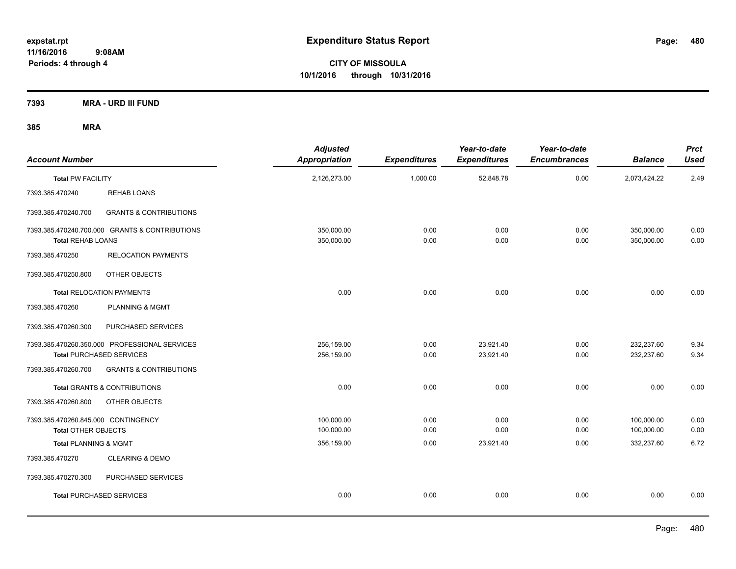# Expenditure Status Report

expstat.rpt
11/16/2016 9:08AM
Periods: 4 through 4

**CITY OF MISSOULA**
**10/1/2016 through 10/31/2016**

**7393 MRA - URD III FUND**

**385 MRA**

| Account Number | | Adjusted Appropriation | Expenditures | Year-to-date Expenditures | Year-to-date Encumbrances | Balance | Prct Used |
|---|---|---|---|---|---|---|---|
| **Total PW FACILITY** | | 2,126,273.00 | 1,000.00 | 52,848.78 | 0.00 | 2,073,424.22 | 2.49 |
| 7393.385.470240 | REHAB LOANS | | | | | | |
| 7393.385.470240.700 | GRANTS & CONTRIBUTIONS | | | | | | |
| 7393.385.470240.700.000 GRANTS & CONTRIBUTIONS | | 350,000.00 | 0.00 | 0.00 | 0.00 | 350,000.00 | 0.00 |
| **Total REHAB LOANS** | | 350,000.00 | 0.00 | 0.00 | 0.00 | 350,000.00 | 0.00 |
| 7393.385.470250 | RELOCATION PAYMENTS | | | | | | |
| 7393.385.470250.800 | OTHER OBJECTS | | | | | | |
| **Total RELOCATION PAYMENTS** | | 0.00 | 0.00 | 0.00 | 0.00 | 0.00 | 0.00 |
| 7393.385.470260 | PLANNING & MGMT | | | | | | |
| 7393.385.470260.300 | PURCHASED SERVICES | | | | | | |
| 7393.385.470260.350.000 PROFESSIONAL SERVICES | | 256,159.00 | 0.00 | 23,921.40 | 0.00 | 232,237.60 | 9.34 |
| **Total PURCHASED SERVICES** | | 256,159.00 | 0.00 | 23,921.40 | 0.00 | 232,237.60 | 9.34 |
| 7393.385.470260.700 | GRANTS & CONTRIBUTIONS | | | | | | |
| **Total GRANTS & CONTRIBUTIONS** | | 0.00 | 0.00 | 0.00 | 0.00 | 0.00 | 0.00 |
| 7393.385.470260.800 | OTHER OBJECTS | | | | | | |
| 7393.385.470260.845.000 CONTINGENCY | | 100,000.00 | 0.00 | 0.00 | 0.00 | 100,000.00 | 0.00 |
| **Total OTHER OBJECTS** | | 100,000.00 | 0.00 | 0.00 | 0.00 | 100,000.00 | 0.00 |
| **Total PLANNING & MGMT** | | 356,159.00 | 0.00 | 23,921.40 | 0.00 | 332,237.60 | 6.72 |
| 7393.385.470270 | CLEARING & DEMO | | | | | | |
| 7393.385.470270.300 | PURCHASED SERVICES | | | | | | |
| **Total PURCHASED SERVICES** | | 0.00 | 0.00 | 0.00 | 0.00 | 0.00 | 0.00 |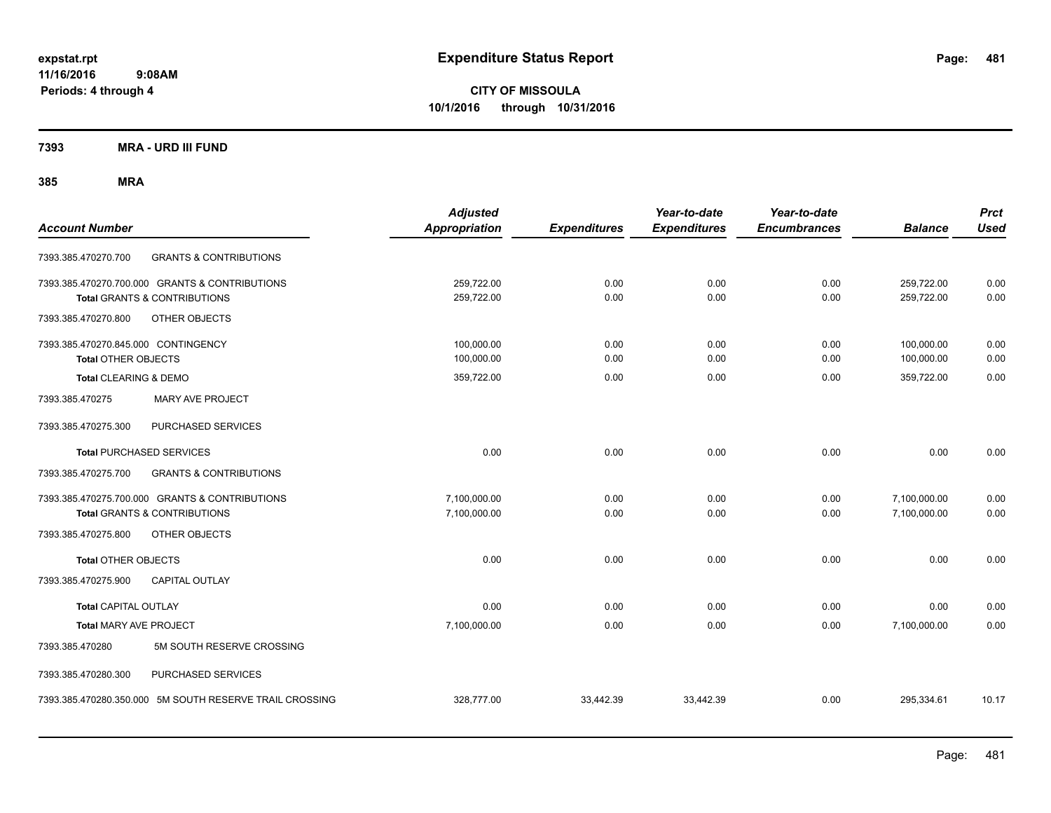# Expenditure Status Report

**CITY OF MISSOULA**
**10/1/2016 through 10/31/2016**

expstat.rpt
11/16/2016 9:08AM
Periods: 4 through 4

## 7393 MRA - URD III FUND

### 385 MRA

| Account Number | | Adjusted Appropriation | Expenditures | Year-to-date Expenditures | Year-to-date Encumbrances | Balance | Prct Used |
|---|---|---|---|---|---|---|---|
| 7393.385.470270.700 | GRANTS & CONTRIBUTIONS | | | | | | |
| 7393.385.470270.700.000 | GRANTS & CONTRIBUTIONS | 259,722.00 | 0.00 | 0.00 | 0.00 | 259,722.00 | 0.00 |
| **Total** GRANTS & CONTRIBUTIONS | | 259,722.00 | 0.00 | 0.00 | 0.00 | 259,722.00 | 0.00 |
| 7393.385.470270.800 | OTHER OBJECTS | | | | | | |
| 7393.385.470270.845.000 | CONTINGENCY | 100,000.00 | 0.00 | 0.00 | 0.00 | 100,000.00 | 0.00 |
| **Total** OTHER OBJECTS | | 100,000.00 | 0.00 | 0.00 | 0.00 | 100,000.00 | 0.00 |
| **Total** CLEARING & DEMO | | 359,722.00 | 0.00 | 0.00 | 0.00 | 359,722.00 | 0.00 |
| 7393.385.470275 | MARY AVE PROJECT | | | | | | |
| 7393.385.470275.300 | PURCHASED SERVICES | | | | | | |
| **Total** PURCHASED SERVICES | | 0.00 | 0.00 | 0.00 | 0.00 | 0.00 | 0.00 |
| 7393.385.470275.700 | GRANTS & CONTRIBUTIONS | | | | | | |
| 7393.385.470275.700.000 | GRANTS & CONTRIBUTIONS | 7,100,000.00 | 0.00 | 0.00 | 0.00 | 7,100,000.00 | 0.00 |
| **Total** GRANTS & CONTRIBUTIONS | | 7,100,000.00 | 0.00 | 0.00 | 0.00 | 7,100,000.00 | 0.00 |
| 7393.385.470275.800 | OTHER OBJECTS | | | | | | |
| **Total** OTHER OBJECTS | | 0.00 | 0.00 | 0.00 | 0.00 | 0.00 | 0.00 |
| 7393.385.470275.900 | CAPITAL OUTLAY | | | | | | |
| **Total** CAPITAL OUTLAY | | 0.00 | 0.00 | 0.00 | 0.00 | 0.00 | 0.00 |
| **Total** MARY AVE PROJECT | | 7,100,000.00 | 0.00 | 0.00 | 0.00 | 7,100,000.00 | 0.00 |
| 7393.385.470280 | 5M SOUTH RESERVE CROSSING | | | | | | |
| 7393.385.470280.300 | PURCHASED SERVICES | | | | | | |
| 7393.385.470280.350.000 | 5M SOUTH RESERVE TRAIL CROSSING | 328,777.00 | 33,442.39 | 33,442.39 | 0.00 | 295,334.61 | 10.17 |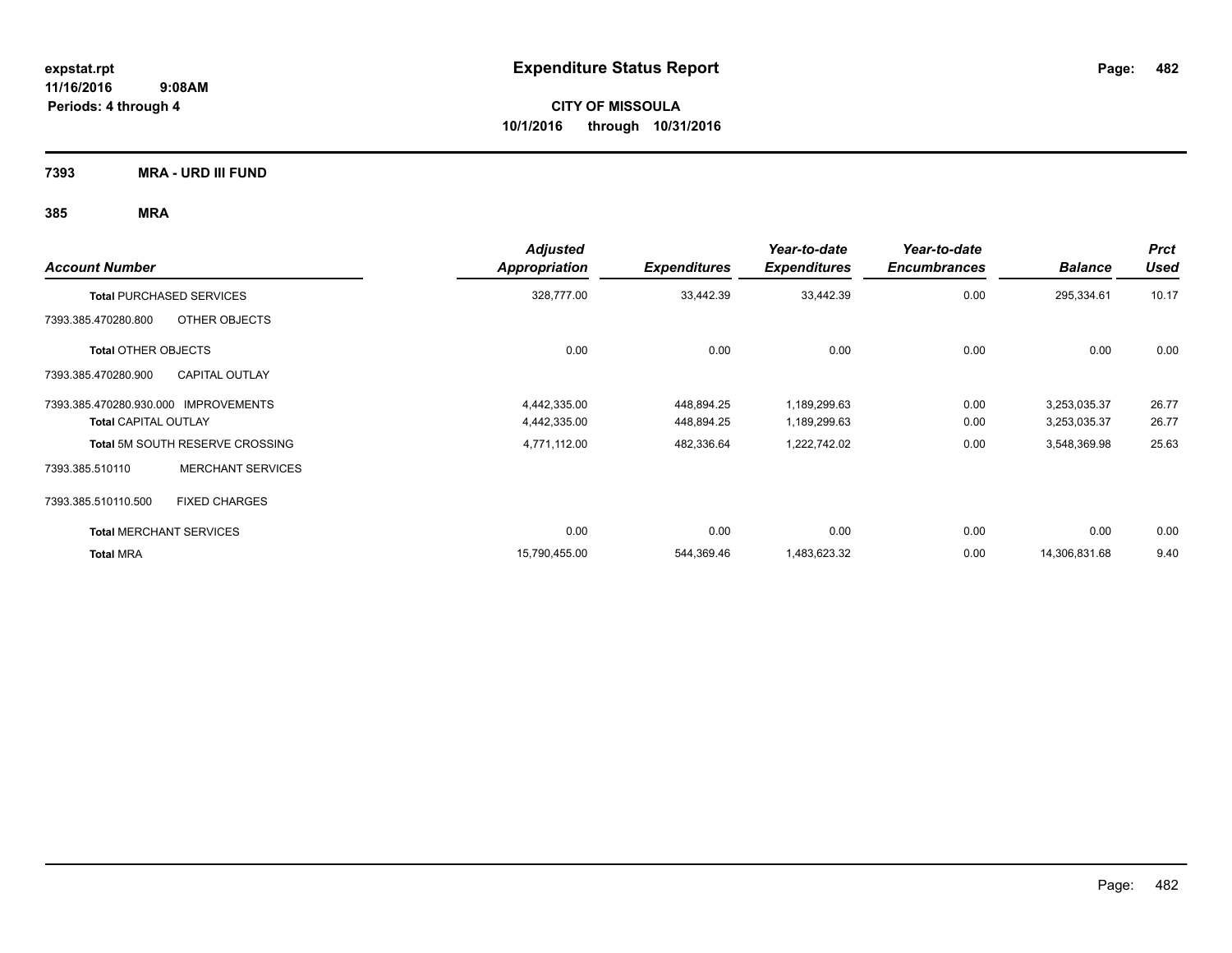# Expenditure Status Report

expstat.rpt
11/16/2016 9:08AM
Periods: 4 through 4

**CITY OF MISSOULA**
**10/1/2016 through 10/31/2016**

**7393 MRA - URD III FUND**

**385 MRA**

| Account Number | | Adjusted Appropriation | Expenditures | Year-to-date Expenditures | Year-to-date Encumbrances | Balance | Prct Used |
|---|---|---|---|---|---|---|---|
| **Total** PURCHASED SERVICES | | 328,777.00 | 33,442.39 | 33,442.39 | 0.00 | 295,334.61 | 10.17 |
| 7393.385.470280.800 | OTHER OBJECTS | | | | | | |
| **Total** OTHER OBJECTS | | 0.00 | 0.00 | 0.00 | 0.00 | 0.00 | 0.00 |
| 7393.385.470280.900 | CAPITAL OUTLAY | | | | | | |
| 7393.385.470280.930.000 | IMPROVEMENTS | 4,442,335.00 | 448,894.25 | 1,189,299.63 | 0.00 | 3,253,035.37 | 26.77 |
| **Total** CAPITAL OUTLAY | | 4,442,335.00 | 448,894.25 | 1,189,299.63 | 0.00 | 3,253,035.37 | 26.77 |
| **Total** 5M SOUTH RESERVE CROSSING | | 4,771,112.00 | 482,336.64 | 1,222,742.02 | 0.00 | 3,548,369.98 | 25.63 |
| 7393.385.510110 | MERCHANT SERVICES | | | | | | |
| 7393.385.510110.500 | FIXED CHARGES | | | | | | |
| **Total** MERCHANT SERVICES | | 0.00 | 0.00 | 0.00 | 0.00 | 0.00 | 0.00 |
| **Total** MRA | | 15,790,455.00 | 544,369.46 | 1,483,623.32 | 0.00 | 14,306,831.68 | 9.40 |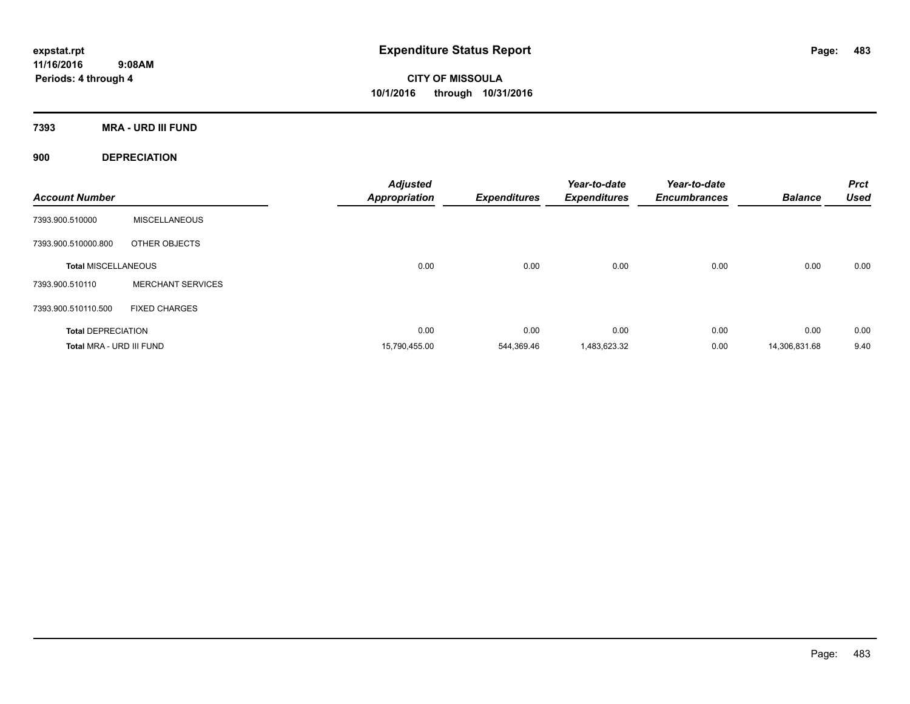**expstat.rpt**
**11/16/2016 9:08AM**
**Periods: 4 through 4**

# Expenditure Status Report

**CITY OF MISSOULA**
**10/1/2016 through 10/31/2016**

## 7393 MRA - URD III FUND

## 900 DEPRECIATION

| Account Number | | Adjusted Appropriation | Expenditures | Year-to-date Expenditures | Year-to-date Encumbrances | Balance | Prct Used |
|---|---|---|---|---|---|---|---|
| 7393.900.510000 | MISCELLANEOUS | | | | | | |
| 7393.900.510000.800 | OTHER OBJECTS | | | | | | |
| **Total MISCELLANEOUS** | | 0.00 | 0.00 | 0.00 | 0.00 | 0.00 | 0.00 |
| 7393.900.510110 | MERCHANT SERVICES | | | | | | |
| 7393.900.510110.500 | FIXED CHARGES | | | | | | |
| **Total DEPRECIATION** | | 0.00 | 0.00 | 0.00 | 0.00 | 0.00 | 0.00 |
| **Total MRA - URD III FUND** | | 15,790,455.00 | 544,369.46 | 1,483,623.32 | 0.00 | 14,306,831.68 | 9.40 |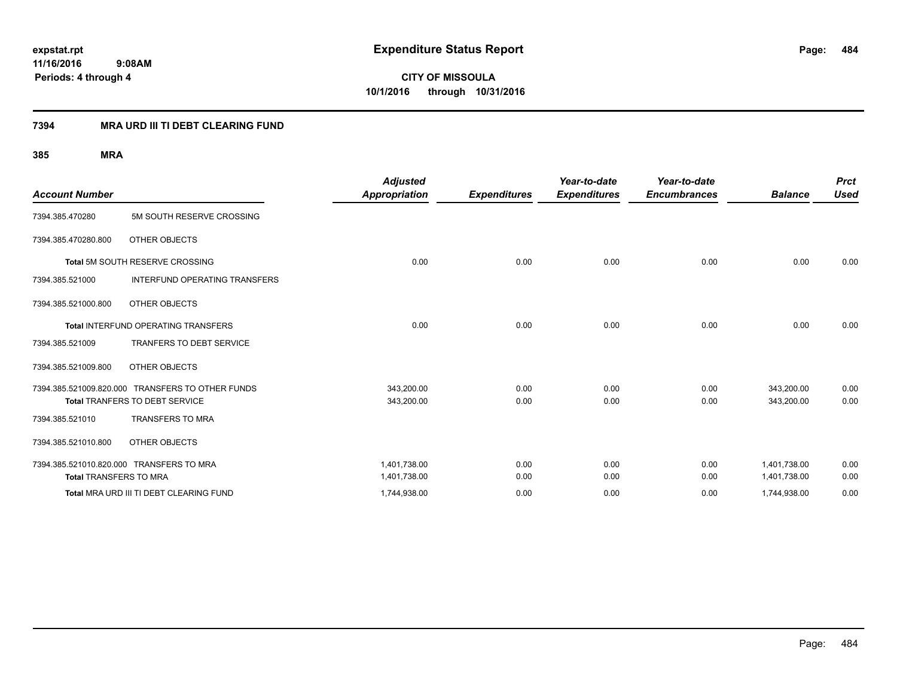**expstat.rpt**
**11/16/2016 9:08AM**
**Periods: 4 through 4**

# Expenditure Status Report

**CITY OF MISSOULA**
**10/1/2016 through 10/31/2016**

## 7394 MRA URD III TI DEBT CLEARING FUND

### 385 MRA

| Account Number | | Adjusted Appropriation | Expenditures | Year-to-date Expenditures | Year-to-date Encumbrances | Balance | Prct Used |
|---|---|---|---|---|---|---|---|
| 7394.385.470280 | 5M SOUTH RESERVE CROSSING | | | | | | |
| 7394.385.470280.800 | OTHER OBJECTS | | | | | | |
| **Total** 5M SOUTH RESERVE CROSSING | | 0.00 | 0.00 | 0.00 | 0.00 | 0.00 | 0.00 |
| 7394.385.521000 | INTERFUND OPERATING TRANSFERS | | | | | | |
| 7394.385.521000.800 | OTHER OBJECTS | | | | | | |
| **Total** INTERFUND OPERATING TRANSFERS | | 0.00 | 0.00 | 0.00 | 0.00 | 0.00 | 0.00 |
| 7394.385.521009 | TRANFERS TO DEBT SERVICE | | | | | | |
| 7394.385.521009.800 | OTHER OBJECTS | | | | | | |
| 7394.385.521009.820.000 | TRANSFERS TO OTHER FUNDS | 343,200.00 | 0.00 | 0.00 | 0.00 | 343,200.00 | 0.00 |
| **Total** TRANFERS TO DEBT SERVICE | | 343,200.00 | 0.00 | 0.00 | 0.00 | 343,200.00 | 0.00 |
| 7394.385.521010 | TRANSFERS TO MRA | | | | | | |
| 7394.385.521010.800 | OTHER OBJECTS | | | | | | |
| 7394.385.521010.820.000 | TRANSFERS TO MRA | 1,401,738.00 | 0.00 | 0.00 | 0.00 | 1,401,738.00 | 0.00 |
| **Total** TRANSFERS TO MRA | | 1,401,738.00 | 0.00 | 0.00 | 0.00 | 1,401,738.00 | 0.00 |
| **Total** MRA URD III TI DEBT CLEARING FUND | | 1,744,938.00 | 0.00 | 0.00 | 0.00 | 1,744,938.00 | 0.00 |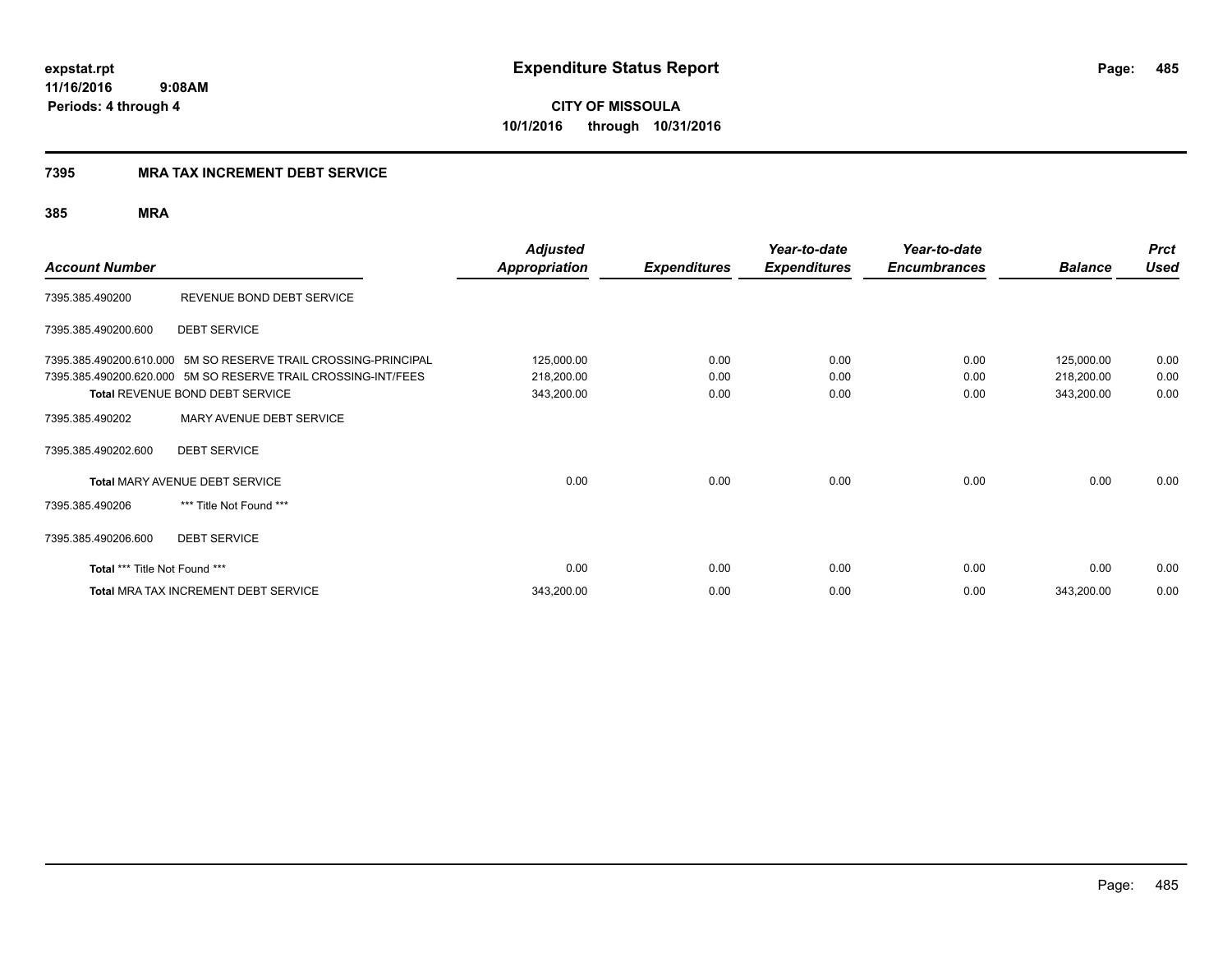**expstat.rpt**
**11/16/2016 9:08AM**
**Periods: 4 through 4**

# Expenditure Status Report

**CITY OF MISSOULA**
**10/1/2016 through 10/31/2016**

## 7395 MRA TAX INCREMENT DEBT SERVICE

### 385 MRA

| Account Number | | Adjusted Appropriation | Expenditures | Year-to-date Expenditures | Year-to-date Encumbrances | Balance | Prct Used |
|---|---|---|---|---|---|---|---|
| 7395.385.490200 | REVENUE BOND DEBT SERVICE | | | | | | |
| 7395.385.490200.600 | DEBT SERVICE | | | | | | |
| 7395.385.490200.610.000 | 5M SO RESERVE TRAIL CROSSING-PRINCIPAL | 125,000.00 | 0.00 | 0.00 | 0.00 | 125,000.00 | 0.00 |
| 7395.385.490200.620.000 | 5M SO RESERVE TRAIL CROSSING-INT/FEES | 218,200.00 | 0.00 | 0.00 | 0.00 | 218,200.00 | 0.00 |
| **Total** REVENUE BOND DEBT SERVICE | | 343,200.00 | 0.00 | 0.00 | 0.00 | 343,200.00 | 0.00 |
| 7395.385.490202 | MARY AVENUE DEBT SERVICE | | | | | | |
| 7395.385.490202.600 | DEBT SERVICE | | | | | | |
| **Total** MARY AVENUE DEBT SERVICE | | 0.00 | 0.00 | 0.00 | 0.00 | 0.00 | 0.00 |
| 7395.385.490206 | *** Title Not Found *** | | | | | | |
| 7395.385.490206.600 | DEBT SERVICE | | | | | | |
| **Total** *** Title Not Found *** | | 0.00 | 0.00 | 0.00 | 0.00 | 0.00 | 0.00 |
| **Total** MRA TAX INCREMENT DEBT SERVICE | | 343,200.00 | 0.00 | 0.00 | 0.00 | 343,200.00 | 0.00 |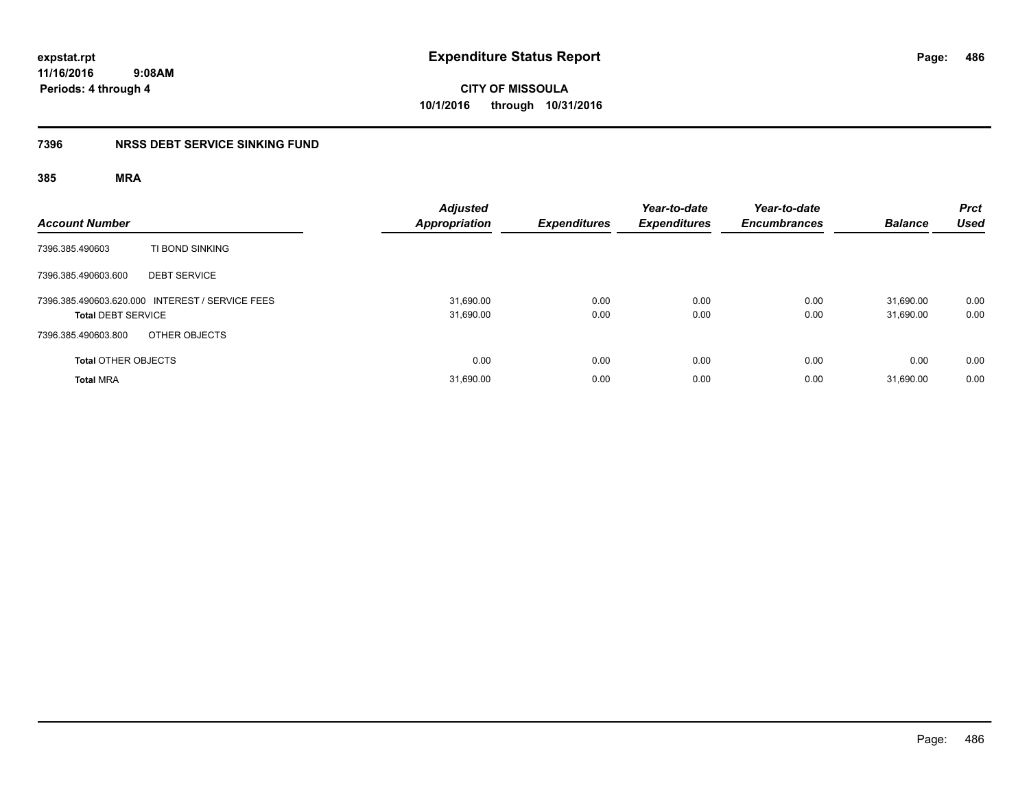**expstat.rpt**
**11/16/2016 9:08AM**
**Periods: 4 through 4**

# Expenditure Status Report

**CITY OF MISSOULA**
**10/1/2016 through 10/31/2016**

## 7396 NRSS DEBT SERVICE SINKING FUND

### 385 MRA

| Account Number | | Adjusted Appropriation | Expenditures | Year-to-date Expenditures | Year-to-date Encumbrances | Balance | Prct Used |
|---|---|---|---|---|---|---|---|
| 7396.385.490603 | TI BOND SINKING | | | | | | |
| 7396.385.490603.600 | DEBT SERVICE | | | | | | |
| 7396.385.490603.620.000 | INTEREST / SERVICE FEES | 31,690.00 | 0.00 | 0.00 | 0.00 | 31,690.00 | 0.00 |
| **Total** DEBT SERVICE | | 31,690.00 | 0.00 | 0.00 | 0.00 | 31,690.00 | 0.00 |
| 7396.385.490603.800 | OTHER OBJECTS | | | | | | |
| **Total** OTHER OBJECTS | | 0.00 | 0.00 | 0.00 | 0.00 | 0.00 | 0.00 |
| **Total** MRA | | 31,690.00 | 0.00 | 0.00 | 0.00 | 31,690.00 | 0.00 |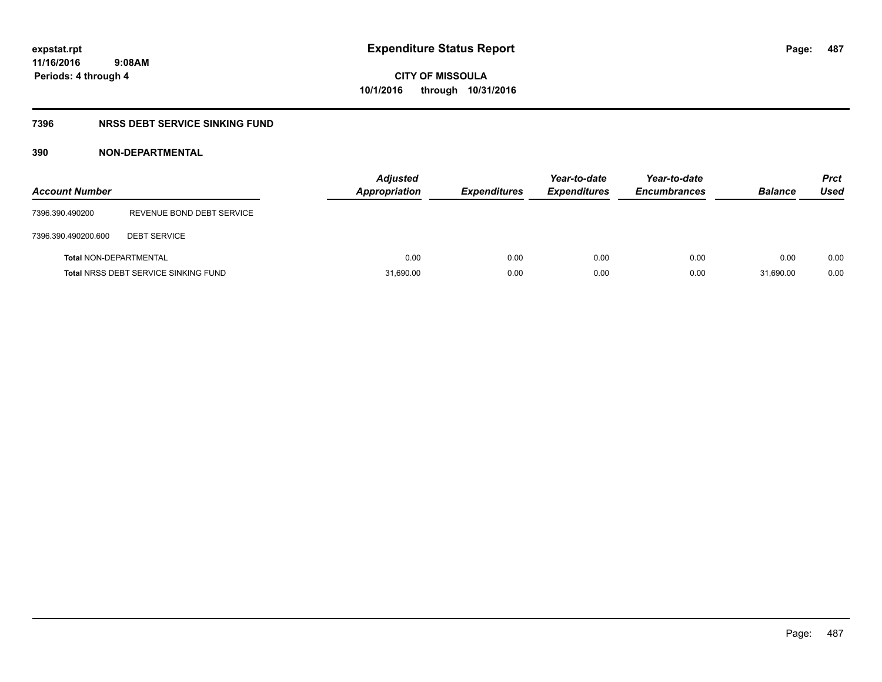**expstat.rpt**
**11/16/2016 9:08AM**
**Periods: 4 through 4**

# Expenditure Status Report

**CITY OF MISSOULA**
**10/1/2016 through 10/31/2016**

## 7396 NRSS DEBT SERVICE SINKING FUND

### 390 NON-DEPARTMENTAL

| Account Number | | Adjusted Appropriation | Expenditures | Year-to-date Expenditures | Year-to-date Encumbrances | Balance | Prct Used |
|---|---|---|---|---|---|---|---|
| 7396.390.490200 | REVENUE BOND DEBT SERVICE | | | | | | |
| 7396.390.490200.600 | DEBT SERVICE | | | | | | |
| **Total** NON-DEPARTMENTAL | | 0.00 | 0.00 | 0.00 | 0.00 | 0.00 | 0.00 |
| **Total** NRSS DEBT SERVICE SINKING FUND | | 31,690.00 | 0.00 | 0.00 | 0.00 | 31,690.00 | 0.00 |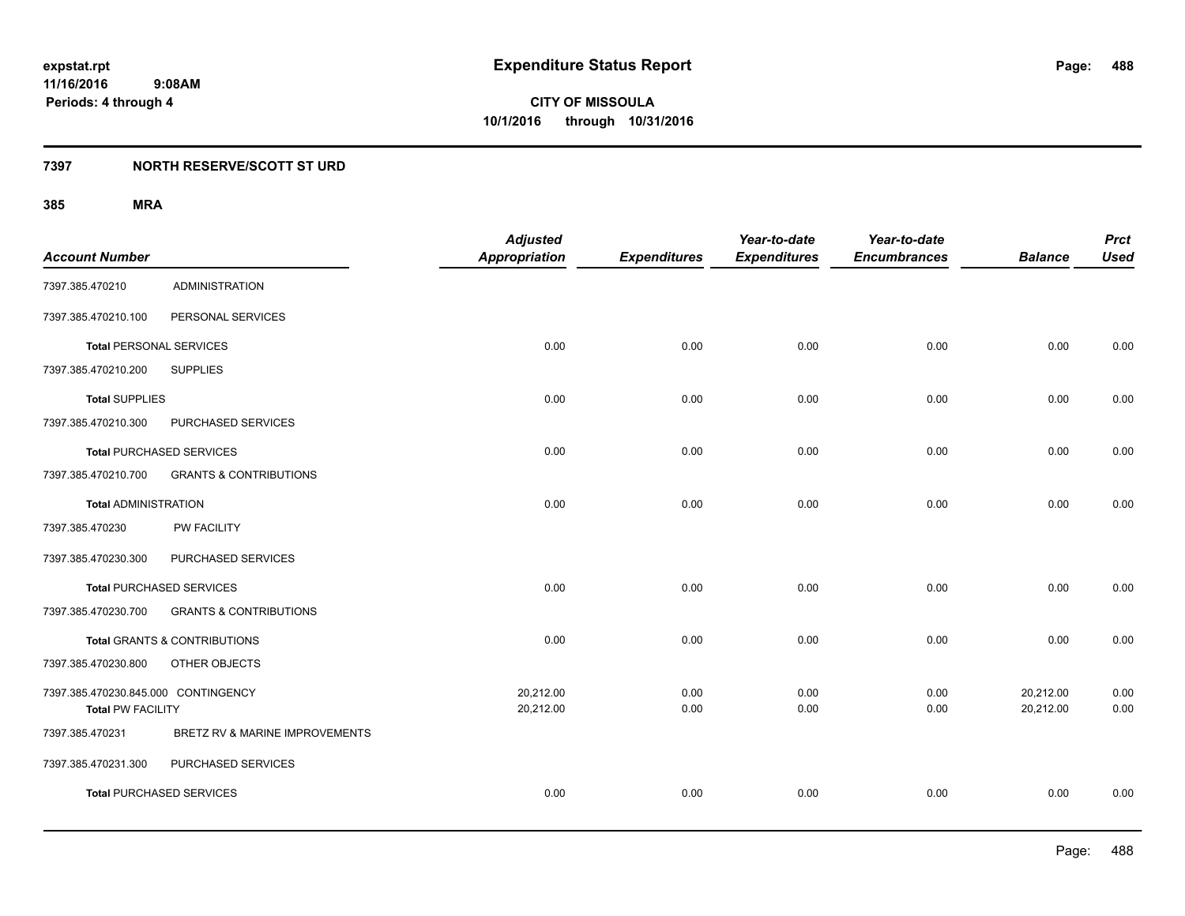expstat.rpt
11/16/2016 9:08AM
Periods: 4 through 4

# Expenditure Status Report

**CITY OF MISSOULA**
**10/1/2016 through 10/31/2016**

## 7397 NORTH RESERVE/SCOTT ST URD

### 385 MRA

| Account Number | | Adjusted Appropriation | Expenditures | Year-to-date Expenditures | Year-to-date Encumbrances | Balance | Prct Used |
|---|---|---|---|---|---|---|---|
| 7397.385.470210 | ADMINISTRATION | | | | | | |
| 7397.385.470210.100 | PERSONAL SERVICES | | | | | | |
| **Total** PERSONAL SERVICES | | 0.00 | 0.00 | 0.00 | 0.00 | 0.00 | 0.00 |
| 7397.385.470210.200 | SUPPLIES | | | | | | |
| **Total** SUPPLIES | | 0.00 | 0.00 | 0.00 | 0.00 | 0.00 | 0.00 |
| 7397.385.470210.300 | PURCHASED SERVICES | | | | | | |
| **Total** PURCHASED SERVICES | | 0.00 | 0.00 | 0.00 | 0.00 | 0.00 | 0.00 |
| 7397.385.470210.700 | GRANTS & CONTRIBUTIONS | | | | | | |
| **Total** ADMINISTRATION | | 0.00 | 0.00 | 0.00 | 0.00 | 0.00 | 0.00 |
| 7397.385.470230 | PW FACILITY | | | | | | |
| 7397.385.470230.300 | PURCHASED SERVICES | | | | | | |
| **Total** PURCHASED SERVICES | | 0.00 | 0.00 | 0.00 | 0.00 | 0.00 | 0.00 |
| 7397.385.470230.700 | GRANTS & CONTRIBUTIONS | | | | | | |
| **Total** GRANTS & CONTRIBUTIONS | | 0.00 | 0.00 | 0.00 | 0.00 | 0.00 | 0.00 |
| 7397.385.470230.800 | OTHER OBJECTS | | | | | | |
| 7397.385.470230.845.000 | CONTINGENCY | 20,212.00 | 0.00 | 0.00 | 0.00 | 20,212.00 | 0.00 |
| **Total** PW FACILITY | | 20,212.00 | 0.00 | 0.00 | 0.00 | 20,212.00 | 0.00 |
| 7397.385.470231 | BRETZ RV & MARINE IMPROVEMENTS | | | | | | |
| 7397.385.470231.300 | PURCHASED SERVICES | | | | | | |
| **Total** PURCHASED SERVICES | | 0.00 | 0.00 | 0.00 | 0.00 | 0.00 | 0.00 |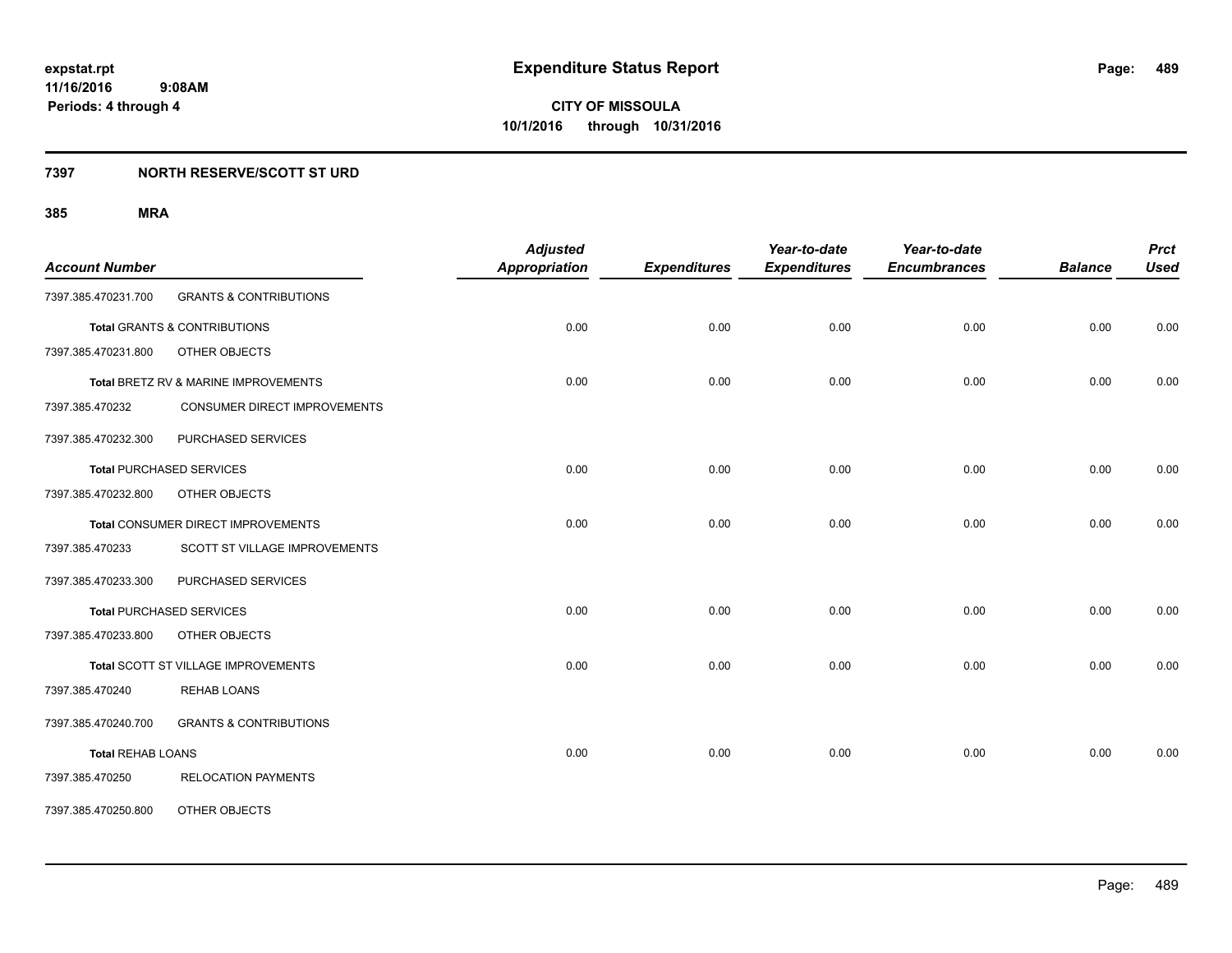# Expenditure Status Report

**CITY OF MISSOULA**
**10/1/2016 through 10/31/2016**

expstat.rpt
11/16/2016 9:08AM
Periods: 4 through 4

## 7397 NORTH RESERVE/SCOTT ST URD

### 385 MRA

| Account Number | | Adjusted Appropriation | Expenditures | Year-to-date Expenditures | Year-to-date Encumbrances | Balance | Prct Used |
|---|---|---|---|---|---|---|---|
| 7397.385.470231.700 | GRANTS & CONTRIBUTIONS | | | | | | |
| **Total** GRANTS & CONTRIBUTIONS | | 0.00 | 0.00 | 0.00 | 0.00 | 0.00 | 0.00 |
| 7397.385.470231.800 | OTHER OBJECTS | | | | | | |
| **Total** BRETZ RV & MARINE IMPROVEMENTS | | 0.00 | 0.00 | 0.00 | 0.00 | 0.00 | 0.00 |
| 7397.385.470232 | CONSUMER DIRECT IMPROVEMENTS | | | | | | |
| 7397.385.470232.300 | PURCHASED SERVICES | | | | | | |
| **Total** PURCHASED SERVICES | | 0.00 | 0.00 | 0.00 | 0.00 | 0.00 | 0.00 |
| 7397.385.470232.800 | OTHER OBJECTS | | | | | | |
| **Total** CONSUMER DIRECT IMPROVEMENTS | | 0.00 | 0.00 | 0.00 | 0.00 | 0.00 | 0.00 |
| 7397.385.470233 | SCOTT ST VILLAGE IMPROVEMENTS | | | | | | |
| 7397.385.470233.300 | PURCHASED SERVICES | | | | | | |
| **Total** PURCHASED SERVICES | | 0.00 | 0.00 | 0.00 | 0.00 | 0.00 | 0.00 |
| 7397.385.470233.800 | OTHER OBJECTS | | | | | | |
| **Total** SCOTT ST VILLAGE IMPROVEMENTS | | 0.00 | 0.00 | 0.00 | 0.00 | 0.00 | 0.00 |
| 7397.385.470240 | REHAB LOANS | | | | | | |
| 7397.385.470240.700 | GRANTS & CONTRIBUTIONS | | | | | | |
| **Total** REHAB LOANS | | 0.00 | 0.00 | 0.00 | 0.00 | 0.00 | 0.00 |
| 7397.385.470250 | RELOCATION PAYMENTS | | | | | | |
| 7397.385.470250.800 | OTHER OBJECTS | | | | | | |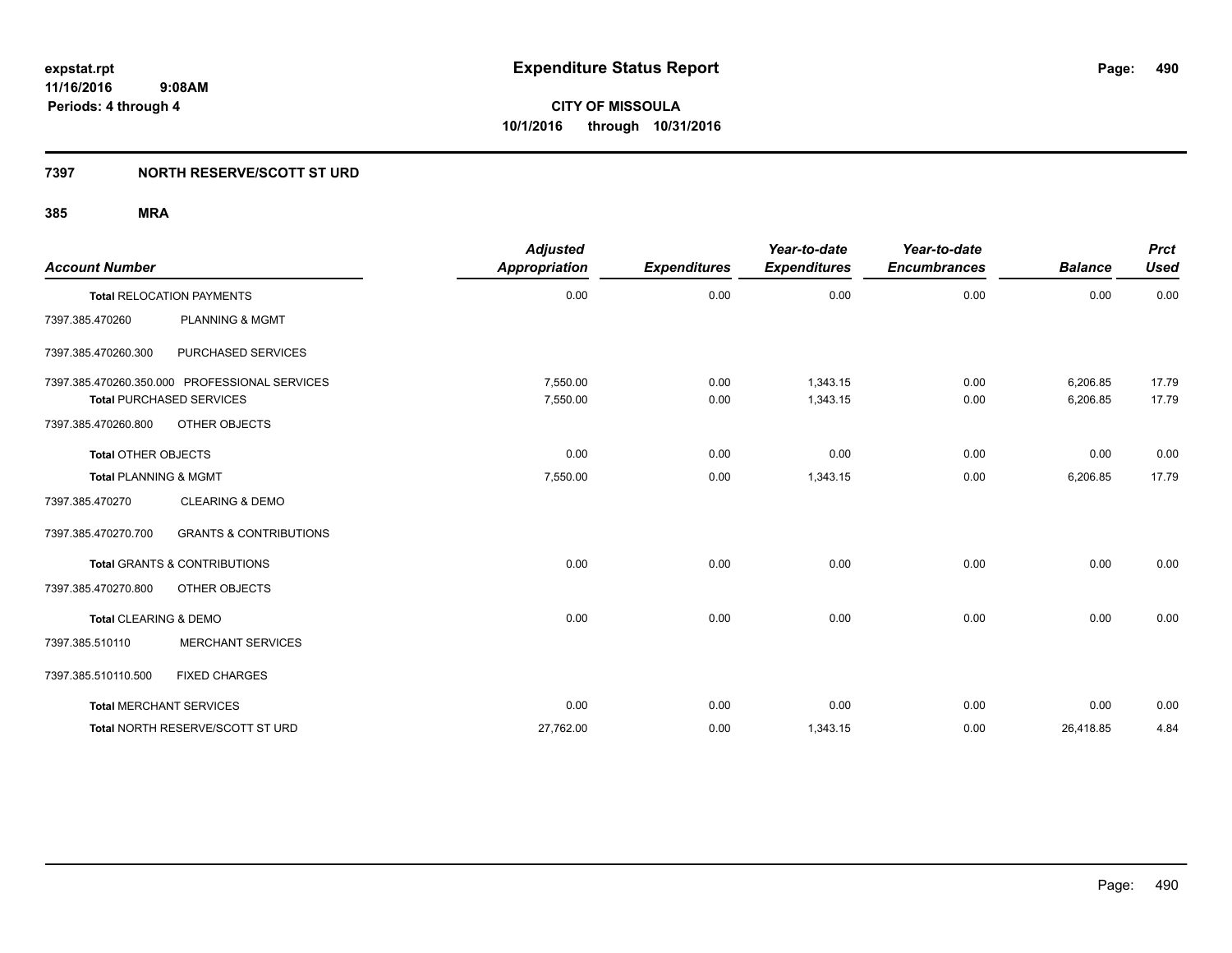**expstat.rpt**
**11/16/2016 9:08AM**
**Periods: 4 through 4**

# Expenditure Status Report

**CITY OF MISSOULA**
**10/1/2016 through 10/31/2016**

## 7397 NORTH RESERVE/SCOTT ST URD

### 385 MRA

| Account Number | | Adjusted Appropriation | Expenditures | Year-to-date Expenditures | Year-to-date Encumbrances | Balance | Prct Used |
|---|---|---|---|---|---|---|---|
| **Total** RELOCATION PAYMENTS | | 0.00 | 0.00 | 0.00 | 0.00 | 0.00 | 0.00 |
| 7397.385.470260 | PLANNING & MGMT | | | | | | |
| 7397.385.470260.300 | PURCHASED SERVICES | | | | | | |
| 7397.385.470260.350.000 | PROFESSIONAL SERVICES | 7,550.00 | 0.00 | 1,343.15 | 0.00 | 6,206.85 | 17.79 |
| **Total** PURCHASED SERVICES | | 7,550.00 | 0.00 | 1,343.15 | 0.00 | 6,206.85 | 17.79 |
| 7397.385.470260.800 | OTHER OBJECTS | | | | | | |
| **Total** OTHER OBJECTS | | 0.00 | 0.00 | 0.00 | 0.00 | 0.00 | 0.00 |
| **Total** PLANNING & MGMT | | 7,550.00 | 0.00 | 1,343.15 | 0.00 | 6,206.85 | 17.79 |
| 7397.385.470270 | CLEARING & DEMO | | | | | | |
| 7397.385.470270.700 | GRANTS & CONTRIBUTIONS | | | | | | |
| **Total** GRANTS & CONTRIBUTIONS | | 0.00 | 0.00 | 0.00 | 0.00 | 0.00 | 0.00 |
| 7397.385.470270.800 | OTHER OBJECTS | | | | | | |
| **Total** CLEARING & DEMO | | 0.00 | 0.00 | 0.00 | 0.00 | 0.00 | 0.00 |
| 7397.385.510110 | MERCHANT SERVICES | | | | | | |
| 7397.385.510110.500 | FIXED CHARGES | | | | | | |
| **Total** MERCHANT SERVICES | | 0.00 | 0.00 | 0.00 | 0.00 | 0.00 | 0.00 |
| **Total** NORTH RESERVE/SCOTT ST URD | | 27,762.00 | 0.00 | 1,343.15 | 0.00 | 26,418.85 | 4.84 |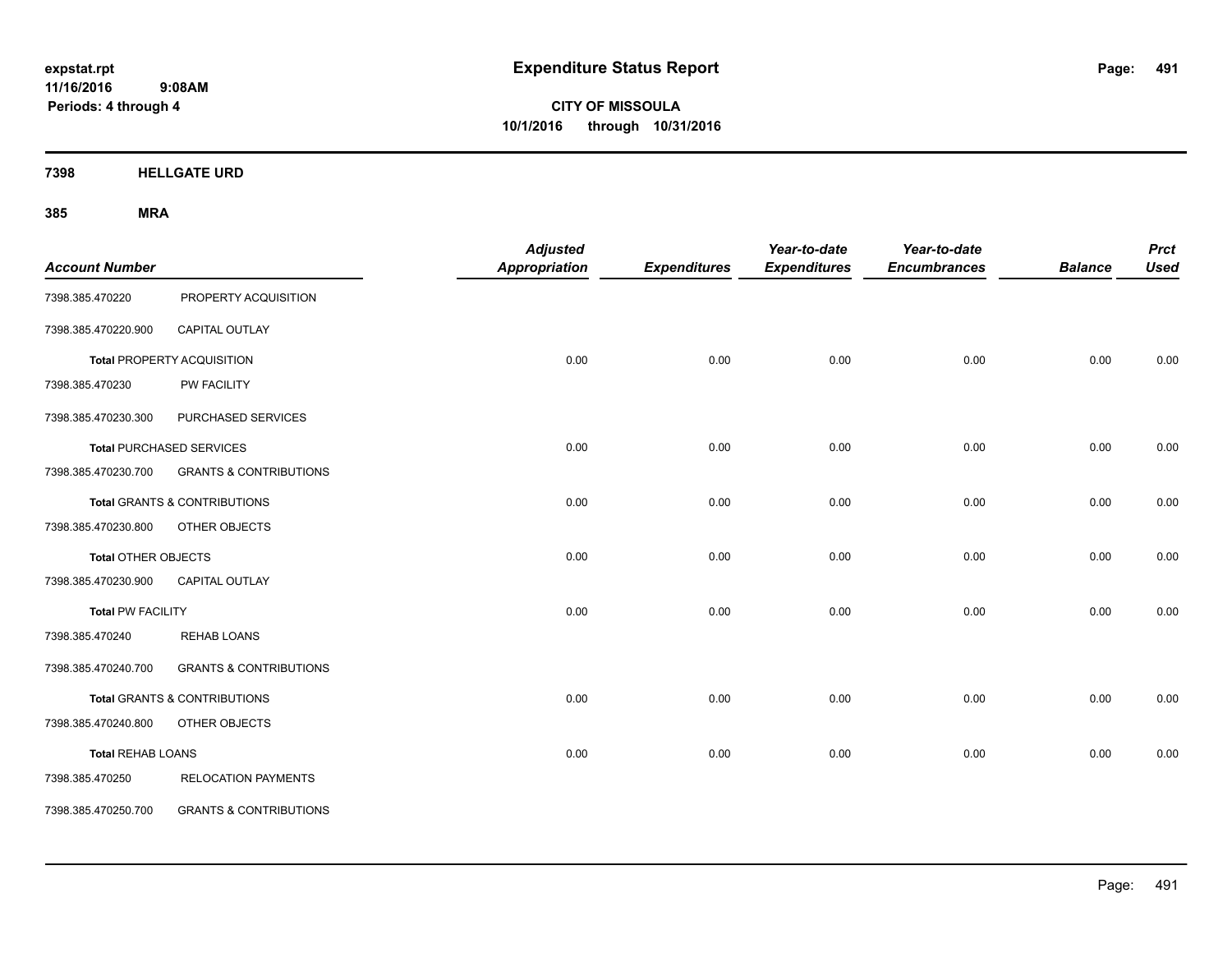**expstat.rpt**
**11/16/2016 9:08AM**
**Periods: 4 through 4**

# Expenditure Status Report

**CITY OF MISSOULA**
**10/1/2016 through 10/31/2016**

## 7398 HELLGATE URD

## 385 MRA

| Account Number | | Adjusted Appropriation | Expenditures | Year-to-date Expenditures | Year-to-date Encumbrances | Balance | Prct Used |
|---|---|---|---|---|---|---|---|
| 7398.385.470220 | PROPERTY ACQUISITION | | | | | | |
| 7398.385.470220.900 | CAPITAL OUTLAY | | | | | | |
| **Total** PROPERTY ACQUISITION | | 0.00 | 0.00 | 0.00 | 0.00 | 0.00 | 0.00 |
| 7398.385.470230 | PW FACILITY | | | | | | |
| 7398.385.470230.300 | PURCHASED SERVICES | | | | | | |
| **Total** PURCHASED SERVICES | | 0.00 | 0.00 | 0.00 | 0.00 | 0.00 | 0.00 |
| 7398.385.470230.700 | GRANTS & CONTRIBUTIONS | | | | | | |
| **Total** GRANTS & CONTRIBUTIONS | | 0.00 | 0.00 | 0.00 | 0.00 | 0.00 | 0.00 |
| 7398.385.470230.800 | OTHER OBJECTS | | | | | | |
| **Total** OTHER OBJECTS | | 0.00 | 0.00 | 0.00 | 0.00 | 0.00 | 0.00 |
| 7398.385.470230.900 | CAPITAL OUTLAY | | | | | | |
| **Total** PW FACILITY | | 0.00 | 0.00 | 0.00 | 0.00 | 0.00 | 0.00 |
| 7398.385.470240 | REHAB LOANS | | | | | | |
| 7398.385.470240.700 | GRANTS & CONTRIBUTIONS | | | | | | |
| **Total** GRANTS & CONTRIBUTIONS | | 0.00 | 0.00 | 0.00 | 0.00 | 0.00 | 0.00 |
| 7398.385.470240.800 | OTHER OBJECTS | | | | | | |
| **Total** REHAB LOANS | | 0.00 | 0.00 | 0.00 | 0.00 | 0.00 | 0.00 |
| 7398.385.470250 | RELOCATION PAYMENTS | | | | | | |
| 7398.385.470250.700 | GRANTS & CONTRIBUTIONS | | | | | | |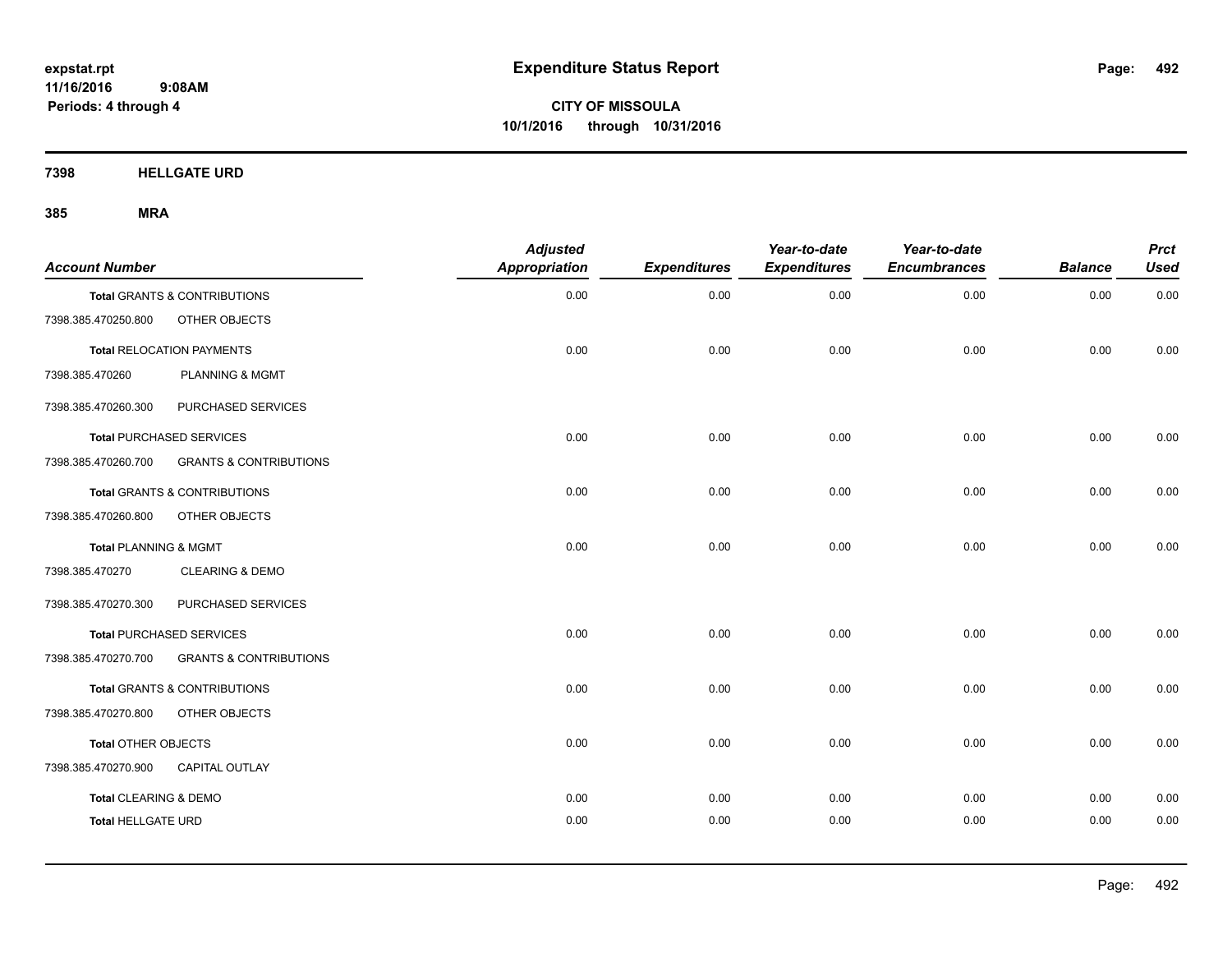expstat.rpt
11/16/2016 9:08AM
Periods: 4 through 4

# Expenditure Status Report

**CITY OF MISSOULA**
**10/1/2016 through 10/31/2016**

## 7398 HELLGATE URD

## 385 MRA

| Account Number | | Adjusted Appropriation | Expenditures | Year-to-date Expenditures | Year-to-date Encumbrances | Balance | Prct Used |
|---|---|---|---|---|---|---|---|
| **Total** GRANTS & CONTRIBUTIONS | | 0.00 | 0.00 | 0.00 | 0.00 | 0.00 | 0.00 |
| 7398.385.470250.800 | OTHER OBJECTS | | | | | | |
| **Total** RELOCATION PAYMENTS | | 0.00 | 0.00 | 0.00 | 0.00 | 0.00 | 0.00 |
| 7398.385.470260 | PLANNING & MGMT | | | | | | |
| 7398.385.470260.300 | PURCHASED SERVICES | | | | | | |
| **Total** PURCHASED SERVICES | | 0.00 | 0.00 | 0.00 | 0.00 | 0.00 | 0.00 |
| 7398.385.470260.700 | GRANTS & CONTRIBUTIONS | | | | | | |
| **Total** GRANTS & CONTRIBUTIONS | | 0.00 | 0.00 | 0.00 | 0.00 | 0.00 | 0.00 |
| 7398.385.470260.800 | OTHER OBJECTS | | | | | | |
| **Total** PLANNING & MGMT | | 0.00 | 0.00 | 0.00 | 0.00 | 0.00 | 0.00 |
| 7398.385.470270 | CLEARING & DEMO | | | | | | |
| 7398.385.470270.300 | PURCHASED SERVICES | | | | | | |
| **Total** PURCHASED SERVICES | | 0.00 | 0.00 | 0.00 | 0.00 | 0.00 | 0.00 |
| 7398.385.470270.700 | GRANTS & CONTRIBUTIONS | | | | | | |
| **Total** GRANTS & CONTRIBUTIONS | | 0.00 | 0.00 | 0.00 | 0.00 | 0.00 | 0.00 |
| 7398.385.470270.800 | OTHER OBJECTS | | | | | | |
| **Total** OTHER OBJECTS | | 0.00 | 0.00 | 0.00 | 0.00 | 0.00 | 0.00 |
| 7398.385.470270.900 | CAPITAL OUTLAY | | | | | | |
| **Total** CLEARING & DEMO | | 0.00 | 0.00 | 0.00 | 0.00 | 0.00 | 0.00 |
| **Total** HELLGATE URD | | 0.00 | 0.00 | 0.00 | 0.00 | 0.00 | 0.00 |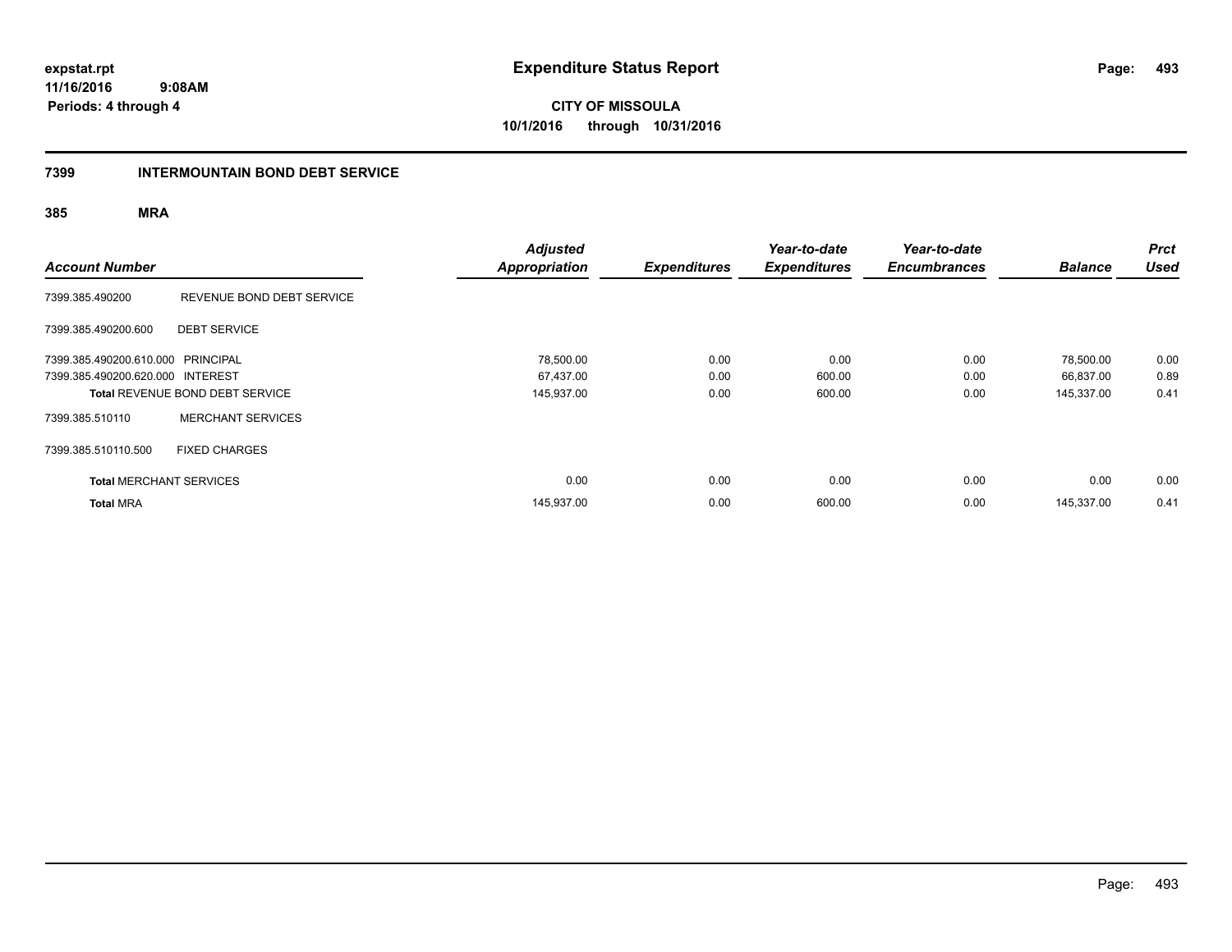# Expenditure Status Report

**CITY OF MISSOULA**

**10/1/2016 through 10/31/2016**

expstat.rpt
11/16/2016 9:08AM
Periods: 4 through 4

## 7399 INTERMOUNTAIN BOND DEBT SERVICE

### 385 MRA

| Account Number | | Adjusted Appropriation | Expenditures | Year-to-date Expenditures | Year-to-date Encumbrances | Balance | Prct Used |
|---|---|---|---|---|---|---|---|
| 7399.385.490200 | REVENUE BOND DEBT SERVICE | | | | | | |
| 7399.385.490200.600 | DEBT SERVICE | | | | | | |
| 7399.385.490200.610.000 | PRINCIPAL | 78,500.00 | 0.00 | 0.00 | 0.00 | 78,500.00 | 0.00 |
| 7399.385.490200.620.000 | INTEREST | 67,437.00 | 0.00 | 600.00 | 0.00 | 66,837.00 | 0.89 |
| **Total** REVENUE BOND DEBT SERVICE | | 145,937.00 | 0.00 | 600.00 | 0.00 | 145,337.00 | 0.41 |
| 7399.385.510110 | MERCHANT SERVICES | | | | | | |
| 7399.385.510110.500 | FIXED CHARGES | | | | | | |
| **Total** MERCHANT SERVICES | | 0.00 | 0.00 | 0.00 | 0.00 | 0.00 | 0.00 |
| **Total** MRA | | 145,937.00 | 0.00 | 600.00 | 0.00 | 145,337.00 | 0.41 |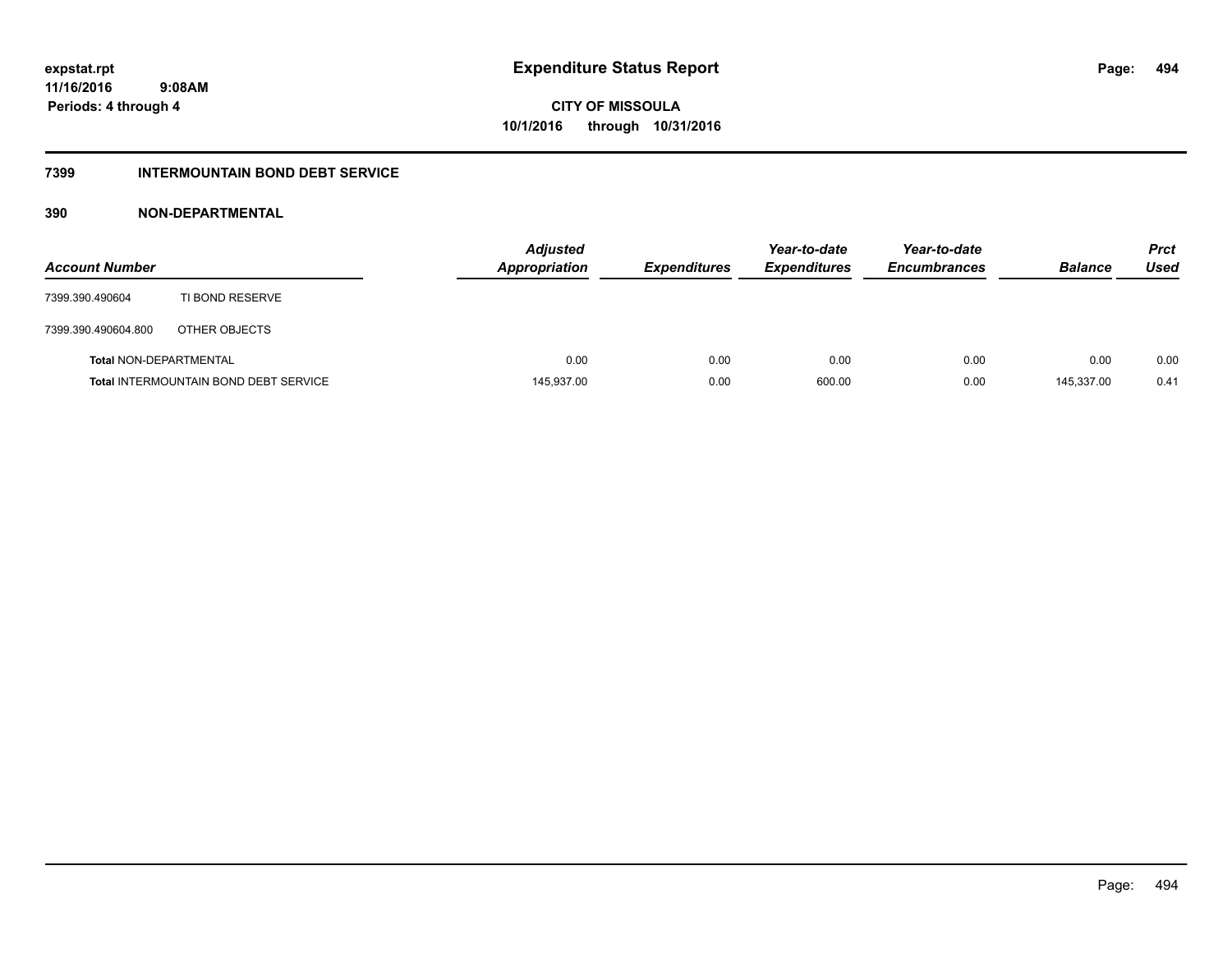# Expenditure Status Report

**CITY OF MISSOULA**
**10/1/2016 through 10/31/2016**

expstat.rpt
11/16/2016 9:08AM
Periods: 4 through 4

## 7399 INTERMOUNTAIN BOND DEBT SERVICE

### 390 NON-DEPARTMENTAL

| Account Number | | Adjusted Appropriation | Expenditures | Year-to-date Expenditures | Year-to-date Encumbrances | Balance | Prct Used |
|---|---|---|---|---|---|---|---|
| 7399.390.490604 | TI BOND RESERVE | | | | | | |
| 7399.390.490604.800 | OTHER OBJECTS | | | | | | |
| **Total** NON-DEPARTMENTAL | | 0.00 | 0.00 | 0.00 | 0.00 | 0.00 | 0.00 |
| **Total** INTERMOUNTAIN BOND DEBT SERVICE | | 145,937.00 | 0.00 | 600.00 | 0.00 | 145,337.00 | 0.41 |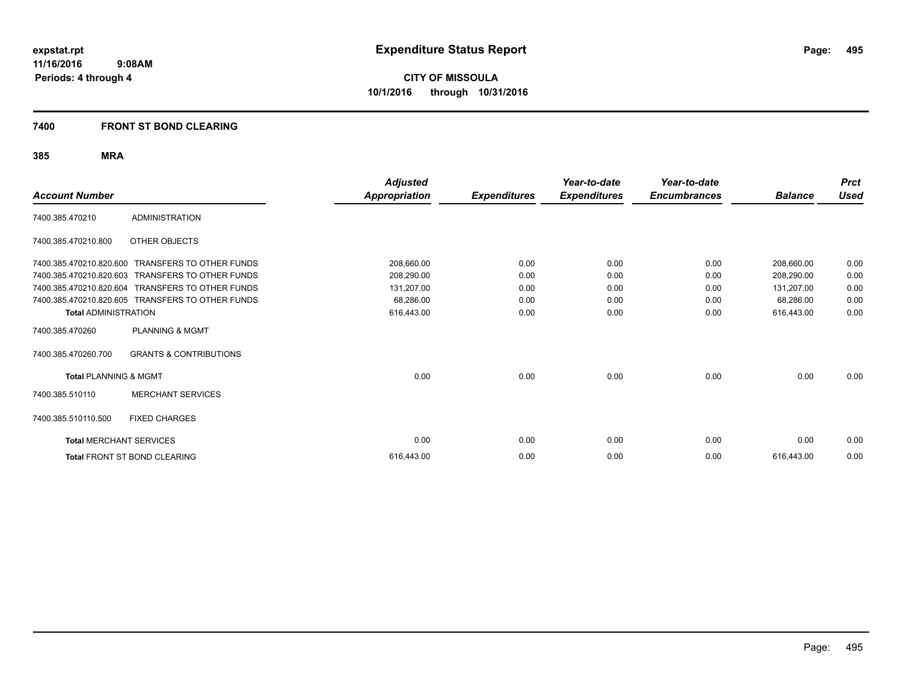**expstat.rpt**
**11/16/2016 9:08AM**
**Periods: 4 through 4**

# Expenditure Status Report

**CITY OF MISSOULA**
**10/1/2016 through 10/31/2016**

## 7400 FRONT ST BOND CLEARING

### 385 MRA

| Account Number | | Adjusted Appropriation | Expenditures | Year-to-date Expenditures | Year-to-date Encumbrances | Balance | Prct Used |
|---|---|---|---|---|---|---|---|
| 7400.385.470210 | ADMINISTRATION | | | | | | |
| 7400.385.470210.800 | OTHER OBJECTS | | | | | | |
| 7400.385.470210.820.600 | TRANSFERS TO OTHER FUNDS | 208,660.00 | 0.00 | 0.00 | 0.00 | 208,660.00 | 0.00 |
| 7400.385.470210.820.603 | TRANSFERS TO OTHER FUNDS | 208,290.00 | 0.00 | 0.00 | 0.00 | 208,290.00 | 0.00 |
| 7400.385.470210.820.604 | TRANSFERS TO OTHER FUNDS | 131,207.00 | 0.00 | 0.00 | 0.00 | 131,207.00 | 0.00 |
| 7400.385.470210.820.605 | TRANSFERS TO OTHER FUNDS | 68,286.00 | 0.00 | 0.00 | 0.00 | 68,286.00 | 0.00 |
| **Total** ADMINISTRATION | | 616,443.00 | 0.00 | 0.00 | 0.00 | 616,443.00 | 0.00 |
| 7400.385.470260 | PLANNING & MGMT | | | | | | |
| 7400.385.470260.700 | GRANTS & CONTRIBUTIONS | | | | | | |
| **Total** PLANNING & MGMT | | 0.00 | 0.00 | 0.00 | 0.00 | 0.00 | 0.00 |
| 7400.385.510110 | MERCHANT SERVICES | | | | | | |
| 7400.385.510110.500 | FIXED CHARGES | | | | | | |
| **Total** MERCHANT SERVICES | | 0.00 | 0.00 | 0.00 | 0.00 | 0.00 | 0.00 |
| **Total** FRONT ST BOND CLEARING | | 616,443.00 | 0.00 | 0.00 | 0.00 | 616,443.00 | 0.00 |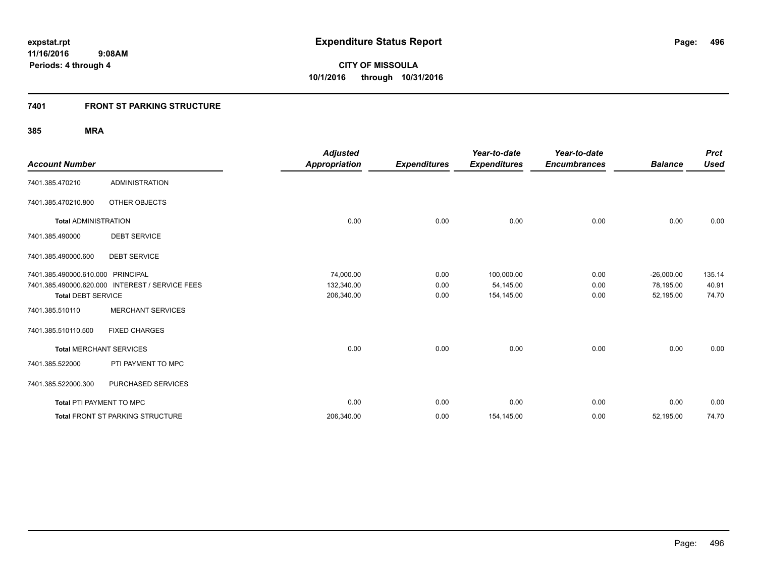# Expenditure Status Report

expstat.rpt
11/16/2016 9:08AM
Periods: 4 through 4

**CITY OF MISSOULA**
**10/1/2016 through 10/31/2016**

## 7401 FRONT ST PARKING STRUCTURE

### 385 MRA

| Account Number | | Adjusted Appropriation | Expenditures | Year-to-date Expenditures | Year-to-date Encumbrances | Balance | Prct Used |
|---|---|---|---|---|---|---|---|
| 7401.385.470210 | ADMINISTRATION | | | | | | |
| 7401.385.470210.800 | OTHER OBJECTS | | | | | | |
| **Total** ADMINISTRATION | | 0.00 | 0.00 | 0.00 | 0.00 | 0.00 | 0.00 |
| 7401.385.490000 | DEBT SERVICE | | | | | | |
| 7401.385.490000.600 | DEBT SERVICE | | | | | | |
| 7401.385.490000.610.000 | PRINCIPAL | 74,000.00 | 0.00 | 100,000.00 | 0.00 | -26,000.00 | 135.14 |
| 7401.385.490000.620.000 | INTEREST / SERVICE FEES | 132,340.00 | 0.00 | 54,145.00 | 0.00 | 78,195.00 | 40.91 |
| **Total** DEBT SERVICE | | 206,340.00 | 0.00 | 154,145.00 | 0.00 | 52,195.00 | 74.70 |
| 7401.385.510110 | MERCHANT SERVICES | | | | | | |
| 7401.385.510110.500 | FIXED CHARGES | | | | | | |
| **Total** MERCHANT SERVICES | | 0.00 | 0.00 | 0.00 | 0.00 | 0.00 | 0.00 |
| 7401.385.522000 | PTI PAYMENT TO MPC | | | | | | |
| 7401.385.522000.300 | PURCHASED SERVICES | | | | | | |
| **Total** PTI PAYMENT TO MPC | | 0.00 | 0.00 | 0.00 | 0.00 | 0.00 | 0.00 |
| **Total** FRONT ST PARKING STRUCTURE | | 206,340.00 | 0.00 | 154,145.00 | 0.00 | 52,195.00 | 74.70 |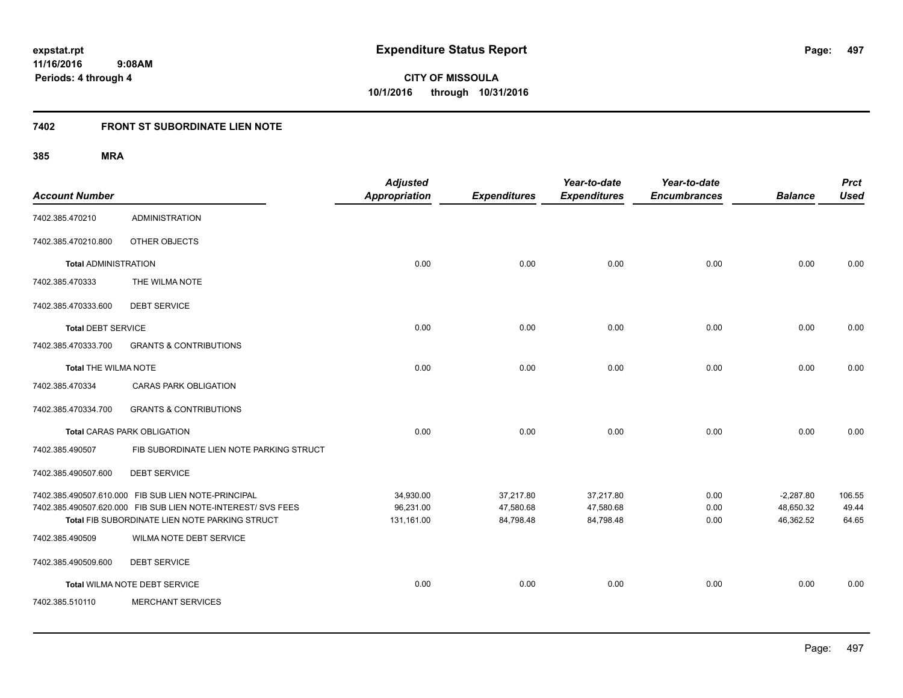**expstat.rpt**
**11/16/2016 9:08AM**
**Periods: 4 through 4**

# Expenditure Status Report

**CITY OF MISSOULA**
**10/1/2016 through 10/31/2016**

## 7402 FRONT ST SUBORDINATE LIEN NOTE

### 385 MRA

| Account Number | | Adjusted Appropriation | Expenditures | Year-to-date Expenditures | Year-to-date Encumbrances | Balance | Prct Used |
|---|---|---|---|---|---|---|---|
| 7402.385.470210 | ADMINISTRATION | | | | | | |
| 7402.385.470210.800 | OTHER OBJECTS | | | | | | |
| **Total** ADMINISTRATION | | 0.00 | 0.00 | 0.00 | 0.00 | 0.00 | 0.00 |
| 7402.385.470333 | THE WILMA NOTE | | | | | | |
| 7402.385.470333.600 | DEBT SERVICE | | | | | | |
| **Total** DEBT SERVICE | | 0.00 | 0.00 | 0.00 | 0.00 | 0.00 | 0.00 |
| 7402.385.470333.700 | GRANTS & CONTRIBUTIONS | | | | | | |
| **Total** THE WILMA NOTE | | 0.00 | 0.00 | 0.00 | 0.00 | 0.00 | 0.00 |
| 7402.385.470334 | CARAS PARK OBLIGATION | | | | | | |
| 7402.385.470334.700 | GRANTS & CONTRIBUTIONS | | | | | | |
| **Total** CARAS PARK OBLIGATION | | 0.00 | 0.00 | 0.00 | 0.00 | 0.00 | 0.00 |
| 7402.385.490507 | FIB SUBORDINATE LIEN NOTE PARKING STRUCT | | | | | | |
| 7402.385.490507.600 | DEBT SERVICE | | | | | | |
| 7402.385.490507.610.000 | FIB SUB LIEN NOTE-PRINCIPAL | 34,930.00 | 37,217.80 | 37,217.80 | 0.00 | -2,287.80 | 106.55 |
| 7402.385.490507.620.000 | FIB SUB LIEN NOTE-INTEREST/ SVS FEES | 96,231.00 | 47,580.68 | 47,580.68 | 0.00 | 48,650.32 | 49.44 |
| **Total** FIB SUBORDINATE LIEN NOTE PARKING STRUCT | | 131,161.00 | 84,798.48 | 84,798.48 | 0.00 | 46,362.52 | 64.65 |
| 7402.385.490509 | WILMA NOTE DEBT SERVICE | | | | | | |
| 7402.385.490509.600 | DEBT SERVICE | | | | | | |
| **Total** WILMA NOTE DEBT SERVICE | | 0.00 | 0.00 | 0.00 | 0.00 | 0.00 | 0.00 |
| 7402.385.510110 | MERCHANT SERVICES | | | | | | |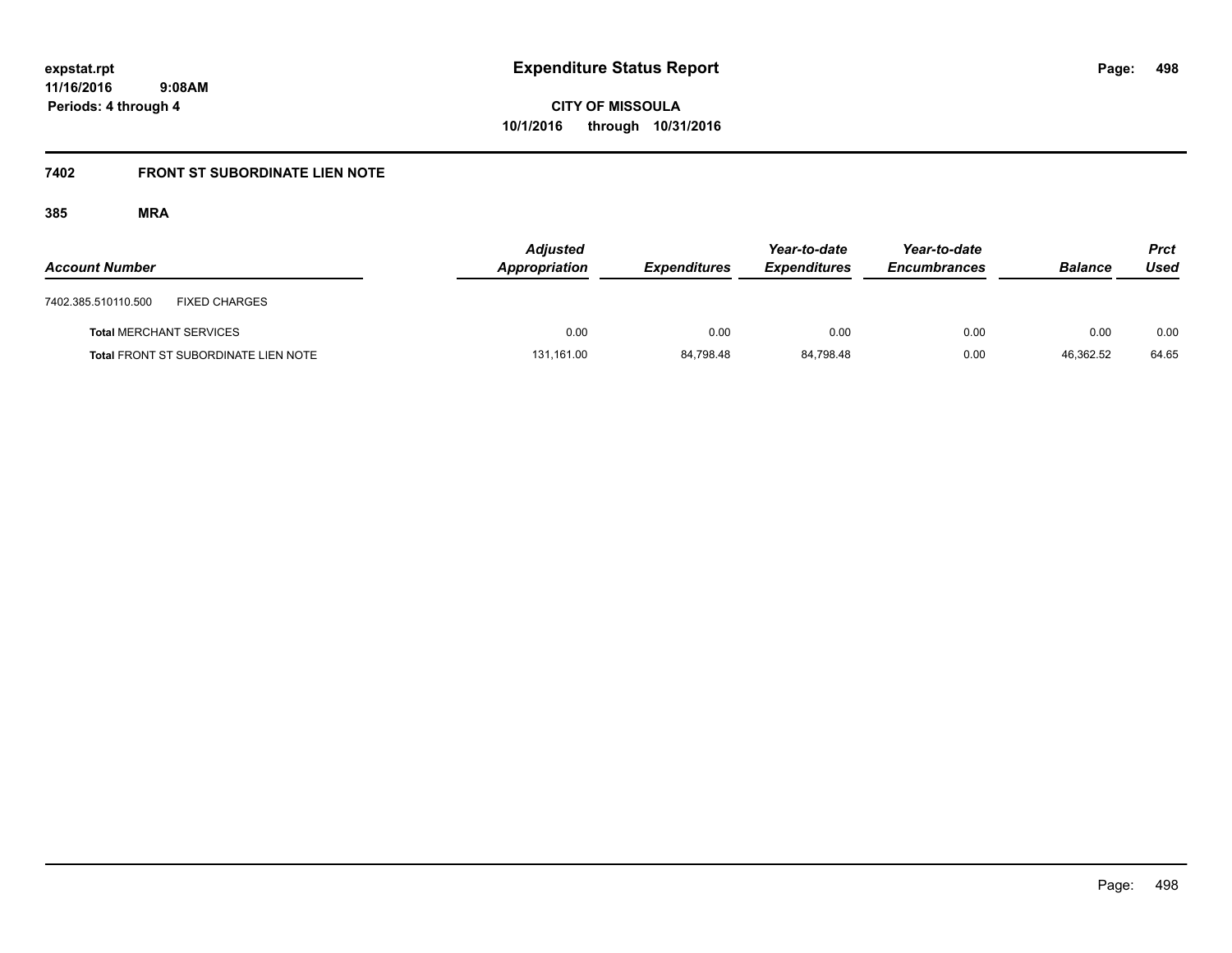**expstat.rpt**
**11/16/2016 9:08AM**
**Periods: 4 through 4**

# Expenditure Status Report

**CITY OF MISSOULA**
**10/1/2016 through 10/31/2016**

## 7402 FRONT ST SUBORDINATE LIEN NOTE

### 385 MRA

| Account Number | | Adjusted Appropriation | Expenditures | Year-to-date Expenditures | Year-to-date Encumbrances | Balance | Prct Used |
|---|---|---|---|---|---|---|---|
| 7402.385.510110.500 | FIXED CHARGES | | | | | | |
| **Total** MERCHANT SERVICES | | 0.00 | 0.00 | 0.00 | 0.00 | 0.00 | 0.00 |
| **Total** FRONT ST SUBORDINATE LIEN NOTE | | 131,161.00 | 84,798.48 | 84,798.48 | 0.00 | 46,362.52 | 64.65 |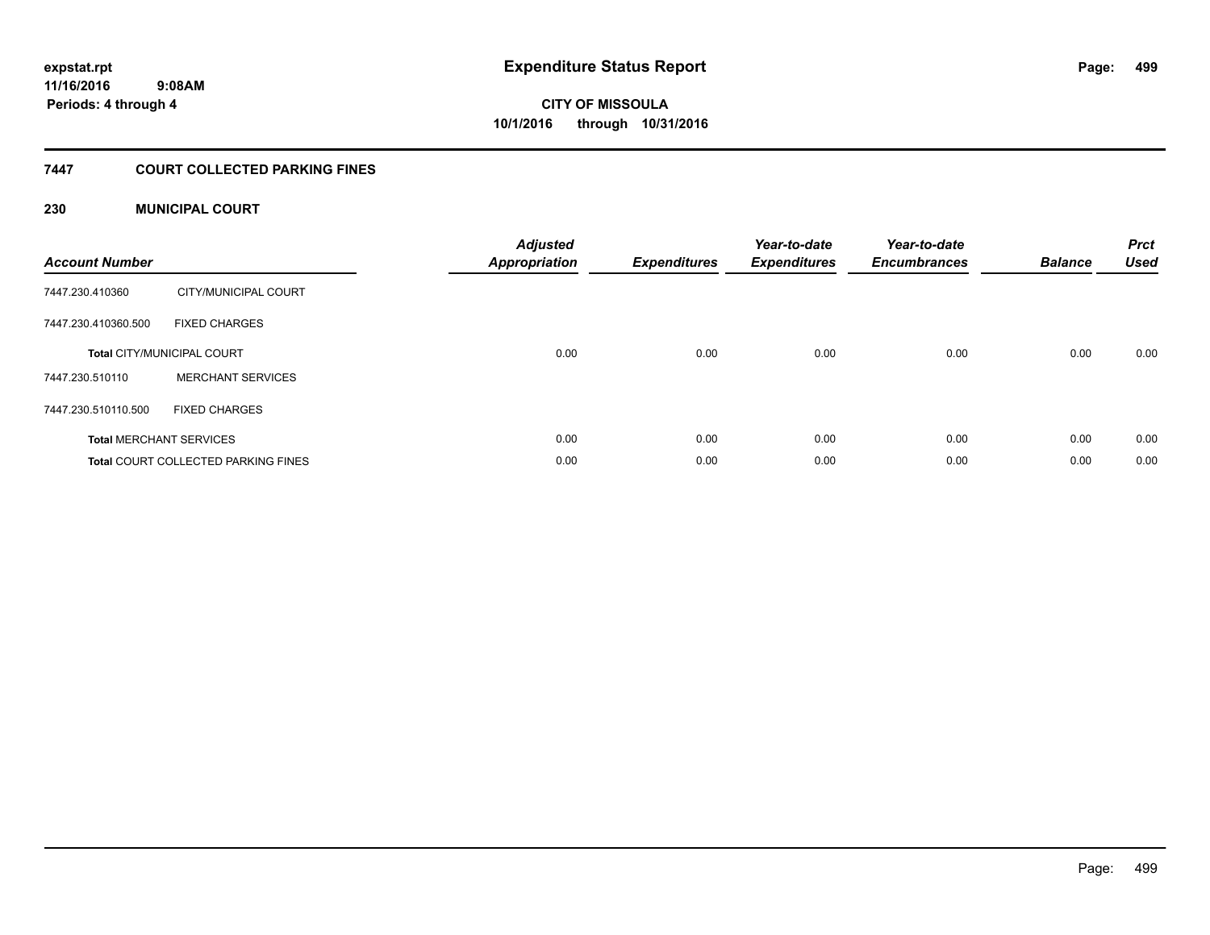**expstat.rpt**
**11/16/2016 9:08AM**
**Periods: 4 through 4**

# Expenditure Status Report

**CITY OF MISSOULA**
**10/1/2016 through 10/31/2016**

## 7447 COURT COLLECTED PARKING FINES

### 230 MUNICIPAL COURT

| Account Number | | Adjusted Appropriation | Expenditures | Year-to-date Expenditures | Year-to-date Encumbrances | Balance | Prct Used |
|---|---|---|---|---|---|---|---|
| 7447.230.410360 | CITY/MUNICIPAL COURT | | | | | | |
| 7447.230.410360.500 | FIXED CHARGES | | | | | | |
| **Total** CITY/MUNICIPAL COURT | | 0.00 | 0.00 | 0.00 | 0.00 | 0.00 | 0.00 |
| 7447.230.510110 | MERCHANT SERVICES | | | | | | |
| 7447.230.510110.500 | FIXED CHARGES | | | | | | |
| **Total** MERCHANT SERVICES | | 0.00 | 0.00 | 0.00 | 0.00 | 0.00 | 0.00 |
| **Total** COURT COLLECTED PARKING FINES | | 0.00 | 0.00 | 0.00 | 0.00 | 0.00 | 0.00 |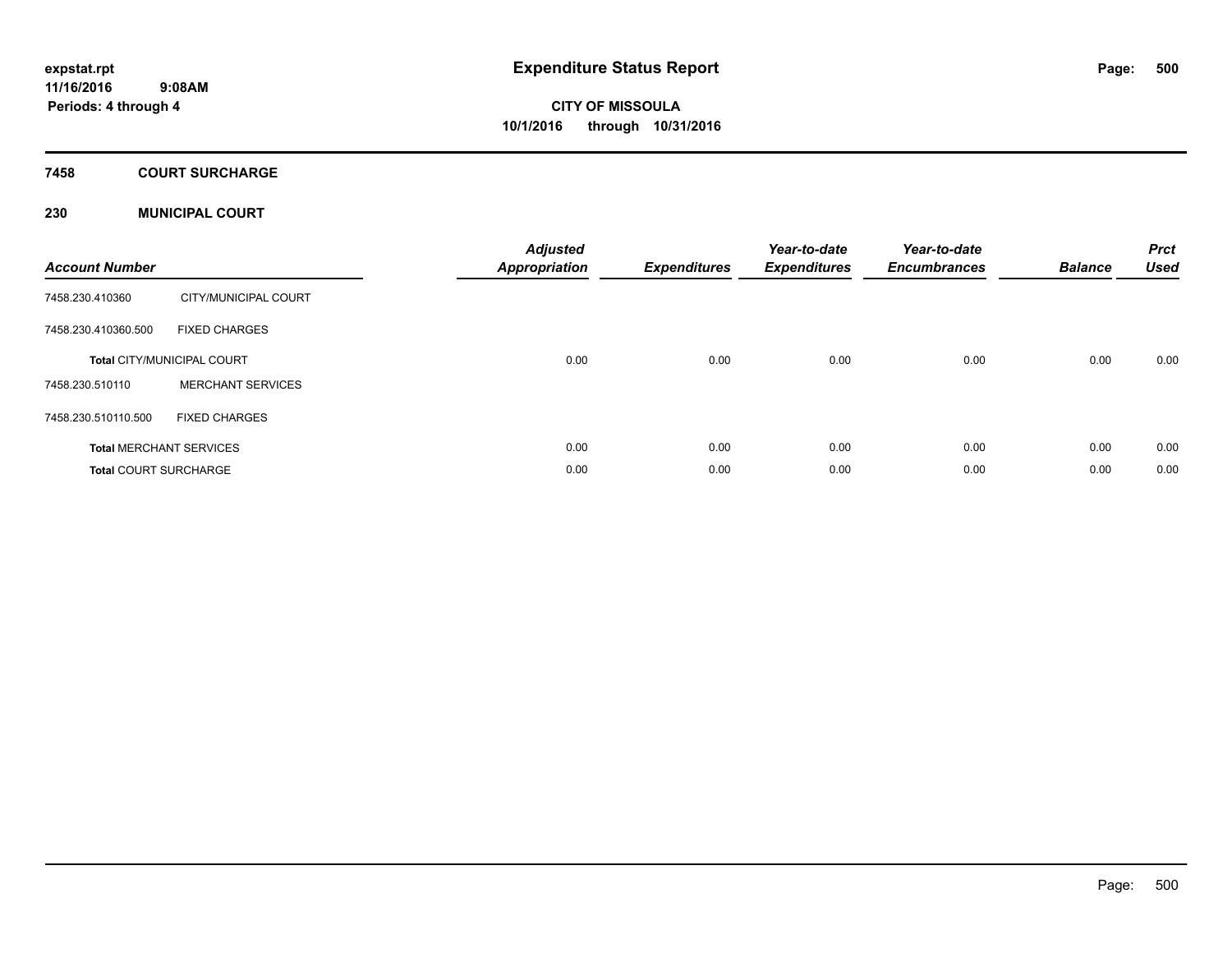expstat.rpt
11/16/2016 9:08AM
Periods: 4 through 4

# Expenditure Status Report

**CITY OF MISSOULA**
**10/1/2016 through 10/31/2016**

## 7458 COURT SURCHARGE

### 230 MUNICIPAL COURT

| Account Number | | Adjusted Appropriation | Expenditures | Year-to-date Expenditures | Year-to-date Encumbrances | Balance | Prct Used |
|---|---|---|---|---|---|---|---|
| 7458.230.410360 | CITY/MUNICIPAL COURT | | | | | | |
| 7458.230.410360.500 | FIXED CHARGES | | | | | | |
| **Total** CITY/MUNICIPAL COURT | | 0.00 | 0.00 | 0.00 | 0.00 | 0.00 | 0.00 |
| 7458.230.510110 | MERCHANT SERVICES | | | | | | |
| 7458.230.510110.500 | FIXED CHARGES | | | | | | |
| **Total** MERCHANT SERVICES | | 0.00 | 0.00 | 0.00 | 0.00 | 0.00 | 0.00 |
| **Total** COURT SURCHARGE | | 0.00 | 0.00 | 0.00 | 0.00 | 0.00 | 0.00 |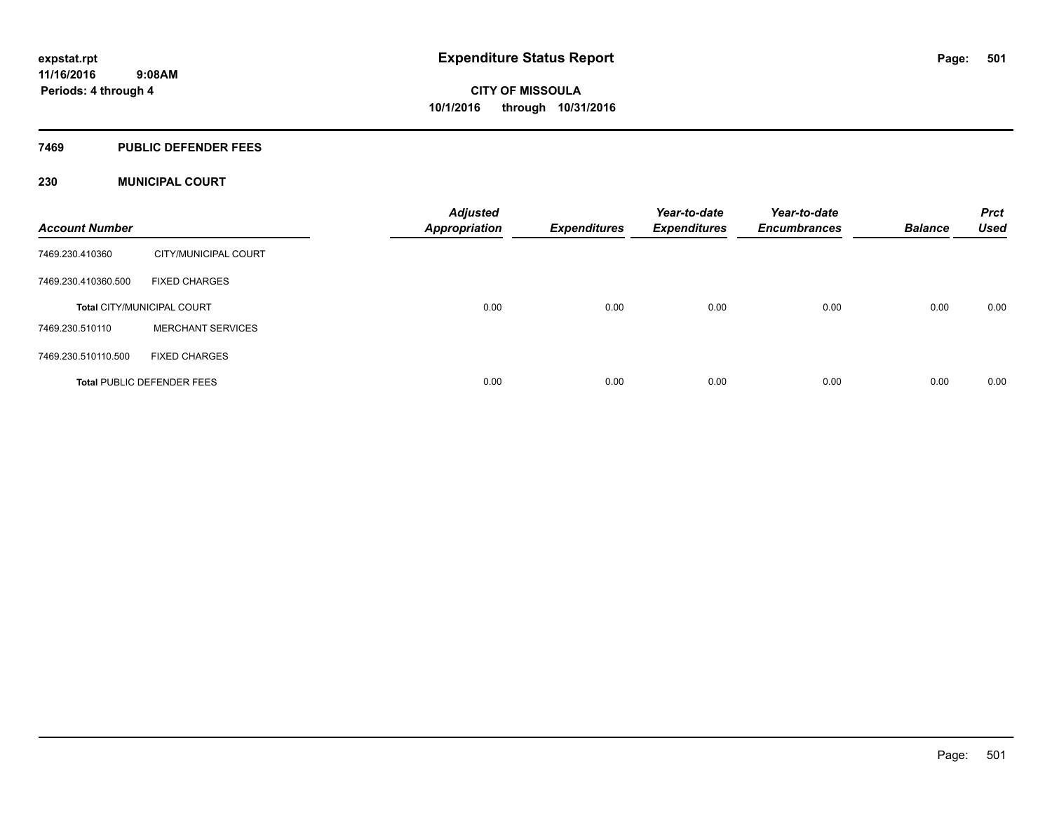# Expenditure Status Report

**expstat.rpt**
**11/16/2016 9:08AM**
**Periods: 4 through 4**

**CITY OF MISSOULA**
**10/1/2016 through 10/31/2016**

## 7469 PUBLIC DEFENDER FEES

### 230 MUNICIPAL COURT

| Account Number | | Adjusted Appropriation | Expenditures | Year-to-date Expenditures | Year-to-date Encumbrances | Balance | Prct Used |
|---|---|---|---|---|---|---|---|
| 7469.230.410360 | CITY/MUNICIPAL COURT | | | | | | |
| 7469.230.410360.500 | FIXED CHARGES | | | | | | |
| **Total** CITY/MUNICIPAL COURT | | 0.00 | 0.00 | 0.00 | 0.00 | 0.00 | 0.00 |
| 7469.230.510110 | MERCHANT SERVICES | | | | | | |
| 7469.230.510110.500 | FIXED CHARGES | | | | | | |
| **Total** PUBLIC DEFENDER FEES | | 0.00 | 0.00 | 0.00 | 0.00 | 0.00 | 0.00 |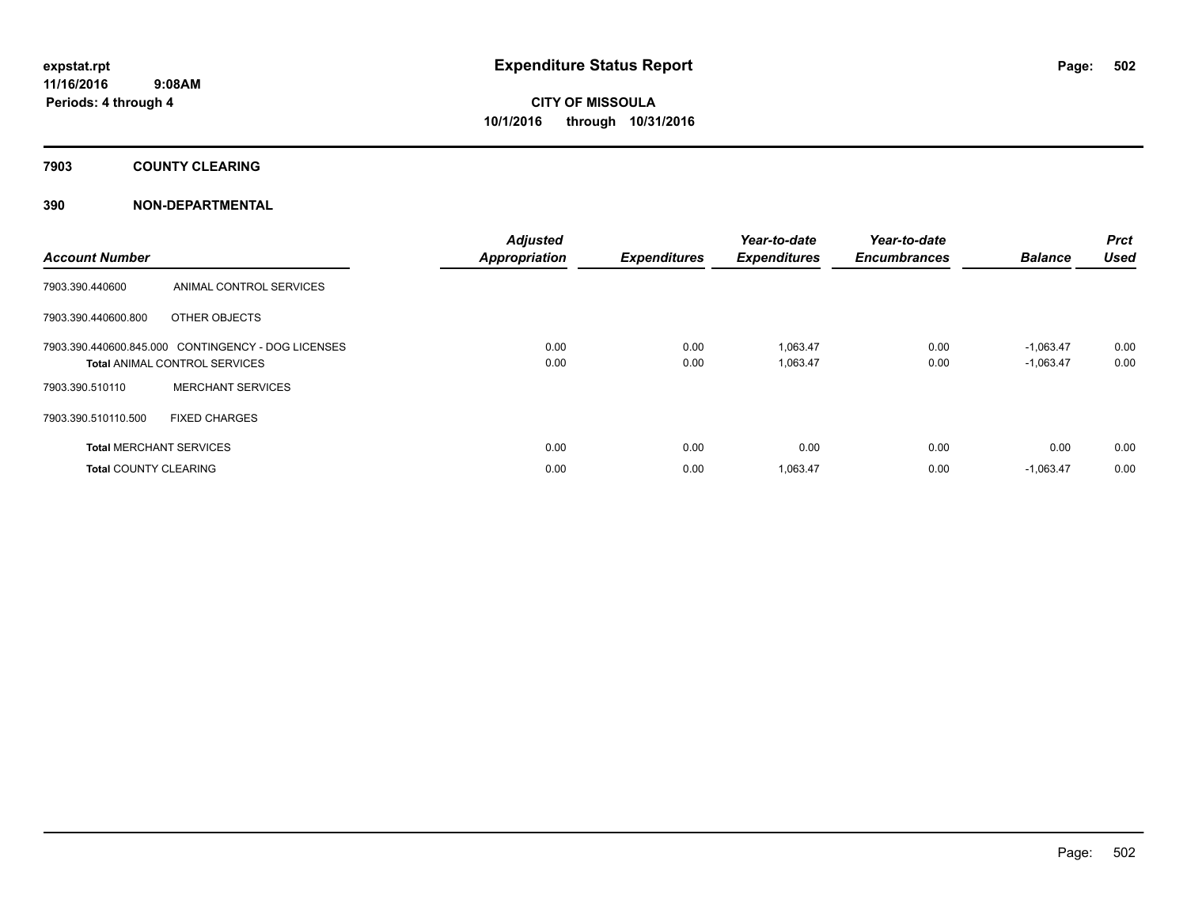# Expenditure Status Report

**CITY OF MISSOULA**
**10/1/2016 through 10/31/2016**

expstat.rpt
11/16/2016 9:08AM
Periods: 4 through 4

## 7903 COUNTY CLEARING

## 390 NON-DEPARTMENTAL

| Account Number | | Adjusted Appropriation | Expenditures | Year-to-date Expenditures | Year-to-date Encumbrances | Balance | Prct Used |
|---|---|---|---|---|---|---|---|
| 7903.390.440600 | ANIMAL CONTROL SERVICES | | | | | | |
| 7903.390.440600.800 | OTHER OBJECTS | | | | | | |
| 7903.390.440600.845.000 | CONTINGENCY - DOG LICENSES | 0.00 | 0.00 | 1,063.47 | 0.00 | -1,063.47 | 0.00 |
| **Total** ANIMAL CONTROL SERVICES | | 0.00 | 0.00 | 1,063.47 | 0.00 | -1,063.47 | 0.00 |
| 7903.390.510110 | MERCHANT SERVICES | | | | | | |
| 7903.390.510110.500 | FIXED CHARGES | | | | | | |
| **Total** MERCHANT SERVICES | | 0.00 | 0.00 | 0.00 | 0.00 | 0.00 | 0.00 |
| **Total** COUNTY CLEARING | | 0.00 | 0.00 | 1,063.47 | 0.00 | -1,063.47 | 0.00 |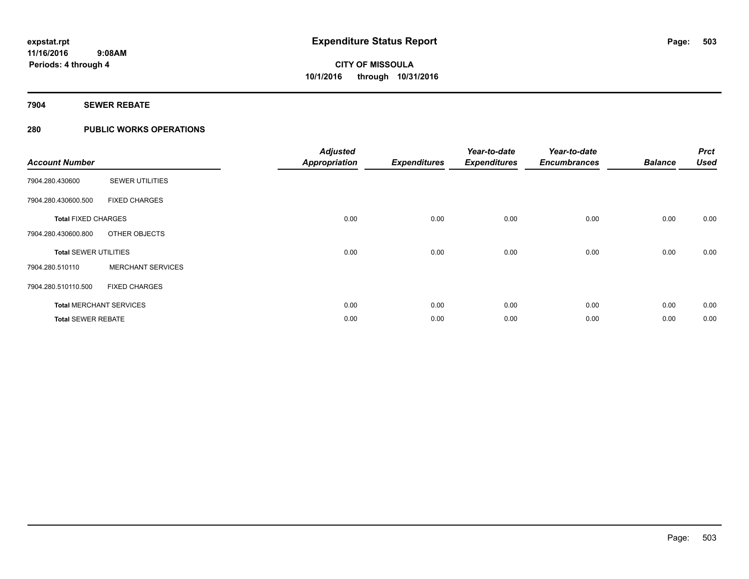**expstat.rpt**
**11/16/2016 9:08AM**
**Periods: 4 through 4**

# Expenditure Status Report

**CITY OF MISSOULA**
**10/1/2016 through 10/31/2016**

## 7904 SEWER REBATE

## 280 PUBLIC WORKS OPERATIONS

| Account Number | | Adjusted Appropriation | Expenditures | Year-to-date Expenditures | Year-to-date Encumbrances | Balance | Prct Used |
|---|---|---|---|---|---|---|---|
| 7904.280.430600 | SEWER UTILITIES | | | | | | |
| 7904.280.430600.500 | FIXED CHARGES | | | | | | |
| **Total** FIXED CHARGES | | 0.00 | 0.00 | 0.00 | 0.00 | 0.00 | 0.00 |
| 7904.280.430600.800 | OTHER OBJECTS | | | | | | |
| **Total** SEWER UTILITIES | | 0.00 | 0.00 | 0.00 | 0.00 | 0.00 | 0.00 |
| 7904.280.510110 | MERCHANT SERVICES | | | | | | |
| 7904.280.510110.500 | FIXED CHARGES | | | | | | |
| **Total** MERCHANT SERVICES | | 0.00 | 0.00 | 0.00 | 0.00 | 0.00 | 0.00 |
| **Total** SEWER REBATE | | 0.00 | 0.00 | 0.00 | 0.00 | 0.00 | 0.00 |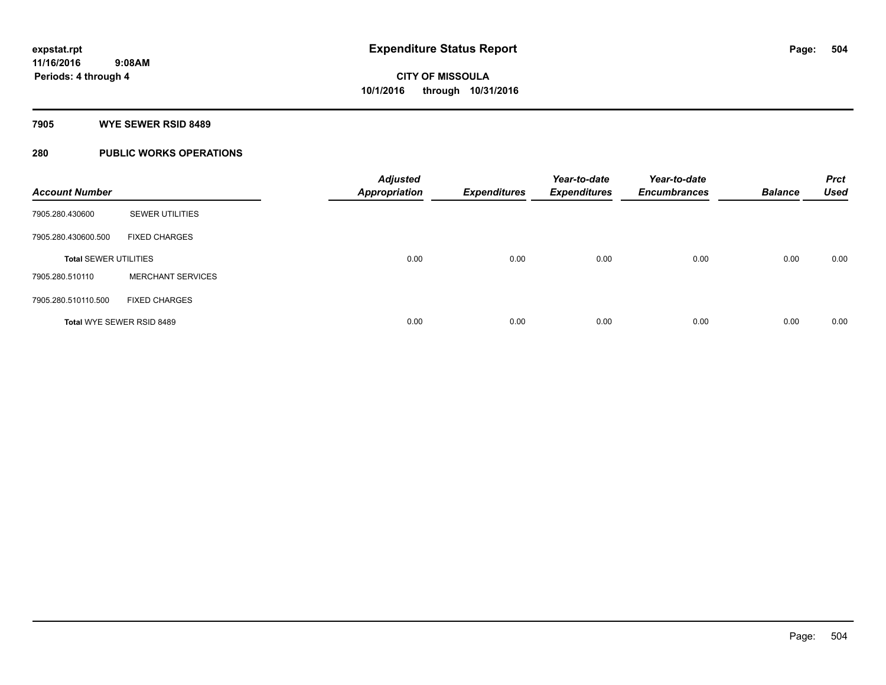expstat.rpt
11/16/2016 9:08AM
Periods: 4 through 4

# Expenditure Status Report

**CITY OF MISSOULA**
**10/1/2016 through 10/31/2016**

## 7905 WYE SEWER RSID 8489

## 280 PUBLIC WORKS OPERATIONS

| Account Number | | Adjusted Appropriation | Expenditures | Year-to-date Expenditures | Year-to-date Encumbrances | Balance | Prct Used |
|---|---|---|---|---|---|---|---|
| 7905.280.430600 | SEWER UTILITIES | | | | | | |
| 7905.280.430600.500 | FIXED CHARGES | | | | | | |
| **Total SEWER UTILITIES** | | 0.00 | 0.00 | 0.00 | 0.00 | 0.00 | 0.00 |
| 7905.280.510110 | MERCHANT SERVICES | | | | | | |
| 7905.280.510110.500 | FIXED CHARGES | | | | | | |
| **Total WYE SEWER RSID 8489** | | 0.00 | 0.00 | 0.00 | 0.00 | 0.00 | 0.00 |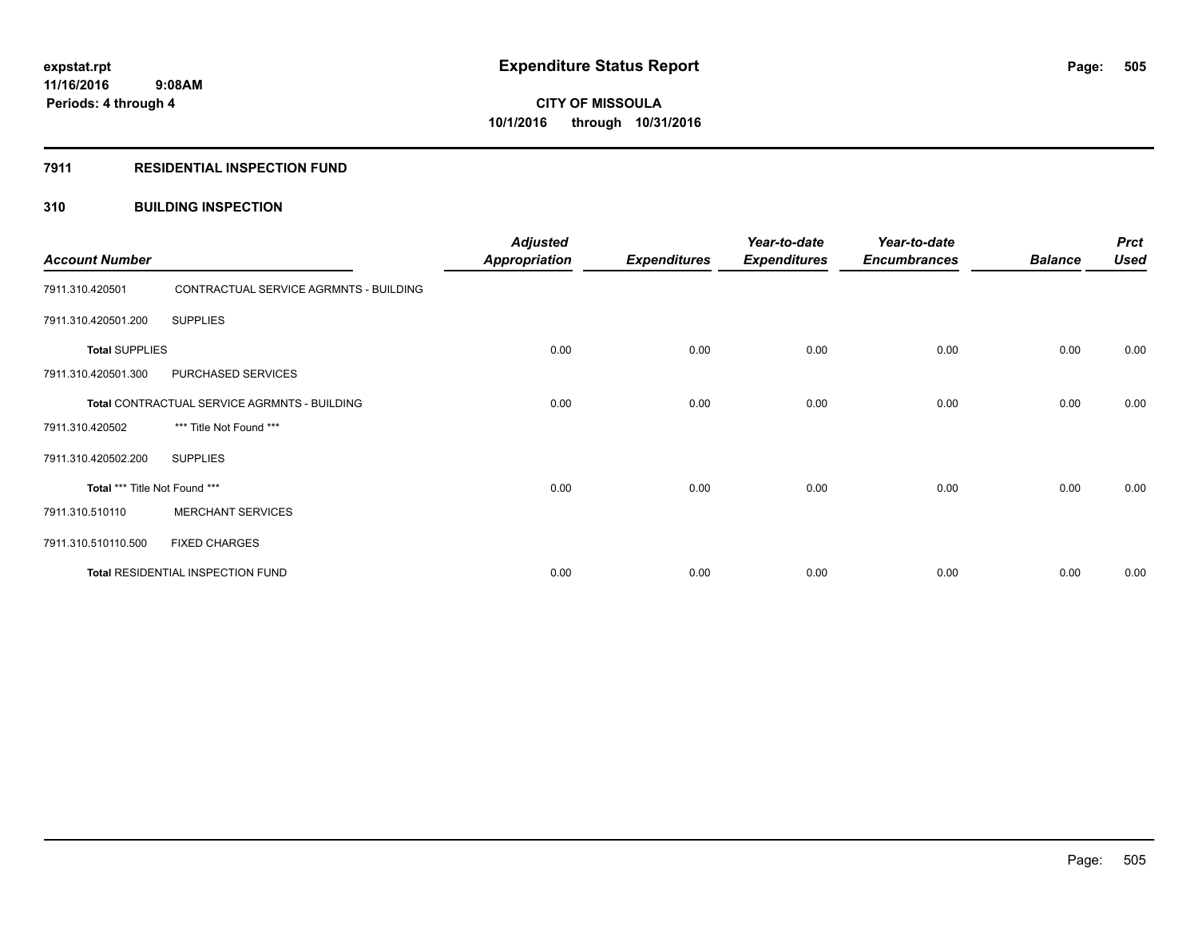# Expenditure Status Report

expstat.rpt
11/16/2016 9:08AM
Periods: 4 through 4

**CITY OF MISSOULA**
**10/1/2016 through 10/31/2016**

## 7911 RESIDENTIAL INSPECTION FUND

### 310 BUILDING INSPECTION

| Account Number | | Adjusted Appropriation | Expenditures | Year-to-date Expenditures | Year-to-date Encumbrances | Balance | Prct Used |
|---|---|---|---|---|---|---|---|
| 7911.310.420501 | CONTRACTUAL SERVICE AGRMNTS - BUILDING | | | | | | |
| 7911.310.420501.200 | SUPPLIES | | | | | | |
| **Total** SUPPLIES | | 0.00 | 0.00 | 0.00 | 0.00 | 0.00 | 0.00 |
| 7911.310.420501.300 | PURCHASED SERVICES | | | | | | |
| **Total** CONTRACTUAL SERVICE AGRMNTS - BUILDING | | 0.00 | 0.00 | 0.00 | 0.00 | 0.00 | 0.00 |
| 7911.310.420502 | *** Title Not Found *** | | | | | | |
| 7911.310.420502.200 | SUPPLIES | | | | | | |
| **Total** *** Title Not Found *** | | 0.00 | 0.00 | 0.00 | 0.00 | 0.00 | 0.00 |
| 7911.310.510110 | MERCHANT SERVICES | | | | | | |
| 7911.310.510110.500 | FIXED CHARGES | | | | | | |
| **Total** RESIDENTIAL INSPECTION FUND | | 0.00 | 0.00 | 0.00 | 0.00 | 0.00 | 0.00 |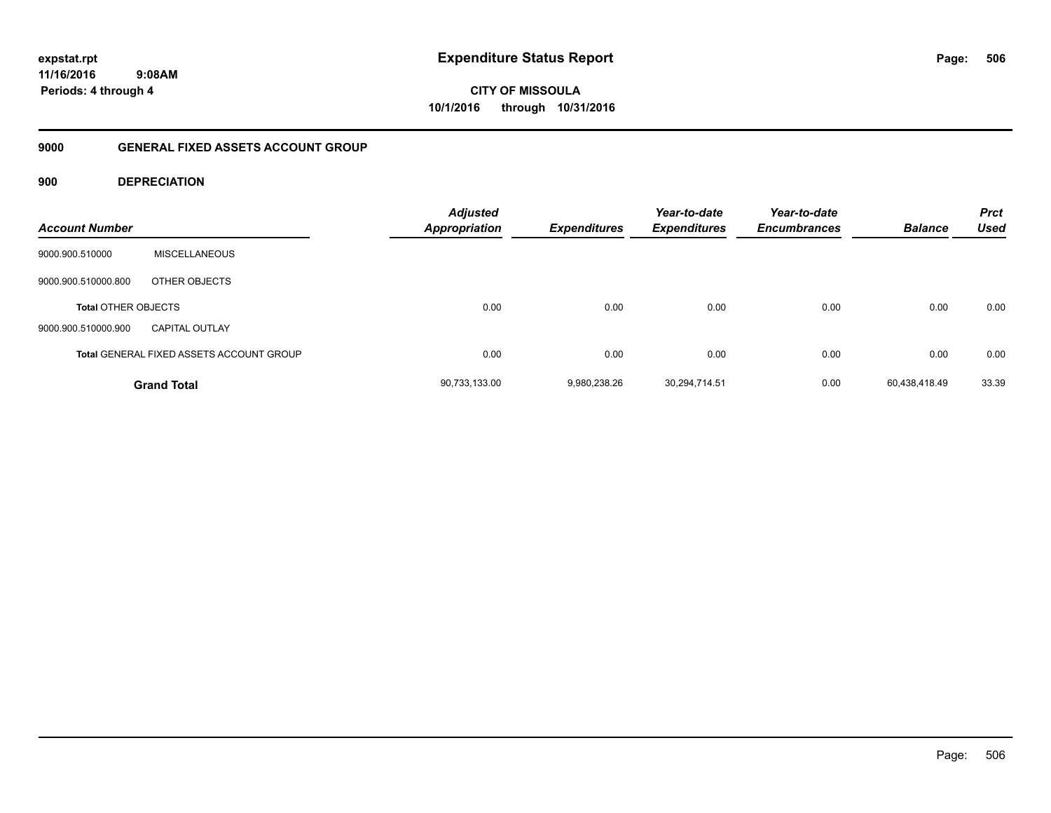**expstat.rpt**
**11/16/2016 9:08AM**
**Periods: 4 through 4**

# Expenditure Status Report

**CITY OF MISSOULA**
**10/1/2016 through 10/31/2016**

## 9000 GENERAL FIXED ASSETS ACCOUNT GROUP

### 900 DEPRECIATION

| Account Number | | Adjusted Appropriation | Expenditures | Year-to-date Expenditures | Year-to-date Encumbrances | Balance | Prct Used |
|---|---|---|---|---|---|---|---|
| 9000.900.510000 | MISCELLANEOUS | | | | | | |
| 9000.900.510000.800 | OTHER OBJECTS | | | | | | |
| **Total** OTHER OBJECTS | | 0.00 | 0.00 | 0.00 | 0.00 | 0.00 | 0.00 |
| 9000.900.510000.900 | CAPITAL OUTLAY | | | | | | |
| **Total** GENERAL FIXED ASSETS ACCOUNT GROUP | | 0.00 | 0.00 | 0.00 | 0.00 | 0.00 | 0.00 |
| **Grand Total** | | 90,733,133.00 | 9,980,238.26 | 30,294,714.51 | 0.00 | 60,438,418.49 | 33.39 |